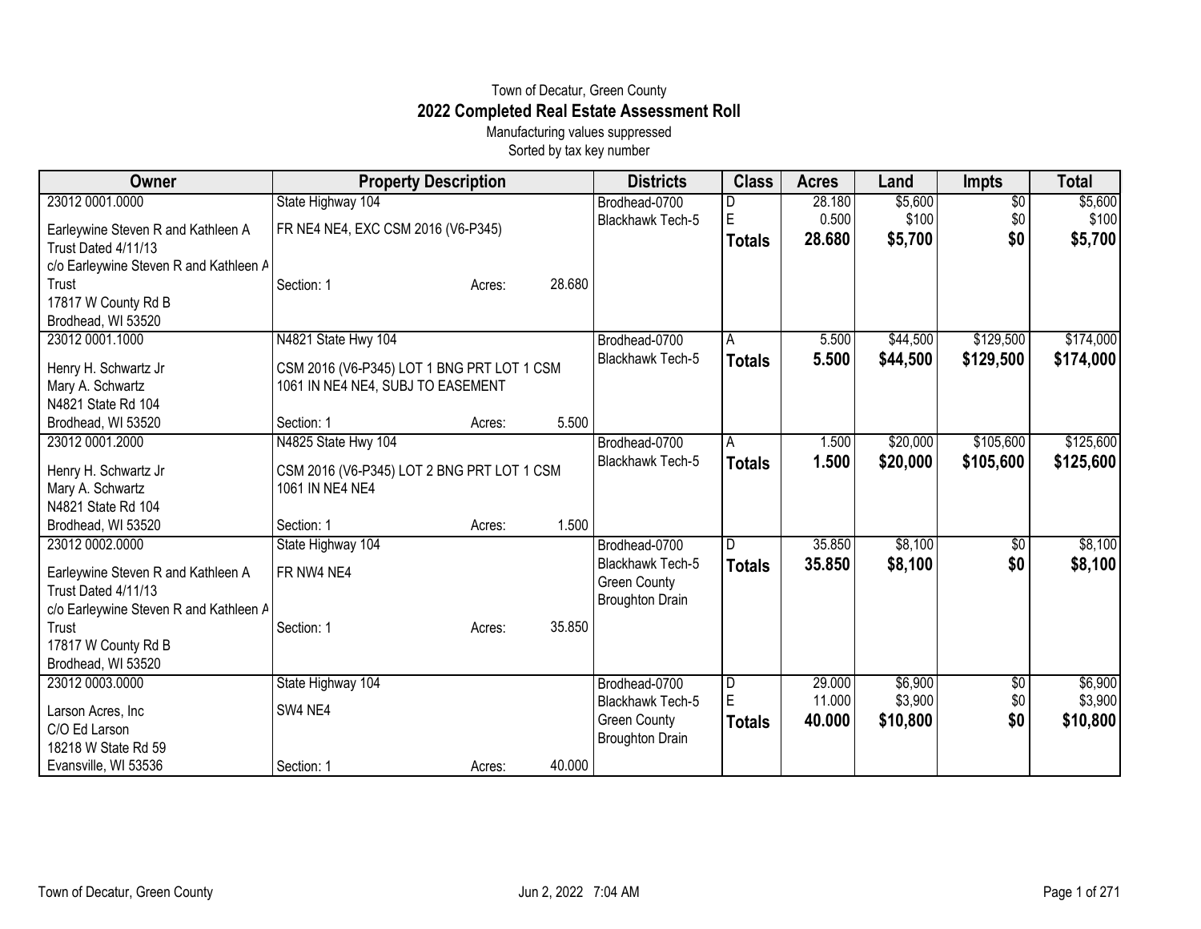Town of Decatur, Green County

# 2022 Completed Real Estate Assessment Roll

Manufacturing values suppressed

Sorted by tax key number

| Owner | Property Description | | | Districts | Class | Acres | Land | Impts | Total |
|---|---|---|---|---|---|---|---|---|---|
| 23012 0001.0000 | State Highway 104 | | | Brodhead-0700 | D | 28.180 | $5,600 | $0 | $5,600 |
| Earleywine Steven R and Kathleen A Trust Dated 4/11/13 | FR NE4 NE4, EXC CSM 2016 (V6-P345) | | | Blackhawk Tech-5 | E | 0.500 | $100 | $0 | $100 |
| c/o Earleywine Steven R and Kathleen A Trust | Section: 1 | Acres: | 28.680 | | **Totals** | **28.680** | **$5,700** | **$0** | **$5,700** |
| 17817 W County Rd B | | | | | | | | | |
| Brodhead, WI 53520 | | | | | | | | | |
| 23012 0001.1000 | N4821 State Hwy 104 | | | Brodhead-0700 | A | 5.500 | $44,500 | $129,500 | $174,000 |
| Henry H. Schwartz Jr | CSM 2016 (V6-P345) LOT 1 BNG PRT LOT 1 CSM 1061 IN NE4 NE4, SUBJ TO EASEMENT | | | Blackhawk Tech-5 | **Totals** | **5.500** | **$44,500** | **$129,500** | **$174,000** |
| Mary A. Schwartz | | | | | | | | | |
| N4821 State Rd 104 | | | | | | | | | |
| Brodhead, WI 53520 | Section: 1 | Acres: | 5.500 | | | | | | |
| 23012 0001.2000 | N4825 State Hwy 104 | | | Brodhead-0700 | A | 1.500 | $20,000 | $105,600 | $125,600 |
| Henry H. Schwartz Jr | CSM 2016 (V6-P345) LOT 2 BNG PRT LOT 1 CSM 1061 IN NE4 NE4 | | | Blackhawk Tech-5 | **Totals** | **1.500** | **$20,000** | **$105,600** | **$125,600** |
| Mary A. Schwartz | | | | | | | | | |
| N4821 State Rd 104 | | | | | | | | | |
| Brodhead, WI 53520 | Section: 1 | Acres: | 1.500 | | | | | | |
| 23012 0002.0000 | State Highway 104 | | | Brodhead-0700 | D | 35.850 | $8,100 | $0 | $8,100 |
| Earleywine Steven R and Kathleen A Trust Dated 4/11/13 | FR NW4 NE4 | | | Blackhawk Tech-5 | **Totals** | **35.850** | **$8,100** | **$0** | **$8,100** |
| c/o Earleywine Steven R and Kathleen A Trust | Section: 1 | Acres: | 35.850 | Green County | | | | | |
| 17817 W County Rd B | | | | Broughton Drain | | | | | |
| Brodhead, WI 53520 | | | | | | | | | |
| 23012 0003.0000 | State Highway 104 | | | Brodhead-0700 | D | 29.000 | $6,900 | $0 | $6,900 |
| Larson Acres, Inc | SW4 NE4 | | | Blackhawk Tech-5 | E | 11.000 | $3,900 | $0 | $3,900 |
| C/O Ed Larson | | | | Green County | **Totals** | **40.000** | **$10,800** | **$0** | **$10,800** |
| 18218 W State Rd 59 | | | | Broughton Drain | | | | | |
| Evansville, WI 53536 | Section: 1 | Acres: | 40.000 | | | | | | |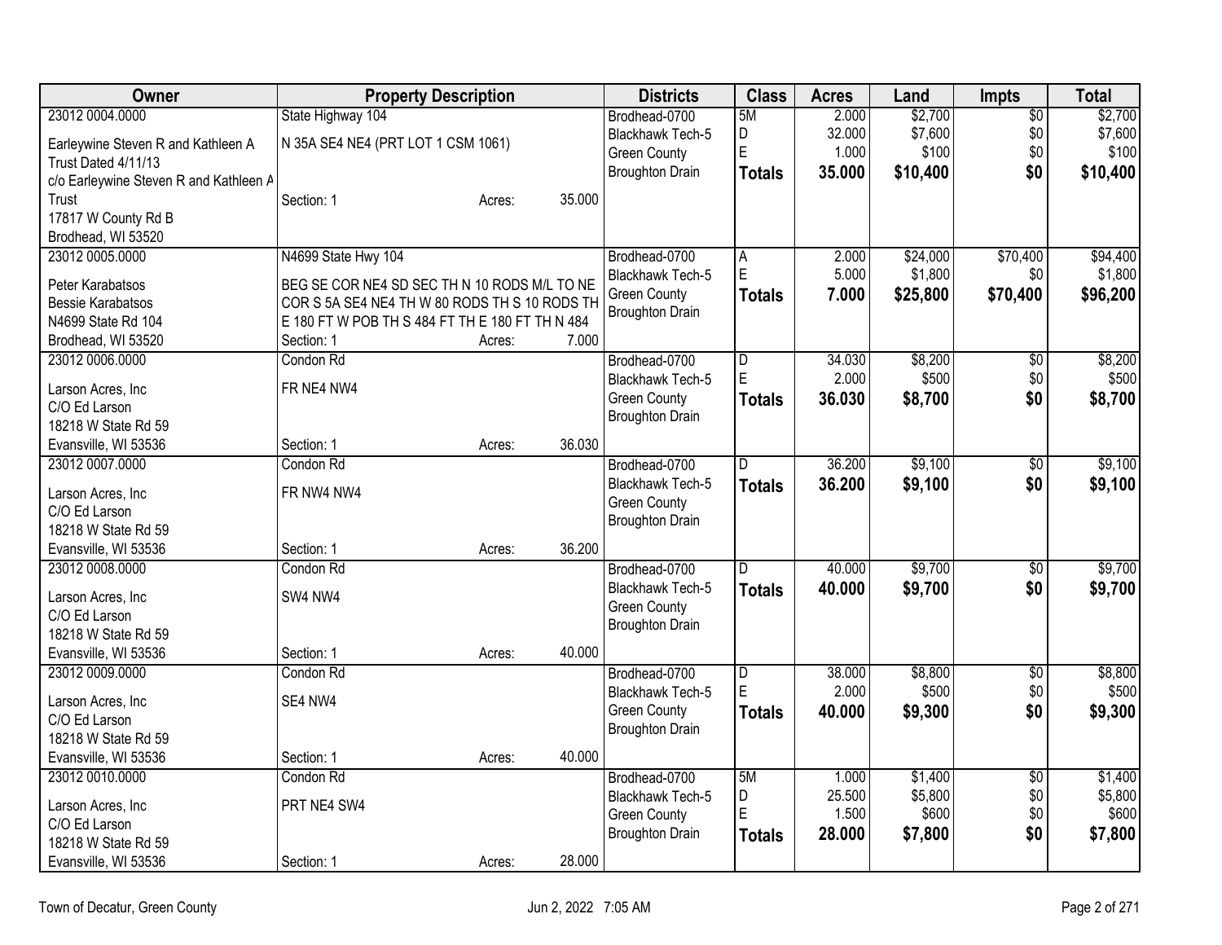| Owner | Property Description | Districts | Class | Acres | Land | Impts | Total |
|---|---|---|---|---|---|---|---|
| 23012 0004.0000<br>Earleywine Steven R and Kathleen A Trust Dated 4/11/13<br>c/o Earleywine Steven R and Kathleen A Trust<br>17817 W County Rd B<br>Brodhead, WI 53520 | State Highway 104<br>N 35A SE4 NE4 (PRT LOT 1 CSM 1061)<br>Section: 1 Acres: 35.000 | Brodhead-0700<br>Blackhawk Tech-5<br>Green County<br>Broughton Drain | 5M<br>D<br>E<br>**Totals** | 2.000<br>32.000<br>1.000<br>**35.000** | $2,700<br>$7,600<br>$100<br>**$10,400** | $0<br>$0<br>$0<br>**$0** | $2,700<br>$7,600<br>$100<br>**$10,400** |
| 23012 0005.0000<br>Peter Karabatsos<br>Bessie Karabatsos<br>N4699 State Rd 104<br>Brodhead, WI 53520 | N4699 State Hwy 104<br>BEG SE COR NE4 SD SEC TH N 10 RODS M/L TO NE COR S 5A SE4 NE4 TH W 80 RODS TH S 10 RODS TH E 180 FT W POB TH S 484 FT TH E 180 FT TH N 484<br>Section: 1 Acres: 7.000 | Brodhead-0700<br>Blackhawk Tech-5<br>Green County<br>Broughton Drain | A<br>E<br>**Totals** | 2.000<br>5.000<br>**7.000** | $24,000<br>$1,800<br>**$25,800** | $70,400<br>$0<br>**$70,400** | $94,400<br>$1,800<br>**$96,200** |
| 23012 0006.0000<br>Larson Acres, Inc<br>C/O Ed Larson<br>18218 W State Rd 59<br>Evansville, WI 53536 | Condon Rd<br>FR NE4 NW4<br>Section: 1 Acres: 36.030 | Brodhead-0700<br>Blackhawk Tech-5<br>Green County<br>Broughton Drain | D<br>E<br>**Totals** | 34.030<br>2.000<br>**36.030** | $8,200<br>$500<br>**$8,700** | $0<br>$0<br>**$0** | $8,200<br>$500<br>**$8,700** |
| 23012 0007.0000<br>Larson Acres, Inc<br>C/O Ed Larson<br>18218 W State Rd 59<br>Evansville, WI 53536 | Condon Rd<br>FR NW4 NW4<br>Section: 1 Acres: 36.200 | Brodhead-0700<br>Blackhawk Tech-5<br>Green County<br>Broughton Drain | D<br>**Totals** | 36.200<br>**36.200** | $9,100<br>**$9,100** | $0<br>**$0** | $9,100<br>**$9,100** |
| 23012 0008.0000<br>Larson Acres, Inc<br>C/O Ed Larson<br>18218 W State Rd 59<br>Evansville, WI 53536 | Condon Rd<br>SW4 NW4<br>Section: 1 Acres: 40.000 | Brodhead-0700<br>Blackhawk Tech-5<br>Green County<br>Broughton Drain | D<br>**Totals** | 40.000<br>**40.000** | $9,700<br>**$9,700** | $0<br>**$0** | $9,700<br>**$9,700** |
| 23012 0009.0000<br>Larson Acres, Inc<br>C/O Ed Larson<br>18218 W State Rd 59<br>Evansville, WI 53536 | Condon Rd<br>SE4 NW4<br>Section: 1 Acres: 40.000 | Brodhead-0700<br>Blackhawk Tech-5<br>Green County<br>Broughton Drain | D<br>E<br>**Totals** | 38.000<br>2.000<br>**40.000** | $8,800<br>$500<br>**$9,300** | $0<br>$0<br>**$0** | $8,800<br>$500<br>**$9,300** |
| 23012 0010.0000<br>Larson Acres, Inc<br>C/O Ed Larson<br>18218 W State Rd 59<br>Evansville, WI 53536 | Condon Rd<br>PRT NE4 SW4<br>Section: 1 Acres: 28.000 | Brodhead-0700<br>Blackhawk Tech-5<br>Green County<br>Broughton Drain | 5M<br>D<br>E<br>**Totals** | 1.000<br>25.500<br>1.500<br>**28.000** | $1,400<br>$5,800<br>$600<br>**$7,800** | $0<br>$0<br>$0<br>**$0** | $1,400<br>$5,800<br>$600<br>**$7,800** |

Town of Decatur, Green County Jun 2, 2022 7:05 AM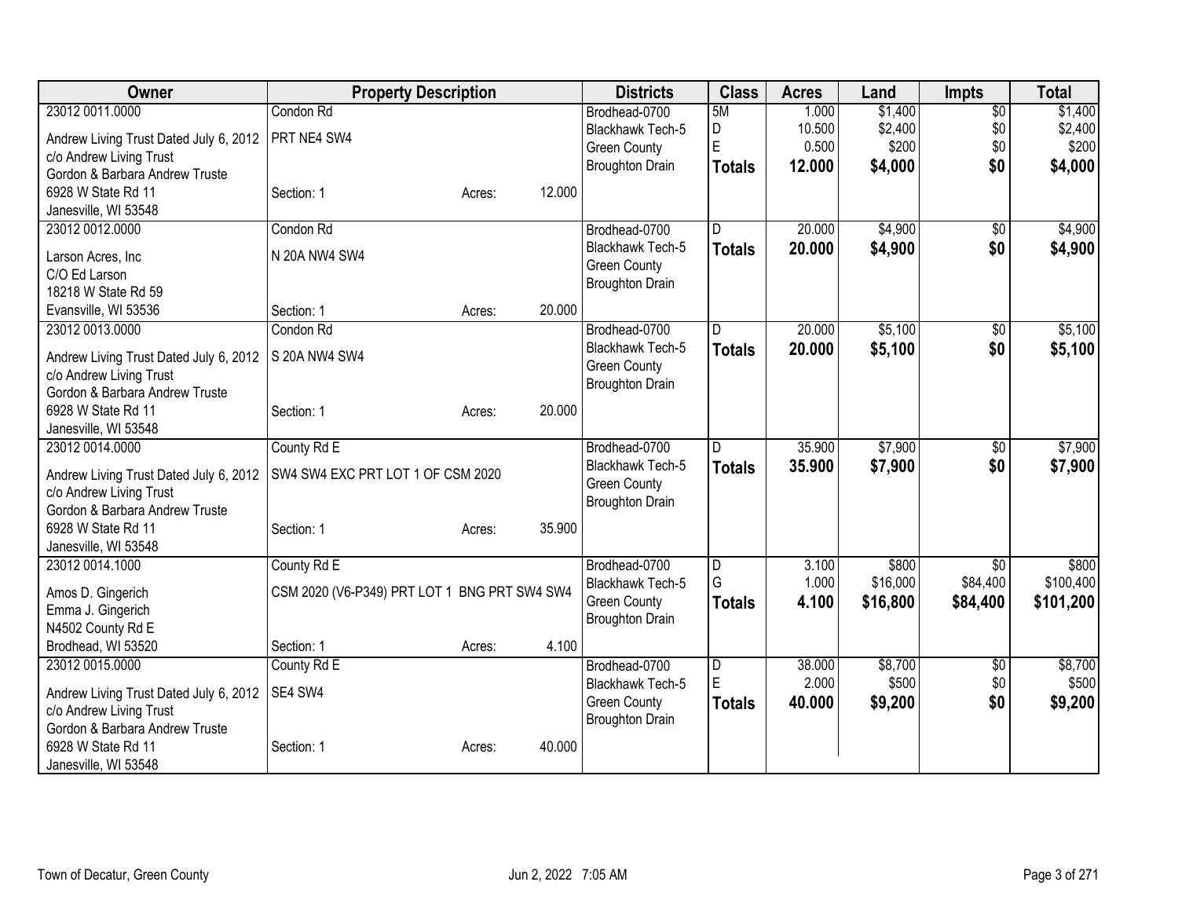| Owner | Property Description | | | Districts | Class | Acres | Land | Impts | Total |
|---|---|---|---|---|---|---|---|---|---|
| 23012 0011.0000 | Condon Rd | | | Brodhead-0700 | 5M | 1.000 | $1,400 | $0 | $1,400 |
| Andrew Living Trust Dated July 6, 2012 | PRT NE4 SW4 | | | Blackhawk Tech-5 | D | 10.500 | $2,400 | $0 | $2,400 |
| c/o Andrew Living Trust | | | | Green County | E | 0.500 | $200 | $0 | $200 |
| Gordon & Barbara Andrew Truste | | | | Broughton Drain | **Totals** | **12.000** | **$4,000** | **$0** | **$4,000** |
| 6928 W State Rd 11 | Section: 1 | Acres: | 12.000 | | | | | | |
| Janesville, WI 53548 | | | | | | | | | |
| 23012 0012.0000 | Condon Rd | | | Brodhead-0700 | D | 20.000 | $4,900 | $0 | $4,900 |
| Larson Acres, Inc | N 20A NW4 SW4 | | | Blackhawk Tech-5 | **Totals** | **20.000** | **$4,900** | **$0** | **$4,900** |
| C/O Ed Larson | | | | Green County | | | | | |
| 18218 W State Rd 59 | | | | Broughton Drain | | | | | |
| Evansville, WI 53536 | Section: 1 | Acres: | 20.000 | | | | | | |
| 23012 0013.0000 | Condon Rd | | | Brodhead-0700 | D | 20.000 | $5,100 | $0 | $5,100 |
| Andrew Living Trust Dated July 6, 2012 | S 20A NW4 SW4 | | | Blackhawk Tech-5 | **Totals** | **20.000** | **$5,100** | **$0** | **$5,100** |
| c/o Andrew Living Trust | | | | Green County | | | | | |
| Gordon & Barbara Andrew Truste | | | | Broughton Drain | | | | | |
| 6928 W State Rd 11 | Section: 1 | Acres: | 20.000 | | | | | | |
| Janesville, WI 53548 | | | | | | | | | |
| 23012 0014.0000 | County Rd E | | | Brodhead-0700 | D | 35.900 | $7,900 | $0 | $7,900 |
| Andrew Living Trust Dated July 6, 2012 | SW4 SW4 EXC PRT LOT 1 OF CSM 2020 | | | Blackhawk Tech-5 | **Totals** | **35.900** | **$7,900** | **$0** | **$7,900** |
| c/o Andrew Living Trust | | | | Green County | | | | | |
| Gordon & Barbara Andrew Truste | | | | Broughton Drain | | | | | |
| 6928 W State Rd 11 | Section: 1 | Acres: | 35.900 | | | | | | |
| Janesville, WI 53548 | | | | | | | | | |
| 23012 0014.1000 | County Rd E | | | Brodhead-0700 | D | 3.100 | $800 | $0 | $800 |
| Amos D. Gingerich | CSM 2020 (V6-P349) PRT LOT 1 BNG PRT SW4 SW4 | | | Blackhawk Tech-5 | G | 1.000 | $16,000 | $84,400 | $100,400 |
| Emma J. Gingerich | | | | Green County | **Totals** | **4.100** | **$16,800** | **$84,400** | **$101,200** |
| N4502 County Rd E | | | | Broughton Drain | | | | | |
| Brodhead, WI 53520 | Section: 1 | Acres: | 4.100 | | | | | | |
| 23012 0015.0000 | County Rd E | | | Brodhead-0700 | D | 38.000 | $8,700 | $0 | $8,700 |
| Andrew Living Trust Dated July 6, 2012 | SE4 SW4 | | | Blackhawk Tech-5 | E | 2.000 | $500 | $0 | $500 |
| c/o Andrew Living Trust | | | | Green County | **Totals** | **40.000** | **$9,200** | **$0** | **$9,200** |
| Gordon & Barbara Andrew Truste | | | | Broughton Drain | | | | | |
| 6928 W State Rd 11 | Section: 1 | Acres: | 40.000 | | | | | | |
| Janesville, WI 53548 | | | | | | | | | |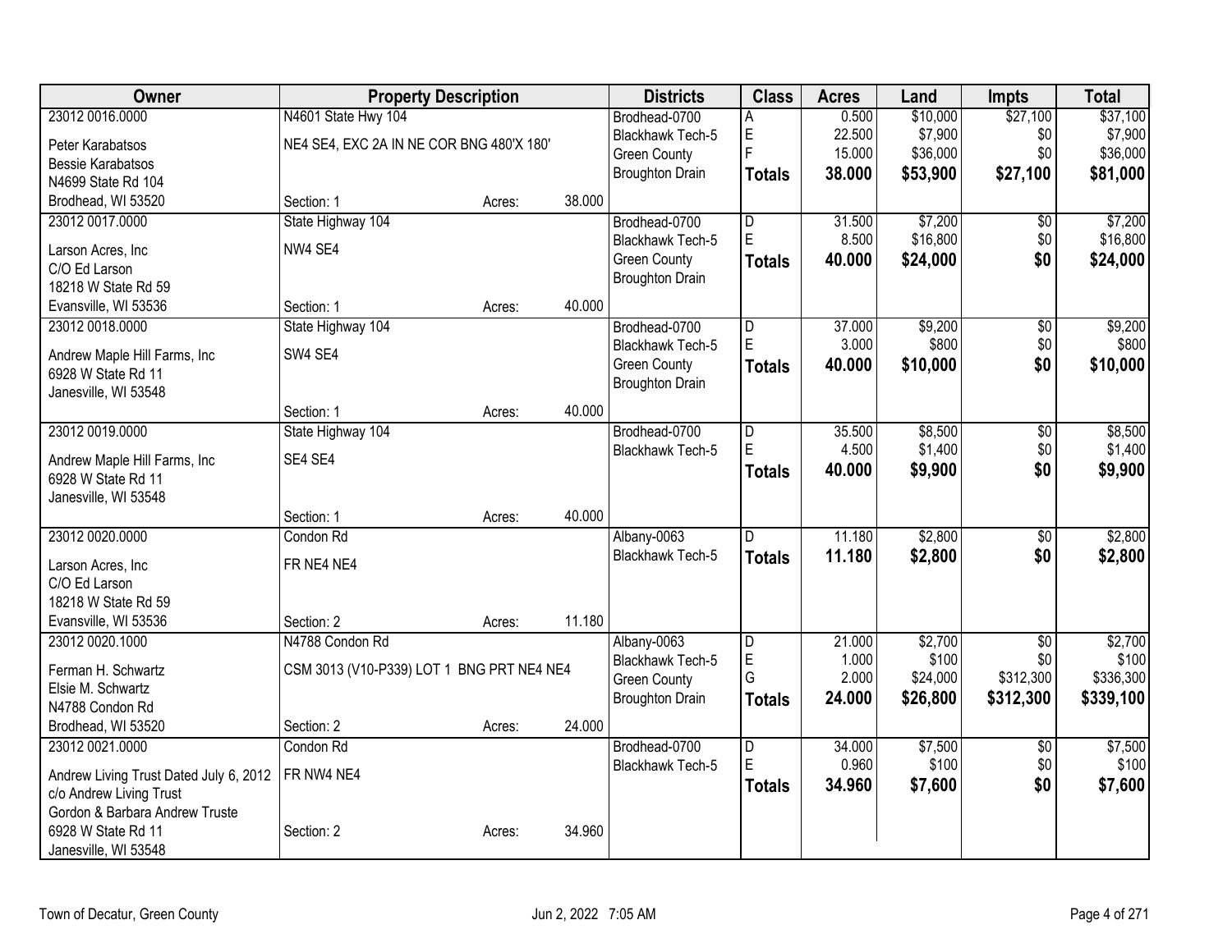| Owner | Property Description | | | Districts | Class | Acres | Land | Impts | Total |
|---|---|---|---|---|---|---|---|---|---|
| 23012 0016.0000 | N4601 State Hwy 104 | | | Brodhead-0700 | A | 0.500 | $10,000 | $27,100 | $37,100 |
| Peter Karabatsos | NE4 SE4, EXC 2A IN NE COR BNG 480'X 180' | | | Blackhawk Tech-5 | E | 22.500 | $7,900 | $0 | $7,900 |
| Bessie Karabatsos | | | | Green County | F | 15.000 | $36,000 | $0 | $36,000 |
| N4699 State Rd 104 | | | | Broughton Drain | **Totals** | **38.000** | **$53,900** | **$27,100** | **$81,000** |
| Brodhead, WI 53520 | Section: 1 | Acres: | 38.000 | | | | | | |
| 23012 0017.0000 | State Highway 104 | | | Brodhead-0700 | D | 31.500 | $7,200 | $0 | $7,200 |
| Larson Acres, Inc | NW4 SE4 | | | Blackhawk Tech-5 | E | 8.500 | $16,800 | $0 | $16,800 |
| C/O Ed Larson | | | | Green County | **Totals** | **40.000** | **$24,000** | **$0** | **$24,000** |
| 18218 W State Rd 59 | | | | Broughton Drain | | | | | |
| Evansville, WI 53536 | Section: 1 | Acres: | 40.000 | | | | | | |
| 23012 0018.0000 | State Highway 104 | | | Brodhead-0700 | D | 37.000 | $9,200 | $0 | $9,200 |
| Andrew Maple Hill Farms, Inc | SW4 SE4 | | | Blackhawk Tech-5 | E | 3.000 | $800 | $0 | $800 |
| 6928 W State Rd 11 | | | | Green County | **Totals** | **40.000** | **$10,000** | **$0** | **$10,000** |
| Janesville, WI 53548 | | | | Broughton Drain | | | | | |
| | Section: 1 | Acres: | 40.000 | | | | | | |
| 23012 0019.0000 | State Highway 104 | | | Brodhead-0700 | D | 35.500 | $8,500 | $0 | $8,500 |
| Andrew Maple Hill Farms, Inc | SE4 SE4 | | | Blackhawk Tech-5 | E | 4.500 | $1,400 | $0 | $1,400 |
| 6928 W State Rd 11 | | | | | **Totals** | **40.000** | **$9,900** | **$0** | **$9,900** |
| Janesville, WI 53548 | | | | | | | | | |
| | Section: 1 | Acres: | 40.000 | | | | | | |
| 23012 0020.0000 | Condon Rd | | | Albany-0063 | D | 11.180 | $2,800 | $0 | $2,800 |
| Larson Acres, Inc | FR NE4 NE4 | | | Blackhawk Tech-5 | **Totals** | **11.180** | **$2,800** | **$0** | **$2,800** |
| C/O Ed Larson | | | | | | | | | |
| 18218 W State Rd 59 | | | | | | | | | |
| Evansville, WI 53536 | Section: 2 | Acres: | 11.180 | | | | | | |
| 23012 0020.1000 | N4788 Condon Rd | | | Albany-0063 | D | 21.000 | $2,700 | $0 | $2,700 |
| Ferman H. Schwartz | CSM 3013 (V10-P339) LOT 1 BNG PRT NE4 NE4 | | | Blackhawk Tech-5 | E | 1.000 | $100 | $0 | $100 |
| Elsie M. Schwartz | | | | Green County | G | 2.000 | $24,000 | $312,300 | $336,300 |
| N4788 Condon Rd | | | | Broughton Drain | **Totals** | **24.000** | **$26,800** | **$312,300** | **$339,100** |
| Brodhead, WI 53520 | Section: 2 | Acres: | 24.000 | | | | | | |
| 23012 0021.0000 | Condon Rd | | | Brodhead-0700 | D | 34.000 | $7,500 | $0 | $7,500 |
| Andrew Living Trust Dated July 6, 2012 | FR NW4 NE4 | | | Blackhawk Tech-5 | E | 0.960 | $100 | $0 | $100 |
| c/o Andrew Living Trust | | | | | **Totals** | **34.960** | **$7,600** | **$0** | **$7,600** |
| Gordon & Barbara Andrew Truste | | | | | | | | | |
| 6928 W State Rd 11 | Section: 2 | Acres: | 34.960 | | | | | | |
| Janesville, WI 53548 | | | | | | | | | |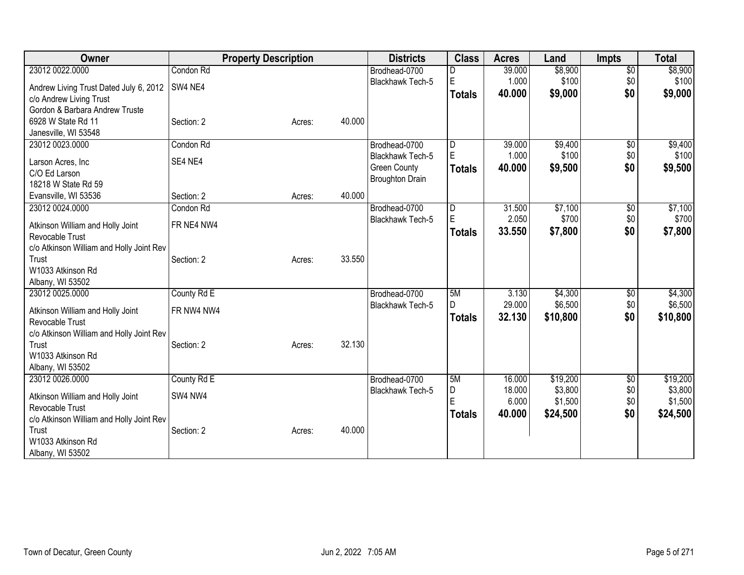| Owner | Property Description | | | Districts | Class | Acres | Land | Impts | Total |
|---|---|---|---|---|---|---|---|---|---|
| 23012 0022.0000 | Condon Rd | | | Brodhead-0700 | D | 39.000 | $8,900 | $0 | $8,900 |
| Andrew Living Trust Dated July 6, 2012 | SW4 NE4 | | | Blackhawk Tech-5 | E | 1.000 | $100 | $0 | $100 |
| c/o Andrew Living Trust | | | | | **Totals** | **40.000** | **$9,000** | **$0** | **$9,000** |
| Gordon & Barbara Andrew Truste | | | | | | | | | |
| 6928 W State Rd 11 | Section: 2 | Acres: | 40.000 | | | | | | |
| Janesville, WI 53548 | | | | | | | | | |
| 23012 0023.0000 | Condon Rd | | | Brodhead-0700 | D | 39.000 | $9,400 | $0 | $9,400 |
| Larson Acres, Inc | SE4 NE4 | | | Blackhawk Tech-5 | E | 1.000 | $100 | $0 | $100 |
| C/O Ed Larson | | | | Green County | **Totals** | **40.000** | **$9,500** | **$0** | **$9,500** |
| 18218 W State Rd 59 | | | | Broughton Drain | | | | | |
| Evansville, WI 53536 | Section: 2 | Acres: | 40.000 | | | | | | |
| 23012 0024.0000 | Condon Rd | | | Brodhead-0700 | D | 31.500 | $7,100 | $0 | $7,100 |
| Atkinson William and Holly Joint Revocable Trust | FR NE4 NW4 | | | Blackhawk Tech-5 | E | 2.050 | $700 | $0 | $700 |
| c/o Atkinson William and Holly Joint Rev Trust | | | | | **Totals** | **33.550** | **$7,800** | **$0** | **$7,800** |
| W1033 Atkinson Rd | Section: 2 | Acres: | 33.550 | | | | | | |
| Albany, WI 53502 | | | | | | | | | |
| 23012 0025.0000 | County Rd E | | | Brodhead-0700 | 5M | 3.130 | $4,300 | $0 | $4,300 |
| Atkinson William and Holly Joint Revocable Trust | FR NW4 NW4 | | | Blackhawk Tech-5 | D | 29.000 | $6,500 | $0 | $6,500 |
| c/o Atkinson William and Holly Joint Rev Trust | | | | | **Totals** | **32.130** | **$10,800** | **$0** | **$10,800** |
| W1033 Atkinson Rd | Section: 2 | Acres: | 32.130 | | | | | | |
| Albany, WI 53502 | | | | | | | | | |
| 23012 0026.0000 | County Rd E | | | Brodhead-0700 | 5M | 16.000 | $19,200 | $0 | $19,200 |
| Atkinson William and Holly Joint Revocable Trust | SW4 NW4 | | | Blackhawk Tech-5 | D | 18.000 | $3,800 | $0 | $3,800 |
| c/o Atkinson William and Holly Joint Rev Trust | | | | | E | 6.000 | $1,500 | $0 | $1,500 |
| W1033 Atkinson Rd | Section: 2 | Acres: | 40.000 | | **Totals** | **40.000** | **$24,500** | **$0** | **$24,500** |
| Albany, WI 53502 | | | | | | | | | |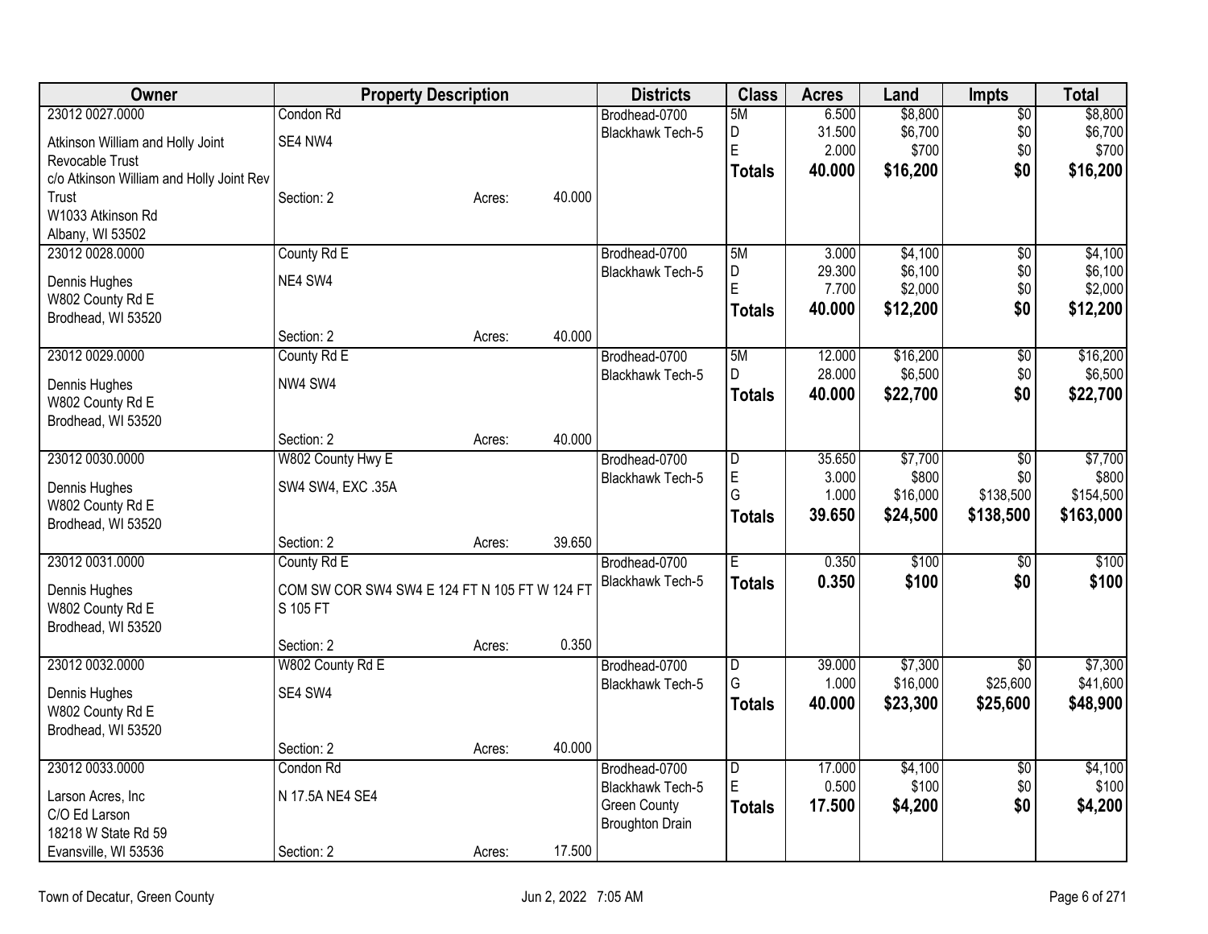| Owner | Property Description | | | Districts | Class | Acres | Land | Impts | Total |
|---|---|---|---|---|---|---|---|---|---|
| 23012 0027.0000 | Condon Rd | | | Brodhead-0700 | 5M | 6.500 | $8,800 | $0 | $8,800 |
| Atkinson William and Holly Joint Revocable Trust | SE4 NW4 | | | Blackhawk Tech-5 | D | 31.500 | $6,700 | $0 | $6,700 |
| c/o Atkinson William and Holly Joint Rev Trust | | | | | E | 2.000 | $700 | $0 | $700 |
| W1033 Atkinson Rd | | | | | **Totals** | **40.000** | **$16,200** | **$0** | **$16,200** |
| Albany, WI 53502 | Section: 2 | Acres: | 40.000 | | | | | | |
| 23012 0028.0000 | County Rd E | | | Brodhead-0700 | 5M | 3.000 | $4,100 | $0 | $4,100 |
| Dennis Hughes | NE4 SW4 | | | Blackhawk Tech-5 | D | 29.300 | $6,100 | $0 | $6,100 |
| W802 County Rd E | | | | | E | 7.700 | $2,000 | $0 | $2,000 |
| Brodhead, WI 53520 | | | | | **Totals** | **40.000** | **$12,200** | **$0** | **$12,200** |
| | Section: 2 | Acres: | 40.000 | | | | | | |
| 23012 0029.0000 | County Rd E | | | Brodhead-0700 | 5M | 12.000 | $16,200 | $0 | $16,200 |
| Dennis Hughes | NW4 SW4 | | | Blackhawk Tech-5 | D | 28.000 | $6,500 | $0 | $6,500 |
| W802 County Rd E | | | | | **Totals** | **40.000** | **$22,700** | **$0** | **$22,700** |
| Brodhead, WI 53520 | | | | | | | | | |
| | Section: 2 | Acres: | 40.000 | | | | | | |
| 23012 0030.0000 | W802 County Hwy E | | | Brodhead-0700 | D | 35.650 | $7,700 | $0 | $7,700 |
| Dennis Hughes | SW4 SW4, EXC .35A | | | Blackhawk Tech-5 | E | 3.000 | $800 | $0 | $800 |
| W802 County Rd E | | | | | G | 1.000 | $16,000 | $138,500 | $154,500 |
| Brodhead, WI 53520 | | | | | **Totals** | **39.650** | **$24,500** | **$138,500** | **$163,000** |
| | Section: 2 | Acres: | 39.650 | | | | | | |
| 23012 0031.0000 | County Rd E | | | Brodhead-0700 | E | 0.350 | $100 | $0 | $100 |
| Dennis Hughes | COM SW COR SW4 SW4 E 124 FT N 105 FT W 124 FT S 105 FT | | | Blackhawk Tech-5 | **Totals** | **0.350** | **$100** | **$0** | **$100** |
| W802 County Rd E | | | | | | | | | |
| Brodhead, WI 53520 | | | | | | | | | |
| | Section: 2 | Acres: | 0.350 | | | | | | |
| 23012 0032.0000 | W802 County Rd E | | | Brodhead-0700 | D | 39.000 | $7,300 | $0 | $7,300 |
| Dennis Hughes | SE4 SW4 | | | Blackhawk Tech-5 | G | 1.000 | $16,000 | $25,600 | $41,600 |
| W802 County Rd E | | | | | **Totals** | **40.000** | **$23,300** | **$25,600** | **$48,900** |
| Brodhead, WI 53520 | | | | | | | | | |
| | Section: 2 | Acres: | 40.000 | | | | | | |
| 23012 0033.0000 | Condon Rd | | | Brodhead-0700 | D | 17.000 | $4,100 | $0 | $4,100 |
| Larson Acres, Inc | N 17.5A NE4 SE4 | | | Blackhawk Tech-5 | E | 0.500 | $100 | $0 | $100 |
| C/O Ed Larson | | | | Green County | **Totals** | **17.500** | **$4,200** | **$0** | **$4,200** |
| 18218 W State Rd 59 | | | | Broughton Drain | | | | | |
| Evansville, WI 53536 | Section: 2 | Acres: | 17.500 | | | | | | |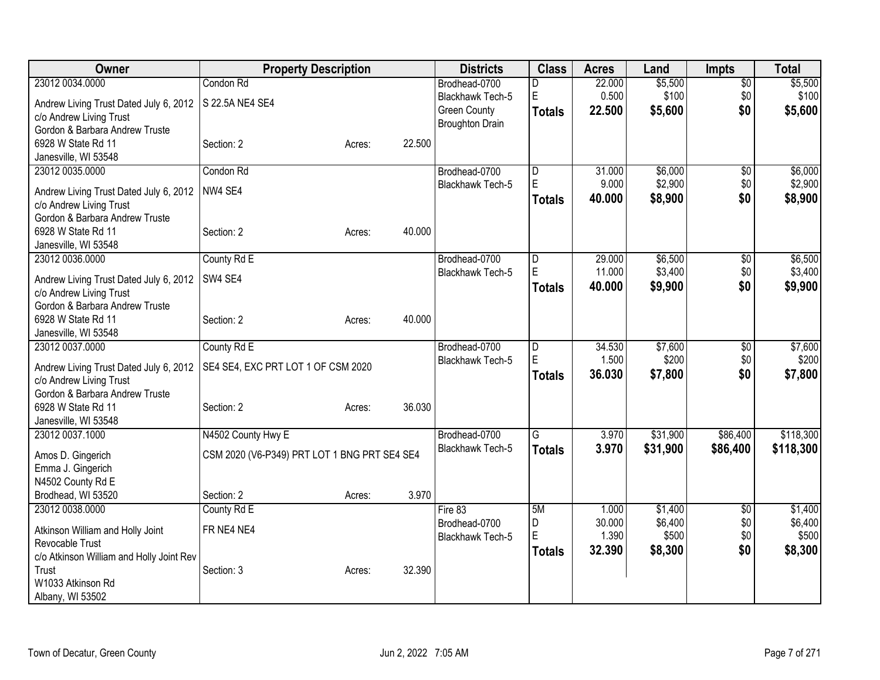| Owner | Property Description | | | Districts | Class | Acres | Land | Impts | Total |
|---|---|---|---|---|---|---|---|---|---|
| 23012 0034.0000 | Condon Rd | | | Brodhead-0700 | D | 22.000 | $5,500 | $0 | $5,500 |
| Andrew Living Trust Dated July 6, 2012 | S 22.5A NE4 SE4 | | | Blackhawk Tech-5 | E | 0.500 | $100 | $0 | $100 |
| c/o Andrew Living Trust | | | | Green County | **Totals** | **22.500** | **$5,600** | **$0** | **$5,600** |
| Gordon & Barbara Andrew Truste | | | | Broughton Drain | | | | | |
| 6928 W State Rd 11 | Section: 2 | Acres: | 22.500 | | | | | | |
| Janesville, WI 53548 | | | | | | | | | |
| 23012 0035.0000 | Condon Rd | | | Brodhead-0700 | D | 31.000 | $6,000 | $0 | $6,000 |
| Andrew Living Trust Dated July 6, 2012 | NW4 SE4 | | | Blackhawk Tech-5 | E | 9.000 | $2,900 | $0 | $2,900 |
| c/o Andrew Living Trust | | | | | **Totals** | **40.000** | **$8,900** | **$0** | **$8,900** |
| Gordon & Barbara Andrew Truste | | | | | | | | | |
| 6928 W State Rd 11 | Section: 2 | Acres: | 40.000 | | | | | | |
| Janesville, WI 53548 | | | | | | | | | |
| 23012 0036.0000 | County Rd E | | | Brodhead-0700 | D | 29.000 | $6,500 | $0 | $6,500 |
| Andrew Living Trust Dated July 6, 2012 | SW4 SE4 | | | Blackhawk Tech-5 | E | 11.000 | $3,400 | $0 | $3,400 |
| c/o Andrew Living Trust | | | | | **Totals** | **40.000** | **$9,900** | **$0** | **$9,900** |
| Gordon & Barbara Andrew Truste | | | | | | | | | |
| 6928 W State Rd 11 | Section: 2 | Acres: | 40.000 | | | | | | |
| Janesville, WI 53548 | | | | | | | | | |
| 23012 0037.0000 | County Rd E | | | Brodhead-0700 | D | 34.530 | $7,600 | $0 | $7,600 |
| Andrew Living Trust Dated July 6, 2012 | SE4 SE4, EXC PRT LOT 1 OF CSM 2020 | | | Blackhawk Tech-5 | E | 1.500 | $200 | $0 | $200 |
| c/o Andrew Living Trust | | | | | **Totals** | **36.030** | **$7,800** | **$0** | **$7,800** |
| Gordon & Barbara Andrew Truste | | | | | | | | | |
| 6928 W State Rd 11 | Section: 2 | Acres: | 36.030 | | | | | | |
| Janesville, WI 53548 | | | | | | | | | |
| 23012 0037.1000 | N4502 County Hwy E | | | Brodhead-0700 | G | 3.970 | $31,900 | $86,400 | $118,300 |
| Amos D. Gingerich | CSM 2020 (V6-P349) PRT LOT 1 BNG PRT SE4 SE4 | | | Blackhawk Tech-5 | **Totals** | **3.970** | **$31,900** | **$86,400** | **$118,300** |
| Emma J. Gingerich | | | | | | | | | |
| N4502 County Rd E | | | | | | | | | |
| Brodhead, WI 53520 | Section: 2 | Acres: | 3.970 | | | | | | |
| 23012 0038.0000 | County Rd E | | | Fire 83 | 5M | 1.000 | $1,400 | $0 | $1,400 |
| Atkinson William and Holly Joint Revocable Trust | FR NE4 NE4 | | | Brodhead-0700 | D | 30.000 | $6,400 | $0 | $6,400 |
| c/o Atkinson William and Holly Joint Rev Trust | | | | Blackhawk Tech-5 | E | 1.390 | $500 | $0 | $500 |
| | Section: 3 | Acres: | 32.390 | | **Totals** | **32.390** | **$8,300** | **$0** | **$8,300** |
| W1033 Atkinson Rd | | | | | | | | | |
| Albany, WI 53502 | | | | | | | | | |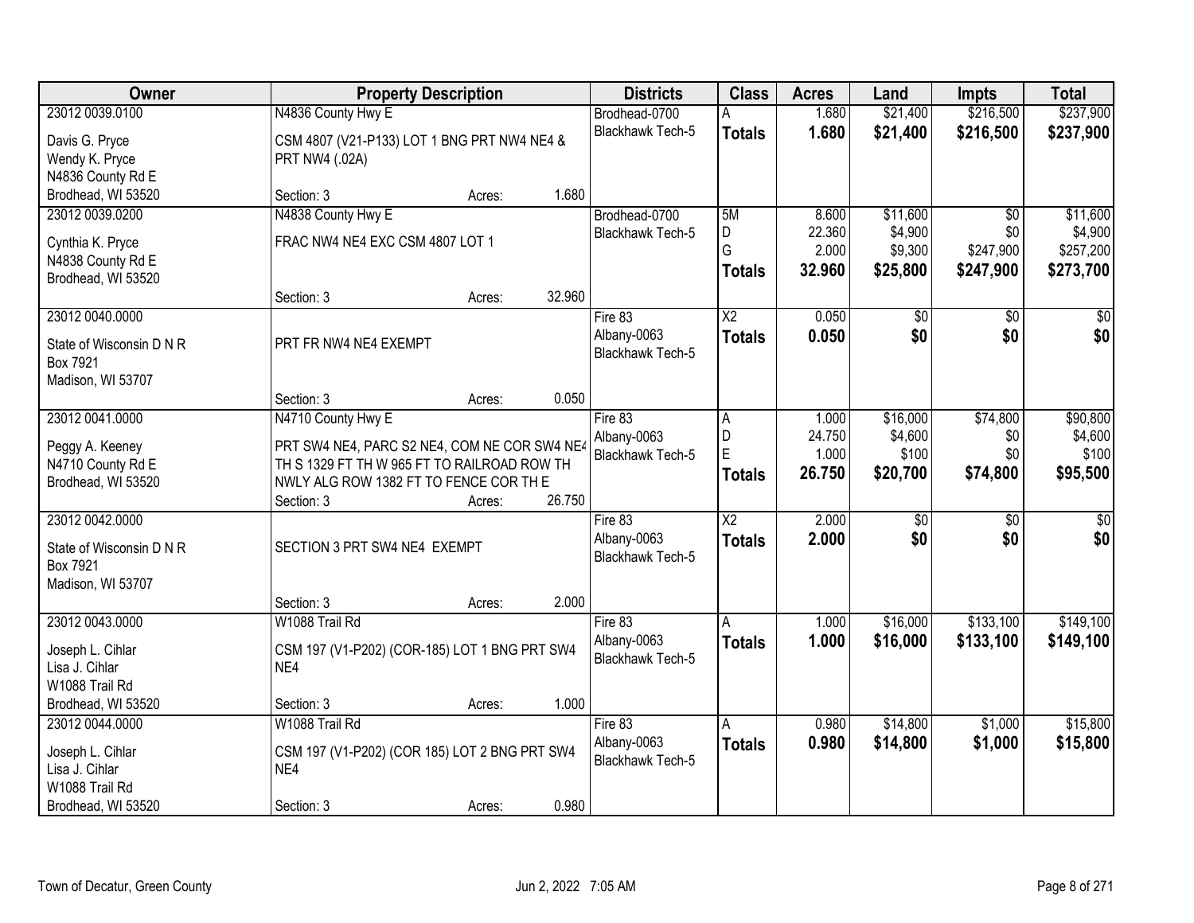| Owner | Property Description | Districts | Class | Acres | Land | Impts | Total |
|---|---|---|---|---|---|---|---|
| 23012 0039.0100<br>Davis G. Pryce<br>Wendy K. Pryce<br>N4836 County Rd E<br>Brodhead, WI 53520 | N4836 County Hwy E<br>CSM 4807 (V21-P133) LOT 1 BNG PRT NW4 NE4 & PRT NW4 (.02A)<br>Section: 3 Acres: 1.680 | Brodhead-0700<br>Blackhawk Tech-5 | A<br>**Totals** | 1.680<br>**1.680** | $21,400<br>**$21,400** | $216,500<br>**$216,500** | $237,900<br>**$237,900** |
| 23012 0039.0200<br>Cynthia K. Pryce<br>N4838 County Rd E<br>Brodhead, WI 53520 | N4838 County Hwy E<br>FRAC NW4 NE4 EXC CSM 4807 LOT 1<br>Section: 3 Acres: 32.960 | Brodhead-0700<br>Blackhawk Tech-5 | 5M<br>D<br>G<br>**Totals** | 8.600<br>22.360<br>2.000<br>**32.960** | $11,600<br>$4,900<br>$9,300<br>**$25,800** | $0<br>$0<br>$247,900<br>**$247,900** | $11,600<br>$4,900<br>$257,200<br>**$273,700** |
| 23012 0040.0000<br>State of Wisconsin D N R<br>Box 7921<br>Madison, WI 53707 | PRT FR NW4 NE4 EXEMPT<br>Section: 3 Acres: 0.050 | Fire 83<br>Albany-0063<br>Blackhawk Tech-5 | X2<br>**Totals** | 0.050<br>**0.050** | $0<br>**$0** | $0<br>**$0** | $0<br>**$0** |
| 23012 0041.0000<br>Peggy A. Keeney<br>N4710 County Rd E<br>Brodhead, WI 53520 | N4710 County Hwy E<br>PRT SW4 NE4, PARC S2 NE4, COM NE COR SW4 NE4 TH S 1329 FT TH W 965 FT TO RAILROAD ROW TH NWLY ALG ROW 1382 FT TO FENCE COR TH E<br>Section: 3 Acres: 26.750 | Fire 83<br>Albany-0063<br>Blackhawk Tech-5 | A<br>D<br>E<br>**Totals** | 1.000<br>24.750<br>1.000<br>**26.750** | $16,000<br>$4,600<br>$100<br>**$20,700** | $74,800<br>$0<br>$0<br>**$74,800** | $90,800<br>$4,600<br>$100<br>**$95,500** |
| 23012 0042.0000<br>State of Wisconsin D N R<br>Box 7921<br>Madison, WI 53707 | SECTION 3 PRT SW4 NE4 EXEMPT<br>Section: 3 Acres: 2.000 | Fire 83<br>Albany-0063<br>Blackhawk Tech-5 | X2<br>**Totals** | 2.000<br>**2.000** | $0<br>**$0** | $0<br>**$0** | $0<br>**$0** |
| 23012 0043.0000<br>Joseph L. Cihlar<br>Lisa J. Cihlar<br>W1088 Trail Rd<br>Brodhead, WI 53520 | W1088 Trail Rd<br>CSM 197 (V1-P202) (COR-185) LOT 1 BNG PRT SW4 NE4<br>Section: 3 Acres: 1.000 | Fire 83<br>Albany-0063<br>Blackhawk Tech-5 | A<br>**Totals** | 1.000<br>**1.000** | $16,000<br>**$16,000** | $133,100<br>**$133,100** | $149,100<br>**$149,100** |
| 23012 0044.0000<br>Joseph L. Cihlar<br>Lisa J. Cihlar<br>W1088 Trail Rd<br>Brodhead, WI 53520 | W1088 Trail Rd<br>CSM 197 (V1-P202) (COR 185) LOT 2 BNG PRT SW4 NE4<br>Section: 3 Acres: 0.980 | Fire 83<br>Albany-0063<br>Blackhawk Tech-5 | A<br>**Totals** | 0.980<br>**0.980** | $14,800<br>**$14,800** | $1,000<br>**$1,000** | $15,800<br>**$15,800** |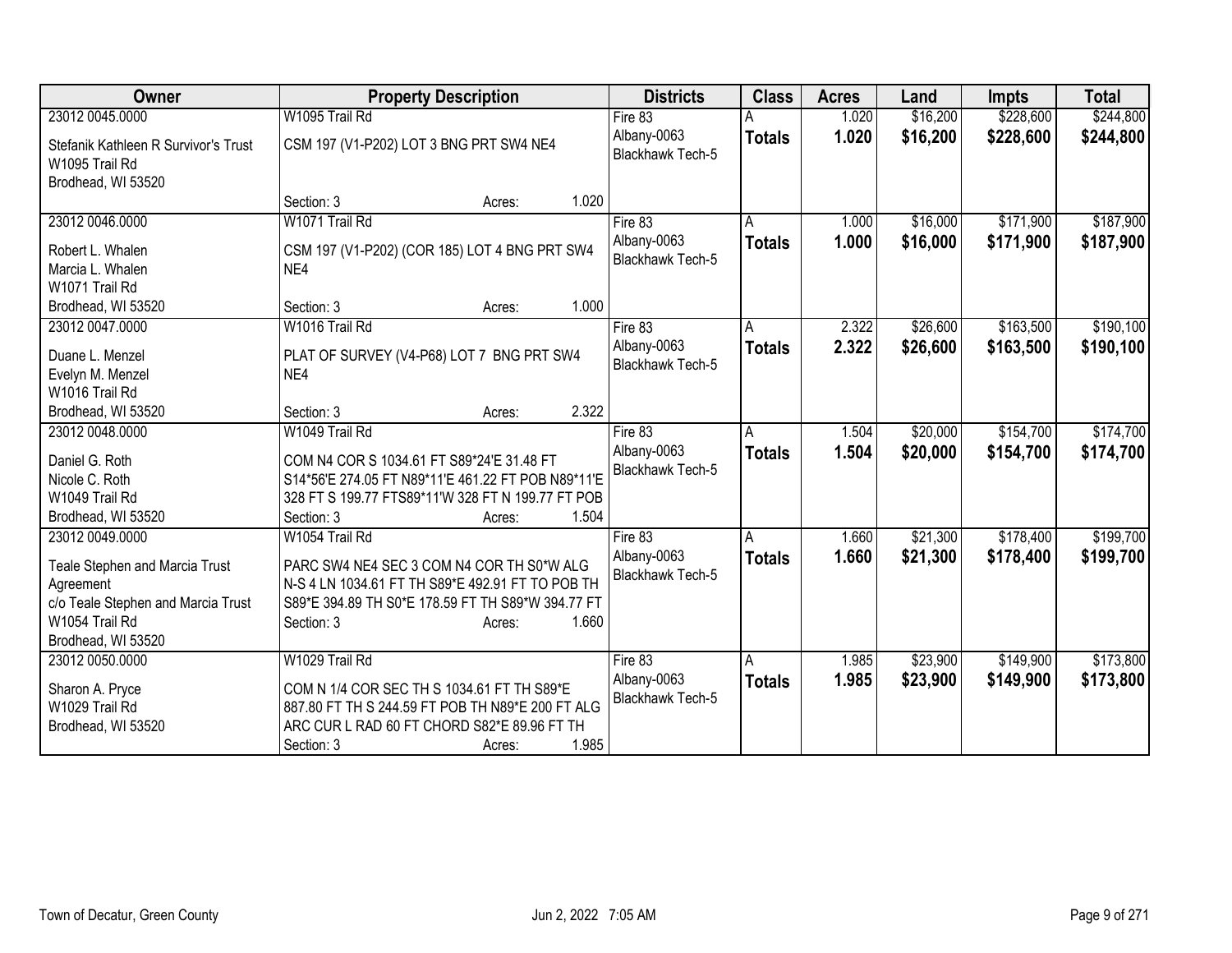| Owner | Property Description | Districts | Class | Acres | Land | Impts | Total |
|---|---|---|---|---|---|---|---|
| 23012 0045.0000<br>Stefanik Kathleen R Survivor's Trust<br>W1095 Trail Rd<br>Brodhead, WI 53520 | W1095 Trail Rd<br>CSM 197 (V1-P202) LOT 3 BNG PRT SW4 NE4<br>Section: 3 Acres: 1.020 | Fire 83<br>Albany-0063<br>Blackhawk Tech-5 | A<br>**Totals** | 1.020<br>**1.020** | $16,200<br>**$16,200** | $228,600<br>**$228,600** | $244,800<br>**$244,800** |
| 23012 0046.0000<br>Robert L. Whalen<br>Marcia L. Whalen<br>W1071 Trail Rd<br>Brodhead, WI 53520 | W1071 Trail Rd<br>CSM 197 (V1-P202) (COR 185) LOT 4 BNG PRT SW4 NE4<br>Section: 3 Acres: 1.000 | Fire 83<br>Albany-0063<br>Blackhawk Tech-5 | A<br>**Totals** | 1.000<br>**1.000** | $16,000<br>**$16,000** | $171,900<br>**$171,900** | $187,900<br>**$187,900** |
| 23012 0047.0000<br>Duane L. Menzel<br>Evelyn M. Menzel<br>W1016 Trail Rd<br>Brodhead, WI 53520 | W1016 Trail Rd<br>PLAT OF SURVEY (V4-P68) LOT 7 BNG PRT SW4 NE4<br>Section: 3 Acres: 2.322 | Fire 83<br>Albany-0063<br>Blackhawk Tech-5 | A<br>**Totals** | 2.322<br>**2.322** | $26,600<br>**$26,600** | $163,500<br>**$163,500** | $190,100<br>**$190,100** |
| 23012 0048.0000<br>Daniel G. Roth<br>Nicole C. Roth<br>W1049 Trail Rd<br>Brodhead, WI 53520 | W1049 Trail Rd<br>COM N4 COR S 1034.61 FT S89*24'E 31.48 FT S14*56'E 274.05 FT N89*11'E 461.22 FT POB N89*11'E 328 FT S 199.77 FTS89*11'W 328 FT N 199.77 FT POB<br>Section: 3 Acres: 1.504 | Fire 83<br>Albany-0063<br>Blackhawk Tech-5 | A<br>**Totals** | 1.504<br>**1.504** | $20,000<br>**$20,000** | $154,700<br>**$154,700** | $174,700<br>**$174,700** |
| 23012 0049.0000<br>Teale Stephen and Marcia Trust Agreement<br>c/o Teale Stephen and Marcia Trust<br>W1054 Trail Rd<br>Brodhead, WI 53520 | W1054 Trail Rd<br>PARC SW4 NE4 SEC 3 COM N4 COR TH S0*W ALG N-S 4 LN 1034.61 FT TH S89*E 492.91 FT TO POB TH S89*E 394.89 TH S0*E 178.59 FT TH S89*W 394.77 FT<br>Section: 3 Acres: 1.660 | Fire 83<br>Albany-0063<br>Blackhawk Tech-5 | A<br>**Totals** | 1.660<br>**1.660** | $21,300<br>**$21,300** | $178,400<br>**$178,400** | $199,700<br>**$199,700** |
| 23012 0050.0000<br>Sharon A. Pryce<br>W1029 Trail Rd<br>Brodhead, WI 53520 | W1029 Trail Rd<br>COM N 1/4 COR SEC TH S 1034.61 FT TH S89*E 887.80 FT TH S 244.59 FT POB TH N89*E 200 FT ALG ARC CUR L RAD 60 FT CHORD S82*E 89.96 FT TH<br>Section: 3 Acres: 1.985 | Fire 83<br>Albany-0063<br>Blackhawk Tech-5 | A<br>**Totals** | 1.985<br>**1.985** | $23,900<br>**$23,900** | $149,900<br>**$149,900** | $173,800<br>**$173,800** |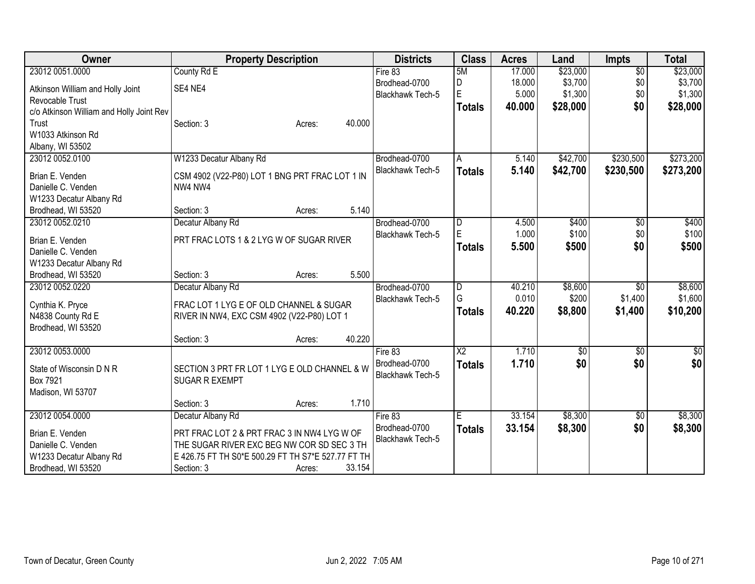| Owner | Property Description | Districts | Class | Acres | Land | Impts | Total |
|---|---|---|---|---|---|---|---|
| 23012 0051.0000<br>Atkinson William and Holly Joint Revocable Trust<br>c/o Atkinson William and Holly Joint Rev Trust<br>W1033 Atkinson Rd<br>Albany, WI 53502 | County Rd E<br>SE4 NE4<br>Section: 3 Acres: 40.000 | Fire 83<br>Brodhead-0700<br>Blackhawk Tech-5 | 5M<br>D<br>E<br>**Totals** | 17.000<br>18.000<br>5.000<br>**40.000** | $23,000<br>$3,700<br>$1,300<br>**$28,000** | $0<br>$0<br>$0<br>**$0** | $23,000<br>$3,700<br>$1,300<br>**$28,000** |
| 23012 0052.0100<br>Brian E. Venden<br>Danielle C. Venden<br>W1233 Decatur Albany Rd<br>Brodhead, WI 53520 | W1233 Decatur Albany Rd<br>CSM 4902 (V22-P80) LOT 1 BNG PRT FRAC LOT 1 IN NW4 NW4<br>Section: 3 Acres: 5.140 | Brodhead-0700<br>Blackhawk Tech-5 | A<br>**Totals** | 5.140<br>**5.140** | $42,700<br>**$42,700** | $230,500<br>**$230,500** | $273,200<br>**$273,200** |
| 23012 0052.0210<br>Brian E. Venden<br>Danielle C. Venden<br>W1233 Decatur Albany Rd<br>Brodhead, WI 53520 | Decatur Albany Rd<br>PRT FRAC LOTS 1 & 2 LYG W OF SUGAR RIVER<br>Section: 3 Acres: 5.500 | Brodhead-0700<br>Blackhawk Tech-5 | D<br>E<br>**Totals** | 4.500<br>1.000<br>**5.500** | $400<br>$100<br>**$500** | $0<br>$0<br>**$0** | $400<br>$100<br>**$500** |
| 23012 0052.0220<br>Cynthia K. Pryce<br>N4838 County Rd E<br>Brodhead, WI 53520 | Decatur Albany Rd<br>FRAC LOT 1 LYG E OF OLD CHANNEL & SUGAR RIVER IN NW4, EXC CSM 4902 (V22-P80) LOT 1<br>Section: 3 Acres: 40.220 | Brodhead-0700<br>Blackhawk Tech-5 | D<br>G<br>**Totals** | 40.210<br>0.010<br>**40.220** | $8,600<br>$200<br>**$8,800** | $0<br>$1,400<br>**$1,400** | $8,600<br>$1,600<br>**$10,200** |
| 23012 0053.0000<br>State of Wisconsin D N R<br>Box 7921<br>Madison, WI 53707 | SECTION 3 PRT FR LOT 1 LYG E OLD CHANNEL & W SUGAR R EXEMPT<br>Section: 3 Acres: 1.710 | Fire 83<br>Brodhead-0700<br>Blackhawk Tech-5 | X2<br>**Totals** | 1.710<br>**1.710** | $0<br>**$0** | $0<br>**$0** | $0<br>**$0** |
| 23012 0054.0000<br>Brian E. Venden<br>Danielle C. Venden<br>W1233 Decatur Albany Rd<br>Brodhead, WI 53520 | Decatur Albany Rd<br>PRT FRAC LOT 2 & PRT FRAC 3 IN NW4 LYG W OF THE SUGAR RIVER EXC BEG NW COR SD SEC 3 TH E 426.75 FT TH S0*E 500.29 FT TH S7*E 527.77 FT TH<br>Section: 3 Acres: 33.154 | Fire 83<br>Brodhead-0700<br>Blackhawk Tech-5 | E<br>**Totals** | 33.154<br>**33.154** | $8,300<br>**$8,300** | $0<br>**$0** | $8,300<br>**$8,300** |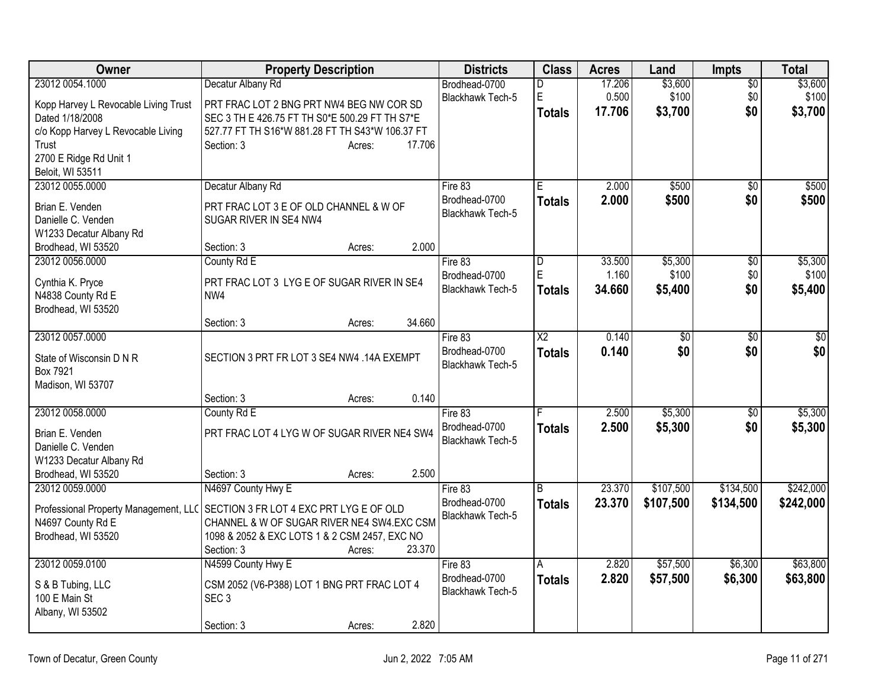| Owner | Property Description | Districts | Class | Acres | Land | Impts | Total |
|---|---|---|---|---|---|---|---|
| 23012 0054.1000<br>Kopp Harvey L Revocable Living Trust Dated 1/18/2008<br>c/o Kopp Harvey L Revocable Living Trust<br>2700 E Ridge Rd Unit 1<br>Beloit, WI 53511 | Decatur Albany Rd<br>PRT FRAC LOT 2 BNG PRT NW4 BEG NW COR SD SEC 3 TH E 426.75 FT TH S0*E 500.29 FT TH S7*E 527.77 FT TH S16*W 881.28 FT TH S43*W 106.37 FT<br>Section: 3 Acres: 17.706 | Brodhead-0700<br>Blackhawk Tech-5 | D<br>E<br>**Totals** | 17.206<br>0.500<br>**17.706** | $3,600<br>$100<br>**$3,700** | $0<br>$0<br>**$0** | $3,600<br>$100<br>**$3,700** |
| 23012 0055.0000<br>Brian E. Venden<br>Danielle C. Venden<br>W1233 Decatur Albany Rd<br>Brodhead, WI 53520 | Decatur Albany Rd<br>PRT FRAC LOT 3 E OF OLD CHANNEL & W OF SUGAR RIVER IN SE4 NW4<br>Section: 3 Acres: 2.000 | Fire 83<br>Brodhead-0700<br>Blackhawk Tech-5 | E<br>**Totals** | 2.000<br>**2.000** | $500<br>**$500** | $0<br>**$0** | $500<br>**$500** |
| 23012 0056.0000<br>Cynthia K. Pryce<br>N4838 County Rd E<br>Brodhead, WI 53520 | County Rd E<br>PRT FRAC LOT 3 LYG E OF SUGAR RIVER IN SE4 NW4<br>Section: 3 Acres: 34.660 | Fire 83<br>Brodhead-0700<br>Blackhawk Tech-5 | D<br>E<br>**Totals** | 33.500<br>1.160<br>**34.660** | $5,300<br>$100<br>**$5,400** | $0<br>$0<br>**$0** | $5,300<br>$100<br>**$5,400** |
| 23012 0057.0000<br>State of Wisconsin D N R<br>Box 7921<br>Madison, WI 53707 | SECTION 3 PRT FR LOT 3 SE4 NW4 .14A EXEMPT<br>Section: 3 Acres: 0.140 | Fire 83<br>Brodhead-0700<br>Blackhawk Tech-5 | X2<br>**Totals** | 0.140<br>**0.140** | $0<br>**$0** | $0<br>**$0** | $0<br>**$0** |
| 23012 0058.0000<br>Brian E. Venden<br>Danielle C. Venden<br>W1233 Decatur Albany Rd<br>Brodhead, WI 53520 | County Rd E<br>PRT FRAC LOT 4 LYG W OF SUGAR RIVER NE4 SW4<br>Section: 3 Acres: 2.500 | Fire 83<br>Brodhead-0700<br>Blackhawk Tech-5 | F<br>**Totals** | 2.500<br>**2.500** | $5,300<br>**$5,300** | $0<br>**$0** | $5,300<br>**$5,300** |
| 23012 0059.0000<br>Professional Property Management, LLC<br>N4697 County Rd E<br>Brodhead, WI 53520 | N4697 County Hwy E<br>SECTION 3 FR LOT 4 EXC PRT LYG E OF OLD CHANNEL & W OF SUGAR RIVER NE4 SW4.EXC CSM 1098 & 2052 & EXC LOTS 1 & 2 CSM 2457, EXC NO<br>Section: 3 Acres: 23.370 | Fire 83<br>Brodhead-0700<br>Blackhawk Tech-5 | B<br>**Totals** | 23.370<br>**23.370** | $107,500<br>**$107,500** | $134,500<br>**$134,500** | $242,000<br>**$242,000** |
| 23012 0059.0100<br>S & B Tubing, LLC<br>100 E Main St<br>Albany, WI 53502 | N4599 County Hwy E<br>CSM 2052 (V6-P388) LOT 1 BNG PRT FRAC LOT 4 SEC 3<br>Section: 3 Acres: 2.820 | Fire 83<br>Brodhead-0700<br>Blackhawk Tech-5 | A<br>**Totals** | 2.820<br>**2.820** | $57,500<br>**$57,500** | $6,300<br>**$6,300** | $63,800<br>**$63,800** |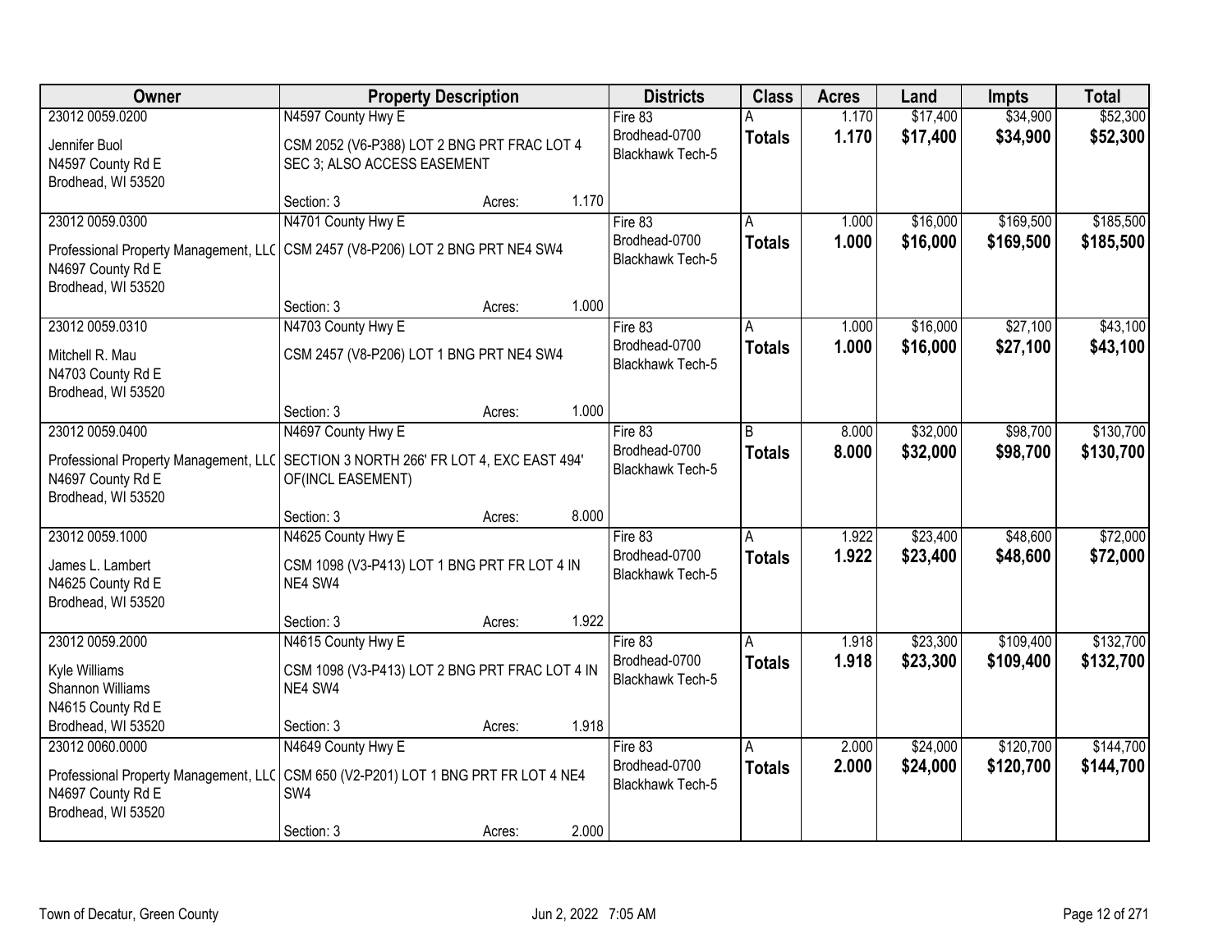| Owner | Property Description | Districts | Class | Acres | Land | Impts | Total |
|---|---|---|---|---|---|---|---|
| 23012 0059.0200<br>Jennifer Buol<br>N4597 County Rd E<br>Brodhead, WI 53520 | N4597 County Hwy E<br>CSM 2052 (V6-P388) LOT 2 BNG PRT FRAC LOT 4 SEC 3; ALSO ACCESS EASEMENT<br>Section: 3 Acres: 1.170 | Fire 83<br>Brodhead-0700<br>Blackhawk Tech-5 | A<br>**Totals** | 1.170<br>**1.170** | $17,400<br>**$17,400** | $34,900<br>**$34,900** | $52,300<br>**$52,300** |
| 23012 0059.0300<br>Professional Property Management, LLC<br>N4697 County Rd E<br>Brodhead, WI 53520 | N4701 County Hwy E<br>CSM 2457 (V8-P206) LOT 2 BNG PRT NE4 SW4<br>Section: 3 Acres: 1.000 | Fire 83<br>Brodhead-0700<br>Blackhawk Tech-5 | A<br>**Totals** | 1.000<br>**1.000** | $16,000<br>**$16,000** | $169,500<br>**$169,500** | $185,500<br>**$185,500** |
| 23012 0059.0310<br>Mitchell R. Mau<br>N4703 County Rd E<br>Brodhead, WI 53520 | N4703 County Hwy E<br>CSM 2457 (V8-P206) LOT 1 BNG PRT NE4 SW4<br>Section: 3 Acres: 1.000 | Fire 83<br>Brodhead-0700<br>Blackhawk Tech-5 | A<br>**Totals** | 1.000<br>**1.000** | $16,000<br>**$16,000** | $27,100<br>**$27,100** | $43,100<br>**$43,100** |
| 23012 0059.0400<br>Professional Property Management, LLC<br>N4697 County Rd E<br>Brodhead, WI 53520 | N4697 County Hwy E<br>SECTION 3 NORTH 266' FR LOT 4, EXC EAST 494' OF(INCL EASEMENT)<br>Section: 3 Acres: 8.000 | Fire 83<br>Brodhead-0700<br>Blackhawk Tech-5 | B<br>**Totals** | 8.000<br>**8.000** | $32,000<br>**$32,000** | $98,700<br>**$98,700** | $130,700<br>**$130,700** |
| 23012 0059.1000<br>James L. Lambert<br>N4625 County Rd E<br>Brodhead, WI 53520 | N4625 County Hwy E<br>CSM 1098 (V3-P413) LOT 1 BNG PRT FR LOT 4 IN NE4 SW4<br>Section: 3 Acres: 1.922 | Fire 83<br>Brodhead-0700<br>Blackhawk Tech-5 | A<br>**Totals** | 1.922<br>**1.922** | $23,400<br>**$23,400** | $48,600<br>**$48,600** | $72,000<br>**$72,000** |
| 23012 0059.2000<br>Kyle Williams<br>Shannon Williams<br>N4615 County Rd E<br>Brodhead, WI 53520 | N4615 County Hwy E<br>CSM 1098 (V3-P413) LOT 2 BNG PRT FRAC LOT 4 IN NE4 SW4<br>Section: 3 Acres: 1.918 | Fire 83<br>Brodhead-0700<br>Blackhawk Tech-5 | A<br>**Totals** | 1.918<br>**1.918** | $23,300<br>**$23,300** | $109,400<br>**$109,400** | $132,700<br>**$132,700** |
| 23012 0060.0000<br>Professional Property Management, LLC<br>N4697 County Rd E<br>Brodhead, WI 53520 | N4649 County Hwy E<br>CSM 650 (V2-P201) LOT 1 BNG PRT FR LOT 4 NE4 SW4<br>Section: 3 Acres: 2.000 | Fire 83<br>Brodhead-0700<br>Blackhawk Tech-5 | A<br>**Totals** | 2.000<br>**2.000** | $24,000<br>**$24,000** | $120,700<br>**$120,700** | $144,700<br>**$144,700** |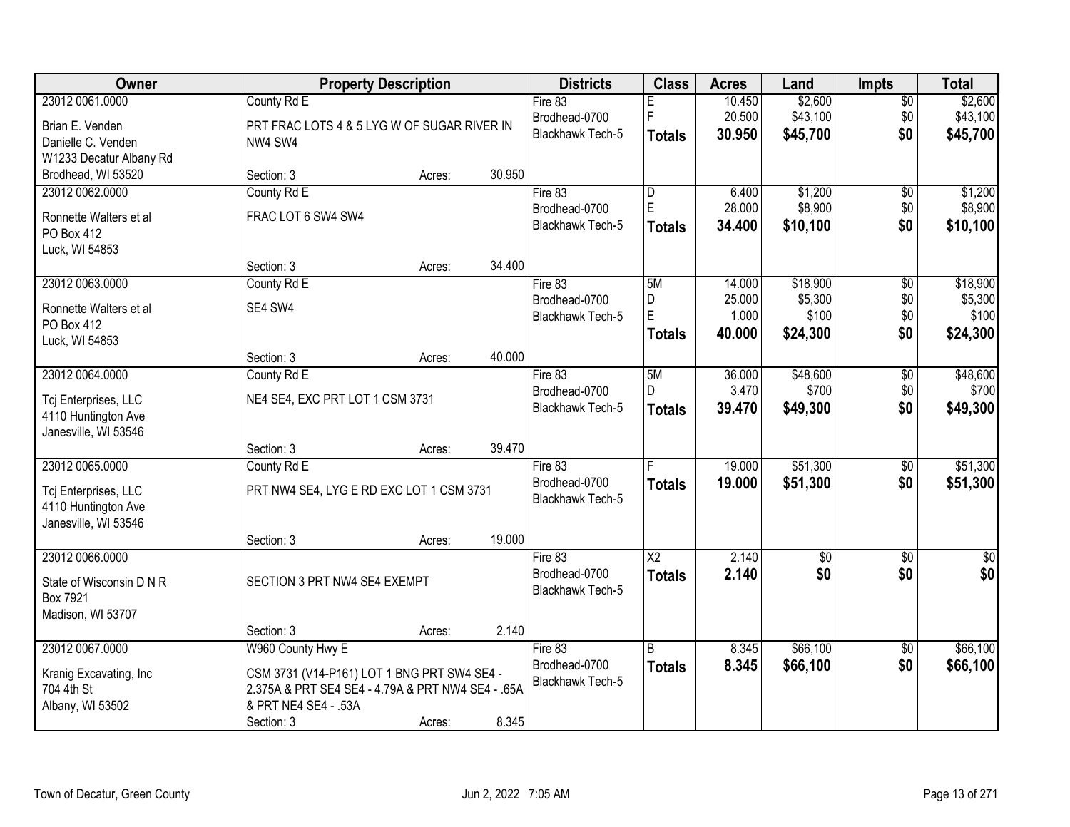| Owner | Property Description | Districts | Class | Acres | Land | Impts | Total |
|---|---|---|---|---|---|---|---|
| 23012 0061.0000<br>Brian E. Venden<br>Danielle C. Venden<br>W1233 Decatur Albany Rd<br>Brodhead, WI 53520 | County Rd E<br>PRT FRAC LOTS 4 & 5 LYG W OF SUGAR RIVER IN NW4 SW4<br>Section: 3 Acres: 30.950 | Fire 83<br>Brodhead-0700<br>Blackhawk Tech-5 | E<br>F<br>**Totals** | 10.450<br>20.500<br>**30.950** | $2,600<br>$43,100<br>**$45,700** | $0<br>$0<br>**$0** | $2,600<br>$43,100<br>**$45,700** |
| 23012 0062.0000<br>Ronnette Walters et al<br>PO Box 412<br>Luck, WI 54853 | County Rd E<br>FRAC LOT 6 SW4 SW4<br>Section: 3 Acres: 34.400 | Fire 83<br>Brodhead-0700<br>Blackhawk Tech-5 | D<br>E<br>**Totals** | 6.400<br>28.000<br>**34.400** | $1,200<br>$8,900<br>**$10,100** | $0<br>$0<br>**$0** | $1,200<br>$8,900<br>**$10,100** |
| 23012 0063.0000<br>Ronnette Walters et al<br>PO Box 412<br>Luck, WI 54853 | County Rd E<br>SE4 SW4<br>Section: 3 Acres: 40.000 | Fire 83<br>Brodhead-0700<br>Blackhawk Tech-5 | 5M<br>D<br>E<br>**Totals** | 14.000<br>25.000<br>1.000<br>**40.000** | $18,900<br>$5,300<br>$100<br>**$24,300** | $0<br>$0<br>$0<br>**$0** | $18,900<br>$5,300<br>$100<br>**$24,300** |
| 23012 0064.0000<br>Tcj Enterprises, LLC<br>4110 Huntington Ave<br>Janesville, WI 53546 | County Rd E<br>NE4 SE4, EXC PRT LOT 1 CSM 3731<br>Section: 3 Acres: 39.470 | Fire 83<br>Brodhead-0700<br>Blackhawk Tech-5 | 5M<br>D<br>**Totals** | 36.000<br>3.470<br>**39.470** | $48,600<br>$700<br>**$49,300** | $0<br>$0<br>**$0** | $48,600<br>$700<br>**$49,300** |
| 23012 0065.0000<br>Tcj Enterprises, LLC<br>4110 Huntington Ave<br>Janesville, WI 53546 | County Rd E<br>PRT NW4 SE4, LYG E RD EXC LOT 1 CSM 3731<br>Section: 3 Acres: 19.000 | Fire 83<br>Brodhead-0700<br>Blackhawk Tech-5 | F<br>**Totals** | 19.000<br>**19.000** | $51,300<br>**$51,300** | $0<br>**$0** | $51,300<br>**$51,300** |
| 23012 0066.0000<br>State of Wisconsin D N R<br>Box 7921<br>Madison, WI 53707 | SECTION 3 PRT NW4 SE4 EXEMPT<br>Section: 3 Acres: 2.140 | Fire 83<br>Brodhead-0700<br>Blackhawk Tech-5 | X2<br>**Totals** | 2.140<br>**2.140** | $0<br>**$0** | $0<br>**$0** | $0<br>**$0** |
| 23012 0067.0000<br>Kranig Excavating, Inc<br>704 4th St<br>Albany, WI 53502 | W960 County Hwy E<br>CSM 3731 (V14-P161) LOT 1 BNG PRT SW4 SE4 - 2.375A & PRT SE4 SE4 - 4.79A & PRT NW4 SE4 - .65A & PRT NE4 SE4 - .53A<br>Section: 3 Acres: 8.345 | Fire 83<br>Brodhead-0700<br>Blackhawk Tech-5 | B<br>**Totals** | 8.345<br>**8.345** | $66,100<br>**$66,100** | $0<br>**$0** | $66,100<br>**$66,100** |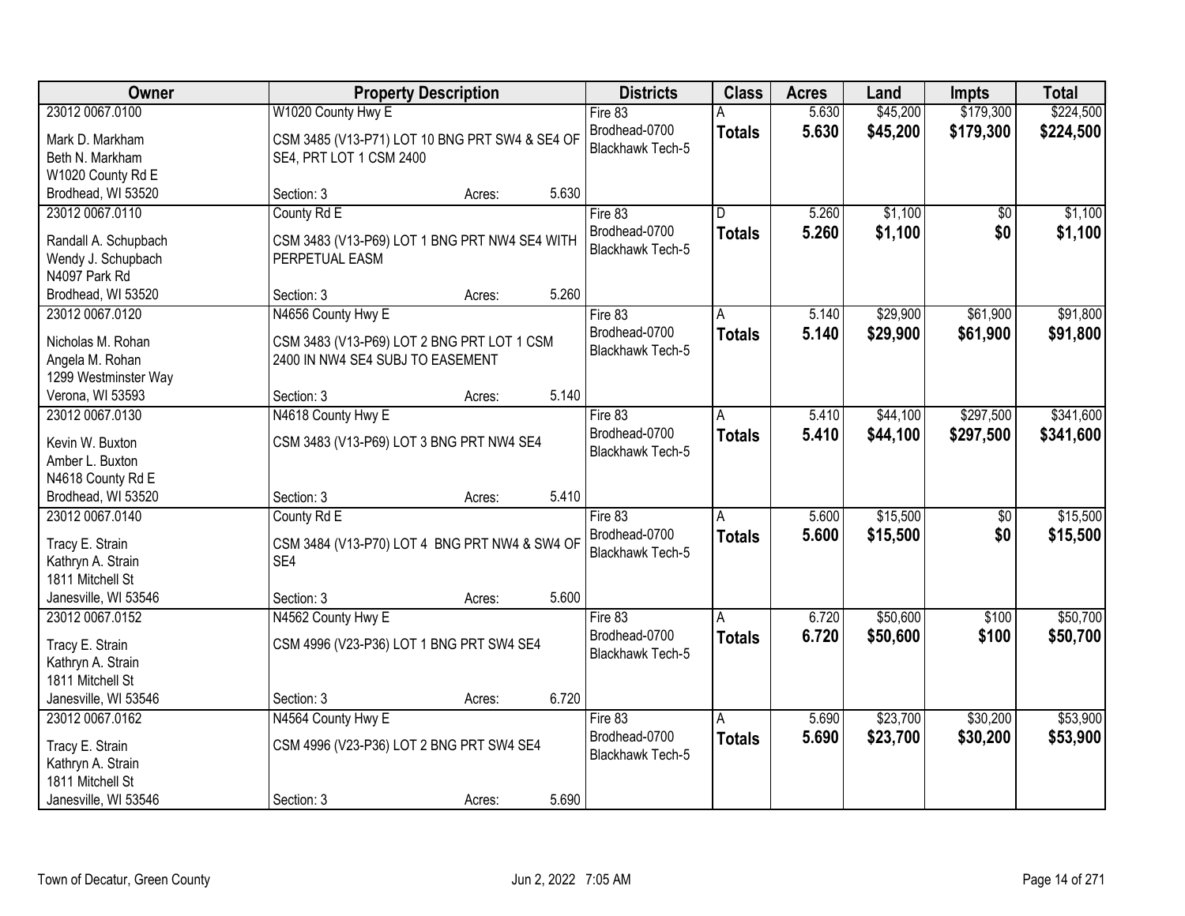| Owner | Property Description | Districts | Class | Acres | Land | Impts | Total |
|---|---|---|---|---|---|---|---|
| 23012 0067.0100<br>Mark D. Markham<br>Beth N. Markham<br>W1020 County Rd E<br>Brodhead, WI 53520 | W1020 County Hwy E<br>CSM 3485 (V13-P71) LOT 10 BNG PRT SW4 & SE4 OF SE4, PRT LOT 1 CSM 2400<br>Section: 3 Acres: 5.630 | Fire 83<br>Brodhead-0700<br>Blackhawk Tech-5 | A<br>**Totals** | 5.630<br>**5.630** | $45,200<br>**$45,200** | $179,300<br>**$179,300** | $224,500<br>**$224,500** |
| 23012 0067.0110<br>Randall A. Schupbach<br>Wendy J. Schupbach<br>N4097 Park Rd<br>Brodhead, WI 53520 | County Rd E<br>CSM 3483 (V13-P69) LOT 1 BNG PRT NW4 SE4 WITH PERPETUAL EASM<br>Section: 3 Acres: 5.260 | Fire 83<br>Brodhead-0700<br>Blackhawk Tech-5 | D<br>**Totals** | 5.260<br>**5.260** | $1,100<br>**$1,100** | $0<br>**$0** | $1,100<br>**$1,100** |
| 23012 0067.0120<br>Nicholas M. Rohan<br>Angela M. Rohan<br>1299 Westminster Way<br>Verona, WI 53593 | N4656 County Hwy E<br>CSM 3483 (V13-P69) LOT 2 BNG PRT LOT 1 CSM 2400 IN NW4 SE4 SUBJ TO EASEMENT<br>Section: 3 Acres: 5.140 | Fire 83<br>Brodhead-0700<br>Blackhawk Tech-5 | A<br>**Totals** | 5.140<br>**5.140** | $29,900<br>**$29,900** | $61,900<br>**$61,900** | $91,800<br>**$91,800** |
| 23012 0067.0130<br>Kevin W. Buxton<br>Amber L. Buxton<br>N4618 County Rd E<br>Brodhead, WI 53520 | N4618 County Hwy E<br>CSM 3483 (V13-P69) LOT 3 BNG PRT NW4 SE4<br>Section: 3 Acres: 5.410 | Fire 83<br>Brodhead-0700<br>Blackhawk Tech-5 | A<br>**Totals** | 5.410<br>**5.410** | $44,100<br>**$44,100** | $297,500<br>**$297,500** | $341,600<br>**$341,600** |
| 23012 0067.0140<br>Tracy E. Strain<br>Kathryn A. Strain<br>1811 Mitchell St<br>Janesville, WI 53546 | County Rd E<br>CSM 3484 (V13-P70) LOT 4 BNG PRT NW4 & SW4 OF SE4<br>Section: 3 Acres: 5.600 | Fire 83<br>Brodhead-0700<br>Blackhawk Tech-5 | A<br>**Totals** | 5.600<br>**5.600** | $15,500<br>**$15,500** | $0<br>**$0** | $15,500<br>**$15,500** |
| 23012 0067.0152<br>Tracy E. Strain<br>Kathryn A. Strain<br>1811 Mitchell St<br>Janesville, WI 53546 | N4562 County Hwy E<br>CSM 4996 (V23-P36) LOT 1 BNG PRT SW4 SE4<br>Section: 3 Acres: 6.720 | Fire 83<br>Brodhead-0700<br>Blackhawk Tech-5 | A<br>**Totals** | 6.720<br>**6.720** | $50,600<br>**$50,600** | $100<br>**$100** | $50,700<br>**$50,700** |
| 23012 0067.0162<br>Tracy E. Strain<br>Kathryn A. Strain<br>1811 Mitchell St<br>Janesville, WI 53546 | N4564 County Hwy E<br>CSM 4996 (V23-P36) LOT 2 BNG PRT SW4 SE4<br>Section: 3 Acres: 5.690 | Fire 83<br>Brodhead-0700<br>Blackhawk Tech-5 | A<br>**Totals** | 5.690<br>**5.690** | $23,700<br>**$23,700** | $30,200<br>**$30,200** | $53,900<br>**$53,900** |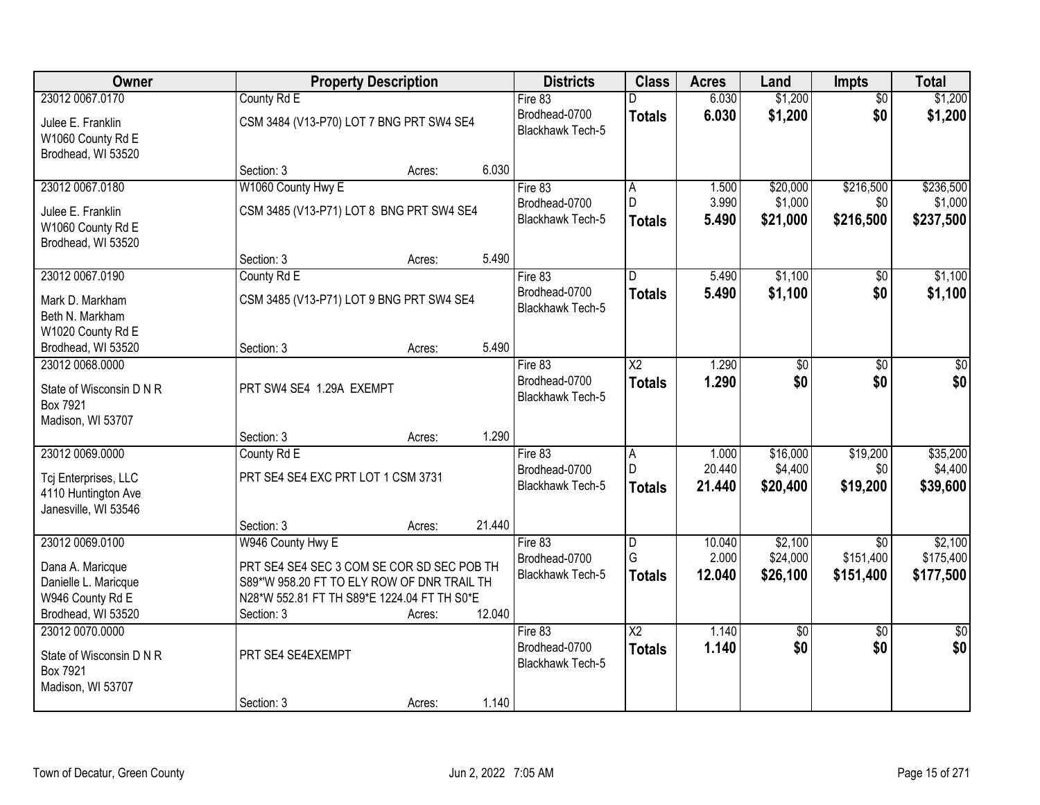| Owner | Property Description | | | Districts | Class | Acres | Land | Impts | Total |
|---|---|---|---|---|---|---|---|---|---|
| 23012 0067.0170 | County Rd E | | | Fire 83 | D | 6.030 | $1,200 | $0 | $1,200 |
| Julee E. Franklin<br>W1060 County Rd E<br>Brodhead, WI 53520 | CSM 3484 (V13-P70) LOT 7 BNG PRT SW4 SE4 | | | Brodhead-0700<br>Blackhawk Tech-5 | **Totals** | **6.030** | **$1,200** | **$0** | **$1,200** |
| | Section: 3 | Acres: | 6.030 | | | | | | |
| 23012 0067.0180 | W1060 County Hwy E | | | Fire 83 | A | 1.500 | $20,000 | $216,500 | $236,500 |
| Julee E. Franklin<br>W1060 County Rd E<br>Brodhead, WI 53520 | CSM 3485 (V13-P71) LOT 8 BNG PRT SW4 SE4 | | | Brodhead-0700<br>Blackhawk Tech-5 | D | 3.990 | $1,000 | $0 | $1,000 |
| | | | | | **Totals** | **5.490** | **$21,000** | **$216,500** | **$237,500** |
| | Section: 3 | Acres: | 5.490 | | | | | | |
| 23012 0067.0190 | County Rd E | | | Fire 83 | D | 5.490 | $1,100 | $0 | $1,100 |
| Mark D. Markham<br>Beth N. Markham<br>W1020 County Rd E<br>Brodhead, WI 53520 | CSM 3485 (V13-P71) LOT 9 BNG PRT SW4 SE4 | | | Brodhead-0700<br>Blackhawk Tech-5 | **Totals** | **5.490** | **$1,100** | **$0** | **$1,100** |
| | Section: 3 | Acres: | 5.490 | | | | | | |
| 23012 0068.0000 | | | | Fire 83 | X2 | 1.290 | $0 | $0 | $0 |
| State of Wisconsin D N R<br>Box 7921<br>Madison, WI 53707 | PRT SW4 SE4 1.29A EXEMPT | | | Brodhead-0700<br>Blackhawk Tech-5 | **Totals** | **1.290** | **$0** | **$0** | **$0** |
| | Section: 3 | Acres: | 1.290 | | | | | | |
| 23012 0069.0000 | County Rd E | | | Fire 83 | A | 1.000 | $16,000 | $19,200 | $35,200 |
| Tcj Enterprises, LLC<br>4110 Huntington Ave<br>Janesville, WI 53546 | PRT SE4 SE4 EXC PRT LOT 1 CSM 3731 | | | Brodhead-0700<br>Blackhawk Tech-5 | D | 20.440 | $4,400 | $0 | $4,400 |
| | | | | | **Totals** | **21.440** | **$20,400** | **$19,200** | **$39,600** |
| | Section: 3 | Acres: | 21.440 | | | | | | |
| 23012 0069.0100 | W946 County Hwy E | | | Fire 83 | D | 10.040 | $2,100 | $0 | $2,100 |
| Dana A. Maricque<br>Danielle L. Maricque<br>W946 County Rd E<br>Brodhead, WI 53520 | PRT SE4 SE4 SEC 3 COM SE COR SD SEC POB TH S89*W 958.20 FT TO ELY ROW OF DNR TRAIL TH N28*W 552.81 FT TH S89*E 1224.04 FT TH S0*E | | | Brodhead-0700<br>Blackhawk Tech-5 | G | 2.000 | $24,000 | $151,400 | $175,400 |
| | | | | | **Totals** | **12.040** | **$26,100** | **$151,400** | **$177,500** |
| | Section: 3 | Acres: | 12.040 | | | | | | |
| 23012 0070.0000 | | | | Fire 83 | X2 | 1.140 | $0 | $0 | $0 |
| State of Wisconsin D N R<br>Box 7921<br>Madison, WI 53707 | PRT SE4 SE4EXEMPT | | | Brodhead-0700<br>Blackhawk Tech-5 | **Totals** | **1.140** | **$0** | **$0** | **$0** |
| | Section: 3 | Acres: | 1.140 | | | | | | |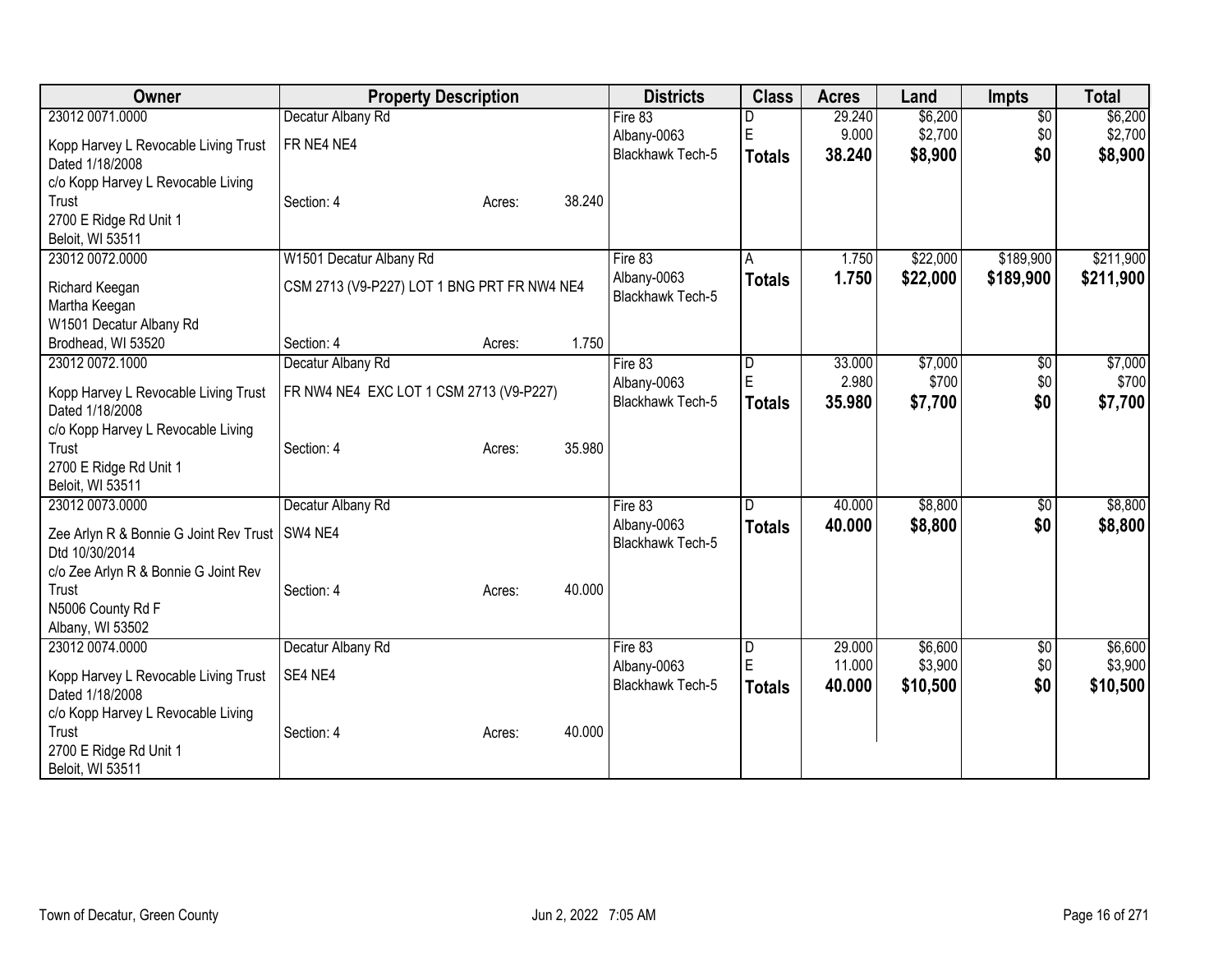| Owner | Property Description | Districts | Class | Acres | Land | Impts | Total |
|---|---|---|---|---|---|---|---|
| 23012 0071.0000<br>Kopp Harvey L Revocable Living Trust Dated 1/18/2008<br>c/o Kopp Harvey L Revocable Living Trust<br>2700 E Ridge Rd Unit 1<br>Beloit, WI 53511 | Decatur Albany Rd<br>FR NE4 NE4<br>Section: 4 Acres: 38.240 | Fire 83<br>Albany-0063<br>Blackhawk Tech-5 | D<br>E<br>**Totals** | 29.240<br>9.000<br>**38.240** | $6,200<br>$2,700<br>**$8,900** | $0<br>$0<br>**$0** | $6,200<br>$2,700<br>**$8,900** |
| 23012 0072.0000<br>Richard Keegan<br>Martha Keegan<br>W1501 Decatur Albany Rd<br>Brodhead, WI 53520 | W1501 Decatur Albany Rd<br>CSM 2713 (V9-P227) LOT 1 BNG PRT FR NW4 NE4<br>Section: 4 Acres: 1.750 | Fire 83<br>Albany-0063<br>Blackhawk Tech-5 | A<br>**Totals** | 1.750<br>**1.750** | $22,000<br>**$22,000** | $189,900<br>**$189,900** | $211,900<br>**$211,900** |
| 23012 0072.1000<br>Kopp Harvey L Revocable Living Trust Dated 1/18/2008<br>c/o Kopp Harvey L Revocable Living Trust<br>2700 E Ridge Rd Unit 1<br>Beloit, WI 53511 | Decatur Albany Rd<br>FR NW4 NE4 EXC LOT 1 CSM 2713 (V9-P227)<br>Section: 4 Acres: 35.980 | Fire 83<br>Albany-0063<br>Blackhawk Tech-5 | D<br>E<br>**Totals** | 33.000<br>2.980<br>**35.980** | $7,000<br>$700<br>**$7,700** | $0<br>$0<br>**$0** | $7,000<br>$700<br>**$7,700** |
| 23012 0073.0000<br>Zee Arlyn R & Bonnie G Joint Rev Trust Dtd 10/30/2014<br>c/o Zee Arlyn R & Bonnie G Joint Rev Trust<br>N5006 County Rd F<br>Albany, WI 53502 | Decatur Albany Rd<br>SW4 NE4<br>Section: 4 Acres: 40.000 | Fire 83<br>Albany-0063<br>Blackhawk Tech-5 | D<br>**Totals** | 40.000<br>**40.000** | $8,800<br>**$8,800** | $0<br>**$0** | $8,800<br>**$8,800** |
| 23012 0074.0000<br>Kopp Harvey L Revocable Living Trust Dated 1/18/2008<br>c/o Kopp Harvey L Revocable Living Trust<br>2700 E Ridge Rd Unit 1<br>Beloit, WI 53511 | Decatur Albany Rd<br>SE4 NE4<br>Section: 4 Acres: 40.000 | Fire 83<br>Albany-0063<br>Blackhawk Tech-5 | D<br>E<br>**Totals** | 29.000<br>11.000<br>**40.000** | $6,600<br>$3,900<br>**$10,500** | $0<br>$0<br>**$0** | $6,600<br>$3,900<br>**$10,500** |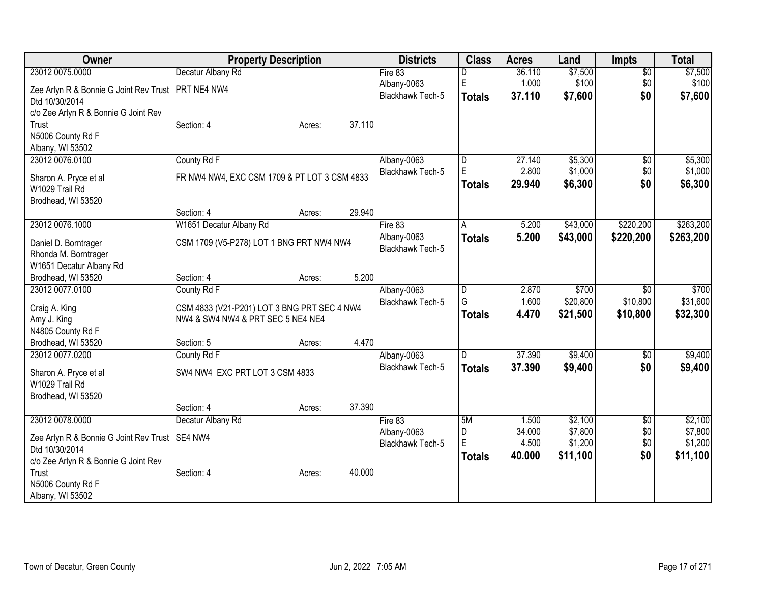| Owner | Property Description | Districts | Class | Acres | Land | Impts | Total |
|---|---|---|---|---|---|---|---|
| 23012 0075.0000<br>Zee Arlyn R & Bonnie G Joint Rev Trust Dtd 10/30/2014<br>c/o Zee Arlyn R & Bonnie G Joint Rev Trust<br>N5006 County Rd F<br>Albany, WI 53502 | Decatur Albany Rd<br>PRT NE4 NW4<br>Section: 4 Acres: 37.110 | Fire 83<br>Albany-0063<br>Blackhawk Tech-5 | D<br>E<br>**Totals** | 36.110<br>1.000<br>**37.110** | $7,500<br>$100<br>**$7,600** | $0<br>$0<br>**$0** | $7,500<br>$100<br>**$7,600** |
| 23012 0076.0100<br>Sharon A. Pryce et al<br>W1029 Trail Rd<br>Brodhead, WI 53520 | County Rd F<br>FR NW4 NW4, EXC CSM 1709 & PT LOT 3 CSM 4833<br>Section: 4 Acres: 29.940 | Albany-0063<br>Blackhawk Tech-5 | D<br>E<br>**Totals** | 27.140<br>2.800<br>**29.940** | $5,300<br>$1,000<br>**$6,300** | $0<br>$0<br>**$0** | $5,300<br>$1,000<br>**$6,300** |
| 23012 0076.1000<br>Daniel D. Borntrager<br>Rhonda M. Borntrager<br>W1651 Decatur Albany Rd<br>Brodhead, WI 53520 | W1651 Decatur Albany Rd<br>CSM 1709 (V5-P278) LOT 1 BNG PRT NW4 NW4<br>Section: 4 Acres: 5.200 | Fire 83<br>Albany-0063<br>Blackhawk Tech-5 | A<br>**Totals** | 5.200<br>**5.200** | $43,000<br>**$43,000** | $220,200<br>**$220,200** | $263,200<br>**$263,200** |
| 23012 0077.0100<br>Craig A. King<br>Amy J. King<br>N4805 County Rd F<br>Brodhead, WI 53520 | County Rd F<br>CSM 4833 (V21-P201) LOT 3 BNG PRT SEC 4 NW4 NW4 & SW4 NW4 & PRT SEC 5 NE4 NE4<br>Section: 5 Acres: 4.470 | Albany-0063<br>Blackhawk Tech-5 | D<br>G<br>**Totals** | 2.870<br>1.600<br>**4.470** | $700<br>$20,800<br>**$21,500** | $0<br>$10,800<br>**$10,800** | $700<br>$31,600<br>**$32,300** |
| 23012 0077.0200<br>Sharon A. Pryce et al<br>W1029 Trail Rd<br>Brodhead, WI 53520 | County Rd F<br>SW4 NW4 EXC PRT LOT 3 CSM 4833<br>Section: 4 Acres: 37.390 | Albany-0063<br>Blackhawk Tech-5 | D<br>**Totals** | 37.390<br>**37.390** | $9,400<br>**$9,400** | $0<br>**$0** | $9,400<br>**$9,400** |
| 23012 0078.0000<br>Zee Arlyn R & Bonnie G Joint Rev Trust Dtd 10/30/2014<br>c/o Zee Arlyn R & Bonnie G Joint Rev Trust<br>N5006 County Rd F<br>Albany, WI 53502 | Decatur Albany Rd<br>SE4 NW4<br>Section: 4 Acres: 40.000 | Fire 83<br>Albany-0063<br>Blackhawk Tech-5 | 5M<br>D<br>E<br>**Totals** | 1.500<br>34.000<br>4.500<br>**40.000** | $2,100<br>$7,800<br>$1,200<br>**$11,100** | $0<br>$0<br>$0<br>**$0** | $2,100<br>$7,800<br>$1,200<br>**$11,100** |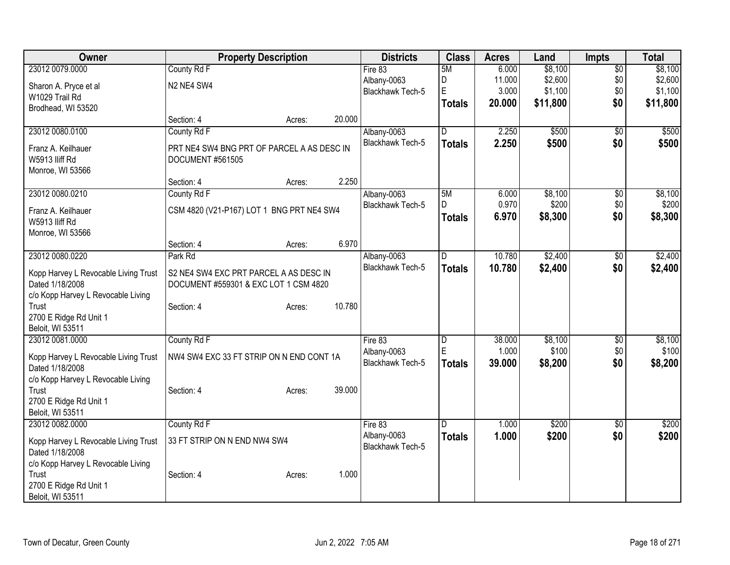| Owner | Property Description | Districts | Class | Acres | Land | Impts | Total |
|---|---|---|---|---|---|---|---|
| 23012 0079.0000<br>Sharon A. Pryce et al<br>W1029 Trail Rd<br>Brodhead, WI 53520 | County Rd F<br>N2 NE4 SW4<br>Section: 4 Acres: 20.000 | Fire 83<br>Albany-0063<br>Blackhawk Tech-5 | 5M<br>D<br>E<br>**Totals** | 6.000<br>11.000<br>3.000<br>**20.000** | $8,100<br>$2,600<br>$1,100<br>**$11,800** | $0<br>$0<br>$0<br>**$0** | $8,100<br>$2,600<br>$1,100<br>**$11,800** |
| 23012 0080.0100<br>Franz A. Keilhauer<br>W5913 Iliff Rd<br>Monroe, WI 53566 | County Rd F<br>PRT NE4 SW4 BNG PRT OF PARCEL A AS DESC IN DOCUMENT #561505<br>Section: 4 Acres: 2.250 | Albany-0063<br>Blackhawk Tech-5 | D<br>**Totals** | 2.250<br>**2.250** | $500<br>**$500** | $0<br>**$0** | $500<br>**$500** |
| 23012 0080.0210<br>Franz A. Keilhauer<br>W5913 Iliff Rd<br>Monroe, WI 53566 | County Rd F<br>CSM 4820 (V21-P167) LOT 1 BNG PRT NE4 SW4<br>Section: 4 Acres: 6.970 | Albany-0063<br>Blackhawk Tech-5 | 5M<br>D<br>**Totals** | 6.000<br>0.970<br>**6.970** | $8,100<br>$200<br>**$8,300** | $0<br>$0<br>**$0** | $8,100<br>$200<br>**$8,300** |
| 23012 0080.0220<br>Kopp Harvey L Revocable Living Trust Dated 1/18/2008<br>c/o Kopp Harvey L Revocable Living Trust<br>2700 E Ridge Rd Unit 1<br>Beloit, WI 53511 | Park Rd<br>S2 NE4 SW4 EXC PRT PARCEL A AS DESC IN DOCUMENT #559301 & EXC LOT 1 CSM 4820<br>Section: 4 Acres: 10.780 | Albany-0063<br>Blackhawk Tech-5 | D<br>**Totals** | 10.780<br>**10.780** | $2,400<br>**$2,400** | $0<br>**$0** | $2,400<br>**$2,400** |
| 23012 0081.0000<br>Kopp Harvey L Revocable Living Trust Dated 1/18/2008<br>c/o Kopp Harvey L Revocable Living Trust<br>2700 E Ridge Rd Unit 1<br>Beloit, WI 53511 | County Rd F<br>NW4 SW4 EXC 33 FT STRIP ON N END CONT 1A<br>Section: 4 Acres: 39.000 | Fire 83<br>Albany-0063<br>Blackhawk Tech-5 | D<br>E<br>**Totals** | 38.000<br>1.000<br>**39.000** | $8,100<br>$100<br>**$8,200** | $0<br>$0<br>**$0** | $8,100<br>$100<br>**$8,200** |
| 23012 0082.0000<br>Kopp Harvey L Revocable Living Trust Dated 1/18/2008<br>c/o Kopp Harvey L Revocable Living Trust<br>2700 E Ridge Rd Unit 1<br>Beloit, WI 53511 | County Rd F<br>33 FT STRIP ON N END NW4 SW4<br>Section: 4 Acres: 1.000 | Fire 83<br>Albany-0063<br>Blackhawk Tech-5 | D<br>**Totals** | 1.000<br>**1.000** | $200<br>**$200** | $0<br>**$0** | $200<br>**$200** |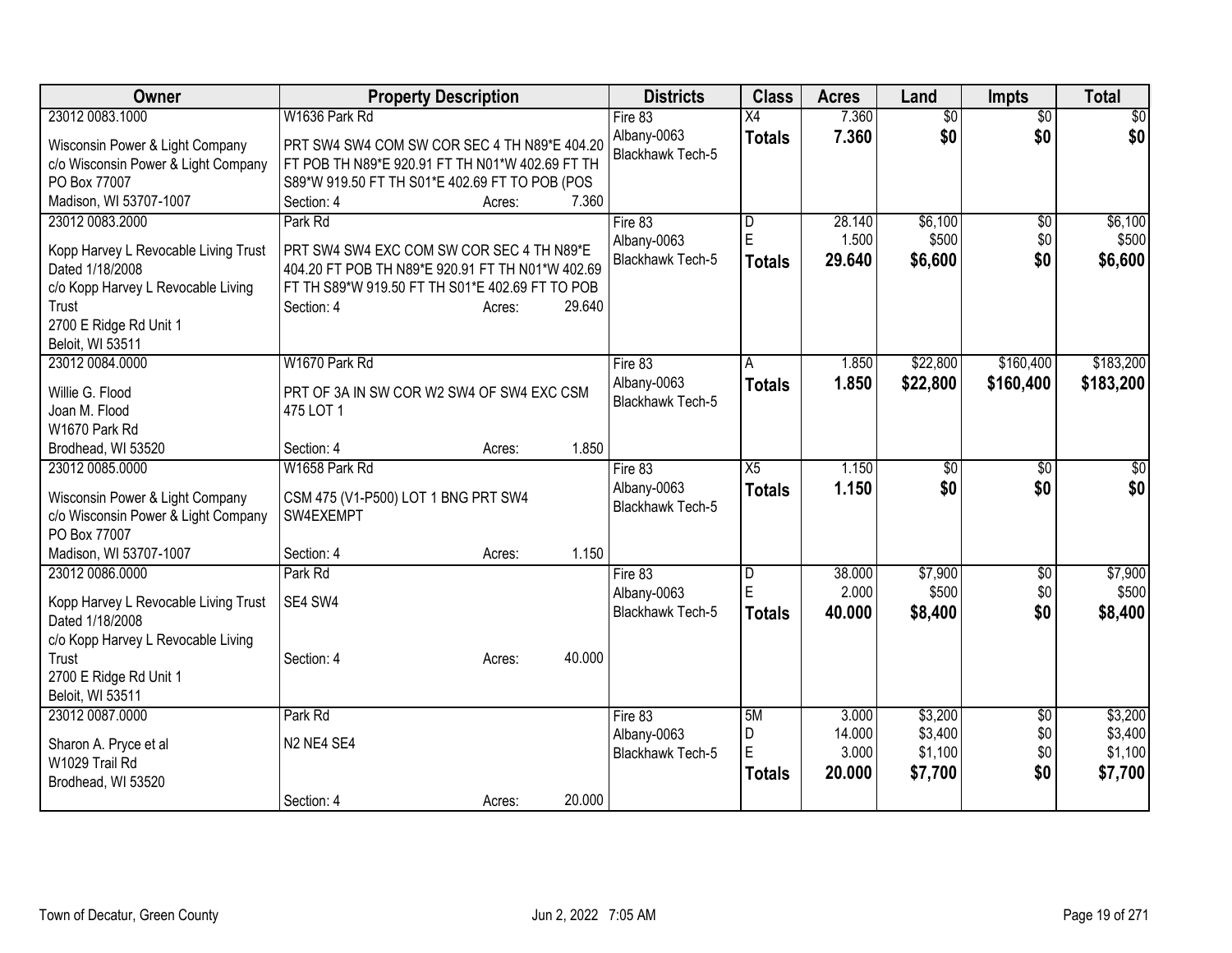| Owner | Property Description | Districts | Class | Acres | Land | Impts | Total |
|---|---|---|---|---|---|---|---|
| 23012 0083.1000<br>Wisconsin Power & Light Company<br>c/o Wisconsin Power & Light Company<br>PO Box 77007<br>Madison, WI 53707-1007 | W1636 Park Rd<br>PRT SW4 SW4 COM SW COR SEC 4 TH N89*E 404.20 FT POB TH N89*E 920.91 FT TH N01*W 402.69 FT TH S89*W 919.50 FT TH S01*E 402.69 FT TO POB (POS<br>Section: 4 Acres: 7.360 | Fire 83<br>Albany-0063<br>Blackhawk Tech-5 | X4<br>**Totals** | 7.360<br>**7.360** | $0<br>**$0** | $0<br>**$0** | $0<br>**$0** |
| 23012 0083.2000<br>Kopp Harvey L Revocable Living Trust Dated 1/18/2008<br>c/o Kopp Harvey L Revocable Living Trust<br>2700 E Ridge Rd Unit 1<br>Beloit, WI 53511 | Park Rd<br>PRT SW4 SW4 EXC COM SW COR SEC 4 TH N89*E 404.20 FT POB TH N89*E 920.91 FT TH N01*W 402.69 FT TH S89*W 919.50 FT TH S01*E 402.69 FT TO POB<br>Section: 4 Acres: 29.640 | Fire 83<br>Albany-0063<br>Blackhawk Tech-5 | D<br>E<br>**Totals** | 28.140<br>1.500<br>**29.640** | $6,100<br>$500<br>**$6,600** | $0<br>$0<br>**$0** | $6,100<br>$500<br>**$6,600** |
| 23012 0084.0000<br>Willie G. Flood<br>Joan M. Flood<br>W1670 Park Rd<br>Brodhead, WI 53520 | W1670 Park Rd<br>PRT OF 3A IN SW COR W2 SW4 OF SW4 EXC CSM 475 LOT 1<br>Section: 4 Acres: 1.850 | Fire 83<br>Albany-0063<br>Blackhawk Tech-5 | A<br>**Totals** | 1.850<br>**1.850** | $22,800<br>**$22,800** | $160,400<br>**$160,400** | $183,200<br>**$183,200** |
| 23012 0085.0000<br>Wisconsin Power & Light Company<br>c/o Wisconsin Power & Light Company<br>PO Box 77007<br>Madison, WI 53707-1007 | W1658 Park Rd<br>CSM 475 (V1-P500) LOT 1 BNG PRT SW4 SW4EXEMPT<br>Section: 4 Acres: 1.150 | Fire 83<br>Albany-0063<br>Blackhawk Tech-5 | X5<br>**Totals** | 1.150<br>**1.150** | $0<br>**$0** | $0<br>**$0** | $0<br>**$0** |
| 23012 0086.0000<br>Kopp Harvey L Revocable Living Trust Dated 1/18/2008<br>c/o Kopp Harvey L Revocable Living Trust<br>2700 E Ridge Rd Unit 1<br>Beloit, WI 53511 | Park Rd<br>SE4 SW4<br>Section: 4 Acres: 40.000 | Fire 83<br>Albany-0063<br>Blackhawk Tech-5 | D<br>E<br>**Totals** | 38.000<br>2.000<br>**40.000** | $7,900<br>$500<br>**$8,400** | $0<br>$0<br>**$0** | $7,900<br>$500<br>**$8,400** |
| 23012 0087.0000<br>Sharon A. Pryce et al<br>W1029 Trail Rd<br>Brodhead, WI 53520 | Park Rd<br>N2 NE4 SE4<br>Section: 4 Acres: 20.000 | Fire 83<br>Albany-0063<br>Blackhawk Tech-5 | 5M<br>D<br>E<br>**Totals** | 3.000<br>14.000<br>3.000<br>**20.000** | $3,200<br>$3,400<br>$1,100<br>**$7,700** | $0<br>$0<br>$0<br>**$0** | $3,200<br>$3,400<br>$1,100<br>**$7,700** |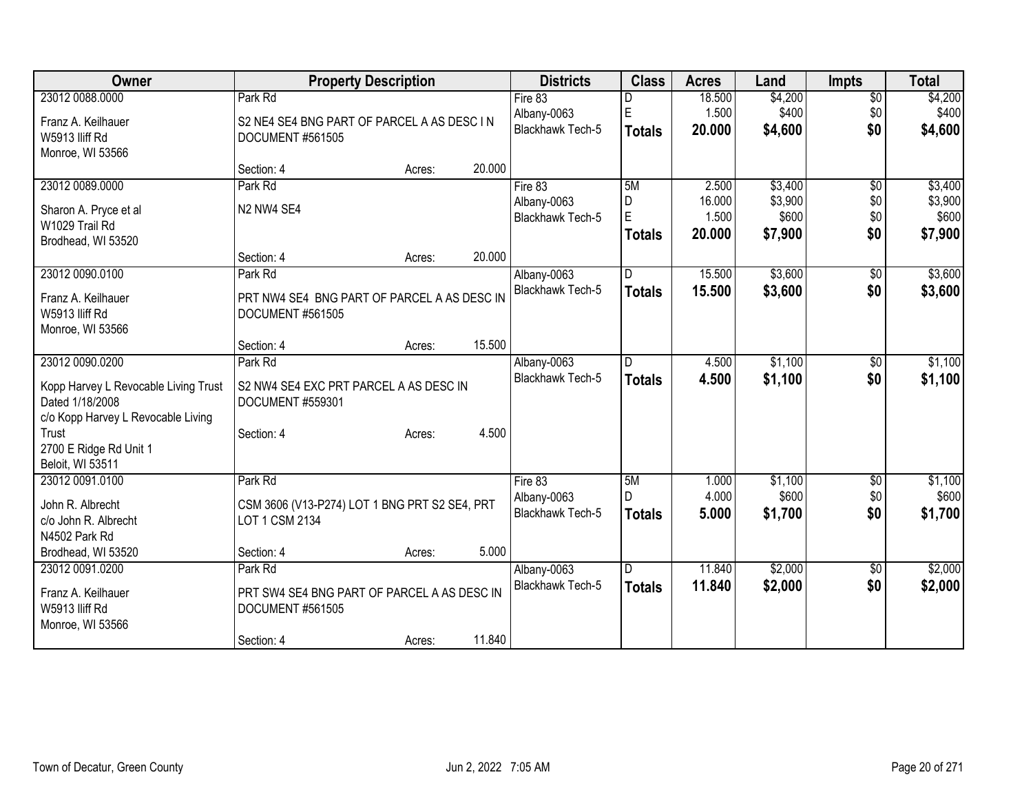| Owner | Property Description | Districts | Class | Acres | Land | Impts | Total |
|---|---|---|---|---|---|---|---|
| 23012 0088.0000<br>Franz A. Keilhauer<br>W5913 Iliff Rd<br>Monroe, WI 53566 | Park Rd<br>S2 NE4 SE4 BNG PART OF PARCEL A AS DESC I N DOCUMENT #561505<br>Section: 4 Acres: 20.000 | Fire 83<br>Albany-0063<br>Blackhawk Tech-5 | D<br>E<br>**Totals** | 18.500<br>1.500<br>**20.000** | $4,200<br>$400<br>**$4,600** | $0<br>$0<br>**$0** | $4,200<br>$400<br>**$4,600** |
| 23012 0089.0000<br>Sharon A. Pryce et al<br>W1029 Trail Rd<br>Brodhead, WI 53520 | Park Rd<br>N2 NW4 SE4<br>Section: 4 Acres: 20.000 | Fire 83<br>Albany-0063<br>Blackhawk Tech-5 | 5M<br>D<br>E<br>**Totals** | 2.500<br>16.000<br>1.500<br>**20.000** | $3,400<br>$3,900<br>$600<br>**$7,900** | $0<br>$0<br>$0<br>**$0** | $3,400<br>$3,900<br>$600<br>**$7,900** |
| 23012 0090.0100<br>Franz A. Keilhauer<br>W5913 Iliff Rd<br>Monroe, WI 53566 | Park Rd<br>PRT NW4 SE4 BNG PART OF PARCEL A AS DESC IN DOCUMENT #561505<br>Section: 4 Acres: 15.500 | Albany-0063<br>Blackhawk Tech-5 | D<br>**Totals** | 15.500<br>**15.500** | $3,600<br>**$3,600** | $0<br>**$0** | $3,600<br>**$3,600** |
| 23012 0090.0200<br>Kopp Harvey L Revocable Living Trust Dated 1/18/2008<br>c/o Kopp Harvey L Revocable Living Trust<br>2700 E Ridge Rd Unit 1<br>Beloit, WI 53511 | Park Rd<br>S2 NW4 SE4 EXC PRT PARCEL A AS DESC IN DOCUMENT #559301<br>Section: 4 Acres: 4.500 | Albany-0063<br>Blackhawk Tech-5 | D<br>**Totals** | 4.500<br>**4.500** | $1,100<br>**$1,100** | $0<br>**$0** | $1,100<br>**$1,100** |
| 23012 0091.0100<br>John R. Albrecht<br>c/o John R. Albrecht<br>N4502 Park Rd<br>Brodhead, WI 53520 | Park Rd<br>CSM 3606 (V13-P274) LOT 1 BNG PRT S2 SE4, PRT LOT 1 CSM 2134<br>Section: 4 Acres: 5.000 | Fire 83<br>Albany-0063<br>Blackhawk Tech-5 | 5M<br>D<br>**Totals** | 1.000<br>4.000<br>**5.000** | $1,100<br>$600<br>**$1,700** | $0<br>$0<br>**$0** | $1,100<br>$600<br>**$1,700** |
| 23012 0091.0200<br>Franz A. Keilhauer<br>W5913 Iliff Rd<br>Monroe, WI 53566 | Park Rd<br>PRT SW4 SE4 BNG PART OF PARCEL A AS DESC IN DOCUMENT #561505<br>Section: 4 Acres: 11.840 | Albany-0063<br>Blackhawk Tech-5 | D<br>**Totals** | 11.840<br>**11.840** | $2,000<br>**$2,000** | $0<br>**$0** | $2,000<br>**$2,000** |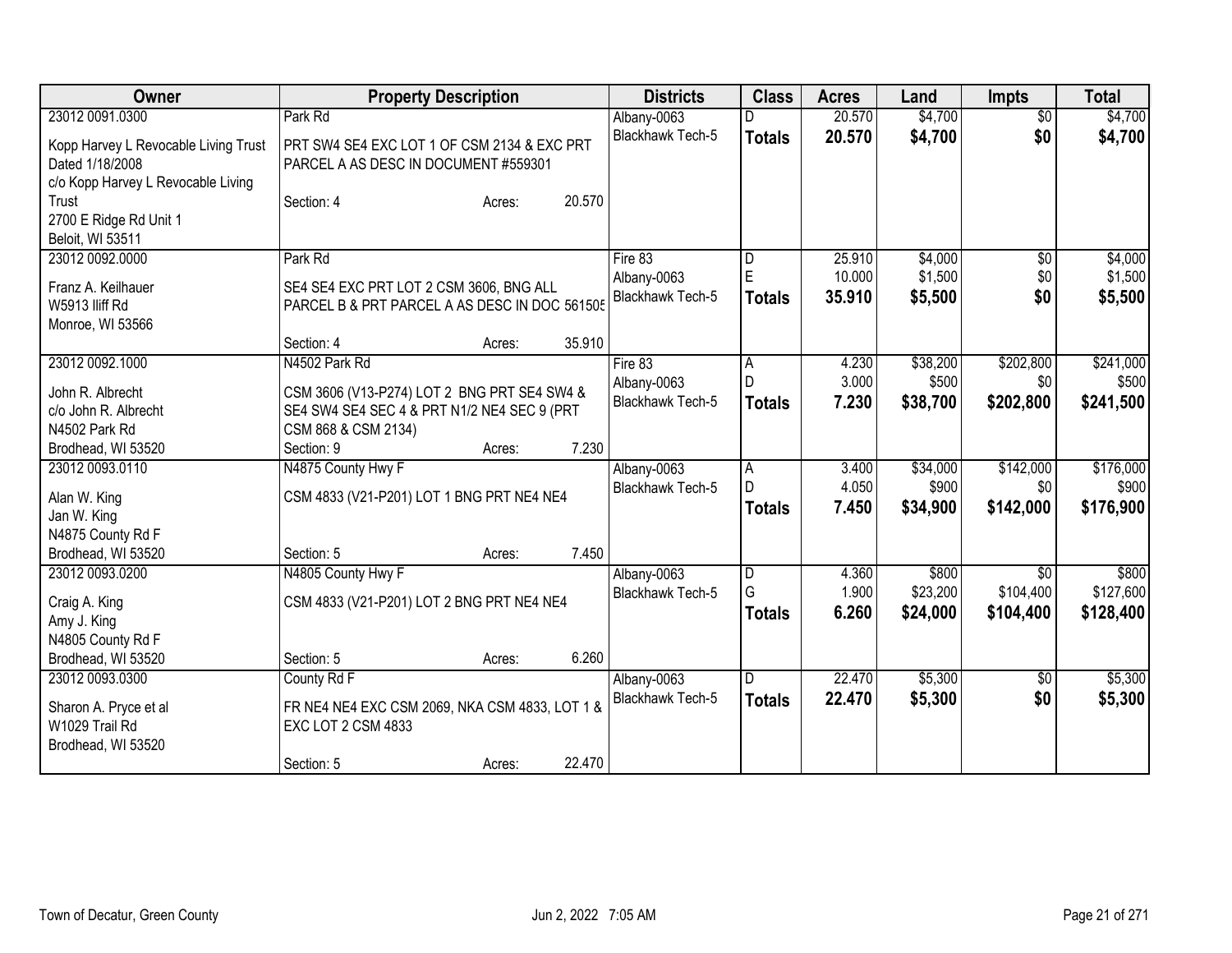| Owner | Property Description | Districts | Class | Acres | Land | Impts | Total |
|---|---|---|---|---|---|---|---|
| 23012 0091.0300<br>Kopp Harvey L Revocable Living Trust Dated 1/18/2008<br>c/o Kopp Harvey L Revocable Living Trust<br>2700 E Ridge Rd Unit 1<br>Beloit, WI 53511 | Park Rd<br>PRT SW4 SE4 EXC LOT 1 OF CSM 2134 & EXC PRT PARCEL A AS DESC IN DOCUMENT #559301<br>Section: 4 Acres: 20.570 | Albany-0063<br>Blackhawk Tech-5 | D<br>**Totals** | 20.570<br>**20.570** | $4,700<br>**$4,700** | $0<br>**$0** | $4,700<br>**$4,700** |
| 23012 0092.0000<br>Franz A. Keilhauer<br>W5913 Iliff Rd<br>Monroe, WI 53566 | Park Rd<br>SE4 SE4 EXC PRT LOT 2 CSM 3606, BNG ALL PARCEL B & PRT PARCEL A AS DESC IN DOC 561505<br>Section: 4 Acres: 35.910 | Fire 83<br>Albany-0063<br>Blackhawk Tech-5 | D<br>E<br>**Totals** | 25.910<br>10.000<br>**35.910** | $4,000<br>$1,500<br>**$5,500** | $0<br>$0<br>**$0** | $4,000<br>$1,500<br>**$5,500** |
| 23012 0092.1000<br>John R. Albrecht<br>c/o John R. Albrecht<br>N4502 Park Rd<br>Brodhead, WI 53520 | N4502 Park Rd<br>CSM 3606 (V13-P274) LOT 2 BNG PRT SE4 SW4 & SE4 SW4 SE4 SEC 4 & PRT N1/2 NE4 SEC 9 (PRT CSM 868 & CSM 2134)<br>Section: 9 Acres: 7.230 | Fire 83<br>Albany-0063<br>Blackhawk Tech-5 | A<br>D<br>**Totals** | 4.230<br>3.000<br>**7.230** | $38,200<br>$500<br>**$38,700** | $202,800<br>$0<br>**$202,800** | $241,000<br>$500<br>**$241,500** |
| 23012 0093.0110<br>Alan W. King<br>Jan W. King<br>N4875 County Rd F<br>Brodhead, WI 53520 | N4875 County Hwy F<br>CSM 4833 (V21-P201) LOT 1 BNG PRT NE4 NE4<br>Section: 5 Acres: 7.450 | Albany-0063<br>Blackhawk Tech-5 | A<br>D<br>**Totals** | 3.400<br>4.050<br>**7.450** | $34,000<br>$900<br>**$34,900** | $142,000<br>$0<br>**$142,000** | $176,000<br>$900<br>**$176,900** |
| 23012 0093.0200<br>Craig A. King<br>Amy J. King<br>N4805 County Rd F<br>Brodhead, WI 53520 | N4805 County Hwy F<br>CSM 4833 (V21-P201) LOT 2 BNG PRT NE4 NE4<br>Section: 5 Acres: 6.260 | Albany-0063<br>Blackhawk Tech-5 | D<br>G<br>**Totals** | 4.360<br>1.900<br>**6.260** | $800<br>$23,200<br>**$24,000** | $0<br>$104,400<br>**$104,400** | $800<br>$127,600<br>**$128,400** |
| 23012 0093.0300<br>Sharon A. Pryce et al<br>W1029 Trail Rd<br>Brodhead, WI 53520 | County Rd F<br>FR NE4 NE4 EXC CSM 2069, NKA CSM 4833, LOT 1 & EXC LOT 2 CSM 4833<br>Section: 5 Acres: 22.470 | Albany-0063<br>Blackhawk Tech-5 | D<br>**Totals** | 22.470<br>**22.470** | $5,300<br>**$5,300** | $0<br>**$0** | $5,300<br>**$5,300** |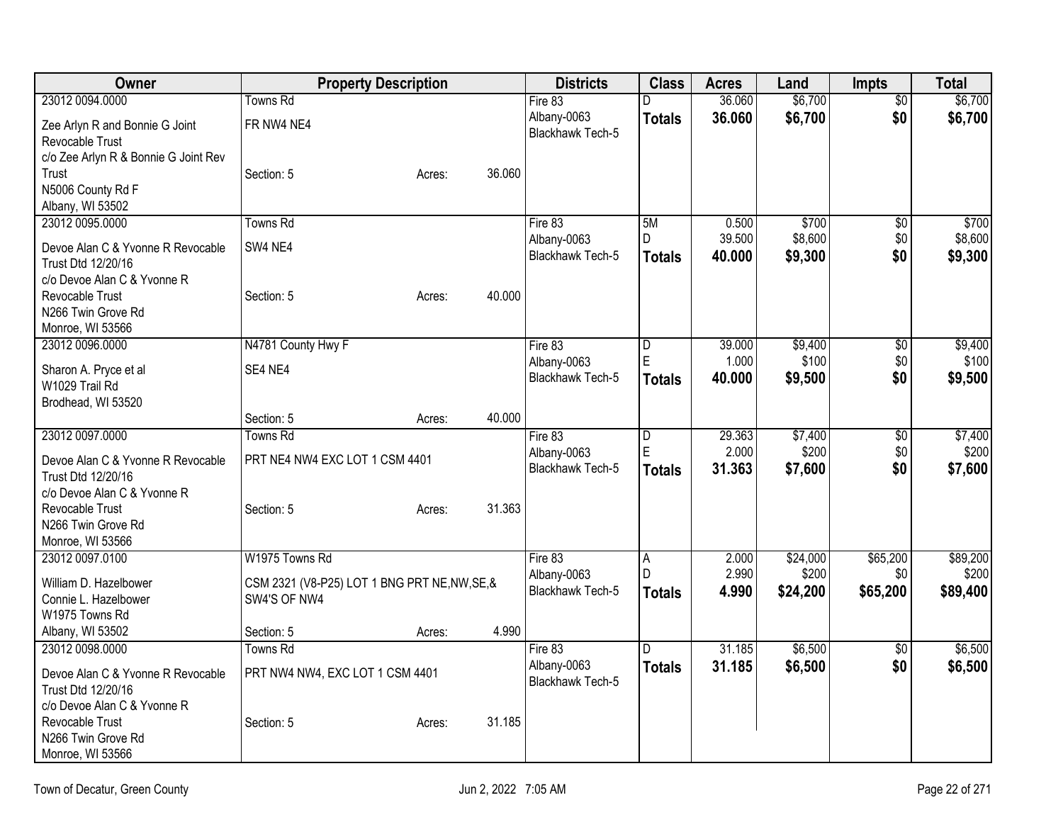| Owner | Property Description | | | Districts | Class | Acres | Land | Impts | Total |
|---|---|---|---|---|---|---|---|---|---|
| 23012 0094.0000 | Towns Rd | | | Fire 83 | D | 36.060 | $6,700 | $0 | $6,700 |
| Zee Arlyn R and Bonnie G Joint Revocable Trust | FR NW4 NE4 | | | Albany-0063 | **Totals** | **36.060** | **$6,700** | **$0** | **$6,700** |
| c/o Zee Arlyn R & Bonnie G Joint Rev Trust | Section: 5 | Acres: | 36.060 | Blackhawk Tech-5 | | | | | |
| N5006 County Rd F | | | | | | | | | |
| Albany, WI 53502 | | | | | | | | | |
| 23012 0095.0000 | Towns Rd | | | Fire 83 | 5M | 0.500 | $700 | $0 | $700 |
| Devoe Alan C & Yvonne R Revocable Trust Dtd 12/20/16 | SW4 NE4 | | | Albany-0063 | D | 39.500 | $8,600 | $0 | $8,600 |
| c/o Devoe Alan C & Yvonne R Revocable Trust | Section: 5 | Acres: | 40.000 | Blackhawk Tech-5 | **Totals** | **40.000** | **$9,300** | **$0** | **$9,300** |
| N266 Twin Grove Rd | | | | | | | | | |
| Monroe, WI 53566 | | | | | | | | | |
| 23012 0096.0000 | N4781 County Hwy F | | | Fire 83 | D | 39.000 | $9,400 | $0 | $9,400 |
| Sharon A. Pryce et al | SE4 NE4 | | | Albany-0063 | E | 1.000 | $100 | $0 | $100 |
| W1029 Trail Rd | | | | Blackhawk Tech-5 | **Totals** | **40.000** | **$9,500** | **$0** | **$9,500** |
| Brodhead, WI 53520 | Section: 5 | Acres: | 40.000 | | | | | | |
| 23012 0097.0000 | Towns Rd | | | Fire 83 | D | 29.363 | $7,400 | $0 | $7,400 |
| Devoe Alan C & Yvonne R Revocable Trust Dtd 12/20/16 | PRT NE4 NW4 EXC LOT 1 CSM 4401 | | | Albany-0063 | E | 2.000 | $200 | $0 | $200 |
| c/o Devoe Alan C & Yvonne R Revocable Trust | Section: 5 | Acres: | 31.363 | Blackhawk Tech-5 | **Totals** | **31.363** | **$7,600** | **$0** | **$7,600** |
| N266 Twin Grove Rd | | | | | | | | | |
| Monroe, WI 53566 | | | | | | | | | |
| 23012 0097.0100 | W1975 Towns Rd | | | Fire 83 | A | 2.000 | $24,000 | $65,200 | $89,200 |
| William D. Hazelbower | CSM 2321 (V8-P25) LOT 1 BNG PRT NE,NW,SE,& SW4'S OF NW4 | | | Albany-0063 | D | 2.990 | $200 | $0 | $200 |
| Connie L. Hazelbower | | | | Blackhawk Tech-5 | **Totals** | **4.990** | **$24,200** | **$65,200** | **$89,400** |
| W1975 Towns Rd | | | | | | | | | |
| Albany, WI 53502 | Section: 5 | Acres: | 4.990 | | | | | | |
| 23012 0098.0000 | Towns Rd | | | Fire 83 | D | 31.185 | $6,500 | $0 | $6,500 |
| Devoe Alan C & Yvonne R Revocable Trust Dtd 12/20/16 | PRT NW4 NW4, EXC LOT 1 CSM 4401 | | | Albany-0063 | **Totals** | **31.185** | **$6,500** | **$0** | **$6,500** |
| c/o Devoe Alan C & Yvonne R Revocable Trust | Section: 5 | Acres: | 31.185 | Blackhawk Tech-5 | | | | | |
| N266 Twin Grove Rd | | | | | | | | | |
| Monroe, WI 53566 | | | | | | | | | |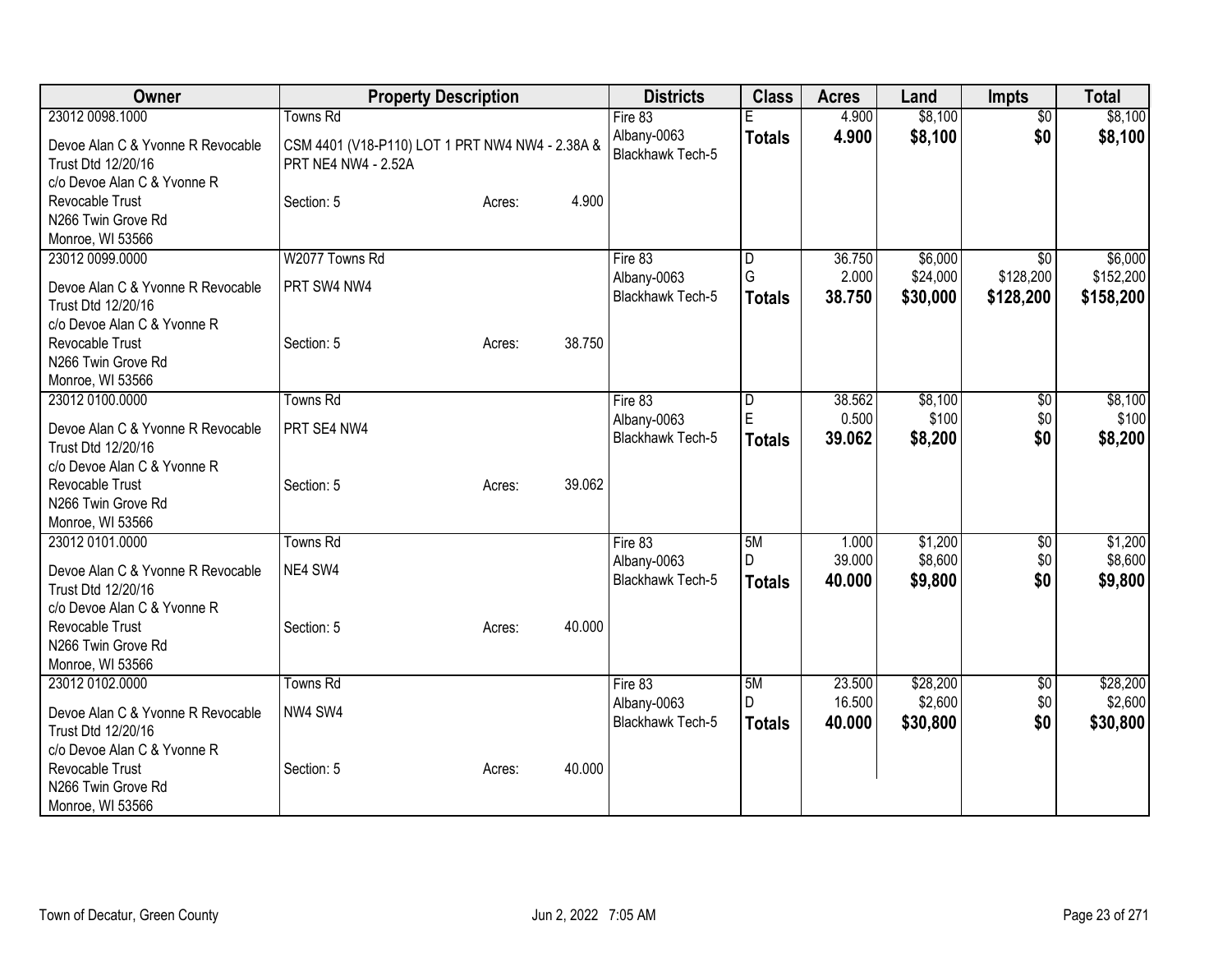| Owner | Property Description | | | Districts | Class | Acres | Land | Impts | Total |
|---|---|---|---|---|---|---|---|---|---|
| 23012 0098.1000 | Towns Rd | | | Fire 83 | E | 4.900 | $8,100 | $0 | $8,100 |
| Devoe Alan C & Yvonne R Revocable Trust Dtd 12/20/16 c/o Devoe Alan C & Yvonne R Revocable Trust N266 Twin Grove Rd Monroe, WI 53566 | CSM 4401 (V18-P110) LOT 1 PRT NW4 NW4 - 2.38A & PRT NE4 NW4 - 2.52A | | | Albany-0063 Blackhawk Tech-5 | **Totals** | **4.900** | **$8,100** | **$0** | **$8,100** |
| | Section: 5 | Acres: | 4.900 | | | | | | |
| 23012 0099.0000 | W2077 Towns Rd | | | Fire 83 | D | 36.750 | $6,000 | $0 | $6,000 |
| Devoe Alan C & Yvonne R Revocable Trust Dtd 12/20/16 c/o Devoe Alan C & Yvonne R Revocable Trust N266 Twin Grove Rd Monroe, WI 53566 | PRT SW4 NW4 | | | Albany-0063 Blackhawk Tech-5 | G | 2.000 | $24,000 | $128,200 | $152,200 |
| | | | | | **Totals** | **38.750** | **$30,000** | **$128,200** | **$158,200** |
| | Section: 5 | Acres: | 38.750 | | | | | | |
| 23012 0100.0000 | Towns Rd | | | Fire 83 | D | 38.562 | $8,100 | $0 | $8,100 |
| Devoe Alan C & Yvonne R Revocable Trust Dtd 12/20/16 c/o Devoe Alan C & Yvonne R Revocable Trust N266 Twin Grove Rd Monroe, WI 53566 | PRT SE4 NW4 | | | Albany-0063 Blackhawk Tech-5 | E | 0.500 | $100 | $0 | $100 |
| | | | | | **Totals** | **39.062** | **$8,200** | **$0** | **$8,200** |
| | Section: 5 | Acres: | 39.062 | | | | | | |
| 23012 0101.0000 | Towns Rd | | | Fire 83 | 5M | 1.000 | $1,200 | $0 | $1,200 |
| Devoe Alan C & Yvonne R Revocable Trust Dtd 12/20/16 c/o Devoe Alan C & Yvonne R Revocable Trust N266 Twin Grove Rd Monroe, WI 53566 | NE4 SW4 | | | Albany-0063 Blackhawk Tech-5 | D | 39.000 | $8,600 | $0 | $8,600 |
| | | | | | **Totals** | **40.000** | **$9,800** | **$0** | **$9,800** |
| | Section: 5 | Acres: | 40.000 | | | | | | |
| 23012 0102.0000 | Towns Rd | | | Fire 83 | 5M | 23.500 | $28,200 | $0 | $28,200 |
| Devoe Alan C & Yvonne R Revocable Trust Dtd 12/20/16 c/o Devoe Alan C & Yvonne R Revocable Trust N266 Twin Grove Rd Monroe, WI 53566 | NW4 SW4 | | | Albany-0063 Blackhawk Tech-5 | D | 16.500 | $2,600 | $0 | $2,600 |
| | | | | | **Totals** | **40.000** | **$30,800** | **$0** | **$30,800** |
| | Section: 5 | Acres: | 40.000 | | | | | | |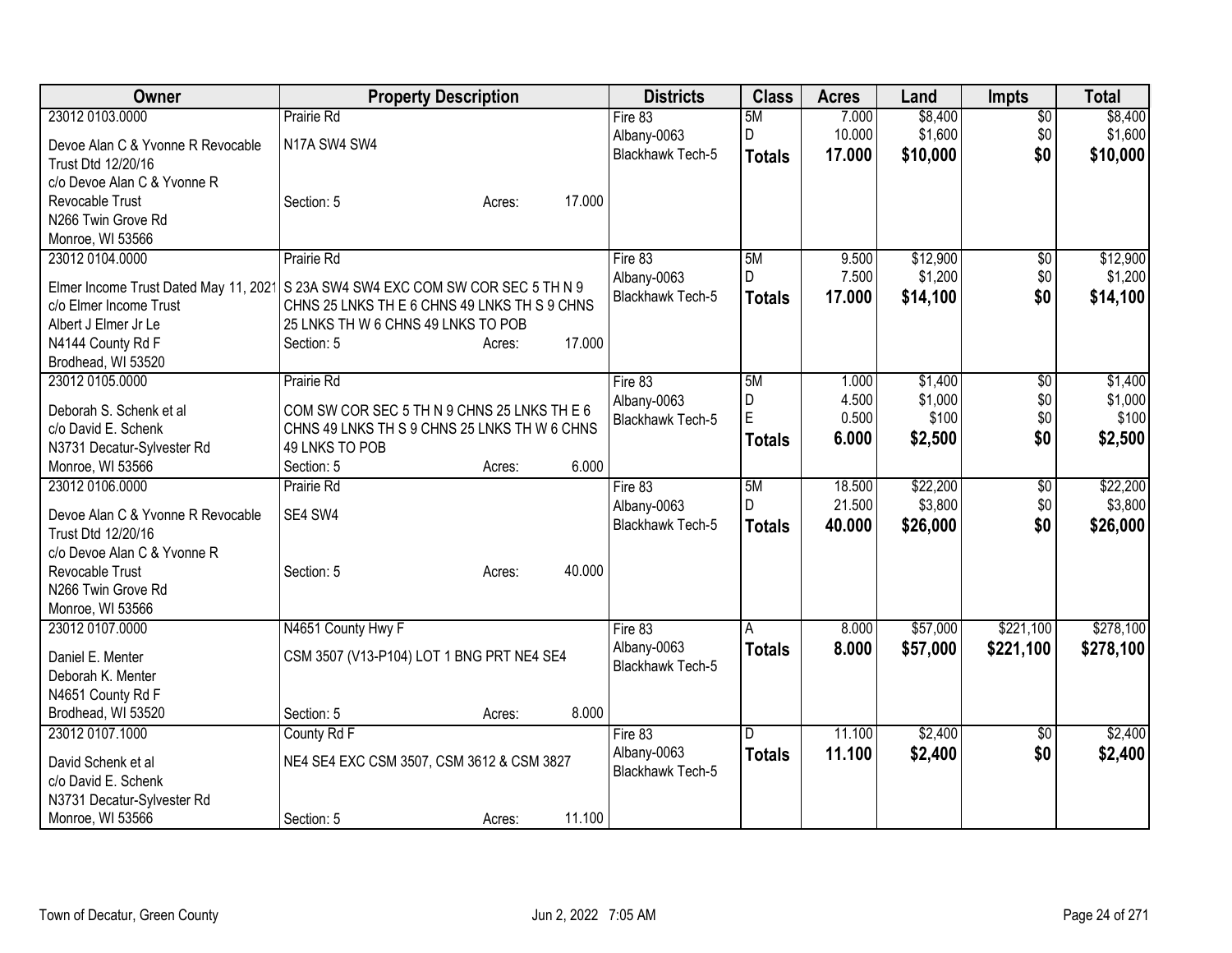| Owner | Property Description | Districts | Class | Acres | Land | Impts | Total |
|---|---|---|---|---|---|---|---|
| 23012 0103.0000<br>Devoe Alan C & Yvonne R Revocable Trust Dtd 12/20/16<br>c/o Devoe Alan C & Yvonne R Revocable Trust<br>N266 Twin Grove Rd<br>Monroe, WI 53566 | Prairie Rd<br>N17A SW4 SW4<br>Section: 5 Acres: 17.000 | Fire 83<br>Albany-0063<br>Blackhawk Tech-5 | 5M<br>D<br>**Totals** | 7.000<br>10.000<br>**17.000** | $8,400<br>$1,600<br>**$10,000** | $0<br>$0<br>**$0** | $8,400<br>$1,600<br>**$10,000** |
| 23012 0104.0000<br>Elmer Income Trust Dated May 11, 2021<br>c/o Elmer Income Trust<br>Albert J Elmer Jr Le<br>N4144 County Rd F<br>Brodhead, WI 53520 | Prairie Rd<br>S 23A SW4 SW4 EXC COM SW COR SEC 5 TH N 9 CHNS 25 LNKS TH E 6 CHNS 49 LNKS TH S 9 CHNS 25 LNKS TH W 6 CHNS 49 LNKS TO POB<br>Section: 5 Acres: 17.000 | Fire 83<br>Albany-0063<br>Blackhawk Tech-5 | 5M<br>D<br>**Totals** | 9.500<br>7.500<br>**17.000** | $12,900<br>$1,200<br>**$14,100** | $0<br>$0<br>**$0** | $12,900<br>$1,200<br>**$14,100** |
| 23012 0105.0000<br>Deborah S. Schenk et al<br>c/o David E. Schenk<br>N3731 Decatur-Sylvester Rd<br>Monroe, WI 53566 | Prairie Rd<br>COM SW COR SEC 5 TH N 9 CHNS 25 LNKS TH E 6 CHNS 49 LNKS TH S 9 CHNS 25 LNKS TH W 6 CHNS 49 LNKS TO POB<br>Section: 5 Acres: 6.000 | Fire 83<br>Albany-0063<br>Blackhawk Tech-5 | 5M<br>D<br>E<br>**Totals** | 1.000<br>4.500<br>0.500<br>**6.000** | $1,400<br>$1,000<br>$100<br>**$2,500** | $0<br>$0<br>$0<br>**$0** | $1,400<br>$1,000<br>$100<br>**$2,500** |
| 23012 0106.0000<br>Devoe Alan C & Yvonne R Revocable Trust Dtd 12/20/16<br>c/o Devoe Alan C & Yvonne R Revocable Trust<br>N266 Twin Grove Rd<br>Monroe, WI 53566 | Prairie Rd<br>SE4 SW4<br>Section: 5 Acres: 40.000 | Fire 83<br>Albany-0063<br>Blackhawk Tech-5 | 5M<br>D<br>**Totals** | 18.500<br>21.500<br>**40.000** | $22,200<br>$3,800<br>**$26,000** | $0<br>$0<br>**$0** | $22,200<br>$3,800<br>**$26,000** |
| 23012 0107.0000<br>Daniel E. Menter<br>Deborah K. Menter<br>N4651 County Rd F<br>Brodhead, WI 53520 | N4651 County Hwy F<br>CSM 3507 (V13-P104) LOT 1 BNG PRT NE4 SE4<br>Section: 5 Acres: 8.000 | Fire 83<br>Albany-0063<br>Blackhawk Tech-5 | A<br>**Totals** | 8.000<br>**8.000** | $57,000<br>**$57,000** | $221,100<br>**$221,100** | $278,100<br>**$278,100** |
| 23012 0107.1000<br>David Schenk et al<br>c/o David E. Schenk<br>N3731 Decatur-Sylvester Rd<br>Monroe, WI 53566 | County Rd F<br>NE4 SE4 EXC CSM 3507, CSM 3612 & CSM 3827<br>Section: 5 Acres: 11.100 | Fire 83<br>Albany-0063<br>Blackhawk Tech-5 | D<br>**Totals** | 11.100<br>**11.100** | $2,400<br>**$2,400** | $0<br>**$0** | $2,400<br>**$2,400** |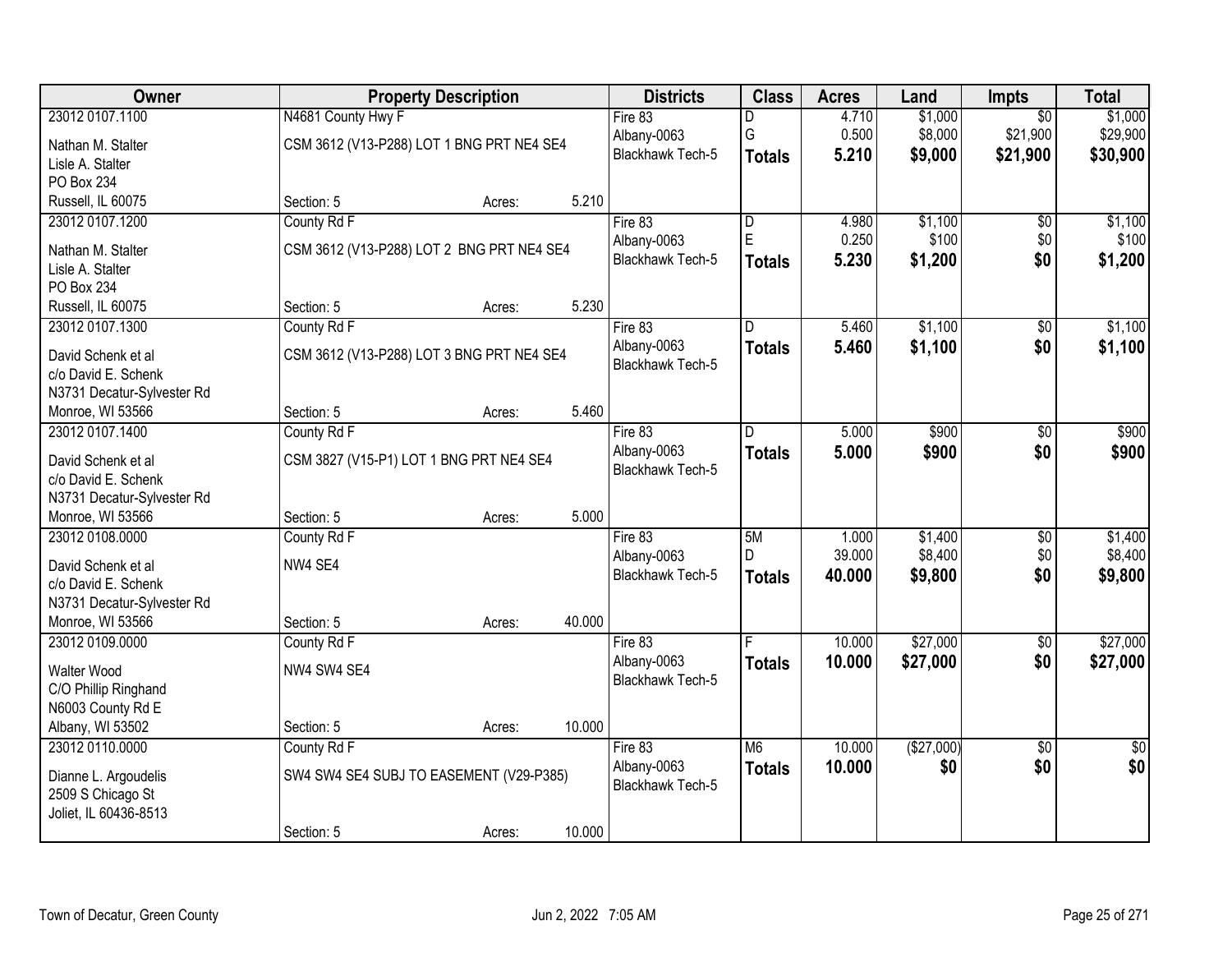| Owner | Property Description | Districts | Class | Acres | Land | Impts | Total |
|---|---|---|---|---|---|---|---|
| 23012 0107.1100<br>Nathan M. Stalter<br>Lisle A. Stalter<br>PO Box 234<br>Russell, IL 60075 | N4681 County Hwy F<br>CSM 3612 (V13-P288) LOT 1 BNG PRT NE4 SE4<br>Section: 5 Acres: 5.210 | Fire 83<br>Albany-0063<br>Blackhawk Tech-5 | D<br>G<br>**Totals** | 4.710<br>0.500<br>**5.210** | $1,000<br>$8,000<br>**$9,000** | $0<br>$21,900<br>**$21,900** | $1,000<br>$29,900<br>**$30,900** |
| 23012 0107.1200<br>Nathan M. Stalter<br>Lisle A. Stalter<br>PO Box 234<br>Russell, IL 60075 | County Rd F<br>CSM 3612 (V13-P288) LOT 2 BNG PRT NE4 SE4<br>Section: 5 Acres: 5.230 | Fire 83<br>Albany-0063<br>Blackhawk Tech-5 | D<br>E<br>**Totals** | 4.980<br>0.250<br>**5.230** | $1,100<br>$100<br>**$1,200** | $0<br>$0<br>**$0** | $1,100<br>$100<br>**$1,200** |
| 23012 0107.1300<br>David Schenk et al<br>c/o David E. Schenk<br>N3731 Decatur-Sylvester Rd<br>Monroe, WI 53566 | County Rd F<br>CSM 3612 (V13-P288) LOT 3 BNG PRT NE4 SE4<br>Section: 5 Acres: 5.460 | Fire 83<br>Albany-0063<br>Blackhawk Tech-5 | D<br>**Totals** | 5.460<br>**5.460** | $1,100<br>**$1,100** | $0<br>**$0** | $1,100<br>**$1,100** |
| 23012 0107.1400<br>David Schenk et al<br>c/o David E. Schenk<br>N3731 Decatur-Sylvester Rd<br>Monroe, WI 53566 | County Rd F<br>CSM 3827 (V15-P1) LOT 1 BNG PRT NE4 SE4<br>Section: 5 Acres: 5.000 | Fire 83<br>Albany-0063<br>Blackhawk Tech-5 | D<br>**Totals** | 5.000<br>**5.000** | $900<br>**$900** | $0<br>**$0** | $900<br>**$900** |
| 23012 0108.0000<br>David Schenk et al<br>c/o David E. Schenk<br>N3731 Decatur-Sylvester Rd<br>Monroe, WI 53566 | County Rd F<br>NW4 SE4<br>Section: 5 Acres: 40.000 | Fire 83<br>Albany-0063<br>Blackhawk Tech-5 | 5M<br>D<br>**Totals** | 1.000<br>39.000<br>**40.000** | $1,400<br>$8,400<br>**$9,800** | $0<br>$0<br>**$0** | $1,400<br>$8,400<br>**$9,800** |
| 23012 0109.0000<br>Walter Wood<br>C/O Phillip Ringhand<br>N6003 County Rd E<br>Albany, WI 53502 | County Rd F<br>NW4 SW4 SE4<br>Section: 5 Acres: 10.000 | Fire 83<br>Albany-0063<br>Blackhawk Tech-5 | F<br>**Totals** | 10.000<br>**10.000** | $27,000<br>**$27,000** | $0<br>**$0** | $27,000<br>**$27,000** |
| 23012 0110.0000<br>Dianne L. Argoudelis<br>2509 S Chicago St<br>Joliet, IL 60436-8513 | County Rd F<br>SW4 SW4 SE4 SUBJ TO EASEMENT (V29-P385)<br>Section: 5 Acres: 10.000 | Fire 83<br>Albany-0063<br>Blackhawk Tech-5 | M6<br>**Totals** | 10.000<br>**10.000** | ($27,000)<br>**$0** | $0<br>**$0** | $0<br>**$0** |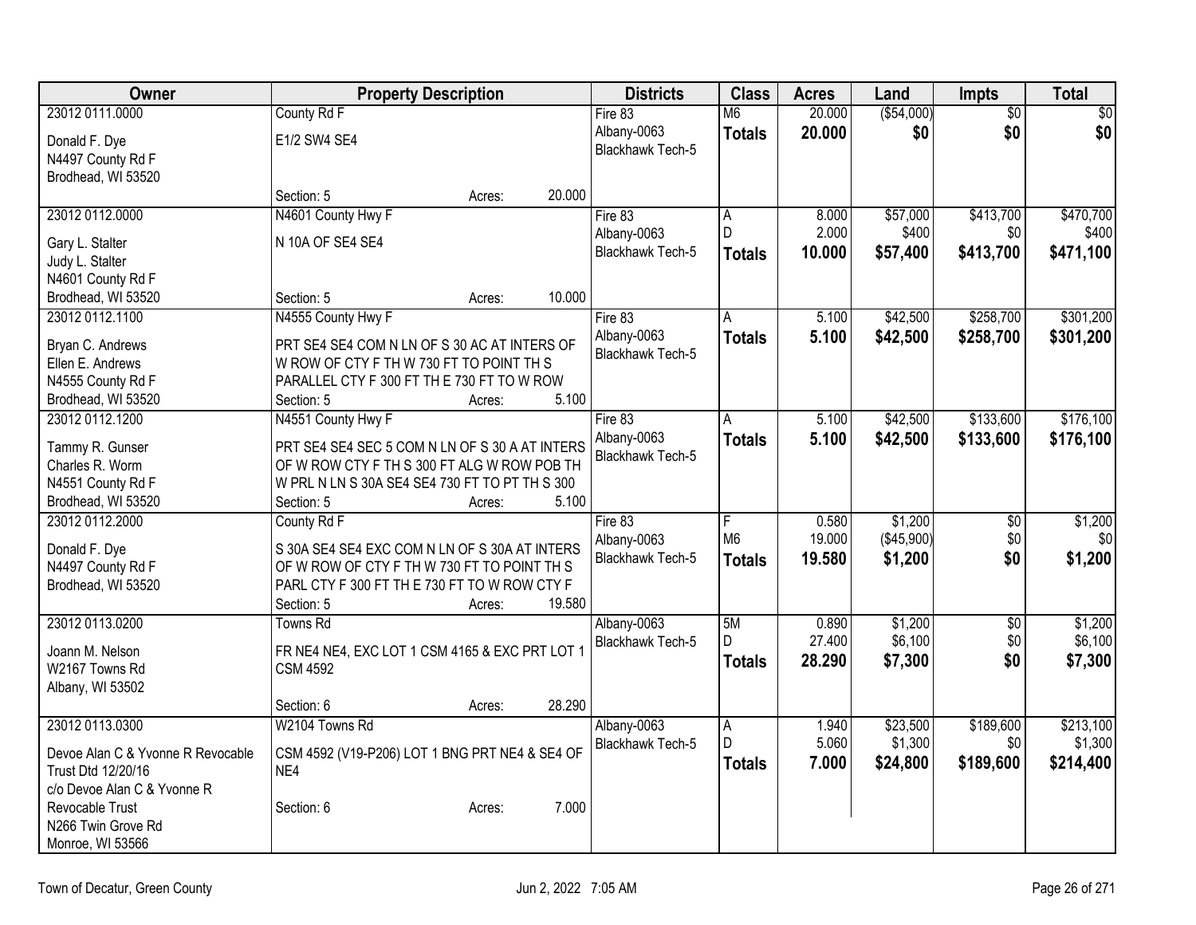| Owner | Property Description | Districts | Class | Acres | Land | Impts | Total |
|---|---|---|---|---|---|---|---|
| 23012 0111.0000<br>Donald F. Dye<br>N4497 County Rd F<br>Brodhead, WI 53520 | County Rd F<br>E1/2 SW4 SE4<br>Section: 5 Acres: 20.000 | Fire 83<br>Albany-0063<br>Blackhawk Tech-5 | M6<br>**Totals** | 20.000<br>**20.000** | ($54,000)<br>**$0** | $0<br>**$0** | $0<br>**$0** |
| 23012 0112.0000<br>Gary L. Stalter<br>Judy L. Stalter<br>N4601 County Rd F<br>Brodhead, WI 53520 | N4601 County Hwy F<br>N 10A OF SE4 SE4<br>Section: 5 Acres: 10.000 | Fire 83<br>Albany-0063<br>Blackhawk Tech-5 | A<br>D<br>**Totals** | 8.000<br>2.000<br>**10.000** | $57,000<br>$400<br>**$57,400** | $413,700<br>$0<br>**$413,700** | $470,700<br>$400<br>**$471,100** |
| 23012 0112.1100<br>Bryan C. Andrews<br>Ellen E. Andrews<br>N4555 County Rd F<br>Brodhead, WI 53520 | N4555 County Hwy F<br>PRT SE4 SE4 COM N LN OF S 30 AC AT INTERS OF W ROW OF CTY F TH W 730 FT TO POINT TH S PARALLEL CTY F 300 FT TH E 730 FT TO W ROW<br>Section: 5 Acres: 5.100 | Fire 83<br>Albany-0063<br>Blackhawk Tech-5 | A<br>**Totals** | 5.100<br>**5.100** | $42,500<br>**$42,500** | $258,700<br>**$258,700** | $301,200<br>**$301,200** |
| 23012 0112.1200<br>Tammy R. Gunser<br>Charles R. Worm<br>N4551 County Rd F<br>Brodhead, WI 53520 | N4551 County Hwy F<br>PRT SE4 SE4 SEC 5 COM N LN OF S 30 A AT INTERS OF W ROW CTY F TH S 300 FT ALG W ROW POB TH W PRL N LN S 30A SE4 SE4 730 FT TO PT TH S 300<br>Section: 5 Acres: 5.100 | Fire 83<br>Albany-0063<br>Blackhawk Tech-5 | A<br>**Totals** | 5.100<br>**5.100** | $42,500<br>**$42,500** | $133,600<br>**$133,600** | $176,100<br>**$176,100** |
| 23012 0112.2000<br>Donald F. Dye<br>N4497 County Rd F<br>Brodhead, WI 53520 | County Rd F<br>S 30A SE4 SE4 EXC COM N LN OF S 30A AT INTERS OF W ROW OF CTY F TH W 730 FT TO POINT TH S PARL CTY F 300 FT TH E 730 FT TO W ROW CTY F<br>Section: 5 Acres: 19.580 | Fire 83<br>Albany-0063<br>Blackhawk Tech-5 | F<br>M6<br>**Totals** | 0.580<br>19.000<br>**19.580** | $1,200<br>($45,900)<br>**$1,200** | $0<br>$0<br>**$0** | $1,200<br>$0<br>**$1,200** |
| 23012 0113.0200<br>Joann M. Nelson<br>W2167 Towns Rd<br>Albany, WI 53502 | Towns Rd<br>FR NE4 NE4, EXC LOT 1 CSM 4165 & EXC PRT LOT 1 CSM 4592<br>Section: 6 Acres: 28.290 | Albany-0063<br>Blackhawk Tech-5 | 5M<br>D<br>**Totals** | 0.890<br>27.400<br>**28.290** | $1,200<br>$6,100<br>**$7,300** | $0<br>$0<br>**$0** | $1,200<br>$6,100<br>**$7,300** |
| 23012 0113.0300<br>Devoe Alan C & Yvonne R Revocable Trust Dtd 12/20/16<br>c/o Devoe Alan C & Yvonne R Revocable Trust<br>N266 Twin Grove Rd<br>Monroe, WI 53566 | W2104 Towns Rd<br>CSM 4592 (V19-P206) LOT 1 BNG PRT NE4 & SE4 OF NE4<br>Section: 6 Acres: 7.000 | Albany-0063<br>Blackhawk Tech-5 | A<br>D<br>**Totals** | 1.940<br>5.060<br>**7.000** | $23,500<br>$1,300<br>**$24,800** | $189,600<br>$0<br>**$189,600** | $213,100<br>$1,300<br>**$214,400** |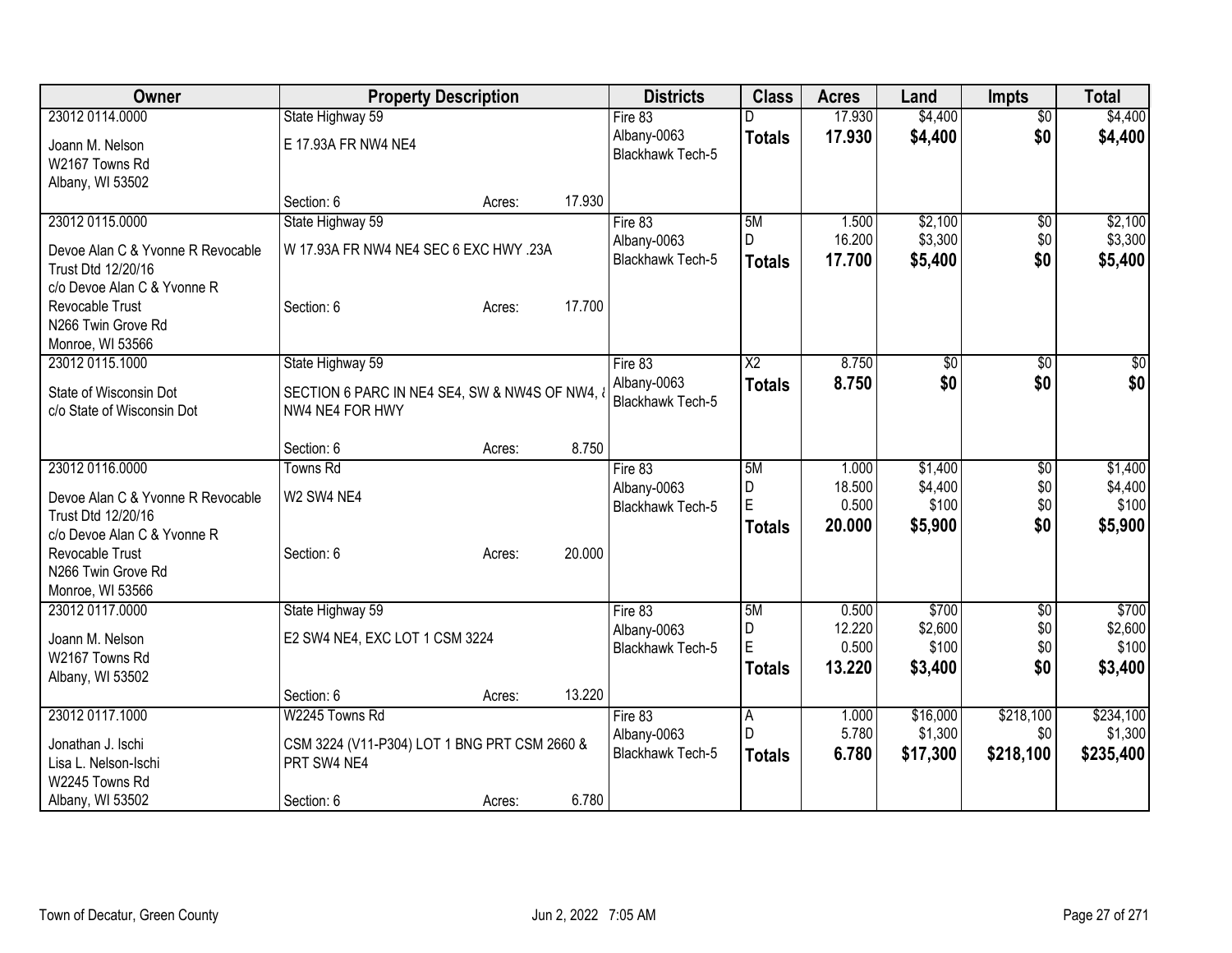| Owner | Property Description | | | Districts | Class | Acres | Land | Impts | Total |
|---|---|---|---|---|---|---|---|---|---|
| 23012 0114.0000 | State Highway 59 | | | Fire 83 | D | 17.930 | $4,400 | $0 | $4,400 |
| Joann M. Nelson<br>W2167 Towns Rd<br>Albany, WI 53502 | E 17.93A FR NW4 NE4 | | | Albany-0063<br>Blackhawk Tech-5 | **Totals** | **17.930** | **$4,400** | **$0** | **$4,400** |
| | Section: 6 | Acres: | 17.930 | | | | | | |
| 23012 0115.0000 | State Highway 59 | | | Fire 83 | 5M | 1.500 | $2,100 | $0 | $2,100 |
| Devoe Alan C & Yvonne R Revocable Trust Dtd 12/20/16<br>c/o Devoe Alan C & Yvonne R Revocable Trust<br>N266 Twin Grove Rd<br>Monroe, WI 53566 | W 17.93A FR NW4 NE4 SEC 6 EXC HWY .23A | | | Albany-0063<br>Blackhawk Tech-5 | D | 16.200 | $3,300 | $0 | $3,300 |
| | | | | | **Totals** | **17.700** | **$5,400** | **$0** | **$5,400** |
| | Section: 6 | Acres: | 17.700 | | | | | | |
| 23012 0115.1000 | State Highway 59 | | | Fire 83 | X2 | 8.750 | $0 | $0 | $0 |
| State of Wisconsin Dot<br>c/o State of Wisconsin Dot | SECTION 6 PARC IN NE4 SE4, SW & NW4S OF NW4, & NW4 NE4 FOR HWY | | | Albany-0063<br>Blackhawk Tech-5 | **Totals** | **8.750** | **$0** | **$0** | **$0** |
| | Section: 6 | Acres: | 8.750 | | | | | | |
| 23012 0116.0000 | Towns Rd | | | Fire 83 | 5M | 1.000 | $1,400 | $0 | $1,400 |
| Devoe Alan C & Yvonne R Revocable Trust Dtd 12/20/16<br>c/o Devoe Alan C & Yvonne R Revocable Trust<br>N266 Twin Grove Rd<br>Monroe, WI 53566 | W2 SW4 NE4 | | | Albany-0063<br>Blackhawk Tech-5 | D | 18.500 | $4,400 | $0 | $4,400 |
| | | | | | E | 0.500 | $100 | $0 | $100 |
| | | | | | **Totals** | **20.000** | **$5,900** | **$0** | **$5,900** |
| | Section: 6 | Acres: | 20.000 | | | | | | |
| 23012 0117.0000 | State Highway 59 | | | Fire 83 | 5M | 0.500 | $700 | $0 | $700 |
| Joann M. Nelson<br>W2167 Towns Rd<br>Albany, WI 53502 | E2 SW4 NE4, EXC LOT 1 CSM 3224 | | | Albany-0063<br>Blackhawk Tech-5 | D | 12.220 | $2,600 | $0 | $2,600 |
| | | | | | E | 0.500 | $100 | $0 | $100 |
| | | | | | **Totals** | **13.220** | **$3,400** | **$0** | **$3,400** |
| | Section: 6 | Acres: | 13.220 | | | | | | |
| 23012 0117.1000 | W2245 Towns Rd | | | Fire 83 | A | 1.000 | $16,000 | $218,100 | $234,100 |
| Jonathan J. Ischi<br>Lisa L. Nelson-Ischi<br>W2245 Towns Rd<br>Albany, WI 53502 | CSM 3224 (V11-P304) LOT 1 BNG PRT CSM 2660 & PRT SW4 NE4 | | | Albany-0063<br>Blackhawk Tech-5 | D | 5.780 | $1,300 | $0 | $1,300 |
| | | | | | **Totals** | **6.780** | **$17,300** | **$218,100** | **$235,400** |
| | Section: 6 | Acres: | 6.780 | | | | | | |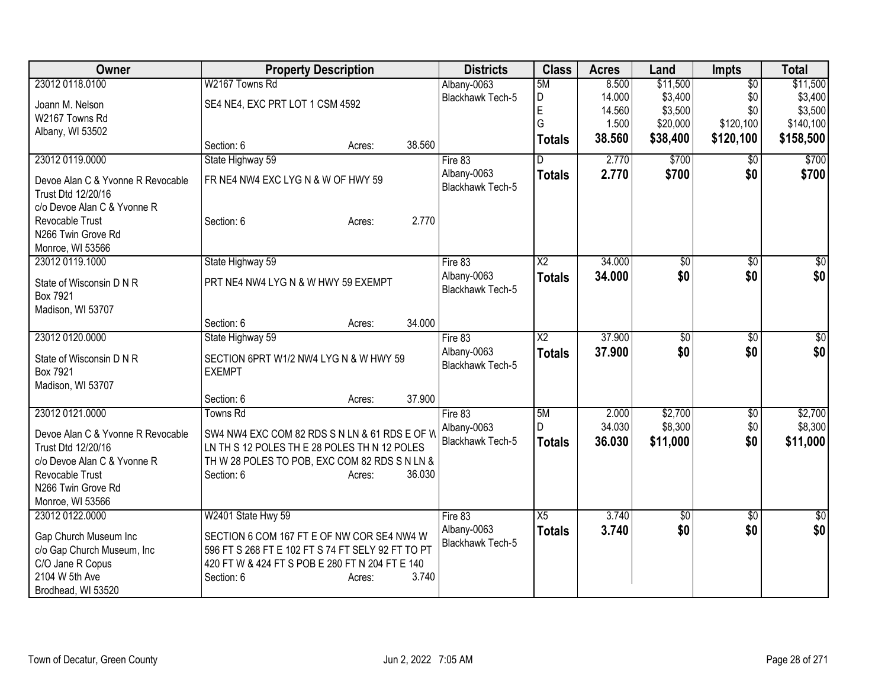| Owner | Property Description | Districts | Class | Acres | Land | Impts | Total |
|---|---|---|---|---|---|---|---|
| 23012 0118.0100<br><br>Joann M. Nelson<br>W2167 Towns Rd<br>Albany, WI 53502 | W2167 Towns Rd<br><br>SE4 NE4, EXC PRT LOT 1 CSM 4592<br><br>Section: 6 Acres: 38.560 | Albany-0063<br>Blackhawk Tech-5 | 5M<br>D<br>E<br>G<br>**Totals** | 8.500<br>14.000<br>14.560<br>1.500<br>**38.560** | $11,500<br>$3,400<br>$3,500<br>$20,000<br>**$38,400** | $0<br>$0<br>$0<br>$120,100<br>**$120,100** | $11,500<br>$3,400<br>$3,500<br>$140,100<br>**$158,500** |
| 23012 0119.0000<br><br>Devoe Alan C & Yvonne R Revocable Trust Dtd 12/20/16<br>c/o Devoe Alan C & Yvonne R Revocable Trust<br>N266 Twin Grove Rd<br>Monroe, WI 53566 | State Highway 59<br><br>FR NE4 NW4 EXC LYG N & W OF HWY 59<br><br>Section: 6 Acres: 2.770 | Fire 83<br>Albany-0063<br>Blackhawk Tech-5 | D<br>**Totals** | 2.770<br>**2.770** | $700<br>**$700** | $0<br>**$0** | $700<br>**$700** |
| 23012 0119.1000<br><br>State of Wisconsin D N R<br>Box 7921<br>Madison, WI 53707 | State Highway 59<br><br>PRT NE4 NW4 LYG N & W HWY 59 EXEMPT<br><br>Section: 6 Acres: 34.000 | Fire 83<br>Albany-0063<br>Blackhawk Tech-5 | X2<br>**Totals** | 34.000<br>**34.000** | $0<br>**$0** | $0<br>**$0** | $0<br>**$0** |
| 23012 0120.0000<br><br>State of Wisconsin D N R<br>Box 7921<br>Madison, WI 53707 | State Highway 59<br><br>SECTION 6PRT W1/2 NW4 LYG N & W HWY 59 EXEMPT<br><br>Section: 6 Acres: 37.900 | Fire 83<br>Albany-0063<br>Blackhawk Tech-5 | X2<br>**Totals** | 37.900<br>**37.900** | $0<br>**$0** | $0<br>**$0** | $0<br>**$0** |
| 23012 0121.0000<br><br>Devoe Alan C & Yvonne R Revocable Trust Dtd 12/20/16<br>c/o Devoe Alan C & Yvonne R Revocable Trust<br>N266 Twin Grove Rd<br>Monroe, WI 53566 | Towns Rd<br><br>SW4 NW4 EXC COM 82 RDS S N LN & 61 RDS E OF W LN TH S 12 POLES TH E 28 POLES TH N 12 POLES TH W 28 POLES TO POB, EXC COM 82 RDS S N LN &<br>Section: 6 Acres: 36.030 | Fire 83<br>Albany-0063<br>Blackhawk Tech-5 | 5M<br>D<br>**Totals** | 2.000<br>34.030<br>**36.030** | $2,700<br>$8,300<br>**$11,000** | $0<br>$0<br>**$0** | $2,700<br>$8,300<br>**$11,000** |
| 23012 0122.0000<br><br>Gap Church Museum Inc<br>c/o Gap Church Museum, Inc<br>C/O Jane R Copus<br>2104 W 5th Ave<br>Brodhead, WI 53520 | W2401 State Hwy 59<br><br>SECTION 6 COM 167 FT E OF NW COR SE4 NW4 W 596 FT S 268 FT E 102 FT S 74 FT SELY 92 FT TO PT 420 FT W & 424 FT S POB E 280 FT N 204 FT E 140<br>Section: 6 Acres: 3.740 | Fire 83<br>Albany-0063<br>Blackhawk Tech-5 | X5<br>**Totals** | 3.740<br>**3.740** | $0<br>**$0** | $0<br>**$0** | $0<br>**$0** |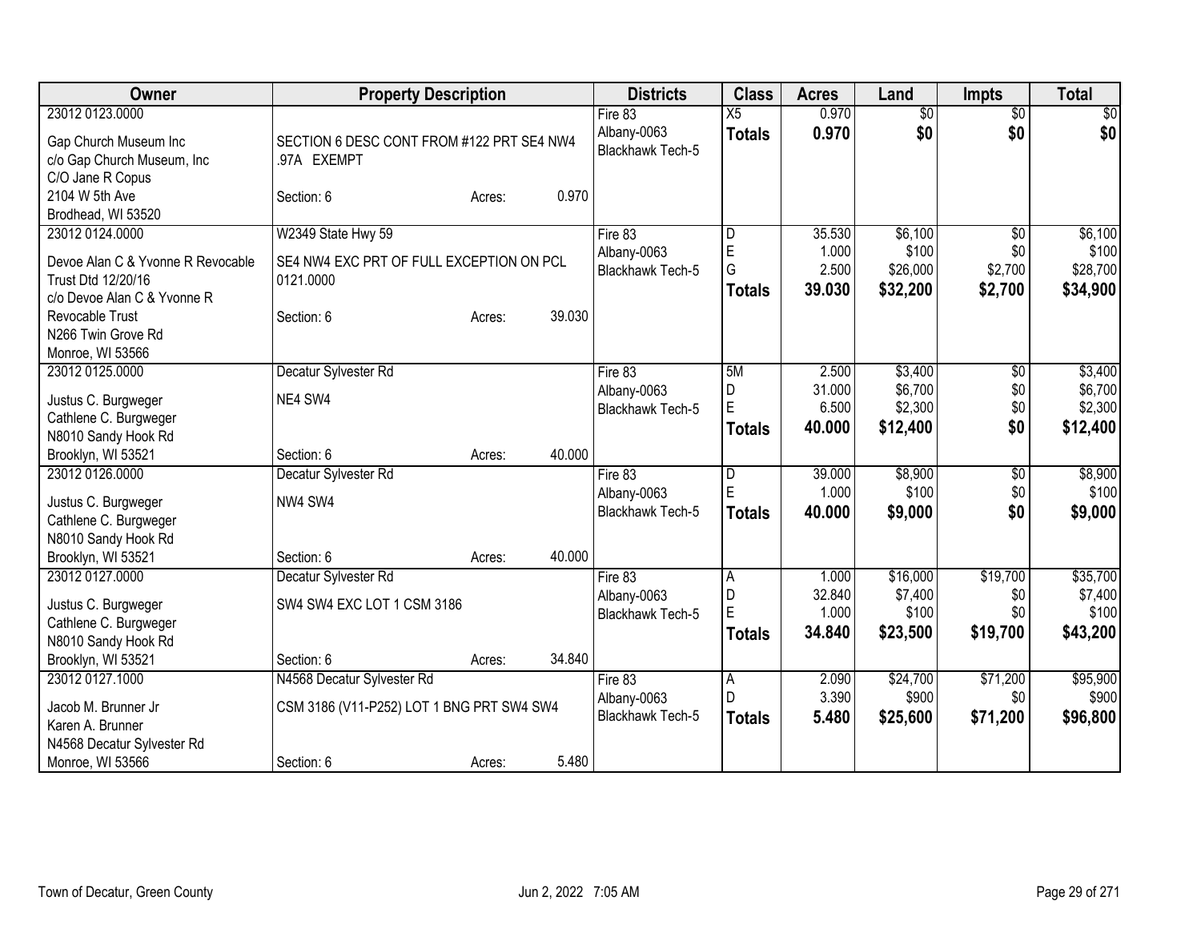| Owner | Property Description | | | Districts | Class | Acres | Land | Impts | Total |
|---|---|---|---|---|---|---|---|---|---|
| 23012 0123.0000 | | | | Fire 83 | X5 | 0.970 | $0 | $0 | $0 |
| Gap Church Museum Inc | SECTION 6 DESC CONT FROM #122 PRT SE4 NW4 | | | Albany-0063 | **Totals** | **0.970** | **$0** | **$0** | **$0** |
| c/o Gap Church Museum, Inc | .97A EXEMPT | | | Blackhawk Tech-5 | | | | | |
| C/O Jane R Copus | | | | | | | | | |
| 2104 W 5th Ave | Section: 6 | Acres: | 0.970 | | | | | | |
| Brodhead, WI 53520 | | | | | | | | | |
| 23012 0124.0000 | W2349 State Hwy 59 | | | Fire 83 | D | 35.530 | $6,100 | $0 | $6,100 |
| Devoe Alan C & Yvonne R Revocable | SE4 NW4 EXC PRT OF FULL EXCEPTION ON PCL | | | Albany-0063 | E | 1.000 | $100 | $0 | $100 |
| Trust Dtd 12/20/16 | 0121.0000 | | | Blackhawk Tech-5 | G | 2.500 | $26,000 | $2,700 | $28,700 |
| c/o Devoe Alan C & Yvonne R | | | | | **Totals** | **39.030** | **$32,200** | **$2,700** | **$34,900** |
| Revocable Trust | Section: 6 | Acres: | 39.030 | | | | | | |
| N266 Twin Grove Rd | | | | | | | | | |
| Monroe, WI 53566 | | | | | | | | | |
| 23012 0125.0000 | Decatur Sylvester Rd | | | Fire 83 | 5M | 2.500 | $3,400 | $0 | $3,400 |
| Justus C. Burgweger | NE4 SW4 | | | Albany-0063 | D | 31.000 | $6,700 | $0 | $6,700 |
| Cathlene C. Burgweger | | | | Blackhawk Tech-5 | E | 6.500 | $2,300 | $0 | $2,300 |
| N8010 Sandy Hook Rd | | | | | **Totals** | **40.000** | **$12,400** | **$0** | **$12,400** |
| Brooklyn, WI 53521 | Section: 6 | Acres: | 40.000 | | | | | | |
| 23012 0126.0000 | Decatur Sylvester Rd | | | Fire 83 | D | 39.000 | $8,900 | $0 | $8,900 |
| Justus C. Burgweger | NW4 SW4 | | | Albany-0063 | E | 1.000 | $100 | $0 | $100 |
| Cathlene C. Burgweger | | | | Blackhawk Tech-5 | **Totals** | **40.000** | **$9,000** | **$0** | **$9,000** |
| N8010 Sandy Hook Rd | | | | | | | | | |
| Brooklyn, WI 53521 | Section: 6 | Acres: | 40.000 | | | | | | |
| 23012 0127.0000 | Decatur Sylvester Rd | | | Fire 83 | A | 1.000 | $16,000 | $19,700 | $35,700 |
| Justus C. Burgweger | SW4 SW4 EXC LOT 1 CSM 3186 | | | Albany-0063 | D | 32.840 | $7,400 | $0 | $7,400 |
| Cathlene C. Burgweger | | | | Blackhawk Tech-5 | E | 1.000 | $100 | $0 | $100 |
| N8010 Sandy Hook Rd | | | | | **Totals** | **34.840** | **$23,500** | **$19,700** | **$43,200** |
| Brooklyn, WI 53521 | Section: 6 | Acres: | 34.840 | | | | | | |
| 23012 0127.1000 | N4568 Decatur Sylvester Rd | | | Fire 83 | A | 2.090 | $24,700 | $71,200 | $95,900 |
| Jacob M. Brunner Jr | CSM 3186 (V11-P252) LOT 1 BNG PRT SW4 SW4 | | | Albany-0063 | D | 3.390 | $900 | $0 | $900 |
| Karen A. Brunner | | | | Blackhawk Tech-5 | **Totals** | **5.480** | **$25,600** | **$71,200** | **$96,800** |
| N4568 Decatur Sylvester Rd | | | | | | | | | |
| Monroe, WI 53566 | Section: 6 | Acres: | 5.480 | | | | | | |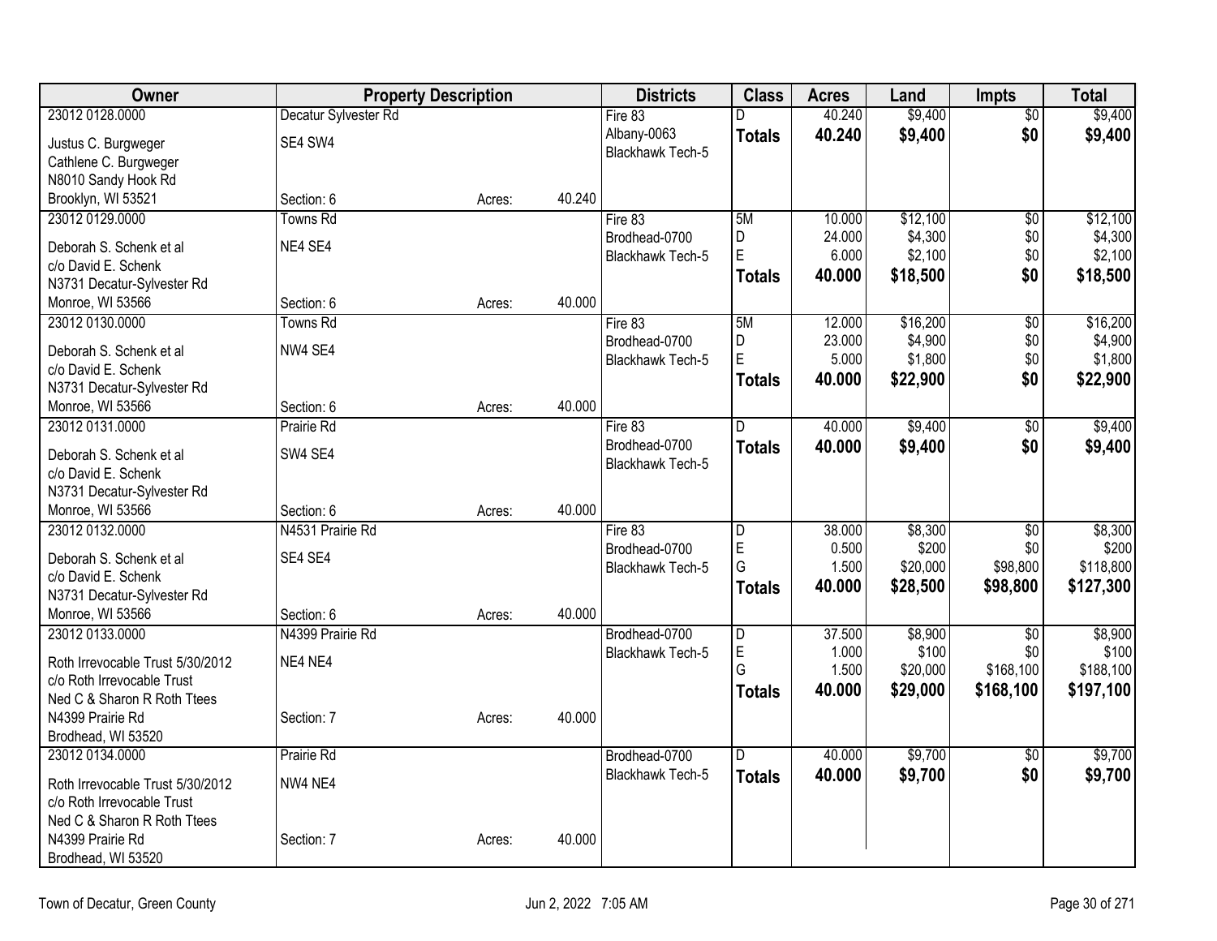| Owner | Property Description | | | Districts | Class | Acres | Land | Impts | Total |
|---|---|---|---|---|---|---|---|---|---|
| 23012 0128.0000 | Decatur Sylvester Rd | | | Fire 83 | D | 40.240 | $9,400 | $0 | $9,400 |
| Justus C. Burgweger | SE4 SW4 | | | Albany-0063 | **Totals** | **40.240** | **$9,400** | **$0** | **$9,400** |
| Cathlene C. Burgweger | | | | Blackhawk Tech-5 | | | | | |
| N8010 Sandy Hook Rd | | | | | | | | | |
| Brooklyn, WI 53521 | Section: 6 | Acres: | 40.240 | | | | | | |
| 23012 0129.0000 | Towns Rd | | | Fire 83 | 5M | 10.000 | $12,100 | $0 | $12,100 |
| Deborah S. Schenk et al | NE4 SE4 | | | Brodhead-0700 | D | 24.000 | $4,300 | $0 | $4,300 |
| c/o David E. Schenk | | | | Blackhawk Tech-5 | E | 6.000 | $2,100 | $0 | $2,100 |
| N3731 Decatur-Sylvester Rd | | | | | **Totals** | **40.000** | **$18,500** | **$0** | **$18,500** |
| Monroe, WI 53566 | Section: 6 | Acres: | 40.000 | | | | | | |
| 23012 0130.0000 | Towns Rd | | | Fire 83 | 5M | 12.000 | $16,200 | $0 | $16,200 |
| Deborah S. Schenk et al | NW4 SE4 | | | Brodhead-0700 | D | 23.000 | $4,900 | $0 | $4,900 |
| c/o David E. Schenk | | | | Blackhawk Tech-5 | E | 5.000 | $1,800 | $0 | $1,800 |
| N3731 Decatur-Sylvester Rd | | | | | **Totals** | **40.000** | **$22,900** | **$0** | **$22,900** |
| Monroe, WI 53566 | Section: 6 | Acres: | 40.000 | | | | | | |
| 23012 0131.0000 | Prairie Rd | | | Fire 83 | D | 40.000 | $9,400 | $0 | $9,400 |
| Deborah S. Schenk et al | SW4 SE4 | | | Brodhead-0700 | **Totals** | **40.000** | **$9,400** | **$0** | **$9,400** |
| c/o David E. Schenk | | | | Blackhawk Tech-5 | | | | | |
| N3731 Decatur-Sylvester Rd | | | | | | | | | |
| Monroe, WI 53566 | Section: 6 | Acres: | 40.000 | | | | | | |
| 23012 0132.0000 | N4531 Prairie Rd | | | Fire 83 | D | 38.000 | $8,300 | $0 | $8,300 |
| Deborah S. Schenk et al | SE4 SE4 | | | Brodhead-0700 | E | 0.500 | $200 | $0 | $200 |
| c/o David E. Schenk | | | | Blackhawk Tech-5 | G | 1.500 | $20,000 | $98,800 | $118,800 |
| N3731 Decatur-Sylvester Rd | | | | | **Totals** | **40.000** | **$28,500** | **$98,800** | **$127,300** |
| Monroe, WI 53566 | Section: 6 | Acres: | 40.000 | | | | | | |
| 23012 0133.0000 | N4399 Prairie Rd | | | Brodhead-0700 | D | 37.500 | $8,900 | $0 | $8,900 |
| Roth Irrevocable Trust 5/30/2012 | NE4 NE4 | | | Blackhawk Tech-5 | E | 1.000 | $100 | $0 | $100 |
| c/o Roth Irrevocable Trust | | | | | G | 1.500 | $20,000 | $168,100 | $188,100 |
| Ned C & Sharon R Roth Ttees | | | | | **Totals** | **40.000** | **$29,000** | **$168,100** | **$197,100** |
| N4399 Prairie Rd | Section: 7 | Acres: | 40.000 | | | | | | |
| Brodhead, WI 53520 | | | | | | | | | |
| 23012 0134.0000 | Prairie Rd | | | Brodhead-0700 | D | 40.000 | $9,700 | $0 | $9,700 |
| Roth Irrevocable Trust 5/30/2012 | NW4 NE4 | | | Blackhawk Tech-5 | **Totals** | **40.000** | **$9,700** | **$0** | **$9,700** |
| c/o Roth Irrevocable Trust | | | | | | | | | |
| Ned C & Sharon R Roth Ttees | | | | | | | | | |
| N4399 Prairie Rd | Section: 7 | Acres: | 40.000 | | | | | | |
| Brodhead, WI 53520 | | | | | | | | | |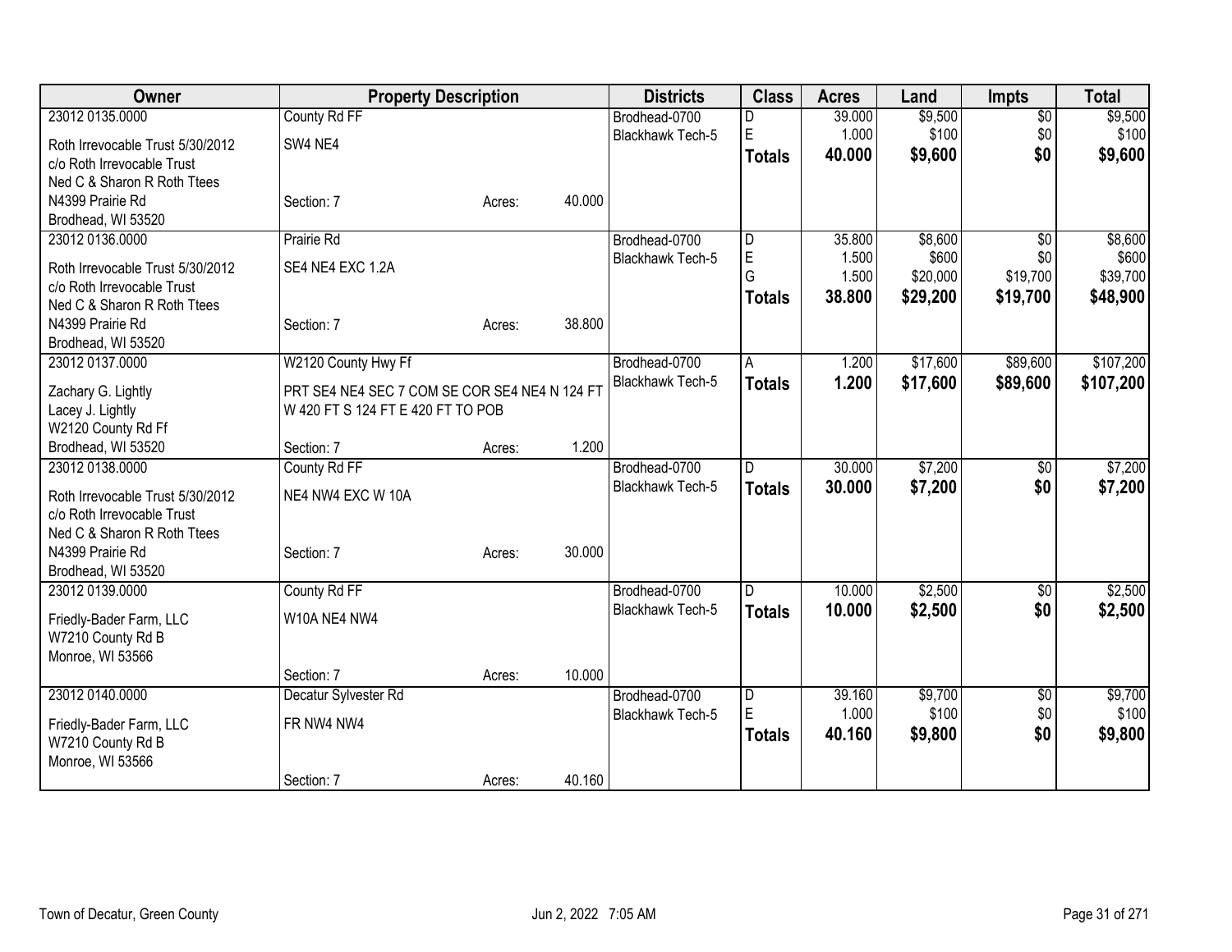| Owner | Property Description | | | Districts | Class | Acres | Land | Impts | Total |
|---|---|---|---|---|---|---|---|---|---|
| 23012 0135.0000 | County Rd FF | | | Brodhead-0700 | D | 39.000 | $9,500 | $0 | $9,500 |
| Roth Irrevocable Trust 5/30/2012 | SW4 NE4 | | | Blackhawk Tech-5 | E | 1.000 | $100 | $0 | $100 |
| c/o Roth Irrevocable Trust | | | | | **Totals** | **40.000** | **$9,600** | **$0** | **$9,600** |
| Ned C & Sharon R Roth Ttees | | | | | | | | | |
| N4399 Prairie Rd | Section: 7 | Acres: | 40.000 | | | | | | |
| Brodhead, WI 53520 | | | | | | | | | |
| 23012 0136.0000 | Prairie Rd | | | Brodhead-0700 | D | 35.800 | $8,600 | $0 | $8,600 |
| Roth Irrevocable Trust 5/30/2012 | SE4 NE4 EXC 1.2A | | | Blackhawk Tech-5 | E | 1.500 | $600 | $0 | $600 |
| c/o Roth Irrevocable Trust | | | | | G | 1.500 | $20,000 | $19,700 | $39,700 |
| Ned C & Sharon R Roth Ttees | | | | | **Totals** | **38.800** | **$29,200** | **$19,700** | **$48,900** |
| N4399 Prairie Rd | Section: 7 | Acres: | 38.800 | | | | | | |
| Brodhead, WI 53520 | | | | | | | | | |
| 23012 0137.0000 | W2120 County Hwy Ff | | | Brodhead-0700 | A | 1.200 | $17,600 | $89,600 | $107,200 |
| Zachary G. Lightly | PRT SE4 NE4 SEC 7 COM SE COR SE4 NE4 N 124 FT | | | Blackhawk Tech-5 | **Totals** | **1.200** | **$17,600** | **$89,600** | **$107,200** |
| Lacey J. Lightly | W 420 FT S 124 FT E 420 FT TO POB | | | | | | | | |
| W2120 County Rd Ff | | | | | | | | | |
| Brodhead, WI 53520 | Section: 7 | Acres: | 1.200 | | | | | | |
| 23012 0138.0000 | County Rd FF | | | Brodhead-0700 | D | 30.000 | $7,200 | $0 | $7,200 |
| Roth Irrevocable Trust 5/30/2012 | NE4 NW4 EXC W 10A | | | Blackhawk Tech-5 | **Totals** | **30.000** | **$7,200** | **$0** | **$7,200** |
| c/o Roth Irrevocable Trust | | | | | | | | | |
| Ned C & Sharon R Roth Ttees | | | | | | | | | |
| N4399 Prairie Rd | Section: 7 | Acres: | 30.000 | | | | | | |
| Brodhead, WI 53520 | | | | | | | | | |
| 23012 0139.0000 | County Rd FF | | | Brodhead-0700 | D | 10.000 | $2,500 | $0 | $2,500 |
| Friedly-Bader Farm, LLC | W10A NE4 NW4 | | | Blackhawk Tech-5 | **Totals** | **10.000** | **$2,500** | **$0** | **$2,500** |
| W7210 County Rd B | | | | | | | | | |
| Monroe, WI 53566 | | | | | | | | | |
| | Section: 7 | Acres: | 10.000 | | | | | | |
| 23012 0140.0000 | Decatur Sylvester Rd | | | Brodhead-0700 | D | 39.160 | $9,700 | $0 | $9,700 |
| Friedly-Bader Farm, LLC | FR NW4 NW4 | | | Blackhawk Tech-5 | E | 1.000 | $100 | $0 | $100 |
| W7210 County Rd B | | | | | **Totals** | **40.160** | **$9,800** | **$0** | **$9,800** |
| Monroe, WI 53566 | | | | | | | | | |
| | Section: 7 | Acres: | 40.160 | | | | | | |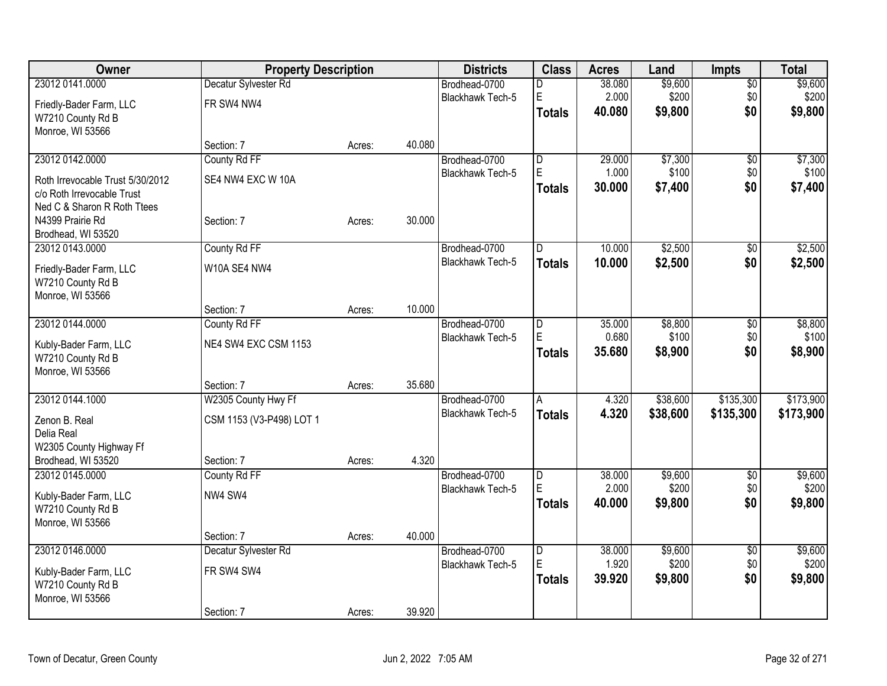| Owner | Property Description | | | Districts | Class | Acres | Land | Impts | Total |
|---|---|---|---|---|---|---|---|---|---|
| 23012 0141.0000 | Decatur Sylvester Rd | | | Brodhead-0700 | D | 38.080 | $9,600 | $0 | $9,600 |
| Friedly-Bader Farm, LLC | FR SW4 NW4 | | | Blackhawk Tech-5 | E | 2.000 | $200 | $0 | $200 |
| W7210 County Rd B | | | | | **Totals** | **40.080** | **$9,800** | **$0** | **$9,800** |
| Monroe, WI 53566 | | | | | | | | | |
| | Section: 7 | Acres: | 40.080 | | | | | | |
| 23012 0142.0000 | County Rd FF | | | Brodhead-0700 | D | 29.000 | $7,300 | $0 | $7,300 |
| Roth Irrevocable Trust 5/30/2012 | SE4 NW4 EXC W 10A | | | Blackhawk Tech-5 | E | 1.000 | $100 | $0 | $100 |
| c/o Roth Irrevocable Trust | | | | | **Totals** | **30.000** | **$7,400** | **$0** | **$7,400** |
| Ned C & Sharon R Roth Ttees | | | | | | | | | |
| N4399 Prairie Rd | Section: 7 | Acres: | 30.000 | | | | | | |
| Brodhead, WI 53520 | | | | | | | | | |
| 23012 0143.0000 | County Rd FF | | | Brodhead-0700 | D | 10.000 | $2,500 | $0 | $2,500 |
| Friedly-Bader Farm, LLC | W10A SE4 NW4 | | | Blackhawk Tech-5 | **Totals** | **10.000** | **$2,500** | **$0** | **$2,500** |
| W7210 County Rd B | | | | | | | | | |
| Monroe, WI 53566 | | | | | | | | | |
| | Section: 7 | Acres: | 10.000 | | | | | | |
| 23012 0144.0000 | County Rd FF | | | Brodhead-0700 | D | 35.000 | $8,800 | $0 | $8,800 |
| Kubly-Bader Farm, LLC | NE4 SW4 EXC CSM 1153 | | | Blackhawk Tech-5 | E | 0.680 | $100 | $0 | $100 |
| W7210 County Rd B | | | | | **Totals** | **35.680** | **$8,900** | **$0** | **$8,900** |
| Monroe, WI 53566 | | | | | | | | | |
| | Section: 7 | Acres: | 35.680 | | | | | | |
| 23012 0144.1000 | W2305 County Hwy Ff | | | Brodhead-0700 | A | 4.320 | $38,600 | $135,300 | $173,900 |
| Zenon B. Real | CSM 1153 (V3-P498) LOT 1 | | | Blackhawk Tech-5 | **Totals** | **4.320** | **$38,600** | **$135,300** | **$173,900** |
| Delia Real | | | | | | | | | |
| W2305 County Highway Ff | | | | | | | | | |
| Brodhead, WI 53520 | Section: 7 | Acres: | 4.320 | | | | | | |
| 23012 0145.0000 | County Rd FF | | | Brodhead-0700 | D | 38.000 | $9,600 | $0 | $9,600 |
| Kubly-Bader Farm, LLC | NW4 SW4 | | | Blackhawk Tech-5 | E | 2.000 | $200 | $0 | $200 |
| W7210 County Rd B | | | | | **Totals** | **40.000** | **$9,800** | **$0** | **$9,800** |
| Monroe, WI 53566 | | | | | | | | | |
| | Section: 7 | Acres: | 40.000 | | | | | | |
| 23012 0146.0000 | Decatur Sylvester Rd | | | Brodhead-0700 | D | 38.000 | $9,600 | $0 | $9,600 |
| Kubly-Bader Farm, LLC | FR SW4 SW4 | | | Blackhawk Tech-5 | E | 1.920 | $200 | $0 | $200 |
| W7210 County Rd B | | | | | **Totals** | **39.920** | **$9,800** | **$0** | **$9,800** |
| Monroe, WI 53566 | | | | | | | | | |
| | Section: 7 | Acres: | 39.920 | | | | | | |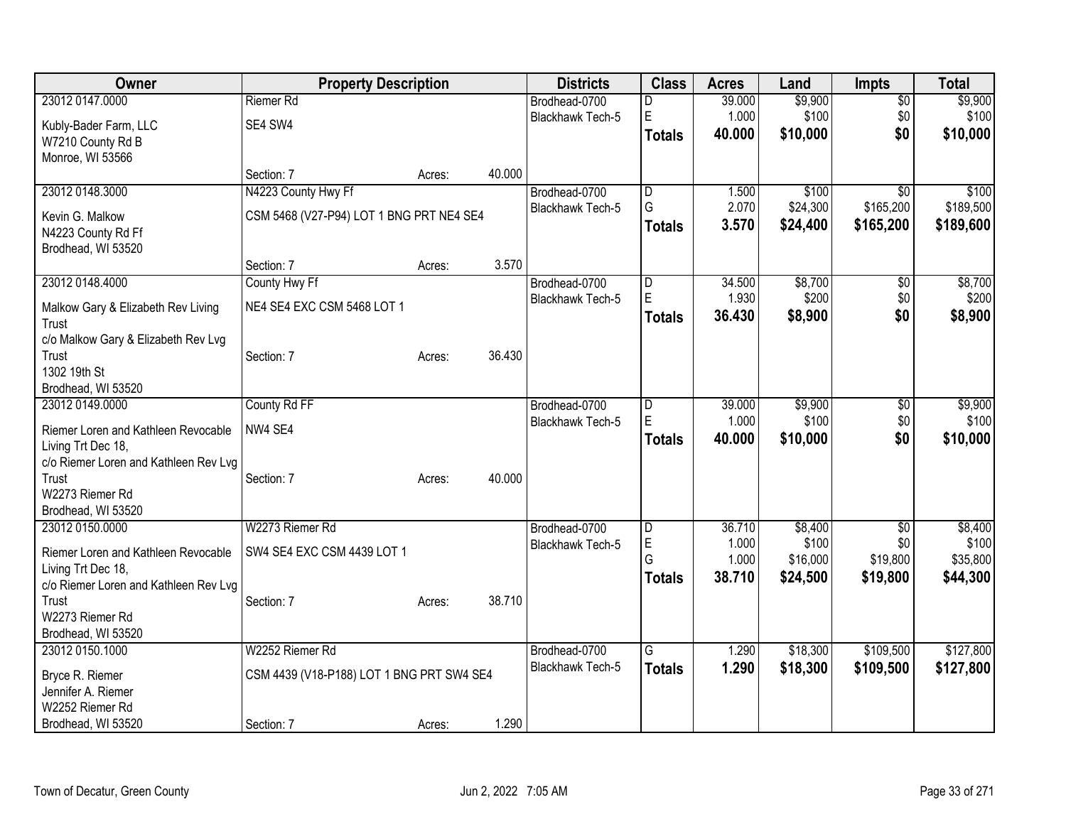| Owner | Property Description | | | Districts | Class | Acres | Land | Impts | Total |
|---|---|---|---|---|---|---|---|---|---|
| 23012 0147.0000 | Riemer Rd | | | Brodhead-0700 | D | 39.000 | $9,900 | $0 | $9,900 |
| Kubly-Bader Farm, LLC | SE4 SW4 | | | Blackhawk Tech-5 | E | 1.000 | $100 | $0 | $100 |
| W7210 County Rd B | | | | | **Totals** | **40.000** | **$10,000** | **$0** | **$10,000** |
| Monroe, WI 53566 | Section: 7 | Acres: | 40.000 | | | | | | |
| 23012 0148.3000 | N4223 County Hwy Ff | | | Brodhead-0700 | D | 1.500 | $100 | $0 | $100 |
| Kevin G. Malkow | CSM 5468 (V27-P94) LOT 1 BNG PRT NE4 SE4 | | | Blackhawk Tech-5 | G | 2.070 | $24,300 | $165,200 | $189,500 |
| N4223 County Rd Ff | | | | | **Totals** | **3.570** | **$24,400** | **$165,200** | **$189,600** |
| Brodhead, WI 53520 | Section: 7 | Acres: | 3.570 | | | | | | |
| 23012 0148.4000 | County Hwy Ff | | | Brodhead-0700 | D | 34.500 | $8,700 | $0 | $8,700 |
| Malkow Gary & Elizabeth Rev Living Trust | NE4 SE4 EXC CSM 5468 LOT 1 | | | Blackhawk Tech-5 | E | 1.930 | $200 | $0 | $200 |
| c/o Malkow Gary & Elizabeth Rev Lvg Trust | Section: 7 | Acres: | 36.430 | | **Totals** | **36.430** | **$8,900** | **$0** | **$8,900** |
| 1302 19th St | | | | | | | | | |
| Brodhead, WI 53520 | | | | | | | | | |
| 23012 0149.0000 | County Rd FF | | | Brodhead-0700 | D | 39.000 | $9,900 | $0 | $9,900 |
| Riemer Loren and Kathleen Revocable Living Trt Dec 18, | NW4 SE4 | | | Blackhawk Tech-5 | E | 1.000 | $100 | $0 | $100 |
| c/o Riemer Loren and Kathleen Rev Lvg Trust | Section: 7 | Acres: | 40.000 | | **Totals** | **40.000** | **$10,000** | **$0** | **$10,000** |
| W2273 Riemer Rd | | | | | | | | | |
| Brodhead, WI 53520 | | | | | | | | | |
| 23012 0150.0000 | W2273 Riemer Rd | | | Brodhead-0700 | D | 36.710 | $8,400 | $0 | $8,400 |
| Riemer Loren and Kathleen Revocable Living Trt Dec 18, | SW4 SE4 EXC CSM 4439 LOT 1 | | | Blackhawk Tech-5 | E | 1.000 | $100 | $0 | $100 |
| c/o Riemer Loren and Kathleen Rev Lvg Trust | | | | | G | 1.000 | $16,000 | $19,800 | $35,800 |
| W2273 Riemer Rd | Section: 7 | Acres: | 38.710 | | **Totals** | **38.710** | **$24,500** | **$19,800** | **$44,300** |
| Brodhead, WI 53520 | | | | | | | | | |
| 23012 0150.1000 | W2252 Riemer Rd | | | Brodhead-0700 | G | 1.290 | $18,300 | $109,500 | $127,800 |
| Bryce R. Riemer | CSM 4439 (V18-P188) LOT 1 BNG PRT SW4 SE4 | | | Blackhawk Tech-5 | **Totals** | **1.290** | **$18,300** | **$109,500** | **$127,800** |
| Jennifer A. Riemer | | | | | | | | | |
| W2252 Riemer Rd | | | | | | | | | |
| Brodhead, WI 53520 | Section: 7 | Acres: | 1.290 | | | | | | |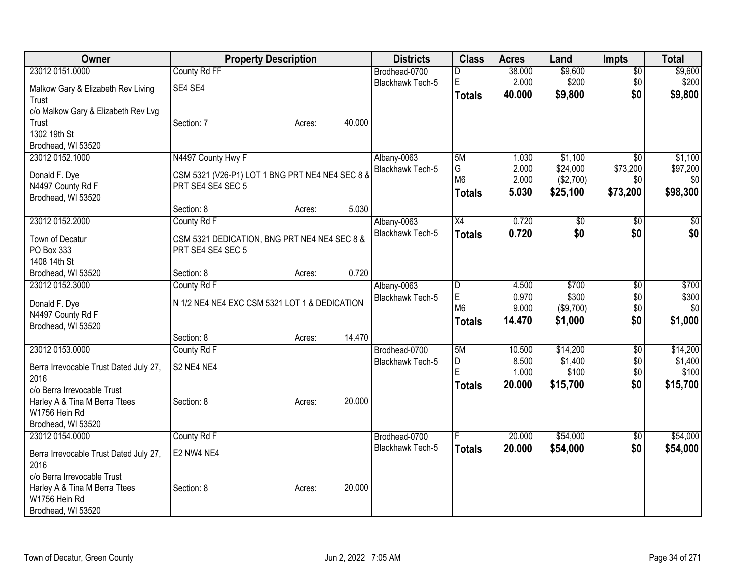| Owner | Property Description | Districts | Class | Acres | Land | Impts | Total |
|---|---|---|---|---|---|---|---|
| 23012 0151.0000<br>Malkow Gary & Elizabeth Rev Living Trust<br>c/o Malkow Gary & Elizabeth Rev Lvg Trust<br>1302 19th St<br>Brodhead, WI 53520 | County Rd FF<br>SE4 SE4<br>Section: 7 Acres: 40.000 | Brodhead-0700<br>Blackhawk Tech-5 | D<br>E<br>**Totals** | 38.000<br>2.000<br>**40.000** | $9,600<br>$200<br>**$9,800** | $0<br>$0<br>**$0** | $9,600<br>$200<br>**$9,800** |
| 23012 0152.1000<br>Donald F. Dye<br>N4497 County Rd F<br>Brodhead, WI 53520 | N4497 County Hwy F<br>CSM 5321 (V26-P1) LOT 1 BNG PRT NE4 NE4 SEC 8 & PRT SE4 SE4 SEC 5<br>Section: 8 Acres: 5.030 | Albany-0063<br>Blackhawk Tech-5 | 5M<br>G<br>M6<br>**Totals** | 1.030<br>2.000<br>2.000<br>**5.030** | $1,100<br>$24,000<br>($2,700)<br>**$25,100** | $0<br>$73,200<br>$0<br>**$73,200** | $1,100<br>$97,200<br>$0<br>**$98,300** |
| 23012 0152.2000<br>Town of Decatur<br>PO Box 333<br>1408 14th St<br>Brodhead, WI 53520 | County Rd F<br>CSM 5321 DEDICATION, BNG PRT NE4 NE4 SEC 8 & PRT SE4 SE4 SEC 5<br>Section: 8 Acres: 0.720 | Albany-0063<br>Blackhawk Tech-5 | X4<br>**Totals** | 0.720<br>**0.720** | $0<br>**$0** | $0<br>**$0** | $0<br>**$0** |
| 23012 0152.3000<br>Donald F. Dye<br>N4497 County Rd F<br>Brodhead, WI 53520 | County Rd F<br>N 1/2 NE4 NE4 EXC CSM 5321 LOT 1 & DEDICATION<br>Section: 8 Acres: 14.470 | Albany-0063<br>Blackhawk Tech-5 | D<br>E<br>M6<br>**Totals** | 4.500<br>0.970<br>9.000<br>**14.470** | $700<br>$300<br>($9,700)<br>**$1,000** | $0<br>$0<br>$0<br>**$0** | $700<br>$300<br>$0<br>**$1,000** |
| 23012 0153.0000<br>Berra Irrevocable Trust Dated July 27, 2016<br>c/o Berra Irrevocable Trust<br>Harley A & Tina M Berra Ttees<br>W1756 Hein Rd<br>Brodhead, WI 53520 | County Rd F<br>S2 NE4 NE4<br>Section: 8 Acres: 20.000 | Brodhead-0700<br>Blackhawk Tech-5 | 5M<br>D<br>E<br>**Totals** | 10.500<br>8.500<br>1.000<br>**20.000** | $14,200<br>$1,400<br>$100<br>**$15,700** | $0<br>$0<br>$0<br>**$0** | $14,200<br>$1,400<br>$100<br>**$15,700** |
| 23012 0154.0000<br>Berra Irrevocable Trust Dated July 27, 2016<br>c/o Berra Irrevocable Trust<br>Harley A & Tina M Berra Ttees<br>W1756 Hein Rd<br>Brodhead, WI 53520 | County Rd F<br>E2 NW4 NE4<br>Section: 8 Acres: 20.000 | Brodhead-0700<br>Blackhawk Tech-5 | F<br>**Totals** | 20.000<br>**20.000** | $54,000<br>**$54,000** | $0<br>**$0** | $54,000<br>**$54,000** |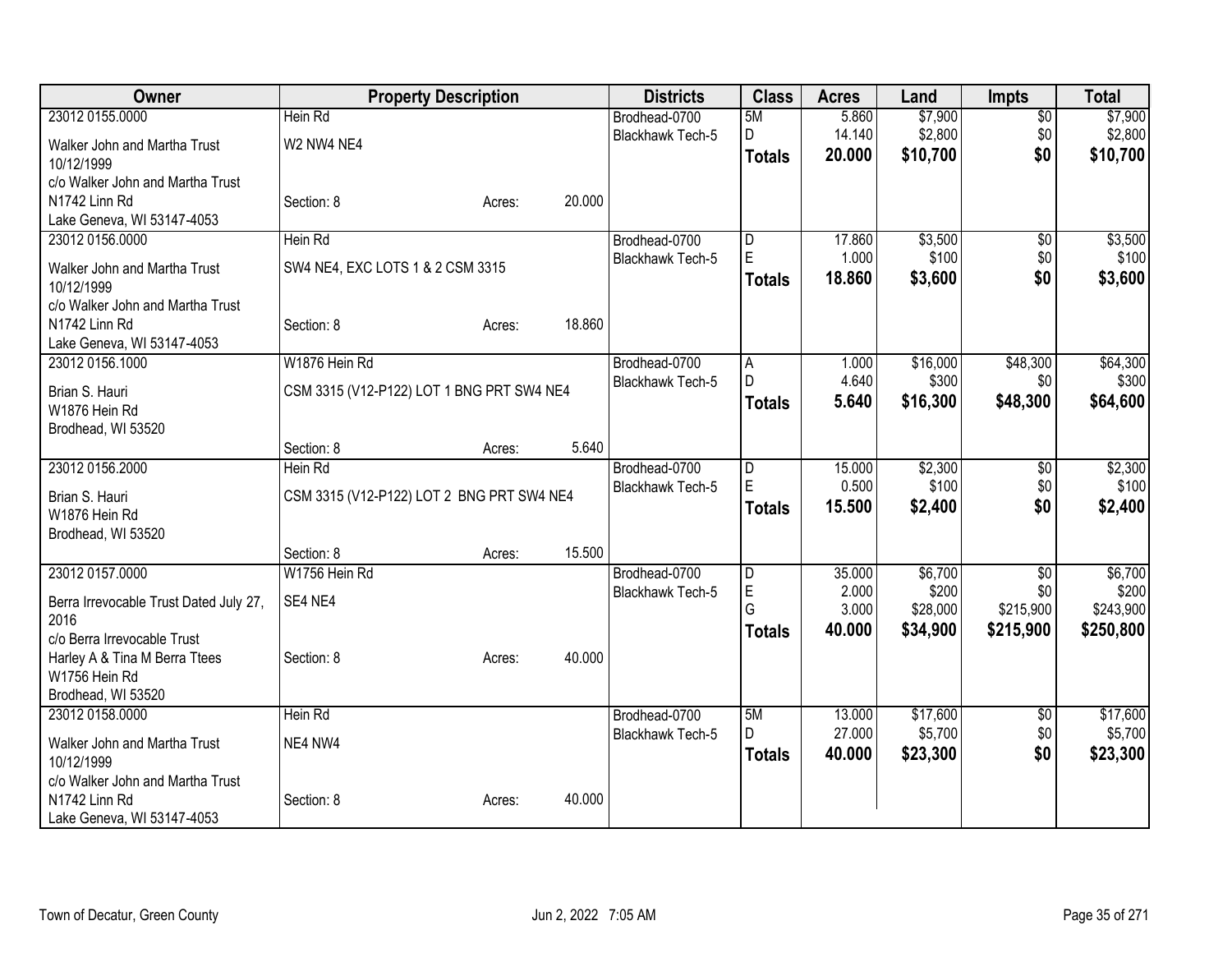| Owner | Property Description | | | Districts | Class | Acres | Land | Impts | Total |
|---|---|---|---|---|---|---|---|---|---|
| 23012 0155.0000 | Hein Rd | | | Brodhead-0700 | 5M | 5.860 | $7,900 | $0 | $7,900 |
| Walker John and Martha Trust 10/12/1999 | W2 NW4 NE4 | | | Blackhawk Tech-5 | D | 14.140 | $2,800 | $0 | $2,800 |
| c/o Walker John and Martha Trust | | | | | **Totals** | **20.000** | **$10,700** | **$0** | **$10,700** |
| N1742 Linn Rd | Section: 8 | Acres: | 20.000 | | | | | | |
| Lake Geneva, WI 53147-4053 | | | | | | | | | |
| 23012 0156.0000 | Hein Rd | | | Brodhead-0700 | D | 17.860 | $3,500 | $0 | $3,500 |
| Walker John and Martha Trust 10/12/1999 | SW4 NE4, EXC LOTS 1 & 2 CSM 3315 | | | Blackhawk Tech-5 | E | 1.000 | $100 | $0 | $100 |
| c/o Walker John and Martha Trust | | | | | **Totals** | **18.860** | **$3,600** | **$0** | **$3,600** |
| N1742 Linn Rd | Section: 8 | Acres: | 18.860 | | | | | | |
| Lake Geneva, WI 53147-4053 | | | | | | | | | |
| 23012 0156.1000 | W1876 Hein Rd | | | Brodhead-0700 | A | 1.000 | $16,000 | $48,300 | $64,300 |
| Brian S. Hauri | CSM 3315 (V12-P122) LOT 1 BNG PRT SW4 NE4 | | | Blackhawk Tech-5 | D | 4.640 | $300 | $0 | $300 |
| W1876 Hein Rd | | | | | **Totals** | **5.640** | **$16,300** | **$48,300** | **$64,600** |
| Brodhead, WI 53520 | Section: 8 | Acres: | 5.640 | | | | | | |
| 23012 0156.2000 | Hein Rd | | | Brodhead-0700 | D | 15.000 | $2,300 | $0 | $2,300 |
| Brian S. Hauri | CSM 3315 (V12-P122) LOT 2 BNG PRT SW4 NE4 | | | Blackhawk Tech-5 | E | 0.500 | $100 | $0 | $100 |
| W1876 Hein Rd | | | | | **Totals** | **15.500** | **$2,400** | **$0** | **$2,400** |
| Brodhead, WI 53520 | Section: 8 | Acres: | 15.500 | | | | | | |
| 23012 0157.0000 | W1756 Hein Rd | | | Brodhead-0700 | D | 35.000 | $6,700 | $0 | $6,700 |
| Berra Irrevocable Trust Dated July 27, 2016 | SE4 NE4 | | | Blackhawk Tech-5 | E | 2.000 | $200 | $0 | $200 |
| c/o Berra Irrevocable Trust | | | | | G | 3.000 | $28,000 | $215,900 | $243,900 |
| Harley A & Tina M Berra Ttees | Section: 8 | Acres: | 40.000 | | **Totals** | **40.000** | **$34,900** | **$215,900** | **$250,800** |
| W1756 Hein Rd | | | | | | | | | |
| Brodhead, WI 53520 | | | | | | | | | |
| 23012 0158.0000 | Hein Rd | | | Brodhead-0700 | 5M | 13.000 | $17,600 | $0 | $17,600 |
| Walker John and Martha Trust 10/12/1999 | NE4 NW4 | | | Blackhawk Tech-5 | D | 27.000 | $5,700 | $0 | $5,700 |
| c/o Walker John and Martha Trust | | | | | **Totals** | **40.000** | **$23,300** | **$0** | **$23,300** |
| N1742 Linn Rd | Section: 8 | Acres: | 40.000 | | | | | | |
| Lake Geneva, WI 53147-4053 | | | | | | | | | |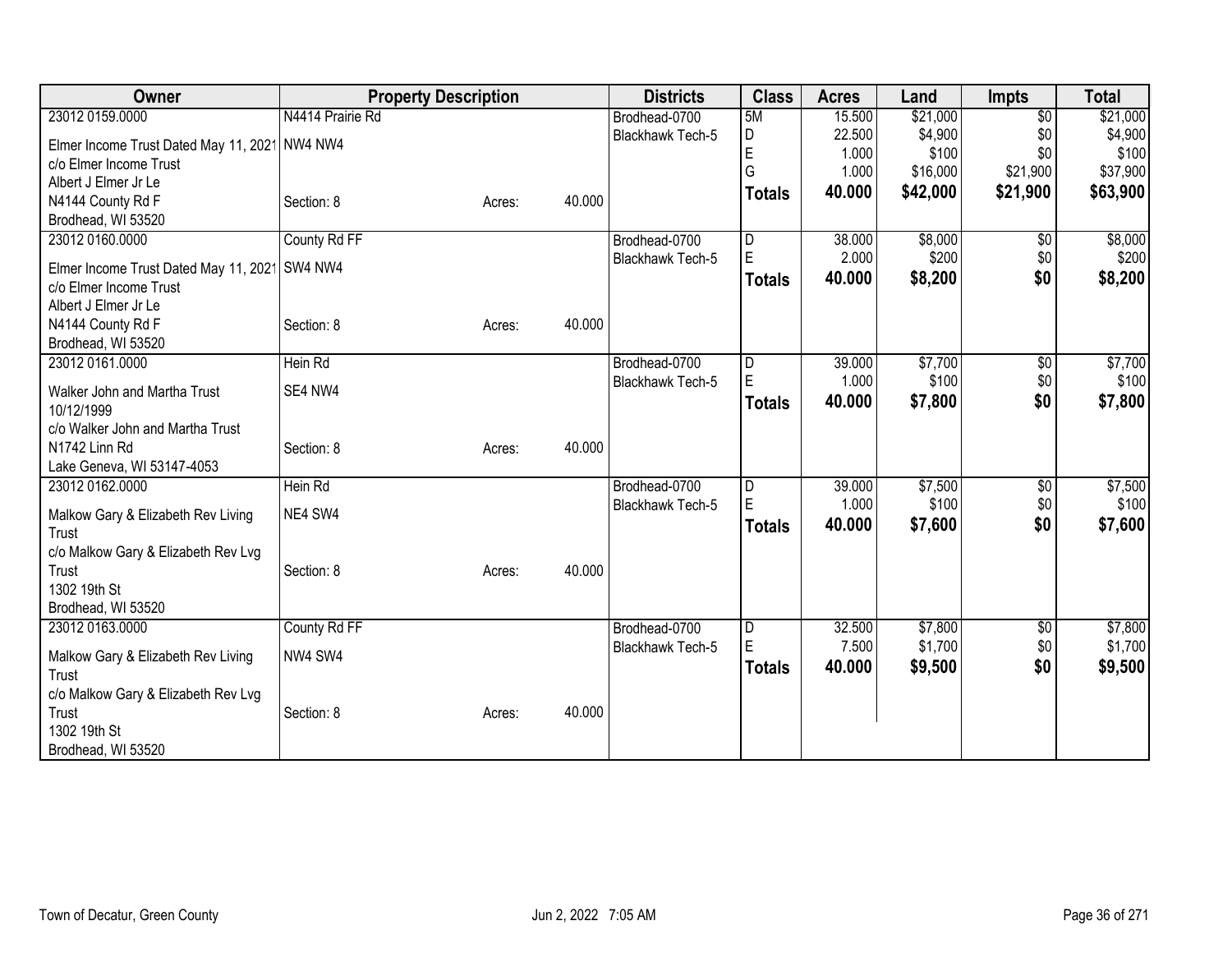| Owner | Property Description | | | Districts | Class | Acres | Land | Impts | Total |
|---|---|---|---|---|---|---|---|---|---|
| 23012 0159.0000 | N4414 Prairie Rd | | | Brodhead-0700 | 5M | 15.500 | $21,000 | $0 | $21,000 |
| Elmer Income Trust Dated May 11, 2021 | NW4 NW4 | | | Blackhawk Tech-5 | D | 22.500 | $4,900 | $0 | $4,900 |
| c/o Elmer Income Trust | | | | | E | 1.000 | $100 | $0 | $100 |
| Albert J Elmer Jr Le | | | | | G | 1.000 | $16,000 | $21,900 | $37,900 |
| N4144 County Rd F | Section: 8 | Acres: | 40.000 | | **Totals** | **40.000** | **$42,000** | **$21,900** | **$63,900** |
| Brodhead, WI 53520 | | | | | | | | | |
| 23012 0160.0000 | County Rd FF | | | Brodhead-0700 | D | 38.000 | $8,000 | $0 | $8,000 |
| Elmer Income Trust Dated May 11, 2021 | SW4 NW4 | | | Blackhawk Tech-5 | E | 2.000 | $200 | $0 | $200 |
| c/o Elmer Income Trust | | | | | **Totals** | **40.000** | **$8,200** | **$0** | **$8,200** |
| Albert J Elmer Jr Le | | | | | | | | | |
| N4144 County Rd F | Section: 8 | Acres: | 40.000 | | | | | | |
| Brodhead, WI 53520 | | | | | | | | | |
| 23012 0161.0000 | Hein Rd | | | Brodhead-0700 | D | 39.000 | $7,700 | $0 | $7,700 |
| Walker John and Martha Trust 10/12/1999 | SE4 NW4 | | | Blackhawk Tech-5 | E | 1.000 | $100 | $0 | $100 |
| c/o Walker John and Martha Trust | | | | | **Totals** | **40.000** | **$7,800** | **$0** | **$7,800** |
| N1742 Linn Rd | Section: 8 | Acres: | 40.000 | | | | | | |
| Lake Geneva, WI 53147-4053 | | | | | | | | | |
| 23012 0162.0000 | Hein Rd | | | Brodhead-0700 | D | 39.000 | $7,500 | $0 | $7,500 |
| Malkow Gary & Elizabeth Rev Living Trust | NE4 SW4 | | | Blackhawk Tech-5 | E | 1.000 | $100 | $0 | $100 |
| c/o Malkow Gary & Elizabeth Rev Lvg Trust | Section: 8 | Acres: | 40.000 | | **Totals** | **40.000** | **$7,600** | **$0** | **$7,600** |
| 1302 19th St | | | | | | | | | |
| Brodhead, WI 53520 | | | | | | | | | |
| 23012 0163.0000 | County Rd FF | | | Brodhead-0700 | D | 32.500 | $7,800 | $0 | $7,800 |
| Malkow Gary & Elizabeth Rev Living Trust | NW4 SW4 | | | Blackhawk Tech-5 | E | 7.500 | $1,700 | $0 | $1,700 |
| c/o Malkow Gary & Elizabeth Rev Lvg Trust | Section: 8 | Acres: | 40.000 | | **Totals** | **40.000** | **$9,500** | **$0** | **$9,500** |
| 1302 19th St | | | | | | | | | |
| Brodhead, WI 53520 | | | | | | | | | |

Town of Decatur, Green County — Jun 2, 2022 7:05 AM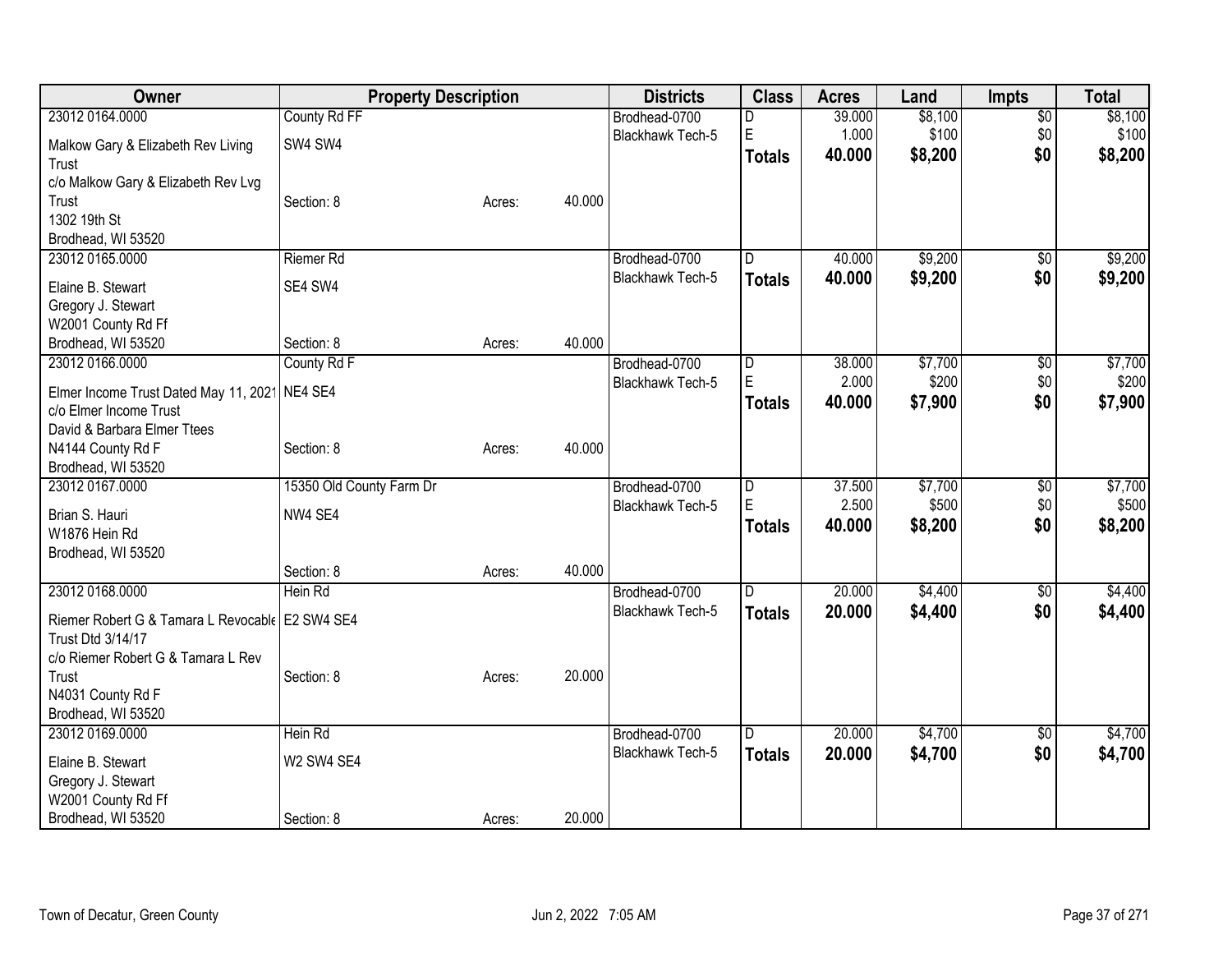| Owner | Property Description | | | Districts | Class | Acres | Land | Impts | Total |
|---|---|---|---|---|---|---|---|---|---|
| 23012 0164.0000 | County Rd FF | | | Brodhead-0700 | D | 39.000 | $8,100 | $0 | $8,100 |
| Malkow Gary & Elizabeth Rev Living Trust | SW4 SW4 | | | Blackhawk Tech-5 | E | 1.000 | $100 | $0 | $100 |
| c/o Malkow Gary & Elizabeth Rev Lvg Trust | | | | | **Totals** | **40.000** | **$8,200** | **$0** | **$8,200** |
| 1302 19th St | Section: 8 | Acres: | 40.000 | | | | | | |
| Brodhead, WI 53520 | | | | | | | | | |
| 23012 0165.0000 | Riemer Rd | | | Brodhead-0700 | D | 40.000 | $9,200 | $0 | $9,200 |
| Elaine B. Stewart | SE4 SW4 | | | Blackhawk Tech-5 | **Totals** | **40.000** | **$9,200** | **$0** | **$9,200** |
| Gregory J. Stewart | | | | | | | | | |
| W2001 County Rd Ff | | | | | | | | | |
| Brodhead, WI 53520 | Section: 8 | Acres: | 40.000 | | | | | | |
| 23012 0166.0000 | County Rd F | | | Brodhead-0700 | D | 38.000 | $7,700 | $0 | $7,700 |
| Elmer Income Trust Dated May 11, 2021 | NE4 SE4 | | | Blackhawk Tech-5 | E | 2.000 | $200 | $0 | $200 |
| c/o Elmer Income Trust | | | | | **Totals** | **40.000** | **$7,900** | **$0** | **$7,900** |
| David & Barbara Elmer Ttees | | | | | | | | | |
| N4144 County Rd F | Section: 8 | Acres: | 40.000 | | | | | | |
| Brodhead, WI 53520 | | | | | | | | | |
| 23012 0167.0000 | 15350 Old County Farm Dr | | | Brodhead-0700 | D | 37.500 | $7,700 | $0 | $7,700 |
| Brian S. Hauri | NW4 SE4 | | | Blackhawk Tech-5 | E | 2.500 | $500 | $0 | $500 |
| W1876 Hein Rd | | | | | **Totals** | **40.000** | **$8,200** | **$0** | **$8,200** |
| Brodhead, WI 53520 | | | | | | | | | |
| | Section: 8 | Acres: | 40.000 | | | | | | |
| 23012 0168.0000 | Hein Rd | | | Brodhead-0700 | D | 20.000 | $4,400 | $0 | $4,400 |
| Riemer Robert G & Tamara L Revocable Trust Dtd 3/14/17 | E2 SW4 SE4 | | | Blackhawk Tech-5 | **Totals** | **20.000** | **$4,400** | **$0** | **$4,400** |
| c/o Riemer Robert G & Tamara L Rev Trust | Section: 8 | Acres: | 20.000 | | | | | | |
| N4031 County Rd F | | | | | | | | | |
| Brodhead, WI 53520 | | | | | | | | | |
| 23012 0169.0000 | Hein Rd | | | Brodhead-0700 | D | 20.000 | $4,700 | $0 | $4,700 |
| Elaine B. Stewart | W2 SW4 SE4 | | | Blackhawk Tech-5 | **Totals** | **20.000** | **$4,700** | **$0** | **$4,700** |
| Gregory J. Stewart | | | | | | | | | |
| W2001 County Rd Ff | | | | | | | | | |
| Brodhead, WI 53520 | Section: 8 | Acres: | 20.000 | | | | | | |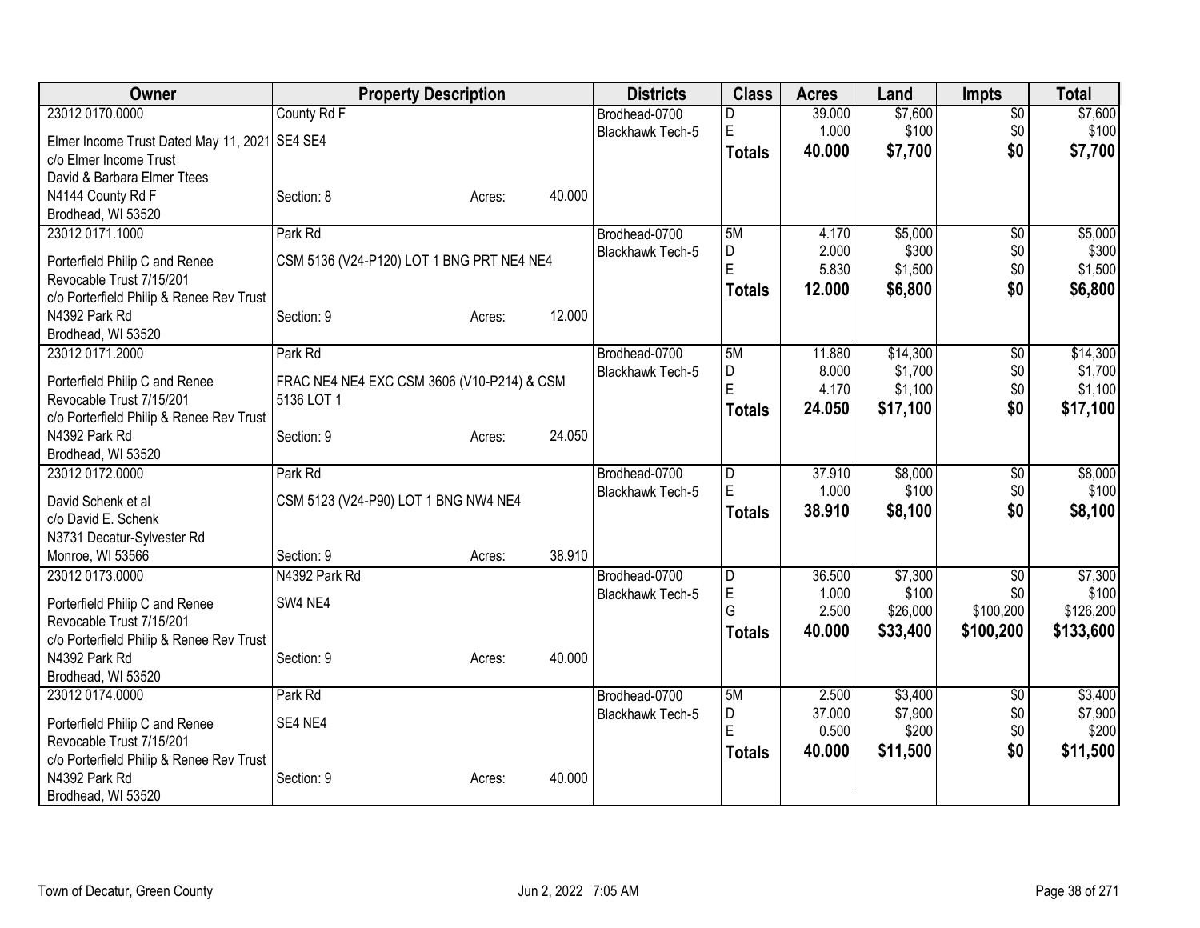| Owner | Property Description | | | Districts | Class | Acres | Land | Impts | Total |
|---|---|---|---|---|---|---|---|---|---|
| 23012 0170.0000 | County Rd F | | | Brodhead-0700 | D | 39.000 | $7,600 | $0 | $7,600 |
| Elmer Income Trust Dated May 11, 2021 | SE4 SE4 | | | Blackhawk Tech-5 | E | 1.000 | $100 | $0 | $100 |
| c/o Elmer Income Trust | | | | | **Totals** | **40.000** | **$7,700** | **$0** | **$7,700** |
| David & Barbara Elmer Ttees | | | | | | | | | |
| N4144 County Rd F | Section: 8 | Acres: | 40.000 | | | | | | |
| Brodhead, WI 53520 | | | | | | | | | |
| 23012 0171.1000 | Park Rd | | | Brodhead-0700 | 5M | 4.170 | $5,000 | $0 | $5,000 |
| Porterfield Philip C and Renee | CSM 5136 (V24-P120) LOT 1 BNG PRT NE4 NE4 | | | Blackhawk Tech-5 | D | 2.000 | $300 | $0 | $300 |
| Revocable Trust 7/15/201 | | | | | E | 5.830 | $1,500 | $0 | $1,500 |
| c/o Porterfield Philip & Renee Rev Trust | | | | | **Totals** | **12.000** | **$6,800** | **$0** | **$6,800** |
| N4392 Park Rd | Section: 9 | Acres: | 12.000 | | | | | | |
| Brodhead, WI 53520 | | | | | | | | | |
| 23012 0171.2000 | Park Rd | | | Brodhead-0700 | 5M | 11.880 | $14,300 | $0 | $14,300 |
| Porterfield Philip C and Renee | FRAC NE4 NE4 EXC CSM 3606 (V10-P214) & CSM | | | Blackhawk Tech-5 | D | 8.000 | $1,700 | $0 | $1,700 |
| Revocable Trust 7/15/201 | 5136 LOT 1 | | | | E | 4.170 | $1,100 | $0 | $1,100 |
| c/o Porterfield Philip & Renee Rev Trust | | | | | **Totals** | **24.050** | **$17,100** | **$0** | **$17,100** |
| N4392 Park Rd | Section: 9 | Acres: | 24.050 | | | | | | |
| Brodhead, WI 53520 | | | | | | | | | |
| 23012 0172.0000 | Park Rd | | | Brodhead-0700 | D | 37.910 | $8,000 | $0 | $8,000 |
| David Schenk et al | CSM 5123 (V24-P90) LOT 1 BNG NW4 NE4 | | | Blackhawk Tech-5 | E | 1.000 | $100 | $0 | $100 |
| c/o David E. Schenk | | | | | **Totals** | **38.910** | **$8,100** | **$0** | **$8,100** |
| N3731 Decatur-Sylvester Rd | | | | | | | | | |
| Monroe, WI 53566 | Section: 9 | Acres: | 38.910 | | | | | | |
| 23012 0173.0000 | N4392 Park Rd | | | Brodhead-0700 | D | 36.500 | $7,300 | $0 | $7,300 |
| Porterfield Philip C and Renee | SW4 NE4 | | | Blackhawk Tech-5 | E | 1.000 | $100 | $0 | $100 |
| Revocable Trust 7/15/201 | | | | | G | 2.500 | $26,000 | $100,200 | $126,200 |
| c/o Porterfield Philip & Renee Rev Trust | | | | | **Totals** | **40.000** | **$33,400** | **$100,200** | **$133,600** |
| N4392 Park Rd | Section: 9 | Acres: | 40.000 | | | | | | |
| Brodhead, WI 53520 | | | | | | | | | |
| 23012 0174.0000 | Park Rd | | | Brodhead-0700 | 5M | 2.500 | $3,400 | $0 | $3,400 |
| Porterfield Philip C and Renee | SE4 NE4 | | | Blackhawk Tech-5 | D | 37.000 | $7,900 | $0 | $7,900 |
| Revocable Trust 7/15/201 | | | | | E | 0.500 | $200 | $0 | $200 |
| c/o Porterfield Philip & Renee Rev Trust | | | | | **Totals** | **40.000** | **$11,500** | **$0** | **$11,500** |
| N4392 Park Rd | Section: 9 | Acres: | 40.000 | | | | | | |
| Brodhead, WI 53520 | | | | | | | | | |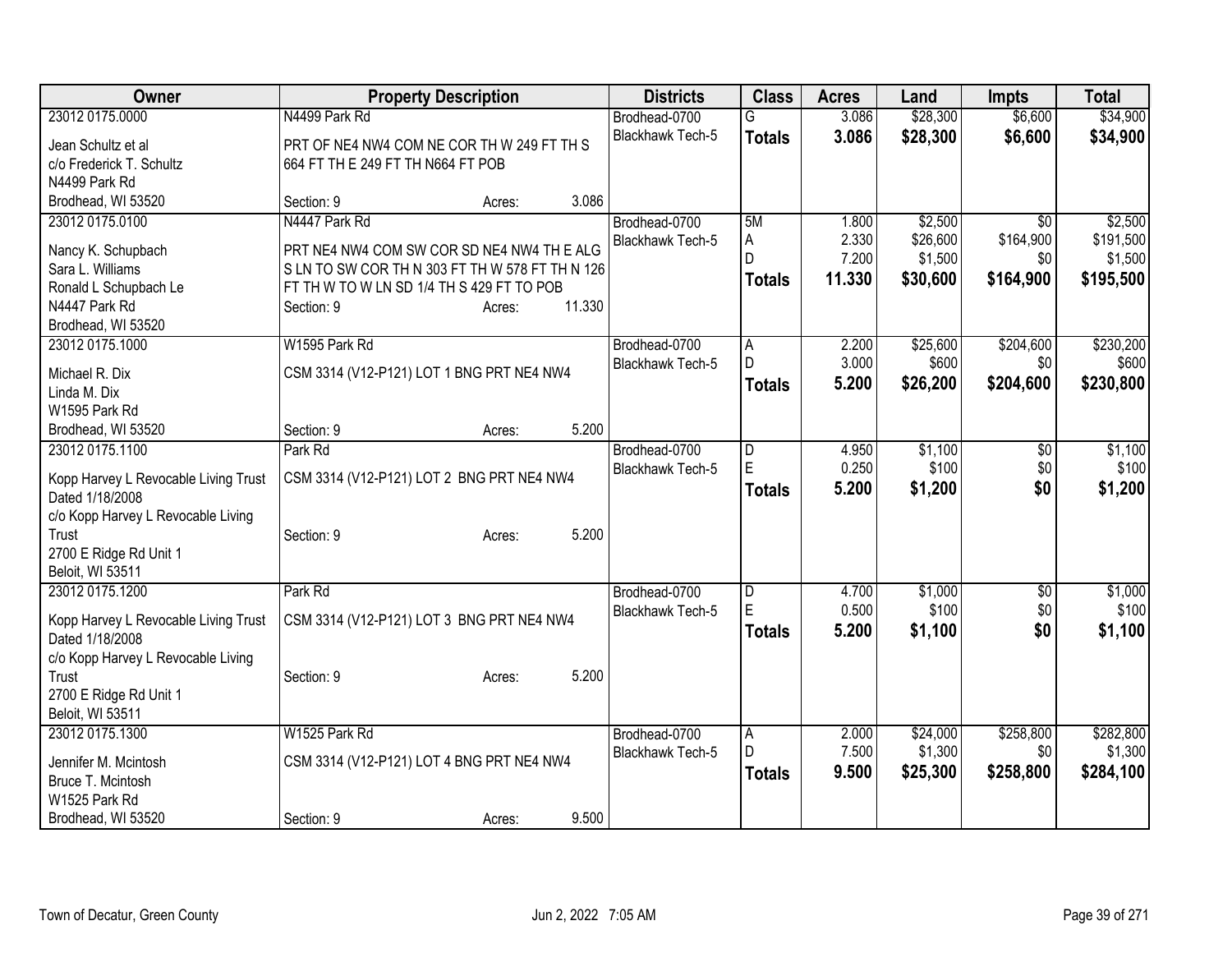| Owner | Property Description | Districts | Class | Acres | Land | Impts | Total |
|---|---|---|---|---|---|---|---|
| 23012 0175.0000<br>Jean Schultz et al<br>c/o Frederick T. Schultz<br>N4499 Park Rd<br>Brodhead, WI 53520 | N4499 Park Rd<br>PRT OF NE4 NW4 COM NE COR TH W 249 FT TH S 664 FT TH E 249 FT TH N664 FT POB<br>Section: 9 Acres: 3.086 | Brodhead-0700<br>Blackhawk Tech-5 | G<br>**Totals** | 3.086<br>**3.086** | $28,300<br>**$28,300** | $6,600<br>**$6,600** | $34,900<br>**$34,900** |
| 23012 0175.0100<br>Nancy K. Schupbach<br>Sara L. Williams<br>Ronald L Schupbach Le<br>N4447 Park Rd<br>Brodhead, WI 53520 | N4447 Park Rd<br>PRT NE4 NW4 COM SW COR SD NE4 NW4 TH E ALG S LN TO SW COR TH N 303 FT TH W 578 FT TH N 126 FT TH W TO W LN SD 1/4 TH S 429 FT TO POB<br>Section: 9 Acres: 11.330 | Brodhead-0700<br>Blackhawk Tech-5 | 5M<br>A<br>D<br>**Totals** | 1.800<br>2.330<br>7.200<br>**11.330** | $2,500<br>$26,600<br>$1,500<br>**$30,600** | $0<br>$164,900<br>$0<br>**$164,900** | $2,500<br>$191,500<br>$1,500<br>**$195,500** |
| 23012 0175.1000<br>Michael R. Dix<br>Linda M. Dix<br>W1595 Park Rd<br>Brodhead, WI 53520 | W1595 Park Rd<br>CSM 3314 (V12-P121) LOT 1 BNG PRT NE4 NW4<br>Section: 9 Acres: 5.200 | Brodhead-0700<br>Blackhawk Tech-5 | A<br>D<br>**Totals** | 2.200<br>3.000<br>**5.200** | $25,600<br>$600<br>**$26,200** | $204,600<br>$0<br>**$204,600** | $230,200<br>$600<br>**$230,800** |
| 23012 0175.1100<br>Kopp Harvey L Revocable Living Trust Dated 1/18/2008<br>c/o Kopp Harvey L Revocable Living Trust<br>2700 E Ridge Rd Unit 1<br>Beloit, WI 53511 | Park Rd<br>CSM 3314 (V12-P121) LOT 2 BNG PRT NE4 NW4<br>Section: 9 Acres: 5.200 | Brodhead-0700<br>Blackhawk Tech-5 | D<br>E<br>**Totals** | 4.950<br>0.250<br>**5.200** | $1,100<br>$100<br>**$1,200** | $0<br>$0<br>**$0** | $1,100<br>$100<br>**$1,200** |
| 23012 0175.1200<br>Kopp Harvey L Revocable Living Trust Dated 1/18/2008<br>c/o Kopp Harvey L Revocable Living Trust<br>2700 E Ridge Rd Unit 1<br>Beloit, WI 53511 | Park Rd<br>CSM 3314 (V12-P121) LOT 3 BNG PRT NE4 NW4<br>Section: 9 Acres: 5.200 | Brodhead-0700<br>Blackhawk Tech-5 | D<br>E<br>**Totals** | 4.700<br>0.500<br>**5.200** | $1,000<br>$100<br>**$1,100** | $0<br>$0<br>**$0** | $1,000<br>$100<br>**$1,100** |
| 23012 0175.1300<br>Jennifer M. Mcintosh<br>Bruce T. Mcintosh<br>W1525 Park Rd<br>Brodhead, WI 53520 | W1525 Park Rd<br>CSM 3314 (V12-P121) LOT 4 BNG PRT NE4 NW4<br>Section: 9 Acres: 9.500 | Brodhead-0700<br>Blackhawk Tech-5 | A<br>D<br>**Totals** | 2.000<br>7.500<br>**9.500** | $24,000<br>$1,300<br>**$25,300** | $258,800<br>$0<br>**$258,800** | $282,800<br>$1,300<br>**$284,100** |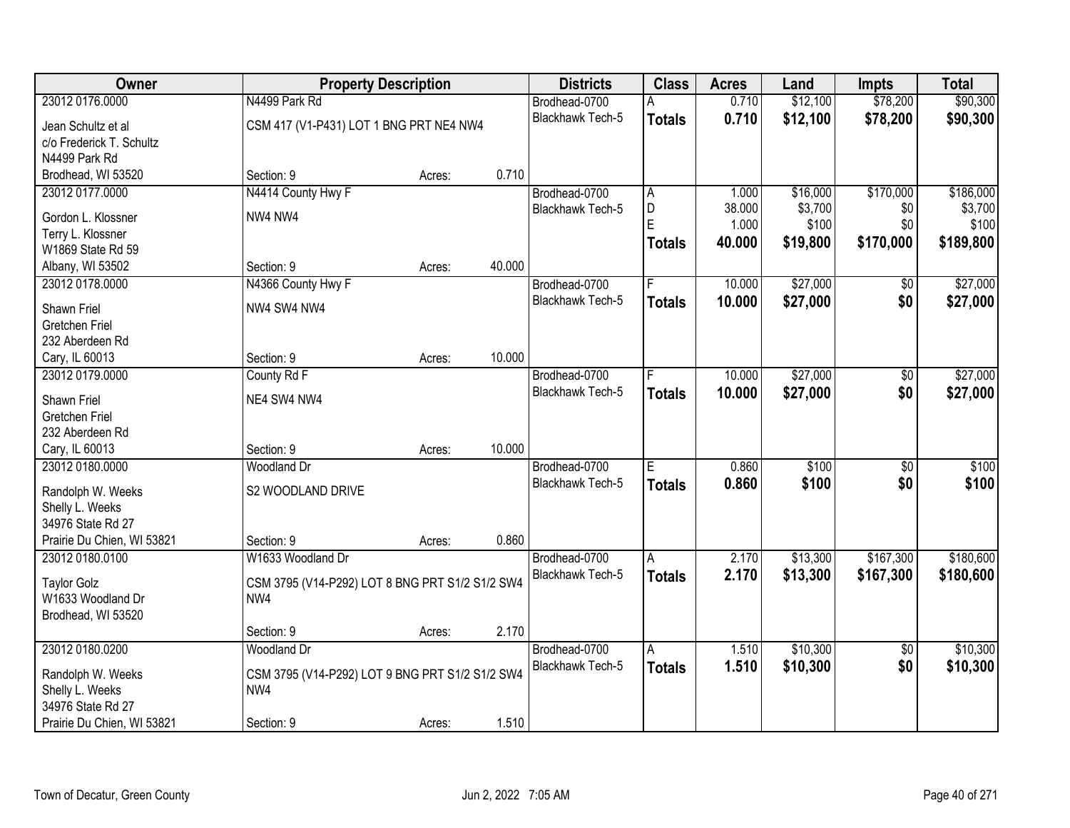| Owner | Property Description | | | Districts | Class | Acres | Land | Impts | Total |
|---|---|---|---|---|---|---|---|---|---|
| 23012 0176.0000 | N4499 Park Rd | | | Brodhead-0700 | A | 0.710 | $12,100 | $78,200 | $90,300 |
| Jean Schultz et al<br>c/o Frederick T. Schultz<br>N4499 Park Rd<br>Brodhead, WI 53520 | CSM 417 (V1-P431) LOT 1 BNG PRT NE4 NW4 | | | Blackhawk Tech-5 | **Totals** | **0.710** | **$12,100** | **$78,200** | **$90,300** |
| | Section: 9 | Acres: | 0.710 | | | | | | |
| 23012 0177.0000 | N4414 County Hwy F | | | Brodhead-0700 | A | 1.000 | $16,000 | $170,000 | $186,000 |
| Gordon L. Klossner<br>Terry L. Klossner<br>W1869 State Rd 59<br>Albany, WI 53502 | NW4 NW4 | | | Blackhawk Tech-5 | D | 38.000 | $3,700 | $0 | $3,700 |
| | | | | | E | 1.000 | $100 | $0 | $100 |
| | | | | | **Totals** | **40.000** | **$19,800** | **$170,000** | **$189,800** |
| | Section: 9 | Acres: | 40.000 | | | | | | |
| 23012 0178.0000 | N4366 County Hwy F | | | Brodhead-0700 | F | 10.000 | $27,000 | $0 | $27,000 |
| Shawn Friel<br>Gretchen Friel<br>232 Aberdeen Rd<br>Cary, IL 60013 | NW4 SW4 NW4 | | | Blackhawk Tech-5 | **Totals** | **10.000** | **$27,000** | **$0** | **$27,000** |
| | Section: 9 | Acres: | 10.000 | | | | | | |
| 23012 0179.0000 | County Rd F | | | Brodhead-0700 | F | 10.000 | $27,000 | $0 | $27,000 |
| Shawn Friel<br>Gretchen Friel<br>232 Aberdeen Rd<br>Cary, IL 60013 | NE4 SW4 NW4 | | | Blackhawk Tech-5 | **Totals** | **10.000** | **$27,000** | **$0** | **$27,000** |
| | Section: 9 | Acres: | 10.000 | | | | | | |
| 23012 0180.0000 | Woodland Dr | | | Brodhead-0700 | E | 0.860 | $100 | $0 | $100 |
| Randolph W. Weeks<br>Shelly L. Weeks<br>34976 State Rd 27<br>Prairie Du Chien, WI 53821 | S2 WOODLAND DRIVE | | | Blackhawk Tech-5 | **Totals** | **0.860** | **$100** | **$0** | **$100** |
| | Section: 9 | Acres: | 0.860 | | | | | | |
| 23012 0180.0100 | W1633 Woodland Dr | | | Brodhead-0700 | A | 2.170 | $13,300 | $167,300 | $180,600 |
| Taylor Golz<br>W1633 Woodland Dr<br>Brodhead, WI 53520 | CSM 3795 (V14-P292) LOT 8 BNG PRT S1/2 S1/2 SW4 NW4 | | | Blackhawk Tech-5 | **Totals** | **2.170** | **$13,300** | **$167,300** | **$180,600** |
| | Section: 9 | Acres: | 2.170 | | | | | | |
| 23012 0180.0200 | Woodland Dr | | | Brodhead-0700 | A | 1.510 | $10,300 | $0 | $10,300 |
| Randolph W. Weeks<br>Shelly L. Weeks<br>34976 State Rd 27<br>Prairie Du Chien, WI 53821 | CSM 3795 (V14-P292) LOT 9 BNG PRT S1/2 S1/2 SW4 NW4 | | | Blackhawk Tech-5 | **Totals** | **1.510** | **$10,300** | **$0** | **$10,300** |
| | Section: 9 | Acres: | 1.510 | | | | | | |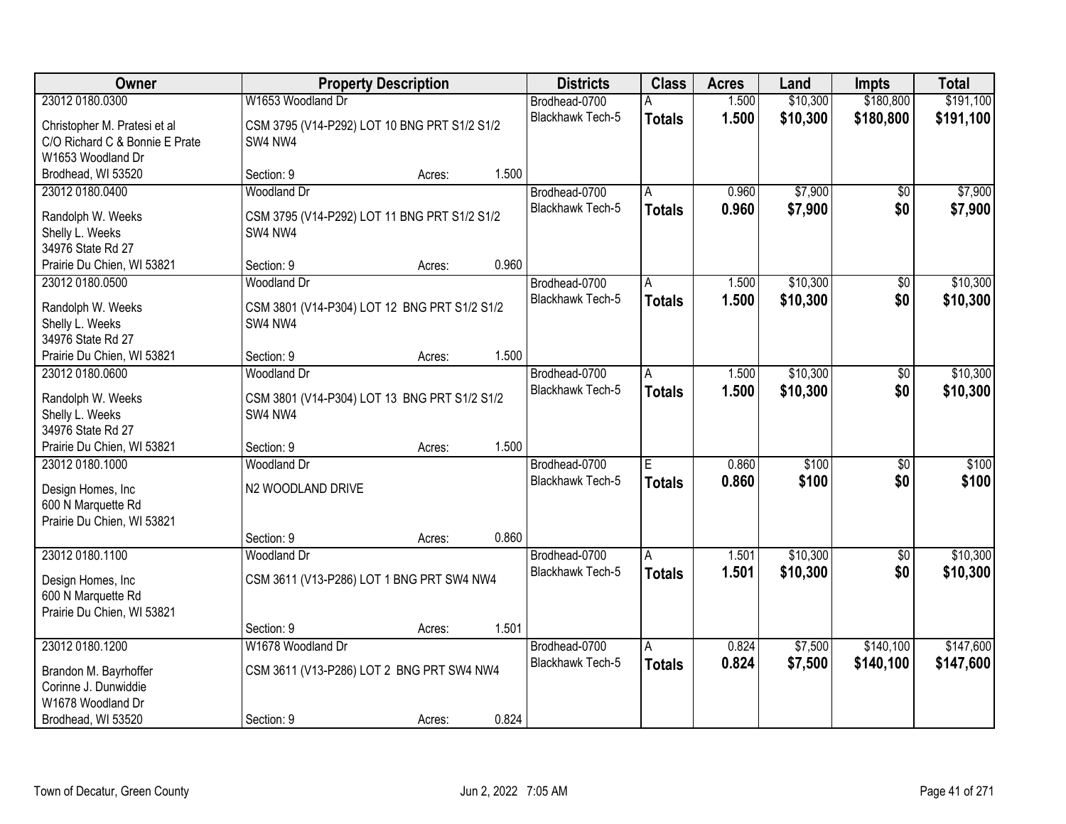| Owner | Property Description | | | Districts | Class | Acres | Land | Impts | Total |
|---|---|---|---|---|---|---|---|---|---|
| 23012 0180.0300 | W1653 Woodland Dr | | | Brodhead-0700 | A | 1.500 | $10,300 | $180,800 | $191,100 |
| Christopher M. Pratesi et al<br>C/O Richard C & Bonnie E Prate<br>W1653 Woodland Dr<br>Brodhead, WI 53520 | CSM 3795 (V14-P292) LOT 10 BNG PRT S1/2 S1/2 SW4 NW4 | | | Blackhawk Tech-5 | **Totals** | **1.500** | **$10,300** | **$180,800** | **$191,100** |
| | Section: 9 | Acres: | 1.500 | | | | | | |
| 23012 0180.0400 | Woodland Dr | | | Brodhead-0700 | A | 0.960 | $7,900 | $0 | $7,900 |
| Randolph W. Weeks<br>Shelly L. Weeks<br>34976 State Rd 27<br>Prairie Du Chien, WI 53821 | CSM 3795 (V14-P292) LOT 11 BNG PRT S1/2 S1/2 SW4 NW4 | | | Blackhawk Tech-5 | **Totals** | **0.960** | **$7,900** | **$0** | **$7,900** |
| | Section: 9 | Acres: | 0.960 | | | | | | |
| 23012 0180.0500 | Woodland Dr | | | Brodhead-0700 | A | 1.500 | $10,300 | $0 | $10,300 |
| Randolph W. Weeks<br>Shelly L. Weeks<br>34976 State Rd 27<br>Prairie Du Chien, WI 53821 | CSM 3801 (V14-P304) LOT 12 BNG PRT S1/2 S1/2 SW4 NW4 | | | Blackhawk Tech-5 | **Totals** | **1.500** | **$10,300** | **$0** | **$10,300** |
| | Section: 9 | Acres: | 1.500 | | | | | | |
| 23012 0180.0600 | Woodland Dr | | | Brodhead-0700 | A | 1.500 | $10,300 | $0 | $10,300 |
| Randolph W. Weeks<br>Shelly L. Weeks<br>34976 State Rd 27<br>Prairie Du Chien, WI 53821 | CSM 3801 (V14-P304) LOT 13 BNG PRT S1/2 S1/2 SW4 NW4 | | | Blackhawk Tech-5 | **Totals** | **1.500** | **$10,300** | **$0** | **$10,300** |
| | Section: 9 | Acres: | 1.500 | | | | | | |
| 23012 0180.1000 | Woodland Dr | | | Brodhead-0700 | E | 0.860 | $100 | $0 | $100 |
| Design Homes, Inc<br>600 N Marquette Rd<br>Prairie Du Chien, WI 53821 | N2 WOODLAND DRIVE | | | Blackhawk Tech-5 | **Totals** | **0.860** | **$100** | **$0** | **$100** |
| | Section: 9 | Acres: | 0.860 | | | | | | |
| 23012 0180.1100 | Woodland Dr | | | Brodhead-0700 | A | 1.501 | $10,300 | $0 | $10,300 |
| Design Homes, Inc<br>600 N Marquette Rd<br>Prairie Du Chien, WI 53821 | CSM 3611 (V13-P286) LOT 1 BNG PRT SW4 NW4 | | | Blackhawk Tech-5 | **Totals** | **1.501** | **$10,300** | **$0** | **$10,300** |
| | Section: 9 | Acres: | 1.501 | | | | | | |
| 23012 0180.1200 | W1678 Woodland Dr | | | Brodhead-0700 | A | 0.824 | $7,500 | $140,100 | $147,600 |
| Brandon M. Bayrhoffer<br>Corinne J. Dunwiddie<br>W1678 Woodland Dr<br>Brodhead, WI 53520 | CSM 3611 (V13-P286) LOT 2 BNG PRT SW4 NW4 | | | Blackhawk Tech-5 | **Totals** | **0.824** | **$7,500** | **$140,100** | **$147,600** |
| | Section: 9 | Acres: | 0.824 | | | | | | |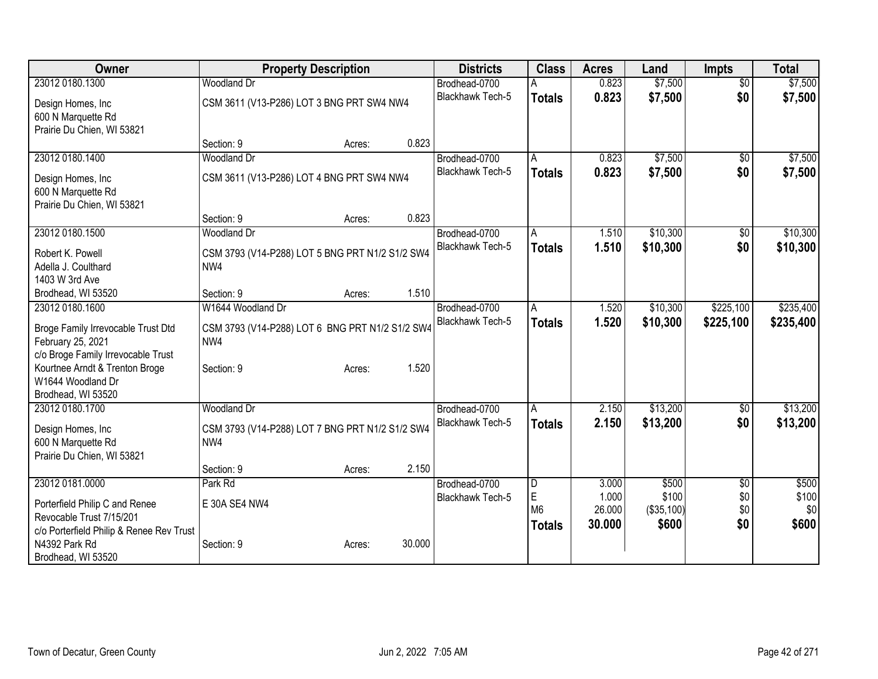| Owner | Property Description | | | Districts | Class | Acres | Land | Impts | Total |
|---|---|---|---|---|---|---|---|---|---|
| 23012 0180.1300 | Woodland Dr | | | Brodhead-0700 | A | 0.823 | $7,500 | $0 | $7,500 |
| Design Homes, Inc<br>600 N Marquette Rd<br>Prairie Du Chien, WI 53821 | CSM 3611 (V13-P286) LOT 3 BNG PRT SW4 NW4 | | | Blackhawk Tech-5 | **Totals** | **0.823** | **$7,500** | **$0** | **$7,500** |
| | Section: 9 | Acres: | 0.823 | | | | | | |
| 23012 0180.1400 | Woodland Dr | | | Brodhead-0700 | A | 0.823 | $7,500 | $0 | $7,500 |
| Design Homes, Inc<br>600 N Marquette Rd<br>Prairie Du Chien, WI 53821 | CSM 3611 (V13-P286) LOT 4 BNG PRT SW4 NW4 | | | Blackhawk Tech-5 | **Totals** | **0.823** | **$7,500** | **$0** | **$7,500** |
| | Section: 9 | Acres: | 0.823 | | | | | | |
| 23012 0180.1500 | Woodland Dr | | | Brodhead-0700 | A | 1.510 | $10,300 | $0 | $10,300 |
| Robert K. Powell<br>Adella J. Coulthard<br>1403 W 3rd Ave<br>Brodhead, WI 53520 | CSM 3793 (V14-P288) LOT 5 BNG PRT N1/2 S1/2 SW4 NW4 | | | Blackhawk Tech-5 | **Totals** | **1.510** | **$10,300** | **$0** | **$10,300** |
| | Section: 9 | Acres: | 1.510 | | | | | | |
| 23012 0180.1600 | W1644 Woodland Dr | | | Brodhead-0700 | A | 1.520 | $10,300 | $225,100 | $235,400 |
| Broge Family Irrevocable Trust Dtd February 25, 2021<br>c/o Broge Family Irrevocable Trust<br>Kourtnee Arndt & Trenton Broge<br>W1644 Woodland Dr<br>Brodhead, WI 53520 | CSM 3793 (V14-P288) LOT 6 BNG PRT N1/2 S1/2 SW4 NW4 | | | Blackhawk Tech-5 | **Totals** | **1.520** | **$10,300** | **$225,100** | **$235,400** |
| | Section: 9 | Acres: | 1.520 | | | | | | |
| 23012 0180.1700 | Woodland Dr | | | Brodhead-0700 | A | 2.150 | $13,200 | $0 | $13,200 |
| Design Homes, Inc<br>600 N Marquette Rd<br>Prairie Du Chien, WI 53821 | CSM 3793 (V14-P288) LOT 7 BNG PRT N1/2 S1/2 SW4 NW4 | | | Blackhawk Tech-5 | **Totals** | **2.150** | **$13,200** | **$0** | **$13,200** |
| | Section: 9 | Acres: | 2.150 | | | | | | |
| 23012 0181.0000 | Park Rd | | | Brodhead-0700 | D | 3.000 | $500 | $0 | $500 |
| Porterfield Philip C and Renee Revocable Trust 7/15/201<br>c/o Porterfield Philip & Renee Rev Trust<br>N4392 Park Rd<br>Brodhead, WI 53520 | E 30A SE4 NW4 | | | Blackhawk Tech-5 | E | 1.000 | $100 | $0 | $100 |
| | | | | | M6 | 26.000 | ($35,100) | $0 | $0 |
| | | | | | **Totals** | **30.000** | **$600** | **$0** | **$600** |
| | Section: 9 | Acres: | 30.000 | | | | | | |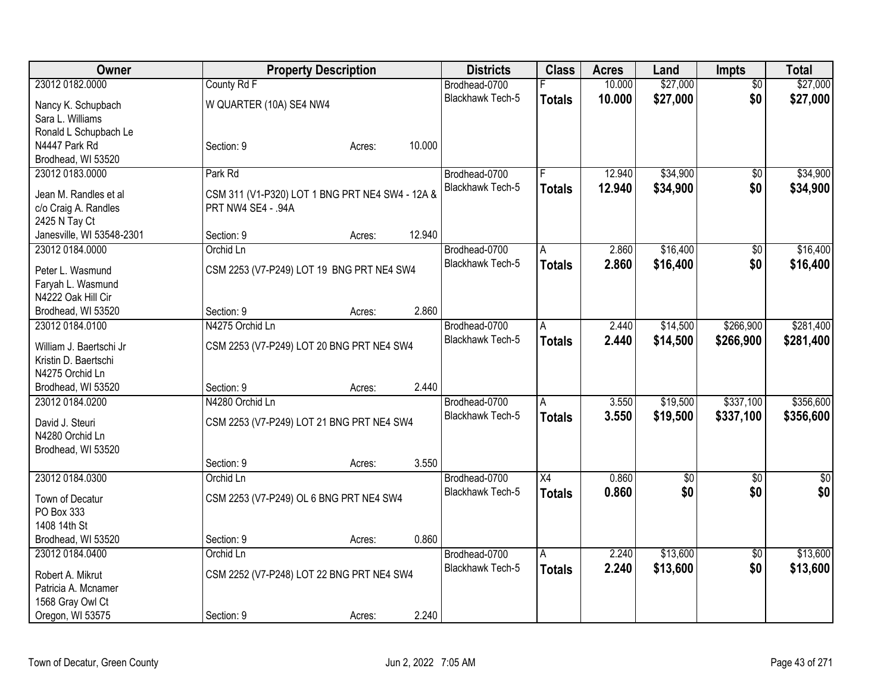| Owner | Property Description | Districts | Class | Acres | Land | Impts | Total |
|---|---|---|---|---|---|---|---|
| 23012 0182.0000<br>Nancy K. Schupbach<br>Sara L. Williams<br>Ronald L Schupbach Le<br>N4447 Park Rd<br>Brodhead, WI 53520 | County Rd F<br>W QUARTER (10A) SE4 NW4<br>Section: 9 Acres: 10.000 | Brodhead-0700<br>Blackhawk Tech-5 | F<br>**Totals** | 10.000<br>**10.000** | $27,000<br>**$27,000** | $0<br>**$0** | $27,000<br>**$27,000** |
| 23012 0183.0000<br>Jean M. Randles et al<br>c/o Craig A. Randles<br>2425 N Tay Ct<br>Janesville, WI 53548-2301 | Park Rd<br>CSM 311 (V1-P320) LOT 1 BNG PRT NE4 SW4 - 12A & PRT NW4 SE4 - .94A<br>Section: 9 Acres: 12.940 | Brodhead-0700<br>Blackhawk Tech-5 | F<br>**Totals** | 12.940<br>**12.940** | $34,900<br>**$34,900** | $0<br>**$0** | $34,900<br>**$34,900** |
| 23012 0184.0000<br>Peter L. Wasmund<br>Faryah L. Wasmund<br>N4222 Oak Hill Cir<br>Brodhead, WI 53520 | Orchid Ln<br>CSM 2253 (V7-P249) LOT 19 BNG PRT NE4 SW4<br>Section: 9 Acres: 2.860 | Brodhead-0700<br>Blackhawk Tech-5 | A<br>**Totals** | 2.860<br>**2.860** | $16,400<br>**$16,400** | $0<br>**$0** | $16,400<br>**$16,400** |
| 23012 0184.0100<br>William J. Baertschi Jr<br>Kristin D. Baertschi<br>N4275 Orchid Ln<br>Brodhead, WI 53520 | N4275 Orchid Ln<br>CSM 2253 (V7-P249) LOT 20 BNG PRT NE4 SW4<br>Section: 9 Acres: 2.440 | Brodhead-0700<br>Blackhawk Tech-5 | A<br>**Totals** | 2.440<br>**2.440** | $14,500<br>**$14,500** | $266,900<br>**$266,900** | $281,400<br>**$281,400** |
| 23012 0184.0200<br>David J. Steuri<br>N4280 Orchid Ln<br>Brodhead, WI 53520 | N4280 Orchid Ln<br>CSM 2253 (V7-P249) LOT 21 BNG PRT NE4 SW4<br>Section: 9 Acres: 3.550 | Brodhead-0700<br>Blackhawk Tech-5 | A<br>**Totals** | 3.550<br>**3.550** | $19,500<br>**$19,500** | $337,100<br>**$337,100** | $356,600<br>**$356,600** |
| 23012 0184.0300<br>Town of Decatur<br>PO Box 333<br>1408 14th St<br>Brodhead, WI 53520 | Orchid Ln<br>CSM 2253 (V7-P249) OL 6 BNG PRT NE4 SW4<br>Section: 9 Acres: 0.860 | Brodhead-0700<br>Blackhawk Tech-5 | X4<br>**Totals** | 0.860<br>**0.860** | $0<br>**$0** | $0<br>**$0** | $0<br>**$0** |
| 23012 0184.0400<br>Robert A. Mikrut<br>Patricia A. Mcnamer<br>1568 Gray Owl Ct<br>Oregon, WI 53575 | Orchid Ln<br>CSM 2252 (V7-P248) LOT 22 BNG PRT NE4 SW4<br>Section: 9 Acres: 2.240 | Brodhead-0700<br>Blackhawk Tech-5 | A<br>**Totals** | 2.240<br>**2.240** | $13,600<br>**$13,600** | $0<br>**$0** | $13,600<br>**$13,600** |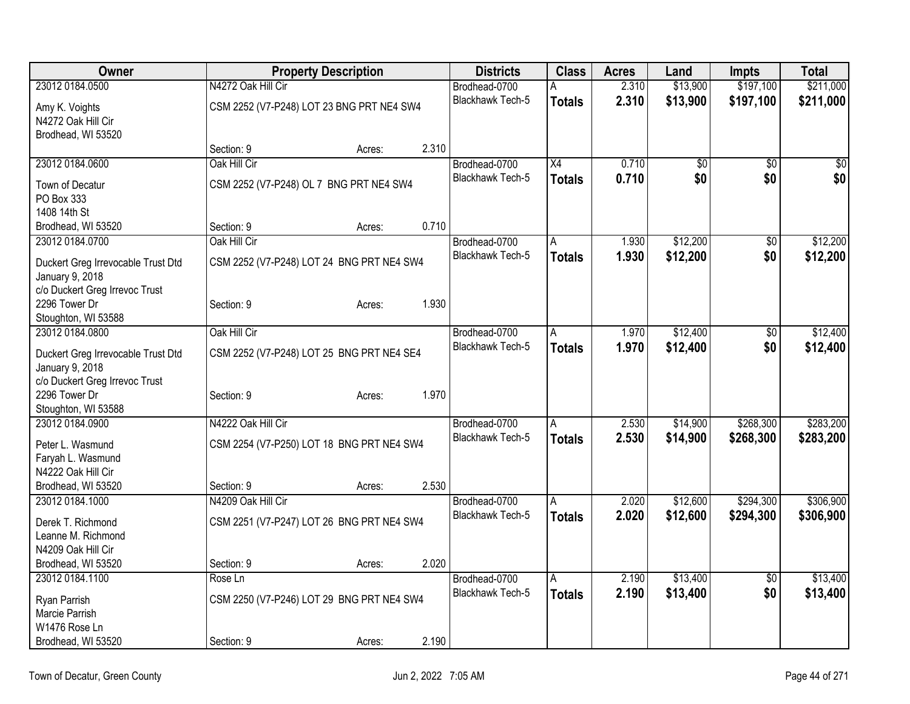| Owner | Property Description | Districts | Class | Acres | Land | Impts | Total |
|---|---|---|---|---|---|---|---|
| 23012 0184.0500<br>Amy K. Voights<br>N4272 Oak Hill Cir<br>Brodhead, WI 53520 | N4272 Oak Hill Cir<br>CSM 2252 (V7-P248) LOT 23 BNG PRT NE4 SW4<br>Section: 9 Acres: 2.310 | Brodhead-0700<br>Blackhawk Tech-5 | A<br>**Totals** | 2.310<br>**2.310** | $13,900<br>**$13,900** | $197,100<br>**$197,100** | $211,000<br>**$211,000** |
| 23012 0184.0600<br>Town of Decatur<br>PO Box 333<br>1408 14th St<br>Brodhead, WI 53520 | Oak Hill Cir<br>CSM 2252 (V7-P248) OL 7 BNG PRT NE4 SW4<br>Section: 9 Acres: 0.710 | Brodhead-0700<br>Blackhawk Tech-5 | X4<br>**Totals** | 0.710<br>**0.710** | $0<br>**$0** | $0<br>**$0** | $0<br>**$0** |
| 23012 0184.0700<br>Duckert Greg Irrevocable Trust Dtd January 9, 2018<br>c/o Duckert Greg Irrevoc Trust<br>2296 Tower Dr<br>Stoughton, WI 53588 | Oak Hill Cir<br>CSM 2252 (V7-P248) LOT 24 BNG PRT NE4 SW4<br>Section: 9 Acres: 1.930 | Brodhead-0700<br>Blackhawk Tech-5 | A<br>**Totals** | 1.930<br>**1.930** | $12,200<br>**$12,200** | $0<br>**$0** | $12,200<br>**$12,200** |
| 23012 0184.0800<br>Duckert Greg Irrevocable Trust Dtd January 9, 2018<br>c/o Duckert Greg Irrevoc Trust<br>2296 Tower Dr<br>Stoughton, WI 53588 | Oak Hill Cir<br>CSM 2252 (V7-P248) LOT 25 BNG PRT NE4 SE4<br>Section: 9 Acres: 1.970 | Brodhead-0700<br>Blackhawk Tech-5 | A<br>**Totals** | 1.970<br>**1.970** | $12,400<br>**$12,400** | $0<br>**$0** | $12,400<br>**$12,400** |
| 23012 0184.0900<br>Peter L. Wasmund<br>Faryah L. Wasmund<br>N4222 Oak Hill Cir<br>Brodhead, WI 53520 | N4222 Oak Hill Cir<br>CSM 2254 (V7-P250) LOT 18 BNG PRT NE4 SW4<br>Section: 9 Acres: 2.530 | Brodhead-0700<br>Blackhawk Tech-5 | A<br>**Totals** | 2.530<br>**2.530** | $14,900<br>**$14,900** | $268,300<br>**$268,300** | $283,200<br>**$283,200** |
| 23012 0184.1000<br>Derek T. Richmond<br>Leanne M. Richmond<br>N4209 Oak Hill Cir<br>Brodhead, WI 53520 | N4209 Oak Hill Cir<br>CSM 2251 (V7-P247) LOT 26 BNG PRT NE4 SW4<br>Section: 9 Acres: 2.020 | Brodhead-0700<br>Blackhawk Tech-5 | A<br>**Totals** | 2.020<br>**2.020** | $12,600<br>**$12,600** | $294,300<br>**$294,300** | $306,900<br>**$306,900** |
| 23012 0184.1100<br>Ryan Parrish<br>Marcie Parrish<br>W1476 Rose Ln<br>Brodhead, WI 53520 | Rose Ln<br>CSM 2250 (V7-P246) LOT 29 BNG PRT NE4 SW4<br>Section: 9 Acres: 2.190 | Brodhead-0700<br>Blackhawk Tech-5 | A<br>**Totals** | 2.190<br>**2.190** | $13,400<br>**$13,400** | $0<br>**$0** | $13,400<br>**$13,400** |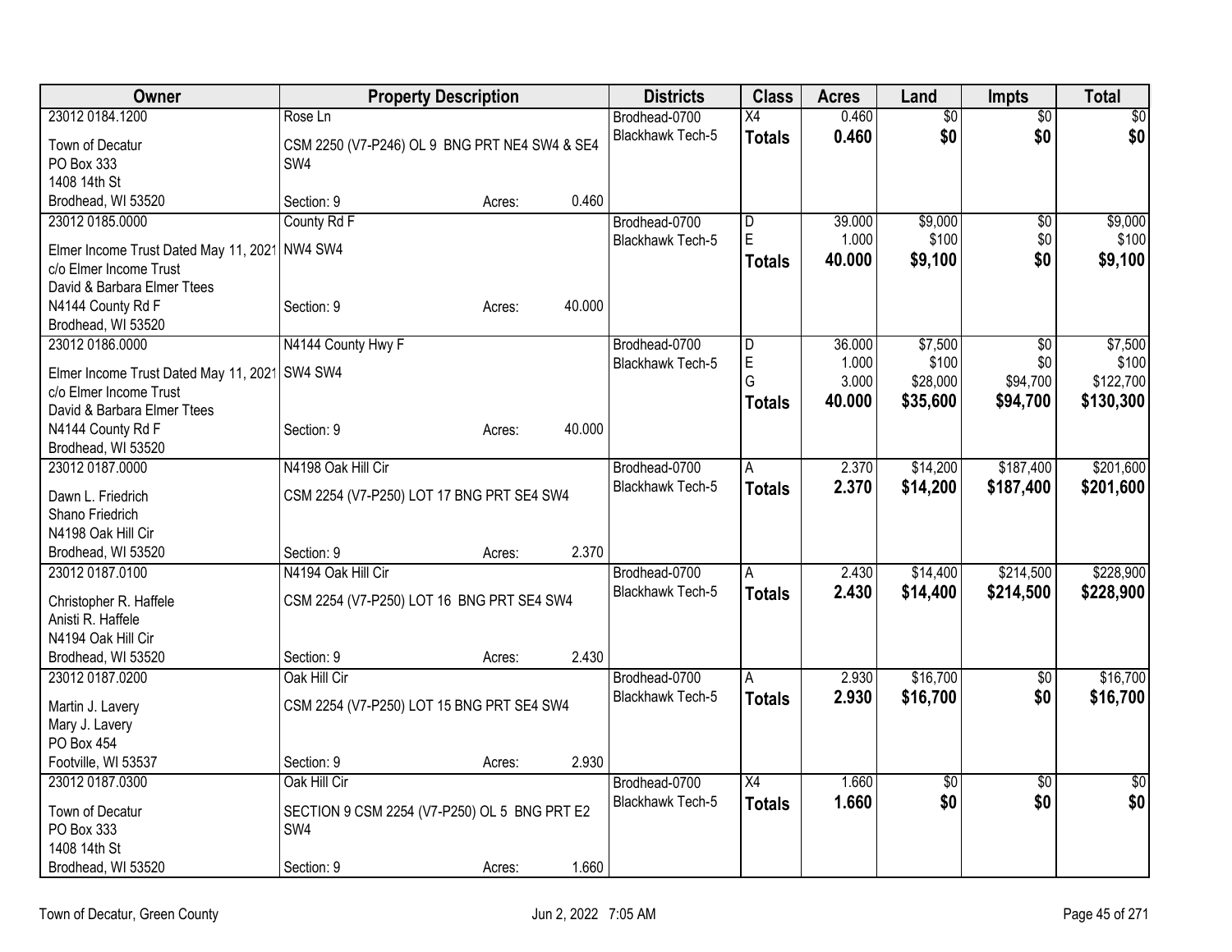| Owner | Property Description | | | Districts | Class | Acres | Land | Impts | Total |
|---|---|---|---|---|---|---|---|---|---|
| 23012 0184.1200 | Rose Ln | | | Brodhead-0700 | X4 | 0.460 | $0 | $0 | $0 |
| Town of Decatur<br>PO Box 333<br>1408 14th St<br>Brodhead, WI 53520 | CSM 2250 (V7-P246) OL 9 BNG PRT NE4 SW4 & SE4 SW4 | | | Blackhawk Tech-5 | **Totals** | **0.460** | **$0** | **$0** | **$0** |
| | Section: 9 | Acres: | 0.460 | | | | | | |
| 23012 0185.0000 | County Rd F | | | Brodhead-0700 | D | 39.000 | $9,000 | $0 | $9,000 |
| Elmer Income Trust Dated May 11, 2021<br>c/o Elmer Income Trust<br>David & Barbara Elmer Ttees<br>N4144 County Rd F<br>Brodhead, WI 53520 | NW4 SW4 | | | Blackhawk Tech-5 | E | 1.000 | $100 | $0 | $100 |
| | | | | | **Totals** | **40.000** | **$9,100** | **$0** | **$9,100** |
| | Section: 9 | Acres: | 40.000 | | | | | | |
| 23012 0186.0000 | N4144 County Hwy F | | | Brodhead-0700 | D | 36.000 | $7,500 | $0 | $7,500 |
| Elmer Income Trust Dated May 11, 2021<br>c/o Elmer Income Trust<br>David & Barbara Elmer Ttees<br>N4144 County Rd F<br>Brodhead, WI 53520 | SW4 SW4 | | | Blackhawk Tech-5 | E | 1.000 | $100 | $0 | $100 |
| | | | | | G | 3.000 | $28,000 | $94,700 | $122,700 |
| | | | | | **Totals** | **40.000** | **$35,600** | **$94,700** | **$130,300** |
| | Section: 9 | Acres: | 40.000 | | | | | | |
| 23012 0187.0000 | N4198 Oak Hill Cir | | | Brodhead-0700 | A | 2.370 | $14,200 | $187,400 | $201,600 |
| Dawn L. Friedrich<br>Shano Friedrich<br>N4198 Oak Hill Cir<br>Brodhead, WI 53520 | CSM 2254 (V7-P250) LOT 17 BNG PRT SE4 SW4 | | | Blackhawk Tech-5 | **Totals** | **2.370** | **$14,200** | **$187,400** | **$201,600** |
| | Section: 9 | Acres: | 2.370 | | | | | | |
| 23012 0187.0100 | N4194 Oak Hill Cir | | | Brodhead-0700 | A | 2.430 | $14,400 | $214,500 | $228,900 |
| Christopher R. Haffele<br>Anisti R. Haffele<br>N4194 Oak Hill Cir<br>Brodhead, WI 53520 | CSM 2254 (V7-P250) LOT 16 BNG PRT SE4 SW4 | | | Blackhawk Tech-5 | **Totals** | **2.430** | **$14,400** | **$214,500** | **$228,900** |
| | Section: 9 | Acres: | 2.430 | | | | | | |
| 23012 0187.0200 | Oak Hill Cir | | | Brodhead-0700 | A | 2.930 | $16,700 | $0 | $16,700 |
| Martin J. Lavery<br>Mary J. Lavery<br>PO Box 454<br>Footville, WI 53537 | CSM 2254 (V7-P250) LOT 15 BNG PRT SE4 SW4 | | | Blackhawk Tech-5 | **Totals** | **2.930** | **$16,700** | **$0** | **$16,700** |
| | Section: 9 | Acres: | 2.930 | | | | | | |
| 23012 0187.0300 | Oak Hill Cir | | | Brodhead-0700 | X4 | 1.660 | $0 | $0 | $0 |
| Town of Decatur<br>PO Box 333<br>1408 14th St<br>Brodhead, WI 53520 | SECTION 9 CSM 2254 (V7-P250) OL 5 BNG PRT E2 SW4 | | | Blackhawk Tech-5 | **Totals** | **1.660** | **$0** | **$0** | **$0** |
| | Section: 9 | Acres: | 1.660 | | | | | | |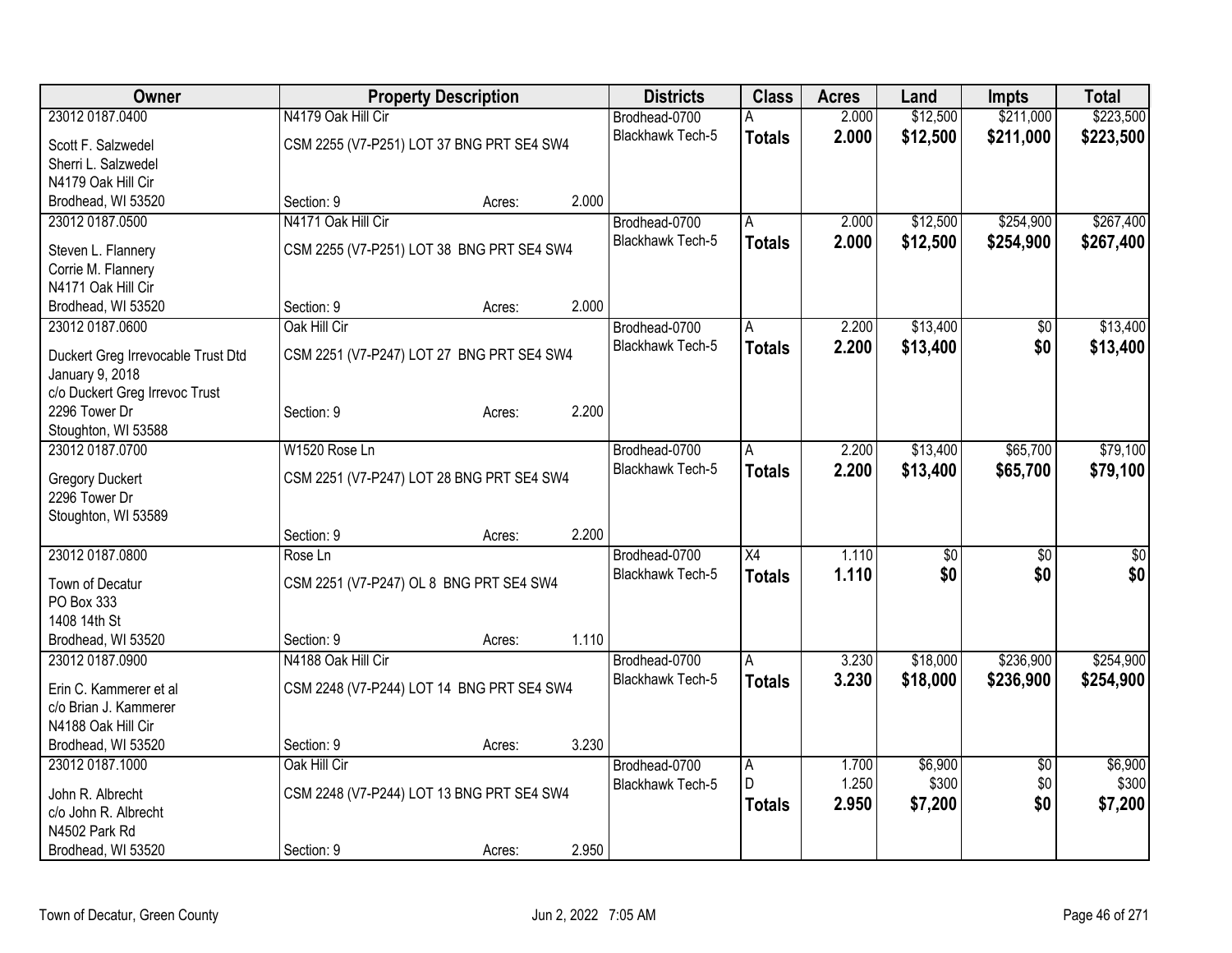| Owner | Property Description | | | Districts | Class | Acres | Land | Impts | Total |
|---|---|---|---|---|---|---|---|---|---|
| 23012 0187.0400 | N4179 Oak Hill Cir | | | Brodhead-0700 | A | 2.000 | $12,500 | $211,000 | $223,500 |
| Scott F. Salzwedel<br>Sherri L. Salzwedel<br>N4179 Oak Hill Cir<br>Brodhead, WI 53520 | CSM 2255 (V7-P251) LOT 37 BNG PRT SE4 SW4 | | | Blackhawk Tech-5 | **Totals** | **2.000** | **$12,500** | **$211,000** | **$223,500** |
| | Section: 9 | Acres: | 2.000 | | | | | | |
| 23012 0187.0500 | N4171 Oak Hill Cir | | | Brodhead-0700 | A | 2.000 | $12,500 | $254,900 | $267,400 |
| Steven L. Flannery<br>Corrie M. Flannery<br>N4171 Oak Hill Cir<br>Brodhead, WI 53520 | CSM 2255 (V7-P251) LOT 38 BNG PRT SE4 SW4 | | | Blackhawk Tech-5 | **Totals** | **2.000** | **$12,500** | **$254,900** | **$267,400** |
| | Section: 9 | Acres: | 2.000 | | | | | | |
| 23012 0187.0600 | Oak Hill Cir | | | Brodhead-0700 | A | 2.200 | $13,400 | $0 | $13,400 |
| Duckert Greg Irrevocable Trust Dtd<br>January 9, 2018<br>c/o Duckert Greg Irrevoc Trust<br>2296 Tower Dr<br>Stoughton, WI 53588 | CSM 2251 (V7-P247) LOT 27 BNG PRT SE4 SW4 | | | Blackhawk Tech-5 | **Totals** | **2.200** | **$13,400** | **$0** | **$13,400** |
| | Section: 9 | Acres: | 2.200 | | | | | | |
| 23012 0187.0700 | W1520 Rose Ln | | | Brodhead-0700 | A | 2.200 | $13,400 | $65,700 | $79,100 |
| Gregory Duckert<br>2296 Tower Dr<br>Stoughton, WI 53589 | CSM 2251 (V7-P247) LOT 28 BNG PRT SE4 SW4 | | | Blackhawk Tech-5 | **Totals** | **2.200** | **$13,400** | **$65,700** | **$79,100** |
| | Section: 9 | Acres: | 2.200 | | | | | | |
| 23012 0187.0800 | Rose Ln | | | Brodhead-0700 | X4 | 1.110 | $0 | $0 | $0 |
| Town of Decatur<br>PO Box 333<br>1408 14th St<br>Brodhead, WI 53520 | CSM 2251 (V7-P247) OL 8 BNG PRT SE4 SW4 | | | Blackhawk Tech-5 | **Totals** | **1.110** | **$0** | **$0** | **$0** |
| | Section: 9 | Acres: | 1.110 | | | | | | |
| 23012 0187.0900 | N4188 Oak Hill Cir | | | Brodhead-0700 | A | 3.230 | $18,000 | $236,900 | $254,900 |
| Erin C. Kammerer et al<br>c/o Brian J. Kammerer<br>N4188 Oak Hill Cir<br>Brodhead, WI 53520 | CSM 2248 (V7-P244) LOT 14 BNG PRT SE4 SW4 | | | Blackhawk Tech-5 | **Totals** | **3.230** | **$18,000** | **$236,900** | **$254,900** |
| | Section: 9 | Acres: | 3.230 | | | | | | |
| 23012 0187.1000 | Oak Hill Cir | | | Brodhead-0700 | A | 1.700 | $6,900 | $0 | $6,900 |
| John R. Albrecht<br>c/o John R. Albrecht<br>N4502 Park Rd<br>Brodhead, WI 53520 | CSM 2248 (V7-P244) LOT 13 BNG PRT SE4 SW4 | | | Blackhawk Tech-5 | D | 1.250 | $300 | $0 | $300 |
| | | | | | **Totals** | **2.950** | **$7,200** | **$0** | **$7,200** |
| | Section: 9 | Acres: | 2.950 | | | | | | |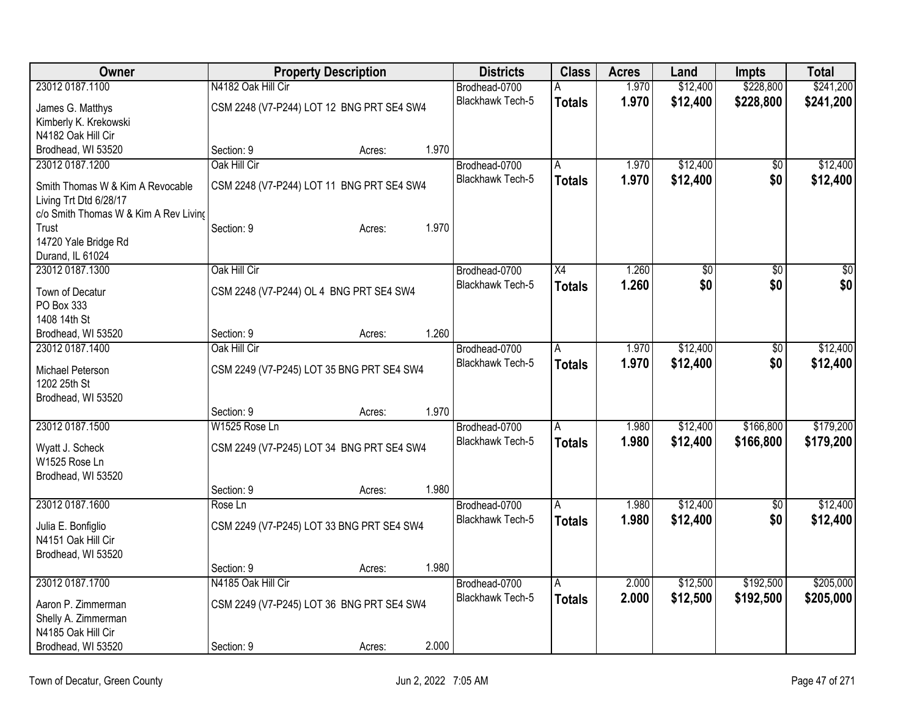| Owner | Property Description | Districts | Class | Acres | Land | Impts | Total |
|---|---|---|---|---|---|---|---|
| 23012 0187.1100<br>James G. Matthys<br>Kimberly K. Krekowski<br>N4182 Oak Hill Cir<br>Brodhead, WI 53520 | N4182 Oak Hill Cir<br>CSM 2248 (V7-P244) LOT 12 BNG PRT SE4 SW4<br>Section: 9 Acres: 1.970 | Brodhead-0700<br>Blackhawk Tech-5 | A<br>**Totals** | 1.970<br>**1.970** | $12,400<br>**$12,400** | $228,800<br>**$228,800** | $241,200<br>**$241,200** |
| 23012 0187.1200<br>Smith Thomas W & Kim A Revocable Living Trt Dtd 6/28/17<br>c/o Smith Thomas W & Kim A Rev Living Trust<br>14720 Yale Bridge Rd<br>Durand, IL 61024 | Oak Hill Cir<br>CSM 2248 (V7-P244) LOT 11 BNG PRT SE4 SW4<br>Section: 9 Acres: 1.970 | Brodhead-0700<br>Blackhawk Tech-5 | A<br>**Totals** | 1.970<br>**1.970** | $12,400<br>**$12,400** | $0<br>**$0** | $12,400<br>**$12,400** |
| 23012 0187.1300<br>Town of Decatur<br>PO Box 333<br>1408 14th St<br>Brodhead, WI 53520 | Oak Hill Cir<br>CSM 2248 (V7-P244) OL 4 BNG PRT SE4 SW4<br>Section: 9 Acres: 1.260 | Brodhead-0700<br>Blackhawk Tech-5 | X4<br>**Totals** | 1.260<br>**1.260** | $0<br>**$0** | $0<br>**$0** | $0<br>**$0** |
| 23012 0187.1400<br>Michael Peterson<br>1202 25th St<br>Brodhead, WI 53520 | Oak Hill Cir<br>CSM 2249 (V7-P245) LOT 35 BNG PRT SE4 SW4<br>Section: 9 Acres: 1.970 | Brodhead-0700<br>Blackhawk Tech-5 | A<br>**Totals** | 1.970<br>**1.970** | $12,400<br>**$12,400** | $0<br>**$0** | $12,400<br>**$12,400** |
| 23012 0187.1500<br>Wyatt J. Scheck<br>W1525 Rose Ln<br>Brodhead, WI 53520 | W1525 Rose Ln<br>CSM 2249 (V7-P245) LOT 34 BNG PRT SE4 SW4<br>Section: 9 Acres: 1.980 | Brodhead-0700<br>Blackhawk Tech-5 | A<br>**Totals** | 1.980<br>**1.980** | $12,400<br>**$12,400** | $166,800<br>**$166,800** | $179,200<br>**$179,200** |
| 23012 0187.1600<br>Julia E. Bonfiglio<br>N4151 Oak Hill Cir<br>Brodhead, WI 53520 | Rose Ln<br>CSM 2249 (V7-P245) LOT 33 BNG PRT SE4 SW4<br>Section: 9 Acres: 1.980 | Brodhead-0700<br>Blackhawk Tech-5 | A<br>**Totals** | 1.980<br>**1.980** | $12,400<br>**$12,400** | $0<br>**$0** | $12,400<br>**$12,400** |
| 23012 0187.1700<br>Aaron P. Zimmerman<br>Shelly A. Zimmerman<br>N4185 Oak Hill Cir<br>Brodhead, WI 53520 | N4185 Oak Hill Cir<br>CSM 2249 (V7-P245) LOT 36 BNG PRT SE4 SW4<br>Section: 9 Acres: 2.000 | Brodhead-0700<br>Blackhawk Tech-5 | A<br>**Totals** | 2.000<br>**2.000** | $12,500<br>**$12,500** | $192,500<br>**$192,500** | $205,000<br>**$205,000** |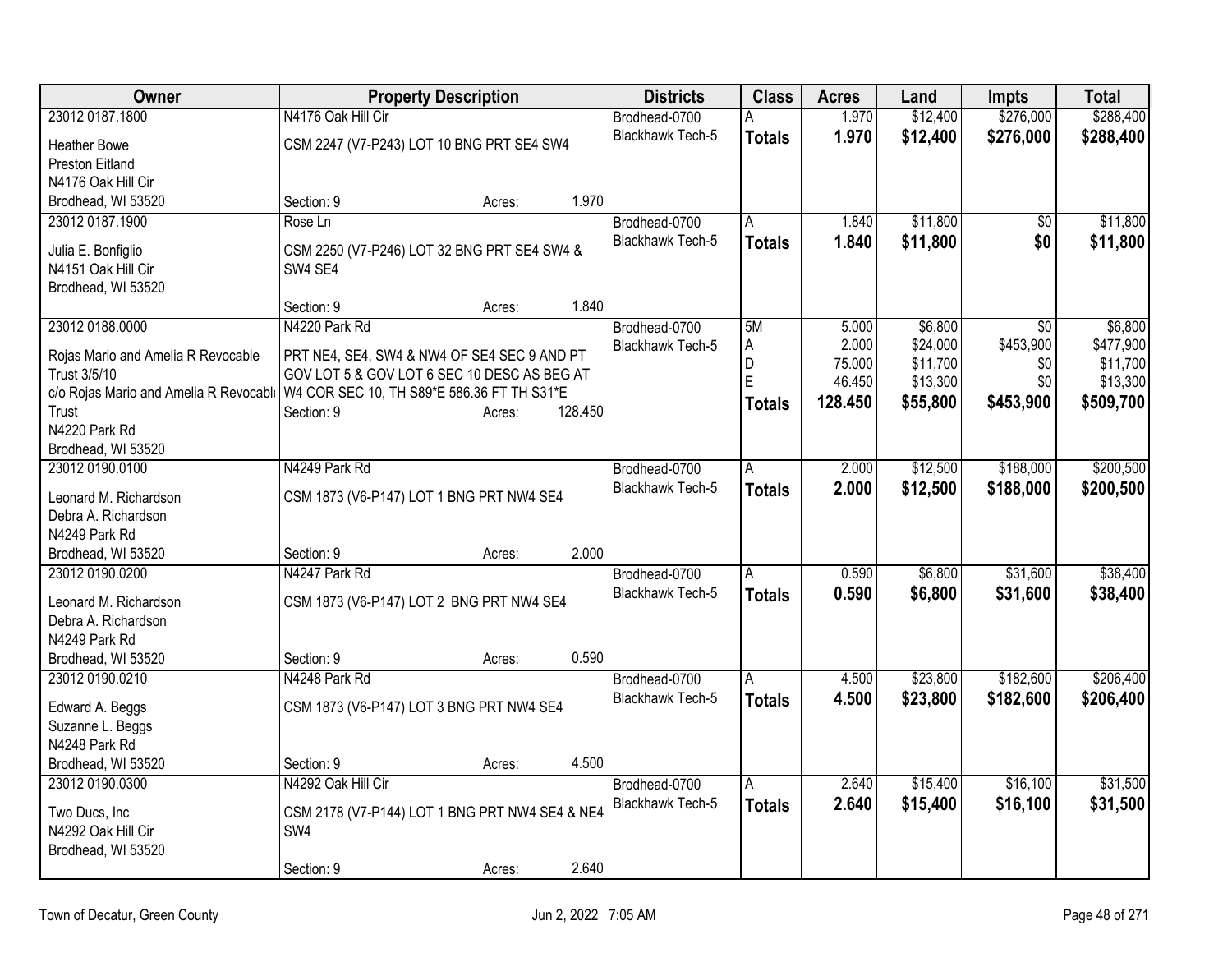| Owner | Property Description | Districts | Class | Acres | Land | Impts | Total |
|---|---|---|---|---|---|---|---|
| 23012 0187.1800 | N4176 Oak Hill Cir | Brodhead-0700 | A | 1.970 | $12,400 | $276,000 | $288,400 |
| Heather Bowe<br>Preston Eitland<br>N4176 Oak Hill Cir<br>Brodhead, WI 53520 | CSM 2247 (V7-P243) LOT 10 BNG PRT SE4 SW4<br><br>Section: 9 Acres: 1.970 | Blackhawk Tech-5 | **Totals** | **1.970** | **$12,400** | **$276,000** | **$288,400** |
| 23012 0187.1900 | Rose Ln | Brodhead-0700 | A | 1.840 | $11,800 | $0 | $11,800 |
| Julia E. Bonfiglio<br>N4151 Oak Hill Cir<br>Brodhead, WI 53520 | CSM 2250 (V7-P246) LOT 32 BNG PRT SE4 SW4 & SW4 SE4<br><br>Section: 9 Acres: 1.840 | Blackhawk Tech-5 | **Totals** | **1.840** | **$11,800** | **$0** | **$11,800** |
| 23012 0188.0000 | N4220 Park Rd | Brodhead-0700 | 5M | 5.000 | $6,800 | $0 | $6,800 |
| Rojas Mario and Amelia R Revocable Trust 3/5/10<br>c/o Rojas Mario and Amelia R Revocable Trust<br>N4220 Park Rd<br>Brodhead, WI 53520 | PRT NE4, SE4, SW4 & NW4 OF SE4 SEC 9 AND PT GOV LOT 5 & GOV LOT 6 SEC 10 DESC AS BEG AT W4 COR SEC 10, TH S89*E 586.36 FT TH S31*E<br>Section: 9 Acres: 128.450 | Blackhawk Tech-5 | A | 2.000 | $24,000 | $453,900 | $477,900 |
| | | | D | 75.000 | $11,700 | $0 | $11,700 |
| | | | E | 46.450 | $13,300 | $0 | $13,300 |
| | | | **Totals** | **128.450** | **$55,800** | **$453,900** | **$509,700** |
| 23012 0190.0100 | N4249 Park Rd | Brodhead-0700 | A | 2.000 | $12,500 | $188,000 | $200,500 |
| Leonard M. Richardson<br>Debra A. Richardson<br>N4249 Park Rd<br>Brodhead, WI 53520 | CSM 1873 (V6-P147) LOT 1 BNG PRT NW4 SE4<br><br>Section: 9 Acres: 2.000 | Blackhawk Tech-5 | **Totals** | **2.000** | **$12,500** | **$188,000** | **$200,500** |
| 23012 0190.0200 | N4247 Park Rd | Brodhead-0700 | A | 0.590 | $6,800 | $31,600 | $38,400 |
| Leonard M. Richardson<br>Debra A. Richardson<br>N4249 Park Rd<br>Brodhead, WI 53520 | CSM 1873 (V6-P147) LOT 2 BNG PRT NW4 SE4<br><br>Section: 9 Acres: 0.590 | Blackhawk Tech-5 | **Totals** | **0.590** | **$6,800** | **$31,600** | **$38,400** |
| 23012 0190.0210 | N4248 Park Rd | Brodhead-0700 | A | 4.500 | $23,800 | $182,600 | $206,400 |
| Edward A. Beggs<br>Suzanne L. Beggs<br>N4248 Park Rd<br>Brodhead, WI 53520 | CSM 1873 (V6-P147) LOT 3 BNG PRT NW4 SE4<br><br>Section: 9 Acres: 4.500 | Blackhawk Tech-5 | **Totals** | **4.500** | **$23,800** | **$182,600** | **$206,400** |
| 23012 0190.0300 | N4292 Oak Hill Cir | Brodhead-0700 | A | 2.640 | $15,400 | $16,100 | $31,500 |
| Two Ducs, Inc<br>N4292 Oak Hill Cir<br>Brodhead, WI 53520 | CSM 2178 (V7-P144) LOT 1 BNG PRT NW4 SE4 & NE4 SW4<br><br>Section: 9 Acres: 2.640 | Blackhawk Tech-5 | **Totals** | **2.640** | **$15,400** | **$16,100** | **$31,500** |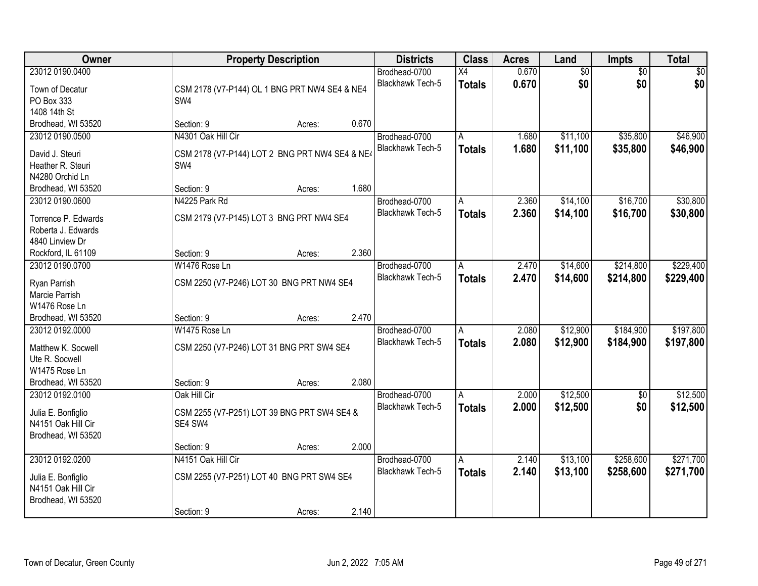| Owner | Property Description | | | Districts | Class | Acres | Land | Impts | Total |
|---|---|---|---|---|---|---|---|---|---|
| 23012 0190.0400 | | | | Brodhead-0700 | X4 | 0.670 | $0 | $0 | $0 |
| Town of Decatur<br>PO Box 333<br>1408 14th St<br>Brodhead, WI 53520 | CSM 2178 (V7-P144) OL 1 BNG PRT NW4 SE4 & NE4 SW4 | | | Blackhawk Tech-5 | **Totals** | **0.670** | **$0** | **$0** | **$0** |
| | Section: 9 | Acres: | 0.670 | | | | | | |
| 23012 0190.0500 | N4301 Oak Hill Cir | | | Brodhead-0700 | A | 1.680 | $11,100 | $35,800 | $46,900 |
| David J. Steuri<br>Heather R. Steuri<br>N4280 Orchid Ln<br>Brodhead, WI 53520 | CSM 2178 (V7-P144) LOT 2 BNG PRT NW4 SE4 & NE4 SW4 | | | Blackhawk Tech-5 | **Totals** | **1.680** | **$11,100** | **$35,800** | **$46,900** |
| | Section: 9 | Acres: | 1.680 | | | | | | |
| 23012 0190.0600 | N4225 Park Rd | | | Brodhead-0700 | A | 2.360 | $14,100 | $16,700 | $30,800 |
| Torrence P. Edwards<br>Roberta J. Edwards<br>4840 Linview Dr<br>Rockford, IL 61109 | CSM 2179 (V7-P145) LOT 3 BNG PRT NW4 SE4 | | | Blackhawk Tech-5 | **Totals** | **2.360** | **$14,100** | **$16,700** | **$30,800** |
| | Section: 9 | Acres: | 2.360 | | | | | | |
| 23012 0190.0700 | W1476 Rose Ln | | | Brodhead-0700 | A | 2.470 | $14,600 | $214,800 | $229,400 |
| Ryan Parrish<br>Marcie Parrish<br>W1476 Rose Ln<br>Brodhead, WI 53520 | CSM 2250 (V7-P246) LOT 30 BNG PRT NW4 SE4 | | | Blackhawk Tech-5 | **Totals** | **2.470** | **$14,600** | **$214,800** | **$229,400** |
| | Section: 9 | Acres: | 2.470 | | | | | | |
| 23012 0192.0000 | W1475 Rose Ln | | | Brodhead-0700 | A | 2.080 | $12,900 | $184,900 | $197,800 |
| Matthew K. Socwell<br>Ute R. Socwell<br>W1475 Rose Ln<br>Brodhead, WI 53520 | CSM 2250 (V7-P246) LOT 31 BNG PRT SW4 SE4 | | | Blackhawk Tech-5 | **Totals** | **2.080** | **$12,900** | **$184,900** | **$197,800** |
| | Section: 9 | Acres: | 2.080 | | | | | | |
| 23012 0192.0100 | Oak Hill Cir | | | Brodhead-0700 | A | 2.000 | $12,500 | $0 | $12,500 |
| Julia E. Bonfiglio<br>N4151 Oak Hill Cir<br>Brodhead, WI 53520 | CSM 2255 (V7-P251) LOT 39 BNG PRT SW4 SE4 & SE4 SW4 | | | Blackhawk Tech-5 | **Totals** | **2.000** | **$12,500** | **$0** | **$12,500** |
| | Section: 9 | Acres: | 2.000 | | | | | | |
| 23012 0192.0200 | N4151 Oak Hill Cir | | | Brodhead-0700 | A | 2.140 | $13,100 | $258,600 | $271,700 |
| Julia E. Bonfiglio<br>N4151 Oak Hill Cir<br>Brodhead, WI 53520 | CSM 2255 (V7-P251) LOT 40 BNG PRT SW4 SE4 | | | Blackhawk Tech-5 | **Totals** | **2.140** | **$13,100** | **$258,600** | **$271,700** |
| | Section: 9 | Acres: | 2.140 | | | | | | |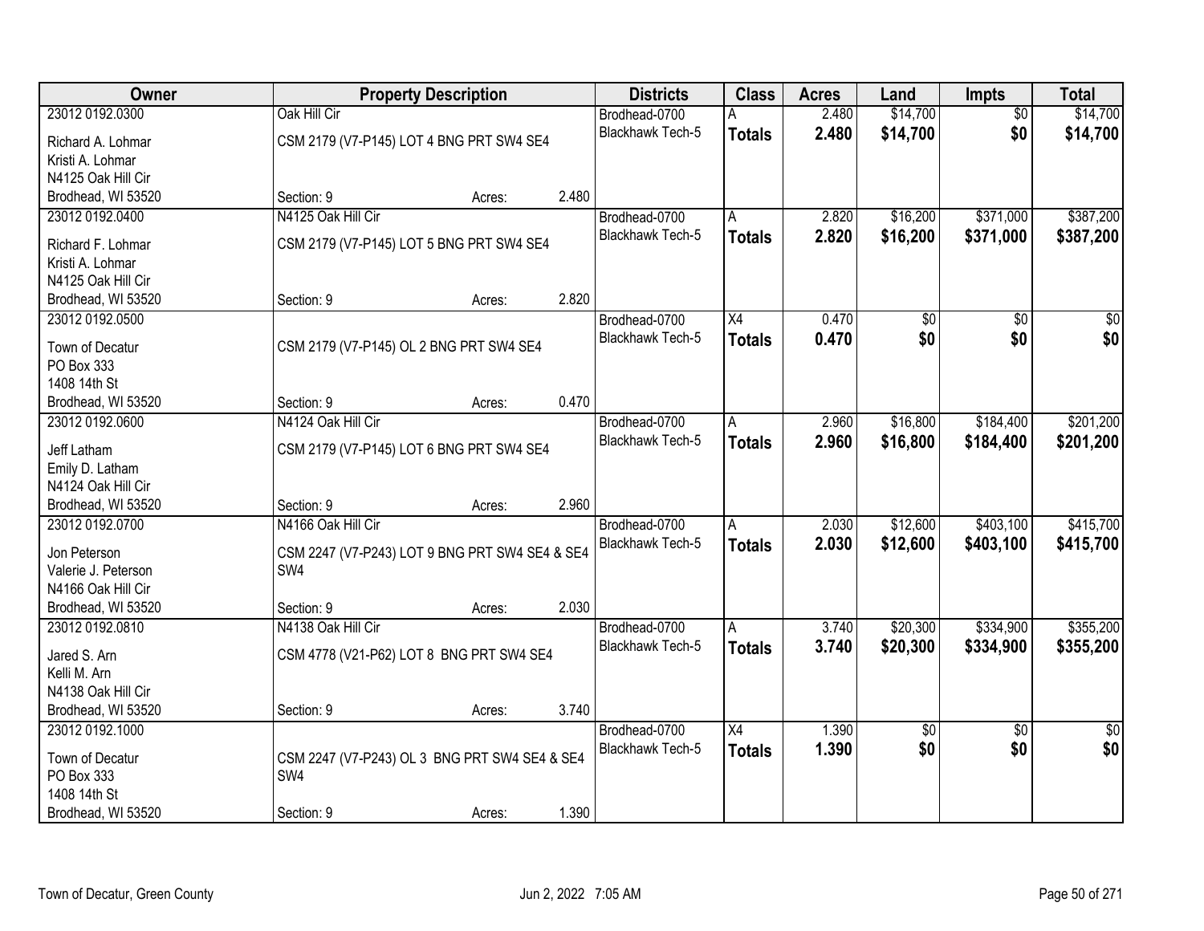| Owner | Property Description | Districts | Class | Acres | Land | Impts | Total |
|---|---|---|---|---|---|---|---|
| 23012 0192.0300<br>Richard A. Lohmar<br>Kristi A. Lohmar<br>N4125 Oak Hill Cir<br>Brodhead, WI 53520 | Oak Hill Cir<br>CSM 2179 (V7-P145) LOT 4 BNG PRT SW4 SE4<br>Section: 9 Acres: 2.480 | Brodhead-0700<br>Blackhawk Tech-5 | A<br>**Totals** | 2.480<br>**2.480** | $14,700<br>**$14,700** | $0<br>**$0** | $14,700<br>**$14,700** |
| 23012 0192.0400<br>Richard F. Lohmar<br>Kristi A. Lohmar<br>N4125 Oak Hill Cir<br>Brodhead, WI 53520 | N4125 Oak Hill Cir<br>CSM 2179 (V7-P145) LOT 5 BNG PRT SW4 SE4<br>Section: 9 Acres: 2.820 | Brodhead-0700<br>Blackhawk Tech-5 | A<br>**Totals** | 2.820<br>**2.820** | $16,200<br>**$16,200** | $371,000<br>**$371,000** | $387,200<br>**$387,200** |
| 23012 0192.0500<br>Town of Decatur<br>PO Box 333<br>1408 14th St<br>Brodhead, WI 53520 | CSM 2179 (V7-P145) OL 2 BNG PRT SW4 SE4<br>Section: 9 Acres: 0.470 | Brodhead-0700<br>Blackhawk Tech-5 | X4<br>**Totals** | 0.470<br>**0.470** | $0<br>**$0** | $0<br>**$0** | $0<br>**$0** |
| 23012 0192.0600<br>Jeff Latham<br>Emily D. Latham<br>N4124 Oak Hill Cir<br>Brodhead, WI 53520 | N4124 Oak Hill Cir<br>CSM 2179 (V7-P145) LOT 6 BNG PRT SW4 SE4<br>Section: 9 Acres: 2.960 | Brodhead-0700<br>Blackhawk Tech-5 | A<br>**Totals** | 2.960<br>**2.960** | $16,800<br>**$16,800** | $184,400<br>**$184,400** | $201,200<br>**$201,200** |
| 23012 0192.0700<br>Jon Peterson<br>Valerie J. Peterson<br>N4166 Oak Hill Cir<br>Brodhead, WI 53520 | N4166 Oak Hill Cir<br>CSM 2247 (V7-P243) LOT 9 BNG PRT SW4 SE4 & SE4 SW4<br>Section: 9 Acres: 2.030 | Brodhead-0700<br>Blackhawk Tech-5 | A<br>**Totals** | 2.030<br>**2.030** | $12,600<br>**$12,600** | $403,100<br>**$403,100** | $415,700<br>**$415,700** |
| 23012 0192.0810<br>Jared S. Arn<br>Kelli M. Arn<br>N4138 Oak Hill Cir<br>Brodhead, WI 53520 | N4138 Oak Hill Cir<br>CSM 4778 (V21-P62) LOT 8 BNG PRT SW4 SE4<br>Section: 9 Acres: 3.740 | Brodhead-0700<br>Blackhawk Tech-5 | A<br>**Totals** | 3.740<br>**3.740** | $20,300<br>**$20,300** | $334,900<br>**$334,900** | $355,200<br>**$355,200** |
| 23012 0192.1000<br>Town of Decatur<br>PO Box 333<br>1408 14th St<br>Brodhead, WI 53520 | CSM 2247 (V7-P243) OL 3 BNG PRT SW4 SE4 & SE4 SW4<br>Section: 9 Acres: 1.390 | Brodhead-0700<br>Blackhawk Tech-5 | X4<br>**Totals** | 1.390<br>**1.390** | $0<br>**$0** | $0<br>**$0** | $0<br>**$0** |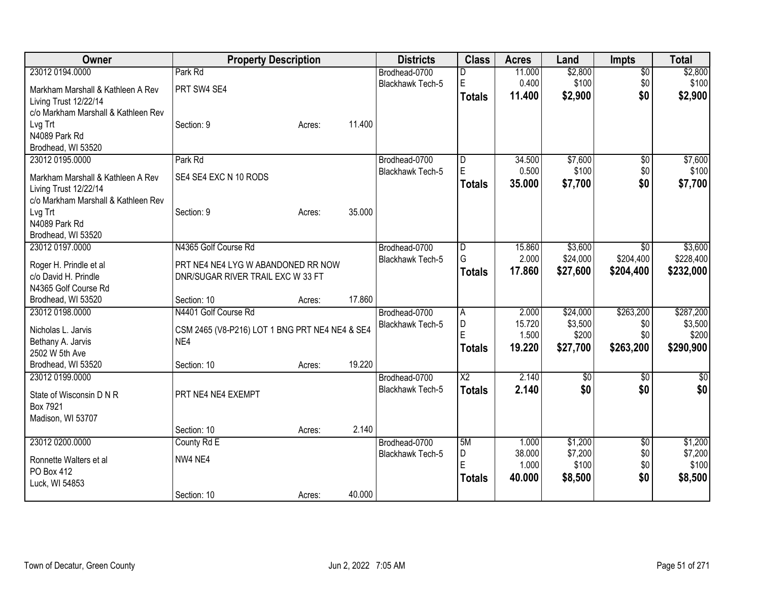| Owner | Property Description | Districts | Class | Acres | Land | Impts | Total |
|---|---|---|---|---|---|---|---|
| 23012 0194.0000<br>Markham Marshall & Kathleen A Rev Living Trust 12/22/14<br>c/o Markham Marshall & Kathleen Rev Lvg Trt<br>N4089 Park Rd<br>Brodhead, WI 53520 | Park Rd<br>PRT SW4 SE4<br>Section: 9 Acres: 11.400 | Brodhead-0700<br>Blackhawk Tech-5 | D<br>E<br>**Totals** | 11.000<br>0.400<br>**11.400** | $2,800<br>$100<br>**$2,900** | $0<br>$0<br>**$0** | $2,800<br>$100<br>**$2,900** |
| 23012 0195.0000<br>Markham Marshall & Kathleen A Rev Living Trust 12/22/14<br>c/o Markham Marshall & Kathleen Rev Lvg Trt<br>N4089 Park Rd<br>Brodhead, WI 53520 | Park Rd<br>SE4 SE4 EXC N 10 RODS<br>Section: 9 Acres: 35.000 | Brodhead-0700<br>Blackhawk Tech-5 | D<br>E<br>**Totals** | 34.500<br>0.500<br>**35.000** | $7,600<br>$100<br>**$7,700** | $0<br>$0<br>**$0** | $7,600<br>$100<br>**$7,700** |
| 23012 0197.0000<br>Roger H. Prindle et al<br>c/o David H. Prindle<br>N4365 Golf Course Rd<br>Brodhead, WI 53520 | N4365 Golf Course Rd<br>PRT NE4 NE4 LYG W ABANDONED RR NOW DNR/SUGAR RIVER TRAIL EXC W 33 FT<br>Section: 10 Acres: 17.860 | Brodhead-0700<br>Blackhawk Tech-5 | D<br>G<br>**Totals** | 15.860<br>2.000<br>**17.860** | $3,600<br>$24,000<br>**$27,600** | $0<br>$204,400<br>**$204,400** | $3,600<br>$228,400<br>**$232,000** |
| 23012 0198.0000<br>Nicholas L. Jarvis<br>Bethany A. Jarvis<br>2502 W 5th Ave<br>Brodhead, WI 53520 | N4401 Golf Course Rd<br>CSM 2465 (V8-P216) LOT 1 BNG PRT NE4 NE4 & SE4 NE4<br>Section: 10 Acres: 19.220 | Brodhead-0700<br>Blackhawk Tech-5 | A<br>D<br>E<br>**Totals** | 2.000<br>15.720<br>1.500<br>**19.220** | $24,000<br>$3,500<br>$200<br>**$27,700** | $263,200<br>$0<br>$0<br>**$263,200** | $287,200<br>$3,500<br>$200<br>**$290,900** |
| 23012 0199.0000<br>State of Wisconsin D N R<br>Box 7921<br>Madison, WI 53707 | PRT NE4 NE4 EXEMPT<br>Section: 10 Acres: 2.140 | Brodhead-0700<br>Blackhawk Tech-5 | X2<br>**Totals** | 2.140<br>**2.140** | $0<br>**$0** | $0<br>**$0** | $0<br>**$0** |
| 23012 0200.0000<br>Ronnette Walters et al<br>PO Box 412<br>Luck, WI 54853 | County Rd E<br>NW4 NE4<br>Section: 10 Acres: 40.000 | Brodhead-0700<br>Blackhawk Tech-5 | 5M<br>D<br>E<br>**Totals** | 1.000<br>38.000<br>1.000<br>**40.000** | $1,200<br>$7,200<br>$100<br>**$8,500** | $0<br>$0<br>$0<br>**$0** | $1,200<br>$7,200<br>$100<br>**$8,500** |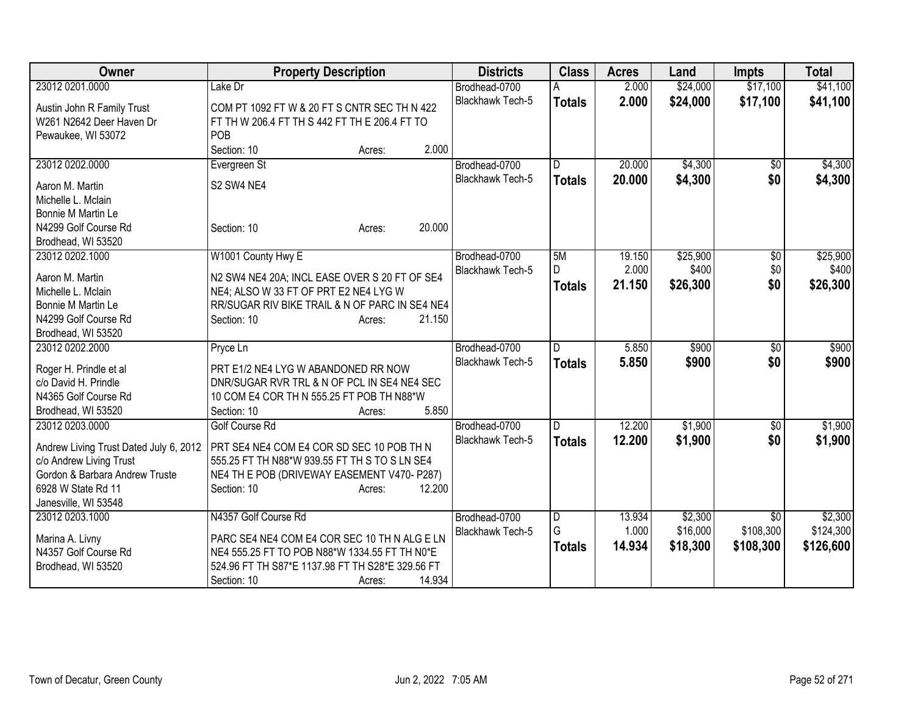| Owner | Property Description | Districts | Class | Acres | Land | Impts | Total |
|---|---|---|---|---|---|---|---|
| 23012 0201.0000<br>Austin John R Family Trust<br>W261 N2642 Deer Haven Dr<br>Pewaukee, WI 53072 | Lake Dr<br>COM PT 1092 FT W & 20 FT S CNTR SEC TH N 422 FT TH W 206.4 FT TH S 442 FT TH E 206.4 FT TO POB<br>Section: 10 Acres: 2.000 | Brodhead-0700<br>Blackhawk Tech-5 | A<br>**Totals** | 2.000<br>**2.000** | $24,000<br>**$24,000** | $17,100<br>**$17,100** | $41,100<br>**$41,100** |
| 23012 0202.0000<br>Aaron M. Martin<br>Michelle L. Mclain<br>Bonnie M Martin Le<br>N4299 Golf Course Rd<br>Brodhead, WI 53520 | Evergreen St<br>S2 SW4 NE4<br>Section: 10 Acres: 20.000 | Brodhead-0700<br>Blackhawk Tech-5 | D<br>**Totals** | 20.000<br>**20.000** | $4,300<br>**$4,300** | $0<br>**$0** | $4,300<br>**$4,300** |
| 23012 0202.1000<br>Aaron M. Martin<br>Michelle L. Mclain<br>Bonnie M Martin Le<br>N4299 Golf Course Rd<br>Brodhead, WI 53520 | W1001 County Hwy E<br>N2 SW4 NE4 20A; INCL EASE OVER S 20 FT OF SE4 NE4; ALSO W 33 FT OF PRT E2 NE4 LYG W RR/SUGAR RIV BIKE TRAIL & N OF PARC IN SE4 NE4<br>Section: 10 Acres: 21.150 | Brodhead-0700<br>Blackhawk Tech-5 | 5M<br>D<br>**Totals** | 19.150<br>2.000<br>**21.150** | $25,900<br>$400<br>**$26,300** | $0<br>$0<br>**$0** | $25,900<br>$400<br>**$26,300** |
| 23012 0202.2000<br>Roger H. Prindle et al<br>c/o David H. Prindle<br>N4365 Golf Course Rd<br>Brodhead, WI 53520 | Pryce Ln<br>PRT E1/2 NE4 LYG W ABANDONED RR NOW DNR/SUGAR RVR TRL & N OF PCL IN SE4 NE4 SEC 10 COM E4 COR TH N 555.25 FT POB TH N88*W<br>Section: 10 Acres: 5.850 | Brodhead-0700<br>Blackhawk Tech-5 | D<br>**Totals** | 5.850<br>**5.850** | $900<br>**$900** | $0<br>**$0** | $900<br>**$900** |
| 23012 0203.0000<br>Andrew Living Trust Dated July 6, 2012<br>c/o Andrew Living Trust<br>Gordon & Barbara Andrew Truste<br>6928 W State Rd 11<br>Janesville, WI 53548 | Golf Course Rd<br>PRT SE4 NE4 COM E4 COR SD SEC 10 POB TH N 555.25 FT TH N88*W 939.55 FT TH S TO S LN SE4 NE4 TH E POB (DRIVEWAY EASEMENT V470- P287)<br>Section: 10 Acres: 12.200 | Brodhead-0700<br>Blackhawk Tech-5 | D<br>**Totals** | 12.200<br>**12.200** | $1,900<br>**$1,900** | $0<br>**$0** | $1,900<br>**$1,900** |
| 23012 0203.1000<br>Marina A. Livny<br>N4357 Golf Course Rd<br>Brodhead, WI 53520 | N4357 Golf Course Rd<br>PARC SE4 NE4 COM E4 COR SEC 10 TH N ALG E LN NE4 555.25 FT TO POB N88*W 1334.55 FT TH N0*E 524.96 FT TH S87*E 1137.98 FT TH S28*E 329.56 FT<br>Section: 10 Acres: 14.934 | Brodhead-0700<br>Blackhawk Tech-5 | D<br>G<br>**Totals** | 13.934<br>1.000<br>**14.934** | $2,300<br>$16,000<br>**$18,300** | $0<br>$108,300<br>**$108,300** | $2,300<br>$124,300<br>**$126,600** |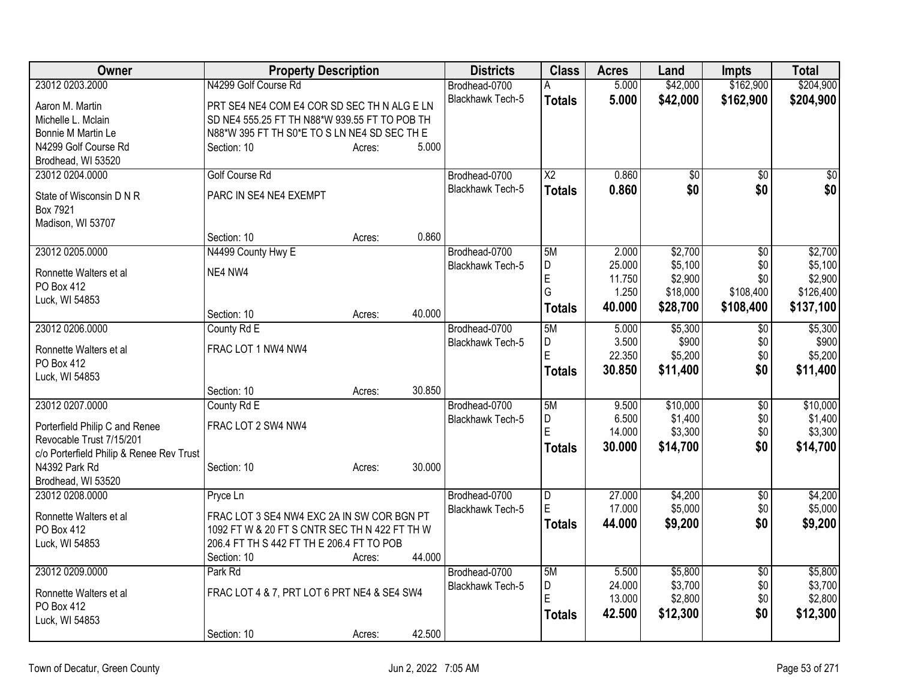| Owner | Property Description | Districts | Class | Acres | Land | Impts | Total |
|---|---|---|---|---|---|---|---|
| 23012 0203.2000<br>Aaron M. Martin<br>Michelle L. Mclain<br>Bonnie M Martin Le<br>N4299 Golf Course Rd<br>Brodhead, WI 53520 | N4299 Golf Course Rd<br>PRT SE4 NE4 COM E4 COR SD SEC TH N ALG E LN SD NE4 555.25 FT TH N88*W 939.55 FT TO POB TH N88*W 395 FT TH S0*E TO S LN NE4 SD SEC TH E<br>Section: 10 Acres: 5.000 | Brodhead-0700<br>Blackhawk Tech-5 | A<br>**Totals** | 5.000<br>**5.000** | $42,000<br>**$42,000** | $162,900<br>**$162,900** | $204,900<br>**$204,900** |
| 23012 0204.0000<br>State of Wisconsin D N R<br>Box 7921<br>Madison, WI 53707 | Golf Course Rd<br>PARC IN SE4 NE4 EXEMPT<br>Section: 10 Acres: 0.860 | Brodhead-0700<br>Blackhawk Tech-5 | X2<br>**Totals** | 0.860<br>**0.860** | $0<br>**$0** | $0<br>**$0** | $0<br>**$0** |
| 23012 0205.0000<br>Ronnette Walters et al<br>PO Box 412<br>Luck, WI 54853 | N4499 County Hwy E<br>NE4 NW4<br>Section: 10 Acres: 40.000 | Brodhead-0700<br>Blackhawk Tech-5 | 5M<br>D<br>E<br>G<br>**Totals** | 2.000<br>25.000<br>11.750<br>1.250<br>**40.000** | $2,700<br>$5,100<br>$2,900<br>$18,000<br>**$28,700** | $0<br>$0<br>$0<br>$108,400<br>**$108,400** | $2,700<br>$5,100<br>$2,900<br>$126,400<br>**$137,100** |
| 23012 0206.0000<br>Ronnette Walters et al<br>PO Box 412<br>Luck, WI 54853 | County Rd E<br>FRAC LOT 1 NW4 NW4<br>Section: 10 Acres: 30.850 | Brodhead-0700<br>Blackhawk Tech-5 | 5M<br>D<br>E<br>**Totals** | 5.000<br>3.500<br>22.350<br>**30.850** | $5,300<br>$900<br>$5,200<br>**$11,400** | $0<br>$0<br>$0<br>**$0** | $5,300<br>$900<br>$5,200<br>**$11,400** |
| 23012 0207.0000<br>Porterfield Philip C and Renee Revocable Trust 7/15/201<br>c/o Porterfield Philip & Renee Rev Trust<br>N4392 Park Rd<br>Brodhead, WI 53520 | County Rd E<br>FRAC LOT 2 SW4 NW4<br>Section: 10 Acres: 30.000 | Brodhead-0700<br>Blackhawk Tech-5 | 5M<br>D<br>E<br>**Totals** | 9.500<br>6.500<br>14.000<br>**30.000** | $10,000<br>$1,400<br>$3,300<br>**$14,700** | $0<br>$0<br>$0<br>**$0** | $10,000<br>$1,400<br>$3,300<br>**$14,700** |
| 23012 0208.0000<br>Ronnette Walters et al<br>PO Box 412<br>Luck, WI 54853 | Pryce Ln<br>FRAC LOT 3 SE4 NW4 EXC 2A IN SW COR BGN PT 1092 FT W & 20 FT S CNTR SEC TH N 422 FT TH W 206.4 FT TH S 442 FT TH E 206.4 FT TO POB<br>Section: 10 Acres: 44.000 | Brodhead-0700<br>Blackhawk Tech-5 | D<br>E<br>**Totals** | 27.000<br>17.000<br>**44.000** | $4,200<br>$5,000<br>**$9,200** | $0<br>$0<br>**$0** | $4,200<br>$5,000<br>**$9,200** |
| 23012 0209.0000<br>Ronnette Walters et al<br>PO Box 412<br>Luck, WI 54853 | Park Rd<br>FRAC LOT 4 & 7, PRT LOT 6 PRT NE4 & SE4 SW4<br>Section: 10 Acres: 42.500 | Brodhead-0700<br>Blackhawk Tech-5 | 5M<br>D<br>E<br>**Totals** | 5.500<br>24.000<br>13.000<br>**42.500** | $5,800<br>$3,700<br>$2,800<br>**$12,300** | $0<br>$0<br>$0<br>**$0** | $5,800<br>$3,700<br>$2,800<br>**$12,300** |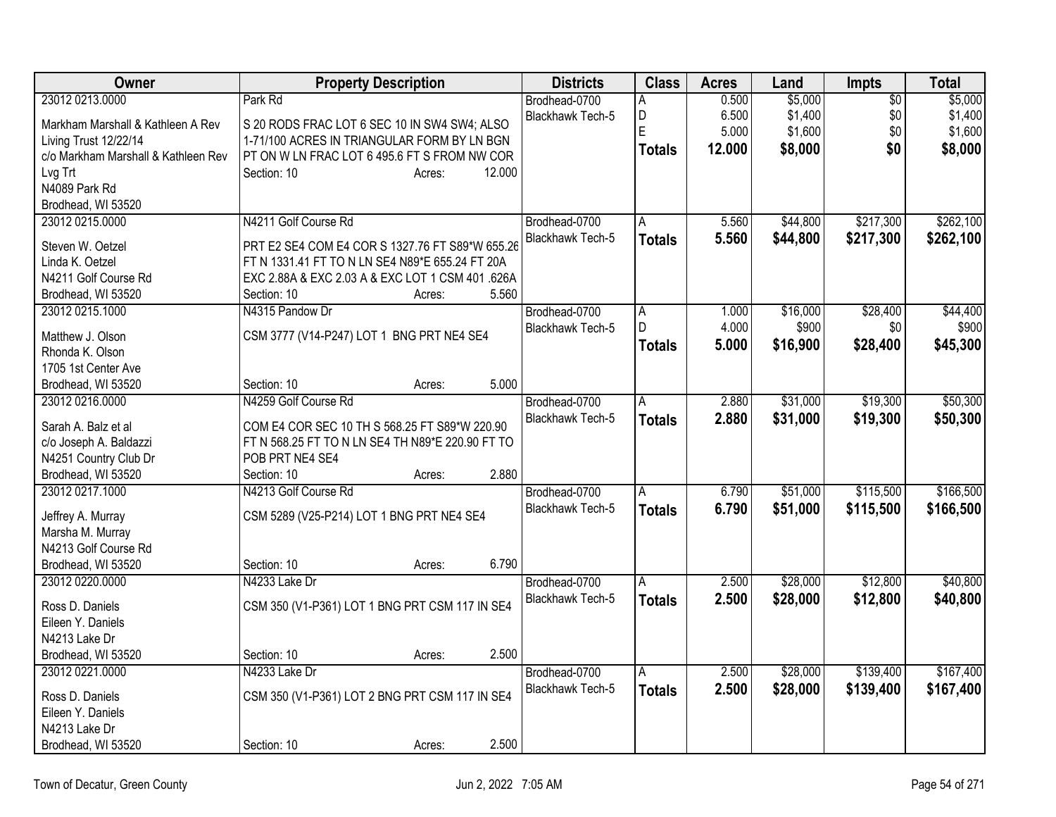| Owner | Property Description | Districts | Class | Acres | Land | Impts | Total |
|---|---|---|---|---|---|---|---|
| 23012 0213.0000<br>Markham Marshall & Kathleen A Rev Living Trust 12/22/14<br>c/o Markham Marshall & Kathleen Rev Lvg Trt<br>N4089 Park Rd<br>Brodhead, WI 53520 | Park Rd<br>S 20 RODS FRAC LOT 6 SEC 10 IN SW4 SW4; ALSO 1-71/100 ACRES IN TRIANGULAR FORM BY LN BGN PT ON W LN FRAC LOT 6 495.6 FT S FROM NW COR<br>Section: 10 Acres: 12.000 | Brodhead-0700<br>Blackhawk Tech-5 | A<br>D<br>E<br>**Totals** | 0.500<br>6.500<br>5.000<br>**12.000** | $5,000<br>$1,400<br>$1,600<br>**$8,000** | $0<br>$0<br>$0<br>**$0** | $5,000<br>$1,400<br>$1,600<br>**$8,000** |
| 23012 0215.0000<br>Steven W. Oetzel<br>Linda K. Oetzel<br>N4211 Golf Course Rd<br>Brodhead, WI 53520 | N4211 Golf Course Rd<br>PRT E2 SE4 COM E4 COR S 1327.76 FT S89*W 655.26 FT N 1331.41 FT TO N LN SE4 N89*E 655.24 FT 20A EXC 2.88A & EXC 2.03 A & EXC LOT 1 CSM 401 .626A<br>Section: 10 Acres: 5.560 | Brodhead-0700<br>Blackhawk Tech-5 | A<br>**Totals** | 5.560<br>**5.560** | $44,800<br>**$44,800** | $217,300<br>**$217,300** | $262,100<br>**$262,100** |
| 23012 0215.1000<br>Matthew J. Olson<br>Rhonda K. Olson<br>1705 1st Center Ave<br>Brodhead, WI 53520 | N4315 Pandow Dr<br>CSM 3777 (V14-P247) LOT 1 BNG PRT NE4 SE4<br>Section: 10 Acres: 5.000 | Brodhead-0700<br>Blackhawk Tech-5 | A<br>D<br>**Totals** | 1.000<br>4.000<br>**5.000** | $16,000<br>$900<br>**$16,900** | $28,400<br>$0<br>**$28,400** | $44,400<br>$900<br>**$45,300** |
| 23012 0216.0000<br>Sarah A. Balz et al<br>c/o Joseph A. Baldazzi<br>N4251 Country Club Dr<br>Brodhead, WI 53520 | N4259 Golf Course Rd<br>COM E4 COR SEC 10 TH S 568.25 FT S89*W 220.90 FT N 568.25 FT TO N LN SE4 TH N89*E 220.90 FT TO POB PRT NE4 SE4<br>Section: 10 Acres: 2.880 | Brodhead-0700<br>Blackhawk Tech-5 | A<br>**Totals** | 2.880<br>**2.880** | $31,000<br>**$31,000** | $19,300<br>**$19,300** | $50,300<br>**$50,300** |
| 23012 0217.1000<br>Jeffrey A. Murray<br>Marsha M. Murray<br>N4213 Golf Course Rd<br>Brodhead, WI 53520 | N4213 Golf Course Rd<br>CSM 5289 (V25-P214) LOT 1 BNG PRT NE4 SE4<br>Section: 10 Acres: 6.790 | Brodhead-0700<br>Blackhawk Tech-5 | A<br>**Totals** | 6.790<br>**6.790** | $51,000<br>**$51,000** | $115,500<br>**$115,500** | $166,500<br>**$166,500** |
| 23012 0220.0000<br>Ross D. Daniels<br>Eileen Y. Daniels<br>N4213 Lake Dr<br>Brodhead, WI 53520 | N4233 Lake Dr<br>CSM 350 (V1-P361) LOT 1 BNG PRT CSM 117 IN SE4<br>Section: 10 Acres: 2.500 | Brodhead-0700<br>Blackhawk Tech-5 | A<br>**Totals** | 2.500<br>**2.500** | $28,000<br>**$28,000** | $12,800<br>**$12,800** | $40,800<br>**$40,800** |
| 23012 0221.0000<br>Ross D. Daniels<br>Eileen Y. Daniels<br>N4213 Lake Dr<br>Brodhead, WI 53520 | N4233 Lake Dr<br>CSM 350 (V1-P361) LOT 2 BNG PRT CSM 117 IN SE4<br>Section: 10 Acres: 2.500 | Brodhead-0700<br>Blackhawk Tech-5 | A<br>**Totals** | 2.500<br>**2.500** | $28,000<br>**$28,000** | $139,400<br>**$139,400** | $167,400<br>**$167,400** |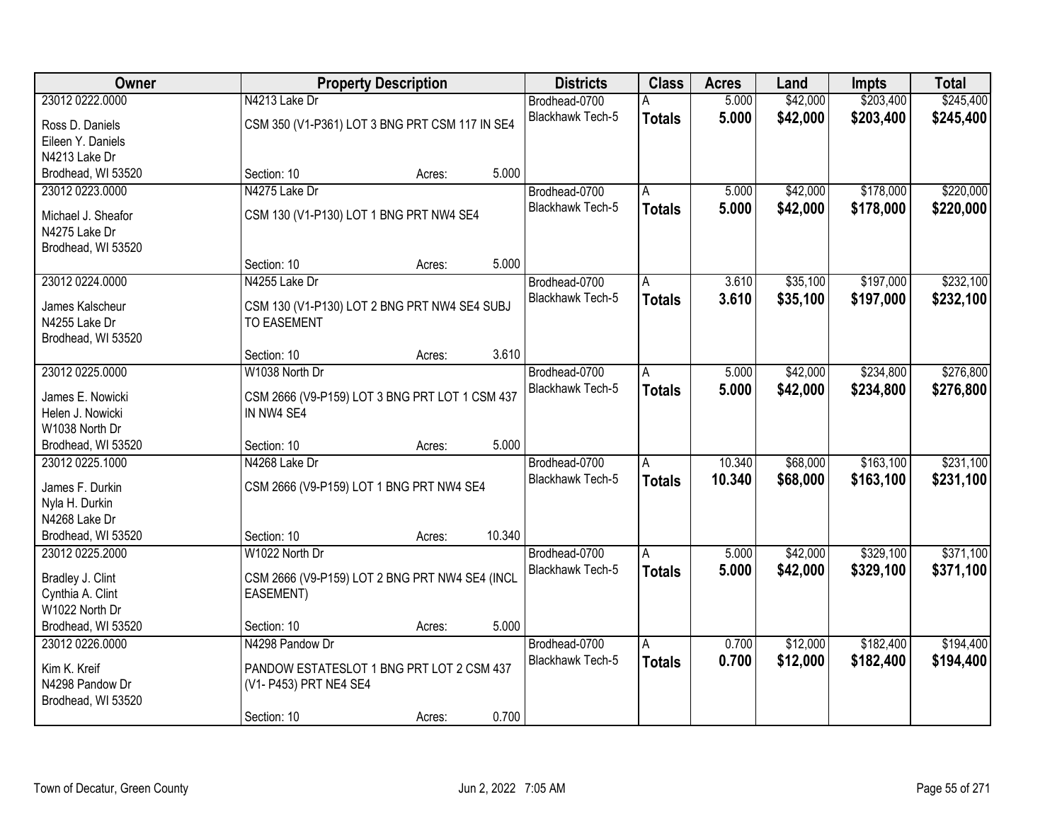| Owner | Property Description | Districts | Class | Acres | Land | Impts | Total |
|---|---|---|---|---|---|---|---|
| 23012 0222.0000<br>Ross D. Daniels<br>Eileen Y. Daniels<br>N4213 Lake Dr<br>Brodhead, WI 53520 | N4213 Lake Dr<br>CSM 350 (V1-P361) LOT 3 BNG PRT CSM 117 IN SE4<br>Section: 10 Acres: 5.000 | Brodhead-0700<br>Blackhawk Tech-5 | A<br>**Totals** | 5.000<br>**5.000** | $42,000<br>**$42,000** | $203,400<br>**$203,400** | $245,400<br>**$245,400** |
| 23012 0223.0000<br>Michael J. Sheafor<br>N4275 Lake Dr<br>Brodhead, WI 53520 | N4275 Lake Dr<br>CSM 130 (V1-P130) LOT 1 BNG PRT NW4 SE4<br>Section: 10 Acres: 5.000 | Brodhead-0700<br>Blackhawk Tech-5 | A<br>**Totals** | 5.000<br>**5.000** | $42,000<br>**$42,000** | $178,000<br>**$178,000** | $220,000<br>**$220,000** |
| 23012 0224.0000<br>James Kalscheur<br>N4255 Lake Dr<br>Brodhead, WI 53520 | N4255 Lake Dr<br>CSM 130 (V1-P130) LOT 2 BNG PRT NW4 SE4 SUBJ TO EASEMENT<br>Section: 10 Acres: 3.610 | Brodhead-0700<br>Blackhawk Tech-5 | A<br>**Totals** | 3.610<br>**3.610** | $35,100<br>**$35,100** | $197,000<br>**$197,000** | $232,100<br>**$232,100** |
| 23012 0225.0000<br>James E. Nowicki<br>Helen J. Nowicki<br>W1038 North Dr<br>Brodhead, WI 53520 | W1038 North Dr<br>CSM 2666 (V9-P159) LOT 3 BNG PRT LOT 1 CSM 437 IN NW4 SE4<br>Section: 10 Acres: 5.000 | Brodhead-0700<br>Blackhawk Tech-5 | A<br>**Totals** | 5.000<br>**5.000** | $42,000<br>**$42,000** | $234,800<br>**$234,800** | $276,800<br>**$276,800** |
| 23012 0225.1000<br>James F. Durkin<br>Nyla H. Durkin<br>N4268 Lake Dr<br>Brodhead, WI 53520 | N4268 Lake Dr<br>CSM 2666 (V9-P159) LOT 1 BNG PRT NW4 SE4<br>Section: 10 Acres: 10.340 | Brodhead-0700<br>Blackhawk Tech-5 | A<br>**Totals** | 10.340<br>**10.340** | $68,000<br>**$68,000** | $163,100<br>**$163,100** | $231,100<br>**$231,100** |
| 23012 0225.2000<br>Bradley J. Clint<br>Cynthia A. Clint<br>W1022 North Dr<br>Brodhead, WI 53520 | W1022 North Dr<br>CSM 2666 (V9-P159) LOT 2 BNG PRT NW4 SE4 (INCL EASEMENT)<br>Section: 10 Acres: 5.000 | Brodhead-0700<br>Blackhawk Tech-5 | A<br>**Totals** | 5.000<br>**5.000** | $42,000<br>**$42,000** | $329,100<br>**$329,100** | $371,100<br>**$371,100** |
| 23012 0226.0000<br>Kim K. Kreif<br>N4298 Pandow Dr<br>Brodhead, WI 53520 | N4298 Pandow Dr<br>PANDOW ESTATESLOT 1 BNG PRT LOT 2 CSM 437 (V1- P453) PRT NE4 SE4<br>Section: 10 Acres: 0.700 | Brodhead-0700<br>Blackhawk Tech-5 | A<br>**Totals** | 0.700<br>**0.700** | $12,000<br>**$12,000** | $182,400<br>**$182,400** | $194,400<br>**$194,400** |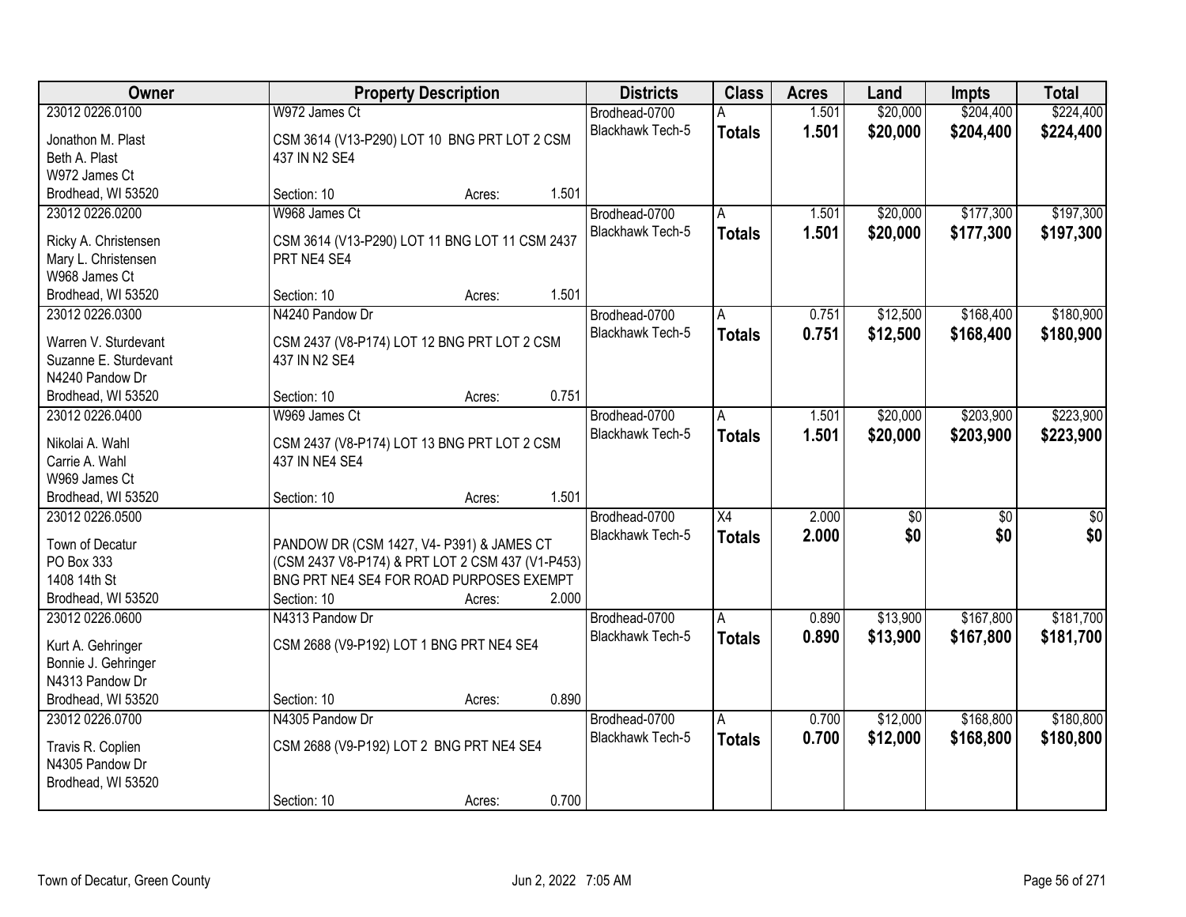| Owner | Property Description | Districts | Class | Acres | Land | Impts | Total |
|---|---|---|---|---|---|---|---|
| 23012 0226.0100<br>Jonathon M. Plast<br>Beth A. Plast<br>W972 James Ct<br>Brodhead, WI 53520 | W972 James Ct<br>CSM 3614 (V13-P290) LOT 10 BNG PRT LOT 2 CSM 437 IN N2 SE4<br>Section: 10 Acres: 1.501 | Brodhead-0700<br>Blackhawk Tech-5 | A<br>**Totals** | 1.501<br>**1.501** | \$20,000<br>**\$20,000** | \$204,400<br>**\$204,400** | \$224,400<br>**\$224,400** |
| 23012 0226.0200<br>Ricky A. Christensen<br>Mary L. Christensen<br>W968 James Ct<br>Brodhead, WI 53520 | W968 James Ct<br>CSM 3614 (V13-P290) LOT 11 BNG LOT 11 CSM 2437 PRT NE4 SE4<br>Section: 10 Acres: 1.501 | Brodhead-0700<br>Blackhawk Tech-5 | A<br>**Totals** | 1.501<br>**1.501** | \$20,000<br>**\$20,000** | \$177,300<br>**\$177,300** | \$197,300<br>**\$197,300** |
| 23012 0226.0300<br>Warren V. Sturdevant<br>Suzanne E. Sturdevant<br>N4240 Pandow Dr<br>Brodhead, WI 53520 | N4240 Pandow Dr<br>CSM 2437 (V8-P174) LOT 12 BNG PRT LOT 2 CSM 437 IN N2 SE4<br>Section: 10 Acres: 0.751 | Brodhead-0700<br>Blackhawk Tech-5 | A<br>**Totals** | 0.751<br>**0.751** | \$12,500<br>**\$12,500** | \$168,400<br>**\$168,400** | \$180,900<br>**\$180,900** |
| 23012 0226.0400<br>Nikolai A. Wahl<br>Carrie A. Wahl<br>W969 James Ct<br>Brodhead, WI 53520 | W969 James Ct<br>CSM 2437 (V8-P174) LOT 13 BNG PRT LOT 2 CSM 437 IN NE4 SE4<br>Section: 10 Acres: 1.501 | Brodhead-0700<br>Blackhawk Tech-5 | A<br>**Totals** | 1.501<br>**1.501** | \$20,000<br>**\$20,000** | \$203,900<br>**\$203,900** | \$223,900<br>**\$223,900** |
| 23012 0226.0500<br>Town of Decatur<br>PO Box 333<br>1408 14th St<br>Brodhead, WI 53520 | PANDOW DR (CSM 1427, V4- P391) & JAMES CT (CSM 2437 V8-P174) & PRT LOT 2 CSM 437 (V1-P453) BNG PRT NE4 SE4 FOR ROAD PURPOSES EXEMPT<br>Section: 10 Acres: 2.000 | Brodhead-0700<br>Blackhawk Tech-5 | X4<br>**Totals** | 2.000<br>**2.000** | \$0<br>**\$0** | \$0<br>**\$0** | \$0<br>**\$0** |
| 23012 0226.0600<br>Kurt A. Gehringer<br>Bonnie J. Gehringer<br>N4313 Pandow Dr<br>Brodhead, WI 53520 | N4313 Pandow Dr<br>CSM 2688 (V9-P192) LOT 1 BNG PRT NE4 SE4<br>Section: 10 Acres: 0.890 | Brodhead-0700<br>Blackhawk Tech-5 | A<br>**Totals** | 0.890<br>**0.890** | \$13,900<br>**\$13,900** | \$167,800<br>**\$167,800** | \$181,700<br>**\$181,700** |
| 23012 0226.0700<br>Travis R. Coplien<br>N4305 Pandow Dr<br>Brodhead, WI 53520 | N4305 Pandow Dr<br>CSM 2688 (V9-P192) LOT 2 BNG PRT NE4 SE4<br>Section: 10 Acres: 0.700 | Brodhead-0700<br>Blackhawk Tech-5 | A<br>**Totals** | 0.700<br>**0.700** | \$12,000<br>**\$12,000** | \$168,800<br>**\$168,800** | \$180,800<br>**\$180,800** |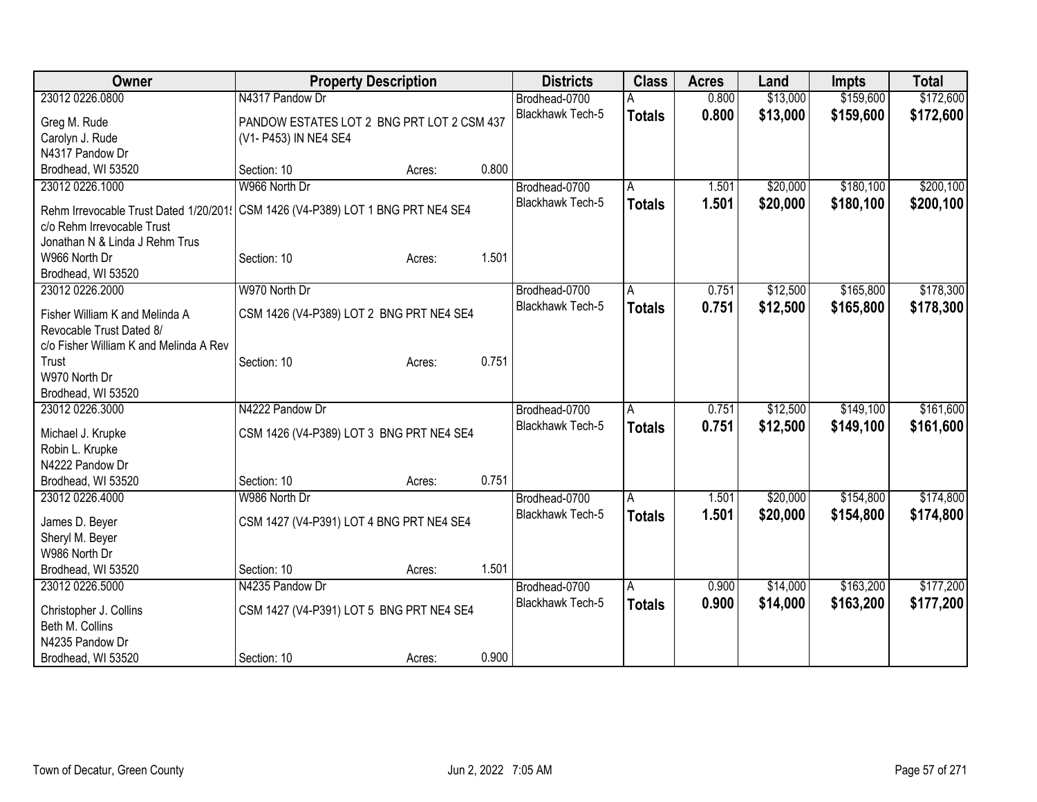| Owner | Property Description | | | Districts | Class | Acres | Land | Impts | Total |
|---|---|---|---|---|---|---|---|---|---|
| 23012 0226.0800 | N4317 Pandow Dr | | | Brodhead-0700 | A | 0.800 | $13,000 | $159,600 | $172,600 |
| Greg M. Rude<br>Carolyn J. Rude<br>N4317 Pandow Dr<br>Brodhead, WI 53520 | PANDOW ESTATES LOT 2 BNG PRT LOT 2 CSM 437 (V1- P453) IN NE4 SE4<br>Section: 10 | Acres: | 0.800 | Blackhawk Tech-5 | **Totals** | **0.800** | **$13,000** | **$159,600** | **$172,600** |
| 23012 0226.1000 | W966 North Dr | | | Brodhead-0700 | A | 1.501 | $20,000 | $180,100 | $200,100 |
| Rehm Irrevocable Trust Dated 1/20/201!<br>c/o Rehm Irrevocable Trust<br>Jonathan N & Linda J Rehm Trus<br>W966 North Dr<br>Brodhead, WI 53520 | CSM 1426 (V4-P389) LOT 1 BNG PRT NE4 SE4<br>Section: 10 | Acres: | 1.501 | Blackhawk Tech-5 | **Totals** | **1.501** | **$20,000** | **$180,100** | **$200,100** |
| 23012 0226.2000 | W970 North Dr | | | Brodhead-0700 | A | 0.751 | $12,500 | $165,800 | $178,300 |
| Fisher William K and Melinda A Revocable Trust Dated 8/<br>c/o Fisher William K and Melinda A Rev Trust<br>W970 North Dr<br>Brodhead, WI 53520 | CSM 1426 (V4-P389) LOT 2 BNG PRT NE4 SE4<br>Section: 10 | Acres: | 0.751 | Blackhawk Tech-5 | **Totals** | **0.751** | **$12,500** | **$165,800** | **$178,300** |
| 23012 0226.3000 | N4222 Pandow Dr | | | Brodhead-0700 | A | 0.751 | $12,500 | $149,100 | $161,600 |
| Michael J. Krupke<br>Robin L. Krupke<br>N4222 Pandow Dr<br>Brodhead, WI 53520 | CSM 1426 (V4-P389) LOT 3 BNG PRT NE4 SE4<br>Section: 10 | Acres: | 0.751 | Blackhawk Tech-5 | **Totals** | **0.751** | **$12,500** | **$149,100** | **$161,600** |
| 23012 0226.4000 | W986 North Dr | | | Brodhead-0700 | A | 1.501 | $20,000 | $154,800 | $174,800 |
| James D. Beyer<br>Sheryl M. Beyer<br>W986 North Dr<br>Brodhead, WI 53520 | CSM 1427 (V4-P391) LOT 4 BNG PRT NE4 SE4<br>Section: 10 | Acres: | 1.501 | Blackhawk Tech-5 | **Totals** | **1.501** | **$20,000** | **$154,800** | **$174,800** |
| 23012 0226.5000 | N4235 Pandow Dr | | | Brodhead-0700 | A | 0.900 | $14,000 | $163,200 | $177,200 |
| Christopher J. Collins<br>Beth M. Collins<br>N4235 Pandow Dr<br>Brodhead, WI 53520 | CSM 1427 (V4-P391) LOT 5 BNG PRT NE4 SE4<br>Section: 10 | Acres: | 0.900 | Blackhawk Tech-5 | **Totals** | **0.900** | **$14,000** | **$163,200** | **$177,200** |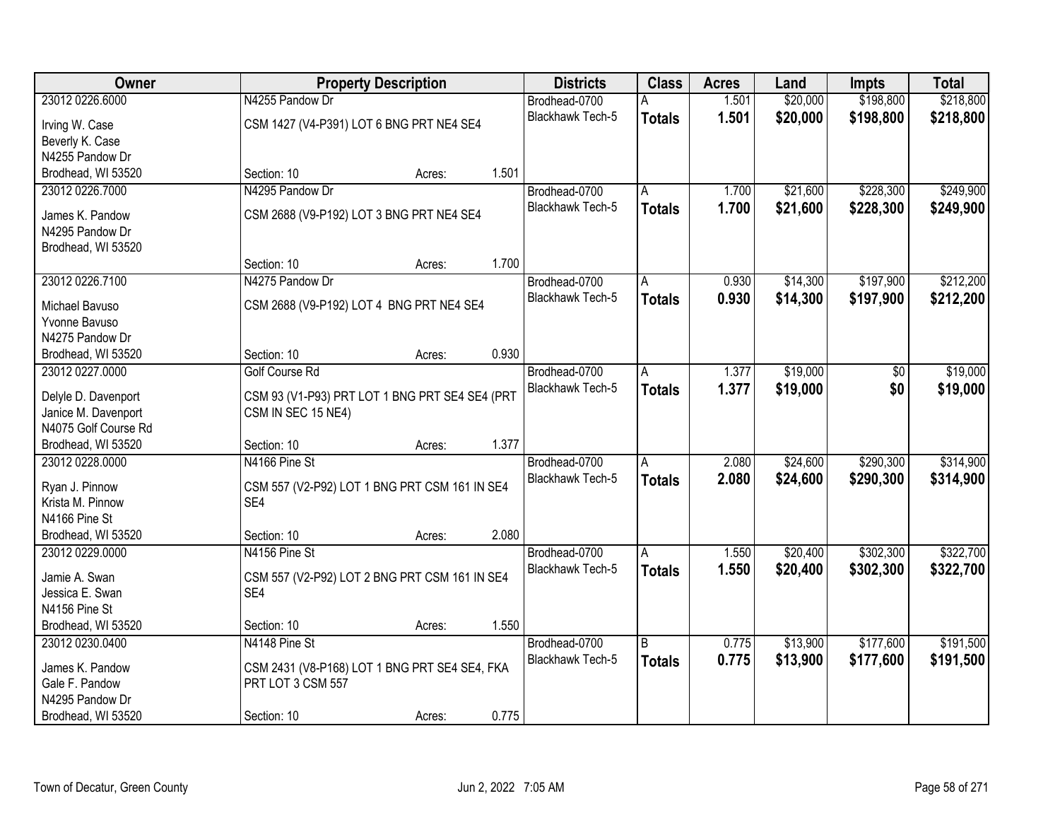| Owner | Property Description | | | Districts | Class | Acres | Land | Impts | Total |
|---|---|---|---|---|---|---|---|---|---|
| 23012 0226.6000 | N4255 Pandow Dr | | | Brodhead-0700 | A | 1.501 | $20,000 | $198,800 | $218,800 |
| Irving W. Case<br>Beverly K. Case<br>N4255 Pandow Dr<br>Brodhead, WI 53520 | CSM 1427 (V4-P391) LOT 6 BNG PRT NE4 SE4 | | | Blackhawk Tech-5 | **Totals** | **1.501** | **$20,000** | **$198,800** | **$218,800** |
| | Section: 10 | Acres: | 1.501 | | | | | | |
| 23012 0226.7000 | N4295 Pandow Dr | | | Brodhead-0700 | A | 1.700 | $21,600 | $228,300 | $249,900 |
| James K. Pandow<br>N4295 Pandow Dr<br>Brodhead, WI 53520 | CSM 2688 (V9-P192) LOT 3 BNG PRT NE4 SE4 | | | Blackhawk Tech-5 | **Totals** | **1.700** | **$21,600** | **$228,300** | **$249,900** |
| | Section: 10 | Acres: | 1.700 | | | | | | |
| 23012 0226.7100 | N4275 Pandow Dr | | | Brodhead-0700 | A | 0.930 | $14,300 | $197,900 | $212,200 |
| Michael Bavuso<br>Yvonne Bavuso<br>N4275 Pandow Dr<br>Brodhead, WI 53520 | CSM 2688 (V9-P192) LOT 4 BNG PRT NE4 SE4 | | | Blackhawk Tech-5 | **Totals** | **0.930** | **$14,300** | **$197,900** | **$212,200** |
| | Section: 10 | Acres: | 0.930 | | | | | | |
| 23012 0227.0000 | Golf Course Rd | | | Brodhead-0700 | A | 1.377 | $19,000 | $0 | $19,000 |
| Delyle D. Davenport<br>Janice M. Davenport<br>N4075 Golf Course Rd<br>Brodhead, WI 53520 | CSM 93 (V1-P93) PRT LOT 1 BNG PRT SE4 SE4 (PRT CSM IN SEC 15 NE4) | | | Blackhawk Tech-5 | **Totals** | **1.377** | **$19,000** | **$0** | **$19,000** |
| | Section: 10 | Acres: | 1.377 | | | | | | |
| 23012 0228.0000 | N4166 Pine St | | | Brodhead-0700 | A | 2.080 | $24,600 | $290,300 | $314,900 |
| Ryan J. Pinnow<br>Krista M. Pinnow<br>N4166 Pine St<br>Brodhead, WI 53520 | CSM 557 (V2-P92) LOT 1 BNG PRT CSM 161 IN SE4 SE4 | | | Blackhawk Tech-5 | **Totals** | **2.080** | **$24,600** | **$290,300** | **$314,900** |
| | Section: 10 | Acres: | 2.080 | | | | | | |
| 23012 0229.0000 | N4156 Pine St | | | Brodhead-0700 | A | 1.550 | $20,400 | $302,300 | $322,700 |
| Jamie A. Swan<br>Jessica E. Swan<br>N4156 Pine St<br>Brodhead, WI 53520 | CSM 557 (V2-P92) LOT 2 BNG PRT CSM 161 IN SE4 SE4 | | | Blackhawk Tech-5 | **Totals** | **1.550** | **$20,400** | **$302,300** | **$322,700** |
| | Section: 10 | Acres: | 1.550 | | | | | | |
| 23012 0230.0400 | N4148 Pine St | | | Brodhead-0700 | B | 0.775 | $13,900 | $177,600 | $191,500 |
| James K. Pandow<br>Gale F. Pandow<br>N4295 Pandow Dr<br>Brodhead, WI 53520 | CSM 2431 (V8-P168) LOT 1 BNG PRT SE4 SE4, FKA PRT LOT 3 CSM 557 | | | Blackhawk Tech-5 | **Totals** | **0.775** | **$13,900** | **$177,600** | **$191,500** |
| | Section: 10 | Acres: | 0.775 | | | | | | |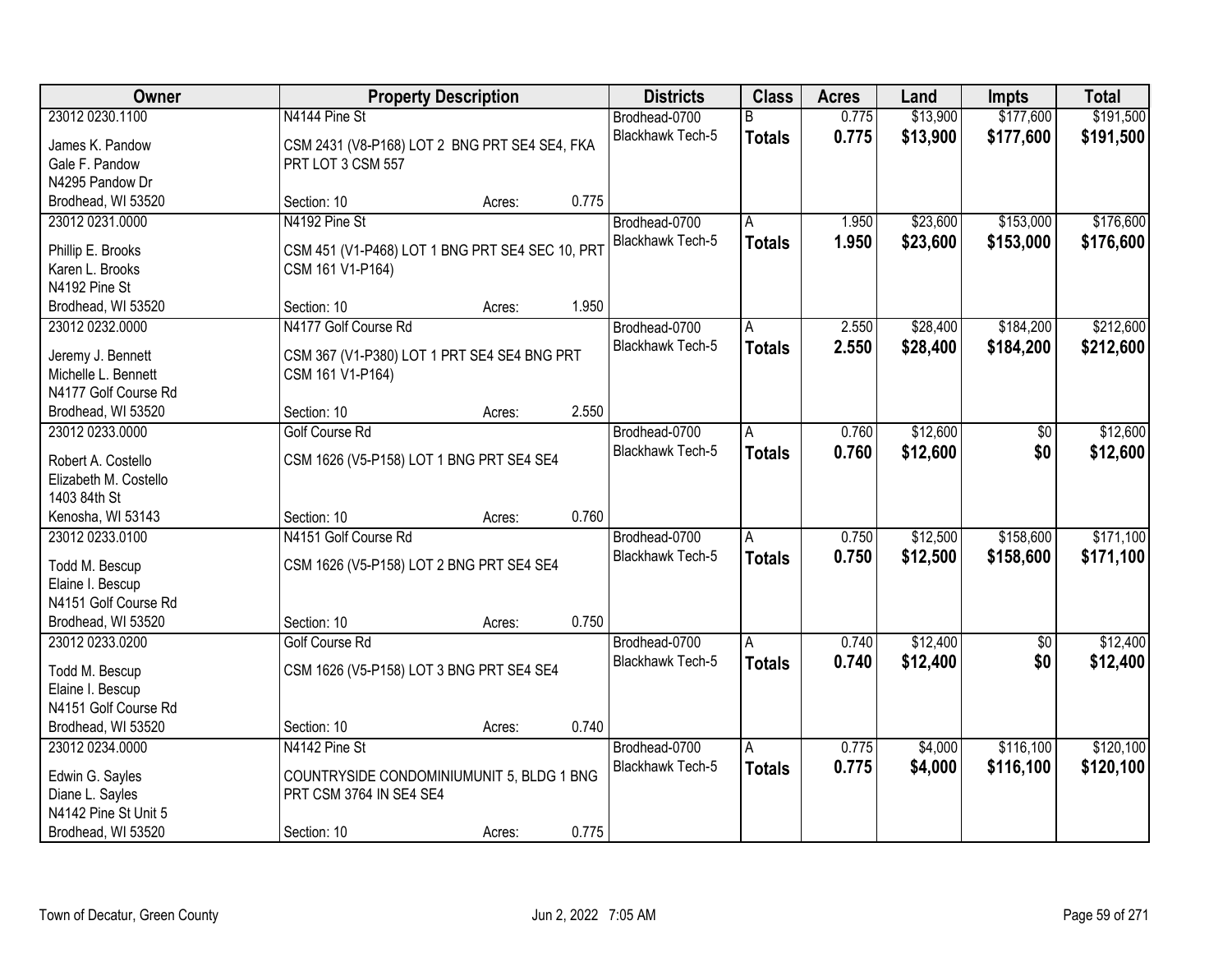| Owner | Property Description | Districts | Class | Acres | Land | Impts | Total |
|---|---|---|---|---|---|---|---|
| 23012 0230.1100<br>James K. Pandow<br>Gale F. Pandow<br>N4295 Pandow Dr<br>Brodhead, WI 53520 | N4144 Pine St<br>CSM 2431 (V8-P168) LOT 2 BNG PRT SE4 SE4, FKA PRT LOT 3 CSM 557<br>Section: 10 Acres: 0.775 | Brodhead-0700<br>Blackhawk Tech-5 | B<br>**Totals** | 0.775<br>**0.775** | $13,900<br>**$13,900** | $177,600<br>**$177,600** | $191,500<br>**$191,500** |
| 23012 0231.0000<br>Phillip E. Brooks<br>Karen L. Brooks<br>N4192 Pine St<br>Brodhead, WI 53520 | N4192 Pine St<br>CSM 451 (V1-P468) LOT 1 BNG PRT SE4 SEC 10, PRT CSM 161 V1-P164)<br>Section: 10 Acres: 1.950 | Brodhead-0700<br>Blackhawk Tech-5 | A<br>**Totals** | 1.950<br>**1.950** | $23,600<br>**$23,600** | $153,000<br>**$153,000** | $176,600<br>**$176,600** |
| 23012 0232.0000<br>Jeremy J. Bennett<br>Michelle L. Bennett<br>N4177 Golf Course Rd<br>Brodhead, WI 53520 | N4177 Golf Course Rd<br>CSM 367 (V1-P380) LOT 1 PRT SE4 SE4 BNG PRT CSM 161 V1-P164)<br>Section: 10 Acres: 2.550 | Brodhead-0700<br>Blackhawk Tech-5 | A<br>**Totals** | 2.550<br>**2.550** | $28,400<br>**$28,400** | $184,200<br>**$184,200** | $212,600<br>**$212,600** |
| 23012 0233.0000<br>Robert A. Costello<br>Elizabeth M. Costello<br>1403 84th St<br>Kenosha, WI 53143 | Golf Course Rd<br>CSM 1626 (V5-P158) LOT 1 BNG PRT SE4 SE4<br>Section: 10 Acres: 0.760 | Brodhead-0700<br>Blackhawk Tech-5 | A<br>**Totals** | 0.760<br>**0.760** | $12,600<br>**$12,600** | $0<br>**$0** | $12,600<br>**$12,600** |
| 23012 0233.0100<br>Todd M. Bescup<br>Elaine I. Bescup<br>N4151 Golf Course Rd<br>Brodhead, WI 53520 | N4151 Golf Course Rd<br>CSM 1626 (V5-P158) LOT 2 BNG PRT SE4 SE4<br>Section: 10 Acres: 0.750 | Brodhead-0700<br>Blackhawk Tech-5 | A<br>**Totals** | 0.750<br>**0.750** | $12,500<br>**$12,500** | $158,600<br>**$158,600** | $171,100<br>**$171,100** |
| 23012 0233.0200<br>Todd M. Bescup<br>Elaine I. Bescup<br>N4151 Golf Course Rd<br>Brodhead, WI 53520 | Golf Course Rd<br>CSM 1626 (V5-P158) LOT 3 BNG PRT SE4 SE4<br>Section: 10 Acres: 0.740 | Brodhead-0700<br>Blackhawk Tech-5 | A<br>**Totals** | 0.740<br>**0.740** | $12,400<br>**$12,400** | $0<br>**$0** | $12,400<br>**$12,400** |
| 23012 0234.0000<br>Edwin G. Sayles<br>Diane L. Sayles<br>N4142 Pine St Unit 5<br>Brodhead, WI 53520 | N4142 Pine St<br>COUNTRYSIDE CONDOMINIUMUNIT 5, BLDG 1 BNG PRT CSM 3764 IN SE4 SE4<br>Section: 10 Acres: 0.775 | Brodhead-0700<br>Blackhawk Tech-5 | A<br>**Totals** | 0.775<br>**0.775** | $4,000<br>**$4,000** | $116,100<br>**$116,100** | $120,100<br>**$120,100** |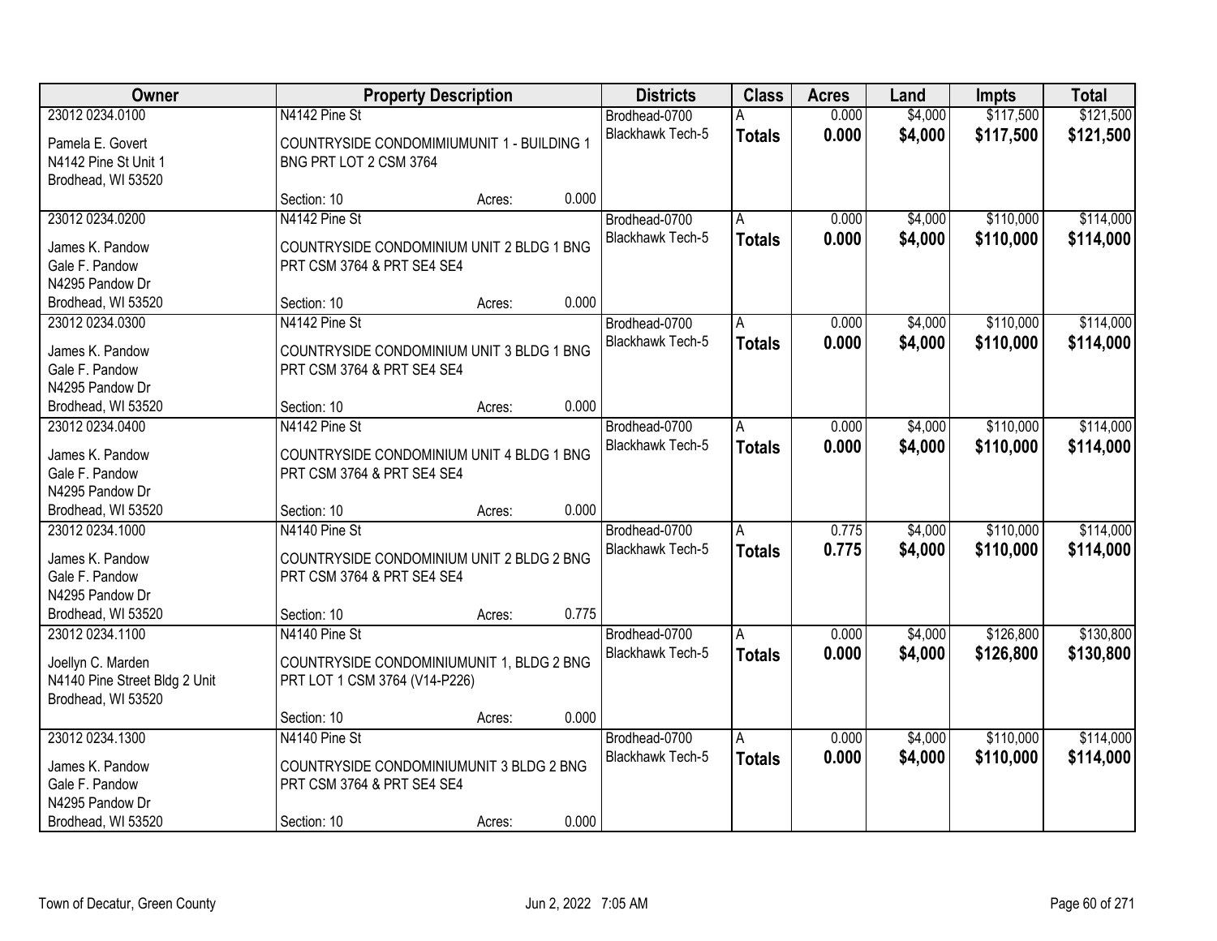| Owner | Property Description | Districts | Class | Acres | Land | Impts | Total |
|---|---|---|---|---|---|---|---|
| 23012 0234.0100<br>Pamela E. Govert<br>N4142 Pine St Unit 1<br>Brodhead, WI 53520 | N4142 Pine St<br>COUNTRYSIDE CONDOMIMIUMUNIT 1 - BUILDING 1 BNG PRT LOT 2 CSM 3764<br>Section: 10 Acres: 0.000 | Brodhead-0700<br>Blackhawk Tech-5 | A<br>**Totals** | 0.000<br>**0.000** | $4,000<br>**$4,000** | $117,500<br>**$117,500** | $121,500<br>**$121,500** |
| 23012 0234.0200<br>James K. Pandow<br>Gale F. Pandow<br>N4295 Pandow Dr<br>Brodhead, WI 53520 | N4142 Pine St<br>COUNTRYSIDE CONDOMINIUM UNIT 2 BLDG 1 BNG PRT CSM 3764 & PRT SE4 SE4<br>Section: 10 Acres: 0.000 | Brodhead-0700<br>Blackhawk Tech-5 | A<br>**Totals** | 0.000<br>**0.000** | $4,000<br>**$4,000** | $110,000<br>**$110,000** | $114,000<br>**$114,000** |
| 23012 0234.0300<br>James K. Pandow<br>Gale F. Pandow<br>N4295 Pandow Dr<br>Brodhead, WI 53520 | N4142 Pine St<br>COUNTRYSIDE CONDOMINIUM UNIT 3 BLDG 1 BNG PRT CSM 3764 & PRT SE4 SE4<br>Section: 10 Acres: 0.000 | Brodhead-0700<br>Blackhawk Tech-5 | A<br>**Totals** | 0.000<br>**0.000** | $4,000<br>**$4,000** | $110,000<br>**$110,000** | $114,000<br>**$114,000** |
| 23012 0234.0400<br>James K. Pandow<br>Gale F. Pandow<br>N4295 Pandow Dr<br>Brodhead, WI 53520 | N4142 Pine St<br>COUNTRYSIDE CONDOMINIUM UNIT 4 BLDG 1 BNG PRT CSM 3764 & PRT SE4 SE4<br>Section: 10 Acres: 0.000 | Brodhead-0700<br>Blackhawk Tech-5 | A<br>**Totals** | 0.000<br>**0.000** | $4,000<br>**$4,000** | $110,000<br>**$110,000** | $114,000<br>**$114,000** |
| 23012 0234.1000<br>James K. Pandow<br>Gale F. Pandow<br>N4295 Pandow Dr<br>Brodhead, WI 53520 | N4140 Pine St<br>COUNTRYSIDE CONDOMINIUM UNIT 2 BLDG 2 BNG PRT CSM 3764 & PRT SE4 SE4<br>Section: 10 Acres: 0.775 | Brodhead-0700<br>Blackhawk Tech-5 | A<br>**Totals** | 0.775<br>**0.775** | $4,000<br>**$4,000** | $110,000<br>**$110,000** | $114,000<br>**$114,000** |
| 23012 0234.1100<br>Joellyn C. Marden<br>N4140 Pine Street Bldg 2 Unit<br>Brodhead, WI 53520 | N4140 Pine St<br>COUNTRYSIDE CONDOMINIUMUNIT 1, BLDG 2 BNG PRT LOT 1 CSM 3764 (V14-P226)<br>Section: 10 Acres: 0.000 | Brodhead-0700<br>Blackhawk Tech-5 | A<br>**Totals** | 0.000<br>**0.000** | $4,000<br>**$4,000** | $126,800<br>**$126,800** | $130,800<br>**$130,800** |
| 23012 0234.1300<br>James K. Pandow<br>Gale F. Pandow<br>N4295 Pandow Dr<br>Brodhead, WI 53520 | N4140 Pine St<br>COUNTRYSIDE CONDOMINIUMUNIT 3 BLDG 2 BNG PRT CSM 3764 & PRT SE4 SE4<br>Section: 10 Acres: 0.000 | Brodhead-0700<br>Blackhawk Tech-5 | A<br>**Totals** | 0.000<br>**0.000** | $4,000<br>**$4,000** | $110,000<br>**$110,000** | $114,000<br>**$114,000** |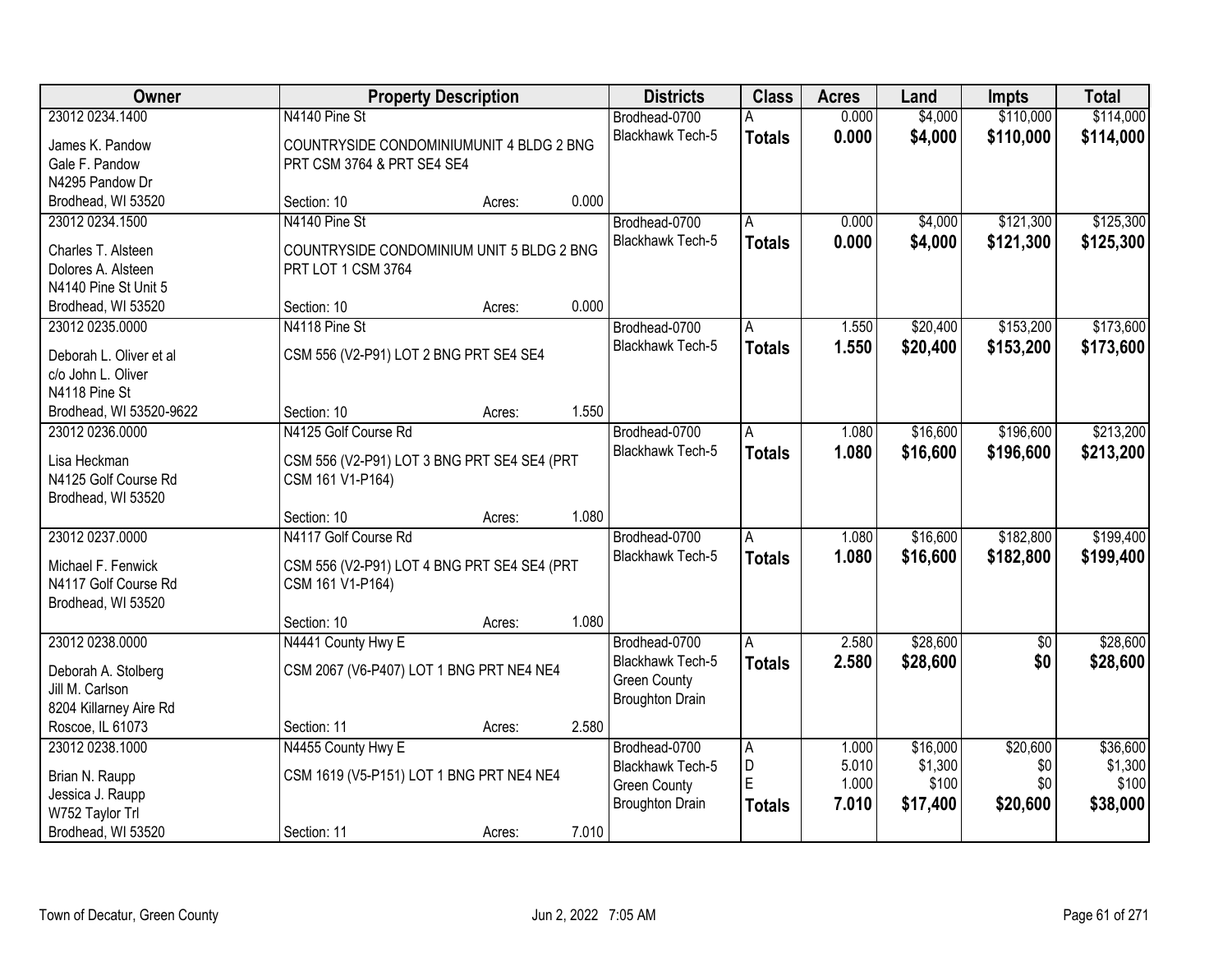| Owner | Property Description | Districts | Class | Acres | Land | Impts | Total |
|---|---|---|---|---|---|---|---|
| 23012 0234.1400<br>James K. Pandow<br>Gale F. Pandow<br>N4295 Pandow Dr<br>Brodhead, WI 53520 | N4140 Pine St<br>COUNTRYSIDE CONDOMINIUMUNIT 4 BLDG 2 BNG PRT CSM 3764 & PRT SE4 SE4<br>Section: 10 Acres: 0.000 | Brodhead-0700<br>Blackhawk Tech-5 | A<br>**Totals** | 0.000<br>**0.000** | $4,000<br>**$4,000** | $110,000<br>**$110,000** | $114,000<br>**$114,000** |
| 23012 0234.1500<br>Charles T. Alsteen<br>Dolores A. Alsteen<br>N4140 Pine St Unit 5<br>Brodhead, WI 53520 | N4140 Pine St<br>COUNTRYSIDE CONDOMINIUM UNIT 5 BLDG 2 BNG PRT LOT 1 CSM 3764<br>Section: 10 Acres: 0.000 | Brodhead-0700<br>Blackhawk Tech-5 | A<br>**Totals** | 0.000<br>**0.000** | $4,000<br>**$4,000** | $121,300<br>**$121,300** | $125,300<br>**$125,300** |
| 23012 0235.0000<br>Deborah L. Oliver et al<br>c/o John L. Oliver<br>N4118 Pine St<br>Brodhead, WI 53520-9622 | N4118 Pine St<br>CSM 556 (V2-P91) LOT 2 BNG PRT SE4 SE4<br>Section: 10 Acres: 1.550 | Brodhead-0700<br>Blackhawk Tech-5 | A<br>**Totals** | 1.550<br>**1.550** | $20,400<br>**$20,400** | $153,200<br>**$153,200** | $173,600<br>**$173,600** |
| 23012 0236.0000<br>Lisa Heckman<br>N4125 Golf Course Rd<br>Brodhead, WI 53520 | N4125 Golf Course Rd<br>CSM 556 (V2-P91) LOT 3 BNG PRT SE4 SE4 (PRT CSM 161 V1-P164)<br>Section: 10 Acres: 1.080 | Brodhead-0700<br>Blackhawk Tech-5 | A<br>**Totals** | 1.080<br>**1.080** | $16,600<br>**$16,600** | $196,600<br>**$196,600** | $213,200<br>**$213,200** |
| 23012 0237.0000<br>Michael F. Fenwick<br>N4117 Golf Course Rd<br>Brodhead, WI 53520 | N4117 Golf Course Rd<br>CSM 556 (V2-P91) LOT 4 BNG PRT SE4 SE4 (PRT CSM 161 V1-P164)<br>Section: 10 Acres: 1.080 | Brodhead-0700<br>Blackhawk Tech-5 | A<br>**Totals** | 1.080<br>**1.080** | $16,600<br>**$16,600** | $182,800<br>**$182,800** | $199,400<br>**$199,400** |
| 23012 0238.0000<br>Deborah A. Stolberg<br>Jill M. Carlson<br>8204 Killarney Aire Rd<br>Roscoe, IL 61073 | N4441 County Hwy E<br>CSM 2067 (V6-P407) LOT 1 BNG PRT NE4 NE4<br>Section: 11 Acres: 2.580 | Brodhead-0700<br>Blackhawk Tech-5<br>Green County<br>Broughton Drain | A<br>**Totals** | 2.580<br>**2.580** | $28,600<br>**$28,600** | $0<br>**$0** | $28,600<br>**$28,600** |
| 23012 0238.1000<br>Brian N. Raupp<br>Jessica J. Raupp<br>W752 Taylor Trl<br>Brodhead, WI 53520 | N4455 County Hwy E<br>CSM 1619 (V5-P151) LOT 1 BNG PRT NE4 NE4<br>Section: 11 Acres: 7.010 | Brodhead-0700<br>Blackhawk Tech-5<br>Green County<br>Broughton Drain | A<br>D<br>E<br>**Totals** | 1.000<br>5.010<br>1.000<br>**7.010** | $16,000<br>$1,300<br>$100<br>**$17,400** | $20,600<br>$0<br>$0<br>**$20,600** | $36,600<br>$1,300<br>$100<br>**$38,000** |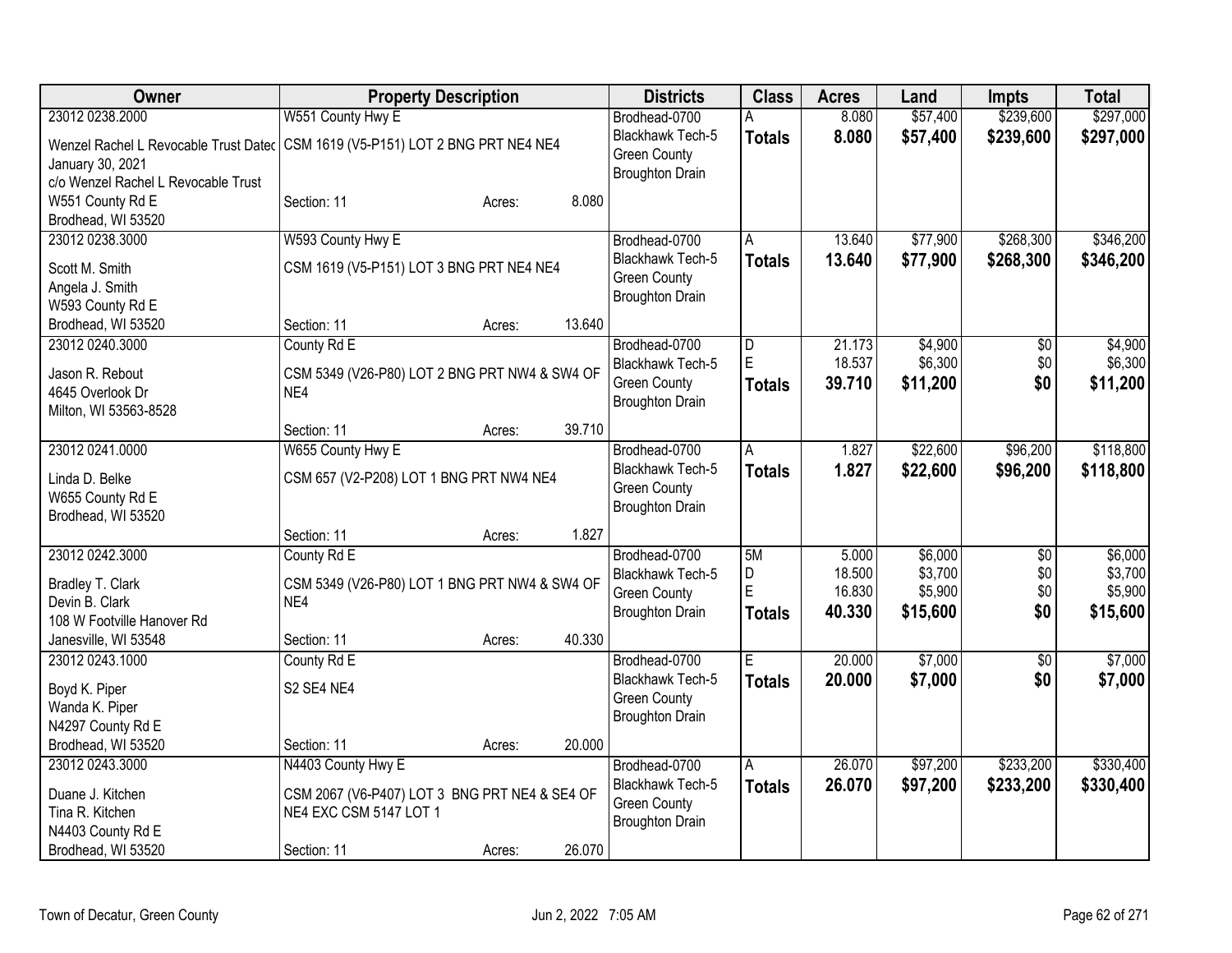| Owner | Property Description | Districts | Class | Acres | Land | Impts | Total |
|---|---|---|---|---|---|---|---|
| 23012 0238.2000<br>Wenzel Rachel L Revocable Trust Dated January 30, 2021<br>c/o Wenzel Rachel L Revocable Trust<br>W551 County Rd E<br>Brodhead, WI 53520 | W551 County Hwy E<br>CSM 1619 (V5-P151) LOT 2 BNG PRT NE4 NE4<br>Section: 11 Acres: 8.080 | Brodhead-0700<br>Blackhawk Tech-5<br>Green County<br>Broughton Drain | A<br>**Totals** | 8.080<br>**8.080** | $57,400<br>**$57,400** | $239,600<br>**$239,600** | $297,000<br>**$297,000** |
| 23012 0238.3000<br>Scott M. Smith<br>Angela J. Smith<br>W593 County Rd E<br>Brodhead, WI 53520 | W593 County Hwy E<br>CSM 1619 (V5-P151) LOT 3 BNG PRT NE4 NE4<br>Section: 11 Acres: 13.640 | Brodhead-0700<br>Blackhawk Tech-5<br>Green County<br>Broughton Drain | A<br>**Totals** | 13.640<br>**13.640** | $77,900<br>**$77,900** | $268,300<br>**$268,300** | $346,200<br>**$346,200** |
| 23012 0240.3000<br>Jason R. Rebout<br>4645 Overlook Dr<br>Milton, WI 53563-8528 | County Rd E<br>CSM 5349 (V26-P80) LOT 2 BNG PRT NW4 & SW4 OF NE4<br>Section: 11 Acres: 39.710 | Brodhead-0700<br>Blackhawk Tech-5<br>Green County<br>Broughton Drain | D<br>E<br>**Totals** | 21.173<br>18.537<br>**39.710** | $4,900<br>$6,300<br>**$11,200** | $0<br>$0<br>**$0** | $4,900<br>$6,300<br>**$11,200** |
| 23012 0241.0000<br>Linda D. Belke<br>W655 County Rd E<br>Brodhead, WI 53520 | W655 County Hwy E<br>CSM 657 (V2-P208) LOT 1 BNG PRT NW4 NE4<br>Section: 11 Acres: 1.827 | Brodhead-0700<br>Blackhawk Tech-5<br>Green County<br>Broughton Drain | A<br>**Totals** | 1.827<br>**1.827** | $22,600<br>**$22,600** | $96,200<br>**$96,200** | $118,800<br>**$118,800** |
| 23012 0242.3000<br>Bradley T. Clark<br>Devin B. Clark<br>108 W Footville Hanover Rd<br>Janesville, WI 53548 | County Rd E<br>CSM 5349 (V26-P80) LOT 1 BNG PRT NW4 & SW4 OF NE4<br>Section: 11 Acres: 40.330 | Brodhead-0700<br>Blackhawk Tech-5<br>Green County<br>Broughton Drain | 5M<br>D<br>E<br>**Totals** | 5.000<br>18.500<br>16.830<br>**40.330** | $6,000<br>$3,700<br>$5,900<br>**$15,600** | $0<br>$0<br>$0<br>**$0** | $6,000<br>$3,700<br>$5,900<br>**$15,600** |
| 23012 0243.1000<br>Boyd K. Piper<br>Wanda K. Piper<br>N4297 County Rd E<br>Brodhead, WI 53520 | County Rd E<br>S2 SE4 NE4<br>Section: 11 Acres: 20.000 | Brodhead-0700<br>Blackhawk Tech-5<br>Green County<br>Broughton Drain | E<br>**Totals** | 20.000<br>**20.000** | $7,000<br>**$7,000** | $0<br>**$0** | $7,000<br>**$7,000** |
| 23012 0243.3000<br>Duane J. Kitchen<br>Tina R. Kitchen<br>N4403 County Rd E<br>Brodhead, WI 53520 | N4403 County Hwy E<br>CSM 2067 (V6-P407) LOT 3 BNG PRT NE4 & SE4 OF NE4 EXC CSM 5147 LOT 1<br>Section: 11 Acres: 26.070 | Brodhead-0700<br>Blackhawk Tech-5<br>Green County<br>Broughton Drain | A<br>**Totals** | 26.070<br>**26.070** | $97,200<br>**$97,200** | $233,200<br>**$233,200** | $330,400<br>**$330,400** |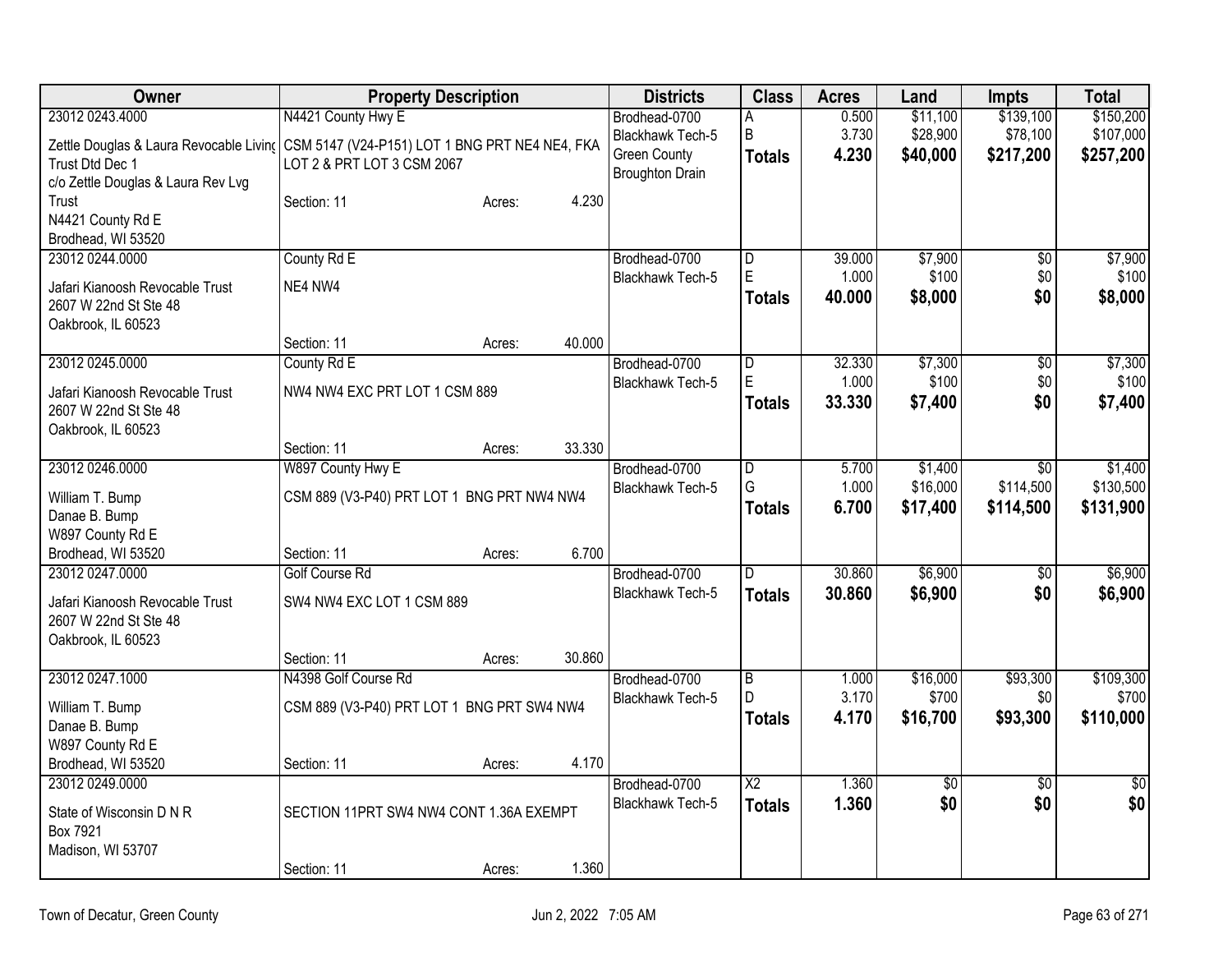| Owner | Property Description | | | Districts | Class | Acres | Land | Impts | Total |
|---|---|---|---|---|---|---|---|---|---|
| 23012 0243.4000 | N4421 County Hwy E | | | Brodhead-0700 | A | 0.500 | $11,100 | $139,100 | $150,200 |
| Zettle Douglas & Laura Revocable Living Trust Dtd Dec 1 c/o Zettle Douglas & Laura Rev Lvg Trust N4421 County Rd E Brodhead, WI 53520 | CSM 5147 (V24-P151) LOT 1 BNG PRT NE4 NE4, FKA LOT 2 & PRT LOT 3 CSM 2067 | | | Blackhawk Tech-5 Green County Broughton Drain | B | 3.730 | $28,900 | $78,100 | $107,000 |
| | | | | | **Totals** | **4.230** | **$40,000** | **$217,200** | **$257,200** |
| | Section: 11 | Acres: | 4.230 | | | | | | |
| 23012 0244.0000 | County Rd E | | | Brodhead-0700 | D | 39.000 | $7,900 | $0 | $7,900 |
| Jafari Kianoosh Revocable Trust 2607 W 22nd St Ste 48 Oakbrook, IL 60523 | NE4 NW4 | | | Blackhawk Tech-5 | E | 1.000 | $100 | $0 | $100 |
| | | | | | **Totals** | **40.000** | **$8,000** | **$0** | **$8,000** |
| | Section: 11 | Acres: | 40.000 | | | | | | |
| 23012 0245.0000 | County Rd E | | | Brodhead-0700 | D | 32.330 | $7,300 | $0 | $7,300 |
| Jafari Kianoosh Revocable Trust 2607 W 22nd St Ste 48 Oakbrook, IL 60523 | NW4 NW4 EXC PRT LOT 1 CSM 889 | | | Blackhawk Tech-5 | E | 1.000 | $100 | $0 | $100 |
| | | | | | **Totals** | **33.330** | **$7,400** | **$0** | **$7,400** |
| | Section: 11 | Acres: | 33.330 | | | | | | |
| 23012 0246.0000 | W897 County Hwy E | | | Brodhead-0700 | D | 5.700 | $1,400 | $0 | $1,400 |
| William T. Bump Danae B. Bump W897 County Rd E Brodhead, WI 53520 | CSM 889 (V3-P40) PRT LOT 1 BNG PRT NW4 NW4 | | | Blackhawk Tech-5 | G | 1.000 | $16,000 | $114,500 | $130,500 |
| | | | | | **Totals** | **6.700** | **$17,400** | **$114,500** | **$131,900** |
| | Section: 11 | Acres: | 6.700 | | | | | | |
| 23012 0247.0000 | Golf Course Rd | | | Brodhead-0700 | D | 30.860 | $6,900 | $0 | $6,900 |
| Jafari Kianoosh Revocable Trust 2607 W 22nd St Ste 48 Oakbrook, IL 60523 | SW4 NW4 EXC LOT 1 CSM 889 | | | Blackhawk Tech-5 | **Totals** | **30.860** | **$6,900** | **$0** | **$6,900** |
| | Section: 11 | Acres: | 30.860 | | | | | | |
| 23012 0247.1000 | N4398 Golf Course Rd | | | Brodhead-0700 | B | 1.000 | $16,000 | $93,300 | $109,300 |
| William T. Bump Danae B. Bump W897 County Rd E Brodhead, WI 53520 | CSM 889 (V3-P40) PRT LOT 1 BNG PRT SW4 NW4 | | | Blackhawk Tech-5 | D | 3.170 | $700 | $0 | $700 |
| | | | | | **Totals** | **4.170** | **$16,700** | **$93,300** | **$110,000** |
| | Section: 11 | Acres: | 4.170 | | | | | | |
| 23012 0249.0000 | | | | Brodhead-0700 | X2 | 1.360 | $0 | $0 | $0 |
| State of Wisconsin D N R Box 7921 Madison, WI 53707 | SECTION 11PRT SW4 NW4 CONT 1.36A EXEMPT | | | Blackhawk Tech-5 | **Totals** | **1.360** | **$0** | **$0** | **$0** |
| | Section: 11 | Acres: | 1.360 | | | | | | |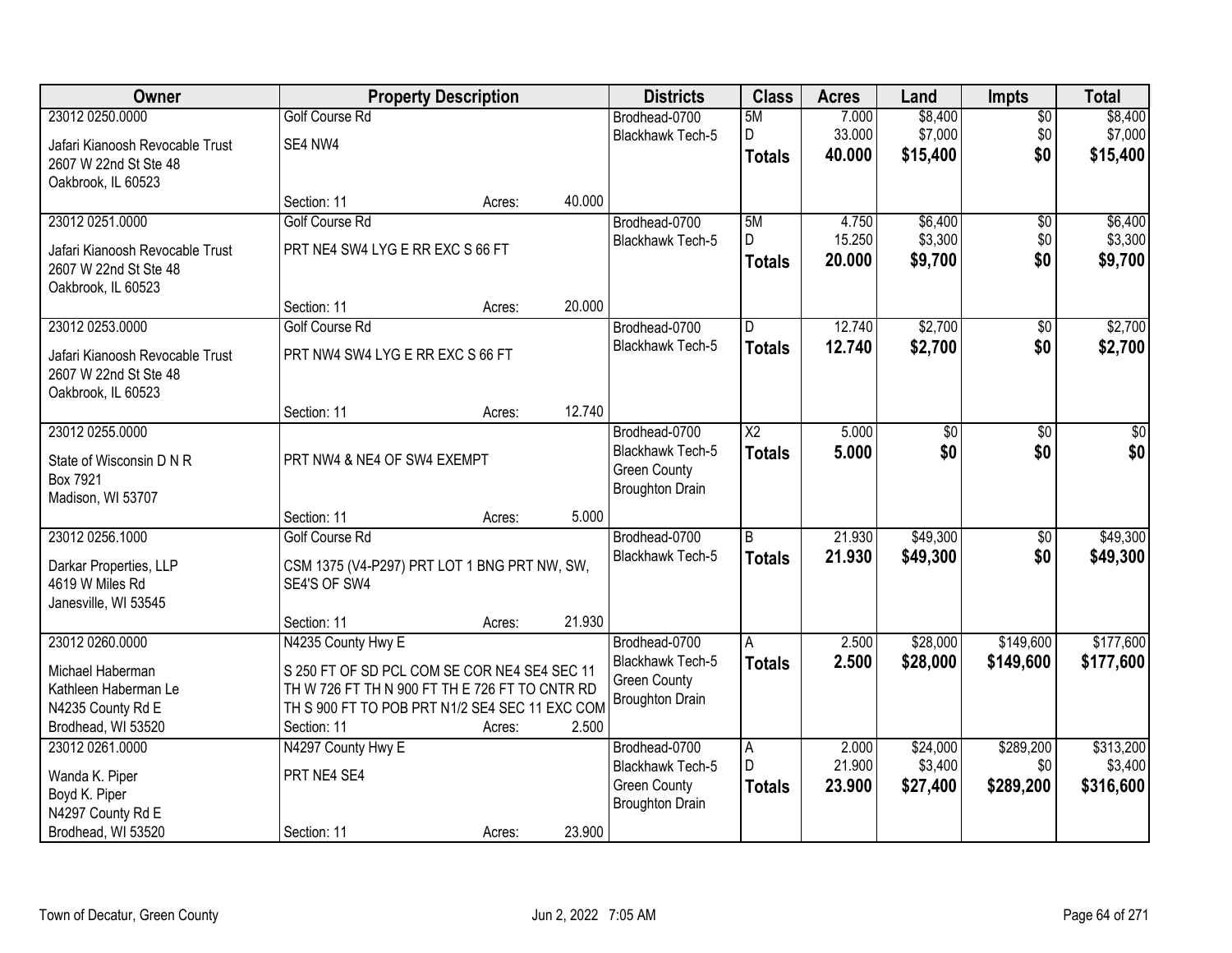| Owner | Property Description | Districts | Class | Acres | Land | Impts | Total |
|---|---|---|---|---|---|---|---|
| 23012 0250.0000<br>Jafari Kianoosh Revocable Trust<br>2607 W 22nd St Ste 48<br>Oakbrook, IL 60523 | Golf Course Rd<br>SE4 NW4<br>Section: 11 Acres: 40.000 | Brodhead-0700<br>Blackhawk Tech-5 | 5M<br>D<br>**Totals** | 7.000<br>33.000<br>**40.000** | $8,400<br>$7,000<br>**$15,400** | $0<br>$0<br>**$0** | $8,400<br>$7,000<br>**$15,400** |
| 23012 0251.0000<br>Jafari Kianoosh Revocable Trust<br>2607 W 22nd St Ste 48<br>Oakbrook, IL 60523 | Golf Course Rd<br>PRT NE4 SW4 LYG E RR EXC S 66 FT<br>Section: 11 Acres: 20.000 | Brodhead-0700<br>Blackhawk Tech-5 | 5M<br>D<br>**Totals** | 4.750<br>15.250<br>**20.000** | $6,400<br>$3,300<br>**$9,700** | $0<br>$0<br>**$0** | $6,400<br>$3,300<br>**$9,700** |
| 23012 0253.0000<br>Jafari Kianoosh Revocable Trust<br>2607 W 22nd St Ste 48<br>Oakbrook, IL 60523 | Golf Course Rd<br>PRT NW4 SW4 LYG E RR EXC S 66 FT<br>Section: 11 Acres: 12.740 | Brodhead-0700<br>Blackhawk Tech-5 | D<br>**Totals** | 12.740<br>**12.740** | $2,700<br>**$2,700** | $0<br>**$0** | $2,700<br>**$2,700** |
| 23012 0255.0000<br>State of Wisconsin D N R<br>Box 7921<br>Madison, WI 53707 | PRT NW4 & NE4 OF SW4 EXEMPT<br>Section: 11 Acres: 5.000 | Brodhead-0700<br>Blackhawk Tech-5<br>Green County<br>Broughton Drain | X2<br>**Totals** | 5.000<br>**5.000** | $0<br>**$0** | $0<br>**$0** | $0<br>**$0** |
| 23012 0256.1000<br>Darkar Properties, LLP<br>4619 W Miles Rd<br>Janesville, WI 53545 | Golf Course Rd<br>CSM 1375 (V4-P297) PRT LOT 1 BNG PRT NW, SW, SE4'S OF SW4<br>Section: 11 Acres: 21.930 | Brodhead-0700<br>Blackhawk Tech-5 | B<br>**Totals** | 21.930<br>**21.930** | $49,300<br>**$49,300** | $0<br>**$0** | $49,300<br>**$49,300** |
| 23012 0260.0000<br>Michael Haberman<br>Kathleen Haberman Le<br>N4235 County Rd E<br>Brodhead, WI 53520 | N4235 County Hwy E<br>S 250 FT OF SD PCL COM SE COR NE4 SE4 SEC 11 TH W 726 FT TH N 900 FT TH E 726 FT TO CNTR RD TH S 900 FT TO POB PRT N1/2 SE4 SEC 11 EXC COM<br>Section: 11 Acres: 2.500 | Brodhead-0700<br>Blackhawk Tech-5<br>Green County<br>Broughton Drain | A<br>**Totals** | 2.500<br>**2.500** | $28,000<br>**$28,000** | $149,600<br>**$149,600** | $177,600<br>**$177,600** |
| 23012 0261.0000<br>Wanda K. Piper<br>Boyd K. Piper<br>N4297 County Rd E<br>Brodhead, WI 53520 | N4297 County Hwy E<br>PRT NE4 SE4<br>Section: 11 Acres: 23.900 | Brodhead-0700<br>Blackhawk Tech-5<br>Green County<br>Broughton Drain | A<br>D<br>**Totals** | 2.000<br>21.900<br>**23.900** | $24,000<br>$3,400<br>**$27,400** | $289,200<br>$0<br>**$289,200** | $313,200<br>$3,400<br>**$316,600** |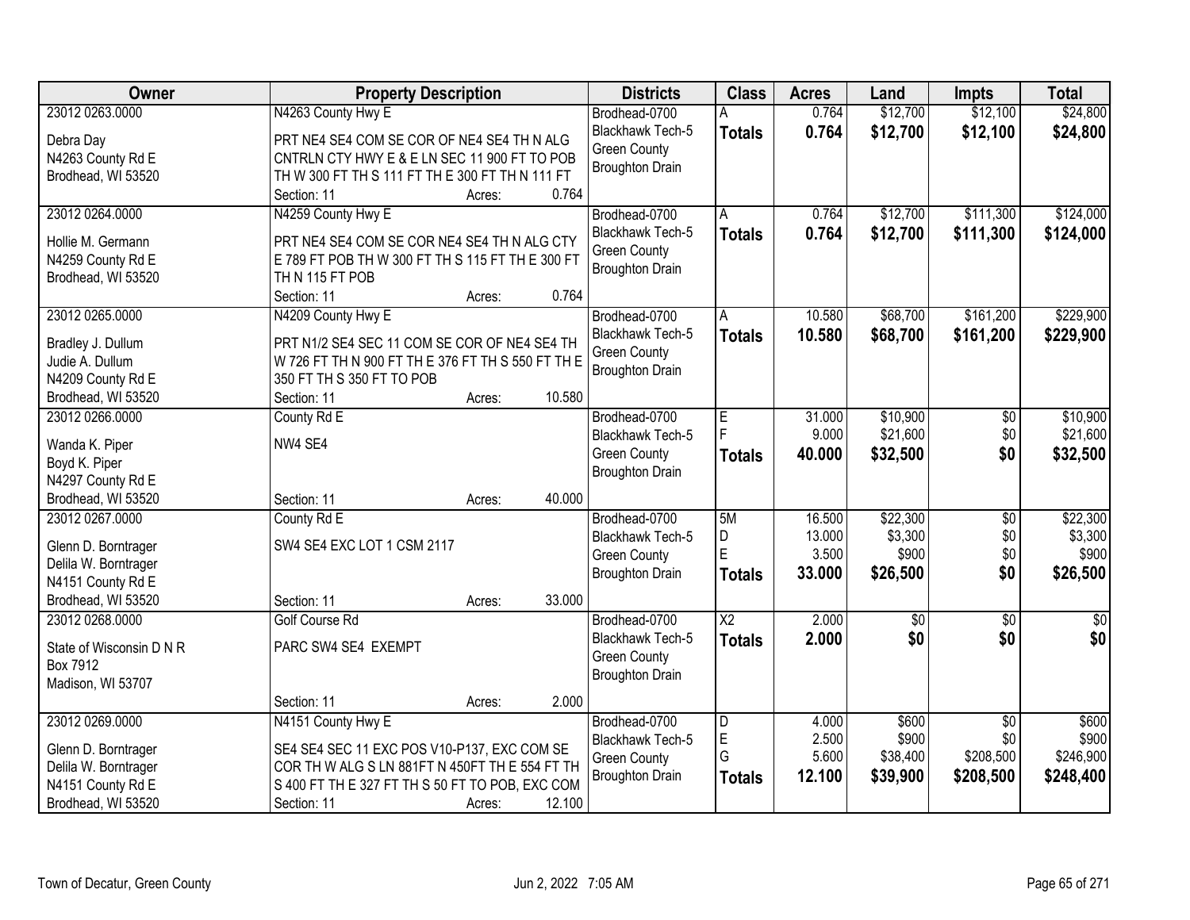| Owner | Property Description | Districts | Class | Acres | Land | Impts | Total |
|---|---|---|---|---|---|---|---|
| 23012 0263.0000<br>Debra Day<br>N4263 County Rd E<br>Brodhead, WI 53520 | N4263 County Hwy E<br>PRT NE4 SE4 COM SE COR OF NE4 SE4 TH N ALG CNTRLN CTY HWY E & E LN SEC 11 900 FT TO POB TH W 300 FT TH S 111 FT TH E 300 FT TH N 111 FT<br>Section: 11 Acres: 0.764 | Brodhead-0700<br>Blackhawk Tech-5<br>Green County<br>Broughton Drain | A<br>**Totals** | 0.764<br>**0.764** | $12,700<br>**$12,700** | $12,100<br>**$12,100** | $24,800<br>**$24,800** |
| 23012 0264.0000<br>Hollie M. Germann<br>N4259 County Rd E<br>Brodhead, WI 53520 | N4259 County Hwy E<br>PRT NE4 SE4 COM SE COR NE4 SE4 TH N ALG CTY E 789 FT POB TH W 300 FT TH S 115 FT TH E 300 FT TH N 115 FT POB<br>Section: 11 Acres: 0.764 | Brodhead-0700<br>Blackhawk Tech-5<br>Green County<br>Broughton Drain | A<br>**Totals** | 0.764<br>**0.764** | $12,700<br>**$12,700** | $111,300<br>**$111,300** | $124,000<br>**$124,000** |
| 23012 0265.0000<br>Bradley J. Dullum<br>Judie A. Dullum<br>N4209 County Rd E<br>Brodhead, WI 53520 | N4209 County Hwy E<br>PRT N1/2 SE4 SEC 11 COM SE COR OF NE4 SE4 TH W 726 FT TH N 900 FT TH E 376 FT TH S 550 FT TH E 350 FT TH S 350 FT TO POB<br>Section: 11 Acres: 10.580 | Brodhead-0700<br>Blackhawk Tech-5<br>Green County<br>Broughton Drain | A<br>**Totals** | 10.580<br>**10.580** | $68,700<br>**$68,700** | $161,200<br>**$161,200** | $229,900<br>**$229,900** |
| 23012 0266.0000<br>Wanda K. Piper<br>Boyd K. Piper<br>N4297 County Rd E<br>Brodhead, WI 53520 | County Rd E<br>NW4 SE4<br>Section: 11 Acres: 40.000 | Brodhead-0700<br>Blackhawk Tech-5<br>Green County<br>Broughton Drain | E<br>F<br>**Totals** | 31.000<br>9.000<br>**40.000** | $10,900<br>$21,600<br>**$32,500** | $0<br>$0<br>**$0** | $10,900<br>$21,600<br>**$32,500** |
| 23012 0267.0000<br>Glenn D. Borntrager<br>Delila W. Borntrager<br>N4151 County Rd E<br>Brodhead, WI 53520 | County Rd E<br>SW4 SE4 EXC LOT 1 CSM 2117<br>Section: 11 Acres: 33.000 | Brodhead-0700<br>Blackhawk Tech-5<br>Green County<br>Broughton Drain | 5M<br>D<br>E<br>**Totals** | 16.500<br>13.000<br>3.500<br>**33.000** | $22,300<br>$3,300<br>$900<br>**$26,500** | $0<br>$0<br>$0<br>**$0** | $22,300<br>$3,300<br>$900<br>**$26,500** |
| 23012 0268.0000<br>State of Wisconsin D N R<br>Box 7912<br>Madison, WI 53707 | Golf Course Rd<br>PARC SW4 SE4 EXEMPT<br>Section: 11 Acres: 2.000 | Brodhead-0700<br>Blackhawk Tech-5<br>Green County<br>Broughton Drain | X2<br>**Totals** | 2.000<br>**2.000** | $0<br>**$0** | $0<br>**$0** | $0<br>**$0** |
| 23012 0269.0000<br>Glenn D. Borntrager<br>Delila W. Borntrager<br>N4151 County Rd E<br>Brodhead, WI 53520 | N4151 County Hwy E<br>SE4 SE4 SEC 11 EXC POS V10-P137, EXC COM SE COR TH W ALG S LN 881FT N 450FT TH E 554 FT TH S 400 FT TH E 327 FT TH S 50 FT TO POB, EXC COM<br>Section: 11 Acres: 12.100 | Brodhead-0700<br>Blackhawk Tech-5<br>Green County<br>Broughton Drain | D<br>E<br>G<br>**Totals** | 4.000<br>2.500<br>5.600<br>**12.100** | $600<br>$900<br>$38,400<br>**$39,900** | $0<br>$0<br>$208,500<br>**$208,500** | $600<br>$900<br>$246,900<br>**$248,400** |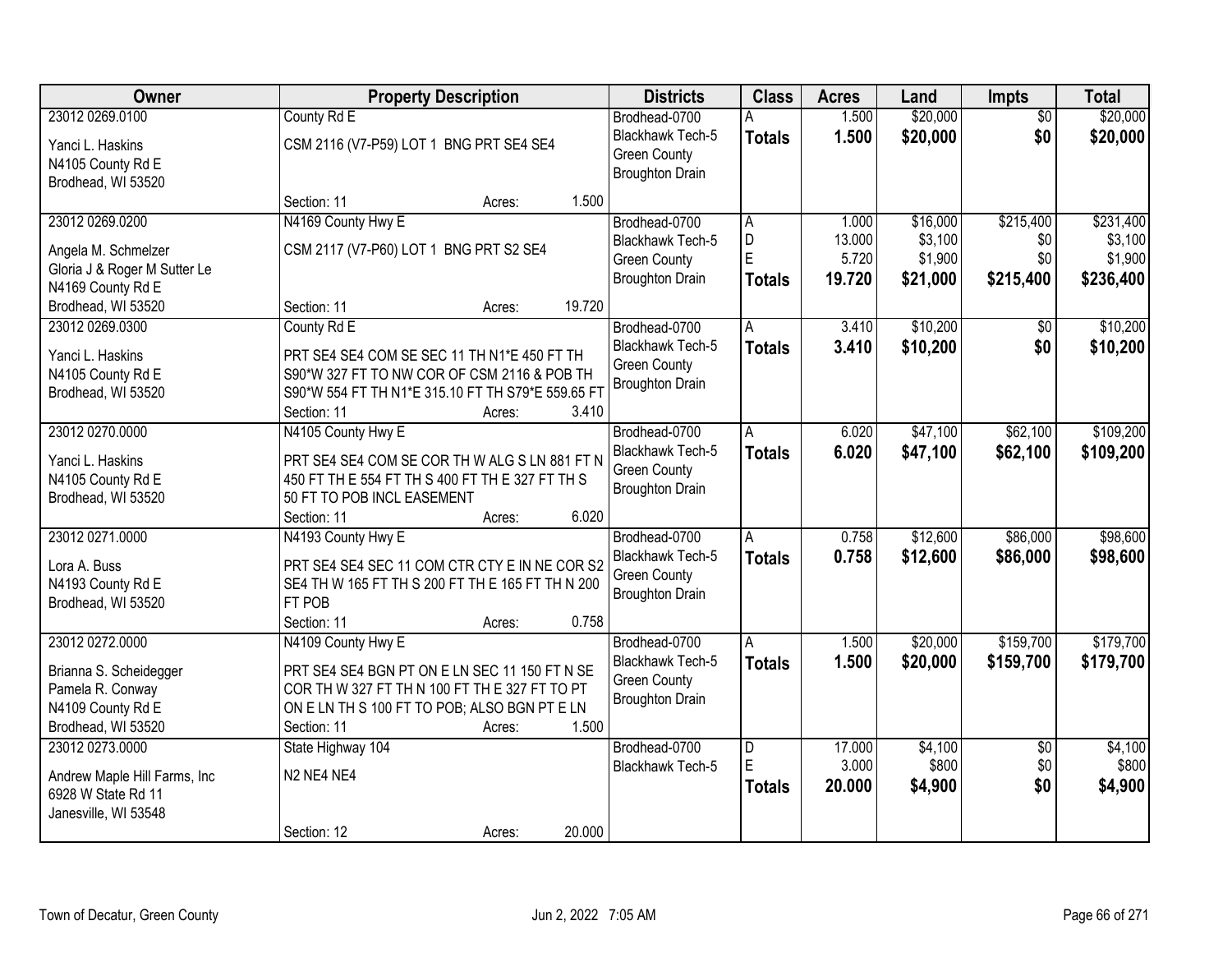| Owner | Property Description | Districts | Class | Acres | Land | Impts | Total |
|---|---|---|---|---|---|---|---|
| 23012 0269.0100<br>Yanci L. Haskins<br>N4105 County Rd E<br>Brodhead, WI 53520 | County Rd E<br>CSM 2116 (V7-P59) LOT 1 BNG PRT SE4 SE4<br>Section: 11 Acres: 1.500 | Brodhead-0700<br>Blackhawk Tech-5<br>Green County<br>Broughton Drain | A<br>**Totals** | 1.500<br>**1.500** | \$20,000<br>**\$20,000** | \$0<br>**\$0** | \$20,000<br>**\$20,000** |
| 23012 0269.0200<br>Angela M. Schmelzer<br>Gloria J & Roger M Sutter Le<br>N4169 County Rd E<br>Brodhead, WI 53520 | N4169 County Hwy E<br>CSM 2117 (V7-P60) LOT 1 BNG PRT S2 SE4<br>Section: 11 Acres: 19.720 | Brodhead-0700<br>Blackhawk Tech-5<br>Green County<br>Broughton Drain | A<br>D<br>E<br>**Totals** | 1.000<br>13.000<br>5.720<br>**19.720** | \$16,000<br>\$3,100<br>\$1,900<br>**\$21,000** | \$215,400<br>\$0<br>\$0<br>**\$215,400** | \$231,400<br>\$3,100<br>\$1,900<br>**\$236,400** |
| 23012 0269.0300<br>Yanci L. Haskins<br>N4105 County Rd E<br>Brodhead, WI 53520 | County Rd E<br>PRT SE4 SE4 COM SE SEC 11 TH N1*E 450 FT TH S90*W 327 FT TO NW COR OF CSM 2116 & POB TH S90*W 554 FT TH N1*E 315.10 FT TH S79*E 559.65 FT<br>Section: 11 Acres: 3.410 | Brodhead-0700<br>Blackhawk Tech-5<br>Green County<br>Broughton Drain | A<br>**Totals** | 3.410<br>**3.410** | \$10,200<br>**\$10,200** | \$0<br>**\$0** | \$10,200<br>**\$10,200** |
| 23012 0270.0000<br>Yanci L. Haskins<br>N4105 County Rd E<br>Brodhead, WI 53520 | N4105 County Hwy E<br>PRT SE4 SE4 COM SE COR TH W ALG S LN 881 FT N 450 FT TH E 554 FT TH S 400 FT TH E 327 FT TH S 50 FT TO POB INCL EASEMENT<br>Section: 11 Acres: 6.020 | Brodhead-0700<br>Blackhawk Tech-5<br>Green County<br>Broughton Drain | A<br>**Totals** | 6.020<br>**6.020** | \$47,100<br>**\$47,100** | \$62,100<br>**\$62,100** | \$109,200<br>**\$109,200** |
| 23012 0271.0000<br>Lora A. Buss<br>N4193 County Rd E<br>Brodhead, WI 53520 | N4193 County Hwy E<br>PRT SE4 SE4 SEC 11 COM CTR CTY E IN NE COR S2 SE4 TH W 165 FT TH S 200 FT TH E 165 FT TH N 200 FT POB<br>Section: 11 Acres: 0.758 | Brodhead-0700<br>Blackhawk Tech-5<br>Green County<br>Broughton Drain | A<br>**Totals** | 0.758<br>**0.758** | \$12,600<br>**\$12,600** | \$86,000<br>**\$86,000** | \$98,600<br>**\$98,600** |
| 23012 0272.0000<br>Brianna S. Scheidegger<br>Pamela R. Conway<br>N4109 County Rd E<br>Brodhead, WI 53520 | N4109 County Hwy E<br>PRT SE4 SE4 BGN PT ON E LN SEC 11 150 FT N SE COR TH W 327 FT TH N 100 FT TH E 327 FT TO PT ON E LN TH S 100 FT TO POB; ALSO BGN PT E LN<br>Section: 11 Acres: 1.500 | Brodhead-0700<br>Blackhawk Tech-5<br>Green County<br>Broughton Drain | A<br>**Totals** | 1.500<br>**1.500** | \$20,000<br>**\$20,000** | \$159,700<br>**\$159,700** | \$179,700<br>**\$179,700** |
| 23012 0273.0000<br>Andrew Maple Hill Farms, Inc<br>6928 W State Rd 11<br>Janesville, WI 53548 | State Highway 104<br>N2 NE4 NE4<br>Section: 12 Acres: 20.000 | Brodhead-0700<br>Blackhawk Tech-5 | D<br>E<br>**Totals** | 17.000<br>3.000<br>**20.000** | \$4,100<br>\$800<br>**\$4,900** | \$0<br>\$0<br>**\$0** | \$4,100<br>\$800<br>**\$4,900** |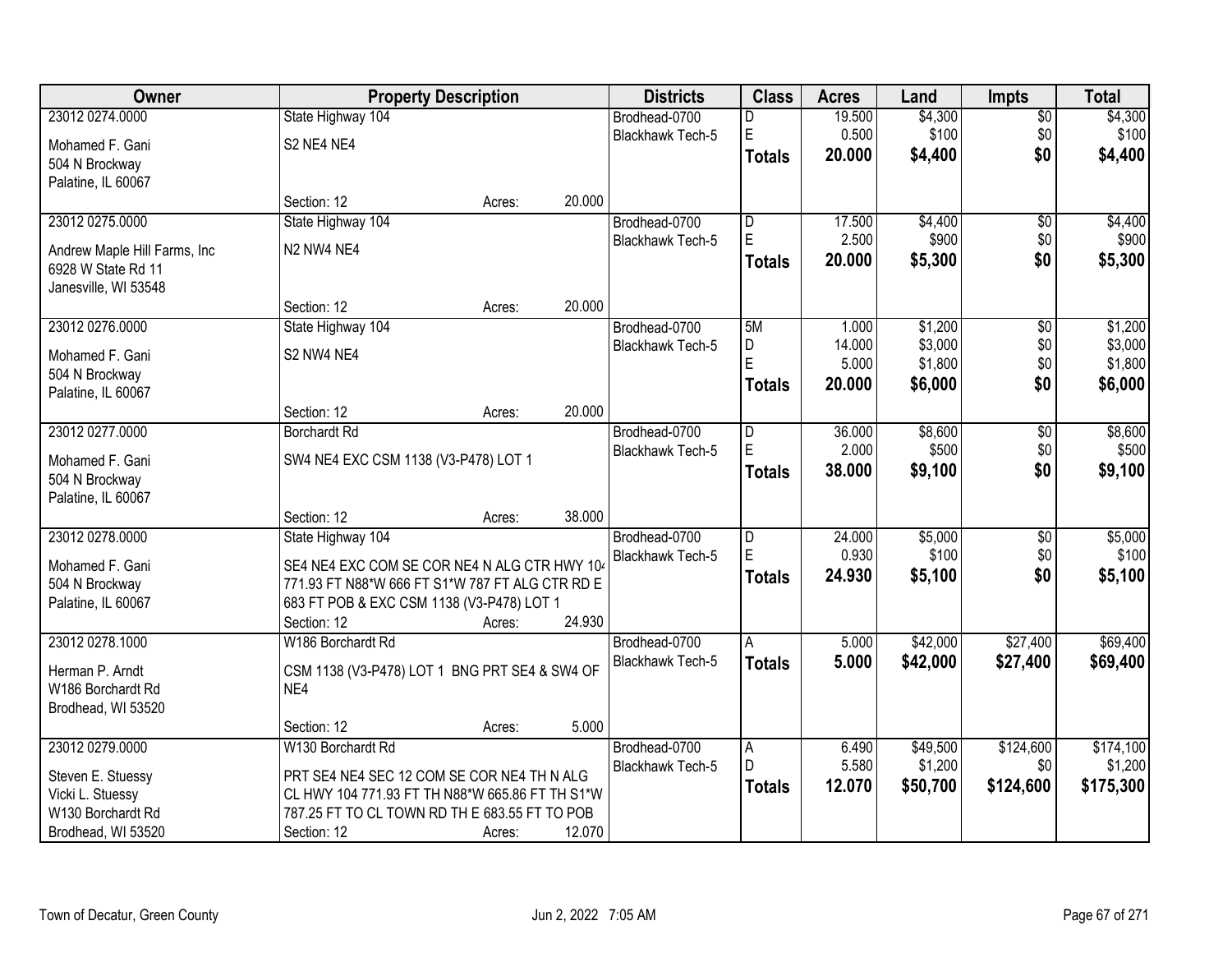| Owner | Property Description | Districts | Class | Acres | Land | Impts | Total |
|---|---|---|---|---|---|---|---|
| 23012 0274.0000<br>Mohamed F. Gani<br>504 N Brockway<br>Palatine, IL 60067 | State Highway 104<br>S2 NE4 NE4<br>Section: 12 Acres: 20.000 | Brodhead-0700<br>Blackhawk Tech-5 | D<br>E<br>**Totals** | 19.500<br>0.500<br>**20.000** | $4,300<br>$100<br>**$4,400** | $0<br>$0<br>**$0** | $4,300<br>$100<br>**$4,400** |
| 23012 0275.0000<br>Andrew Maple Hill Farms, Inc<br>6928 W State Rd 11<br>Janesville, WI 53548 | State Highway 104<br>N2 NW4 NE4<br>Section: 12 Acres: 20.000 | Brodhead-0700<br>Blackhawk Tech-5 | D<br>E<br>**Totals** | 17.500<br>2.500<br>**20.000** | $4,400<br>$900<br>**$5,300** | $0<br>$0<br>**$0** | $4,400<br>$900<br>**$5,300** |
| 23012 0276.0000<br>Mohamed F. Gani<br>504 N Brockway<br>Palatine, IL 60067 | State Highway 104<br>S2 NW4 NE4<br>Section: 12 Acres: 20.000 | Brodhead-0700<br>Blackhawk Tech-5 | 5M<br>D<br>E<br>**Totals** | 1.000<br>14.000<br>5.000<br>**20.000** | $1,200<br>$3,000<br>$1,800<br>**$6,000** | $0<br>$0<br>$0<br>**$0** | $1,200<br>$3,000<br>$1,800<br>**$6,000** |
| 23012 0277.0000<br>Mohamed F. Gani<br>504 N Brockway<br>Palatine, IL 60067 | Borchardt Rd<br>SW4 NE4 EXC CSM 1138 (V3-P478) LOT 1<br>Section: 12 Acres: 38.000 | Brodhead-0700<br>Blackhawk Tech-5 | D<br>E<br>**Totals** | 36.000<br>2.000<br>**38.000** | $8,600<br>$500<br>**$9,100** | $0<br>$0<br>**$0** | $8,600<br>$500<br>**$9,100** |
| 23012 0278.0000<br>Mohamed F. Gani<br>504 N Brockway<br>Palatine, IL 60067 | State Highway 104<br>SE4 NE4 EXC COM SE COR NE4 N ALG CTR HWY 104 771.93 FT N88*W 666 FT S1*W 787 FT ALG CTR RD E 683 FT POB & EXC CSM 1138 (V3-P478) LOT 1<br>Section: 12 Acres: 24.930 | Brodhead-0700<br>Blackhawk Tech-5 | D<br>E<br>**Totals** | 24.000<br>0.930<br>**24.930** | $5,000<br>$100<br>**$5,100** | $0<br>$0<br>**$0** | $5,000<br>$100<br>**$5,100** |
| 23012 0278.1000<br>Herman P. Arndt<br>W186 Borchardt Rd<br>Brodhead, WI 53520 | W186 Borchardt Rd<br>CSM 1138 (V3-P478) LOT 1 BNG PRT SE4 & SW4 OF NE4<br>Section: 12 Acres: 5.000 | Brodhead-0700<br>Blackhawk Tech-5 | A<br>**Totals** | 5.000<br>**5.000** | $42,000<br>**$42,000** | $27,400<br>**$27,400** | $69,400<br>**$69,400** |
| 23012 0279.0000<br>Steven E. Stuessy<br>Vicki L. Stuessy<br>W130 Borchardt Rd<br>Brodhead, WI 53520 | W130 Borchardt Rd<br>PRT SE4 NE4 SEC 12 COM SE COR NE4 TH N ALG CL HWY 104 771.93 FT TH N88*W 665.86 FT TH S1*W 787.25 FT TO CL TOWN RD TH E 683.55 FT TO POB<br>Section: 12 Acres: 12.070 | Brodhead-0700<br>Blackhawk Tech-5 | A<br>D<br>**Totals** | 6.490<br>5.580<br>**12.070** | $49,500<br>$1,200<br>**$50,700** | $124,600<br>$0<br>**$124,600** | $174,100<br>$1,200<br>**$175,300** |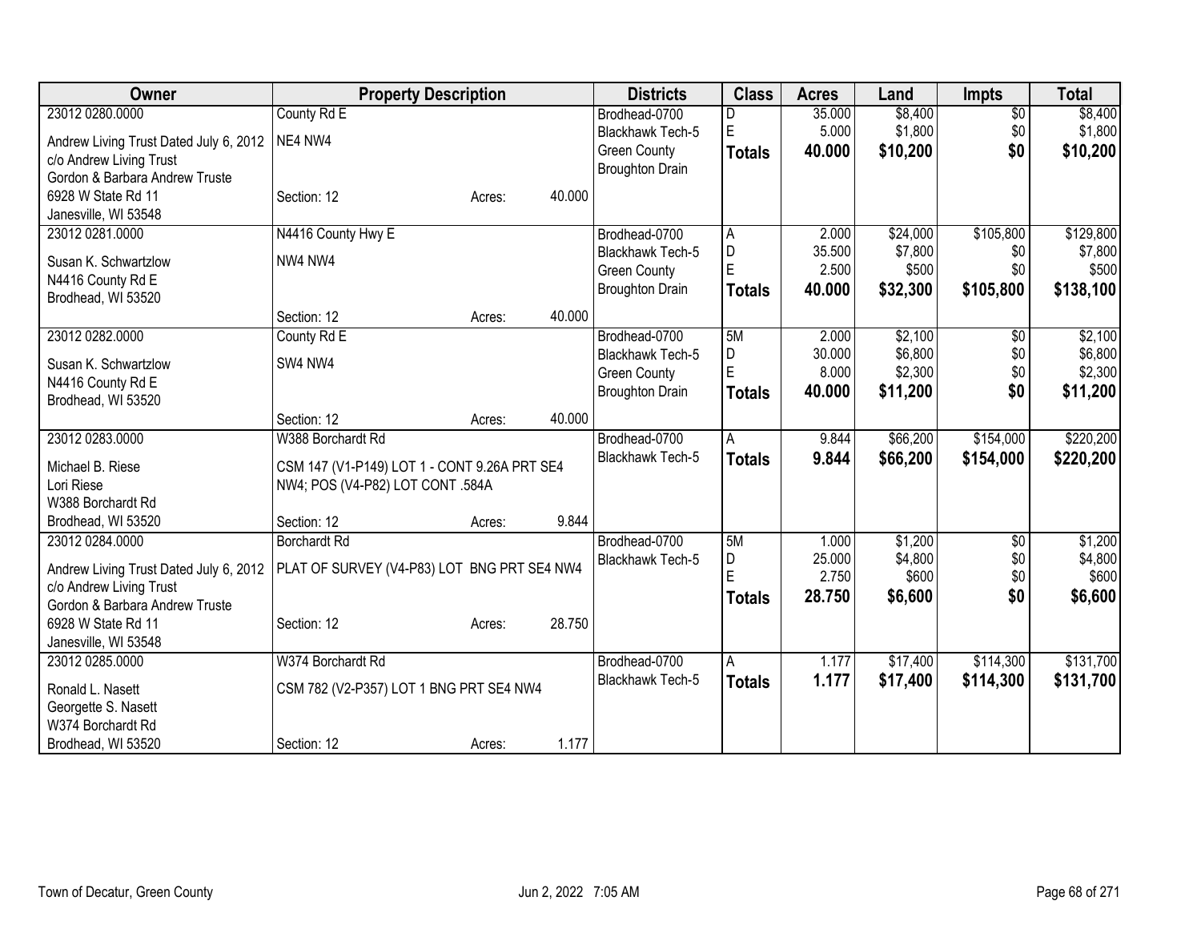| Owner | Property Description | | | Districts | Class | Acres | Land | Impts | Total |
|---|---|---|---|---|---|---|---|---|---|
| 23012 0280.0000 | County Rd E | | | Brodhead-0700 | D | 35.000 | $8,400 | $0 | $8,400 |
| Andrew Living Trust Dated July 6, 2012 | NE4 NW4 | | | Blackhawk Tech-5 | E | 5.000 | $1,800 | $0 | $1,800 |
| c/o Andrew Living Trust | | | | Green County | **Totals** | **40.000** | **$10,200** | **$0** | **$10,200** |
| Gordon & Barbara Andrew Truste | | | | Broughton Drain | | | | | |
| 6928 W State Rd 11 | Section: 12 | Acres: | 40.000 | | | | | | |
| Janesville, WI 53548 | | | | | | | | | |
| 23012 0281.0000 | N4416 County Hwy E | | | Brodhead-0700 | A | 2.000 | $24,000 | $105,800 | $129,800 |
| Susan K. Schwartzlow | NW4 NW4 | | | Blackhawk Tech-5 | D | 35.500 | $7,800 | $0 | $7,800 |
| N4416 County Rd E | | | | Green County | E | 2.500 | $500 | $0 | $500 |
| Brodhead, WI 53520 | | | | Broughton Drain | **Totals** | **40.000** | **$32,300** | **$105,800** | **$138,100** |
| | Section: 12 | Acres: | 40.000 | | | | | | |
| 23012 0282.0000 | County Rd E | | | Brodhead-0700 | 5M | 2.000 | $2,100 | $0 | $2,100 |
| Susan K. Schwartzlow | SW4 NW4 | | | Blackhawk Tech-5 | D | 30.000 | $6,800 | $0 | $6,800 |
| N4416 County Rd E | | | | Green County | E | 8.000 | $2,300 | $0 | $2,300 |
| Brodhead, WI 53520 | | | | Broughton Drain | **Totals** | **40.000** | **$11,200** | **$0** | **$11,200** |
| | Section: 12 | Acres: | 40.000 | | | | | | |
| 23012 0283.0000 | W388 Borchardt Rd | | | Brodhead-0700 | A | 9.844 | $66,200 | $154,000 | $220,200 |
| Michael B. Riese | CSM 147 (V1-P149) LOT 1 - CONT 9.26A PRT SE4 | | | Blackhawk Tech-5 | **Totals** | **9.844** | **$66,200** | **$154,000** | **$220,200** |
| Lori Riese | NW4; POS (V4-P82) LOT CONT .584A | | | | | | | | |
| W388 Borchardt Rd | | | | | | | | | |
| Brodhead, WI 53520 | Section: 12 | Acres: | 9.844 | | | | | | |
| 23012 0284.0000 | Borchardt Rd | | | Brodhead-0700 | 5M | 1.000 | $1,200 | $0 | $1,200 |
| Andrew Living Trust Dated July 6, 2012 | PLAT OF SURVEY (V4-P83) LOT BNG PRT SE4 NW4 | | | Blackhawk Tech-5 | D | 25.000 | $4,800 | $0 | $4,800 |
| c/o Andrew Living Trust | | | | | E | 2.750 | $600 | $0 | $600 |
| Gordon & Barbara Andrew Truste | | | | | **Totals** | **28.750** | **$6,600** | **$0** | **$6,600** |
| 6928 W State Rd 11 | Section: 12 | Acres: | 28.750 | | | | | | |
| Janesville, WI 53548 | | | | | | | | | |
| 23012 0285.0000 | W374 Borchardt Rd | | | Brodhead-0700 | A | 1.177 | $17,400 | $114,300 | $131,700 |
| Ronald L. Nasett | CSM 782 (V2-P357) LOT 1 BNG PRT SE4 NW4 | | | Blackhawk Tech-5 | **Totals** | **1.177** | **$17,400** | **$114,300** | **$131,700** |
| Georgette S. Nasett | | | | | | | | | |
| W374 Borchardt Rd | | | | | | | | | |
| Brodhead, WI 53520 | Section: 12 | Acres: | 1.177 | | | | | | |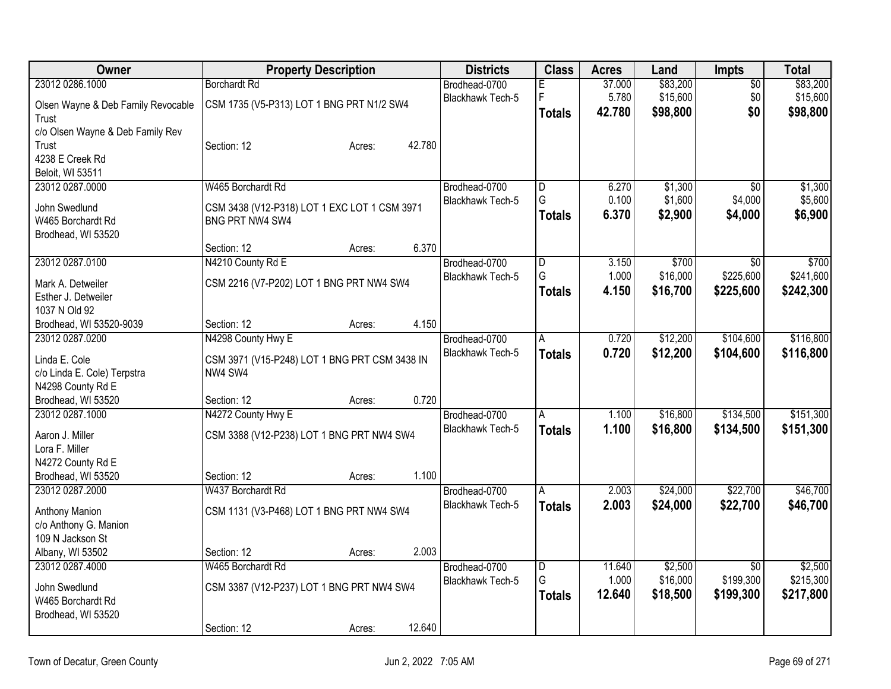| Owner | Property Description | Districts | Class | Acres | Land | Impts | Total |
|---|---|---|---|---|---|---|---|
| 23012 0286.1000<br>Olsen Wayne & Deb Family Revocable Trust<br>c/o Olsen Wayne & Deb Family Rev Trust<br>4238 E Creek Rd<br>Beloit, WI 53511 | Borchardt Rd<br>CSM 1735 (V5-P313) LOT 1 BNG PRT N1/2 SW4<br>Section: 12 Acres: 42.780 | Brodhead-0700<br>Blackhawk Tech-5 | E<br>F<br>**Totals** | 37.000<br>5.780<br>**42.780** | $83,200<br>$15,600<br>**$98,800** | $0<br>$0<br>**$0** | $83,200<br>$15,600<br>**$98,800** |
| 23012 0287.0000<br>John Swedlund<br>W465 Borchardt Rd<br>Brodhead, WI 53520 | W465 Borchardt Rd<br>CSM 3438 (V12-P318) LOT 1 EXC LOT 1 CSM 3971 BNG PRT NW4 SW4<br>Section: 12 Acres: 6.370 | Brodhead-0700<br>Blackhawk Tech-5 | D<br>G<br>**Totals** | 6.270<br>0.100<br>**6.370** | $1,300<br>$1,600<br>**$2,900** | $0<br>$4,000<br>**$4,000** | $1,300<br>$5,600<br>**$6,900** |
| 23012 0287.0100<br>Mark A. Detweiler<br>Esther J. Detweiler<br>1037 N Old 92<br>Brodhead, WI 53520-9039 | N4210 County Rd E<br>CSM 2216 (V7-P202) LOT 1 BNG PRT NW4 SW4<br>Section: 12 Acres: 4.150 | Brodhead-0700<br>Blackhawk Tech-5 | D<br>G<br>**Totals** | 3.150<br>1.000<br>**4.150** | $700<br>$16,000<br>**$16,700** | $0<br>$225,600<br>**$225,600** | $700<br>$241,600<br>**$242,300** |
| 23012 0287.0200<br>Linda E. Cole<br>c/o Linda E. Cole) Terpstra<br>N4298 County Rd E<br>Brodhead, WI 53520 | N4298 County Hwy E<br>CSM 3971 (V15-P248) LOT 1 BNG PRT CSM 3438 IN NW4 SW4<br>Section: 12 Acres: 0.720 | Brodhead-0700<br>Blackhawk Tech-5 | A<br>**Totals** | 0.720<br>**0.720** | $12,200<br>**$12,200** | $104,600<br>**$104,600** | $116,800<br>**$116,800** |
| 23012 0287.1000<br>Aaron J. Miller<br>Lora F. Miller<br>N4272 County Rd E<br>Brodhead, WI 53520 | N4272 County Hwy E<br>CSM 3388 (V12-P238) LOT 1 BNG PRT NW4 SW4<br>Section: 12 Acres: 1.100 | Brodhead-0700<br>Blackhawk Tech-5 | A<br>**Totals** | 1.100<br>**1.100** | $16,800<br>**$16,800** | $134,500<br>**$134,500** | $151,300<br>**$151,300** |
| 23012 0287.2000<br>Anthony Manion<br>c/o Anthony G. Manion<br>109 N Jackson St<br>Albany, WI 53502 | W437 Borchardt Rd<br>CSM 1131 (V3-P468) LOT 1 BNG PRT NW4 SW4<br>Section: 12 Acres: 2.003 | Brodhead-0700<br>Blackhawk Tech-5 | A<br>**Totals** | 2.003<br>**2.003** | $24,000<br>**$24,000** | $22,700<br>**$22,700** | $46,700<br>**$46,700** |
| 23012 0287.4000<br>John Swedlund<br>W465 Borchardt Rd<br>Brodhead, WI 53520 | W465 Borchardt Rd<br>CSM 3387 (V12-P237) LOT 1 BNG PRT NW4 SW4<br>Section: 12 Acres: 12.640 | Brodhead-0700<br>Blackhawk Tech-5 | D<br>G<br>**Totals** | 11.640<br>1.000<br>**12.640** | $2,500<br>$16,000<br>**$18,500** | $0<br>$199,300<br>**$199,300** | $2,500<br>$215,300<br>**$217,800** |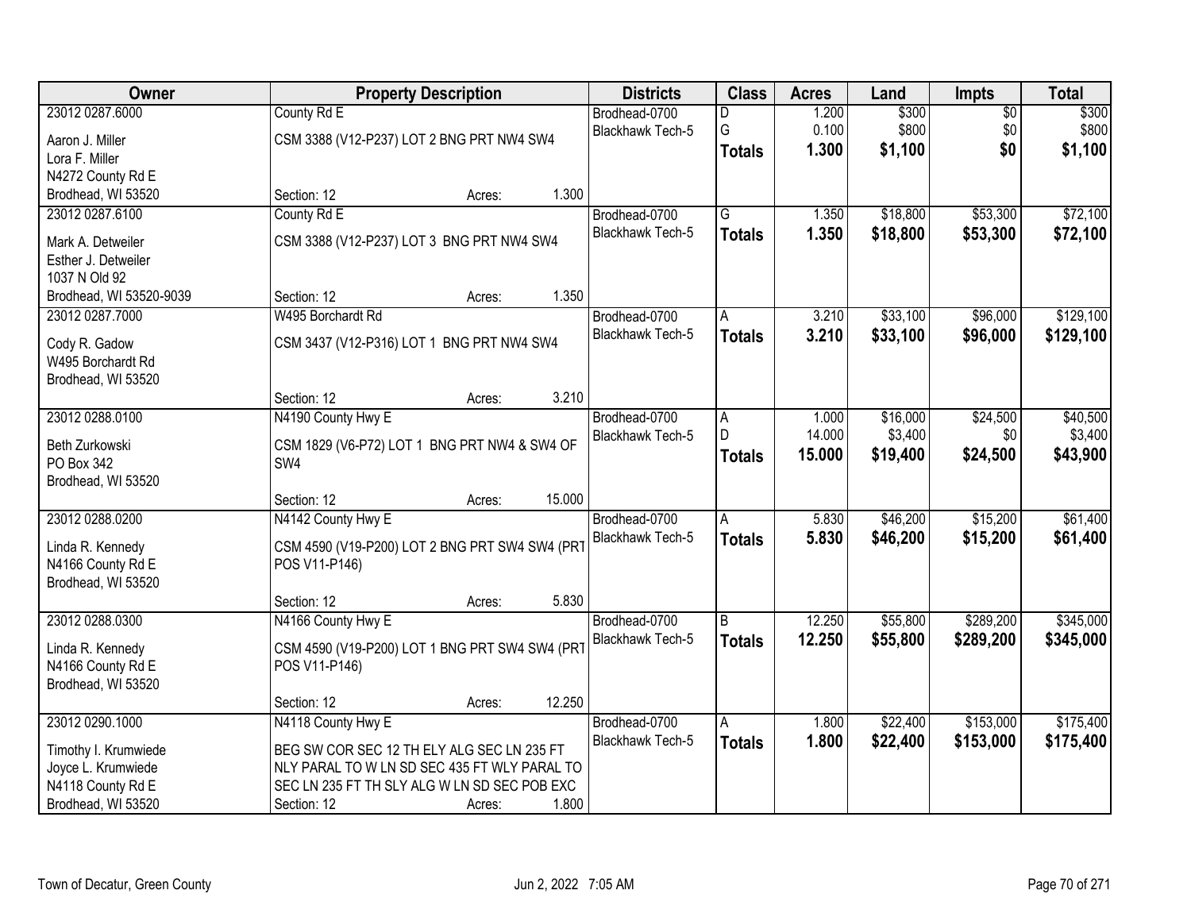| Owner | Property Description | Districts | Class | Acres | Land | Impts | Total |
|---|---|---|---|---|---|---|---|
| 23012 0287.6000<br>Aaron J. Miller<br>Lora F. Miller<br>N4272 County Rd E<br>Brodhead, WI 53520 | County Rd E<br>CSM 3388 (V12-P237) LOT 2 BNG PRT NW4 SW4<br>Section: 12 Acres: 1.300 | Brodhead-0700<br>Blackhawk Tech-5 | D<br>G<br>**Totals** | 1.200<br>0.100<br>**1.300** | \$300<br>\$800<br>**\$1,100** | \$0<br>\$0<br>**\$0** | \$300<br>\$800<br>**\$1,100** |
| 23012 0287.6100<br>Mark A. Detweiler<br>Esther J. Detweiler<br>1037 N Old 92<br>Brodhead, WI 53520-9039 | County Rd E<br>CSM 3388 (V12-P237) LOT 3 BNG PRT NW4 SW4<br>Section: 12 Acres: 1.350 | Brodhead-0700<br>Blackhawk Tech-5 | G<br>**Totals** | 1.350<br>**1.350** | \$18,800<br>**\$18,800** | \$53,300<br>**\$53,300** | \$72,100<br>**\$72,100** |
| 23012 0287.7000<br>Cody R. Gadow<br>W495 Borchardt Rd<br>Brodhead, WI 53520 | W495 Borchardt Rd<br>CSM 3437 (V12-P316) LOT 1 BNG PRT NW4 SW4<br>Section: 12 Acres: 3.210 | Brodhead-0700<br>Blackhawk Tech-5 | A<br>**Totals** | 3.210<br>**3.210** | \$33,100<br>**\$33,100** | \$96,000<br>**\$96,000** | \$129,100<br>**\$129,100** |
| 23012 0288.0100<br>Beth Zurkowski<br>PO Box 342<br>Brodhead, WI 53520 | N4190 County Hwy E<br>CSM 1829 (V6-P72) LOT 1 BNG PRT NW4 & SW4 OF SW4<br>Section: 12 Acres: 15.000 | Brodhead-0700<br>Blackhawk Tech-5 | A<br>D<br>**Totals** | 1.000<br>14.000<br>**15.000** | \$16,000<br>\$3,400<br>**\$19,400** | \$24,500<br>\$0<br>**\$24,500** | \$40,500<br>\$3,400<br>**\$43,900** |
| 23012 0288.0200<br>Linda R. Kennedy<br>N4166 County Rd E<br>Brodhead, WI 53520 | N4142 County Hwy E<br>CSM 4590 (V19-P200) LOT 2 BNG PRT SW4 SW4 (PRT POS V11-P146)<br>Section: 12 Acres: 5.830 | Brodhead-0700<br>Blackhawk Tech-5 | A<br>**Totals** | 5.830<br>**5.830** | \$46,200<br>**\$46,200** | \$15,200<br>**\$15,200** | \$61,400<br>**\$61,400** |
| 23012 0288.0300<br>Linda R. Kennedy<br>N4166 County Rd E<br>Brodhead, WI 53520 | N4166 County Hwy E<br>CSM 4590 (V19-P200) LOT 1 BNG PRT SW4 SW4 (PRT POS V11-P146)<br>Section: 12 Acres: 12.250 | Brodhead-0700<br>Blackhawk Tech-5 | B<br>**Totals** | 12.250<br>**12.250** | \$55,800<br>**\$55,800** | \$289,200<br>**\$289,200** | \$345,000<br>**\$345,000** |
| 23012 0290.1000<br>Timothy I. Krumwiede<br>Joyce L. Krumwiede<br>N4118 County Rd E<br>Brodhead, WI 53520 | N4118 County Hwy E<br>BEG SW COR SEC 12 TH ELY ALG SEC LN 235 FT NLY PARAL TO W LN SD SEC 435 FT WLY PARAL TO SEC LN 235 FT TH SLY ALG W LN SD SEC POB EXC<br>Section: 12 Acres: 1.800 | Brodhead-0700<br>Blackhawk Tech-5 | A<br>**Totals** | 1.800<br>**1.800** | \$22,400<br>**\$22,400** | \$153,000<br>**\$153,000** | \$175,400<br>**\$175,400** |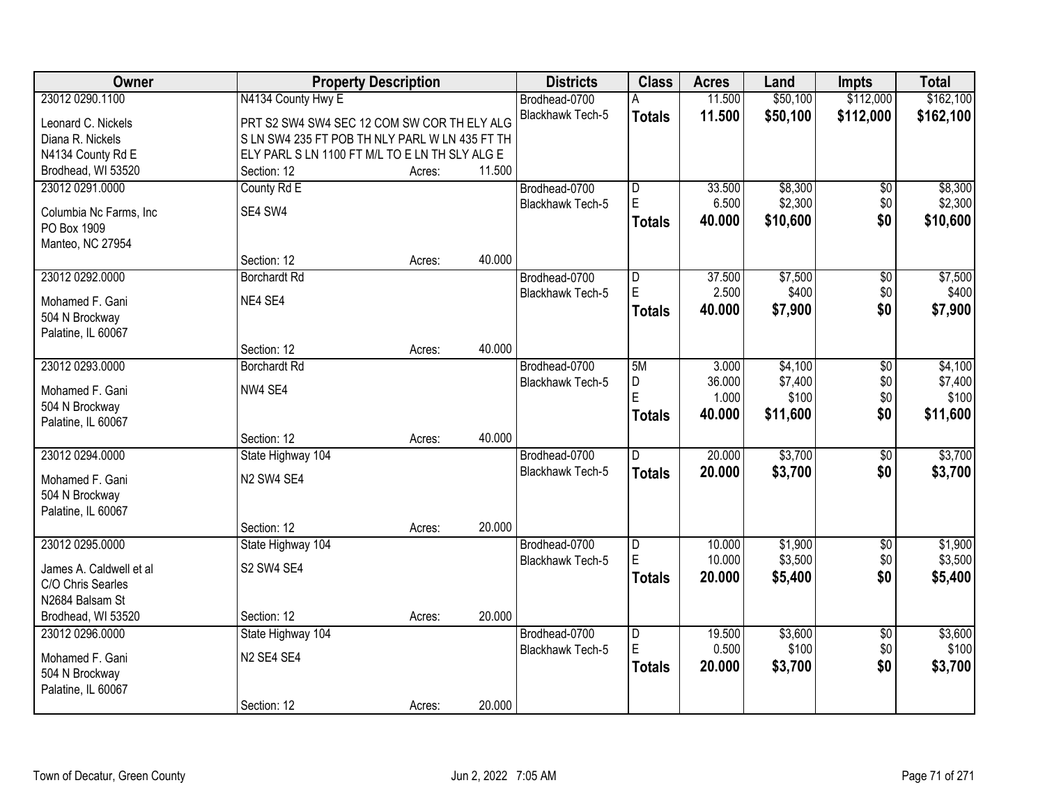| Owner | Property Description | Districts | Class | Acres | Land | Impts | Total |
|---|---|---|---|---|---|---|---|
| 23012 0290.1100<br>Leonard C. Nickels<br>Diana R. Nickels<br>N4134 County Rd E<br>Brodhead, WI 53520 | N4134 County Hwy E<br>PRT S2 SW4 SW4 SEC 12 COM SW COR TH ELY ALG S LN SW4 235 FT POB TH NLY PARL W LN 435 FT TH ELY PARL S LN 1100 FT M/L TO E LN TH SLY ALG E<br>Section: 12 Acres: 11.500 | Brodhead-0700<br>Blackhawk Tech-5 | A<br>**Totals** | 11.500<br>**11.500** | $50,100<br>**$50,100** | $112,000<br>**$112,000** | $162,100<br>**$162,100** |
| 23012 0291.0000<br>Columbia Nc Farms, Inc<br>PO Box 1909<br>Manteo, NC 27954 | County Rd E<br>SE4 SW4<br>Section: 12 Acres: 40.000 | Brodhead-0700<br>Blackhawk Tech-5 | D<br>E<br>**Totals** | 33.500<br>6.500<br>**40.000** | $8,300<br>$2,300<br>**$10,600** | $0<br>$0<br>**$0** | $8,300<br>$2,300<br>**$10,600** |
| 23012 0292.0000<br>Mohamed F. Gani<br>504 N Brockway<br>Palatine, IL 60067 | Borchardt Rd<br>NE4 SE4<br>Section: 12 Acres: 40.000 | Brodhead-0700<br>Blackhawk Tech-5 | D<br>E<br>**Totals** | 37.500<br>2.500<br>**40.000** | $7,500<br>$400<br>**$7,900** | $0<br>$0<br>**$0** | $7,500<br>$400<br>**$7,900** |
| 23012 0293.0000<br>Mohamed F. Gani<br>504 N Brockway<br>Palatine, IL 60067 | Borchardt Rd<br>NW4 SE4<br>Section: 12 Acres: 40.000 | Brodhead-0700<br>Blackhawk Tech-5 | 5M<br>D<br>E<br>**Totals** | 3.000<br>36.000<br>1.000<br>**40.000** | $4,100<br>$7,400<br>$100<br>**$11,600** | $0<br>$0<br>$0<br>**$0** | $4,100<br>$7,400<br>$100<br>**$11,600** |
| 23012 0294.0000<br>Mohamed F. Gani<br>504 N Brockway<br>Palatine, IL 60067 | State Highway 104<br>N2 SW4 SE4<br>Section: 12 Acres: 20.000 | Brodhead-0700<br>Blackhawk Tech-5 | D<br>**Totals** | 20.000<br>**20.000** | $3,700<br>**$3,700** | $0<br>**$0** | $3,700<br>**$3,700** |
| 23012 0295.0000<br>James A. Caldwell et al<br>C/O Chris Searles<br>N2684 Balsam St<br>Brodhead, WI 53520 | State Highway 104<br>S2 SW4 SE4<br>Section: 12 Acres: 20.000 | Brodhead-0700<br>Blackhawk Tech-5 | D<br>E<br>**Totals** | 10.000<br>10.000<br>**20.000** | $1,900<br>$3,500<br>**$5,400** | $0<br>$0<br>**$0** | $1,900<br>$3,500<br>**$5,400** |
| 23012 0296.0000<br>Mohamed F. Gani<br>504 N Brockway<br>Palatine, IL 60067 | State Highway 104<br>N2 SE4 SE4<br>Section: 12 Acres: 20.000 | Brodhead-0700<br>Blackhawk Tech-5 | D<br>E<br>**Totals** | 19.500<br>0.500<br>**20.000** | $3,600<br>$100<br>**$3,700** | $0<br>$0<br>**$0** | $3,600<br>$100<br>**$3,700** |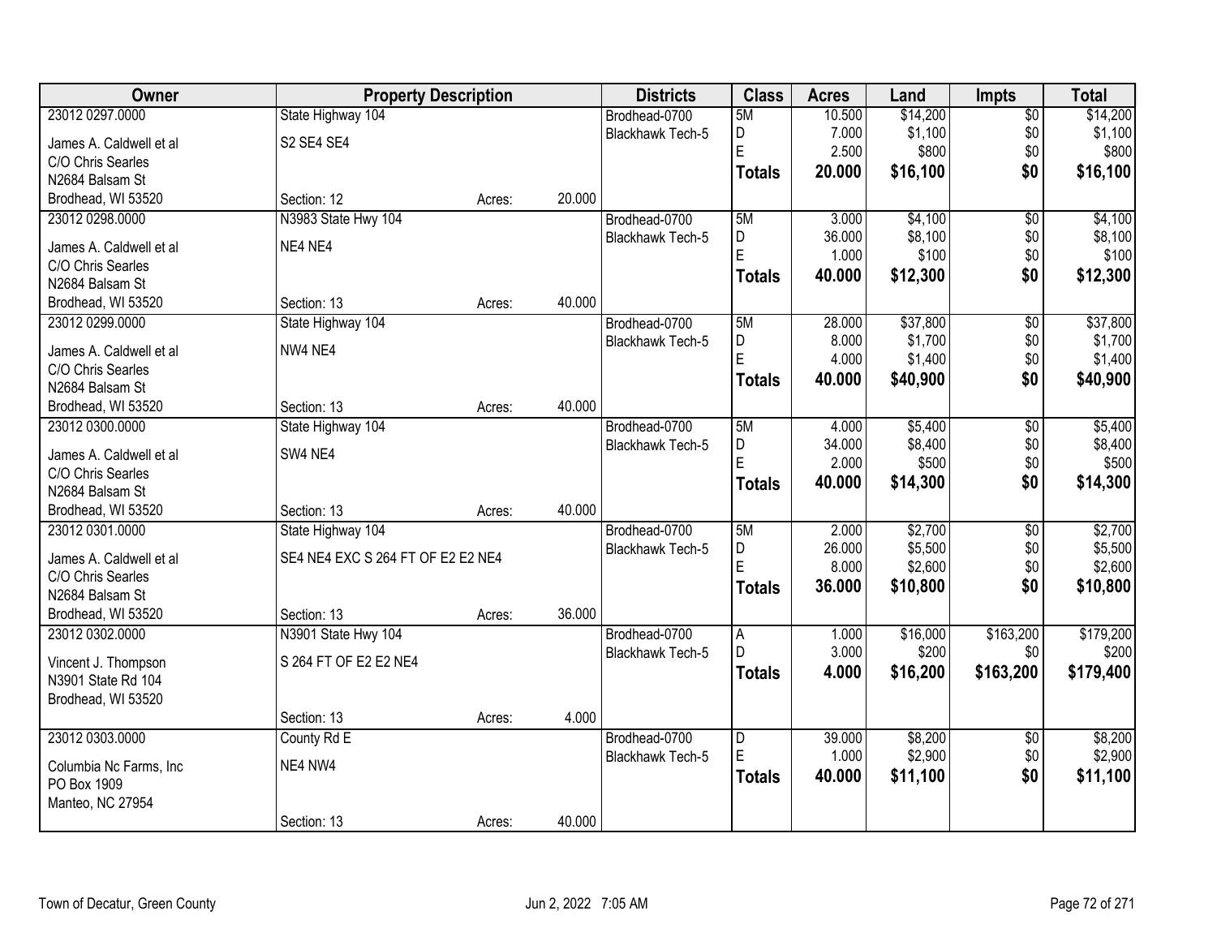| Owner | Property Description | | | Districts | Class | Acres | Land | Impts | Total |
|---|---|---|---|---|---|---|---|---|---|
| 23012 0297.0000 | State Highway 104 | | | Brodhead-0700 | 5M | 10.500 | $14,200 | $0 | $14,200 |
| James A. Caldwell et al | S2 SE4 SE4 | | | Blackhawk Tech-5 | D | 7.000 | $1,100 | $0 | $1,100 |
| C/O Chris Searles | | | | | E | 2.500 | $800 | $0 | $800 |
| N2684 Balsam St | | | | | **Totals** | **20.000** | **$16,100** | **$0** | **$16,100** |
| Brodhead, WI 53520 | Section: 12 | Acres: | 20.000 | | | | | | |
| 23012 0298.0000 | N3983 State Hwy 104 | | | Brodhead-0700 | 5M | 3.000 | $4,100 | $0 | $4,100 |
| James A. Caldwell et al | NE4 NE4 | | | Blackhawk Tech-5 | D | 36.000 | $8,100 | $0 | $8,100 |
| C/O Chris Searles | | | | | E | 1.000 | $100 | $0 | $100 |
| N2684 Balsam St | | | | | **Totals** | **40.000** | **$12,300** | **$0** | **$12,300** |
| Brodhead, WI 53520 | Section: 13 | Acres: | 40.000 | | | | | | |
| 23012 0299.0000 | State Highway 104 | | | Brodhead-0700 | 5M | 28.000 | $37,800 | $0 | $37,800 |
| James A. Caldwell et al | NW4 NE4 | | | Blackhawk Tech-5 | D | 8.000 | $1,700 | $0 | $1,700 |
| C/O Chris Searles | | | | | E | 4.000 | $1,400 | $0 | $1,400 |
| N2684 Balsam St | | | | | **Totals** | **40.000** | **$40,900** | **$0** | **$40,900** |
| Brodhead, WI 53520 | Section: 13 | Acres: | 40.000 | | | | | | |
| 23012 0300.0000 | State Highway 104 | | | Brodhead-0700 | 5M | 4.000 | $5,400 | $0 | $5,400 |
| James A. Caldwell et al | SW4 NE4 | | | Blackhawk Tech-5 | D | 34.000 | $8,400 | $0 | $8,400 |
| C/O Chris Searles | | | | | E | 2.000 | $500 | $0 | $500 |
| N2684 Balsam St | | | | | **Totals** | **40.000** | **$14,300** | **$0** | **$14,300** |
| Brodhead, WI 53520 | Section: 13 | Acres: | 40.000 | | | | | | |
| 23012 0301.0000 | State Highway 104 | | | Brodhead-0700 | 5M | 2.000 | $2,700 | $0 | $2,700 |
| James A. Caldwell et al | SE4 NE4 EXC S 264 FT OF E2 E2 NE4 | | | Blackhawk Tech-5 | D | 26.000 | $5,500 | $0 | $5,500 |
| C/O Chris Searles | | | | | E | 8.000 | $2,600 | $0 | $2,600 |
| N2684 Balsam St | | | | | **Totals** | **36.000** | **$10,800** | **$0** | **$10,800** |
| Brodhead, WI 53520 | Section: 13 | Acres: | 36.000 | | | | | | |
| 23012 0302.0000 | N3901 State Hwy 104 | | | Brodhead-0700 | A | 1.000 | $16,000 | $163,200 | $179,200 |
| Vincent J. Thompson | S 264 FT OF E2 E2 NE4 | | | Blackhawk Tech-5 | D | 3.000 | $200 | $0 | $200 |
| N3901 State Rd 104 | | | | | **Totals** | **4.000** | **$16,200** | **$163,200** | **$179,400** |
| Brodhead, WI 53520 | | | | | | | | | |
| | Section: 13 | Acres: | 4.000 | | | | | | |
| 23012 0303.0000 | County Rd E | | | Brodhead-0700 | D | 39.000 | $8,200 | $0 | $8,200 |
| Columbia Nc Farms, Inc | NE4 NW4 | | | Blackhawk Tech-5 | E | 1.000 | $2,900 | $0 | $2,900 |
| PO Box 1909 | | | | | **Totals** | **40.000** | **$11,100** | **$0** | **$11,100** |
| Manteo, NC 27954 | | | | | | | | | |
| | Section: 13 | Acres: | 40.000 | | | | | | |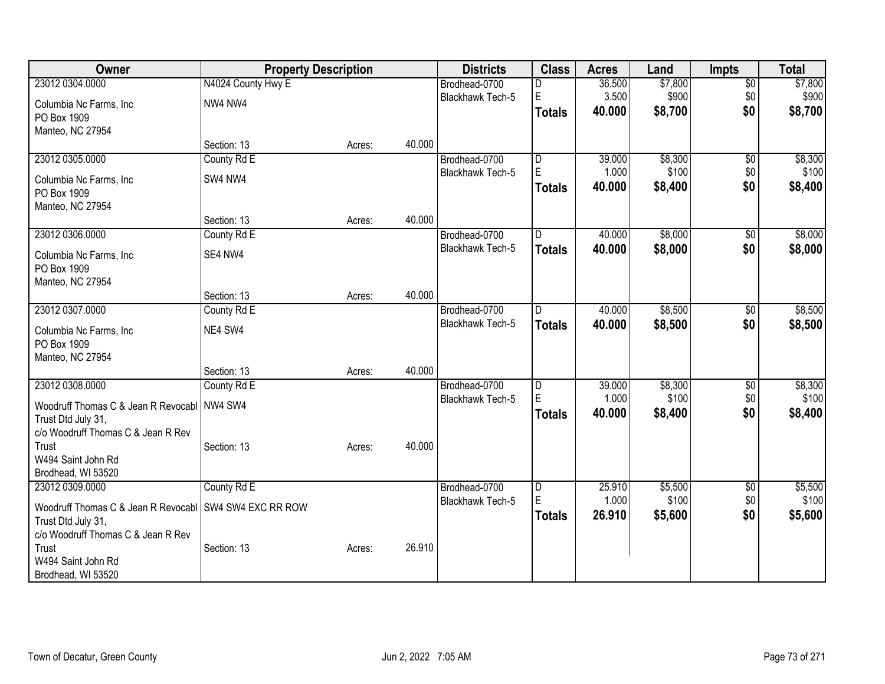| Owner | Property Description | | | Districts | Class | Acres | Land | Impts | Total |
|---|---|---|---|---|---|---|---|---|---|
| 23012 0304.0000 | N4024 County Hwy E | | | Brodhead-0700 | D | 36.500 | $7,800 | $0 | $7,800 |
| Columbia Nc Farms, Inc | NW4 NW4 | | | Blackhawk Tech-5 | E | 3.500 | $900 | $0 | $900 |
| PO Box 1909 | | | | | **Totals** | **40.000** | **$8,700** | **$0** | **$8,700** |
| Manteo, NC 27954 | | | | | | | | | |
| | Section: 13 | Acres: | 40.000 | | | | | | |
| 23012 0305.0000 | County Rd E | | | Brodhead-0700 | D | 39.000 | $8,300 | $0 | $8,300 |
| Columbia Nc Farms, Inc | SW4 NW4 | | | Blackhawk Tech-5 | E | 1.000 | $100 | $0 | $100 |
| PO Box 1909 | | | | | **Totals** | **40.000** | **$8,400** | **$0** | **$8,400** |
| Manteo, NC 27954 | | | | | | | | | |
| | Section: 13 | Acres: | 40.000 | | | | | | |
| 23012 0306.0000 | County Rd E | | | Brodhead-0700 | D | 40.000 | $8,000 | $0 | $8,000 |
| Columbia Nc Farms, Inc | SE4 NW4 | | | Blackhawk Tech-5 | **Totals** | **40.000** | **$8,000** | **$0** | **$8,000** |
| PO Box 1909 | | | | | | | | | |
| Manteo, NC 27954 | | | | | | | | | |
| | Section: 13 | Acres: | 40.000 | | | | | | |
| 23012 0307.0000 | County Rd E | | | Brodhead-0700 | D | 40.000 | $8,500 | $0 | $8,500 |
| Columbia Nc Farms, Inc | NE4 SW4 | | | Blackhawk Tech-5 | **Totals** | **40.000** | **$8,500** | **$0** | **$8,500** |
| PO Box 1909 | | | | | | | | | |
| Manteo, NC 27954 | | | | | | | | | |
| | Section: 13 | Acres: | 40.000 | | | | | | |
| 23012 0308.0000 | County Rd E | | | Brodhead-0700 | D | 39.000 | $8,300 | $0 | $8,300 |
| Woodruff Thomas C & Jean R Revocabl | NW4 SW4 | | | Blackhawk Tech-5 | E | 1.000 | $100 | $0 | $100 |
| Trust Dtd July 31, | | | | | **Totals** | **40.000** | **$8,400** | **$0** | **$8,400** |
| c/o Woodruff Thomas C & Jean R Rev Trust | Section: 13 | Acres: | 40.000 | | | | | | |
| W494 Saint John Rd | | | | | | | | | |
| Brodhead, WI 53520 | | | | | | | | | |
| 23012 0309.0000 | County Rd E | | | Brodhead-0700 | D | 25.910 | $5,500 | $0 | $5,500 |
| Woodruff Thomas C & Jean R Revocabl | SW4 SW4 EXC RR ROW | | | Blackhawk Tech-5 | E | 1.000 | $100 | $0 | $100 |
| Trust Dtd July 31, | | | | | **Totals** | **26.910** | **$5,600** | **$0** | **$5,600** |
| c/o Woodruff Thomas C & Jean R Rev Trust | Section: 13 | Acres: | 26.910 | | | | | | |
| W494 Saint John Rd | | | | | | | | | |
| Brodhead, WI 53520 | | | | | | | | | |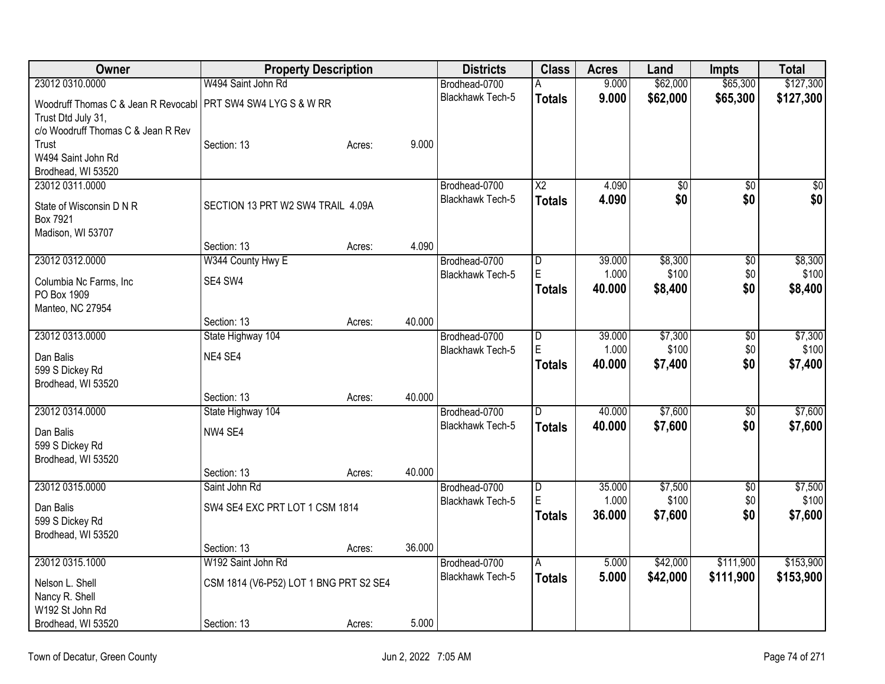| Owner | Property Description | | | Districts | Class | Acres | Land | Impts | Total |
|---|---|---|---|---|---|---|---|---|---|
| 23012 0310.0000 | W494 Saint John Rd | | | Brodhead-0700 | A | 9.000 | $62,000 | $65,300 | $127,300 |
| Woodruff Thomas C & Jean R Revocabl Trust Dtd July 31, c/o Woodruff Thomas C & Jean R Rev Trust W494 Saint John Rd Brodhead, WI 53520 | PRT SW4 SW4 LYG S & W RR | | | Blackhawk Tech-5 | **Totals** | **9.000** | **$62,000** | **$65,300** | **$127,300** |
| | Section: 13 | Acres: | 9.000 | | | | | | |
| 23012 0311.0000 | | | | Brodhead-0700 | X2 | 4.090 | $0 | $0 | $0 |
| State of Wisconsin D N R Box 7921 Madison, WI 53707 | SECTION 13 PRT W2 SW4 TRAIL 4.09A | | | Blackhawk Tech-5 | **Totals** | **4.090** | **$0** | **$0** | **$0** |
| | Section: 13 | Acres: | 4.090 | | | | | | |
| 23012 0312.0000 | W344 County Hwy E | | | Brodhead-0700 | D | 39.000 | $8,300 | $0 | $8,300 |
| Columbia Nc Farms, Inc PO Box 1909 Manteo, NC 27954 | SE4 SW4 | | | Blackhawk Tech-5 | E | 1.000 | $100 | $0 | $100 |
| | | | | | **Totals** | **40.000** | **$8,400** | **$0** | **$8,400** |
| | Section: 13 | Acres: | 40.000 | | | | | | |
| 23012 0313.0000 | State Highway 104 | | | Brodhead-0700 | D | 39.000 | $7,300 | $0 | $7,300 |
| Dan Balis 599 S Dickey Rd Brodhead, WI 53520 | NE4 SE4 | | | Blackhawk Tech-5 | E | 1.000 | $100 | $0 | $100 |
| | | | | | **Totals** | **40.000** | **$7,400** | **$0** | **$7,400** |
| | Section: 13 | Acres: | 40.000 | | | | | | |
| 23012 0314.0000 | State Highway 104 | | | Brodhead-0700 | D | 40.000 | $7,600 | $0 | $7,600 |
| Dan Balis 599 S Dickey Rd Brodhead, WI 53520 | NW4 SE4 | | | Blackhawk Tech-5 | **Totals** | **40.000** | **$7,600** | **$0** | **$7,600** |
| | Section: 13 | Acres: | 40.000 | | | | | | |
| 23012 0315.0000 | Saint John Rd | | | Brodhead-0700 | D | 35.000 | $7,500 | $0 | $7,500 |
| Dan Balis 599 S Dickey Rd Brodhead, WI 53520 | SW4 SE4 EXC PRT LOT 1 CSM 1814 | | | Blackhawk Tech-5 | E | 1.000 | $100 | $0 | $100 |
| | | | | | **Totals** | **36.000** | **$7,600** | **$0** | **$7,600** |
| | Section: 13 | Acres: | 36.000 | | | | | | |
| 23012 0315.1000 | W192 Saint John Rd | | | Brodhead-0700 | A | 5.000 | $42,000 | $111,900 | $153,900 |
| Nelson L. Shell Nancy R. Shell W192 St John Rd Brodhead, WI 53520 | CSM 1814 (V6-P52) LOT 1 BNG PRT S2 SE4 | | | Blackhawk Tech-5 | **Totals** | **5.000** | **$42,000** | **$111,900** | **$153,900** |
| | Section: 13 | Acres: | 5.000 | | | | | | |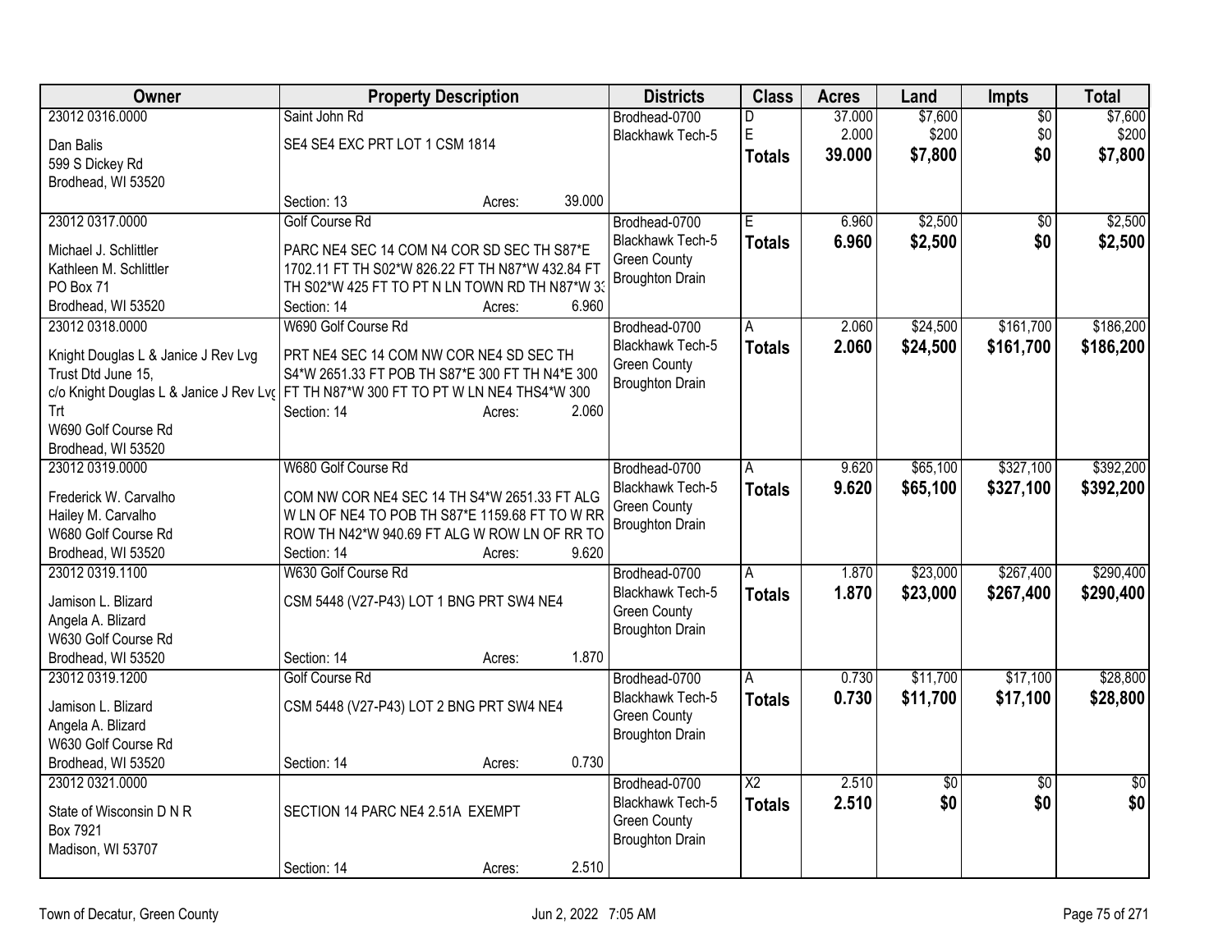| Owner | Property Description | Districts | Class | Acres | Land | Impts | Total |
|---|---|---|---|---|---|---|---|
| 23012 0316.0000<br>Dan Balis<br>599 S Dickey Rd<br>Brodhead, WI 53520 | Saint John Rd<br>SE4 SE4 EXC PRT LOT 1 CSM 1814<br>Section: 13 Acres: 39.000 | Brodhead-0700<br>Blackhawk Tech-5 | D<br>E<br>**Totals** | 37.000<br>2.000<br>**39.000** | $7,600<br>$200<br>**$7,800** | $0<br>$0<br>**$0** | $7,600<br>$200<br>**$7,800** |
| 23012 0317.0000<br>Michael J. Schlittler<br>Kathleen M. Schlittler<br>PO Box 71<br>Brodhead, WI 53520 | Golf Course Rd<br>PARC NE4 SEC 14 COM N4 COR SD SEC TH S87*E 1702.11 FT TH S02*W 826.22 FT TH N87*W 432.84 FT TH S02*W 425 FT TO PT N LN TOWN RD TH N87*W 33<br>Section: 14 Acres: 6.960 | Brodhead-0700<br>Blackhawk Tech-5<br>Green County<br>Broughton Drain | E<br>**Totals** | 6.960<br>**6.960** | $2,500<br>**$2,500** | $0<br>**$0** | $2,500<br>**$2,500** |
| 23012 0318.0000<br>Knight Douglas L & Janice J Rev Lvg Trust Dtd June 15,<br>c/o Knight Douglas L & Janice J Rev Lvg Trt<br>W690 Golf Course Rd<br>Brodhead, WI 53520 | W690 Golf Course Rd<br>PRT NE4 SEC 14 COM NW COR NE4 SD SEC TH S4*W 2651.33 FT POB TH S87*E 300 FT TH N4*E 300 FT TH N87*W 300 FT TO PT W LN NE4 THS4*W 300<br>Section: 14 Acres: 2.060 | Brodhead-0700<br>Blackhawk Tech-5<br>Green County<br>Broughton Drain | A<br>**Totals** | 2.060<br>**2.060** | $24,500<br>**$24,500** | $161,700<br>**$161,700** | $186,200<br>**$186,200** |
| 23012 0319.0000<br>Frederick W. Carvalho<br>Hailey M. Carvalho<br>W680 Golf Course Rd<br>Brodhead, WI 53520 | W680 Golf Course Rd<br>COM NW COR NE4 SEC 14 TH S4*W 2651.33 FT ALG W LN OF NE4 TO POB TH S87*E 1159.68 FT TO W RR ROW TH N42*W 940.69 FT ALG W ROW LN OF RR TO<br>Section: 14 Acres: 9.620 | Brodhead-0700<br>Blackhawk Tech-5<br>Green County<br>Broughton Drain | A<br>**Totals** | 9.620<br>**9.620** | $65,100<br>**$65,100** | $327,100<br>**$327,100** | $392,200<br>**$392,200** |
| 23012 0319.1100<br>Jamison L. Blizard<br>Angela A. Blizard<br>W630 Golf Course Rd<br>Brodhead, WI 53520 | W630 Golf Course Rd<br>CSM 5448 (V27-P43) LOT 1 BNG PRT SW4 NE4<br>Section: 14 Acres: 1.870 | Brodhead-0700<br>Blackhawk Tech-5<br>Green County<br>Broughton Drain | A<br>**Totals** | 1.870<br>**1.870** | $23,000<br>**$23,000** | $267,400<br>**$267,400** | $290,400<br>**$290,400** |
| 23012 0319.1200<br>Jamison L. Blizard<br>Angela A. Blizard<br>W630 Golf Course Rd<br>Brodhead, WI 53520 | Golf Course Rd<br>CSM 5448 (V27-P43) LOT 2 BNG PRT SW4 NE4<br>Section: 14 Acres: 0.730 | Brodhead-0700<br>Blackhawk Tech-5<br>Green County<br>Broughton Drain | A<br>**Totals** | 0.730<br>**0.730** | $11,700<br>**$11,700** | $17,100<br>**$17,100** | $28,800<br>**$28,800** |
| 23012 0321.0000<br>State of Wisconsin D N R<br>Box 7921<br>Madison, WI 53707 | SECTION 14 PARC NE4 2.51A EXEMPT<br>Section: 14 Acres: 2.510 | Brodhead-0700<br>Blackhawk Tech-5<br>Green County<br>Broughton Drain | X2<br>**Totals** | 2.510<br>**2.510** | $0<br>**$0** | $0<br>**$0** | $0<br>**$0** |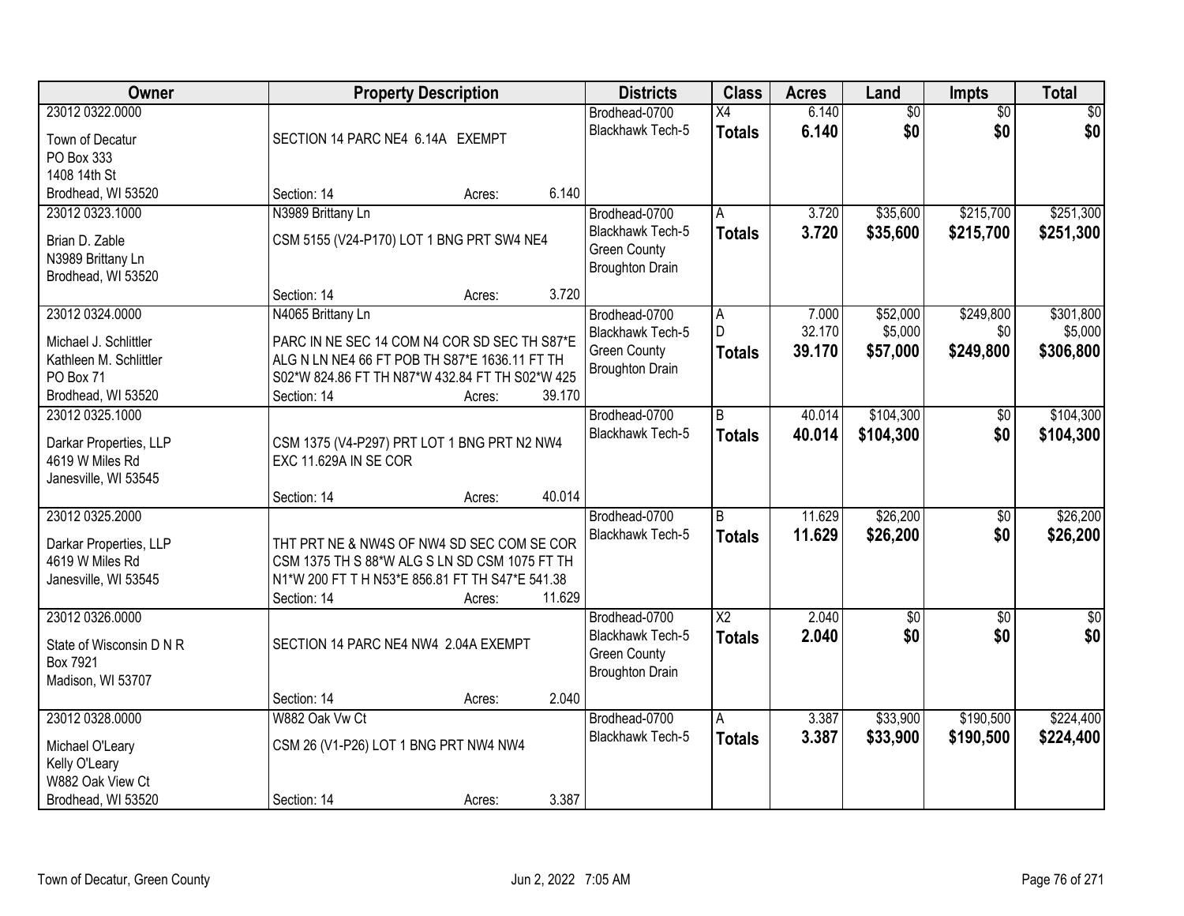| Owner | Property Description | Districts | Class | Acres | Land | Impts | Total |
|---|---|---|---|---|---|---|---|
| 23012 0322.0000<br>Town of Decatur<br>PO Box 333<br>1408 14th St<br>Brodhead, WI 53520 | SECTION 14 PARC NE4 6.14A EXEMPT<br>Section: 14 Acres: 6.140 | Brodhead-0700<br>Blackhawk Tech-5 | X4<br>**Totals** | 6.140<br>**6.140** | $0<br>**$0** | $0<br>**$0** | $0<br>**$0** |
| 23012 0323.1000<br>Brian D. Zable<br>N3989 Brittany Ln<br>Brodhead, WI 53520 | N3989 Brittany Ln<br>CSM 5155 (V24-P170) LOT 1 BNG PRT SW4 NE4<br>Section: 14 Acres: 3.720 | Brodhead-0700<br>Blackhawk Tech-5<br>Green County<br>Broughton Drain | A<br>**Totals** | 3.720<br>**3.720** | $35,600<br>**$35,600** | $215,700<br>**$215,700** | $251,300<br>**$251,300** |
| 23012 0324.0000<br>Michael J. Schlittler<br>Kathleen M. Schlittler<br>PO Box 71<br>Brodhead, WI 53520 | N4065 Brittany Ln<br>PARC IN NE SEC 14 COM N4 COR SD SEC TH S87*E ALG N LN NE4 66 FT POB TH S87*E 1636.11 FT TH S02*W 824.86 FT TH N87*W 432.84 FT TH S02*W 425<br>Section: 14 Acres: 39.170 | Brodhead-0700<br>Blackhawk Tech-5<br>Green County<br>Broughton Drain | A<br>D<br>**Totals** | 7.000<br>32.170<br>**39.170** | $52,000<br>$5,000<br>**$57,000** | $249,800<br>$0<br>**$249,800** | $301,800<br>$5,000<br>**$306,800** |
| 23012 0325.1000<br>Darkar Properties, LLP<br>4619 W Miles Rd<br>Janesville, WI 53545 | CSM 1375 (V4-P297) PRT LOT 1 BNG PRT N2 NW4 EXC 11.629A IN SE COR<br>Section: 14 Acres: 40.014 | Brodhead-0700<br>Blackhawk Tech-5 | B<br>**Totals** | 40.014<br>**40.014** | $104,300<br>**$104,300** | $0<br>**$0** | $104,300<br>**$104,300** |
| 23012 0325.2000<br>Darkar Properties, LLP<br>4619 W Miles Rd<br>Janesville, WI 53545 | THT PRT NE & NW4S OF NW4 SD SEC COM SE COR CSM 1375 TH S 88*W ALG S LN SD CSM 1075 FT TH N1*W 200 FT T H N53*E 856.81 FT TH S47*E 541.38<br>Section: 14 Acres: 11.629 | Brodhead-0700<br>Blackhawk Tech-5 | B<br>**Totals** | 11.629<br>**11.629** | $26,200<br>**$26,200** | $0<br>**$0** | $26,200<br>**$26,200** |
| 23012 0326.0000<br>State of Wisconsin D N R<br>Box 7921<br>Madison, WI 53707 | SECTION 14 PARC NE4 NW4 2.04A EXEMPT<br>Section: 14 Acres: 2.040 | Brodhead-0700<br>Blackhawk Tech-5<br>Green County<br>Broughton Drain | X2<br>**Totals** | 2.040<br>**2.040** | $0<br>**$0** | $0<br>**$0** | $0<br>**$0** |
| 23012 0328.0000<br>Michael O'Leary<br>Kelly O'Leary<br>W882 Oak View Ct<br>Brodhead, WI 53520 | W882 Oak Vw Ct<br>CSM 26 (V1-P26) LOT 1 BNG PRT NW4 NW4<br>Section: 14 Acres: 3.387 | Brodhead-0700<br>Blackhawk Tech-5 | A<br>**Totals** | 3.387<br>**3.387** | $33,900<br>**$33,900** | $190,500<br>**$190,500** | $224,400<br>**$224,400** |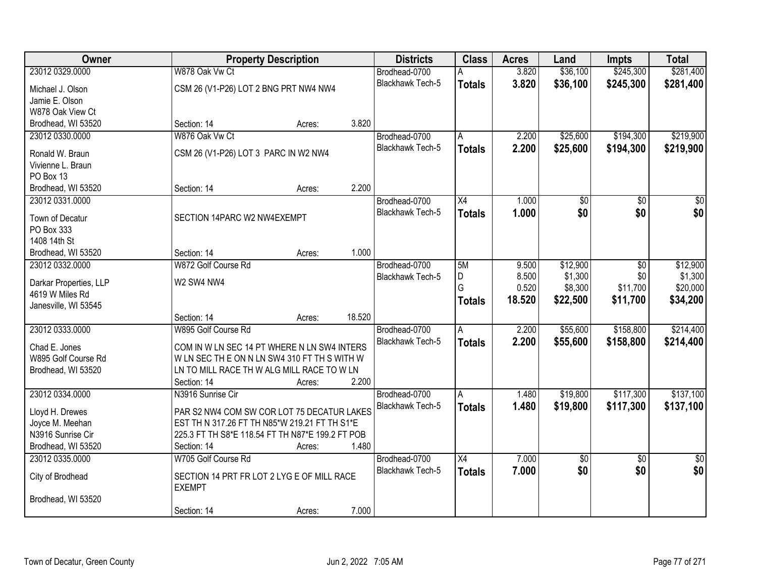| Owner | Property Description | | | Districts | Class | Acres | Land | Impts | Total |
|---|---|---|---|---|---|---|---|---|---|
| 23012 0329.0000 | W878 Oak Vw Ct | | | Brodhead-0700 | A | 3.820 | $36,100 | $245,300 | $281,400 |
| Michael J. Olson | CSM 26 (V1-P26) LOT 2 BNG PRT NW4 NW4 | | | Blackhawk Tech-5 | **Totals** | **3.820** | **$36,100** | **$245,300** | **$281,400** |
| Jamie E. Olson | | | | | | | | | |
| W878 Oak View Ct | | | | | | | | | |
| Brodhead, WI 53520 | Section: 14 | Acres: | 3.820 | | | | | | |
| 23012 0330.0000 | W876 Oak Vw Ct | | | Brodhead-0700 | A | 2.200 | $25,600 | $194,300 | $219,900 |
| Ronald W. Braun | CSM 26 (V1-P26) LOT 3 PARC IN W2 NW4 | | | Blackhawk Tech-5 | **Totals** | **2.200** | **$25,600** | **$194,300** | **$219,900** |
| Vivienne L. Braun | | | | | | | | | |
| PO Box 13 | | | | | | | | | |
| Brodhead, WI 53520 | Section: 14 | Acres: | 2.200 | | | | | | |
| 23012 0331.0000 | | | | Brodhead-0700 | X4 | 1.000 | $0 | $0 | $0 |
| Town of Decatur | SECTION 14PARC W2 NW4EXEMPT | | | Blackhawk Tech-5 | **Totals** | **1.000** | **$0** | **$0** | **$0** |
| PO Box 333 | | | | | | | | | |
| 1408 14th St | | | | | | | | | |
| Brodhead, WI 53520 | Section: 14 | Acres: | 1.000 | | | | | | |
| 23012 0332.0000 | W872 Golf Course Rd | | | Brodhead-0700 | 5M | 9.500 | $12,900 | $0 | $12,900 |
| Darkar Properties, LLP | W2 SW4 NW4 | | | Blackhawk Tech-5 | D | 8.500 | $1,300 | $0 | $1,300 |
| 4619 W Miles Rd | | | | | G | 0.520 | $8,300 | $11,700 | $20,000 |
| Janesville, WI 53545 | | | | | **Totals** | **18.520** | **$22,500** | **$11,700** | **$34,200** |
| | Section: 14 | Acres: | 18.520 | | | | | | |
| 23012 0333.0000 | W895 Golf Course Rd | | | Brodhead-0700 | A | 2.200 | $55,600 | $158,800 | $214,400 |
| Chad E. Jones | COM IN W LN SEC 14 PT WHERE N LN SW4 INTERS W LN SEC TH E ON N LN SW4 310 FT TH S WITH W LN TO MILL RACE TH W ALG MILL RACE TO W LN | | | Blackhawk Tech-5 | **Totals** | **2.200** | **$55,600** | **$158,800** | **$214,400** |
| W895 Golf Course Rd | | | | | | | | | |
| Brodhead, WI 53520 | | | | | | | | | |
| | Section: 14 | Acres: | 2.200 | | | | | | |
| 23012 0334.0000 | N3916 Sunrise Cir | | | Brodhead-0700 | A | 1.480 | $19,800 | $117,300 | $137,100 |
| Lloyd H. Drewes | PAR S2 NW4 COM SW COR LOT 75 DECATUR LAKES EST TH N 317.26 FT TH N85*W 219.21 FT TH S1*E 225.3 FT TH S8*E 118.54 FT TH N87*E 199.2 FT POB | | | Blackhawk Tech-5 | **Totals** | **1.480** | **$19,800** | **$117,300** | **$137,100** |
| Joyce M. Meehan | | | | | | | | | |
| N3916 Sunrise Cir | | | | | | | | | |
| Brodhead, WI 53520 | Section: 14 | Acres: | 1.480 | | | | | | |
| 23012 0335.0000 | W705 Golf Course Rd | | | Brodhead-0700 | X4 | 7.000 | $0 | $0 | $0 |
| City of Brodhead | SECTION 14 PRT FR LOT 2 LYG E OF MILL RACE EXEMPT | | | Blackhawk Tech-5 | **Totals** | **7.000** | **$0** | **$0** | **$0** |
| Brodhead, WI 53520 | | | | | | | | | |
| | Section: 14 | Acres: | 7.000 | | | | | | |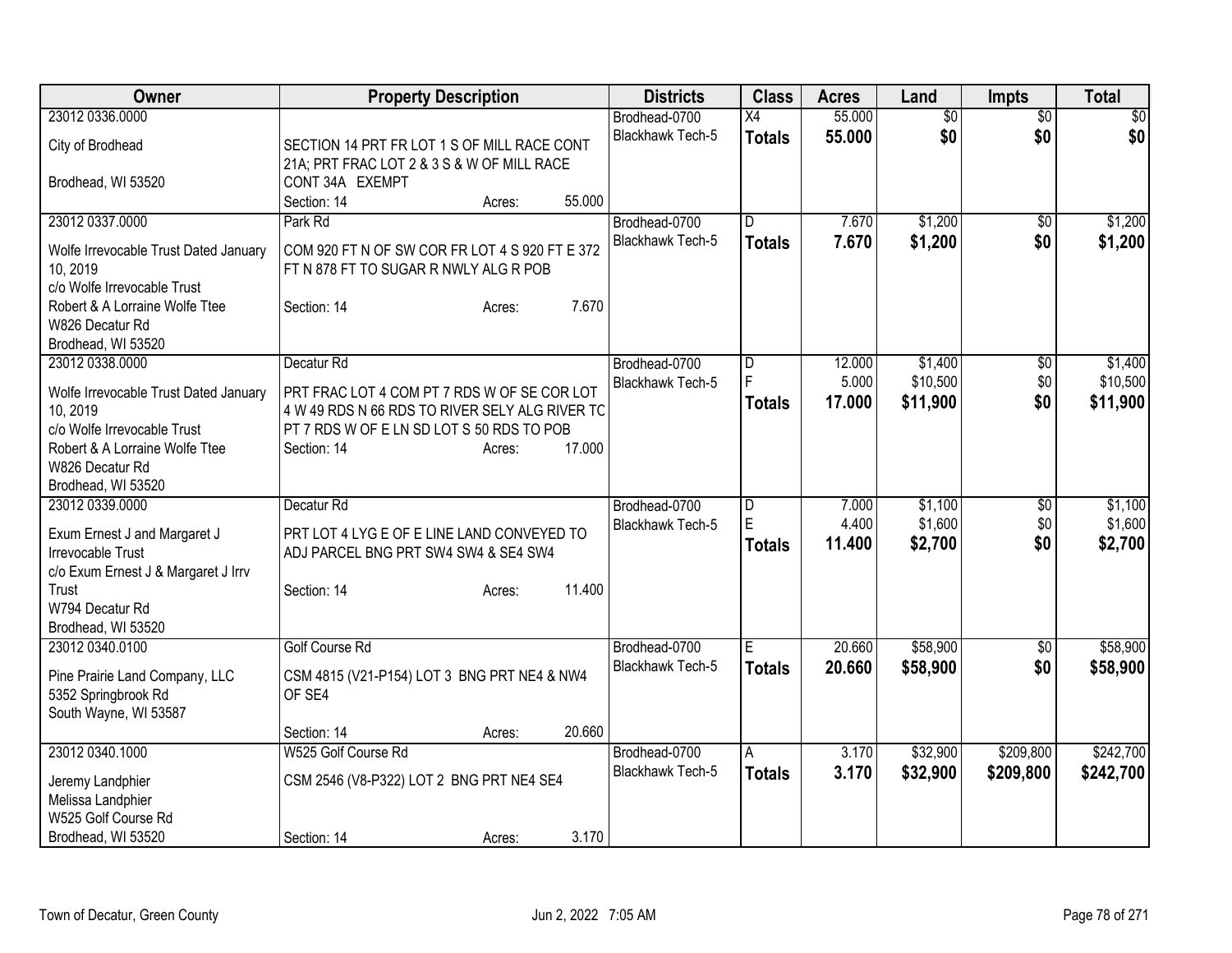| Owner | Property Description | Districts | Class | Acres | Land | Impts | Total |
|---|---|---|---|---|---|---|---|
| 23012 0336.0000<br>City of Brodhead<br>Brodhead, WI 53520 | SECTION 14 PRT FR LOT 1 S OF MILL RACE CONT 21A; PRT FRAC LOT 2 & 3 S & W OF MILL RACE CONT 34A EXEMPT<br>Section: 14 Acres: 55.000 | Brodhead-0700<br>Blackhawk Tech-5 | X4<br>**Totals** | 55.000<br>**55.000** | $0<br>**$0** | $0<br>**$0** | $0<br>**$0** |
| 23012 0337.0000<br>Wolfe Irrevocable Trust Dated January 10, 2019<br>c/o Wolfe Irrevocable Trust<br>Robert & A Lorraine Wolfe Ttee<br>W826 Decatur Rd<br>Brodhead, WI 53520 | Park Rd<br>COM 920 FT N OF SW COR FR LOT 4 S 920 FT E 372 FT N 878 FT TO SUGAR R NWLY ALG R POB<br>Section: 14 Acres: 7.670 | Brodhead-0700<br>Blackhawk Tech-5 | D<br>**Totals** | 7.670<br>**7.670** | $1,200<br>**$1,200** | $0<br>**$0** | $1,200<br>**$1,200** |
| 23012 0338.0000<br>Wolfe Irrevocable Trust Dated January 10, 2019<br>c/o Wolfe Irrevocable Trust<br>Robert & A Lorraine Wolfe Ttee<br>W826 Decatur Rd<br>Brodhead, WI 53520 | Decatur Rd<br>PRT FRAC LOT 4 COM PT 7 RDS W OF SE COR LOT 4 W 49 RDS N 66 RDS TO RIVER SELY ALG RIVER TC PT 7 RDS W OF E LN SD LOT S 50 RDS TO POB<br>Section: 14 Acres: 17.000 | Brodhead-0700<br>Blackhawk Tech-5 | D<br>F<br>**Totals** | 12.000<br>5.000<br>**17.000** | $1,400<br>$10,500<br>**$11,900** | $0<br>$0<br>**$0** | $1,400<br>$10,500<br>**$11,900** |
| 23012 0339.0000<br>Exum Ernest J and Margaret J Irrevocable Trust<br>c/o Exum Ernest J & Margaret J Irrv Trust<br>W794 Decatur Rd<br>Brodhead, WI 53520 | Decatur Rd<br>PRT LOT 4 LYG E OF E LINE LAND CONVEYED TO ADJ PARCEL BNG PRT SW4 SW4 & SE4 SW4<br>Section: 14 Acres: 11.400 | Brodhead-0700<br>Blackhawk Tech-5 | D<br>E<br>**Totals** | 7.000<br>4.400<br>**11.400** | $1,100<br>$1,600<br>**$2,700** | $0<br>$0<br>**$0** | $1,100<br>$1,600<br>**$2,700** |
| 23012 0340.0100<br>Pine Prairie Land Company, LLC<br>5352 Springbrook Rd<br>South Wayne, WI 53587 | Golf Course Rd<br>CSM 4815 (V21-P154) LOT 3 BNG PRT NE4 & NW4 OF SE4<br>Section: 14 Acres: 20.660 | Brodhead-0700<br>Blackhawk Tech-5 | E<br>**Totals** | 20.660<br>**20.660** | $58,900<br>**$58,900** | $0<br>**$0** | $58,900<br>**$58,900** |
| 23012 0340.1000<br>Jeremy Landphier<br>Melissa Landphier<br>W525 Golf Course Rd<br>Brodhead, WI 53520 | W525 Golf Course Rd<br>CSM 2546 (V8-P322) LOT 2 BNG PRT NE4 SE4<br>Section: 14 Acres: 3.170 | Brodhead-0700<br>Blackhawk Tech-5 | A<br>**Totals** | 3.170<br>**3.170** | $32,900<br>**$32,900** | $209,800<br>**$209,800** | $242,700<br>**$242,700** |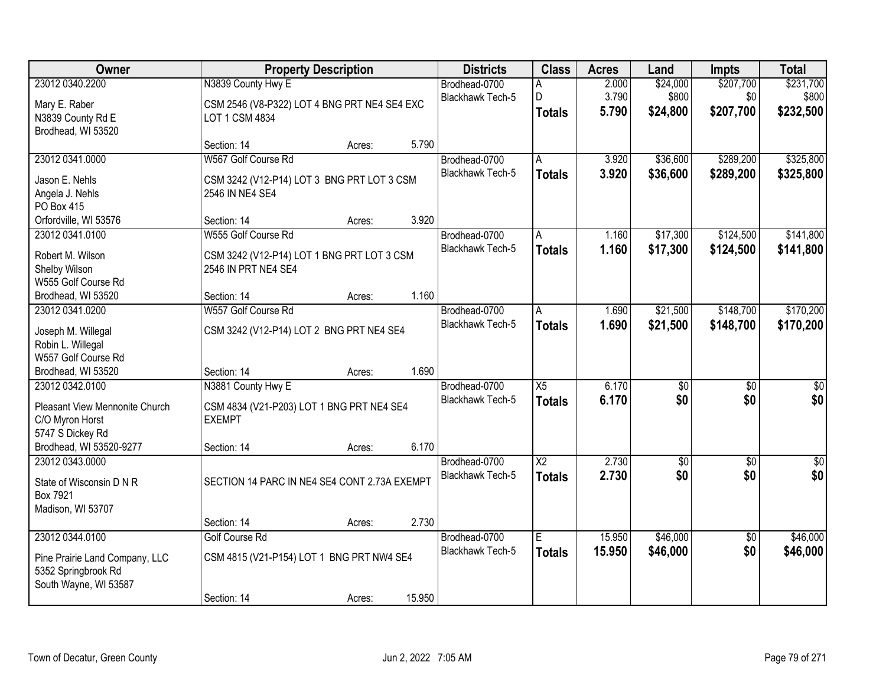| Owner | Property Description | Districts | Class | Acres | Land | Impts | Total |
|---|---|---|---|---|---|---|---|
| 23012 0340.2200<br>Mary E. Raber<br>N3839 County Rd E<br>Brodhead, WI 53520 | N3839 County Hwy E<br>CSM 2546 (V8-P322) LOT 4 BNG PRT NE4 SE4 EXC LOT 1 CSM 4834<br>Section: 14 Acres: 5.790 | Brodhead-0700<br>Blackhawk Tech-5 | A<br>D<br>**Totals** | 2.000<br>3.790<br>**5.790** | $24,000<br>$800<br>**$24,800** | $207,700<br>$0<br>**$207,700** | $231,700<br>$800<br>**$232,500** |
| 23012 0341.0000<br>Jason E. Nehls<br>Angela J. Nehls<br>PO Box 415<br>Orfordville, WI 53576 | W567 Golf Course Rd<br>CSM 3242 (V12-P14) LOT 3 BNG PRT LOT 3 CSM 2546 IN NE4 SE4<br>Section: 14 Acres: 3.920 | Brodhead-0700<br>Blackhawk Tech-5 | A<br>**Totals** | 3.920<br>**3.920** | $36,600<br>**$36,600** | $289,200<br>**$289,200** | $325,800<br>**$325,800** |
| 23012 0341.0100<br>Robert M. Wilson<br>Shelby Wilson<br>W555 Golf Course Rd<br>Brodhead, WI 53520 | W555 Golf Course Rd<br>CSM 3242 (V12-P14) LOT 1 BNG PRT LOT 3 CSM 2546 IN PRT NE4 SE4<br>Section: 14 Acres: 1.160 | Brodhead-0700<br>Blackhawk Tech-5 | A<br>**Totals** | 1.160<br>**1.160** | $17,300<br>**$17,300** | $124,500<br>**$124,500** | $141,800<br>**$141,800** |
| 23012 0341.0200<br>Joseph M. Willegal<br>Robin L. Willegal<br>W557 Golf Course Rd<br>Brodhead, WI 53520 | W557 Golf Course Rd<br>CSM 3242 (V12-P14) LOT 2 BNG PRT NE4 SE4<br>Section: 14 Acres: 1.690 | Brodhead-0700<br>Blackhawk Tech-5 | A<br>**Totals** | 1.690<br>**1.690** | $21,500<br>**$21,500** | $148,700<br>**$148,700** | $170,200<br>**$170,200** |
| 23012 0342.0100<br>Pleasant View Mennonite Church<br>C/O Myron Horst<br>5747 S Dickey Rd<br>Brodhead, WI 53520-9277 | N3881 County Hwy E<br>CSM 4834 (V21-P203) LOT 1 BNG PRT NE4 SE4 EXEMPT<br>Section: 14 Acres: 6.170 | Brodhead-0700<br>Blackhawk Tech-5 | X5<br>**Totals** | 6.170<br>**6.170** | $0<br>**$0** | $0<br>**$0** | $0<br>**$0** |
| 23012 0343.0000<br>State of Wisconsin D N R<br>Box 7921<br>Madison, WI 53707 | SECTION 14 PARC IN NE4 SE4 CONT 2.73A EXEMPT<br>Section: 14 Acres: 2.730 | Brodhead-0700<br>Blackhawk Tech-5 | X2<br>**Totals** | 2.730<br>**2.730** | $0<br>**$0** | $0<br>**$0** | $0<br>**$0** |
| 23012 0344.0100<br>Pine Prairie Land Company, LLC<br>5352 Springbrook Rd<br>South Wayne, WI 53587 | Golf Course Rd<br>CSM 4815 (V21-P154) LOT 1 BNG PRT NW4 SE4<br>Section: 14 Acres: 15.950 | Brodhead-0700<br>Blackhawk Tech-5 | E<br>**Totals** | 15.950<br>**15.950** | $46,000<br>**$46,000** | $0<br>**$0** | $46,000<br>**$46,000** |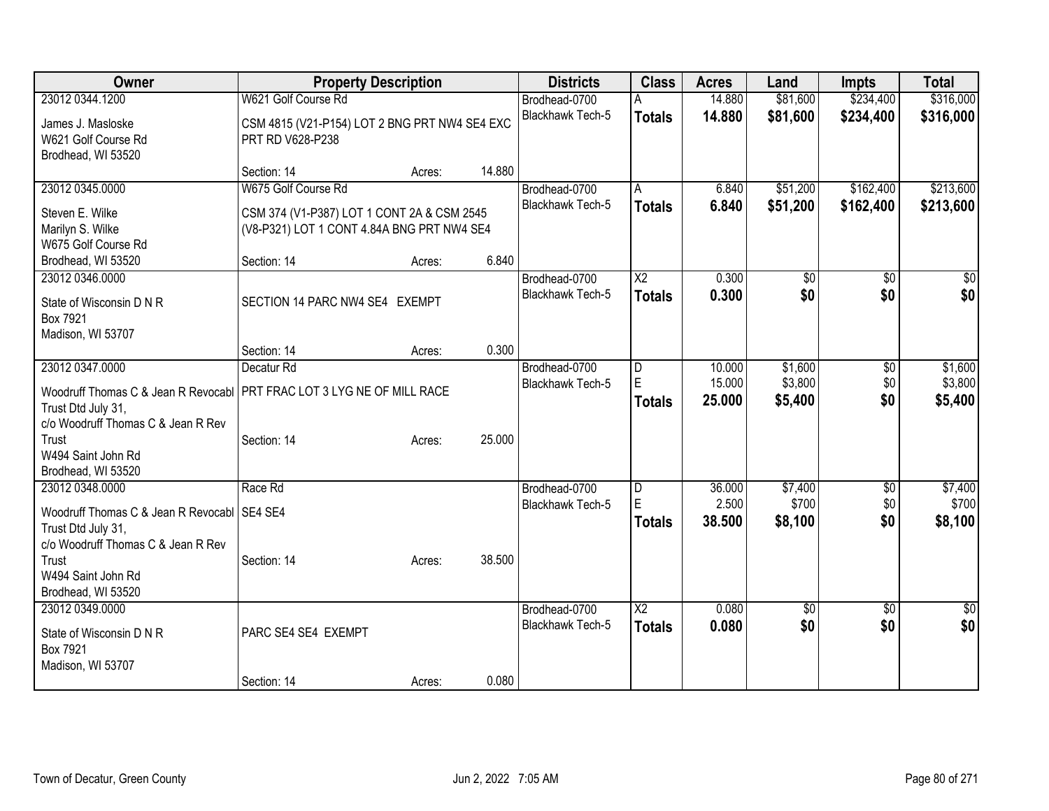| Owner | Property Description | | | Districts | Class | Acres | Land | Impts | Total |
|---|---|---|---|---|---|---|---|---|---|
| 23012 0344.1200 | W621 Golf Course Rd | | | Brodhead-0700 | A | 14.880 | $81,600 | $234,400 | $316,000 |
| James J. Masloske<br>W621 Golf Course Rd<br>Brodhead, WI 53520 | CSM 4815 (V21-P154) LOT 2 BNG PRT NW4 SE4 EXC PRT RD V628-P238 | | | Blackhawk Tech-5 | **Totals** | **14.880** | **$81,600** | **$234,400** | **$316,000** |
| | Section: 14 | Acres: | 14.880 | | | | | | |
| 23012 0345.0000 | W675 Golf Course Rd | | | Brodhead-0700 | A | 6.840 | $51,200 | $162,400 | $213,600 |
| Steven E. Wilke<br>Marilyn S. Wilke<br>W675 Golf Course Rd<br>Brodhead, WI 53520 | CSM 374 (V1-P387) LOT 1 CONT 2A & CSM 2545 (V8-P321) LOT 1 CONT 4.84A BNG PRT NW4 SE4 | | | Blackhawk Tech-5 | **Totals** | **6.840** | **$51,200** | **$162,400** | **$213,600** |
| | Section: 14 | Acres: | 6.840 | | | | | | |
| 23012 0346.0000 | | | | Brodhead-0700 | X2 | 0.300 | $0 | $0 | $0 |
| State of Wisconsin D N R<br>Box 7921<br>Madison, WI 53707 | SECTION 14 PARC NW4 SE4 EXEMPT | | | Blackhawk Tech-5 | **Totals** | **0.300** | **$0** | **$0** | **$0** |
| | Section: 14 | Acres: | 0.300 | | | | | | |
| 23012 0347.0000 | Decatur Rd | | | Brodhead-0700 | D | 10.000 | $1,600 | $0 | $1,600 |
| Woodruff Thomas C & Jean R Revocabl Trust Dtd July 31,<br>c/o Woodruff Thomas C & Jean R Rev Trust<br>W494 Saint John Rd<br>Brodhead, WI 53520 | PRT FRAC LOT 3 LYG NE OF MILL RACE | | | Blackhawk Tech-5 | E | 15.000 | $3,800 | $0 | $3,800 |
| | | | | | **Totals** | **25.000** | **$5,400** | **$0** | **$5,400** |
| | Section: 14 | Acres: | 25.000 | | | | | | |
| 23012 0348.0000 | Race Rd | | | Brodhead-0700 | D | 36.000 | $7,400 | $0 | $7,400 |
| Woodruff Thomas C & Jean R Revocabl Trust Dtd July 31,<br>c/o Woodruff Thomas C & Jean R Rev Trust<br>W494 Saint John Rd<br>Brodhead, WI 53520 | SE4 SE4 | | | Blackhawk Tech-5 | E | 2.500 | $700 | $0 | $700 |
| | | | | | **Totals** | **38.500** | **$8,100** | **$0** | **$8,100** |
| | Section: 14 | Acres: | 38.500 | | | | | | |
| 23012 0349.0000 | | | | Brodhead-0700 | X2 | 0.080 | $0 | $0 | $0 |
| State of Wisconsin D N R<br>Box 7921<br>Madison, WI 53707 | PARC SE4 SE4 EXEMPT | | | Blackhawk Tech-5 | **Totals** | **0.080** | **$0** | **$0** | **$0** |
| | Section: 14 | Acres: | 0.080 | | | | | | |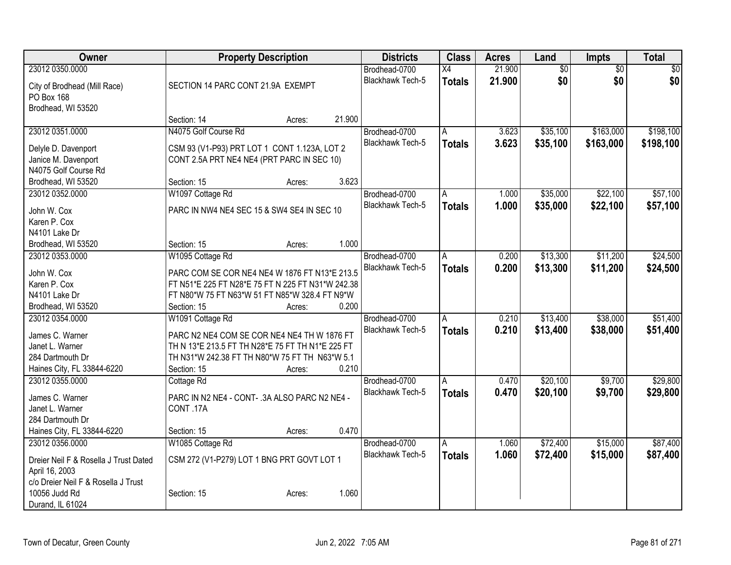| Owner | Property Description | Districts | Class | Acres | Land | Impts | Total |
|---|---|---|---|---|---|---|---|
| 23012 0350.0000<br>City of Brodhead (Mill Race)<br>PO Box 168<br>Brodhead, WI 53520 | SECTION 14 PARC CONT 21.9A EXEMPT<br>Section: 14 Acres: 21.900 | Brodhead-0700<br>Blackhawk Tech-5 | X4<br>**Totals** | 21.900<br>**21.900** | $0<br>**$0** | $0<br>**$0** | $0<br>**$0** |
| 23012 0351.0000<br>Delyle D. Davenport<br>Janice M. Davenport<br>N4075 Golf Course Rd<br>Brodhead, WI 53520 | N4075 Golf Course Rd<br>CSM 93 (V1-P93) PRT LOT 1 CONT 1.123A, LOT 2 CONT 2.5A PRT NE4 NE4 (PRT PARC IN SEC 10)<br>Section: 15 Acres: 3.623 | Brodhead-0700<br>Blackhawk Tech-5 | A<br>**Totals** | 3.623<br>**3.623** | $35,100<br>**$35,100** | $163,000<br>**$163,000** | $198,100<br>**$198,100** |
| 23012 0352.0000<br>John W. Cox<br>Karen P. Cox<br>N4101 Lake Dr<br>Brodhead, WI 53520 | W1097 Cottage Rd<br>PARC IN NW4 NE4 SEC 15 & SW4 SE4 IN SEC 10<br>Section: 15 Acres: 1.000 | Brodhead-0700<br>Blackhawk Tech-5 | A<br>**Totals** | 1.000<br>**1.000** | $35,000<br>**$35,000** | $22,100<br>**$22,100** | $57,100<br>**$57,100** |
| 23012 0353.0000<br>John W. Cox<br>Karen P. Cox<br>N4101 Lake Dr<br>Brodhead, WI 53520 | W1095 Cottage Rd<br>PARC COM SE COR NE4 NE4 W 1876 FT N13*E 213.5 FT N51*E 225 FT N28*E 75 FT N 225 FT N31*W 242.38 FT N80*W 75 FT N63*W 51 FT N85*W 328.4 FT N9*W<br>Section: 15 Acres: 0.200 | Brodhead-0700<br>Blackhawk Tech-5 | A<br>**Totals** | 0.200<br>**0.200** | $13,300<br>**$13,300** | $11,200<br>**$11,200** | $24,500<br>**$24,500** |
| 23012 0354.0000<br>James C. Warner<br>Janet L. Warner<br>284 Dartmouth Dr<br>Haines City, FL 33844-6220 | W1091 Cottage Rd<br>PARC N2 NE4 COM SE COR NE4 NE4 TH W 1876 FT TH N 13*E 213.5 FT TH N28*E 75 FT TH N1*E 225 FT TH N31*W 242.38 FT TH N80*W 75 FT TH N63*W 5.1<br>Section: 15 Acres: 0.210 | Brodhead-0700<br>Blackhawk Tech-5 | A<br>**Totals** | 0.210<br>**0.210** | $13,400<br>**$13,400** | $38,000<br>**$38,000** | $51,400<br>**$51,400** |
| 23012 0355.0000<br>James C. Warner<br>Janet L. Warner<br>284 Dartmouth Dr<br>Haines City, FL 33844-6220 | Cottage Rd<br>PARC IN N2 NE4 - CONT- .3A ALSO PARC N2 NE4 - CONT .17A<br>Section: 15 Acres: 0.470 | Brodhead-0700<br>Blackhawk Tech-5 | A<br>**Totals** | 0.470<br>**0.470** | $20,100<br>**$20,100** | $9,700<br>**$9,700** | $29,800<br>**$29,800** |
| 23012 0356.0000<br>Dreier Neil F & Rosella J Trust Dated April 16, 2003<br>c/o Dreier Neil F & Rosella J Trust<br>10056 Judd Rd<br>Durand, IL 61024 | W1085 Cottage Rd<br>CSM 272 (V1-P279) LOT 1 BNG PRT GOVT LOT 1<br>Section: 15 Acres: 1.060 | Brodhead-0700<br>Blackhawk Tech-5 | A<br>**Totals** | 1.060<br>**1.060** | $72,400<br>**$72,400** | $15,000<br>**$15,000** | $87,400<br>**$87,400** |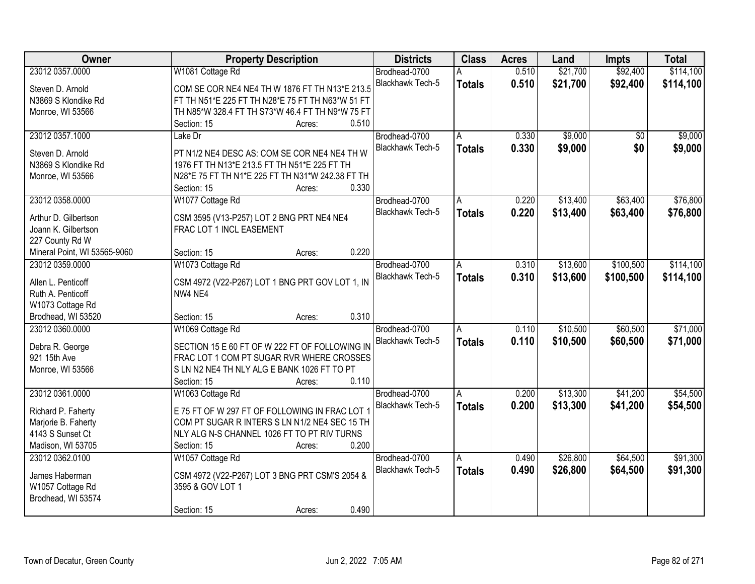| Owner | Property Description | Districts | Class | Acres | Land | Impts | Total |
|---|---|---|---|---|---|---|---|
| 23012 0357.0000<br>Steven D. Arnold<br>N3869 S Klondike Rd<br>Monroe, WI 53566 | W1081 Cottage Rd<br>COM SE COR NE4 NE4 TH W 1876 FT TH N13*E 213.5 FT TH N51*E 225 FT TH N28*E 75 FT TH N63*W 51 FT TH N85*W 328.4 FT TH S73*W 46.4 FT TH N9*W 75 FT<br>Section: 15 Acres: 0.510 | Brodhead-0700<br>Blackhawk Tech-5 | A<br>**Totals** | 0.510<br>**0.510** | $21,700<br>**$21,700** | $92,400<br>**$92,400** | $114,100<br>**$114,100** |
| 23012 0357.1000<br>Steven D. Arnold<br>N3869 S Klondike Rd<br>Monroe, WI 53566 | Lake Dr<br>PT N1/2 NE4 DESC AS: COM SE COR NE4 NE4 TH W 1976 FT TH N13*E 213.5 FT TH N51*E 225 FT TH N28*E 75 FT TH N1*E 225 FT TH N31*W 242.38 FT TH<br>Section: 15 Acres: 0.330 | Brodhead-0700<br>Blackhawk Tech-5 | A<br>**Totals** | 0.330<br>**0.330** | $9,000<br>**$9,000** | $0<br>**$0** | $9,000<br>**$9,000** |
| 23012 0358.0000<br>Arthur D. Gilbertson<br>Joann K. Gilbertson<br>227 County Rd W<br>Mineral Point, WI 53565-9060 | W1077 Cottage Rd<br>CSM 3595 (V13-P257) LOT 2 BNG PRT NE4 NE4 FRAC LOT 1 INCL EASEMENT<br>Section: 15 Acres: 0.220 | Brodhead-0700<br>Blackhawk Tech-5 | A<br>**Totals** | 0.220<br>**0.220** | $13,400<br>**$13,400** | $63,400<br>**$63,400** | $76,800<br>**$76,800** |
| 23012 0359.0000<br>Allen L. Penticoff<br>Ruth A. Penticoff<br>W1073 Cottage Rd<br>Brodhead, WI 53520 | W1073 Cottage Rd<br>CSM 4972 (V22-P267) LOT 1 BNG PRT GOV LOT 1, IN NW4 NE4<br>Section: 15 Acres: 0.310 | Brodhead-0700<br>Blackhawk Tech-5 | A<br>**Totals** | 0.310<br>**0.310** | $13,600<br>**$13,600** | $100,500<br>**$100,500** | $114,100<br>**$114,100** |
| 23012 0360.0000<br>Debra R. George<br>921 15th Ave<br>Monroe, WI 53566 | W1069 Cottage Rd<br>SECTION 15 E 60 FT OF W 222 FT OF FOLLOWING IN FRAC LOT 1 COM PT SUGAR RVR WHERE CROSSES S LN N2 NE4 TH NLY ALG E BANK 1026 FT TO PT<br>Section: 15 Acres: 0.110 | Brodhead-0700<br>Blackhawk Tech-5 | A<br>**Totals** | 0.110<br>**0.110** | $10,500<br>**$10,500** | $60,500<br>**$60,500** | $71,000<br>**$71,000** |
| 23012 0361.0000<br>Richard P. Faherty<br>Marjorie B. Faherty<br>4143 S Sunset Ct<br>Madison, WI 53705 | W1063 Cottage Rd<br>E 75 FT OF W 297 FT OF FOLLOWING IN FRAC LOT 1 COM PT SUGAR R INTERS S LN N1/2 NE4 SEC 15 TH NLY ALG N-S CHANNEL 1026 FT TO PT RIV TURNS<br>Section: 15 Acres: 0.200 | Brodhead-0700<br>Blackhawk Tech-5 | A<br>**Totals** | 0.200<br>**0.200** | $13,300<br>**$13,300** | $41,200<br>**$41,200** | $54,500<br>**$54,500** |
| 23012 0362.0100<br>James Haberman<br>W1057 Cottage Rd<br>Brodhead, WI 53574 | W1057 Cottage Rd<br>CSM 4972 (V22-P267) LOT 3 BNG PRT CSM'S 2054 & 3595 & GOV LOT 1<br>Section: 15 Acres: 0.490 | Brodhead-0700<br>Blackhawk Tech-5 | A<br>**Totals** | 0.490<br>**0.490** | $26,800<br>**$26,800** | $64,500<br>**$64,500** | $91,300<br>**$91,300** |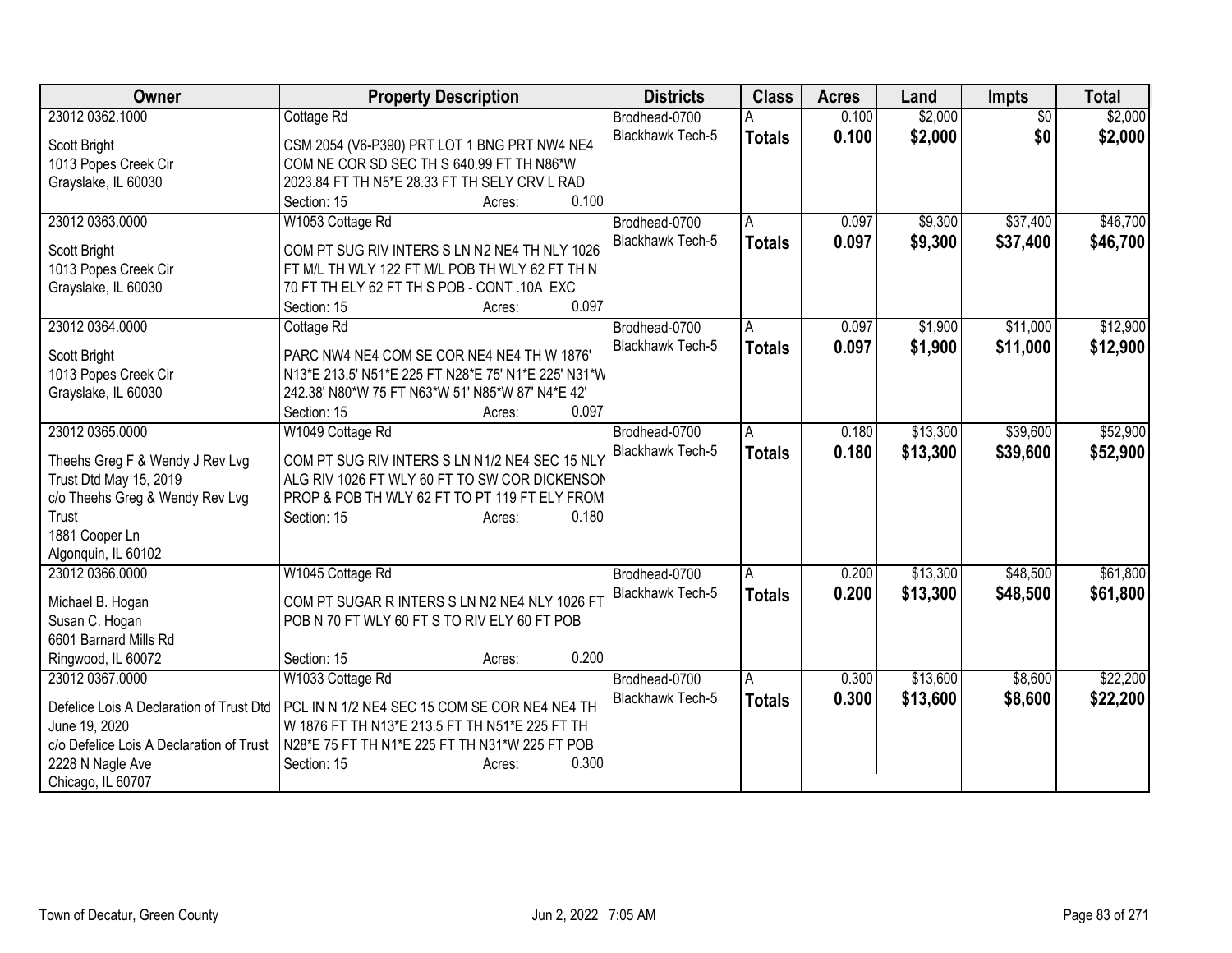| Owner | Property Description | Districts | Class | Acres | Land | Impts | Total |
|---|---|---|---|---|---|---|---|
| 23012 0362.1000<br>Scott Bright<br>1013 Popes Creek Cir<br>Grayslake, IL 60030 | Cottage Rd<br>CSM 2054 (V6-P390) PRT LOT 1 BNG PRT NW4 NE4 COM NE COR SD SEC TH S 640.99 FT TH N86*W 2023.84 FT TH N5*E 28.33 FT TH SELY CRV L RAD<br>Section: 15 Acres: 0.100 | Brodhead-0700<br>Blackhawk Tech-5 | A<br>**Totals** | 0.100<br>**0.100** | $2,000<br>**$2,000** | $0<br>**$0** | $2,000<br>**$2,000** |
| 23012 0363.0000<br>Scott Bright<br>1013 Popes Creek Cir<br>Grayslake, IL 60030 | W1053 Cottage Rd<br>COM PT SUG RIV INTERS S LN N2 NE4 TH NLY 1026 FT M/L TH WLY 122 FT M/L POB TH WLY 62 FT TH N 70 FT TH ELY 62 FT TH S POB - CONT .10A EXC<br>Section: 15 Acres: 0.097 | Brodhead-0700<br>Blackhawk Tech-5 | A<br>**Totals** | 0.097<br>**0.097** | $9,300<br>**$9,300** | $37,400<br>**$37,400** | $46,700<br>**$46,700** |
| 23012 0364.0000<br>Scott Bright<br>1013 Popes Creek Cir<br>Grayslake, IL 60030 | Cottage Rd<br>PARC NW4 NE4 COM SE COR NE4 NE4 TH W 1876' N13*E 213.5' N51*E 225 FT N28*E 75' N1*E 225' N31*W 242.38' N80*W 75 FT N63*W 51' N85*W 87' N4*E 42'<br>Section: 15 Acres: 0.097 | Brodhead-0700<br>Blackhawk Tech-5 | A<br>**Totals** | 0.097<br>**0.097** | $1,900<br>**$1,900** | $11,000<br>**$11,000** | $12,900<br>**$12,900** |
| 23012 0365.0000<br>Theehs Greg F & Wendy J Rev Lvg Trust Dtd May 15, 2019<br>c/o Theehs Greg & Wendy Rev Lvg Trust<br>1881 Cooper Ln<br>Algonquin, IL 60102 | W1049 Cottage Rd<br>COM PT SUG RIV INTERS S LN N1/2 NE4 SEC 15 NLY ALG RIV 1026 FT WLY 60 FT TO SW COR DICKENSON PROP & POB TH WLY 62 FT TO PT 119 FT ELY FROM<br>Section: 15 Acres: 0.180 | Brodhead-0700<br>Blackhawk Tech-5 | A<br>**Totals** | 0.180<br>**0.180** | $13,300<br>**$13,300** | $39,600<br>**$39,600** | $52,900<br>**$52,900** |
| 23012 0366.0000<br>Michael B. Hogan<br>Susan C. Hogan<br>6601 Barnard Mills Rd<br>Ringwood, IL 60072 | W1045 Cottage Rd<br>COM PT SUGAR R INTERS S LN N2 NE4 NLY 1026 FT POB N 70 FT WLY 60 FT S TO RIV ELY 60 FT POB<br>Section: 15 Acres: 0.200 | Brodhead-0700<br>Blackhawk Tech-5 | A<br>**Totals** | 0.200<br>**0.200** | $13,300<br>**$13,300** | $48,500<br>**$48,500** | $61,800<br>**$61,800** |
| 23012 0367.0000<br>Defelice Lois A Declaration of Trust Dtd June 19, 2020<br>c/o Defelice Lois A Declaration of Trust<br>2228 N Nagle Ave<br>Chicago, IL 60707 | W1033 Cottage Rd<br>PCL IN N 1/2 NE4 SEC 15 COM SE COR NE4 NE4 TH W 1876 FT TH N13*E 213.5 FT TH N51*E 225 FT TH N28*E 75 FT TH N1*E 225 FT TH N31*W 225 FT POB<br>Section: 15 Acres: 0.300 | Brodhead-0700<br>Blackhawk Tech-5 | A<br>**Totals** | 0.300<br>**0.300** | $13,600<br>**$13,600** | $8,600<br>**$8,600** | $22,200<br>**$22,200** |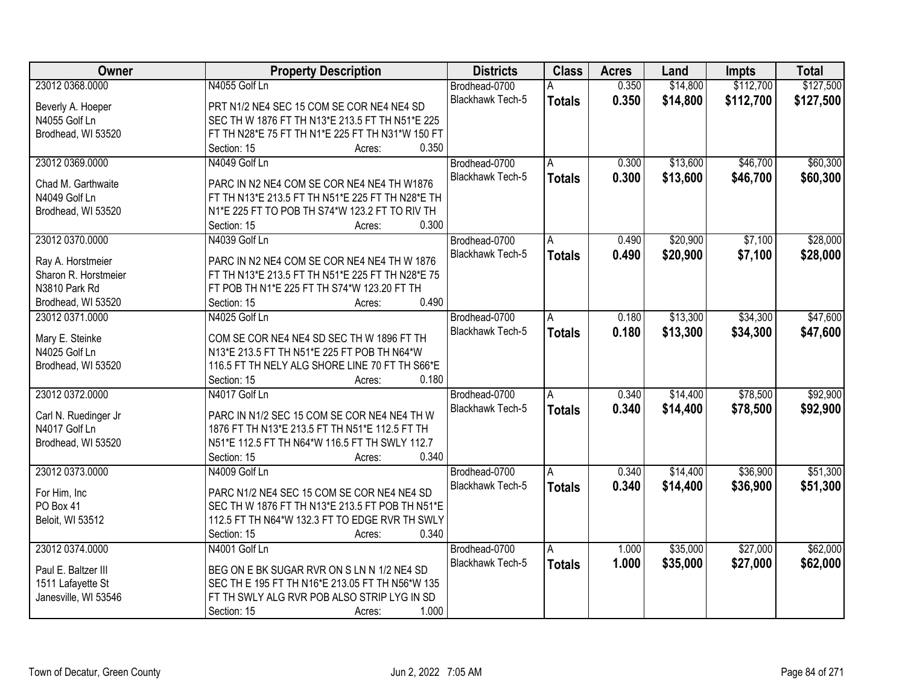| Owner | Property Description | Districts | Class | Acres | Land | Impts | Total |
|---|---|---|---|---|---|---|---|
| 23012 0368.0000<br><br>Beverly A. Hoeper<br>N4055 Golf Ln<br>Brodhead, WI 53520 | N4055 Golf Ln<br><br>PRT N1/2 NE4 SEC 15 COM SE COR NE4 NE4 SD SEC TH W 1876 FT TH N13*E 213.5 FT TH N51*E 225 FT TH N28*E 75 FT TH N1*E 225 FT TH N31*W 150 FT<br>Section: 15 Acres: 0.350 | Brodhead-0700<br>Blackhawk Tech-5 | A<br>**Totals** | 0.350<br>**0.350** | $14,800<br>**$14,800** | $112,700<br>**$112,700** | $127,500<br>**$127,500** |
| 23012 0369.0000<br><br>Chad M. Garthwaite<br>N4049 Golf Ln<br>Brodhead, WI 53520 | N4049 Golf Ln<br><br>PARC IN N2 NE4 COM SE COR NE4 NE4 TH W1876 FT TH N13*E 213.5 FT TH N51*E 225 FT TH N28*E TH N1*E 225 FT TO POB TH S74*W 123.2 FT TO RIV TH<br>Section: 15 Acres: 0.300 | Brodhead-0700<br>Blackhawk Tech-5 | A<br>**Totals** | 0.300<br>**0.300** | $13,600<br>**$13,600** | $46,700<br>**$46,700** | $60,300<br>**$60,300** |
| 23012 0370.0000<br><br>Ray A. Horstmeier<br>Sharon R. Horstmeier<br>N3810 Park Rd<br>Brodhead, WI 53520 | N4039 Golf Ln<br><br>PARC IN N2 NE4 COM SE COR NE4 NE4 TH W 1876 FT TH N13*E 213.5 FT TH N51*E 225 FT TH N28*E 75 FT POB TH N1*E 225 FT TH S74*W 123.20 FT TH<br>Section: 15 Acres: 0.490 | Brodhead-0700<br>Blackhawk Tech-5 | A<br>**Totals** | 0.490<br>**0.490** | $20,900<br>**$20,900** | $7,100<br>**$7,100** | $28,000<br>**$28,000** |
| 23012 0371.0000<br><br>Mary E. Steinke<br>N4025 Golf Ln<br>Brodhead, WI 53520 | N4025 Golf Ln<br><br>COM SE COR NE4 NE4 SD SEC TH W 1896 FT TH N13*E 213.5 FT TH N51*E 225 FT POB TH N64*W 116.5 FT TH NELY ALG SHORE LINE 70 FT TH S66*E<br>Section: 15 Acres: 0.180 | Brodhead-0700<br>Blackhawk Tech-5 | A<br>**Totals** | 0.180<br>**0.180** | $13,300<br>**$13,300** | $34,300<br>**$34,300** | $47,600<br>**$47,600** |
| 23012 0372.0000<br><br>Carl N. Ruedinger Jr<br>N4017 Golf Ln<br>Brodhead, WI 53520 | N4017 Golf Ln<br><br>PARC IN N1/2 SEC 15 COM SE COR NE4 NE4 TH W 1876 FT TH N13*E 213.5 FT TH N51*E 112.5 FT TH N51*E 112.5 FT TH N64*W 116.5 FT TH SWLY 112.7<br>Section: 15 Acres: 0.340 | Brodhead-0700<br>Blackhawk Tech-5 | A<br>**Totals** | 0.340<br>**0.340** | $14,400<br>**$14,400** | $78,500<br>**$78,500** | $92,900<br>**$92,900** |
| 23012 0373.0000<br><br>For Him, Inc<br>PO Box 41<br>Beloit, WI 53512 | N4009 Golf Ln<br><br>PARC N1/2 NE4 SEC 15 COM SE COR NE4 NE4 SD SEC TH W 1876 FT TH N13*E 213.5 FT POB TH N51*E 112.5 FT TH N64*W 132.3 FT TO EDGE RVR TH SWLY<br>Section: 15 Acres: 0.340 | Brodhead-0700<br>Blackhawk Tech-5 | A<br>**Totals** | 0.340<br>**0.340** | $14,400<br>**$14,400** | $36,900<br>**$36,900** | $51,300<br>**$51,300** |
| 23012 0374.0000<br><br>Paul E. Baltzer III<br>1511 Lafayette St<br>Janesville, WI 53546 | N4001 Golf Ln<br><br>BEG ON E BK SUGAR RVR ON S LN N 1/2 NE4 SD SEC TH E 195 FT TH N16*E 213.05 FT TH N56*W 135 FT TH SWLY ALG RVR POB ALSO STRIP LYG IN SD<br>Section: 15 Acres: 1.000 | Brodhead-0700<br>Blackhawk Tech-5 | A<br>**Totals** | 1.000<br>**1.000** | $35,000<br>**$35,000** | $27,000<br>**$27,000** | $62,000<br>**$62,000** |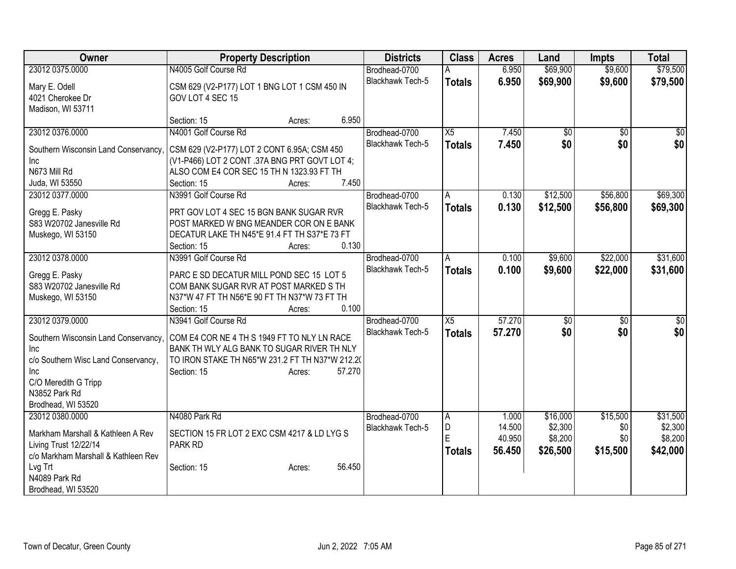| Owner | Property Description | Districts | Class | Acres | Land | Impts | Total |
|---|---|---|---|---|---|---|---|
| 23012 0375.0000<br>Mary E. Odell<br>4021 Cherokee Dr<br>Madison, WI 53711 | N4005 Golf Course Rd<br>CSM 629 (V2-P177) LOT 1 BNG LOT 1 CSM 450 IN GOV LOT 4 SEC 15<br>Section: 15 Acres: 6.950 | Brodhead-0700<br>Blackhawk Tech-5 | A<br>**Totals** | 6.950<br>**6.950** | $69,900<br>**$69,900** | $9,600<br>**$9,600** | $79,500<br>**$79,500** |
| 23012 0376.0000<br>Southern Wisconsin Land Conservancy, Inc<br>N673 Mill Rd<br>Juda, WI 53550 | N4001 Golf Course Rd<br>CSM 629 (V2-P177) LOT 2 CONT 6.95A; CSM 450 (V1-P466) LOT 2 CONT .37A BNG PRT GOVT LOT 4; ALSO COM E4 COR SEC 15 TH N 1323.93 FT TH<br>Section: 15 Acres: 7.450 | Brodhead-0700<br>Blackhawk Tech-5 | X5<br>**Totals** | 7.450<br>**7.450** | $0<br>**$0** | $0<br>**$0** | $0<br>**$0** |
| 23012 0377.0000<br>Gregg E. Pasky<br>S83 W20702 Janesville Rd<br>Muskego, WI 53150 | N3991 Golf Course Rd<br>PRT GOV LOT 4 SEC 15 BGN BANK SUGAR RVR POST MARKED W BNG MEANDER COR ON E BANK DECATUR LAKE TH N45*E 91.4 FT TH S37*E 73 FT<br>Section: 15 Acres: 0.130 | Brodhead-0700<br>Blackhawk Tech-5 | A<br>**Totals** | 0.130<br>**0.130** | $12,500<br>**$12,500** | $56,800<br>**$56,800** | $69,300<br>**$69,300** |
| 23012 0378.0000<br>Gregg E. Pasky<br>S83 W20702 Janesville Rd<br>Muskego, WI 53150 | N3991 Golf Course Rd<br>PARC E SD DECATUR MILL POND SEC 15 LOT 5 COM BANK SUGAR RVR AT POST MARKED S TH N37*W 47 FT TH N56*E 90 FT TH N37*W 73 FT TH<br>Section: 15 Acres: 0.100 | Brodhead-0700<br>Blackhawk Tech-5 | A<br>**Totals** | 0.100<br>**0.100** | $9,600<br>**$9,600** | $22,000<br>**$22,000** | $31,600<br>**$31,600** |
| 23012 0379.0000<br>Southern Wisconsin Land Conservancy, Inc<br>c/o Southern Wisc Land Conservancy, Inc<br>C/O Meredith G Tripp<br>N3852 Park Rd<br>Brodhead, WI 53520 | N3941 Golf Course Rd<br>COM E4 COR NE 4 TH S 1949 FT TO NLY LN RACE BANK TH WLY ALG BANK TO SUGAR RIVER TH NLY TO IRON STAKE TH N65*W 231.2 FT TH N37*W 212.2(<br>Section: 15 Acres: 57.270 | Brodhead-0700<br>Blackhawk Tech-5 | X5<br>**Totals** | 57.270<br>**57.270** | $0<br>**$0** | $0<br>**$0** | $0<br>**$0** |
| 23012 0380.0000<br>Markham Marshall & Kathleen A Rev Living Trust 12/22/14<br>c/o Markham Marshall & Kathleen Rev Lvg Trt<br>N4089 Park Rd<br>Brodhead, WI 53520 | N4080 Park Rd<br>SECTION 15 FR LOT 2 EXC CSM 4217 & LD LYG S PARK RD<br>Section: 15 Acres: 56.450 | Brodhead-0700<br>Blackhawk Tech-5 | A<br>D<br>E<br>**Totals** | 1.000<br>14.500<br>40.950<br>**56.450** | $16,000<br>$2,300<br>$8,200<br>**$26,500** | $15,500<br>$0<br>$0<br>**$15,500** | $31,500<br>$2,300<br>$8,200<br>**$42,000** |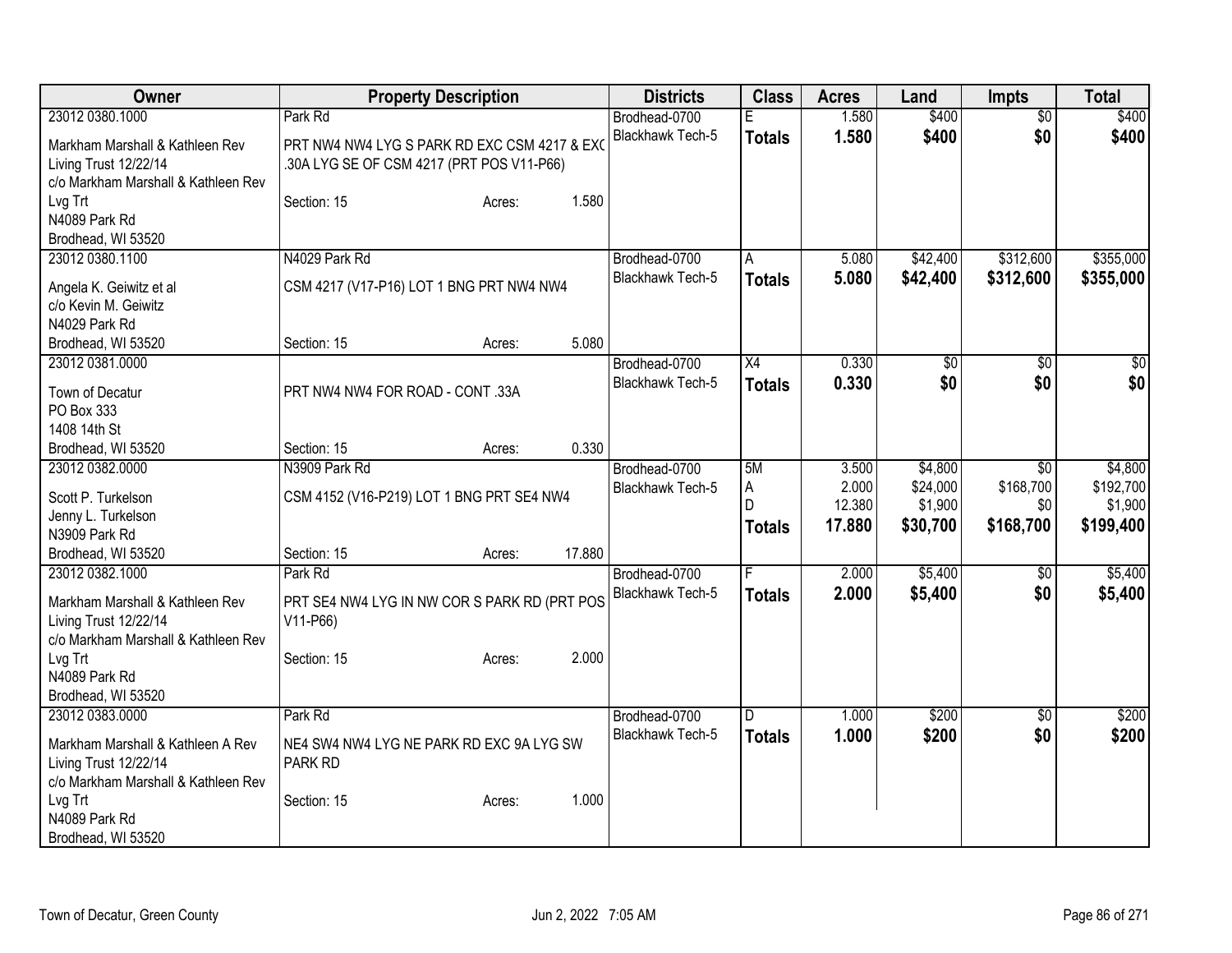| Owner | Property Description | Districts | Class | Acres | Land | Impts | Total |
|---|---|---|---|---|---|---|---|
| 23012 0380.1000<br>Markham Marshall & Kathleen Rev Living Trust 12/22/14<br>c/o Markham Marshall & Kathleen Rev Lvg Trt<br>N4089 Park Rd<br>Brodhead, WI 53520 | Park Rd<br>PRT NW4 NW4 LYG S PARK RD EXC CSM 4217 & EXC .30A LYG SE OF CSM 4217 (PRT POS V11-P66)<br>Section: 15 Acres: 1.580 | Brodhead-0700<br>Blackhawk Tech-5 | E<br>**Totals** | 1.580<br>**1.580** | $400<br>**$400** | $0<br>**$0** | $400<br>**$400** |
| 23012 0380.1100<br>Angela K. Geiwitz et al<br>c/o Kevin M. Geiwitz<br>N4029 Park Rd<br>Brodhead, WI 53520 | N4029 Park Rd<br>CSM 4217 (V17-P16) LOT 1 BNG PRT NW4 NW4<br>Section: 15 Acres: 5.080 | Brodhead-0700<br>Blackhawk Tech-5 | A<br>**Totals** | 5.080<br>**5.080** | $42,400<br>**$42,400** | $312,600<br>**$312,600** | $355,000<br>**$355,000** |
| 23012 0381.0000<br>Town of Decatur<br>PO Box 333<br>1408 14th St<br>Brodhead, WI 53520 | PRT NW4 NW4 FOR ROAD - CONT .33A<br>Section: 15 Acres: 0.330 | Brodhead-0700<br>Blackhawk Tech-5 | X4<br>**Totals** | 0.330<br>**0.330** | $0<br>**$0** | $0<br>**$0** | $0<br>**$0** |
| 23012 0382.0000<br>Scott P. Turkelson<br>Jenny L. Turkelson<br>N3909 Park Rd<br>Brodhead, WI 53520 | N3909 Park Rd<br>CSM 4152 (V16-P219) LOT 1 BNG PRT SE4 NW4<br>Section: 15 Acres: 17.880 | Brodhead-0700<br>Blackhawk Tech-5 | 5M<br>A<br>D<br>**Totals** | 3.500<br>2.000<br>12.380<br>**17.880** | $4,800<br>$24,000<br>$1,900<br>**$30,700** | $0<br>$168,700<br>$0<br>**$168,700** | $4,800<br>$192,700<br>$1,900<br>**$199,400** |
| 23012 0382.1000<br>Markham Marshall & Kathleen Rev Living Trust 12/22/14<br>c/o Markham Marshall & Kathleen Rev Lvg Trt<br>N4089 Park Rd<br>Brodhead, WI 53520 | Park Rd<br>PRT SE4 NW4 LYG IN NW COR S PARK RD (PRT POS V11-P66)<br>Section: 15 Acres: 2.000 | Brodhead-0700<br>Blackhawk Tech-5 | F<br>**Totals** | 2.000<br>**2.000** | $5,400<br>**$5,400** | $0<br>**$0** | $5,400<br>**$5,400** |
| 23012 0383.0000<br>Markham Marshall & Kathleen A Rev Living Trust 12/22/14<br>c/o Markham Marshall & Kathleen Rev Lvg Trt<br>N4089 Park Rd<br>Brodhead, WI 53520 | Park Rd<br>NE4 SW4 NW4 LYG NE PARK RD EXC 9A LYG SW PARK RD<br>Section: 15 Acres: 1.000 | Brodhead-0700<br>Blackhawk Tech-5 | D<br>**Totals** | 1.000<br>**1.000** | $200<br>**$200** | $0<br>**$0** | $200<br>**$200** |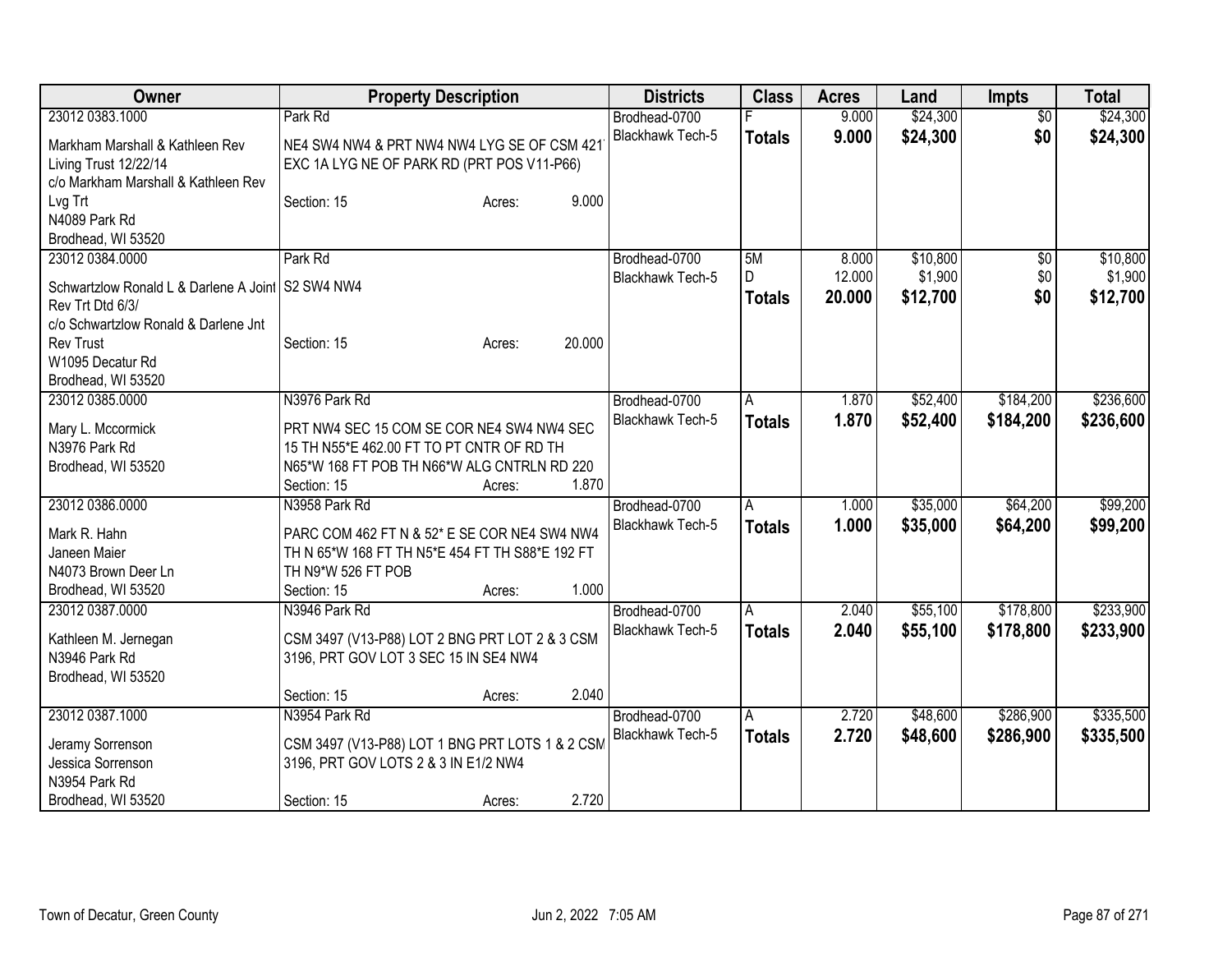| Owner | Property Description | Districts | Class | Acres | Land | Impts | Total |
|---|---|---|---|---|---|---|---|
| 23012 0383.1000<br><br>Markham Marshall & Kathleen Rev Living Trust 12/22/14<br>c/o Markham Marshall & Kathleen Rev Lvg Trt<br>N4089 Park Rd<br>Brodhead, WI 53520 | Park Rd<br><br>NE4 SW4 NW4 & PRT NW4 NW4 LYG SE OF CSM 421<br>EXC 1A LYG NE OF PARK RD (PRT POS V11-P66)<br><br>Section: 15 Acres: 9.000 | Brodhead-0700<br>Blackhawk Tech-5 | F<br>**Totals** | 9.000<br>**9.000** | $24,300<br>**$24,300** | $0<br>**$0** | $24,300<br>**$24,300** |
| 23012 0384.0000<br><br>Schwartzlow Ronald L & Darlene A Joint Rev Trt Dtd 6/3/<br>c/o Schwartzlow Ronald & Darlene Jnt Rev Trust<br>W1095 Decatur Rd<br>Brodhead, WI 53520 | Park Rd<br><br>S2 SW4 NW4<br><br>Section: 15 Acres: 20.000 | Brodhead-0700<br>Blackhawk Tech-5 | 5M<br>D<br>**Totals** | 8.000<br>12.000<br>**20.000** | $10,800<br>$1,900<br>**$12,700** | $0<br>$0<br>**$0** | $10,800<br>$1,900<br>**$12,700** |
| 23012 0385.0000<br><br>Mary L. Mccormick<br>N3976 Park Rd<br>Brodhead, WI 53520 | N3976 Park Rd<br><br>PRT NW4 SEC 15 COM SE COR NE4 SW4 NW4 SEC 15 TH N55*E 462.00 FT TO PT CNTR OF RD TH N65*W 168 FT POB TH N66*W ALG CNTRLN RD 220<br>Section: 15 Acres: 1.870 | Brodhead-0700<br>Blackhawk Tech-5 | A<br>**Totals** | 1.870<br>**1.870** | $52,400<br>**$52,400** | $184,200<br>**$184,200** | $236,600<br>**$236,600** |
| 23012 0386.0000<br><br>Mark R. Hahn<br>Janeen Maier<br>N4073 Brown Deer Ln<br>Brodhead, WI 53520 | N3958 Park Rd<br><br>PARC COM 462 FT N & 52* E SE COR NE4 SW4 NW4 TH N 65*W 168 FT TH N5*E 454 FT TH S88*E 192 FT TH N9*W 526 FT POB<br>Section: 15 Acres: 1.000 | Brodhead-0700<br>Blackhawk Tech-5 | A<br>**Totals** | 1.000<br>**1.000** | $35,000<br>**$35,000** | $64,200<br>**$64,200** | $99,200<br>**$99,200** |
| 23012 0387.0000<br><br>Kathleen M. Jernegan<br>N3946 Park Rd<br>Brodhead, WI 53520 | N3946 Park Rd<br><br>CSM 3497 (V13-P88) LOT 2 BNG PRT LOT 2 & 3 CSM 3196, PRT GOV LOT 3 SEC 15 IN SE4 NW4<br><br>Section: 15 Acres: 2.040 | Brodhead-0700<br>Blackhawk Tech-5 | A<br>**Totals** | 2.040<br>**2.040** | $55,100<br>**$55,100** | $178,800<br>**$178,800** | $233,900<br>**$233,900** |
| 23012 0387.1000<br><br>Jeramy Sorrenson<br>Jessica Sorrenson<br>N3954 Park Rd<br>Brodhead, WI 53520 | N3954 Park Rd<br><br>CSM 3497 (V13-P88) LOT 1 BNG PRT LOTS 1 & 2 CSM 3196, PRT GOV LOTS 2 & 3 IN E1/2 NW4<br><br>Section: 15 Acres: 2.720 | Brodhead-0700<br>Blackhawk Tech-5 | A<br>**Totals** | 2.720<br>**2.720** | $48,600<br>**$48,600** | $286,900<br>**$286,900** | $335,500<br>**$335,500** |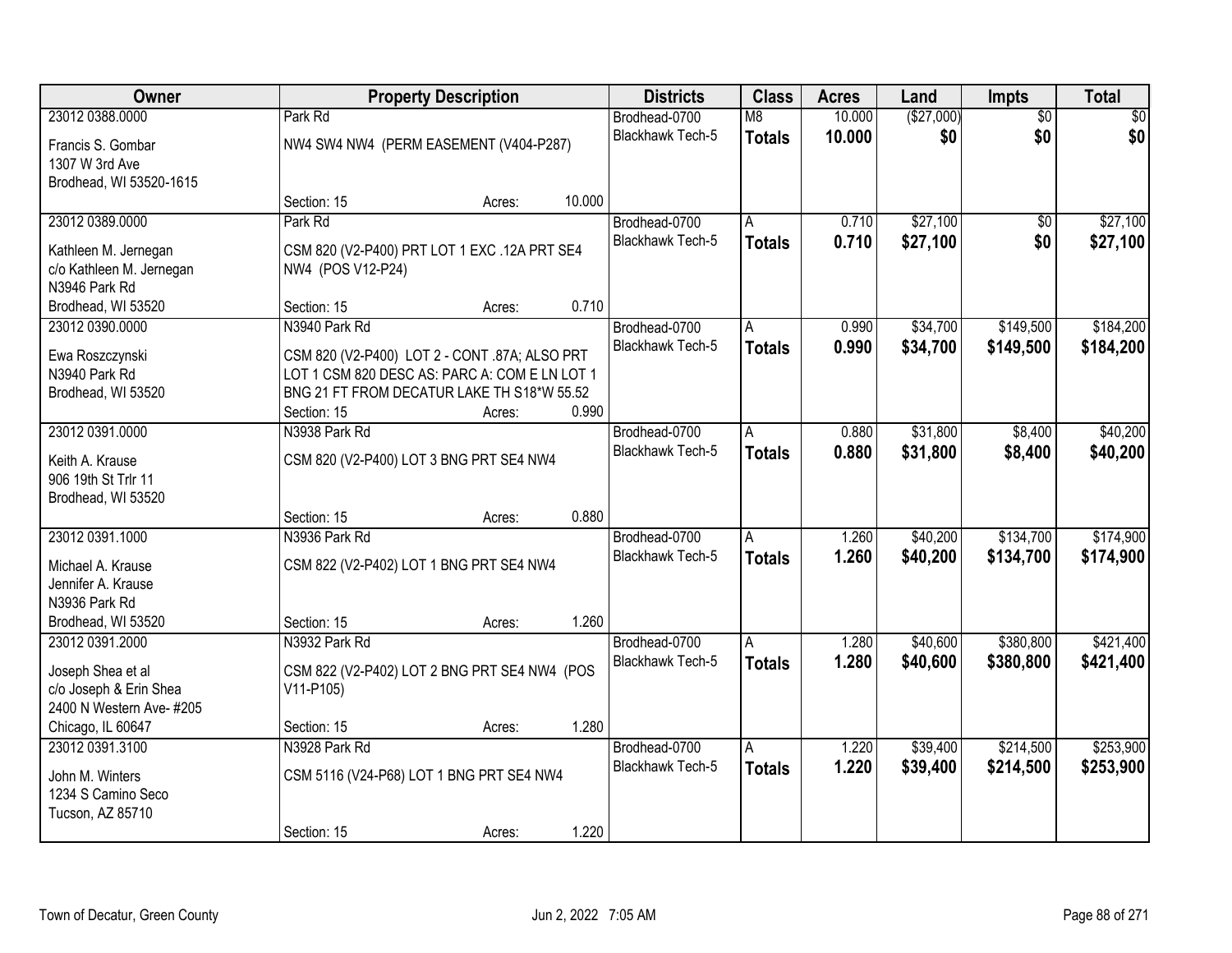| Owner | Property Description | Districts | Class | Acres | Land | Impts | Total |
|---|---|---|---|---|---|---|---|
| 23012 0388.0000<br>Francis S. Gombar<br>1307 W 3rd Ave<br>Brodhead, WI 53520-1615 | Park Rd<br>NW4 SW4 NW4 (PERM EASEMENT (V404-P287)<br>Section: 15 Acres: 10.000 | Brodhead-0700<br>Blackhawk Tech-5 | M8<br>**Totals** | 10.000<br>**10.000** | ($27,000)<br>**$0** | $0<br>**$0** | $0<br>**$0** |
| 23012 0389.0000<br>Kathleen M. Jernegan<br>c/o Kathleen M. Jernegan<br>N3946 Park Rd<br>Brodhead, WI 53520 | Park Rd<br>CSM 820 (V2-P400) PRT LOT 1 EXC .12A PRT SE4 NW4 (POS V12-P24)<br>Section: 15 Acres: 0.710 | Brodhead-0700<br>Blackhawk Tech-5 | A<br>**Totals** | 0.710<br>**0.710** | $27,100<br>**$27,100** | $0<br>**$0** | $27,100<br>**$27,100** |
| 23012 0390.0000<br>Ewa Roszczynski<br>N3940 Park Rd<br>Brodhead, WI 53520 | N3940 Park Rd<br>CSM 820 (V2-P400) LOT 2 - CONT .87A; ALSO PRT LOT 1 CSM 820 DESC AS: PARC A: COM E LN LOT 1 BNG 21 FT FROM DECATUR LAKE TH S18*W 55.52<br>Section: 15 Acres: 0.990 | Brodhead-0700<br>Blackhawk Tech-5 | A<br>**Totals** | 0.990<br>**0.990** | $34,700<br>**$34,700** | $149,500<br>**$149,500** | $184,200<br>**$184,200** |
| 23012 0391.0000<br>Keith A. Krause<br>906 19th St Trlr 11<br>Brodhead, WI 53520 | N3938 Park Rd<br>CSM 820 (V2-P400) LOT 3 BNG PRT SE4 NW4<br>Section: 15 Acres: 0.880 | Brodhead-0700<br>Blackhawk Tech-5 | A<br>**Totals** | 0.880<br>**0.880** | $31,800<br>**$31,800** | $8,400<br>**$8,400** | $40,200<br>**$40,200** |
| 23012 0391.1000<br>Michael A. Krause<br>Jennifer A. Krause<br>N3936 Park Rd<br>Brodhead, WI 53520 | N3936 Park Rd<br>CSM 822 (V2-P402) LOT 1 BNG PRT SE4 NW4<br>Section: 15 Acres: 1.260 | Brodhead-0700<br>Blackhawk Tech-5 | A<br>**Totals** | 1.260<br>**1.260** | $40,200<br>**$40,200** | $134,700<br>**$134,700** | $174,900<br>**$174,900** |
| 23012 0391.2000<br>Joseph Shea et al<br>c/o Joseph & Erin Shea<br>2400 N Western Ave- #205<br>Chicago, IL 60647 | N3932 Park Rd<br>CSM 822 (V2-P402) LOT 2 BNG PRT SE4 NW4 (POS V11-P105)<br>Section: 15 Acres: 1.280 | Brodhead-0700<br>Blackhawk Tech-5 | A<br>**Totals** | 1.280<br>**1.280** | $40,600<br>**$40,600** | $380,800<br>**$380,800** | $421,400<br>**$421,400** |
| 23012 0391.3100<br>John M. Winters<br>1234 S Camino Seco<br>Tucson, AZ 85710 | N3928 Park Rd<br>CSM 5116 (V24-P68) LOT 1 BNG PRT SE4 NW4<br>Section: 15 Acres: 1.220 | Brodhead-0700<br>Blackhawk Tech-5 | A<br>**Totals** | 1.220<br>**1.220** | $39,400<br>**$39,400** | $214,500<br>**$214,500** | $253,900<br>**$253,900** |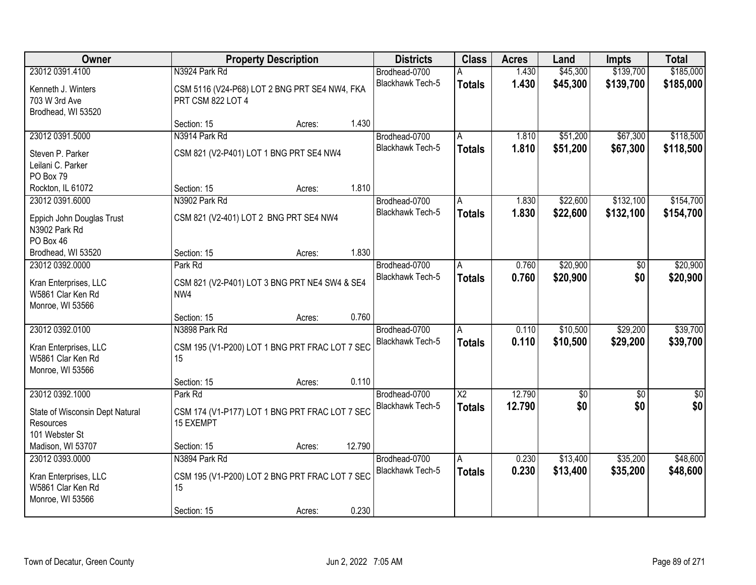| Owner | Property Description | | | Districts | Class | Acres | Land | Impts | Total |
|---|---|---|---|---|---|---|---|---|---|
| 23012 0391.4100 | N3924 Park Rd | | | Brodhead-0700 | A | 1.430 | $45,300 | $139,700 | $185,000 |
| Kenneth J. Winters<br>703 W 3rd Ave<br>Brodhead, WI 53520 | CSM 5116 (V24-P68) LOT 2 BNG PRT SE4 NW4, FKA PRT CSM 822 LOT 4 | | | Blackhawk Tech-5 | **Totals** | **1.430** | **$45,300** | **$139,700** | **$185,000** |
| | Section: 15 | Acres: | 1.430 | | | | | | |
| 23012 0391.5000 | N3914 Park Rd | | | Brodhead-0700 | A | 1.810 | $51,200 | $67,300 | $118,500 |
| Steven P. Parker<br>Leilani C. Parker<br>PO Box 79<br>Rockton, IL 61072 | CSM 821 (V2-P401) LOT 1 BNG PRT SE4 NW4 | | | Blackhawk Tech-5 | **Totals** | **1.810** | **$51,200** | **$67,300** | **$118,500** |
| | Section: 15 | Acres: | 1.810 | | | | | | |
| 23012 0391.6000 | N3902 Park Rd | | | Brodhead-0700 | A | 1.830 | $22,600 | $132,100 | $154,700 |
| Eppich John Douglas Trust<br>N3902 Park Rd<br>PO Box 46<br>Brodhead, WI 53520 | CSM 821 (V2-401) LOT 2 BNG PRT SE4 NW4 | | | Blackhawk Tech-5 | **Totals** | **1.830** | **$22,600** | **$132,100** | **$154,700** |
| | Section: 15 | Acres: | 1.830 | | | | | | |
| 23012 0392.0000 | Park Rd | | | Brodhead-0700 | A | 0.760 | $20,900 | $0 | $20,900 |
| Kran Enterprises, LLC<br>W5861 Clar Ken Rd<br>Monroe, WI 53566 | CSM 821 (V2-P401) LOT 3 BNG PRT NE4 SW4 & SE4 NW4 | | | Blackhawk Tech-5 | **Totals** | **0.760** | **$20,900** | **$0** | **$20,900** |
| | Section: 15 | Acres: | 0.760 | | | | | | |
| 23012 0392.0100 | N3898 Park Rd | | | Brodhead-0700 | A | 0.110 | $10,500 | $29,200 | $39,700 |
| Kran Enterprises, LLC<br>W5861 Clar Ken Rd<br>Monroe, WI 53566 | CSM 195 (V1-P200) LOT 1 BNG PRT FRAC LOT 7 SEC 15 | | | Blackhawk Tech-5 | **Totals** | **0.110** | **$10,500** | **$29,200** | **$39,700** |
| | Section: 15 | Acres: | 0.110 | | | | | | |
| 23012 0392.1000 | Park Rd | | | Brodhead-0700 | X2 | 12.790 | $0 | $0 | $0 |
| State of Wisconsin Dept Natural Resources<br>101 Webster St<br>Madison, WI 53707 | CSM 174 (V1-P177) LOT 1 BNG PRT FRAC LOT 7 SEC 15 EXEMPT | | | Blackhawk Tech-5 | **Totals** | **12.790** | **$0** | **$0** | **$0** |
| | Section: 15 | Acres: | 12.790 | | | | | | |
| 23012 0393.0000 | N3894 Park Rd | | | Brodhead-0700 | A | 0.230 | $13,400 | $35,200 | $48,600 |
| Kran Enterprises, LLC<br>W5861 Clar Ken Rd<br>Monroe, WI 53566 | CSM 195 (V1-P200) LOT 2 BNG PRT FRAC LOT 7 SEC 15 | | | Blackhawk Tech-5 | **Totals** | **0.230** | **$13,400** | **$35,200** | **$48,600** |
| | Section: 15 | Acres: | 0.230 | | | | | | |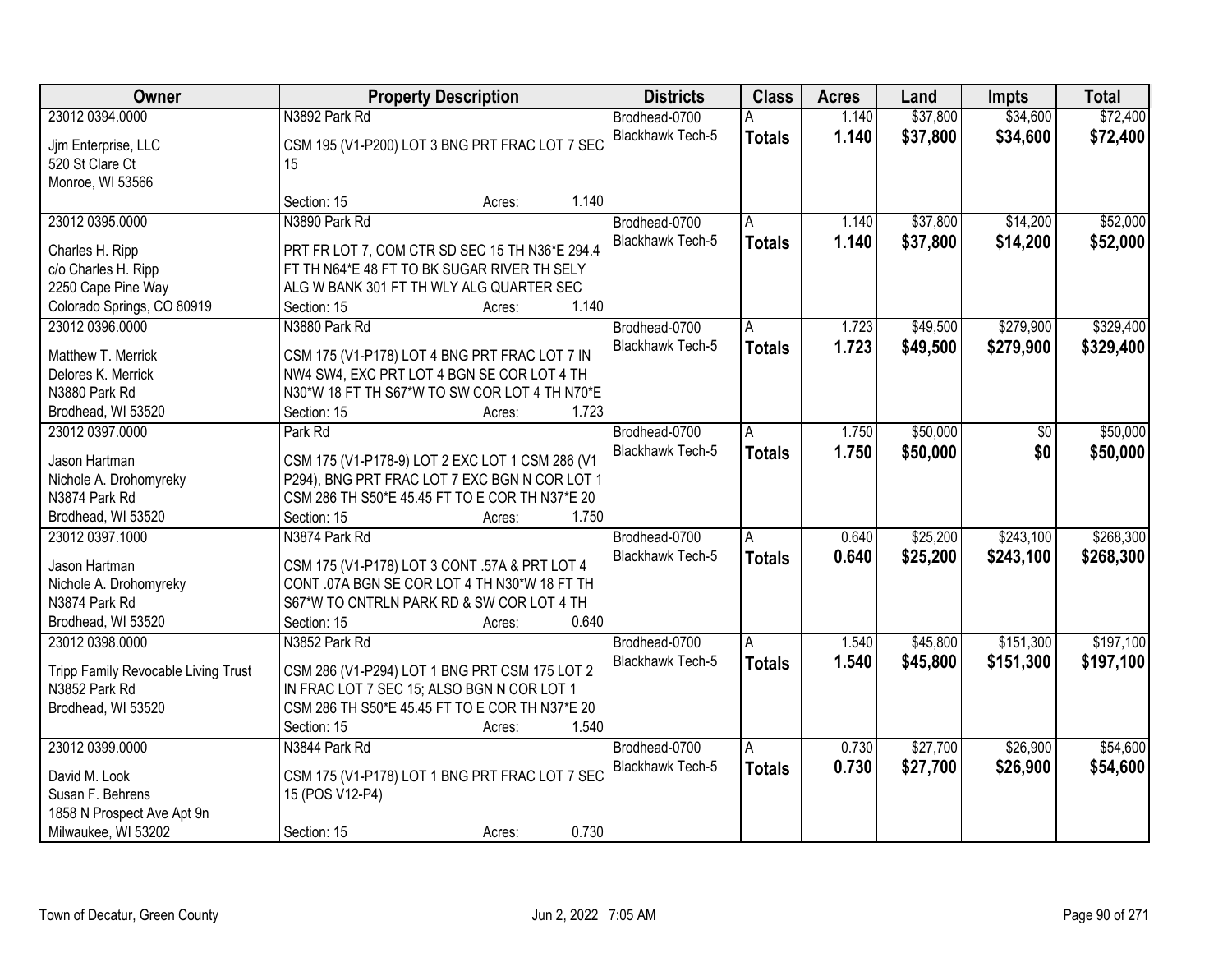| Owner | Property Description | Districts | Class | Acres | Land | Impts | Total |
|---|---|---|---|---|---|---|---|
| 23012 0394.0000<br><br>Jjm Enterprise, LLC<br>520 St Clare Ct<br>Monroe, WI 53566 | N3892 Park Rd<br><br>CSM 195 (V1-P200) LOT 3 BNG PRT FRAC LOT 7 SEC 15<br><br>Section: 15 Acres: 1.140 | Brodhead-0700<br>Blackhawk Tech-5 | A<br>**Totals** | 1.140<br>**1.140** | $37,800<br>**$37,800** | $34,600<br>**$34,600** | $72,400<br>**$72,400** |
| 23012 0395.0000<br><br>Charles H. Ripp<br>c/o Charles H. Ripp<br>2250 Cape Pine Way<br>Colorado Springs, CO 80919 | N3890 Park Rd<br><br>PRT FR LOT 7, COM CTR SD SEC 15 TH N36*E 294.4 FT TH N64*E 48 FT TO BK SUGAR RIVER TH SELY ALG W BANK 301 FT TH WLY ALG QUARTER SEC<br>Section: 15 Acres: 1.140 | Brodhead-0700<br>Blackhawk Tech-5 | A<br>**Totals** | 1.140<br>**1.140** | $37,800<br>**$37,800** | $14,200<br>**$14,200** | $52,000<br>**$52,000** |
| 23012 0396.0000<br><br>Matthew T. Merrick<br>Delores K. Merrick<br>N3880 Park Rd<br>Brodhead, WI 53520 | N3880 Park Rd<br><br>CSM 175 (V1-P178) LOT 4 BNG PRT FRAC LOT 7 IN NW4 SW4, EXC PRT LOT 4 BGN SE COR LOT 4 TH N30*W 18 FT TH S67*W TO SW COR LOT 4 TH N70*E<br>Section: 15 Acres: 1.723 | Brodhead-0700<br>Blackhawk Tech-5 | A<br>**Totals** | 1.723<br>**1.723** | $49,500<br>**$49,500** | $279,900<br>**$279,900** | $329,400<br>**$329,400** |
| 23012 0397.0000<br><br>Jason Hartman<br>Nichole A. Drohomyreky<br>N3874 Park Rd<br>Brodhead, WI 53520 | Park Rd<br><br>CSM 175 (V1-P178-9) LOT 2 EXC LOT 1 CSM 286 (V1 P294), BNG PRT FRAC LOT 7 EXC BGN N COR LOT 1 CSM 286 TH S50*E 45.45 FT TO E COR TH N37*E 20<br>Section: 15 Acres: 1.750 | Brodhead-0700<br>Blackhawk Tech-5 | A<br>**Totals** | 1.750<br>**1.750** | $50,000<br>**$50,000** | $0<br>**$0** | $50,000<br>**$50,000** |
| 23012 0397.1000<br><br>Jason Hartman<br>Nichole A. Drohomyreky<br>N3874 Park Rd<br>Brodhead, WI 53520 | N3874 Park Rd<br><br>CSM 175 (V1-P178) LOT 3 CONT .57A & PRT LOT 4 CONT .07A BGN SE COR LOT 4 TH N30*W 18 FT TH S67*W TO CNTRLN PARK RD & SW COR LOT 4 TH<br>Section: 15 Acres: 0.640 | Brodhead-0700<br>Blackhawk Tech-5 | A<br>**Totals** | 0.640<br>**0.640** | $25,200<br>**$25,200** | $243,100<br>**$243,100** | $268,300<br>**$268,300** |
| 23012 0398.0000<br><br>Tripp Family Revocable Living Trust<br>N3852 Park Rd<br>Brodhead, WI 53520 | N3852 Park Rd<br><br>CSM 286 (V1-P294) LOT 1 BNG PRT CSM 175 LOT 2 IN FRAC LOT 7 SEC 15; ALSO BGN N COR LOT 1 CSM 286 TH S50*E 45.45 FT TO E COR TH N37*E 20<br>Section: 15 Acres: 1.540 | Brodhead-0700<br>Blackhawk Tech-5 | A<br>**Totals** | 1.540<br>**1.540** | $45,800<br>**$45,800** | $151,300<br>**$151,300** | $197,100<br>**$197,100** |
| 23012 0399.0000<br><br>David M. Look<br>Susan F. Behrens<br>1858 N Prospect Ave Apt 9n<br>Milwaukee, WI 53202 | N3844 Park Rd<br><br>CSM 175 (V1-P178) LOT 1 BNG PRT FRAC LOT 7 SEC 15 (POS V12-P4)<br><br>Section: 15 Acres: 0.730 | Brodhead-0700<br>Blackhawk Tech-5 | A<br>**Totals** | 0.730<br>**0.730** | $27,700<br>**$27,700** | $26,900<br>**$26,900** | $54,600<br>**$54,600** |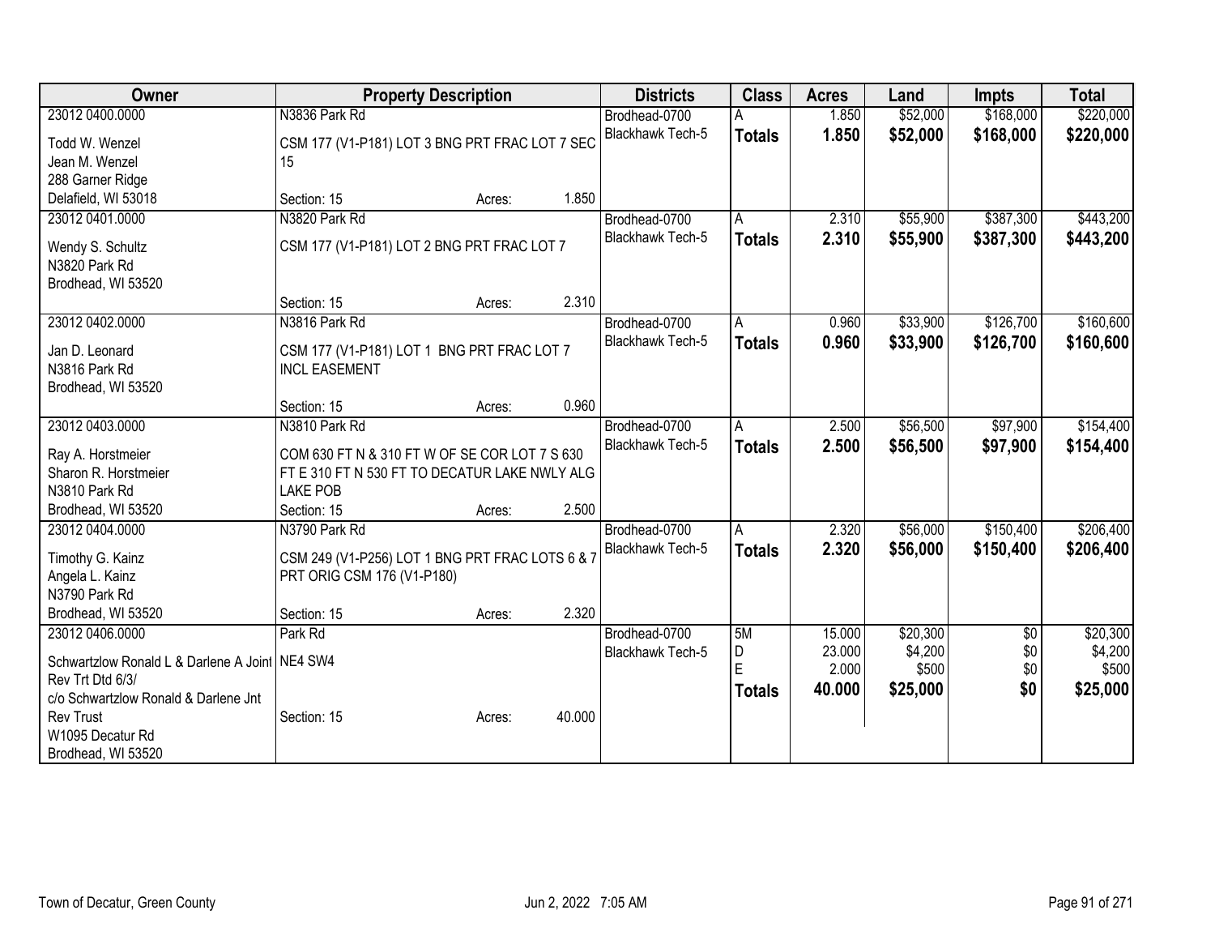| Owner | Property Description | Districts | Class | Acres | Land | Impts | Total |
|---|---|---|---|---|---|---|---|
| 23012 0400.0000<br>Todd W. Wenzel<br>Jean M. Wenzel<br>288 Garner Ridge<br>Delafield, WI 53018 | N3836 Park Rd<br>CSM 177 (V1-P181) LOT 3 BNG PRT FRAC LOT 7 SEC 15<br>Section: 15 Acres: 1.850 | Brodhead-0700<br>Blackhawk Tech-5 | A<br>**Totals** | 1.850<br>**1.850** | $52,000<br>**$52,000** | $168,000<br>**$168,000** | $220,000<br>**$220,000** |
| 23012 0401.0000<br>Wendy S. Schultz<br>N3820 Park Rd<br>Brodhead, WI 53520 | N3820 Park Rd<br>CSM 177 (V1-P181) LOT 2 BNG PRT FRAC LOT 7<br>Section: 15 Acres: 2.310 | Brodhead-0700<br>Blackhawk Tech-5 | A<br>**Totals** | 2.310<br>**2.310** | $55,900<br>**$55,900** | $387,300<br>**$387,300** | $443,200<br>**$443,200** |
| 23012 0402.0000<br>Jan D. Leonard<br>N3816 Park Rd<br>Brodhead, WI 53520 | N3816 Park Rd<br>CSM 177 (V1-P181) LOT 1 BNG PRT FRAC LOT 7 INCL EASEMENT<br>Section: 15 Acres: 0.960 | Brodhead-0700<br>Blackhawk Tech-5 | A<br>**Totals** | 0.960<br>**0.960** | $33,900<br>**$33,900** | $126,700<br>**$126,700** | $160,600<br>**$160,600** |
| 23012 0403.0000<br>Ray A. Horstmeier<br>Sharon R. Horstmeier<br>N3810 Park Rd<br>Brodhead, WI 53520 | N3810 Park Rd<br>COM 630 FT N & 310 FT W OF SE COR LOT 7 S 630 FT E 310 FT N 530 FT TO DECATUR LAKE NWLY ALG LAKE POB<br>Section: 15 Acres: 2.500 | Brodhead-0700<br>Blackhawk Tech-5 | A<br>**Totals** | 2.500<br>**2.500** | $56,500<br>**$56,500** | $97,900<br>**$97,900** | $154,400<br>**$154,400** |
| 23012 0404.0000<br>Timothy G. Kainz<br>Angela L. Kainz<br>N3790 Park Rd<br>Brodhead, WI 53520 | N3790 Park Rd<br>CSM 249 (V1-P256) LOT 1 BNG PRT FRAC LOTS 6 & 7 PRT ORIG CSM 176 (V1-P180)<br>Section: 15 Acres: 2.320 | Brodhead-0700<br>Blackhawk Tech-5 | A<br>**Totals** | 2.320<br>**2.320** | $56,000<br>**$56,000** | $150,400<br>**$150,400** | $206,400<br>**$206,400** |
| 23012 0406.0000<br>Schwartzlow Ronald L & Darlene A Joint Rev Trt Dtd 6/3/<br>c/o Schwartzlow Ronald & Darlene Jnt Rev Trust<br>W1095 Decatur Rd<br>Brodhead, WI 53520 | Park Rd<br>NE4 SW4<br>Section: 15 Acres: 40.000 | Brodhead-0700<br>Blackhawk Tech-5 | 5M<br>D<br>E<br>**Totals** | 15.000<br>23.000<br>2.000<br>**40.000** | $20,300<br>$4,200<br>$500<br>**$25,000** | $0<br>$0<br>$0<br>**$0** | $20,300<br>$4,200<br>$500<br>**$25,000** |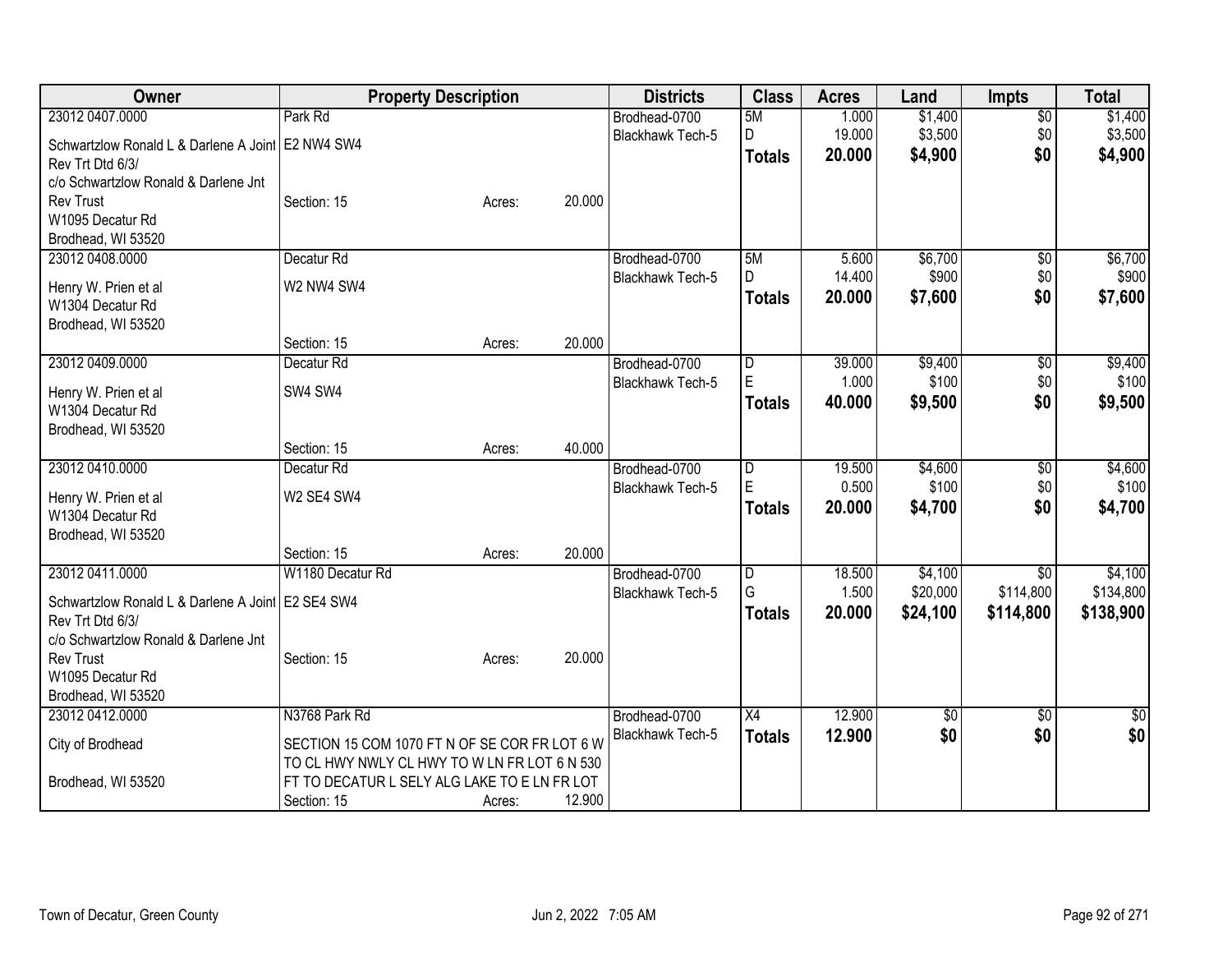| Owner | Property Description | | | Districts | Class | Acres | Land | Impts | Total |
|---|---|---|---|---|---|---|---|---|---|
| 23012 0407.0000 | Park Rd | | | Brodhead-0700 | 5M | 1.000 | $1,400 | $0 | $1,400 |
| Schwartzlow Ronald L & Darlene A Joint Rev Trt Dtd 6/3/ | E2 NW4 SW4 | | | Blackhawk Tech-5 | D | 19.000 | $3,500 | $0 | $3,500 |
| c/o Schwartzlow Ronald & Darlene Jnt Rev Trust | | | | | **Totals** | **20.000** | **$4,900** | **$0** | **$4,900** |
| W1095 Decatur Rd | Section: 15 | Acres: | 20.000 | | | | | | |
| Brodhead, WI 53520 | | | | | | | | | |
| 23012 0408.0000 | Decatur Rd | | | Brodhead-0700 | 5M | 5.600 | $6,700 | $0 | $6,700 |
| Henry W. Prien et al | W2 NW4 SW4 | | | Blackhawk Tech-5 | D | 14.400 | $900 | $0 | $900 |
| W1304 Decatur Rd | | | | | **Totals** | **20.000** | **$7,600** | **$0** | **$7,600** |
| Brodhead, WI 53520 | Section: 15 | Acres: | 20.000 | | | | | | |
| 23012 0409.0000 | Decatur Rd | | | Brodhead-0700 | D | 39.000 | $9,400 | $0 | $9,400 |
| Henry W. Prien et al | SW4 SW4 | | | Blackhawk Tech-5 | E | 1.000 | $100 | $0 | $100 |
| W1304 Decatur Rd | | | | | **Totals** | **40.000** | **$9,500** | **$0** | **$9,500** |
| Brodhead, WI 53520 | Section: 15 | Acres: | 40.000 | | | | | | |
| 23012 0410.0000 | Decatur Rd | | | Brodhead-0700 | D | 19.500 | $4,600 | $0 | $4,600 |
| Henry W. Prien et al | W2 SE4 SW4 | | | Blackhawk Tech-5 | E | 0.500 | $100 | $0 | $100 |
| W1304 Decatur Rd | | | | | **Totals** | **20.000** | **$4,700** | **$0** | **$4,700** |
| Brodhead, WI 53520 | Section: 15 | Acres: | 20.000 | | | | | | |
| 23012 0411.0000 | W1180 Decatur Rd | | | Brodhead-0700 | D | 18.500 | $4,100 | $0 | $4,100 |
| Schwartzlow Ronald L & Darlene A Joint Rev Trt Dtd 6/3/ | E2 SE4 SW4 | | | Blackhawk Tech-5 | G | 1.500 | $20,000 | $114,800 | $134,800 |
| c/o Schwartzlow Ronald & Darlene Jnt Rev Trust | | | | | **Totals** | **20.000** | **$24,100** | **$114,800** | **$138,900** |
| W1095 Decatur Rd | Section: 15 | Acres: | 20.000 | | | | | | |
| Brodhead, WI 53520 | | | | | | | | | |
| 23012 0412.0000 | N3768 Park Rd | | | Brodhead-0700 | X4 | 12.900 | $0 | $0 | $0 |
| City of Brodhead | SECTION 15 COM 1070 FT N OF SE COR FR LOT 6 W TO CL HWY NWLY CL HWY TO W LN FR LOT 6 N 530 FT TO DECATUR L SELY ALG LAKE TO E LN FR LOT | | | Blackhawk Tech-5 | **Totals** | **12.900** | **$0** | **$0** | **$0** |
| Brodhead, WI 53520 | Section: 15 | Acres: | 12.900 | | | | | | |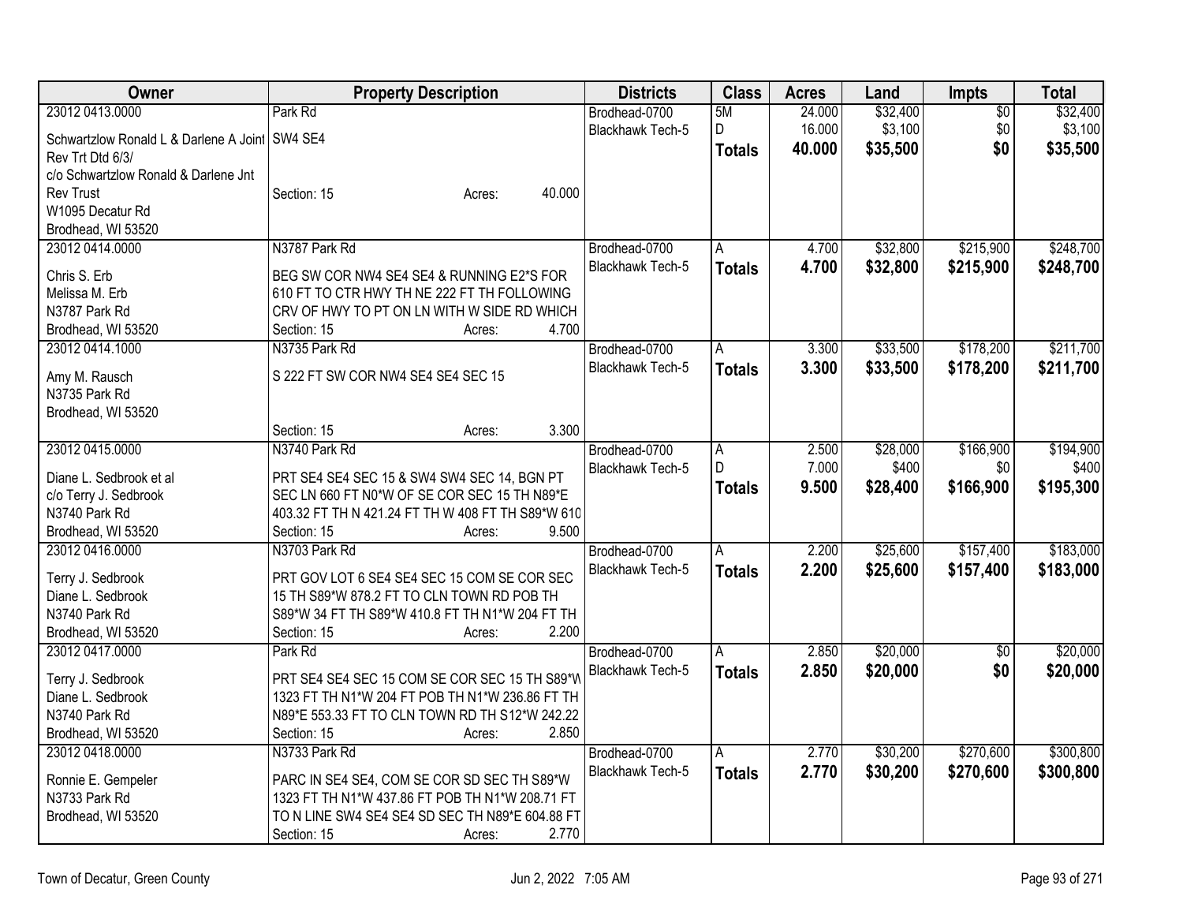| Owner | Property Description | Districts | Class | Acres | Land | Impts | Total |
|---|---|---|---|---|---|---|---|
| 23012 0413.0000<br>Schwartzlow Ronald L & Darlene A Joint Rev Trt Dtd 6/3/<br>c/o Schwartzlow Ronald & Darlene Jnt Rev Trust<br>W1095 Decatur Rd<br>Brodhead, WI 53520 | Park Rd<br>SW4 SE4<br>Section: 15 Acres: 40.000 | Brodhead-0700<br>Blackhawk Tech-5 | 5M<br>D<br>**Totals** | 24.000<br>16.000<br>**40.000** | $32,400<br>$3,100<br>**$35,500** | $0<br>$0<br>**$0** | $32,400<br>$3,100<br>**$35,500** |
| 23012 0414.0000<br>Chris S. Erb<br>Melissa M. Erb<br>N3787 Park Rd<br>Brodhead, WI 53520 | N3787 Park Rd<br>BEG SW COR NW4 SE4 SE4 & RUNNING E2*S FOR 610 FT TO CTR HWY TH NE 222 FT TH FOLLOWING CRV OF HWY TO PT ON LN WITH W SIDE RD WHICH<br>Section: 15 Acres: 4.700 | Brodhead-0700<br>Blackhawk Tech-5 | A<br>**Totals** | 4.700<br>**4.700** | $32,800<br>**$32,800** | $215,900<br>**$215,900** | $248,700<br>**$248,700** |
| 23012 0414.1000<br>Amy M. Rausch<br>N3735 Park Rd<br>Brodhead, WI 53520 | N3735 Park Rd<br>S 222 FT SW COR NW4 SE4 SE4 SEC 15<br>Section: 15 Acres: 3.300 | Brodhead-0700<br>Blackhawk Tech-5 | A<br>**Totals** | 3.300<br>**3.300** | $33,500<br>**$33,500** | $178,200<br>**$178,200** | $211,700<br>**$211,700** |
| 23012 0415.0000<br>Diane L. Sedbrook et al<br>c/o Terry J. Sedbrook<br>N3740 Park Rd<br>Brodhead, WI 53520 | N3740 Park Rd<br>PRT SE4 SE4 SEC 15 & SW4 SW4 SEC 14, BGN PT SEC LN 660 FT N0*W OF SE COR SEC 15 TH N89*E 403.32 FT TH N 421.24 FT TH W 408 FT TH S89*W 610<br>Section: 15 Acres: 9.500 | Brodhead-0700<br>Blackhawk Tech-5 | A<br>D<br>**Totals** | 2.500<br>7.000<br>**9.500** | $28,000<br>$400<br>**$28,400** | $166,900<br>$0<br>**$166,900** | $194,900<br>$400<br>**$195,300** |
| 23012 0416.0000<br>Terry J. Sedbrook<br>Diane L. Sedbrook<br>N3740 Park Rd<br>Brodhead, WI 53520 | N3703 Park Rd<br>PRT GOV LOT 6 SE4 SE4 SEC 15 COM SE COR SEC 15 TH S89*W 878.2 FT TO CLN TOWN RD POB TH S89*W 34 FT TH S89*W 410.8 FT TH N1*W 204 FT TH<br>Section: 15 Acres: 2.200 | Brodhead-0700<br>Blackhawk Tech-5 | A<br>**Totals** | 2.200<br>**2.200** | $25,600<br>**$25,600** | $157,400<br>**$157,400** | $183,000<br>**$183,000** |
| 23012 0417.0000<br>Terry J. Sedbrook<br>Diane L. Sedbrook<br>N3740 Park Rd<br>Brodhead, WI 53520 | Park Rd<br>PRT SE4 SE4 SEC 15 COM SE COR SEC 15 TH S89*W 1323 FT TH N1*W 204 FT POB TH N1*W 236.86 FT TH N89*E 553.33 FT TO CLN TOWN RD TH S12*W 242.22<br>Section: 15 Acres: 2.850 | Brodhead-0700<br>Blackhawk Tech-5 | A<br>**Totals** | 2.850<br>**2.850** | $20,000<br>**$20,000** | $0<br>**$0** | $20,000<br>**$20,000** |
| 23012 0418.0000<br>Ronnie E. Gempeler<br>N3733 Park Rd<br>Brodhead, WI 53520 | N3733 Park Rd<br>PARC IN SE4 SE4, COM SE COR SD SEC TH S89*W 1323 FT TH N1*W 437.86 FT POB TH N1*W 208.71 FT TO N LINE SW4 SE4 SE4 SD SEC TH N89*E 604.88 FT<br>Section: 15 Acres: 2.770 | Brodhead-0700<br>Blackhawk Tech-5 | A<br>**Totals** | 2.770<br>**2.770** | $30,200<br>**$30,200** | $270,600<br>**$270,600** | $300,800<br>**$300,800** |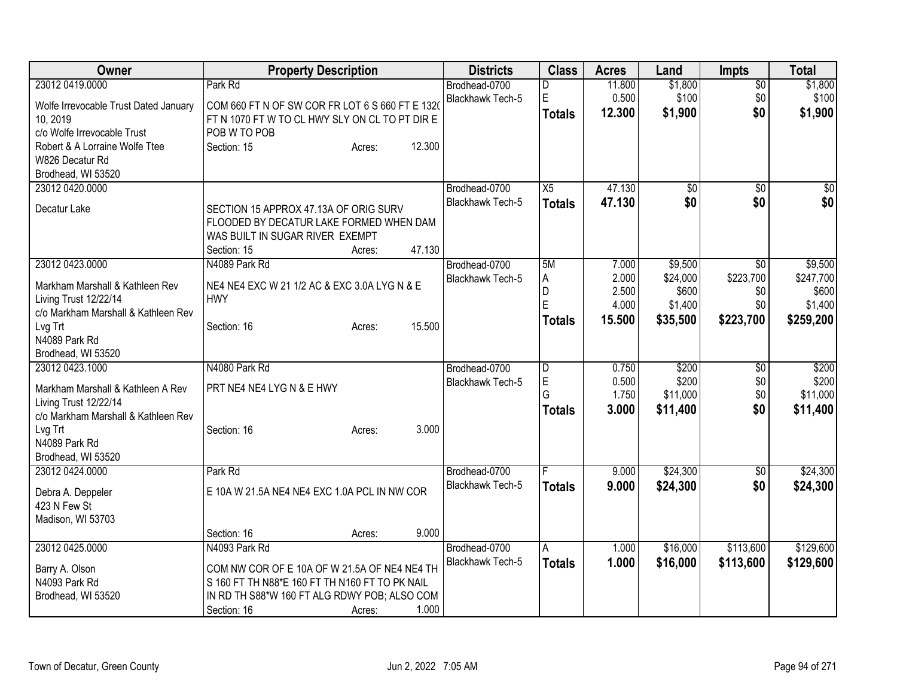| Owner | Property Description | Districts | Class | Acres | Land | Impts | Total |
|---|---|---|---|---|---|---|---|
| 23012 0419.0000<br>Wolfe Irrevocable Trust Dated January 10, 2019<br>c/o Wolfe Irrevocable Trust<br>Robert & A Lorraine Wolfe Ttee<br>W826 Decatur Rd<br>Brodhead, WI 53520 | Park Rd<br>COM 660 FT N OF SW COR FR LOT 6 S 660 FT E 1320 FT N 1070 FT W TO CL HWY SLY ON CL TO PT DIR E POB W TO POB<br>Section: 15 Acres: 12.300 | Brodhead-0700<br>Blackhawk Tech-5 | D<br>E<br>**Totals** | 11.800<br>0.500<br>**12.300** | $1,800<br>$100<br>**$1,900** | $0<br>$0<br>**$0** | $1,800<br>$100<br>**$1,900** |
| 23012 0420.0000<br>Decatur Lake | SECTION 15 APPROX 47.13A OF ORIG SURV FLOODED BY DECATUR LAKE FORMED WHEN DAM WAS BUILT IN SUGAR RIVER EXEMPT<br>Section: 15 Acres: 47.130 | Brodhead-0700<br>Blackhawk Tech-5 | X5<br>**Totals** | 47.130<br>**47.130** | $0<br>**$0** | $0<br>**$0** | $0<br>**$0** |
| 23012 0423.0000<br>Markham Marshall & Kathleen Rev Living Trust 12/22/14<br>c/o Markham Marshall & Kathleen Rev Lvg Trt<br>N4089 Park Rd<br>Brodhead, WI 53520 | N4089 Park Rd<br>NE4 NE4 EXC W 21 1/2 AC & EXC 3.0A LYG N & E HWY<br>Section: 16 Acres: 15.500 | Brodhead-0700<br>Blackhawk Tech-5 | 5M<br>A<br>D<br>E<br>**Totals** | 7.000<br>2.000<br>2.500<br>4.000<br>**15.500** | $9,500<br>$24,000<br>$600<br>$1,400<br>**$35,500** | $0<br>$223,700<br>$0<br>$0<br>**$223,700** | $9,500<br>$247,700<br>$600<br>$1,400<br>**$259,200** |
| 23012 0423.1000<br>Markham Marshall & Kathleen A Rev Living Trust 12/22/14<br>c/o Markham Marshall & Kathleen Rev Lvg Trt<br>N4089 Park Rd<br>Brodhead, WI 53520 | N4080 Park Rd<br>PRT NE4 NE4 LYG N & E HWY<br>Section: 16 Acres: 3.000 | Brodhead-0700<br>Blackhawk Tech-5 | D<br>E<br>G<br>**Totals** | 0.750<br>0.500<br>1.750<br>**3.000** | $200<br>$200<br>$11,000<br>**$11,400** | $0<br>$0<br>$0<br>**$0** | $200<br>$200<br>$11,000<br>**$11,400** |
| 23012 0424.0000<br>Debra A. Deppeler<br>423 N Few St<br>Madison, WI 53703 | Park Rd<br>E 10A W 21.5A NE4 NE4 EXC 1.0A PCL IN NW COR<br>Section: 16 Acres: 9.000 | Brodhead-0700<br>Blackhawk Tech-5 | F<br>**Totals** | 9.000<br>**9.000** | $24,300<br>**$24,300** | $0<br>**$0** | $24,300<br>**$24,300** |
| 23012 0425.0000<br>Barry A. Olson<br>N4093 Park Rd<br>Brodhead, WI 53520 | N4093 Park Rd<br>COM NW COR OF E 10A OF W 21.5A OF NE4 NE4 TH S 160 FT TH N88*E 160 FT TH N160 FT TO PK NAIL IN RD TH S88*W 160 FT ALG RDWY POB; ALSO COM<br>Section: 16 Acres: 1.000 | Brodhead-0700<br>Blackhawk Tech-5 | A<br>**Totals** | 1.000<br>**1.000** | $16,000<br>**$16,000** | $113,600<br>**$113,600** | $129,600<br>**$129,600** |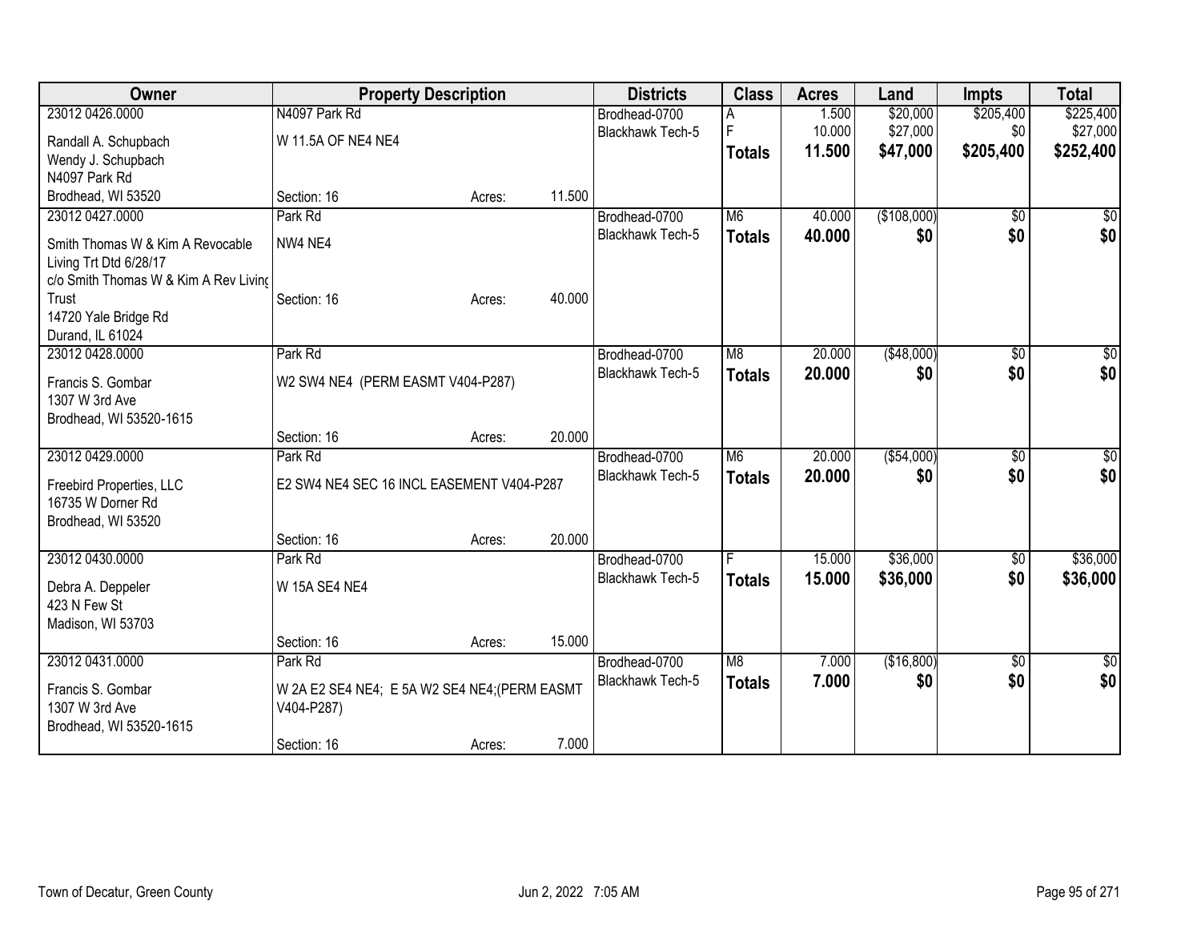| Owner | Property Description | | | Districts | Class | Acres | Land | Impts | Total |
|---|---|---|---|---|---|---|---|---|---|
| 23012 0426.0000 | N4097 Park Rd | | | Brodhead-0700 | A | 1.500 | $20,000 | $205,400 | $225,400 |
| Randall A. Schupbach | W 11.5A OF NE4 NE4 | | | Blackhawk Tech-5 | F | 10.000 | $27,000 | $0 | $27,000 |
| Wendy J. Schupbach | | | | | **Totals** | **11.500** | **$47,000** | **$205,400** | **$252,400** |
| N4097 Park Rd | | | | | | | | | |
| Brodhead, WI 53520 | Section: 16 | Acres: | 11.500 | | | | | | |
| 23012 0427.0000 | Park Rd | | | Brodhead-0700 | M6 | 40.000 | ($108,000) | $0 | $0 |
| Smith Thomas W & Kim A Revocable Living Trt Dtd 6/28/17 | NW4 NE4 | | | Blackhawk Tech-5 | **Totals** | **40.000** | **$0** | **$0** | **$0** |
| c/o Smith Thomas W & Kim A Rev Living Trust | Section: 16 | Acres: | 40.000 | | | | | | |
| 14720 Yale Bridge Rd | | | | | | | | | |
| Durand, IL 61024 | | | | | | | | | |
| 23012 0428.0000 | Park Rd | | | Brodhead-0700 | M8 | 20.000 | ($48,000) | $0 | $0 |
| Francis S. Gombar | W2 SW4 NE4 (PERM EASMT V404-P287) | | | Blackhawk Tech-5 | **Totals** | **20.000** | **$0** | **$0** | **$0** |
| 1307 W 3rd Ave | | | | | | | | | |
| Brodhead, WI 53520-1615 | | | | | | | | | |
| | Section: 16 | Acres: | 20.000 | | | | | | |
| 23012 0429.0000 | Park Rd | | | Brodhead-0700 | M6 | 20.000 | ($54,000) | $0 | $0 |
| Freebird Properties, LLC | E2 SW4 NE4 SEC 16 INCL EASEMENT V404-P287 | | | Blackhawk Tech-5 | **Totals** | **20.000** | **$0** | **$0** | **$0** |
| 16735 W Dorner Rd | | | | | | | | | |
| Brodhead, WI 53520 | | | | | | | | | |
| | Section: 16 | Acres: | 20.000 | | | | | | |
| 23012 0430.0000 | Park Rd | | | Brodhead-0700 | F | 15.000 | $36,000 | $0 | $36,000 |
| Debra A. Deppeler | W 15A SE4 NE4 | | | Blackhawk Tech-5 | **Totals** | **15.000** | **$36,000** | **$0** | **$36,000** |
| 423 N Few St | | | | | | | | | |
| Madison, WI 53703 | | | | | | | | | |
| | Section: 16 | Acres: | 15.000 | | | | | | |
| 23012 0431.0000 | Park Rd | | | Brodhead-0700 | M8 | 7.000 | ($16,800) | $0 | $0 |
| Francis S. Gombar | W 2A E2 SE4 NE4; E 5A W2 SE4 NE4;(PERM EASMT V404-P287) | | | Blackhawk Tech-5 | **Totals** | **7.000** | **$0** | **$0** | **$0** |
| 1307 W 3rd Ave | | | | | | | | | |
| Brodhead, WI 53520-1615 | | | | | | | | | |
| | Section: 16 | Acres: | 7.000 | | | | | | |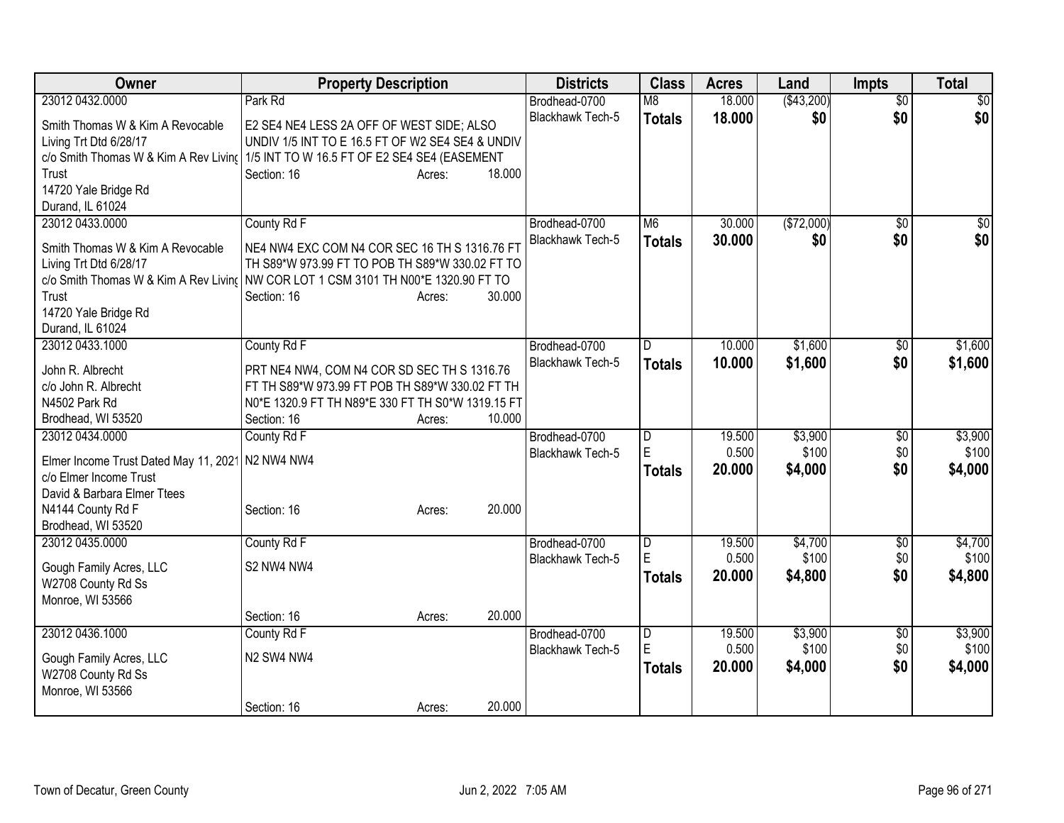| Owner | Property Description | Districts | Class | Acres | Land | Impts | Total |
|---|---|---|---|---|---|---|---|
| 23012 0432.0000<br>Smith Thomas W & Kim A Revocable Living Trt Dtd 6/28/17<br>c/o Smith Thomas W & Kim A Rev Living Trust<br>14720 Yale Bridge Rd<br>Durand, IL 61024 | Park Rd<br>E2 SE4 NE4 LESS 2A OFF OF WEST SIDE; ALSO UNDIV 1/5 INT TO E 16.5 FT OF W2 SE4 SE4 & UNDIV 1/5 INT TO W 16.5 FT OF E2 SE4 SE4 (EASEMENT<br>Section: 16 Acres: 18.000 | Brodhead-0700<br>Blackhawk Tech-5 | M8<br>**Totals** | 18.000<br>**18.000** | ($43,200)<br>**$0** | $0<br>**$0** | $0<br>**$0** |
| 23012 0433.0000<br>Smith Thomas W & Kim A Revocable Living Trt Dtd 6/28/17<br>c/o Smith Thomas W & Kim A Rev Living Trust<br>14720 Yale Bridge Rd<br>Durand, IL 61024 | County Rd F<br>NE4 NW4 EXC COM N4 COR SEC 16 TH S 1316.76 FT TH S89*W 973.99 FT TO POB TH S89*W 330.02 FT TO NW COR LOT 1 CSM 3101 TH N00*E 1320.90 FT TO<br>Section: 16 Acres: 30.000 | Brodhead-0700<br>Blackhawk Tech-5 | M6<br>**Totals** | 30.000<br>**30.000** | ($72,000)<br>**$0** | $0<br>**$0** | $0<br>**$0** |
| 23012 0433.1000<br>John R. Albrecht<br>c/o John R. Albrecht<br>N4502 Park Rd<br>Brodhead, WI 53520 | County Rd F<br>PRT NE4 NW4, COM N4 COR SD SEC TH S 1316.76 FT TH S89*W 973.99 FT POB TH S89*W 330.02 FT TH N0*E 1320.9 FT TH N89*E 330 FT TH S0*W 1319.15 FT<br>Section: 16 Acres: 10.000 | Brodhead-0700<br>Blackhawk Tech-5 | D<br>**Totals** | 10.000<br>**10.000** | $1,600<br>**$1,600** | $0<br>**$0** | $1,600<br>**$1,600** |
| 23012 0434.0000<br>Elmer Income Trust Dated May 11, 2021<br>c/o Elmer Income Trust<br>David & Barbara Elmer Ttees<br>N4144 County Rd F<br>Brodhead, WI 53520 | County Rd F<br>N2 NW4 NW4<br>Section: 16 Acres: 20.000 | Brodhead-0700<br>Blackhawk Tech-5 | D<br>E<br>**Totals** | 19.500<br>0.500<br>**20.000** | $3,900<br>$100<br>**$4,000** | $0<br>$0<br>**$0** | $3,900<br>$100<br>**$4,000** |
| 23012 0435.0000<br>Gough Family Acres, LLC<br>W2708 County Rd Ss<br>Monroe, WI 53566 | County Rd F<br>S2 NW4 NW4<br>Section: 16 Acres: 20.000 | Brodhead-0700<br>Blackhawk Tech-5 | D<br>E<br>**Totals** | 19.500<br>0.500<br>**20.000** | $4,700<br>$100<br>**$4,800** | $0<br>$0<br>**$0** | $4,700<br>$100<br>**$4,800** |
| 23012 0436.1000<br>Gough Family Acres, LLC<br>W2708 County Rd Ss<br>Monroe, WI 53566 | County Rd F<br>N2 SW4 NW4<br>Section: 16 Acres: 20.000 | Brodhead-0700<br>Blackhawk Tech-5 | D<br>E<br>**Totals** | 19.500<br>0.500<br>**20.000** | $3,900<br>$100<br>**$4,000** | $0<br>$0<br>**$0** | $3,900<br>$100<br>**$4,000** |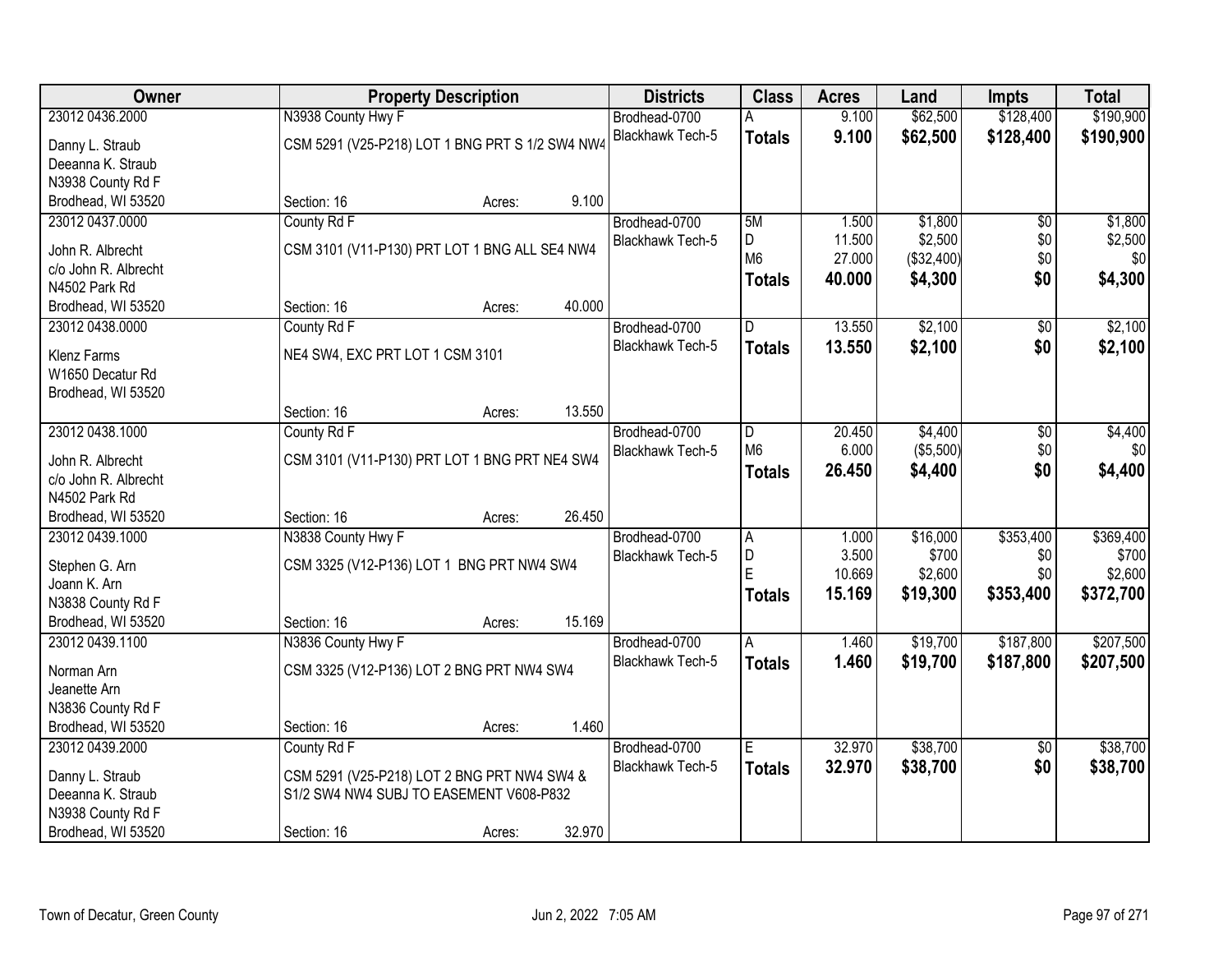| Owner | Property Description | Districts | Class | Acres | Land | Impts | Total |
|---|---|---|---|---|---|---|---|
| 23012 0436.2000<br>Danny L. Straub<br>Deeanna K. Straub<br>N3938 County Rd F<br>Brodhead, WI 53520 | N3938 County Hwy F<br>CSM 5291 (V25-P218) LOT 1 BNG PRT S 1/2 SW4 NW4<br>Section: 16 Acres: 9.100 | Brodhead-0700<br>Blackhawk Tech-5 | A<br>**Totals** | 9.100<br>**9.100** | $62,500<br>**$62,500** | $128,400<br>**$128,400** | $190,900<br>**$190,900** |
| 23012 0437.0000<br>John R. Albrecht<br>c/o John R. Albrecht<br>N4502 Park Rd<br>Brodhead, WI 53520 | County Rd F<br>CSM 3101 (V11-P130) PRT LOT 1 BNG ALL SE4 NW4<br>Section: 16 Acres: 40.000 | Brodhead-0700<br>Blackhawk Tech-5 | 5M<br>D<br>M6<br>**Totals** | 1.500<br>11.500<br>27.000<br>**40.000** | $1,800<br>$2,500<br>($32,400)<br>**$4,300** | $0<br>$0<br>$0<br>**$0** | $1,800<br>$2,500<br>$0<br>**$4,300** |
| 23012 0438.0000<br>Klenz Farms<br>W1650 Decatur Rd<br>Brodhead, WI 53520 | County Rd F<br>NE4 SW4, EXC PRT LOT 1 CSM 3101<br>Section: 16 Acres: 13.550 | Brodhead-0700<br>Blackhawk Tech-5 | D<br>**Totals** | 13.550<br>**13.550** | $2,100<br>**$2,100** | $0<br>**$0** | $2,100<br>**$2,100** |
| 23012 0438.1000<br>John R. Albrecht<br>c/o John R. Albrecht<br>N4502 Park Rd<br>Brodhead, WI 53520 | County Rd F<br>CSM 3101 (V11-P130) PRT LOT 1 BNG PRT NE4 SW4<br>Section: 16 Acres: 26.450 | Brodhead-0700<br>Blackhawk Tech-5 | D<br>M6<br>**Totals** | 20.450<br>6.000<br>**26.450** | $4,400<br>($5,500)<br>**$4,400** | $0<br>$0<br>**$0** | $4,400<br>$0<br>**$4,400** |
| 23012 0439.1000<br>Stephen G. Arn<br>Joann K. Arn<br>N3838 County Rd F<br>Brodhead, WI 53520 | N3838 County Hwy F<br>CSM 3325 (V12-P136) LOT 1 BNG PRT NW4 SW4<br>Section: 16 Acres: 15.169 | Brodhead-0700<br>Blackhawk Tech-5 | A<br>D<br>E<br>**Totals** | 1.000<br>3.500<br>10.669<br>**15.169** | $16,000<br>$700<br>$2,600<br>**$19,300** | $353,400<br>$0<br>$0<br>**$353,400** | $369,400<br>$700<br>$2,600<br>**$372,700** |
| 23012 0439.1100<br>Norman Arn<br>Jeanette Arn<br>N3836 County Rd F<br>Brodhead, WI 53520 | N3836 County Hwy F<br>CSM 3325 (V12-P136) LOT 2 BNG PRT NW4 SW4<br>Section: 16 Acres: 1.460 | Brodhead-0700<br>Blackhawk Tech-5 | A<br>**Totals** | 1.460<br>**1.460** | $19,700<br>**$19,700** | $187,800<br>**$187,800** | $207,500<br>**$207,500** |
| 23012 0439.2000<br>Danny L. Straub<br>Deeanna K. Straub<br>N3938 County Rd F<br>Brodhead, WI 53520 | County Rd F<br>CSM 5291 (V25-P218) LOT 2 BNG PRT NW4 SW4 & S1/2 SW4 NW4 SUBJ TO EASEMENT V608-P832<br>Section: 16 Acres: 32.970 | Brodhead-0700<br>Blackhawk Tech-5 | E<br>**Totals** | 32.970<br>**32.970** | $38,700<br>**$38,700** | $0<br>**$0** | $38,700<br>**$38,700** |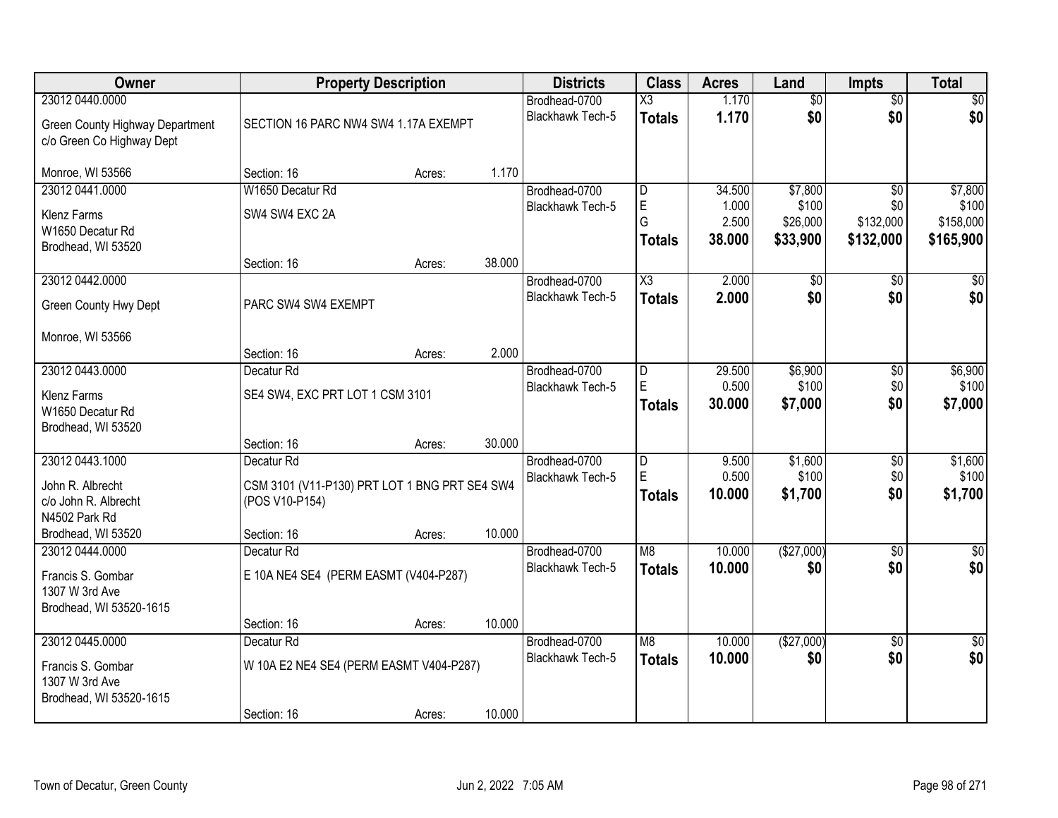| Owner | Property Description | Districts | Class | Acres | Land | Impts | Total |
|---|---|---|---|---|---|---|---|
| 23012 0440.0000<br>Green County Highway Department<br>c/o Green Co Highway Dept<br>Monroe, WI 53566 | SECTION 16 PARC NW4 SW4 1.17A EXEMPT<br>Section: 16 Acres: 1.170 | Brodhead-0700<br>Blackhawk Tech-5 | X3<br>**Totals** | 1.170<br>**1.170** | $0<br>**$0** | $0<br>**$0** | $0<br>**$0** |
| 23012 0441.0000<br>Klenz Farms<br>W1650 Decatur Rd<br>Brodhead, WI 53520 | W1650 Decatur Rd<br>SW4 SW4 EXC 2A<br>Section: 16 Acres: 38.000 | Brodhead-0700<br>Blackhawk Tech-5 | D<br>E<br>G<br>**Totals** | 34.500<br>1.000<br>2.500<br>**38.000** | $7,800<br>$100<br>$26,000<br>**$33,900** | $0<br>$0<br>$132,000<br>**$132,000** | $7,800<br>$100<br>$158,000<br>**$165,900** |
| 23012 0442.0000<br>Green County Hwy Dept<br>Monroe, WI 53566 | PARC SW4 SW4 EXEMPT<br>Section: 16 Acres: 2.000 | Brodhead-0700<br>Blackhawk Tech-5 | X3<br>**Totals** | 2.000<br>**2.000** | $0<br>**$0** | $0<br>**$0** | $0<br>**$0** |
| 23012 0443.0000<br>Klenz Farms<br>W1650 Decatur Rd<br>Brodhead, WI 53520 | Decatur Rd<br>SE4 SW4, EXC PRT LOT 1 CSM 3101<br>Section: 16 Acres: 30.000 | Brodhead-0700<br>Blackhawk Tech-5 | D<br>E<br>**Totals** | 29.500<br>0.500<br>**30.000** | $6,900<br>$100<br>**$7,000** | $0<br>$0<br>**$0** | $6,900<br>$100<br>**$7,000** |
| 23012 0443.1000<br>John R. Albrecht<br>c/o John R. Albrecht<br>N4502 Park Rd<br>Brodhead, WI 53520 | Decatur Rd<br>CSM 3101 (V11-P130) PRT LOT 1 BNG PRT SE4 SW4 (POS V10-P154)<br>Section: 16 Acres: 10.000 | Brodhead-0700<br>Blackhawk Tech-5 | D<br>E<br>**Totals** | 9.500<br>0.500<br>**10.000** | $1,600<br>$100<br>**$1,700** | $0<br>$0<br>**$0** | $1,600<br>$100<br>**$1,700** |
| 23012 0444.0000<br>Francis S. Gombar<br>1307 W 3rd Ave<br>Brodhead, WI 53520-1615 | Decatur Rd<br>E 10A NE4 SE4 (PERM EASMT (V404-P287)<br>Section: 16 Acres: 10.000 | Brodhead-0700<br>Blackhawk Tech-5 | M8<br>**Totals** | 10.000<br>**10.000** | ($27,000)<br>**$0** | $0<br>**$0** | $0<br>**$0** |
| 23012 0445.0000<br>Francis S. Gombar<br>1307 W 3rd Ave<br>Brodhead, WI 53520-1615 | Decatur Rd<br>W 10A E2 NE4 SE4 (PERM EASMT V404-P287)<br>Section: 16 Acres: 10.000 | Brodhead-0700<br>Blackhawk Tech-5 | M8<br>**Totals** | 10.000<br>**10.000** | ($27,000)<br>**$0** | $0<br>**$0** | $0<br>**$0** |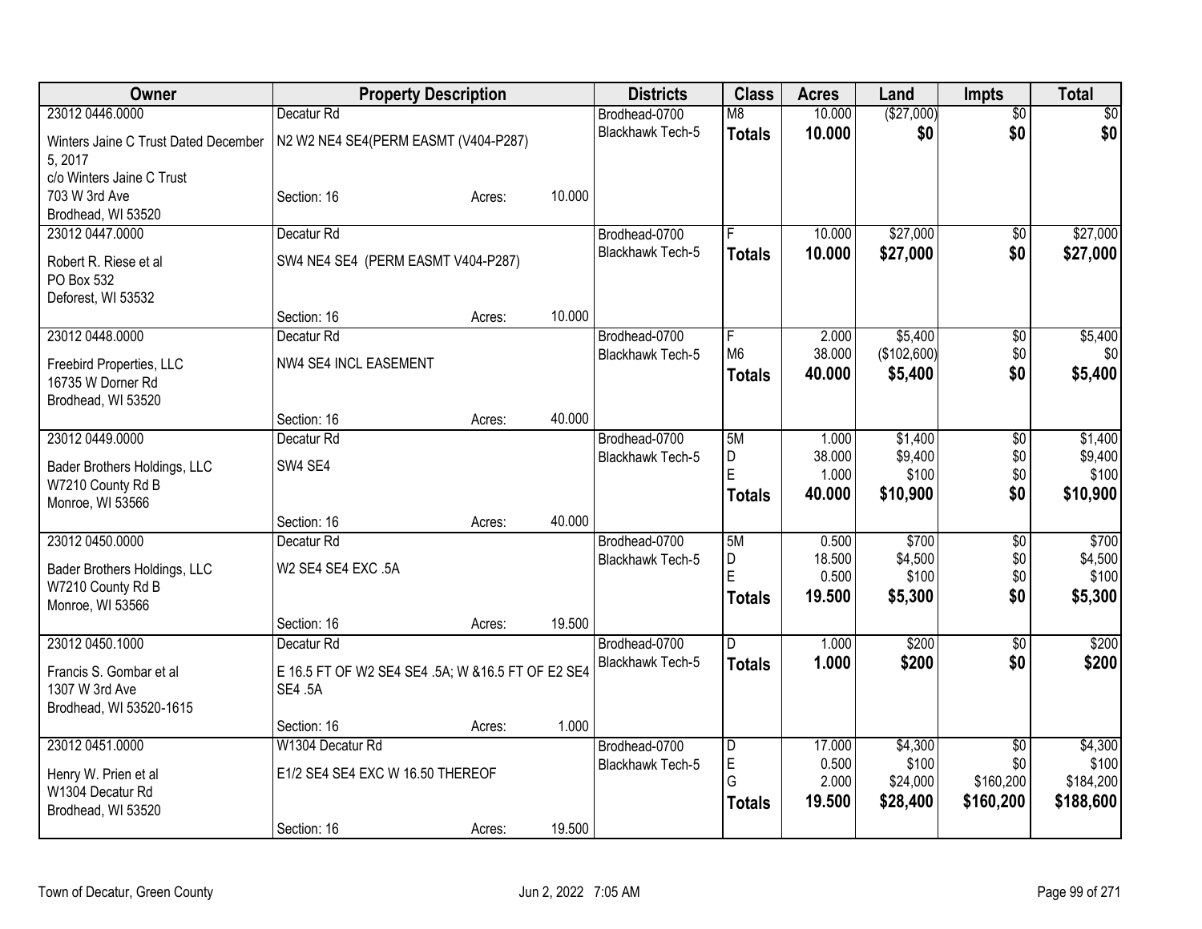| Owner | Property Description | | | Districts | Class | Acres | Land | Impts | Total |
|---|---|---|---|---|---|---|---|---|---|
| 23012 0446.0000 | Decatur Rd | | | Brodhead-0700 | M8 | 10.000 | ($27,000) | $0 | $0 |
| Winters Jaine C Trust Dated December 5, 2017 | N2 W2 NE4 SE4(PERM EASMT (V404-P287) | | | Blackhawk Tech-5 | **Totals** | **10.000** | **$0** | **$0** | **$0** |
| c/o Winters Jaine C Trust | | | | | | | | | |
| 703 W 3rd Ave | Section: 16 | Acres: | 10.000 | | | | | | |
| Brodhead, WI 53520 | | | | | | | | | |
| 23012 0447.0000 | Decatur Rd | | | Brodhead-0700 | F | 10.000 | $27,000 | $0 | $27,000 |
| Robert R. Riese et al | SW4 NE4 SE4 (PERM EASMT V404-P287) | | | Blackhawk Tech-5 | **Totals** | **10.000** | **$27,000** | **$0** | **$27,000** |
| PO Box 532 | | | | | | | | | |
| Deforest, WI 53532 | | | | | | | | | |
| | Section: 16 | Acres: | 10.000 | | | | | | |
| 23012 0448.0000 | Decatur Rd | | | Brodhead-0700 | F | 2.000 | $5,400 | $0 | $5,400 |
| Freebird Properties, LLC | NW4 SE4 INCL EASEMENT | | | Blackhawk Tech-5 | M6 | 38.000 | ($102,600) | $0 | $0 |
| 16735 W Dorner Rd | | | | | **Totals** | **40.000** | **$5,400** | **$0** | **$5,400** |
| Brodhead, WI 53520 | | | | | | | | | |
| | Section: 16 | Acres: | 40.000 | | | | | | |
| 23012 0449.0000 | Decatur Rd | | | Brodhead-0700 | 5M | 1.000 | $1,400 | $0 | $1,400 |
| Bader Brothers Holdings, LLC | SW4 SE4 | | | Blackhawk Tech-5 | D | 38.000 | $9,400 | $0 | $9,400 |
| W7210 County Rd B | | | | | E | 1.000 | $100 | $0 | $100 |
| Monroe, WI 53566 | | | | | **Totals** | **40.000** | **$10,900** | **$0** | **$10,900** |
| | Section: 16 | Acres: | 40.000 | | | | | | |
| 23012 0450.0000 | Decatur Rd | | | Brodhead-0700 | 5M | 0.500 | $700 | $0 | $700 |
| Bader Brothers Holdings, LLC | W2 SE4 SE4 EXC .5A | | | Blackhawk Tech-5 | D | 18.500 | $4,500 | $0 | $4,500 |
| W7210 County Rd B | | | | | E | 0.500 | $100 | $0 | $100 |
| Monroe, WI 53566 | | | | | **Totals** | **19.500** | **$5,300** | **$0** | **$5,300** |
| | Section: 16 | Acres: | 19.500 | | | | | | |
| 23012 0450.1000 | Decatur Rd | | | Brodhead-0700 | D | 1.000 | $200 | $0 | $200 |
| Francis S. Gombar et al | E 16.5 FT OF W2 SE4 SE4 .5A; W &16.5 FT OF E2 SE4 SE4 .5A | | | Blackhawk Tech-5 | **Totals** | **1.000** | **$200** | **$0** | **$200** |
| 1307 W 3rd Ave | | | | | | | | | |
| Brodhead, WI 53520-1615 | | | | | | | | | |
| | Section: 16 | Acres: | 1.000 | | | | | | |
| 23012 0451.0000 | W1304 Decatur Rd | | | Brodhead-0700 | D | 17.000 | $4,300 | $0 | $4,300 |
| Henry W. Prien et al | E1/2 SE4 SE4 EXC W 16.50 THEREOF | | | Blackhawk Tech-5 | E | 0.500 | $100 | $0 | $100 |
| W1304 Decatur Rd | | | | | G | 2.000 | $24,000 | $160,200 | $184,200 |
| Brodhead, WI 53520 | | | | | **Totals** | **19.500** | **$28,400** | **$160,200** | **$188,600** |
| | Section: 16 | Acres: | 19.500 | | | | | | |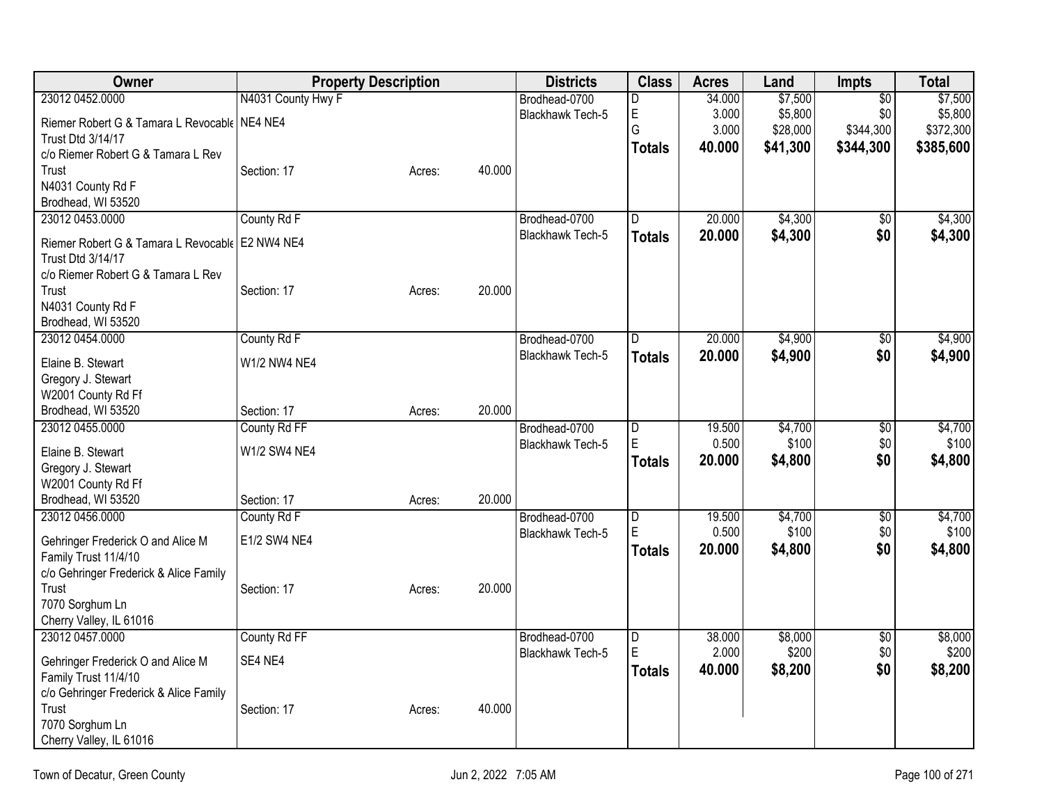| Owner | Property Description | | | Districts | Class | Acres | Land | Impts | Total |
|---|---|---|---|---|---|---|---|---|---|
| 23012 0452.0000 | N4031 County Hwy F | | | Brodhead-0700 | D | 34.000 | $7,500 | $0 | $7,500 |
| Riemer Robert G & Tamara L Revocable Trust Dtd 3/14/17 | NE4 NE4 | | | Blackhawk Tech-5 | E | 3.000 | $5,800 | $0 | $5,800 |
| c/o Riemer Robert G & Tamara L Rev Trust | | | | | G | 3.000 | $28,000 | $344,300 | $372,300 |
| N4031 County Rd F | Section: 17 | Acres: | 40.000 | | **Totals** | **40.000** | **$41,300** | **$344,300** | **$385,600** |
| Brodhead, WI 53520 | | | | | | | | | |
| 23012 0453.0000 | County Rd F | | | Brodhead-0700 | D | 20.000 | $4,300 | $0 | $4,300 |
| Riemer Robert G & Tamara L Revocable Trust Dtd 3/14/17 | E2 NW4 NE4 | | | Blackhawk Tech-5 | **Totals** | **20.000** | **$4,300** | **$0** | **$4,300** |
| c/o Riemer Robert G & Tamara L Rev Trust | Section: 17 | Acres: | 20.000 | | | | | | |
| N4031 County Rd F | | | | | | | | | |
| Brodhead, WI 53520 | | | | | | | | | |
| 23012 0454.0000 | County Rd F | | | Brodhead-0700 | D | 20.000 | $4,900 | $0 | $4,900 |
| Elaine B. Stewart | W1/2 NW4 NE4 | | | Blackhawk Tech-5 | **Totals** | **20.000** | **$4,900** | **$0** | **$4,900** |
| Gregory J. Stewart | | | | | | | | | |
| W2001 County Rd Ff | | | | | | | | | |
| Brodhead, WI 53520 | Section: 17 | Acres: | 20.000 | | | | | | |
| 23012 0455.0000 | County Rd FF | | | Brodhead-0700 | D | 19.500 | $4,700 | $0 | $4,700 |
| Elaine B. Stewart | W1/2 SW4 NE4 | | | Blackhawk Tech-5 | E | 0.500 | $100 | $0 | $100 |
| Gregory J. Stewart | | | | | **Totals** | **20.000** | **$4,800** | **$0** | **$4,800** |
| W2001 County Rd Ff | | | | | | | | | |
| Brodhead, WI 53520 | Section: 17 | Acres: | 20.000 | | | | | | |
| 23012 0456.0000 | County Rd F | | | Brodhead-0700 | D | 19.500 | $4,700 | $0 | $4,700 |
| Gehringer Frederick O and Alice M Family Trust 11/4/10 | E1/2 SW4 NE4 | | | Blackhawk Tech-5 | E | 0.500 | $100 | $0 | $100 |
| c/o Gehringer Frederick & Alice Family Trust | Section: 17 | Acres: | 20.000 | | **Totals** | **20.000** | **$4,800** | **$0** | **$4,800** |
| 7070 Sorghum Ln | | | | | | | | | |
| Cherry Valley, IL 61016 | | | | | | | | | |
| 23012 0457.0000 | County Rd FF | | | Brodhead-0700 | D | 38.000 | $8,000 | $0 | $8,000 |
| Gehringer Frederick O and Alice M Family Trust 11/4/10 | SE4 NE4 | | | Blackhawk Tech-5 | E | 2.000 | $200 | $0 | $200 |
| c/o Gehringer Frederick & Alice Family Trust | Section: 17 | Acres: | 40.000 | | **Totals** | **40.000** | **$8,200** | **$0** | **$8,200** |
| 7070 Sorghum Ln | | | | | | | | | |
| Cherry Valley, IL 61016 | | | | | | | | | |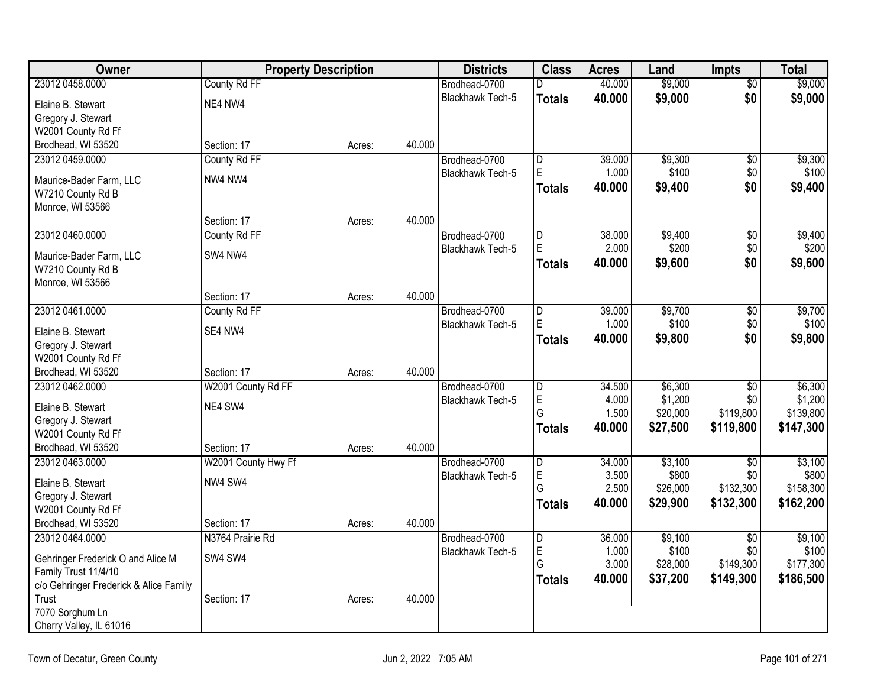| Owner | Property Description | | | Districts | Class | Acres | Land | Impts | Total |
|---|---|---|---|---|---|---|---|---|---|
| 23012 0458.0000 | County Rd FF | | | Brodhead-0700 | D | 40.000 | $9,000 | $0 | $9,000 |
| Elaine B. Stewart | NE4 NW4 | | | Blackhawk Tech-5 | **Totals** | **40.000** | **$9,000** | **$0** | **$9,000** |
| Gregory J. Stewart | | | | | | | | | |
| W2001 County Rd Ff | | | | | | | | | |
| Brodhead, WI 53520 | Section: 17 | Acres: | 40.000 | | | | | | |
| 23012 0459.0000 | County Rd FF | | | Brodhead-0700 | D | 39.000 | $9,300 | $0 | $9,300 |
| Maurice-Bader Farm, LLC | NW4 NW4 | | | Blackhawk Tech-5 | E | 1.000 | $100 | $0 | $100 |
| W7210 County Rd B | | | | | **Totals** | **40.000** | **$9,400** | **$0** | **$9,400** |
| Monroe, WI 53566 | | | | | | | | | |
| | Section: 17 | Acres: | 40.000 | | | | | | |
| 23012 0460.0000 | County Rd FF | | | Brodhead-0700 | D | 38.000 | $9,400 | $0 | $9,400 |
| Maurice-Bader Farm, LLC | SW4 NW4 | | | Blackhawk Tech-5 | E | 2.000 | $200 | $0 | $200 |
| W7210 County Rd B | | | | | **Totals** | **40.000** | **$9,600** | **$0** | **$9,600** |
| Monroe, WI 53566 | | | | | | | | | |
| | Section: 17 | Acres: | 40.000 | | | | | | |
| 23012 0461.0000 | County Rd FF | | | Brodhead-0700 | D | 39.000 | $9,700 | $0 | $9,700 |
| Elaine B. Stewart | SE4 NW4 | | | Blackhawk Tech-5 | E | 1.000 | $100 | $0 | $100 |
| Gregory J. Stewart | | | | | **Totals** | **40.000** | **$9,800** | **$0** | **$9,800** |
| W2001 County Rd Ff | | | | | | | | | |
| Brodhead, WI 53520 | Section: 17 | Acres: | 40.000 | | | | | | |
| 23012 0462.0000 | W2001 County Rd FF | | | Brodhead-0700 | D | 34.500 | $6,300 | $0 | $6,300 |
| Elaine B. Stewart | NE4 SW4 | | | Blackhawk Tech-5 | E | 4.000 | $1,200 | $0 | $1,200 |
| Gregory J. Stewart | | | | | G | 1.500 | $20,000 | $119,800 | $139,800 |
| W2001 County Rd Ff | | | | | **Totals** | **40.000** | **$27,500** | **$119,800** | **$147,300** |
| Brodhead, WI 53520 | Section: 17 | Acres: | 40.000 | | | | | | |
| 23012 0463.0000 | W2001 County Hwy Ff | | | Brodhead-0700 | D | 34.000 | $3,100 | $0 | $3,100 |
| Elaine B. Stewart | NW4 SW4 | | | Blackhawk Tech-5 | E | 3.500 | $800 | $0 | $800 |
| Gregory J. Stewart | | | | | G | 2.500 | $26,000 | $132,300 | $158,300 |
| W2001 County Rd Ff | | | | | **Totals** | **40.000** | **$29,900** | **$132,300** | **$162,200** |
| Brodhead, WI 53520 | Section: 17 | Acres: | 40.000 | | | | | | |
| 23012 0464.0000 | N3764 Prairie Rd | | | Brodhead-0700 | D | 36.000 | $9,100 | $0 | $9,100 |
| Gehringer Frederick O and Alice M | SW4 SW4 | | | Blackhawk Tech-5 | E | 1.000 | $100 | $0 | $100 |
| Family Trust 11/4/10 | | | | | G | 3.000 | $28,000 | $149,300 | $177,300 |
| c/o Gehringer Frederick & Alice Family | | | | | **Totals** | **40.000** | **$37,200** | **$149,300** | **$186,500** |
| Trust | Section: 17 | Acres: | 40.000 | | | | | | |
| 7070 Sorghum Ln | | | | | | | | | |
| Cherry Valley, IL 61016 | | | | | | | | | |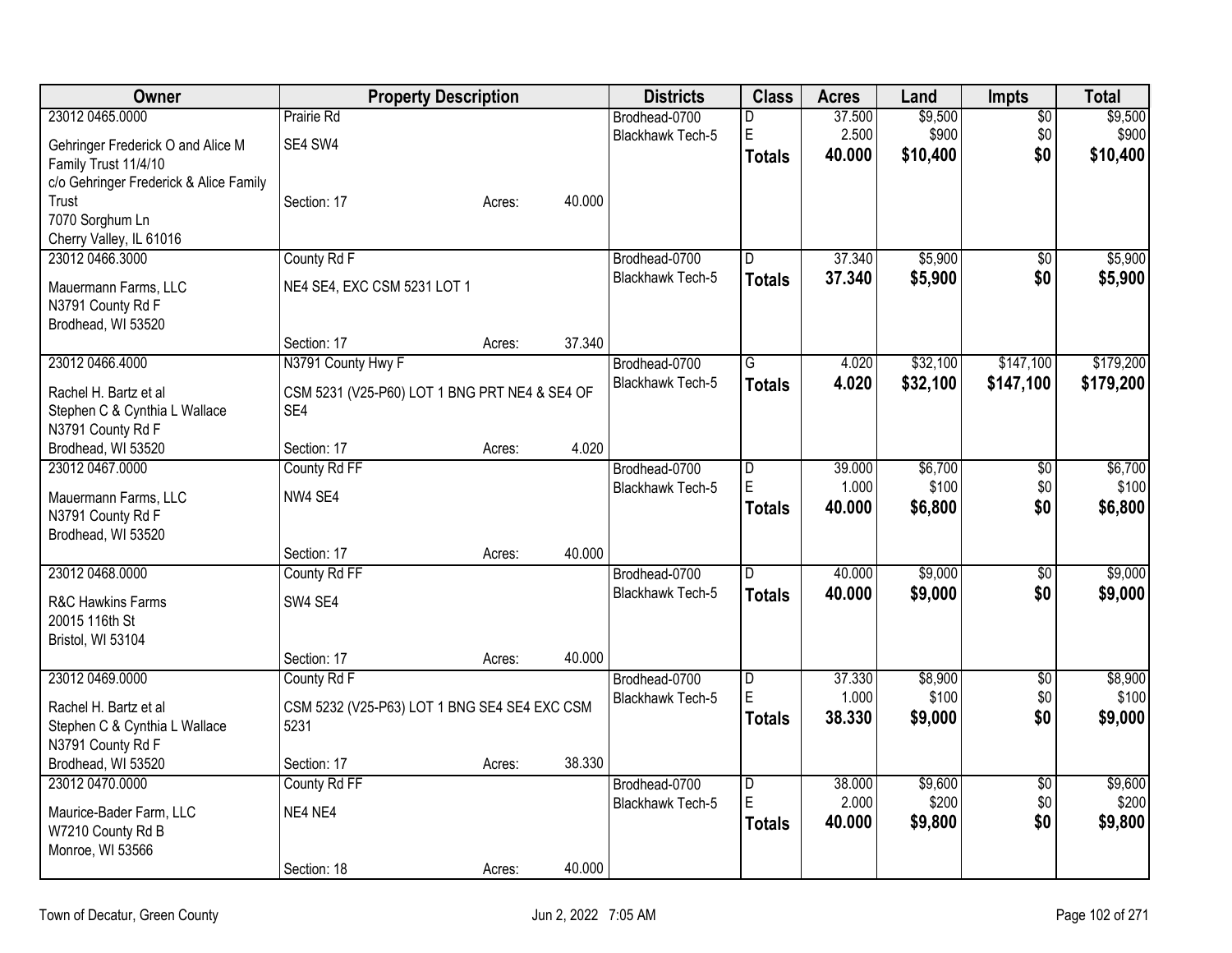| Owner | Property Description | Districts | Class | Acres | Land | Impts | Total |
|---|---|---|---|---|---|---|---|
| 23012 0465.0000<br>Gehringer Frederick O and Alice M Family Trust 11/4/10<br>c/o Gehringer Frederick & Alice Family Trust<br>7070 Sorghum Ln<br>Cherry Valley, IL 61016 | Prairie Rd<br>SE4 SW4<br>Section: 17 Acres: 40.000 | Brodhead-0700<br>Blackhawk Tech-5 | D<br>E<br>**Totals** | 37.500<br>2.500<br>**40.000** | $9,500<br>$900<br>**$10,400** | $0<br>$0<br>**$0** | $9,500<br>$900<br>**$10,400** |
| 23012 0466.3000<br>Mauermann Farms, LLC<br>N3791 County Rd F<br>Brodhead, WI 53520 | County Rd F<br>NE4 SE4, EXC CSM 5231 LOT 1<br>Section: 17 Acres: 37.340 | Brodhead-0700<br>Blackhawk Tech-5 | D<br>**Totals** | 37.340<br>**37.340** | $5,900<br>**$5,900** | $0<br>**$0** | $5,900<br>**$5,900** |
| 23012 0466.4000<br>Rachel H. Bartz et al<br>Stephen C & Cynthia L Wallace<br>N3791 County Rd F<br>Brodhead, WI 53520 | N3791 County Hwy F<br>CSM 5231 (V25-P60) LOT 1 BNG PRT NE4 & SE4 OF SE4<br>Section: 17 Acres: 4.020 | Brodhead-0700<br>Blackhawk Tech-5 | G<br>**Totals** | 4.020<br>**4.020** | $32,100<br>**$32,100** | $147,100<br>**$147,100** | $179,200<br>**$179,200** |
| 23012 0467.0000<br>Mauermann Farms, LLC<br>N3791 County Rd F<br>Brodhead, WI 53520 | County Rd FF<br>NW4 SE4<br>Section: 17 Acres: 40.000 | Brodhead-0700<br>Blackhawk Tech-5 | D<br>E<br>**Totals** | 39.000<br>1.000<br>**40.000** | $6,700<br>$100<br>**$6,800** | $0<br>$0<br>**$0** | $6,700<br>$100<br>**$6,800** |
| 23012 0468.0000<br>R&C Hawkins Farms<br>20015 116th St<br>Bristol, WI 53104 | County Rd FF<br>SW4 SE4<br>Section: 17 Acres: 40.000 | Brodhead-0700<br>Blackhawk Tech-5 | D<br>**Totals** | 40.000<br>**40.000** | $9,000<br>**$9,000** | $0<br>**$0** | $9,000<br>**$9,000** |
| 23012 0469.0000<br>Rachel H. Bartz et al<br>Stephen C & Cynthia L Wallace<br>N3791 County Rd F<br>Brodhead, WI 53520 | County Rd F<br>CSM 5232 (V25-P63) LOT 1 BNG SE4 SE4 EXC CSM 5231<br>Section: 17 Acres: 38.330 | Brodhead-0700<br>Blackhawk Tech-5 | D<br>E<br>**Totals** | 37.330<br>1.000<br>**38.330** | $8,900<br>$100<br>**$9,000** | $0<br>$0<br>**$0** | $8,900<br>$100<br>**$9,000** |
| 23012 0470.0000<br>Maurice-Bader Farm, LLC<br>W7210 County Rd B<br>Monroe, WI 53566 | County Rd FF<br>NE4 NE4<br>Section: 18 Acres: 40.000 | Brodhead-0700<br>Blackhawk Tech-5 | D<br>E<br>**Totals** | 38.000<br>2.000<br>**40.000** | $9,600<br>$200<br>**$9,800** | $0<br>$0<br>**$0** | $9,600<br>$200<br>**$9,800** |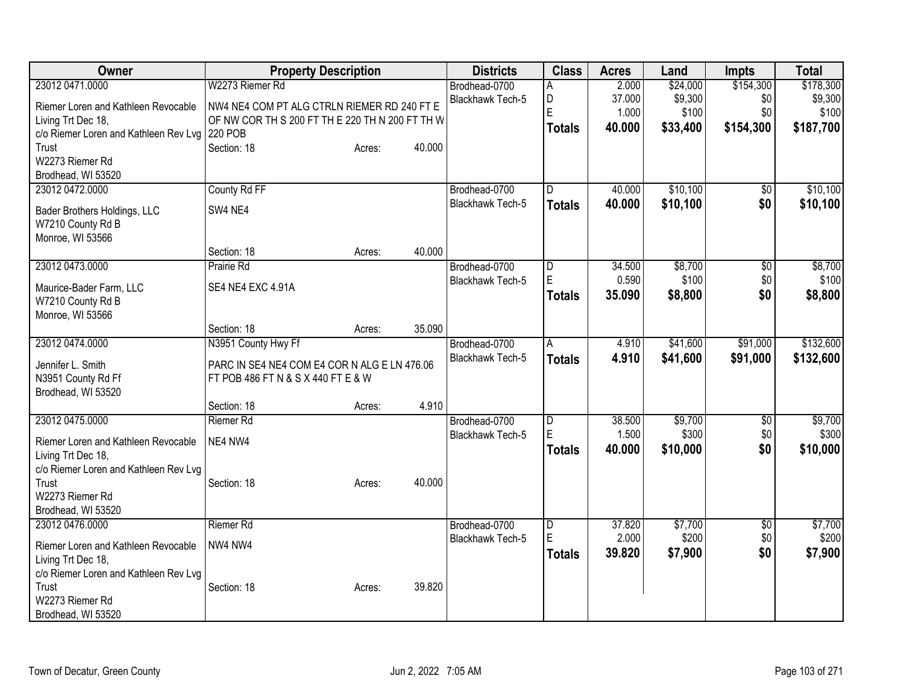| Owner | Property Description | | | Districts | Class | Acres | Land | Impts | Total |
|---|---|---|---|---|---|---|---|---|---|
| 23012 0471.0000 | W2273 Riemer Rd | | | Brodhead-0700 | A | 2.000 | $24,000 | $154,300 | $178,300 |
| Riemer Loren and Kathleen Revocable Living Trt Dec 18, c/o Riemer Loren and Kathleen Rev Lvg Trust W2273 Riemer Rd Brodhead, WI 53520 | NW4 NE4 COM PT ALG CTRLN RIEMER RD 240 FT E OF NW COR TH S 200 FT TH E 220 TH N 200 FT TH W 220 POB | | | Blackhawk Tech-5 | D | 37.000 | $9,300 | $0 | $9,300 |
| | | | | | E | 1.000 | $100 | $0 | $100 |
| | | | | | **Totals** | **40.000** | **$33,400** | **$154,300** | **$187,700** |
| | Section: 18 | Acres: | 40.000 | | | | | | |
| 23012 0472.0000 | County Rd FF | | | Brodhead-0700 | D | 40.000 | $10,100 | $0 | $10,100 |
| Bader Brothers Holdings, LLC W7210 County Rd B Monroe, WI 53566 | SW4 NE4 | | | Blackhawk Tech-5 | **Totals** | **40.000** | **$10,100** | **$0** | **$10,100** |
| | Section: 18 | Acres: | 40.000 | | | | | | |
| 23012 0473.0000 | Prairie Rd | | | Brodhead-0700 | D | 34.500 | $8,700 | $0 | $8,700 |
| Maurice-Bader Farm, LLC W7210 County Rd B Monroe, WI 53566 | SE4 NE4 EXC 4.91A | | | Blackhawk Tech-5 | E | 0.590 | $100 | $0 | $100 |
| | | | | | **Totals** | **35.090** | **$8,800** | **$0** | **$8,800** |
| | Section: 18 | Acres: | 35.090 | | | | | | |
| 23012 0474.0000 | N3951 County Hwy Ff | | | Brodhead-0700 | A | 4.910 | $41,600 | $91,000 | $132,600 |
| Jennifer L. Smith N3951 County Rd Ff Brodhead, WI 53520 | PARC IN SE4 NE4 COM E4 COR N ALG E LN 476.06 FT POB 486 FT N & S X 440 FT E & W | | | Blackhawk Tech-5 | **Totals** | **4.910** | **$41,600** | **$91,000** | **$132,600** |
| | Section: 18 | Acres: | 4.910 | | | | | | |
| 23012 0475.0000 | Riemer Rd | | | Brodhead-0700 | D | 38.500 | $9,700 | $0 | $9,700 |
| Riemer Loren and Kathleen Revocable Living Trt Dec 18, c/o Riemer Loren and Kathleen Rev Lvg Trust W2273 Riemer Rd Brodhead, WI 53520 | NE4 NW4 | | | Blackhawk Tech-5 | E | 1.500 | $300 | $0 | $300 |
| | | | | | **Totals** | **40.000** | **$10,000** | **$0** | **$10,000** |
| | Section: 18 | Acres: | 40.000 | | | | | | |
| 23012 0476.0000 | Riemer Rd | | | Brodhead-0700 | D | 37.820 | $7,700 | $0 | $7,700 |
| Riemer Loren and Kathleen Revocable Living Trt Dec 18, c/o Riemer Loren and Kathleen Rev Lvg Trust W2273 Riemer Rd Brodhead, WI 53520 | NW4 NW4 | | | Blackhawk Tech-5 | E | 2.000 | $200 | $0 | $200 |
| | | | | | **Totals** | **39.820** | **$7,900** | **$0** | **$7,900** |
| | Section: 18 | Acres: | 39.820 | | | | | | |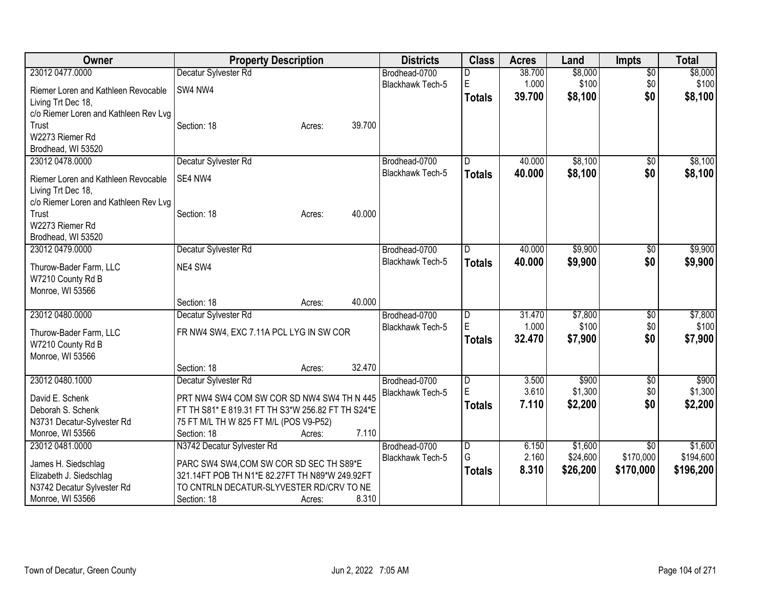| Owner | Property Description | | | Districts | Class | Acres | Land | Impts | Total |
|---|---|---|---|---|---|---|---|---|---|
| 23012 0477.0000 | Decatur Sylvester Rd | | | Brodhead-0700 | D | 38.700 | $8,000 | $0 | $8,000 |
| Riemer Loren and Kathleen Revocable Living Trt Dec 18, | SW4 NW4 | | | Blackhawk Tech-5 | E | 1.000 | $100 | $0 | $100 |
| c/o Riemer Loren and Kathleen Rev Lvg Trust | | | | | **Totals** | **39.700** | **$8,100** | **$0** | **$8,100** |
| W2273 Riemer Rd | Section: 18 | Acres: | 39.700 | | | | | | |
| Brodhead, WI 53520 | | | | | | | | | |
| 23012 0478.0000 | Decatur Sylvester Rd | | | Brodhead-0700 | D | 40.000 | $8,100 | $0 | $8,100 |
| Riemer Loren and Kathleen Revocable Living Trt Dec 18, | SE4 NW4 | | | Blackhawk Tech-5 | **Totals** | **40.000** | **$8,100** | **$0** | **$8,100** |
| c/o Riemer Loren and Kathleen Rev Lvg Trust | | | | | | | | | |
| W2273 Riemer Rd | Section: 18 | Acres: | 40.000 | | | | | | |
| Brodhead, WI 53520 | | | | | | | | | |
| 23012 0479.0000 | Decatur Sylvester Rd | | | Brodhead-0700 | D | 40.000 | $9,900 | $0 | $9,900 |
| Thurow-Bader Farm, LLC | NE4 SW4 | | | Blackhawk Tech-5 | **Totals** | **40.000** | **$9,900** | **$0** | **$9,900** |
| W7210 County Rd B | | | | | | | | | |
| Monroe, WI 53566 | Section: 18 | Acres: | 40.000 | | | | | | |
| 23012 0480.0000 | Decatur Sylvester Rd | | | Brodhead-0700 | D | 31.470 | $7,800 | $0 | $7,800 |
| Thurow-Bader Farm, LLC | FR NW4 SW4, EXC 7.11A PCL LYG IN SW COR | | | Blackhawk Tech-5 | E | 1.000 | $100 | $0 | $100 |
| W7210 County Rd B | | | | | **Totals** | **32.470** | **$7,900** | **$0** | **$7,900** |
| Monroe, WI 53566 | Section: 18 | Acres: | 32.470 | | | | | | |
| 23012 0480.1000 | Decatur Sylvester Rd | | | Brodhead-0700 | D | 3.500 | $900 | $0 | $900 |
| David E. Schenk | PRT NW4 SW4 COM SW COR SD NW4 SW4 TH N 445 | | | Blackhawk Tech-5 | E | 3.610 | $1,300 | $0 | $1,300 |
| Deborah S. Schenk | FT TH S81* E 819.31 FT TH S3*W 256.82 FT TH S24*E | | | | **Totals** | **7.110** | **$2,200** | **$0** | **$2,200** |
| N3731 Decatur-Sylvester Rd | 75 FT M/L TH W 825 FT M/L (POS V9-P52) | | | | | | | | |
| Monroe, WI 53566 | Section: 18 | Acres: | 7.110 | | | | | | |
| 23012 0481.0000 | N3742 Decatur Sylvester Rd | | | Brodhead-0700 | D | 6.150 | $1,600 | $0 | $1,600 |
| James H. Siedschlag | PARC SW4 SW4,COM SW COR SD SEC TH S89*E | | | Blackhawk Tech-5 | G | 2.160 | $24,600 | $170,000 | $194,600 |
| Elizabeth J. Siedschlag | 321.14FT POB TH N1*E 82.27FT TH N89*W 249.92FT | | | | **Totals** | **8.310** | **$26,200** | **$170,000** | **$196,200** |
| N3742 Decatur Sylvester Rd | TO CNTRLN DECATUR-SLYVESTER RD/CRV TO NE | | | | | | | | |
| Monroe, WI 53566 | Section: 18 | Acres: | 8.310 | | | | | | |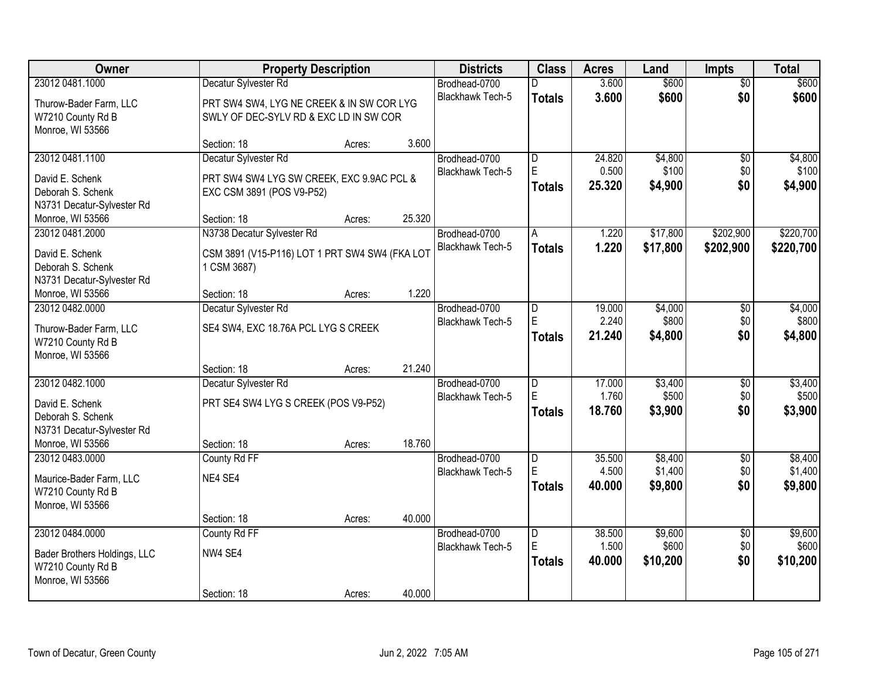| Owner | Property Description | | | Districts | Class | Acres | Land | Impts | Total |
|---|---|---|---|---|---|---|---|---|---|
| 23012 0481.1000 | Decatur Sylvester Rd | | | Brodhead-0700 | D | 3.600 | $600 | $0 | $600 |
| Thurow-Bader Farm, LLC<br>W7210 County Rd B<br>Monroe, WI 53566 | PRT SW4 SW4, LYG NE CREEK & IN SW COR LYG SWLY OF DEC-SYLV RD & EXC LD IN SW COR | | | Blackhawk Tech-5 | **Totals** | **3.600** | **$600** | **$0** | **$600** |
| | Section: 18 | Acres: | 3.600 | | | | | | |
| 23012 0481.1100 | Decatur Sylvester Rd | | | Brodhead-0700 | D | 24.820 | $4,800 | $0 | $4,800 |
| David E. Schenk<br>Deborah S. Schenk<br>N3731 Decatur-Sylvester Rd<br>Monroe, WI 53566 | PRT SW4 SW4 LYG SW CREEK, EXC 9.9AC PCL & EXC CSM 3891 (POS V9-P52) | | | Blackhawk Tech-5 | E | 0.500 | $100 | $0 | $100 |
| | | | | | **Totals** | **25.320** | **$4,900** | **$0** | **$4,900** |
| | Section: 18 | Acres: | 25.320 | | | | | | |
| 23012 0481.2000 | N3738 Decatur Sylvester Rd | | | Brodhead-0700 | A | 1.220 | $17,800 | $202,900 | $220,700 |
| David E. Schenk<br>Deborah S. Schenk<br>N3731 Decatur-Sylvester Rd<br>Monroe, WI 53566 | CSM 3891 (V15-P116) LOT 1 PRT SW4 SW4 (FKA LOT 1 CSM 3687) | | | Blackhawk Tech-5 | **Totals** | **1.220** | **$17,800** | **$202,900** | **$220,700** |
| | Section: 18 | Acres: | 1.220 | | | | | | |
| 23012 0482.0000 | Decatur Sylvester Rd | | | Brodhead-0700 | D | 19.000 | $4,000 | $0 | $4,000 |
| Thurow-Bader Farm, LLC<br>W7210 County Rd B<br>Monroe, WI 53566 | SE4 SW4, EXC 18.76A PCL LYG S CREEK | | | Blackhawk Tech-5 | E | 2.240 | $800 | $0 | $800 |
| | | | | | **Totals** | **21.240** | **$4,800** | **$0** | **$4,800** |
| | Section: 18 | Acres: | 21.240 | | | | | | |
| 23012 0482.1000 | Decatur Sylvester Rd | | | Brodhead-0700 | D | 17.000 | $3,400 | $0 | $3,400 |
| David E. Schenk<br>Deborah S. Schenk<br>N3731 Decatur-Sylvester Rd<br>Monroe, WI 53566 | PRT SE4 SW4 LYG S CREEK (POS V9-P52) | | | Blackhawk Tech-5 | E | 1.760 | $500 | $0 | $500 |
| | | | | | **Totals** | **18.760** | **$3,900** | **$0** | **$3,900** |
| | Section: 18 | Acres: | 18.760 | | | | | | |
| 23012 0483.0000 | County Rd FF | | | Brodhead-0700 | D | 35.500 | $8,400 | $0 | $8,400 |
| Maurice-Bader Farm, LLC<br>W7210 County Rd B<br>Monroe, WI 53566 | NE4 SE4 | | | Blackhawk Tech-5 | E | 4.500 | $1,400 | $0 | $1,400 |
| | | | | | **Totals** | **40.000** | **$9,800** | **$0** | **$9,800** |
| | Section: 18 | Acres: | 40.000 | | | | | | |
| 23012 0484.0000 | County Rd FF | | | Brodhead-0700 | D | 38.500 | $9,600 | $0 | $9,600 |
| Bader Brothers Holdings, LLC<br>W7210 County Rd B<br>Monroe, WI 53566 | NW4 SE4 | | | Blackhawk Tech-5 | E | 1.500 | $600 | $0 | $600 |
| | | | | | **Totals** | **40.000** | **$10,200** | **$0** | **$10,200** |
| | Section: 18 | Acres: | 40.000 | | | | | | |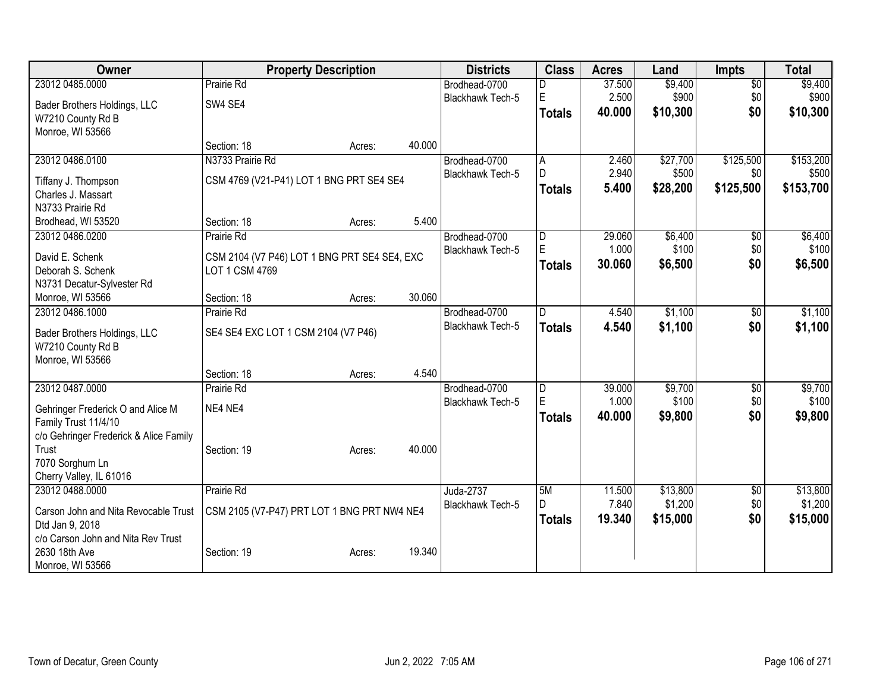| Owner | Property Description | | Districts | Class | Acres | Land | Impts | Total |
|---|---|---|---|---|---|---|---|---|
| 23012 0485.0000 | Prairie Rd | | Brodhead-0700 | D | 37.500 | $9,400 | $0 | $9,400 |
| Bader Brothers Holdings, LLC<br>W7210 County Rd B<br>Monroe, WI 53566 | SW4 SE4 | | Blackhawk Tech-5 | E | 2.500 | $900 | $0 | $900 |
| | | | | **Totals** | **40.000** | **$10,300** | **$0** | **$10,300** |
| | Section: 18 | Acres: 40.000 | | | | | | |
| 23012 0486.0100 | N3733 Prairie Rd | | Brodhead-0700 | A | 2.460 | $27,700 | $125,500 | $153,200 |
| Tiffany J. Thompson<br>Charles J. Massart<br>N3733 Prairie Rd<br>Brodhead, WI 53520 | CSM 4769 (V21-P41) LOT 1 BNG PRT SE4 SE4 | | Blackhawk Tech-5 | D | 2.940 | $500 | $0 | $500 |
| | | | | **Totals** | **5.400** | **$28,200** | **$125,500** | **$153,700** |
| | Section: 18 | Acres: 5.400 | | | | | | |
| 23012 0486.0200 | Prairie Rd | | Brodhead-0700 | D | 29.060 | $6,400 | $0 | $6,400 |
| David E. Schenk<br>Deborah S. Schenk<br>N3731 Decatur-Sylvester Rd<br>Monroe, WI 53566 | CSM 2104 (V7 P46) LOT 1 BNG PRT SE4 SE4, EXC LOT 1 CSM 4769 | | Blackhawk Tech-5 | E | 1.000 | $100 | $0 | $100 |
| | | | | **Totals** | **30.060** | **$6,500** | **$0** | **$6,500** |
| | Section: 18 | Acres: 30.060 | | | | | | |
| 23012 0486.1000 | Prairie Rd | | Brodhead-0700 | D | 4.540 | $1,100 | $0 | $1,100 |
| Bader Brothers Holdings, LLC<br>W7210 County Rd B<br>Monroe, WI 53566 | SE4 SE4 EXC LOT 1 CSM 2104 (V7 P46) | | Blackhawk Tech-5 | **Totals** | **4.540** | **$1,100** | **$0** | **$1,100** |
| | Section: 18 | Acres: 4.540 | | | | | | |
| 23012 0487.0000 | Prairie Rd | | Brodhead-0700 | D | 39.000 | $9,700 | $0 | $9,700 |
| Gehringer Frederick O and Alice M Family Trust 11/4/10<br>c/o Gehringer Frederick & Alice Family Trust<br>7070 Sorghum Ln<br>Cherry Valley, IL 61016 | NE4 NE4 | | Blackhawk Tech-5 | E | 1.000 | $100 | $0 | $100 |
| | | | | **Totals** | **40.000** | **$9,800** | **$0** | **$9,800** |
| | Section: 19 | Acres: 40.000 | | | | | | |
| 23012 0488.0000 | Prairie Rd | | Juda-2737 | 5M | 11.500 | $13,800 | $0 | $13,800 |
| Carson John and Nita Revocable Trust Dtd Jan 9, 2018<br>c/o Carson John and Nita Rev Trust<br>2630 18th Ave<br>Monroe, WI 53566 | CSM 2105 (V7-P47) PRT LOT 1 BNG PRT NW4 NE4 | | Blackhawk Tech-5 | D | 7.840 | $1,200 | $0 | $1,200 |
| | | | | **Totals** | **19.340** | **$15,000** | **$0** | **$15,000** |
| | Section: 19 | Acres: 19.340 | | | | | | |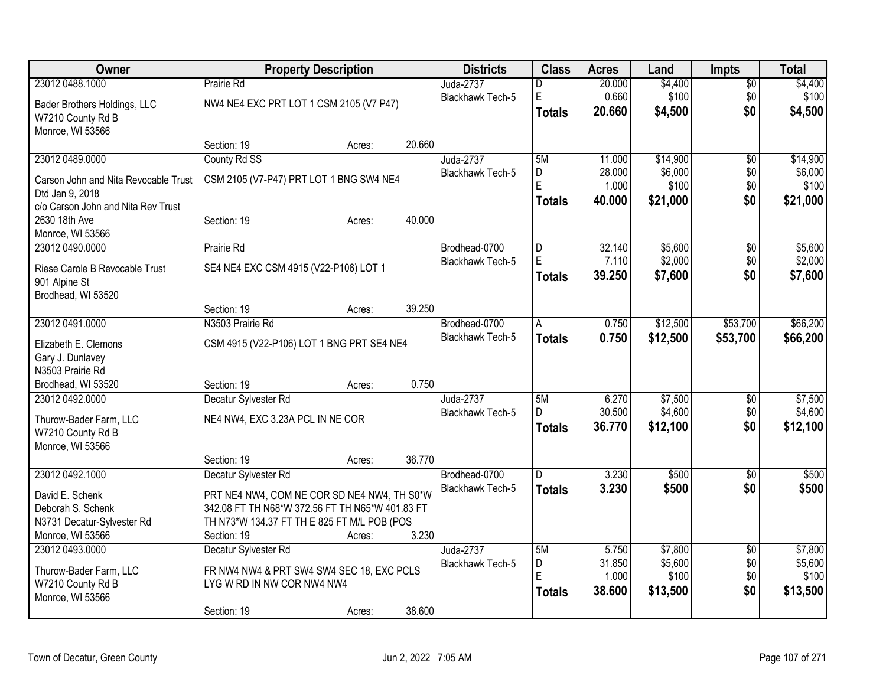| Owner | Property Description | | | Districts | Class | Acres | Land | Impts | Total |
|---|---|---|---|---|---|---|---|---|---|
| 23012 0488.1000 | Prairie Rd | | | Juda-2737 | D | 20.000 | $4,400 | $0 | $4,400 |
| Bader Brothers Holdings, LLC | NW4 NE4 EXC PRT LOT 1 CSM 2105 (V7 P47) | | | Blackhawk Tech-5 | E | 0.660 | $100 | $0 | $100 |
| W7210 County Rd B | | | | | **Totals** | **20.660** | **$4,500** | **$0** | **$4,500** |
| Monroe, WI 53566 | Section: 19 | Acres: | 20.660 | | | | | | |
| 23012 0489.0000 | County Rd SS | | | Juda-2737 | 5M | 11.000 | $14,900 | $0 | $14,900 |
| Carson John and Nita Revocable Trust | CSM 2105 (V7-P47) PRT LOT 1 BNG SW4 NE4 | | | Blackhawk Tech-5 | D | 28.000 | $6,000 | $0 | $6,000 |
| Dtd Jan 9, 2018 | | | | | E | 1.000 | $100 | $0 | $100 |
| c/o Carson John and Nita Rev Trust | | | | | **Totals** | **40.000** | **$21,000** | **$0** | **$21,000** |
| 2630 18th Ave | Section: 19 | Acres: | 40.000 | | | | | | |
| Monroe, WI 53566 | | | | | | | | | |
| 23012 0490.0000 | Prairie Rd | | | Brodhead-0700 | D | 32.140 | $5,600 | $0 | $5,600 |
| Riese Carole B Revocable Trust | SE4 NE4 EXC CSM 4915 (V22-P106) LOT 1 | | | Blackhawk Tech-5 | E | 7.110 | $2,000 | $0 | $2,000 |
| 901 Alpine St | | | | | **Totals** | **39.250** | **$7,600** | **$0** | **$7,600** |
| Brodhead, WI 53520 | Section: 19 | Acres: | 39.250 | | | | | | |
| 23012 0491.0000 | N3503 Prairie Rd | | | Brodhead-0700 | A | 0.750 | $12,500 | $53,700 | $66,200 |
| Elizabeth E. Clemons | CSM 4915 (V22-P106) LOT 1 BNG PRT SE4 NE4 | | | Blackhawk Tech-5 | **Totals** | **0.750** | **$12,500** | **$53,700** | **$66,200** |
| Gary J. Dunlavey | | | | | | | | | |
| N3503 Prairie Rd | | | | | | | | | |
| Brodhead, WI 53520 | Section: 19 | Acres: | 0.750 | | | | | | |
| 23012 0492.0000 | Decatur Sylvester Rd | | | Juda-2737 | 5M | 6.270 | $7,500 | $0 | $7,500 |
| Thurow-Bader Farm, LLC | NE4 NW4, EXC 3.23A PCL IN NE COR | | | Blackhawk Tech-5 | D | 30.500 | $4,600 | $0 | $4,600 |
| W7210 County Rd B | | | | | **Totals** | **36.770** | **$12,100** | **$0** | **$12,100** |
| Monroe, WI 53566 | Section: 19 | Acres: | 36.770 | | | | | | |
| 23012 0492.1000 | Decatur Sylvester Rd | | | Brodhead-0700 | D | 3.230 | $500 | $0 | $500 |
| David E. Schenk | PRT NE4 NW4, COM NE COR SD NE4 NW4, TH S0*W | | | Blackhawk Tech-5 | **Totals** | **3.230** | **$500** | **$0** | **$500** |
| Deborah S. Schenk | 342.08 FT TH N68*W 372.56 FT TH N65*W 401.83 FT | | | | | | | | |
| N3731 Decatur-Sylvester Rd | TH N73*W 134.37 FT TH E 825 FT M/L POB (POS | | | | | | | | |
| Monroe, WI 53566 | Section: 19 | Acres: | 3.230 | | | | | | |
| 23012 0493.0000 | Decatur Sylvester Rd | | | Juda-2737 | 5M | 5.750 | $7,800 | $0 | $7,800 |
| Thurow-Bader Farm, LLC | FR NW4 NW4 & PRT SW4 SW4 SEC 18, EXC PCLS | | | Blackhawk Tech-5 | D | 31.850 | $5,600 | $0 | $5,600 |
| W7210 County Rd B | LYG W RD IN NW COR NW4 NW4 | | | | E | 1.000 | $100 | $0 | $100 |
| Monroe, WI 53566 | | | | | **Totals** | **38.600** | **$13,500** | **$0** | **$13,500** |
| | Section: 19 | Acres: | 38.600 | | | | | | |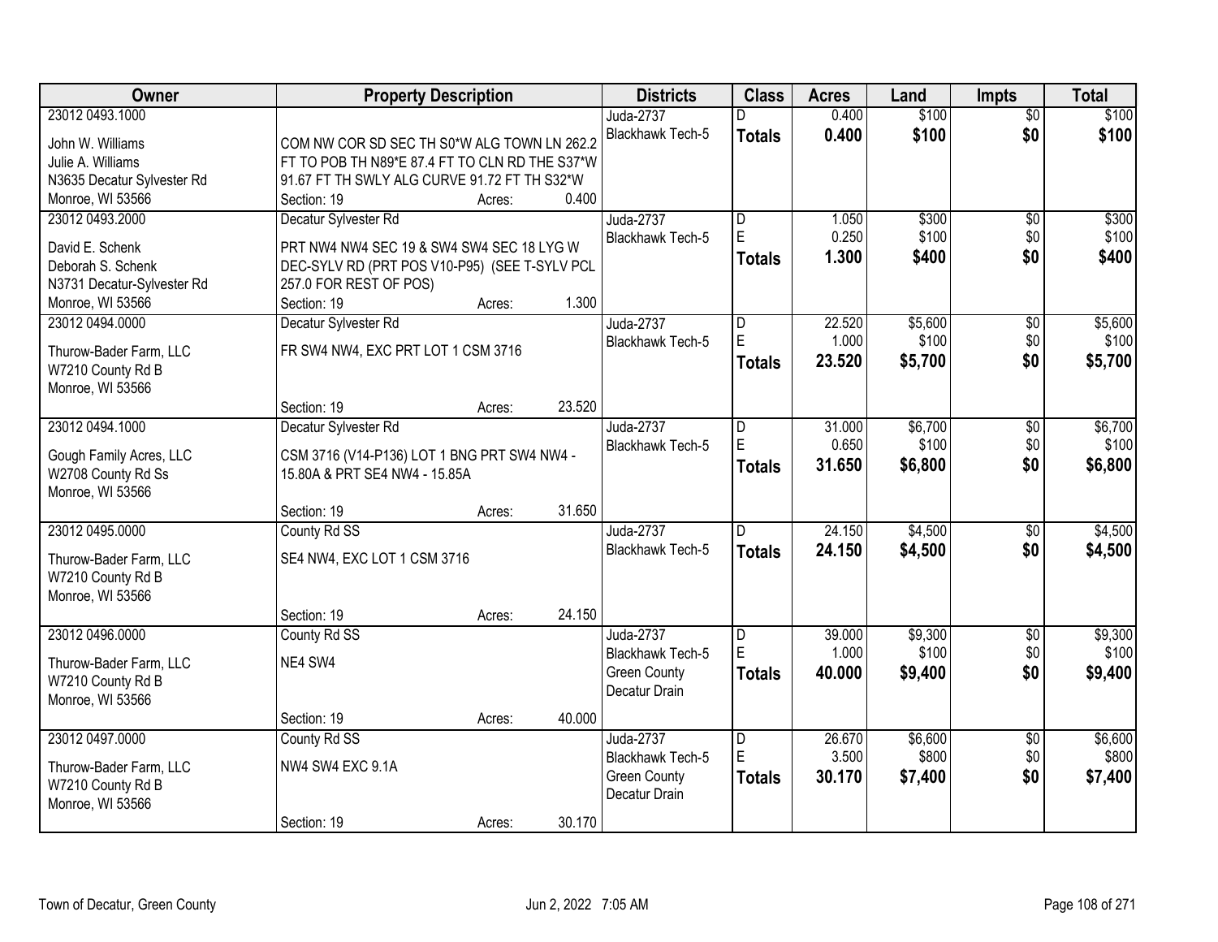| Owner | Property Description | Districts | Class | Acres | Land | Impts | Total |
|---|---|---|---|---|---|---|---|
| 23012 0493.1000<br>John W. Williams<br>Julie A. Williams<br>N3635 Decatur Sylvester Rd<br>Monroe, WI 53566 | COM NW COR SD SEC TH S0*W ALG TOWN LN 262.2 FT TO POB TH N89*E 87.4 FT TO CLN RD THE S37*W 91.67 FT TH SWLY ALG CURVE 91.72 FT TH S32*W<br>Section: 19 Acres: 0.400 | Juda-2737<br>Blackhawk Tech-5 | D<br>**Totals** | 0.400<br>**0.400** | $100<br>**$100** | $0<br>**$0** | $100<br>**$100** |
| 23012 0493.2000<br>David E. Schenk<br>Deborah S. Schenk<br>N3731 Decatur-Sylvester Rd<br>Monroe, WI 53566 | Decatur Sylvester Rd<br>PRT NW4 NW4 SEC 19 & SW4 SW4 SEC 18 LYG W DEC-SYLV RD (PRT POS V10-P95) (SEE T-SYLV PCL 257.0 FOR REST OF POS)<br>Section: 19 Acres: 1.300 | Juda-2737<br>Blackhawk Tech-5 | D<br>E<br>**Totals** | 1.050<br>0.250<br>**1.300** | $300<br>$100<br>**$400** | $0<br>$0<br>**$0** | $300<br>$100<br>**$400** |
| 23012 0494.0000<br>Thurow-Bader Farm, LLC<br>W7210 County Rd B<br>Monroe, WI 53566 | Decatur Sylvester Rd<br>FR SW4 NW4, EXC PRT LOT 1 CSM 3716<br>Section: 19 Acres: 23.520 | Juda-2737<br>Blackhawk Tech-5 | D<br>E<br>**Totals** | 22.520<br>1.000<br>**23.520** | $5,600<br>$100<br>**$5,700** | $0<br>$0<br>**$0** | $5,600<br>$100<br>**$5,700** |
| 23012 0494.1000<br>Gough Family Acres, LLC<br>W2708 County Rd Ss<br>Monroe, WI 53566 | Decatur Sylvester Rd<br>CSM 3716 (V14-P136) LOT 1 BNG PRT SW4 NW4 - 15.80A & PRT SE4 NW4 - 15.85A<br>Section: 19 Acres: 31.650 | Juda-2737<br>Blackhawk Tech-5 | D<br>E<br>**Totals** | 31.000<br>0.650<br>**31.650** | $6,700<br>$100<br>**$6,800** | $0<br>$0<br>**$0** | $6,700<br>$100<br>**$6,800** |
| 23012 0495.0000<br>Thurow-Bader Farm, LLC<br>W7210 County Rd B<br>Monroe, WI 53566 | County Rd SS<br>SE4 NW4, EXC LOT 1 CSM 3716<br>Section: 19 Acres: 24.150 | Juda-2737<br>Blackhawk Tech-5 | D<br>**Totals** | 24.150<br>**24.150** | $4,500<br>**$4,500** | $0<br>**$0** | $4,500<br>**$4,500** |
| 23012 0496.0000<br>Thurow-Bader Farm, LLC<br>W7210 County Rd B<br>Monroe, WI 53566 | County Rd SS<br>NE4 SW4<br>Section: 19 Acres: 40.000 | Juda-2737<br>Blackhawk Tech-5<br>Green County Decatur Drain | D<br>E<br>**Totals** | 39.000<br>1.000<br>**40.000** | $9,300<br>$100<br>**$9,400** | $0<br>$0<br>**$0** | $9,300<br>$100<br>**$9,400** |
| 23012 0497.0000<br>Thurow-Bader Farm, LLC<br>W7210 County Rd B<br>Monroe, WI 53566 | County Rd SS<br>NW4 SW4 EXC 9.1A<br>Section: 19 Acres: 30.170 | Juda-2737<br>Blackhawk Tech-5<br>Green County Decatur Drain | D<br>E<br>**Totals** | 26.670<br>3.500<br>**30.170** | $6,600<br>$800<br>**$7,400** | $0<br>$0<br>**$0** | $6,600<br>$800<br>**$7,400** |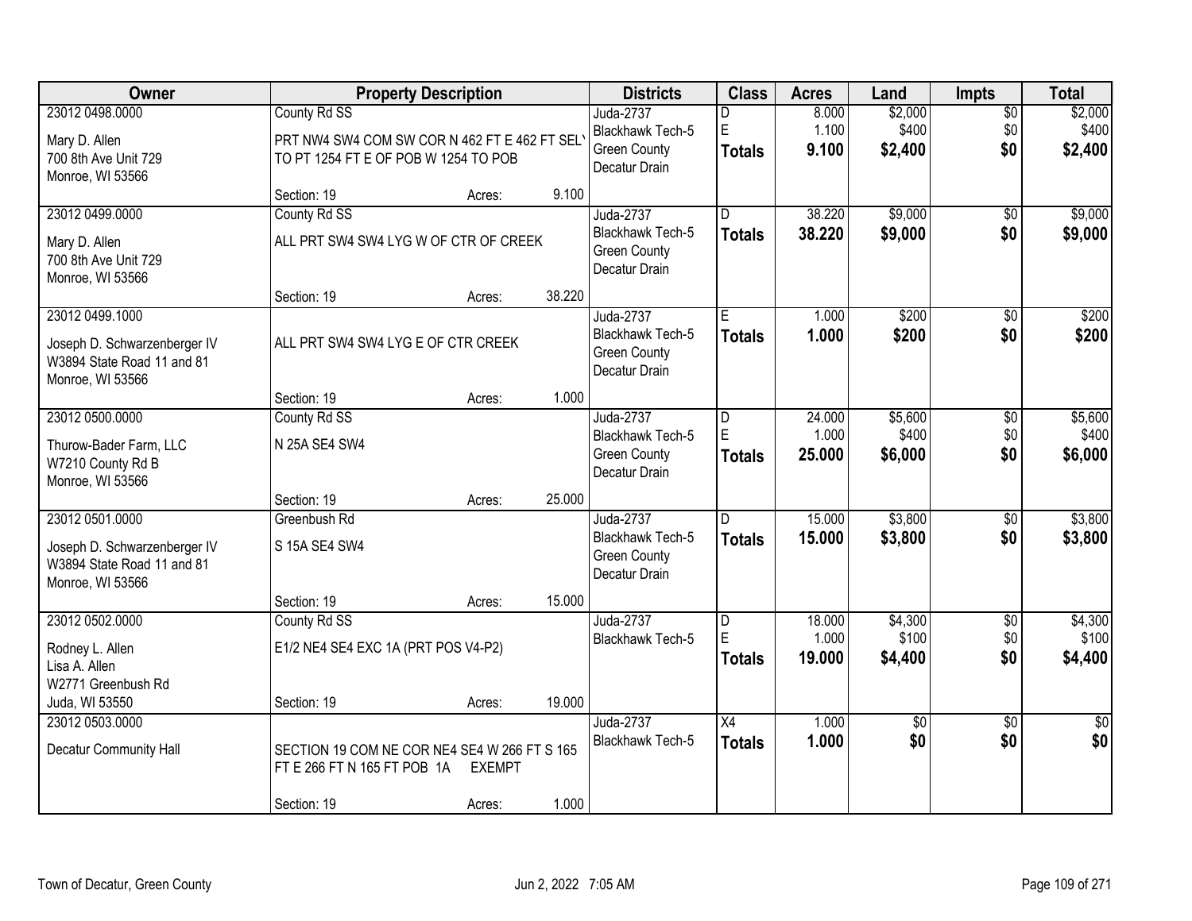| Owner | Property Description | | | Districts | Class | Acres | Land | Impts | Total |
|---|---|---|---|---|---|---|---|---|---|
| 23012 0498.0000<br>Mary D. Allen<br>700 8th Ave Unit 729<br>Monroe, WI 53566 | County Rd SS<br>PRT NW4 SW4 COM SW COR N 462 FT E 462 FT SEL' TO PT 1254 FT E OF POB W 1254 TO POB | | | Juda-2737<br>Blackhawk Tech-5<br>Green County<br>Decatur Drain | D<br>E<br>**Totals** | 8.000<br>1.100<br>**9.100** | $2,000<br>$400<br>**$2,400** | $0<br>$0<br>**$0** | $2,000<br>$400<br>**$2,400** |
| | Section: 19 | Acres: | 9.100 | | | | | | |
| 23012 0499.0000<br>Mary D. Allen<br>700 8th Ave Unit 729<br>Monroe, WI 53566 | County Rd SS<br>ALL PRT SW4 SW4 LYG W OF CTR OF CREEK | | | Juda-2737<br>Blackhawk Tech-5<br>Green County<br>Decatur Drain | D<br>**Totals** | 38.220<br>**38.220** | $9,000<br>**$9,000** | $0<br>**$0** | $9,000<br>**$9,000** |
| | Section: 19 | Acres: | 38.220 | | | | | | |
| 23012 0499.1000<br>Joseph D. Schwarzenberger IV<br>W3894 State Road 11 and 81<br>Monroe, WI 53566 | ALL PRT SW4 SW4 LYG E OF CTR CREEK | | | Juda-2737<br>Blackhawk Tech-5<br>Green County<br>Decatur Drain | E<br>**Totals** | 1.000<br>**1.000** | $200<br>**$200** | $0<br>**$0** | $200<br>**$200** |
| | Section: 19 | Acres: | 1.000 | | | | | | |
| 23012 0500.0000<br>Thurow-Bader Farm, LLC<br>W7210 County Rd B<br>Monroe, WI 53566 | County Rd SS<br>N 25A SE4 SW4 | | | Juda-2737<br>Blackhawk Tech-5<br>Green County<br>Decatur Drain | D<br>E<br>**Totals** | 24.000<br>1.000<br>**25.000** | $5,600<br>$400<br>**$6,000** | $0<br>$0<br>**$0** | $5,600<br>$400<br>**$6,000** |
| | Section: 19 | Acres: | 25.000 | | | | | | |
| 23012 0501.0000<br>Joseph D. Schwarzenberger IV<br>W3894 State Road 11 and 81<br>Monroe, WI 53566 | Greenbush Rd<br>S 15A SE4 SW4 | | | Juda-2737<br>Blackhawk Tech-5<br>Green County<br>Decatur Drain | D<br>**Totals** | 15.000<br>**15.000** | $3,800<br>**$3,800** | $0<br>**$0** | $3,800<br>**$3,800** |
| | Section: 19 | Acres: | 15.000 | | | | | | |
| 23012 0502.0000<br>Rodney L. Allen<br>Lisa A. Allen<br>W2771 Greenbush Rd<br>Juda, WI 53550 | County Rd SS<br>E1/2 NE4 SE4 EXC 1A (PRT POS V4-P2) | | | Juda-2737<br>Blackhawk Tech-5 | D<br>E<br>**Totals** | 18.000<br>1.000<br>**19.000** | $4,300<br>$100<br>**$4,400** | $0<br>$0<br>**$0** | $4,300<br>$100<br>**$4,400** |
| | Section: 19 | Acres: | 19.000 | | | | | | |
| 23012 0503.0000<br>Decatur Community Hall | SECTION 19 COM NE COR NE4 SE4 W 266 FT S 165 FT E 266 FT N 165 FT POB 1A EXEMPT | | | Juda-2737<br>Blackhawk Tech-5 | X4<br>**Totals** | 1.000<br>**1.000** | $0<br>**$0** | $0<br>**$0** | $0<br>**$0** |
| | Section: 19 | Acres: | 1.000 | | | | | | |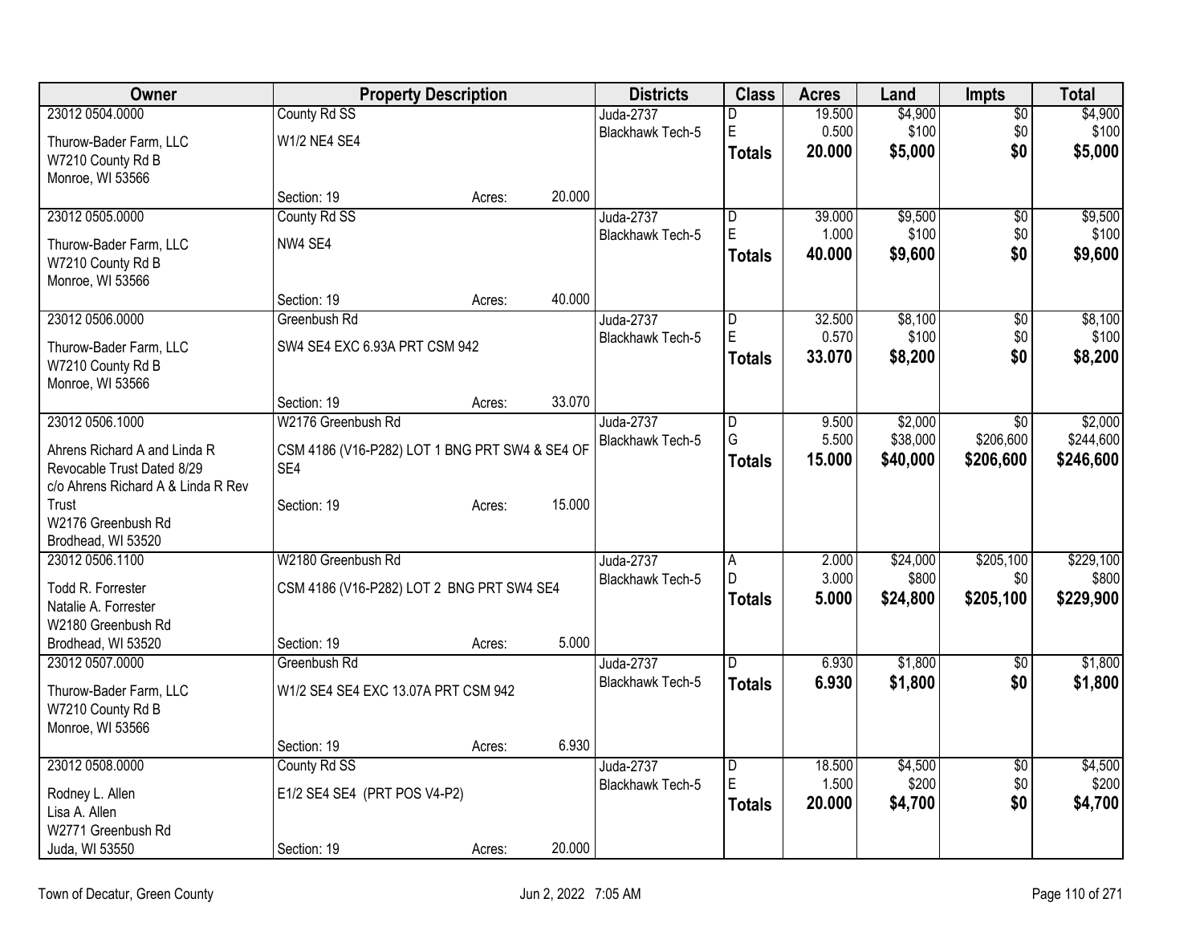| Owner | Property Description | | | Districts | Class | Acres | Land | Impts | Total |
|---|---|---|---|---|---|---|---|---|---|
| 23012 0504.0000 | County Rd SS | | | Juda-2737 | D | 19.500 | $4,900 | $0 | $4,900 |
| Thurow-Bader Farm, LLC | W1/2 NE4 SE4 | | | Blackhawk Tech-5 | E | 0.500 | $100 | $0 | $100 |
| W7210 County Rd B | | | | | **Totals** | **20.000** | **$5,000** | **$0** | **$5,000** |
| Monroe, WI 53566 | | | | | | | | | |
| | Section: 19 | Acres: | 20.000 | | | | | | |
| 23012 0505.0000 | County Rd SS | | | Juda-2737 | D | 39.000 | $9,500 | $0 | $9,500 |
| Thurow-Bader Farm, LLC | NW4 SE4 | | | Blackhawk Tech-5 | E | 1.000 | $100 | $0 | $100 |
| W7210 County Rd B | | | | | **Totals** | **40.000** | **$9,600** | **$0** | **$9,600** |
| Monroe, WI 53566 | | | | | | | | | |
| | Section: 19 | Acres: | 40.000 | | | | | | |
| 23012 0506.0000 | Greenbush Rd | | | Juda-2737 | D | 32.500 | $8,100 | $0 | $8,100 |
| Thurow-Bader Farm, LLC | SW4 SE4 EXC 6.93A PRT CSM 942 | | | Blackhawk Tech-5 | E | 0.570 | $100 | $0 | $100 |
| W7210 County Rd B | | | | | **Totals** | **33.070** | **$8,200** | **$0** | **$8,200** |
| Monroe, WI 53566 | | | | | | | | | |
| | Section: 19 | Acres: | 33.070 | | | | | | |
| 23012 0506.1000 | W2176 Greenbush Rd | | | Juda-2737 | D | 9.500 | $2,000 | $0 | $2,000 |
| Ahrens Richard A and Linda R Revocable Trust Dated 8/29 | CSM 4186 (V16-P282) LOT 1 BNG PRT SW4 & SE4 OF SE4 | | | Blackhawk Tech-5 | G | 5.500 | $38,000 | $206,600 | $244,600 |
| c/o Ahrens Richard A & Linda R Rev Trust | | | | | **Totals** | **15.000** | **$40,000** | **$206,600** | **$246,600** |
| W2176 Greenbush Rd | Section: 19 | Acres: | 15.000 | | | | | | |
| Brodhead, WI 53520 | | | | | | | | | |
| 23012 0506.1100 | W2180 Greenbush Rd | | | Juda-2737 | A | 2.000 | $24,000 | $205,100 | $229,100 |
| Todd R. Forrester | CSM 4186 (V16-P282) LOT 2 BNG PRT SW4 SE4 | | | Blackhawk Tech-5 | D | 3.000 | $800 | $0 | $800 |
| Natalie A. Forrester | | | | | **Totals** | **5.000** | **$24,800** | **$205,100** | **$229,900** |
| W2180 Greenbush Rd | | | | | | | | | |
| Brodhead, WI 53520 | Section: 19 | Acres: | 5.000 | | | | | | |
| 23012 0507.0000 | Greenbush Rd | | | Juda-2737 | D | 6.930 | $1,800 | $0 | $1,800 |
| Thurow-Bader Farm, LLC | W1/2 SE4 SE4 EXC 13.07A PRT CSM 942 | | | Blackhawk Tech-5 | **Totals** | **6.930** | **$1,800** | **$0** | **$1,800** |
| W7210 County Rd B | | | | | | | | | |
| Monroe, WI 53566 | | | | | | | | | |
| | Section: 19 | Acres: | 6.930 | | | | | | |
| 23012 0508.0000 | County Rd SS | | | Juda-2737 | D | 18.500 | $4,500 | $0 | $4,500 |
| Rodney L. Allen | E1/2 SE4 SE4 (PRT POS V4-P2) | | | Blackhawk Tech-5 | E | 1.500 | $200 | $0 | $200 |
| Lisa A. Allen | | | | | **Totals** | **20.000** | **$4,700** | **$0** | **$4,700** |
| W2771 Greenbush Rd | | | | | | | | | |
| Juda, WI 53550 | Section: 19 | Acres: | 20.000 | | | | | | |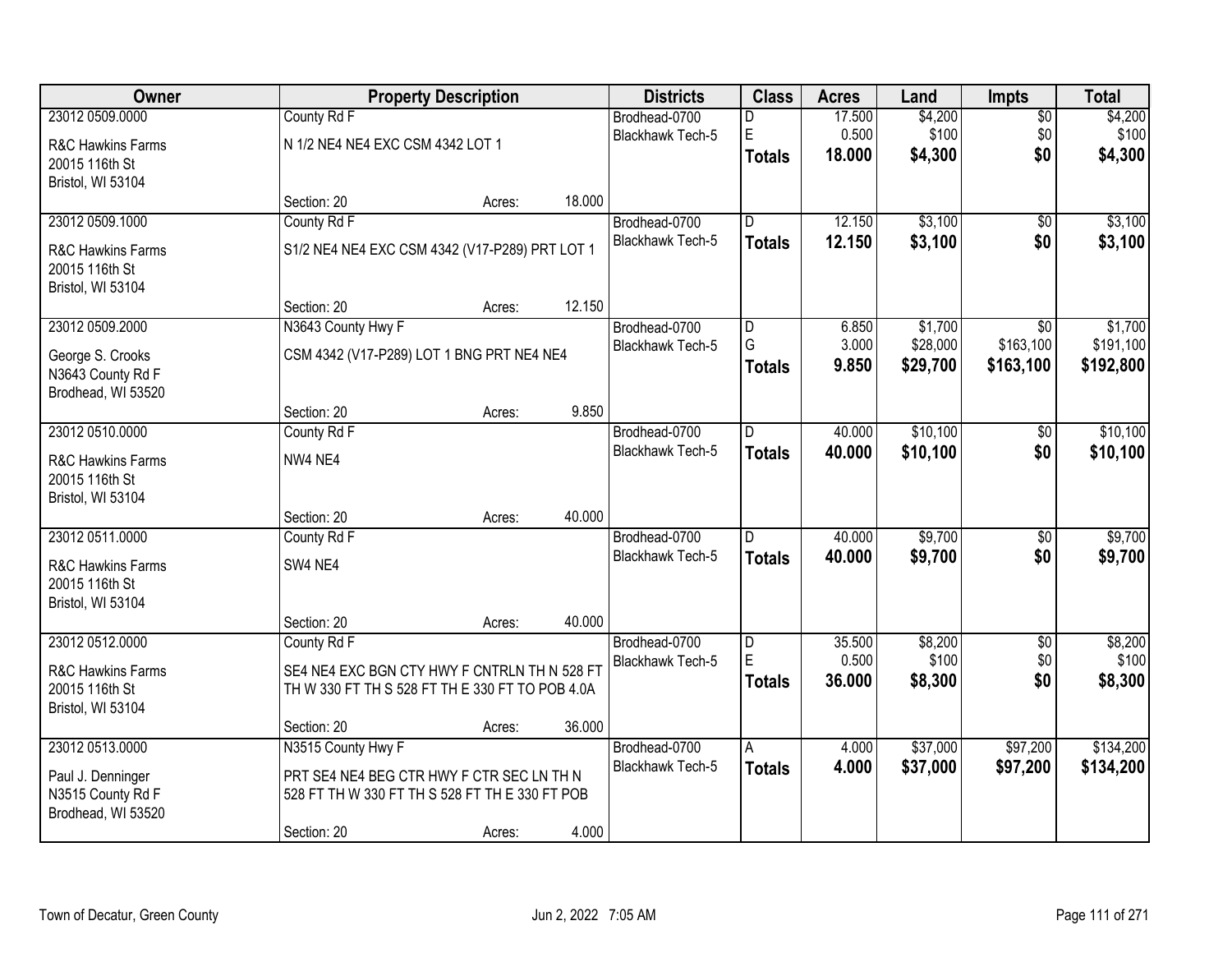| Owner | Property Description | | | Districts | Class | Acres | Land | Impts | Total |
|---|---|---|---|---|---|---|---|---|---|
| 23012 0509.0000 | County Rd F | | | Brodhead-0700 | D | 17.500 | $4,200 | $0 | $4,200 |
| R&C Hawkins Farms<br>20015 116th St<br>Bristol, WI 53104 | N 1/2 NE4 NE4 EXC CSM 4342 LOT 1 | | | Blackhawk Tech-5 | E | 0.500 | $100 | $0 | $100 |
| | | | | | **Totals** | **18.000** | **$4,300** | **$0** | **$4,300** |
| | Section: 20 | Acres: | 18.000 | | | | | | |
| 23012 0509.1000 | County Rd F | | | Brodhead-0700 | D | 12.150 | $3,100 | $0 | $3,100 |
| R&C Hawkins Farms<br>20015 116th St<br>Bristol, WI 53104 | S1/2 NE4 NE4 EXC CSM 4342 (V17-P289) PRT LOT 1 | | | Blackhawk Tech-5 | **Totals** | **12.150** | **$3,100** | **$0** | **$3,100** |
| | Section: 20 | Acres: | 12.150 | | | | | | |
| 23012 0509.2000 | N3643 County Hwy F | | | Brodhead-0700 | D | 6.850 | $1,700 | $0 | $1,700 |
| George S. Crooks<br>N3643 County Rd F<br>Brodhead, WI 53520 | CSM 4342 (V17-P289) LOT 1 BNG PRT NE4 NE4 | | | Blackhawk Tech-5 | G | 3.000 | $28,000 | $163,100 | $191,100 |
| | | | | | **Totals** | **9.850** | **$29,700** | **$163,100** | **$192,800** |
| | Section: 20 | Acres: | 9.850 | | | | | | |
| 23012 0510.0000 | County Rd F | | | Brodhead-0700 | D | 40.000 | $10,100 | $0 | $10,100 |
| R&C Hawkins Farms<br>20015 116th St<br>Bristol, WI 53104 | NW4 NE4 | | | Blackhawk Tech-5 | **Totals** | **40.000** | **$10,100** | **$0** | **$10,100** |
| | Section: 20 | Acres: | 40.000 | | | | | | |
| 23012 0511.0000 | County Rd F | | | Brodhead-0700 | D | 40.000 | $9,700 | $0 | $9,700 |
| R&C Hawkins Farms<br>20015 116th St<br>Bristol, WI 53104 | SW4 NE4 | | | Blackhawk Tech-5 | **Totals** | **40.000** | **$9,700** | **$0** | **$9,700** |
| | Section: 20 | Acres: | 40.000 | | | | | | |
| 23012 0512.0000 | County Rd F | | | Brodhead-0700 | D | 35.500 | $8,200 | $0 | $8,200 |
| R&C Hawkins Farms<br>20015 116th St<br>Bristol, WI 53104 | SE4 NE4 EXC BGN CTY HWY F CNTRLN TH N 528 FT TH W 330 FT TH S 528 FT TH E 330 FT TO POB 4.0A | | | Blackhawk Tech-5 | E | 0.500 | $100 | $0 | $100 |
| | | | | | **Totals** | **36.000** | **$8,300** | **$0** | **$8,300** |
| | Section: 20 | Acres: | 36.000 | | | | | | |
| 23012 0513.0000 | N3515 County Hwy F | | | Brodhead-0700 | A | 4.000 | $37,000 | $97,200 | $134,200 |
| Paul J. Denninger<br>N3515 County Rd F<br>Brodhead, WI 53520 | PRT SE4 NE4 BEG CTR HWY F CTR SEC LN TH N 528 FT TH W 330 FT TH S 528 FT TH E 330 FT POB | | | Blackhawk Tech-5 | **Totals** | **4.000** | **$37,000** | **$97,200** | **$134,200** |
| | Section: 20 | Acres: | 4.000 | | | | | | |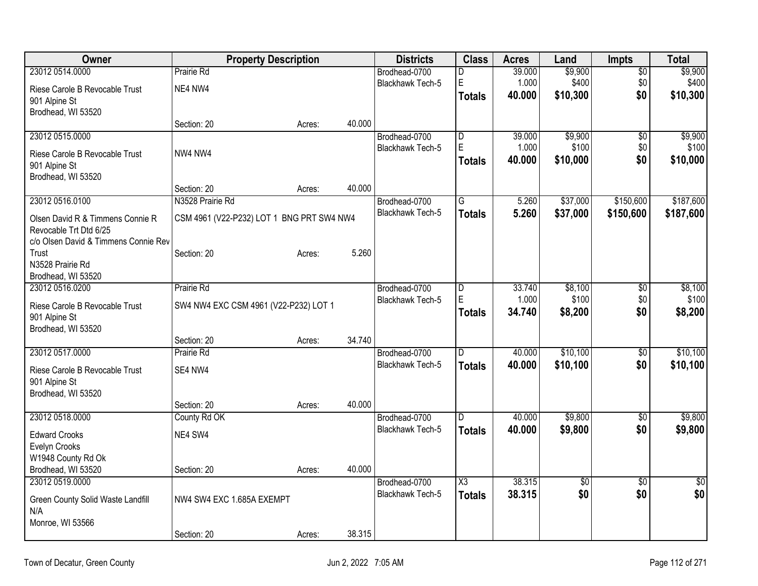| Owner | Property Description | | | Districts | Class | Acres | Land | Impts | Total |
|---|---|---|---|---|---|---|---|---|---|
| 23012 0514.0000 | Prairie Rd | | | Brodhead-0700 | D | 39.000 | $9,900 | $0 | $9,900 |
| Riese Carole B Revocable Trust<br>901 Alpine St<br>Brodhead, WI 53520 | NE4 NW4 | | | Blackhawk Tech-5 | E | 1.000 | $400 | $0 | $400 |
| | | | | | **Totals** | **40.000** | **$10,300** | **$0** | **$10,300** |
| | Section: 20 | Acres: | 40.000 | | | | | | |
| 23012 0515.0000 | | | | Brodhead-0700 | D | 39.000 | $9,900 | $0 | $9,900 |
| Riese Carole B Revocable Trust<br>901 Alpine St<br>Brodhead, WI 53520 | NW4 NW4 | | | Blackhawk Tech-5 | E | 1.000 | $100 | $0 | $100 |
| | | | | | **Totals** | **40.000** | **$10,000** | **$0** | **$10,000** |
| | Section: 20 | Acres: | 40.000 | | | | | | |
| 23012 0516.0100 | N3528 Prairie Rd | | | Brodhead-0700 | G | 5.260 | $37,000 | $150,600 | $187,600 |
| Olsen David R & Timmens Connie R Revocable Trt Dtd 6/25<br>c/o Olsen David & Timmens Connie Rev Trust<br>N3528 Prairie Rd<br>Brodhead, WI 53520 | CSM 4961 (V22-P232) LOT 1 BNG PRT SW4 NW4 | | | Blackhawk Tech-5 | **Totals** | **5.260** | **$37,000** | **$150,600** | **$187,600** |
| | Section: 20 | Acres: | 5.260 | | | | | | |
| 23012 0516.0200 | Prairie Rd | | | Brodhead-0700 | D | 33.740 | $8,100 | $0 | $8,100 |
| Riese Carole B Revocable Trust<br>901 Alpine St<br>Brodhead, WI 53520 | SW4 NW4 EXC CSM 4961 (V22-P232) LOT 1 | | | Blackhawk Tech-5 | E | 1.000 | $100 | $0 | $100 |
| | | | | | **Totals** | **34.740** | **$8,200** | **$0** | **$8,200** |
| | Section: 20 | Acres: | 34.740 | | | | | | |
| 23012 0517.0000 | Prairie Rd | | | Brodhead-0700 | D | 40.000 | $10,100 | $0 | $10,100 |
| Riese Carole B Revocable Trust<br>901 Alpine St<br>Brodhead, WI 53520 | SE4 NW4 | | | Blackhawk Tech-5 | **Totals** | **40.000** | **$10,100** | **$0** | **$10,100** |
| | Section: 20 | Acres: | 40.000 | | | | | | |
| 23012 0518.0000 | County Rd OK | | | Brodhead-0700 | D | 40.000 | $9,800 | $0 | $9,800 |
| Edward Crooks<br>Evelyn Crooks<br>W1948 County Rd Ok<br>Brodhead, WI 53520 | NE4 SW4 | | | Blackhawk Tech-5 | **Totals** | **40.000** | **$9,800** | **$0** | **$9,800** |
| | Section: 20 | Acres: | 40.000 | | | | | | |
| 23012 0519.0000 | | | | Brodhead-0700 | X3 | 38.315 | $0 | $0 | $0 |
| Green County Solid Waste Landfill<br>N/A<br>Monroe, WI 53566 | NW4 SW4 EXC 1.685A EXEMPT | | | Blackhawk Tech-5 | **Totals** | **38.315** | **$0** | **$0** | **$0** |
| | Section: 20 | Acres: | 38.315 | | | | | | |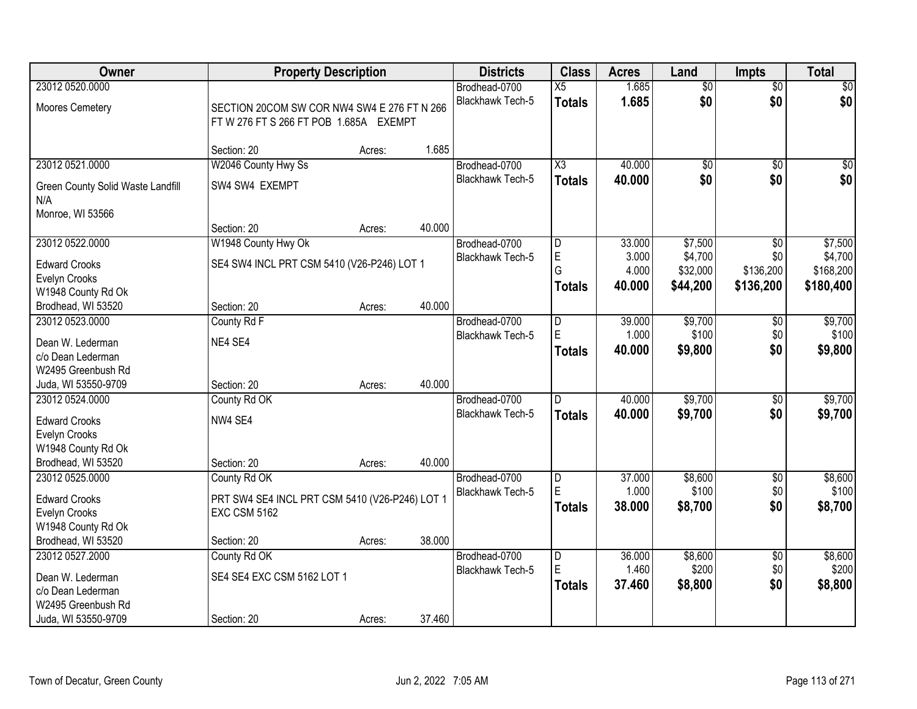| Owner | Property Description | Districts | Class | Acres | Land | Impts | Total |
|---|---|---|---|---|---|---|---|
| 23012 0520.0000<br>Moores Cemetery | SECTION 20COM SW COR NW4 SW4 E 276 FT N 266 FT W 276 FT S 266 FT POB 1.685A EXEMPT<br>Section: 20 Acres: 1.685 | Brodhead-0700<br>Blackhawk Tech-5 | X5<br>**Totals** | 1.685<br>**1.685** | $0<br>**$0** | $0<br>**$0** | $0<br>**$0** |
| 23012 0521.0000<br>Green County Solid Waste Landfill<br>N/A<br>Monroe, WI 53566 | W2046 County Hwy Ss<br>SW4 SW4 EXEMPT<br>Section: 20 Acres: 40.000 | Brodhead-0700<br>Blackhawk Tech-5 | X3<br>**Totals** | 40.000<br>**40.000** | $0<br>**$0** | $0<br>**$0** | $0<br>**$0** |
| 23012 0522.0000<br>Edward Crooks<br>Evelyn Crooks<br>W1948 County Rd Ok<br>Brodhead, WI 53520 | W1948 County Hwy Ok<br>SE4 SW4 INCL PRT CSM 5410 (V26-P246) LOT 1<br>Section: 20 Acres: 40.000 | Brodhead-0700<br>Blackhawk Tech-5 | D<br>E<br>G<br>**Totals** | 33.000<br>3.000<br>4.000<br>**40.000** | $7,500<br>$4,700<br>$32,000<br>**$44,200** | $0<br>$0<br>$136,200<br>**$136,200** | $7,500<br>$4,700<br>$168,200<br>**$180,400** |
| 23012 0523.0000<br>Dean W. Lederman<br>c/o Dean Lederman<br>W2495 Greenbush Rd<br>Juda, WI 53550-9709 | County Rd F<br>NE4 SE4<br>Section: 20 Acres: 40.000 | Brodhead-0700<br>Blackhawk Tech-5 | D<br>E<br>**Totals** | 39.000<br>1.000<br>**40.000** | $9,700<br>$100<br>**$9,800** | $0<br>$0<br>**$0** | $9,700<br>$100<br>**$9,800** |
| 23012 0524.0000<br>Edward Crooks<br>Evelyn Crooks<br>W1948 County Rd Ok<br>Brodhead, WI 53520 | County Rd OK<br>NW4 SE4<br>Section: 20 Acres: 40.000 | Brodhead-0700<br>Blackhawk Tech-5 | D<br>**Totals** | 40.000<br>**40.000** | $9,700<br>**$9,700** | $0<br>**$0** | $9,700<br>**$9,700** |
| 23012 0525.0000<br>Edward Crooks<br>Evelyn Crooks<br>W1948 County Rd Ok<br>Brodhead, WI 53520 | County Rd OK<br>PRT SW4 SE4 INCL PRT CSM 5410 (V26-P246) LOT 1 EXC CSM 5162<br>Section: 20 Acres: 38.000 | Brodhead-0700<br>Blackhawk Tech-5 | D<br>E<br>**Totals** | 37.000<br>1.000<br>**38.000** | $8,600<br>$100<br>**$8,700** | $0<br>$0<br>**$0** | $8,600<br>$100<br>**$8,700** |
| 23012 0527.2000<br>Dean W. Lederman<br>c/o Dean Lederman<br>W2495 Greenbush Rd<br>Juda, WI 53550-9709 | County Rd OK<br>SE4 SE4 EXC CSM 5162 LOT 1<br>Section: 20 Acres: 37.460 | Brodhead-0700<br>Blackhawk Tech-5 | D<br>E<br>**Totals** | 36.000<br>1.460<br>**37.460** | $8,600<br>$200<br>**$8,800** | $0<br>$0<br>**$0** | $8,600<br>$200<br>**$8,800** |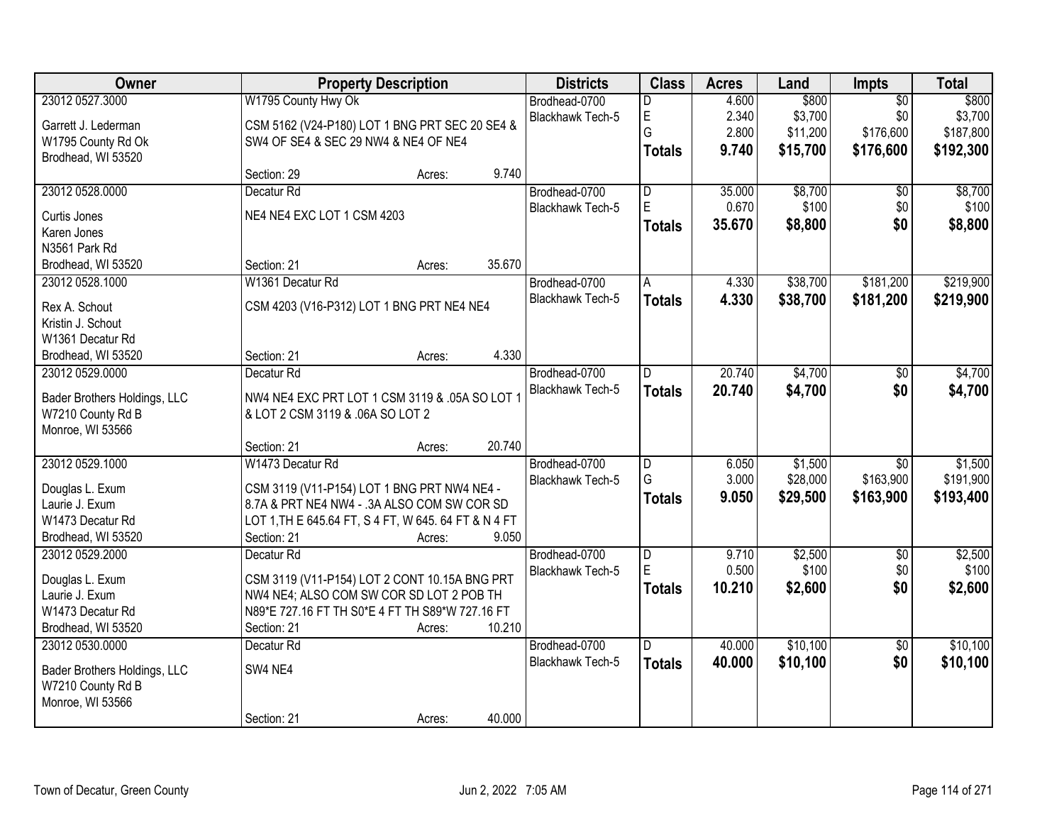| Owner | Property Description | Districts | Class | Acres | Land | Impts | Total |
|---|---|---|---|---|---|---|---|
| 23012 0527.3000<br>Garrett J. Lederman<br>W1795 County Rd Ok<br>Brodhead, WI 53520 | W1795 County Hwy Ok<br>CSM 5162 (V24-P180) LOT 1 BNG PRT SEC 20 SE4 & SW4 OF SE4 & SEC 29 NW4 & NE4 OF NE4<br>Section: 29 Acres: 9.740 | Brodhead-0700<br>Blackhawk Tech-5 | D<br>E<br>G<br>**Totals** | 4.600<br>2.340<br>2.800<br>**9.740** | $800<br>$3,700<br>$11,200<br>**$15,700** | $0<br>$0<br>$176,600<br>**$176,600** | $800<br>$3,700<br>$187,800<br>**$192,300** |
| 23012 0528.0000<br>Curtis Jones<br>Karen Jones<br>N3561 Park Rd<br>Brodhead, WI 53520 | Decatur Rd<br>NE4 NE4 EXC LOT 1 CSM 4203<br>Section: 21 Acres: 35.670 | Brodhead-0700<br>Blackhawk Tech-5 | D<br>E<br>**Totals** | 35.000<br>0.670<br>**35.670** | $8,700<br>$100<br>**$8,800** | $0<br>$0<br>**$0** | $8,700<br>$100<br>**$8,800** |
| 23012 0528.1000<br>Rex A. Schout<br>Kristin J. Schout<br>W1361 Decatur Rd<br>Brodhead, WI 53520 | W1361 Decatur Rd<br>CSM 4203 (V16-P312) LOT 1 BNG PRT NE4 NE4<br>Section: 21 Acres: 4.330 | Brodhead-0700<br>Blackhawk Tech-5 | A<br>**Totals** | 4.330<br>**4.330** | $38,700<br>**$38,700** | $181,200<br>**$181,200** | $219,900<br>**$219,900** |
| 23012 0529.0000<br>Bader Brothers Holdings, LLC<br>W7210 County Rd B<br>Monroe, WI 53566 | Decatur Rd<br>NW4 NE4 EXC PRT LOT 1 CSM 3119 & .05A SO LOT 1 & LOT 2 CSM 3119 & .06A SO LOT 2<br>Section: 21 Acres: 20.740 | Brodhead-0700<br>Blackhawk Tech-5 | D<br>**Totals** | 20.740<br>**20.740** | $4,700<br>**$4,700** | $0<br>**$0** | $4,700<br>**$4,700** |
| 23012 0529.1000<br>Douglas L. Exum<br>Laurie J. Exum<br>W1473 Decatur Rd<br>Brodhead, WI 53520 | W1473 Decatur Rd<br>CSM 3119 (V11-P154) LOT 1 BNG PRT NW4 NE4 - 8.7A & PRT NE4 NW4 - .3A ALSO COM SW COR SD LOT 1,TH E 645.64 FT, S 4 FT, W 645. 64 FT & N 4 FT<br>Section: 21 Acres: 9.050 | Brodhead-0700<br>Blackhawk Tech-5 | D<br>G<br>**Totals** | 6.050<br>3.000<br>**9.050** | $1,500<br>$28,000<br>**$29,500** | $0<br>$163,900<br>**$163,900** | $1,500<br>$191,900<br>**$193,400** |
| 23012 0529.2000<br>Douglas L. Exum<br>Laurie J. Exum<br>W1473 Decatur Rd<br>Brodhead, WI 53520 | Decatur Rd<br>CSM 3119 (V11-P154) LOT 2 CONT 10.15A BNG PRT NW4 NE4; ALSO COM SW COR SD LOT 2 POB TH N89*E 727.16 FT TH S0*E 4 FT TH S89*W 727.16 FT<br>Section: 21 Acres: 10.210 | Brodhead-0700<br>Blackhawk Tech-5 | D<br>E<br>**Totals** | 9.710<br>0.500<br>**10.210** | $2,500<br>$100<br>**$2,600** | $0<br>$0<br>**$0** | $2,500<br>$100<br>**$2,600** |
| 23012 0530.0000<br>Bader Brothers Holdings, LLC<br>W7210 County Rd B<br>Monroe, WI 53566 | Decatur Rd<br>SW4 NE4<br>Section: 21 Acres: 40.000 | Brodhead-0700<br>Blackhawk Tech-5 | D<br>**Totals** | 40.000<br>**40.000** | $10,100<br>**$10,100** | $0<br>**$0** | $10,100<br>**$10,100** |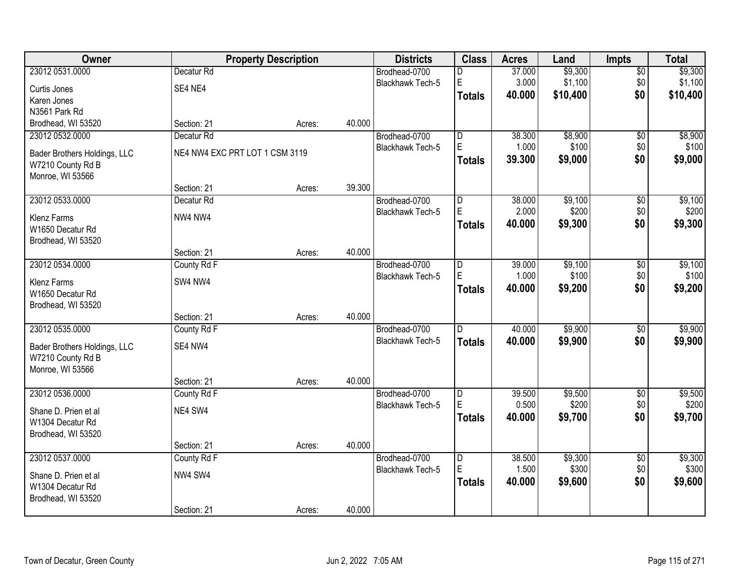| Owner | Property Description | | | Districts | Class | Acres | Land | Impts | Total |
|---|---|---|---|---|---|---|---|---|---|
| 23012 0531.0000 | Decatur Rd | | | Brodhead-0700 | D | 37.000 | $9,300 | $0 | $9,300 |
| Curtis Jones | SE4 NE4 | | | Blackhawk Tech-5 | E | 3.000 | $1,100 | $0 | $1,100 |
| Karen Jones | | | | | **Totals** | **40.000** | **$10,400** | **$0** | **$10,400** |
| N3561 Park Rd | | | | | | | | | |
| Brodhead, WI 53520 | Section: 21 | Acres: | 40.000 | | | | | | |
| 23012 0532.0000 | Decatur Rd | | | Brodhead-0700 | D | 38.300 | $8,900 | $0 | $8,900 |
| Bader Brothers Holdings, LLC | NE4 NW4 EXC PRT LOT 1 CSM 3119 | | | Blackhawk Tech-5 | E | 1.000 | $100 | $0 | $100 |
| W7210 County Rd B | | | | | **Totals** | **39.300** | **$9,000** | **$0** | **$9,000** |
| Monroe, WI 53566 | | | | | | | | | |
| | Section: 21 | Acres: | 39.300 | | | | | | |
| 23012 0533.0000 | Decatur Rd | | | Brodhead-0700 | D | 38.000 | $9,100 | $0 | $9,100 |
| Klenz Farms | NW4 NW4 | | | Blackhawk Tech-5 | E | 2.000 | $200 | $0 | $200 |
| W1650 Decatur Rd | | | | | **Totals** | **40.000** | **$9,300** | **$0** | **$9,300** |
| Brodhead, WI 53520 | | | | | | | | | |
| | Section: 21 | Acres: | 40.000 | | | | | | |
| 23012 0534.0000 | County Rd F | | | Brodhead-0700 | D | 39.000 | $9,100 | $0 | $9,100 |
| Klenz Farms | SW4 NW4 | | | Blackhawk Tech-5 | E | 1.000 | $100 | $0 | $100 |
| W1650 Decatur Rd | | | | | **Totals** | **40.000** | **$9,200** | **$0** | **$9,200** |
| Brodhead, WI 53520 | | | | | | | | | |
| | Section: 21 | Acres: | 40.000 | | | | | | |
| 23012 0535.0000 | County Rd F | | | Brodhead-0700 | D | 40.000 | $9,900 | $0 | $9,900 |
| Bader Brothers Holdings, LLC | SE4 NW4 | | | Blackhawk Tech-5 | **Totals** | **40.000** | **$9,900** | **$0** | **$9,900** |
| W7210 County Rd B | | | | | | | | | |
| Monroe, WI 53566 | | | | | | | | | |
| | Section: 21 | Acres: | 40.000 | | | | | | |
| 23012 0536.0000 | County Rd F | | | Brodhead-0700 | D | 39.500 | $9,500 | $0 | $9,500 |
| Shane D. Prien et al | NE4 SW4 | | | Blackhawk Tech-5 | E | 0.500 | $200 | $0 | $200 |
| W1304 Decatur Rd | | | | | **Totals** | **40.000** | **$9,700** | **$0** | **$9,700** |
| Brodhead, WI 53520 | | | | | | | | | |
| | Section: 21 | Acres: | 40.000 | | | | | | |
| 23012 0537.0000 | County Rd F | | | Brodhead-0700 | D | 38.500 | $9,300 | $0 | $9,300 |
| Shane D. Prien et al | NW4 SW4 | | | Blackhawk Tech-5 | E | 1.500 | $300 | $0 | $300 |
| W1304 Decatur Rd | | | | | **Totals** | **40.000** | **$9,600** | **$0** | **$9,600** |
| Brodhead, WI 53520 | | | | | | | | | |
| | Section: 21 | Acres: | 40.000 | | | | | | |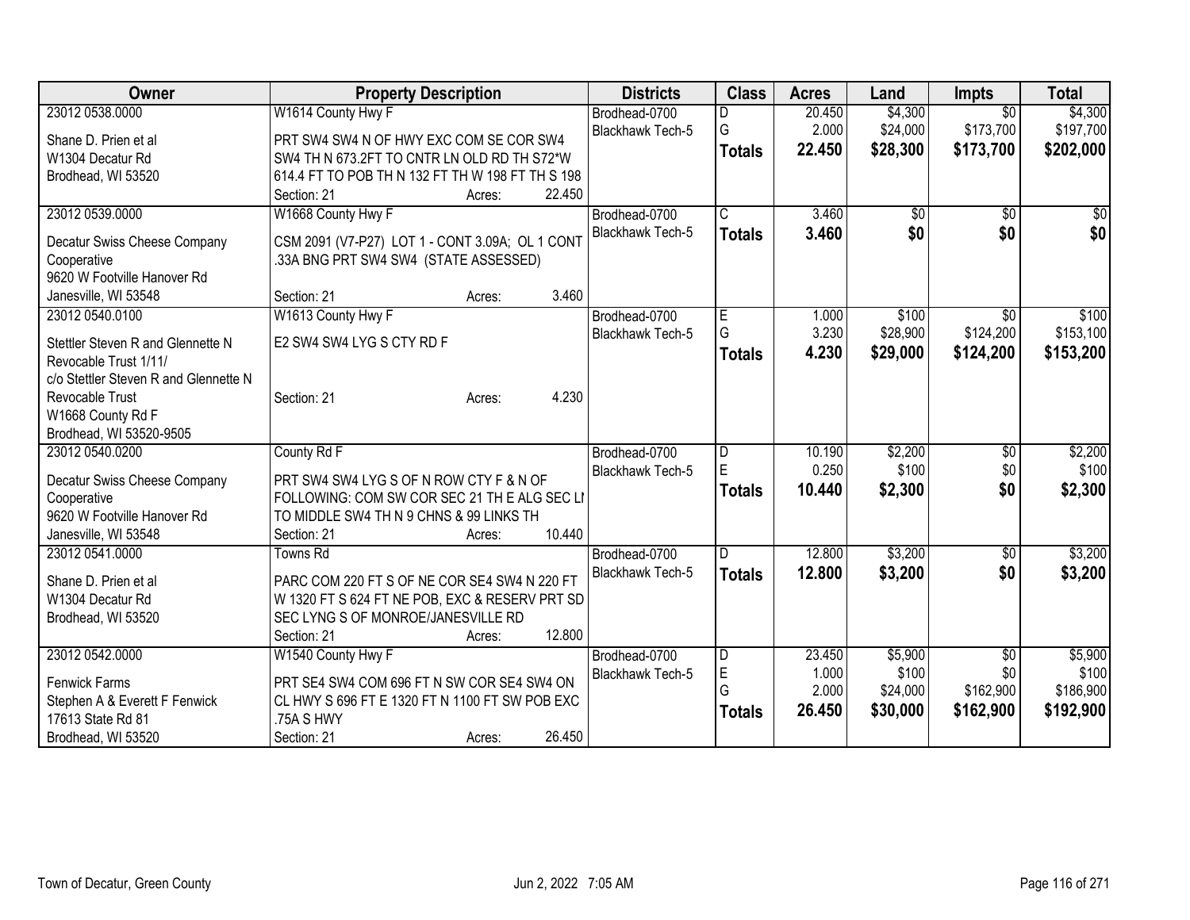| Owner | Property Description | Districts | Class | Acres | Land | Impts | Total |
|---|---|---|---|---|---|---|---|
| 23012 0538.0000<br>Shane D. Prien et al<br>W1304 Decatur Rd<br>Brodhead, WI 53520 | W1614 County Hwy F<br>PRT SW4 SW4 N OF HWY EXC COM SE COR SW4 SW4 TH N 673.2FT TO CNTR LN OLD RD TH S72*W 614.4 FT TO POB TH N 132 FT TH W 198 FT TH S 198<br>Section: 21 Acres: 22.450 | Brodhead-0700<br>Blackhawk Tech-5 | D<br>G<br>**Totals** | 20.450<br>2.000<br>**22.450** | $4,300<br>$24,000<br>**$28,300** | $0<br>$173,700<br>**$173,700** | $4,300<br>$197,700<br>**$202,000** |
| 23012 0539.0000<br>Decatur Swiss Cheese Company Cooperative<br>9620 W Footville Hanover Rd<br>Janesville, WI 53548 | W1668 County Hwy F<br>CSM 2091 (V7-P27) LOT 1 - CONT 3.09A; OL 1 CONT .33A BNG PRT SW4 SW4 (STATE ASSESSED)<br>Section: 21 Acres: 3.460 | Brodhead-0700<br>Blackhawk Tech-5 | C<br>**Totals** | 3.460<br>**3.460** | $0<br>**$0** | $0<br>**$0** | $0<br>**$0** |
| 23012 0540.0100<br>Stettler Steven R and Glennette N Revocable Trust 1/11/<br>c/o Stettler Steven R and Glennette N Revocable Trust<br>W1668 County Rd F<br>Brodhead, WI 53520-9505 | W1613 County Hwy F<br>E2 SW4 SW4 LYG S CTY RD F<br>Section: 21 Acres: 4.230 | Brodhead-0700<br>Blackhawk Tech-5 | E<br>G<br>**Totals** | 1.000<br>3.230<br>**4.230** | $100<br>$28,900<br>**$29,000** | $0<br>$124,200<br>**$124,200** | $100<br>$153,100<br>**$153,200** |
| 23012 0540.0200<br>Decatur Swiss Cheese Company Cooperative<br>9620 W Footville Hanover Rd<br>Janesville, WI 53548 | County Rd F<br>PRT SW4 SW4 LYG S OF N ROW CTY F & N OF FOLLOWING: COM SW COR SEC 21 TH E ALG SEC LI TO MIDDLE SW4 TH N 9 CHNS & 99 LINKS TH<br>Section: 21 Acres: 10.440 | Brodhead-0700<br>Blackhawk Tech-5 | D<br>E<br>**Totals** | 10.190<br>0.250<br>**10.440** | $2,200<br>$100<br>**$2,300** | $0<br>$0<br>**$0** | $2,200<br>$100<br>**$2,300** |
| 23012 0541.0000<br>Shane D. Prien et al<br>W1304 Decatur Rd<br>Brodhead, WI 53520 | Towns Rd<br>PARC COM 220 FT S OF NE COR SE4 SW4 N 220 FT W 1320 FT S 624 FT NE POB, EXC & RESERV PRT SD SEC LYNG S OF MONROE/JANESVILLE RD<br>Section: 21 Acres: 12.800 | Brodhead-0700<br>Blackhawk Tech-5 | D<br>**Totals** | 12.800<br>**12.800** | $3,200<br>**$3,200** | $0<br>**$0** | $3,200<br>**$3,200** |
| 23012 0542.0000<br>Fenwick Farms<br>Stephen A & Everett F Fenwick<br>17613 State Rd 81<br>Brodhead, WI 53520 | W1540 County Hwy F<br>PRT SE4 SW4 COM 696 FT N SW COR SE4 SW4 ON CL HWY S 696 FT E 1320 FT N 1100 FT SW POB EXC .75A S HWY<br>Section: 21 Acres: 26.450 | Brodhead-0700<br>Blackhawk Tech-5 | D<br>E<br>G<br>**Totals** | 23.450<br>1.000<br>2.000<br>**26.450** | $5,900<br>$100<br>$24,000<br>**$30,000** | $0<br>$0<br>$162,900<br>**$162,900** | $5,900<br>$100<br>$186,900<br>**$192,900** |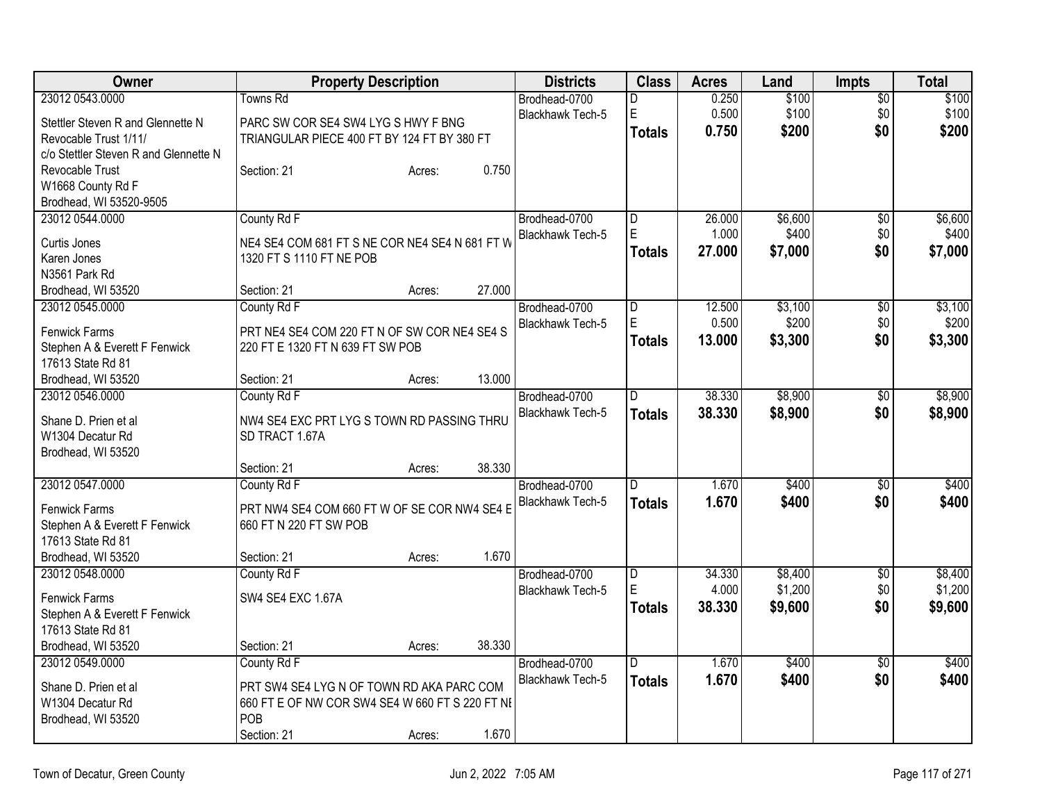| Owner | Property Description | Districts | Class | Acres | Land | Impts | Total |
|---|---|---|---|---|---|---|---|
| 23012 0543.0000<br>Stettler Steven R and Glennette N Revocable Trust 1/11/<br>c/o Stettler Steven R and Glennette N Revocable Trust<br>W1668 County Rd F<br>Brodhead, WI 53520-9505 | Towns Rd<br>PARC SW COR SE4 SW4 LYG S HWY F BNG TRIANGULAR PIECE 400 FT BY 124 FT BY 380 FT<br>Section: 21 Acres: 0.750 | Brodhead-0700<br>Blackhawk Tech-5 | D<br>E<br>**Totals** | 0.250<br>0.500<br>**0.750** | $100<br>$100<br>**$200** | $0<br>$0<br>**$0** | $100<br>$100<br>**$200** |
| 23012 0544.0000<br>Curtis Jones<br>Karen Jones<br>N3561 Park Rd<br>Brodhead, WI 53520 | County Rd F<br>NE4 SE4 COM 681 FT S NE COR NE4 SE4 N 681 FT W 1320 FT S 1110 FT NE POB<br>Section: 21 Acres: 27.000 | Brodhead-0700<br>Blackhawk Tech-5 | D<br>E<br>**Totals** | 26.000<br>1.000<br>**27.000** | $6,600<br>$400<br>**$7,000** | $0<br>$0<br>**$0** | $6,600<br>$400<br>**$7,000** |
| 23012 0545.0000<br>Fenwick Farms<br>Stephen A & Everett F Fenwick<br>17613 State Rd 81<br>Brodhead, WI 53520 | County Rd F<br>PRT NE4 SE4 COM 220 FT N OF SW COR NE4 SE4 S 220 FT E 1320 FT N 639 FT SW POB<br>Section: 21 Acres: 13.000 | Brodhead-0700<br>Blackhawk Tech-5 | D<br>E<br>**Totals** | 12.500<br>0.500<br>**13.000** | $3,100<br>$200<br>**$3,300** | $0<br>$0<br>**$0** | $3,100<br>$200<br>**$3,300** |
| 23012 0546.0000<br>Shane D. Prien et al<br>W1304 Decatur Rd<br>Brodhead, WI 53520 | County Rd F<br>NW4 SE4 EXC PRT LYG S TOWN RD PASSING THRU SD TRACT 1.67A<br>Section: 21 Acres: 38.330 | Brodhead-0700<br>Blackhawk Tech-5 | D<br>**Totals** | 38.330<br>**38.330** | $8,900<br>**$8,900** | $0<br>**$0** | $8,900<br>**$8,900** |
| 23012 0547.0000<br>Fenwick Farms<br>Stephen A & Everett F Fenwick<br>17613 State Rd 81<br>Brodhead, WI 53520 | County Rd F<br>PRT NW4 SE4 COM 660 FT W OF SE COR NW4 SE4 E 660 FT N 220 FT SW POB<br>Section: 21 Acres: 1.670 | Brodhead-0700<br>Blackhawk Tech-5 | D<br>**Totals** | 1.670<br>**1.670** | $400<br>**$400** | $0<br>**$0** | $400<br>**$400** |
| 23012 0548.0000<br>Fenwick Farms<br>Stephen A & Everett F Fenwick<br>17613 State Rd 81<br>Brodhead, WI 53520 | County Rd F<br>SW4 SE4 EXC 1.67A<br>Section: 21 Acres: 38.330 | Brodhead-0700<br>Blackhawk Tech-5 | D<br>E<br>**Totals** | 34.330<br>4.000<br>**38.330** | $8,400<br>$1,200<br>**$9,600** | $0<br>$0<br>**$0** | $8,400<br>$1,200<br>**$9,600** |
| 23012 0549.0000<br>Shane D. Prien et al<br>W1304 Decatur Rd<br>Brodhead, WI 53520 | County Rd F<br>PRT SW4 SE4 LYG N OF TOWN RD AKA PARC COM 660 FT E OF NW COR SW4 SE4 W 660 FT S 220 FT NE POB<br>Section: 21 Acres: 1.670 | Brodhead-0700<br>Blackhawk Tech-5 | D<br>**Totals** | 1.670<br>**1.670** | $400<br>**$400** | $0<br>**$0** | $400<br>**$400** |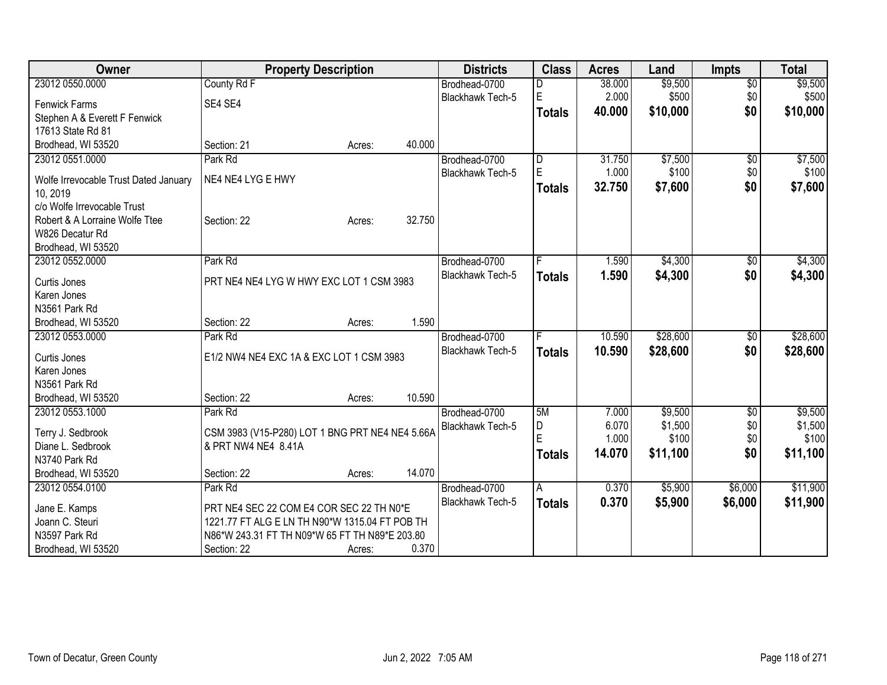| Owner | Property Description | | | Districts | Class | Acres | Land | Impts | Total |
|---|---|---|---|---|---|---|---|---|---|
| 23012 0550.0000 | County Rd F | | | Brodhead-0700 | D | 38.000 | $9,500 | $0 | $9,500 |
| Fenwick Farms | SE4 SE4 | | | Blackhawk Tech-5 | E | 2.000 | $500 | $0 | $500 |
| Stephen A & Everett F Fenwick | | | | | **Totals** | **40.000** | **$10,000** | **$0** | **$10,000** |
| 17613 State Rd 81 | | | | | | | | | |
| Brodhead, WI 53520 | Section: 21 | Acres: | 40.000 | | | | | | |
| 23012 0551.0000 | Park Rd | | | Brodhead-0700 | D | 31.750 | $7,500 | $0 | $7,500 |
| Wolfe Irrevocable Trust Dated January 10, 2019 | NE4 NE4 LYG E HWY | | | Blackhawk Tech-5 | E | 1.000 | $100 | $0 | $100 |
| c/o Wolfe Irrevocable Trust | | | | | **Totals** | **32.750** | **$7,600** | **$0** | **$7,600** |
| Robert & A Lorraine Wolfe Ttee | Section: 22 | Acres: | 32.750 | | | | | | |
| W826 Decatur Rd | | | | | | | | | |
| Brodhead, WI 53520 | | | | | | | | | |
| 23012 0552.0000 | Park Rd | | | Brodhead-0700 | F | 1.590 | $4,300 | $0 | $4,300 |
| Curtis Jones | PRT NE4 NE4 LYG W HWY EXC LOT 1 CSM 3983 | | | Blackhawk Tech-5 | **Totals** | **1.590** | **$4,300** | **$0** | **$4,300** |
| Karen Jones | | | | | | | | | |
| N3561 Park Rd | | | | | | | | | |
| Brodhead, WI 53520 | Section: 22 | Acres: | 1.590 | | | | | | |
| 23012 0553.0000 | Park Rd | | | Brodhead-0700 | F | 10.590 | $28,600 | $0 | $28,600 |
| Curtis Jones | E1/2 NW4 NE4 EXC 1A & EXC LOT 1 CSM 3983 | | | Blackhawk Tech-5 | **Totals** | **10.590** | **$28,600** | **$0** | **$28,600** |
| Karen Jones | | | | | | | | | |
| N3561 Park Rd | | | | | | | | | |
| Brodhead, WI 53520 | Section: 22 | Acres: | 10.590 | | | | | | |
| 23012 0553.1000 | Park Rd | | | Brodhead-0700 | 5M | 7.000 | $9,500 | $0 | $9,500 |
| Terry J. Sedbrook | CSM 3983 (V15-P280) LOT 1 BNG PRT NE4 NE4 5.66A | | | Blackhawk Tech-5 | D | 6.070 | $1,500 | $0 | $1,500 |
| Diane L. Sedbrook | & PRT NW4 NE4 8.41A | | | | E | 1.000 | $100 | $0 | $100 |
| N3740 Park Rd | | | | | **Totals** | **14.070** | **$11,100** | **$0** | **$11,100** |
| Brodhead, WI 53520 | Section: 22 | Acres: | 14.070 | | | | | | |
| 23012 0554.0100 | Park Rd | | | Brodhead-0700 | A | 0.370 | $5,900 | $6,000 | $11,900 |
| Jane E. Kamps | PRT NE4 SEC 22 COM E4 COR SEC 22 TH N0*E | | | Blackhawk Tech-5 | **Totals** | **0.370** | **$5,900** | **$6,000** | **$11,900** |
| Joann C. Steuri | 1221.77 FT ALG E LN TH N90*W 1315.04 FT POB TH | | | | | | | | |
| N3597 Park Rd | N86*W 243.31 FT TH N09*W 65 FT TH N89*E 203.80 | | | | | | | | |
| Brodhead, WI 53520 | Section: 22 | Acres: | 0.370 | | | | | | |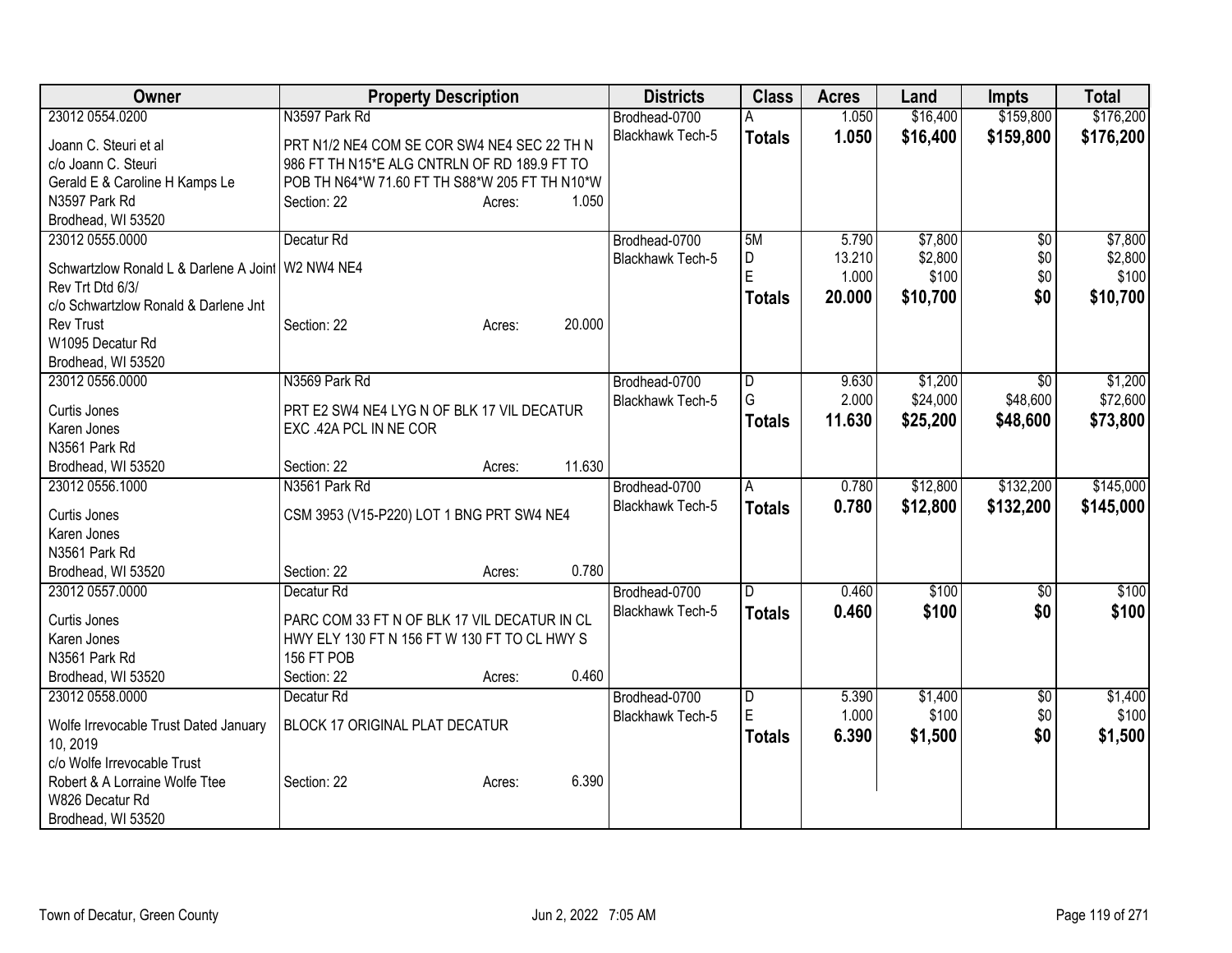| Owner | Property Description | Districts | Class | Acres | Land | Impts | Total |
|---|---|---|---|---|---|---|---|
| 23012 0554.0200<br>Joann C. Steuri et al<br>c/o Joann C. Steuri<br>Gerald E & Caroline H Kamps Le<br>N3597 Park Rd<br>Brodhead, WI 53520 | N3597 Park Rd<br>PRT N1/2 NE4 COM SE COR SW4 NE4 SEC 22 TH N 986 FT TH N15*E ALG CNTRLN OF RD 189.9 FT TO POB TH N64*W 71.60 FT TH S88*W 205 FT TH N10*W<br>Section: 22 Acres: 1.050 | Brodhead-0700<br>Blackhawk Tech-5 | A<br>**Totals** | 1.050<br>**1.050** | $16,400<br>**$16,400** | $159,800<br>**$159,800** | $176,200<br>**$176,200** |
| 23012 0555.0000<br>Schwartzlow Ronald L & Darlene A Joint Rev Trt Dtd 6/3/<br>c/o Schwartzlow Ronald & Darlene Jnt Rev Trust<br>W1095 Decatur Rd<br>Brodhead, WI 53520 | Decatur Rd<br>W2 NW4 NE4<br>Section: 22 Acres: 20.000 | Brodhead-0700<br>Blackhawk Tech-5 | 5M<br>D<br>E<br>**Totals** | 5.790<br>13.210<br>1.000<br>**20.000** | $7,800<br>$2,800<br>$100<br>**$10,700** | $0<br>$0<br>$0<br>**$0** | $7,800<br>$2,800<br>$100<br>**$10,700** |
| 23012 0556.0000<br>Curtis Jones<br>Karen Jones<br>N3561 Park Rd<br>Brodhead, WI 53520 | N3569 Park Rd<br>PRT E2 SW4 NE4 LYG N OF BLK 17 VIL DECATUR EXC .42A PCL IN NE COR<br>Section: 22 Acres: 11.630 | Brodhead-0700<br>Blackhawk Tech-5 | D<br>G<br>**Totals** | 9.630<br>2.000<br>**11.630** | $1,200<br>$24,000<br>**$25,200** | $0<br>$48,600<br>**$48,600** | $1,200<br>$72,600<br>**$73,800** |
| 23012 0556.1000<br>Curtis Jones<br>Karen Jones<br>N3561 Park Rd<br>Brodhead, WI 53520 | N3561 Park Rd<br>CSM 3953 (V15-P220) LOT 1 BNG PRT SW4 NE4<br>Section: 22 Acres: 0.780 | Brodhead-0700<br>Blackhawk Tech-5 | A<br>**Totals** | 0.780<br>**0.780** | $12,800<br>**$12,800** | $132,200<br>**$132,200** | $145,000<br>**$145,000** |
| 23012 0557.0000<br>Curtis Jones<br>Karen Jones<br>N3561 Park Rd<br>Brodhead, WI 53520 | Decatur Rd<br>PARC COM 33 FT N OF BLK 17 VIL DECATUR IN CL HWY ELY 130 FT N 156 FT W 130 FT TO CL HWY S 156 FT POB<br>Section: 22 Acres: 0.460 | Brodhead-0700<br>Blackhawk Tech-5 | D<br>**Totals** | 0.460<br>**0.460** | $100<br>**$100** | $0<br>**$0** | $100<br>**$100** |
| 23012 0558.0000<br>Wolfe Irrevocable Trust Dated January 10, 2019<br>c/o Wolfe Irrevocable Trust<br>Robert & A Lorraine Wolfe Ttee<br>W826 Decatur Rd<br>Brodhead, WI 53520 | Decatur Rd<br>BLOCK 17 ORIGINAL PLAT DECATUR<br>Section: 22 Acres: 6.390 | Brodhead-0700<br>Blackhawk Tech-5 | D<br>E<br>**Totals** | 5.390<br>1.000<br>**6.390** | $1,400<br>$100<br>**$1,500** | $0<br>$0<br>**$0** | $1,400<br>$100<br>**$1,500** |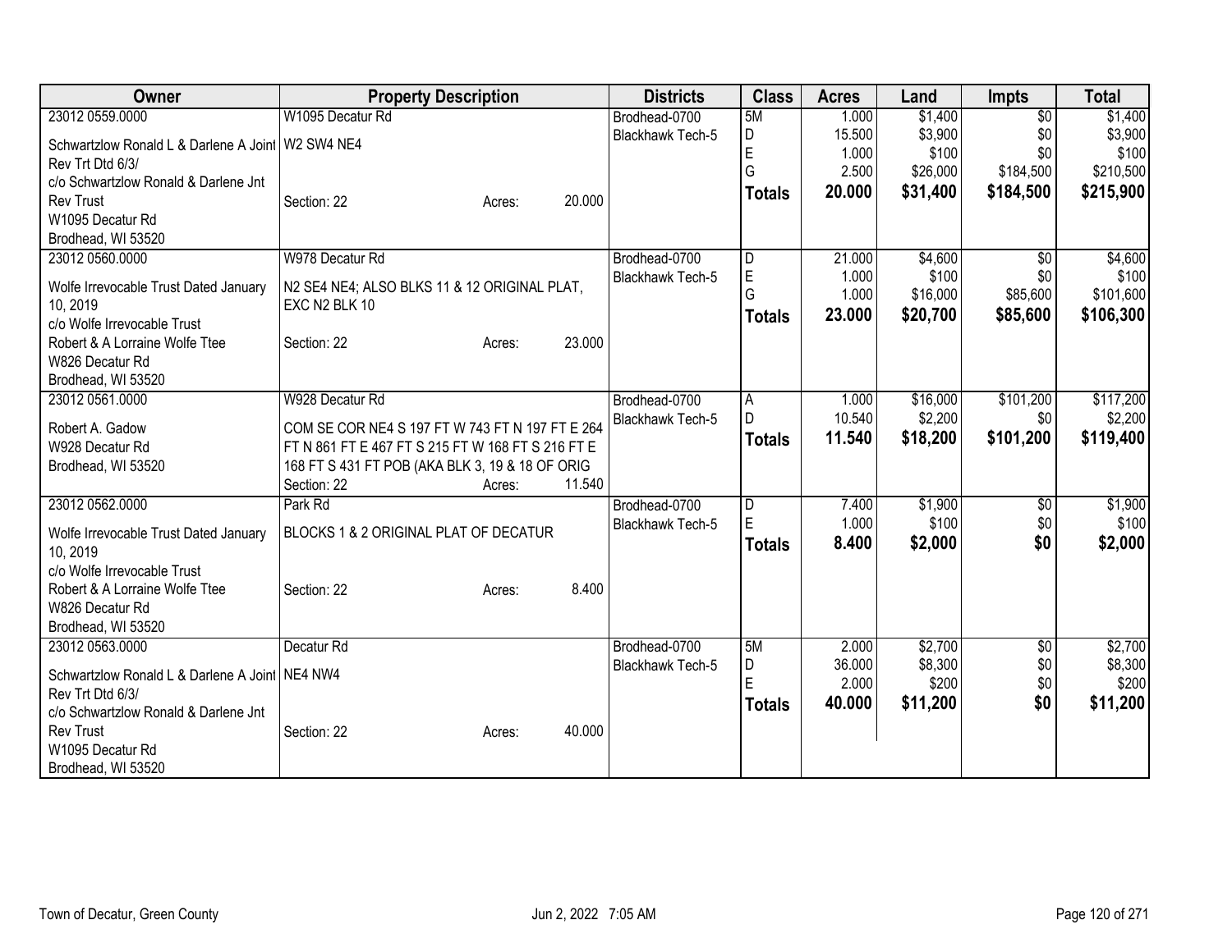| Owner | Property Description | Districts | Class | Acres | Land | Impts | Total |
|---|---|---|---|---|---|---|---|
| 23012 0559.0000<br>Schwartzlow Ronald L & Darlene A Joint Rev Trt Dtd 6/3/<br>c/o Schwartzlow Ronald & Darlene Jnt Rev Trust<br>W1095 Decatur Rd<br>Brodhead, WI 53520 | W1095 Decatur Rd<br>W2 SW4 NE4<br>Section: 22 Acres: 20.000 | Brodhead-0700<br>Blackhawk Tech-5 | 5M<br>D<br>E<br>G<br>**Totals** | 1.000<br>15.500<br>1.000<br>2.500<br>**20.000** | $1,400<br>$3,900<br>$100<br>$26,000<br>**$31,400** | $0<br>$0<br>$0<br>$184,500<br>**$184,500** | $1,400<br>$3,900<br>$100<br>$210,500<br>**$215,900** |
| 23012 0560.0000<br>Wolfe Irrevocable Trust Dated January 10, 2019<br>c/o Wolfe Irrevocable Trust<br>Robert & A Lorraine Wolfe Ttee<br>W826 Decatur Rd<br>Brodhead, WI 53520 | W978 Decatur Rd<br>N2 SE4 NE4; ALSO BLKS 11 & 12 ORIGINAL PLAT, EXC N2 BLK 10<br>Section: 22 Acres: 23.000 | Brodhead-0700<br>Blackhawk Tech-5 | D<br>E<br>G<br>**Totals** | 21.000<br>1.000<br>1.000<br>**23.000** | $4,600<br>$100<br>$16,000<br>**$20,700** | $0<br>$0<br>$85,600<br>**$85,600** | $4,600<br>$100<br>$101,600<br>**$106,300** |
| 23012 0561.0000<br>Robert A. Gadow<br>W928 Decatur Rd<br>Brodhead, WI 53520 | W928 Decatur Rd<br>COM SE COR NE4 S 197 FT W 743 FT N 197 FT E 264 FT N 861 FT E 467 FT S 215 FT W 168 FT S 216 FT E 168 FT S 431 FT POB (AKA BLK 3, 19 & 18 OF ORIG<br>Section: 22 Acres: 11.540 | Brodhead-0700<br>Blackhawk Tech-5 | A<br>D<br>**Totals** | 1.000<br>10.540<br>**11.540** | $16,000<br>$2,200<br>**$18,200** | $101,200<br>$0<br>**$101,200** | $117,200<br>$2,200<br>**$119,400** |
| 23012 0562.0000<br>Wolfe Irrevocable Trust Dated January 10, 2019<br>c/o Wolfe Irrevocable Trust<br>Robert & A Lorraine Wolfe Ttee<br>W826 Decatur Rd<br>Brodhead, WI 53520 | Park Rd<br>BLOCKS 1 & 2 ORIGINAL PLAT OF DECATUR<br>Section: 22 Acres: 8.400 | Brodhead-0700<br>Blackhawk Tech-5 | D<br>E<br>**Totals** | 7.400<br>1.000<br>**8.400** | $1,900<br>$100<br>**$2,000** | $0<br>$0<br>**$0** | $1,900<br>$100<br>**$2,000** |
| 23012 0563.0000<br>Schwartzlow Ronald L & Darlene A Joint Rev Trt Dtd 6/3/<br>c/o Schwartzlow Ronald & Darlene Jnt Rev Trust<br>W1095 Decatur Rd<br>Brodhead, WI 53520 | Decatur Rd<br>NE4 NW4<br>Section: 22 Acres: 40.000 | Brodhead-0700<br>Blackhawk Tech-5 | 5M<br>D<br>E<br>**Totals** | 2.000<br>36.000<br>2.000<br>**40.000** | $2,700<br>$8,300<br>$200<br>**$11,200** | $0<br>$0<br>$0<br>**$0** | $2,700<br>$8,300<br>$200<br>**$11,200** |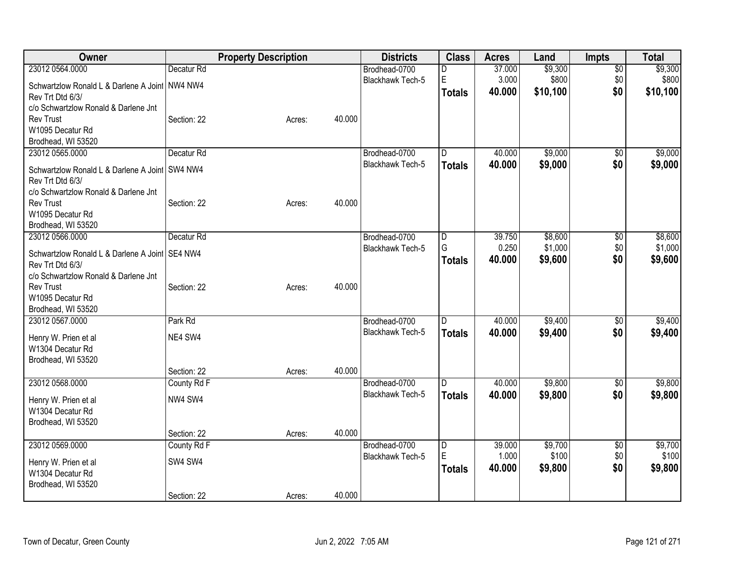| Owner | Property Description | | | Districts | Class | Acres | Land | Impts | Total |
|---|---|---|---|---|---|---|---|---|---|
| 23012 0564.0000 | Decatur Rd | | | Brodhead-0700 | D | 37.000 | $9,300 | $0 | $9,300 |
| Schwartzlow Ronald L & Darlene A Joint Rev Trt Dtd 6/3/ | NW4 NW4 | | | Blackhawk Tech-5 | E | 3.000 | $800 | $0 | $800 |
| c/o Schwartzlow Ronald & Darlene Jnt Rev Trust | Section: 22 | Acres: | 40.000 | | **Totals** | **40.000** | **$10,100** | **$0** | **$10,100** |
| W1095 Decatur Rd | | | | | | | | | |
| Brodhead, WI 53520 | | | | | | | | | |
| 23012 0565.0000 | Decatur Rd | | | Brodhead-0700 | D | 40.000 | $9,000 | $0 | $9,000 |
| Schwartzlow Ronald L & Darlene A Joint Rev Trt Dtd 6/3/ | SW4 NW4 | | | Blackhawk Tech-5 | **Totals** | **40.000** | **$9,000** | **$0** | **$9,000** |
| c/o Schwartzlow Ronald & Darlene Jnt Rev Trust | Section: 22 | Acres: | 40.000 | | | | | | |
| W1095 Decatur Rd | | | | | | | | | |
| Brodhead, WI 53520 | | | | | | | | | |
| 23012 0566.0000 | Decatur Rd | | | Brodhead-0700 | D | 39.750 | $8,600 | $0 | $8,600 |
| Schwartzlow Ronald L & Darlene A Joint Rev Trt Dtd 6/3/ | SE4 NW4 | | | Blackhawk Tech-5 | G | 0.250 | $1,000 | $0 | $1,000 |
| c/o Schwartzlow Ronald & Darlene Jnt Rev Trust | Section: 22 | Acres: | 40.000 | | **Totals** | **40.000** | **$9,600** | **$0** | **$9,600** |
| W1095 Decatur Rd | | | | | | | | | |
| Brodhead, WI 53520 | | | | | | | | | |
| 23012 0567.0000 | Park Rd | | | Brodhead-0700 | D | 40.000 | $9,400 | $0 | $9,400 |
| Henry W. Prien et al | NE4 SW4 | | | Blackhawk Tech-5 | **Totals** | **40.000** | **$9,400** | **$0** | **$9,400** |
| W1304 Decatur Rd | | | | | | | | | |
| Brodhead, WI 53520 | Section: 22 | Acres: | 40.000 | | | | | | |
| 23012 0568.0000 | County Rd F | | | Brodhead-0700 | D | 40.000 | $9,800 | $0 | $9,800 |
| Henry W. Prien et al | NW4 SW4 | | | Blackhawk Tech-5 | **Totals** | **40.000** | **$9,800** | **$0** | **$9,800** |
| W1304 Decatur Rd | | | | | | | | | |
| Brodhead, WI 53520 | Section: 22 | Acres: | 40.000 | | | | | | |
| 23012 0569.0000 | County Rd F | | | Brodhead-0700 | D | 39.000 | $9,700 | $0 | $9,700 |
| Henry W. Prien et al | SW4 SW4 | | | Blackhawk Tech-5 | E | 1.000 | $100 | $0 | $100 |
| W1304 Decatur Rd | | | | | **Totals** | **40.000** | **$9,800** | **$0** | **$9,800** |
| Brodhead, WI 53520 | Section: 22 | Acres: | 40.000 | | | | | | |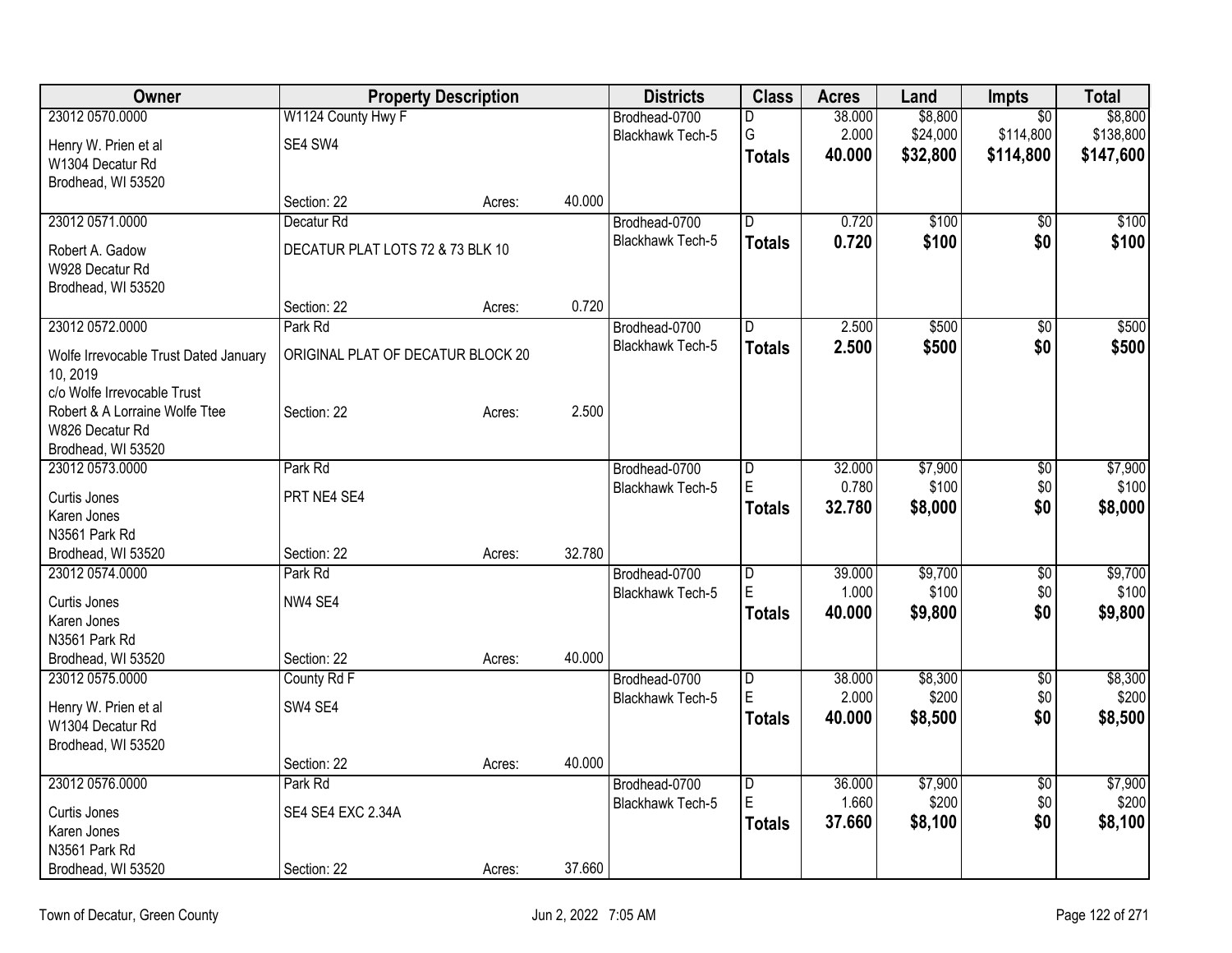| Owner | Property Description | | | Districts | Class | Acres | Land | Impts | Total |
|---|---|---|---|---|---|---|---|---|---|
| 23012 0570.0000 | W1124 County Hwy F | | | Brodhead-0700 | D | 38.000 | $8,800 | $0 | $8,800 |
| Henry W. Prien et al | SE4 SW4 | | | Blackhawk Tech-5 | G | 2.000 | $24,000 | $114,800 | $138,800 |
| W1304 Decatur Rd | | | | | **Totals** | **40.000** | **$32,800** | **$114,800** | **$147,600** |
| Brodhead, WI 53520 | | | | | | | | | |
| | Section: 22 | Acres: | 40.000 | | | | | | |
| 23012 0571.0000 | Decatur Rd | | | Brodhead-0700 | D | 0.720 | $100 | $0 | $100 |
| Robert A. Gadow | DECATUR PLAT LOTS 72 & 73 BLK 10 | | | Blackhawk Tech-5 | **Totals** | **0.720** | **$100** | **$0** | **$100** |
| W928 Decatur Rd | | | | | | | | | |
| Brodhead, WI 53520 | | | | | | | | | |
| | Section: 22 | Acres: | 0.720 | | | | | | |
| 23012 0572.0000 | Park Rd | | | Brodhead-0700 | D | 2.500 | $500 | $0 | $500 |
| Wolfe Irrevocable Trust Dated January 10, 2019 | ORIGINAL PLAT OF DECATUR BLOCK 20 | | | Blackhawk Tech-5 | **Totals** | **2.500** | **$500** | **$0** | **$500** |
| c/o Wolfe Irrevocable Trust | | | | | | | | | |
| Robert & A Lorraine Wolfe Ttee | Section: 22 | Acres: | 2.500 | | | | | | |
| W826 Decatur Rd | | | | | | | | | |
| Brodhead, WI 53520 | | | | | | | | | |
| 23012 0573.0000 | Park Rd | | | Brodhead-0700 | D | 32.000 | $7,900 | $0 | $7,900 |
| Curtis Jones | PRT NE4 SE4 | | | Blackhawk Tech-5 | E | 0.780 | $100 | $0 | $100 |
| Karen Jones | | | | | **Totals** | **32.780** | **$8,000** | **$0** | **$8,000** |
| N3561 Park Rd | | | | | | | | | |
| Brodhead, WI 53520 | Section: 22 | Acres: | 32.780 | | | | | | |
| 23012 0574.0000 | Park Rd | | | Brodhead-0700 | D | 39.000 | $9,700 | $0 | $9,700 |
| Curtis Jones | NW4 SE4 | | | Blackhawk Tech-5 | E | 1.000 | $100 | $0 | $100 |
| Karen Jones | | | | | **Totals** | **40.000** | **$9,800** | **$0** | **$9,800** |
| N3561 Park Rd | | | | | | | | | |
| Brodhead, WI 53520 | Section: 22 | Acres: | 40.000 | | | | | | |
| 23012 0575.0000 | County Rd F | | | Brodhead-0700 | D | 38.000 | $8,300 | $0 | $8,300 |
| Henry W. Prien et al | SW4 SE4 | | | Blackhawk Tech-5 | E | 2.000 | $200 | $0 | $200 |
| W1304 Decatur Rd | | | | | **Totals** | **40.000** | **$8,500** | **$0** | **$8,500** |
| Brodhead, WI 53520 | | | | | | | | | |
| | Section: 22 | Acres: | 40.000 | | | | | | |
| 23012 0576.0000 | Park Rd | | | Brodhead-0700 | D | 36.000 | $7,900 | $0 | $7,900 |
| Curtis Jones | SE4 SE4 EXC 2.34A | | | Blackhawk Tech-5 | E | 1.660 | $200 | $0 | $200 |
| Karen Jones | | | | | **Totals** | **37.660** | **$8,100** | **$0** | **$8,100** |
| N3561 Park Rd | | | | | | | | | |
| Brodhead, WI 53520 | Section: 22 | Acres: | 37.660 | | | | | | |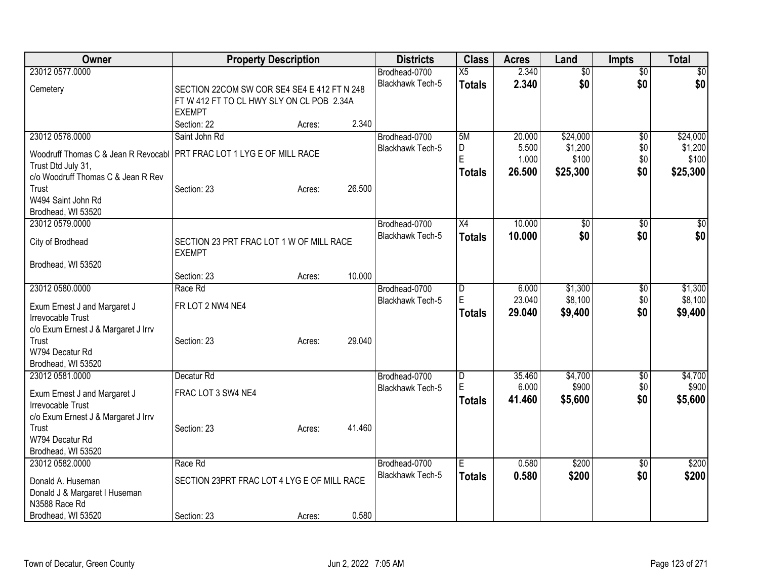| Owner | Property Description | Districts | Class | Acres | Land | Impts | Total |
|---|---|---|---|---|---|---|---|
| 23012 0577.0000<br>Cemetery | SECTION 22COM SW COR SE4 SE4 E 412 FT N 248 FT W 412 FT TO CL HWY SLY ON CL POB 2.34A EXEMPT<br>Section: 22 Acres: 2.340 | Brodhead-0700<br>Blackhawk Tech-5 | X5<br>**Totals** | 2.340<br>**2.340** | $0<br>**$0** | $0<br>**$0** | $0<br>**$0** |
| 23012 0578.0000<br>Woodruff Thomas C & Jean R Revocabl Trust Dtd July 31,<br>c/o Woodruff Thomas C & Jean R Rev Trust<br>W494 Saint John Rd<br>Brodhead, WI 53520 | Saint John Rd<br>PRT FRAC LOT 1 LYG E OF MILL RACE<br>Section: 23 Acres: 26.500 | Brodhead-0700<br>Blackhawk Tech-5 | 5M<br>D<br>E<br>**Totals** | 20.000<br>5.500<br>1.000<br>**26.500** | $24,000<br>$1,200<br>$100<br>**$25,300** | $0<br>$0<br>$0<br>**$0** | $24,000<br>$1,200<br>$100<br>**$25,300** |
| 23012 0579.0000<br>City of Brodhead<br>Brodhead, WI 53520 | SECTION 23 PRT FRAC LOT 1 W OF MILL RACE EXEMPT<br>Section: 23 Acres: 10.000 | Brodhead-0700<br>Blackhawk Tech-5 | X4<br>**Totals** | 10.000<br>**10.000** | $0<br>**$0** | $0<br>**$0** | $0<br>**$0** |
| 23012 0580.0000<br>Exum Ernest J and Margaret J Irrevocable Trust<br>c/o Exum Ernest J & Margaret J Irrv Trust<br>W794 Decatur Rd<br>Brodhead, WI 53520 | Race Rd<br>FR LOT 2 NW4 NE4<br>Section: 23 Acres: 29.040 | Brodhead-0700<br>Blackhawk Tech-5 | D<br>E<br>**Totals** | 6.000<br>23.040<br>**29.040** | $1,300<br>$8,100<br>**$9,400** | $0<br>$0<br>**$0** | $1,300<br>$8,100<br>**$9,400** |
| 23012 0581.0000<br>Exum Ernest J and Margaret J Irrevocable Trust<br>c/o Exum Ernest J & Margaret J Irrv Trust<br>W794 Decatur Rd<br>Brodhead, WI 53520 | Decatur Rd<br>FRAC LOT 3 SW4 NE4<br>Section: 23 Acres: 41.460 | Brodhead-0700<br>Blackhawk Tech-5 | D<br>E<br>**Totals** | 35.460<br>6.000<br>**41.460** | $4,700<br>$900<br>**$5,600** | $0<br>$0<br>**$0** | $4,700<br>$900<br>**$5,600** |
| 23012 0582.0000<br>Donald A. Huseman<br>Donald J & Margaret I Huseman<br>N3588 Race Rd<br>Brodhead, WI 53520 | Race Rd<br>SECTION 23PRT FRAC LOT 4 LYG E OF MILL RACE<br>Section: 23 Acres: 0.580 | Brodhead-0700<br>Blackhawk Tech-5 | E<br>**Totals** | 0.580<br>**0.580** | $200<br>**$200** | $0<br>**$0** | $200<br>**$200** |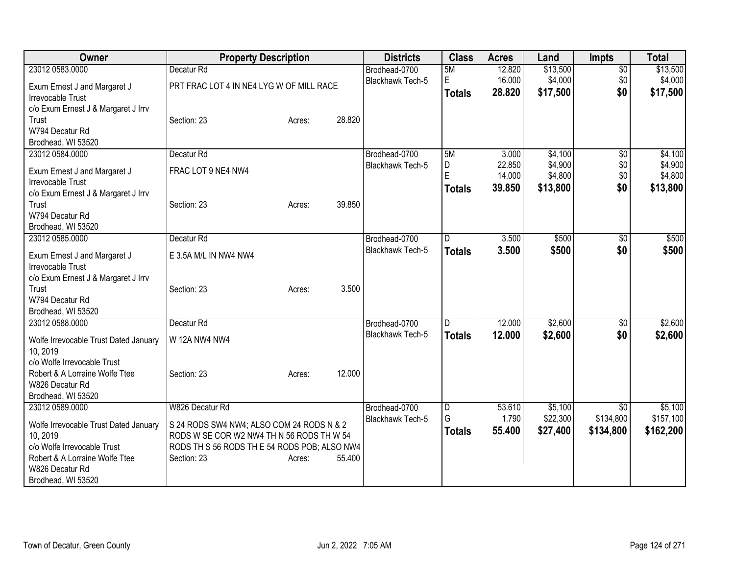| Owner | Property Description | | | Districts | Class | Acres | Land | Impts | Total |
|---|---|---|---|---|---|---|---|---|---|
| 23012 0583.0000 | Decatur Rd | | | Brodhead-0700 | 5M | 12.820 | $13,500 | $0 | $13,500 |
| Exum Ernest J and Margaret J Irrevocable Trust | PRT FRAC LOT 4 IN NE4 LYG W OF MILL RACE | | | Blackhawk Tech-5 | E | 16.000 | $4,000 | $0 | $4,000 |
| c/o Exum Ernest J & Margaret J Irrv Trust | Section: 23 | Acres: | 28.820 | | **Totals** | **28.820** | **$17,500** | **$0** | **$17,500** |
| W794 Decatur Rd | | | | | | | | | |
| Brodhead, WI 53520 | | | | | | | | | |
| 23012 0584.0000 | Decatur Rd | | | Brodhead-0700 | 5M | 3.000 | $4,100 | $0 | $4,100 |
| Exum Ernest J and Margaret J Irrevocable Trust | FRAC LOT 9 NE4 NW4 | | | Blackhawk Tech-5 | D | 22.850 | $4,900 | $0 | $4,900 |
| c/o Exum Ernest J & Margaret J Irrv Trust | Section: 23 | Acres: | 39.850 | | E | 14.000 | $4,800 | $0 | $4,800 |
| W794 Decatur Rd | | | | | **Totals** | **39.850** | **$13,800** | **$0** | **$13,800** |
| Brodhead, WI 53520 | | | | | | | | | |
| 23012 0585.0000 | Decatur Rd | | | Brodhead-0700 | D | 3.500 | $500 | $0 | $500 |
| Exum Ernest J and Margaret J Irrevocable Trust | E 3.5A M/L IN NW4 NW4 | | | Blackhawk Tech-5 | **Totals** | **3.500** | **$500** | **$0** | **$500** |
| c/o Exum Ernest J & Margaret J Irrv Trust | Section: 23 | Acres: | 3.500 | | | | | | |
| W794 Decatur Rd | | | | | | | | | |
| Brodhead, WI 53520 | | | | | | | | | |
| 23012 0588.0000 | Decatur Rd | | | Brodhead-0700 | D | 12.000 | $2,600 | $0 | $2,600 |
| Wolfe Irrevocable Trust Dated January 10, 2019 | W 12A NW4 NW4 | | | Blackhawk Tech-5 | **Totals** | **12.000** | **$2,600** | **$0** | **$2,600** |
| c/o Wolfe Irrevocable Trust | | | | | | | | | |
| Robert & A Lorraine Wolfe Ttee | Section: 23 | Acres: | 12.000 | | | | | | |
| W826 Decatur Rd | | | | | | | | | |
| Brodhead, WI 53520 | | | | | | | | | |
| 23012 0589.0000 | W826 Decatur Rd | | | Brodhead-0700 | D | 53.610 | $5,100 | $0 | $5,100 |
| Wolfe Irrevocable Trust Dated January 10, 2019 | S 24 RODS SW4 NW4; ALSO COM 24 RODS N & 2 RODS W SE COR W2 NW4 TH N 56 RODS TH W 54 RODS TH S 56 RODS TH E 54 RODS POB; ALSO NW4 | | | Blackhawk Tech-5 | G | 1.790 | $22,300 | $134,800 | $157,100 |
| c/o Wolfe Irrevocable Trust | | | | | **Totals** | **55.400** | **$27,400** | **$134,800** | **$162,200** |
| Robert & A Lorraine Wolfe Ttee | Section: 23 | Acres: | 55.400 | | | | | | |
| W826 Decatur Rd | | | | | | | | | |
| Brodhead, WI 53520 | | | | | | | | | |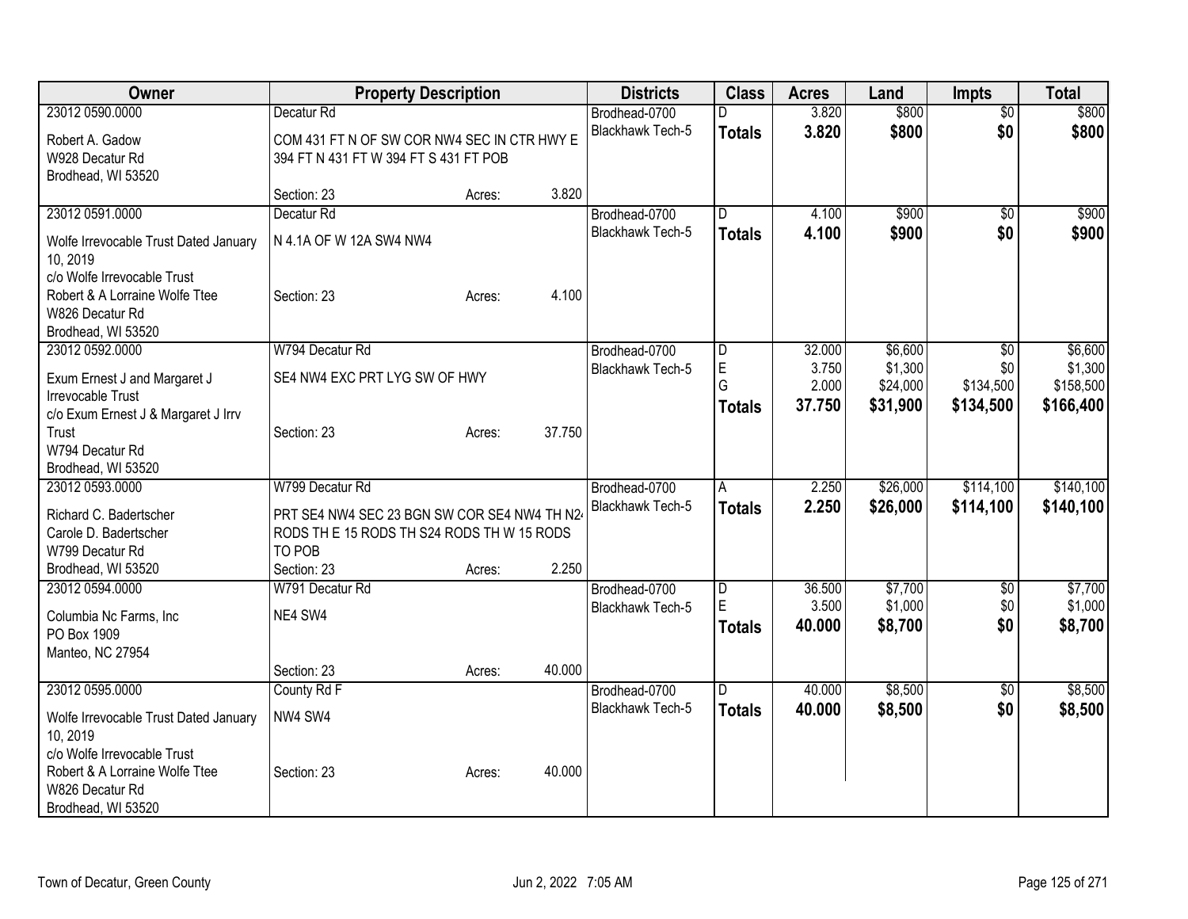| Owner | Property Description | | | Districts | Class | Acres | Land | Impts | Total |
|---|---|---|---|---|---|---|---|---|---|
| 23012 0590.0000 | Decatur Rd | | | Brodhead-0700 | D | 3.820 | $800 | $0 | $800 |
| Robert A. Gadow<br>W928 Decatur Rd<br>Brodhead, WI 53520 | COM 431 FT N OF SW COR NW4 SEC IN CTR HWY E 394 FT N 431 FT W 394 FT S 431 FT POB | | | Blackhawk Tech-5 | **Totals** | **3.820** | **$800** | **$0** | **$800** |
| | Section: 23 | Acres: | 3.820 | | | | | | |
| 23012 0591.0000 | Decatur Rd | | | Brodhead-0700 | D | 4.100 | $900 | $0 | $900 |
| Wolfe Irrevocable Trust Dated January 10, 2019<br>c/o Wolfe Irrevocable Trust<br>Robert & A Lorraine Wolfe Ttee<br>W826 Decatur Rd<br>Brodhead, WI 53520 | N 4.1A OF W 12A SW4 NW4 | | | Blackhawk Tech-5 | **Totals** | **4.100** | **$900** | **$0** | **$900** |
| | Section: 23 | Acres: | 4.100 | | | | | | |
| 23012 0592.0000 | W794 Decatur Rd | | | Brodhead-0700 | D | 32.000 | $6,600 | $0 | $6,600 |
| Exum Ernest J and Margaret J Irrevocable Trust<br>c/o Exum Ernest J & Margaret J Irrv Trust<br>W794 Decatur Rd<br>Brodhead, WI 53520 | SE4 NW4 EXC PRT LYG SW OF HWY | | | Blackhawk Tech-5 | E | 3.750 | $1,300 | $0 | $1,300 |
| | | | | | G | 2.000 | $24,000 | $134,500 | $158,500 |
| | | | | | **Totals** | **37.750** | **$31,900** | **$134,500** | **$166,400** |
| | Section: 23 | Acres: | 37.750 | | | | | | |
| 23012 0593.0000 | W799 Decatur Rd | | | Brodhead-0700 | A | 2.250 | $26,000 | $114,100 | $140,100 |
| Richard C. Badertscher<br>Carole D. Badertscher<br>W799 Decatur Rd<br>Brodhead, WI 53520 | PRT SE4 NW4 SEC 23 BGN SW COR SE4 NW4 TH N24 RODS TH E 15 RODS TH S24 RODS TH W 15 RODS TO POB | | | Blackhawk Tech-5 | **Totals** | **2.250** | **$26,000** | **$114,100** | **$140,100** |
| | Section: 23 | Acres: | 2.250 | | | | | | |
| 23012 0594.0000 | W791 Decatur Rd | | | Brodhead-0700 | D | 36.500 | $7,700 | $0 | $7,700 |
| Columbia Nc Farms, Inc<br>PO Box 1909<br>Manteo, NC 27954 | NE4 SW4 | | | Blackhawk Tech-5 | E | 3.500 | $1,000 | $0 | $1,000 |
| | | | | | **Totals** | **40.000** | **$8,700** | **$0** | **$8,700** |
| | Section: 23 | Acres: | 40.000 | | | | | | |
| 23012 0595.0000 | County Rd F | | | Brodhead-0700 | D | 40.000 | $8,500 | $0 | $8,500 |
| Wolfe Irrevocable Trust Dated January 10, 2019<br>c/o Wolfe Irrevocable Trust<br>Robert & A Lorraine Wolfe Ttee<br>W826 Decatur Rd<br>Brodhead, WI 53520 | NW4 SW4 | | | Blackhawk Tech-5 | **Totals** | **40.000** | **$8,500** | **$0** | **$8,500** |
| | Section: 23 | Acres: | 40.000 | | | | | | |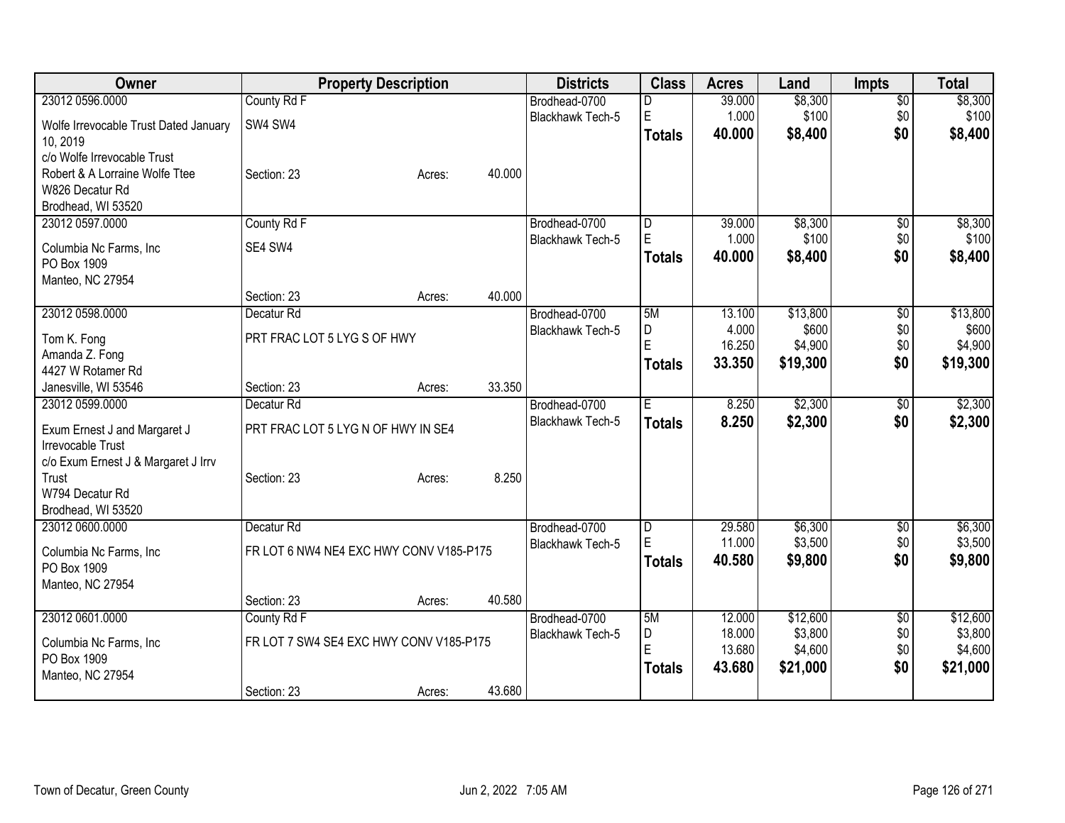| Owner | Property Description | | | Districts | Class | Acres | Land | Impts | Total |
|---|---|---|---|---|---|---|---|---|---|
| 23012 0596.0000 | County Rd F | | | Brodhead-0700 | D | 39.000 | $8,300 | $0 | $8,300 |
| Wolfe Irrevocable Trust Dated January 10, 2019 | SW4 SW4 | | | Blackhawk Tech-5 | E | 1.000 | $100 | $0 | $100 |
| c/o Wolfe Irrevocable Trust | | | | | **Totals** | **40.000** | **$8,400** | **$0** | **$8,400** |
| Robert & A Lorraine Wolfe Ttee | Section: 23 | Acres: | 40.000 | | | | | | |
| W826 Decatur Rd | | | | | | | | | |
| Brodhead, WI 53520 | | | | | | | | | |
| 23012 0597.0000 | County Rd F | | | Brodhead-0700 | D | 39.000 | $8,300 | $0 | $8,300 |
| Columbia Nc Farms, Inc | SE4 SW4 | | | Blackhawk Tech-5 | E | 1.000 | $100 | $0 | $100 |
| PO Box 1909 | | | | | **Totals** | **40.000** | **$8,400** | **$0** | **$8,400** |
| Manteo, NC 27954 | | | | | | | | | |
| | Section: 23 | Acres: | 40.000 | | | | | | |
| 23012 0598.0000 | Decatur Rd | | | Brodhead-0700 | 5M | 13.100 | $13,800 | $0 | $13,800 |
| Tom K. Fong | PRT FRAC LOT 5 LYG S OF HWY | | | Blackhawk Tech-5 | D | 4.000 | $600 | $0 | $600 |
| Amanda Z. Fong | | | | | E | 16.250 | $4,900 | $0 | $4,900 |
| 4427 W Rotamer Rd | | | | | **Totals** | **33.350** | **$19,300** | **$0** | **$19,300** |
| Janesville, WI 53546 | Section: 23 | Acres: | 33.350 | | | | | | |
| 23012 0599.0000 | Decatur Rd | | | Brodhead-0700 | E | 8.250 | $2,300 | $0 | $2,300 |
| Exum Ernest J and Margaret J Irrevocable Trust | PRT FRAC LOT 5 LYG N OF HWY IN SE4 | | | Blackhawk Tech-5 | **Totals** | **8.250** | **$2,300** | **$0** | **$2,300** |
| c/o Exum Ernest J & Margaret J Irrv Trust | Section: 23 | Acres: | 8.250 | | | | | | |
| W794 Decatur Rd | | | | | | | | | |
| Brodhead, WI 53520 | | | | | | | | | |
| 23012 0600.0000 | Decatur Rd | | | Brodhead-0700 | D | 29.580 | $6,300 | $0 | $6,300 |
| Columbia Nc Farms, Inc | FR LOT 6 NW4 NE4 EXC HWY CONV V185-P175 | | | Blackhawk Tech-5 | E | 11.000 | $3,500 | $0 | $3,500 |
| PO Box 1909 | | | | | **Totals** | **40.580** | **$9,800** | **$0** | **$9,800** |
| Manteo, NC 27954 | | | | | | | | | |
| | Section: 23 | Acres: | 40.580 | | | | | | |
| 23012 0601.0000 | County Rd F | | | Brodhead-0700 | 5M | 12.000 | $12,600 | $0 | $12,600 |
| Columbia Nc Farms, Inc | FR LOT 7 SW4 SE4 EXC HWY CONV V185-P175 | | | Blackhawk Tech-5 | D | 18.000 | $3,800 | $0 | $3,800 |
| PO Box 1909 | | | | | E | 13.680 | $4,600 | $0 | $4,600 |
| Manteo, NC 27954 | | | | | **Totals** | **43.680** | **$21,000** | **$0** | **$21,000** |
| | Section: 23 | Acres: | 43.680 | | | | | | |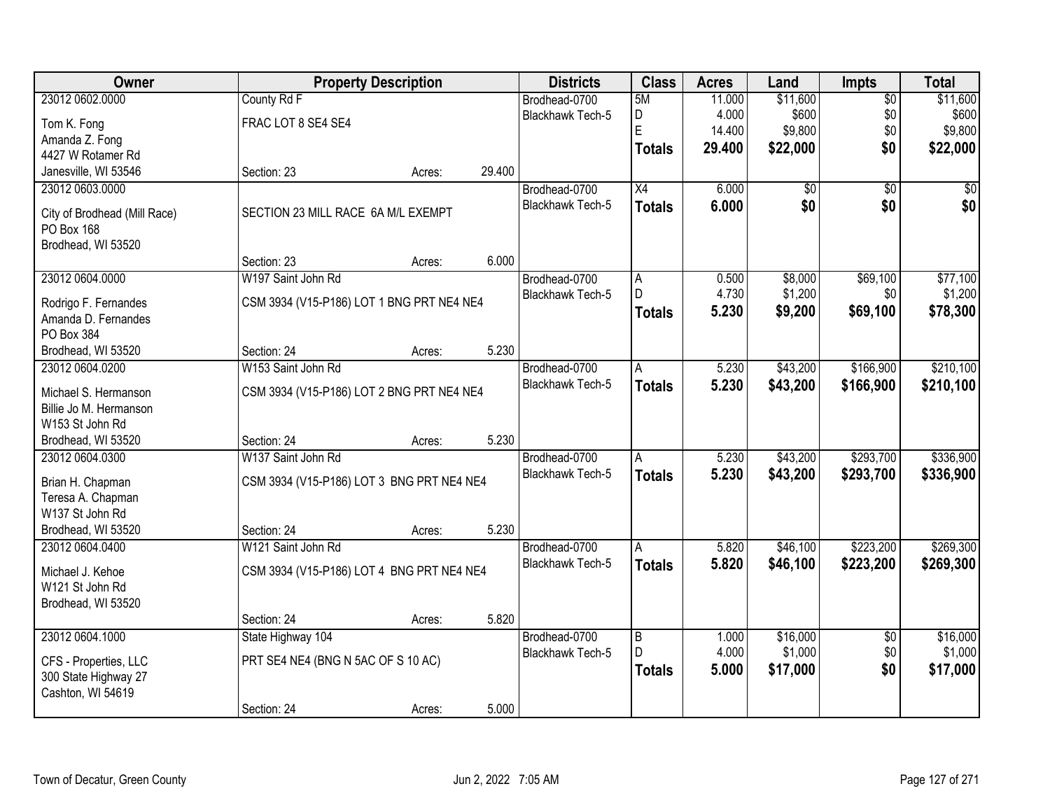| Owner | Property Description | Districts | Class | Acres | Land | Impts | Total |
|---|---|---|---|---|---|---|---|
| 23012 0602.0000<br>Tom K. Fong<br>Amanda Z. Fong<br>4427 W Rotamer Rd<br>Janesville, WI 53546 | County Rd F<br>FRAC LOT 8 SE4 SE4<br>Section: 23 Acres: 29.400 | Brodhead-0700<br>Blackhawk Tech-5 | 5M<br>D<br>E<br>**Totals** | 11.000<br>4.000<br>14.400<br>**29.400** | $11,600<br>$600<br>$9,800<br>**$22,000** | $0<br>$0<br>$0<br>**$0** | $11,600<br>$600<br>$9,800<br>**$22,000** |
| 23012 0603.0000<br>City of Brodhead (Mill Race)<br>PO Box 168<br>Brodhead, WI 53520 | SECTION 23 MILL RACE 6A M/L EXEMPT<br>Section: 23 Acres: 6.000 | Brodhead-0700<br>Blackhawk Tech-5 | X4<br>**Totals** | 6.000<br>**6.000** | $0<br>**$0** | $0<br>**$0** | $0<br>**$0** |
| 23012 0604.0000<br>Rodrigo F. Fernandes<br>Amanda D. Fernandes<br>PO Box 384<br>Brodhead, WI 53520 | W197 Saint John Rd<br>CSM 3934 (V15-P186) LOT 1 BNG PRT NE4 NE4<br>Section: 24 Acres: 5.230 | Brodhead-0700<br>Blackhawk Tech-5 | A<br>D<br>**Totals** | 0.500<br>4.730<br>**5.230** | $8,000<br>$1,200<br>**$9,200** | $69,100<br>$0<br>**$69,100** | $77,100<br>$1,200<br>**$78,300** |
| 23012 0604.0200<br>Michael S. Hermanson<br>Billie Jo M. Hermanson<br>W153 St John Rd<br>Brodhead, WI 53520 | W153 Saint John Rd<br>CSM 3934 (V15-P186) LOT 2 BNG PRT NE4 NE4<br>Section: 24 Acres: 5.230 | Brodhead-0700<br>Blackhawk Tech-5 | A<br>**Totals** | 5.230<br>**5.230** | $43,200<br>**$43,200** | $166,900<br>**$166,900** | $210,100<br>**$210,100** |
| 23012 0604.0300<br>Brian H. Chapman<br>Teresa A. Chapman<br>W137 St John Rd<br>Brodhead, WI 53520 | W137 Saint John Rd<br>CSM 3934 (V15-P186) LOT 3 BNG PRT NE4 NE4<br>Section: 24 Acres: 5.230 | Brodhead-0700<br>Blackhawk Tech-5 | A<br>**Totals** | 5.230<br>**5.230** | $43,200<br>**$43,200** | $293,700<br>**$293,700** | $336,900<br>**$336,900** |
| 23012 0604.0400<br>Michael J. Kehoe<br>W121 St John Rd<br>Brodhead, WI 53520 | W121 Saint John Rd<br>CSM 3934 (V15-P186) LOT 4 BNG PRT NE4 NE4<br>Section: 24 Acres: 5.820 | Brodhead-0700<br>Blackhawk Tech-5 | A<br>**Totals** | 5.820<br>**5.820** | $46,100<br>**$46,100** | $223,200<br>**$223,200** | $269,300<br>**$269,300** |
| 23012 0604.1000<br>CFS - Properties, LLC<br>300 State Highway 27<br>Cashton, WI 54619 | State Highway 104<br>PRT SE4 NE4 (BNG N 5AC OF S 10 AC)<br>Section: 24 Acres: 5.000 | Brodhead-0700<br>Blackhawk Tech-5 | B<br>D<br>**Totals** | 1.000<br>4.000<br>**5.000** | $16,000<br>$1,000<br>**$17,000** | $0<br>$0<br>**$0** | $16,000<br>$1,000<br>**$17,000** |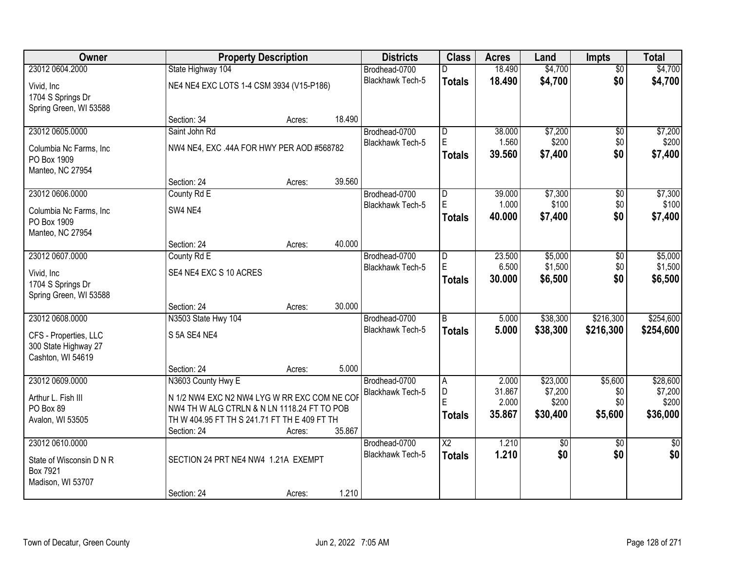| Owner | Property Description | | | Districts | Class | Acres | Land | Impts | Total |
|---|---|---|---|---|---|---|---|---|---|
| 23012 0604.2000 | State Highway 104 | | | Brodhead-0700 | D | 18.490 | $4,700 | $0 | $4,700 |
| Vivid, Inc<br>1704 S Springs Dr<br>Spring Green, WI 53588 | NE4 NE4 EXC LOTS 1-4 CSM 3934 (V15-P186) | | | Blackhawk Tech-5 | **Totals** | **18.490** | **$4,700** | **$0** | **$4,700** |
| | Section: 34 | Acres: | 18.490 | | | | | | |
| 23012 0605.0000 | Saint John Rd | | | Brodhead-0700 | D | 38.000 | $7,200 | $0 | $7,200 |
| Columbia Nc Farms, Inc<br>PO Box 1909<br>Manteo, NC 27954 | NW4 NE4, EXC .44A FOR HWY PER AOD #568782 | | | Blackhawk Tech-5 | E | 1.560 | $200 | $0 | $200 |
| | | | | | **Totals** | **39.560** | **$7,400** | **$0** | **$7,400** |
| | Section: 24 | Acres: | 39.560 | | | | | | |
| 23012 0606.0000 | County Rd E | | | Brodhead-0700 | D | 39.000 | $7,300 | $0 | $7,300 |
| Columbia Nc Farms, Inc<br>PO Box 1909<br>Manteo, NC 27954 | SW4 NE4 | | | Blackhawk Tech-5 | E | 1.000 | $100 | $0 | $100 |
| | | | | | **Totals** | **40.000** | **$7,400** | **$0** | **$7,400** |
| | Section: 24 | Acres: | 40.000 | | | | | | |
| 23012 0607.0000 | County Rd E | | | Brodhead-0700 | D | 23.500 | $5,000 | $0 | $5,000 |
| Vivid, Inc<br>1704 S Springs Dr<br>Spring Green, WI 53588 | SE4 NE4 EXC S 10 ACRES | | | Blackhawk Tech-5 | E | 6.500 | $1,500 | $0 | $1,500 |
| | | | | | **Totals** | **30.000** | **$6,500** | **$0** | **$6,500** |
| | Section: 24 | Acres: | 30.000 | | | | | | |
| 23012 0608.0000 | N3503 State Hwy 104 | | | Brodhead-0700 | B | 5.000 | $38,300 | $216,300 | $254,600 |
| CFS - Properties, LLC<br>300 State Highway 27<br>Cashton, WI 54619 | S 5A SE4 NE4 | | | Blackhawk Tech-5 | **Totals** | **5.000** | **$38,300** | **$216,300** | **$254,600** |
| | Section: 24 | Acres: | 5.000 | | | | | | |
| 23012 0609.0000 | N3603 County Hwy E | | | Brodhead-0700 | A | 2.000 | $23,000 | $5,600 | $28,600 |
| Arthur L. Fish III<br>PO Box 89<br>Avalon, WI 53505 | N 1/2 NW4 EXC N2 NW4 LYG W RR EXC COM NE COF NW4 TH W ALG CTRLN & N LN 1118.24 FT TO POB TH W 404.95 FT TH S 241.71 FT TH E 409 FT TH | | | Blackhawk Tech-5 | D | 31.867 | $7,200 | $0 | $7,200 |
| | | | | | E | 2.000 | $200 | $0 | $200 |
| | | | | | **Totals** | **35.867** | **$30,400** | **$5,600** | **$36,000** |
| | Section: 24 | Acres: | 35.867 | | | | | | |
| 23012 0610.0000 | | | | Brodhead-0700 | X2 | 1.210 | $0 | $0 | $0 |
| State of Wisconsin D N R<br>Box 7921<br>Madison, WI 53707 | SECTION 24 PRT NE4 NW4 1.21A EXEMPT | | | Blackhawk Tech-5 | **Totals** | **1.210** | **$0** | **$0** | **$0** |
| | Section: 24 | Acres: | 1.210 | | | | | | |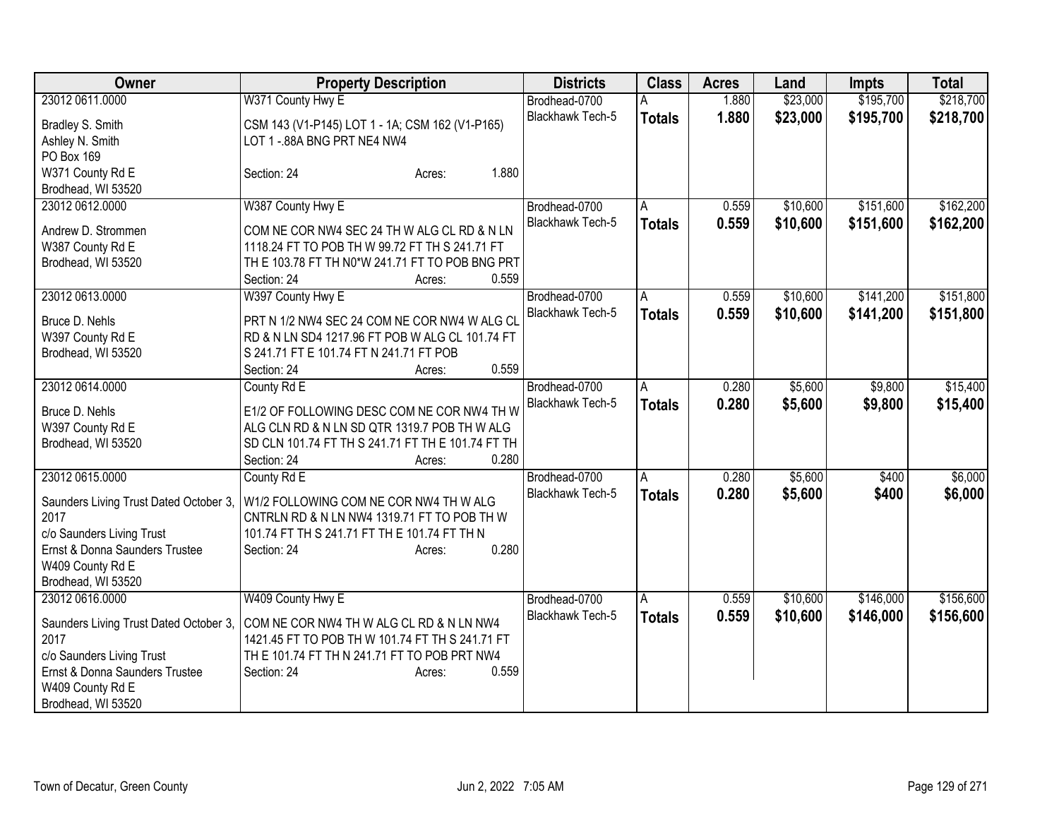| Owner | Property Description | Districts | Class | Acres | Land | Impts | Total |
|---|---|---|---|---|---|---|---|
| 23012 0611.0000<br><br>Bradley S. Smith<br>Ashley N. Smith<br>PO Box 169<br>W371 County Rd E<br>Brodhead, WI 53520 | W371 County Hwy E<br><br>CSM 143 (V1-P145) LOT 1 - 1A; CSM 162 (V1-P165) LOT 1 -.88A BNG PRT NE4 NW4<br><br>Section: 24 Acres: 1.880 | Brodhead-0700<br>Blackhawk Tech-5 | A<br>**Totals** | 1.880<br>**1.880** | $23,000<br>**$23,000** | $195,700<br>**$195,700** | $218,700<br>**$218,700** |
| 23012 0612.0000<br><br>Andrew D. Strommen<br>W387 County Rd E<br>Brodhead, WI 53520 | W387 County Hwy E<br><br>COM NE COR NW4 SEC 24 TH W ALG CL RD & N LN 1118.24 FT TO POB TH W 99.72 FT TH S 241.71 FT TH E 103.78 FT TH N0*W 241.71 FT TO POB BNG PRT<br>Section: 24 Acres: 0.559 | Brodhead-0700<br>Blackhawk Tech-5 | A<br>**Totals** | 0.559<br>**0.559** | $10,600<br>**$10,600** | $151,600<br>**$151,600** | $162,200<br>**$162,200** |
| 23012 0613.0000<br><br>Bruce D. Nehls<br>W397 County Rd E<br>Brodhead, WI 53520 | W397 County Hwy E<br><br>PRT N 1/2 NW4 SEC 24 COM NE COR NW4 W ALG CL RD & N LN SD4 1217.96 FT POB W ALG CL 101.74 FT S 241.71 FT E 101.74 FT N 241.71 FT POB<br>Section: 24 Acres: 0.559 | Brodhead-0700<br>Blackhawk Tech-5 | A<br>**Totals** | 0.559<br>**0.559** | $10,600<br>**$10,600** | $141,200<br>**$141,200** | $151,800<br>**$151,800** |
| 23012 0614.0000<br><br>Bruce D. Nehls<br>W397 County Rd E<br>Brodhead, WI 53520 | County Rd E<br><br>E1/2 OF FOLLOWING DESC COM NE COR NW4 TH W ALG CLN RD & N LN SD QTR 1319.7 POB TH W ALG SD CLN 101.74 FT TH S 241.71 FT TH E 101.74 FT TH<br>Section: 24 Acres: 0.280 | Brodhead-0700<br>Blackhawk Tech-5 | A<br>**Totals** | 0.280<br>**0.280** | $5,600<br>**$5,600** | $9,800<br>**$9,800** | $15,400<br>**$15,400** |
| 23012 0615.0000<br><br>Saunders Living Trust Dated October 3, 2017<br>c/o Saunders Living Trust<br>Ernst & Donna Saunders Trustee<br>W409 County Rd E<br>Brodhead, WI 53520 | County Rd E<br><br>W1/2 FOLLOWING COM NE COR NW4 TH W ALG CNTRLN RD & N LN NW4 1319.71 FT TO POB TH W 101.74 FT TH S 241.71 FT TH E 101.74 FT TH N<br>Section: 24 Acres: 0.280 | Brodhead-0700<br>Blackhawk Tech-5 | A<br>**Totals** | 0.280<br>**0.280** | $5,600<br>**$5,600** | $400<br>**$400** | $6,000<br>**$6,000** |
| 23012 0616.0000<br><br>Saunders Living Trust Dated October 3, 2017<br>c/o Saunders Living Trust<br>Ernst & Donna Saunders Trustee<br>W409 County Rd E<br>Brodhead, WI 53520 | W409 County Hwy E<br><br>COM NE COR NW4 TH W ALG CL RD & N LN NW4 1421.45 FT TO POB TH W 101.74 FT TH S 241.71 FT TH E 101.74 FT TH N 241.71 FT TO POB PRT NW4<br>Section: 24 Acres: 0.559 | Brodhead-0700<br>Blackhawk Tech-5 | A<br>**Totals** | 0.559<br>**0.559** | $10,600<br>**$10,600** | $146,000<br>**$146,000** | $156,600<br>**$156,600** |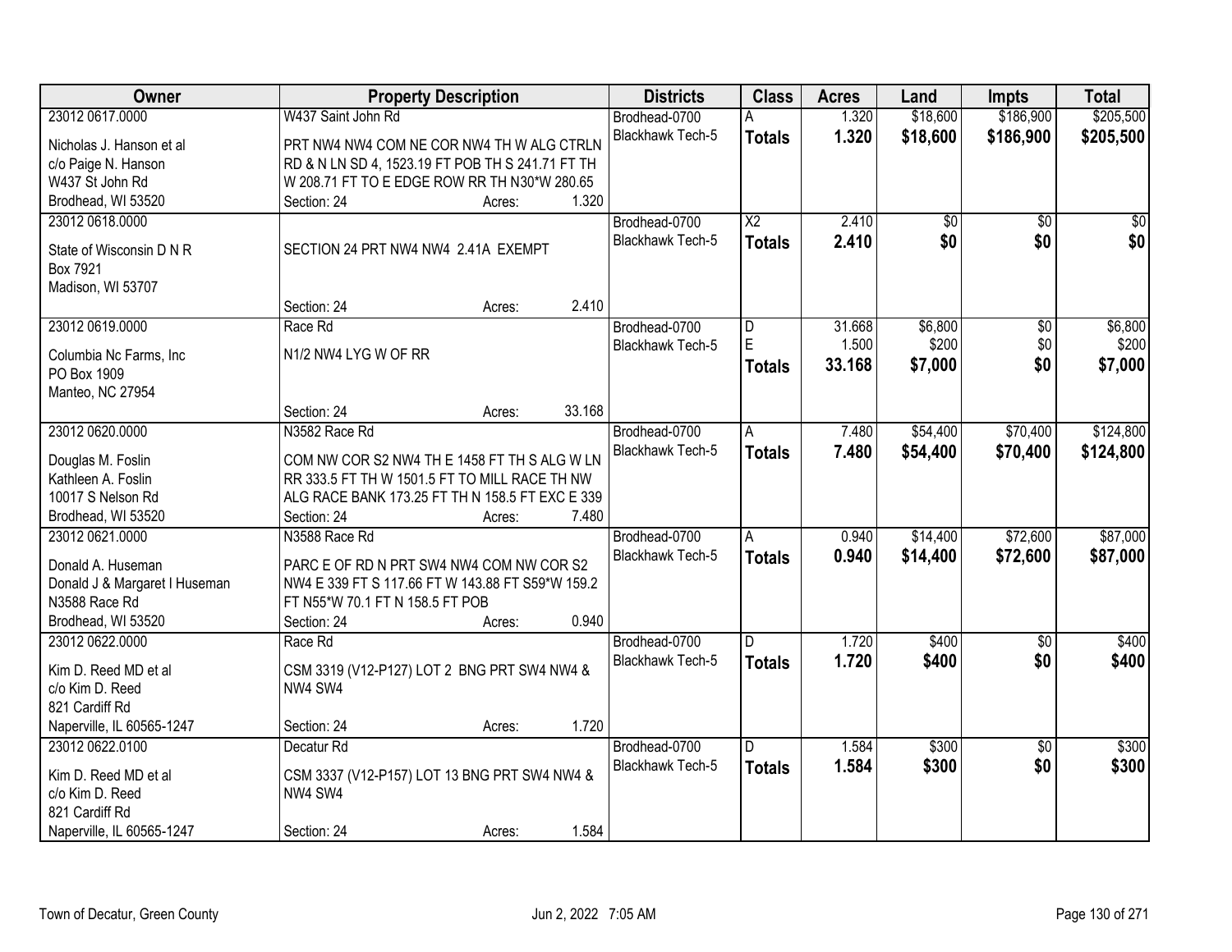| Owner | Property Description | Districts | Class | Acres | Land | Impts | Total |
|---|---|---|---|---|---|---|---|
| 23012 0617.0000<br>Nicholas J. Hanson et al<br>c/o Paige N. Hanson<br>W437 St John Rd<br>Brodhead, WI 53520 | W437 Saint John Rd<br>PRT NW4 NW4 COM NE COR NW4 TH W ALG CTRLN RD & N LN SD 4, 1523.19 FT POB TH S 241.71 FT TH W 208.71 FT TO E EDGE ROW RR TH N30*W 280.65<br>Section: 24 Acres: 1.320 | Brodhead-0700<br>Blackhawk Tech-5 | A<br>**Totals** | 1.320<br>**1.320** | $18,600<br>**$18,600** | $186,900<br>**$186,900** | $205,500<br>**$205,500** |
| 23012 0618.0000<br>State of Wisconsin D N R<br>Box 7921<br>Madison, WI 53707 | SECTION 24 PRT NW4 NW4 2.41A EXEMPT<br>Section: 24 Acres: 2.410 | Brodhead-0700<br>Blackhawk Tech-5 | X2<br>**Totals** | 2.410<br>**2.410** | $0<br>**$0** | $0<br>**$0** | $0<br>**$0** |
| 23012 0619.0000<br>Columbia Nc Farms, Inc<br>PO Box 1909<br>Manteo, NC 27954 | Race Rd<br>N1/2 NW4 LYG W OF RR<br>Section: 24 Acres: 33.168 | Brodhead-0700<br>Blackhawk Tech-5 | D<br>E<br>**Totals** | 31.668<br>1.500<br>**33.168** | $6,800<br>$200<br>**$7,000** | $0<br>$0<br>**$0** | $6,800<br>$200<br>**$7,000** |
| 23012 0620.0000<br>Douglas M. Foslin<br>Kathleen A. Foslin<br>10017 S Nelson Rd<br>Brodhead, WI 53520 | N3582 Race Rd<br>COM NW COR S2 NW4 TH E 1458 FT TH S ALG W LN RR 333.5 FT TH W 1501.5 FT TO MILL RACE TH NW ALG RACE BANK 173.25 FT TH N 158.5 FT EXC E 339<br>Section: 24 Acres: 7.480 | Brodhead-0700<br>Blackhawk Tech-5 | A<br>**Totals** | 7.480<br>**7.480** | $54,400<br>**$54,400** | $70,400<br>**$70,400** | $124,800<br>**$124,800** |
| 23012 0621.0000<br>Donald A. Huseman<br>Donald J & Margaret I Huseman<br>N3588 Race Rd<br>Brodhead, WI 53520 | N3588 Race Rd<br>PARC E OF RD N PRT SW4 NW4 COM NW COR S2 NW4 E 339 FT S 117.66 FT W 143.88 FT S59*W 159.2 FT N55*W 70.1 FT N 158.5 FT POB<br>Section: 24 Acres: 0.940 | Brodhead-0700<br>Blackhawk Tech-5 | A<br>**Totals** | 0.940<br>**0.940** | $14,400<br>**$14,400** | $72,600<br>**$72,600** | $87,000<br>**$87,000** |
| 23012 0622.0000<br>Kim D. Reed MD et al<br>c/o Kim D. Reed<br>821 Cardiff Rd<br>Naperville, IL 60565-1247 | Race Rd<br>CSM 3319 (V12-P127) LOT 2 BNG PRT SW4 NW4 & NW4 SW4<br>Section: 24 Acres: 1.720 | Brodhead-0700<br>Blackhawk Tech-5 | D<br>**Totals** | 1.720<br>**1.720** | $400<br>**$400** | $0<br>**$0** | $400<br>**$400** |
| 23012 0622.0100<br>Kim D. Reed MD et al<br>c/o Kim D. Reed<br>821 Cardiff Rd<br>Naperville, IL 60565-1247 | Decatur Rd<br>CSM 3337 (V12-P157) LOT 13 BNG PRT SW4 NW4 & NW4 SW4<br>Section: 24 Acres: 1.584 | Brodhead-0700<br>Blackhawk Tech-5 | D<br>**Totals** | 1.584<br>**1.584** | $300<br>**$300** | $0<br>**$0** | $300<br>**$300** |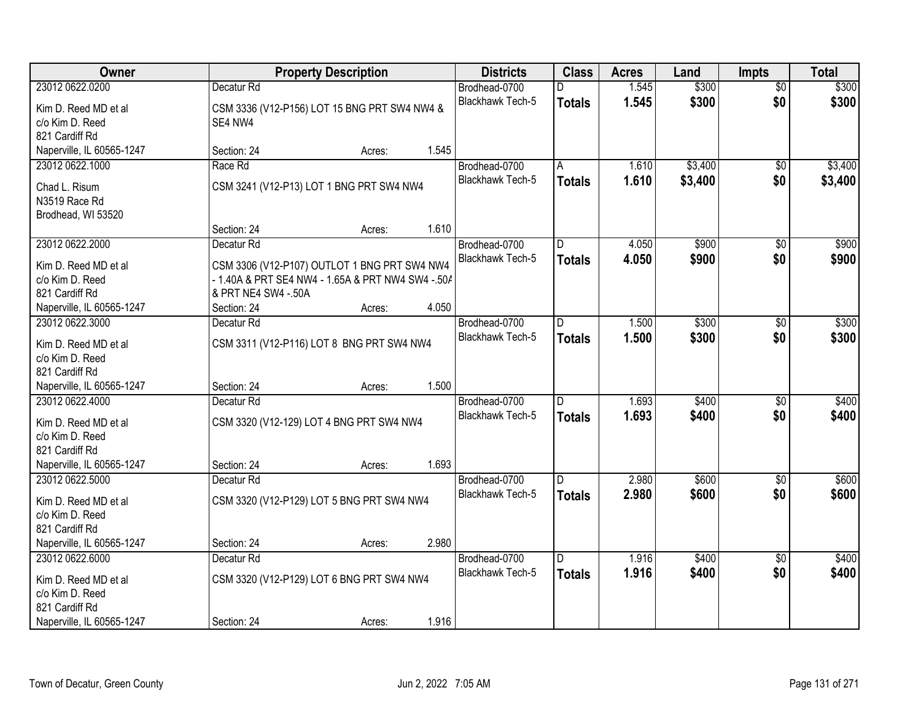| Owner | Property Description | | | Districts | Class | Acres | Land | Impts | Total |
|---|---|---|---|---|---|---|---|---|---|
| 23012 0622.0200 | Decatur Rd | | | Brodhead-0700 | D | 1.545 | $300 | $0 | $300 |
| Kim D. Reed MD et al<br>c/o Kim D. Reed<br>821 Cardiff Rd<br>Naperville, IL 60565-1247 | CSM 3336 (V12-P156) LOT 15 BNG PRT SW4 NW4 & SE4 NW4 | | | Blackhawk Tech-5 | **Totals** | **1.545** | **$300** | **$0** | **$300** |
| | Section: 24 | Acres: | 1.545 | | | | | | |
| 23012 0622.1000 | Race Rd | | | Brodhead-0700 | A | 1.610 | $3,400 | $0 | $3,400 |
| Chad L. Risum<br>N3519 Race Rd<br>Brodhead, WI 53520 | CSM 3241 (V12-P13) LOT 1 BNG PRT SW4 NW4 | | | Blackhawk Tech-5 | **Totals** | **1.610** | **$3,400** | **$0** | **$3,400** |
| | Section: 24 | Acres: | 1.610 | | | | | | |
| 23012 0622.2000 | Decatur Rd | | | Brodhead-0700 | D | 4.050 | $900 | $0 | $900 |
| Kim D. Reed MD et al<br>c/o Kim D. Reed<br>821 Cardiff Rd<br>Naperville, IL 60565-1247 | CSM 3306 (V12-P107) OUTLOT 1 BNG PRT SW4 NW4 - 1.40A & PRT SE4 NW4 - 1.65A & PRT NW4 SW4 -.50A & PRT NE4 SW4 -.50A | | | Blackhawk Tech-5 | **Totals** | **4.050** | **$900** | **$0** | **$900** |
| | Section: 24 | Acres: | 4.050 | | | | | | |
| 23012 0622.3000 | Decatur Rd | | | Brodhead-0700 | D | 1.500 | $300 | $0 | $300 |
| Kim D. Reed MD et al<br>c/o Kim D. Reed<br>821 Cardiff Rd<br>Naperville, IL 60565-1247 | CSM 3311 (V12-P116) LOT 8 BNG PRT SW4 NW4 | | | Blackhawk Tech-5 | **Totals** | **1.500** | **$300** | **$0** | **$300** |
| | Section: 24 | Acres: | 1.500 | | | | | | |
| 23012 0622.4000 | Decatur Rd | | | Brodhead-0700 | D | 1.693 | $400 | $0 | $400 |
| Kim D. Reed MD et al<br>c/o Kim D. Reed<br>821 Cardiff Rd<br>Naperville, IL 60565-1247 | CSM 3320 (V12-129) LOT 4 BNG PRT SW4 NW4 | | | Blackhawk Tech-5 | **Totals** | **1.693** | **$400** | **$0** | **$400** |
| | Section: 24 | Acres: | 1.693 | | | | | | |
| 23012 0622.5000 | Decatur Rd | | | Brodhead-0700 | D | 2.980 | $600 | $0 | $600 |
| Kim D. Reed MD et al<br>c/o Kim D. Reed<br>821 Cardiff Rd<br>Naperville, IL 60565-1247 | CSM 3320 (V12-P129) LOT 5 BNG PRT SW4 NW4 | | | Blackhawk Tech-5 | **Totals** | **2.980** | **$600** | **$0** | **$600** |
| | Section: 24 | Acres: | 2.980 | | | | | | |
| 23012 0622.6000 | Decatur Rd | | | Brodhead-0700 | D | 1.916 | $400 | $0 | $400 |
| Kim D. Reed MD et al<br>c/o Kim D. Reed<br>821 Cardiff Rd<br>Naperville, IL 60565-1247 | CSM 3320 (V12-P129) LOT 6 BNG PRT SW4 NW4 | | | Blackhawk Tech-5 | **Totals** | **1.916** | **$400** | **$0** | **$400** |
| | Section: 24 | Acres: | 1.916 | | | | | | |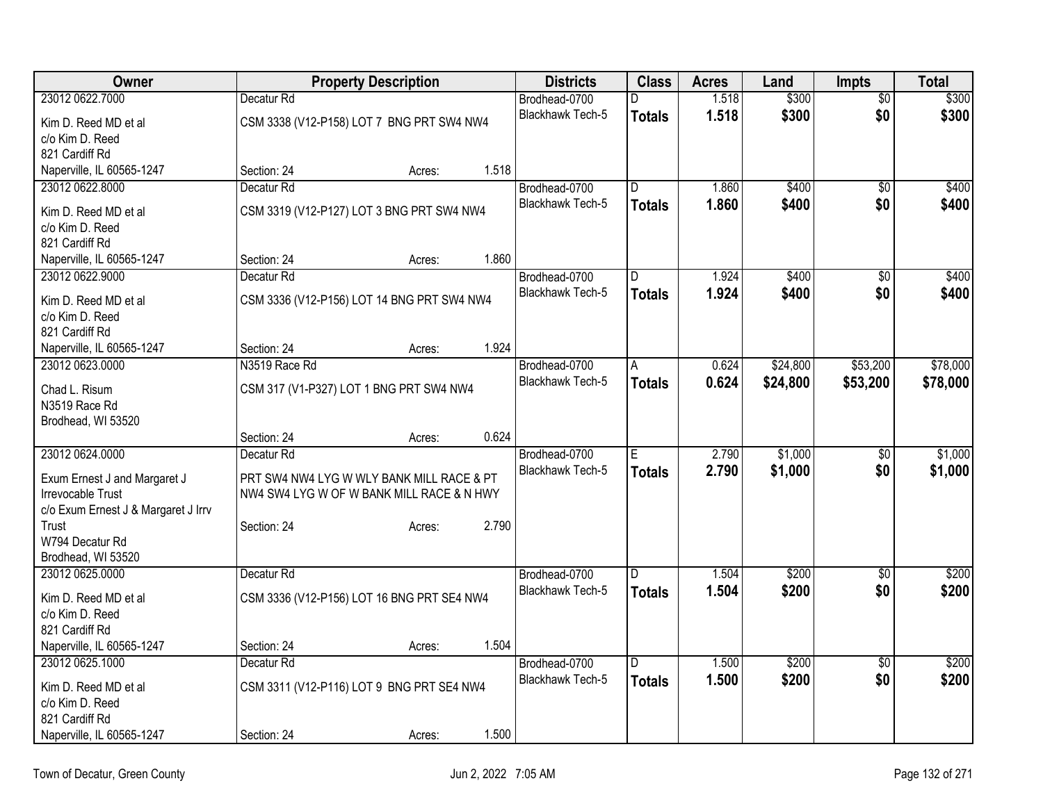| Owner | Property Description | Districts | Class | Acres | Land | Impts | Total |
|---|---|---|---|---|---|---|---|
| 23012 0622.7000<br>Kim D. Reed MD et al<br>c/o Kim D. Reed<br>821 Cardiff Rd<br>Naperville, IL 60565-1247 | Decatur Rd<br>CSM 3338 (V12-P158) LOT 7 BNG PRT SW4 NW4<br>Section: 24 Acres: 1.518 | Brodhead-0700<br>Blackhawk Tech-5 | D<br>**Totals** | 1.518<br>**1.518** | $300<br>**$300** | $0<br>**$0** | $300<br>**$300** |
| 23012 0622.8000<br>Kim D. Reed MD et al<br>c/o Kim D. Reed<br>821 Cardiff Rd<br>Naperville, IL 60565-1247 | Decatur Rd<br>CSM 3319 (V12-P127) LOT 3 BNG PRT SW4 NW4<br>Section: 24 Acres: 1.860 | Brodhead-0700<br>Blackhawk Tech-5 | D<br>**Totals** | 1.860<br>**1.860** | $400<br>**$400** | $0<br>**$0** | $400<br>**$400** |
| 23012 0622.9000<br>Kim D. Reed MD et al<br>c/o Kim D. Reed<br>821 Cardiff Rd<br>Naperville, IL 60565-1247 | Decatur Rd<br>CSM 3336 (V12-P156) LOT 14 BNG PRT SW4 NW4<br>Section: 24 Acres: 1.924 | Brodhead-0700<br>Blackhawk Tech-5 | D<br>**Totals** | 1.924<br>**1.924** | $400<br>**$400** | $0<br>**$0** | $400<br>**$400** |
| 23012 0623.0000<br>Chad L. Risum<br>N3519 Race Rd<br>Brodhead, WI 53520 | N3519 Race Rd<br>CSM 317 (V1-P327) LOT 1 BNG PRT SW4 NW4<br>Section: 24 Acres: 0.624 | Brodhead-0700<br>Blackhawk Tech-5 | A<br>**Totals** | 0.624<br>**0.624** | $24,800<br>**$24,800** | $53,200<br>**$53,200** | $78,000<br>**$78,000** |
| 23012 0624.0000<br>Exum Ernest J and Margaret J Irrevocable Trust<br>c/o Exum Ernest J & Margaret J Irrv Trust<br>W794 Decatur Rd<br>Brodhead, WI 53520 | Decatur Rd<br>PRT SW4 NW4 LYG W WLY BANK MILL RACE & PT NW4 SW4 LYG W OF W BANK MILL RACE & N HWY<br>Section: 24 Acres: 2.790 | Brodhead-0700<br>Blackhawk Tech-5 | E<br>**Totals** | 2.790<br>**2.790** | $1,000<br>**$1,000** | $0<br>**$0** | $1,000<br>**$1,000** |
| 23012 0625.0000<br>Kim D. Reed MD et al<br>c/o Kim D. Reed<br>821 Cardiff Rd<br>Naperville, IL 60565-1247 | Decatur Rd<br>CSM 3336 (V12-P156) LOT 16 BNG PRT SE4 NW4<br>Section: 24 Acres: 1.504 | Brodhead-0700<br>Blackhawk Tech-5 | D<br>**Totals** | 1.504<br>**1.504** | $200<br>**$200** | $0<br>**$0** | $200<br>**$200** |
| 23012 0625.1000<br>Kim D. Reed MD et al<br>c/o Kim D. Reed<br>821 Cardiff Rd<br>Naperville, IL 60565-1247 | Decatur Rd<br>CSM 3311 (V12-P116) LOT 9 BNG PRT SE4 NW4<br>Section: 24 Acres: 1.500 | Brodhead-0700<br>Blackhawk Tech-5 | D<br>**Totals** | 1.500<br>**1.500** | $200<br>**$200** | $0<br>**$0** | $200<br>**$200** |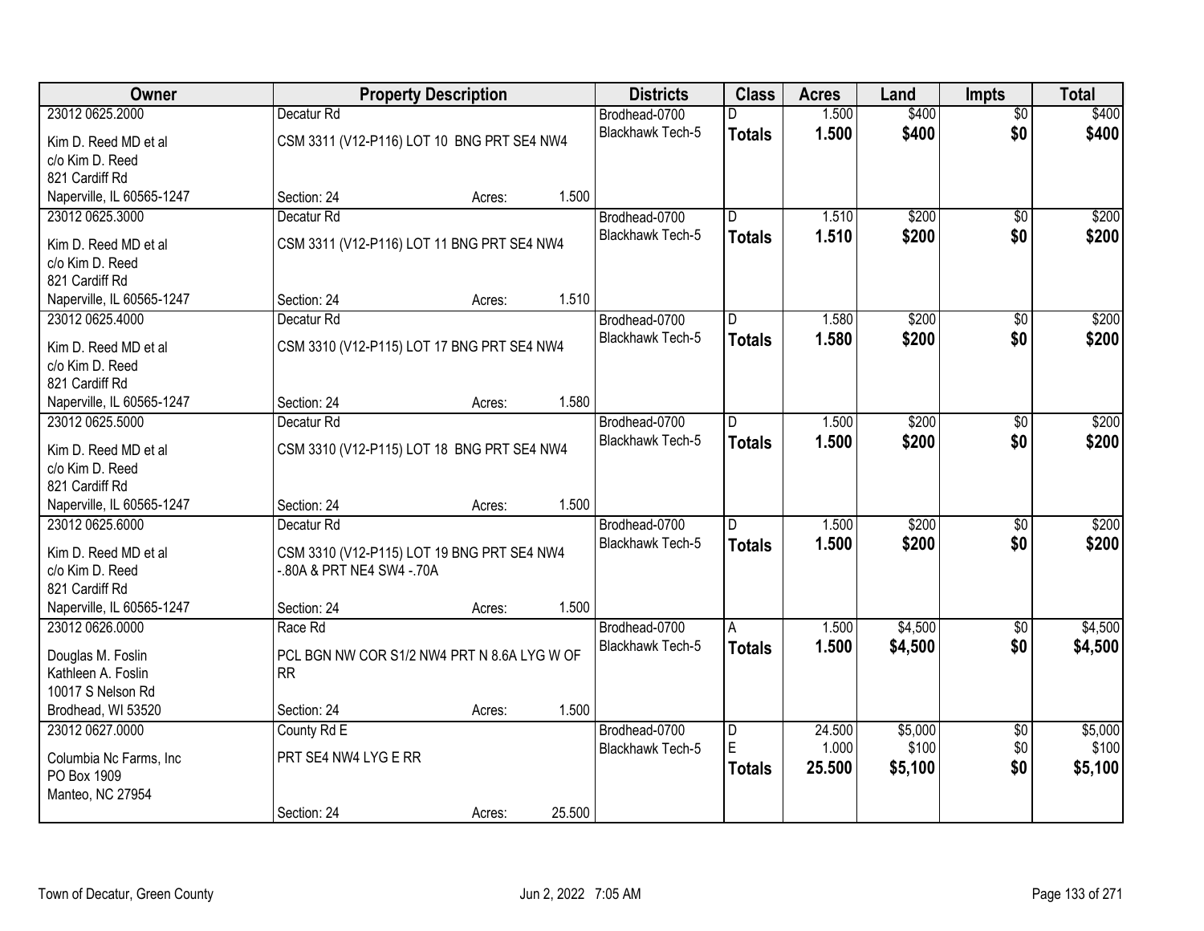| Owner | Property Description | Districts | Class | Acres | Land | Impts | Total |
|---|---|---|---|---|---|---|---|
| 23012 0625.2000 | Decatur Rd | Brodhead-0700 | D | 1.500 | $400 | $0 | $400 |
| Kim D. Reed MD et al<br>c/o Kim D. Reed<br>821 Cardiff Rd<br>Naperville, IL 60565-1247 | CSM 3311 (V12-P116) LOT 10 BNG PRT SE4 NW4<br><br>Section: 24 Acres: 1.500 | Blackhawk Tech-5 | **Totals** | **1.500** | **$400** | **$0** | **$400** |
| 23012 0625.3000 | Decatur Rd | Brodhead-0700 | D | 1.510 | $200 | $0 | $200 |
| Kim D. Reed MD et al<br>c/o Kim D. Reed<br>821 Cardiff Rd<br>Naperville, IL 60565-1247 | CSM 3311 (V12-P116) LOT 11 BNG PRT SE4 NW4<br><br>Section: 24 Acres: 1.510 | Blackhawk Tech-5 | **Totals** | **1.510** | **$200** | **$0** | **$200** |
| 23012 0625.4000 | Decatur Rd | Brodhead-0700 | D | 1.580 | $200 | $0 | $200 |
| Kim D. Reed MD et al<br>c/o Kim D. Reed<br>821 Cardiff Rd<br>Naperville, IL 60565-1247 | CSM 3310 (V12-P115) LOT 17 BNG PRT SE4 NW4<br><br>Section: 24 Acres: 1.580 | Blackhawk Tech-5 | **Totals** | **1.580** | **$200** | **$0** | **$200** |
| 23012 0625.5000 | Decatur Rd | Brodhead-0700 | D | 1.500 | $200 | $0 | $200 |
| Kim D. Reed MD et al<br>c/o Kim D. Reed<br>821 Cardiff Rd<br>Naperville, IL 60565-1247 | CSM 3310 (V12-P115) LOT 18 BNG PRT SE4 NW4<br><br>Section: 24 Acres: 1.500 | Blackhawk Tech-5 | **Totals** | **1.500** | **$200** | **$0** | **$200** |
| 23012 0625.6000 | Decatur Rd | Brodhead-0700 | D | 1.500 | $200 | $0 | $200 |
| Kim D. Reed MD et al<br>c/o Kim D. Reed<br>821 Cardiff Rd<br>Naperville, IL 60565-1247 | CSM 3310 (V12-P115) LOT 19 BNG PRT SE4 NW4 -.80A & PRT NE4 SW4 -.70A<br><br>Section: 24 Acres: 1.500 | Blackhawk Tech-5 | **Totals** | **1.500** | **$200** | **$0** | **$200** |
| 23012 0626.0000 | Race Rd | Brodhead-0700 | A | 1.500 | $4,500 | $0 | $4,500 |
| Douglas M. Foslin<br>Kathleen A. Foslin<br>10017 S Nelson Rd<br>Brodhead, WI 53520 | PCL BGN NW COR S1/2 NW4 PRT N 8.6A LYG W OF RR<br><br>Section: 24 Acres: 1.500 | Blackhawk Tech-5 | **Totals** | **1.500** | **$4,500** | **$0** | **$4,500** |
| 23012 0627.0000 | County Rd E | Brodhead-0700 | D | 24.500 | $5,000 | $0 | $5,000 |
| Columbia Nc Farms, Inc<br>PO Box 1909<br>Manteo, NC 27954 | PRT SE4 NW4 LYG E RR<br><br>Section: 24 Acres: 25.500 | Blackhawk Tech-5 | E | 1.000 | $100 | $0 | $100 |
| | | | **Totals** | **25.500** | **$5,100** | **$0** | **$5,100** |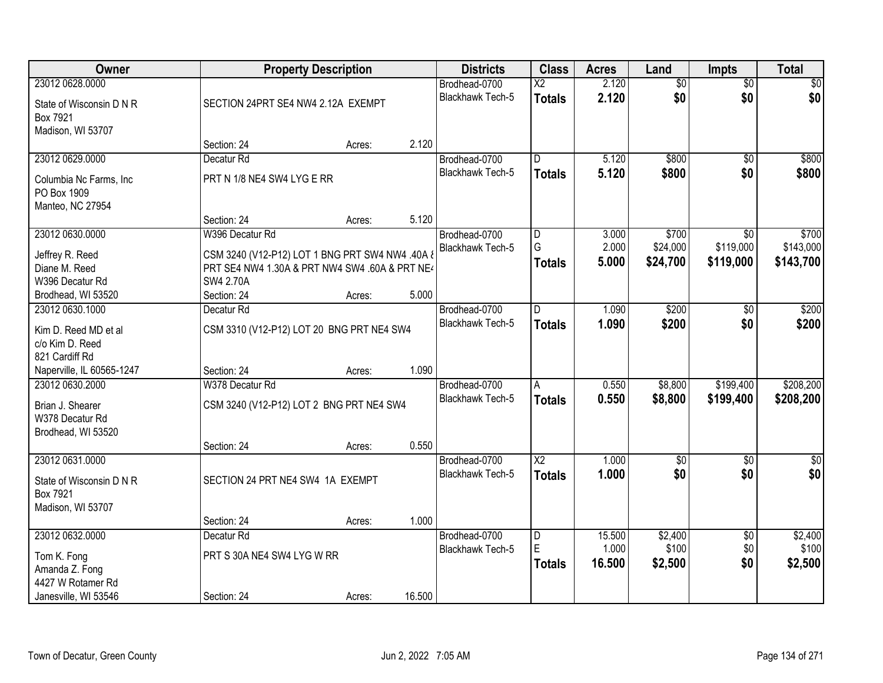| Owner | Property Description | Districts | Class | Acres | Land | Impts | Total |
|---|---|---|---|---|---|---|---|
| 23012 0628.0000<br>State of Wisconsin D N R<br>Box 7921<br>Madison, WI 53707 | SECTION 24PRT SE4 NW4 2.12A EXEMPT<br>Section: 24 Acres: 2.120 | Brodhead-0700<br>Blackhawk Tech-5 | X2<br>**Totals** | 2.120<br>**2.120** | $0<br>**$0** | $0<br>**$0** | $0<br>**$0** |
| 23012 0629.0000<br>Columbia Nc Farms, Inc<br>PO Box 1909<br>Manteo, NC 27954 | Decatur Rd<br>PRT N 1/8 NE4 SW4 LYG E RR<br>Section: 24 Acres: 5.120 | Brodhead-0700<br>Blackhawk Tech-5 | D<br>**Totals** | 5.120<br>**5.120** | $800<br>**$800** | $0<br>**$0** | $800<br>**$800** |
| 23012 0630.0000<br>Jeffrey R. Reed<br>Diane M. Reed<br>W396 Decatur Rd<br>Brodhead, WI 53520 | W396 Decatur Rd<br>CSM 3240 (V12-P12) LOT 1 BNG PRT SW4 NW4 .40A & PRT SE4 NW4 1.30A & PRT NW4 SW4 .60A & PRT NE4 SW4 2.70A<br>Section: 24 Acres: 5.000 | Brodhead-0700<br>Blackhawk Tech-5 | D<br>G<br>**Totals** | 3.000<br>2.000<br>**5.000** | $700<br>$24,000<br>**$24,700** | $0<br>$119,000<br>**$119,000** | $700<br>$143,000<br>**$143,700** |
| 23012 0630.1000<br>Kim D. Reed MD et al<br>c/o Kim D. Reed<br>821 Cardiff Rd<br>Naperville, IL 60565-1247 | Decatur Rd<br>CSM 3310 (V12-P12) LOT 20 BNG PRT NE4 SW4<br>Section: 24 Acres: 1.090 | Brodhead-0700<br>Blackhawk Tech-5 | D<br>**Totals** | 1.090<br>**1.090** | $200<br>**$200** | $0<br>**$0** | $200<br>**$200** |
| 23012 0630.2000<br>Brian J. Shearer<br>W378 Decatur Rd<br>Brodhead, WI 53520 | W378 Decatur Rd<br>CSM 3240 (V12-P12) LOT 2 BNG PRT NE4 SW4<br>Section: 24 Acres: 0.550 | Brodhead-0700<br>Blackhawk Tech-5 | A<br>**Totals** | 0.550<br>**0.550** | $8,800<br>**$8,800** | $199,400<br>**$199,400** | $208,200<br>**$208,200** |
| 23012 0631.0000<br>State of Wisconsin D N R<br>Box 7921<br>Madison, WI 53707 | SECTION 24 PRT NE4 SW4 1A EXEMPT<br>Section: 24 Acres: 1.000 | Brodhead-0700<br>Blackhawk Tech-5 | X2<br>**Totals** | 1.000<br>**1.000** | $0<br>**$0** | $0<br>**$0** | $0<br>**$0** |
| 23012 0632.0000<br>Tom K. Fong<br>Amanda Z. Fong<br>4427 W Rotamer Rd<br>Janesville, WI 53546 | Decatur Rd<br>PRT S 30A NE4 SW4 LYG W RR<br>Section: 24 Acres: 16.500 | Brodhead-0700<br>Blackhawk Tech-5 | D<br>E<br>**Totals** | 15.500<br>1.000<br>**16.500** | $2,400<br>$100<br>**$2,500** | $0<br>$0<br>**$0** | $2,400<br>$100<br>**$2,500** |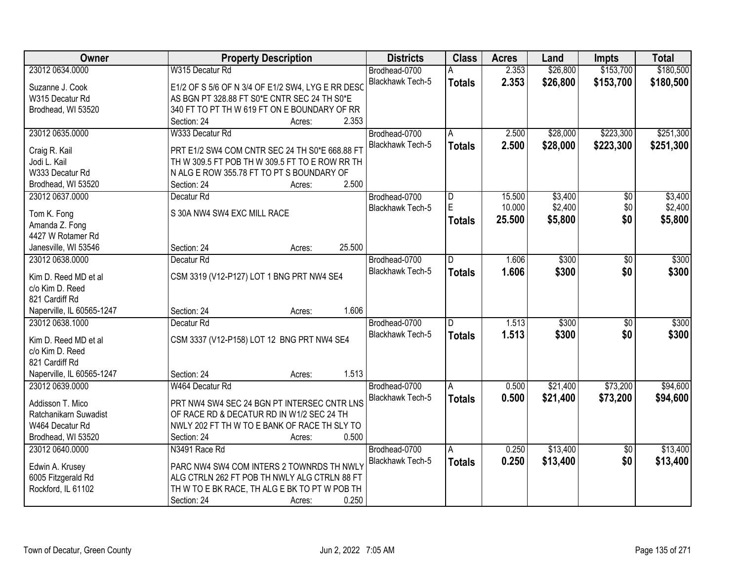| Owner | Property Description | Districts | Class | Acres | Land | Impts | Total |
|---|---|---|---|---|---|---|---|
| 23012 0634.0000<br>Suzanne J. Cook<br>W315 Decatur Rd<br>Brodhead, WI 53520 | W315 Decatur Rd<br>E1/2 OF S 5/6 OF N 3/4 OF E1/2 SW4, LYG E RR DESC AS BGN PT 328.88 FT S0*E CNTR SEC 24 TH S0*E 340 FT TO PT TH W 619 FT ON E BOUNDARY OF RR<br>Section: 24 Acres: 2.353 | Brodhead-0700<br>Blackhawk Tech-5 | A<br>**Totals** | 2.353<br>**2.353** | $26,800<br>**$26,800** | $153,700<br>**$153,700** | $180,500<br>**$180,500** |
| 23012 0635.0000<br>Craig R. Kail<br>Jodi L. Kail<br>W333 Decatur Rd<br>Brodhead, WI 53520 | W333 Decatur Rd<br>PRT E1/2 SW4 COM CNTR SEC 24 TH S0*E 668.88 FT TH W 309.5 FT POB TH W 309.5 FT TO E ROW RR TH N ALG E ROW 355.78 FT TO PT S BOUNDARY OF<br>Section: 24 Acres: 2.500 | Brodhead-0700<br>Blackhawk Tech-5 | A<br>**Totals** | 2.500<br>**2.500** | $28,000<br>**$28,000** | $223,300<br>**$223,300** | $251,300<br>**$251,300** |
| 23012 0637.0000<br>Tom K. Fong<br>Amanda Z. Fong<br>4427 W Rotamer Rd<br>Janesville, WI 53546 | Decatur Rd<br>S 30A NW4 SW4 EXC MILL RACE<br>Section: 24 Acres: 25.500 | Brodhead-0700<br>Blackhawk Tech-5 | D<br>E<br>**Totals** | 15.500<br>10.000<br>**25.500** | $3,400<br>$2,400<br>**$5,800** | $0<br>$0<br>**$0** | $3,400<br>$2,400<br>**$5,800** |
| 23012 0638.0000<br>Kim D. Reed MD et al<br>c/o Kim D. Reed<br>821 Cardiff Rd<br>Naperville, IL 60565-1247 | Decatur Rd<br>CSM 3319 (V12-P127) LOT 1 BNG PRT NW4 SE4<br>Section: 24 Acres: 1.606 | Brodhead-0700<br>Blackhawk Tech-5 | D<br>**Totals** | 1.606<br>**1.606** | $300<br>**$300** | $0<br>**$0** | $300<br>**$300** |
| 23012 0638.1000<br>Kim D. Reed MD et al<br>c/o Kim D. Reed<br>821 Cardiff Rd<br>Naperville, IL 60565-1247 | Decatur Rd<br>CSM 3337 (V12-P158) LOT 12 BNG PRT NW4 SE4<br>Section: 24 Acres: 1.513 | Brodhead-0700<br>Blackhawk Tech-5 | D<br>**Totals** | 1.513<br>**1.513** | $300<br>**$300** | $0<br>**$0** | $300<br>**$300** |
| 23012 0639.0000<br>Addisson T. Mico<br>Ratchanikarn Suwadist<br>W464 Decatur Rd<br>Brodhead, WI 53520 | W464 Decatur Rd<br>PRT NW4 SW4 SEC 24 BGN PT INTERSEC CNTR LNS OF RACE RD & DECATUR RD IN W1/2 SEC 24 TH NWLY 202 FT TH W TO E BANK OF RACE TH SLY TO<br>Section: 24 Acres: 0.500 | Brodhead-0700<br>Blackhawk Tech-5 | A<br>**Totals** | 0.500<br>**0.500** | $21,400<br>**$21,400** | $73,200<br>**$73,200** | $94,600<br>**$94,600** |
| 23012 0640.0000<br>Edwin A. Krusey<br>6005 Fitzgerald Rd<br>Rockford, IL 61102 | N3491 Race Rd<br>PARC NW4 SW4 COM INTERS 2 TOWNRDS TH NWLY ALG CTRLN 262 FT POB TH NWLY ALG CTRLN 88 FT TH W TO E BK RACE, TH ALG E BK TO PT W POB TH<br>Section: 24 Acres: 0.250 | Brodhead-0700<br>Blackhawk Tech-5 | A<br>**Totals** | 0.250<br>**0.250** | $13,400<br>**$13,400** | $0<br>**$0** | $13,400<br>**$13,400** |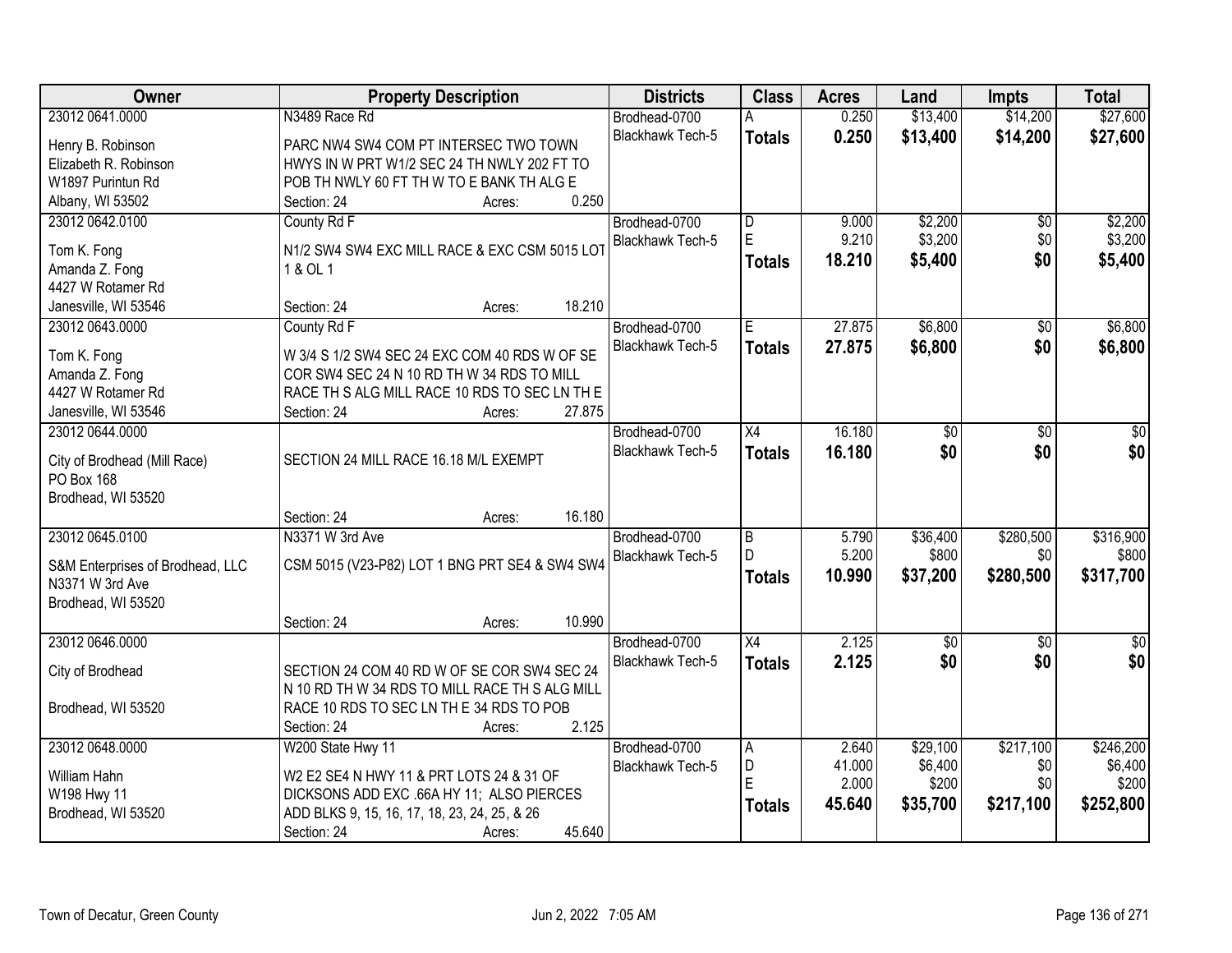| Owner | Property Description | Districts | Class | Acres | Land | Impts | Total |
|---|---|---|---|---|---|---|---|
| 23012 0641.0000 | N3489 Race Rd | Brodhead-0700 | A | 0.250 | $13,400 | $14,200 | $27,600 |
| Henry B. Robinson<br>Elizabeth R. Robinson<br>W1897 Purintun Rd<br>Albany, WI 53502 | PARC NW4 SW4 COM PT INTERSEC TWO TOWN HWYS IN W PRT W1/2 SEC 24 TH NWLY 202 FT TO POB TH NWLY 60 FT TH W TO E BANK TH ALG E<br>Section: 24 Acres: 0.250 | Blackhawk Tech-5 | **Totals** | **0.250** | **$13,400** | **$14,200** | **$27,600** |
| 23012 0642.0100 | County Rd F | Brodhead-0700 | D | 9.000 | $2,200 | $0 | $2,200 |
| Tom K. Fong<br>Amanda Z. Fong<br>4427 W Rotamer Rd<br>Janesville, WI 53546 | N1/2 SW4 SW4 EXC MILL RACE & EXC CSM 5015 LOT 1 & OL 1<br>Section: 24 Acres: 18.210 | Blackhawk Tech-5 | E | 9.210 | $3,200 | $0 | $3,200 |
| | | | **Totals** | **18.210** | **$5,400** | **$0** | **$5,400** |
| 23012 0643.0000 | County Rd F | Brodhead-0700 | E | 27.875 | $6,800 | $0 | $6,800 |
| Tom K. Fong<br>Amanda Z. Fong<br>4427 W Rotamer Rd<br>Janesville, WI 53546 | W 3/4 S 1/2 SW4 SEC 24 EXC COM 40 RDS W OF SE COR SW4 SEC 24 N 10 RD TH W 34 RDS TO MILL RACE TH S ALG MILL RACE 10 RDS TO SEC LN TH E<br>Section: 24 Acres: 27.875 | Blackhawk Tech-5 | **Totals** | **27.875** | **$6,800** | **$0** | **$6,800** |
| 23012 0644.0000 | | Brodhead-0700 | X4 | 16.180 | $0 | $0 | $0 |
| City of Brodhead (Mill Race)<br>PO Box 168<br>Brodhead, WI 53520 | SECTION 24 MILL RACE 16.18 M/L EXEMPT<br>Section: 24 Acres: 16.180 | Blackhawk Tech-5 | **Totals** | **16.180** | **$0** | **$0** | **$0** |
| 23012 0645.0100 | N3371 W 3rd Ave | Brodhead-0700 | B | 5.790 | $36,400 | $280,500 | $316,900 |
| S&M Enterprises of Brodhead, LLC<br>N3371 W 3rd Ave<br>Brodhead, WI 53520 | CSM 5015 (V23-P82) LOT 1 BNG PRT SE4 & SW4 SW4<br>Section: 24 Acres: 10.990 | Blackhawk Tech-5 | D | 5.200 | $800 | $0 | $800 |
| | | | **Totals** | **10.990** | **$37,200** | **$280,500** | **$317,700** |
| 23012 0646.0000 | | Brodhead-0700 | X4 | 2.125 | $0 | $0 | $0 |
| City of Brodhead<br><br>Brodhead, WI 53520 | SECTION 24 COM 40 RD W OF SE COR SW4 SEC 24 N 10 RD TH W 34 RDS TO MILL RACE TH S ALG MILL RACE 10 RDS TO SEC LN TH E 34 RDS TO POB<br>Section: 24 Acres: 2.125 | Blackhawk Tech-5 | **Totals** | **2.125** | **$0** | **$0** | **$0** |
| 23012 0648.0000 | W200 State Hwy 11 | Brodhead-0700 | A | 2.640 | $29,100 | $217,100 | $246,200 |
| William Hahn<br>W198 Hwy 11<br>Brodhead, WI 53520 | W2 E2 SE4 N HWY 11 & PRT LOTS 24 & 31 OF DICKSONS ADD EXC .66A HY 11; ALSO PIERCES ADD BLKS 9, 15, 16, 17, 18, 23, 24, 25, & 26<br>Section: 24 Acres: 45.640 | Blackhawk Tech-5 | D | 41.000 | $6,400 | $0 | $6,400 |
| | | | E | 2.000 | $200 | $0 | $200 |
| | | | **Totals** | **45.640** | **$35,700** | **$217,100** | **$252,800** |

Town of Decatur, Green County — Jun 2, 2022 7:05 AM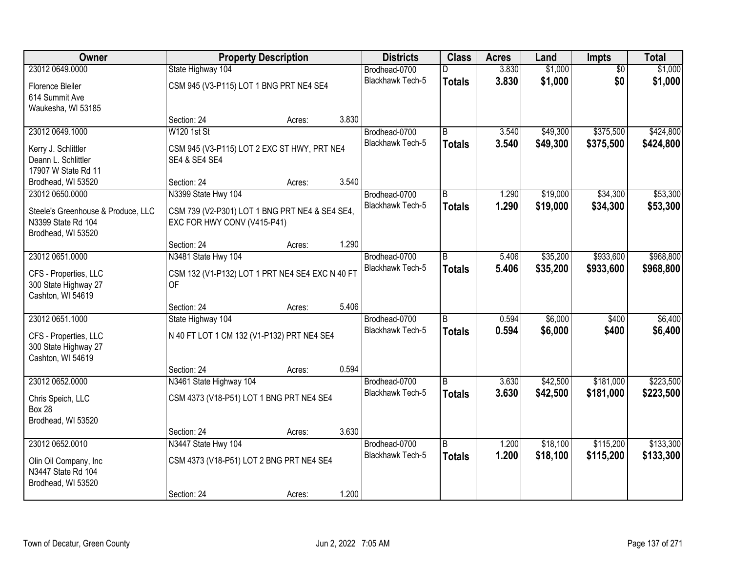| Owner | Property Description | Districts | Class | Acres | Land | Impts | Total |
|---|---|---|---|---|---|---|---|
| 23012 0649.0000<br>Florence Bleiler<br>614 Summit Ave<br>Waukesha, WI 53185 | State Highway 104<br>CSM 945 (V3-P115) LOT 1 BNG PRT NE4 SE4<br>Section: 24 Acres: 3.830 | Brodhead-0700<br>Blackhawk Tech-5 | D<br>**Totals** | 3.830<br>**3.830** | $1,000<br>**$1,000** | $0<br>**$0** | $1,000<br>**$1,000** |
| 23012 0649.1000<br>Kerry J. Schlittler<br>Deann L. Schlittler<br>17907 W State Rd 11<br>Brodhead, WI 53520 | W120 1st St<br>CSM 945 (V3-P115) LOT 2 EXC ST HWY, PRT NE4 SE4 & SE4 SE4<br>Section: 24 Acres: 3.540 | Brodhead-0700<br>Blackhawk Tech-5 | B<br>**Totals** | 3.540<br>**3.540** | $49,300<br>**$49,300** | $375,500<br>**$375,500** | $424,800<br>**$424,800** |
| 23012 0650.0000<br>Steele's Greenhouse & Produce, LLC<br>N3399 State Rd 104<br>Brodhead, WI 53520 | N3399 State Hwy 104<br>CSM 739 (V2-P301) LOT 1 BNG PRT NE4 & SE4 SE4, EXC FOR HWY CONV (V415-P41)<br>Section: 24 Acres: 1.290 | Brodhead-0700<br>Blackhawk Tech-5 | B<br>**Totals** | 1.290<br>**1.290** | $19,000<br>**$19,000** | $34,300<br>**$34,300** | $53,300<br>**$53,300** |
| 23012 0651.0000<br>CFS - Properties, LLC<br>300 State Highway 27<br>Cashton, WI 54619 | N3481 State Hwy 104<br>CSM 132 (V1-P132) LOT 1 PRT NE4 SE4 EXC N 40 FT OF<br>Section: 24 Acres: 5.406 | Brodhead-0700<br>Blackhawk Tech-5 | B<br>**Totals** | 5.406<br>**5.406** | $35,200<br>**$35,200** | $933,600<br>**$933,600** | $968,800<br>**$968,800** |
| 23012 0651.1000<br>CFS - Properties, LLC<br>300 State Highway 27<br>Cashton, WI 54619 | State Highway 104<br>N 40 FT LOT 1 CM 132 (V1-P132) PRT NE4 SE4<br>Section: 24 Acres: 0.594 | Brodhead-0700<br>Blackhawk Tech-5 | B<br>**Totals** | 0.594<br>**0.594** | $6,000<br>**$6,000** | $400<br>**$400** | $6,400<br>**$6,400** |
| 23012 0652.0000<br>Chris Speich, LLC<br>Box 28<br>Brodhead, WI 53520 | N3461 State Highway 104<br>CSM 4373 (V18-P51) LOT 1 BNG PRT NE4 SE4<br>Section: 24 Acres: 3.630 | Brodhead-0700<br>Blackhawk Tech-5 | B<br>**Totals** | 3.630<br>**3.630** | $42,500<br>**$42,500** | $181,000<br>**$181,000** | $223,500<br>**$223,500** |
| 23012 0652.0010<br>Olin Oil Company, Inc<br>N3447 State Rd 104<br>Brodhead, WI 53520 | N3447 State Hwy 104<br>CSM 4373 (V18-P51) LOT 2 BNG PRT NE4 SE4<br>Section: 24 Acres: 1.200 | Brodhead-0700<br>Blackhawk Tech-5 | B<br>**Totals** | 1.200<br>**1.200** | $18,100<br>**$18,100** | $115,200<br>**$115,200** | $133,300<br>**$133,300** |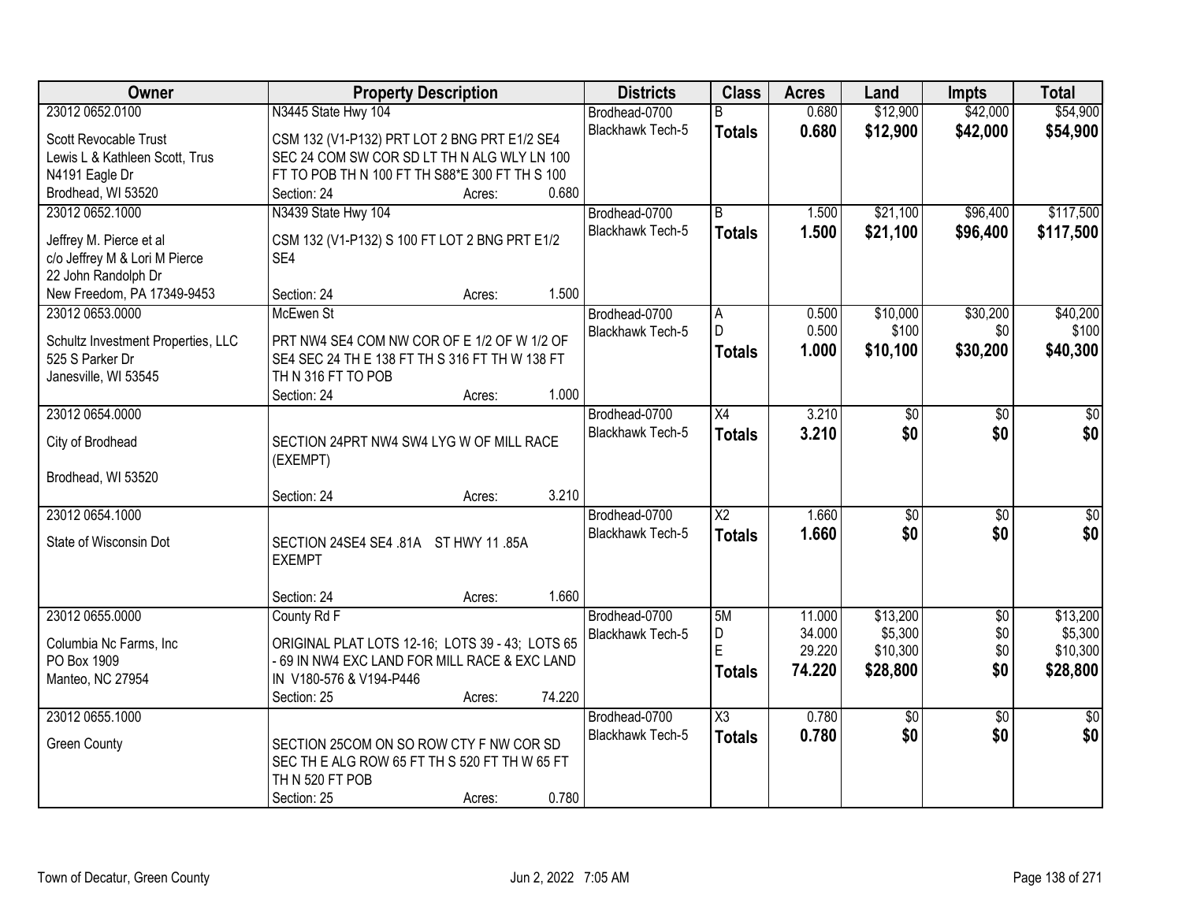| Owner | Property Description | Districts | Class | Acres | Land | Impts | Total |
|---|---|---|---|---|---|---|---|
| 23012 0652.0100<br>Scott Revocable Trust<br>Lewis L & Kathleen Scott, Trus<br>N4191 Eagle Dr<br>Brodhead, WI 53520 | N3445 State Hwy 104<br>CSM 132 (V1-P132) PRT LOT 2 BNG PRT E1/2 SE4 SEC 24 COM SW COR SD LT TH N ALG WLY LN 100 FT TO POB TH N 100 FT TH S88*E 300 FT TH S 100<br>Section: 24 Acres: 0.680 | Brodhead-0700<br>Blackhawk Tech-5 | B<br>**Totals** | 0.680<br>**0.680** | $12,900<br>**$12,900** | $42,000<br>**$42,000** | $54,900<br>**$54,900** |
| 23012 0652.1000<br>Jeffrey M. Pierce et al<br>c/o Jeffrey M & Lori M Pierce<br>22 John Randolph Dr<br>New Freedom, PA 17349-9453 | N3439 State Hwy 104<br>CSM 132 (V1-P132) S 100 FT LOT 2 BNG PRT E1/2 SE4<br>Section: 24 Acres: 1.500 | Brodhead-0700<br>Blackhawk Tech-5 | B<br>**Totals** | 1.500<br>**1.500** | $21,100<br>**$21,100** | $96,400<br>**$96,400** | $117,500<br>**$117,500** |
| 23012 0653.0000<br>Schultz Investment Properties, LLC<br>525 S Parker Dr<br>Janesville, WI 53545 | McEwen St<br>PRT NW4 SE4 COM NW COR OF E 1/2 OF W 1/2 OF SE4 SEC 24 TH E 138 FT TH S 316 FT TH W 138 FT TH N 316 FT TO POB<br>Section: 24 Acres: 1.000 | Brodhead-0700<br>Blackhawk Tech-5 | A<br>D<br>**Totals** | 0.500<br>0.500<br>**1.000** | $10,000<br>$100<br>**$10,100** | $30,200<br>$0<br>**$30,200** | $40,200<br>$100<br>**$40,300** |
| 23012 0654.0000<br>City of Brodhead<br><br>Brodhead, WI 53520 | SECTION 24PRT NW4 SW4 LYG W OF MILL RACE (EXEMPT)<br>Section: 24 Acres: 3.210 | Brodhead-0700<br>Blackhawk Tech-5 | X4<br>**Totals** | 3.210<br>**3.210** | $0<br>**$0** | $0<br>**$0** | $0<br>**$0** |
| 23012 0654.1000<br>State of Wisconsin Dot | SECTION 24SE4 SE4 .81A ST HWY 11 .85A EXEMPT<br>Section: 24 Acres: 1.660 | Brodhead-0700<br>Blackhawk Tech-5 | X2<br>**Totals** | 1.660<br>**1.660** | $0<br>**$0** | $0<br>**$0** | $0<br>**$0** |
| 23012 0655.0000<br>Columbia Nc Farms, Inc<br>PO Box 1909<br>Manteo, NC 27954 | County Rd F<br>ORIGINAL PLAT LOTS 12-16; LOTS 39 - 43; LOTS 65 - 69 IN NW4 EXC LAND FOR MILL RACE & EXC LAND IN V180-576 & V194-P446<br>Section: 25 Acres: 74.220 | Brodhead-0700<br>Blackhawk Tech-5 | 5M<br>D<br>E<br>**Totals** | 11.000<br>34.000<br>29.220<br>**74.220** | $13,200<br>$5,300<br>$10,300<br>**$28,800** | $0<br>$0<br>$0<br>**$0** | $13,200<br>$5,300<br>$10,300<br>**$28,800** |
| 23012 0655.1000<br>Green County | SECTION 25COM ON SO ROW CTY F NW COR SD SEC TH E ALG ROW 65 FT TH S 520 FT TH W 65 FT TH N 520 FT POB<br>Section: 25 Acres: 0.780 | Brodhead-0700<br>Blackhawk Tech-5 | X3<br>**Totals** | 0.780<br>**0.780** | $0<br>**$0** | $0<br>**$0** | $0<br>**$0** |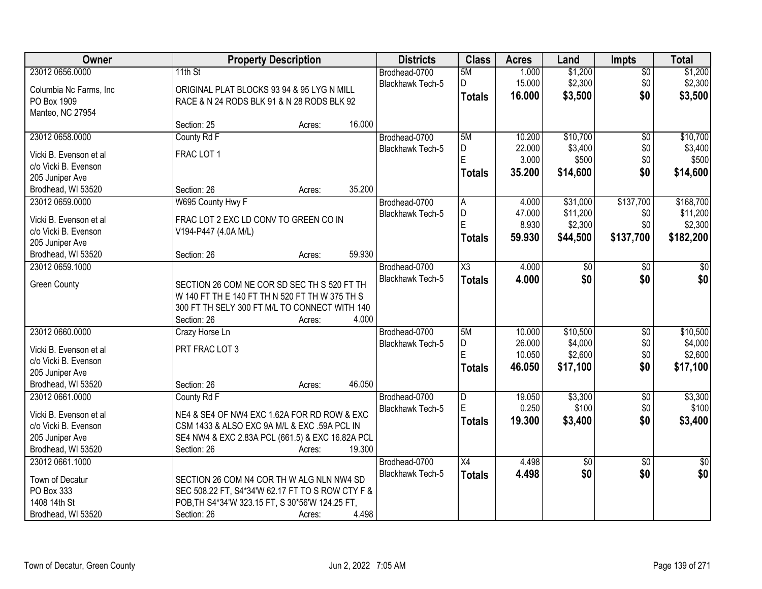| Owner | Property Description | Districts | Class | Acres | Land | Impts | Total |
|---|---|---|---|---|---|---|---|
| 23012 0656.0000<br>Columbia Nc Farms, Inc<br>PO Box 1909<br>Manteo, NC 27954 | 11th St<br>ORIGINAL PLAT BLOCKS 93 94 & 95 LYG N MILL RACE & N 24 RODS BLK 91 & N 28 RODS BLK 92<br>Section: 25 Acres: 16.000 | Brodhead-0700<br>Blackhawk Tech-5 | 5M<br>D<br>**Totals** | 1.000<br>15.000<br>**16.000** | $1,200<br>$2,300<br>**$3,500** | $0<br>$0<br>**$0** | $1,200<br>$2,300<br>**$3,500** |
| 23012 0658.0000<br>Vicki B. Evenson et al<br>c/o Vicki B. Evenson<br>205 Juniper Ave<br>Brodhead, WI 53520 | County Rd F<br>FRAC LOT 1<br>Section: 26 Acres: 35.200 | Brodhead-0700<br>Blackhawk Tech-5 | 5M<br>D<br>E<br>**Totals** | 10.200<br>22.000<br>3.000<br>**35.200** | $10,700<br>$3,400<br>$500<br>**$14,600** | $0<br>$0<br>$0<br>**$0** | $10,700<br>$3,400<br>$500<br>**$14,600** |
| 23012 0659.0000<br>Vicki B. Evenson et al<br>c/o Vicki B. Evenson<br>205 Juniper Ave<br>Brodhead, WI 53520 | W695 County Hwy F<br>FRAC LOT 2 EXC LD CONV TO GREEN CO IN V194-P447 (4.0A M/L)<br>Section: 26 Acres: 59.930 | Brodhead-0700<br>Blackhawk Tech-5 | A<br>D<br>E<br>**Totals** | 4.000<br>47.000<br>8.930<br>**59.930** | $31,000<br>$11,200<br>$2,300<br>**$44,500** | $137,700<br>$0<br>$0<br>**$137,700** | $168,700<br>$11,200<br>$2,300<br>**$182,200** |
| 23012 0659.1000<br>Green County | SECTION 26 COM NE COR SD SEC TH S 520 FT TH W 140 FT TH E 140 FT TH N 520 FT TH W 375 TH S 300 FT TH SELY 300 FT M/L TO CONNECT WITH 140<br>Section: 26 Acres: 4.000 | Brodhead-0700<br>Blackhawk Tech-5 | X3<br>**Totals** | 4.000<br>**4.000** | $0<br>**$0** | $0<br>**$0** | $0<br>**$0** |
| 23012 0660.0000<br>Vicki B. Evenson et al<br>c/o Vicki B. Evenson<br>205 Juniper Ave<br>Brodhead, WI 53520 | Crazy Horse Ln<br>PRT FRAC LOT 3<br>Section: 26 Acres: 46.050 | Brodhead-0700<br>Blackhawk Tech-5 | 5M<br>D<br>E<br>**Totals** | 10.000<br>26.000<br>10.050<br>**46.050** | $10,500<br>$4,000<br>$2,600<br>**$17,100** | $0<br>$0<br>$0<br>**$0** | $10,500<br>$4,000<br>$2,600<br>**$17,100** |
| 23012 0661.0000<br>Vicki B. Evenson et al<br>c/o Vicki B. Evenson<br>205 Juniper Ave<br>Brodhead, WI 53520 | County Rd F<br>NE4 & SE4 OF NW4 EXC 1.62A FOR RD ROW & EXC CSM 1433 & ALSO EXC 9A M/L & EXC .59A PCL IN SE4 NW4 & EXC 2.83A PCL (661.5) & EXC 16.82A PCL<br>Section: 26 Acres: 19.300 | Brodhead-0700<br>Blackhawk Tech-5 | D<br>E<br>**Totals** | 19.050<br>0.250<br>**19.300** | $3,300<br>$100<br>**$3,400** | $0<br>$0<br>**$0** | $3,300<br>$100<br>**$3,400** |
| 23012 0661.1000<br>Town of Decatur<br>PO Box 333<br>1408 14th St<br>Brodhead, WI 53520 | SECTION 26 COM N4 COR TH W ALG NLN NW4 SD SEC 508.22 FT, S4*34'W 62.17 FT TO S ROW CTY F & POB,TH S4*34'W 323.15 FT, S 30*56'W 124.25 FT,<br>Section: 26 Acres: 4.498 | Brodhead-0700<br>Blackhawk Tech-5 | X4<br>**Totals** | 4.498<br>**4.498** | $0<br>**$0** | $0<br>**$0** | $0<br>**$0** |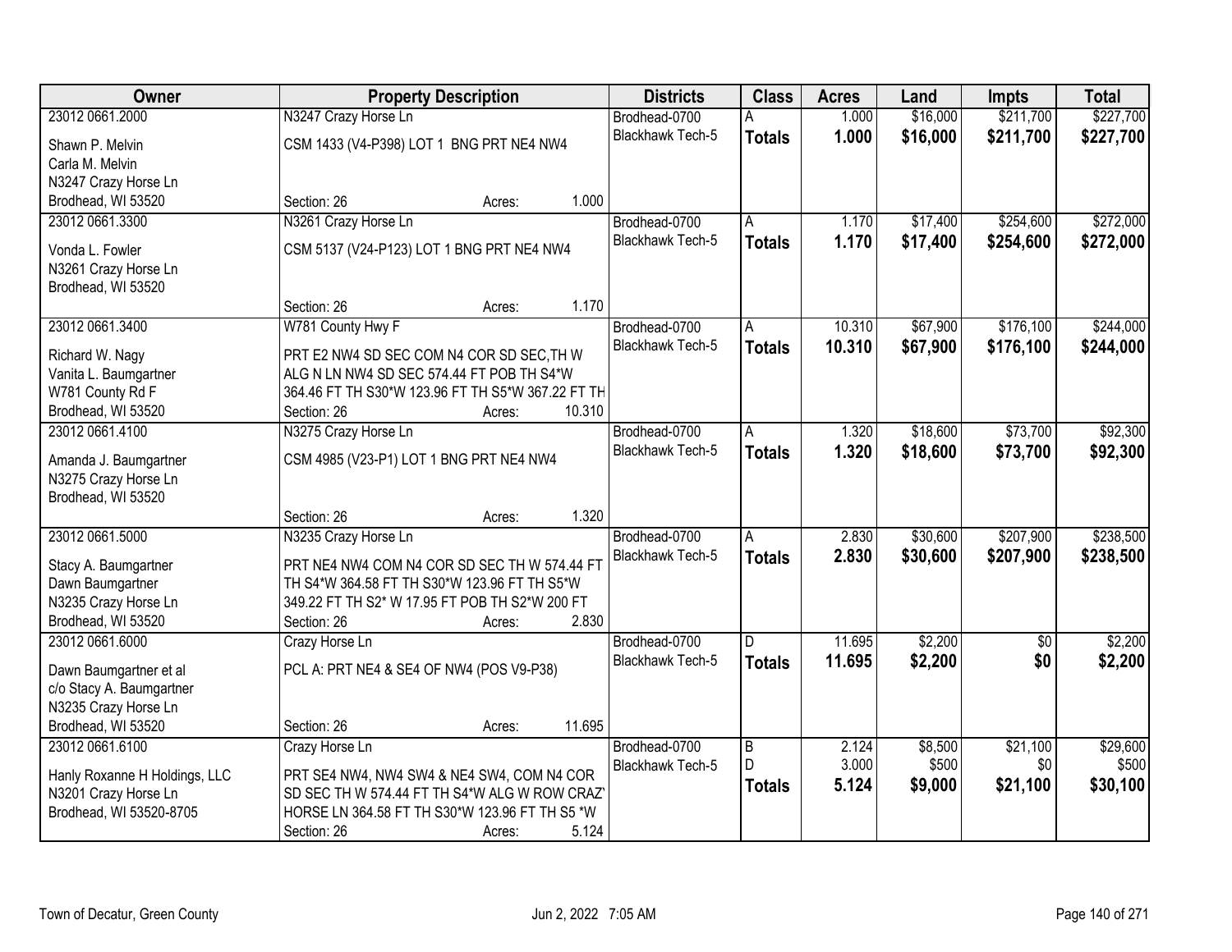| Owner | Property Description | Districts | Class | Acres | Land | Impts | Total |
|---|---|---|---|---|---|---|---|
| 23012 0661.2000<br>Shawn P. Melvin<br>Carla M. Melvin<br>N3247 Crazy Horse Ln<br>Brodhead, WI 53520 | N3247 Crazy Horse Ln<br>CSM 1433 (V4-P398) LOT 1 BNG PRT NE4 NW4<br>Section: 26 Acres: 1.000 | Brodhead-0700<br>Blackhawk Tech-5 | A<br>**Totals** | 1.000<br>**1.000** | $16,000<br>**$16,000** | $211,700<br>**$211,700** | $227,700<br>**$227,700** |
| 23012 0661.3300<br>Vonda L. Fowler<br>N3261 Crazy Horse Ln<br>Brodhead, WI 53520 | N3261 Crazy Horse Ln<br>CSM 5137 (V24-P123) LOT 1 BNG PRT NE4 NW4<br>Section: 26 Acres: 1.170 | Brodhead-0700<br>Blackhawk Tech-5 | A<br>**Totals** | 1.170<br>**1.170** | $17,400<br>**$17,400** | $254,600<br>**$254,600** | $272,000<br>**$272,000** |
| 23012 0661.3400<br>Richard W. Nagy<br>Vanita L. Baumgartner<br>W781 County Rd F<br>Brodhead, WI 53520 | W781 County Hwy F<br>PRT E2 NW4 SD SEC COM N4 COR SD SEC,TH W ALG N LN NW4 SD SEC 574.44 FT POB TH S4*W 364.46 FT TH S30*W 123.96 FT TH S5*W 367.22 FT TH<br>Section: 26 Acres: 10.310 | Brodhead-0700<br>Blackhawk Tech-5 | A<br>**Totals** | 10.310<br>**10.310** | $67,900<br>**$67,900** | $176,100<br>**$176,100** | $244,000<br>**$244,000** |
| 23012 0661.4100<br>Amanda J. Baumgartner<br>N3275 Crazy Horse Ln<br>Brodhead, WI 53520 | N3275 Crazy Horse Ln<br>CSM 4985 (V23-P1) LOT 1 BNG PRT NE4 NW4<br>Section: 26 Acres: 1.320 | Brodhead-0700<br>Blackhawk Tech-5 | A<br>**Totals** | 1.320<br>**1.320** | $18,600<br>**$18,600** | $73,700<br>**$73,700** | $92,300<br>**$92,300** |
| 23012 0661.5000<br>Stacy A. Baumgartner<br>Dawn Baumgartner<br>N3235 Crazy Horse Ln<br>Brodhead, WI 53520 | N3235 Crazy Horse Ln<br>PRT NE4 NW4 COM N4 COR SD SEC TH W 574.44 FT TH S4*W 364.58 FT TH S30*W 123.96 FT TH S5*W 349.22 FT TH S2* W 17.95 FT POB TH S2*W 200 FT<br>Section: 26 Acres: 2.830 | Brodhead-0700<br>Blackhawk Tech-5 | A<br>**Totals** | 2.830<br>**2.830** | $30,600<br>**$30,600** | $207,900<br>**$207,900** | $238,500<br>**$238,500** |
| 23012 0661.6000<br>Dawn Baumgartner et al<br>c/o Stacy A. Baumgartner<br>N3235 Crazy Horse Ln<br>Brodhead, WI 53520 | Crazy Horse Ln<br>PCL A: PRT NE4 & SE4 OF NW4 (POS V9-P38)<br>Section: 26 Acres: 11.695 | Brodhead-0700<br>Blackhawk Tech-5 | D<br>**Totals** | 11.695<br>**11.695** | $2,200<br>**$2,200** | $0<br>**$0** | $2,200<br>**$2,200** |
| 23012 0661.6100<br>Hanly Roxanne H Holdings, LLC<br>N3201 Crazy Horse Ln<br>Brodhead, WI 53520-8705 | Crazy Horse Ln<br>PRT SE4 NW4, NW4 SW4 & NE4 SW4, COM N4 COR SD SEC TH W 574.44 FT TH S4*W ALG W ROW CRAZY HORSE LN 364.58 FT TH S30*W 123.96 FT TH S5 *W<br>Section: 26 Acres: 5.124 | Brodhead-0700<br>Blackhawk Tech-5 | B<br>D<br>**Totals** | 2.124<br>3.000<br>**5.124** | $8,500<br>$500<br>**$9,000** | $21,100<br>$0<br>**$21,100** | $29,600<br>$500<br>**$30,100** |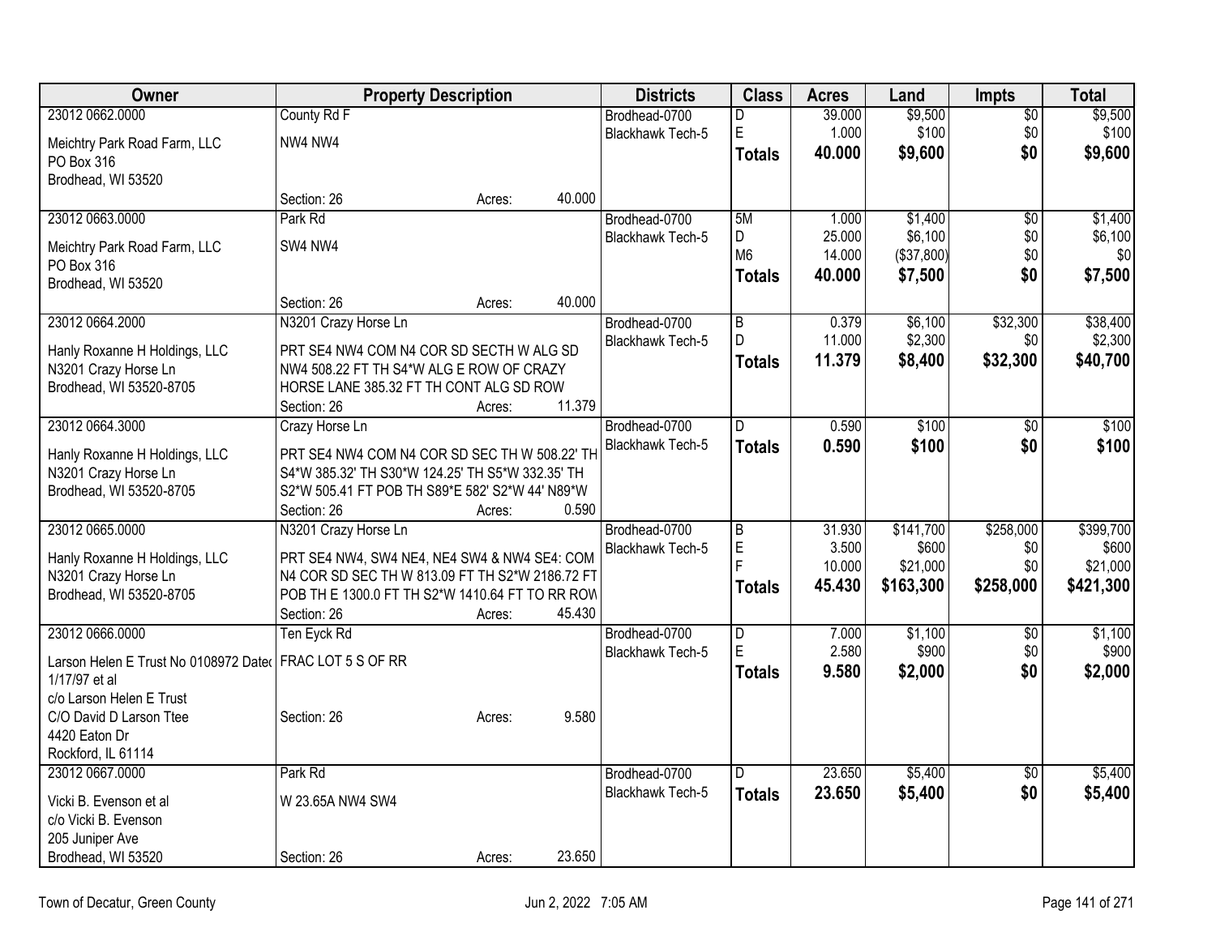| Owner | Property Description | Districts | Class | Acres | Land | Impts | Total |
|---|---|---|---|---|---|---|---|
| 23012 0662.0000<br>Meichtry Park Road Farm, LLC<br>PO Box 316<br>Brodhead, WI 53520 | County Rd F<br>NW4 NW4<br>Section: 26 Acres: 40.000 | Brodhead-0700<br>Blackhawk Tech-5 | D<br>E<br>**Totals** | 39.000<br>1.000<br>**40.000** | $9,500<br>$100<br>**$9,600** | $0<br>$0<br>**$0** | $9,500<br>$100<br>**$9,600** |
| 23012 0663.0000<br>Meichtry Park Road Farm, LLC<br>PO Box 316<br>Brodhead, WI 53520 | Park Rd<br>SW4 NW4<br>Section: 26 Acres: 40.000 | Brodhead-0700<br>Blackhawk Tech-5 | 5M<br>D<br>M6<br>**Totals** | 1.000<br>25.000<br>14.000<br>**40.000** | $1,400<br>$6,100<br>($37,800)<br>**$7,500** | $0<br>$0<br>$0<br>**$0** | $1,400<br>$6,100<br>$0<br>**$7,500** |
| 23012 0664.2000<br>Hanly Roxanne H Holdings, LLC<br>N3201 Crazy Horse Ln<br>Brodhead, WI 53520-8705 | N3201 Crazy Horse Ln<br>PRT SE4 NW4 COM N4 COR SD SECTH W ALG SD NW4 508.22 FT TH S4*W ALG E ROW OF CRAZY HORSE LANE 385.32 FT TH CONT ALG SD ROW<br>Section: 26 Acres: 11.379 | Brodhead-0700<br>Blackhawk Tech-5 | B<br>D<br>**Totals** | 0.379<br>11.000<br>**11.379** | $6,100<br>$2,300<br>**$8,400** | $32,300<br>$0<br>**$32,300** | $38,400<br>$2,300<br>**$40,700** |
| 23012 0664.3000<br>Hanly Roxanne H Holdings, LLC<br>N3201 Crazy Horse Ln<br>Brodhead, WI 53520-8705 | Crazy Horse Ln<br>PRT SE4 NW4 COM N4 COR SD SEC TH W 508.22' TH S4*W 385.32' TH S30*W 124.25' TH S5*W 332.35' TH S2*W 505.41 FT POB TH S89*E 582' S2*W 44' N89*W<br>Section: 26 Acres: 0.590 | Brodhead-0700<br>Blackhawk Tech-5 | D<br>**Totals** | 0.590<br>**0.590** | $100<br>**$100** | $0<br>**$0** | $100<br>**$100** |
| 23012 0665.0000<br>Hanly Roxanne H Holdings, LLC<br>N3201 Crazy Horse Ln<br>Brodhead, WI 53520-8705 | N3201 Crazy Horse Ln<br>PRT SE4 NW4, SW4 NE4, NE4 SW4 & NW4 SE4: COM N4 COR SD SEC TH W 813.09 FT TH S2*W 2186.72 FT POB TH E 1300.0 FT TH S2*W 1410.64 FT TO RR ROW<br>Section: 26 Acres: 45.430 | Brodhead-0700<br>Blackhawk Tech-5 | B<br>E<br>F<br>**Totals** | 31.930<br>3.500<br>10.000<br>**45.430** | $141,700<br>$600<br>$21,000<br>**$163,300** | $258,000<br>$0<br>$0<br>**$258,000** | $399,700<br>$600<br>$21,000<br>**$421,300** |
| 23012 0666.0000<br>Larson Helen E Trust No 0108972 Dated 1/17/97 et al<br>c/o Larson Helen E Trust<br>C/O David D Larson Ttee<br>4420 Eaton Dr<br>Rockford, IL 61114 | Ten Eyck Rd<br>FRAC LOT 5 S OF RR<br>Section: 26 Acres: 9.580 | Brodhead-0700<br>Blackhawk Tech-5 | D<br>E<br>**Totals** | 7.000<br>2.580<br>**9.580** | $1,100<br>$900<br>**$2,000** | $0<br>$0<br>**$0** | $1,100<br>$900<br>**$2,000** |
| 23012 0667.0000<br>Vicki B. Evenson et al<br>c/o Vicki B. Evenson<br>205 Juniper Ave<br>Brodhead, WI 53520 | Park Rd<br>W 23.65A NW4 SW4<br>Section: 26 Acres: 23.650 | Brodhead-0700<br>Blackhawk Tech-5 | D<br>**Totals** | 23.650<br>**23.650** | $5,400<br>**$5,400** | $0<br>**$0** | $5,400<br>**$5,400** |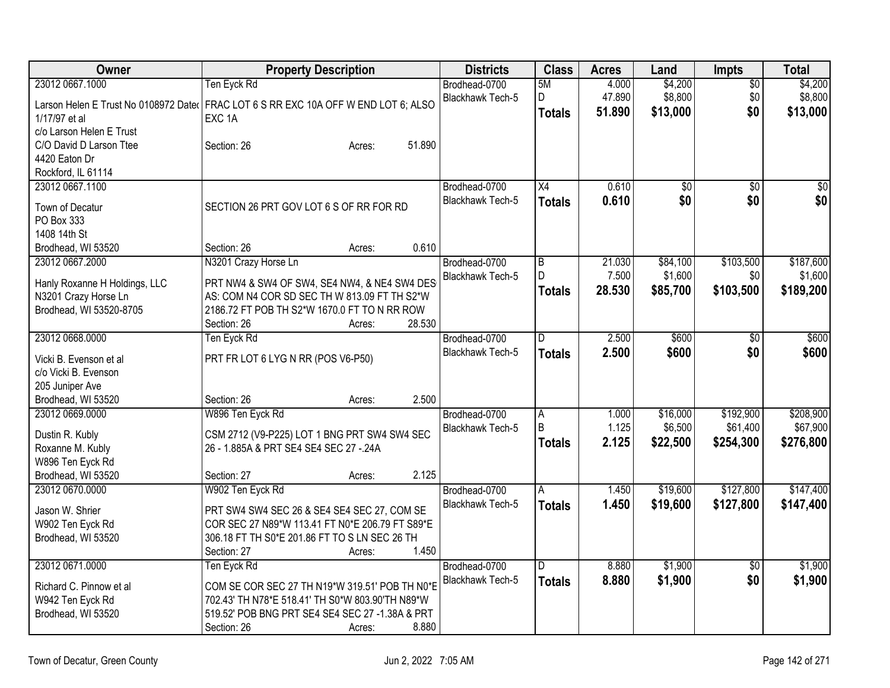| Owner | Property Description | Districts | Class | Acres | Land | Impts | Total |
|---|---|---|---|---|---|---|---|
| 23012 0667.1000 | Ten Eyck Rd | Brodhead-0700 | 5M | 4.000 | $4,200 | $0 | $4,200 |
| Larson Helen E Trust No 0108972 Dated 1/17/97 et al | FRAC LOT 6 S RR EXC 10A OFF W END LOT 6; ALSO EXC 1A | Blackhawk Tech-5 | D | 47.890 | $8,800 | $0 | $8,800 |
| c/o Larson Helen E Trust | | | **Totals** | **51.890** | **$13,000** | **$0** | **$13,000** |
| C/O David D Larson Ttee | Section: 26 Acres: 51.890 | | | | | | |
| 4420 Eaton Dr | | | | | | | |
| Rockford, IL 61114 | | | | | | | |
| 23012 0667.1100 | | Brodhead-0700 | X4 | 0.610 | $0 | $0 | $0 |
| Town of Decatur | SECTION 26 PRT GOV LOT 6 S OF RR FOR RD | Blackhawk Tech-5 | **Totals** | **0.610** | **$0** | **$0** | **$0** |
| PO Box 333 | | | | | | | |
| 1408 14th St | | | | | | | |
| Brodhead, WI 53520 | Section: 26 Acres: 0.610 | | | | | | |
| 23012 0667.2000 | N3201 Crazy Horse Ln | Brodhead-0700 | B | 21.030 | $84,100 | $103,500 | $187,600 |
| Hanly Roxanne H Holdings, LLC | PRT NW4 & SW4 OF SW4, SE4 NW4, & NE4 SW4 DES AS: COM N4 COR SD SEC TH W 813.09 FT TH S2*W 2186.72 FT POB TH S2*W 1670.0 FT TO N RR ROW | Blackhawk Tech-5 | D | 7.500 | $1,600 | $0 | $1,600 |
| N3201 Crazy Horse Ln | | | **Totals** | **28.530** | **$85,700** | **$103,500** | **$189,200** |
| Brodhead, WI 53520-8705 | Section: 26 Acres: 28.530 | | | | | | |
| 23012 0668.0000 | Ten Eyck Rd | Brodhead-0700 | D | 2.500 | $600 | $0 | $600 |
| Vicki B. Evenson et al | PRT FR LOT 6 LYG N RR (POS V6-P50) | Blackhawk Tech-5 | **Totals** | **2.500** | **$600** | **$0** | **$600** |
| c/o Vicki B. Evenson | | | | | | | |
| 205 Juniper Ave | | | | | | | |
| Brodhead, WI 53520 | Section: 26 Acres: 2.500 | | | | | | |
| 23012 0669.0000 | W896 Ten Eyck Rd | Brodhead-0700 | A | 1.000 | $16,000 | $192,900 | $208,900 |
| Dustin R. Kubly | CSM 2712 (V9-P225) LOT 1 BNG PRT SW4 SW4 SEC 26 - 1.885A & PRT SE4 SE4 SEC 27 -.24A | Blackhawk Tech-5 | B | 1.125 | $6,500 | $61,400 | $67,900 |
| Roxanne M. Kubly | | | **Totals** | **2.125** | **$22,500** | **$254,300** | **$276,800** |
| W896 Ten Eyck Rd | | | | | | | |
| Brodhead, WI 53520 | Section: 27 Acres: 2.125 | | | | | | |
| 23012 0670.0000 | W902 Ten Eyck Rd | Brodhead-0700 | A | 1.450 | $19,600 | $127,800 | $147,400 |
| Jason W. Shrier | PRT SW4 SW4 SEC 26 & SE4 SE4 SEC 27, COM SE COR SEC 27 N89*W 113.41 FT N0*E 206.79 FT S89*E 306.18 FT TH S0*E 201.86 FT TO S LN SEC 26 TH | Blackhawk Tech-5 | **Totals** | **1.450** | **$19,600** | **$127,800** | **$147,400** |
| W902 Ten Eyck Rd | | | | | | | |
| Brodhead, WI 53520 | Section: 27 Acres: 1.450 | | | | | | |
| 23012 0671.0000 | Ten Eyck Rd | Brodhead-0700 | D | 8.880 | $1,900 | $0 | $1,900 |
| Richard C. Pinnow et al | COM SE COR SEC 27 TH N19*W 319.51' POB TH N0*E 702.43' TH N78*E 518.41' TH S0*W 803.90'TH N89*W 519.52' POB BNG PRT SE4 SE4 SEC 27 -1.38A & PRT | Blackhawk Tech-5 | **Totals** | **8.880** | **$1,900** | **$0** | **$1,900** |
| W942 Ten Eyck Rd | | | | | | | |
| Brodhead, WI 53520 | Section: 26 Acres: 8.880 | | | | | | |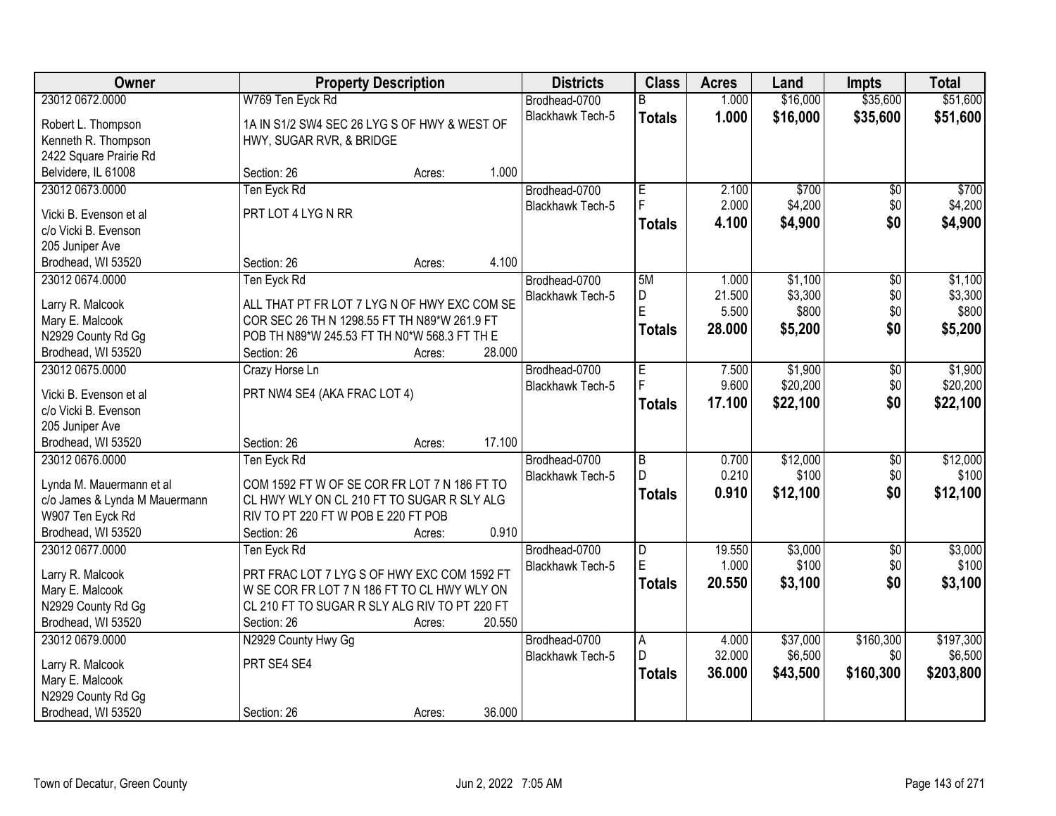| Owner | Property Description | Districts | Class | Acres | Land | Impts | Total |
|---|---|---|---|---|---|---|---|
| 23012 0672.0000<br>Robert L. Thompson<br>Kenneth R. Thompson<br>2422 Square Prairie Rd<br>Belvidere, IL 61008 | W769 Ten Eyck Rd<br>1A IN S1/2 SW4 SEC 26 LYG S OF HWY & WEST OF HWY, SUGAR RVR, & BRIDGE<br>Section: 26 Acres: 1.000 | Brodhead-0700<br>Blackhawk Tech-5 | B<br>**Totals** | 1.000<br>**1.000** | $16,000<br>**$16,000** | $35,600<br>**$35,600** | $51,600<br>**$51,600** |
| 23012 0673.0000<br>Vicki B. Evenson et al<br>c/o Vicki B. Evenson<br>205 Juniper Ave<br>Brodhead, WI 53520 | Ten Eyck Rd<br>PRT LOT 4 LYG N RR<br>Section: 26 Acres: 4.100 | Brodhead-0700<br>Blackhawk Tech-5 | E<br>F<br>**Totals** | 2.100<br>2.000<br>**4.100** | $700<br>$4,200<br>**$4,900** | $0<br>$0<br>**$0** | $700<br>$4,200<br>**$4,900** |
| 23012 0674.0000<br>Larry R. Malcook<br>Mary E. Malcook<br>N2929 County Rd Gg<br>Brodhead, WI 53520 | Ten Eyck Rd<br>ALL THAT PT FR LOT 7 LYG N OF HWY EXC COM SE COR SEC 26 TH N 1298.55 FT TH N89*W 261.9 FT POB TH N89*W 245.53 FT TH N0*W 568.3 FT TH E<br>Section: 26 Acres: 28.000 | Brodhead-0700<br>Blackhawk Tech-5 | 5M<br>D<br>E<br>**Totals** | 1.000<br>21.500<br>5.500<br>**28.000** | $1,100<br>$3,300<br>$800<br>**$5,200** | $0<br>$0<br>$0<br>**$0** | $1,100<br>$3,300<br>$800<br>**$5,200** |
| 23012 0675.0000<br>Vicki B. Evenson et al<br>c/o Vicki B. Evenson<br>205 Juniper Ave<br>Brodhead, WI 53520 | Crazy Horse Ln<br>PRT NW4 SE4 (AKA FRAC LOT 4)<br>Section: 26 Acres: 17.100 | Brodhead-0700<br>Blackhawk Tech-5 | E<br>F<br>**Totals** | 7.500<br>9.600<br>**17.100** | $1,900<br>$20,200<br>**$22,100** | $0<br>$0<br>**$0** | $1,900<br>$20,200<br>**$22,100** |
| 23012 0676.0000<br>Lynda M. Mauermann et al<br>c/o James & Lynda M Mauermann<br>W907 Ten Eyck Rd<br>Brodhead, WI 53520 | Ten Eyck Rd<br>COM 1592 FT W OF SE COR FR LOT 7 N 186 FT TO CL HWY WLY ON CL 210 FT TO SUGAR R SLY ALG RIV TO PT 220 FT W POB E 220 FT POB<br>Section: 26 Acres: 0.910 | Brodhead-0700<br>Blackhawk Tech-5 | B<br>D<br>**Totals** | 0.700<br>0.210<br>**0.910** | $12,000<br>$100<br>**$12,100** | $0<br>$0<br>**$0** | $12,000<br>$100<br>**$12,100** |
| 23012 0677.0000<br>Larry R. Malcook<br>Mary E. Malcook<br>N2929 County Rd Gg<br>Brodhead, WI 53520 | Ten Eyck Rd<br>PRT FRAC LOT 7 LYG S OF HWY EXC COM 1592 FT W SE COR FR LOT 7 N 186 FT TO CL HWY WLY ON CL 210 FT TO SUGAR R SLY ALG RIV TO PT 220 FT<br>Section: 26 Acres: 20.550 | Brodhead-0700<br>Blackhawk Tech-5 | D<br>E<br>**Totals** | 19.550<br>1.000<br>**20.550** | $3,000<br>$100<br>**$3,100** | $0<br>$0<br>**$0** | $3,000<br>$100<br>**$3,100** |
| 23012 0679.0000<br>Larry R. Malcook<br>Mary E. Malcook<br>N2929 County Rd Gg<br>Brodhead, WI 53520 | N2929 County Hwy Gg<br>PRT SE4 SE4<br>Section: 26 Acres: 36.000 | Brodhead-0700<br>Blackhawk Tech-5 | A<br>D<br>**Totals** | 4.000<br>32.000<br>**36.000** | $37,000<br>$6,500<br>**$43,500** | $160,300<br>$0<br>**$160,300** | $197,300<br>$6,500<br>**$203,800** |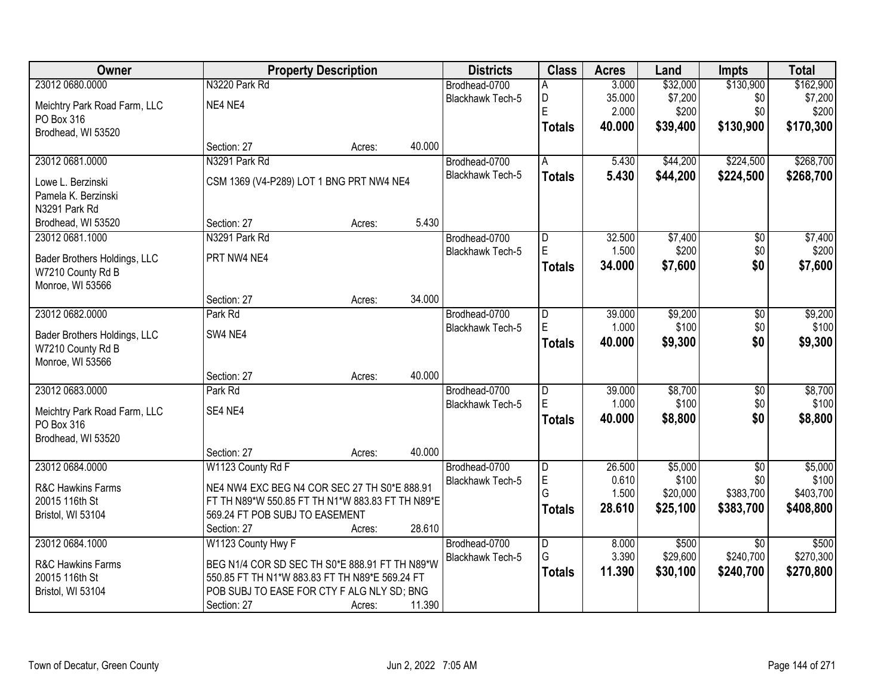| Owner | Property Description | Districts | Class | Acres | Land | Impts | Total |
|---|---|---|---|---|---|---|---|
| 23012 0680.0000<br>Meichtry Park Road Farm, LLC<br>PO Box 316<br>Brodhead, WI 53520 | N3220 Park Rd<br>NE4 NE4<br>Section: 27 Acres: 40.000 | Brodhead-0700<br>Blackhawk Tech-5 | A<br>D<br>E<br>**Totals** | 3.000<br>35.000<br>2.000<br>**40.000** | $32,000<br>$7,200<br>$200<br>**$39,400** | $130,900<br>$0<br>$0<br>**$130,900** | $162,900<br>$7,200<br>$200<br>**$170,300** |
| 23012 0681.0000<br>Lowe L. Berzinski<br>Pamela K. Berzinski<br>N3291 Park Rd<br>Brodhead, WI 53520 | N3291 Park Rd<br>CSM 1369 (V4-P289) LOT 1 BNG PRT NW4 NE4<br>Section: 27 Acres: 5.430 | Brodhead-0700<br>Blackhawk Tech-5 | A<br>**Totals** | 5.430<br>**5.430** | $44,200<br>**$44,200** | $224,500<br>**$224,500** | $268,700<br>**$268,700** |
| 23012 0681.1000<br>Bader Brothers Holdings, LLC<br>W7210 County Rd B<br>Monroe, WI 53566 | N3291 Park Rd<br>PRT NW4 NE4<br>Section: 27 Acres: 34.000 | Brodhead-0700<br>Blackhawk Tech-5 | D<br>E<br>**Totals** | 32.500<br>1.500<br>**34.000** | $7,400<br>$200<br>**$7,600** | $0<br>$0<br>**$0** | $7,400<br>$200<br>**$7,600** |
| 23012 0682.0000<br>Bader Brothers Holdings, LLC<br>W7210 County Rd B<br>Monroe, WI 53566 | Park Rd<br>SW4 NE4<br>Section: 27 Acres: 40.000 | Brodhead-0700<br>Blackhawk Tech-5 | D<br>E<br>**Totals** | 39.000<br>1.000<br>**40.000** | $9,200<br>$100<br>**$9,300** | $0<br>$0<br>**$0** | $9,200<br>$100<br>**$9,300** |
| 23012 0683.0000<br>Meichtry Park Road Farm, LLC<br>PO Box 316<br>Brodhead, WI 53520 | Park Rd<br>SE4 NE4<br>Section: 27 Acres: 40.000 | Brodhead-0700<br>Blackhawk Tech-5 | D<br>E<br>**Totals** | 39.000<br>1.000<br>**40.000** | $8,700<br>$100<br>**$8,800** | $0<br>$0<br>**$0** | $8,700<br>$100<br>**$8,800** |
| 23012 0684.0000<br>R&C Hawkins Farms<br>20015 116th St<br>Bristol, WI 53104 | W1123 County Rd F<br>NE4 NW4 EXC BEG N4 COR SEC 27 TH S0*E 888.91 FT TH N89*W 550.85 FT TH N1*W 883.83 FT TH N89*E 569.24 FT POB SUBJ TO EASEMENT<br>Section: 27 Acres: 28.610 | Brodhead-0700<br>Blackhawk Tech-5 | D<br>E<br>G<br>**Totals** | 26.500<br>0.610<br>1.500<br>**28.610** | $5,000<br>$100<br>$20,000<br>**$25,100** | $0<br>$0<br>$383,700<br>**$383,700** | $5,000<br>$100<br>$403,700<br>**$408,800** |
| 23012 0684.1000<br>R&C Hawkins Farms<br>20015 116th St<br>Bristol, WI 53104 | W1123 County Hwy F<br>BEG N1/4 COR SD SEC TH S0*E 888.91 FT TH N89*W 550.85 FT TH N1*W 883.83 FT TH N89*E 569.24 FT POB SUBJ TO EASE FOR CTY F ALG NLY SD; BNG<br>Section: 27 Acres: 11.390 | Brodhead-0700<br>Blackhawk Tech-5 | D<br>G<br>**Totals** | 8.000<br>3.390<br>**11.390** | $500<br>$29,600<br>**$30,100** | $0<br>$240,700<br>**$240,700** | $500<br>$270,300<br>**$270,800** |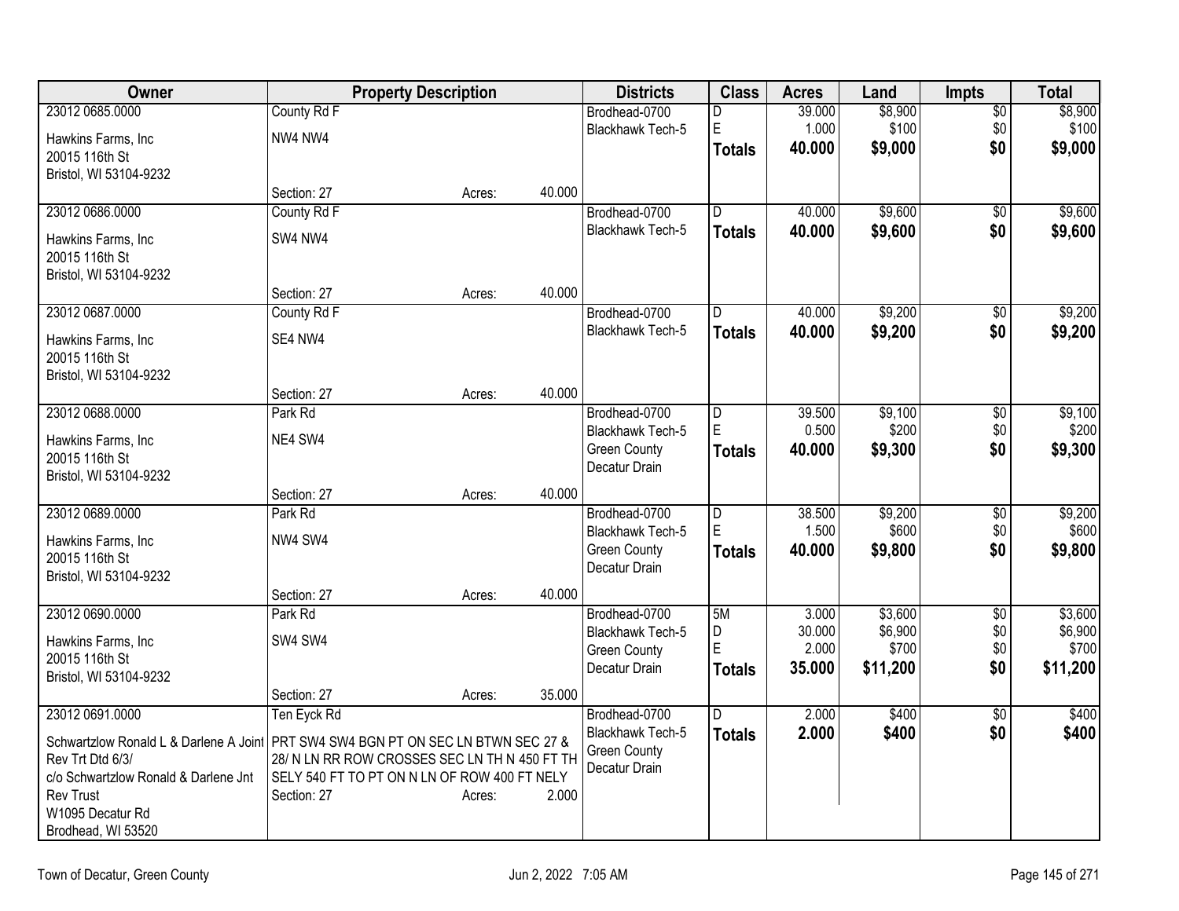| Owner | Property Description | Districts | Class | Acres | Land | Impts | Total |
|---|---|---|---|---|---|---|---|
| 23012 0685.0000<br>Hawkins Farms, Inc<br>20015 116th St<br>Bristol, WI 53104-9232 | County Rd F<br>NW4 NW4<br>Section: 27 Acres: 40.000 | Brodhead-0700<br>Blackhawk Tech-5 | D<br>E<br>**Totals** | 39.000<br>1.000<br>**40.000** | $8,900<br>$100<br>**$9,000** | $0<br>$0<br>**$0** | $8,900<br>$100<br>**$9,000** |
| 23012 0686.0000<br>Hawkins Farms, Inc<br>20015 116th St<br>Bristol, WI 53104-9232 | County Rd F<br>SW4 NW4<br>Section: 27 Acres: 40.000 | Brodhead-0700<br>Blackhawk Tech-5 | D<br>**Totals** | 40.000<br>**40.000** | $9,600<br>**$9,600** | $0<br>**$0** | $9,600<br>**$9,600** |
| 23012 0687.0000<br>Hawkins Farms, Inc<br>20015 116th St<br>Bristol, WI 53104-9232 | County Rd F<br>SE4 NW4<br>Section: 27 Acres: 40.000 | Brodhead-0700<br>Blackhawk Tech-5 | D<br>**Totals** | 40.000<br>**40.000** | $9,200<br>**$9,200** | $0<br>**$0** | $9,200<br>**$9,200** |
| 23012 0688.0000<br>Hawkins Farms, Inc<br>20015 116th St<br>Bristol, WI 53104-9232 | Park Rd<br>NE4 SW4<br>Section: 27 Acres: 40.000 | Brodhead-0700<br>Blackhawk Tech-5<br>Green County<br>Decatur Drain | D<br>E<br>**Totals** | 39.500<br>0.500<br>**40.000** | $9,100<br>$200<br>**$9,300** | $0<br>$0<br>**$0** | $9,100<br>$200<br>**$9,300** |
| 23012 0689.0000<br>Hawkins Farms, Inc<br>20015 116th St<br>Bristol, WI 53104-9232 | Park Rd<br>NW4 SW4<br>Section: 27 Acres: 40.000 | Brodhead-0700<br>Blackhawk Tech-5<br>Green County<br>Decatur Drain | D<br>E<br>**Totals** | 38.500<br>1.500<br>**40.000** | $9,200<br>$600<br>**$9,800** | $0<br>$0<br>**$0** | $9,200<br>$600<br>**$9,800** |
| 23012 0690.0000<br>Hawkins Farms, Inc<br>20015 116th St<br>Bristol, WI 53104-9232 | Park Rd<br>SW4 SW4<br>Section: 27 Acres: 35.000 | Brodhead-0700<br>Blackhawk Tech-5<br>Green County<br>Decatur Drain | 5M<br>D<br>E<br>**Totals** | 3.000<br>30.000<br>2.000<br>**35.000** | $3,600<br>$6,900<br>$700<br>**$11,200** | $0<br>$0<br>$0<br>**$0** | $3,600<br>$6,900<br>$700<br>**$11,200** |
| 23012 0691.0000<br>Schwartzlow Ronald L & Darlene A Joint Rev Trt Dtd 6/3/<br>c/o Schwartzlow Ronald & Darlene Jnt Rev Trust<br>W1095 Decatur Rd<br>Brodhead, WI 53520 | Ten Eyck Rd<br>PRT SW4 SW4 BGN PT ON SEC LN BTWN SEC 27 & 28/ N LN RR ROW CROSSES SEC LN TH N 450 FT TH SELY 540 FT TO PT ON N LN OF ROW 400 FT NELY<br>Section: 27 Acres: 2.000 | Brodhead-0700<br>Blackhawk Tech-5<br>Green County<br>Decatur Drain | D<br>**Totals** | 2.000<br>**2.000** | $400<br>**$400** | $0<br>**$0** | $400<br>**$400** |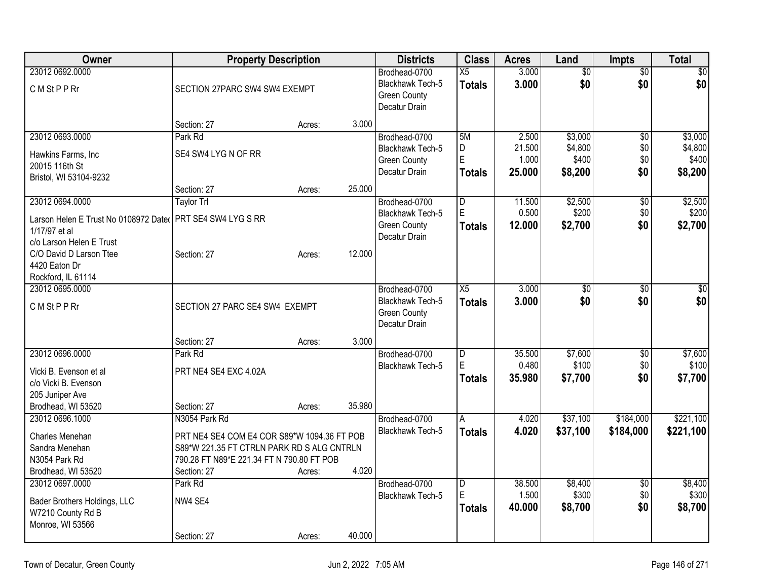| Owner | Property Description | Districts | Class | Acres | Land | Impts | Total |
|---|---|---|---|---|---|---|---|
| 23012 0692.0000<br>C M St P P Rr | SECTION 27PARC SW4 SW4 EXEMPT<br>Section: 27 Acres: 3.000 | Brodhead-0700<br>Blackhawk Tech-5<br>Green County<br>Decatur Drain | X5<br>**Totals** | 3.000<br>**3.000** | $0<br>**$0** | $0<br>**$0** | $0<br>**$0** |
| 23012 0693.0000<br>Hawkins Farms, Inc<br>20015 116th St<br>Bristol, WI 53104-9232 | Park Rd<br>SE4 SW4 LYG N OF RR<br>Section: 27 Acres: 25.000 | Brodhead-0700<br>Blackhawk Tech-5<br>Green County<br>Decatur Drain | 5M<br>D<br>E<br>**Totals** | 2.500<br>21.500<br>1.000<br>**25.000** | $3,000<br>$4,800<br>$400<br>**$8,200** | $0<br>$0<br>$0<br>**$0** | $3,000<br>$4,800<br>$400<br>**$8,200** |
| 23012 0694.0000<br>Larson Helen E Trust No 0108972 Dated 1/17/97 et al<br>c/o Larson Helen E Trust<br>C/O David D Larson Ttee<br>4420 Eaton Dr<br>Rockford, IL 61114 | Taylor Trl<br>PRT SE4 SW4 LYG S RR<br>Section: 27 Acres: 12.000 | Brodhead-0700<br>Blackhawk Tech-5<br>Green County<br>Decatur Drain | D<br>E<br>**Totals** | 11.500<br>0.500<br>**12.000** | $2,500<br>$200<br>**$2,700** | $0<br>$0<br>**$0** | $2,500<br>$200<br>**$2,700** |
| 23012 0695.0000<br>C M St P P Rr | SECTION 27 PARC SE4 SW4 EXEMPT<br>Section: 27 Acres: 3.000 | Brodhead-0700<br>Blackhawk Tech-5<br>Green County<br>Decatur Drain | X5<br>**Totals** | 3.000<br>**3.000** | $0<br>**$0** | $0<br>**$0** | $0<br>**$0** |
| 23012 0696.0000<br>Vicki B. Evenson et al<br>c/o Vicki B. Evenson<br>205 Juniper Ave<br>Brodhead, WI 53520 | Park Rd<br>PRT NE4 SE4 EXC 4.02A<br>Section: 27 Acres: 35.980 | Brodhead-0700<br>Blackhawk Tech-5 | D<br>E<br>**Totals** | 35.500<br>0.480<br>**35.980** | $7,600<br>$100<br>**$7,700** | $0<br>$0<br>**$0** | $7,600<br>$100<br>**$7,700** |
| 23012 0696.1000<br>Charles Menehan<br>Sandra Menehan<br>N3054 Park Rd<br>Brodhead, WI 53520 | N3054 Park Rd<br>PRT NE4 SE4 COM E4 COR S89*W 1094.36 FT POB S89*W 221.35 FT CTRLN PARK RD S ALG CNTRLN 790.28 FT N89*E 221.34 FT N 790.80 FT POB<br>Section: 27 Acres: 4.020 | Brodhead-0700<br>Blackhawk Tech-5 | A<br>**Totals** | 4.020<br>**4.020** | $37,100<br>**$37,100** | $184,000<br>**$184,000** | $221,100<br>**$221,100** |
| 23012 0697.0000<br>Bader Brothers Holdings, LLC<br>W7210 County Rd B<br>Monroe, WI 53566 | Park Rd<br>NW4 SE4<br>Section: 27 Acres: 40.000 | Brodhead-0700<br>Blackhawk Tech-5 | D<br>E<br>**Totals** | 38.500<br>1.500<br>**40.000** | $8,400<br>$300<br>**$8,700** | $0<br>$0<br>**$0** | $8,400<br>$300<br>**$8,700** |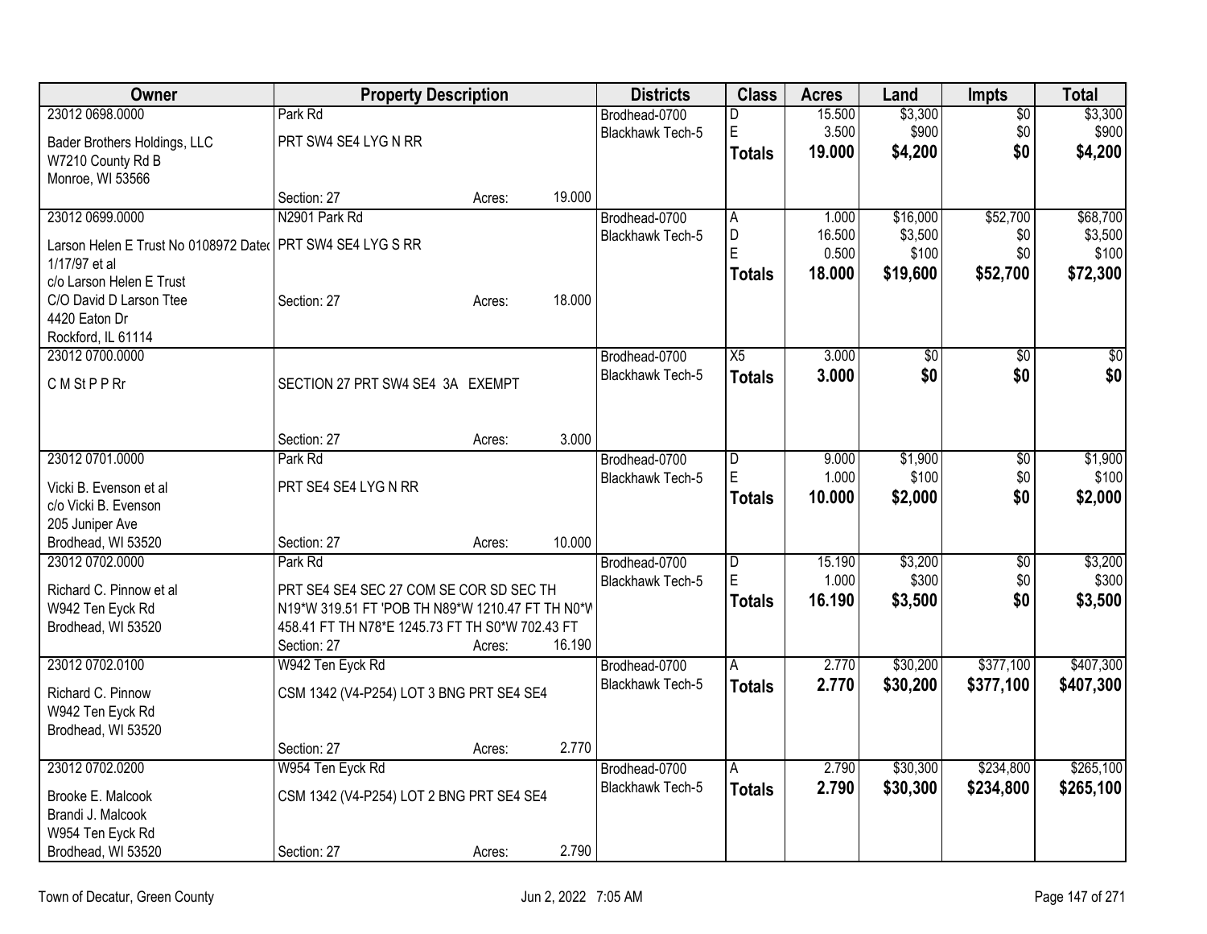| Owner | Property Description | | | Districts | Class | Acres | Land | Impts | Total |
|---|---|---|---|---|---|---|---|---|---|
| 23012 0698.0000 | Park Rd | | | Brodhead-0700 | D | 15.500 | $3,300 | $0 | $3,300 |
| Bader Brothers Holdings, LLC | PRT SW4 SE4 LYG N RR | | | Blackhawk Tech-5 | E | 3.500 | $900 | $0 | $900 |
| W7210 County Rd B | | | | | **Totals** | **19.000** | **$4,200** | **$0** | **$4,200** |
| Monroe, WI 53566 | | | | | | | | | |
| | Section: 27 | Acres: | 19.000 | | | | | | |
| 23012 0699.0000 | N2901 Park Rd | | | Brodhead-0700 | A | 1.000 | $16,000 | $52,700 | $68,700 |
| Larson Helen E Trust No 0108972 Dated 1/17/97 et al | PRT SW4 SE4 LYG S RR | | | Blackhawk Tech-5 | D | 16.500 | $3,500 | $0 | $3,500 |
| c/o Larson Helen E Trust | | | | | E | 0.500 | $100 | $0 | $100 |
| C/O David D Larson Ttee | Section: 27 | Acres: | 18.000 | | **Totals** | **18.000** | **$19,600** | **$52,700** | **$72,300** |
| 4420 Eaton Dr | | | | | | | | | |
| Rockford, IL 61114 | | | | | | | | | |
| 23012 0700.0000 | | | | Brodhead-0700 | X5 | 3.000 | $0 | $0 | $0 |
| C M St P P Rr | SECTION 27 PRT SW4 SE4 3A EXEMPT | | | Blackhawk Tech-5 | **Totals** | **3.000** | **$0** | **$0** | **$0** |
| | Section: 27 | Acres: | 3.000 | | | | | | |
| 23012 0701.0000 | Park Rd | | | Brodhead-0700 | D | 9.000 | $1,900 | $0 | $1,900 |
| Vicki B. Evenson et al | PRT SE4 SE4 LYG N RR | | | Blackhawk Tech-5 | E | 1.000 | $100 | $0 | $100 |
| c/o Vicki B. Evenson | | | | | **Totals** | **10.000** | **$2,000** | **$0** | **$2,000** |
| 205 Juniper Ave | | | | | | | | | |
| Brodhead, WI 53520 | Section: 27 | Acres: | 10.000 | | | | | | |
| 23012 0702.0000 | Park Rd | | | Brodhead-0700 | D | 15.190 | $3,200 | $0 | $3,200 |
| Richard C. Pinnow et al | PRT SE4 SE4 SEC 27 COM SE COR SD SEC TH N19*W 319.51 FT 'POB TH N89*W 1210.47 FT TH N0*W 458.41 FT TH N78*E 1245.73 FT TH S0*W 702.43 FT | | | Blackhawk Tech-5 | E | 1.000 | $300 | $0 | $300 |
| W942 Ten Eyck Rd | | | | | **Totals** | **16.190** | **$3,500** | **$0** | **$3,500** |
| Brodhead, WI 53520 | Section: 27 | Acres: | 16.190 | | | | | | |
| 23012 0702.0100 | W942 Ten Eyck Rd | | | Brodhead-0700 | A | 2.770 | $30,200 | $377,100 | $407,300 |
| Richard C. Pinnow | CSM 1342 (V4-P254) LOT 3 BNG PRT SE4 SE4 | | | Blackhawk Tech-5 | **Totals** | **2.770** | **$30,200** | **$377,100** | **$407,300** |
| W942 Ten Eyck Rd | | | | | | | | | |
| Brodhead, WI 53520 | | | | | | | | | |
| | Section: 27 | Acres: | 2.770 | | | | | | |
| 23012 0702.0200 | W954 Ten Eyck Rd | | | Brodhead-0700 | A | 2.790 | $30,300 | $234,800 | $265,100 |
| Brooke E. Malcook | CSM 1342 (V4-P254) LOT 2 BNG PRT SE4 SE4 | | | Blackhawk Tech-5 | **Totals** | **2.790** | **$30,300** | **$234,800** | **$265,100** |
| Brandi J. Malcook | | | | | | | | | |
| W954 Ten Eyck Rd | | | | | | | | | |
| Brodhead, WI 53520 | Section: 27 | Acres: | 2.790 | | | | | | |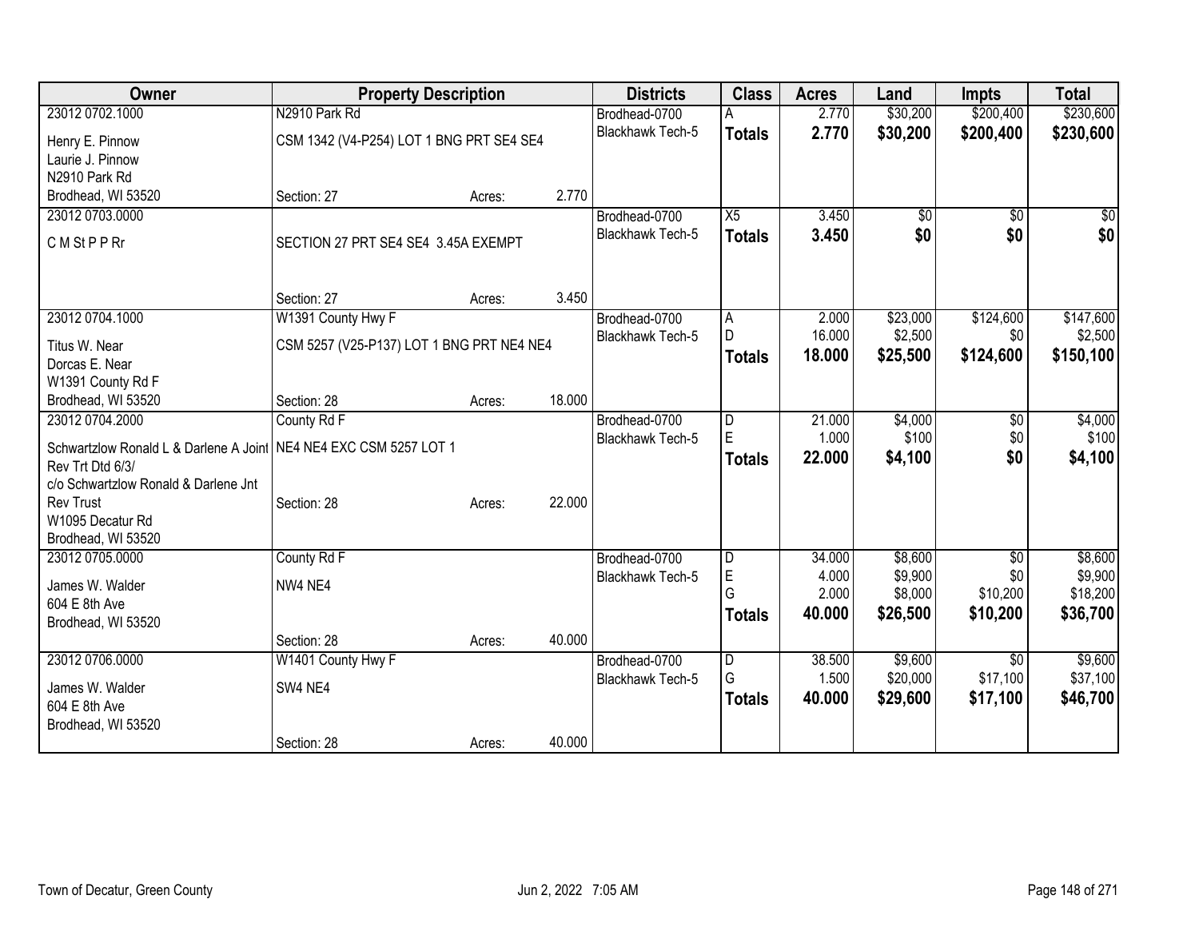| Owner | Property Description | | | Districts | Class | Acres | Land | Impts | Total |
|---|---|---|---|---|---|---|---|---|---|
| 23012 0702.1000 | N2910 Park Rd | | | Brodhead-0700 | A | 2.770 | $30,200 | $200,400 | $230,600 |
| Henry E. Pinnow<br>Laurie J. Pinnow<br>N2910 Park Rd<br>Brodhead, WI 53520 | CSM 1342 (V4-P254) LOT 1 BNG PRT SE4 SE4 | | | Blackhawk Tech-5 | **Totals** | **2.770** | **$30,200** | **$200,400** | **$230,600** |
| | Section: 27 | Acres: | 2.770 | | | | | | |
| 23012 0703.0000 | | | | Brodhead-0700 | X5 | 3.450 | $0 | $0 | $0 |
| C M St P P Rr | SECTION 27 PRT SE4 SE4 3.45A EXEMPT | | | Blackhawk Tech-5 | **Totals** | **3.450** | **$0** | **$0** | **$0** |
| | Section: 27 | Acres: | 3.450 | | | | | | |
| 23012 0704.1000 | W1391 County Hwy F | | | Brodhead-0700 | A | 2.000 | $23,000 | $124,600 | $147,600 |
| Titus W. Near<br>Dorcas E. Near<br>W1391 County Rd F<br>Brodhead, WI 53520 | CSM 5257 (V25-P137) LOT 1 BNG PRT NE4 NE4 | | | Blackhawk Tech-5 | D | 16.000 | $2,500 | $0 | $2,500 |
| | | | | | **Totals** | **18.000** | **$25,500** | **$124,600** | **$150,100** |
| | Section: 28 | Acres: | 18.000 | | | | | | |
| 23012 0704.2000 | County Rd F | | | Brodhead-0700 | D | 21.000 | $4,000 | $0 | $4,000 |
| Schwartzlow Ronald L & Darlene A Joint Rev Trt Dtd 6/3/<br>c/o Schwartzlow Ronald & Darlene Jnt Rev Trust<br>W1095 Decatur Rd<br>Brodhead, WI 53520 | NE4 NE4 EXC CSM 5257 LOT 1 | | | Blackhawk Tech-5 | E | 1.000 | $100 | $0 | $100 |
| | | | | | **Totals** | **22.000** | **$4,100** | **$0** | **$4,100** |
| | Section: 28 | Acres: | 22.000 | | | | | | |
| 23012 0705.0000 | County Rd F | | | Brodhead-0700 | D | 34.000 | $8,600 | $0 | $8,600 |
| James W. Walder<br>604 E 8th Ave<br>Brodhead, WI 53520 | NW4 NE4 | | | Blackhawk Tech-5 | E | 4.000 | $9,900 | $0 | $9,900 |
| | | | | | G | 2.000 | $8,000 | $10,200 | $18,200 |
| | | | | | **Totals** | **40.000** | **$26,500** | **$10,200** | **$36,700** |
| | Section: 28 | Acres: | 40.000 | | | | | | |
| 23012 0706.0000 | W1401 County Hwy F | | | Brodhead-0700 | D | 38.500 | $9,600 | $0 | $9,600 |
| James W. Walder<br>604 E 8th Ave<br>Brodhead, WI 53520 | SW4 NE4 | | | Blackhawk Tech-5 | G | 1.500 | $20,000 | $17,100 | $37,100 |
| | | | | | **Totals** | **40.000** | **$29,600** | **$17,100** | **$46,700** |
| | Section: 28 | Acres: | 40.000 | | | | | | |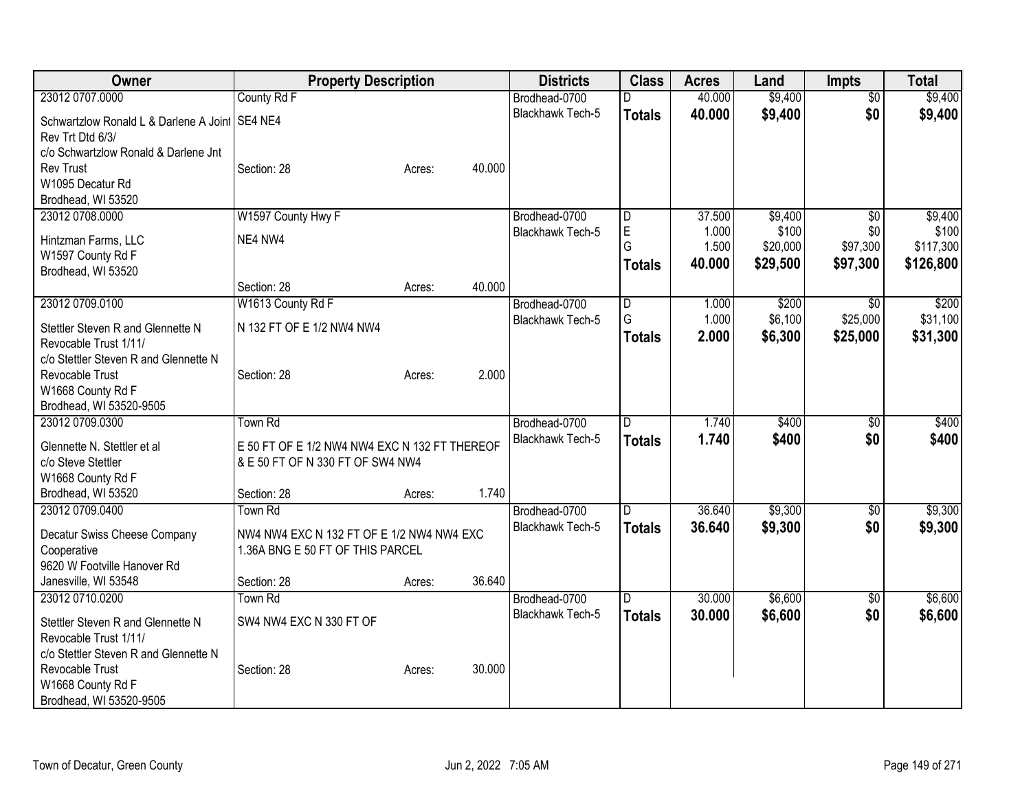| Owner | Property Description | | | Districts | Class | Acres | Land | Impts | Total |
|---|---|---|---|---|---|---|---|---|---|
| 23012 0707.0000 | County Rd F | | | Brodhead-0700 | D | 40.000 | $9,400 | $0 | $9,400 |
| Schwartzlow Ronald L & Darlene A Joint Rev Trt Dtd 6/3/ c/o Schwartzlow Ronald & Darlene Jnt Rev Trust W1095 Decatur Rd Brodhead, WI 53520 | SE4 NE4 | | | Blackhawk Tech-5 | **Totals** | **40.000** | **$9,400** | **$0** | **$9,400** |
| | Section: 28 | Acres: | 40.000 | | | | | | |
| 23012 0708.0000 | W1597 County Hwy F | | | Brodhead-0700 | D | 37.500 | $9,400 | $0 | $9,400 |
| Hintzman Farms, LLC W1597 County Rd F Brodhead, WI 53520 | NE4 NW4 | | | Blackhawk Tech-5 | E | 1.000 | $100 | $0 | $100 |
| | | | | | G | 1.500 | $20,000 | $97,300 | $117,300 |
| | | | | | **Totals** | **40.000** | **$29,500** | **$97,300** | **$126,800** |
| | Section: 28 | Acres: | 40.000 | | | | | | |
| 23012 0709.0100 | W1613 County Rd F | | | Brodhead-0700 | D | 1.000 | $200 | $0 | $200 |
| Stettler Steven R and Glennette N Revocable Trust 1/11/ c/o Stettler Steven R and Glennette N Revocable Trust W1668 County Rd F Brodhead, WI 53520-9505 | N 132 FT OF E 1/2 NW4 NW4 | | | Blackhawk Tech-5 | G | 1.000 | $6,100 | $25,000 | $31,100 |
| | | | | | **Totals** | **2.000** | **$6,300** | **$25,000** | **$31,300** |
| | Section: 28 | Acres: | 2.000 | | | | | | |
| 23012 0709.0300 | Town Rd | | | Brodhead-0700 | D | 1.740 | $400 | $0 | $400 |
| Glennette N. Stettler et al c/o Steve Stettler W1668 County Rd F Brodhead, WI 53520 | E 50 FT OF E 1/2 NW4 NW4 EXC N 132 FT THEREOF & E 50 FT OF N 330 FT OF SW4 NW4 | | | Blackhawk Tech-5 | **Totals** | **1.740** | **$400** | **$0** | **$400** |
| | Section: 28 | Acres: | 1.740 | | | | | | |
| 23012 0709.0400 | Town Rd | | | Brodhead-0700 | D | 36.640 | $9,300 | $0 | $9,300 |
| Decatur Swiss Cheese Company Cooperative 9620 W Footville Hanover Rd Janesville, WI 53548 | NW4 NW4 EXC N 132 FT OF E 1/2 NW4 NW4 EXC 1.36A BNG E 50 FT OF THIS PARCEL | | | Blackhawk Tech-5 | **Totals** | **36.640** | **$9,300** | **$0** | **$9,300** |
| | Section: 28 | Acres: | 36.640 | | | | | | |
| 23012 0710.0200 | Town Rd | | | Brodhead-0700 | D | 30.000 | $6,600 | $0 | $6,600 |
| Stettler Steven R and Glennette N Revocable Trust 1/11/ c/o Stettler Steven R and Glennette N Revocable Trust W1668 County Rd F Brodhead, WI 53520-9505 | SW4 NW4 EXC N 330 FT OF | | | Blackhawk Tech-5 | **Totals** | **30.000** | **$6,600** | **$0** | **$6,600** |
| | Section: 28 | Acres: | 30.000 | | | | | | |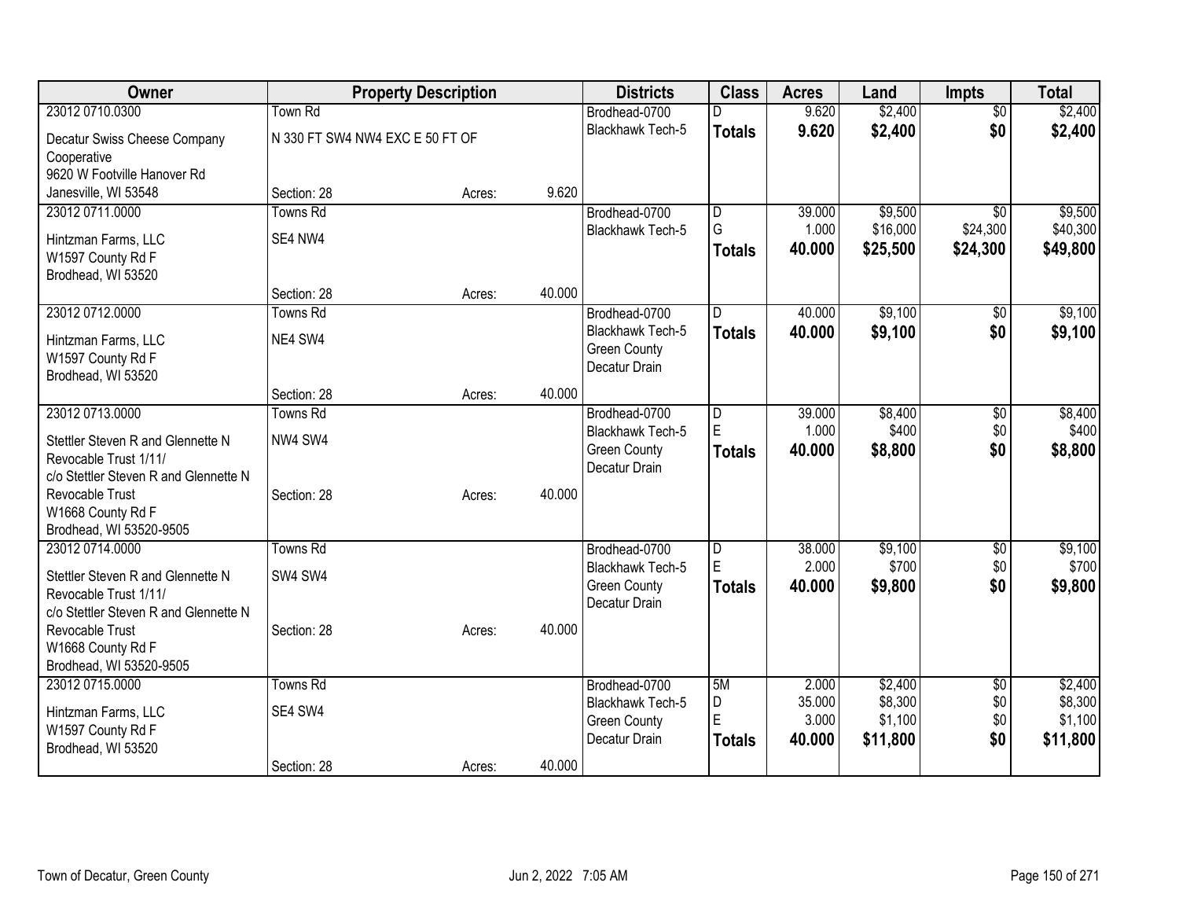| Owner | Property Description | | | Districts | Class | Acres | Land | Impts | Total |
|---|---|---|---|---|---|---|---|---|---|
| 23012 0710.0300 | Town Rd | | | Brodhead-0700 | D | 9.620 | $2,400 | $0 | $2,400 |
| Decatur Swiss Cheese Company Cooperative<br>9620 W Footville Hanover Rd<br>Janesville, WI 53548 | N 330 FT SW4 NW4 EXC E 50 FT OF | | | Blackhawk Tech-5 | **Totals** | **9.620** | **$2,400** | **$0** | **$2,400** |
| | Section: 28 | Acres: | 9.620 | | | | | | |
| 23012 0711.0000 | Towns Rd | | | Brodhead-0700 | D | 39.000 | $9,500 | $0 | $9,500 |
| Hintzman Farms, LLC<br>W1597 County Rd F<br>Brodhead, WI 53520 | SE4 NW4 | | | Blackhawk Tech-5 | G | 1.000 | $16,000 | $24,300 | $40,300 |
| | | | | | **Totals** | **40.000** | **$25,500** | **$24,300** | **$49,800** |
| | Section: 28 | Acres: | 40.000 | | | | | | |
| 23012 0712.0000 | Towns Rd | | | Brodhead-0700 | D | 40.000 | $9,100 | $0 | $9,100 |
| Hintzman Farms, LLC<br>W1597 County Rd F<br>Brodhead, WI 53520 | NE4 SW4 | | | Blackhawk Tech-5<br>Green County<br>Decatur Drain | **Totals** | **40.000** | **$9,100** | **$0** | **$9,100** |
| | Section: 28 | Acres: | 40.000 | | | | | | |
| 23012 0713.0000 | Towns Rd | | | Brodhead-0700 | D | 39.000 | $8,400 | $0 | $8,400 |
| Stettler Steven R and Glennette N Revocable Trust 1/11/<br>c/o Stettler Steven R and Glennette N Revocable Trust<br>W1668 County Rd F<br>Brodhead, WI 53520-9505 | NW4 SW4 | | | Blackhawk Tech-5 | E | 1.000 | $400 | $0 | $400 |
| | | | | Green County<br>Decatur Drain | **Totals** | **40.000** | **$8,800** | **$0** | **$8,800** |
| | Section: 28 | Acres: | 40.000 | | | | | | |
| 23012 0714.0000 | Towns Rd | | | Brodhead-0700 | D | 38.000 | $9,100 | $0 | $9,100 |
| Stettler Steven R and Glennette N Revocable Trust 1/11/<br>c/o Stettler Steven R and Glennette N Revocable Trust<br>W1668 County Rd F<br>Brodhead, WI 53520-9505 | SW4 SW4 | | | Blackhawk Tech-5 | E | 2.000 | $700 | $0 | $700 |
| | | | | Green County<br>Decatur Drain | **Totals** | **40.000** | **$9,800** | **$0** | **$9,800** |
| | Section: 28 | Acres: | 40.000 | | | | | | |
| 23012 0715.0000 | Towns Rd | | | Brodhead-0700 | 5M | 2.000 | $2,400 | $0 | $2,400 |
| Hintzman Farms, LLC<br>W1597 County Rd F<br>Brodhead, WI 53520 | SE4 SW4 | | | Blackhawk Tech-5 | D | 35.000 | $8,300 | $0 | $8,300 |
| | | | | Green County | E | 3.000 | $1,100 | $0 | $1,100 |
| | | | | Decatur Drain | **Totals** | **40.000** | **$11,800** | **$0** | **$11,800** |
| | Section: 28 | Acres: | 40.000 | | | | | | |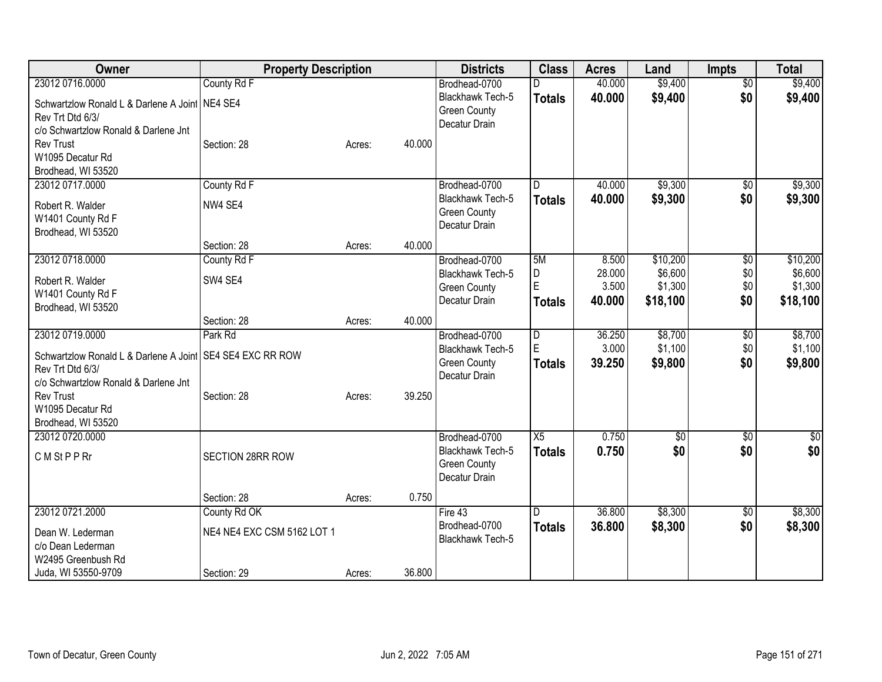| Owner | Property Description | | | Districts | Class | Acres | Land | Impts | Total |
|---|---|---|---|---|---|---|---|---|---|
| 23012 0716.0000 | County Rd F | | | Brodhead-0700 | D | 40.000 | $9,400 | $0 | $9,400 |
| Schwartzlow Ronald L & Darlene A Joint Rev Trt Dtd 6/3/ c/o Schwartzlow Ronald & Darlene Jnt Rev Trust W1095 Decatur Rd Brodhead, WI 53520 | NE4 SE4 | | | Blackhawk Tech-5 Green County Decatur Drain | **Totals** | **40.000** | **$9,400** | **$0** | **$9,400** |
| | Section: 28 | Acres: | 40.000 | | | | | | |
| 23012 0717.0000 | County Rd F | | | Brodhead-0700 | D | 40.000 | $9,300 | $0 | $9,300 |
| Robert R. Walder W1401 County Rd F Brodhead, WI 53520 | NW4 SE4 | | | Blackhawk Tech-5 Green County Decatur Drain | **Totals** | **40.000** | **$9,300** | **$0** | **$9,300** |
| | Section: 28 | Acres: | 40.000 | | | | | | |
| 23012 0718.0000 | County Rd F | | | Brodhead-0700 | 5M | 8.500 | $10,200 | $0 | $10,200 |
| Robert R. Walder W1401 County Rd F Brodhead, WI 53520 | SW4 SE4 | | | Blackhawk Tech-5 | D | 28.000 | $6,600 | $0 | $6,600 |
| | | | | Green County | E | 3.500 | $1,300 | $0 | $1,300 |
| | | | | Decatur Drain | **Totals** | **40.000** | **$18,100** | **$0** | **$18,100** |
| | Section: 28 | Acres: | 40.000 | | | | | | |
| 23012 0719.0000 | Park Rd | | | Brodhead-0700 | D | 36.250 | $8,700 | $0 | $8,700 |
| Schwartzlow Ronald L & Darlene A Joint Rev Trt Dtd 6/3/ c/o Schwartzlow Ronald & Darlene Jnt Rev Trust W1095 Decatur Rd Brodhead, WI 53520 | SE4 SE4 EXC RR ROW | | | Blackhawk Tech-5 | E | 3.000 | $1,100 | $0 | $1,100 |
| | | | | Green County Decatur Drain | **Totals** | **39.250** | **$9,800** | **$0** | **$9,800** |
| | Section: 28 | Acres: | 39.250 | | | | | | |
| 23012 0720.0000 | | | | Brodhead-0700 | X5 | 0.750 | $0 | $0 | $0 |
| C M St P P Rr | SECTION 28RR ROW | | | Blackhawk Tech-5 Green County Decatur Drain | **Totals** | **0.750** | **$0** | **$0** | **$0** |
| | Section: 28 | Acres: | 0.750 | | | | | | |
| 23012 0721.2000 | County Rd OK | | | Fire 43 | D | 36.800 | $8,300 | $0 | $8,300 |
| Dean W. Lederman c/o Dean Lederman W2495 Greenbush Rd Juda, WI 53550-9709 | NE4 NE4 EXC CSM 5162 LOT 1 | | | Brodhead-0700 Blackhawk Tech-5 | **Totals** | **36.800** | **$8,300** | **$0** | **$8,300** |
| | Section: 29 | Acres: | 36.800 | | | | | | |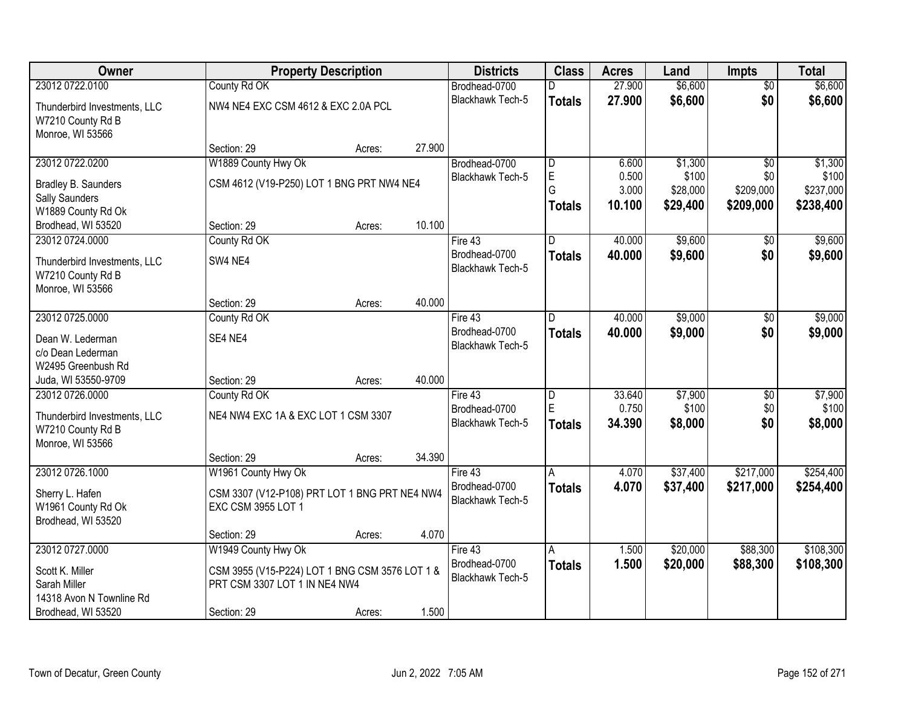| Owner | Property Description | | Districts | Class | Acres | Land | Impts | Total |
|---|---|---|---|---|---|---|---|---|
| 23012 0722.0100<br>Thunderbird Investments, LLC<br>W7210 County Rd B<br>Monroe, WI 53566 | County Rd OK<br>NW4 NE4 EXC CSM 4612 & EXC 2.0A PCL<br>Section: 29 | Acres: 27.900 | Brodhead-0700<br>Blackhawk Tech-5 | D<br>**Totals** | 27.900<br>**27.900** | $6,600<br>**$6,600** | $0<br>**$0** | $6,600<br>**$6,600** |
| 23012 0722.0200<br>Bradley B. Saunders<br>Sally Saunders<br>W1889 County Rd Ok<br>Brodhead, WI 53520 | W1889 County Hwy Ok<br>CSM 4612 (V19-P250) LOT 1 BNG PRT NW4 NE4<br>Section: 29 | Acres: 10.100 | Brodhead-0700<br>Blackhawk Tech-5 | D<br>E<br>G<br>**Totals** | 6.600<br>0.500<br>3.000<br>**10.100** | $1,300<br>$100<br>$28,000<br>**$29,400** | $0<br>$0<br>$209,000<br>**$209,000** | $1,300<br>$100<br>$237,000<br>**$238,400** |
| 23012 0724.0000<br>Thunderbird Investments, LLC<br>W7210 County Rd B<br>Monroe, WI 53566 | County Rd OK<br>SW4 NE4<br>Section: 29 | Acres: 40.000 | Fire 43<br>Brodhead-0700<br>Blackhawk Tech-5 | D<br>**Totals** | 40.000<br>**40.000** | $9,600<br>**$9,600** | $0<br>**$0** | $9,600<br>**$9,600** |
| 23012 0725.0000<br>Dean W. Lederman<br>c/o Dean Lederman<br>W2495 Greenbush Rd<br>Juda, WI 53550-9709 | County Rd OK<br>SE4 NE4<br>Section: 29 | Acres: 40.000 | Fire 43<br>Brodhead-0700<br>Blackhawk Tech-5 | D<br>**Totals** | 40.000<br>**40.000** | $9,000<br>**$9,000** | $0<br>**$0** | $9,000<br>**$9,000** |
| 23012 0726.0000<br>Thunderbird Investments, LLC<br>W7210 County Rd B<br>Monroe, WI 53566 | County Rd OK<br>NE4 NW4 EXC 1A & EXC LOT 1 CSM 3307<br>Section: 29 | Acres: 34.390 | Fire 43<br>Brodhead-0700<br>Blackhawk Tech-5 | D<br>E<br>**Totals** | 33.640<br>0.750<br>**34.390** | $7,900<br>$100<br>**$8,000** | $0<br>$0<br>**$0** | $7,900<br>$100<br>**$8,000** |
| 23012 0726.1000<br>Sherry L. Hafen<br>W1961 County Rd Ok<br>Brodhead, WI 53520 | W1961 County Hwy Ok<br>CSM 3307 (V12-P108) PRT LOT 1 BNG PRT NE4 NW4 EXC CSM 3955 LOT 1<br>Section: 29 | Acres: 4.070 | Fire 43<br>Brodhead-0700<br>Blackhawk Tech-5 | A<br>**Totals** | 4.070<br>**4.070** | $37,400<br>**$37,400** | $217,000<br>**$217,000** | $254,400<br>**$254,400** |
| 23012 0727.0000<br>Scott K. Miller<br>Sarah Miller<br>14318 Avon N Townline Rd<br>Brodhead, WI 53520 | W1949 County Hwy Ok<br>CSM 3955 (V15-P224) LOT 1 BNG CSM 3576 LOT 1 & PRT CSM 3307 LOT 1 IN NE4 NW4<br>Section: 29 | Acres: 1.500 | Fire 43<br>Brodhead-0700<br>Blackhawk Tech-5 | A<br>**Totals** | 1.500<br>**1.500** | $20,000<br>**$20,000** | $88,300<br>**$88,300** | $108,300<br>**$108,300** |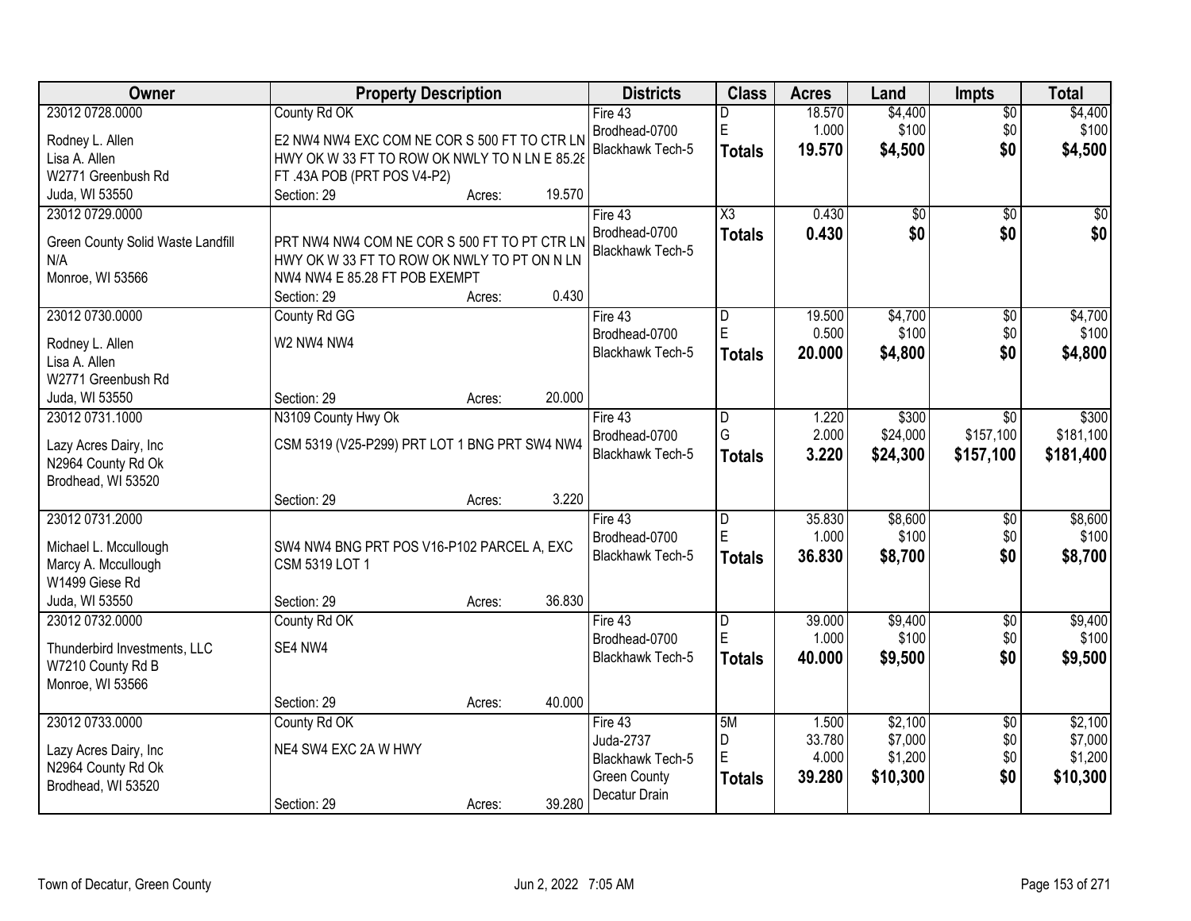| Owner | Property Description | Districts | Class | Acres | Land | Impts | Total |
|---|---|---|---|---|---|---|---|
| 23012 0728.0000<br>Rodney L. Allen<br>Lisa A. Allen<br>W2771 Greenbush Rd<br>Juda, WI 53550 | County Rd OK<br>E2 NW4 NW4 EXC COM NE COR S 500 FT TO CTR LN HWY OK W 33 FT TO ROW OK NWLY TO N LN E 85.28 FT .43A POB (PRT POS V4-P2)<br>Section: 29 Acres: 19.570 | Fire 43<br>Brodhead-0700<br>Blackhawk Tech-5 | D<br>E<br>**Totals** | 18.570<br>1.000<br>**19.570** | $4,400<br>$100<br>**$4,500** | $0<br>$0<br>**$0** | $4,400<br>$100<br>**$4,500** |
| 23012 0729.0000<br>Green County Solid Waste Landfill<br>N/A<br>Monroe, WI 53566 | PRT NW4 NW4 COM NE COR S 500 FT TO PT CTR LN HWY OK W 33 FT TO ROW OK NWLY TO PT ON N LN NW4 NW4 E 85.28 FT POB EXEMPT<br>Section: 29 Acres: 0.430 | Fire 43<br>Brodhead-0700<br>Blackhawk Tech-5 | X3<br>**Totals** | 0.430<br>**0.430** | $0<br>**$0** | $0<br>**$0** | $0<br>**$0** |
| 23012 0730.0000<br>Rodney L. Allen<br>Lisa A. Allen<br>W2771 Greenbush Rd<br>Juda, WI 53550 | County Rd GG<br>W2 NW4 NW4<br>Section: 29 Acres: 20.000 | Fire 43<br>Brodhead-0700<br>Blackhawk Tech-5 | D<br>E<br>**Totals** | 19.500<br>0.500<br>**20.000** | $4,700<br>$100<br>**$4,800** | $0<br>$0<br>**$0** | $4,700<br>$100<br>**$4,800** |
| 23012 0731.1000<br>Lazy Acres Dairy, Inc<br>N2964 County Rd Ok<br>Brodhead, WI 53520 | N3109 County Hwy Ok<br>CSM 5319 (V25-P299) PRT LOT 1 BNG PRT SW4 NW4<br>Section: 29 Acres: 3.220 | Fire 43<br>Brodhead-0700<br>Blackhawk Tech-5 | D<br>G<br>**Totals** | 1.220<br>2.000<br>**3.220** | $300<br>$24,000<br>**$24,300** | $0<br>$157,100<br>**$157,100** | $300<br>$181,100<br>**$181,400** |
| 23012 0731.2000<br>Michael L. Mccullough<br>Marcy A. Mccullough<br>W1499 Giese Rd<br>Juda, WI 53550 | SW4 NW4 BNG PRT POS V16-P102 PARCEL A, EXC CSM 5319 LOT 1<br>Section: 29 Acres: 36.830 | Fire 43<br>Brodhead-0700<br>Blackhawk Tech-5 | D<br>E<br>**Totals** | 35.830<br>1.000<br>**36.830** | $8,600<br>$100<br>**$8,700** | $0<br>$0<br>**$0** | $8,600<br>$100<br>**$8,700** |
| 23012 0732.0000<br>Thunderbird Investments, LLC<br>W7210 County Rd B<br>Monroe, WI 53566 | County Rd OK<br>SE4 NW4<br>Section: 29 Acres: 40.000 | Fire 43<br>Brodhead-0700<br>Blackhawk Tech-5 | D<br>E<br>**Totals** | 39.000<br>1.000<br>**40.000** | $9,400<br>$100<br>**$9,500** | $0<br>$0<br>**$0** | $9,400<br>$100<br>**$9,500** |
| 23012 0733.0000<br>Lazy Acres Dairy, Inc<br>N2964 County Rd Ok<br>Brodhead, WI 53520 | County Rd OK<br>NE4 SW4 EXC 2A W HWY<br>Section: 29 Acres: 39.280 | Fire 43<br>Juda-2737<br>Blackhawk Tech-5<br>Green County<br>Decatur Drain | 5M<br>D<br>E<br>**Totals** | 1.500<br>33.780<br>4.000<br>**39.280** | $2,100<br>$7,000<br>$1,200<br>**$10,300** | $0<br>$0<br>$0<br>**$0** | $2,100<br>$7,000<br>$1,200<br>**$10,300** |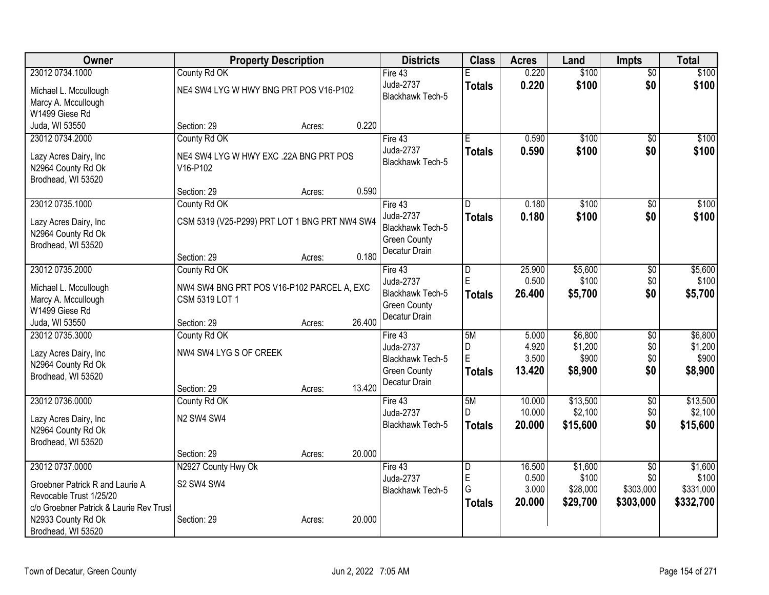| Owner | Property Description | Districts | Class | Acres | Land | Impts | Total |
|---|---|---|---|---|---|---|---|
| 23012 0734.1000<br>Michael L. Mccullough<br>Marcy A. Mccullough<br>W1499 Giese Rd<br>Juda, WI 53550 | County Rd OK<br>NE4 SW4 LYG W HWY BNG PRT POS V16-P102<br>Section: 29 Acres: 0.220 | Fire 43<br>Juda-2737<br>Blackhawk Tech-5 | E<br>**Totals** | 0.220<br>**0.220** | $100<br>**$100** | $0<br>**$0** | $100<br>**$100** |
| 23012 0734.2000<br>Lazy Acres Dairy, Inc<br>N2964 County Rd Ok<br>Brodhead, WI 53520 | County Rd OK<br>NE4 SW4 LYG W HWY EXC .22A BNG PRT POS V16-P102<br>Section: 29 Acres: 0.590 | Fire 43<br>Juda-2737<br>Blackhawk Tech-5 | E<br>**Totals** | 0.590<br>**0.590** | $100<br>**$100** | $0<br>**$0** | $100<br>**$100** |
| 23012 0735.1000<br>Lazy Acres Dairy, Inc<br>N2964 County Rd Ok<br>Brodhead, WI 53520 | County Rd OK<br>CSM 5319 (V25-P299) PRT LOT 1 BNG PRT NW4 SW4<br>Section: 29 Acres: 0.180 | Fire 43<br>Juda-2737<br>Blackhawk Tech-5<br>Green County<br>Decatur Drain | D<br>**Totals** | 0.180<br>**0.180** | $100<br>**$100** | $0<br>**$0** | $100<br>**$100** |
| 23012 0735.2000<br>Michael L. Mccullough<br>Marcy A. Mccullough<br>W1499 Giese Rd<br>Juda, WI 53550 | County Rd OK<br>NW4 SW4 BNG PRT POS V16-P102 PARCEL A, EXC CSM 5319 LOT 1<br>Section: 29 Acres: 26.400 | Fire 43<br>Juda-2737<br>Blackhawk Tech-5<br>Green County<br>Decatur Drain | D<br>E<br>**Totals** | 25.900<br>0.500<br>**26.400** | $5,600<br>$100<br>**$5,700** | $0<br>$0<br>**$0** | $5,600<br>$100<br>**$5,700** |
| 23012 0735.3000<br>Lazy Acres Dairy, Inc<br>N2964 County Rd Ok<br>Brodhead, WI 53520 | County Rd OK<br>NW4 SW4 LYG S OF CREEK<br>Section: 29 Acres: 13.420 | Fire 43<br>Juda-2737<br>Blackhawk Tech-5<br>Green County<br>Decatur Drain | 5M<br>D<br>E<br>**Totals** | 5.000<br>4.920<br>3.500<br>**13.420** | $6,800<br>$1,200<br>$900<br>**$8,900** | $0<br>$0<br>$0<br>**$0** | $6,800<br>$1,200<br>$900<br>**$8,900** |
| 23012 0736.0000<br>Lazy Acres Dairy, Inc<br>N2964 County Rd Ok<br>Brodhead, WI 53520 | County Rd OK<br>N2 SW4 SW4<br>Section: 29 Acres: 20.000 | Fire 43<br>Juda-2737<br>Blackhawk Tech-5 | 5M<br>D<br>**Totals** | 10.000<br>10.000<br>**20.000** | $13,500<br>$2,100<br>**$15,600** | $0<br>$0<br>**$0** | $13,500<br>$2,100<br>**$15,600** |
| 23012 0737.0000<br>Groebner Patrick R and Laurie A Revocable Trust 1/25/20<br>c/o Groebner Patrick & Laurie Rev Trust<br>N2933 County Rd Ok<br>Brodhead, WI 53520 | N2927 County Hwy Ok<br>S2 SW4 SW4<br>Section: 29 Acres: 20.000 | Fire 43<br>Juda-2737<br>Blackhawk Tech-5 | D<br>E<br>G<br>**Totals** | 16.500<br>0.500<br>3.000<br>**20.000** | $1,600<br>$100<br>$28,000<br>**$29,700** | $0<br>$0<br>$303,000<br>**$303,000** | $1,600<br>$100<br>$331,000<br>**$332,700** |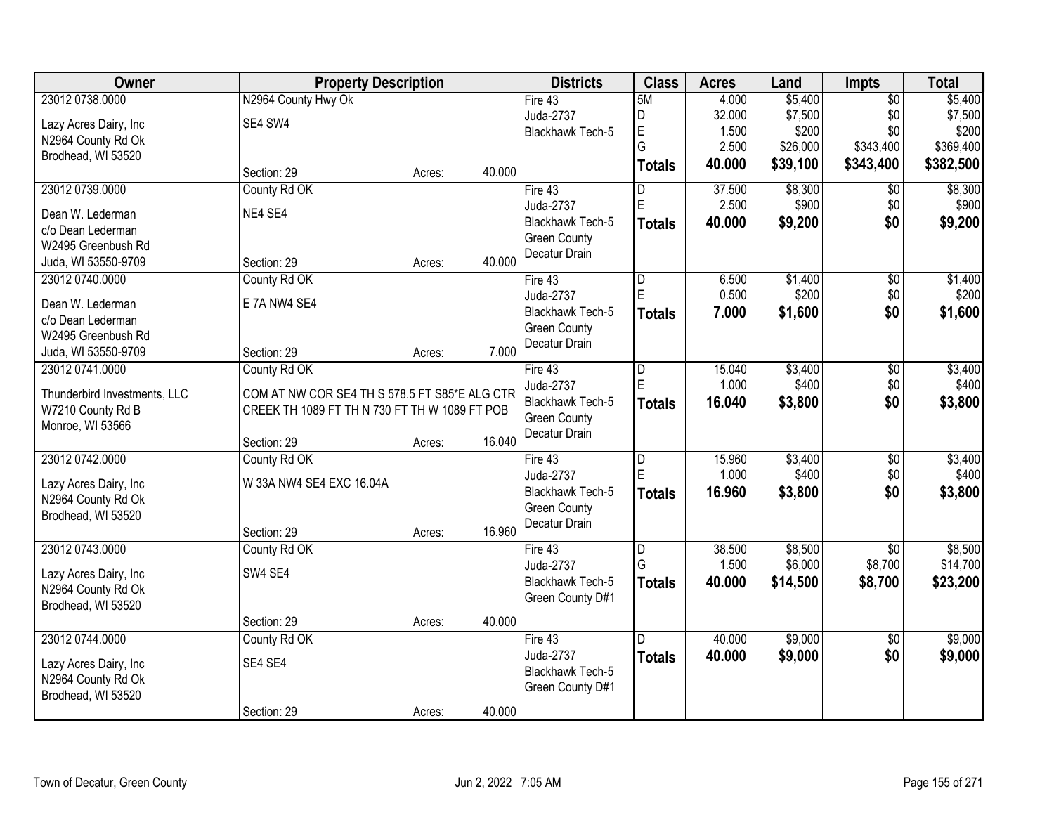| Owner | Property Description | | | Districts | Class | Acres | Land | Impts | Total |
|---|---|---|---|---|---|---|---|---|---|
| 23012 0738.0000 | N2964 County Hwy Ok | | | Fire 43 | 5M | 4.000 | $5,400 | $0 | $5,400 |
| Lazy Acres Dairy, Inc | SE4 SW4 | | | Juda-2737 | D | 32.000 | $7,500 | $0 | $7,500 |
| N2964 County Rd Ok | | | | Blackhawk Tech-5 | E | 1.500 | $200 | $0 | $200 |
| Brodhead, WI 53520 | | | | | G | 2.500 | $26,000 | $343,400 | $369,400 |
| | Section: 29 | Acres: | 40.000 | | **Totals** | **40.000** | **$39,100** | **$343,400** | **$382,500** |
| 23012 0739.0000 | County Rd OK | | | Fire 43 | D | 37.500 | $8,300 | $0 | $8,300 |
| Dean W. Lederman | NE4 SE4 | | | Juda-2737 | E | 2.500 | $900 | $0 | $900 |
| c/o Dean Lederman | | | | Blackhawk Tech-5 | **Totals** | **40.000** | **$9,200** | **$0** | **$9,200** |
| W2495 Greenbush Rd | | | | Green County | | | | | |
| Juda, WI 53550-9709 | Section: 29 | Acres: | 40.000 | Decatur Drain | | | | | |
| 23012 0740.0000 | County Rd OK | | | Fire 43 | D | 6.500 | $1,400 | $0 | $1,400 |
| Dean W. Lederman | E 7A NW4 SE4 | | | Juda-2737 | E | 0.500 | $200 | $0 | $200 |
| c/o Dean Lederman | | | | Blackhawk Tech-5 | **Totals** | **7.000** | **$1,600** | **$0** | **$1,600** |
| W2495 Greenbush Rd | | | | Green County | | | | | |
| Juda, WI 53550-9709 | Section: 29 | Acres: | 7.000 | Decatur Drain | | | | | |
| 23012 0741.0000 | County Rd OK | | | Fire 43 | D | 15.040 | $3,400 | $0 | $3,400 |
| Thunderbird Investments, LLC | COM AT NW COR SE4 TH S 578.5 FT S85*E ALG CTR | | | Juda-2737 | E | 1.000 | $400 | $0 | $400 |
| W7210 County Rd B | CREEK TH 1089 FT TH N 730 FT TH W 1089 FT POB | | | Blackhawk Tech-5 | **Totals** | **16.040** | **$3,800** | **$0** | **$3,800** |
| Monroe, WI 53566 | | | | Green County | | | | | |
| | Section: 29 | Acres: | 16.040 | Decatur Drain | | | | | |
| 23012 0742.0000 | County Rd OK | | | Fire 43 | D | 15.960 | $3,400 | $0 | $3,400 |
| Lazy Acres Dairy, Inc | W 33A NW4 SE4 EXC 16.04A | | | Juda-2737 | E | 1.000 | $400 | $0 | $400 |
| N2964 County Rd Ok | | | | Blackhawk Tech-5 | **Totals** | **16.960** | **$3,800** | **$0** | **$3,800** |
| Brodhead, WI 53520 | | | | Green County | | | | | |
| | Section: 29 | Acres: | 16.960 | Decatur Drain | | | | | |
| 23012 0743.0000 | County Rd OK | | | Fire 43 | D | 38.500 | $8,500 | $0 | $8,500 |
| Lazy Acres Dairy, Inc | SW4 SE4 | | | Juda-2737 | G | 1.500 | $6,000 | $8,700 | $14,700 |
| N2964 County Rd Ok | | | | Blackhawk Tech-5 | **Totals** | **40.000** | **$14,500** | **$8,700** | **$23,200** |
| Brodhead, WI 53520 | | | | Green County D#1 | | | | | |
| | Section: 29 | Acres: | 40.000 | | | | | | |
| 23012 0744.0000 | County Rd OK | | | Fire 43 | D | 40.000 | $9,000 | $0 | $9,000 |
| Lazy Acres Dairy, Inc | SE4 SE4 | | | Juda-2737 | **Totals** | **40.000** | **$9,000** | **$0** | **$9,000** |
| N2964 County Rd Ok | | | | Blackhawk Tech-5 | | | | | |
| Brodhead, WI 53520 | | | | Green County D#1 | | | | | |
| | Section: 29 | Acres: | 40.000 | | | | | | |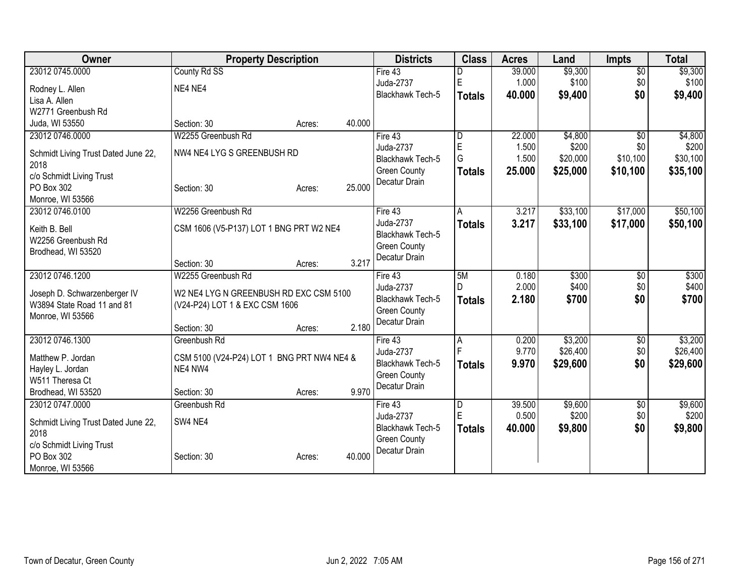| Owner | Property Description | | | Districts | Class | Acres | Land | Impts | Total |
|---|---|---|---|---|---|---|---|---|---|
| 23012 0745.0000<br>Rodney L. Allen<br>Lisa A. Allen<br>W2771 Greenbush Rd<br>Juda, WI 53550 | County Rd SS<br>NE4 NE4<br><br>Section: 30 | Acres: | 40.000 | Fire 43<br>Juda-2737<br>Blackhawk Tech-5 | D<br>E<br>**Totals** | 39.000<br>1.000<br>**40.000** | $9,300<br>$100<br>**$9,400** | $0<br>$0<br>**$0** | $9,300<br>$100<br>**$9,400** |
| 23012 0746.0000<br>Schmidt Living Trust Dated June 22, 2018<br>c/o Schmidt Living Trust<br>PO Box 302<br>Monroe, WI 53566 | W2255 Greenbush Rd<br>NW4 NE4 LYG S GREENBUSH RD<br><br>Section: 30 | Acres: | 25.000 | Fire 43<br>Juda-2737<br>Blackhawk Tech-5<br>Green County<br>Decatur Drain | D<br>E<br>G<br>**Totals** | 22.000<br>1.500<br>1.500<br>**25.000** | $4,800<br>$200<br>$20,000<br>**$25,000** | $0<br>$0<br>$10,100<br>**$10,100** | $4,800<br>$200<br>$30,100<br>**$35,100** |
| 23012 0746.0100<br>Keith B. Bell<br>W2256 Greenbush Rd<br>Brodhead, WI 53520 | W2256 Greenbush Rd<br>CSM 1606 (V5-P137) LOT 1 BNG PRT W2 NE4<br><br>Section: 30 | Acres: | 3.217 | Fire 43<br>Juda-2737<br>Blackhawk Tech-5<br>Green County<br>Decatur Drain | A<br>**Totals** | 3.217<br>**3.217** | $33,100<br>**$33,100** | $17,000<br>**$17,000** | $50,100<br>**$50,100** |
| 23012 0746.1200<br>Joseph D. Schwarzenberger IV<br>W3894 State Road 11 and 81<br>Monroe, WI 53566 | W2255 Greenbush Rd<br>W2 NE4 LYG N GREENBUSH RD EXC CSM 5100 (V24-P24) LOT 1 & EXC CSM 1606<br><br>Section: 30 | Acres: | 2.180 | Fire 43<br>Juda-2737<br>Blackhawk Tech-5<br>Green County<br>Decatur Drain | 5M<br>D<br>**Totals** | 0.180<br>2.000<br>**2.180** | $300<br>$400<br>**$700** | $0<br>$0<br>**$0** | $300<br>$400<br>**$700** |
| 23012 0746.1300<br>Matthew P. Jordan<br>Hayley L. Jordan<br>W511 Theresa Ct<br>Brodhead, WI 53520 | Greenbush Rd<br>CSM 5100 (V24-P24) LOT 1 BNG PRT NW4 NE4 & NE4 NW4<br><br>Section: 30 | Acres: | 9.970 | Fire 43<br>Juda-2737<br>Blackhawk Tech-5<br>Green County<br>Decatur Drain | A<br>F<br>**Totals** | 0.200<br>9.770<br>**9.970** | $3,200<br>$26,400<br>**$29,600** | $0<br>$0<br>**$0** | $3,200<br>$26,400<br>**$29,600** |
| 23012 0747.0000<br>Schmidt Living Trust Dated June 22, 2018<br>c/o Schmidt Living Trust<br>PO Box 302<br>Monroe, WI 53566 | Greenbush Rd<br>SW4 NE4<br><br>Section: 30 | Acres: | 40.000 | Fire 43<br>Juda-2737<br>Blackhawk Tech-5<br>Green County<br>Decatur Drain | D<br>E<br>**Totals** | 39.500<br>0.500<br>**40.000** | $9,600<br>$200<br>**$9,800** | $0<br>$0<br>**$0** | $9,600<br>$200<br>**$9,800** |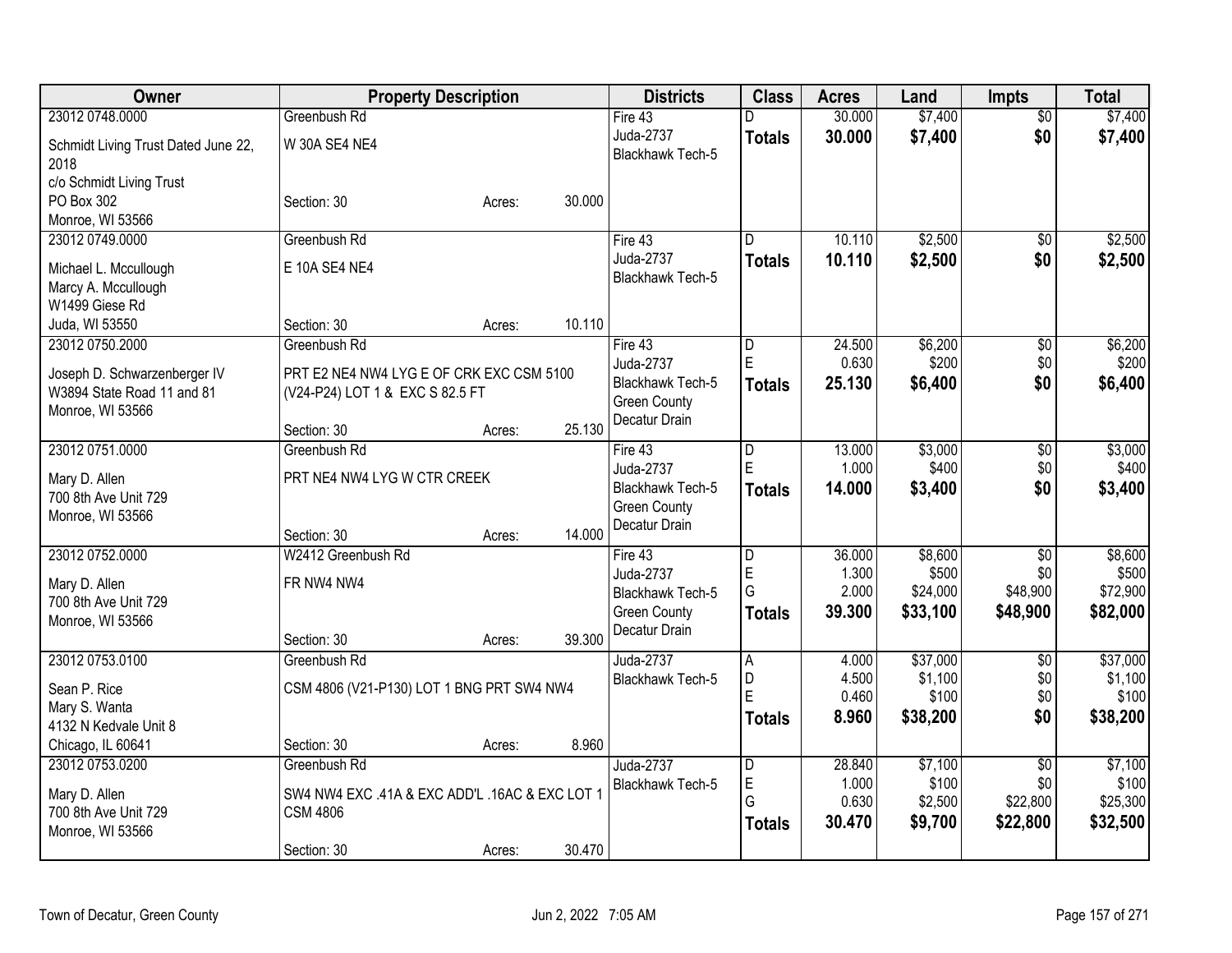| Owner | Property Description | Districts | Class | Acres | Land | Impts | Total |
|---|---|---|---|---|---|---|---|
| 23012 0748.0000<br>Schmidt Living Trust Dated June 22, 2018<br>c/o Schmidt Living Trust<br>PO Box 302<br>Monroe, WI 53566 | Greenbush Rd<br>W 30A SE4 NE4<br>Section: 30 Acres: 30.000 | Fire 43<br>Juda-2737<br>Blackhawk Tech-5 | D<br>**Totals** | 30.000<br>**30.000** | $7,400<br>**$7,400** | $0<br>**$0** | $7,400<br>**$7,400** |
| 23012 0749.0000<br>Michael L. Mccullough<br>Marcy A. Mccullough<br>W1499 Giese Rd<br>Juda, WI 53550 | Greenbush Rd<br>E 10A SE4 NE4<br>Section: 30 Acres: 10.110 | Fire 43<br>Juda-2737<br>Blackhawk Tech-5 | D<br>**Totals** | 10.110<br>**10.110** | $2,500<br>**$2,500** | $0<br>**$0** | $2,500<br>**$2,500** |
| 23012 0750.2000<br>Joseph D. Schwarzenberger IV<br>W3894 State Road 11 and 81<br>Monroe, WI 53566 | Greenbush Rd<br>PRT E2 NE4 NW4 LYG E OF CRK EXC CSM 5100 (V24-P24) LOT 1 & EXC S 82.5 FT<br>Section: 30 Acres: 25.130 | Fire 43<br>Juda-2737<br>Blackhawk Tech-5<br>Green County<br>Decatur Drain | D<br>E<br>**Totals** | 24.500<br>0.630<br>**25.130** | $6,200<br>$200<br>**$6,400** | $0<br>$0<br>**$0** | $6,200<br>$200<br>**$6,400** |
| 23012 0751.0000<br>Mary D. Allen<br>700 8th Ave Unit 729<br>Monroe, WI 53566 | Greenbush Rd<br>PRT NE4 NW4 LYG W CTR CREEK<br>Section: 30 Acres: 14.000 | Fire 43<br>Juda-2737<br>Blackhawk Tech-5<br>Green County<br>Decatur Drain | D<br>E<br>**Totals** | 13.000<br>1.000<br>**14.000** | $3,000<br>$400<br>**$3,400** | $0<br>$0<br>**$0** | $3,000<br>$400<br>**$3,400** |
| 23012 0752.0000<br>Mary D. Allen<br>700 8th Ave Unit 729<br>Monroe, WI 53566 | W2412 Greenbush Rd<br>FR NW4 NW4<br>Section: 30 Acres: 39.300 | Fire 43<br>Juda-2737<br>Blackhawk Tech-5<br>Green County<br>Decatur Drain | D<br>E<br>G<br>**Totals** | 36.000<br>1.300<br>2.000<br>**39.300** | $8,600<br>$500<br>$24,000<br>**$33,100** | $0<br>$0<br>$48,900<br>**$48,900** | $8,600<br>$500<br>$72,900<br>**$82,000** |
| 23012 0753.0100<br>Sean P. Rice<br>Mary S. Wanta<br>4132 N Kedvale Unit 8<br>Chicago, IL 60641 | Greenbush Rd<br>CSM 4806 (V21-P130) LOT 1 BNG PRT SW4 NW4<br>Section: 30 Acres: 8.960 | Juda-2737<br>Blackhawk Tech-5 | A<br>D<br>E<br>**Totals** | 4.000<br>4.500<br>0.460<br>**8.960** | $37,000<br>$1,100<br>$100<br>**$38,200** | $0<br>$0<br>$0<br>**$0** | $37,000<br>$1,100<br>$100<br>**$38,200** |
| 23012 0753.0200<br>Mary D. Allen<br>700 8th Ave Unit 729<br>Monroe, WI 53566 | Greenbush Rd<br>SW4 NW4 EXC .41A & EXC ADD'L .16AC & EXC LOT 1 CSM 4806<br>Section: 30 Acres: 30.470 | Juda-2737<br>Blackhawk Tech-5 | D<br>E<br>G<br>**Totals** | 28.840<br>1.000<br>0.630<br>**30.470** | $7,100<br>$100<br>$2,500<br>**$9,700** | $0<br>$0<br>$22,800<br>**$22,800** | $7,100<br>$100<br>$25,300<br>**$32,500** |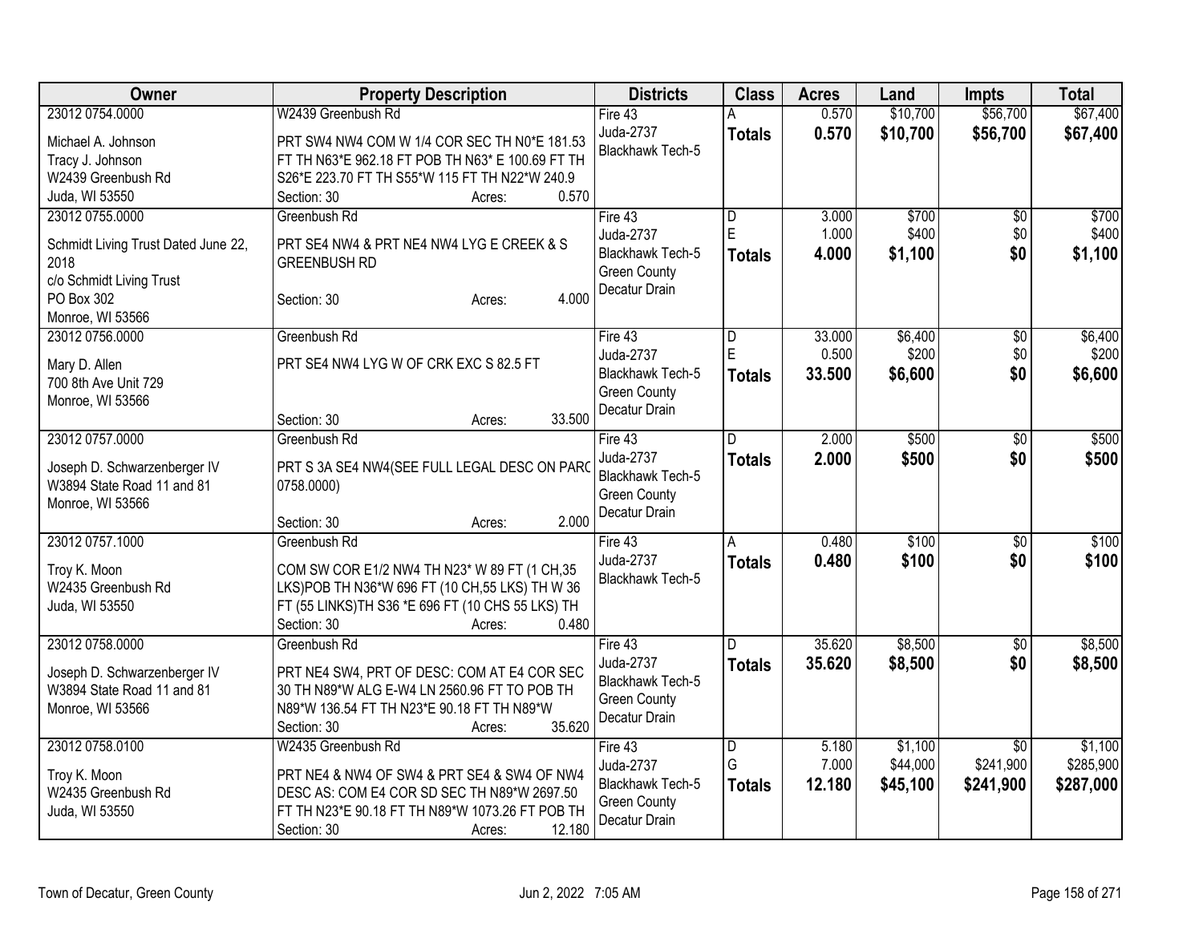| Owner | Property Description | Districts | Class | Acres | Land | Impts | Total |
|---|---|---|---|---|---|---|---|
| 23012 0754.0000<br>Michael A. Johnson<br>Tracy J. Johnson<br>W2439 Greenbush Rd<br>Juda, WI 53550 | W2439 Greenbush Rd<br>PRT SW4 NW4 COM W 1/4 COR SEC TH N0*E 181.53 FT TH N63*E 962.18 FT POB TH N63* E 100.69 FT TH S26*E 223.70 FT TH S55*W 115 FT TH N22*W 240.9<br>Section: 30 Acres: 0.570 | Fire 43<br>Juda-2737<br>Blackhawk Tech-5 | A<br>**Totals** | 0.570<br>**0.570** | $10,700<br>**$10,700** | $56,700<br>**$56,700** | $67,400<br>**$67,400** |
| 23012 0755.0000<br>Schmidt Living Trust Dated June 22, 2018<br>c/o Schmidt Living Trust<br>PO Box 302<br>Monroe, WI 53566 | Greenbush Rd<br>PRT SE4 NW4 & PRT NE4 NW4 LYG E CREEK & S GREENBUSH RD<br>Section: 30 Acres: 4.000 | Fire 43<br>Juda-2737<br>Blackhawk Tech-5<br>Green County<br>Decatur Drain | D<br>E<br>**Totals** | 3.000<br>1.000<br>**4.000** | $700<br>$400<br>**$1,100** | $0<br>$0<br>**$0** | $700<br>$400<br>**$1,100** |
| 23012 0756.0000<br>Mary D. Allen<br>700 8th Ave Unit 729<br>Monroe, WI 53566 | Greenbush Rd<br>PRT SE4 NW4 LYG W OF CRK EXC S 82.5 FT<br>Section: 30 Acres: 33.500 | Fire 43<br>Juda-2737<br>Blackhawk Tech-5<br>Green County<br>Decatur Drain | D<br>E<br>**Totals** | 33.000<br>0.500<br>**33.500** | $6,400<br>$200<br>**$6,600** | $0<br>$0<br>**$0** | $6,400<br>$200<br>**$6,600** |
| 23012 0757.0000<br>Joseph D. Schwarzenberger IV<br>W3894 State Road 11 and 81<br>Monroe, WI 53566 | Greenbush Rd<br>PRT S 3A SE4 NW4(SEE FULL LEGAL DESC ON PARC 0758.0000)<br>Section: 30 Acres: 2.000 | Fire 43<br>Juda-2737<br>Blackhawk Tech-5<br>Green County<br>Decatur Drain | D<br>**Totals** | 2.000<br>**2.000** | $500<br>**$500** | $0<br>**$0** | $500<br>**$500** |
| 23012 0757.1000<br>Troy K. Moon<br>W2435 Greenbush Rd<br>Juda, WI 53550 | Greenbush Rd<br>COM SW COR E1/2 NW4 TH N23* W 89 FT (1 CH,35 LKS)POB TH N36*W 696 FT (10 CH,55 LKS) TH W 36 FT (55 LINKS)TH S36 *E 696 FT (10 CHS 55 LKS) TH<br>Section: 30 Acres: 0.480 | Fire 43<br>Juda-2737<br>Blackhawk Tech-5 | A<br>**Totals** | 0.480<br>**0.480** | $100<br>**$100** | $0<br>**$0** | $100<br>**$100** |
| 23012 0758.0000<br>Joseph D. Schwarzenberger IV<br>W3894 State Road 11 and 81<br>Monroe, WI 53566 | Greenbush Rd<br>PRT NE4 SW4, PRT OF DESC: COM AT E4 COR SEC 30 TH N89*W ALG E-W4 LN 2560.96 FT TO POB TH N89*W 136.54 FT TH N23*E 90.18 FT TH N89*W<br>Section: 30 Acres: 35.620 | Fire 43<br>Juda-2737<br>Blackhawk Tech-5<br>Green County<br>Decatur Drain | D<br>**Totals** | 35.620<br>**35.620** | $8,500<br>**$8,500** | $0<br>**$0** | $8,500<br>**$8,500** |
| 23012 0758.0100<br>Troy K. Moon<br>W2435 Greenbush Rd<br>Juda, WI 53550 | W2435 Greenbush Rd<br>PRT NE4 & NW4 OF SW4 & PRT SE4 & SW4 OF NW4 DESC AS: COM E4 COR SD SEC TH N89*W 2697.50 FT TH N23*E 90.18 FT TH N89*W 1073.26 FT POB TH<br>Section: 30 Acres: 12.180 | Fire 43<br>Juda-2737<br>Blackhawk Tech-5<br>Green County<br>Decatur Drain | D<br>G<br>**Totals** | 5.180<br>7.000<br>**12.180** | $1,100<br>$44,000<br>**$45,100** | $0<br>$241,900<br>**$241,900** | $1,100<br>$285,900<br>**$287,000** |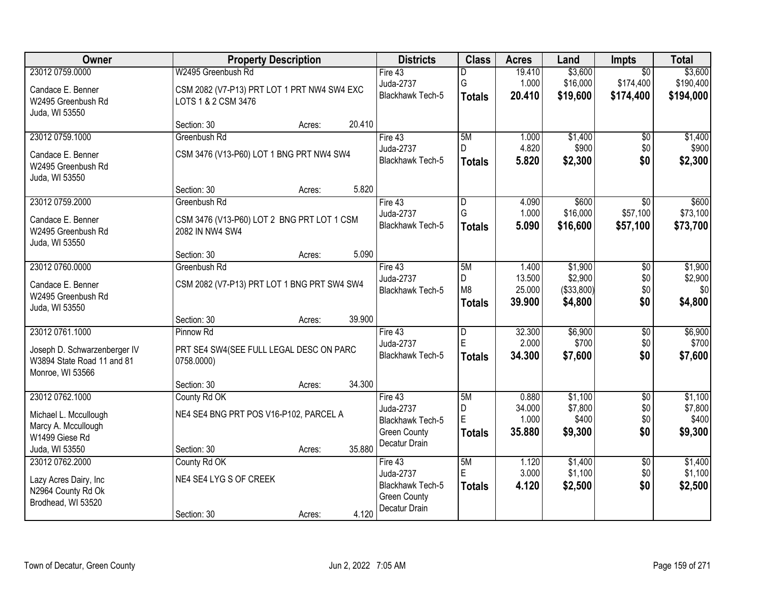| Owner | Property Description | Districts | Class | Acres | Land | Impts | Total |
|---|---|---|---|---|---|---|---|
| 23012 0759.0000<br>Candace E. Benner<br>W2495 Greenbush Rd<br>Juda, WI 53550 | W2495 Greenbush Rd<br>CSM 2082 (V7-P13) PRT LOT 1 PRT NW4 SW4 EXC LOTS 1 & 2 CSM 3476<br>Section: 30 Acres: 20.410 | Fire 43<br>Juda-2737<br>Blackhawk Tech-5 | D<br>G<br>**Totals** | 19.410<br>1.000<br>**20.410** | $3,600<br>$16,000<br>**$19,600** | $0<br>$174,400<br>**$174,400** | $3,600<br>$190,400<br>**$194,000** |
| 23012 0759.1000<br>Candace E. Benner<br>W2495 Greenbush Rd<br>Juda, WI 53550 | Greenbush Rd<br>CSM 3476 (V13-P60) LOT 1 BNG PRT NW4 SW4<br>Section: 30 Acres: 5.820 | Fire 43<br>Juda-2737<br>Blackhawk Tech-5 | 5M<br>D<br>**Totals** | 1.000<br>4.820<br>**5.820** | $1,400<br>$900<br>**$2,300** | $0<br>$0<br>**$0** | $1,400<br>$900<br>**$2,300** |
| 23012 0759.2000<br>Candace E. Benner<br>W2495 Greenbush Rd<br>Juda, WI 53550 | Greenbush Rd<br>CSM 3476 (V13-P60) LOT 2 BNG PRT LOT 1 CSM 2082 IN NW4 SW4<br>Section: 30 Acres: 5.090 | Fire 43<br>Juda-2737<br>Blackhawk Tech-5 | D<br>G<br>**Totals** | 4.090<br>1.000<br>**5.090** | $600<br>$16,000<br>**$16,600** | $0<br>$57,100<br>**$57,100** | $600<br>$73,100<br>**$73,700** |
| 23012 0760.0000<br>Candace E. Benner<br>W2495 Greenbush Rd<br>Juda, WI 53550 | Greenbush Rd<br>CSM 2082 (V7-P13) PRT LOT 1 BNG PRT SW4 SW4<br>Section: 30 Acres: 39.900 | Fire 43<br>Juda-2737<br>Blackhawk Tech-5 | 5M<br>D<br>M8<br>**Totals** | 1.400<br>13.500<br>25.000<br>**39.900** | $1,900<br>$2,900<br>($33,800)<br>**$4,800** | $0<br>$0<br>$0<br>**$0** | $1,900<br>$2,900<br>$0<br>**$4,800** |
| 23012 0761.1000<br>Joseph D. Schwarzenberger IV<br>W3894 State Road 11 and 81<br>Monroe, WI 53566 | Pinnow Rd<br>PRT SE4 SW4(SEE FULL LEGAL DESC ON PARC 0758.0000)<br>Section: 30 Acres: 34.300 | Fire 43<br>Juda-2737<br>Blackhawk Tech-5 | D<br>E<br>**Totals** | 32.300<br>2.000<br>**34.300** | $6,900<br>$700<br>**$7,600** | $0<br>$0<br>**$0** | $6,900<br>$700<br>**$7,600** |
| 23012 0762.1000<br>Michael L. Mccullough<br>Marcy A. Mccullough<br>W1499 Giese Rd<br>Juda, WI 53550 | County Rd OK<br>NE4 SE4 BNG PRT POS V16-P102, PARCEL A<br>Section: 30 Acres: 35.880 | Fire 43<br>Juda-2737<br>Blackhawk Tech-5<br>Green County Decatur Drain | 5M<br>D<br>E<br>**Totals** | 0.880<br>34.000<br>1.000<br>**35.880** | $1,100<br>$7,800<br>$400<br>**$9,300** | $0<br>$0<br>$0<br>**$0** | $1,100<br>$7,800<br>$400<br>**$9,300** |
| 23012 0762.2000<br>Lazy Acres Dairy, Inc<br>N2964 County Rd Ok<br>Brodhead, WI 53520 | County Rd OK<br>NE4 SE4 LYG S OF CREEK<br>Section: 30 Acres: 4.120 | Fire 43<br>Juda-2737<br>Blackhawk Tech-5<br>Green County Decatur Drain | 5M<br>E<br>**Totals** | 1.120<br>3.000<br>**4.120** | $1,400<br>$1,100<br>**$2,500** | $0<br>$0<br>**$0** | $1,400<br>$1,100<br>**$2,500** |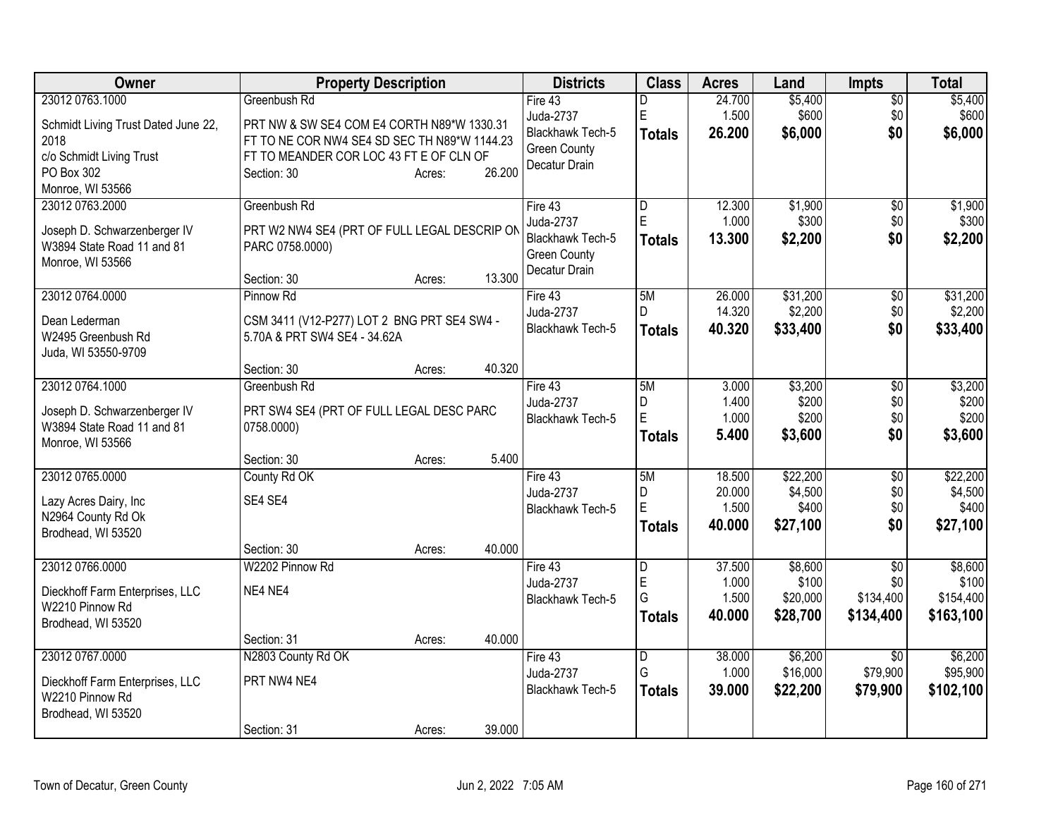| Owner | Property Description | Districts | Class | Acres | Land | Impts | Total |
|---|---|---|---|---|---|---|---|
| 23012 0763.1000<br><br>Schmidt Living Trust Dated June 22, 2018<br>c/o Schmidt Living Trust<br>PO Box 302<br>Monroe, WI 53566 | Greenbush Rd<br><br>PRT NW & SW SE4 COM E4 CORTH N89*W 1330.31 FT TO NE COR NW4 SE4 SD SEC TH N89*W 1144.23 FT TO MEANDER COR LOC 43 FT E OF CLN OF<br>Section: 30 Acres: 26.200 | Fire 43<br>Juda-2737<br>Blackhawk Tech-5<br>Green County<br>Decatur Drain | D<br>E<br>**Totals** | 24.700<br>1.500<br>**26.200** | \$5,400<br>\$600<br>**\$6,000** | \$0<br>\$0<br>**\$0** | \$5,400<br>\$600<br>**\$6,000** |
| 23012 0763.2000<br><br>Joseph D. Schwarzenberger IV<br>W3894 State Road 11 and 81<br>Monroe, WI 53566 | Greenbush Rd<br><br>PRT W2 NW4 SE4 (PRT OF FULL LEGAL DESCRIP ON PARC 0758.0000)<br><br>Section: 30 Acres: 13.300 | Fire 43<br>Juda-2737<br>Blackhawk Tech-5<br>Green County<br>Decatur Drain | D<br>E<br>**Totals** | 12.300<br>1.000<br>**13.300** | \$1,900<br>\$300<br>**\$2,200** | \$0<br>\$0<br>**\$0** | \$1,900<br>\$300<br>**\$2,200** |
| 23012 0764.0000<br><br>Dean Lederman<br>W2495 Greenbush Rd<br>Juda, WI 53550-9709 | Pinnow Rd<br><br>CSM 3411 (V12-P277) LOT 2 BNG PRT SE4 SW4 - 5.70A & PRT SW4 SE4 - 34.62A<br><br>Section: 30 Acres: 40.320 | Fire 43<br>Juda-2737<br>Blackhawk Tech-5 | 5M<br>D<br>**Totals** | 26.000<br>14.320<br>**40.320** | \$31,200<br>\$2,200<br>**\$33,400** | \$0<br>\$0<br>**\$0** | \$31,200<br>\$2,200<br>**\$33,400** |
| 23012 0764.1000<br><br>Joseph D. Schwarzenberger IV<br>W3894 State Road 11 and 81<br>Monroe, WI 53566 | Greenbush Rd<br><br>PRT SW4 SE4 (PRT OF FULL LEGAL DESC PARC 0758.0000)<br><br>Section: 30 Acres: 5.400 | Fire 43<br>Juda-2737<br>Blackhawk Tech-5 | 5M<br>D<br>E<br>**Totals** | 3.000<br>1.400<br>1.000<br>**5.400** | \$3,200<br>\$200<br>\$200<br>**\$3,600** | \$0<br>\$0<br>\$0<br>**\$0** | \$3,200<br>\$200<br>\$200<br>**\$3,600** |
| 23012 0765.0000<br><br>Lazy Acres Dairy, Inc<br>N2964 County Rd Ok<br>Brodhead, WI 53520 | County Rd OK<br><br>SE4 SE4<br><br>Section: 30 Acres: 40.000 | Fire 43<br>Juda-2737<br>Blackhawk Tech-5 | 5M<br>D<br>E<br>**Totals** | 18.500<br>20.000<br>1.500<br>**40.000** | \$22,200<br>\$4,500<br>\$400<br>**\$27,100** | \$0<br>\$0<br>\$0<br>**\$0** | \$22,200<br>\$4,500<br>\$400<br>**\$27,100** |
| 23012 0766.0000<br><br>Dieckhoff Farm Enterprises, LLC<br>W2210 Pinnow Rd<br>Brodhead, WI 53520 | W2202 Pinnow Rd<br><br>NE4 NE4<br><br>Section: 31 Acres: 40.000 | Fire 43<br>Juda-2737<br>Blackhawk Tech-5 | D<br>E<br>G<br>**Totals** | 37.500<br>1.000<br>1.500<br>**40.000** | \$8,600<br>\$100<br>\$20,000<br>**\$28,700** | \$0<br>\$0<br>\$134,400<br>**\$134,400** | \$8,600<br>\$100<br>\$154,400<br>**\$163,100** |
| 23012 0767.0000<br><br>Dieckhoff Farm Enterprises, LLC<br>W2210 Pinnow Rd<br>Brodhead, WI 53520 | N2803 County Rd OK<br><br>PRT NW4 NE4<br><br>Section: 31 Acres: 39.000 | Fire 43<br>Juda-2737<br>Blackhawk Tech-5 | D<br>G<br>**Totals** | 38.000<br>1.000<br>**39.000** | \$6,200<br>\$16,000<br>**\$22,200** | \$0<br>\$79,900<br>**\$79,900** | \$6,200<br>\$95,900<br>**\$102,100** |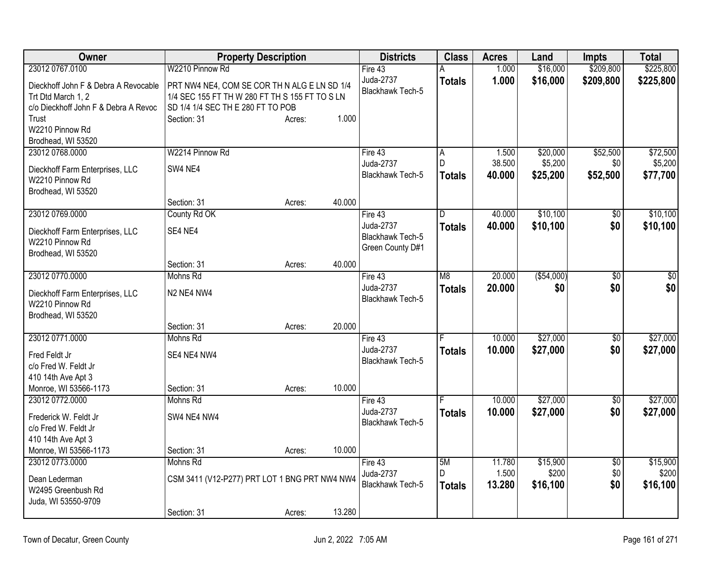| Owner | Property Description | Districts | Class | Acres | Land | Impts | Total |
|---|---|---|---|---|---|---|---|
| 23012 0767.0100<br>Dieckhoff John F & Debra A Revocable Trt Dtd March 1, 2<br>c/o Dieckhoff John F & Debra A Revoc Trust<br>W2210 Pinnow Rd<br>Brodhead, WI 53520 | W2210 Pinnow Rd<br>PRT NW4 NE4, COM SE COR TH N ALG E LN SD 1/4 1/4 SEC 155 FT TH W 280 FT TH S 155 FT TO S LN SD 1/4 1/4 SEC TH E 280 FT TO POB<br>Section: 31 Acres: 1.000 | Fire 43<br>Juda-2737<br>Blackhawk Tech-5 | A<br>**Totals** | 1.000<br>**1.000** | $16,000<br>**$16,000** | $209,800<br>**$209,800** | $225,800<br>**$225,800** |
| 23012 0768.0000<br>Dieckhoff Farm Enterprises, LLC<br>W2210 Pinnow Rd<br>Brodhead, WI 53520 | W2214 Pinnow Rd<br>SW4 NE4<br>Section: 31 Acres: 40.000 | Fire 43<br>Juda-2737<br>Blackhawk Tech-5 | A<br>D<br>**Totals** | 1.500<br>38.500<br>**40.000** | $20,000<br>$5,200<br>**$25,200** | $52,500<br>$0<br>**$52,500** | $72,500<br>$5,200<br>**$77,700** |
| 23012 0769.0000<br>Dieckhoff Farm Enterprises, LLC<br>W2210 Pinnow Rd<br>Brodhead, WI 53520 | County Rd OK<br>SE4 NE4<br>Section: 31 Acres: 40.000 | Fire 43<br>Juda-2737<br>Blackhawk Tech-5<br>Green County D#1 | D<br>**Totals** | 40.000<br>**40.000** | $10,100<br>**$10,100** | $0<br>**$0** | $10,100<br>**$10,100** |
| 23012 0770.0000<br>Dieckhoff Farm Enterprises, LLC<br>W2210 Pinnow Rd<br>Brodhead, WI 53520 | Mohns Rd<br>N2 NE4 NW4<br>Section: 31 Acres: 20.000 | Fire 43<br>Juda-2737<br>Blackhawk Tech-5 | M8<br>**Totals** | 20.000<br>**20.000** | ($54,000)<br>**$0** | $0<br>**$0** | $0<br>**$0** |
| 23012 0771.0000<br>Fred Feldt Jr<br>c/o Fred W. Feldt Jr<br>410 14th Ave Apt 3<br>Monroe, WI 53566-1173 | Mohns Rd<br>SE4 NE4 NW4<br>Section: 31 Acres: 10.000 | Fire 43<br>Juda-2737<br>Blackhawk Tech-5 | F<br>**Totals** | 10.000<br>**10.000** | $27,000<br>**$27,000** | $0<br>**$0** | $27,000<br>**$27,000** |
| 23012 0772.0000<br>Frederick W. Feldt Jr<br>c/o Fred W. Feldt Jr<br>410 14th Ave Apt 3<br>Monroe, WI 53566-1173 | Mohns Rd<br>SW4 NE4 NW4<br>Section: 31 Acres: 10.000 | Fire 43<br>Juda-2737<br>Blackhawk Tech-5 | F<br>**Totals** | 10.000<br>**10.000** | $27,000<br>**$27,000** | $0<br>**$0** | $27,000<br>**$27,000** |
| 23012 0773.0000<br>Dean Lederman<br>W2495 Greenbush Rd<br>Juda, WI 53550-9709 | Mohns Rd<br>CSM 3411 (V12-P277) PRT LOT 1 BNG PRT NW4 NW4<br>Section: 31 Acres: 13.280 | Fire 43<br>Juda-2737<br>Blackhawk Tech-5 | 5M<br>D<br>**Totals** | 11.780<br>1.500<br>**13.280** | $15,900<br>$200<br>**$16,100** | $0<br>$0<br>**$0** | $15,900<br>$200<br>**$16,100** |

Town of Decatur, Green County Jun 2, 2022 7:05 AM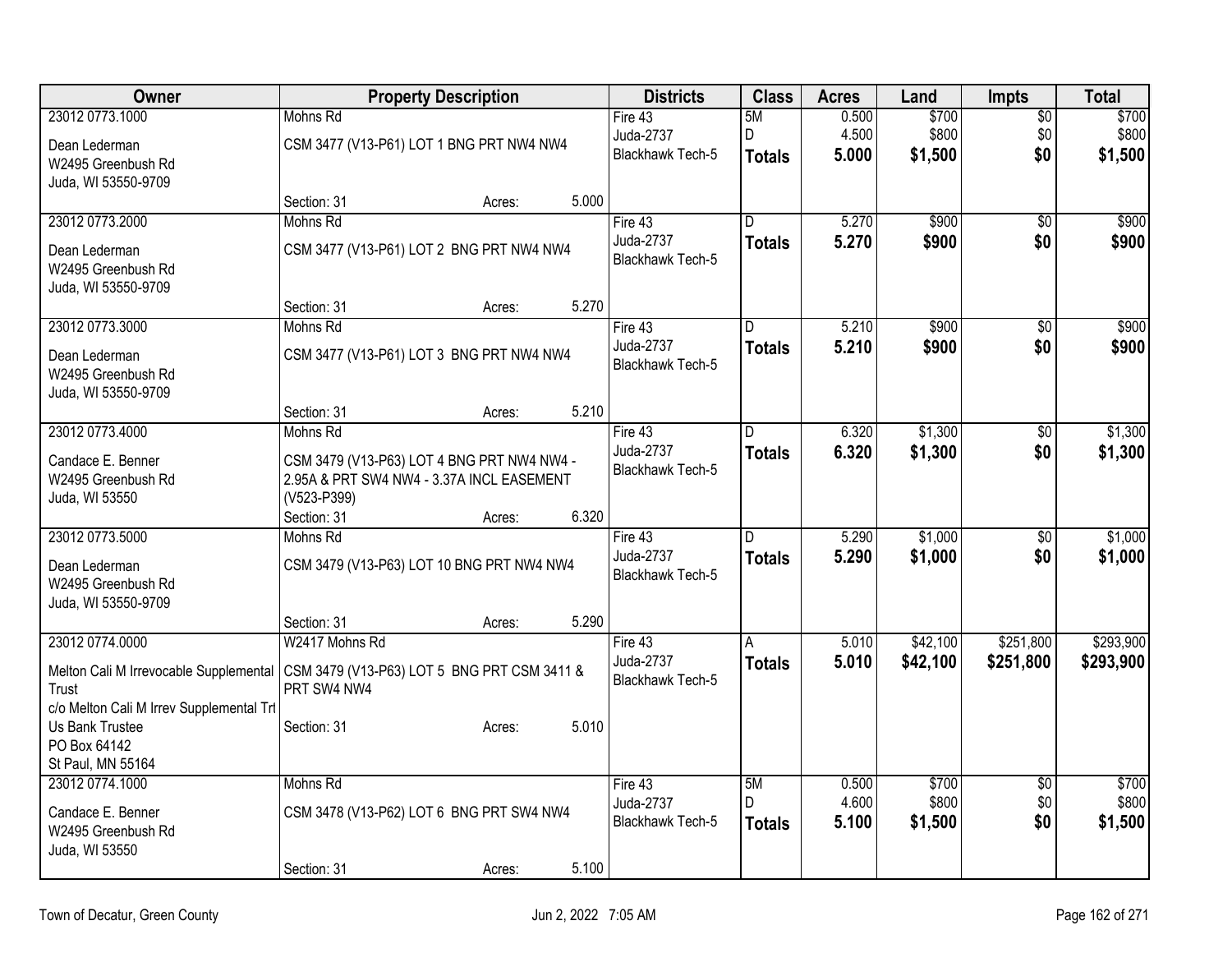| Owner | Property Description | Districts | Class | Acres | Land | Impts | Total |
|---|---|---|---|---|---|---|---|
| 23012 0773.1000<br>Dean Lederman<br>W2495 Greenbush Rd<br>Juda, WI 53550-9709 | Mohns Rd<br>CSM 3477 (V13-P61) LOT 1 BNG PRT NW4 NW4<br>Section: 31 Acres: 5.000 | Fire 43<br>Juda-2737<br>Blackhawk Tech-5 | 5M<br>D<br>**Totals** | 0.500<br>4.500<br>**5.000** | $700<br>$800<br>**$1,500** | $0<br>$0<br>**$0** | $700<br>$800<br>**$1,500** |
| 23012 0773.2000<br>Dean Lederman<br>W2495 Greenbush Rd<br>Juda, WI 53550-9709 | Mohns Rd<br>CSM 3477 (V13-P61) LOT 2 BNG PRT NW4 NW4<br>Section: 31 Acres: 5.270 | Fire 43<br>Juda-2737<br>Blackhawk Tech-5 | D<br>**Totals** | 5.270<br>**5.270** | $900<br>**$900** | $0<br>**$0** | $900<br>**$900** |
| 23012 0773.3000<br>Dean Lederman<br>W2495 Greenbush Rd<br>Juda, WI 53550-9709 | Mohns Rd<br>CSM 3477 (V13-P61) LOT 3 BNG PRT NW4 NW4<br>Section: 31 Acres: 5.210 | Fire 43<br>Juda-2737<br>Blackhawk Tech-5 | D<br>**Totals** | 5.210<br>**5.210** | $900<br>**$900** | $0<br>**$0** | $900<br>**$900** |
| 23012 0773.4000<br>Candace E. Benner<br>W2495 Greenbush Rd<br>Juda, WI 53550 | Mohns Rd<br>CSM 3479 (V13-P63) LOT 4 BNG PRT NW4 NW4 - 2.95A & PRT SW4 NW4 - 3.37A INCL EASEMENT (V523-P399)<br>Section: 31 Acres: 6.320 | Fire 43<br>Juda-2737<br>Blackhawk Tech-5 | D<br>**Totals** | 6.320<br>**6.320** | $1,300<br>**$1,300** | $0<br>**$0** | $1,300<br>**$1,300** |
| 23012 0773.5000<br>Dean Lederman<br>W2495 Greenbush Rd<br>Juda, WI 53550-9709 | Mohns Rd<br>CSM 3479 (V13-P63) LOT 10 BNG PRT NW4 NW4<br>Section: 31 Acres: 5.290 | Fire 43<br>Juda-2737<br>Blackhawk Tech-5 | D<br>**Totals** | 5.290<br>**5.290** | $1,000<br>**$1,000** | $0<br>**$0** | $1,000<br>**$1,000** |
| 23012 0774.0000<br>Melton Cali M Irrevocable Supplemental Trust<br>c/o Melton Cali M Irrev Supplemental Trt<br>Us Bank Trustee<br>PO Box 64142<br>St Paul, MN 55164 | W2417 Mohns Rd<br>CSM 3479 (V13-P63) LOT 5 BNG PRT CSM 3411 & PRT SW4 NW4<br>Section: 31 Acres: 5.010 | Fire 43<br>Juda-2737<br>Blackhawk Tech-5 | A<br>**Totals** | 5.010<br>**5.010** | $42,100<br>**$42,100** | $251,800<br>**$251,800** | $293,900<br>**$293,900** |
| 23012 0774.1000<br>Candace E. Benner<br>W2495 Greenbush Rd<br>Juda, WI 53550 | Mohns Rd<br>CSM 3478 (V13-P62) LOT 6 BNG PRT SW4 NW4<br>Section: 31 Acres: 5.100 | Fire 43<br>Juda-2737<br>Blackhawk Tech-5 | 5M<br>D<br>**Totals** | 0.500<br>4.600<br>**5.100** | $700<br>$800<br>**$1,500** | $0<br>$0<br>**$0** | $700<br>$800<br>**$1,500** |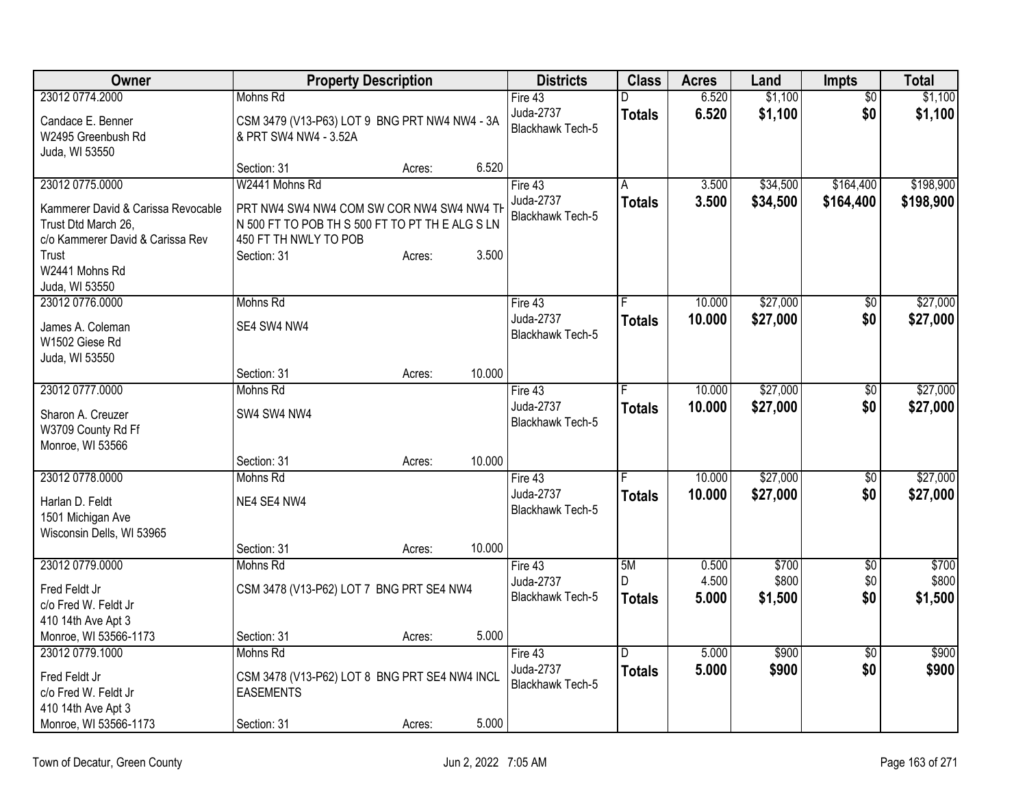| Owner | Property Description | Districts | Class | Acres | Land | Impts | Total |
|---|---|---|---|---|---|---|---|
| 23012 0774.2000<br>Candace E. Benner<br>W2495 Greenbush Rd<br>Juda, WI 53550 | Mohns Rd<br>CSM 3479 (V13-P63) LOT 9 BNG PRT NW4 NW4 - 3A & PRT SW4 NW4 - 3.52A<br>Section: 31 Acres: 6.520 | Fire 43<br>Juda-2737<br>Blackhawk Tech-5 | D<br>**Totals** | 6.520<br>**6.520** | $1,100<br>**$1,100** | $0<br>**$0** | $1,100<br>**$1,100** |
| 23012 0775.0000<br>Kammerer David & Carissa Revocable Trust Dtd March 26,<br>c/o Kammerer David & Carissa Rev Trust<br>W2441 Mohns Rd<br>Juda, WI 53550 | W2441 Mohns Rd<br>PRT NW4 SW4 NW4 COM SW COR NW4 SW4 NW4 TH N 500 FT TO POB TH S 500 FT TO PT TH E ALG S LN 450 FT TH NWLY TO POB<br>Section: 31 Acres: 3.500 | Fire 43<br>Juda-2737<br>Blackhawk Tech-5 | A<br>**Totals** | 3.500<br>**3.500** | $34,500<br>**$34,500** | $164,400<br>**$164,400** | $198,900<br>**$198,900** |
| 23012 0776.0000<br>James A. Coleman<br>W1502 Giese Rd<br>Juda, WI 53550 | Mohns Rd<br>SE4 SW4 NW4<br>Section: 31 Acres: 10.000 | Fire 43<br>Juda-2737<br>Blackhawk Tech-5 | F<br>**Totals** | 10.000<br>**10.000** | $27,000<br>**$27,000** | $0<br>**$0** | $27,000<br>**$27,000** |
| 23012 0777.0000<br>Sharon A. Creuzer<br>W3709 County Rd Ff<br>Monroe, WI 53566 | Mohns Rd<br>SW4 SW4 NW4<br>Section: 31 Acres: 10.000 | Fire 43<br>Juda-2737<br>Blackhawk Tech-5 | F<br>**Totals** | 10.000<br>**10.000** | $27,000<br>**$27,000** | $0<br>**$0** | $27,000<br>**$27,000** |
| 23012 0778.0000<br>Harlan D. Feldt<br>1501 Michigan Ave<br>Wisconsin Dells, WI 53965 | Mohns Rd<br>NE4 SE4 NW4<br>Section: 31 Acres: 10.000 | Fire 43<br>Juda-2737<br>Blackhawk Tech-5 | F<br>**Totals** | 10.000<br>**10.000** | $27,000<br>**$27,000** | $0<br>**$0** | $27,000<br>**$27,000** |
| 23012 0779.0000<br>Fred Feldt Jr<br>c/o Fred W. Feldt Jr<br>410 14th Ave Apt 3<br>Monroe, WI 53566-1173 | Mohns Rd<br>CSM 3478 (V13-P62) LOT 7 BNG PRT SE4 NW4<br>Section: 31 Acres: 5.000 | Fire 43<br>Juda-2737<br>Blackhawk Tech-5 | 5M<br>D<br>**Totals** | 0.500<br>4.500<br>**5.000** | $700<br>$800<br>**$1,500** | $0<br>$0<br>**$0** | $700<br>$800<br>**$1,500** |
| 23012 0779.1000<br>Fred Feldt Jr<br>c/o Fred W. Feldt Jr<br>410 14th Ave Apt 3<br>Monroe, WI 53566-1173 | Mohns Rd<br>CSM 3478 (V13-P62) LOT 8 BNG PRT SE4 NW4 INCL EASEMENTS<br>Section: 31 Acres: 5.000 | Fire 43<br>Juda-2737<br>Blackhawk Tech-5 | D<br>**Totals** | 5.000<br>**5.000** | $900<br>**$900** | $0<br>**$0** | $900<br>**$900** |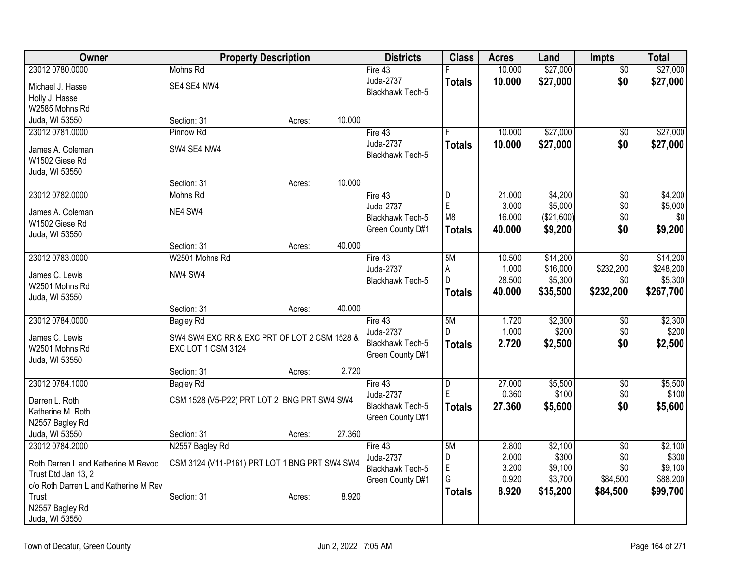| Owner | Property Description | | | Districts | Class | Acres | Land | Impts | Total |
|---|---|---|---|---|---|---|---|---|---|
| 23012 0780.0000 | Mohns Rd | | | Fire 43 | F | 10.000 | $27,000 | $0 | $27,000 |
| Michael J. Hasse | SE4 SE4 NW4 | | | Juda-2737 | **Totals** | **10.000** | **$27,000** | **$0** | **$27,000** |
| Holly J. Hasse | | | | Blackhawk Tech-5 | | | | | |
| W2585 Mohns Rd | | | | | | | | | |
| Juda, WI 53550 | Section: 31 | Acres: | 10.000 | | | | | | |
| 23012 0781.0000 | Pinnow Rd | | | Fire 43 | F | 10.000 | $27,000 | $0 | $27,000 |
| James A. Coleman | SW4 SE4 NW4 | | | Juda-2737 | **Totals** | **10.000** | **$27,000** | **$0** | **$27,000** |
| W1502 Giese Rd | | | | Blackhawk Tech-5 | | | | | |
| Juda, WI 53550 | | | | | | | | | |
| | Section: 31 | Acres: | 10.000 | | | | | | |
| 23012 0782.0000 | Mohns Rd | | | Fire 43 | D | 21.000 | $4,200 | $0 | $4,200 |
| James A. Coleman | NE4 SW4 | | | Juda-2737 | E | 3.000 | $5,000 | $0 | $5,000 |
| W1502 Giese Rd | | | | Blackhawk Tech-5 | M8 | 16.000 | ($21,600) | $0 | $0 |
| Juda, WI 53550 | | | | Green County D#1 | **Totals** | **40.000** | **$9,200** | **$0** | **$9,200** |
| | Section: 31 | Acres: | 40.000 | | | | | | |
| 23012 0783.0000 | W2501 Mohns Rd | | | Fire 43 | 5M | 10.500 | $14,200 | $0 | $14,200 |
| James C. Lewis | NW4 SW4 | | | Juda-2737 | A | 1.000 | $16,000 | $232,200 | $248,200 |
| W2501 Mohns Rd | | | | Blackhawk Tech-5 | D | 28.500 | $5,300 | $0 | $5,300 |
| Juda, WI 53550 | | | | | **Totals** | **40.000** | **$35,500** | **$232,200** | **$267,700** |
| | Section: 31 | Acres: | 40.000 | | | | | | |
| 23012 0784.0000 | Bagley Rd | | | Fire 43 | 5M | 1.720 | $2,300 | $0 | $2,300 |
| James C. Lewis | SW4 SW4 EXC RR & EXC PRT OF LOT 2 CSM 1528 & | | | Juda-2737 | D | 1.000 | $200 | $0 | $200 |
| W2501 Mohns Rd | EXC LOT 1 CSM 3124 | | | Blackhawk Tech-5 | **Totals** | **2.720** | **$2,500** | **$0** | **$2,500** |
| Juda, WI 53550 | | | | Green County D#1 | | | | | |
| | Section: 31 | Acres: | 2.720 | | | | | | |
| 23012 0784.1000 | Bagley Rd | | | Fire 43 | D | 27.000 | $5,500 | $0 | $5,500 |
| Darren L. Roth | CSM 1528 (V5-P22) PRT LOT 2 BNG PRT SW4 SW4 | | | Juda-2737 | E | 0.360 | $100 | $0 | $100 |
| Katherine M. Roth | | | | Blackhawk Tech-5 | **Totals** | **27.360** | **$5,600** | **$0** | **$5,600** |
| N2557 Bagley Rd | | | | Green County D#1 | | | | | |
| Juda, WI 53550 | Section: 31 | Acres: | 27.360 | | | | | | |
| 23012 0784.2000 | N2557 Bagley Rd | | | Fire 43 | 5M | 2.800 | $2,100 | $0 | $2,100 |
| Roth Darren L and Katherine M Revoc | CSM 3124 (V11-P161) PRT LOT 1 BNG PRT SW4 SW4 | | | Juda-2737 | D | 2.000 | $300 | $0 | $300 |
| Trust Dtd Jan 13, 2 | | | | Blackhawk Tech-5 | E | 3.200 | $9,100 | $0 | $9,100 |
| c/o Roth Darren L and Katherine M Rev | | | | Green County D#1 | G | 0.920 | $3,700 | $84,500 | $88,200 |
| Trust | Section: 31 | Acres: | 8.920 | | **Totals** | **8.920** | **$15,200** | **$84,500** | **$99,700** |
| N2557 Bagley Rd | | | | | | | | | |
| Juda, WI 53550 | | | | | | | | | |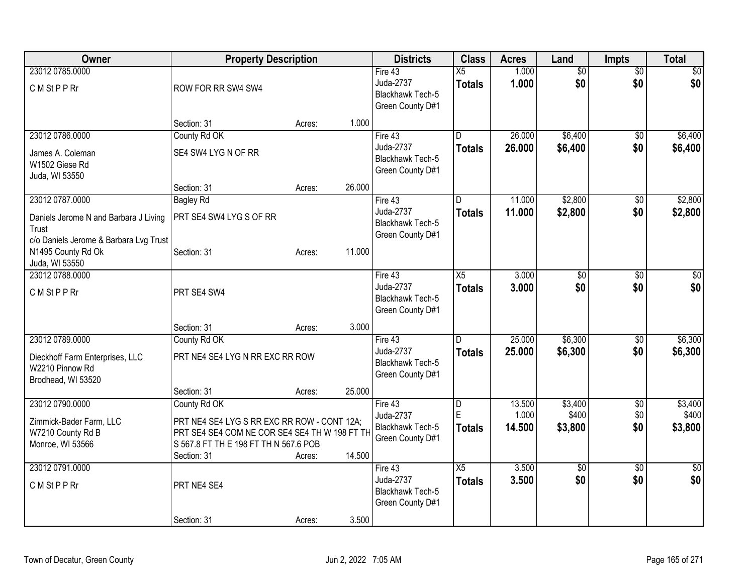| Owner | Property Description | Districts | Class | Acres | Land | Impts | Total |
|---|---|---|---|---|---|---|---|
| 23012 0785.0000<br>C M St P P Rr | ROW FOR RR SW4 SW4<br>Section: 31 Acres: 1.000 | Fire 43<br>Juda-2737<br>Blackhawk Tech-5<br>Green County D#1 | X5<br>**Totals** | 1.000<br>**1.000** | $0<br>**$0** | $0<br>**$0** | $0<br>**$0** |
| 23012 0786.0000<br>James A. Coleman<br>W1502 Giese Rd<br>Juda, WI 53550 | County Rd OK<br>SE4 SW4 LYG N OF RR<br>Section: 31 Acres: 26.000 | Fire 43<br>Juda-2737<br>Blackhawk Tech-5<br>Green County D#1 | D<br>**Totals** | 26.000<br>**26.000** | $6,400<br>**$6,400** | $0<br>**$0** | $6,400<br>**$6,400** |
| 23012 0787.0000<br>Daniels Jerome N and Barbara J Living Trust<br>c/o Daniels Jerome & Barbara Lvg Trust<br>N1495 County Rd Ok<br>Juda, WI 53550 | Bagley Rd<br>PRT SE4 SW4 LYG S OF RR<br>Section: 31 Acres: 11.000 | Fire 43<br>Juda-2737<br>Blackhawk Tech-5<br>Green County D#1 | D<br>**Totals** | 11.000<br>**11.000** | $2,800<br>**$2,800** | $0<br>**$0** | $2,800<br>**$2,800** |
| 23012 0788.0000<br>C M St P P Rr | PRT SE4 SW4<br>Section: 31 Acres: 3.000 | Fire 43<br>Juda-2737<br>Blackhawk Tech-5<br>Green County D#1 | X5<br>**Totals** | 3.000<br>**3.000** | $0<br>**$0** | $0<br>**$0** | $0<br>**$0** |
| 23012 0789.0000<br>Dieckhoff Farm Enterprises, LLC<br>W2210 Pinnow Rd<br>Brodhead, WI 53520 | County Rd OK<br>PRT NE4 SE4 LYG N RR EXC RR ROW<br>Section: 31 Acres: 25.000 | Fire 43<br>Juda-2737<br>Blackhawk Tech-5<br>Green County D#1 | D<br>**Totals** | 25.000<br>**25.000** | $6,300<br>**$6,300** | $0<br>**$0** | $6,300<br>**$6,300** |
| 23012 0790.0000<br>Zimmick-Bader Farm, LLC<br>W7210 County Rd B<br>Monroe, WI 53566 | County Rd OK<br>PRT NE4 SE4 LYG S RR EXC RR ROW - CONT 12A; PRT SE4 SE4 COM NE COR SE4 SE4 TH W 198 FT TH S 567.8 FT TH E 198 FT TH N 567.6 POB<br>Section: 31 Acres: 14.500 | Fire 43<br>Juda-2737<br>Blackhawk Tech-5<br>Green County D#1 | D<br>E<br>**Totals** | 13.500<br>1.000<br>**14.500** | $3,400<br>$400<br>**$3,800** | $0<br>$0<br>**$0** | $3,400<br>$400<br>**$3,800** |
| 23012 0791.0000<br>C M St P P Rr | PRT NE4 SE4<br>Section: 31 Acres: 3.500 | Fire 43<br>Juda-2737<br>Blackhawk Tech-5<br>Green County D#1 | X5<br>**Totals** | 3.500<br>**3.500** | $0<br>**$0** | $0<br>**$0** | $0<br>**$0** |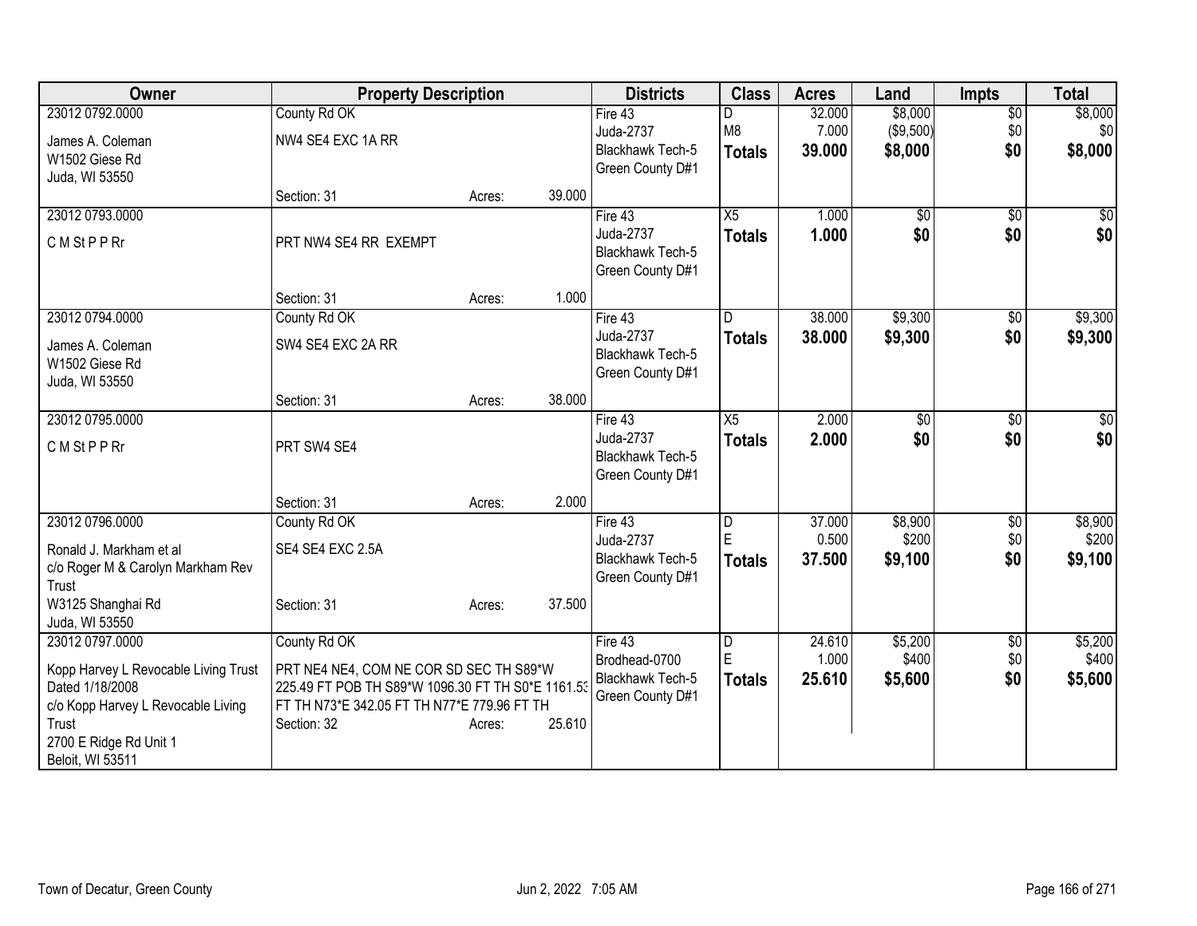| Owner | Property Description | | | Districts | Class | Acres | Land | Impts | Total |
|---|---|---|---|---|---|---|---|---|---|
| 23012 0792.0000 | County Rd OK | | | Fire 43 | D | 32.000 | $8,000 | $0 | $8,000 |
| James A. Coleman | NW4 SE4 EXC 1A RR | | | Juda-2737 | M8 | 7.000 | ($9,500) | $0 | $0 |
| W1502 Giese Rd | | | | Blackhawk Tech-5 | **Totals** | **39.000** | **$8,000** | **$0** | **$8,000** |
| Juda, WI 53550 | | | | Green County D#1 | | | | | |
| | Section: 31 | Acres: | 39.000 | | | | | | |
| 23012 0793.0000 | | | | Fire 43 | X5 | 1.000 | $0 | $0 | $0 |
| C M St P P Rr | PRT NW4 SE4 RR EXEMPT | | | Juda-2737 | **Totals** | **1.000** | **$0** | **$0** | **$0** |
| | | | | Blackhawk Tech-5 | | | | | |
| | | | | Green County D#1 | | | | | |
| | Section: 31 | Acres: | 1.000 | | | | | | |
| 23012 0794.0000 | County Rd OK | | | Fire 43 | D | 38.000 | $9,300 | $0 | $9,300 |
| James A. Coleman | SW4 SE4 EXC 2A RR | | | Juda-2737 | **Totals** | **38.000** | **$9,300** | **$0** | **$9,300** |
| W1502 Giese Rd | | | | Blackhawk Tech-5 | | | | | |
| Juda, WI 53550 | | | | Green County D#1 | | | | | |
| | Section: 31 | Acres: | 38.000 | | | | | | |
| 23012 0795.0000 | | | | Fire 43 | X5 | 2.000 | $0 | $0 | $0 |
| C M St P P Rr | PRT SW4 SE4 | | | Juda-2737 | **Totals** | **2.000** | **$0** | **$0** | **$0** |
| | | | | Blackhawk Tech-5 | | | | | |
| | | | | Green County D#1 | | | | | |
| | Section: 31 | Acres: | 2.000 | | | | | | |
| 23012 0796.0000 | County Rd OK | | | Fire 43 | D | 37.000 | $8,900 | $0 | $8,900 |
| Ronald J. Markham et al | SE4 SE4 EXC 2.5A | | | Juda-2737 | E | 0.500 | $200 | $0 | $200 |
| c/o Roger M & Carolyn Markham Rev Trust | | | | Blackhawk Tech-5 | **Totals** | **37.500** | **$9,100** | **$0** | **$9,100** |
| W3125 Shanghai Rd | Section: 31 | Acres: | 37.500 | Green County D#1 | | | | | |
| Juda, WI 53550 | | | | | | | | | |
| 23012 0797.0000 | County Rd OK | | | Fire 43 | D | 24.610 | $5,200 | $0 | $5,200 |
| Kopp Harvey L Revocable Living Trust Dated 1/18/2008 | PRT NE4 NE4, COM NE COR SD SEC TH S89*W 225.49 FT POB TH S89*W 1096.30 FT TH S0*E 1161.53 FT TH N73*E 342.05 FT TH N77*E 779.96 FT TH | | | Brodhead-0700 | E | 1.000 | $400 | $0 | $400 |
| c/o Kopp Harvey L Revocable Living Trust | | | | Blackhawk Tech-5 | **Totals** | **25.610** | **$5,600** | **$0** | **$5,600** |
| 2700 E Ridge Rd Unit 1 | Section: 32 | Acres: | 25.610 | Green County D#1 | | | | | |
| Beloit, WI 53511 | | | | | | | | | |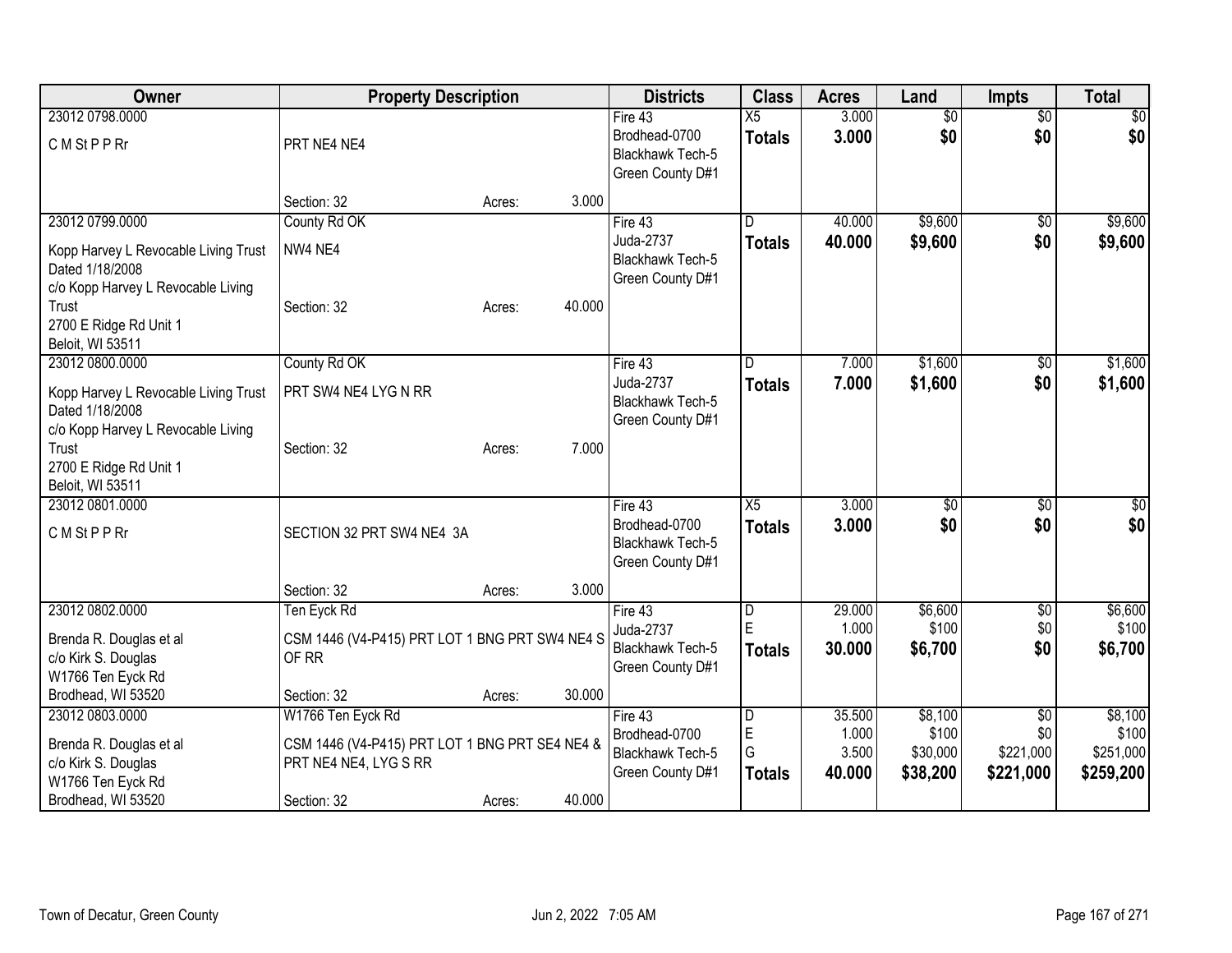| Owner | Property Description | Districts | Class | Acres | Land | Impts | Total |
|---|---|---|---|---|---|---|---|
| 23012 0798.0000<br>C M St P P Rr | PRT NE4 NE4<br><br>Section: 32 Acres: 3.000 | Fire 43<br>Brodhead-0700<br>Blackhawk Tech-5<br>Green County D#1 | X5<br>**Totals** | 3.000<br>**3.000** | $0<br>**$0** | $0<br>**$0** | $0<br>**$0** |
| 23012 0799.0000<br>Kopp Harvey L Revocable Living Trust Dated 1/18/2008<br>c/o Kopp Harvey L Revocable Living Trust<br>2700 E Ridge Rd Unit 1<br>Beloit, WI 53511 | County Rd OK<br>NW4 NE4<br><br>Section: 32 Acres: 40.000 | Fire 43<br>Juda-2737<br>Blackhawk Tech-5<br>Green County D#1 | D<br>**Totals** | 40.000<br>**40.000** | $9,600<br>**$9,600** | $0<br>**$0** | $9,600<br>**$9,600** |
| 23012 0800.0000<br>Kopp Harvey L Revocable Living Trust Dated 1/18/2008<br>c/o Kopp Harvey L Revocable Living Trust<br>2700 E Ridge Rd Unit 1<br>Beloit, WI 53511 | County Rd OK<br>PRT SW4 NE4 LYG N RR<br><br>Section: 32 Acres: 7.000 | Fire 43<br>Juda-2737<br>Blackhawk Tech-5<br>Green County D#1 | D<br>**Totals** | 7.000<br>**7.000** | $1,600<br>**$1,600** | $0<br>**$0** | $1,600<br>**$1,600** |
| 23012 0801.0000<br>C M St P P Rr | SECTION 32 PRT SW4 NE4 3A<br><br>Section: 32 Acres: 3.000 | Fire 43<br>Brodhead-0700<br>Blackhawk Tech-5<br>Green County D#1 | X5<br>**Totals** | 3.000<br>**3.000** | $0<br>**$0** | $0<br>**$0** | $0<br>**$0** |
| 23012 0802.0000<br>Brenda R. Douglas et al<br>c/o Kirk S. Douglas<br>W1766 Ten Eyck Rd<br>Brodhead, WI 53520 | Ten Eyck Rd<br>CSM 1446 (V4-P415) PRT LOT 1 BNG PRT SW4 NE4 S OF RR<br><br>Section: 32 Acres: 30.000 | Fire 43<br>Juda-2737<br>Blackhawk Tech-5<br>Green County D#1 | D<br>E<br>**Totals** | 29.000<br>1.000<br>**30.000** | $6,600<br>$100<br>**$6,700** | $0<br>$0<br>**$0** | $6,600<br>$100<br>**$6,700** |
| 23012 0803.0000<br>Brenda R. Douglas et al<br>c/o Kirk S. Douglas<br>W1766 Ten Eyck Rd<br>Brodhead, WI 53520 | W1766 Ten Eyck Rd<br>CSM 1446 (V4-P415) PRT LOT 1 BNG PRT SE4 NE4 & PRT NE4 NE4, LYG S RR<br><br>Section: 32 Acres: 40.000 | Fire 43<br>Brodhead-0700<br>Blackhawk Tech-5<br>Green County D#1 | D<br>E<br>G<br>**Totals** | 35.500<br>1.000<br>3.500<br>**40.000** | $8,100<br>$100<br>$30,000<br>**$38,200** | $0<br>$0<br>$221,000<br>**$221,000** | $8,100<br>$100<br>$251,000<br>**$259,200** |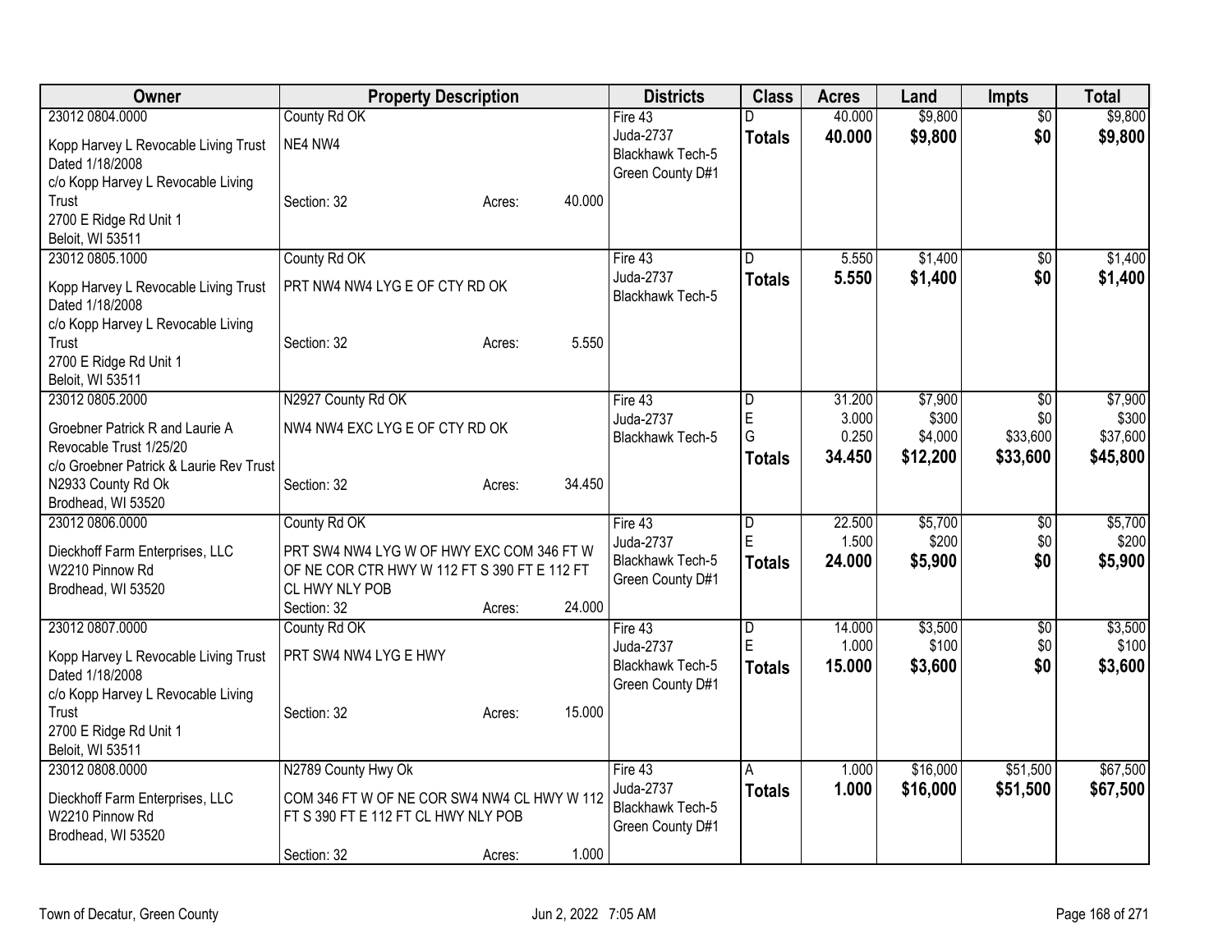| Owner | Property Description | Districts | Class | Acres | Land | Impts | Total |
|---|---|---|---|---|---|---|---|
| 23012 0804.0000<br>Kopp Harvey L Revocable Living Trust Dated 1/18/2008<br>c/o Kopp Harvey L Revocable Living Trust<br>2700 E Ridge Rd Unit 1<br>Beloit, WI 53511 | County Rd OK<br>NE4 NW4<br>Section: 32 Acres: 40.000 | Fire 43<br>Juda-2737<br>Blackhawk Tech-5<br>Green County D#1 | D<br>**Totals** | 40.000<br>**40.000** | $9,800<br>**$9,800** | $0<br>**$0** | $9,800<br>**$9,800** |
| 23012 0805.1000<br>Kopp Harvey L Revocable Living Trust Dated 1/18/2008<br>c/o Kopp Harvey L Revocable Living Trust<br>2700 E Ridge Rd Unit 1<br>Beloit, WI 53511 | County Rd OK<br>PRT NW4 NW4 LYG E OF CTY RD OK<br>Section: 32 Acres: 5.550 | Fire 43<br>Juda-2737<br>Blackhawk Tech-5 | D<br>**Totals** | 5.550<br>**5.550** | $1,400<br>**$1,400** | $0<br>**$0** | $1,400<br>**$1,400** |
| 23012 0805.2000<br>Groebner Patrick R and Laurie A Revocable Trust 1/25/20<br>c/o Groebner Patrick & Laurie Rev Trust<br>N2933 County Rd Ok<br>Brodhead, WI 53520 | N2927 County Rd OK<br>NW4 NW4 EXC LYG E OF CTY RD OK<br>Section: 32 Acres: 34.450 | Fire 43<br>Juda-2737<br>Blackhawk Tech-5 | D<br>E<br>G<br>**Totals** | 31.200<br>3.000<br>0.250<br>**34.450** | $7,900<br>$300<br>$4,000<br>**$12,200** | $0<br>$0<br>$33,600<br>**$33,600** | $7,900<br>$300<br>$37,600<br>**$45,800** |
| 23012 0806.0000<br>Dieckhoff Farm Enterprises, LLC<br>W2210 Pinnow Rd<br>Brodhead, WI 53520 | County Rd OK<br>PRT SW4 NW4 LYG W OF HWY EXC COM 346 FT W OF NE COR CTR HWY W 112 FT S 390 FT E 112 FT CL HWY NLY POB<br>Section: 32 Acres: 24.000 | Fire 43<br>Juda-2737<br>Blackhawk Tech-5<br>Green County D#1 | D<br>E<br>**Totals** | 22.500<br>1.500<br>**24.000** | $5,700<br>$200<br>**$5,900** | $0<br>$0<br>**$0** | $5,700<br>$200<br>**$5,900** |
| 23012 0807.0000<br>Kopp Harvey L Revocable Living Trust Dated 1/18/2008<br>c/o Kopp Harvey L Revocable Living Trust<br>2700 E Ridge Rd Unit 1<br>Beloit, WI 53511 | County Rd OK<br>PRT SW4 NW4 LYG E HWY<br>Section: 32 Acres: 15.000 | Fire 43<br>Juda-2737<br>Blackhawk Tech-5<br>Green County D#1 | D<br>E<br>**Totals** | 14.000<br>1.000<br>**15.000** | $3,500<br>$100<br>**$3,600** | $0<br>$0<br>**$0** | $3,500<br>$100<br>**$3,600** |
| 23012 0808.0000<br>Dieckhoff Farm Enterprises, LLC<br>W2210 Pinnow Rd<br>Brodhead, WI 53520 | N2789 County Hwy Ok<br>COM 346 FT W OF NE COR SW4 NW4 CL HWY W 112 FT S 390 FT E 112 FT CL HWY NLY POB<br>Section: 32 Acres: 1.000 | Fire 43<br>Juda-2737<br>Blackhawk Tech-5<br>Green County D#1 | A<br>**Totals** | 1.000<br>**1.000** | $16,000<br>**$16,000** | $51,500<br>**$51,500** | $67,500<br>**$67,500** |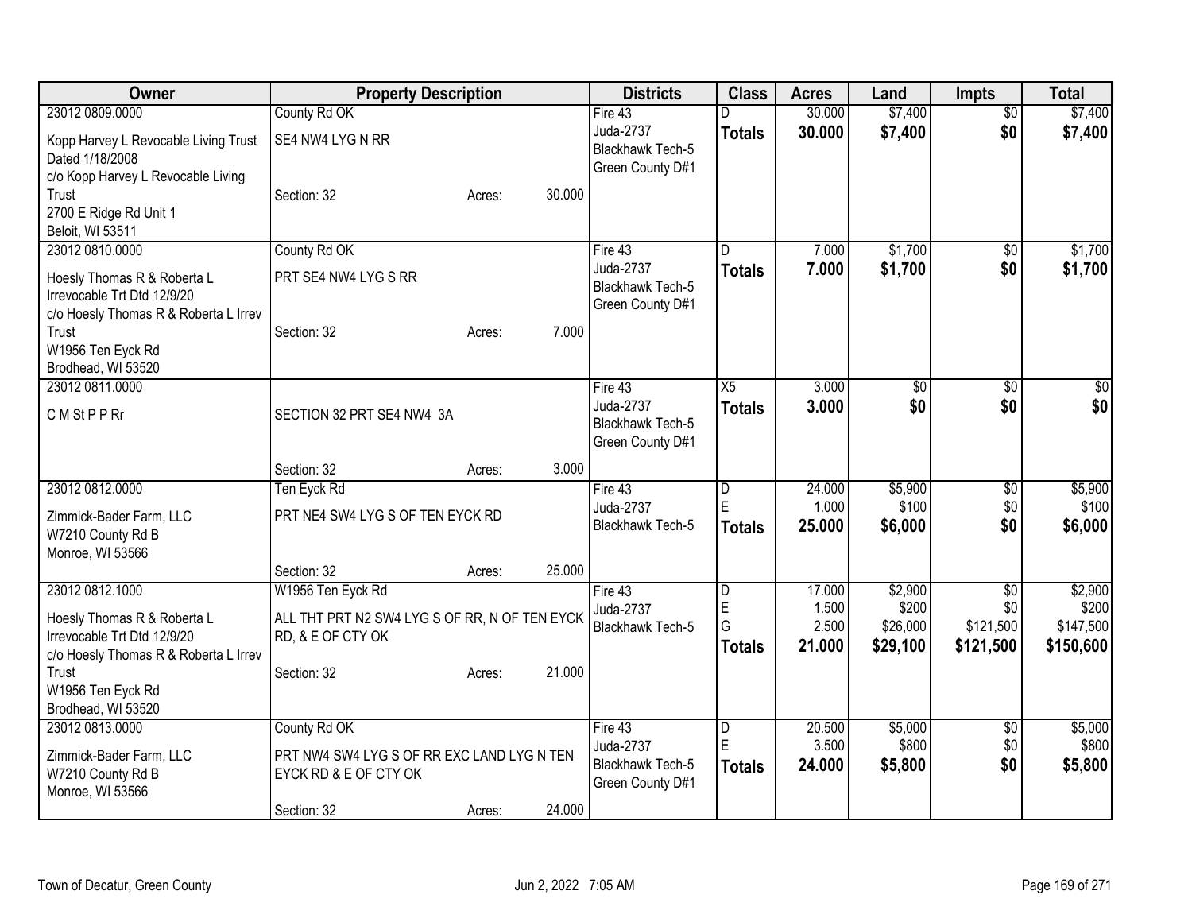| Owner | Property Description | | | Districts | Class | Acres | Land | Impts | Total |
|---|---|---|---|---|---|---|---|---|---|
| 23012 0809.0000 | County Rd OK | | | Fire 43 | D | 30.000 | $7,400 | $0 | $7,400 |
| Kopp Harvey L Revocable Living Trust Dated 1/18/2008 c/o Kopp Harvey L Revocable Living Trust 2700 E Ridge Rd Unit 1 Beloit, WI 53511 | SE4 NW4 LYG N RR | | | Juda-2737 Blackhawk Tech-5 Green County D#1 | **Totals** | **30.000** | **$7,400** | **$0** | **$7,400** |
| | Section: 32 | Acres: | 30.000 | | | | | | |
| 23012 0810.0000 | County Rd OK | | | Fire 43 | D | 7.000 | $1,700 | $0 | $1,700 |
| Hoesly Thomas R & Roberta L Irrevocable Trt Dtd 12/9/20 c/o Hoesly Thomas R & Roberta L Irrev Trust W1956 Ten Eyck Rd Brodhead, WI 53520 | PRT SE4 NW4 LYG S RR | | | Juda-2737 Blackhawk Tech-5 Green County D#1 | **Totals** | **7.000** | **$1,700** | **$0** | **$1,700** |
| | Section: 32 | Acres: | 7.000 | | | | | | |
| 23012 0811.0000 | | | | Fire 43 | X5 | 3.000 | $0 | $0 | $0 |
| C M St P P Rr | SECTION 32 PRT SE4 NW4 3A | | | Juda-2737 Blackhawk Tech-5 Green County D#1 | **Totals** | **3.000** | **$0** | **$0** | **$0** |
| | Section: 32 | Acres: | 3.000 | | | | | | |
| 23012 0812.0000 | Ten Eyck Rd | | | Fire 43 | D | 24.000 | $5,900 | $0 | $5,900 |
| Zimmick-Bader Farm, LLC W7210 County Rd B Monroe, WI 53566 | PRT NE4 SW4 LYG S OF TEN EYCK RD | | | Juda-2737 | E | 1.000 | $100 | $0 | $100 |
| | | | | Blackhawk Tech-5 | **Totals** | **25.000** | **$6,000** | **$0** | **$6,000** |
| | Section: 32 | Acres: | 25.000 | | | | | | |
| 23012 0812.1000 | W1956 Ten Eyck Rd | | | Fire 43 | D | 17.000 | $2,900 | $0 | $2,900 |
| Hoesly Thomas R & Roberta L Irrevocable Trt Dtd 12/9/20 c/o Hoesly Thomas R & Roberta L Irrev Trust W1956 Ten Eyck Rd Brodhead, WI 53520 | ALL THT PRT N2 SW4 LYG S OF RR, N OF TEN EYCK RD, & E OF CTY OK | | | Juda-2737 | E | 1.500 | $200 | $0 | $200 |
| | | | | Blackhawk Tech-5 | G | 2.500 | $26,000 | $121,500 | $147,500 |
| | | | | | **Totals** | **21.000** | **$29,100** | **$121,500** | **$150,600** |
| | Section: 32 | Acres: | 21.000 | | | | | | |
| 23012 0813.0000 | County Rd OK | | | Fire 43 | D | 20.500 | $5,000 | $0 | $5,000 |
| Zimmick-Bader Farm, LLC W7210 County Rd B Monroe, WI 53566 | PRT NW4 SW4 LYG S OF RR EXC LAND LYG N TEN EYCK RD & E OF CTY OK | | | Juda-2737 | E | 3.500 | $800 | $0 | $800 |
| | | | | Blackhawk Tech-5 Green County D#1 | **Totals** | **24.000** | **$5,800** | **$0** | **$5,800** |
| | Section: 32 | Acres: | 24.000 | | | | | | |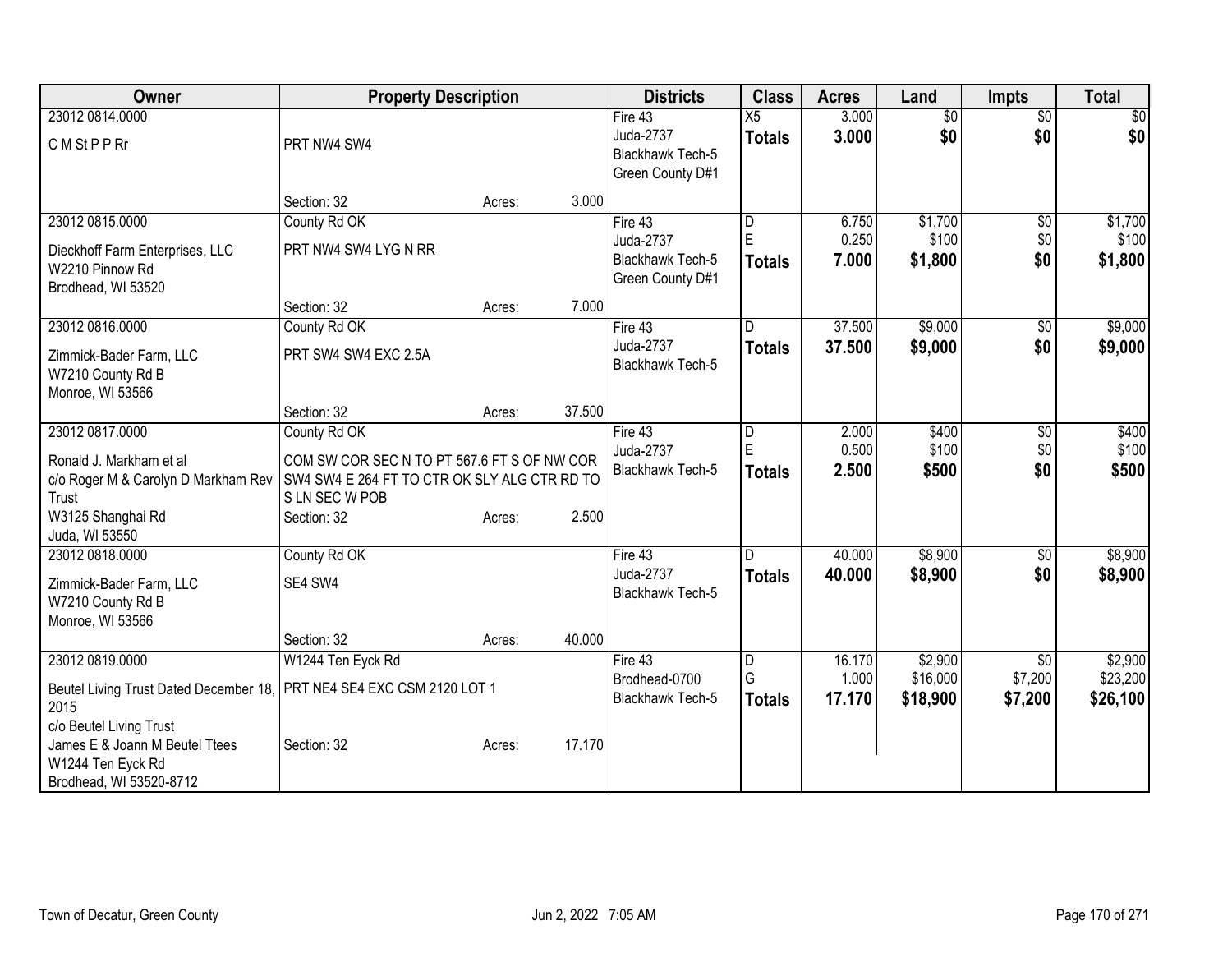| Owner | Property Description | Districts | Class | Acres | Land | Impts | Total |
|---|---|---|---|---|---|---|---|
| 23012 0814.0000<br>C M St P P Rr | PRT NW4 SW4<br>Section: 32 Acres: 3.000 | Fire 43<br>Juda-2737<br>Blackhawk Tech-5<br>Green County D#1 | X5<br>**Totals** | 3.000<br>**3.000** | $0<br>**$0** | $0<br>**$0** | $0<br>**$0** |
| 23012 0815.0000<br>Dieckhoff Farm Enterprises, LLC<br>W2210 Pinnow Rd<br>Brodhead, WI 53520 | County Rd OK<br>PRT NW4 SW4 LYG N RR<br>Section: 32 Acres: 7.000 | Fire 43<br>Juda-2737<br>Blackhawk Tech-5<br>Green County D#1 | D<br>E<br>**Totals** | 6.750<br>0.250<br>**7.000** | $1,700<br>$100<br>**$1,800** | $0<br>$0<br>**$0** | $1,700<br>$100<br>**$1,800** |
| 23012 0816.0000<br>Zimmick-Bader Farm, LLC<br>W7210 County Rd B<br>Monroe, WI 53566 | County Rd OK<br>PRT SW4 SW4 EXC 2.5A<br>Section: 32 Acres: 37.500 | Fire 43<br>Juda-2737<br>Blackhawk Tech-5 | D<br>**Totals** | 37.500<br>**37.500** | $9,000<br>**$9,000** | $0<br>**$0** | $9,000<br>**$9,000** |
| 23012 0817.0000<br>Ronald J. Markham et al<br>c/o Roger M & Carolyn D Markham Rev Trust<br>W3125 Shanghai Rd<br>Juda, WI 53550 | County Rd OK<br>COM SW COR SEC N TO PT 567.6 FT S OF NW COR SW4 SW4 E 264 FT TO CTR OK SLY ALG CTR RD TO S LN SEC W POB<br>Section: 32 Acres: 2.500 | Fire 43<br>Juda-2737<br>Blackhawk Tech-5 | D<br>E<br>**Totals** | 2.000<br>0.500<br>**2.500** | $400<br>$100<br>**$500** | $0<br>$0<br>**$0** | $400<br>$100<br>**$500** |
| 23012 0818.0000<br>Zimmick-Bader Farm, LLC<br>W7210 County Rd B<br>Monroe, WI 53566 | County Rd OK<br>SE4 SW4<br>Section: 32 Acres: 40.000 | Fire 43<br>Juda-2737<br>Blackhawk Tech-5 | D<br>**Totals** | 40.000<br>**40.000** | $8,900<br>**$8,900** | $0<br>**$0** | $8,900<br>**$8,900** |
| 23012 0819.0000<br>Beutel Living Trust Dated December 18, 2015<br>c/o Beutel Living Trust<br>James E & Joann M Beutel Ttees<br>W1244 Ten Eyck Rd<br>Brodhead, WI 53520-8712 | W1244 Ten Eyck Rd<br>PRT NE4 SE4 EXC CSM 2120 LOT 1<br>Section: 32 Acres: 17.170 | Fire 43<br>Brodhead-0700<br>Blackhawk Tech-5 | D<br>G<br>**Totals** | 16.170<br>1.000<br>**17.170** | $2,900<br>$16,000<br>**$18,900** | $0<br>$7,200<br>**$7,200** | $2,900<br>$23,200<br>**$26,100** |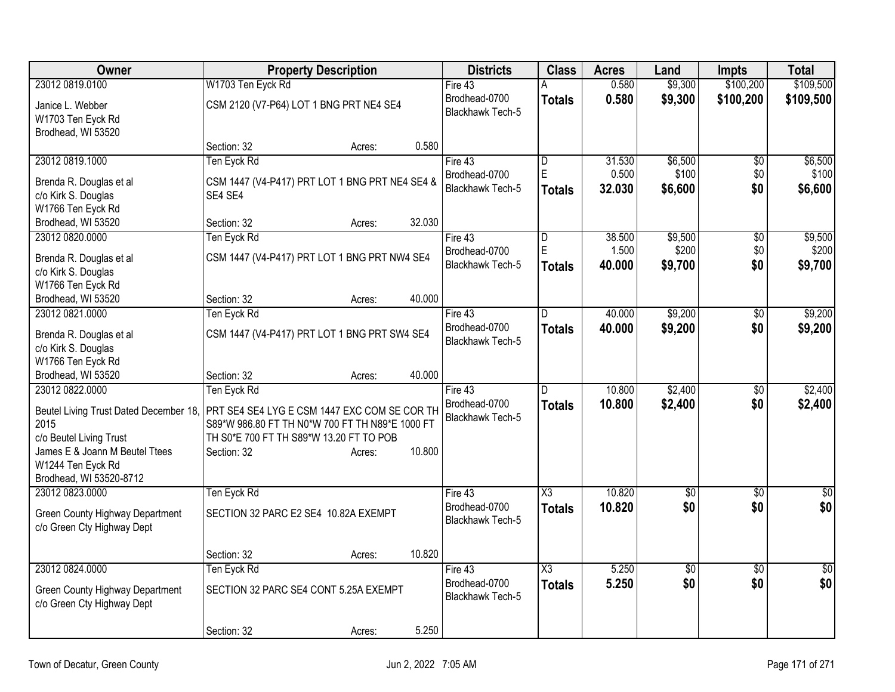| Owner | Property Description | Districts | Class | Acres | Land | Impts | Total |
|---|---|---|---|---|---|---|---|
| 23012 0819.0100<br>Janice L. Webber<br>W1703 Ten Eyck Rd<br>Brodhead, WI 53520 | W1703 Ten Eyck Rd<br>CSM 2120 (V7-P64) LOT 1 BNG PRT NE4 SE4<br>Section: 32 Acres: 0.580 | Fire 43<br>Brodhead-0700<br>Blackhawk Tech-5 | A<br>**Totals** | 0.580<br>**0.580** | $9,300<br>**$9,300** | $100,200<br>**$100,200** | $109,500<br>**$109,500** |
| 23012 0819.1000<br>Brenda R. Douglas et al<br>c/o Kirk S. Douglas<br>W1766 Ten Eyck Rd<br>Brodhead, WI 53520 | Ten Eyck Rd<br>CSM 1447 (V4-P417) PRT LOT 1 BNG PRT NE4 SE4 & SE4 SE4<br>Section: 32 Acres: 32.030 | Fire 43<br>Brodhead-0700<br>Blackhawk Tech-5 | D<br>E<br>**Totals** | 31.530<br>0.500<br>**32.030** | $6,500<br>$100<br>**$6,600** | $0<br>$0<br>**$0** | $6,500<br>$100<br>**$6,600** |
| 23012 0820.0000<br>Brenda R. Douglas et al<br>c/o Kirk S. Douglas<br>W1766 Ten Eyck Rd<br>Brodhead, WI 53520 | Ten Eyck Rd<br>CSM 1447 (V4-P417) PRT LOT 1 BNG PRT NW4 SE4<br>Section: 32 Acres: 40.000 | Fire 43<br>Brodhead-0700<br>Blackhawk Tech-5 | D<br>E<br>**Totals** | 38.500<br>1.500<br>**40.000** | $9,500<br>$200<br>**$9,700** | $0<br>$0<br>**$0** | $9,500<br>$200<br>**$9,700** |
| 23012 0821.0000<br>Brenda R. Douglas et al<br>c/o Kirk S. Douglas<br>W1766 Ten Eyck Rd<br>Brodhead, WI 53520 | Ten Eyck Rd<br>CSM 1447 (V4-P417) PRT LOT 1 BNG PRT SW4 SE4<br>Section: 32 Acres: 40.000 | Fire 43<br>Brodhead-0700<br>Blackhawk Tech-5 | D<br>**Totals** | 40.000<br>**40.000** | $9,200<br>**$9,200** | $0<br>**$0** | $9,200<br>**$9,200** |
| 23012 0822.0000<br>Beutel Living Trust Dated December 18, 2015<br>c/o Beutel Living Trust<br>James E & Joann M Beutel Ttees<br>W1244 Ten Eyck Rd<br>Brodhead, WI 53520-8712 | Ten Eyck Rd<br>PRT SE4 SE4 LYG E CSM 1447 EXC COM SE COR TH S89*W 986.80 FT TH N0*W 700 FT TH N89*E 1000 FT TH S0*E 700 FT TH S89*W 13.20 FT TO POB<br>Section: 32 Acres: 10.800 | Fire 43<br>Brodhead-0700<br>Blackhawk Tech-5 | D<br>**Totals** | 10.800<br>**10.800** | $2,400<br>**$2,400** | $0<br>**$0** | $2,400<br>**$2,400** |
| 23012 0823.0000<br>Green County Highway Department<br>c/o Green Cty Highway Dept | Ten Eyck Rd<br>SECTION 32 PARC E2 SE4 10.82A EXEMPT<br>Section: 32 Acres: 10.820 | Fire 43<br>Brodhead-0700<br>Blackhawk Tech-5 | X3<br>**Totals** | 10.820<br>**10.820** | $0<br>**$0** | $0<br>**$0** | $0<br>**$0** |
| 23012 0824.0000<br>Green County Highway Department<br>c/o Green Cty Highway Dept | Ten Eyck Rd<br>SECTION 32 PARC SE4 CONT 5.25A EXEMPT<br>Section: 32 Acres: 5.250 | Fire 43<br>Brodhead-0700<br>Blackhawk Tech-5 | X3<br>**Totals** | 5.250<br>**5.250** | $0<br>**$0** | $0<br>**$0** | $0<br>**$0** |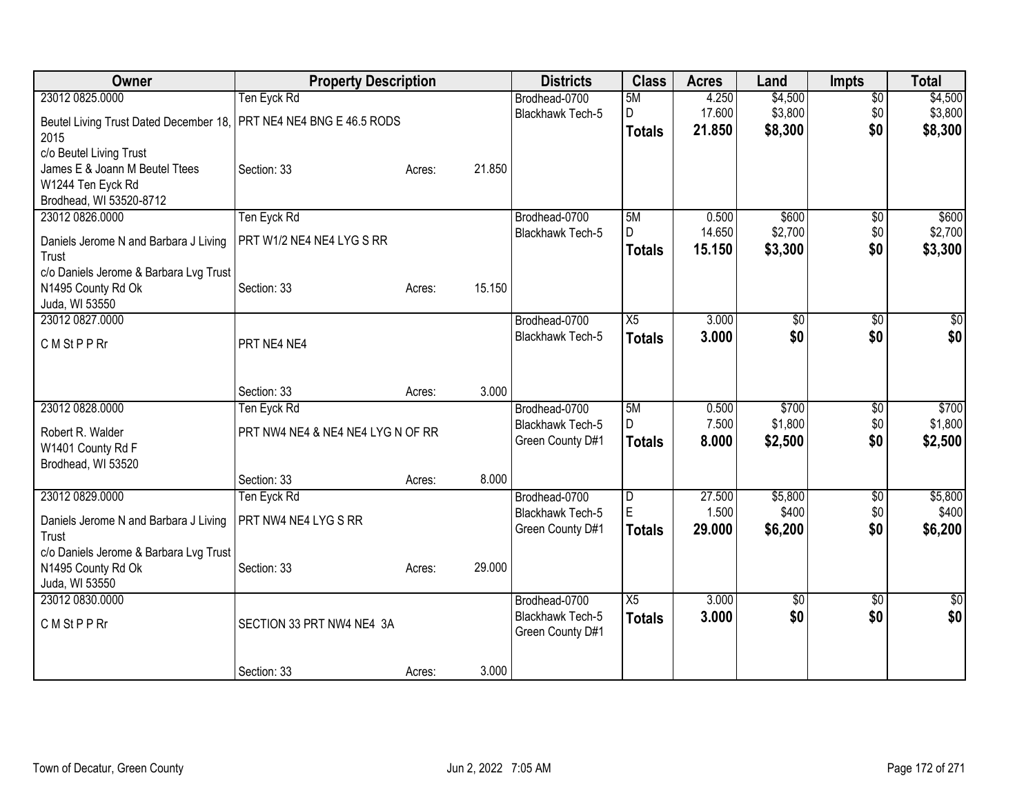| Owner | Property Description | | | Districts | Class | Acres | Land | Impts | Total |
|---|---|---|---|---|---|---|---|---|---|
| 23012 0825.0000 | Ten Eyck Rd | | | Brodhead-0700 | 5M | 4.250 | $4,500 | $0 | $4,500 |
| Beutel Living Trust Dated December 18, 2015 | PRT NE4 NE4 BNG E 46.5 RODS | | | Blackhawk Tech-5 | D | 17.600 | $3,800 | $0 | $3,800 |
| c/o Beutel Living Trust | | | | | **Totals** | **21.850** | **$8,300** | **$0** | **$8,300** |
| James E & Joann M Beutel Ttees | Section: 33 | Acres: | 21.850 | | | | | | |
| W1244 Ten Eyck Rd | | | | | | | | | |
| Brodhead, WI 53520-8712 | | | | | | | | | |
| 23012 0826.0000 | Ten Eyck Rd | | | Brodhead-0700 | 5M | 0.500 | $600 | $0 | $600 |
| Daniels Jerome N and Barbara J Living Trust | PRT W1/2 NE4 NE4 LYG S RR | | | Blackhawk Tech-5 | D | 14.650 | $2,700 | $0 | $2,700 |
| c/o Daniels Jerome & Barbara Lvg Trust | | | | | **Totals** | **15.150** | **$3,300** | **$0** | **$3,300** |
| N1495 County Rd Ok | Section: 33 | Acres: | 15.150 | | | | | | |
| Juda, WI 53550 | | | | | | | | | |
| 23012 0827.0000 | | | | Brodhead-0700 | X5 | 3.000 | $0 | $0 | $0 |
| C M St P P Rr | PRT NE4 NE4 | | | Blackhawk Tech-5 | **Totals** | **3.000** | **$0** | **$0** | **$0** |
| | Section: 33 | Acres: | 3.000 | | | | | | |
| 23012 0828.0000 | Ten Eyck Rd | | | Brodhead-0700 | 5M | 0.500 | $700 | $0 | $700 |
| Robert R. Walder | PRT NW4 NE4 & NE4 NE4 LYG N OF RR | | | Blackhawk Tech-5 | D | 7.500 | $1,800 | $0 | $1,800 |
| W1401 County Rd F | | | | Green County D#1 | **Totals** | **8.000** | **$2,500** | **$0** | **$2,500** |
| Brodhead, WI 53520 | | | | | | | | | |
| | Section: 33 | Acres: | 8.000 | | | | | | |
| 23012 0829.0000 | Ten Eyck Rd | | | Brodhead-0700 | D | 27.500 | $5,800 | $0 | $5,800 |
| Daniels Jerome N and Barbara J Living Trust | PRT NW4 NE4 LYG S RR | | | Blackhawk Tech-5 | E | 1.500 | $400 | $0 | $400 |
| c/o Daniels Jerome & Barbara Lvg Trust | | | | Green County D#1 | **Totals** | **29.000** | **$6,200** | **$0** | **$6,200** |
| N1495 County Rd Ok | Section: 33 | Acres: | 29.000 | | | | | | |
| Juda, WI 53550 | | | | | | | | | |
| 23012 0830.0000 | | | | Brodhead-0700 | X5 | 3.000 | $0 | $0 | $0 |
| C M St P P Rr | SECTION 33 PRT NW4 NE4 3A | | | Blackhawk Tech-5 | **Totals** | **3.000** | **$0** | **$0** | **$0** |
| | | | | Green County D#1 | | | | | |
| | Section: 33 | Acres: | 3.000 | | | | | | |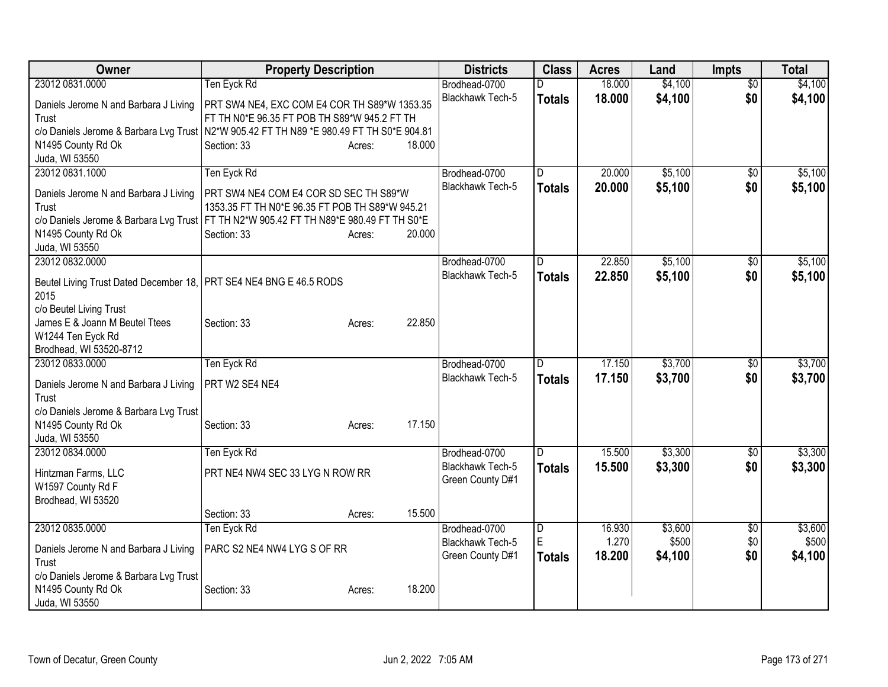| Owner | Property Description | Districts | Class | Acres | Land | Impts | Total |
|---|---|---|---|---|---|---|---|
| 23012 0831.0000<br>Daniels Jerome N and Barbara J Living Trust<br>c/o Daniels Jerome & Barbara Lvg Trust<br>N1495 County Rd Ok<br>Juda, WI 53550 | Ten Eyck Rd<br>PRT SW4 NE4, EXC COM E4 COR TH S89*W 1353.35 FT TH N0*E 96.35 FT POB TH S89*W 945.2 FT TH N2*W 905.42 FT TH N89 *E 980.49 FT TH S0*E 904.81<br>Section: 33 Acres: 18.000 | Brodhead-0700<br>Blackhawk Tech-5 | D<br>**Totals** | 18.000<br>**18.000** | $4,100<br>**$4,100** | $0<br>**$0** | $4,100<br>**$4,100** |
| 23012 0831.1000<br>Daniels Jerome N and Barbara J Living Trust<br>c/o Daniels Jerome & Barbara Lvg Trust<br>N1495 County Rd Ok<br>Juda, WI 53550 | Ten Eyck Rd<br>PRT SW4 NE4 COM E4 COR SD SEC TH S89*W 1353.35 FT TH N0*E 96.35 FT POB TH S89*W 945.21 FT TH N2*W 905.42 FT TH N89*E 980.49 FT TH S0*E<br>Section: 33 Acres: 20.000 | Brodhead-0700<br>Blackhawk Tech-5 | D<br>**Totals** | 20.000<br>**20.000** | $5,100<br>**$5,100** | $0<br>**$0** | $5,100<br>**$5,100** |
| 23012 0832.0000<br>Beutel Living Trust Dated December 18, 2015<br>c/o Beutel Living Trust<br>James E & Joann M Beutel Ttees<br>W1244 Ten Eyck Rd<br>Brodhead, WI 53520-8712 | PRT SE4 NE4 BNG E 46.5 RODS<br>Section: 33 Acres: 22.850 | Brodhead-0700<br>Blackhawk Tech-5 | D<br>**Totals** | 22.850<br>**22.850** | $5,100<br>**$5,100** | $0<br>**$0** | $5,100<br>**$5,100** |
| 23012 0833.0000<br>Daniels Jerome N and Barbara J Living Trust<br>c/o Daniels Jerome & Barbara Lvg Trust<br>N1495 County Rd Ok<br>Juda, WI 53550 | Ten Eyck Rd<br>PRT W2 SE4 NE4<br>Section: 33 Acres: 17.150 | Brodhead-0700<br>Blackhawk Tech-5 | D<br>**Totals** | 17.150<br>**17.150** | $3,700<br>**$3,700** | $0<br>**$0** | $3,700<br>**$3,700** |
| 23012 0834.0000<br>Hintzman Farms, LLC<br>W1597 County Rd F<br>Brodhead, WI 53520 | Ten Eyck Rd<br>PRT NE4 NW4 SEC 33 LYG N ROW RR<br>Section: 33 Acres: 15.500 | Brodhead-0700<br>Blackhawk Tech-5<br>Green County D#1 | D<br>**Totals** | 15.500<br>**15.500** | $3,300<br>**$3,300** | $0<br>**$0** | $3,300<br>**$3,300** |
| 23012 0835.0000<br>Daniels Jerome N and Barbara J Living Trust<br>c/o Daniels Jerome & Barbara Lvg Trust<br>N1495 County Rd Ok<br>Juda, WI 53550 | Ten Eyck Rd<br>PARC S2 NE4 NW4 LYG S OF RR<br>Section: 33 Acres: 18.200 | Brodhead-0700<br>Blackhawk Tech-5<br>Green County D#1 | D<br>E<br>**Totals** | 16.930<br>1.270<br>**18.200** | $3,600<br>$500<br>**$4,100** | $0<br>$0<br>**$0** | $3,600<br>$500<br>**$4,100** |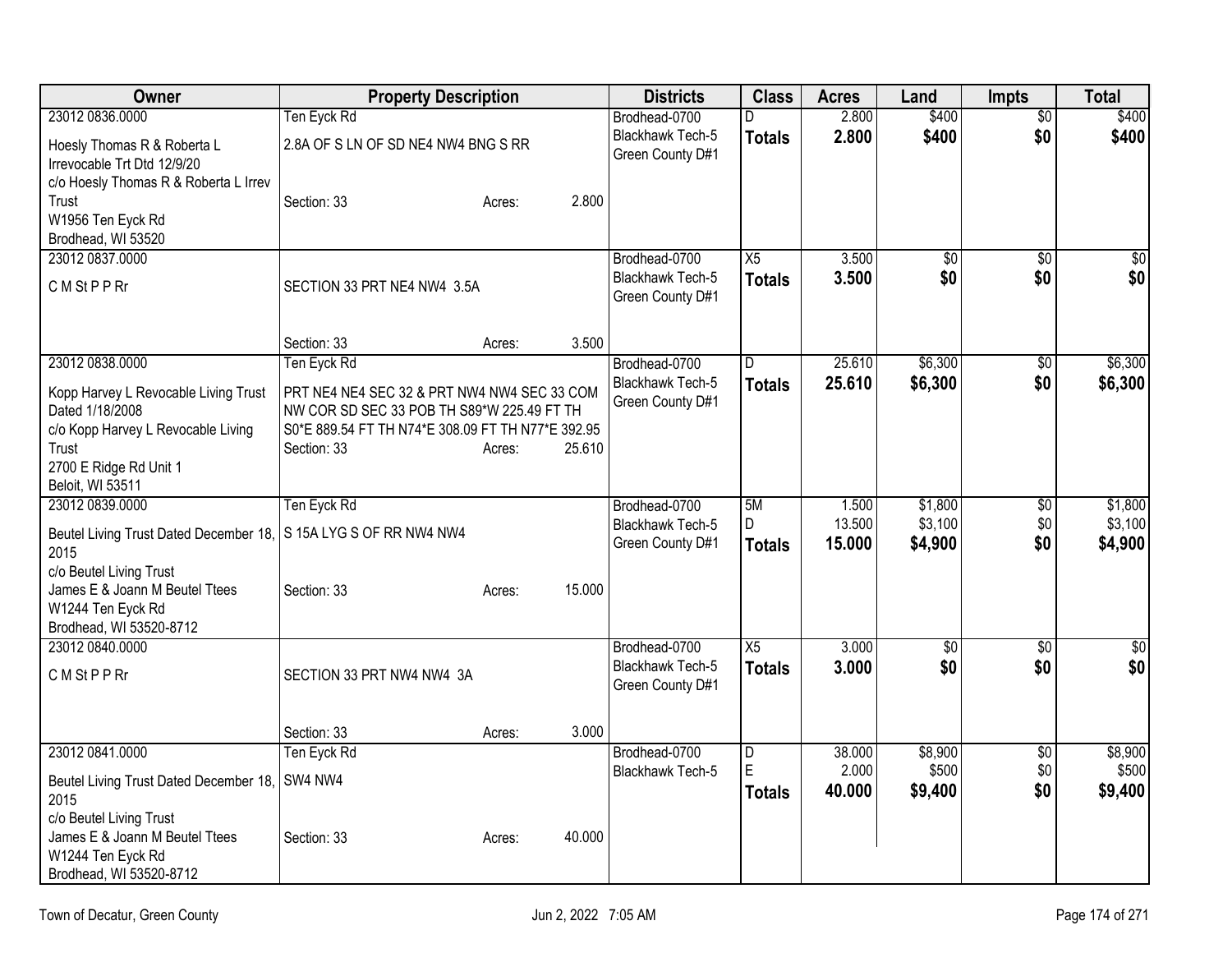| Owner | Property Description | Districts | Class | Acres | Land | Impts | Total |
|---|---|---|---|---|---|---|---|
| 23012 0836.0000<br>Hoesly Thomas R & Roberta L Irrevocable Trt Dtd 12/9/20<br>c/o Hoesly Thomas R & Roberta L Irrev Trust<br>W1956 Ten Eyck Rd<br>Brodhead, WI 53520 | Ten Eyck Rd<br>2.8A OF S LN OF SD NE4 NW4 BNG S RR<br>Section: 33 Acres: 2.800 | Brodhead-0700<br>Blackhawk Tech-5<br>Green County D#1 | D<br>**Totals** | 2.800<br>**2.800** | $400<br>**$400** | $0<br>**$0** | $400<br>**$400** |
| 23012 0837.0000<br>C M St P P Rr | SECTION 33 PRT NE4 NW4 3.5A<br>Section: 33 Acres: 3.500 | Brodhead-0700<br>Blackhawk Tech-5<br>Green County D#1 | X5<br>**Totals** | 3.500<br>**3.500** | $0<br>**$0** | $0<br>**$0** | $0<br>**$0** |
| 23012 0838.0000<br>Kopp Harvey L Revocable Living Trust Dated 1/18/2008<br>c/o Kopp Harvey L Revocable Living Trust<br>2700 E Ridge Rd Unit 1<br>Beloit, WI 53511 | Ten Eyck Rd<br>PRT NE4 NE4 SEC 32 & PRT NW4 NW4 SEC 33 COM NW COR SD SEC 33 POB TH S89*W 225.49 FT TH S0*E 889.54 FT TH N74*E 308.09 FT TH N77*E 392.95<br>Section: 33 Acres: 25.610 | Brodhead-0700<br>Blackhawk Tech-5<br>Green County D#1 | D<br>**Totals** | 25.610<br>**25.610** | $6,300<br>**$6,300** | $0<br>**$0** | $6,300<br>**$6,300** |
| 23012 0839.0000<br>Beutel Living Trust Dated December 18, 2015<br>c/o Beutel Living Trust<br>James E & Joann M Beutel Ttees<br>W1244 Ten Eyck Rd<br>Brodhead, WI 53520-8712 | Ten Eyck Rd<br>S 15A LYG S OF RR NW4 NW4<br>Section: 33 Acres: 15.000 | Brodhead-0700<br>Blackhawk Tech-5<br>Green County D#1 | 5M<br>D<br>**Totals** | 1.500<br>13.500<br>**15.000** | $1,800<br>$3,100<br>**$4,900** | $0<br>$0<br>**$0** | $1,800<br>$3,100<br>**$4,900** |
| 23012 0840.0000<br>C M St P P Rr | SECTION 33 PRT NW4 NW4 3A<br>Section: 33 Acres: 3.000 | Brodhead-0700<br>Blackhawk Tech-5<br>Green County D#1 | X5<br>**Totals** | 3.000<br>**3.000** | $0<br>**$0** | $0<br>**$0** | $0<br>**$0** |
| 23012 0841.0000<br>Beutel Living Trust Dated December 18, 2015<br>c/o Beutel Living Trust<br>James E & Joann M Beutel Ttees<br>W1244 Ten Eyck Rd<br>Brodhead, WI 53520-8712 | Ten Eyck Rd<br>SW4 NW4<br>Section: 33 Acres: 40.000 | Brodhead-0700<br>Blackhawk Tech-5 | D<br>E<br>**Totals** | 38.000<br>2.000<br>**40.000** | $8,900<br>$500<br>**$9,400** | $0<br>$0<br>**$0** | $8,900<br>$500<br>**$9,400** |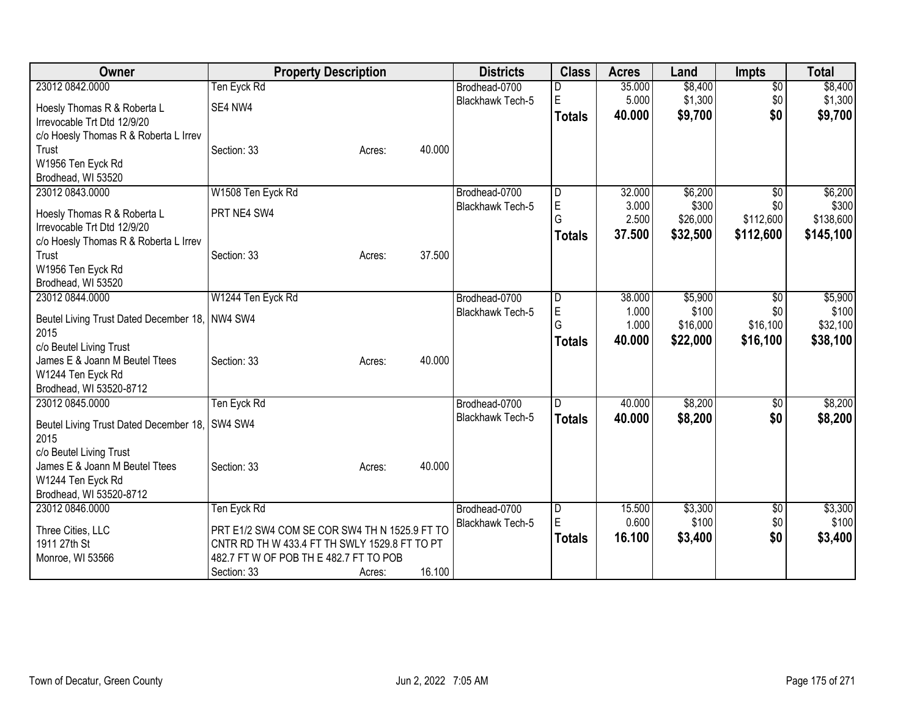| Owner | Property Description | | | Districts | Class | Acres | Land | Impts | Total |
|---|---|---|---|---|---|---|---|---|---|
| 23012 0842.0000 | Ten Eyck Rd | | | Brodhead-0700 | D | 35.000 | $8,400 | $0 | $8,400 |
| Hoesly Thomas R & Roberta L Irrevocable Trt Dtd 12/9/20 | SE4 NW4 | | | Blackhawk Tech-5 | E | 5.000 | $1,300 | $0 | $1,300 |
| c/o Hoesly Thomas R & Roberta L Irrev Trust | Section: 33 | Acres: | 40.000 | | **Totals** | **40.000** | **$9,700** | **$0** | **$9,700** |
| W1956 Ten Eyck Rd | | | | | | | | | |
| Brodhead, WI 53520 | | | | | | | | | |
| 23012 0843.0000 | W1508 Ten Eyck Rd | | | Brodhead-0700 | D | 32.000 | $6,200 | $0 | $6,200 |
| Hoesly Thomas R & Roberta L Irrevocable Trt Dtd 12/9/20 | PRT NE4 SW4 | | | Blackhawk Tech-5 | E | 3.000 | $300 | $0 | $300 |
| c/o Hoesly Thomas R & Roberta L Irrev Trust | Section: 33 | Acres: | 37.500 | | G | 2.500 | $26,000 | $112,600 | $138,600 |
| W1956 Ten Eyck Rd | | | | | **Totals** | **37.500** | **$32,500** | **$112,600** | **$145,100** |
| Brodhead, WI 53520 | | | | | | | | | |
| 23012 0844.0000 | W1244 Ten Eyck Rd | | | Brodhead-0700 | D | 38.000 | $5,900 | $0 | $5,900 |
| Beutel Living Trust Dated December 18, 2015 | NW4 SW4 | | | Blackhawk Tech-5 | E | 1.000 | $100 | $0 | $100 |
| c/o Beutel Living Trust | | | | | G | 1.000 | $16,000 | $16,100 | $32,100 |
| James E & Joann M Beutel Ttees | Section: 33 | Acres: | 40.000 | | **Totals** | **40.000** | **$22,000** | **$16,100** | **$38,100** |
| W1244 Ten Eyck Rd | | | | | | | | | |
| Brodhead, WI 53520-8712 | | | | | | | | | |
| 23012 0845.0000 | Ten Eyck Rd | | | Brodhead-0700 | D | 40.000 | $8,200 | $0 | $8,200 |
| Beutel Living Trust Dated December 18, 2015 | SW4 SW4 | | | Blackhawk Tech-5 | **Totals** | **40.000** | **$8,200** | **$0** | **$8,200** |
| c/o Beutel Living Trust | | | | | | | | | |
| James E & Joann M Beutel Ttees | Section: 33 | Acres: | 40.000 | | | | | | |
| W1244 Ten Eyck Rd | | | | | | | | | |
| Brodhead, WI 53520-8712 | | | | | | | | | |
| 23012 0846.0000 | Ten Eyck Rd | | | Brodhead-0700 | D | 15.500 | $3,300 | $0 | $3,300 |
| Three Cities, LLC | PRT E1/2 SW4 COM SE COR SW4 TH N 1525.9 FT TO CNTR RD TH W 433.4 FT TH SWLY 1529.8 FT TO PT 482.7 FT W OF POB TH E 482.7 FT TO POB | | | Blackhawk Tech-5 | E | 0.600 | $100 | $0 | $100 |
| 1911 27th St | | | | | **Totals** | **16.100** | **$3,400** | **$0** | **$3,400** |
| Monroe, WI 53566 | Section: 33 | Acres: | 16.100 | | | | | | |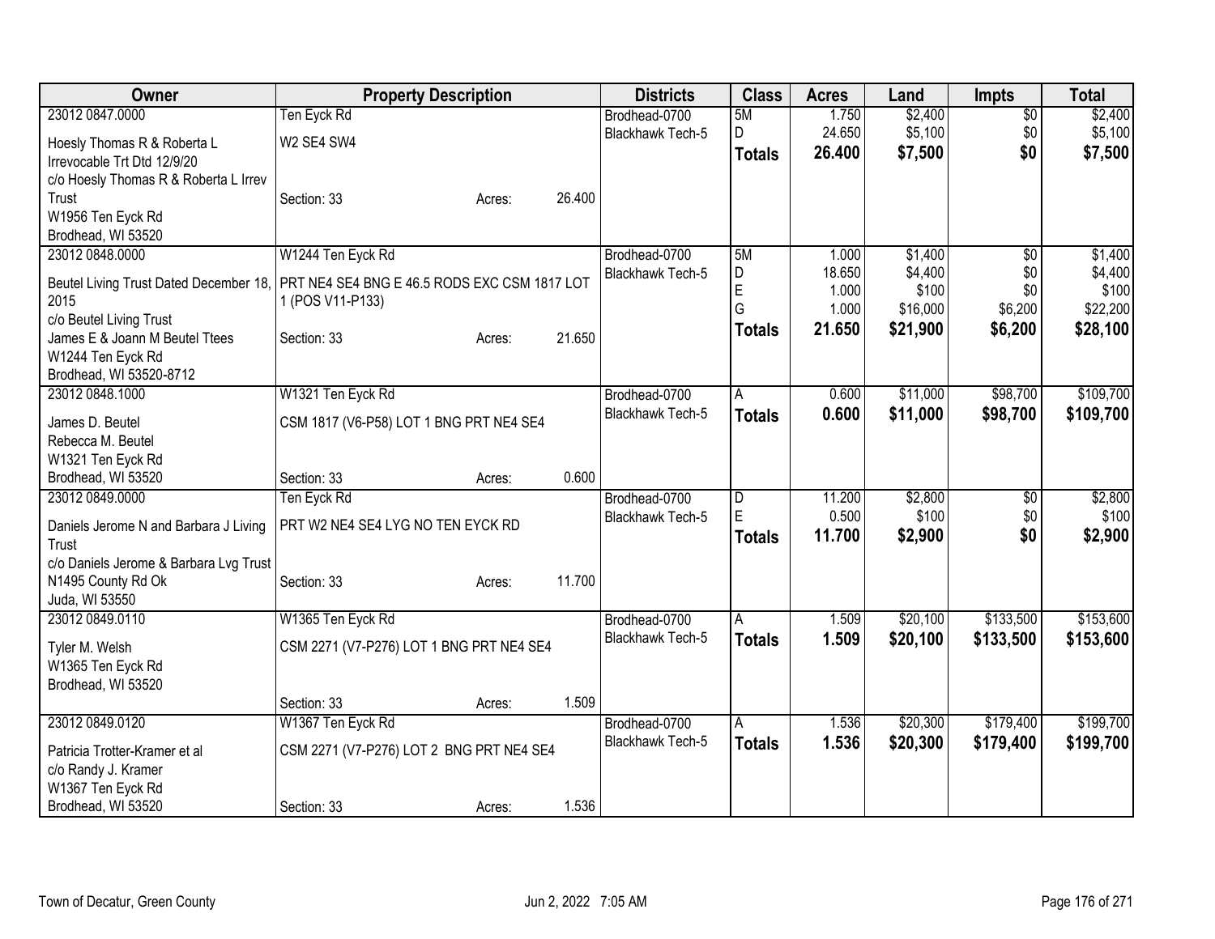| Owner | Property Description | | | Districts | Class | Acres | Land | Impts | Total |
|---|---|---|---|---|---|---|---|---|---|
| 23012 0847.0000 | Ten Eyck Rd | | | Brodhead-0700 | 5M | 1.750 | $2,400 | $0 | $2,400 |
| Hoesly Thomas R & Roberta L Irrevocable Trt Dtd 12/9/20 | W2 SE4 SW4 | | | Blackhawk Tech-5 | D | 24.650 | $5,100 | $0 | $5,100 |
| c/o Hoesly Thomas R & Roberta L Irrev Trust | Section: 33 | Acres: | 26.400 | | **Totals** | **26.400** | **$7,500** | **$0** | **$7,500** |
| W1956 Ten Eyck Rd | | | | | | | | | |
| Brodhead, WI 53520 | | | | | | | | | |
| 23012 0848.0000 | W1244 Ten Eyck Rd | | | Brodhead-0700 | 5M | 1.000 | $1,400 | $0 | $1,400 |
| Beutel Living Trust Dated December 18, 2015 | PRT NE4 SE4 BNG E 46.5 RODS EXC CSM 1817 LOT 1 (POS V11-P133) | | | Blackhawk Tech-5 | D | 18.650 | $4,400 | $0 | $4,400 |
| c/o Beutel Living Trust | | | | | E | 1.000 | $100 | $0 | $100 |
| James E & Joann M Beutel Ttees | Section: 33 | Acres: | 21.650 | | G | 1.000 | $16,000 | $6,200 | $22,200 |
| W1244 Ten Eyck Rd | | | | | **Totals** | **21.650** | **$21,900** | **$6,200** | **$28,100** |
| Brodhead, WI 53520-8712 | | | | | | | | | |
| 23012 0848.1000 | W1321 Ten Eyck Rd | | | Brodhead-0700 | A | 0.600 | $11,000 | $98,700 | $109,700 |
| James D. Beutel | CSM 1817 (V6-P58) LOT 1 BNG PRT NE4 SE4 | | | Blackhawk Tech-5 | **Totals** | **0.600** | **$11,000** | **$98,700** | **$109,700** |
| Rebecca M. Beutel | | | | | | | | | |
| W1321 Ten Eyck Rd | | | | | | | | | |
| Brodhead, WI 53520 | Section: 33 | Acres: | 0.600 | | | | | | |
| 23012 0849.0000 | Ten Eyck Rd | | | Brodhead-0700 | D | 11.200 | $2,800 | $0 | $2,800 |
| Daniels Jerome N and Barbara J Living Trust | PRT W2 NE4 SE4 LYG NO TEN EYCK RD | | | Blackhawk Tech-5 | E | 0.500 | $100 | $0 | $100 |
| c/o Daniels Jerome & Barbara Lvg Trust | | | | | **Totals** | **11.700** | **$2,900** | **$0** | **$2,900** |
| N1495 County Rd Ok | Section: 33 | Acres: | 11.700 | | | | | | |
| Juda, WI 53550 | | | | | | | | | |
| 23012 0849.0110 | W1365 Ten Eyck Rd | | | Brodhead-0700 | A | 1.509 | $20,100 | $133,500 | $153,600 |
| Tyler M. Welsh | CSM 2271 (V7-P276) LOT 1 BNG PRT NE4 SE4 | | | Blackhawk Tech-5 | **Totals** | **1.509** | **$20,100** | **$133,500** | **$153,600** |
| W1365 Ten Eyck Rd | | | | | | | | | |
| Brodhead, WI 53520 | | | | | | | | | |
| | Section: 33 | Acres: | 1.509 | | | | | | |
| 23012 0849.0120 | W1367 Ten Eyck Rd | | | Brodhead-0700 | A | 1.536 | $20,300 | $179,400 | $199,700 |
| Patricia Trotter-Kramer et al | CSM 2271 (V7-P276) LOT 2 BNG PRT NE4 SE4 | | | Blackhawk Tech-5 | **Totals** | **1.536** | **$20,300** | **$179,400** | **$199,700** |
| c/o Randy J. Kramer | | | | | | | | | |
| W1367 Ten Eyck Rd | | | | | | | | | |
| Brodhead, WI 53520 | Section: 33 | Acres: | 1.536 | | | | | | |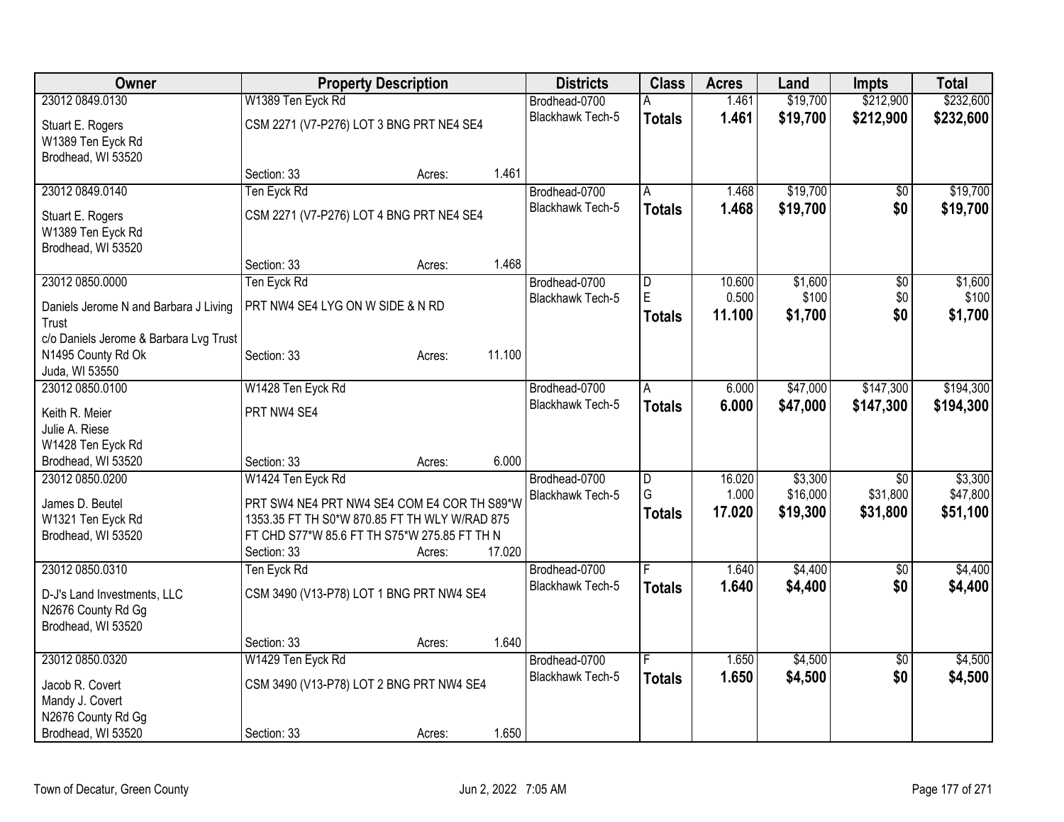| Owner | Property Description | | | Districts | Class | Acres | Land | Impts | Total |
|---|---|---|---|---|---|---|---|---|---|
| 23012 0849.0130<br>Stuart E. Rogers<br>W1389 Ten Eyck Rd<br>Brodhead, WI 53520 | W1389 Ten Eyck Rd<br>CSM 2271 (V7-P276) LOT 3 BNG PRT NE4 SE4<br>Section: 33 | Acres: | 1.461 | Brodhead-0700<br>Blackhawk Tech-5 | A<br>**Totals** | 1.461<br>**1.461** | $19,700<br>**$19,700** | $212,900<br>**$212,900** | $232,600<br>**$232,600** |
| 23012 0849.0140<br>Stuart E. Rogers<br>W1389 Ten Eyck Rd<br>Brodhead, WI 53520 | Ten Eyck Rd<br>CSM 2271 (V7-P276) LOT 4 BNG PRT NE4 SE4<br>Section: 33 | Acres: | 1.468 | Brodhead-0700<br>Blackhawk Tech-5 | A<br>**Totals** | 1.468<br>**1.468** | $19,700<br>**$19,700** | $0<br>**$0** | $19,700<br>**$19,700** |
| 23012 0850.0000<br>Daniels Jerome N and Barbara J Living Trust<br>c/o Daniels Jerome & Barbara Lvg Trust<br>N1495 County Rd Ok<br>Juda, WI 53550 | Ten Eyck Rd<br>PRT NW4 SE4 LYG ON W SIDE & N RD<br>Section: 33 | Acres: | 11.100 | Brodhead-0700<br>Blackhawk Tech-5 | D<br>E<br>**Totals** | 10.600<br>0.500<br>**11.100** | $1,600<br>$100<br>**$1,700** | $0<br>$0<br>**$0** | $1,600<br>$100<br>**$1,700** |
| 23012 0850.0100<br>Keith R. Meier<br>Julie A. Riese<br>W1428 Ten Eyck Rd<br>Brodhead, WI 53520 | W1428 Ten Eyck Rd<br>PRT NW4 SE4<br>Section: 33 | Acres: | 6.000 | Brodhead-0700<br>Blackhawk Tech-5 | A<br>**Totals** | 6.000<br>**6.000** | $47,000<br>**$47,000** | $147,300<br>**$147,300** | $194,300<br>**$194,300** |
| 23012 0850.0200<br>James D. Beutel<br>W1321 Ten Eyck Rd<br>Brodhead, WI 53520 | W1424 Ten Eyck Rd<br>PRT SW4 NE4 PRT NW4 SE4 COM E4 COR TH S89*W 1353.35 FT TH S0*W 870.85 FT TH WLY W/RAD 875 FT CHD S77*W 85.6 FT TH S75*W 275.85 FT TH N<br>Section: 33 | Acres: | 17.020 | Brodhead-0700<br>Blackhawk Tech-5 | D<br>G<br>**Totals** | 16.020<br>1.000<br>**17.020** | $3,300<br>$16,000<br>**$19,300** | $0<br>$31,800<br>**$31,800** | $3,300<br>$47,800<br>**$51,100** |
| 23012 0850.0310<br>D-J's Land Investments, LLC<br>N2676 County Rd Gg<br>Brodhead, WI 53520 | Ten Eyck Rd<br>CSM 3490 (V13-P78) LOT 1 BNG PRT NW4 SE4<br>Section: 33 | Acres: | 1.640 | Brodhead-0700<br>Blackhawk Tech-5 | F<br>**Totals** | 1.640<br>**1.640** | $4,400<br>**$4,400** | $0<br>**$0** | $4,400<br>**$4,400** |
| 23012 0850.0320<br>Jacob R. Covert<br>Mandy J. Covert<br>N2676 County Rd Gg<br>Brodhead, WI 53520 | W1429 Ten Eyck Rd<br>CSM 3490 (V13-P78) LOT 2 BNG PRT NW4 SE4<br>Section: 33 | Acres: | 1.650 | Brodhead-0700<br>Blackhawk Tech-5 | F<br>**Totals** | 1.650<br>**1.650** | $4,500<br>**$4,500** | $0<br>**$0** | $4,500<br>**$4,500** |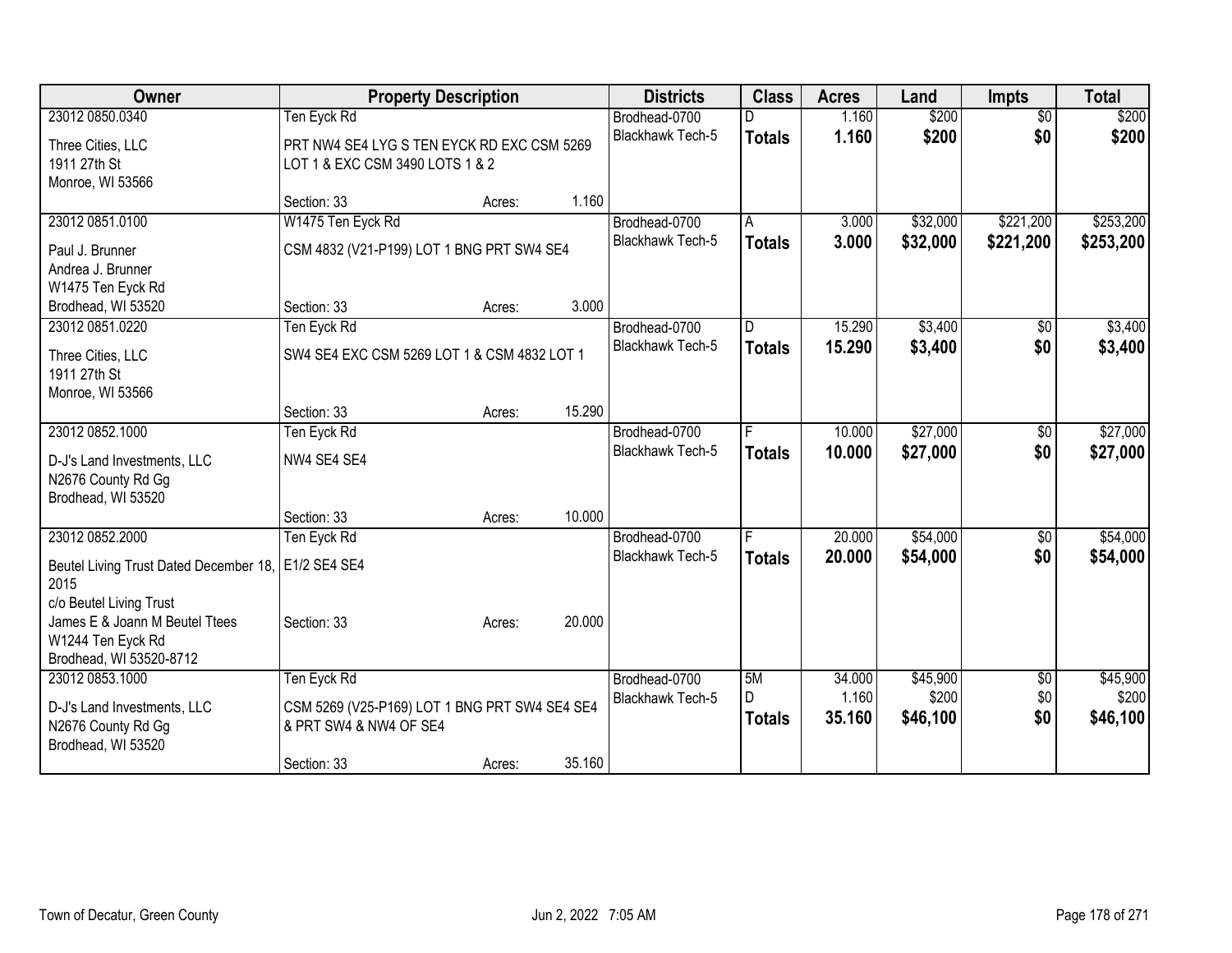| Owner | Property Description | Districts | Class | Acres | Land | Impts | Total |
|---|---|---|---|---|---|---|---|
| 23012 0850.0340<br>Three Cities, LLC<br>1911 27th St<br>Monroe, WI 53566 | Ten Eyck Rd<br>PRT NW4 SE4 LYG S TEN EYCK RD EXC CSM 5269 LOT 1 & EXC CSM 3490 LOTS 1 & 2<br>Section: 33 Acres: 1.160 | Brodhead-0700<br>Blackhawk Tech-5 | D<br>**Totals** | 1.160<br>**1.160** | $200<br>**$200** | $0<br>**$0** | $200<br>**$200** |
| 23012 0851.0100<br>Paul J. Brunner<br>Andrea J. Brunner<br>W1475 Ten Eyck Rd<br>Brodhead, WI 53520 | W1475 Ten Eyck Rd<br>CSM 4832 (V21-P199) LOT 1 BNG PRT SW4 SE4<br>Section: 33 Acres: 3.000 | Brodhead-0700<br>Blackhawk Tech-5 | A<br>**Totals** | 3.000<br>**3.000** | $32,000<br>**$32,000** | $221,200<br>**$221,200** | $253,200<br>**$253,200** |
| 23012 0851.0220<br>Three Cities, LLC<br>1911 27th St<br>Monroe, WI 53566 | Ten Eyck Rd<br>SW4 SE4 EXC CSM 5269 LOT 1 & CSM 4832 LOT 1<br>Section: 33 Acres: 15.290 | Brodhead-0700<br>Blackhawk Tech-5 | D<br>**Totals** | 15.290<br>**15.290** | $3,400<br>**$3,400** | $0<br>**$0** | $3,400<br>**$3,400** |
| 23012 0852.1000<br>D-J's Land Investments, LLC<br>N2676 County Rd Gg<br>Brodhead, WI 53520 | Ten Eyck Rd<br>NW4 SE4 SE4<br>Section: 33 Acres: 10.000 | Brodhead-0700<br>Blackhawk Tech-5 | F<br>**Totals** | 10.000<br>**10.000** | $27,000<br>**$27,000** | $0<br>**$0** | $27,000<br>**$27,000** |
| 23012 0852.2000<br>Beutel Living Trust Dated December 18, 2015<br>c/o Beutel Living Trust<br>James E & Joann M Beutel Ttees<br>W1244 Ten Eyck Rd<br>Brodhead, WI 53520-8712 | Ten Eyck Rd<br>E1/2 SE4 SE4<br>Section: 33 Acres: 20.000 | Brodhead-0700<br>Blackhawk Tech-5 | F<br>**Totals** | 20.000<br>**20.000** | $54,000<br>**$54,000** | $0<br>**$0** | $54,000<br>**$54,000** |
| 23012 0853.1000<br>D-J's Land Investments, LLC<br>N2676 County Rd Gg<br>Brodhead, WI 53520 | Ten Eyck Rd<br>CSM 5269 (V25-P169) LOT 1 BNG PRT SW4 SE4 SE4 & PRT SW4 & NW4 OF SE4<br>Section: 33 Acres: 35.160 | Brodhead-0700<br>Blackhawk Tech-5 | 5M<br>D<br>**Totals** | 34.000<br>1.160<br>**35.160** | $45,900<br>$200<br>**$46,100** | $0<br>$0<br>**$0** | $45,900<br>$200<br>**$46,100** |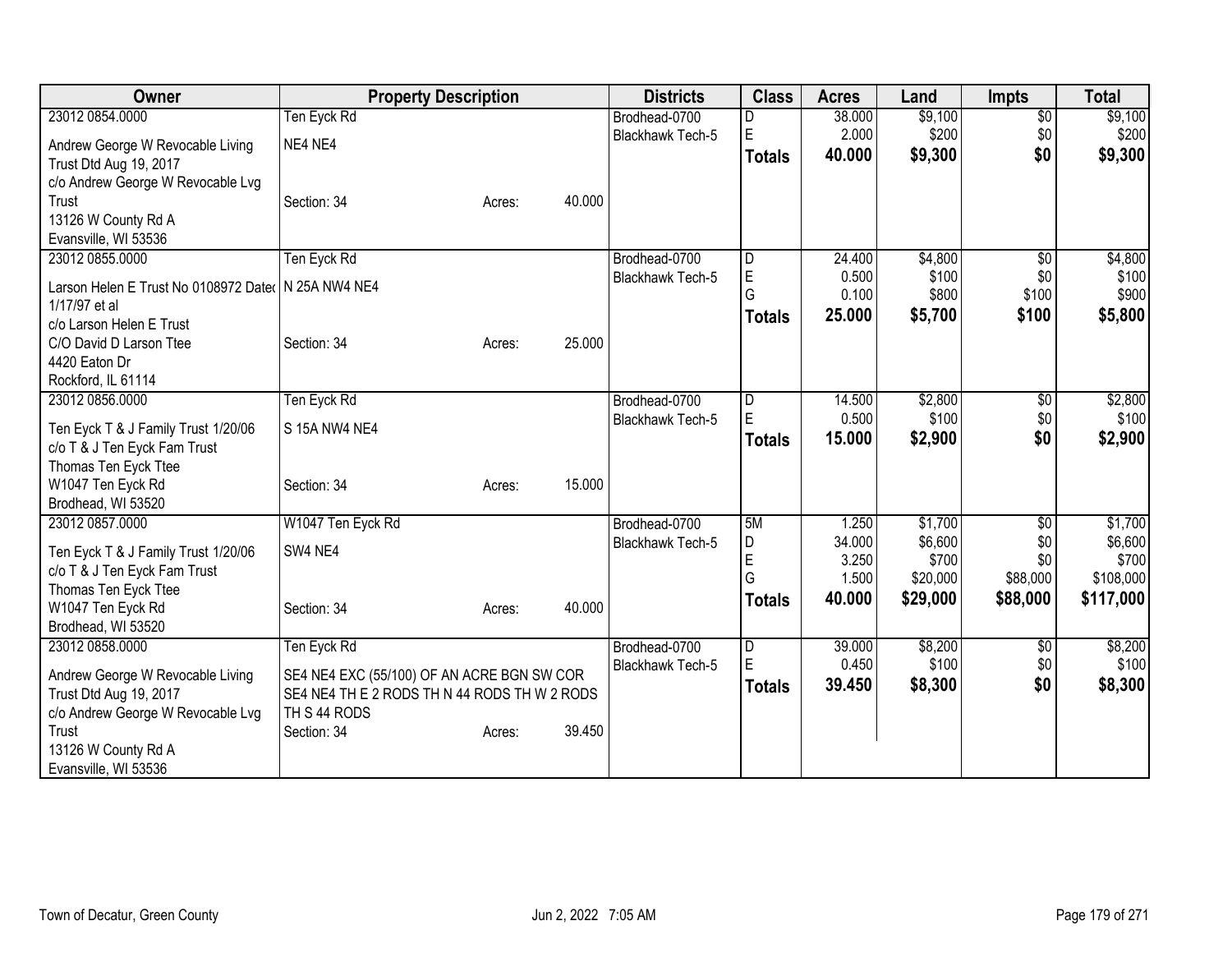| Owner | Property Description | Districts | Class | Acres | Land | Impts | Total |
|---|---|---|---|---|---|---|---|
| 23012 0854.0000 | Ten Eyck Rd | Brodhead-0700 | D | 38.000 | $9,100 | $0 | $9,100 |
| Andrew George W Revocable Living Trust Dtd Aug 19, 2017 | NE4 NE4 | Blackhawk Tech-5 | E | 2.000 | $200 | $0 | $200 |
| c/o Andrew George W Revocable Lvg Trust | Section: 34 Acres: 40.000 | | **Totals** | **40.000** | **$9,300** | **$0** | **$9,300** |
| 13126 W County Rd A | | | | | | | |
| Evansville, WI 53536 | | | | | | | |
| 23012 0855.0000 | Ten Eyck Rd | Brodhead-0700 | D | 24.400 | $4,800 | $0 | $4,800 |
| Larson Helen E Trust No 0108972 Dated 1/17/97 et al | N 25A NW4 NE4 | Blackhawk Tech-5 | E | 0.500 | $100 | $0 | $100 |
| c/o Larson Helen E Trust | | | G | 0.100 | $800 | $100 | $900 |
| C/O David D Larson Ttee | Section: 34 Acres: 25.000 | | **Totals** | **25.000** | **$5,700** | **$100** | **$5,800** |
| 4420 Eaton Dr | | | | | | | |
| Rockford, IL 61114 | | | | | | | |
| 23012 0856.0000 | Ten Eyck Rd | Brodhead-0700 | D | 14.500 | $2,800 | $0 | $2,800 |
| Ten Eyck T & J Family Trust 1/20/06 | S 15A NW4 NE4 | Blackhawk Tech-5 | E | 0.500 | $100 | $0 | $100 |
| c/o T & J Ten Eyck Fam Trust | | | **Totals** | **15.000** | **$2,900** | **$0** | **$2,900** |
| Thomas Ten Eyck Ttee | | | | | | | |
| W1047 Ten Eyck Rd | Section: 34 Acres: 15.000 | | | | | | |
| Brodhead, WI 53520 | | | | | | | |
| 23012 0857.0000 | W1047 Ten Eyck Rd | Brodhead-0700 | 5M | 1.250 | $1,700 | $0 | $1,700 |
| Ten Eyck T & J Family Trust 1/20/06 | SW4 NE4 | Blackhawk Tech-5 | D | 34.000 | $6,600 | $0 | $6,600 |
| c/o T & J Ten Eyck Fam Trust | | | E | 3.250 | $700 | $0 | $700 |
| Thomas Ten Eyck Ttee | | | G | 1.500 | $20,000 | $88,000 | $108,000 |
| W1047 Ten Eyck Rd | Section: 34 Acres: 40.000 | | **Totals** | **40.000** | **$29,000** | **$88,000** | **$117,000** |
| Brodhead, WI 53520 | | | | | | | |
| 23012 0858.0000 | Ten Eyck Rd | Brodhead-0700 | D | 39.000 | $8,200 | $0 | $8,200 |
| Andrew George W Revocable Living Trust Dtd Aug 19, 2017 | SE4 NE4 EXC (55/100) OF AN ACRE BGN SW COR SE4 NE4 TH E 2 RODS TH N 44 RODS TH W 2 RODS TH S 44 RODS | Blackhawk Tech-5 | E | 0.450 | $100 | $0 | $100 |
| c/o Andrew George W Revocable Lvg Trust | Section: 34 Acres: 39.450 | | **Totals** | **39.450** | **$8,300** | **$0** | **$8,300** |
| 13126 W County Rd A | | | | | | | |
| Evansville, WI 53536 | | | | | | | |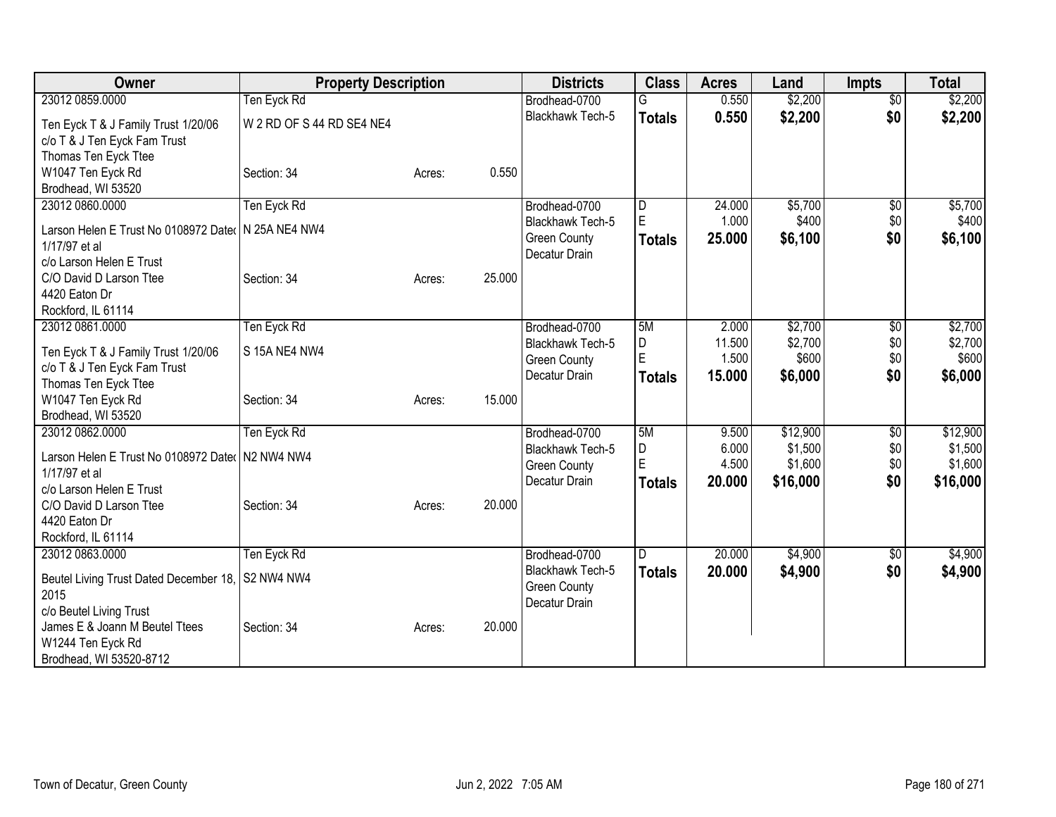| Owner | Property Description | | | Districts | Class | Acres | Land | Impts | Total |
|---|---|---|---|---|---|---|---|---|---|
| 23012 0859.0000 | Ten Eyck Rd | | | Brodhead-0700 | G | 0.550 | $2,200 | $0 | $2,200 |
| Ten Eyck T & J Family Trust 1/20/06 | W 2 RD OF S 44 RD SE4 NE4 | | | Blackhawk Tech-5 | **Totals** | **0.550** | **$2,200** | **$0** | **$2,200** |
| c/o T & J Ten Eyck Fam Trust | | | | | | | | | |
| Thomas Ten Eyck Ttee | | | | | | | | | |
| W1047 Ten Eyck Rd | Section: 34 | Acres: | 0.550 | | | | | | |
| Brodhead, WI 53520 | | | | | | | | | |
| 23012 0860.0000 | Ten Eyck Rd | | | Brodhead-0700 | D | 24.000 | $5,700 | $0 | $5,700 |
| Larson Helen E Trust No 0108972 Dated 1/17/97 et al | N 25A NE4 NW4 | | | Blackhawk Tech-5 | E | 1.000 | $400 | $0 | $400 |
| c/o Larson Helen E Trust | | | | Green County | **Totals** | **25.000** | **$6,100** | **$0** | **$6,100** |
| C/O David D Larson Ttee | Section: 34 | Acres: | 25.000 | Decatur Drain | | | | | |
| 4420 Eaton Dr | | | | | | | | | |
| Rockford, IL 61114 | | | | | | | | | |
| 23012 0861.0000 | Ten Eyck Rd | | | Brodhead-0700 | 5M | 2.000 | $2,700 | $0 | $2,700 |
| Ten Eyck T & J Family Trust 1/20/06 | S 15A NE4 NW4 | | | Blackhawk Tech-5 | D | 11.500 | $2,700 | $0 | $2,700 |
| c/o T & J Ten Eyck Fam Trust | | | | Green County | E | 1.500 | $600 | $0 | $600 |
| Thomas Ten Eyck Ttee | | | | Decatur Drain | **Totals** | **15.000** | **$6,000** | **$0** | **$6,000** |
| W1047 Ten Eyck Rd | Section: 34 | Acres: | 15.000 | | | | | | |
| Brodhead, WI 53520 | | | | | | | | | |
| 23012 0862.0000 | Ten Eyck Rd | | | Brodhead-0700 | 5M | 9.500 | $12,900 | $0 | $12,900 |
| Larson Helen E Trust No 0108972 Dated 1/17/97 et al | N2 NW4 NW4 | | | Blackhawk Tech-5 | D | 6.000 | $1,500 | $0 | $1,500 |
| c/o Larson Helen E Trust | | | | Green County | E | 4.500 | $1,600 | $0 | $1,600 |
| C/O David D Larson Ttee | Section: 34 | Acres: | 20.000 | Decatur Drain | **Totals** | **20.000** | **$16,000** | **$0** | **$16,000** |
| 4420 Eaton Dr | | | | | | | | | |
| Rockford, IL 61114 | | | | | | | | | |
| 23012 0863.0000 | Ten Eyck Rd | | | Brodhead-0700 | D | 20.000 | $4,900 | $0 | $4,900 |
| Beutel Living Trust Dated December 18, 2015 | S2 NW4 NW4 | | | Blackhawk Tech-5 | **Totals** | **20.000** | **$4,900** | **$0** | **$4,900** |
| c/o Beutel Living Trust | | | | Green County | | | | | |
| James E & Joann M Beutel Ttees | Section: 34 | Acres: | 20.000 | Decatur Drain | | | | | |
| W1244 Ten Eyck Rd | | | | | | | | | |
| Brodhead, WI 53520-8712 | | | | | | | | | |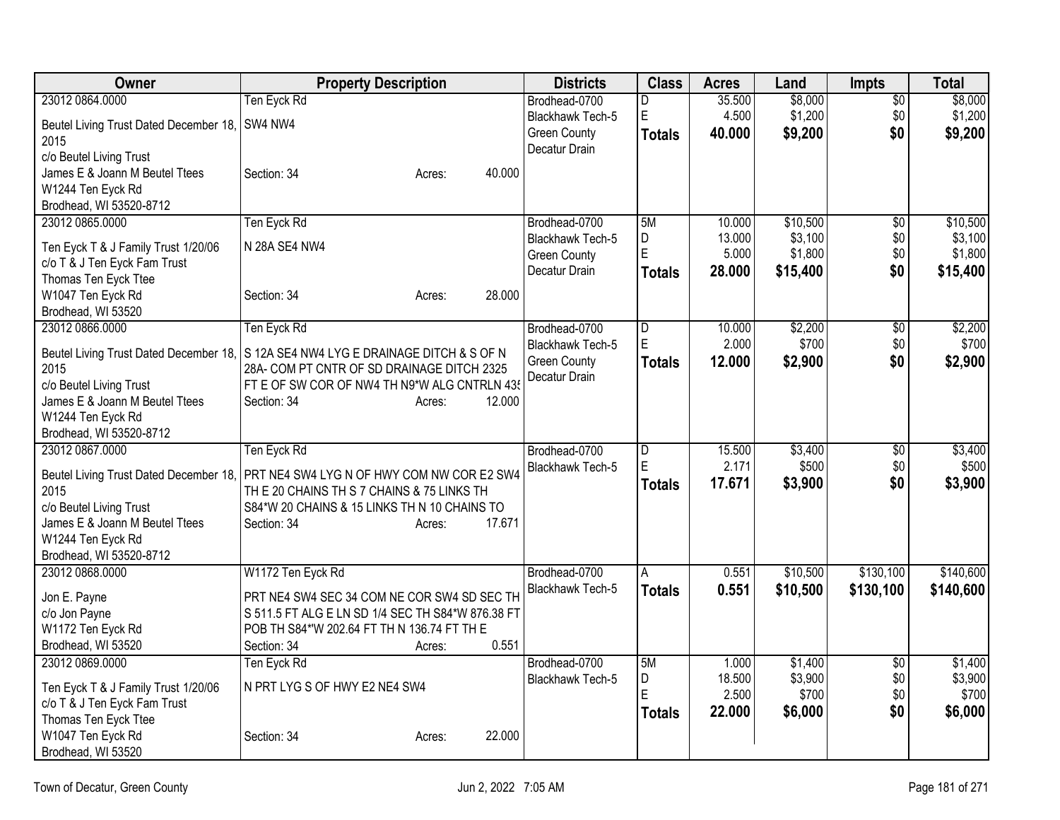| Owner | Property Description | Districts | Class | Acres | Land | Impts | Total |
|---|---|---|---|---|---|---|---|
| 23012 0864.0000<br>Beutel Living Trust Dated December 18, 2015<br>c/o Beutel Living Trust<br>James E & Joann M Beutel Ttees<br>W1244 Ten Eyck Rd<br>Brodhead, WI 53520-8712 | Ten Eyck Rd<br>SW4 NW4<br>Section: 34 Acres: 40.000 | Brodhead-0700<br>Blackhawk Tech-5<br>Green County<br>Decatur Drain | D<br>E<br>**Totals** | 35.500<br>4.500<br>**40.000** | $8,000<br>$1,200<br>**$9,200** | $0<br>$0<br>**$0** | $8,000<br>$1,200<br>**$9,200** |
| 23012 0865.0000<br>Ten Eyck T & J Family Trust 1/20/06<br>c/o T & J Ten Eyck Fam Trust<br>Thomas Ten Eyck Ttee<br>W1047 Ten Eyck Rd<br>Brodhead, WI 53520 | Ten Eyck Rd<br>N 28A SE4 NW4<br>Section: 34 Acres: 28.000 | Brodhead-0700<br>Blackhawk Tech-5<br>Green County<br>Decatur Drain | 5M<br>D<br>E<br>**Totals** | 10.000<br>13.000<br>5.000<br>**28.000** | $10,500<br>$3,100<br>$1,800<br>**$15,400** | $0<br>$0<br>$0<br>**$0** | $10,500<br>$3,100<br>$1,800<br>**$15,400** |
| 23012 0866.0000<br>Beutel Living Trust Dated December 18, 2015<br>c/o Beutel Living Trust<br>James E & Joann M Beutel Ttees<br>W1244 Ten Eyck Rd<br>Brodhead, WI 53520-8712 | Ten Eyck Rd<br>S 12A SE4 NW4 LYG E DRAINAGE DITCH & S OF N 28A- COM PT CNTR OF SD DRAINAGE DITCH 2325 FT E OF SW COR OF NW4 TH N9*W ALG CNTRLN 435<br>Section: 34 Acres: 12.000 | Brodhead-0700<br>Blackhawk Tech-5<br>Green County<br>Decatur Drain | D<br>E<br>**Totals** | 10.000<br>2.000<br>**12.000** | $2,200<br>$700<br>**$2,900** | $0<br>$0<br>**$0** | $2,200<br>$700<br>**$2,900** |
| 23012 0867.0000<br>Beutel Living Trust Dated December 18, 2015<br>c/o Beutel Living Trust<br>James E & Joann M Beutel Ttees<br>W1244 Ten Eyck Rd<br>Brodhead, WI 53520-8712 | Ten Eyck Rd<br>PRT NE4 SW4 LYG N OF HWY COM NW COR E2 SW4 TH E 20 CHAINS TH S 7 CHAINS & 75 LINKS TH S84*W 20 CHAINS & 15 LINKS TH N 10 CHAINS TO<br>Section: 34 Acres: 17.671 | Brodhead-0700<br>Blackhawk Tech-5 | D<br>E<br>**Totals** | 15.500<br>2.171<br>**17.671** | $3,400<br>$500<br>**$3,900** | $0<br>$0<br>**$0** | $3,400<br>$500<br>**$3,900** |
| 23012 0868.0000<br>Jon E. Payne<br>c/o Jon Payne<br>W1172 Ten Eyck Rd<br>Brodhead, WI 53520 | W1172 Ten Eyck Rd<br>PRT NE4 SW4 SEC 34 COM NE COR SW4 SD SEC TH S 511.5 FT ALG E LN SD 1/4 SEC TH S84*W 876.38 FT POB TH S84*'W 202.64 FT TH N 136.74 FT TH E<br>Section: 34 Acres: 0.551 | Brodhead-0700<br>Blackhawk Tech-5 | A<br>**Totals** | 0.551<br>**0.551** | $10,500<br>**$10,500** | $130,100<br>**$130,100** | $140,600<br>**$140,600** |
| 23012 0869.0000<br>Ten Eyck T & J Family Trust 1/20/06<br>c/o T & J Ten Eyck Fam Trust<br>Thomas Ten Eyck Ttee<br>W1047 Ten Eyck Rd<br>Brodhead, WI 53520 | Ten Eyck Rd<br>N PRT LYG S OF HWY E2 NE4 SW4<br>Section: 34 Acres: 22.000 | Brodhead-0700<br>Blackhawk Tech-5 | 5M<br>D<br>E<br>**Totals** | 1.000<br>18.500<br>2.500<br>**22.000** | $1,400<br>$3,900<br>$700<br>**$6,000** | $0<br>$0<br>$0<br>**$0** | $1,400<br>$3,900<br>$700<br>**$6,000** |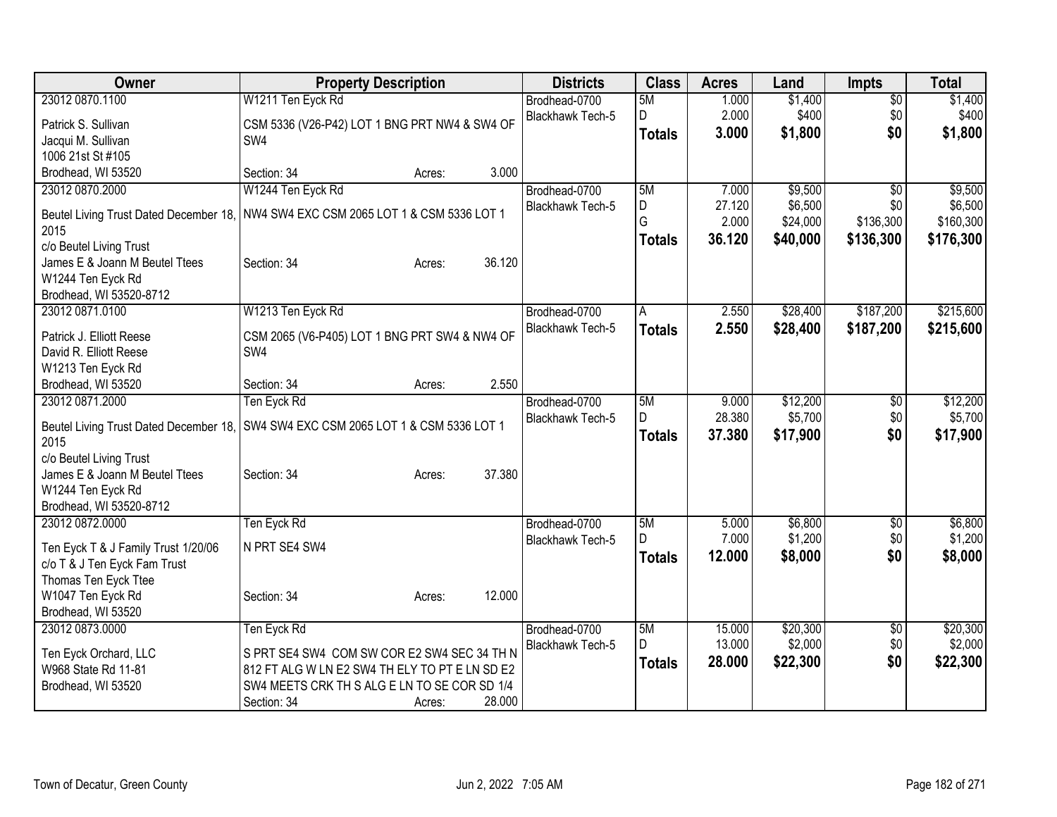| Owner | Property Description | Districts | Class | Acres | Land | Impts | Total |
|---|---|---|---|---|---|---|---|
| 23012 0870.1100<br>Patrick S. Sullivan<br>Jacqui M. Sullivan<br>1006 21st St #105<br>Brodhead, WI 53520 | W1211 Ten Eyck Rd<br>CSM 5336 (V26-P42) LOT 1 BNG PRT NW4 & SW4 OF SW4<br>Section: 34 Acres: 3.000 | Brodhead-0700<br>Blackhawk Tech-5 | 5M<br>D<br>**Totals** | 1.000<br>2.000<br>**3.000** | $1,400<br>$400<br>**$1,800** | $0<br>$0<br>**$0** | $1,400<br>$400<br>**$1,800** |
| 23012 0870.2000<br>Beutel Living Trust Dated December 18, 2015<br>c/o Beutel Living Trust<br>James E & Joann M Beutel Ttees<br>W1244 Ten Eyck Rd<br>Brodhead, WI 53520-8712 | W1244 Ten Eyck Rd<br>NW4 SW4 EXC CSM 2065 LOT 1 & CSM 5336 LOT 1<br>Section: 34 Acres: 36.120 | Brodhead-0700<br>Blackhawk Tech-5 | 5M<br>D<br>G<br>**Totals** | 7.000<br>27.120<br>2.000<br>**36.120** | $9,500<br>$6,500<br>$24,000<br>**$40,000** | $0<br>$0<br>$136,300<br>**$136,300** | $9,500<br>$6,500<br>$160,300<br>**$176,300** |
| 23012 0871.0100<br>Patrick J. Elliott Reese<br>David R. Elliott Reese<br>W1213 Ten Eyck Rd<br>Brodhead, WI 53520 | W1213 Ten Eyck Rd<br>CSM 2065 (V6-P405) LOT 1 BNG PRT SW4 & NW4 OF SW4<br>Section: 34 Acres: 2.550 | Brodhead-0700<br>Blackhawk Tech-5 | A<br>**Totals** | 2.550<br>**2.550** | $28,400<br>**$28,400** | $187,200<br>**$187,200** | $215,600<br>**$215,600** |
| 23012 0871.2000<br>Beutel Living Trust Dated December 18, 2015<br>c/o Beutel Living Trust<br>James E & Joann M Beutel Ttees<br>W1244 Ten Eyck Rd<br>Brodhead, WI 53520-8712 | Ten Eyck Rd<br>SW4 SW4 EXC CSM 2065 LOT 1 & CSM 5336 LOT 1<br>Section: 34 Acres: 37.380 | Brodhead-0700<br>Blackhawk Tech-5 | 5M<br>D<br>**Totals** | 9.000<br>28.380<br>**37.380** | $12,200<br>$5,700<br>**$17,900** | $0<br>$0<br>**$0** | $12,200<br>$5,700<br>**$17,900** |
| 23012 0872.0000<br>Ten Eyck T & J Family Trust 1/20/06<br>c/o T & J Ten Eyck Fam Trust<br>Thomas Ten Eyck Ttee<br>W1047 Ten Eyck Rd<br>Brodhead, WI 53520 | Ten Eyck Rd<br>N PRT SE4 SW4<br>Section: 34 Acres: 12.000 | Brodhead-0700<br>Blackhawk Tech-5 | 5M<br>D<br>**Totals** | 5.000<br>7.000<br>**12.000** | $6,800<br>$1,200<br>**$8,000** | $0<br>$0<br>**$0** | $6,800<br>$1,200<br>**$8,000** |
| 23012 0873.0000<br>Ten Eyck Orchard, LLC<br>W968 State Rd 11-81<br>Brodhead, WI 53520 | Ten Eyck Rd<br>S PRT SE4 SW4 COM SW COR E2 SW4 SEC 34 TH N 812 FT ALG W LN E2 SW4 TH ELY TO PT E LN SD E2 SW4 MEETS CRK TH S ALG E LN TO SE COR SD 1/4<br>Section: 34 Acres: 28.000 | Brodhead-0700<br>Blackhawk Tech-5 | 5M<br>D<br>**Totals** | 15.000<br>13.000<br>**28.000** | $20,300<br>$2,000<br>**$22,300** | $0<br>$0<br>**$0** | $20,300<br>$2,000<br>**$22,300** |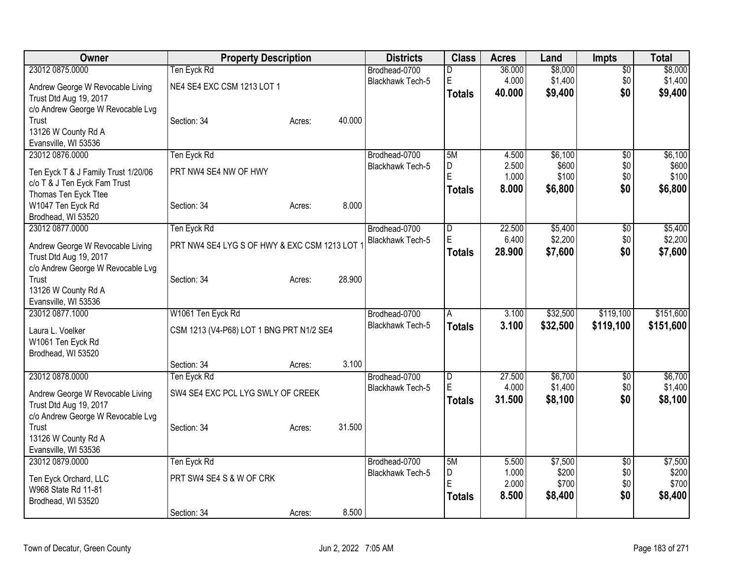| Owner | Property Description | | | Districts | Class | Acres | Land | Impts | Total |
|---|---|---|---|---|---|---|---|---|---|
| 23012 0875.0000 | Ten Eyck Rd | | | Brodhead-0700 | D | 36.000 | $8,000 | $0 | $8,000 |
| Andrew George W Revocable Living Trust Dtd Aug 19, 2017 | NE4 SE4 EXC CSM 1213 LOT 1 | | | Blackhawk Tech-5 | E | 4.000 | $1,400 | $0 | $1,400 |
| c/o Andrew George W Revocable Lvg Trust | Section: 34 | Acres: | 40.000 | | **Totals** | **40.000** | **$9,400** | **$0** | **$9,400** |
| 13126 W County Rd A | | | | | | | | | |
| Evansville, WI 53536 | | | | | | | | | |
| 23012 0876.0000 | Ten Eyck Rd | | | Brodhead-0700 | 5M | 4.500 | $6,100 | $0 | $6,100 |
| Ten Eyck T & J Family Trust 1/20/06 | PRT NW4 SE4 NW OF HWY | | | Blackhawk Tech-5 | D | 2.500 | $600 | $0 | $600 |
| c/o T & J Ten Eyck Fam Trust | | | | | E | 1.000 | $100 | $0 | $100 |
| Thomas Ten Eyck Ttee | | | | | **Totals** | **8.000** | **$6,800** | **$0** | **$6,800** |
| W1047 Ten Eyck Rd | Section: 34 | Acres: | 8.000 | | | | | | |
| Brodhead, WI 53520 | | | | | | | | | |
| 23012 0877.0000 | Ten Eyck Rd | | | Brodhead-0700 | D | 22.500 | $5,400 | $0 | $5,400 |
| Andrew George W Revocable Living Trust Dtd Aug 19, 2017 | PRT NW4 SE4 LYG S OF HWY & EXC CSM 1213 LOT 1 | | | Blackhawk Tech-5 | E | 6.400 | $2,200 | $0 | $2,200 |
| c/o Andrew George W Revocable Lvg Trust | Section: 34 | Acres: | 28.900 | | **Totals** | **28.900** | **$7,600** | **$0** | **$7,600** |
| 13126 W County Rd A | | | | | | | | | |
| Evansville, WI 53536 | | | | | | | | | |
| 23012 0877.1000 | W1061 Ten Eyck Rd | | | Brodhead-0700 | A | 3.100 | $32,500 | $119,100 | $151,600 |
| Laura L. Voelker | CSM 1213 (V4-P68) LOT 1 BNG PRT N1/2 SE4 | | | Blackhawk Tech-5 | **Totals** | **3.100** | **$32,500** | **$119,100** | **$151,600** |
| W1061 Ten Eyck Rd | | | | | | | | | |
| Brodhead, WI 53520 | Section: 34 | Acres: | 3.100 | | | | | | |
| 23012 0878.0000 | Ten Eyck Rd | | | Brodhead-0700 | D | 27.500 | $6,700 | $0 | $6,700 |
| Andrew George W Revocable Living Trust Dtd Aug 19, 2017 | SW4 SE4 EXC PCL LYG SWLY OF CREEK | | | Blackhawk Tech-5 | E | 4.000 | $1,400 | $0 | $1,400 |
| c/o Andrew George W Revocable Lvg Trust | Section: 34 | Acres: | 31.500 | | **Totals** | **31.500** | **$8,100** | **$0** | **$8,100** |
| 13126 W County Rd A | | | | | | | | | |
| Evansville, WI 53536 | | | | | | | | | |
| 23012 0879.0000 | Ten Eyck Rd | | | Brodhead-0700 | 5M | 5.500 | $7,500 | $0 | $7,500 |
| Ten Eyck Orchard, LLC | PRT SW4 SE4 S & W OF CRK | | | Blackhawk Tech-5 | D | 1.000 | $200 | $0 | $200 |
| W968 State Rd 11-81 | | | | | E | 2.000 | $700 | $0 | $700 |
| Brodhead, WI 53520 | | | | | **Totals** | **8.500** | **$8,400** | **$0** | **$8,400** |
| | Section: 34 | Acres: | 8.500 | | | | | | |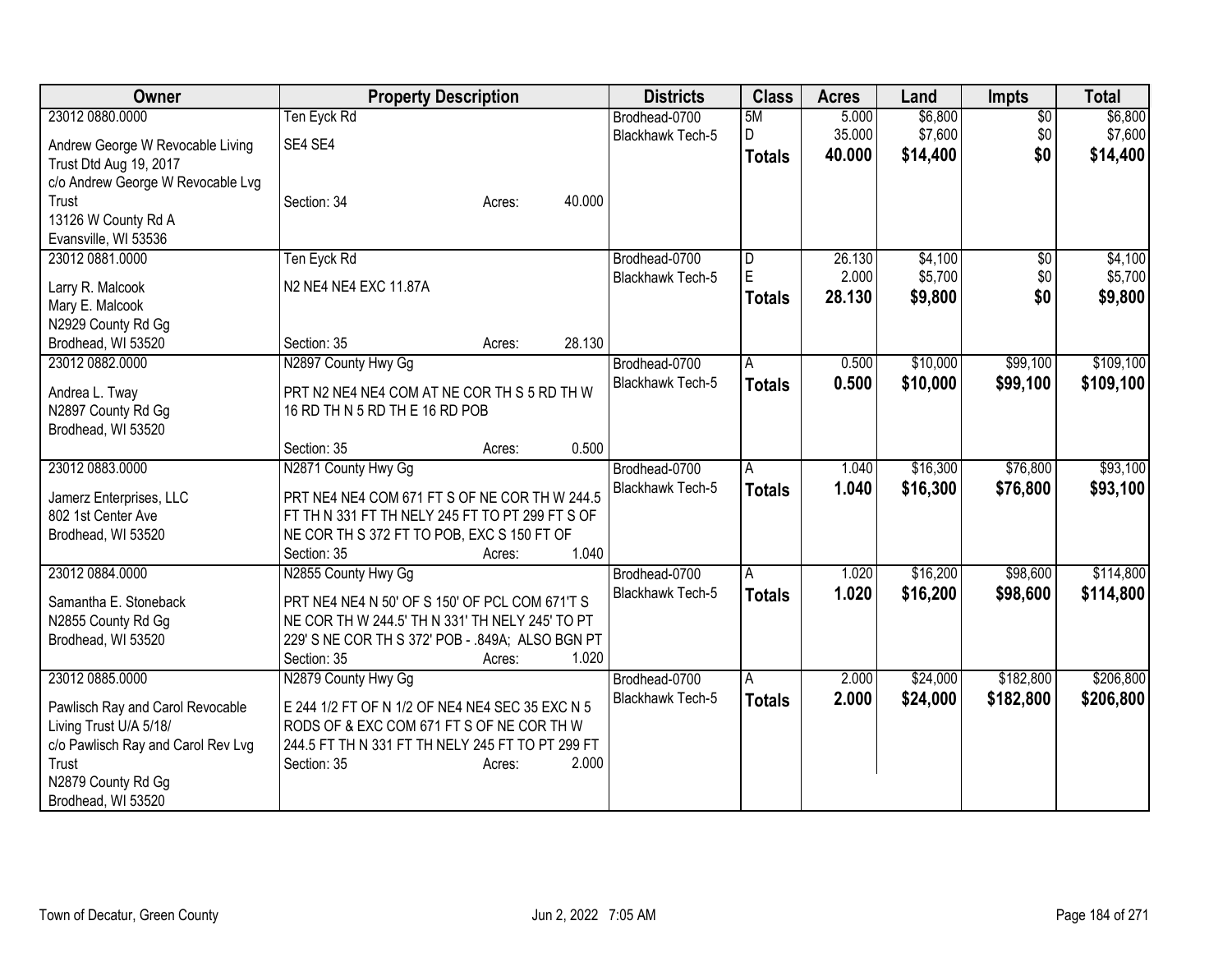| Owner | Property Description | Districts | Class | Acres | Land | Impts | Total |
|---|---|---|---|---|---|---|---|
| 23012 0880.0000<br>Andrew George W Revocable Living Trust Dtd Aug 19, 2017<br>c/o Andrew George W Revocable Lvg Trust<br>13126 W County Rd A<br>Evansville, WI 53536 | Ten Eyck Rd<br>SE4 SE4<br>Section: 34 Acres: 40.000 | Brodhead-0700<br>Blackhawk Tech-5 | 5M<br>D<br>**Totals** | 5.000<br>35.000<br>**40.000** | $6,800<br>$7,600<br>**$14,400** | $0<br>$0<br>**$0** | $6,800<br>$7,600<br>**$14,400** |
| 23012 0881.0000<br>Larry R. Malcook<br>Mary E. Malcook<br>N2929 County Rd Gg<br>Brodhead, WI 53520 | Ten Eyck Rd<br>N2 NE4 NE4 EXC 11.87A<br>Section: 35 Acres: 28.130 | Brodhead-0700<br>Blackhawk Tech-5 | D<br>E<br>**Totals** | 26.130<br>2.000<br>**28.130** | $4,100<br>$5,700<br>**$9,800** | $0<br>$0<br>**$0** | $4,100<br>$5,700<br>**$9,800** |
| 23012 0882.0000<br>Andrea L. Tway<br>N2897 County Rd Gg<br>Brodhead, WI 53520 | N2897 County Hwy Gg<br>PRT N2 NE4 NE4 COM AT NE COR TH S 5 RD TH W 16 RD TH N 5 RD TH E 16 RD POB<br>Section: 35 Acres: 0.500 | Brodhead-0700<br>Blackhawk Tech-5 | A<br>**Totals** | 0.500<br>**0.500** | $10,000<br>**$10,000** | $99,100<br>**$99,100** | $109,100<br>**$109,100** |
| 23012 0883.0000<br>Jamerz Enterprises, LLC<br>802 1st Center Ave<br>Brodhead, WI 53520 | N2871 County Hwy Gg<br>PRT NE4 NE4 COM 671 FT S OF NE COR TH W 244.5 FT TH N 331 FT TH NELY 245 FT TO PT 299 FT S OF NE COR TH S 372 FT TO POB, EXC S 150 FT OF<br>Section: 35 Acres: 1.040 | Brodhead-0700<br>Blackhawk Tech-5 | A<br>**Totals** | 1.040<br>**1.040** | $16,300<br>**$16,300** | $76,800<br>**$76,800** | $93,100<br>**$93,100** |
| 23012 0884.0000<br>Samantha E. Stoneback<br>N2855 County Rd Gg<br>Brodhead, WI 53520 | N2855 County Hwy Gg<br>PRT NE4 NE4 N 50' OF S 150' OF PCL COM 671'T S NE COR TH W 244.5' TH N 331' TH NELY 245' TO PT 229' S NE COR TH S 372' POB - .849A; ALSO BGN PT<br>Section: 35 Acres: 1.020 | Brodhead-0700<br>Blackhawk Tech-5 | A<br>**Totals** | 1.020<br>**1.020** | $16,200<br>**$16,200** | $98,600<br>**$98,600** | $114,800<br>**$114,800** |
| 23012 0885.0000<br>Pawlisch Ray and Carol Revocable Living Trust U/A 5/18/<br>c/o Pawlisch Ray and Carol Rev Lvg Trust<br>N2879 County Rd Gg<br>Brodhead, WI 53520 | N2879 County Hwy Gg<br>E 244 1/2 FT OF N 1/2 OF NE4 NE4 SEC 35 EXC N 5 RODS OF & EXC COM 671 FT S OF NE COR TH W 244.5 FT TH N 331 FT TH NELY 245 FT TO PT 299 FT<br>Section: 35 Acres: 2.000 | Brodhead-0700<br>Blackhawk Tech-5 | A<br>**Totals** | 2.000<br>**2.000** | $24,000<br>**$24,000** | $182,800<br>**$182,800** | $206,800<br>**$206,800** |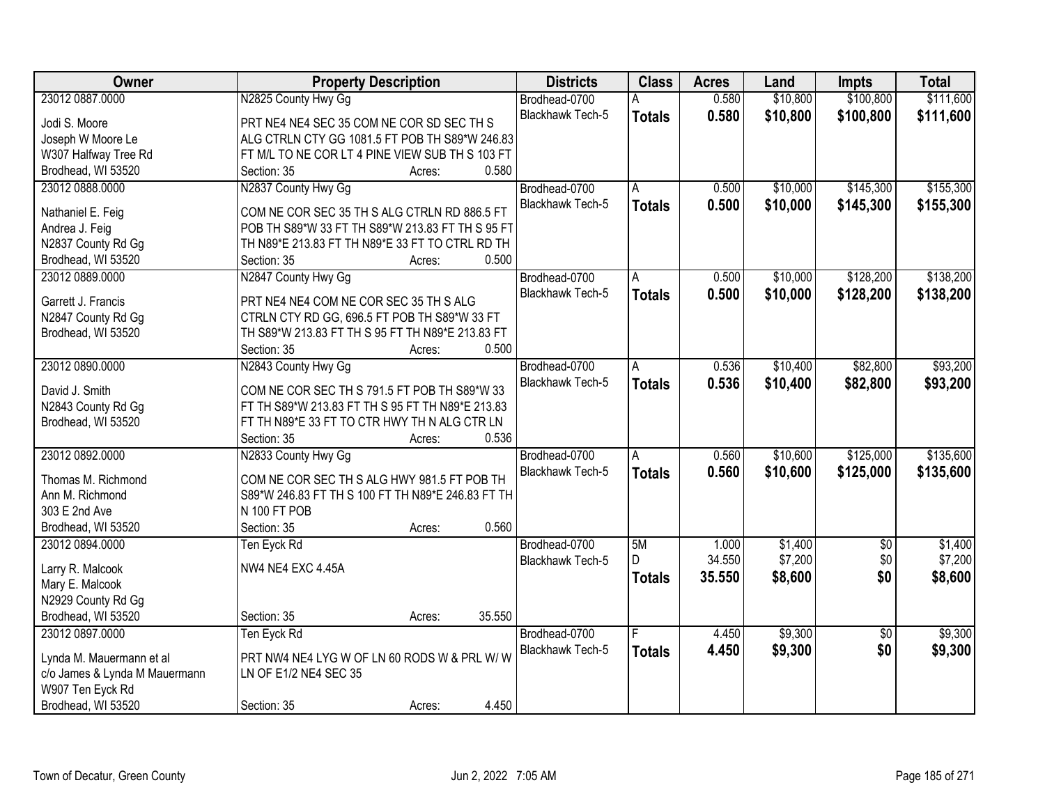| Owner | Property Description | Districts | Class | Acres | Land | Impts | Total |
|---|---|---|---|---|---|---|---|
| 23012 0887.0000<br>Jodi S. Moore<br>Joseph W Moore Le<br>W307 Halfway Tree Rd<br>Brodhead, WI 53520 | N2825 County Hwy Gg<br>PRT NE4 NE4 SEC 35 COM NE COR SD SEC TH S ALG CTRLN CTY GG 1081.5 FT POB TH S89*W 246.83 FT M/L TO NE COR LT 4 PINE VIEW SUB TH S 103 FT<br>Section: 35 Acres: 0.580 | Brodhead-0700<br>Blackhawk Tech-5 | A<br>**Totals** | 0.580<br>**0.580** | $10,800<br>**$10,800** | $100,800<br>**$100,800** | $111,600<br>**$111,600** |
| 23012 0888.0000<br>Nathaniel E. Feig<br>Andrea J. Feig<br>N2837 County Rd Gg<br>Brodhead, WI 53520 | N2837 County Hwy Gg<br>COM NE COR SEC 35 TH S ALG CTRLN RD 886.5 FT POB TH S89*W 33 FT TH S89*W 213.83 FT TH S 95 FT TH N89*E 213.83 FT TH N89*E 33 FT TO CTRL RD TH<br>Section: 35 Acres: 0.500 | Brodhead-0700<br>Blackhawk Tech-5 | A<br>**Totals** | 0.500<br>**0.500** | $10,000<br>**$10,000** | $145,300<br>**$145,300** | $155,300<br>**$155,300** |
| 23012 0889.0000<br>Garrett J. Francis<br>N2847 County Rd Gg<br>Brodhead, WI 53520 | N2847 County Hwy Gg<br>PRT NE4 NE4 COM NE COR SEC 35 TH S ALG CTRLN CTY RD GG, 696.5 FT POB TH S89*W 33 FT TH S89*W 213.83 FT TH S 95 FT TH N89*E 213.83 FT<br>Section: 35 Acres: 0.500 | Brodhead-0700<br>Blackhawk Tech-5 | A<br>**Totals** | 0.500<br>**0.500** | $10,000<br>**$10,000** | $128,200<br>**$128,200** | $138,200<br>**$138,200** |
| 23012 0890.0000<br>David J. Smith<br>N2843 County Rd Gg<br>Brodhead, WI 53520 | N2843 County Hwy Gg<br>COM NE COR SEC TH S 791.5 FT POB TH S89*W 33 FT TH S89*W 213.83 FT TH S 95 FT TH N89*E 213.83 FT TH N89*E 33 FT TO CTR HWY TH N ALG CTR LN<br>Section: 35 Acres: 0.536 | Brodhead-0700<br>Blackhawk Tech-5 | A<br>**Totals** | 0.536<br>**0.536** | $10,400<br>**$10,400** | $82,800<br>**$82,800** | $93,200<br>**$93,200** |
| 23012 0892.0000<br>Thomas M. Richmond<br>Ann M. Richmond<br>303 E 2nd Ave<br>Brodhead, WI 53520 | N2833 County Hwy Gg<br>COM NE COR SEC TH S ALG HWY 981.5 FT POB TH S89*W 246.83 FT TH S 100 FT TH N89*E 246.83 FT TH N 100 FT POB<br>Section: 35 Acres: 0.560 | Brodhead-0700<br>Blackhawk Tech-5 | A<br>**Totals** | 0.560<br>**0.560** | $10,600<br>**$10,600** | $125,000<br>**$125,000** | $135,600<br>**$135,600** |
| 23012 0894.0000<br>Larry R. Malcook<br>Mary E. Malcook<br>N2929 County Rd Gg<br>Brodhead, WI 53520 | Ten Eyck Rd<br>NW4 NE4 EXC 4.45A<br>Section: 35 Acres: 35.550 | Brodhead-0700<br>Blackhawk Tech-5 | 5M<br>D<br>**Totals** | 1.000<br>34.550<br>**35.550** | $1,400<br>$7,200<br>**$8,600** | $0<br>$0<br>**$0** | $1,400<br>$7,200<br>**$8,600** |
| 23012 0897.0000<br>Lynda M. Mauermann et al<br>c/o James & Lynda M Mauermann<br>W907 Ten Eyck Rd<br>Brodhead, WI 53520 | Ten Eyck Rd<br>PRT NW4 NE4 LYG W OF LN 60 RODS W & PRL W/ W LN OF E1/2 NE4 SEC 35<br>Section: 35 Acres: 4.450 | Brodhead-0700<br>Blackhawk Tech-5 | F<br>**Totals** | 4.450<br>**4.450** | $9,300<br>**$9,300** | $0<br>**$0** | $9,300<br>**$9,300** |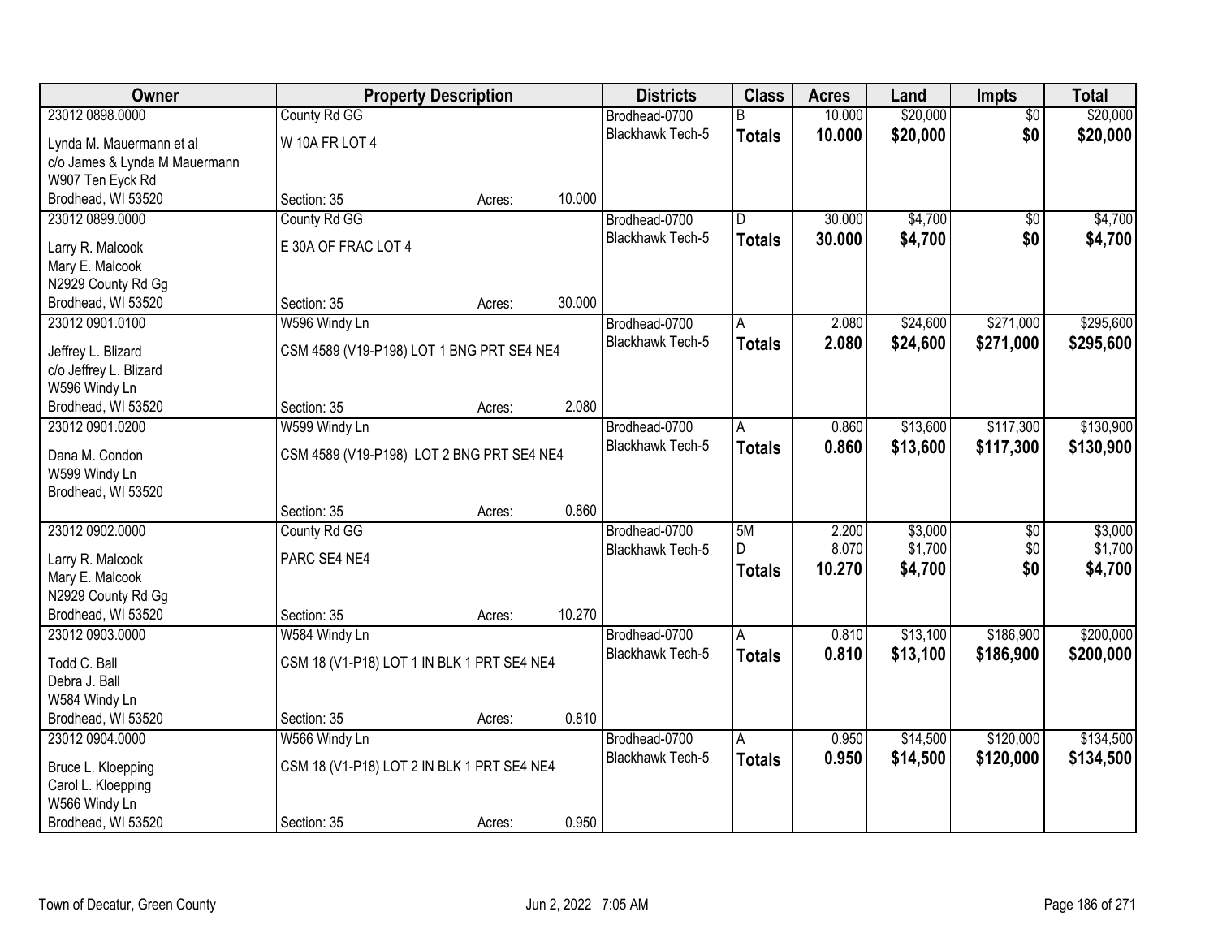| Owner | Property Description | | | Districts | Class | Acres | Land | Impts | Total |
|---|---|---|---|---|---|---|---|---|---|
| 23012 0898.0000 | County Rd GG | | | Brodhead-0700 | B | 10.000 | $20,000 | $0 | $20,000 |
| Lynda M. Mauermann et al<br>c/o James & Lynda M Mauermann<br>W907 Ten Eyck Rd<br>Brodhead, WI 53520 | W 10A FR LOT 4 | | | Blackhawk Tech-5 | **Totals** | **10.000** | **$20,000** | **$0** | **$20,000** |
| | Section: 35 | Acres: | 10.000 | | | | | | |
| 23012 0899.0000 | County Rd GG | | | Brodhead-0700 | D | 30.000 | $4,700 | $0 | $4,700 |
| Larry R. Malcook<br>Mary E. Malcook<br>N2929 County Rd Gg<br>Brodhead, WI 53520 | E 30A OF FRAC LOT 4 | | | Blackhawk Tech-5 | **Totals** | **30.000** | **$4,700** | **$0** | **$4,700** |
| | Section: 35 | Acres: | 30.000 | | | | | | |
| 23012 0901.0100 | W596 Windy Ln | | | Brodhead-0700 | A | 2.080 | $24,600 | $271,000 | $295,600 |
| Jeffrey L. Blizard<br>c/o Jeffrey L. Blizard<br>W596 Windy Ln<br>Brodhead, WI 53520 | CSM 4589 (V19-P198) LOT 1 BNG PRT SE4 NE4 | | | Blackhawk Tech-5 | **Totals** | **2.080** | **$24,600** | **$271,000** | **$295,600** |
| | Section: 35 | Acres: | 2.080 | | | | | | |
| 23012 0901.0200 | W599 Windy Ln | | | Brodhead-0700 | A | 0.860 | $13,600 | $117,300 | $130,900 |
| Dana M. Condon<br>W599 Windy Ln<br>Brodhead, WI 53520 | CSM 4589 (V19-P198) LOT 2 BNG PRT SE4 NE4 | | | Blackhawk Tech-5 | **Totals** | **0.860** | **$13,600** | **$117,300** | **$130,900** |
| | Section: 35 | Acres: | 0.860 | | | | | | |
| 23012 0902.0000 | County Rd GG | | | Brodhead-0700 | 5M | 2.200 | $3,000 | $0 | $3,000 |
| Larry R. Malcook<br>Mary E. Malcook<br>N2929 County Rd Gg<br>Brodhead, WI 53520 | PARC SE4 NE4 | | | Blackhawk Tech-5 | D | 8.070 | $1,700 | $0 | $1,700 |
| | | | | | **Totals** | **10.270** | **$4,700** | **$0** | **$4,700** |
| | Section: 35 | Acres: | 10.270 | | | | | | |
| 23012 0903.0000 | W584 Windy Ln | | | Brodhead-0700 | A | 0.810 | $13,100 | $186,900 | $200,000 |
| Todd C. Ball<br>Debra J. Ball<br>W584 Windy Ln<br>Brodhead, WI 53520 | CSM 18 (V1-P18) LOT 1 IN BLK 1 PRT SE4 NE4 | | | Blackhawk Tech-5 | **Totals** | **0.810** | **$13,100** | **$186,900** | **$200,000** |
| | Section: 35 | Acres: | 0.810 | | | | | | |
| 23012 0904.0000 | W566 Windy Ln | | | Brodhead-0700 | A | 0.950 | $14,500 | $120,000 | $134,500 |
| Bruce L. Kloepping<br>Carol L. Kloepping<br>W566 Windy Ln<br>Brodhead, WI 53520 | CSM 18 (V1-P18) LOT 2 IN BLK 1 PRT SE4 NE4 | | | Blackhawk Tech-5 | **Totals** | **0.950** | **$14,500** | **$120,000** | **$134,500** |
| | Section: 35 | Acres: | 0.950 | | | | | | |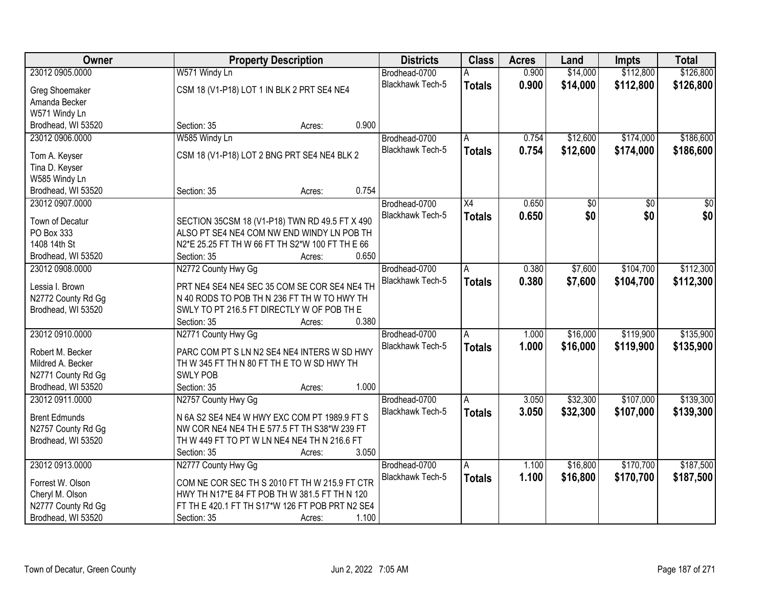| Owner | Property Description | Districts | Class | Acres | Land | Impts | Total |
|---|---|---|---|---|---|---|---|
| 23012 0905.0000<br>Greg Shoemaker<br>Amanda Becker<br>W571 Windy Ln<br>Brodhead, WI 53520 | W571 Windy Ln<br>CSM 18 (V1-P18) LOT 1 IN BLK 2 PRT SE4 NE4<br>Section: 35 Acres: 0.900 | Brodhead-0700<br>Blackhawk Tech-5 | A<br>**Totals** | 0.900<br>**0.900** | $14,000<br>**$14,000** | $112,800<br>**$112,800** | $126,800<br>**$126,800** |
| 23012 0906.0000<br>Tom A. Keyser<br>Tina D. Keyser<br>W585 Windy Ln<br>Brodhead, WI 53520 | W585 Windy Ln<br>CSM 18 (V1-P18) LOT 2 BNG PRT SE4 NE4 BLK 2<br>Section: 35 Acres: 0.754 | Brodhead-0700<br>Blackhawk Tech-5 | A<br>**Totals** | 0.754<br>**0.754** | $12,600<br>**$12,600** | $174,000<br>**$174,000** | $186,600<br>**$186,600** |
| 23012 0907.0000<br>Town of Decatur<br>PO Box 333<br>1408 14th St<br>Brodhead, WI 53520 | SECTION 35CSM 18 (V1-P18) TWN RD 49.5 FT X 490 ALSO PT SE4 NE4 COM NW END WINDY LN POB TH N2*E 25.25 FT TH W 66 FT TH S2*W 100 FT TH E 66<br>Section: 35 Acres: 0.650 | Brodhead-0700<br>Blackhawk Tech-5 | X4<br>**Totals** | 0.650<br>**0.650** | $0<br>**$0** | $0<br>**$0** | $0<br>**$0** |
| 23012 0908.0000<br>Lessia I. Brown<br>N2772 County Rd Gg<br>Brodhead, WI 53520 | N2772 County Hwy Gg<br>PRT NE4 SE4 NE4 SEC 35 COM SE COR SE4 NE4 TH N 40 RODS TO POB TH N 236 FT TH W TO HWY TH SWLY TO PT 216.5 FT DIRECTLY W OF POB TH E<br>Section: 35 Acres: 0.380 | Brodhead-0700<br>Blackhawk Tech-5 | A<br>**Totals** | 0.380<br>**0.380** | $7,600<br>**$7,600** | $104,700<br>**$104,700** | $112,300<br>**$112,300** |
| 23012 0910.0000<br>Robert M. Becker<br>Mildred A. Becker<br>N2771 County Rd Gg<br>Brodhead, WI 53520 | N2771 County Hwy Gg<br>PARC COM PT S LN N2 SE4 NE4 INTERS W SD HWY TH W 345 FT TH N 80 FT TH E TO W SD HWY TH SWLY POB<br>Section: 35 Acres: 1.000 | Brodhead-0700<br>Blackhawk Tech-5 | A<br>**Totals** | 1.000<br>**1.000** | $16,000<br>**$16,000** | $119,900<br>**$119,900** | $135,900<br>**$135,900** |
| 23012 0911.0000<br>Brent Edmunds<br>N2757 County Rd Gg<br>Brodhead, WI 53520 | N2757 County Hwy Gg<br>N 6A S2 SE4 NE4 W HWY EXC COM PT 1989.9 FT S NW COR NE4 NE4 TH E 577.5 FT TH S38*W 239 FT TH W 449 FT TO PT W LN NE4 NE4 TH N 216.6 FT<br>Section: 35 Acres: 3.050 | Brodhead-0700<br>Blackhawk Tech-5 | A<br>**Totals** | 3.050<br>**3.050** | $32,300<br>**$32,300** | $107,000<br>**$107,000** | $139,300<br>**$139,300** |
| 23012 0913.0000<br>Forrest W. Olson<br>Cheryl M. Olson<br>N2777 County Rd Gg<br>Brodhead, WI 53520 | N2777 County Hwy Gg<br>COM NE COR SEC TH S 2010 FT TH W 215.9 FT CTR HWY TH N17*E 84 FT POB TH W 381.5 FT TH N 120 FT TH E 420.1 FT TH S17*W 126 FT POB PRT N2 SE4<br>Section: 35 Acres: 1.100 | Brodhead-0700<br>Blackhawk Tech-5 | A<br>**Totals** | 1.100<br>**1.100** | $16,800<br>**$16,800** | $170,700<br>**$170,700** | $187,500<br>**$187,500** |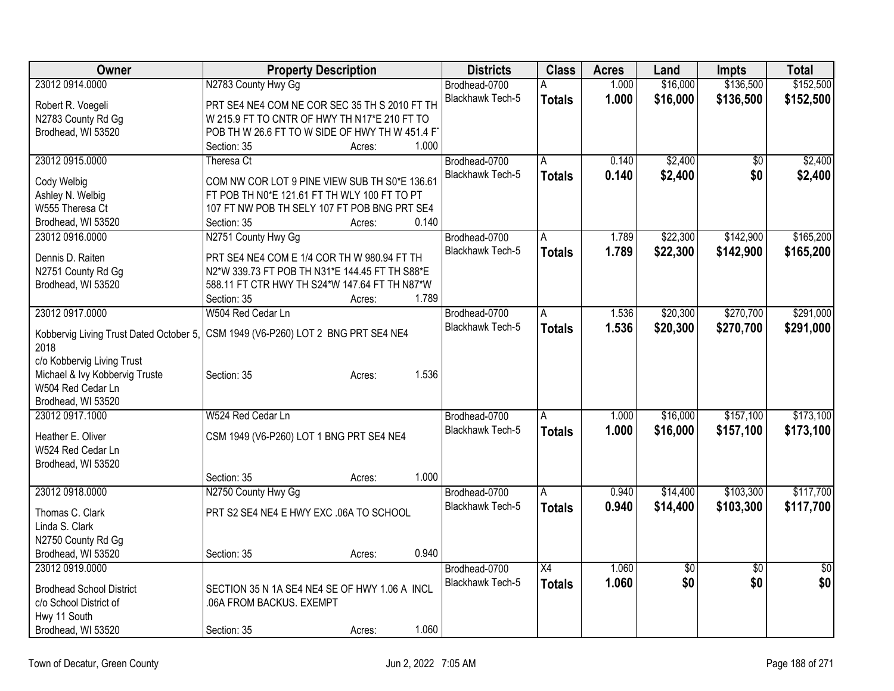| Owner | Property Description | Districts | Class | Acres | Land | Impts | Total |
|---|---|---|---|---|---|---|---|
| 23012 0914.0000<br>Robert R. Voegeli<br>N2783 County Rd Gg<br>Brodhead, WI 53520 | N2783 County Hwy Gg<br>PRT SE4 NE4 COM NE COR SEC 35 TH S 2010 FT TH W 215.9 FT TO CNTR OF HWY TH N17*E 210 FT TO POB TH W 26.6 FT TO W SIDE OF HWY TH W 451.4 F<br>Section: 35 Acres: 1.000 | Brodhead-0700<br>Blackhawk Tech-5 | A<br>**Totals** | 1.000<br>**1.000** | $16,000<br>**$16,000** | $136,500<br>**$136,500** | $152,500<br>**$152,500** |
| 23012 0915.0000<br>Cody Welbig<br>Ashley N. Welbig<br>W555 Theresa Ct<br>Brodhead, WI 53520 | Theresa Ct<br>COM NW COR LOT 9 PINE VIEW SUB TH S0*E 136.61 FT POB TH N0*E 121.61 FT TH WLY 100 FT TO PT 107 FT NW POB TH SELY 107 FT POB BNG PRT SE4<br>Section: 35 Acres: 0.140 | Brodhead-0700<br>Blackhawk Tech-5 | A<br>**Totals** | 0.140<br>**0.140** | $2,400<br>**$2,400** | $0<br>**$0** | $2,400<br>**$2,400** |
| 23012 0916.0000<br>Dennis D. Raiten<br>N2751 County Rd Gg<br>Brodhead, WI 53520 | N2751 County Hwy Gg<br>PRT SE4 NE4 COM E 1/4 COR TH W 980.94 FT TH N2*W 339.73 FT POB TH N31*E 144.45 FT TH S88*E 588.11 FT CTR HWY TH S24*W 147.64 FT TH N87*W<br>Section: 35 Acres: 1.789 | Brodhead-0700<br>Blackhawk Tech-5 | A<br>**Totals** | 1.789<br>**1.789** | $22,300<br>**$22,300** | $142,900<br>**$142,900** | $165,200<br>**$165,200** |
| 23012 0917.0000<br>Kobbervig Living Trust Dated October 5, 2018<br>c/o Kobbervig Living Trust<br>Michael & Ivy Kobbervig Truste<br>W504 Red Cedar Ln<br>Brodhead, WI 53520 | W504 Red Cedar Ln<br>CSM 1949 (V6-P260) LOT 2 BNG PRT SE4 NE4<br>Section: 35 Acres: 1.536 | Brodhead-0700<br>Blackhawk Tech-5 | A<br>**Totals** | 1.536<br>**1.536** | $20,300<br>**$20,300** | $270,700<br>**$270,700** | $291,000<br>**$291,000** |
| 23012 0917.1000<br>Heather E. Oliver<br>W524 Red Cedar Ln<br>Brodhead, WI 53520 | W524 Red Cedar Ln<br>CSM 1949 (V6-P260) LOT 1 BNG PRT SE4 NE4<br>Section: 35 Acres: 1.000 | Brodhead-0700<br>Blackhawk Tech-5 | A<br>**Totals** | 1.000<br>**1.000** | $16,000<br>**$16,000** | $157,100<br>**$157,100** | $173,100<br>**$173,100** |
| 23012 0918.0000<br>Thomas C. Clark<br>Linda S. Clark<br>N2750 County Rd Gg<br>Brodhead, WI 53520 | N2750 County Hwy Gg<br>PRT S2 SE4 NE4 E HWY EXC .06A TO SCHOOL<br>Section: 35 Acres: 0.940 | Brodhead-0700<br>Blackhawk Tech-5 | A<br>**Totals** | 0.940<br>**0.940** | $14,400<br>**$14,400** | $103,300<br>**$103,300** | $117,700<br>**$117,700** |
| 23012 0919.0000<br>Brodhead School District<br>c/o School District of<br>Hwy 11 South<br>Brodhead, WI 53520 | SECTION 35 N 1A SE4 NE4 SE OF HWY 1.06 A INCL .06A FROM BACKUS. EXEMPT<br>Section: 35 Acres: 1.060 | Brodhead-0700<br>Blackhawk Tech-5 | X4<br>**Totals** | 1.060<br>**1.060** | $0<br>**$0** | $0<br>**$0** | $0<br>**$0** |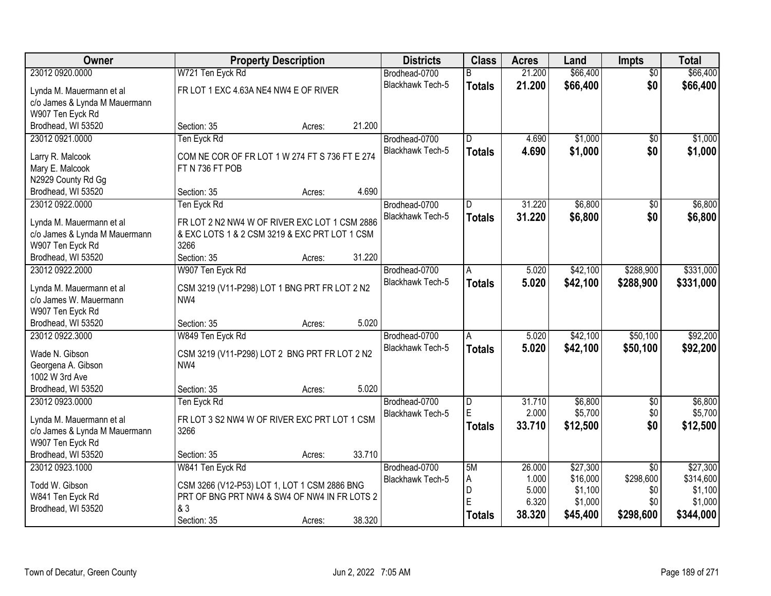| Owner | Property Description | | | Districts | Class | Acres | Land | Impts | Total |
|---|---|---|---|---|---|---|---|---|---|
| 23012 0920.0000 | W721 Ten Eyck Rd | | | Brodhead-0700 | B | 21.200 | $66,400 | $0 | $66,400 |
| Lynda M. Mauermann et al | FR LOT 1 EXC 4.63A NE4 NW4 E OF RIVER | | | Blackhawk Tech-5 | **Totals** | **21.200** | **$66,400** | **$0** | **$66,400** |
| c/o James & Lynda M Mauermann | | | | | | | | | |
| W907 Ten Eyck Rd | | | | | | | | | |
| Brodhead, WI 53520 | Section: 35 | Acres: | 21.200 | | | | | | |
| 23012 0921.0000 | Ten Eyck Rd | | | Brodhead-0700 | D | 4.690 | $1,000 | $0 | $1,000 |
| Larry R. Malcook | COM NE COR OF FR LOT 1 W 274 FT S 736 FT E 274 FT N 736 FT POB | | | Blackhawk Tech-5 | **Totals** | **4.690** | **$1,000** | **$0** | **$1,000** |
| Mary E. Malcook | | | | | | | | | |
| N2929 County Rd Gg | | | | | | | | | |
| Brodhead, WI 53520 | Section: 35 | Acres: | 4.690 | | | | | | |
| 23012 0922.0000 | Ten Eyck Rd | | | Brodhead-0700 | D | 31.220 | $6,800 | $0 | $6,800 |
| Lynda M. Mauermann et al | FR LOT 2 N2 NW4 W OF RIVER EXC LOT 1 CSM 2886 & EXC LOTS 1 & 2 CSM 3219 & EXC PRT LOT 1 CSM 3266 | | | Blackhawk Tech-5 | **Totals** | **31.220** | **$6,800** | **$0** | **$6,800** |
| c/o James & Lynda M Mauermann | | | | | | | | | |
| W907 Ten Eyck Rd | | | | | | | | | |
| Brodhead, WI 53520 | Section: 35 | Acres: | 31.220 | | | | | | |
| 23012 0922.2000 | W907 Ten Eyck Rd | | | Brodhead-0700 | A | 5.020 | $42,100 | $288,900 | $331,000 |
| Lynda M. Mauermann et al | CSM 3219 (V11-P298) LOT 1 BNG PRT FR LOT 2 N2 NW4 | | | Blackhawk Tech-5 | **Totals** | **5.020** | **$42,100** | **$288,900** | **$331,000** |
| c/o James W. Mauermann | | | | | | | | | |
| W907 Ten Eyck Rd | | | | | | | | | |
| Brodhead, WI 53520 | Section: 35 | Acres: | 5.020 | | | | | | |
| 23012 0922.3000 | W849 Ten Eyck Rd | | | Brodhead-0700 | A | 5.020 | $42,100 | $50,100 | $92,200 |
| Wade N. Gibson | CSM 3219 (V11-P298) LOT 2 BNG PRT FR LOT 2 N2 NW4 | | | Blackhawk Tech-5 | **Totals** | **5.020** | **$42,100** | **$50,100** | **$92,200** |
| Georgena A. Gibson | | | | | | | | | |
| 1002 W 3rd Ave | | | | | | | | | |
| Brodhead, WI 53520 | Section: 35 | Acres: | 5.020 | | | | | | |
| 23012 0923.0000 | Ten Eyck Rd | | | Brodhead-0700 | D | 31.710 | $6,800 | $0 | $6,800 |
| Lynda M. Mauermann et al | FR LOT 3 S2 NW4 W OF RIVER EXC PRT LOT 1 CSM 3266 | | | Blackhawk Tech-5 | E | 2.000 | $5,700 | $0 | $5,700 |
| c/o James & Lynda M Mauermann | | | | | **Totals** | **33.710** | **$12,500** | **$0** | **$12,500** |
| W907 Ten Eyck Rd | | | | | | | | | |
| Brodhead, WI 53520 | Section: 35 | Acres: | 33.710 | | | | | | |
| 23012 0923.1000 | W841 Ten Eyck Rd | | | Brodhead-0700 | 5M | 26.000 | $27,300 | $0 | $27,300 |
| Todd W. Gibson | CSM 3266 (V12-P53) LOT 1, LOT 1 CSM 2886 BNG PRT OF BNG PRT NW4 & SW4 OF NW4 IN FR LOTS 2 & 3 | | | Blackhawk Tech-5 | A | 1.000 | $16,000 | $298,600 | $314,600 |
| W841 Ten Eyck Rd | | | | | D | 5.000 | $1,100 | $0 | $1,100 |
| Brodhead, WI 53520 | | | | | E | 6.320 | $1,000 | $0 | $1,000 |
| | Section: 35 | Acres: | 38.320 | | **Totals** | **38.320** | **$45,400** | **$298,600** | **$344,000** |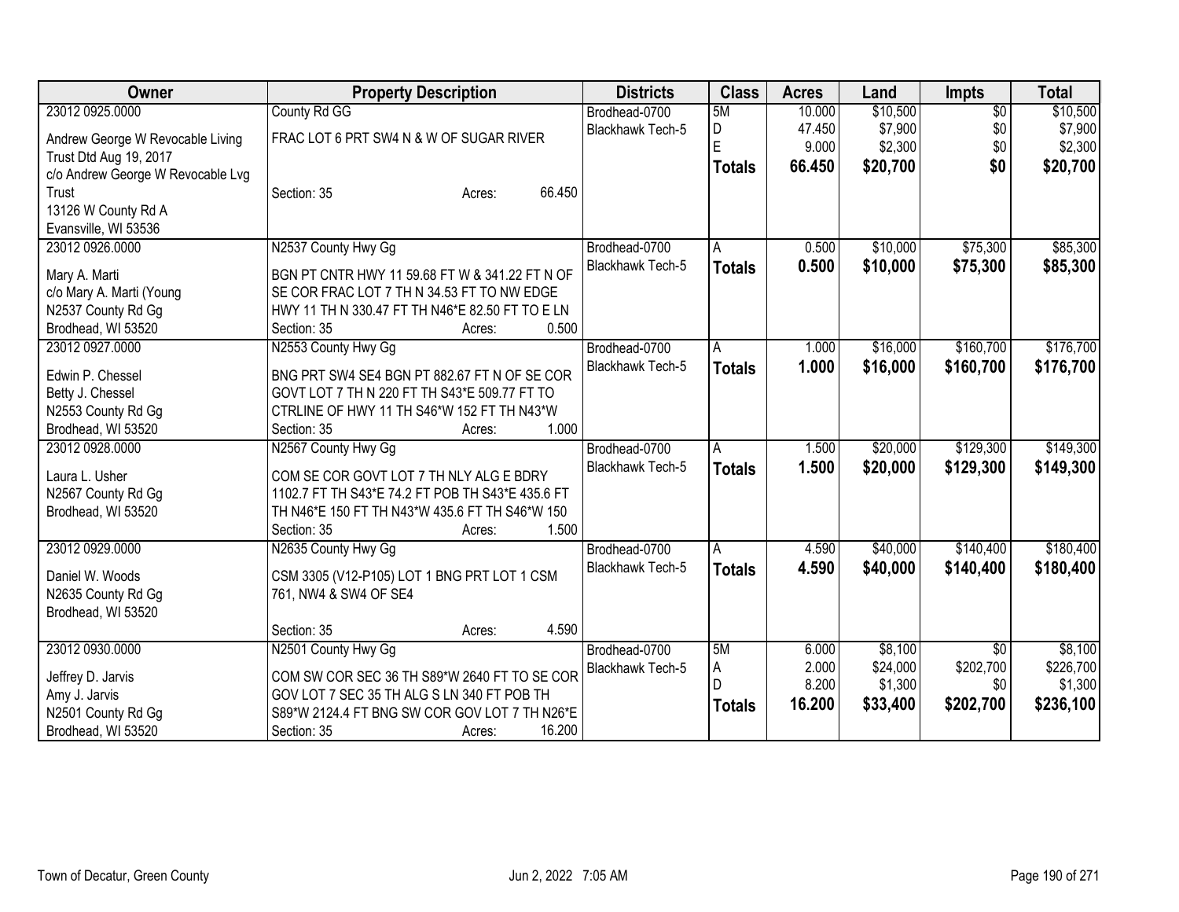| Owner | Property Description | Districts | Class | Acres | Land | Impts | Total |
|---|---|---|---|---|---|---|---|
| 23012 0925.0000<br>Andrew George W Revocable Living Trust Dtd Aug 19, 2017<br>c/o Andrew George W Revocable Lvg Trust<br>13126 W County Rd A<br>Evansville, WI 53536 | County Rd GG<br>FRAC LOT 6 PRT SW4 N & W OF SUGAR RIVER<br>Section: 35 Acres: 66.450 | Brodhead-0700<br>Blackhawk Tech-5 | 5M<br>D<br>E<br>**Totals** | 10.000<br>47.450<br>9.000<br>**66.450** | $10,500<br>$7,900<br>$2,300<br>**$20,700** | $0<br>$0<br>$0<br>**$0** | $10,500<br>$7,900<br>$2,300<br>**$20,700** |
| 23012 0926.0000<br>Mary A. Marti<br>c/o Mary A. Marti (Young<br>N2537 County Rd Gg<br>Brodhead, WI 53520 | N2537 County Hwy Gg<br>BGN PT CNTR HWY 11 59.68 FT W & 341.22 FT N OF SE COR FRAC LOT 7 TH N 34.53 FT TO NW EDGE HWY 11 TH N 330.47 FT TH N46*E 82.50 FT TO E LN<br>Section: 35 Acres: 0.500 | Brodhead-0700<br>Blackhawk Tech-5 | A<br>**Totals** | 0.500<br>**0.500** | $10,000<br>**$10,000** | $75,300<br>**$75,300** | $85,300<br>**$85,300** |
| 23012 0927.0000<br>Edwin P. Chessel<br>Betty J. Chessel<br>N2553 County Rd Gg<br>Brodhead, WI 53520 | N2553 County Hwy Gg<br>BNG PRT SW4 SE4 BGN PT 882.67 FT N OF SE COR GOVT LOT 7 TH N 220 FT TH S43*E 509.77 FT TO CTRLINE OF HWY 11 TH S46*W 152 FT TH N43*W<br>Section: 35 Acres: 1.000 | Brodhead-0700<br>Blackhawk Tech-5 | A<br>**Totals** | 1.000<br>**1.000** | $16,000<br>**$16,000** | $160,700<br>**$160,700** | $176,700<br>**$176,700** |
| 23012 0928.0000<br>Laura L. Usher<br>N2567 County Rd Gg<br>Brodhead, WI 53520 | N2567 County Hwy Gg<br>COM SE COR GOVT LOT 7 TH NLY ALG E BDRY 1102.7 FT TH S43*E 74.2 FT POB TH S43*E 435.6 FT TH N46*E 150 FT TH N43*W 435.6 FT TH S46*W 150<br>Section: 35 Acres: 1.500 | Brodhead-0700<br>Blackhawk Tech-5 | A<br>**Totals** | 1.500<br>**1.500** | $20,000<br>**$20,000** | $129,300<br>**$129,300** | $149,300<br>**$149,300** |
| 23012 0929.0000<br>Daniel W. Woods<br>N2635 County Rd Gg<br>Brodhead, WI 53520 | N2635 County Hwy Gg<br>CSM 3305 (V12-P105) LOT 1 BNG PRT LOT 1 CSM 761, NW4 & SW4 OF SE4<br>Section: 35 Acres: 4.590 | Brodhead-0700<br>Blackhawk Tech-5 | A<br>**Totals** | 4.590<br>**4.590** | $40,000<br>**$40,000** | $140,400<br>**$140,400** | $180,400<br>**$180,400** |
| 23012 0930.0000<br>Jeffrey D. Jarvis<br>Amy J. Jarvis<br>N2501 County Rd Gg<br>Brodhead, WI 53520 | N2501 County Hwy Gg<br>COM SW COR SEC 36 TH S89*W 2640 FT TO SE COR GOV LOT 7 SEC 35 TH ALG S LN 340 FT POB TH S89*W 2124.4 FT BNG SW COR GOV LOT 7 TH N26*E<br>Section: 35 Acres: 16.200 | Brodhead-0700<br>Blackhawk Tech-5 | 5M<br>A<br>D<br>**Totals** | 6.000<br>2.000<br>8.200<br>**16.200** | $8,100<br>$24,000<br>$1,300<br>**$33,400** | $0<br>$202,700<br>$0<br>**$202,700** | $8,100<br>$226,700<br>$1,300<br>**$236,100** |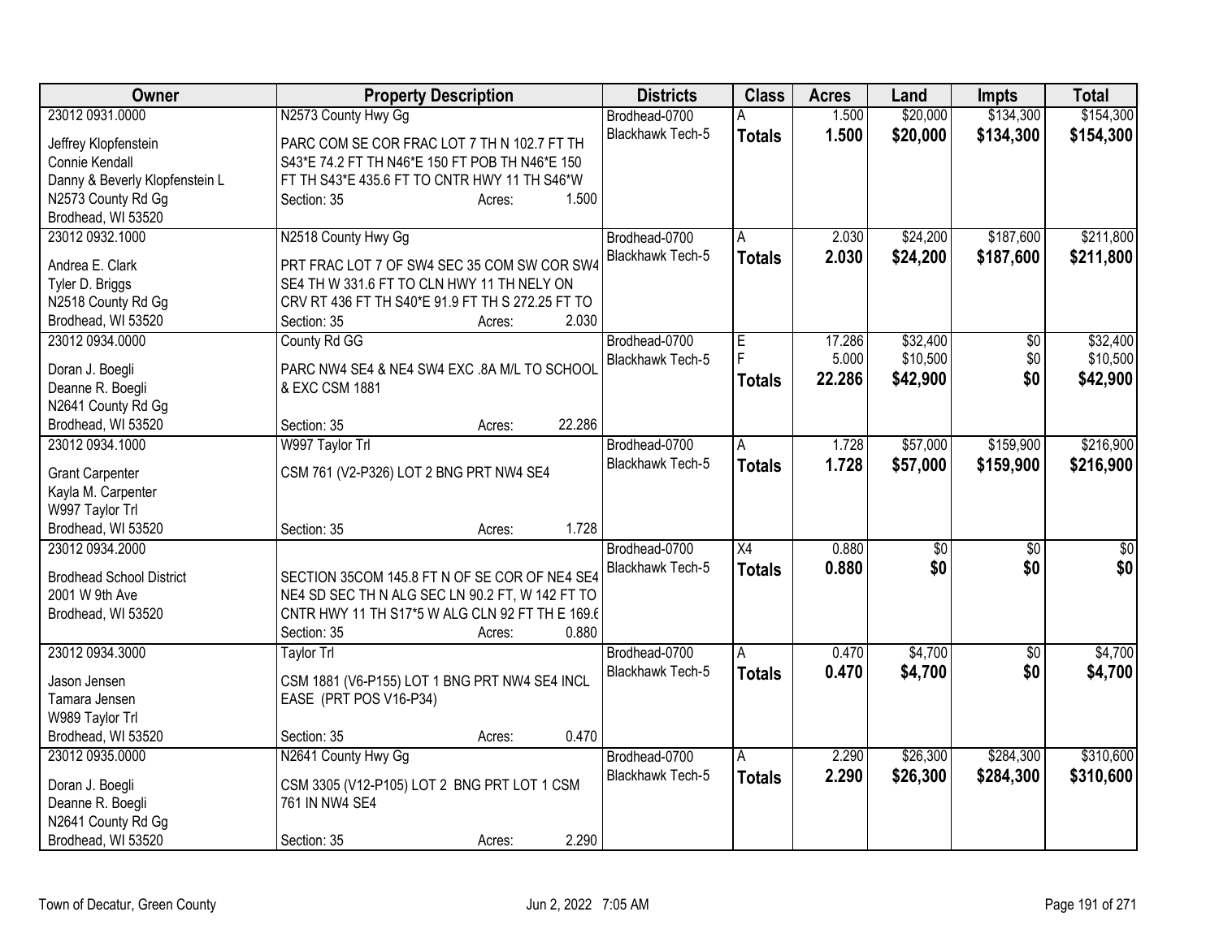| Owner | Property Description | Districts | Class | Acres | Land | Impts | Total |
|---|---|---|---|---|---|---|---|
| 23012 0931.0000<br>Jeffrey Klopfenstein<br>Connie Kendall<br>Danny & Beverly Klopfenstein L<br>N2573 County Rd Gg<br>Brodhead, WI 53520 | N2573 County Hwy Gg<br>PARC COM SE COR FRAC LOT 7 TH N 102.7 FT TH S43*E 74.2 FT TH N46*E 150 FT POB TH N46*E 150 FT TH S43*E 435.6 FT TO CNTR HWY 11 TH S46*W<br>Section: 35 Acres: 1.500 | Brodhead-0700<br>Blackhawk Tech-5 | A<br>**Totals** | 1.500<br>**1.500** | $20,000<br>**$20,000** | $134,300<br>**$134,300** | $154,300<br>**$154,300** |
| 23012 0932.1000<br>Andrea E. Clark<br>Tyler D. Briggs<br>N2518 County Rd Gg<br>Brodhead, WI 53520 | N2518 County Hwy Gg<br>PRT FRAC LOT 7 OF SW4 SEC 35 COM SW COR SW4 SE4 TH W 331.6 FT TO CLN HWY 11 TH NELY ON CRV RT 436 FT TH S40*E 91.9 FT TH S 272.25 FT TO<br>Section: 35 Acres: 2.030 | Brodhead-0700<br>Blackhawk Tech-5 | A<br>**Totals** | 2.030<br>**2.030** | $24,200<br>**$24,200** | $187,600<br>**$187,600** | $211,800<br>**$211,800** |
| 23012 0934.0000<br>Doran J. Boegli<br>Deanne R. Boegli<br>N2641 County Rd Gg<br>Brodhead, WI 53520 | County Rd GG<br>PARC NW4 SE4 & NE4 SW4 EXC .8A M/L TO SCHOOL & EXC CSM 1881<br>Section: 35 Acres: 22.286 | Brodhead-0700<br>Blackhawk Tech-5 | E<br>F<br>**Totals** | 17.286<br>5.000<br>**22.286** | $32,400<br>$10,500<br>**$42,900** | $0<br>$0<br>**$0** | $32,400<br>$10,500<br>**$42,900** |
| 23012 0934.1000<br>Grant Carpenter<br>Kayla M. Carpenter<br>W997 Taylor Trl<br>Brodhead, WI 53520 | W997 Taylor Trl<br>CSM 761 (V2-P326) LOT 2 BNG PRT NW4 SE4<br>Section: 35 Acres: 1.728 | Brodhead-0700<br>Blackhawk Tech-5 | A<br>**Totals** | 1.728<br>**1.728** | $57,000<br>**$57,000** | $159,900<br>**$159,900** | $216,900<br>**$216,900** |
| 23012 0934.2000<br>Brodhead School District<br>2001 W 9th Ave<br>Brodhead, WI 53520 | SECTION 35COM 145.8 FT N OF SE COR OF NE4 SE4 NE4 SD SEC TH N ALG SEC LN 90.2 FT, W 142 FT TO CNTR HWY 11 TH S17*5 W ALG CLN 92 FT TH E 169.6<br>Section: 35 Acres: 0.880 | Brodhead-0700<br>Blackhawk Tech-5 | X4<br>**Totals** | 0.880<br>**0.880** | $0<br>**$0** | $0<br>**$0** | $0<br>**$0** |
| 23012 0934.3000<br>Jason Jensen<br>Tamara Jensen<br>W989 Taylor Trl<br>Brodhead, WI 53520 | Taylor Trl<br>CSM 1881 (V6-P155) LOT 1 BNG PRT NW4 SE4 INCL EASE (PRT POS V16-P34)<br>Section: 35 Acres: 0.470 | Brodhead-0700<br>Blackhawk Tech-5 | A<br>**Totals** | 0.470<br>**0.470** | $4,700<br>**$4,700** | $0<br>**$0** | $4,700<br>**$4,700** |
| 23012 0935.0000<br>Doran J. Boegli<br>Deanne R. Boegli<br>N2641 County Rd Gg<br>Brodhead, WI 53520 | N2641 County Hwy Gg<br>CSM 3305 (V12-P105) LOT 2 BNG PRT LOT 1 CSM 761 IN NW4 SE4<br>Section: 35 Acres: 2.290 | Brodhead-0700<br>Blackhawk Tech-5 | A<br>**Totals** | 2.290<br>**2.290** | $26,300<br>**$26,300** | $284,300<br>**$284,300** | $310,600<br>**$310,600** |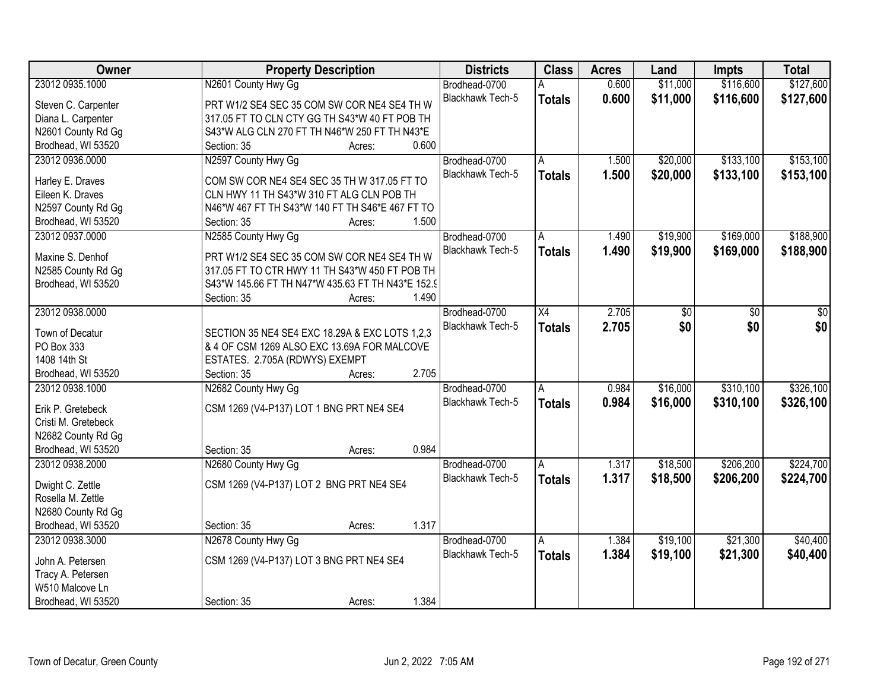| Owner | Property Description | Districts | Class | Acres | Land | Impts | Total |
|---|---|---|---|---|---|---|---|
| 23012 0935.1000<br>Steven C. Carpenter<br>Diana L. Carpenter<br>N2601 County Rd Gg<br>Brodhead, WI 53520 | N2601 County Hwy Gg<br>PRT W1/2 SE4 SEC 35 COM SW COR NE4 SE4 TH W 317.05 FT TO CLN CTY GG TH S43*W 40 FT POB TH S43*W ALG CLN 270 FT TH N46*W 250 FT TH N43*E<br>Section: 35 Acres: 0.600 | Brodhead-0700<br>Blackhawk Tech-5 | A<br>**Totals** | 0.600<br>**0.600** | $11,000<br>**$11,000** | $116,600<br>**$116,600** | $127,600<br>**$127,600** |
| 23012 0936.0000<br>Harley E. Draves<br>Eileen K. Draves<br>N2597 County Rd Gg<br>Brodhead, WI 53520 | N2597 County Hwy Gg<br>COM SW COR NE4 SE4 SEC 35 TH W 317.05 FT TO CLN HWY 11 TH S43*W 310 FT ALG CLN POB TH N46*W 467 FT TH S43*W 140 FT TH S46*E 467 FT TO<br>Section: 35 Acres: 1.500 | Brodhead-0700<br>Blackhawk Tech-5 | A<br>**Totals** | 1.500<br>**1.500** | $20,000<br>**$20,000** | $133,100<br>**$133,100** | $153,100<br>**$153,100** |
| 23012 0937.0000<br>Maxine S. Denhof<br>N2585 County Rd Gg<br>Brodhead, WI 53520 | N2585 County Hwy Gg<br>PRT W1/2 SE4 SEC 35 COM SW COR NE4 SE4 TH W 317.05 FT TO CTR HWY 11 TH S43*W 450 FT POB TH S43*W 145.66 FT TH N47*W 435.63 FT TH N43*E 152.9<br>Section: 35 Acres: 1.490 | Brodhead-0700<br>Blackhawk Tech-5 | A<br>**Totals** | 1.490<br>**1.490** | $19,900<br>**$19,900** | $169,000<br>**$169,000** | $188,900<br>**$188,900** |
| 23012 0938.0000<br>Town of Decatur<br>PO Box 333<br>1408 14th St<br>Brodhead, WI 53520 | SECTION 35 NE4 SE4 EXC 18.29A & EXC LOTS 1,2,3 & 4 OF CSM 1269 ALSO EXC 13.69A FOR MALCOVE ESTATES. 2.705A (RDWYS) EXEMPT<br>Section: 35 Acres: 2.705 | Brodhead-0700<br>Blackhawk Tech-5 | X4<br>**Totals** | 2.705<br>**2.705** | $0<br>**$0** | $0<br>**$0** | $0<br>**$0** |
| 23012 0938.1000<br>Erik P. Gretebeck<br>Cristi M. Gretebeck<br>N2682 County Rd Gg<br>Brodhead, WI 53520 | N2682 County Hwy Gg<br>CSM 1269 (V4-P137) LOT 1 BNG PRT NE4 SE4<br>Section: 35 Acres: 0.984 | Brodhead-0700<br>Blackhawk Tech-5 | A<br>**Totals** | 0.984<br>**0.984** | $16,000<br>**$16,000** | $310,100<br>**$310,100** | $326,100<br>**$326,100** |
| 23012 0938.2000<br>Dwight C. Zettle<br>Rosella M. Zettle<br>N2680 County Rd Gg<br>Brodhead, WI 53520 | N2680 County Hwy Gg<br>CSM 1269 (V4-P137) LOT 2 BNG PRT NE4 SE4<br>Section: 35 Acres: 1.317 | Brodhead-0700<br>Blackhawk Tech-5 | A<br>**Totals** | 1.317<br>**1.317** | $18,500<br>**$18,500** | $206,200<br>**$206,200** | $224,700<br>**$224,700** |
| 23012 0938.3000<br>John A. Petersen<br>Tracy A. Petersen<br>W510 Malcove Ln<br>Brodhead, WI 53520 | N2678 County Hwy Gg<br>CSM 1269 (V4-P137) LOT 3 BNG PRT NE4 SE4<br>Section: 35 Acres: 1.384 | Brodhead-0700<br>Blackhawk Tech-5 | A<br>**Totals** | 1.384<br>**1.384** | $19,100<br>**$19,100** | $21,300<br>**$21,300** | $40,400<br>**$40,400** |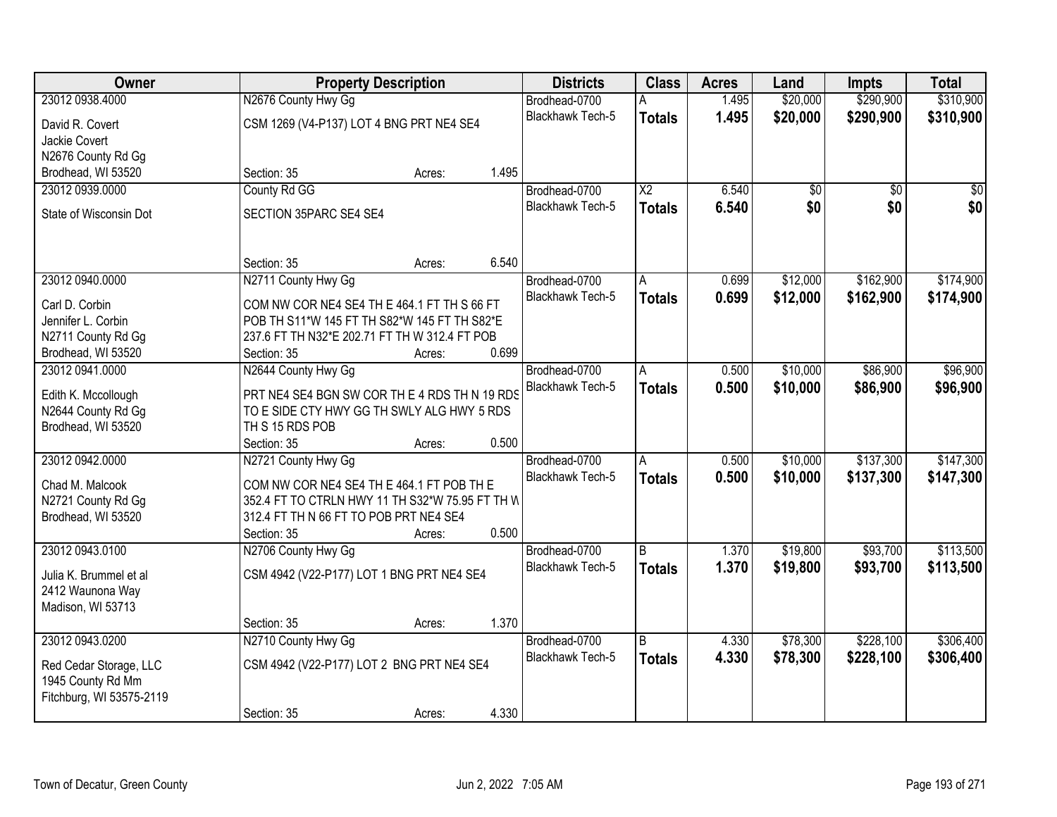| Owner | Property Description | | | Districts | Class | Acres | Land | Impts | Total |
|---|---|---|---|---|---|---|---|---|---|
| 23012 0938.4000 | N2676 County Hwy Gg | | | Brodhead-0700 | A | 1.495 | $20,000 | $290,900 | $310,900 |
| David R. Covert<br>Jackie Covert<br>N2676 County Rd Gg<br>Brodhead, WI 53520 | CSM 1269 (V4-P137) LOT 4 BNG PRT NE4 SE4 | | | Blackhawk Tech-5 | **Totals** | **1.495** | **$20,000** | **$290,900** | **$310,900** |
| | Section: 35 | Acres: | 1.495 | | | | | | |
| 23012 0939.0000 | County Rd GG | | | Brodhead-0700 | X2 | 6.540 | $0 | $0 | $0 |
| State of Wisconsin Dot | SECTION 35PARC SE4 SE4 | | | Blackhawk Tech-5 | **Totals** | **6.540** | **$0** | **$0** | **$0** |
| | Section: 35 | Acres: | 6.540 | | | | | | |
| 23012 0940.0000 | N2711 County Hwy Gg | | | Brodhead-0700 | A | 0.699 | $12,000 | $162,900 | $174,900 |
| Carl D. Corbin<br>Jennifer L. Corbin<br>N2711 County Rd Gg<br>Brodhead, WI 53520 | COM NW COR NE4 SE4 TH E 464.1 FT TH S 66 FT POB TH S11*W 145 FT TH S82*W 145 FT TH S82*E 237.6 FT TH N32*E 202.71 FT TH W 312.4 FT POB | | | Blackhawk Tech-5 | **Totals** | **0.699** | **$12,000** | **$162,900** | **$174,900** |
| | Section: 35 | Acres: | 0.699 | | | | | | |
| 23012 0941.0000 | N2644 County Hwy Gg | | | Brodhead-0700 | A | 0.500 | $10,000 | $86,900 | $96,900 |
| Edith K. Mccollough<br>N2644 County Rd Gg<br>Brodhead, WI 53520 | PRT NE4 SE4 BGN SW COR TH E 4 RDS TH N 19 RDS TO E SIDE CTY HWY GG TH SWLY ALG HWY 5 RDS TH S 15 RDS POB | | | Blackhawk Tech-5 | **Totals** | **0.500** | **$10,000** | **$86,900** | **$96,900** |
| | Section: 35 | Acres: | 0.500 | | | | | | |
| 23012 0942.0000 | N2721 County Hwy Gg | | | Brodhead-0700 | A | 0.500 | $10,000 | $137,300 | $147,300 |
| Chad M. Malcook<br>N2721 County Rd Gg<br>Brodhead, WI 53520 | COM NW COR NE4 SE4 TH E 464.1 FT POB TH E 352.4 FT TO CTRLN HWY 11 TH S32*W 75.95 FT TH W 312.4 FT TH N 66 FT TO POB PRT NE4 SE4 | | | Blackhawk Tech-5 | **Totals** | **0.500** | **$10,000** | **$137,300** | **$147,300** |
| | Section: 35 | Acres: | 0.500 | | | | | | |
| 23012 0943.0100 | N2706 County Hwy Gg | | | Brodhead-0700 | B | 1.370 | $19,800 | $93,700 | $113,500 |
| Julia K. Brummel et al<br>2412 Waunona Way<br>Madison, WI 53713 | CSM 4942 (V22-P177) LOT 1 BNG PRT NE4 SE4 | | | Blackhawk Tech-5 | **Totals** | **1.370** | **$19,800** | **$93,700** | **$113,500** |
| | Section: 35 | Acres: | 1.370 | | | | | | |
| 23012 0943.0200 | N2710 County Hwy Gg | | | Brodhead-0700 | B | 4.330 | $78,300 | $228,100 | $306,400 |
| Red Cedar Storage, LLC<br>1945 County Rd Mm<br>Fitchburg, WI 53575-2119 | CSM 4942 (V22-P177) LOT 2 BNG PRT NE4 SE4 | | | Blackhawk Tech-5 | **Totals** | **4.330** | **$78,300** | **$228,100** | **$306,400** |
| | Section: 35 | Acres: | 4.330 | | | | | | |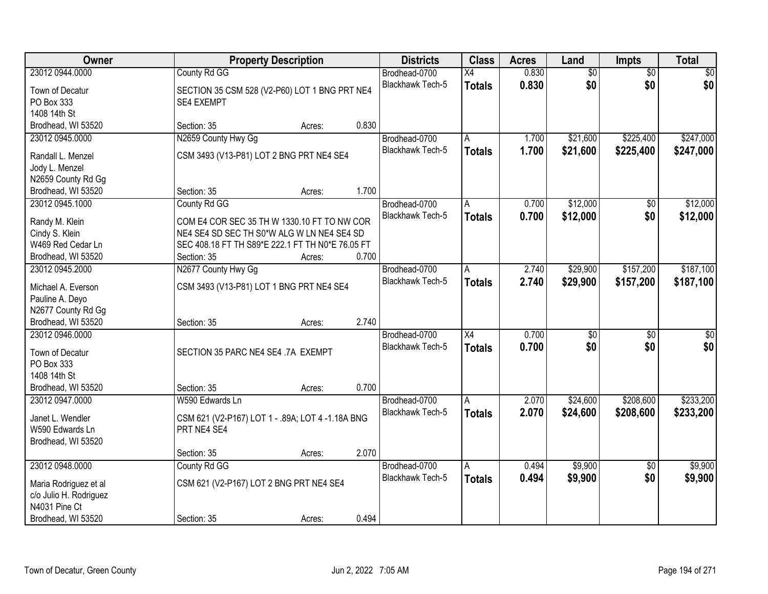| Owner | Property Description | Districts | Class | Acres | Land | Impts | Total |
|---|---|---|---|---|---|---|---|
| 23012 0944.0000<br>Town of Decatur<br>PO Box 333<br>1408 14th St<br>Brodhead, WI 53520 | County Rd GG<br>SECTION 35 CSM 528 (V2-P60) LOT 1 BNG PRT NE4 SE4 EXEMPT<br>Section: 35 Acres: 0.830 | Brodhead-0700<br>Blackhawk Tech-5 | X4<br>**Totals** | 0.830<br>**0.830** | $0<br>**$0** | $0<br>**$0** | $0<br>**$0** |
| 23012 0945.0000<br>Randall L. Menzel<br>Jody L. Menzel<br>N2659 County Rd Gg<br>Brodhead, WI 53520 | N2659 County Hwy Gg<br>CSM 3493 (V13-P81) LOT 2 BNG PRT NE4 SE4<br>Section: 35 Acres: 1.700 | Brodhead-0700<br>Blackhawk Tech-5 | A<br>**Totals** | 1.700<br>**1.700** | $21,600<br>**$21,600** | $225,400<br>**$225,400** | $247,000<br>**$247,000** |
| 23012 0945.1000<br>Randy M. Klein<br>Cindy S. Klein<br>W469 Red Cedar Ln<br>Brodhead, WI 53520 | County Rd GG<br>COM E4 COR SEC 35 TH W 1330.10 FT TO NW COR NE4 SE4 SD SEC TH S0*W ALG W LN NE4 SE4 SD SEC 408.18 FT TH S89*E 222.1 FT TH N0*E 76.05 FT<br>Section: 35 Acres: 0.700 | Brodhead-0700<br>Blackhawk Tech-5 | A<br>**Totals** | 0.700<br>**0.700** | $12,000<br>**$12,000** | $0<br>**$0** | $12,000<br>**$12,000** |
| 23012 0945.2000<br>Michael A. Everson<br>Pauline A. Deyo<br>N2677 County Rd Gg<br>Brodhead, WI 53520 | N2677 County Hwy Gg<br>CSM 3493 (V13-P81) LOT 1 BNG PRT NE4 SE4<br>Section: 35 Acres: 2.740 | Brodhead-0700<br>Blackhawk Tech-5 | A<br>**Totals** | 2.740<br>**2.740** | $29,900<br>**$29,900** | $157,200<br>**$157,200** | $187,100<br>**$187,100** |
| 23012 0946.0000<br>Town of Decatur<br>PO Box 333<br>1408 14th St<br>Brodhead, WI 53520 | SECTION 35 PARC NE4 SE4 .7A EXEMPT<br>Section: 35 Acres: 0.700 | Brodhead-0700<br>Blackhawk Tech-5 | X4<br>**Totals** | 0.700<br>**0.700** | $0<br>**$0** | $0<br>**$0** | $0<br>**$0** |
| 23012 0947.0000<br>Janet L. Wendler<br>W590 Edwards Ln<br>Brodhead, WI 53520 | W590 Edwards Ln<br>CSM 621 (V2-P167) LOT 1 - .89A; LOT 4 -1.18A BNG PRT NE4 SE4<br>Section: 35 Acres: 2.070 | Brodhead-0700<br>Blackhawk Tech-5 | A<br>**Totals** | 2.070<br>**2.070** | $24,600<br>**$24,600** | $208,600<br>**$208,600** | $233,200<br>**$233,200** |
| 23012 0948.0000<br>Maria Rodriguez et al<br>c/o Julio H. Rodriguez<br>N4031 Pine Ct<br>Brodhead, WI 53520 | County Rd GG<br>CSM 621 (V2-P167) LOT 2 BNG PRT NE4 SE4<br>Section: 35 Acres: 0.494 | Brodhead-0700<br>Blackhawk Tech-5 | A<br>**Totals** | 0.494<br>**0.494** | $9,900<br>**$9,900** | $0<br>**$0** | $9,900<br>**$9,900** |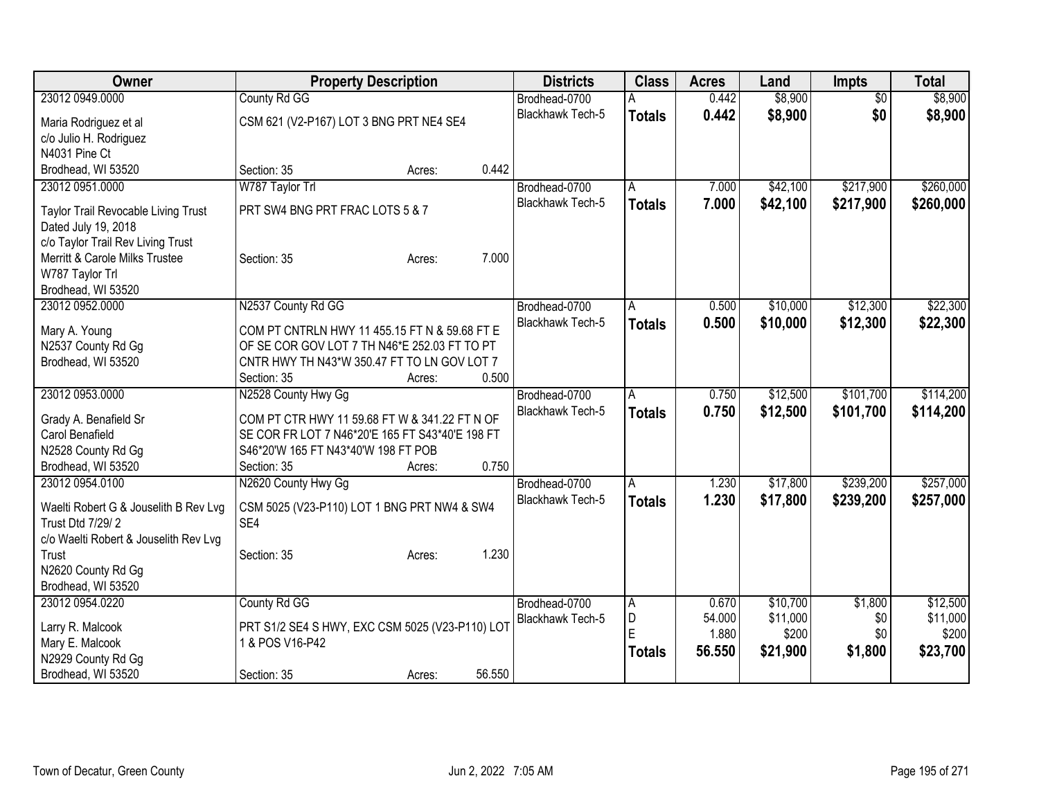| Owner | Property Description | | | Districts | Class | Acres | Land | Impts | Total |
|---|---|---|---|---|---|---|---|---|---|
| 23012 0949.0000 | County Rd GG | | | Brodhead-0700 | A | 0.442 | $8,900 | $0 | $8,900 |
| Maria Rodriguez et al<br>c/o Julio H. Rodriguez<br>N4031 Pine Ct<br>Brodhead, WI 53520 | CSM 621 (V2-P167) LOT 3 BNG PRT NE4 SE4 | | | Blackhawk Tech-5 | **Totals** | **0.442** | **$8,900** | **$0** | **$8,900** |
| | Section: 35 | Acres: | 0.442 | | | | | | |
| 23012 0951.0000 | W787 Taylor Trl | | | Brodhead-0700 | A | 7.000 | $42,100 | $217,900 | $260,000 |
| Taylor Trail Revocable Living Trust<br>Dated July 19, 2018<br>c/o Taylor Trail Rev Living Trust<br>Merritt & Carole Milks Trustee<br>W787 Taylor Trl<br>Brodhead, WI 53520 | PRT SW4 BNG PRT FRAC LOTS 5 & 7 | | | Blackhawk Tech-5 | **Totals** | **7.000** | **$42,100** | **$217,900** | **$260,000** |
| | Section: 35 | Acres: | 7.000 | | | | | | |
| 23012 0952.0000 | N2537 County Rd GG | | | Brodhead-0700 | A | 0.500 | $10,000 | $12,300 | $22,300 |
| Mary A. Young<br>N2537 County Rd Gg<br>Brodhead, WI 53520 | COM PT CNTRLN HWY 11 455.15 FT N & 59.68 FT E OF SE COR GOV LOT 7 TH N46*E 252.03 FT TO PT CNTR HWY TH N43*W 350.47 FT TO LN GOV LOT 7 | | | Blackhawk Tech-5 | **Totals** | **0.500** | **$10,000** | **$12,300** | **$22,300** |
| | Section: 35 | Acres: | 0.500 | | | | | | |
| 23012 0953.0000 | N2528 County Hwy Gg | | | Brodhead-0700 | A | 0.750 | $12,500 | $101,700 | $114,200 |
| Grady A. Benafield Sr<br>Carol Benafield<br>N2528 County Rd Gg<br>Brodhead, WI 53520 | COM PT CTR HWY 11 59.68 FT W & 341.22 FT N OF SE COR FR LOT 7 N46*20'E 165 FT S43*40'E 198 FT S46*20'W 165 FT N43*40'W 198 FT POB | | | Blackhawk Tech-5 | **Totals** | **0.750** | **$12,500** | **$101,700** | **$114,200** |
| | Section: 35 | Acres: | 0.750 | | | | | | |
| 23012 0954.0100 | N2620 County Hwy Gg | | | Brodhead-0700 | A | 1.230 | $17,800 | $239,200 | $257,000 |
| Waelti Robert G & Jouselith B Rev Lvg Trust Dtd 7/29/ 2<br>c/o Waelti Robert & Jouselith Rev Lvg Trust<br>N2620 County Rd Gg<br>Brodhead, WI 53520 | CSM 5025 (V23-P110) LOT 1 BNG PRT NW4 & SW4 SE4 | | | Blackhawk Tech-5 | **Totals** | **1.230** | **$17,800** | **$239,200** | **$257,000** |
| | Section: 35 | Acres: | 1.230 | | | | | | |
| 23012 0954.0220 | County Rd GG | | | Brodhead-0700 | A | 0.670 | $10,700 | $1,800 | $12,500 |
| Larry R. Malcook<br>Mary E. Malcook<br>N2929 County Rd Gg<br>Brodhead, WI 53520 | PRT S1/2 SE4 S HWY, EXC CSM 5025 (V23-P110) LOT 1 & POS V16-P42 | | | Blackhawk Tech-5 | D | 54.000 | $11,000 | $0 | $11,000 |
| | | | | | E | 1.880 | $200 | $0 | $200 |
| | | | | | **Totals** | **56.550** | **$21,900** | **$1,800** | **$23,700** |
| | Section: 35 | Acres: | 56.550 | | | | | | |

Town of Decatur, Green County — Jun 2, 2022 7:05 AM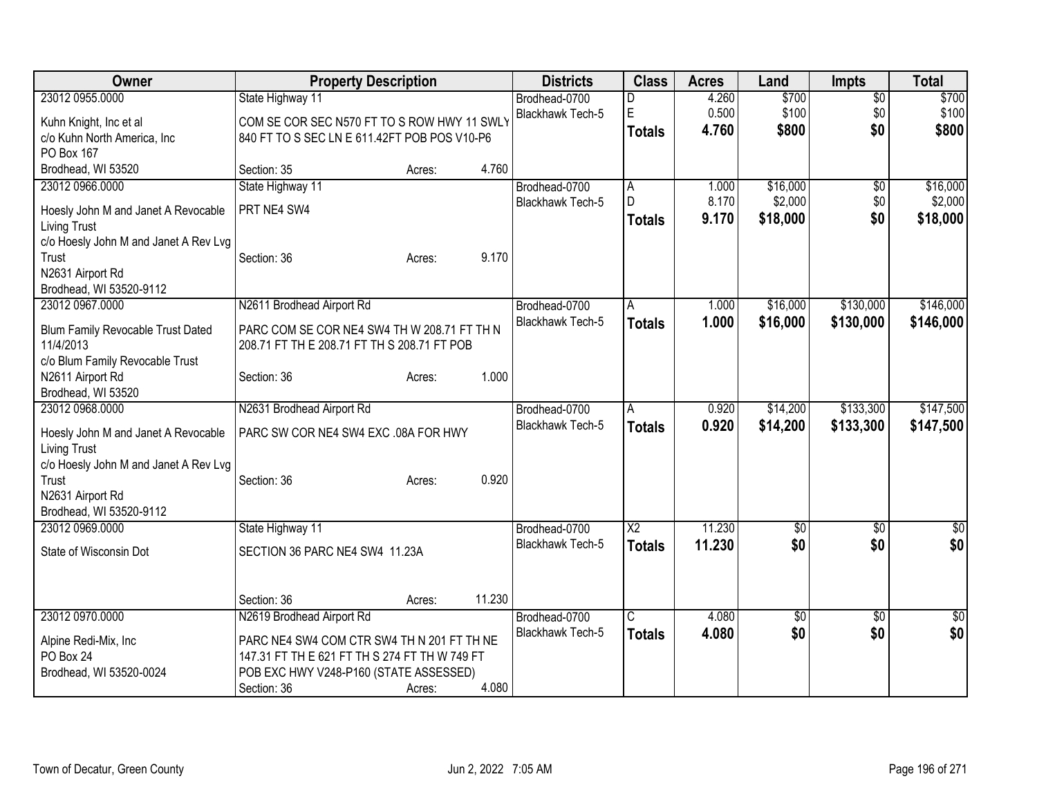| Owner | Property Description | Districts | Class | Acres | Land | Impts | Total |
|---|---|---|---|---|---|---|---|
| 23012 0955.0000<br>Kuhn Knight, Inc et al<br>c/o Kuhn North America, Inc<br>PO Box 167<br>Brodhead, WI 53520 | State Highway 11<br>COM SE COR SEC N570 FT TO S ROW HWY 11 SWLY 840 FT TO S SEC LN E 611.42FT POB POS V10-P6<br>Section: 35 Acres: 4.760 | Brodhead-0700<br>Blackhawk Tech-5 | D<br>E<br>**Totals** | 4.260<br>0.500<br>**4.760** | $700<br>$100<br>**$800** | $0<br>$0<br>**$0** | $700<br>$100<br>**$800** |
| 23012 0966.0000<br>Hoesly John M and Janet A Revocable Living Trust<br>c/o Hoesly John M and Janet A Rev Lvg Trust<br>N2631 Airport Rd<br>Brodhead, WI 53520-9112 | State Highway 11<br>PRT NE4 SW4<br>Section: 36 Acres: 9.170 | Brodhead-0700<br>Blackhawk Tech-5 | A<br>D<br>**Totals** | 1.000<br>8.170<br>**9.170** | $16,000<br>$2,000<br>**$18,000** | $0<br>$0<br>**$0** | $16,000<br>$2,000<br>**$18,000** |
| 23012 0967.0000<br>Blum Family Revocable Trust Dated 11/4/2013<br>c/o Blum Family Revocable Trust<br>N2611 Airport Rd<br>Brodhead, WI 53520 | N2611 Brodhead Airport Rd<br>PARC COM SE COR NE4 SW4 TH W 208.71 FT TH N 208.71 FT TH E 208.71 FT TH S 208.71 FT POB<br>Section: 36 Acres: 1.000 | Brodhead-0700<br>Blackhawk Tech-5 | A<br>**Totals** | 1.000<br>**1.000** | $16,000<br>**$16,000** | $130,000<br>**$130,000** | $146,000<br>**$146,000** |
| 23012 0968.0000<br>Hoesly John M and Janet A Revocable Living Trust<br>c/o Hoesly John M and Janet A Rev Lvg Trust<br>N2631 Airport Rd<br>Brodhead, WI 53520-9112 | N2631 Brodhead Airport Rd<br>PARC SW COR NE4 SW4 EXC .08A FOR HWY<br>Section: 36 Acres: 0.920 | Brodhead-0700<br>Blackhawk Tech-5 | A<br>**Totals** | 0.920<br>**0.920** | $14,200<br>**$14,200** | $133,300<br>**$133,300** | $147,500<br>**$147,500** |
| 23012 0969.0000<br>State of Wisconsin Dot | State Highway 11<br>SECTION 36 PARC NE4 SW4 11.23A<br>Section: 36 Acres: 11.230 | Brodhead-0700<br>Blackhawk Tech-5 | X2<br>**Totals** | 11.230<br>**11.230** | $0<br>**$0** | $0<br>**$0** | $0<br>**$0** |
| 23012 0970.0000<br>Alpine Redi-Mix, Inc<br>PO Box 24<br>Brodhead, WI 53520-0024 | N2619 Brodhead Airport Rd<br>PARC NE4 SW4 COM CTR SW4 TH N 201 FT TH NE 147.31 FT TH E 621 FT TH S 274 FT TH W 749 FT POB EXC HWY V248-P160 (STATE ASSESSED)<br>Section: 36 Acres: 4.080 | Brodhead-0700<br>Blackhawk Tech-5 | C<br>**Totals** | 4.080<br>**4.080** | $0<br>**$0** | $0<br>**$0** | $0<br>**$0** |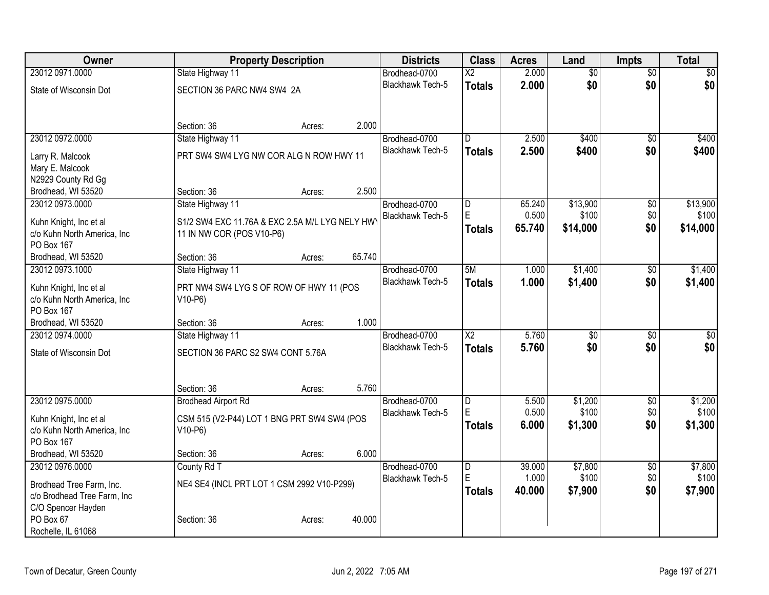| Owner | Property Description | Districts | Class | Acres | Land | Impts | Total |
|---|---|---|---|---|---|---|---|
| 23012 0971.0000<br>State of Wisconsin Dot | State Highway 11<br>SECTION 36 PARC NW4 SW4 2A<br>Section: 36 Acres: 2.000 | Brodhead-0700<br>Blackhawk Tech-5 | X2<br>**Totals** | 2.000<br>**2.000** | $0<br>**$0** | $0<br>**$0** | $0<br>**$0** |
| 23012 0972.0000<br>Larry R. Malcook<br>Mary E. Malcook<br>N2929 County Rd Gg<br>Brodhead, WI 53520 | State Highway 11<br>PRT SW4 SW4 LYG NW COR ALG N ROW HWY 11<br>Section: 36 Acres: 2.500 | Brodhead-0700<br>Blackhawk Tech-5 | D<br>**Totals** | 2.500<br>**2.500** | $400<br>**$400** | $0<br>**$0** | $400<br>**$400** |
| 23012 0973.0000<br>Kuhn Knight, Inc et al<br>c/o Kuhn North America, Inc<br>PO Box 167<br>Brodhead, WI 53520 | State Highway 11<br>S1/2 SW4 EXC 11.76A & EXC 2.5A M/L LYG NELY HWY 11 IN NW COR (POS V10-P6)<br>Section: 36 Acres: 65.740 | Brodhead-0700<br>Blackhawk Tech-5 | D<br>E<br>**Totals** | 65.240<br>0.500<br>**65.740** | $13,900<br>$100<br>**$14,000** | $0<br>$0<br>**$0** | $13,900<br>$100<br>**$14,000** |
| 23012 0973.1000<br>Kuhn Knight, Inc et al<br>c/o Kuhn North America, Inc<br>PO Box 167<br>Brodhead, WI 53520 | State Highway 11<br>PRT NW4 SW4 LYG S OF ROW OF HWY 11 (POS V10-P6)<br>Section: 36 Acres: 1.000 | Brodhead-0700<br>Blackhawk Tech-5 | 5M<br>**Totals** | 1.000<br>**1.000** | $1,400<br>**$1,400** | $0<br>**$0** | $1,400<br>**$1,400** |
| 23012 0974.0000<br>State of Wisconsin Dot | State Highway 11<br>SECTION 36 PARC S2 SW4 CONT 5.76A<br>Section: 36 Acres: 5.760 | Brodhead-0700<br>Blackhawk Tech-5 | X2<br>**Totals** | 5.760<br>**5.760** | $0<br>**$0** | $0<br>**$0** | $0<br>**$0** |
| 23012 0975.0000<br>Kuhn Knight, Inc et al<br>c/o Kuhn North America, Inc<br>PO Box 167<br>Brodhead, WI 53520 | Brodhead Airport Rd<br>CSM 515 (V2-P44) LOT 1 BNG PRT SW4 SW4 (POS V10-P6)<br>Section: 36 Acres: 6.000 | Brodhead-0700<br>Blackhawk Tech-5 | D<br>E<br>**Totals** | 5.500<br>0.500<br>**6.000** | $1,200<br>$100<br>**$1,300** | $0<br>$0<br>**$0** | $1,200<br>$100<br>**$1,300** |
| 23012 0976.0000<br>Brodhead Tree Farm, Inc.<br>c/o Brodhead Tree Farm, Inc<br>C/O Spencer Hayden<br>PO Box 67<br>Rochelle, IL 61068 | County Rd T<br>NE4 SE4 (INCL PRT LOT 1 CSM 2992 V10-P299)<br>Section: 36 Acres: 40.000 | Brodhead-0700<br>Blackhawk Tech-5 | D<br>E<br>**Totals** | 39.000<br>1.000<br>**40.000** | $7,800<br>$100<br>**$7,900** | $0<br>$0<br>**$0** | $7,800<br>$100<br>**$7,900** |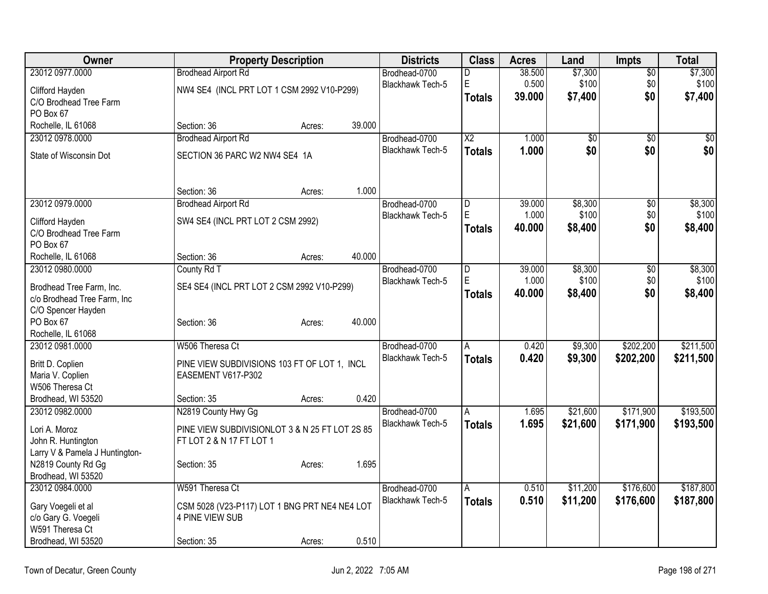| Owner | Property Description | Districts | Class | Acres | Land | Impts | Total |
|---|---|---|---|---|---|---|---|
| 23012 0977.0000<br>Clifford Hayden<br>C/O Brodhead Tree Farm<br>PO Box 67<br>Rochelle, IL 61068 | Brodhead Airport Rd<br>NW4 SE4 (INCL PRT LOT 1 CSM 2992 V10-P299)<br>Section: 36 Acres: 39.000 | Brodhead-0700<br>Blackhawk Tech-5 | D<br>E<br>**Totals** | 38.500<br>0.500<br>**39.000** | $7,300<br>$100<br>**$7,400** | $0<br>$0<br>**$0** | $7,300<br>$100<br>**$7,400** |
| 23012 0978.0000<br>State of Wisconsin Dot | Brodhead Airport Rd<br>SECTION 36 PARC W2 NW4 SE4 1A<br>Section: 36 Acres: 1.000 | Brodhead-0700<br>Blackhawk Tech-5 | X2<br>**Totals** | 1.000<br>**1.000** | $0<br>**$0** | $0<br>**$0** | $0<br>**$0** |
| 23012 0979.0000<br>Clifford Hayden<br>C/O Brodhead Tree Farm<br>PO Box 67<br>Rochelle, IL 61068 | Brodhead Airport Rd<br>SW4 SE4 (INCL PRT LOT 2 CSM 2992)<br>Section: 36 Acres: 40.000 | Brodhead-0700<br>Blackhawk Tech-5 | D<br>E<br>**Totals** | 39.000<br>1.000<br>**40.000** | $8,300<br>$100<br>**$8,400** | $0<br>$0<br>**$0** | $8,300<br>$100<br>**$8,400** |
| 23012 0980.0000<br>Brodhead Tree Farm, Inc.<br>c/o Brodhead Tree Farm, Inc<br>C/O Spencer Hayden<br>PO Box 67<br>Rochelle, IL 61068 | County Rd T<br>SE4 SE4 (INCL PRT LOT 2 CSM 2992 V10-P299)<br>Section: 36 Acres: 40.000 | Brodhead-0700<br>Blackhawk Tech-5 | D<br>E<br>**Totals** | 39.000<br>1.000<br>**40.000** | $8,300<br>$100<br>**$8,400** | $0<br>$0<br>**$0** | $8,300<br>$100<br>**$8,400** |
| 23012 0981.0000<br>Britt D. Coplien<br>Maria V. Coplien<br>W506 Theresa Ct<br>Brodhead, WI 53520 | W506 Theresa Ct<br>PINE VIEW SUBDIVISIONS 103 FT OF LOT 1, INCL EASEMENT V617-P302<br>Section: 35 Acres: 0.420 | Brodhead-0700<br>Blackhawk Tech-5 | A<br>**Totals** | 0.420<br>**0.420** | $9,300<br>**$9,300** | $202,200<br>**$202,200** | $211,500<br>**$211,500** |
| 23012 0982.0000<br>Lori A. Moroz<br>John R. Huntington<br>Larry V & Pamela J Huntington-<br>N2819 County Rd Gg<br>Brodhead, WI 53520 | N2819 County Hwy Gg<br>PINE VIEW SUBDIVISIONLOT 3 & N 25 FT LOT 2S 85 FT LOT 2 & N 17 FT LOT 1<br>Section: 35 Acres: 1.695 | Brodhead-0700<br>Blackhawk Tech-5 | A<br>**Totals** | 1.695<br>**1.695** | $21,600<br>**$21,600** | $171,900<br>**$171,900** | $193,500<br>**$193,500** |
| 23012 0984.0000<br>Gary Voegeli et al<br>c/o Gary G. Voegeli<br>W591 Theresa Ct<br>Brodhead, WI 53520 | W591 Theresa Ct<br>CSM 5028 (V23-P117) LOT 1 BNG PRT NE4 NE4 LOT 4 PINE VIEW SUB<br>Section: 35 Acres: 0.510 | Brodhead-0700<br>Blackhawk Tech-5 | A<br>**Totals** | 0.510<br>**0.510** | $11,200<br>**$11,200** | $176,600<br>**$176,600** | $187,800<br>**$187,800** |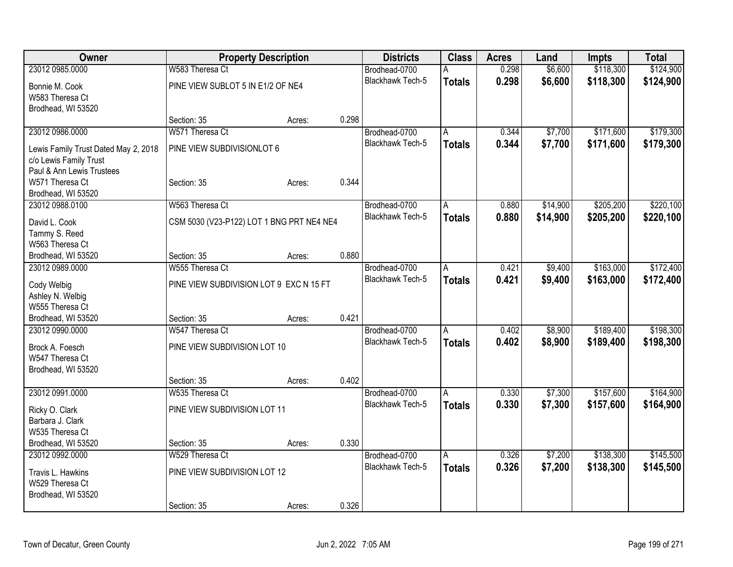| Owner | Property Description | | | Districts | Class | Acres | Land | Impts | Total |
|---|---|---|---|---|---|---|---|---|---|
| 23012 0985.0000 | W583 Theresa Ct | | | Brodhead-0700 | A | 0.298 | $6,600 | $118,300 | $124,900 |
| Bonnie M. Cook<br>W583 Theresa Ct<br>Brodhead, WI 53520 | PINE VIEW SUBLOT 5 IN E1/2 OF NE4 | | | Blackhawk Tech-5 | **Totals** | **0.298** | **$6,600** | **$118,300** | **$124,900** |
| | Section: 35 | Acres: | 0.298 | | | | | | |
| 23012 0986.0000 | W571 Theresa Ct | | | Brodhead-0700 | A | 0.344 | $7,700 | $171,600 | $179,300 |
| Lewis Family Trust Dated May 2, 2018<br>c/o Lewis Family Trust<br>Paul & Ann Lewis Trustees | PINE VIEW SUBDIVISIONLOT 6 | | | Blackhawk Tech-5 | **Totals** | **0.344** | **$7,700** | **$171,600** | **$179,300** |
| W571 Theresa Ct<br>Brodhead, WI 53520 | Section: 35 | Acres: | 0.344 | | | | | | |
| 23012 0988.0100 | W563 Theresa Ct | | | Brodhead-0700 | A | 0.880 | $14,900 | $205,200 | $220,100 |
| David L. Cook<br>Tammy S. Reed<br>W563 Theresa Ct | CSM 5030 (V23-P122) LOT 1 BNG PRT NE4 NE4 | | | Blackhawk Tech-5 | **Totals** | **0.880** | **$14,900** | **$205,200** | **$220,100** |
| Brodhead, WI 53520 | Section: 35 | Acres: | 0.880 | | | | | | |
| 23012 0989.0000 | W555 Theresa Ct | | | Brodhead-0700 | A | 0.421 | $9,400 | $163,000 | $172,400 |
| Cody Welbig<br>Ashley N. Welbig<br>W555 Theresa Ct | PINE VIEW SUBDIVISION LOT 9 EXC N 15 FT | | | Blackhawk Tech-5 | **Totals** | **0.421** | **$9,400** | **$163,000** | **$172,400** |
| Brodhead, WI 53520 | Section: 35 | Acres: | 0.421 | | | | | | |
| 23012 0990.0000 | W547 Theresa Ct | | | Brodhead-0700 | A | 0.402 | $8,900 | $189,400 | $198,300 |
| Brock A. Foesch<br>W547 Theresa Ct<br>Brodhead, WI 53520 | PINE VIEW SUBDIVISION LOT 10 | | | Blackhawk Tech-5 | **Totals** | **0.402** | **$8,900** | **$189,400** | **$198,300** |
| | Section: 35 | Acres: | 0.402 | | | | | | |
| 23012 0991.0000 | W535 Theresa Ct | | | Brodhead-0700 | A | 0.330 | $7,300 | $157,600 | $164,900 |
| Ricky O. Clark<br>Barbara J. Clark<br>W535 Theresa Ct | PINE VIEW SUBDIVISION LOT 11 | | | Blackhawk Tech-5 | **Totals** | **0.330** | **$7,300** | **$157,600** | **$164,900** |
| Brodhead, WI 53520 | Section: 35 | Acres: | 0.330 | | | | | | |
| 23012 0992.0000 | W529 Theresa Ct | | | Brodhead-0700 | A | 0.326 | $7,200 | $138,300 | $145,500 |
| Travis L. Hawkins<br>W529 Theresa Ct<br>Brodhead, WI 53520 | PINE VIEW SUBDIVISION LOT 12 | | | Blackhawk Tech-5 | **Totals** | **0.326** | **$7,200** | **$138,300** | **$145,500** |
| | Section: 35 | Acres: | 0.326 | | | | | | |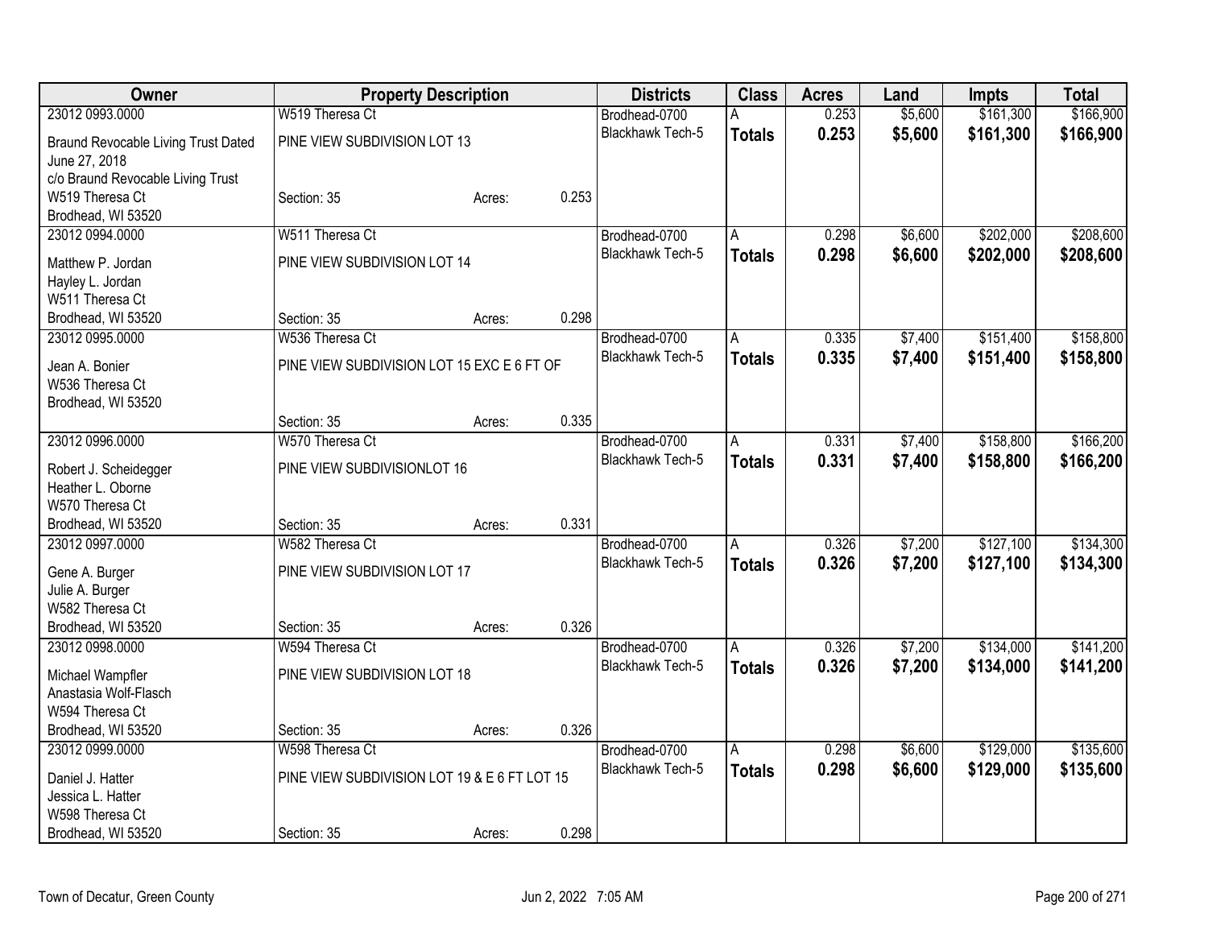| Owner | Property Description | | | Districts | Class | Acres | Land | Impts | Total |
|---|---|---|---|---|---|---|---|---|---|
| 23012 0993.0000 | W519 Theresa Ct | | | Brodhead-0700 | A | 0.253 | $5,600 | $161,300 | $166,900 |
| Braund Revocable Living Trust Dated June 27, 2018 c/o Braund Revocable Living Trust W519 Theresa Ct Brodhead, WI 53520 | PINE VIEW SUBDIVISION LOT 13 | | | Blackhawk Tech-5 | **Totals** | **0.253** | **$5,600** | **$161,300** | **$166,900** |
| | Section: 35 | Acres: | 0.253 | | | | | | |
| 23012 0994.0000 | W511 Theresa Ct | | | Brodhead-0700 | A | 0.298 | $6,600 | $202,000 | $208,600 |
| Matthew P. Jordan Hayley L. Jordan W511 Theresa Ct Brodhead, WI 53520 | PINE VIEW SUBDIVISION LOT 14 | | | Blackhawk Tech-5 | **Totals** | **0.298** | **$6,600** | **$202,000** | **$208,600** |
| | Section: 35 | Acres: | 0.298 | | | | | | |
| 23012 0995.0000 | W536 Theresa Ct | | | Brodhead-0700 | A | 0.335 | $7,400 | $151,400 | $158,800 |
| Jean A. Bonier W536 Theresa Ct Brodhead, WI 53520 | PINE VIEW SUBDIVISION LOT 15 EXC E 6 FT OF | | | Blackhawk Tech-5 | **Totals** | **0.335** | **$7,400** | **$151,400** | **$158,800** |
| | Section: 35 | Acres: | 0.335 | | | | | | |
| 23012 0996.0000 | W570 Theresa Ct | | | Brodhead-0700 | A | 0.331 | $7,400 | $158,800 | $166,200 |
| Robert J. Scheidegger Heather L. Oborne W570 Theresa Ct Brodhead, WI 53520 | PINE VIEW SUBDIVISIONLOT 16 | | | Blackhawk Tech-5 | **Totals** | **0.331** | **$7,400** | **$158,800** | **$166,200** |
| | Section: 35 | Acres: | 0.331 | | | | | | |
| 23012 0997.0000 | W582 Theresa Ct | | | Brodhead-0700 | A | 0.326 | $7,200 | $127,100 | $134,300 |
| Gene A. Burger Julie A. Burger W582 Theresa Ct Brodhead, WI 53520 | PINE VIEW SUBDIVISION LOT 17 | | | Blackhawk Tech-5 | **Totals** | **0.326** | **$7,200** | **$127,100** | **$134,300** |
| | Section: 35 | Acres: | 0.326 | | | | | | |
| 23012 0998.0000 | W594 Theresa Ct | | | Brodhead-0700 | A | 0.326 | $7,200 | $134,000 | $141,200 |
| Michael Wampfler Anastasia Wolf-Flasch W594 Theresa Ct Brodhead, WI 53520 | PINE VIEW SUBDIVISION LOT 18 | | | Blackhawk Tech-5 | **Totals** | **0.326** | **$7,200** | **$134,000** | **$141,200** |
| | Section: 35 | Acres: | 0.326 | | | | | | |
| 23012 0999.0000 | W598 Theresa Ct | | | Brodhead-0700 | A | 0.298 | $6,600 | $129,000 | $135,600 |
| Daniel J. Hatter Jessica L. Hatter W598 Theresa Ct Brodhead, WI 53520 | PINE VIEW SUBDIVISION LOT 19 & E 6 FT LOT 15 | | | Blackhawk Tech-5 | **Totals** | **0.298** | **$6,600** | **$129,000** | **$135,600** |
| | Section: 35 | Acres: | 0.298 | | | | | | |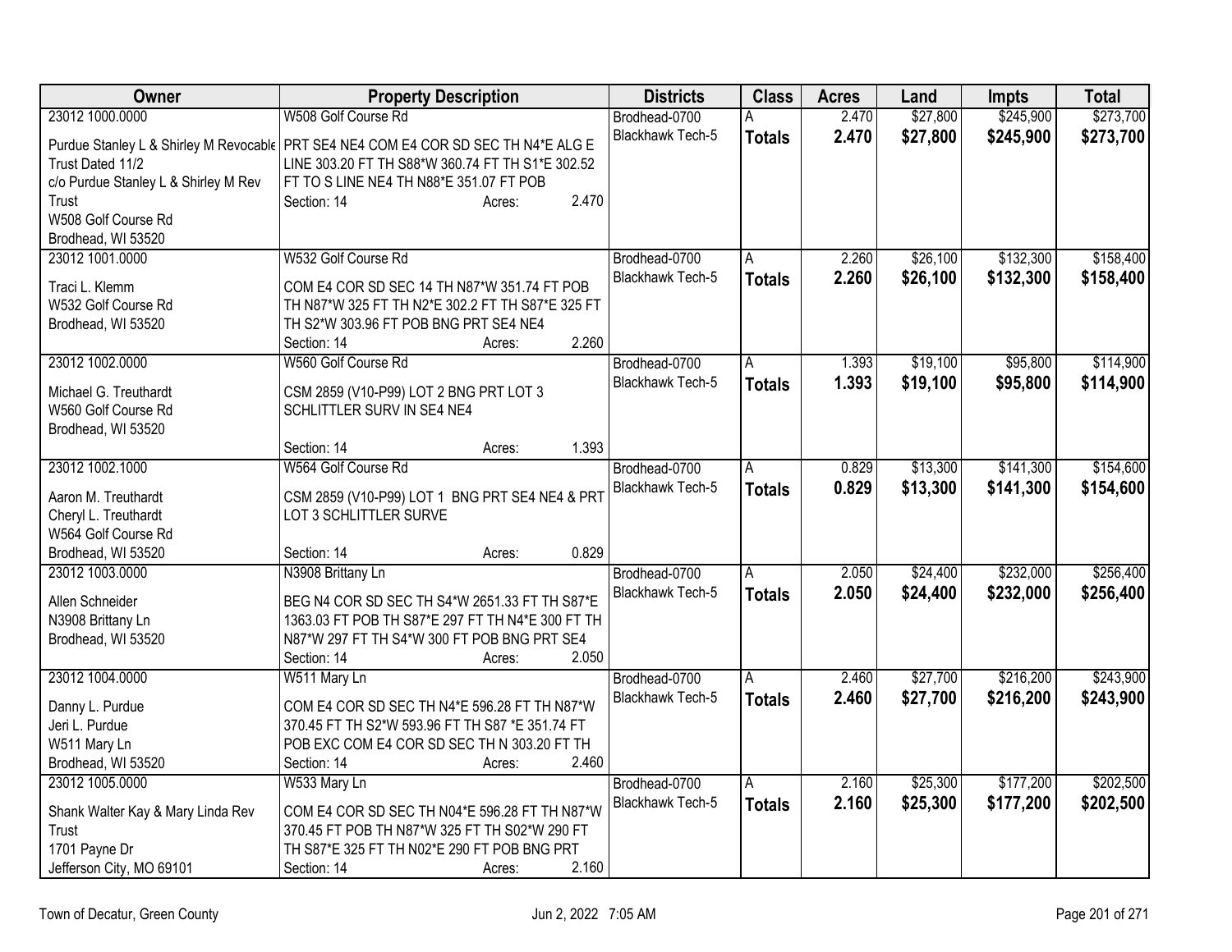| Owner | Property Description | Districts | Class | Acres | Land | Impts | Total |
|---|---|---|---|---|---|---|---|
| 23012 1000.0000<br>Purdue Stanley L & Shirley M Revocable Trust Dated 11/2<br>c/o Purdue Stanley L & Shirley M Rev Trust<br>W508 Golf Course Rd<br>Brodhead, WI 53520 | W508 Golf Course Rd<br>PRT SE4 NE4 COM E4 COR SD SEC TH N4*E ALG E LINE 303.20 FT TH S88*W 360.74 FT TH S1*E 302.52 FT TO S LINE NE4 TH N88*E 351.07 FT POB<br>Section: 14 Acres: 2.470 | Brodhead-0700<br>Blackhawk Tech-5 | A<br>**Totals** | 2.470<br>**2.470** | $27,800<br>**$27,800** | $245,900<br>**$245,900** | $273,700<br>**$273,700** |
| 23012 1001.0000<br>Traci L. Klemm<br>W532 Golf Course Rd<br>Brodhead, WI 53520 | W532 Golf Course Rd<br>COM E4 COR SD SEC 14 TH N87*W 351.74 FT POB TH N87*W 325 FT TH N2*E 302.2 FT TH S87*E 325 FT TH S2*W 303.96 FT POB BNG PRT SE4 NE4<br>Section: 14 Acres: 2.260 | Brodhead-0700<br>Blackhawk Tech-5 | A<br>**Totals** | 2.260<br>**2.260** | $26,100<br>**$26,100** | $132,300<br>**$132,300** | $158,400<br>**$158,400** |
| 23012 1002.0000<br>Michael G. Treuthardt<br>W560 Golf Course Rd<br>Brodhead, WI 53520 | W560 Golf Course Rd<br>CSM 2859 (V10-P99) LOT 2 BNG PRT LOT 3 SCHLITTLER SURV IN SE4 NE4<br>Section: 14 Acres: 1.393 | Brodhead-0700<br>Blackhawk Tech-5 | A<br>**Totals** | 1.393<br>**1.393** | $19,100<br>**$19,100** | $95,800<br>**$95,800** | $114,900<br>**$114,900** |
| 23012 1002.1000<br>Aaron M. Treuthardt<br>Cheryl L. Treuthardt<br>W564 Golf Course Rd<br>Brodhead, WI 53520 | W564 Golf Course Rd<br>CSM 2859 (V10-P99) LOT 1 BNG PRT SE4 NE4 & PRT LOT 3 SCHLITTLER SURVE<br>Section: 14 Acres: 0.829 | Brodhead-0700<br>Blackhawk Tech-5 | A<br>**Totals** | 0.829<br>**0.829** | $13,300<br>**$13,300** | $141,300<br>**$141,300** | $154,600<br>**$154,600** |
| 23012 1003.0000<br>Allen Schneider<br>N3908 Brittany Ln<br>Brodhead, WI 53520 | N3908 Brittany Ln<br>BEG N4 COR SD SEC TH S4*W 2651.33 FT TH S87*E 1363.03 FT POB TH S87*E 297 FT TH N4*E 300 FT TH N87*W 297 FT TH S4*W 300 FT POB BNG PRT SE4<br>Section: 14 Acres: 2.050 | Brodhead-0700<br>Blackhawk Tech-5 | A<br>**Totals** | 2.050<br>**2.050** | $24,400<br>**$24,400** | $232,000<br>**$232,000** | $256,400<br>**$256,400** |
| 23012 1004.0000<br>Danny L. Purdue<br>Jeri L. Purdue<br>W511 Mary Ln<br>Brodhead, WI 53520 | W511 Mary Ln<br>COM E4 COR SD SEC TH N4*E 596.28 FT TH N87*W 370.45 FT TH S2*W 593.96 FT TH S87 *E 351.74 FT POB EXC COM E4 COR SD SEC TH N 303.20 FT TH<br>Section: 14 Acres: 2.460 | Brodhead-0700<br>Blackhawk Tech-5 | A<br>**Totals** | 2.460<br>**2.460** | $27,700<br>**$27,700** | $216,200<br>**$216,200** | $243,900<br>**$243,900** |
| 23012 1005.0000<br>Shank Walter Kay & Mary Linda Rev Trust<br>1701 Payne Dr<br>Jefferson City, MO 69101 | W533 Mary Ln<br>COM E4 COR SD SEC TH N04*E 596.28 FT TH N87*W 370.45 FT POB TH N87*W 325 FT TH S02*W 290 FT TH S87*E 325 FT TH N02*E 290 FT POB BNG PRT<br>Section: 14 Acres: 2.160 | Brodhead-0700<br>Blackhawk Tech-5 | A<br>**Totals** | 2.160<br>**2.160** | $25,300<br>**$25,300** | $177,200<br>**$177,200** | $202,500<br>**$202,500** |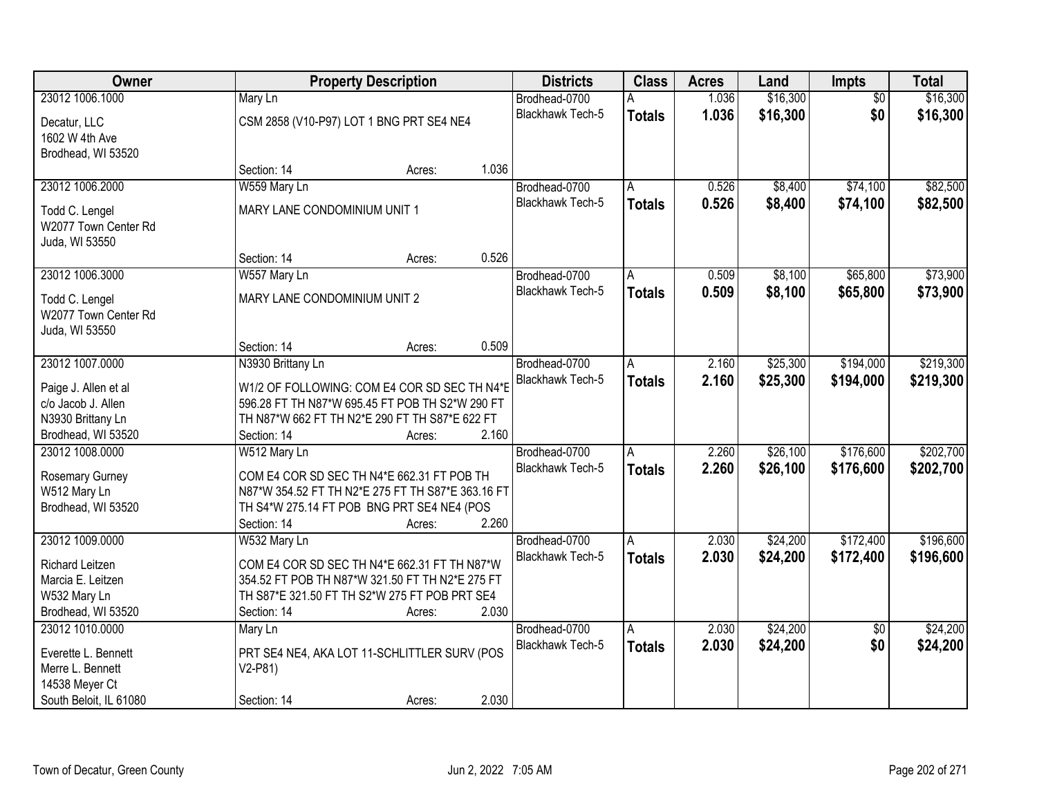| Owner | Property Description | | | Districts | Class | Acres | Land | Impts | Total |
|---|---|---|---|---|---|---|---|---|---|
| 23012 1006.1000 | Mary Ln | | | Brodhead-0700 | A | 1.036 | $16,300 | $0 | $16,300 |
| Decatur, LLC<br>1602 W 4th Ave<br>Brodhead, WI 53520 | CSM 2858 (V10-P97) LOT 1 BNG PRT SE4 NE4 | | | Blackhawk Tech-5 | **Totals** | **1.036** | **$16,300** | **$0** | **$16,300** |
| | Section: 14 | Acres: | 1.036 | | | | | | |
| 23012 1006.2000 | W559 Mary Ln | | | Brodhead-0700 | A | 0.526 | $8,400 | $74,100 | $82,500 |
| Todd C. Lengel<br>W2077 Town Center Rd<br>Juda, WI 53550 | MARY LANE CONDOMINIUM UNIT 1 | | | Blackhawk Tech-5 | **Totals** | **0.526** | **$8,400** | **$74,100** | **$82,500** |
| | Section: 14 | Acres: | 0.526 | | | | | | |
| 23012 1006.3000 | W557 Mary Ln | | | Brodhead-0700 | A | 0.509 | $8,100 | $65,800 | $73,900 |
| Todd C. Lengel<br>W2077 Town Center Rd<br>Juda, WI 53550 | MARY LANE CONDOMINIUM UNIT 2 | | | Blackhawk Tech-5 | **Totals** | **0.509** | **$8,100** | **$65,800** | **$73,900** |
| | Section: 14 | Acres: | 0.509 | | | | | | |
| 23012 1007.0000 | N3930 Brittany Ln | | | Brodhead-0700 | A | 2.160 | $25,300 | $194,000 | $219,300 |
| Paige J. Allen et al<br>c/o Jacob J. Allen<br>N3930 Brittany Ln<br>Brodhead, WI 53520 | W1/2 OF FOLLOWING: COM E4 COR SD SEC TH N4*E 596.28 FT TH N87*W 695.45 FT POB TH S2*W 290 FT TH N87*W 662 FT TH N2*E 290 FT TH S87*E 622 FT | | | Blackhawk Tech-5 | **Totals** | **2.160** | **$25,300** | **$194,000** | **$219,300** |
| | Section: 14 | Acres: | 2.160 | | | | | | |
| 23012 1008.0000 | W512 Mary Ln | | | Brodhead-0700 | A | 2.260 | $26,100 | $176,600 | $202,700 |
| Rosemary Gurney<br>W512 Mary Ln<br>Brodhead, WI 53520 | COM E4 COR SD SEC TH N4*E 662.31 FT POB TH N87*W 354.52 FT TH N2*E 275 FT TH S87*E 363.16 FT TH S4*W 275.14 FT POB BNG PRT SE4 NE4 (POS | | | Blackhawk Tech-5 | **Totals** | **2.260** | **$26,100** | **$176,600** | **$202,700** |
| | Section: 14 | Acres: | 2.260 | | | | | | |
| 23012 1009.0000 | W532 Mary Ln | | | Brodhead-0700 | A | 2.030 | $24,200 | $172,400 | $196,600 |
| Richard Leitzen<br>Marcia E. Leitzen<br>W532 Mary Ln<br>Brodhead, WI 53520 | COM E4 COR SD SEC TH N4*E 662.31 FT TH N87*W 354.52 FT POB TH N87*W 321.50 FT TH N2*E 275 FT TH S87*E 321.50 FT TH S2*W 275 FT POB PRT SE4 | | | Blackhawk Tech-5 | **Totals** | **2.030** | **$24,200** | **$172,400** | **$196,600** |
| | Section: 14 | Acres: | 2.030 | | | | | | |
| 23012 1010.0000 | Mary Ln | | | Brodhead-0700 | A | 2.030 | $24,200 | $0 | $24,200 |
| Everette L. Bennett<br>Merre L. Bennett<br>14538 Meyer Ct<br>South Beloit, IL 61080 | PRT SE4 NE4, AKA LOT 11-SCHLITTLER SURV (POS V2-P81) | | | Blackhawk Tech-5 | **Totals** | **2.030** | **$24,200** | **$0** | **$24,200** |
| | Section: 14 | Acres: | 2.030 | | | | | | |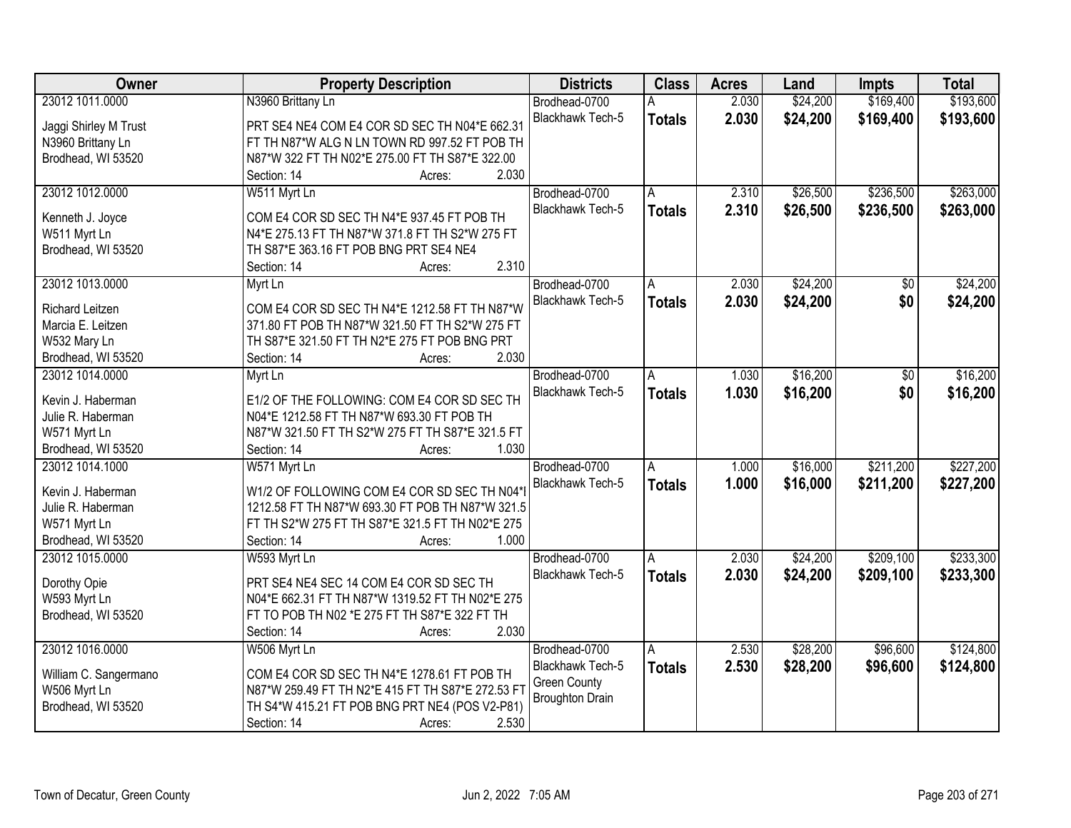| Owner | Property Description | Districts | Class | Acres | Land | Impts | Total |
|---|---|---|---|---|---|---|---|
| 23012 1011.0000<br><br>Jaggi Shirley M Trust<br>N3960 Brittany Ln<br>Brodhead, WI 53520 | N3960 Brittany Ln<br><br>PRT SE4 NE4 COM E4 COR SD SEC TH N04*E 662.31 FT TH N87*W ALG N LN TOWN RD 997.52 FT POB TH N87*W 322 FT TH N02*E 275.00 FT TH S87*E 322.00<br>Section: 14 Acres: 2.030 | Brodhead-0700<br>Blackhawk Tech-5 | A<br>**Totals** | 2.030<br>**2.030** | $24,200<br>**$24,200** | $169,400<br>**$169,400** | $193,600<br>**$193,600** |
| 23012 1012.0000<br><br>Kenneth J. Joyce<br>W511 Myrt Ln<br>Brodhead, WI 53520 | W511 Myrt Ln<br><br>COM E4 COR SD SEC TH N4*E 937.45 FT POB TH N4*E 275.13 FT TH N87*W 371.8 FT TH S2*W 275 FT TH S87*E 363.16 FT POB BNG PRT SE4 NE4<br>Section: 14 Acres: 2.310 | Brodhead-0700<br>Blackhawk Tech-5 | A<br>**Totals** | 2.310<br>**2.310** | $26,500<br>**$26,500** | $236,500<br>**$236,500** | $263,000<br>**$263,000** |
| 23012 1013.0000<br><br>Richard Leitzen<br>Marcia E. Leitzen<br>W532 Mary Ln<br>Brodhead, WI 53520 | Myrt Ln<br><br>COM E4 COR SD SEC TH N4*E 1212.58 FT TH N87*W 371.80 FT POB TH N87*W 321.50 FT TH S2*W 275 FT TH S87*E 321.50 FT TH N2*E 275 FT POB BNG PRT<br>Section: 14 Acres: 2.030 | Brodhead-0700<br>Blackhawk Tech-5 | A<br>**Totals** | 2.030<br>**2.030** | $24,200<br>**$24,200** | $0<br>**$0** | $24,200<br>**$24,200** |
| 23012 1014.0000<br><br>Kevin J. Haberman<br>Julie R. Haberman<br>W571 Myrt Ln<br>Brodhead, WI 53520 | Myrt Ln<br><br>E1/2 OF THE FOLLOWING: COM E4 COR SD SEC TH N04*E 1212.58 FT TH N87*W 693.30 FT POB TH N87*W 321.50 FT TH S2*W 275 FT TH S87*E 321.5 FT<br>Section: 14 Acres: 1.030 | Brodhead-0700<br>Blackhawk Tech-5 | A<br>**Totals** | 1.030<br>**1.030** | $16,200<br>**$16,200** | $0<br>**$0** | $16,200<br>**$16,200** |
| 23012 1014.1000<br><br>Kevin J. Haberman<br>Julie R. Haberman<br>W571 Myrt Ln<br>Brodhead, WI 53520 | W571 Myrt Ln<br><br>W1/2 OF FOLLOWING COM E4 COR SD SEC TH N04*I 1212.58 FT TH N87*W 693.30 FT POB TH N87*W 321.5 FT TH S2*W 275 FT TH S87*E 321.5 FT TH N02*E 275<br>Section: 14 Acres: 1.000 | Brodhead-0700<br>Blackhawk Tech-5 | A<br>**Totals** | 1.000<br>**1.000** | $16,000<br>**$16,000** | $211,200<br>**$211,200** | $227,200<br>**$227,200** |
| 23012 1015.0000<br><br>Dorothy Opie<br>W593 Myrt Ln<br>Brodhead, WI 53520 | W593 Myrt Ln<br><br>PRT SE4 NE4 SEC 14 COM E4 COR SD SEC TH N04*E 662.31 FT TH N87*W 1319.52 FT TH N02*E 275 FT TO POB TH N02 *E 275 FT TH S87*E 322 FT TH<br>Section: 14 Acres: 2.030 | Brodhead-0700<br>Blackhawk Tech-5 | A<br>**Totals** | 2.030<br>**2.030** | $24,200<br>**$24,200** | $209,100<br>**$209,100** | $233,300<br>**$233,300** |
| 23012 1016.0000<br><br>William C. Sangermano<br>W506 Myrt Ln<br>Brodhead, WI 53520 | W506 Myrt Ln<br><br>COM E4 COR SD SEC TH N4*E 1278.61 FT POB TH N87*W 259.49 FT TH N2*E 415 FT TH S87*E 272.53 FT TH S4*W 415.21 FT POB BNG PRT NE4 (POS V2-P81)<br>Section: 14 Acres: 2.530 | Brodhead-0700<br>Blackhawk Tech-5<br>Green County<br>Broughton Drain | A<br>**Totals** | 2.530<br>**2.530** | $28,200<br>**$28,200** | $96,600<br>**$96,600** | $124,800<br>**$124,800** |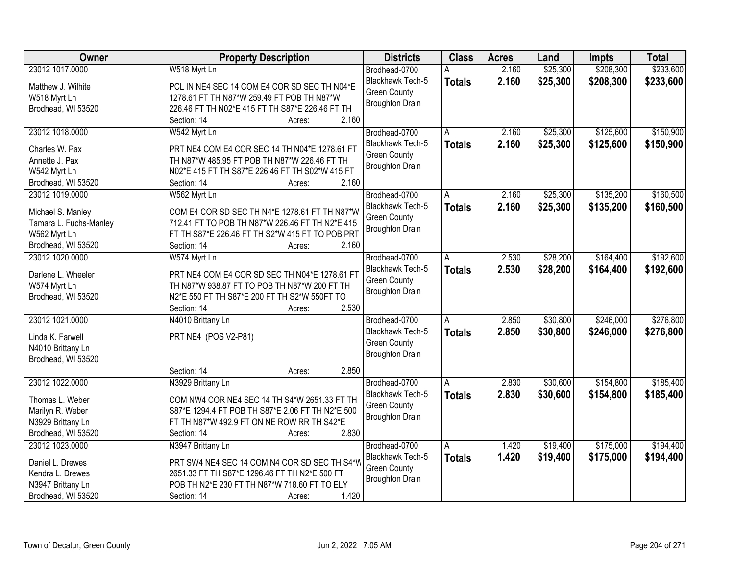| Owner | Property Description | Districts | Class | Acres | Land | Impts | Total |
|---|---|---|---|---|---|---|---|
| 23012 1017.0000<br>Matthew J. Wilhite<br>W518 Myrt Ln<br>Brodhead, WI 53520 | W518 Myrt Ln<br>PCL IN NE4 SEC 14 COM E4 COR SD SEC TH N04*E 1278.61 FT TH N87*W 259.49 FT POB TH N87*W 226.46 FT TH N02*E 415 FT TH S87*E 226.46 FT TH<br>Section: 14 Acres: 2.160 | Brodhead-0700<br>Blackhawk Tech-5<br>Green County<br>Broughton Drain | A<br>**Totals** | 2.160<br>**2.160** | $25,300<br>**$25,300** | $208,300<br>**$208,300** | $233,600<br>**$233,600** |
| 23012 1018.0000<br>Charles W. Pax<br>Annette J. Pax<br>W542 Myrt Ln<br>Brodhead, WI 53520 | W542 Myrt Ln<br>PRT NE4 COM E4 COR SEC 14 TH N04*E 1278.61 FT TH N87*W 485.95 FT POB TH N87*W 226.46 FT TH N02*E 415 FT TH S87*E 226.46 FT TH S02*W 415 FT<br>Section: 14 Acres: 2.160 | Brodhead-0700<br>Blackhawk Tech-5<br>Green County<br>Broughton Drain | A<br>**Totals** | 2.160<br>**2.160** | $25,300<br>**$25,300** | $125,600<br>**$125,600** | $150,900<br>**$150,900** |
| 23012 1019.0000<br>Michael S. Manley<br>Tamara L. Fuchs-Manley<br>W562 Myrt Ln<br>Brodhead, WI 53520 | W562 Myrt Ln<br>COM E4 COR SD SEC TH N4*E 1278.61 FT TH N87*W 712.41 FT TO POB TH N87*W 226.46 FT TH N2*E 415 FT TH S87*E 226.46 FT TH S2*W 415 FT TO POB PRT<br>Section: 14 Acres: 2.160 | Brodhead-0700<br>Blackhawk Tech-5<br>Green County<br>Broughton Drain | A<br>**Totals** | 2.160<br>**2.160** | $25,300<br>**$25,300** | $135,200<br>**$135,200** | $160,500<br>**$160,500** |
| 23012 1020.0000<br>Darlene L. Wheeler<br>W574 Myrt Ln<br>Brodhead, WI 53520 | W574 Myrt Ln<br>PRT NE4 COM E4 COR SD SEC TH N04*E 1278.61 FT TH N87*W 938.87 FT TO POB TH N87*W 200 FT TH N2*E 550 FT TH S87*E 200 FT TH S2*W 550FT TO<br>Section: 14 Acres: 2.530 | Brodhead-0700<br>Blackhawk Tech-5<br>Green County<br>Broughton Drain | A<br>**Totals** | 2.530<br>**2.530** | $28,200<br>**$28,200** | $164,400<br>**$164,400** | $192,600<br>**$192,600** |
| 23012 1021.0000<br>Linda K. Farwell<br>N4010 Brittany Ln<br>Brodhead, WI 53520 | N4010 Brittany Ln<br>PRT NE4 (POS V2-P81)<br>Section: 14 Acres: 2.850 | Brodhead-0700<br>Blackhawk Tech-5<br>Green County<br>Broughton Drain | A<br>**Totals** | 2.850<br>**2.850** | $30,800<br>**$30,800** | $246,000<br>**$246,000** | $276,800<br>**$276,800** |
| 23012 1022.0000<br>Thomas L. Weber<br>Marilyn R. Weber<br>N3929 Brittany Ln<br>Brodhead, WI 53520 | N3929 Brittany Ln<br>COM NW4 COR NE4 SEC 14 TH S4*W 2651.33 FT TH S87*E 1294.4 FT POB TH S87*E 2.06 FT TH N2*E 500 FT TH N87*W 492.9 FT ON NE ROW RR TH S42*E<br>Section: 14 Acres: 2.830 | Brodhead-0700<br>Blackhawk Tech-5<br>Green County<br>Broughton Drain | A<br>**Totals** | 2.830<br>**2.830** | $30,600<br>**$30,600** | $154,800<br>**$154,800** | $185,400<br>**$185,400** |
| 23012 1023.0000<br>Daniel L. Drewes<br>Kendra L. Drewes<br>N3947 Brittany Ln<br>Brodhead, WI 53520 | N3947 Brittany Ln<br>PRT SW4 NE4 SEC 14 COM N4 COR SD SEC TH S4*W 2651.33 FT TH S87*E 1296.46 FT TH N2*E 500 FT POB TH N2*E 230 FT TH N87*W 718.60 FT TO ELY<br>Section: 14 Acres: 1.420 | Brodhead-0700<br>Blackhawk Tech-5<br>Green County<br>Broughton Drain | A<br>**Totals** | 1.420<br>**1.420** | $19,400<br>**$19,400** | $175,000<br>**$175,000** | $194,400<br>**$194,400** |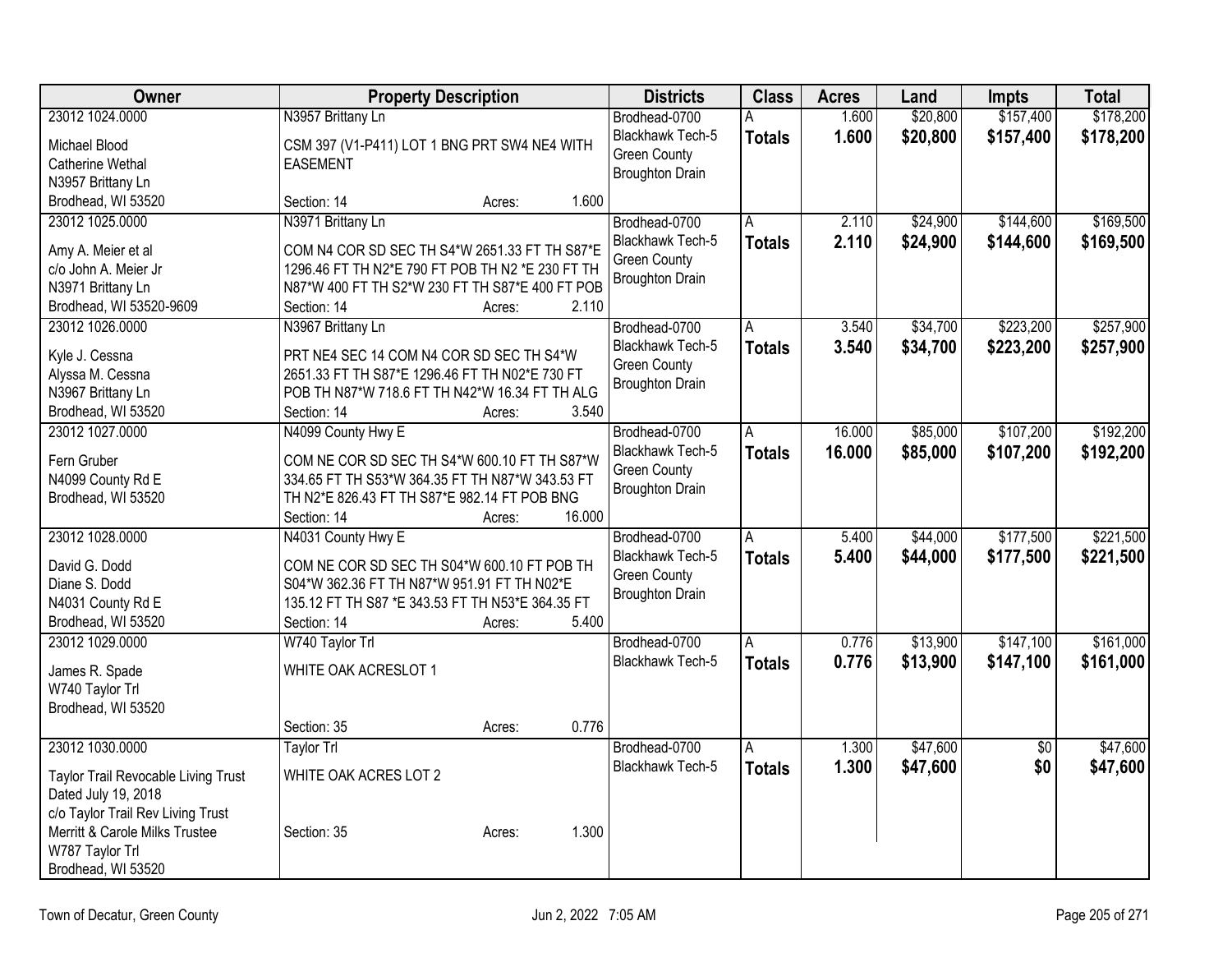| Owner | Property Description | Districts | Class | Acres | Land | Impts | Total |
|---|---|---|---|---|---|---|---|
| 23012 1024.0000<br><br>Michael Blood<br>Catherine Wethal<br>N3957 Brittany Ln<br>Brodhead, WI 53520 | N3957 Brittany Ln<br><br>CSM 397 (V1-P411) LOT 1 BNG PRT SW4 NE4 WITH EASEMENT<br><br>Section: 14 Acres: 1.600 | Brodhead-0700<br>Blackhawk Tech-5<br>Green County<br>Broughton Drain | A<br>**Totals** | 1.600<br>**1.600** | $20,800<br>**$20,800** | $157,400<br>**$157,400** | $178,200<br>**$178,200** |
| 23012 1025.0000<br><br>Amy A. Meier et al<br>c/o John A. Meier Jr<br>N3971 Brittany Ln<br>Brodhead, WI 53520-9609 | N3971 Brittany Ln<br><br>COM N4 COR SD SEC TH S4*W 2651.33 FT TH S87*E 1296.46 FT TH N2*E 790 FT POB TH N2 *E 230 FT TH N87*W 400 FT TH S2*W 230 FT TH S87*E 400 FT POB<br>Section: 14 Acres: 2.110 | Brodhead-0700<br>Blackhawk Tech-5<br>Green County<br>Broughton Drain | A<br>**Totals** | 2.110<br>**2.110** | $24,900<br>**$24,900** | $144,600<br>**$144,600** | $169,500<br>**$169,500** |
| 23012 1026.0000<br><br>Kyle J. Cessna<br>Alyssa M. Cessna<br>N3967 Brittany Ln<br>Brodhead, WI 53520 | N3967 Brittany Ln<br><br>PRT NE4 SEC 14 COM N4 COR SD SEC TH S4*W 2651.33 FT TH S87*E 1296.46 FT TH N02*E 730 FT POB TH N87*W 718.6 FT TH N42*W 16.34 FT TH ALG<br>Section: 14 Acres: 3.540 | Brodhead-0700<br>Blackhawk Tech-5<br>Green County<br>Broughton Drain | A<br>**Totals** | 3.540<br>**3.540** | $34,700<br>**$34,700** | $223,200<br>**$223,200** | $257,900<br>**$257,900** |
| 23012 1027.0000<br><br>Fern Gruber<br>N4099 County Rd E<br>Brodhead, WI 53520 | N4099 County Hwy E<br><br>COM NE COR SD SEC TH S4*W 600.10 FT TH S87*W 334.65 FT TH S53*W 364.35 FT TH N87*W 343.53 FT TH N2*E 826.43 FT TH S87*E 982.14 FT POB BNG<br>Section: 14 Acres: 16.000 | Brodhead-0700<br>Blackhawk Tech-5<br>Green County<br>Broughton Drain | A<br>**Totals** | 16.000<br>**16.000** | $85,000<br>**$85,000** | $107,200<br>**$107,200** | $192,200<br>**$192,200** |
| 23012 1028.0000<br><br>David G. Dodd<br>Diane S. Dodd<br>N4031 County Rd E<br>Brodhead, WI 53520 | N4031 County Hwy E<br><br>COM NE COR SD SEC TH S04*W 600.10 FT POB TH S04*W 362.36 FT TH N87*W 951.91 FT TH N02*E 135.12 FT TH S87 *E 343.53 FT TH N53*E 364.35 FT<br>Section: 14 Acres: 5.400 | Brodhead-0700<br>Blackhawk Tech-5<br>Green County<br>Broughton Drain | A<br>**Totals** | 5.400<br>**5.400** | $44,000<br>**$44,000** | $177,500<br>**$177,500** | $221,500<br>**$221,500** |
| 23012 1029.0000<br><br>James R. Spade<br>W740 Taylor Trl<br>Brodhead, WI 53520 | W740 Taylor Trl<br><br>WHITE OAK ACRESLOT 1<br><br>Section: 35 Acres: 0.776 | Brodhead-0700<br>Blackhawk Tech-5 | A<br>**Totals** | 0.776<br>**0.776** | $13,900<br>**$13,900** | $147,100<br>**$147,100** | $161,000<br>**$161,000** |
| 23012 1030.0000<br><br>Taylor Trail Revocable Living Trust Dated July 19, 2018<br>c/o Taylor Trail Rev Living Trust<br>Merritt & Carole Milks Trustee<br>W787 Taylor Trl<br>Brodhead, WI 53520 | Taylor Trl<br><br>WHITE OAK ACRES LOT 2<br><br>Section: 35 Acres: 1.300 | Brodhead-0700<br>Blackhawk Tech-5 | A<br>**Totals** | 1.300<br>**1.300** | $47,600<br>**$47,600** | $0<br>**$0** | $47,600<br>**$47,600** |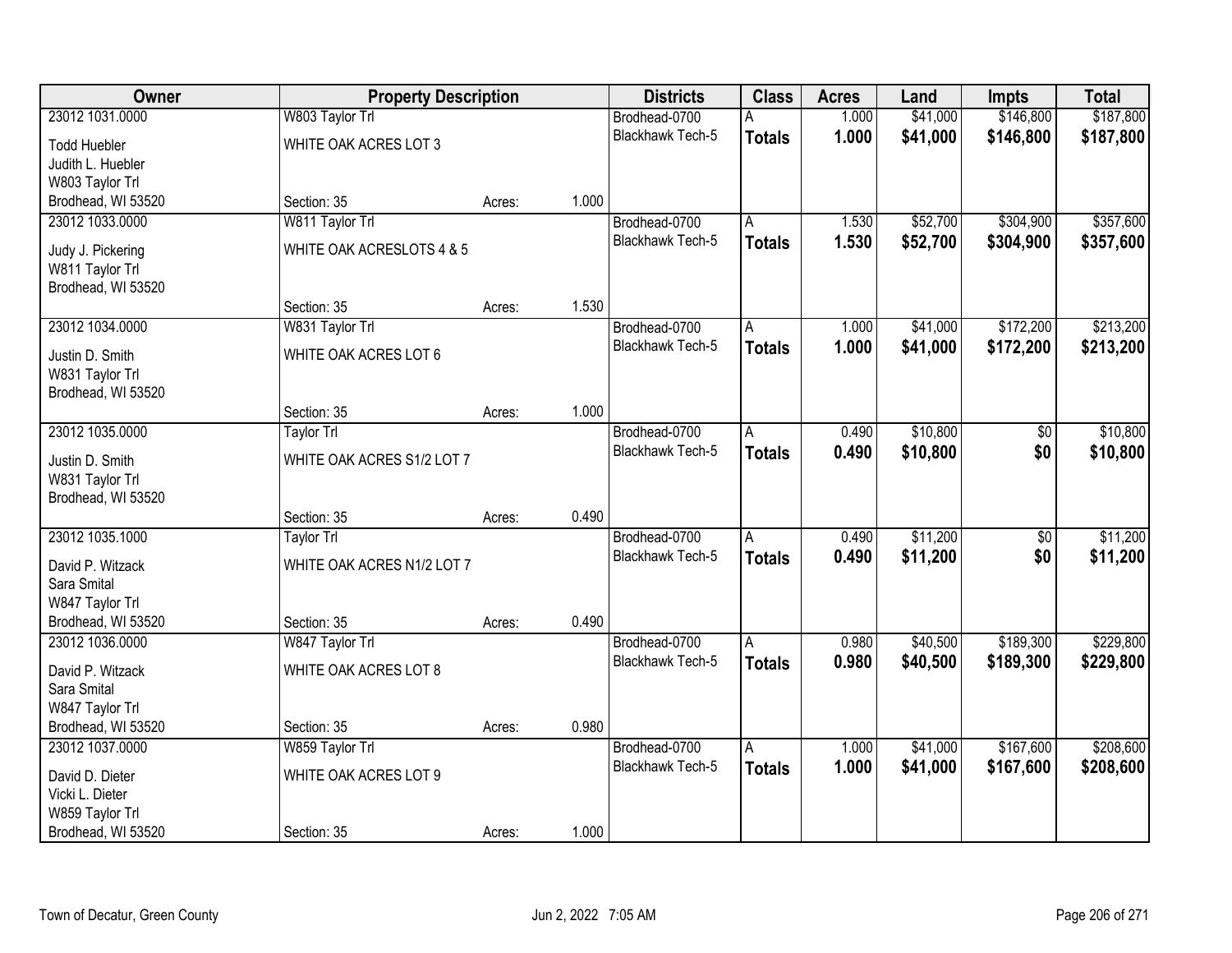| Owner | Property Description | | | Districts | Class | Acres | Land | Impts | Total |
|---|---|---|---|---|---|---|---|---|---|
| 23012 1031.0000 | W803 Taylor Trl | | | Brodhead-0700 | A | 1.000 | $41,000 | $146,800 | $187,800 |
| Todd Huebler<br>Judith L. Huebler<br>W803 Taylor Trl<br>Brodhead, WI 53520 | WHITE OAK ACRES LOT 3<br><br>Section: 35 | Acres: | 1.000 | Blackhawk Tech-5 | **Totals** | **1.000** | **$41,000** | **$146,800** | **$187,800** |
| 23012 1033.0000 | W811 Taylor Trl | | | Brodhead-0700 | A | 1.530 | $52,700 | $304,900 | $357,600 |
| Judy J. Pickering<br>W811 Taylor Trl<br>Brodhead, WI 53520 | WHITE OAK ACRESLOTS 4 & 5<br><br>Section: 35 | Acres: | 1.530 | Blackhawk Tech-5 | **Totals** | **1.530** | **$52,700** | **$304,900** | **$357,600** |
| 23012 1034.0000 | W831 Taylor Trl | | | Brodhead-0700 | A | 1.000 | $41,000 | $172,200 | $213,200 |
| Justin D. Smith<br>W831 Taylor Trl<br>Brodhead, WI 53520 | WHITE OAK ACRES LOT 6<br><br>Section: 35 | Acres: | 1.000 | Blackhawk Tech-5 | **Totals** | **1.000** | **$41,000** | **$172,200** | **$213,200** |
| 23012 1035.0000 | Taylor Trl | | | Brodhead-0700 | A | 0.490 | $10,800 | $0 | $10,800 |
| Justin D. Smith<br>W831 Taylor Trl<br>Brodhead, WI 53520 | WHITE OAK ACRES S1/2 LOT 7<br><br>Section: 35 | Acres: | 0.490 | Blackhawk Tech-5 | **Totals** | **0.490** | **$10,800** | **$0** | **$10,800** |
| 23012 1035.1000 | Taylor Trl | | | Brodhead-0700 | A | 0.490 | $11,200 | $0 | $11,200 |
| David P. Witzack<br>Sara Smital<br>W847 Taylor Trl<br>Brodhead, WI 53520 | WHITE OAK ACRES N1/2 LOT 7<br><br>Section: 35 | Acres: | 0.490 | Blackhawk Tech-5 | **Totals** | **0.490** | **$11,200** | **$0** | **$11,200** |
| 23012 1036.0000 | W847 Taylor Trl | | | Brodhead-0700 | A | 0.980 | $40,500 | $189,300 | $229,800 |
| David P. Witzack<br>Sara Smital<br>W847 Taylor Trl<br>Brodhead, WI 53520 | WHITE OAK ACRES LOT 8<br><br>Section: 35 | Acres: | 0.980 | Blackhawk Tech-5 | **Totals** | **0.980** | **$40,500** | **$189,300** | **$229,800** |
| 23012 1037.0000 | W859 Taylor Trl | | | Brodhead-0700 | A | 1.000 | $41,000 | $167,600 | $208,600 |
| David D. Dieter<br>Vicki L. Dieter<br>W859 Taylor Trl<br>Brodhead, WI 53520 | WHITE OAK ACRES LOT 9<br><br>Section: 35 | Acres: | 1.000 | Blackhawk Tech-5 | **Totals** | **1.000** | **$41,000** | **$167,600** | **$208,600** |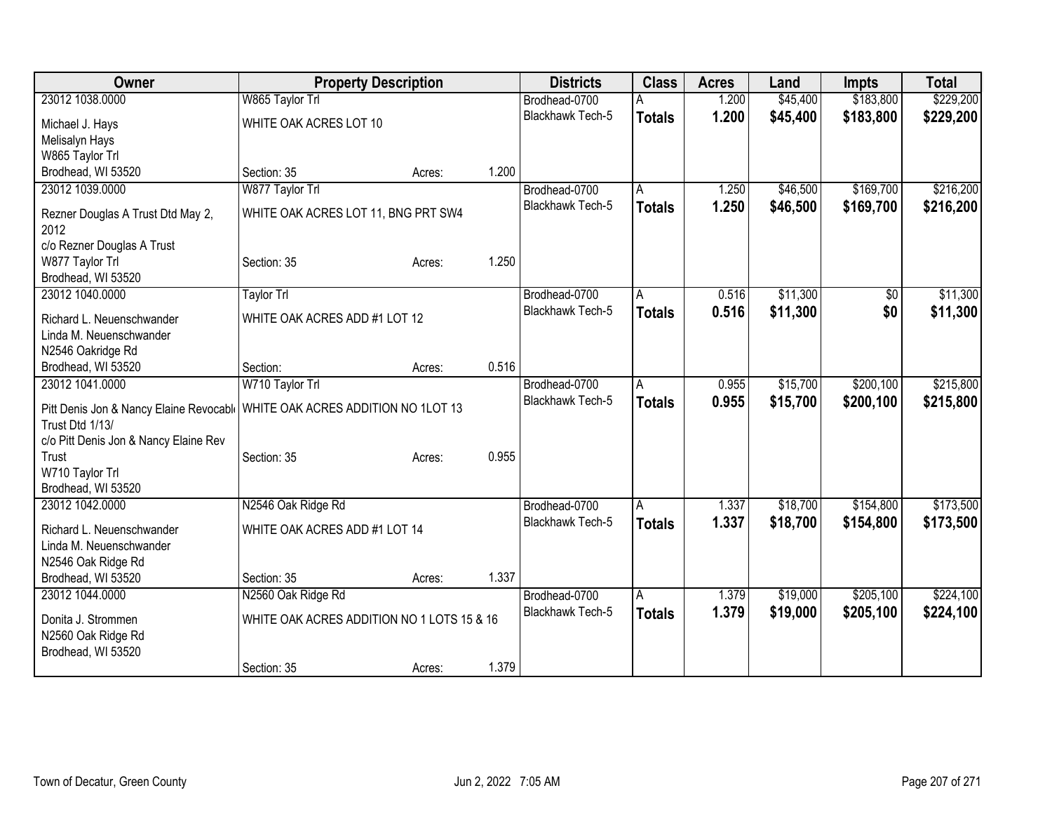| Owner | Property Description | | | Districts | Class | Acres | Land | Impts | Total |
|---|---|---|---|---|---|---|---|---|---|
| 23012 1038.0000 | W865 Taylor Trl | | | Brodhead-0700 | A | 1.200 | $45,400 | $183,800 | $229,200 |
| Michael J. Hays<br>Melisalyn Hays<br>W865 Taylor Trl<br>Brodhead, WI 53520 | WHITE OAK ACRES LOT 10 | | | Blackhawk Tech-5 | **Totals** | **1.200** | **$45,400** | **$183,800** | **$229,200** |
| | Section: 35 | Acres: | 1.200 | | | | | | |
| 23012 1039.0000 | W877 Taylor Trl | | | Brodhead-0700 | A | 1.250 | $46,500 | $169,700 | $216,200 |
| Rezner Douglas A Trust Dtd May 2, 2012<br>c/o Rezner Douglas A Trust<br>W877 Taylor Trl<br>Brodhead, WI 53520 | WHITE OAK ACRES LOT 11, BNG PRT SW4 | | | Blackhawk Tech-5 | **Totals** | **1.250** | **$46,500** | **$169,700** | **$216,200** |
| | Section: 35 | Acres: | 1.250 | | | | | | |
| 23012 1040.0000 | Taylor Trl | | | Brodhead-0700 | A | 0.516 | $11,300 | $0 | $11,300 |
| Richard L. Neuenschwander<br>Linda M. Neuenschwander<br>N2546 Oakridge Rd<br>Brodhead, WI 53520 | WHITE OAK ACRES ADD #1 LOT 12 | | | Blackhawk Tech-5 | **Totals** | **0.516** | **$11,300** | **$0** | **$11,300** |
| | Section: | Acres: | 0.516 | | | | | | |
| 23012 1041.0000 | W710 Taylor Trl | | | Brodhead-0700 | A | 0.955 | $15,700 | $200,100 | $215,800 |
| Pitt Denis Jon & Nancy Elaine Revocabl Trust Dtd 1/13/<br>c/o Pitt Denis Jon & Nancy Elaine Rev Trust<br>W710 Taylor Trl<br>Brodhead, WI 53520 | WHITE OAK ACRES ADDITION NO 1LOT 13 | | | Blackhawk Tech-5 | **Totals** | **0.955** | **$15,700** | **$200,100** | **$215,800** |
| | Section: 35 | Acres: | 0.955 | | | | | | |
| 23012 1042.0000 | N2546 Oak Ridge Rd | | | Brodhead-0700 | A | 1.337 | $18,700 | $154,800 | $173,500 |
| Richard L. Neuenschwander<br>Linda M. Neuenschwander<br>N2546 Oak Ridge Rd<br>Brodhead, WI 53520 | WHITE OAK ACRES ADD #1 LOT 14 | | | Blackhawk Tech-5 | **Totals** | **1.337** | **$18,700** | **$154,800** | **$173,500** |
| | Section: 35 | Acres: | 1.337 | | | | | | |
| 23012 1044.0000 | N2560 Oak Ridge Rd | | | Brodhead-0700 | A | 1.379 | $19,000 | $205,100 | $224,100 |
| Donita J. Strommen<br>N2560 Oak Ridge Rd<br>Brodhead, WI 53520 | WHITE OAK ACRES ADDITION NO 1 LOTS 15 & 16 | | | Blackhawk Tech-5 | **Totals** | **1.379** | **$19,000** | **$205,100** | **$224,100** |
| | Section: 35 | Acres: | 1.379 | | | | | | |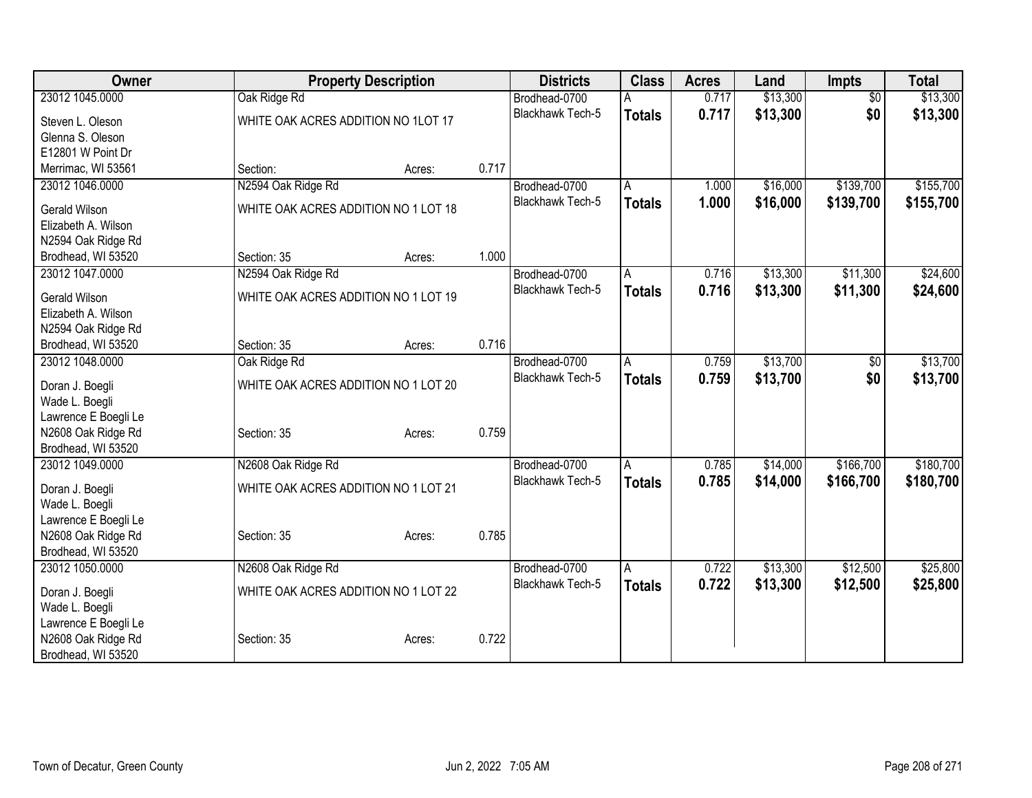| Owner | Property Description | | | Districts | Class | Acres | Land | Impts | Total |
|---|---|---|---|---|---|---|---|---|---|
| 23012 1045.0000 | Oak Ridge Rd | | | Brodhead-0700 | A | 0.717 | $13,300 | $0 | $13,300 |
| Steven L. Oleson<br>Glenna S. Oleson<br>E12801 W Point Dr<br>Merrimac, WI 53561 | WHITE OAK ACRES ADDITION NO 1LOT 17 | | | Blackhawk Tech-5 | **Totals** | **0.717** | **$13,300** | **$0** | **$13,300** |
| | Section: | Acres: | 0.717 | | | | | | |
| 23012 1046.0000 | N2594 Oak Ridge Rd | | | Brodhead-0700 | A | 1.000 | $16,000 | $139,700 | $155,700 |
| Gerald Wilson<br>Elizabeth A. Wilson<br>N2594 Oak Ridge Rd<br>Brodhead, WI 53520 | WHITE OAK ACRES ADDITION NO 1 LOT 18 | | | Blackhawk Tech-5 | **Totals** | **1.000** | **$16,000** | **$139,700** | **$155,700** |
| | Section: 35 | Acres: | 1.000 | | | | | | |
| 23012 1047.0000 | N2594 Oak Ridge Rd | | | Brodhead-0700 | A | 0.716 | $13,300 | $11,300 | $24,600 |
| Gerald Wilson<br>Elizabeth A. Wilson<br>N2594 Oak Ridge Rd<br>Brodhead, WI 53520 | WHITE OAK ACRES ADDITION NO 1 LOT 19 | | | Blackhawk Tech-5 | **Totals** | **0.716** | **$13,300** | **$11,300** | **$24,600** |
| | Section: 35 | Acres: | 0.716 | | | | | | |
| 23012 1048.0000 | Oak Ridge Rd | | | Brodhead-0700 | A | 0.759 | $13,700 | $0 | $13,700 |
| Doran J. Boegli<br>Wade L. Boegli<br>Lawrence E Boegli Le<br>N2608 Oak Ridge Rd<br>Brodhead, WI 53520 | WHITE OAK ACRES ADDITION NO 1 LOT 20 | | | Blackhawk Tech-5 | **Totals** | **0.759** | **$13,700** | **$0** | **$13,700** |
| | Section: 35 | Acres: | 0.759 | | | | | | |
| 23012 1049.0000 | N2608 Oak Ridge Rd | | | Brodhead-0700 | A | 0.785 | $14,000 | $166,700 | $180,700 |
| Doran J. Boegli<br>Wade L. Boegli<br>Lawrence E Boegli Le<br>N2608 Oak Ridge Rd<br>Brodhead, WI 53520 | WHITE OAK ACRES ADDITION NO 1 LOT 21 | | | Blackhawk Tech-5 | **Totals** | **0.785** | **$14,000** | **$166,700** | **$180,700** |
| | Section: 35 | Acres: | 0.785 | | | | | | |
| 23012 1050.0000 | N2608 Oak Ridge Rd | | | Brodhead-0700 | A | 0.722 | $13,300 | $12,500 | $25,800 |
| Doran J. Boegli<br>Wade L. Boegli<br>Lawrence E Boegli Le<br>N2608 Oak Ridge Rd<br>Brodhead, WI 53520 | WHITE OAK ACRES ADDITION NO 1 LOT 22 | | | Blackhawk Tech-5 | **Totals** | **0.722** | **$13,300** | **$12,500** | **$25,800** |
| | Section: 35 | Acres: | 0.722 | | | | | | |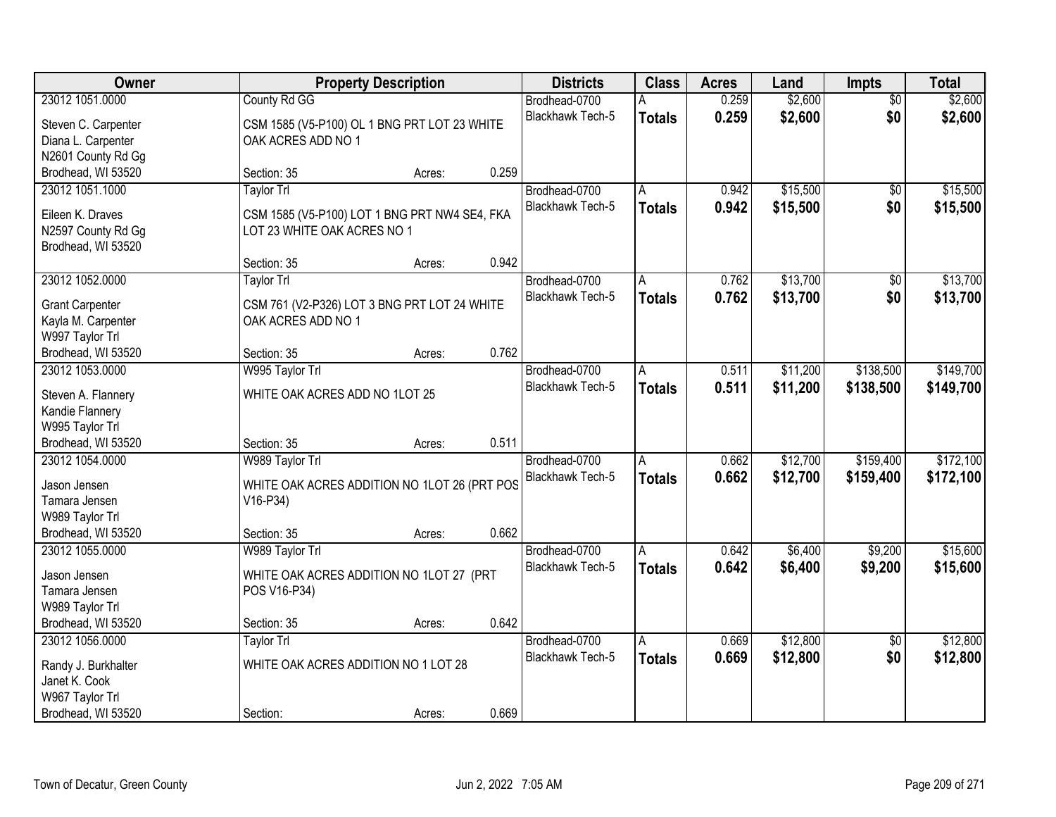| Owner | Property Description | Districts | Class | Acres | Land | Impts | Total |
|---|---|---|---|---|---|---|---|
| 23012 1051.0000<br>Steven C. Carpenter<br>Diana L. Carpenter<br>N2601 County Rd Gg<br>Brodhead, WI 53520 | County Rd GG<br>CSM 1585 (V5-P100) OL 1 BNG PRT LOT 23 WHITE OAK ACRES ADD NO 1<br>Section: 35 Acres: 0.259 | Brodhead-0700<br>Blackhawk Tech-5 | A<br>**Totals** | 0.259<br>**0.259** | $2,600<br>**$2,600** | $0<br>**$0** | $2,600<br>**$2,600** |
| 23012 1051.1000<br>Eileen K. Draves<br>N2597 County Rd Gg<br>Brodhead, WI 53520 | Taylor Trl<br>CSM 1585 (V5-P100) LOT 1 BNG PRT NW4 SE4, FKA LOT 23 WHITE OAK ACRES NO 1<br>Section: 35 Acres: 0.942 | Brodhead-0700<br>Blackhawk Tech-5 | A<br>**Totals** | 0.942<br>**0.942** | $15,500<br>**$15,500** | $0<br>**$0** | $15,500<br>**$15,500** |
| 23012 1052.0000<br>Grant Carpenter<br>Kayla M. Carpenter<br>W997 Taylor Trl<br>Brodhead, WI 53520 | Taylor Trl<br>CSM 761 (V2-P326) LOT 3 BNG PRT LOT 24 WHITE OAK ACRES ADD NO 1<br>Section: 35 Acres: 0.762 | Brodhead-0700<br>Blackhawk Tech-5 | A<br>**Totals** | 0.762<br>**0.762** | $13,700<br>**$13,700** | $0<br>**$0** | $13,700<br>**$13,700** |
| 23012 1053.0000<br>Steven A. Flannery<br>Kandie Flannery<br>W995 Taylor Trl<br>Brodhead, WI 53520 | W995 Taylor Trl<br>WHITE OAK ACRES ADD NO 1LOT 25<br>Section: 35 Acres: 0.511 | Brodhead-0700<br>Blackhawk Tech-5 | A<br>**Totals** | 0.511<br>**0.511** | $11,200<br>**$11,200** | $138,500<br>**$138,500** | $149,700<br>**$149,700** |
| 23012 1054.0000<br>Jason Jensen<br>Tamara Jensen<br>W989 Taylor Trl<br>Brodhead, WI 53520 | W989 Taylor Trl<br>WHITE OAK ACRES ADDITION NO 1LOT 26 (PRT POS V16-P34)<br>Section: 35 Acres: 0.662 | Brodhead-0700<br>Blackhawk Tech-5 | A<br>**Totals** | 0.662<br>**0.662** | $12,700<br>**$12,700** | $159,400<br>**$159,400** | $172,100<br>**$172,100** |
| 23012 1055.0000<br>Jason Jensen<br>Tamara Jensen<br>W989 Taylor Trl<br>Brodhead, WI 53520 | W989 Taylor Trl<br>WHITE OAK ACRES ADDITION NO 1LOT 27 (PRT POS V16-P34)<br>Section: 35 Acres: 0.642 | Brodhead-0700<br>Blackhawk Tech-5 | A<br>**Totals** | 0.642<br>**0.642** | $6,400<br>**$6,400** | $9,200<br>**$9,200** | $15,600<br>**$15,600** |
| 23012 1056.0000<br>Randy J. Burkhalter<br>Janet K. Cook<br>W967 Taylor Trl<br>Brodhead, WI 53520 | Taylor Trl<br>WHITE OAK ACRES ADDITION NO 1 LOT 28<br>Section: Acres: 0.669 | Brodhead-0700<br>Blackhawk Tech-5 | A<br>**Totals** | 0.669<br>**0.669** | $12,800<br>**$12,800** | $0<br>**$0** | $12,800<br>**$12,800** |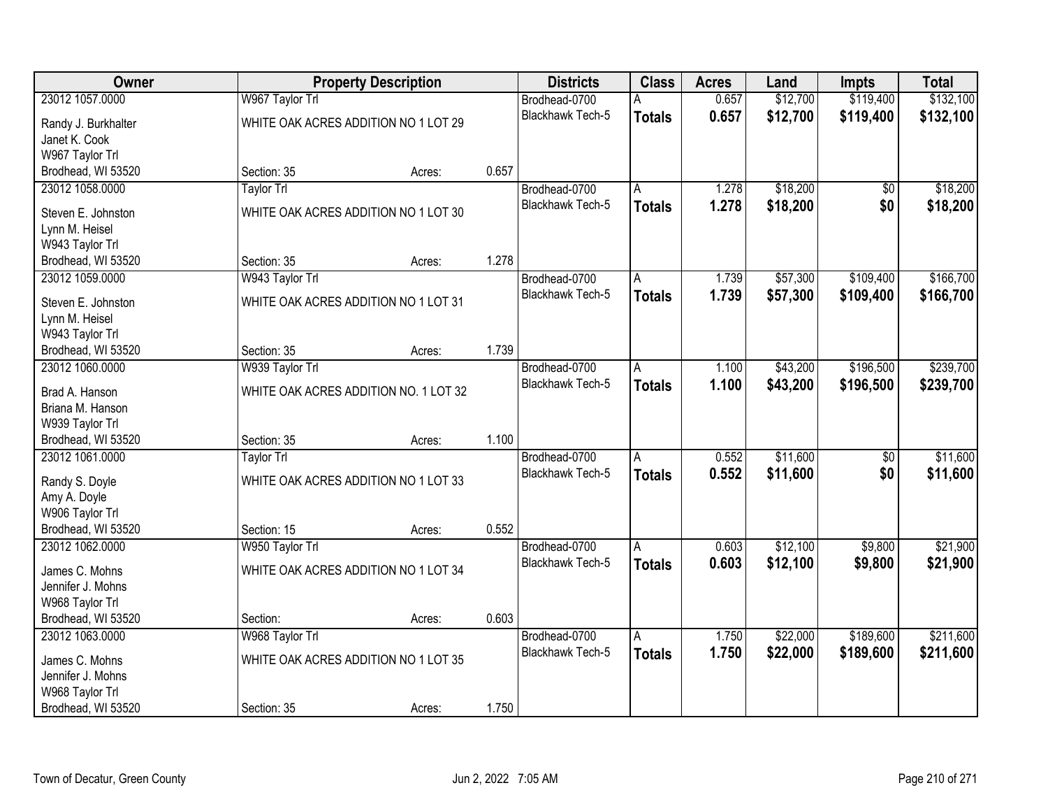| Owner | Property Description | | | Districts | Class | Acres | Land | Impts | Total |
|---|---|---|---|---|---|---|---|---|---|
| 23012 1057.0000 | W967 Taylor Trl | | | Brodhead-0700 | A | 0.657 | $12,700 | $119,400 | $132,100 |
| Randy J. Burkhalter<br>Janet K. Cook<br>W967 Taylor Trl<br>Brodhead, WI 53520 | WHITE OAK ACRES ADDITION NO 1 LOT 29 | | | Blackhawk Tech-5 | **Totals** | **0.657** | **$12,700** | **$119,400** | **$132,100** |
| | Section: 35 | Acres: | 0.657 | | | | | | |
| 23012 1058.0000 | Taylor Trl | | | Brodhead-0700 | A | 1.278 | $18,200 | $0 | $18,200 |
| Steven E. Johnston<br>Lynn M. Heisel<br>W943 Taylor Trl<br>Brodhead, WI 53520 | WHITE OAK ACRES ADDITION NO 1 LOT 30 | | | Blackhawk Tech-5 | **Totals** | **1.278** | **$18,200** | **$0** | **$18,200** |
| | Section: 35 | Acres: | 1.278 | | | | | | |
| 23012 1059.0000 | W943 Taylor Trl | | | Brodhead-0700 | A | 1.739 | $57,300 | $109,400 | $166,700 |
| Steven E. Johnston<br>Lynn M. Heisel<br>W943 Taylor Trl<br>Brodhead, WI 53520 | WHITE OAK ACRES ADDITION NO 1 LOT 31 | | | Blackhawk Tech-5 | **Totals** | **1.739** | **$57,300** | **$109,400** | **$166,700** |
| | Section: 35 | Acres: | 1.739 | | | | | | |
| 23012 1060.0000 | W939 Taylor Trl | | | Brodhead-0700 | A | 1.100 | $43,200 | $196,500 | $239,700 |
| Brad A. Hanson<br>Briana M. Hanson<br>W939 Taylor Trl<br>Brodhead, WI 53520 | WHITE OAK ACRES ADDITION NO. 1 LOT 32 | | | Blackhawk Tech-5 | **Totals** | **1.100** | **$43,200** | **$196,500** | **$239,700** |
| | Section: 35 | Acres: | 1.100 | | | | | | |
| 23012 1061.0000 | Taylor Trl | | | Brodhead-0700 | A | 0.552 | $11,600 | $0 | $11,600 |
| Randy S. Doyle<br>Amy A. Doyle<br>W906 Taylor Trl<br>Brodhead, WI 53520 | WHITE OAK ACRES ADDITION NO 1 LOT 33 | | | Blackhawk Tech-5 | **Totals** | **0.552** | **$11,600** | **$0** | **$11,600** |
| | Section: 15 | Acres: | 0.552 | | | | | | |
| 23012 1062.0000 | W950 Taylor Trl | | | Brodhead-0700 | A | 0.603 | $12,100 | $9,800 | $21,900 |
| James C. Mohns<br>Jennifer J. Mohns<br>W968 Taylor Trl<br>Brodhead, WI 53520 | WHITE OAK ACRES ADDITION NO 1 LOT 34 | | | Blackhawk Tech-5 | **Totals** | **0.603** | **$12,100** | **$9,800** | **$21,900** |
| | Section: | Acres: | 0.603 | | | | | | |
| 23012 1063.0000 | W968 Taylor Trl | | | Brodhead-0700 | A | 1.750 | $22,000 | $189,600 | $211,600 |
| James C. Mohns<br>Jennifer J. Mohns<br>W968 Taylor Trl<br>Brodhead, WI 53520 | WHITE OAK ACRES ADDITION NO 1 LOT 35 | | | Blackhawk Tech-5 | **Totals** | **1.750** | **$22,000** | **$189,600** | **$211,600** |
| | Section: 35 | Acres: | 1.750 | | | | | | |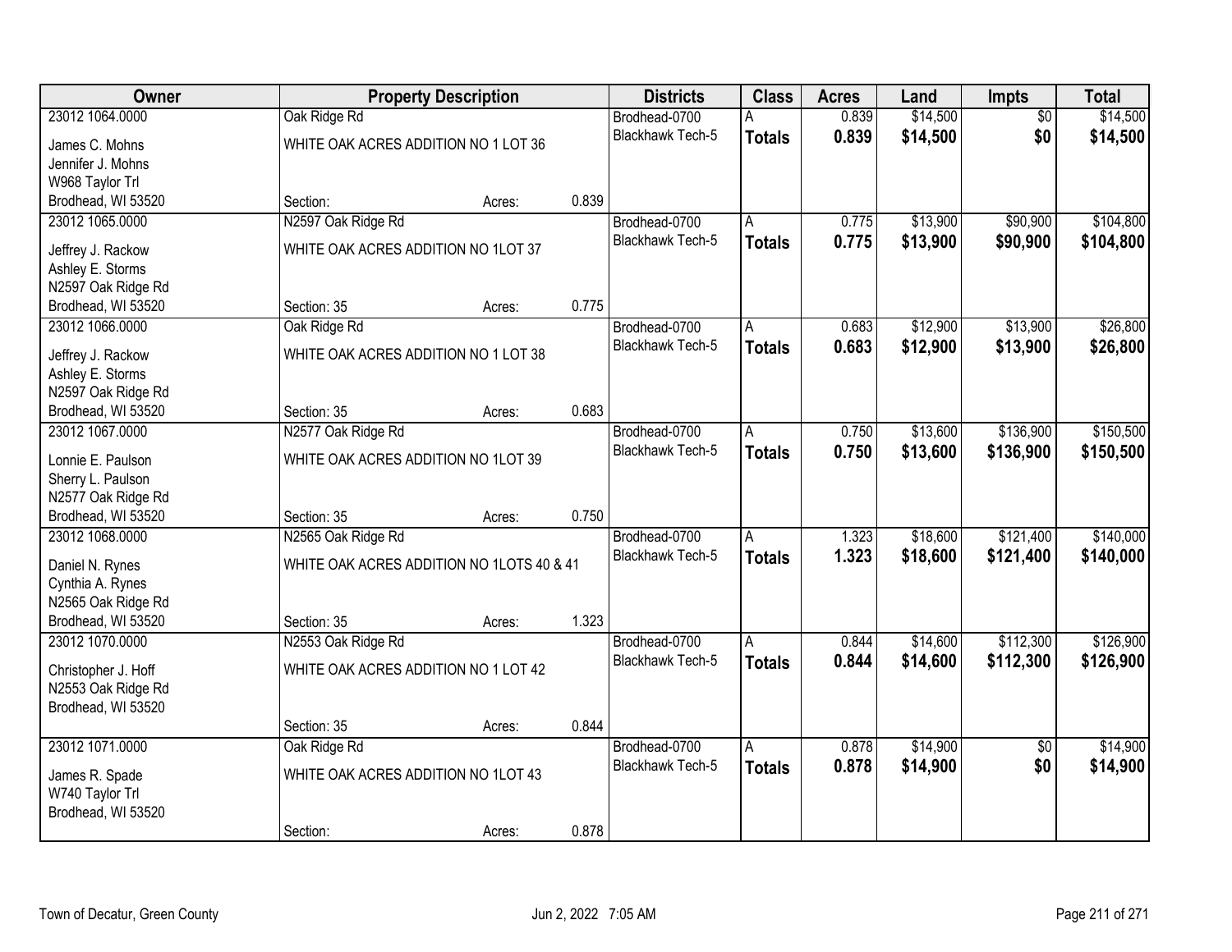| Owner | Property Description | | | Districts | Class | Acres | Land | Impts | Total |
|---|---|---|---|---|---|---|---|---|---|
| 23012 1064.0000 | Oak Ridge Rd | | | Brodhead-0700 | A | 0.839 | $14,500 | $0 | $14,500 |
| James C. Mohns<br>Jennifer J. Mohns<br>W968 Taylor Trl<br>Brodhead, WI 53520 | WHITE OAK ACRES ADDITION NO 1 LOT 36 | | | Blackhawk Tech-5 | **Totals** | **0.839** | **$14,500** | **$0** | **$14,500** |
| | Section: | Acres: | 0.839 | | | | | | |
| 23012 1065.0000 | N2597 Oak Ridge Rd | | | Brodhead-0700 | A | 0.775 | $13,900 | $90,900 | $104,800 |
| Jeffrey J. Rackow<br>Ashley E. Storms<br>N2597 Oak Ridge Rd<br>Brodhead, WI 53520 | WHITE OAK ACRES ADDITION NO 1LOT 37 | | | Blackhawk Tech-5 | **Totals** | **0.775** | **$13,900** | **$90,900** | **$104,800** |
| | Section: 35 | Acres: | 0.775 | | | | | | |
| 23012 1066.0000 | Oak Ridge Rd | | | Brodhead-0700 | A | 0.683 | $12,900 | $13,900 | $26,800 |
| Jeffrey J. Rackow<br>Ashley E. Storms<br>N2597 Oak Ridge Rd<br>Brodhead, WI 53520 | WHITE OAK ACRES ADDITION NO 1 LOT 38 | | | Blackhawk Tech-5 | **Totals** | **0.683** | **$12,900** | **$13,900** | **$26,800** |
| | Section: 35 | Acres: | 0.683 | | | | | | |
| 23012 1067.0000 | N2577 Oak Ridge Rd | | | Brodhead-0700 | A | 0.750 | $13,600 | $136,900 | $150,500 |
| Lonnie E. Paulson<br>Sherry L. Paulson<br>N2577 Oak Ridge Rd<br>Brodhead, WI 53520 | WHITE OAK ACRES ADDITION NO 1LOT 39 | | | Blackhawk Tech-5 | **Totals** | **0.750** | **$13,600** | **$136,900** | **$150,500** |
| | Section: 35 | Acres: | 0.750 | | | | | | |
| 23012 1068.0000 | N2565 Oak Ridge Rd | | | Brodhead-0700 | A | 1.323 | $18,600 | $121,400 | $140,000 |
| Daniel N. Rynes<br>Cynthia A. Rynes<br>N2565 Oak Ridge Rd<br>Brodhead, WI 53520 | WHITE OAK ACRES ADDITION NO 1LOTS 40 & 41 | | | Blackhawk Tech-5 | **Totals** | **1.323** | **$18,600** | **$121,400** | **$140,000** |
| | Section: 35 | Acres: | 1.323 | | | | | | |
| 23012 1070.0000 | N2553 Oak Ridge Rd | | | Brodhead-0700 | A | 0.844 | $14,600 | $112,300 | $126,900 |
| Christopher J. Hoff<br>N2553 Oak Ridge Rd<br>Brodhead, WI 53520 | WHITE OAK ACRES ADDITION NO 1 LOT 42 | | | Blackhawk Tech-5 | **Totals** | **0.844** | **$14,600** | **$112,300** | **$126,900** |
| | Section: 35 | Acres: | 0.844 | | | | | | |
| 23012 1071.0000 | Oak Ridge Rd | | | Brodhead-0700 | A | 0.878 | $14,900 | $0 | $14,900 |
| James R. Spade<br>W740 Taylor Trl<br>Brodhead, WI 53520 | WHITE OAK ACRES ADDITION NO 1LOT 43 | | | Blackhawk Tech-5 | **Totals** | **0.878** | **$14,900** | **$0** | **$14,900** |
| | Section: | Acres: | 0.878 | | | | | | |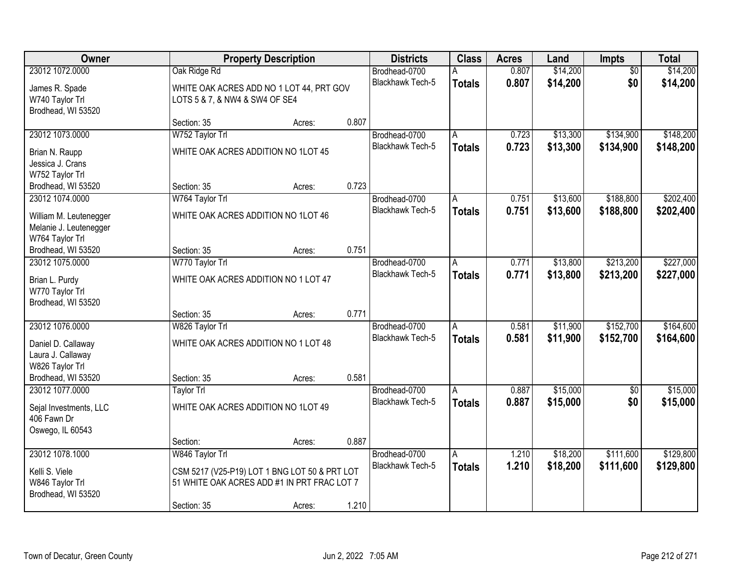| Owner | Property Description | | | Districts | Class | Acres | Land | Impts | Total |
|---|---|---|---|---|---|---|---|---|---|
| 23012 1072.0000<br>James R. Spade<br>W740 Taylor Trl<br>Brodhead, WI 53520 | Oak Ridge Rd<br>WHITE OAK ACRES ADD NO 1 LOT 44, PRT GOV LOTS 5 & 7, & NW4 & SW4 OF SE4<br>Section: 35 | Acres: | 0.807 | Brodhead-0700<br>Blackhawk Tech-5 | A<br>**Totals** | 0.807<br>**0.807** | $14,200<br>**$14,200** | $0<br>**$0** | $14,200<br>**$14,200** |
| 23012 1073.0000<br>Brian N. Raupp<br>Jessica J. Crans<br>W752 Taylor Trl<br>Brodhead, WI 53520 | W752 Taylor Trl<br>WHITE OAK ACRES ADDITION NO 1LOT 45<br>Section: 35 | Acres: | 0.723 | Brodhead-0700<br>Blackhawk Tech-5 | A<br>**Totals** | 0.723<br>**0.723** | $13,300<br>**$13,300** | $134,900<br>**$134,900** | $148,200<br>**$148,200** |
| 23012 1074.0000<br>William M. Leutenegger<br>Melanie J. Leutenegger<br>W764 Taylor Trl<br>Brodhead, WI 53520 | W764 Taylor Trl<br>WHITE OAK ACRES ADDITION NO 1LOT 46<br>Section: 35 | Acres: | 0.751 | Brodhead-0700<br>Blackhawk Tech-5 | A<br>**Totals** | 0.751<br>**0.751** | $13,600<br>**$13,600** | $188,800<br>**$188,800** | $202,400<br>**$202,400** |
| 23012 1075.0000<br>Brian L. Purdy<br>W770 Taylor Trl<br>Brodhead, WI 53520 | W770 Taylor Trl<br>WHITE OAK ACRES ADDITION NO 1 LOT 47<br>Section: 35 | Acres: | 0.771 | Brodhead-0700<br>Blackhawk Tech-5 | A<br>**Totals** | 0.771<br>**0.771** | $13,800<br>**$13,800** | $213,200<br>**$213,200** | $227,000<br>**$227,000** |
| 23012 1076.0000<br>Daniel D. Callaway<br>Laura J. Callaway<br>W826 Taylor Trl<br>Brodhead, WI 53520 | W826 Taylor Trl<br>WHITE OAK ACRES ADDITION NO 1 LOT 48<br>Section: 35 | Acres: | 0.581 | Brodhead-0700<br>Blackhawk Tech-5 | A<br>**Totals** | 0.581<br>**0.581** | $11,900<br>**$11,900** | $152,700<br>**$152,700** | $164,600<br>**$164,600** |
| 23012 1077.0000<br>Sejal Investments, LLC<br>406 Fawn Dr<br>Oswego, IL 60543 | Taylor Trl<br>WHITE OAK ACRES ADDITION NO 1LOT 49<br>Section: | Acres: | 0.887 | Brodhead-0700<br>Blackhawk Tech-5 | A<br>**Totals** | 0.887<br>**0.887** | $15,000<br>**$15,000** | $0<br>**$0** | $15,000<br>**$15,000** |
| 23012 1078.1000<br>Kelli S. Viele<br>W846 Taylor Trl<br>Brodhead, WI 53520 | W846 Taylor Trl<br>CSM 5217 (V25-P19) LOT 1 BNG LOT 50 & PRT LOT 51 WHITE OAK ACRES ADD #1 IN PRT FRAC LOT 7<br>Section: 35 | Acres: | 1.210 | Brodhead-0700<br>Blackhawk Tech-5 | A<br>**Totals** | 1.210<br>**1.210** | $18,200<br>**$18,200** | $111,600<br>**$111,600** | $129,800<br>**$129,800** |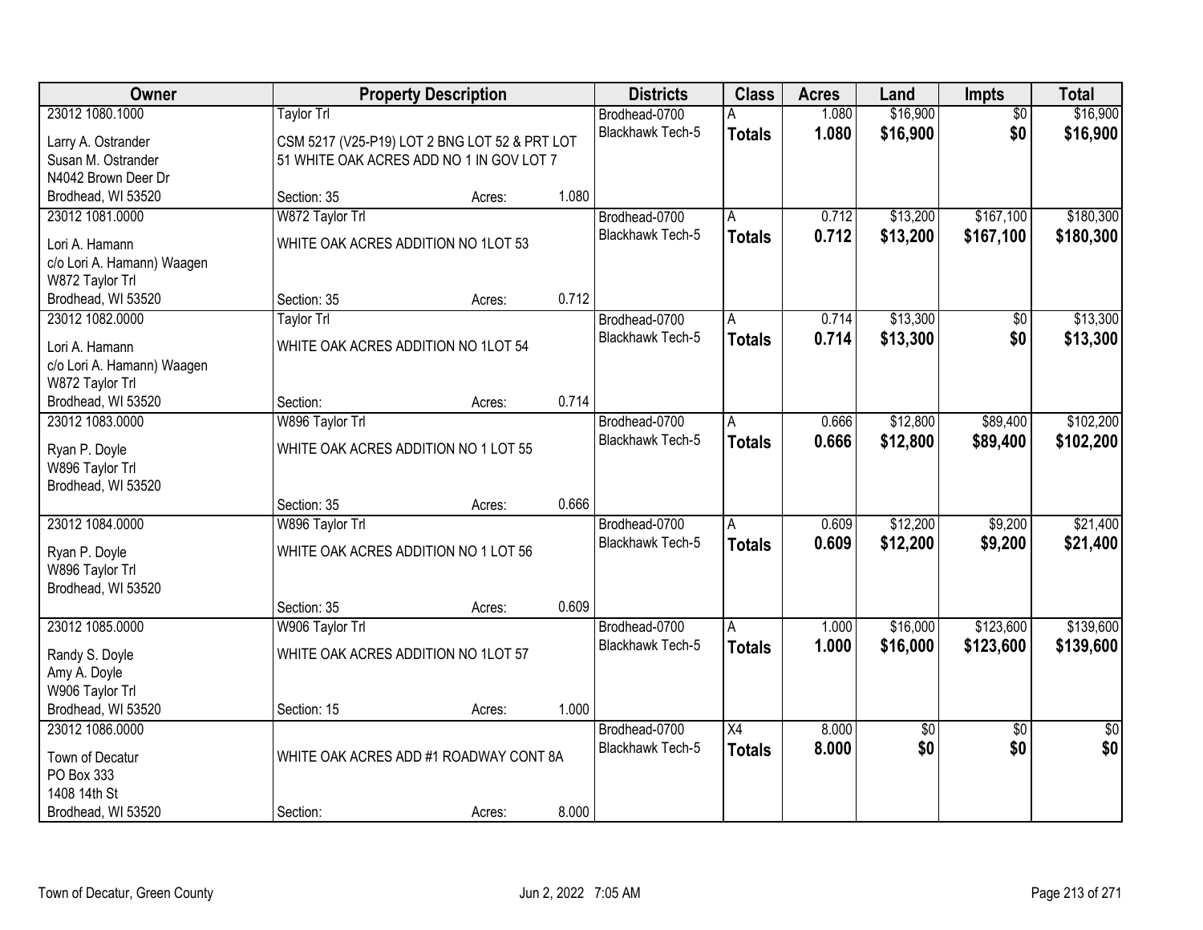| Owner | Property Description | | | Districts | Class | Acres | Land | Impts | Total |
|---|---|---|---|---|---|---|---|---|---|
| 23012 1080.1000 | Taylor Trl | | | Brodhead-0700 | A | 1.080 | $16,900 | $0 | $16,900 |
| Larry A. Ostrander<br>Susan M. Ostrander<br>N4042 Brown Deer Dr<br>Brodhead, WI 53520 | CSM 5217 (V25-P19) LOT 2 BNG LOT 52 & PRT LOT 51 WHITE OAK ACRES ADD NO 1 IN GOV LOT 7 | | | Blackhawk Tech-5 | **Totals** | **1.080** | **$16,900** | **$0** | **$16,900** |
| | Section: 35 | Acres: | 1.080 | | | | | | |
| 23012 1081.0000 | W872 Taylor Trl | | | Brodhead-0700 | A | 0.712 | $13,200 | $167,100 | $180,300 |
| Lori A. Hamann<br>c/o Lori A. Hamann) Waagen<br>W872 Taylor Trl<br>Brodhead, WI 53520 | WHITE OAK ACRES ADDITION NO 1LOT 53 | | | Blackhawk Tech-5 | **Totals** | **0.712** | **$13,200** | **$167,100** | **$180,300** |
| | Section: 35 | Acres: | 0.712 | | | | | | |
| 23012 1082.0000 | Taylor Trl | | | Brodhead-0700 | A | 0.714 | $13,300 | $0 | $13,300 |
| Lori A. Hamann<br>c/o Lori A. Hamann) Waagen<br>W872 Taylor Trl<br>Brodhead, WI 53520 | WHITE OAK ACRES ADDITION NO 1LOT 54 | | | Blackhawk Tech-5 | **Totals** | **0.714** | **$13,300** | **$0** | **$13,300** |
| | Section: | Acres: | 0.714 | | | | | | |
| 23012 1083.0000 | W896 Taylor Trl | | | Brodhead-0700 | A | 0.666 | $12,800 | $89,400 | $102,200 |
| Ryan P. Doyle<br>W896 Taylor Trl<br>Brodhead, WI 53520 | WHITE OAK ACRES ADDITION NO 1 LOT 55 | | | Blackhawk Tech-5 | **Totals** | **0.666** | **$12,800** | **$89,400** | **$102,200** |
| | Section: 35 | Acres: | 0.666 | | | | | | |
| 23012 1084.0000 | W896 Taylor Trl | | | Brodhead-0700 | A | 0.609 | $12,200 | $9,200 | $21,400 |
| Ryan P. Doyle<br>W896 Taylor Trl<br>Brodhead, WI 53520 | WHITE OAK ACRES ADDITION NO 1 LOT 56 | | | Blackhawk Tech-5 | **Totals** | **0.609** | **$12,200** | **$9,200** | **$21,400** |
| | Section: 35 | Acres: | 0.609 | | | | | | |
| 23012 1085.0000 | W906 Taylor Trl | | | Brodhead-0700 | A | 1.000 | $16,000 | $123,600 | $139,600 |
| Randy S. Doyle<br>Amy A. Doyle<br>W906 Taylor Trl<br>Brodhead, WI 53520 | WHITE OAK ACRES ADDITION NO 1LOT 57 | | | Blackhawk Tech-5 | **Totals** | **1.000** | **$16,000** | **$123,600** | **$139,600** |
| | Section: 15 | Acres: | 1.000 | | | | | | |
| 23012 1086.0000 | | | | Brodhead-0700 | X4 | 8.000 | $0 | $0 | $0 |
| Town of Decatur<br>PO Box 333<br>1408 14th St<br>Brodhead, WI 53520 | WHITE OAK ACRES ADD #1 ROADWAY CONT 8A | | | Blackhawk Tech-5 | **Totals** | **8.000** | **$0** | **$0** | **$0** |
| | Section: | Acres: | 8.000 | | | | | | |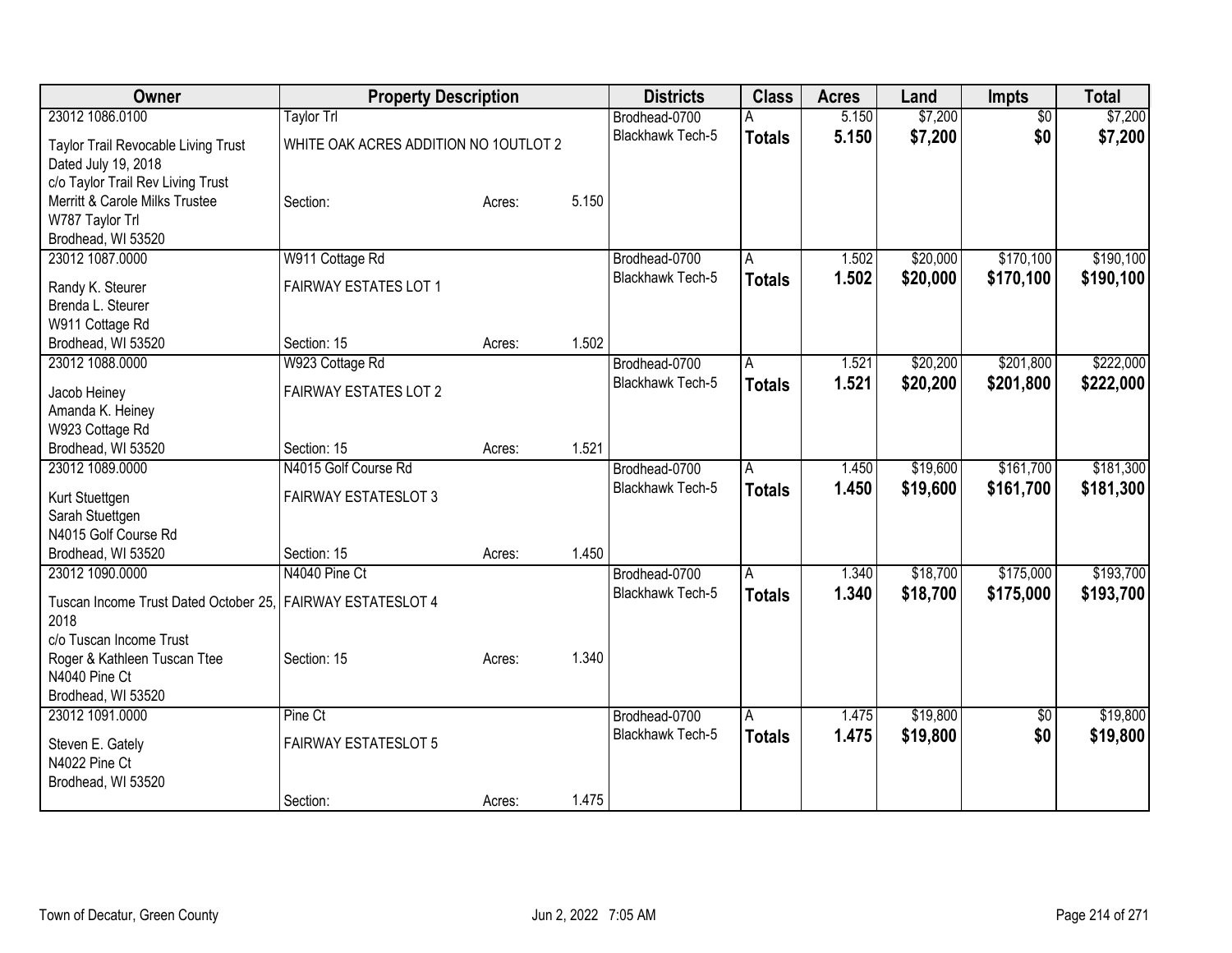| Owner | Property Description | | | Districts | Class | Acres | Land | Impts | Total |
|---|---|---|---|---|---|---|---|---|---|
| 23012 1086.0100 | Taylor Trl | | | Brodhead-0700 | A | 5.150 | $7,200 | $0 | $7,200 |
| Taylor Trail Revocable Living Trust Dated July 19, 2018 c/o Taylor Trail Rev Living Trust Merritt & Carole Milks Trustee W787 Taylor Trl Brodhead, WI 53520 | WHITE OAK ACRES ADDITION NO 1OUTLOT 2 | | | Blackhawk Tech-5 | **Totals** | **5.150** | **$7,200** | **$0** | **$7,200** |
| | Section: | Acres: | 5.150 | | | | | | |
| 23012 1087.0000 | W911 Cottage Rd | | | Brodhead-0700 | A | 1.502 | $20,000 | $170,100 | $190,100 |
| Randy K. Steurer Brenda L. Steurer W911 Cottage Rd Brodhead, WI 53520 | FAIRWAY ESTATES LOT 1 | | | Blackhawk Tech-5 | **Totals** | **1.502** | **$20,000** | **$170,100** | **$190,100** |
| | Section: 15 | Acres: | 1.502 | | | | | | |
| 23012 1088.0000 | W923 Cottage Rd | | | Brodhead-0700 | A | 1.521 | $20,200 | $201,800 | $222,000 |
| Jacob Heiney Amanda K. Heiney W923 Cottage Rd Brodhead, WI 53520 | FAIRWAY ESTATES LOT 2 | | | Blackhawk Tech-5 | **Totals** | **1.521** | **$20,200** | **$201,800** | **$222,000** |
| | Section: 15 | Acres: | 1.521 | | | | | | |
| 23012 1089.0000 | N4015 Golf Course Rd | | | Brodhead-0700 | A | 1.450 | $19,600 | $161,700 | $181,300 |
| Kurt Stuettgen Sarah Stuettgen N4015 Golf Course Rd Brodhead, WI 53520 | FAIRWAY ESTATESLOT 3 | | | Blackhawk Tech-5 | **Totals** | **1.450** | **$19,600** | **$161,700** | **$181,300** |
| | Section: 15 | Acres: | 1.450 | | | | | | |
| 23012 1090.0000 | N4040 Pine Ct | | | Brodhead-0700 | A | 1.340 | $18,700 | $175,000 | $193,700 |
| Tuscan Income Trust Dated October 25, 2018 c/o Tuscan Income Trust Roger & Kathleen Tuscan Ttee N4040 Pine Ct Brodhead, WI 53520 | FAIRWAY ESTATESLOT 4 | | | Blackhawk Tech-5 | **Totals** | **1.340** | **$18,700** | **$175,000** | **$193,700** |
| | Section: 15 | Acres: | 1.340 | | | | | | |
| 23012 1091.0000 | Pine Ct | | | Brodhead-0700 | A | 1.475 | $19,800 | $0 | $19,800 |
| Steven E. Gately N4022 Pine Ct Brodhead, WI 53520 | FAIRWAY ESTATESLOT 5 | | | Blackhawk Tech-5 | **Totals** | **1.475** | **$19,800** | **$0** | **$19,800** |
| | Section: | Acres: | 1.475 | | | | | | |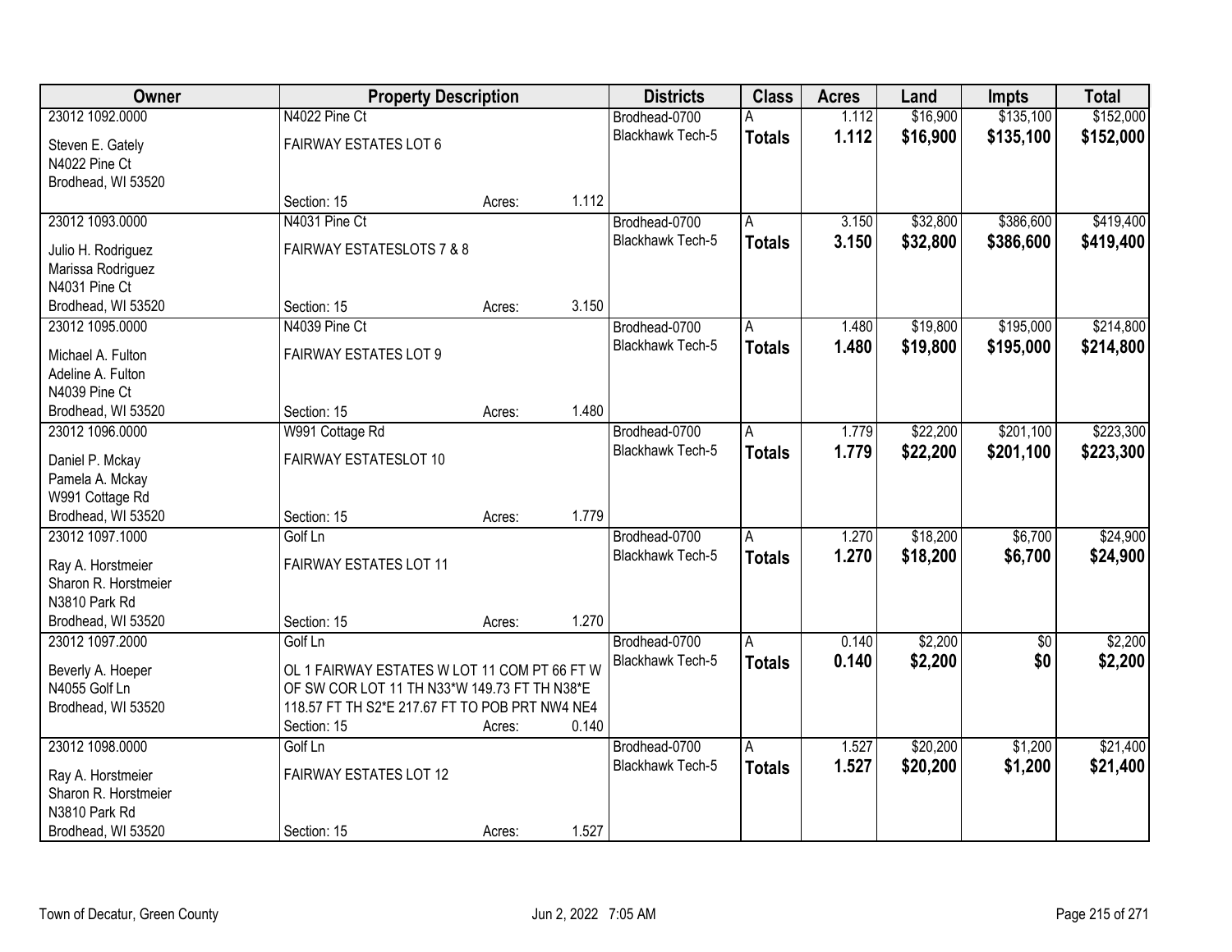| Owner | Property Description | | | Districts | Class | Acres | Land | Impts | Total |
|---|---|---|---|---|---|---|---|---|---|
| 23012 1092.0000 | N4022 Pine Ct | | | Brodhead-0700 | A | 1.112 | $16,900 | $135,100 | $152,000 |
| Steven E. Gately<br>N4022 Pine Ct<br>Brodhead, WI 53520 | FAIRWAY ESTATES LOT 6 | | | Blackhawk Tech-5 | **Totals** | **1.112** | **$16,900** | **$135,100** | **$152,000** |
| | Section: 15 | Acres: | 1.112 | | | | | | |
| 23012 1093.0000 | N4031 Pine Ct | | | Brodhead-0700 | A | 3.150 | $32,800 | $386,600 | $419,400 |
| Julio H. Rodriguez<br>Marissa Rodriguez<br>N4031 Pine Ct<br>Brodhead, WI 53520 | FAIRWAY ESTATESLOTS 7 & 8 | | | Blackhawk Tech-5 | **Totals** | **3.150** | **$32,800** | **$386,600** | **$419,400** |
| | Section: 15 | Acres: | 3.150 | | | | | | |
| 23012 1095.0000 | N4039 Pine Ct | | | Brodhead-0700 | A | 1.480 | $19,800 | $195,000 | $214,800 |
| Michael A. Fulton<br>Adeline A. Fulton<br>N4039 Pine Ct<br>Brodhead, WI 53520 | FAIRWAY ESTATES LOT 9 | | | Blackhawk Tech-5 | **Totals** | **1.480** | **$19,800** | **$195,000** | **$214,800** |
| | Section: 15 | Acres: | 1.480 | | | | | | |
| 23012 1096.0000 | W991 Cottage Rd | | | Brodhead-0700 | A | 1.779 | $22,200 | $201,100 | $223,300 |
| Daniel P. Mckay<br>Pamela A. Mckay<br>W991 Cottage Rd<br>Brodhead, WI 53520 | FAIRWAY ESTATESLOT 10 | | | Blackhawk Tech-5 | **Totals** | **1.779** | **$22,200** | **$201,100** | **$223,300** |
| | Section: 15 | Acres: | 1.779 | | | | | | |
| 23012 1097.1000 | Golf Ln | | | Brodhead-0700 | A | 1.270 | $18,200 | $6,700 | $24,900 |
| Ray A. Horstmeier<br>Sharon R. Horstmeier<br>N3810 Park Rd<br>Brodhead, WI 53520 | FAIRWAY ESTATES LOT 11 | | | Blackhawk Tech-5 | **Totals** | **1.270** | **$18,200** | **$6,700** | **$24,900** |
| | Section: 15 | Acres: | 1.270 | | | | | | |
| 23012 1097.2000 | Golf Ln | | | Brodhead-0700 | A | 0.140 | $2,200 | $0 | $2,200 |
| Beverly A. Hoeper<br>N4055 Golf Ln<br>Brodhead, WI 53520 | OL 1 FAIRWAY ESTATES W LOT 11 COM PT 66 FT W OF SW COR LOT 11 TH N33*W 149.73 FT TH N38*E 118.57 FT TH S2*E 217.67 FT TO POB PRT NW4 NE4 | | | Blackhawk Tech-5 | **Totals** | **0.140** | **$2,200** | **$0** | **$2,200** |
| | Section: 15 | Acres: | 0.140 | | | | | | |
| 23012 1098.0000 | Golf Ln | | | Brodhead-0700 | A | 1.527 | $20,200 | $1,200 | $21,400 |
| Ray A. Horstmeier<br>Sharon R. Horstmeier<br>N3810 Park Rd<br>Brodhead, WI 53520 | FAIRWAY ESTATES LOT 12 | | | Blackhawk Tech-5 | **Totals** | **1.527** | **$20,200** | **$1,200** | **$21,400** |
| | Section: 15 | Acres: | 1.527 | | | | | | |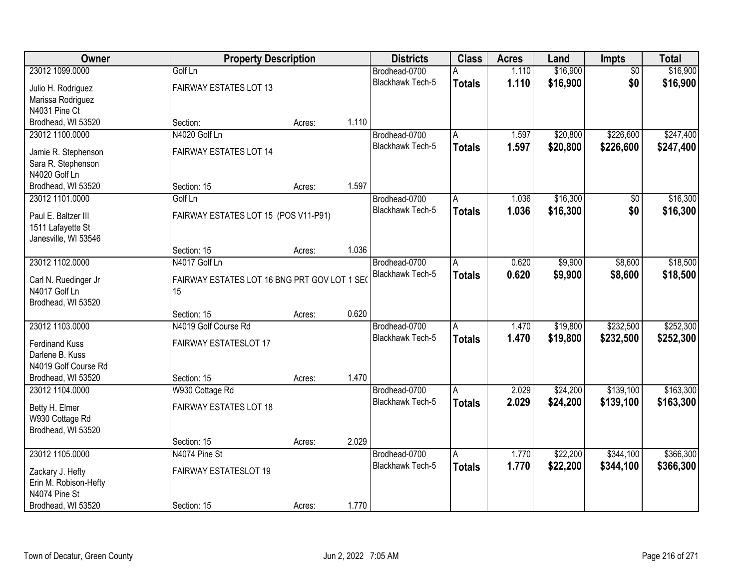| Owner | Property Description | | | Districts | Class | Acres | Land | Impts | Total |
|---|---|---|---|---|---|---|---|---|---|
| 23012 1099.0000 | Golf Ln | | | Brodhead-0700 | A | 1.110 | $16,900 | $0 | $16,900 |
| Julio H. Rodriguez<br>Marissa Rodriguez<br>N4031 Pine Ct<br>Brodhead, WI 53520 | FAIRWAY ESTATES LOT 13 | | | Blackhawk Tech-5 | **Totals** | **1.110** | **$16,900** | **$0** | **$16,900** |
| | Section: | Acres: | 1.110 | | | | | | |
| 23012 1100.0000 | N4020 Golf Ln | | | Brodhead-0700 | A | 1.597 | $20,800 | $226,600 | $247,400 |
| Jamie R. Stephenson<br>Sara R. Stephenson<br>N4020 Golf Ln<br>Brodhead, WI 53520 | FAIRWAY ESTATES LOT 14 | | | Blackhawk Tech-5 | **Totals** | **1.597** | **$20,800** | **$226,600** | **$247,400** |
| | Section: 15 | Acres: | 1.597 | | | | | | |
| 23012 1101.0000 | Golf Ln | | | Brodhead-0700 | A | 1.036 | $16,300 | $0 | $16,300 |
| Paul E. Baltzer III<br>1511 Lafayette St<br>Janesville, WI 53546 | FAIRWAY ESTATES LOT 15 (POS V11-P91) | | | Blackhawk Tech-5 | **Totals** | **1.036** | **$16,300** | **$0** | **$16,300** |
| | Section: 15 | Acres: | 1.036 | | | | | | |
| 23012 1102.0000 | N4017 Golf Ln | | | Brodhead-0700 | A | 0.620 | $9,900 | $8,600 | $18,500 |
| Carl N. Ruedinger Jr<br>N4017 Golf Ln<br>Brodhead, WI 53520 | FAIRWAY ESTATES LOT 16 BNG PRT GOV LOT 1 SEC 15 | | | Blackhawk Tech-5 | **Totals** | **0.620** | **$9,900** | **$8,600** | **$18,500** |
| | Section: 15 | Acres: | 0.620 | | | | | | |
| 23012 1103.0000 | N4019 Golf Course Rd | | | Brodhead-0700 | A | 1.470 | $19,800 | $232,500 | $252,300 |
| Ferdinand Kuss<br>Darlene B. Kuss<br>N4019 Golf Course Rd<br>Brodhead, WI 53520 | FAIRWAY ESTATESLOT 17 | | | Blackhawk Tech-5 | **Totals** | **1.470** | **$19,800** | **$232,500** | **$252,300** |
| | Section: 15 | Acres: | 1.470 | | | | | | |
| 23012 1104.0000 | W930 Cottage Rd | | | Brodhead-0700 | A | 2.029 | $24,200 | $139,100 | $163,300 |
| Betty H. Elmer<br>W930 Cottage Rd<br>Brodhead, WI 53520 | FAIRWAY ESTATES LOT 18 | | | Blackhawk Tech-5 | **Totals** | **2.029** | **$24,200** | **$139,100** | **$163,300** |
| | Section: 15 | Acres: | 2.029 | | | | | | |
| 23012 1105.0000 | N4074 Pine St | | | Brodhead-0700 | A | 1.770 | $22,200 | $344,100 | $366,300 |
| Zackary J. Hefty<br>Erin M. Robison-Hefty<br>N4074 Pine St<br>Brodhead, WI 53520 | FAIRWAY ESTATESLOT 19 | | | Blackhawk Tech-5 | **Totals** | **1.770** | **$22,200** | **$344,100** | **$366,300** |
| | Section: 15 | Acres: | 1.770 | | | | | | |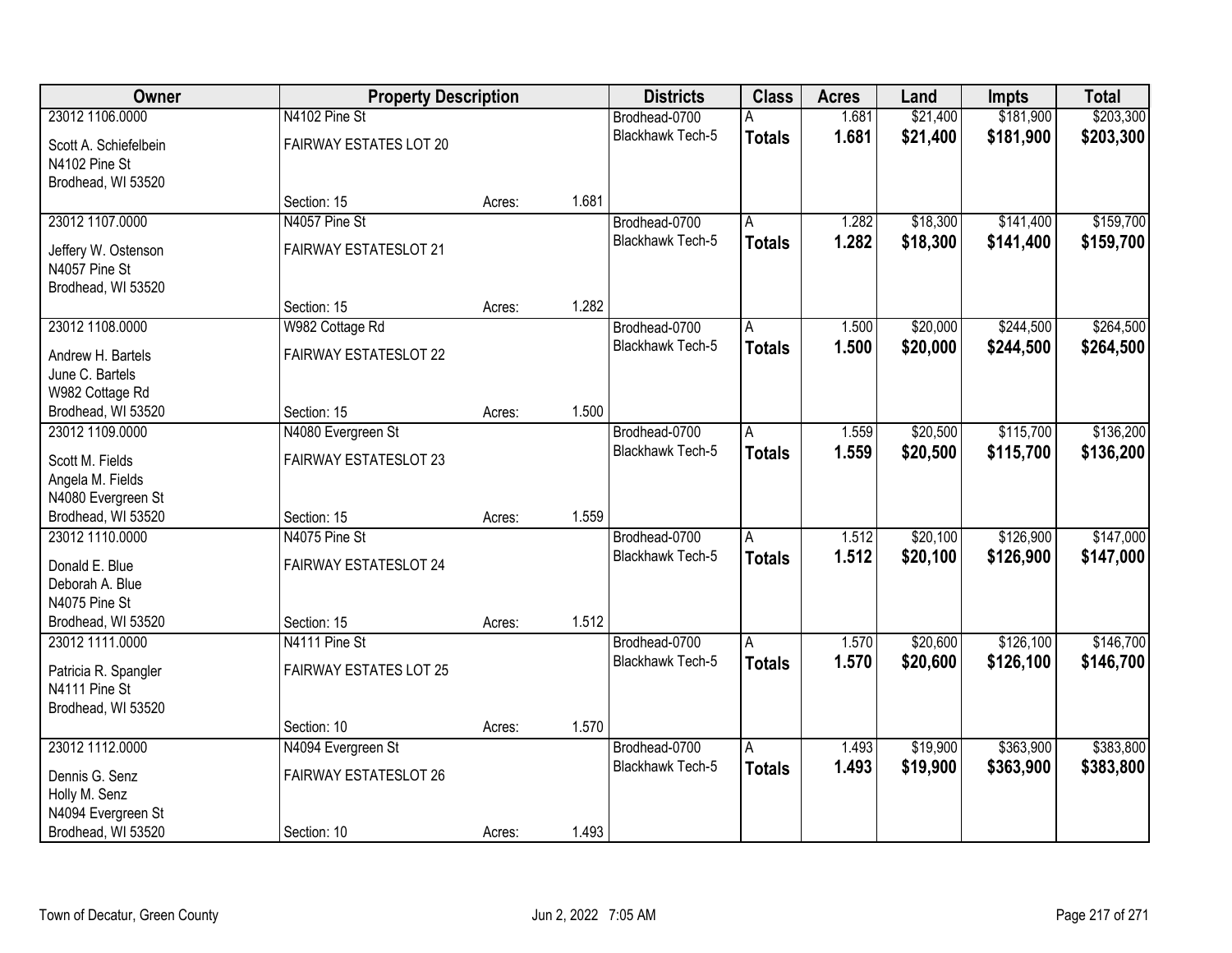| Owner | Property Description | | | Districts | Class | Acres | Land | Impts | Total |
|---|---|---|---|---|---|---|---|---|---|
| 23012 1106.0000<br>Scott A. Schiefelbein<br>N4102 Pine St<br>Brodhead, WI 53520 | N4102 Pine St<br>FAIRWAY ESTATES LOT 20<br>Section: 15 | Acres: | 1.681 | Brodhead-0700<br>Blackhawk Tech-5 | A<br>**Totals** | 1.681<br>**1.681** | $21,400<br>**$21,400** | $181,900<br>**$181,900** | $203,300<br>**$203,300** |
| 23012 1107.0000<br>Jeffery W. Ostenson<br>N4057 Pine St<br>Brodhead, WI 53520 | N4057 Pine St<br>FAIRWAY ESTATESLOT 21<br>Section: 15 | Acres: | 1.282 | Brodhead-0700<br>Blackhawk Tech-5 | A<br>**Totals** | 1.282<br>**1.282** | $18,300<br>**$18,300** | $141,400<br>**$141,400** | $159,700<br>**$159,700** |
| 23012 1108.0000<br>Andrew H. Bartels<br>June C. Bartels<br>W982 Cottage Rd<br>Brodhead, WI 53520 | W982 Cottage Rd<br>FAIRWAY ESTATESLOT 22<br>Section: 15 | Acres: | 1.500 | Brodhead-0700<br>Blackhawk Tech-5 | A<br>**Totals** | 1.500<br>**1.500** | $20,000<br>**$20,000** | $244,500<br>**$244,500** | $264,500<br>**$264,500** |
| 23012 1109.0000<br>Scott M. Fields<br>Angela M. Fields<br>N4080 Evergreen St<br>Brodhead, WI 53520 | N4080 Evergreen St<br>FAIRWAY ESTATESLOT 23<br>Section: 15 | Acres: | 1.559 | Brodhead-0700<br>Blackhawk Tech-5 | A<br>**Totals** | 1.559<br>**1.559** | $20,500<br>**$20,500** | $115,700<br>**$115,700** | $136,200<br>**$136,200** |
| 23012 1110.0000<br>Donald E. Blue<br>Deborah A. Blue<br>N4075 Pine St<br>Brodhead, WI 53520 | N4075 Pine St<br>FAIRWAY ESTATESLOT 24<br>Section: 15 | Acres: | 1.512 | Brodhead-0700<br>Blackhawk Tech-5 | A<br>**Totals** | 1.512<br>**1.512** | $20,100<br>**$20,100** | $126,900<br>**$126,900** | $147,000<br>**$147,000** |
| 23012 1111.0000<br>Patricia R. Spangler<br>N4111 Pine St<br>Brodhead, WI 53520 | N4111 Pine St<br>FAIRWAY ESTATES LOT 25<br>Section: 10 | Acres: | 1.570 | Brodhead-0700<br>Blackhawk Tech-5 | A<br>**Totals** | 1.570<br>**1.570** | $20,600<br>**$20,600** | $126,100<br>**$126,100** | $146,700<br>**$146,700** |
| 23012 1112.0000<br>Dennis G. Senz<br>Holly M. Senz<br>N4094 Evergreen St<br>Brodhead, WI 53520 | N4094 Evergreen St<br>FAIRWAY ESTATESLOT 26<br>Section: 10 | Acres: | 1.493 | Brodhead-0700<br>Blackhawk Tech-5 | A<br>**Totals** | 1.493<br>**1.493** | $19,900<br>**$19,900** | $363,900<br>**$363,900** | $383,800<br>**$383,800** |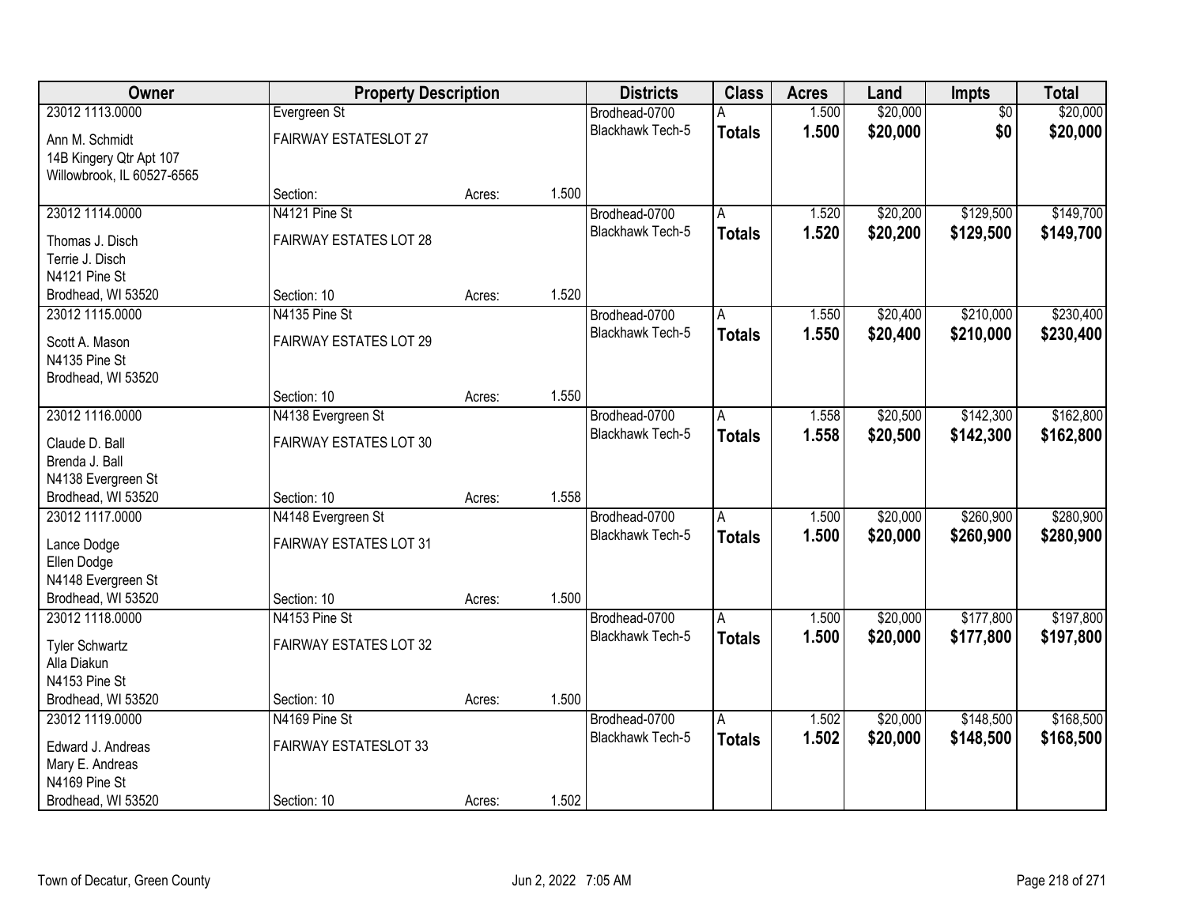| Owner | Property Description | | | Districts | Class | Acres | Land | Impts | Total |
|---|---|---|---|---|---|---|---|---|---|
| 23012 1113.0000<br>Ann M. Schmidt<br>14B Kingery Qtr Apt 107<br>Willowbrook, IL 60527-6565 | Evergreen St<br>FAIRWAY ESTATESLOT 27<br>Section: | Acres: | 1.500 | Brodhead-0700<br>Blackhawk Tech-5 | A<br>**Totals** | 1.500<br>**1.500** | $20,000<br>**$20,000** | $0<br>**$0** | $20,000<br>**$20,000** |
| 23012 1114.0000<br>Thomas J. Disch<br>Terrie J. Disch<br>N4121 Pine St<br>Brodhead, WI 53520 | N4121 Pine St<br>FAIRWAY ESTATES LOT 28<br>Section: 10 | Acres: | 1.520 | Brodhead-0700<br>Blackhawk Tech-5 | A<br>**Totals** | 1.520<br>**1.520** | $20,200<br>**$20,200** | $129,500<br>**$129,500** | $149,700<br>**$149,700** |
| 23012 1115.0000<br>Scott A. Mason<br>N4135 Pine St<br>Brodhead, WI 53520 | N4135 Pine St<br>FAIRWAY ESTATES LOT 29<br>Section: 10 | Acres: | 1.550 | Brodhead-0700<br>Blackhawk Tech-5 | A<br>**Totals** | 1.550<br>**1.550** | $20,400<br>**$20,400** | $210,000<br>**$210,000** | $230,400<br>**$230,400** |
| 23012 1116.0000<br>Claude D. Ball<br>Brenda J. Ball<br>N4138 Evergreen St<br>Brodhead, WI 53520 | N4138 Evergreen St<br>FAIRWAY ESTATES LOT 30<br>Section: 10 | Acres: | 1.558 | Brodhead-0700<br>Blackhawk Tech-5 | A<br>**Totals** | 1.558<br>**1.558** | $20,500<br>**$20,500** | $142,300<br>**$142,300** | $162,800<br>**$162,800** |
| 23012 1117.0000<br>Lance Dodge<br>Ellen Dodge<br>N4148 Evergreen St<br>Brodhead, WI 53520 | N4148 Evergreen St<br>FAIRWAY ESTATES LOT 31<br>Section: 10 | Acres: | 1.500 | Brodhead-0700<br>Blackhawk Tech-5 | A<br>**Totals** | 1.500<br>**1.500** | $20,000<br>**$20,000** | $260,900<br>**$260,900** | $280,900<br>**$280,900** |
| 23012 1118.0000<br>Tyler Schwartz<br>Alla Diakun<br>N4153 Pine St<br>Brodhead, WI 53520 | N4153 Pine St<br>FAIRWAY ESTATES LOT 32<br>Section: 10 | Acres: | 1.500 | Brodhead-0700<br>Blackhawk Tech-5 | A<br>**Totals** | 1.500<br>**1.500** | $20,000<br>**$20,000** | $177,800<br>**$177,800** | $197,800<br>**$197,800** |
| 23012 1119.0000<br>Edward J. Andreas<br>Mary E. Andreas<br>N4169 Pine St<br>Brodhead, WI 53520 | N4169 Pine St<br>FAIRWAY ESTATESLOT 33<br>Section: 10 | Acres: | 1.502 | Brodhead-0700<br>Blackhawk Tech-5 | A<br>**Totals** | 1.502<br>**1.502** | $20,000<br>**$20,000** | $148,500<br>**$148,500** | $168,500<br>**$168,500** |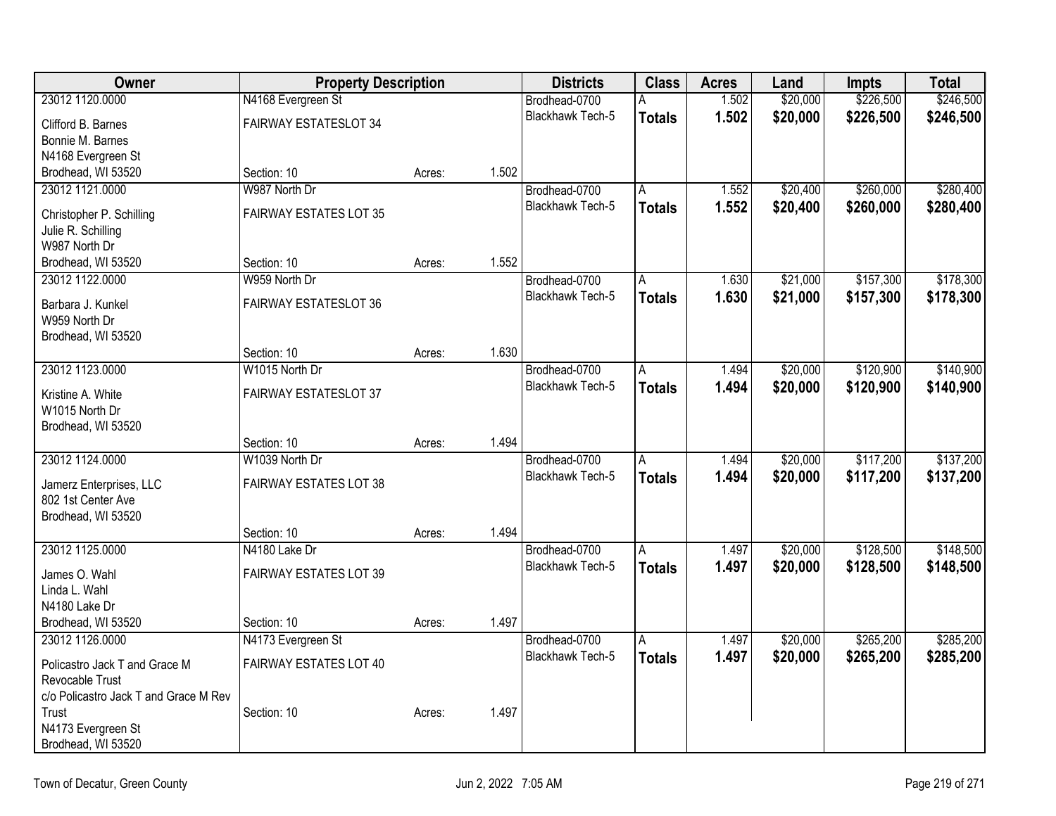| Owner | Property Description | | | Districts | Class | Acres | Land | Impts | Total |
|---|---|---|---|---|---|---|---|---|---|
| 23012 1120.0000 | N4168 Evergreen St | | | Brodhead-0700 | A | 1.502 | $20,000 | $226,500 | $246,500 |
| Clifford B. Barnes<br>Bonnie M. Barnes<br>N4168 Evergreen St<br>Brodhead, WI 53520 | FAIRWAY ESTATESLOT 34 | | | Blackhawk Tech-5 | **Totals** | **1.502** | **$20,000** | **$226,500** | **$246,500** |
| | Section: 10 | Acres: | 1.502 | | | | | | |
| 23012 1121.0000 | W987 North Dr | | | Brodhead-0700 | A | 1.552 | $20,400 | $260,000 | $280,400 |
| Christopher P. Schilling<br>Julie R. Schilling<br>W987 North Dr<br>Brodhead, WI 53520 | FAIRWAY ESTATES LOT 35 | | | Blackhawk Tech-5 | **Totals** | **1.552** | **$20,400** | **$260,000** | **$280,400** |
| | Section: 10 | Acres: | 1.552 | | | | | | |
| 23012 1122.0000 | W959 North Dr | | | Brodhead-0700 | A | 1.630 | $21,000 | $157,300 | $178,300 |
| Barbara J. Kunkel<br>W959 North Dr<br>Brodhead, WI 53520 | FAIRWAY ESTATESLOT 36 | | | Blackhawk Tech-5 | **Totals** | **1.630** | **$21,000** | **$157,300** | **$178,300** |
| | Section: 10 | Acres: | 1.630 | | | | | | |
| 23012 1123.0000 | W1015 North Dr | | | Brodhead-0700 | A | 1.494 | $20,000 | $120,900 | $140,900 |
| Kristine A. White<br>W1015 North Dr<br>Brodhead, WI 53520 | FAIRWAY ESTATESLOT 37 | | | Blackhawk Tech-5 | **Totals** | **1.494** | **$20,000** | **$120,900** | **$140,900** |
| | Section: 10 | Acres: | 1.494 | | | | | | |
| 23012 1124.0000 | W1039 North Dr | | | Brodhead-0700 | A | 1.494 | $20,000 | $117,200 | $137,200 |
| Jamerz Enterprises, LLC<br>802 1st Center Ave<br>Brodhead, WI 53520 | FAIRWAY ESTATES LOT 38 | | | Blackhawk Tech-5 | **Totals** | **1.494** | **$20,000** | **$117,200** | **$137,200** |
| | Section: 10 | Acres: | 1.494 | | | | | | |
| 23012 1125.0000 | N4180 Lake Dr | | | Brodhead-0700 | A | 1.497 | $20,000 | $128,500 | $148,500 |
| James O. Wahl<br>Linda L. Wahl<br>N4180 Lake Dr<br>Brodhead, WI 53520 | FAIRWAY ESTATES LOT 39 | | | Blackhawk Tech-5 | **Totals** | **1.497** | **$20,000** | **$128,500** | **$148,500** |
| | Section: 10 | Acres: | 1.497 | | | | | | |
| 23012 1126.0000 | N4173 Evergreen St | | | Brodhead-0700 | A | 1.497 | $20,000 | $265,200 | $285,200 |
| Policastro Jack T and Grace M Revocable Trust<br>c/o Policastro Jack T and Grace M Rev Trust<br>N4173 Evergreen St<br>Brodhead, WI 53520 | FAIRWAY ESTATES LOT 40 | | | Blackhawk Tech-5 | **Totals** | **1.497** | **$20,000** | **$265,200** | **$285,200** |
| | Section: 10 | Acres: | 1.497 | | | | | | |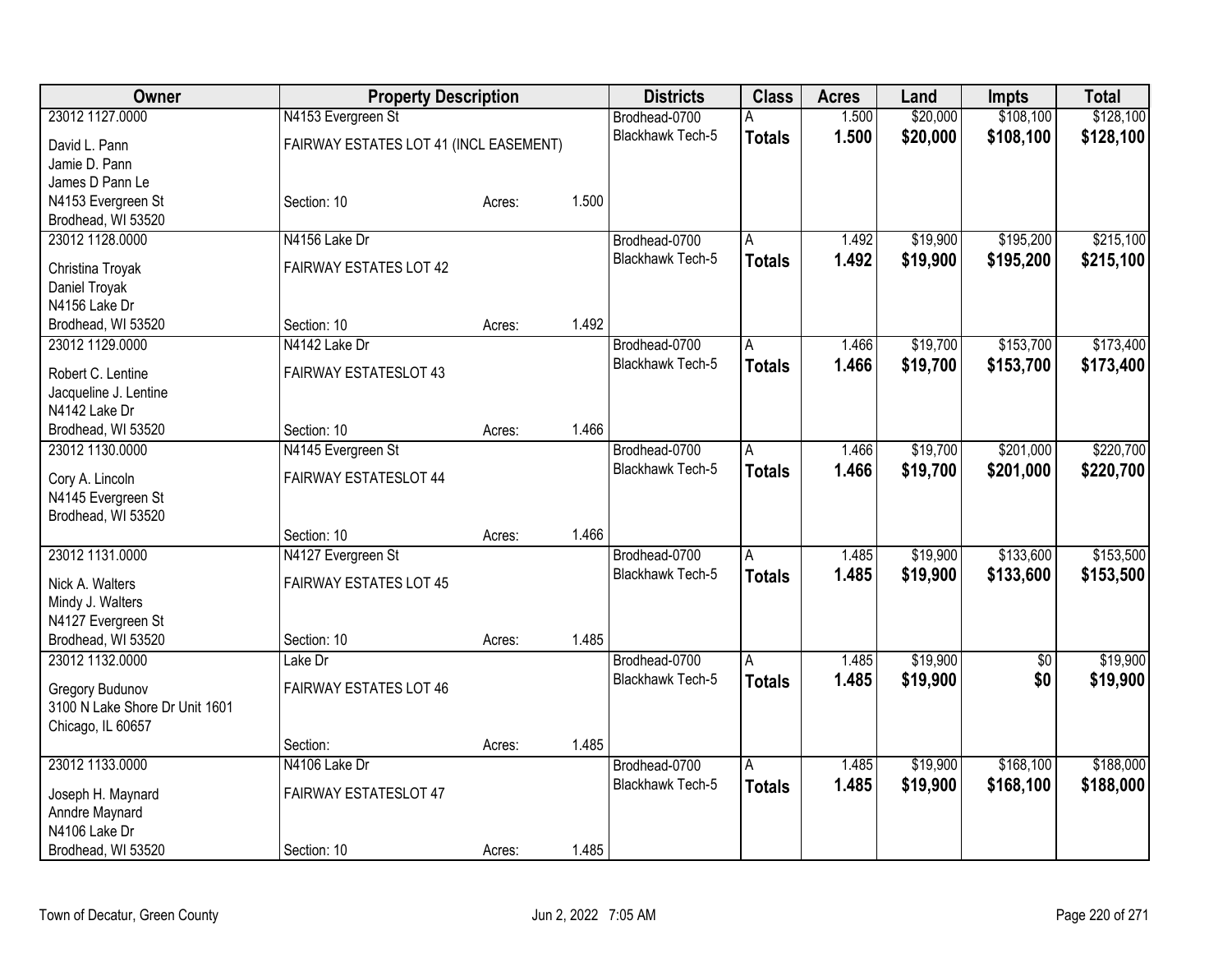| Owner | Property Description | | | Districts | Class | Acres | Land | Impts | Total |
|---|---|---|---|---|---|---|---|---|---|
| 23012 1127.0000 | N4153 Evergreen St | | | Brodhead-0700 | A | 1.500 | $20,000 | $108,100 | $128,100 |
| David L. Pann<br>Jamie D. Pann<br>James D Pann Le<br>N4153 Evergreen St<br>Brodhead, WI 53520 | FAIRWAY ESTATES LOT 41 (INCL EASEMENT)<br><br><br>Section: 10 | Acres: | 1.500 | Blackhawk Tech-5 | **Totals** | **1.500** | **$20,000** | **$108,100** | **$128,100** |
| 23012 1128.0000 | N4156 Lake Dr | | | Brodhead-0700 | A | 1.492 | $19,900 | $195,200 | $215,100 |
| Christina Troyak<br>Daniel Troyak<br>N4156 Lake Dr<br>Brodhead, WI 53520 | FAIRWAY ESTATES LOT 42<br><br><br>Section: 10 | Acres: | 1.492 | Blackhawk Tech-5 | **Totals** | **1.492** | **$19,900** | **$195,200** | **$215,100** |
| 23012 1129.0000 | N4142 Lake Dr | | | Brodhead-0700 | A | 1.466 | $19,700 | $153,700 | $173,400 |
| Robert C. Lentine<br>Jacqueline J. Lentine<br>N4142 Lake Dr<br>Brodhead, WI 53520 | FAIRWAY ESTATESLOT 43<br><br><br>Section: 10 | Acres: | 1.466 | Blackhawk Tech-5 | **Totals** | **1.466** | **$19,700** | **$153,700** | **$173,400** |
| 23012 1130.0000 | N4145 Evergreen St | | | Brodhead-0700 | A | 1.466 | $19,700 | $201,000 | $220,700 |
| Cory A. Lincoln<br>N4145 Evergreen St<br>Brodhead, WI 53520 | FAIRWAY ESTATESLOT 44<br><br><br>Section: 10 | Acres: | 1.466 | Blackhawk Tech-5 | **Totals** | **1.466** | **$19,700** | **$201,000** | **$220,700** |
| 23012 1131.0000 | N4127 Evergreen St | | | Brodhead-0700 | A | 1.485 | $19,900 | $133,600 | $153,500 |
| Nick A. Walters<br>Mindy J. Walters<br>N4127 Evergreen St<br>Brodhead, WI 53520 | FAIRWAY ESTATES LOT 45<br><br><br>Section: 10 | Acres: | 1.485 | Blackhawk Tech-5 | **Totals** | **1.485** | **$19,900** | **$133,600** | **$153,500** |
| 23012 1132.0000 | Lake Dr | | | Brodhead-0700 | A | 1.485 | $19,900 | $0 | $19,900 |
| Gregory Budunov<br>3100 N Lake Shore Dr Unit 1601<br>Chicago, IL 60657 | FAIRWAY ESTATES LOT 46<br><br><br>Section: | Acres: | 1.485 | Blackhawk Tech-5 | **Totals** | **1.485** | **$19,900** | **$0** | **$19,900** |
| 23012 1133.0000 | N4106 Lake Dr | | | Brodhead-0700 | A | 1.485 | $19,900 | $168,100 | $188,000 |
| Joseph H. Maynard<br>Anndre Maynard<br>N4106 Lake Dr<br>Brodhead, WI 53520 | FAIRWAY ESTATESLOT 47<br><br><br>Section: 10 | Acres: | 1.485 | Blackhawk Tech-5 | **Totals** | **1.485** | **$19,900** | **$168,100** | **$188,000** |

Town of Decatur, Green County

Jun 2, 2022 7:05 AM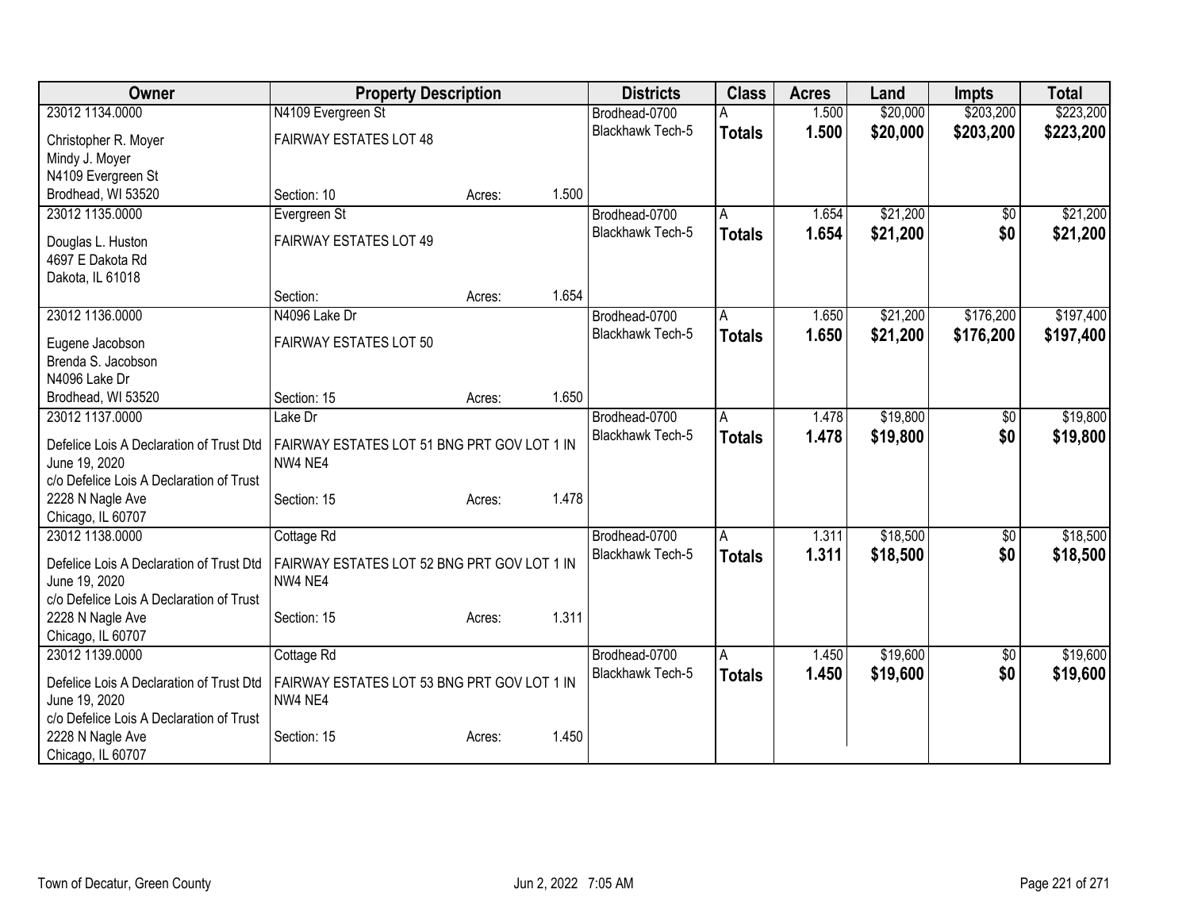| Owner | Property Description | Districts | Class | Acres | Land | Impts | Total |
|---|---|---|---|---|---|---|---|
| 23012 1134.0000<br>Christopher R. Moyer<br>Mindy J. Moyer<br>N4109 Evergreen St<br>Brodhead, WI 53520 | N4109 Evergreen St<br>FAIRWAY ESTATES LOT 48<br>Section: 10 Acres: 1.500 | Brodhead-0700<br>Blackhawk Tech-5 | A<br>**Totals** | 1.500<br>**1.500** | $20,000<br>**$20,000** | $203,200<br>**$203,200** | $223,200<br>**$223,200** |
| 23012 1135.0000<br>Douglas L. Huston<br>4697 E Dakota Rd<br>Dakota, IL 61018 | Evergreen St<br>FAIRWAY ESTATES LOT 49<br>Section: Acres: 1.654 | Brodhead-0700<br>Blackhawk Tech-5 | A<br>**Totals** | 1.654<br>**1.654** | $21,200<br>**$21,200** | $0<br>**$0** | $21,200<br>**$21,200** |
| 23012 1136.0000<br>Eugene Jacobson<br>Brenda S. Jacobson<br>N4096 Lake Dr<br>Brodhead, WI 53520 | N4096 Lake Dr<br>FAIRWAY ESTATES LOT 50<br>Section: 15 Acres: 1.650 | Brodhead-0700<br>Blackhawk Tech-5 | A<br>**Totals** | 1.650<br>**1.650** | $21,200<br>**$21,200** | $176,200<br>**$176,200** | $197,400<br>**$197,400** |
| 23012 1137.0000<br>Defelice Lois A Declaration of Trust Dtd June 19, 2020<br>c/o Defelice Lois A Declaration of Trust<br>2228 N Nagle Ave<br>Chicago, IL 60707 | Lake Dr<br>FAIRWAY ESTATES LOT 51 BNG PRT GOV LOT 1 IN NW4 NE4<br>Section: 15 Acres: 1.478 | Brodhead-0700<br>Blackhawk Tech-5 | A<br>**Totals** | 1.478<br>**1.478** | $19,800<br>**$19,800** | $0<br>**$0** | $19,800<br>**$19,800** |
| 23012 1138.0000<br>Defelice Lois A Declaration of Trust Dtd June 19, 2020<br>c/o Defelice Lois A Declaration of Trust<br>2228 N Nagle Ave<br>Chicago, IL 60707 | Cottage Rd<br>FAIRWAY ESTATES LOT 52 BNG PRT GOV LOT 1 IN NW4 NE4<br>Section: 15 Acres: 1.311 | Brodhead-0700<br>Blackhawk Tech-5 | A<br>**Totals** | 1.311<br>**1.311** | $18,500<br>**$18,500** | $0<br>**$0** | $18,500<br>**$18,500** |
| 23012 1139.0000<br>Defelice Lois A Declaration of Trust Dtd June 19, 2020<br>c/o Defelice Lois A Declaration of Trust<br>2228 N Nagle Ave<br>Chicago, IL 60707 | Cottage Rd<br>FAIRWAY ESTATES LOT 53 BNG PRT GOV LOT 1 IN NW4 NE4<br>Section: 15 Acres: 1.450 | Brodhead-0700<br>Blackhawk Tech-5 | A<br>**Totals** | 1.450<br>**1.450** | $19,600<br>**$19,600** | $0<br>**$0** | $19,600<br>**$19,600** |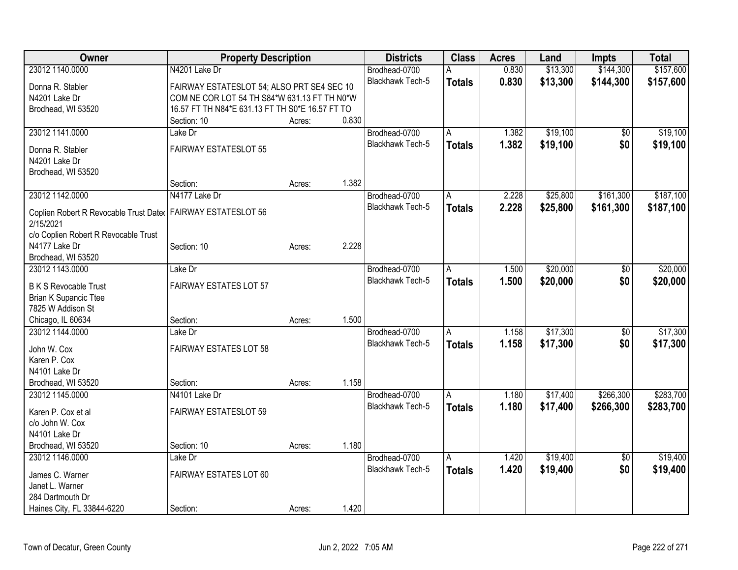| Owner | Property Description | | | Districts | Class | Acres | Land | Impts | Total |
|---|---|---|---|---|---|---|---|---|---|
| 23012 1140.0000 | N4201 Lake Dr | | | Brodhead-0700 | A | 0.830 | $13,300 | $144,300 | $157,600 |
| Donna R. Stabler<br>N4201 Lake Dr<br>Brodhead, WI 53520 | FAIRWAY ESTATESLOT 54; ALSO PRT SE4 SEC 10 COM NE COR LOT 54 TH S84*W 631.13 FT TH N0*W 16.57 FT TH N84*E 631.13 FT TH S0*E 16.57 FT TO | | | Blackhawk Tech-5 | **Totals** | **0.830** | **$13,300** | **$144,300** | **$157,600** |
| | Section: 10 | Acres: | 0.830 | | | | | | |
| 23012 1141.0000 | Lake Dr | | | Brodhead-0700 | A | 1.382 | $19,100 | $0 | $19,100 |
| Donna R. Stabler<br>N4201 Lake Dr<br>Brodhead, WI 53520 | FAIRWAY ESTATESLOT 55 | | | Blackhawk Tech-5 | **Totals** | **1.382** | **$19,100** | **$0** | **$19,100** |
| | Section: | Acres: | 1.382 | | | | | | |
| 23012 1142.0000 | N4177 Lake Dr | | | Brodhead-0700 | A | 2.228 | $25,800 | $161,300 | $187,100 |
| Coplien Robert R Revocable Trust Dated 2/15/2021<br>c/o Coplien Robert R Revocable Trust<br>N4177 Lake Dr<br>Brodhead, WI 53520 | FAIRWAY ESTATESLOT 56 | | | Blackhawk Tech-5 | **Totals** | **2.228** | **$25,800** | **$161,300** | **$187,100** |
| | Section: 10 | Acres: | 2.228 | | | | | | |
| 23012 1143.0000 | Lake Dr | | | Brodhead-0700 | A | 1.500 | $20,000 | $0 | $20,000 |
| B K S Revocable Trust<br>Brian K Supancic Ttee<br>7825 W Addison St<br>Chicago, IL 60634 | FAIRWAY ESTATES LOT 57 | | | Blackhawk Tech-5 | **Totals** | **1.500** | **$20,000** | **$0** | **$20,000** |
| | Section: | Acres: | 1.500 | | | | | | |
| 23012 1144.0000 | Lake Dr | | | Brodhead-0700 | A | 1.158 | $17,300 | $0 | $17,300 |
| John W. Cox<br>Karen P. Cox<br>N4101 Lake Dr<br>Brodhead, WI 53520 | FAIRWAY ESTATES LOT 58 | | | Blackhawk Tech-5 | **Totals** | **1.158** | **$17,300** | **$0** | **$17,300** |
| | Section: | Acres: | 1.158 | | | | | | |
| 23012 1145.0000 | N4101 Lake Dr | | | Brodhead-0700 | A | 1.180 | $17,400 | $266,300 | $283,700 |
| Karen P. Cox et al<br>c/o John W. Cox<br>N4101 Lake Dr<br>Brodhead, WI 53520 | FAIRWAY ESTATESLOT 59 | | | Blackhawk Tech-5 | **Totals** | **1.180** | **$17,400** | **$266,300** | **$283,700** |
| | Section: 10 | Acres: | 1.180 | | | | | | |
| 23012 1146.0000 | Lake Dr | | | Brodhead-0700 | A | 1.420 | $19,400 | $0 | $19,400 |
| James C. Warner<br>Janet L. Warner<br>284 Dartmouth Dr<br>Haines City, FL 33844-6220 | FAIRWAY ESTATES LOT 60 | | | Blackhawk Tech-5 | **Totals** | **1.420** | **$19,400** | **$0** | **$19,400** |
| | Section: | Acres: | 1.420 | | | | | | |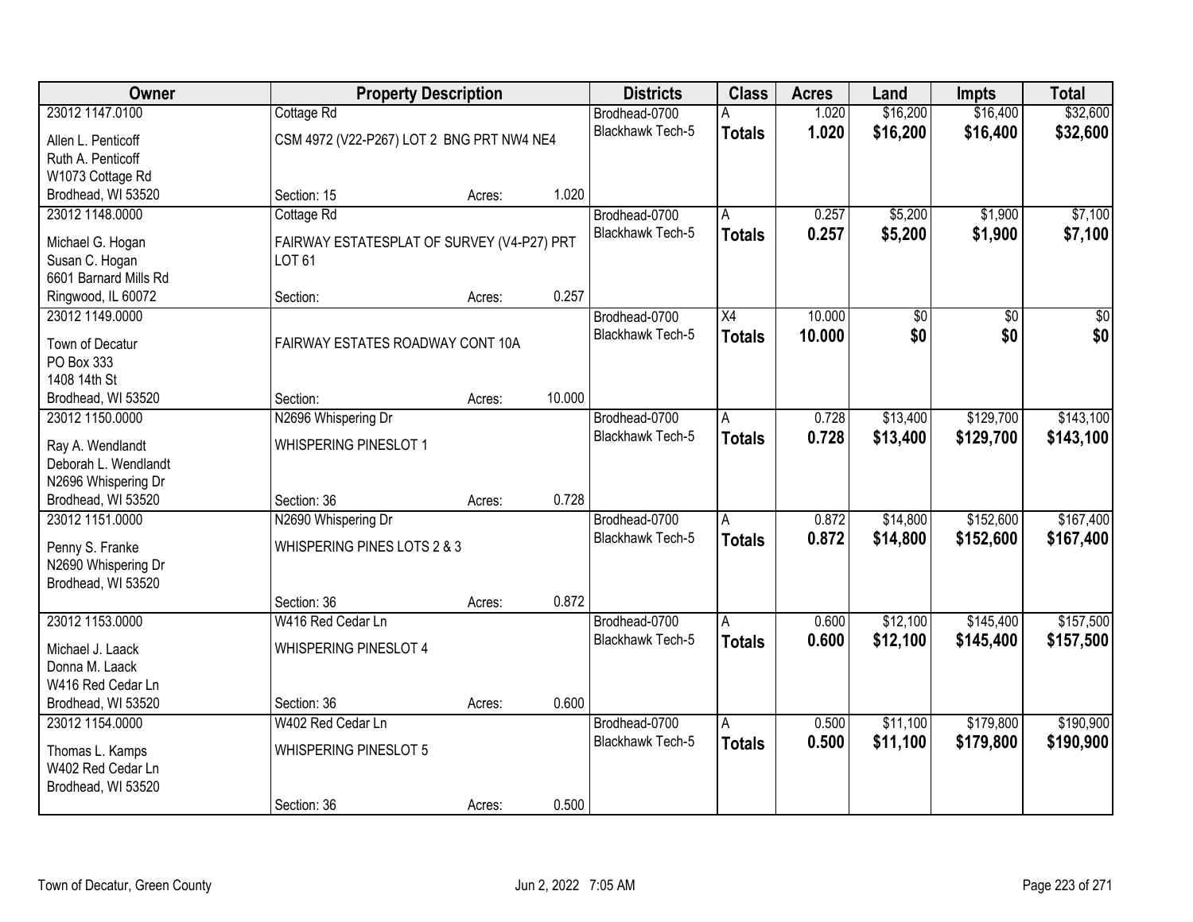| Owner | Property Description | | | Districts | Class | Acres | Land | Impts | Total |
|---|---|---|---|---|---|---|---|---|---|
| 23012 1147.0100 | Cottage Rd | | | Brodhead-0700 | A | 1.020 | $16,200 | $16,400 | $32,600 |
| Allen L. Penticoff<br>Ruth A. Penticoff<br>W1073 Cottage Rd<br>Brodhead, WI 53520 | CSM 4972 (V22-P267) LOT 2 BNG PRT NW4 NE4 | | | Blackhawk Tech-5 | **Totals** | **1.020** | **$16,200** | **$16,400** | **$32,600** |
| | Section: 15 | Acres: | 1.020 | | | | | | |
| 23012 1148.0000 | Cottage Rd | | | Brodhead-0700 | A | 0.257 | $5,200 | $1,900 | $7,100 |
| Michael G. Hogan<br>Susan C. Hogan<br>6601 Barnard Mills Rd<br>Ringwood, IL 60072 | FAIRWAY ESTATESPLAT OF SURVEY (V4-P27) PRT LOT 61 | | | Blackhawk Tech-5 | **Totals** | **0.257** | **$5,200** | **$1,900** | **$7,100** |
| | Section: | Acres: | 0.257 | | | | | | |
| 23012 1149.0000 | | | | Brodhead-0700 | X4 | 10.000 | $0 | $0 | $0 |
| Town of Decatur<br>PO Box 333<br>1408 14th St<br>Brodhead, WI 53520 | FAIRWAY ESTATES ROADWAY CONT 10A | | | Blackhawk Tech-5 | **Totals** | **10.000** | **$0** | **$0** | **$0** |
| | Section: | Acres: | 10.000 | | | | | | |
| 23012 1150.0000 | N2696 Whispering Dr | | | Brodhead-0700 | A | 0.728 | $13,400 | $129,700 | $143,100 |
| Ray A. Wendlandt<br>Deborah L. Wendlandt<br>N2696 Whispering Dr<br>Brodhead, WI 53520 | WHISPERING PINESLOT 1 | | | Blackhawk Tech-5 | **Totals** | **0.728** | **$13,400** | **$129,700** | **$143,100** |
| | Section: 36 | Acres: | 0.728 | | | | | | |
| 23012 1151.0000 | N2690 Whispering Dr | | | Brodhead-0700 | A | 0.872 | $14,800 | $152,600 | $167,400 |
| Penny S. Franke<br>N2690 Whispering Dr<br>Brodhead, WI 53520 | WHISPERING PINES LOTS 2 & 3 | | | Blackhawk Tech-5 | **Totals** | **0.872** | **$14,800** | **$152,600** | **$167,400** |
| | Section: 36 | Acres: | 0.872 | | | | | | |
| 23012 1153.0000 | W416 Red Cedar Ln | | | Brodhead-0700 | A | 0.600 | $12,100 | $145,400 | $157,500 |
| Michael J. Laack<br>Donna M. Laack<br>W416 Red Cedar Ln<br>Brodhead, WI 53520 | WHISPERING PINESLOT 4 | | | Blackhawk Tech-5 | **Totals** | **0.600** | **$12,100** | **$145,400** | **$157,500** |
| | Section: 36 | Acres: | 0.600 | | | | | | |
| 23012 1154.0000 | W402 Red Cedar Ln | | | Brodhead-0700 | A | 0.500 | $11,100 | $179,800 | $190,900 |
| Thomas L. Kamps<br>W402 Red Cedar Ln<br>Brodhead, WI 53520 | WHISPERING PINESLOT 5 | | | Blackhawk Tech-5 | **Totals** | **0.500** | **$11,100** | **$179,800** | **$190,900** |
| | Section: 36 | Acres: | 0.500 | | | | | | |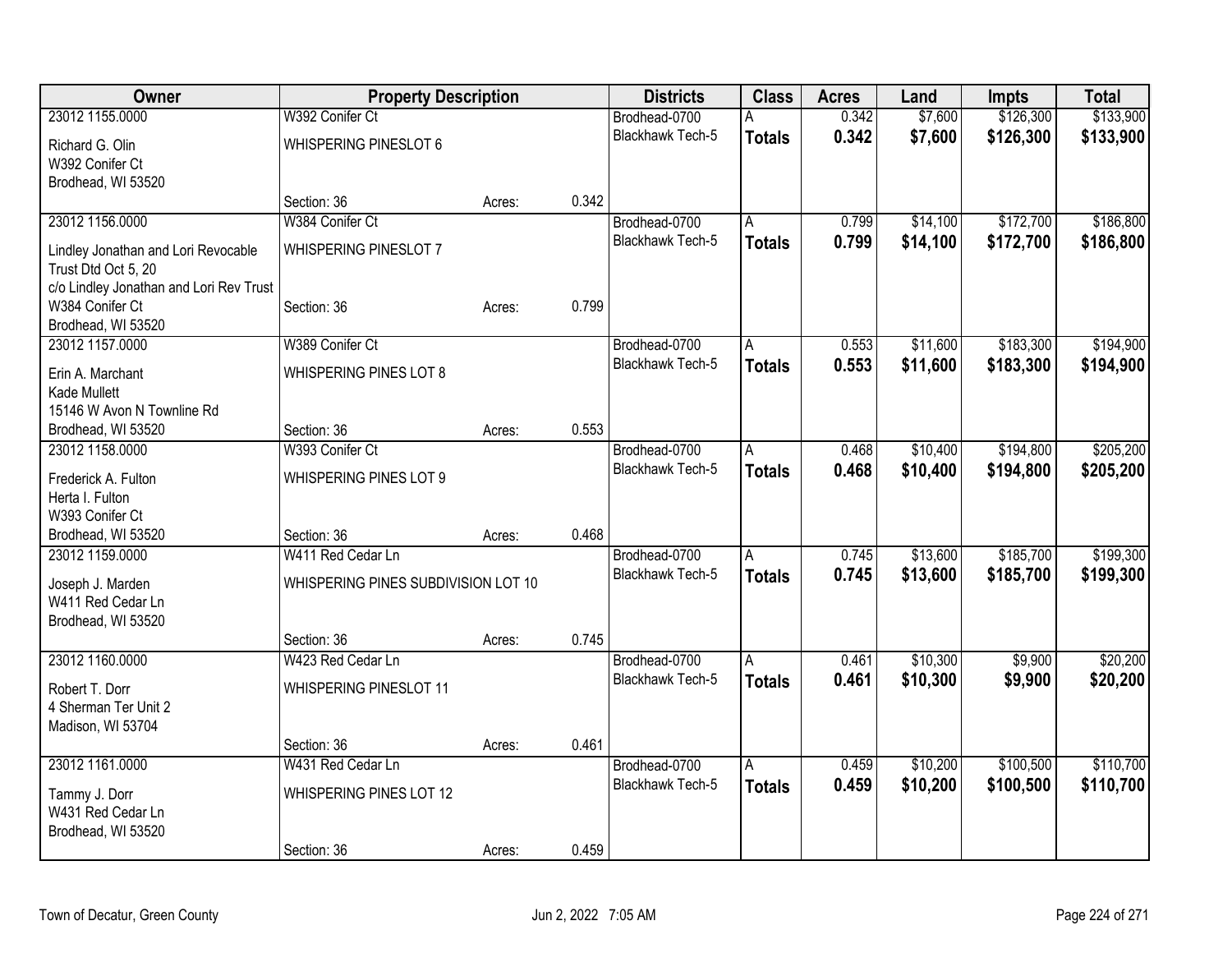| Owner | Property Description | | | Districts | Class | Acres | Land | Impts | Total |
|---|---|---|---|---|---|---|---|---|---|
| 23012 1155.0000<br>Richard G. Olin<br>W392 Conifer Ct<br>Brodhead, WI 53520 | W392 Conifer Ct<br>WHISPERING PINESLOT 6<br>Section: 36 | Acres: | 0.342 | Brodhead-0700<br>Blackhawk Tech-5 | A<br>**Totals** | 0.342<br>**0.342** | $7,600<br>**$7,600** | $126,300<br>**$126,300** | $133,900<br>**$133,900** |
| 23012 1156.0000<br>Lindley Jonathan and Lori Revocable Trust Dtd Oct 5, 20<br>c/o Lindley Jonathan and Lori Rev Trust<br>W384 Conifer Ct<br>Brodhead, WI 53520 | W384 Conifer Ct<br>WHISPERING PINESLOT 7<br>Section: 36 | Acres: | 0.799 | Brodhead-0700<br>Blackhawk Tech-5 | A<br>**Totals** | 0.799<br>**0.799** | $14,100<br>**$14,100** | $172,700<br>**$172,700** | $186,800<br>**$186,800** |
| 23012 1157.0000<br>Erin A. Marchant<br>Kade Mullett<br>15146 W Avon N Townline Rd<br>Brodhead, WI 53520 | W389 Conifer Ct<br>WHISPERING PINES LOT 8<br>Section: 36 | Acres: | 0.553 | Brodhead-0700<br>Blackhawk Tech-5 | A<br>**Totals** | 0.553<br>**0.553** | $11,600<br>**$11,600** | $183,300<br>**$183,300** | $194,900<br>**$194,900** |
| 23012 1158.0000<br>Frederick A. Fulton<br>Herta I. Fulton<br>W393 Conifer Ct<br>Brodhead, WI 53520 | W393 Conifer Ct<br>WHISPERING PINES LOT 9<br>Section: 36 | Acres: | 0.468 | Brodhead-0700<br>Blackhawk Tech-5 | A<br>**Totals** | 0.468<br>**0.468** | $10,400<br>**$10,400** | $194,800<br>**$194,800** | $205,200<br>**$205,200** |
| 23012 1159.0000<br>Joseph J. Marden<br>W411 Red Cedar Ln<br>Brodhead, WI 53520 | W411 Red Cedar Ln<br>WHISPERING PINES SUBDIVISION LOT 10<br>Section: 36 | Acres: | 0.745 | Brodhead-0700<br>Blackhawk Tech-5 | A<br>**Totals** | 0.745<br>**0.745** | $13,600<br>**$13,600** | $185,700<br>**$185,700** | $199,300<br>**$199,300** |
| 23012 1160.0000<br>Robert T. Dorr<br>4 Sherman Ter Unit 2<br>Madison, WI 53704 | W423 Red Cedar Ln<br>WHISPERING PINESLOT 11<br>Section: 36 | Acres: | 0.461 | Brodhead-0700<br>Blackhawk Tech-5 | A<br>**Totals** | 0.461<br>**0.461** | $10,300<br>**$10,300** | $9,900<br>**$9,900** | $20,200<br>**$20,200** |
| 23012 1161.0000<br>Tammy J. Dorr<br>W431 Red Cedar Ln<br>Brodhead, WI 53520 | W431 Red Cedar Ln<br>WHISPERING PINES LOT 12<br>Section: 36 | Acres: | 0.459 | Brodhead-0700<br>Blackhawk Tech-5 | A<br>**Totals** | 0.459<br>**0.459** | $10,200<br>**$10,200** | $100,500<br>**$100,500** | $110,700<br>**$110,700** |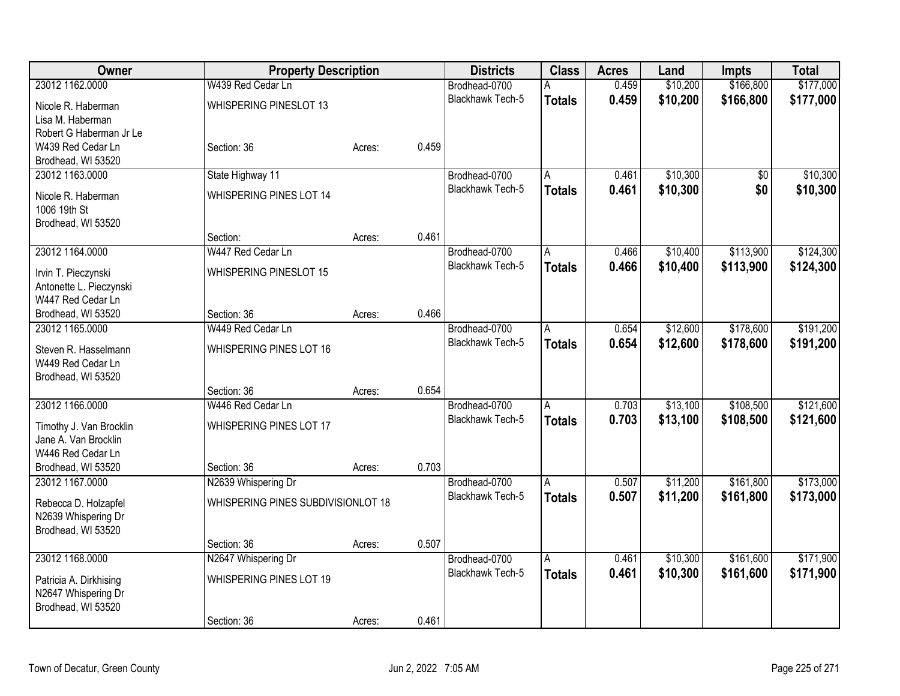| Owner | Property Description | | | Districts | Class | Acres | Land | Impts | Total |
|---|---|---|---|---|---|---|---|---|---|
| 23012 1162.0000 | W439 Red Cedar Ln | | | Brodhead-0700 | A | 0.459 | $10,200 | $166,800 | $177,000 |
| Nicole R. Haberman<br>Lisa M. Haberman<br>Robert G Haberman Jr Le<br>W439 Red Cedar Ln<br>Brodhead, WI 53520 | WHISPERING PINESLOT 13 | | | Blackhawk Tech-5 | **Totals** | **0.459** | **$10,200** | **$166,800** | **$177,000** |
| | Section: 36 | Acres: | 0.459 | | | | | | |
| 23012 1163.0000 | State Highway 11 | | | Brodhead-0700 | A | 0.461 | $10,300 | $0 | $10,300 |
| Nicole R. Haberman<br>1006 19th St<br>Brodhead, WI 53520 | WHISPERING PINES LOT 14 | | | Blackhawk Tech-5 | **Totals** | **0.461** | **$10,300** | **$0** | **$10,300** |
| | Section: | Acres: | 0.461 | | | | | | |
| 23012 1164.0000 | W447 Red Cedar Ln | | | Brodhead-0700 | A | 0.466 | $10,400 | $113,900 | $124,300 |
| Irvin T. Pieczynski<br>Antonette L. Pieczynski<br>W447 Red Cedar Ln<br>Brodhead, WI 53520 | WHISPERING PINESLOT 15 | | | Blackhawk Tech-5 | **Totals** | **0.466** | **$10,400** | **$113,900** | **$124,300** |
| | Section: 36 | Acres: | 0.466 | | | | | | |
| 23012 1165.0000 | W449 Red Cedar Ln | | | Brodhead-0700 | A | 0.654 | $12,600 | $178,600 | $191,200 |
| Steven R. Hasselmann<br>W449 Red Cedar Ln<br>Brodhead, WI 53520 | WHISPERING PINES LOT 16 | | | Blackhawk Tech-5 | **Totals** | **0.654** | **$12,600** | **$178,600** | **$191,200** |
| | Section: 36 | Acres: | 0.654 | | | | | | |
| 23012 1166.0000 | W446 Red Cedar Ln | | | Brodhead-0700 | A | 0.703 | $13,100 | $108,500 | $121,600 |
| Timothy J. Van Brocklin<br>Jane A. Van Brocklin<br>W446 Red Cedar Ln<br>Brodhead, WI 53520 | WHISPERING PINES LOT 17 | | | Blackhawk Tech-5 | **Totals** | **0.703** | **$13,100** | **$108,500** | **$121,600** |
| | Section: 36 | Acres: | 0.703 | | | | | | |
| 23012 1167.0000 | N2639 Whispering Dr | | | Brodhead-0700 | A | 0.507 | $11,200 | $161,800 | $173,000 |
| Rebecca D. Holzapfel<br>N2639 Whispering Dr<br>Brodhead, WI 53520 | WHISPERING PINES SUBDIVISIONLOT 18 | | | Blackhawk Tech-5 | **Totals** | **0.507** | **$11,200** | **$161,800** | **$173,000** |
| | Section: 36 | Acres: | 0.507 | | | | | | |
| 23012 1168.0000 | N2647 Whispering Dr | | | Brodhead-0700 | A | 0.461 | $10,300 | $161,600 | $171,900 |
| Patricia A. Dirkhising<br>N2647 Whispering Dr<br>Brodhead, WI 53520 | WHISPERING PINES LOT 19 | | | Blackhawk Tech-5 | **Totals** | **0.461** | **$10,300** | **$161,600** | **$171,900** |
| | Section: 36 | Acres: | 0.461 | | | | | | |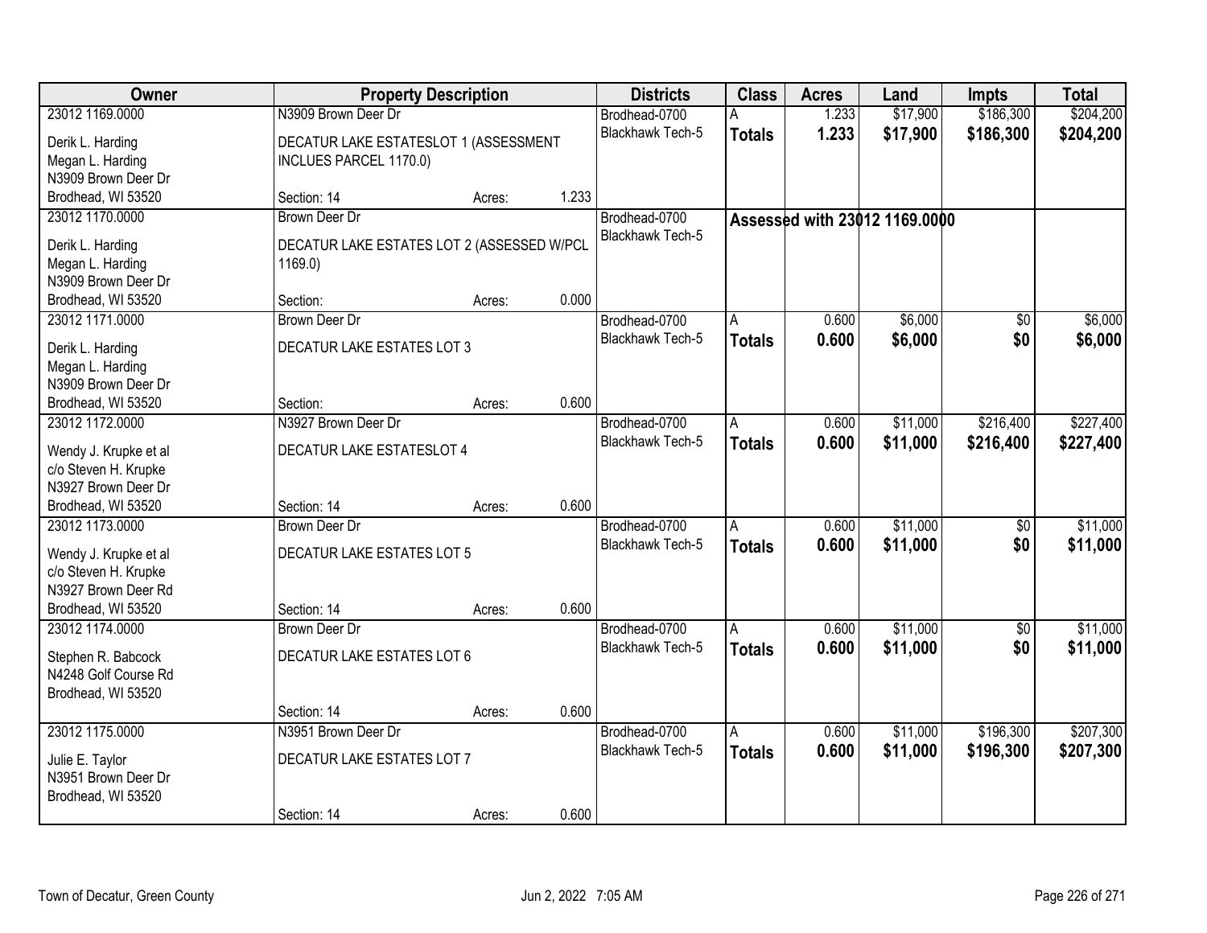| Owner | Property Description | Districts | Class | Acres | Land | Impts | Total |
|---|---|---|---|---|---|---|---|
| 23012 1169.0000<br>Derik L. Harding<br>Megan L. Harding<br>N3909 Brown Deer Dr<br>Brodhead, WI 53520 | N3909 Brown Deer Dr<br>DECATUR LAKE ESTATESLOT 1 (ASSESSMENT INCLUES PARCEL 1170.0)<br>Section: 14 Acres: 1.233 | Brodhead-0700<br>Blackhawk Tech-5 | A<br>**Totals** | 1.233<br>**1.233** | $17,900<br>**$17,900** | $186,300<br>**$186,300** | $204,200<br>**$204,200** |
| 23012 1170.0000<br>Derik L. Harding<br>Megan L. Harding<br>N3909 Brown Deer Dr<br>Brodhead, WI 53520 | Brown Deer Dr<br>DECATUR LAKE ESTATES LOT 2 (ASSESSED W/PCL 1169.0)<br>Section: Acres: 0.000 | Brodhead-0700<br>Blackhawk Tech-5 | **Assessed with 23012 1169.0000** | | | | |
| 23012 1171.0000<br>Derik L. Harding<br>Megan L. Harding<br>N3909 Brown Deer Dr<br>Brodhead, WI 53520 | Brown Deer Dr<br>DECATUR LAKE ESTATES LOT 3<br>Section: Acres: 0.600 | Brodhead-0700<br>Blackhawk Tech-5 | A<br>**Totals** | 0.600<br>**0.600** | $6,000<br>**$6,000** | $0<br>**$0** | $6,000<br>**$6,000** |
| 23012 1172.0000<br>Wendy J. Krupke et al<br>c/o Steven H. Krupke<br>N3927 Brown Deer Dr<br>Brodhead, WI 53520 | N3927 Brown Deer Dr<br>DECATUR LAKE ESTATESLOT 4<br>Section: 14 Acres: 0.600 | Brodhead-0700<br>Blackhawk Tech-5 | A<br>**Totals** | 0.600<br>**0.600** | $11,000<br>**$11,000** | $216,400<br>**$216,400** | $227,400<br>**$227,400** |
| 23012 1173.0000<br>Wendy J. Krupke et al<br>c/o Steven H. Krupke<br>N3927 Brown Deer Rd<br>Brodhead, WI 53520 | Brown Deer Dr<br>DECATUR LAKE ESTATES LOT 5<br>Section: 14 Acres: 0.600 | Brodhead-0700<br>Blackhawk Tech-5 | A<br>**Totals** | 0.600<br>**0.600** | $11,000<br>**$11,000** | $0<br>**$0** | $11,000<br>**$11,000** |
| 23012 1174.0000<br>Stephen R. Babcock<br>N4248 Golf Course Rd<br>Brodhead, WI 53520 | Brown Deer Dr<br>DECATUR LAKE ESTATES LOT 6<br>Section: 14 Acres: 0.600 | Brodhead-0700<br>Blackhawk Tech-5 | A<br>**Totals** | 0.600<br>**0.600** | $11,000<br>**$11,000** | $0<br>**$0** | $11,000<br>**$11,000** |
| 23012 1175.0000<br>Julie E. Taylor<br>N3951 Brown Deer Dr<br>Brodhead, WI 53520 | N3951 Brown Deer Dr<br>DECATUR LAKE ESTATES LOT 7<br>Section: 14 Acres: 0.600 | Brodhead-0700<br>Blackhawk Tech-5 | A<br>**Totals** | 0.600<br>**0.600** | $11,000<br>**$11,000** | $196,300<br>**$196,300** | $207,300<br>**$207,300** |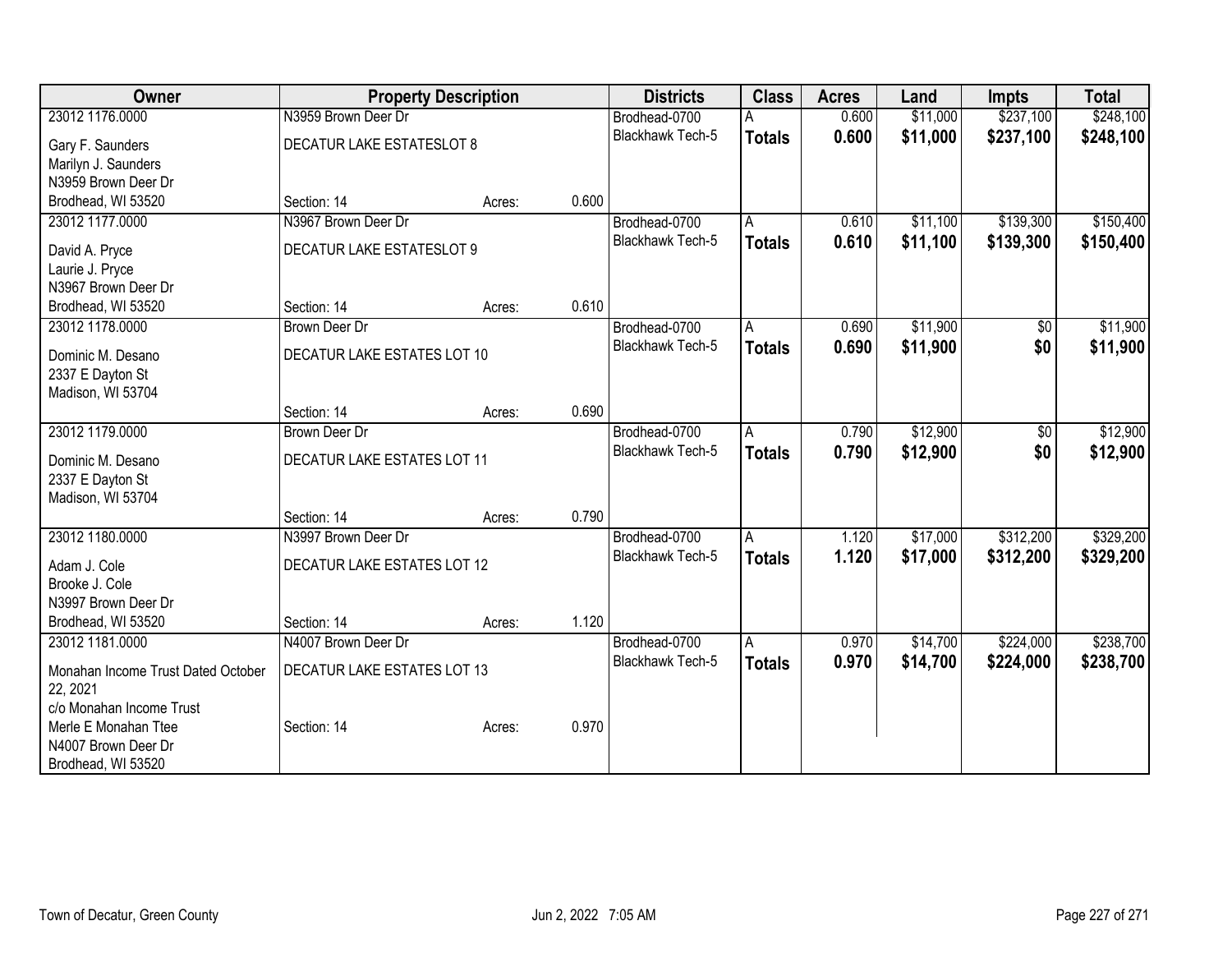| Owner | Property Description | | | Districts | Class | Acres | Land | Impts | Total |
|---|---|---|---|---|---|---|---|---|---|
| 23012 1176.0000 | N3959 Brown Deer Dr | | | Brodhead-0700 | A | 0.600 | $11,000 | $237,100 | $248,100 |
| Gary F. Saunders<br>Marilyn J. Saunders<br>N3959 Brown Deer Dr<br>Brodhead, WI 53520 | DECATUR LAKE ESTATESLOT 8 | | | Blackhawk Tech-5 | **Totals** | **0.600** | **$11,000** | **$237,100** | **$248,100** |
| | Section: 14 | Acres: | 0.600 | | | | | | |
| 23012 1177.0000 | N3967 Brown Deer Dr | | | Brodhead-0700 | A | 0.610 | $11,100 | $139,300 | $150,400 |
| David A. Pryce<br>Laurie J. Pryce<br>N3967 Brown Deer Dr<br>Brodhead, WI 53520 | DECATUR LAKE ESTATESLOT 9 | | | Blackhawk Tech-5 | **Totals** | **0.610** | **$11,100** | **$139,300** | **$150,400** |
| | Section: 14 | Acres: | 0.610 | | | | | | |
| 23012 1178.0000 | Brown Deer Dr | | | Brodhead-0700 | A | 0.690 | $11,900 | $0 | $11,900 |
| Dominic M. Desano<br>2337 E Dayton St<br>Madison, WI 53704 | DECATUR LAKE ESTATES LOT 10 | | | Blackhawk Tech-5 | **Totals** | **0.690** | **$11,900** | **$0** | **$11,900** |
| | Section: 14 | Acres: | 0.690 | | | | | | |
| 23012 1179.0000 | Brown Deer Dr | | | Brodhead-0700 | A | 0.790 | $12,900 | $0 | $12,900 |
| Dominic M. Desano<br>2337 E Dayton St<br>Madison, WI 53704 | DECATUR LAKE ESTATES LOT 11 | | | Blackhawk Tech-5 | **Totals** | **0.790** | **$12,900** | **$0** | **$12,900** |
| | Section: 14 | Acres: | 0.790 | | | | | | |
| 23012 1180.0000 | N3997 Brown Deer Dr | | | Brodhead-0700 | A | 1.120 | $17,000 | $312,200 | $329,200 |
| Adam J. Cole<br>Brooke J. Cole<br>N3997 Brown Deer Dr<br>Brodhead, WI 53520 | DECATUR LAKE ESTATES LOT 12 | | | Blackhawk Tech-5 | **Totals** | **1.120** | **$17,000** | **$312,200** | **$329,200** |
| | Section: 14 | Acres: | 1.120 | | | | | | |
| 23012 1181.0000 | N4007 Brown Deer Dr | | | Brodhead-0700 | A | 0.970 | $14,700 | $224,000 | $238,700 |
| Monahan Income Trust Dated October 22, 2021<br>c/o Monahan Income Trust<br>Merle E Monahan Ttee<br>N4007 Brown Deer Dr<br>Brodhead, WI 53520 | DECATUR LAKE ESTATES LOT 13 | | | Blackhawk Tech-5 | **Totals** | **0.970** | **$14,700** | **$224,000** | **$238,700** |
| | Section: 14 | Acres: | 0.970 | | | | | | |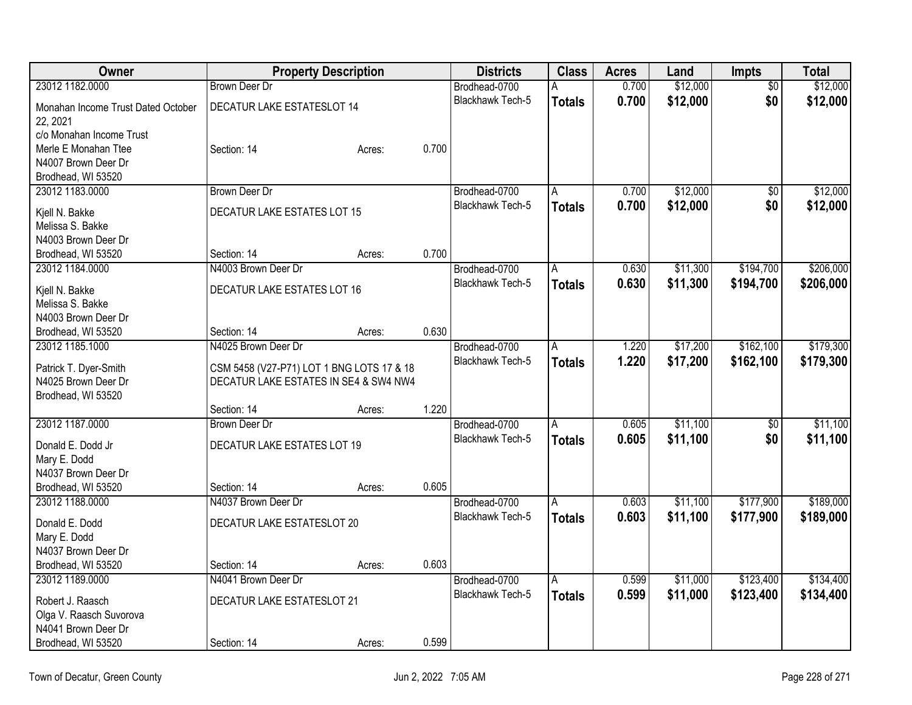| Owner | Property Description | Districts | Class | Acres | Land | Impts | Total |
|---|---|---|---|---|---|---|---|
| 23012 1182.0000<br>Monahan Income Trust Dated October 22, 2021<br>c/o Monahan Income Trust<br>Merle E Monahan Ttee<br>N4007 Brown Deer Dr<br>Brodhead, WI 53520 | Brown Deer Dr<br>DECATUR LAKE ESTATESLOT 14<br>Section: 14 Acres: 0.700 | Brodhead-0700<br>Blackhawk Tech-5 | A<br>**Totals** | 0.700<br>**0.700** | $12,000<br>**$12,000** | $0<br>**$0** | $12,000<br>**$12,000** |
| 23012 1183.0000<br>Kjell N. Bakke<br>Melissa S. Bakke<br>N4003 Brown Deer Dr<br>Brodhead, WI 53520 | Brown Deer Dr<br>DECATUR LAKE ESTATES LOT 15<br>Section: 14 Acres: 0.700 | Brodhead-0700<br>Blackhawk Tech-5 | A<br>**Totals** | 0.700<br>**0.700** | $12,000<br>**$12,000** | $0<br>**$0** | $12,000<br>**$12,000** |
| 23012 1184.0000<br>Kjell N. Bakke<br>Melissa S. Bakke<br>N4003 Brown Deer Dr<br>Brodhead, WI 53520 | N4003 Brown Deer Dr<br>DECATUR LAKE ESTATES LOT 16<br>Section: 14 Acres: 0.630 | Brodhead-0700<br>Blackhawk Tech-5 | A<br>**Totals** | 0.630<br>**0.630** | $11,300<br>**$11,300** | $194,700<br>**$194,700** | $206,000<br>**$206,000** |
| 23012 1185.1000<br>Patrick T. Dyer-Smith<br>N4025 Brown Deer Dr<br>Brodhead, WI 53520 | N4025 Brown Deer Dr<br>CSM 5458 (V27-P71) LOT 1 BNG LOTS 17 & 18 DECATUR LAKE ESTATES IN SE4 & SW4 NW4<br>Section: 14 Acres: 1.220 | Brodhead-0700<br>Blackhawk Tech-5 | A<br>**Totals** | 1.220<br>**1.220** | $17,200<br>**$17,200** | $162,100<br>**$162,100** | $179,300<br>**$179,300** |
| 23012 1187.0000<br>Donald E. Dodd Jr<br>Mary E. Dodd<br>N4037 Brown Deer Dr<br>Brodhead, WI 53520 | Brown Deer Dr<br>DECATUR LAKE ESTATES LOT 19<br>Section: 14 Acres: 0.605 | Brodhead-0700<br>Blackhawk Tech-5 | A<br>**Totals** | 0.605<br>**0.605** | $11,100<br>**$11,100** | $0<br>**$0** | $11,100<br>**$11,100** |
| 23012 1188.0000<br>Donald E. Dodd<br>Mary E. Dodd<br>N4037 Brown Deer Dr<br>Brodhead, WI 53520 | N4037 Brown Deer Dr<br>DECATUR LAKE ESTATESLOT 20<br>Section: 14 Acres: 0.603 | Brodhead-0700<br>Blackhawk Tech-5 | A<br>**Totals** | 0.603<br>**0.603** | $11,100<br>**$11,100** | $177,900<br>**$177,900** | $189,000<br>**$189,000** |
| 23012 1189.0000<br>Robert J. Raasch<br>Olga V. Raasch Suvorova<br>N4041 Brown Deer Dr<br>Brodhead, WI 53520 | N4041 Brown Deer Dr<br>DECATUR LAKE ESTATESLOT 21<br>Section: 14 Acres: 0.599 | Brodhead-0700<br>Blackhawk Tech-5 | A<br>**Totals** | 0.599<br>**0.599** | $11,000<br>**$11,000** | $123,400<br>**$123,400** | $134,400<br>**$134,400** |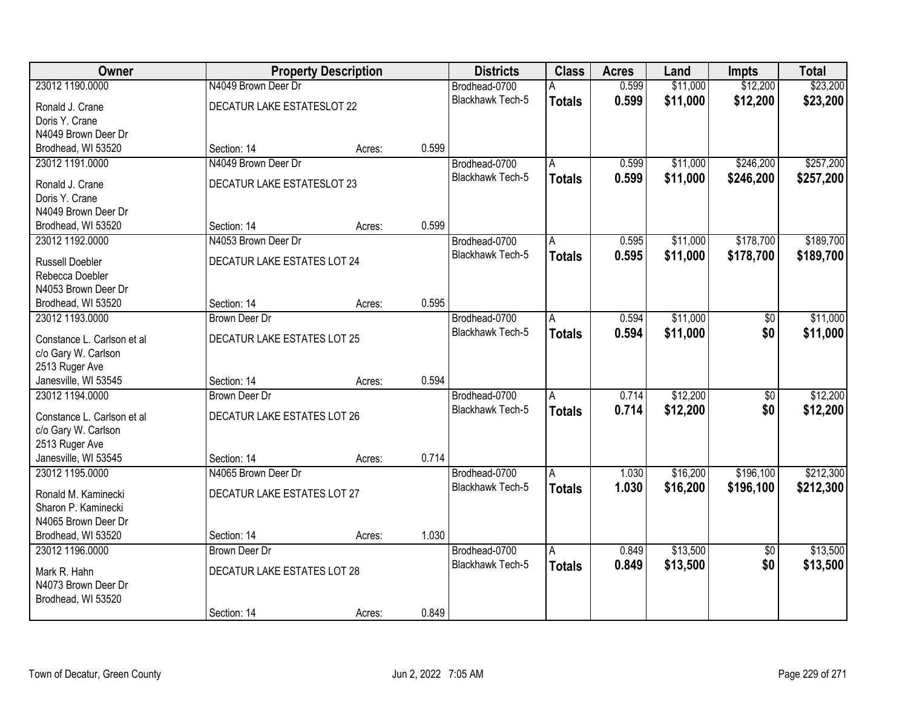| Owner | Property Description | | | Districts | Class | Acres | Land | Impts | Total |
|---|---|---|---|---|---|---|---|---|---|
| 23012 1190.0000 | N4049 Brown Deer Dr | | | Brodhead-0700 | A | 0.599 | $11,000 | $12,200 | $23,200 |
| Ronald J. Crane<br>Doris Y. Crane<br>N4049 Brown Deer Dr<br>Brodhead, WI 53520 | DECATUR LAKE ESTATESLOT 22 | | | Blackhawk Tech-5 | **Totals** | **0.599** | **$11,000** | **$12,200** | **$23,200** |
| | Section: 14 | Acres: | 0.599 | | | | | | |
| 23012 1191.0000 | N4049 Brown Deer Dr | | | Brodhead-0700 | A | 0.599 | $11,000 | $246,200 | $257,200 |
| Ronald J. Crane<br>Doris Y. Crane<br>N4049 Brown Deer Dr<br>Brodhead, WI 53520 | DECATUR LAKE ESTATESLOT 23 | | | Blackhawk Tech-5 | **Totals** | **0.599** | **$11,000** | **$246,200** | **$257,200** |
| | Section: 14 | Acres: | 0.599 | | | | | | |
| 23012 1192.0000 | N4053 Brown Deer Dr | | | Brodhead-0700 | A | 0.595 | $11,000 | $178,700 | $189,700 |
| Russell Doebler<br>Rebecca Doebler<br>N4053 Brown Deer Dr<br>Brodhead, WI 53520 | DECATUR LAKE ESTATES LOT 24 | | | Blackhawk Tech-5 | **Totals** | **0.595** | **$11,000** | **$178,700** | **$189,700** |
| | Section: 14 | Acres: | 0.595 | | | | | | |
| 23012 1193.0000 | Brown Deer Dr | | | Brodhead-0700 | A | 0.594 | $11,000 | $0 | $11,000 |
| Constance L. Carlson et al<br>c/o Gary W. Carlson<br>2513 Ruger Ave<br>Janesville, WI 53545 | DECATUR LAKE ESTATES LOT 25 | | | Blackhawk Tech-5 | **Totals** | **0.594** | **$11,000** | **$0** | **$11,000** |
| | Section: 14 | Acres: | 0.594 | | | | | | |
| 23012 1194.0000 | Brown Deer Dr | | | Brodhead-0700 | A | 0.714 | $12,200 | $0 | $12,200 |
| Constance L. Carlson et al<br>c/o Gary W. Carlson<br>2513 Ruger Ave<br>Janesville, WI 53545 | DECATUR LAKE ESTATES LOT 26 | | | Blackhawk Tech-5 | **Totals** | **0.714** | **$12,200** | **$0** | **$12,200** |
| | Section: 14 | Acres: | 0.714 | | | | | | |
| 23012 1195.0000 | N4065 Brown Deer Dr | | | Brodhead-0700 | A | 1.030 | $16,200 | $196,100 | $212,300 |
| Ronald M. Kaminecki<br>Sharon P. Kaminecki<br>N4065 Brown Deer Dr<br>Brodhead, WI 53520 | DECATUR LAKE ESTATES LOT 27 | | | Blackhawk Tech-5 | **Totals** | **1.030** | **$16,200** | **$196,100** | **$212,300** |
| | Section: 14 | Acres: | 1.030 | | | | | | |
| 23012 1196.0000 | Brown Deer Dr | | | Brodhead-0700 | A | 0.849 | $13,500 | $0 | $13,500 |
| Mark R. Hahn<br>N4073 Brown Deer Dr<br>Brodhead, WI 53520 | DECATUR LAKE ESTATES LOT 28 | | | Blackhawk Tech-5 | **Totals** | **0.849** | **$13,500** | **$0** | **$13,500** |
| | Section: 14 | Acres: | 0.849 | | | | | | |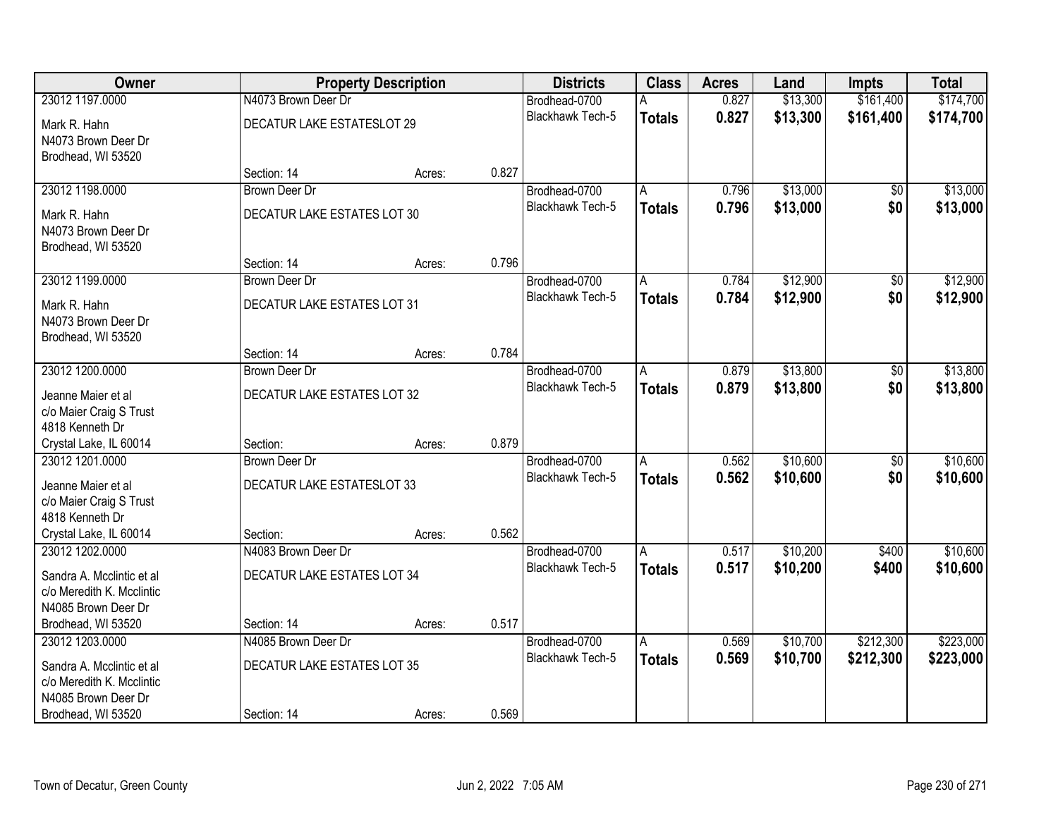| Owner | Property Description | | | Districts | Class | Acres | Land | Impts | Total |
|---|---|---|---|---|---|---|---|---|---|
| 23012 1197.0000<br>Mark R. Hahn<br>N4073 Brown Deer Dr<br>Brodhead, WI 53520 | N4073 Brown Deer Dr<br>DECATUR LAKE ESTATESLOT 29<br>Section: 14 | Acres: | 0.827 | Brodhead-0700<br>Blackhawk Tech-5 | A<br>**Totals** | 0.827<br>**0.827** | $13,300<br>**$13,300** | $161,400<br>**$161,400** | $174,700<br>**$174,700** |
| 23012 1198.0000<br>Mark R. Hahn<br>N4073 Brown Deer Dr<br>Brodhead, WI 53520 | Brown Deer Dr<br>DECATUR LAKE ESTATES LOT 30<br>Section: 14 | Acres: | 0.796 | Brodhead-0700<br>Blackhawk Tech-5 | A<br>**Totals** | 0.796<br>**0.796** | $13,000<br>**$13,000** | $0<br>**$0** | $13,000<br>**$13,000** |
| 23012 1199.0000<br>Mark R. Hahn<br>N4073 Brown Deer Dr<br>Brodhead, WI 53520 | Brown Deer Dr<br>DECATUR LAKE ESTATES LOT 31<br>Section: 14 | Acres: | 0.784 | Brodhead-0700<br>Blackhawk Tech-5 | A<br>**Totals** | 0.784<br>**0.784** | $12,900<br>**$12,900** | $0<br>**$0** | $12,900<br>**$12,900** |
| 23012 1200.0000<br>Jeanne Maier et al<br>c/o Maier Craig S Trust<br>4818 Kenneth Dr<br>Crystal Lake, IL 60014 | Brown Deer Dr<br>DECATUR LAKE ESTATES LOT 32<br>Section: | Acres: | 0.879 | Brodhead-0700<br>Blackhawk Tech-5 | A<br>**Totals** | 0.879<br>**0.879** | $13,800<br>**$13,800** | $0<br>**$0** | $13,800<br>**$13,800** |
| 23012 1201.0000<br>Jeanne Maier et al<br>c/o Maier Craig S Trust<br>4818 Kenneth Dr<br>Crystal Lake, IL 60014 | Brown Deer Dr<br>DECATUR LAKE ESTATESLOT 33<br>Section: | Acres: | 0.562 | Brodhead-0700<br>Blackhawk Tech-5 | A<br>**Totals** | 0.562<br>**0.562** | $10,600<br>**$10,600** | $0<br>**$0** | $10,600<br>**$10,600** |
| 23012 1202.0000<br>Sandra A. Mcclintic et al<br>c/o Meredith K. Mcclintic<br>N4085 Brown Deer Dr<br>Brodhead, WI 53520 | N4083 Brown Deer Dr<br>DECATUR LAKE ESTATES LOT 34<br>Section: 14 | Acres: | 0.517 | Brodhead-0700<br>Blackhawk Tech-5 | A<br>**Totals** | 0.517<br>**0.517** | $10,200<br>**$10,200** | $400<br>**$400** | $10,600<br>**$10,600** |
| 23012 1203.0000<br>Sandra A. Mcclintic et al<br>c/o Meredith K. Mcclintic<br>N4085 Brown Deer Dr<br>Brodhead, WI 53520 | N4085 Brown Deer Dr<br>DECATUR LAKE ESTATES LOT 35<br>Section: 14 | Acres: | 0.569 | Brodhead-0700<br>Blackhawk Tech-5 | A<br>**Totals** | 0.569<br>**0.569** | $10,700<br>**$10,700** | $212,300<br>**$212,300** | $223,000<br>**$223,000** |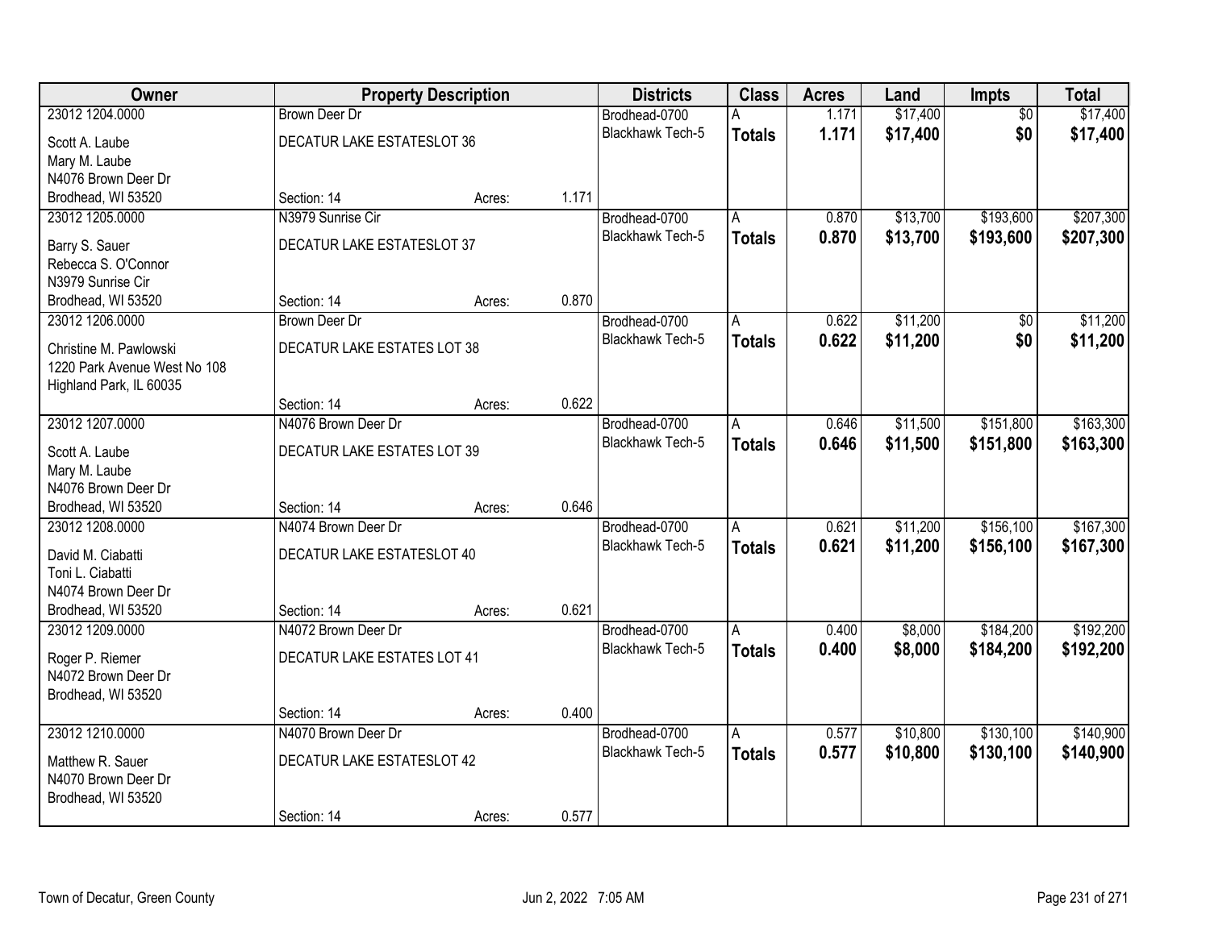| Owner | Property Description | | | Districts | Class | Acres | Land | Impts | Total |
|---|---|---|---|---|---|---|---|---|---|
| 23012 1204.0000 | Brown Deer Dr | | | Brodhead-0700 | A | 1.171 | $17,400 | $0 | $17,400 |
| Scott A. Laube | DECATUR LAKE ESTATESLOT 36 | | | Blackhawk Tech-5 | **Totals** | **1.171** | **$17,400** | **$0** | **$17,400** |
| Mary M. Laube | | | | | | | | | |
| N4076 Brown Deer Dr | | | | | | | | | |
| Brodhead, WI 53520 | Section: 14 | Acres: | 1.171 | | | | | | |
| 23012 1205.0000 | N3979 Sunrise Cir | | | Brodhead-0700 | A | 0.870 | $13,700 | $193,600 | $207,300 |
| Barry S. Sauer | DECATUR LAKE ESTATESLOT 37 | | | Blackhawk Tech-5 | **Totals** | **0.870** | **$13,700** | **$193,600** | **$207,300** |
| Rebecca S. O'Connor | | | | | | | | | |
| N3979 Sunrise Cir | | | | | | | | | |
| Brodhead, WI 53520 | Section: 14 | Acres: | 0.870 | | | | | | |
| 23012 1206.0000 | Brown Deer Dr | | | Brodhead-0700 | A | 0.622 | $11,200 | $0 | $11,200 |
| Christine M. Pawlowski | DECATUR LAKE ESTATES LOT 38 | | | Blackhawk Tech-5 | **Totals** | **0.622** | **$11,200** | **$0** | **$11,200** |
| 1220 Park Avenue West No 108 | | | | | | | | | |
| Highland Park, IL 60035 | | | | | | | | | |
| | Section: 14 | Acres: | 0.622 | | | | | | |
| 23012 1207.0000 | N4076 Brown Deer Dr | | | Brodhead-0700 | A | 0.646 | $11,500 | $151,800 | $163,300 |
| Scott A. Laube | DECATUR LAKE ESTATES LOT 39 | | | Blackhawk Tech-5 | **Totals** | **0.646** | **$11,500** | **$151,800** | **$163,300** |
| Mary M. Laube | | | | | | | | | |
| N4076 Brown Deer Dr | | | | | | | | | |
| Brodhead, WI 53520 | Section: 14 | Acres: | 0.646 | | | | | | |
| 23012 1208.0000 | N4074 Brown Deer Dr | | | Brodhead-0700 | A | 0.621 | $11,200 | $156,100 | $167,300 |
| David M. Ciabatti | DECATUR LAKE ESTATESLOT 40 | | | Blackhawk Tech-5 | **Totals** | **0.621** | **$11,200** | **$156,100** | **$167,300** |
| Toni L. Ciabatti | | | | | | | | | |
| N4074 Brown Deer Dr | | | | | | | | | |
| Brodhead, WI 53520 | Section: 14 | Acres: | 0.621 | | | | | | |
| 23012 1209.0000 | N4072 Brown Deer Dr | | | Brodhead-0700 | A | 0.400 | $8,000 | $184,200 | $192,200 |
| Roger P. Riemer | DECATUR LAKE ESTATES LOT 41 | | | Blackhawk Tech-5 | **Totals** | **0.400** | **$8,000** | **$184,200** | **$192,200** |
| N4072 Brown Deer Dr | | | | | | | | | |
| Brodhead, WI 53520 | | | | | | | | | |
| | Section: 14 | Acres: | 0.400 | | | | | | |
| 23012 1210.0000 | N4070 Brown Deer Dr | | | Brodhead-0700 | A | 0.577 | $10,800 | $130,100 | $140,900 |
| Matthew R. Sauer | DECATUR LAKE ESTATESLOT 42 | | | Blackhawk Tech-5 | **Totals** | **0.577** | **$10,800** | **$130,100** | **$140,900** |
| N4070 Brown Deer Dr | | | | | | | | | |
| Brodhead, WI 53520 | | | | | | | | | |
| | Section: 14 | Acres: | 0.577 | | | | | | |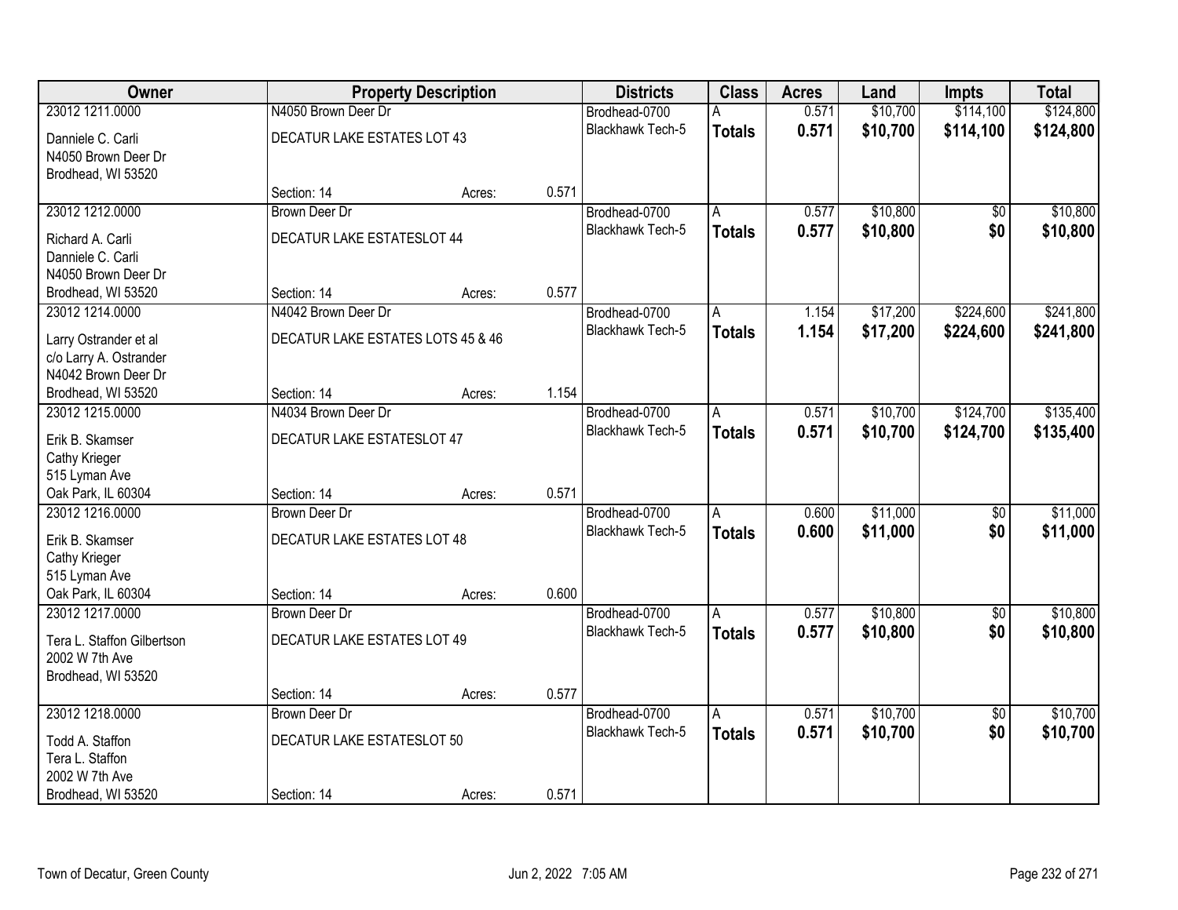| Owner | Property Description | | | Districts | Class | Acres | Land | Impts | Total |
|---|---|---|---|---|---|---|---|---|---|
| 23012 1211.0000 | N4050 Brown Deer Dr | | | Brodhead-0700 | A | 0.571 | $10,700 | $114,100 | $124,800 |
| Danniele C. Carli<br>N4050 Brown Deer Dr<br>Brodhead, WI 53520 | DECATUR LAKE ESTATES LOT 43 | | | Blackhawk Tech-5 | **Totals** | **0.571** | **$10,700** | **$114,100** | **$124,800** |
| | Section: 14 | Acres: | 0.571 | | | | | | |
| 23012 1212.0000 | Brown Deer Dr | | | Brodhead-0700 | A | 0.577 | $10,800 | $0 | $10,800 |
| Richard A. Carli<br>Danniele C. Carli<br>N4050 Brown Deer Dr<br>Brodhead, WI 53520 | DECATUR LAKE ESTATESLOT 44 | | | Blackhawk Tech-5 | **Totals** | **0.577** | **$10,800** | **$0** | **$10,800** |
| | Section: 14 | Acres: | 0.577 | | | | | | |
| 23012 1214.0000 | N4042 Brown Deer Dr | | | Brodhead-0700 | A | 1.154 | $17,200 | $224,600 | $241,800 |
| Larry Ostrander et al<br>c/o Larry A. Ostrander<br>N4042 Brown Deer Dr<br>Brodhead, WI 53520 | DECATUR LAKE ESTATES LOTS 45 & 46 | | | Blackhawk Tech-5 | **Totals** | **1.154** | **$17,200** | **$224,600** | **$241,800** |
| | Section: 14 | Acres: | 1.154 | | | | | | |
| 23012 1215.0000 | N4034 Brown Deer Dr | | | Brodhead-0700 | A | 0.571 | $10,700 | $124,700 | $135,400 |
| Erik B. Skamser<br>Cathy Krieger<br>515 Lyman Ave<br>Oak Park, IL 60304 | DECATUR LAKE ESTATESLOT 47 | | | Blackhawk Tech-5 | **Totals** | **0.571** | **$10,700** | **$124,700** | **$135,400** |
| | Section: 14 | Acres: | 0.571 | | | | | | |
| 23012 1216.0000 | Brown Deer Dr | | | Brodhead-0700 | A | 0.600 | $11,000 | $0 | $11,000 |
| Erik B. Skamser<br>Cathy Krieger<br>515 Lyman Ave<br>Oak Park, IL 60304 | DECATUR LAKE ESTATES LOT 48 | | | Blackhawk Tech-5 | **Totals** | **0.600** | **$11,000** | **$0** | **$11,000** |
| | Section: 14 | Acres: | 0.600 | | | | | | |
| 23012 1217.0000 | Brown Deer Dr | | | Brodhead-0700 | A | 0.577 | $10,800 | $0 | $10,800 |
| Tera L. Staffon Gilbertson<br>2002 W 7th Ave<br>Brodhead, WI 53520 | DECATUR LAKE ESTATES LOT 49 | | | Blackhawk Tech-5 | **Totals** | **0.577** | **$10,800** | **$0** | **$10,800** |
| | Section: 14 | Acres: | 0.577 | | | | | | |
| 23012 1218.0000 | Brown Deer Dr | | | Brodhead-0700 | A | 0.571 | $10,700 | $0 | $10,700 |
| Todd A. Staffon<br>Tera L. Staffon<br>2002 W 7th Ave<br>Brodhead, WI 53520 | DECATUR LAKE ESTATESLOT 50 | | | Blackhawk Tech-5 | **Totals** | **0.571** | **$10,700** | **$0** | **$10,700** |
| | Section: 14 | Acres: | 0.571 | | | | | | |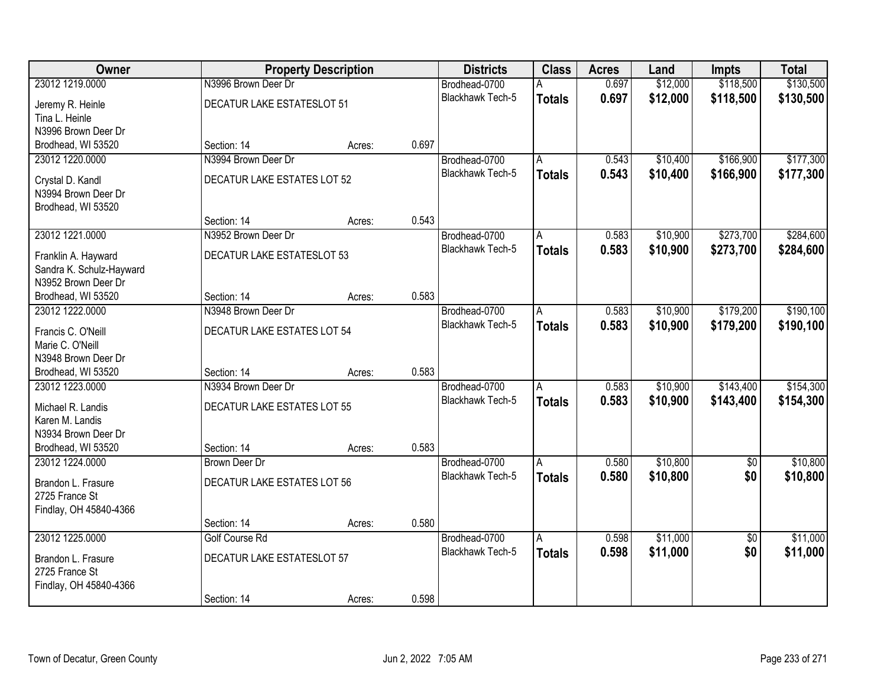| Owner | Property Description | | | Districts | Class | Acres | Land | Impts | Total |
|---|---|---|---|---|---|---|---|---|---|
| 23012 1219.0000 | N3996 Brown Deer Dr | | | Brodhead-0700 | A | 0.697 | $12,000 | $118,500 | $130,500 |
| Jeremy R. Heinle<br>Tina L. Heinle<br>N3996 Brown Deer Dr<br>Brodhead, WI 53520 | DECATUR LAKE ESTATESLOT 51 | | | Blackhawk Tech-5 | **Totals** | **0.697** | **$12,000** | **$118,500** | **$130,500** |
| | Section: 14 | Acres: | 0.697 | | | | | | |
| 23012 1220.0000 | N3994 Brown Deer Dr | | | Brodhead-0700 | A | 0.543 | $10,400 | $166,900 | $177,300 |
| Crystal D. Kandl<br>N3994 Brown Deer Dr<br>Brodhead, WI 53520 | DECATUR LAKE ESTATES LOT 52 | | | Blackhawk Tech-5 | **Totals** | **0.543** | **$10,400** | **$166,900** | **$177,300** |
| | Section: 14 | Acres: | 0.543 | | | | | | |
| 23012 1221.0000 | N3952 Brown Deer Dr | | | Brodhead-0700 | A | 0.583 | $10,900 | $273,700 | $284,600 |
| Franklin A. Hayward<br>Sandra K. Schulz-Hayward<br>N3952 Brown Deer Dr<br>Brodhead, WI 53520 | DECATUR LAKE ESTATESLOT 53 | | | Blackhawk Tech-5 | **Totals** | **0.583** | **$10,900** | **$273,700** | **$284,600** |
| | Section: 14 | Acres: | 0.583 | | | | | | |
| 23012 1222.0000 | N3948 Brown Deer Dr | | | Brodhead-0700 | A | 0.583 | $10,900 | $179,200 | $190,100 |
| Francis C. O'Neill<br>Marie C. O'Neill<br>N3948 Brown Deer Dr<br>Brodhead, WI 53520 | DECATUR LAKE ESTATES LOT 54 | | | Blackhawk Tech-5 | **Totals** | **0.583** | **$10,900** | **$179,200** | **$190,100** |
| | Section: 14 | Acres: | 0.583 | | | | | | |
| 23012 1223.0000 | N3934 Brown Deer Dr | | | Brodhead-0700 | A | 0.583 | $10,900 | $143,400 | $154,300 |
| Michael R. Landis<br>Karen M. Landis<br>N3934 Brown Deer Dr<br>Brodhead, WI 53520 | DECATUR LAKE ESTATES LOT 55 | | | Blackhawk Tech-5 | **Totals** | **0.583** | **$10,900** | **$143,400** | **$154,300** |
| | Section: 14 | Acres: | 0.583 | | | | | | |
| 23012 1224.0000 | Brown Deer Dr | | | Brodhead-0700 | A | 0.580 | $10,800 | $0 | $10,800 |
| Brandon L. Frasure<br>2725 France St<br>Findlay, OH 45840-4366 | DECATUR LAKE ESTATES LOT 56 | | | Blackhawk Tech-5 | **Totals** | **0.580** | **$10,800** | **$0** | **$10,800** |
| | Section: 14 | Acres: | 0.580 | | | | | | |
| 23012 1225.0000 | Golf Course Rd | | | Brodhead-0700 | A | 0.598 | $11,000 | $0 | $11,000 |
| Brandon L. Frasure<br>2725 France St<br>Findlay, OH 45840-4366 | DECATUR LAKE ESTATESLOT 57 | | | Blackhawk Tech-5 | **Totals** | **0.598** | **$11,000** | **$0** | **$11,000** |
| | Section: 14 | Acres: | 0.598 | | | | | | |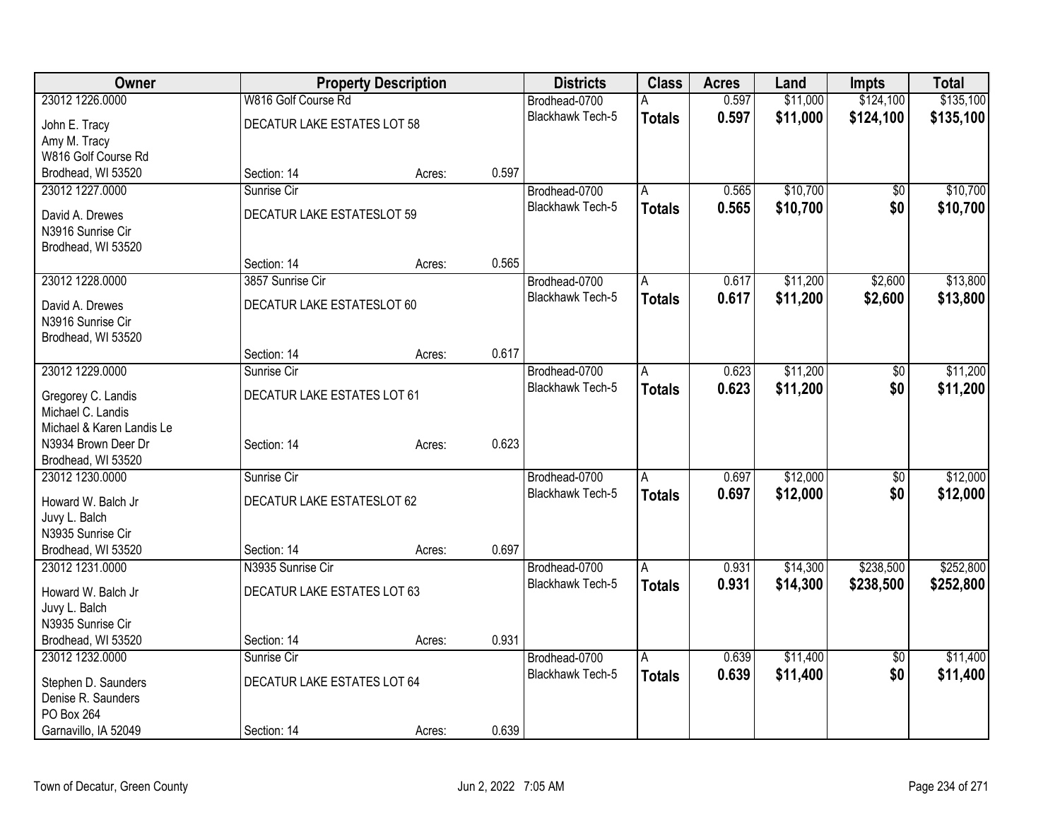| Owner | Property Description | Districts | Class | Acres | Land | Impts | Total |
|---|---|---|---|---|---|---|---|
| 23012 1226.0000<br>John E. Tracy<br>Amy M. Tracy<br>W816 Golf Course Rd<br>Brodhead, WI 53520 | W816 Golf Course Rd<br>DECATUR LAKE ESTATES LOT 58<br>Section: 14 Acres: 0.597 | Brodhead-0700<br>Blackhawk Tech-5 | A<br>**Totals** | 0.597<br>**0.597** | $11,000<br>**$11,000** | $124,100<br>**$124,100** | $135,100<br>**$135,100** |
| 23012 1227.0000<br>David A. Drewes<br>N3916 Sunrise Cir<br>Brodhead, WI 53520 | Sunrise Cir<br>DECATUR LAKE ESTATESLOT 59<br>Section: 14 Acres: 0.565 | Brodhead-0700<br>Blackhawk Tech-5 | A<br>**Totals** | 0.565<br>**0.565** | $10,700<br>**$10,700** | $0<br>**$0** | $10,700<br>**$10,700** |
| 23012 1228.0000<br>David A. Drewes<br>N3916 Sunrise Cir<br>Brodhead, WI 53520 | 3857 Sunrise Cir<br>DECATUR LAKE ESTATESLOT 60<br>Section: 14 Acres: 0.617 | Brodhead-0700<br>Blackhawk Tech-5 | A<br>**Totals** | 0.617<br>**0.617** | $11,200<br>**$11,200** | $2,600<br>**$2,600** | $13,800<br>**$13,800** |
| 23012 1229.0000<br>Gregorey C. Landis<br>Michael C. Landis<br>Michael & Karen Landis Le<br>N3934 Brown Deer Dr<br>Brodhead, WI 53520 | Sunrise Cir<br>DECATUR LAKE ESTATES LOT 61<br>Section: 14 Acres: 0.623 | Brodhead-0700<br>Blackhawk Tech-5 | A<br>**Totals** | 0.623<br>**0.623** | $11,200<br>**$11,200** | $0<br>**$0** | $11,200<br>**$11,200** |
| 23012 1230.0000<br>Howard W. Balch Jr<br>Juvy L. Balch<br>N3935 Sunrise Cir<br>Brodhead, WI 53520 | Sunrise Cir<br>DECATUR LAKE ESTATESLOT 62<br>Section: 14 Acres: 0.697 | Brodhead-0700<br>Blackhawk Tech-5 | A<br>**Totals** | 0.697<br>**0.697** | $12,000<br>**$12,000** | $0<br>**$0** | $12,000<br>**$12,000** |
| 23012 1231.0000<br>Howard W. Balch Jr<br>Juvy L. Balch<br>N3935 Sunrise Cir<br>Brodhead, WI 53520 | N3935 Sunrise Cir<br>DECATUR LAKE ESTATES LOT 63<br>Section: 14 Acres: 0.931 | Brodhead-0700<br>Blackhawk Tech-5 | A<br>**Totals** | 0.931<br>**0.931** | $14,300<br>**$14,300** | $238,500<br>**$238,500** | $252,800<br>**$252,800** |
| 23012 1232.0000<br>Stephen D. Saunders<br>Denise R. Saunders<br>PO Box 264<br>Garnavillo, IA 52049 | Sunrise Cir<br>DECATUR LAKE ESTATES LOT 64<br>Section: 14 Acres: 0.639 | Brodhead-0700<br>Blackhawk Tech-5 | A<br>**Totals** | 0.639<br>**0.639** | $11,400<br>**$11,400** | $0<br>**$0** | $11,400<br>**$11,400** |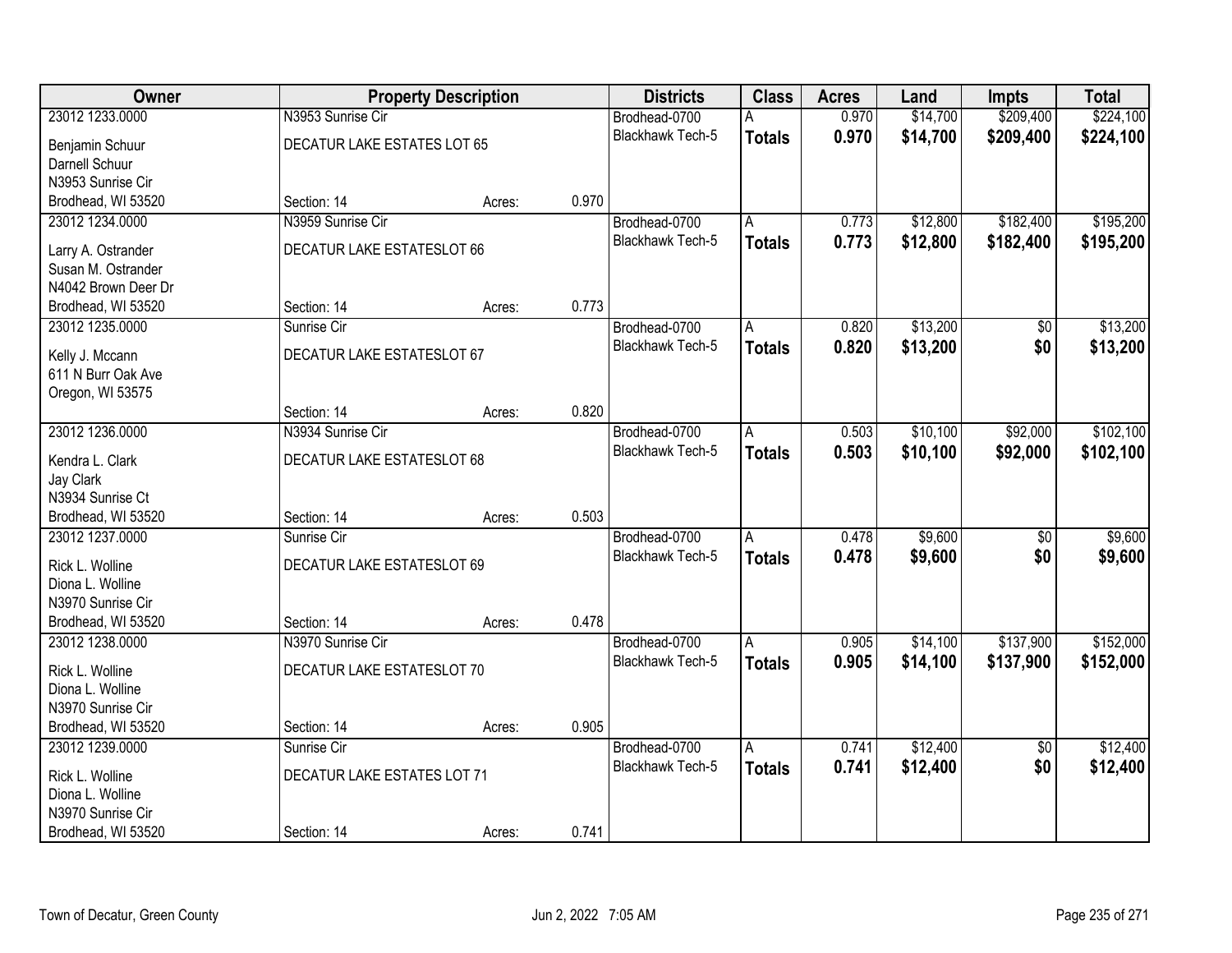| Owner | Property Description | | | Districts | Class | Acres | Land | Impts | Total |
|---|---|---|---|---|---|---|---|---|---|
| 23012 1233.0000 | N3953 Sunrise Cir | | | Brodhead-0700 | A | 0.970 | $14,700 | $209,400 | $224,100 |
| Benjamin Schuur<br>Darnell Schuur<br>N3953 Sunrise Cir<br>Brodhead, WI 53520 | DECATUR LAKE ESTATES LOT 65 | | | Blackhawk Tech-5 | **Totals** | **0.970** | **$14,700** | **$209,400** | **$224,100** |
| | Section: 14 | Acres: | 0.970 | | | | | | |
| 23012 1234.0000 | N3959 Sunrise Cir | | | Brodhead-0700 | A | 0.773 | $12,800 | $182,400 | $195,200 |
| Larry A. Ostrander<br>Susan M. Ostrander<br>N4042 Brown Deer Dr<br>Brodhead, WI 53520 | DECATUR LAKE ESTATESLOT 66 | | | Blackhawk Tech-5 | **Totals** | **0.773** | **$12,800** | **$182,400** | **$195,200** |
| | Section: 14 | Acres: | 0.773 | | | | | | |
| 23012 1235.0000 | Sunrise Cir | | | Brodhead-0700 | A | 0.820 | $13,200 | $0 | $13,200 |
| Kelly J. Mccann<br>611 N Burr Oak Ave<br>Oregon, WI 53575 | DECATUR LAKE ESTATESLOT 67 | | | Blackhawk Tech-5 | **Totals** | **0.820** | **$13,200** | **$0** | **$13,200** |
| | Section: 14 | Acres: | 0.820 | | | | | | |
| 23012 1236.0000 | N3934 Sunrise Cir | | | Brodhead-0700 | A | 0.503 | $10,100 | $92,000 | $102,100 |
| Kendra L. Clark<br>Jay Clark<br>N3934 Sunrise Ct<br>Brodhead, WI 53520 | DECATUR LAKE ESTATESLOT 68 | | | Blackhawk Tech-5 | **Totals** | **0.503** | **$10,100** | **$92,000** | **$102,100** |
| | Section: 14 | Acres: | 0.503 | | | | | | |
| 23012 1237.0000 | Sunrise Cir | | | Brodhead-0700 | A | 0.478 | $9,600 | $0 | $9,600 |
| Rick L. Wolline<br>Diona L. Wolline<br>N3970 Sunrise Cir<br>Brodhead, WI 53520 | DECATUR LAKE ESTATESLOT 69 | | | Blackhawk Tech-5 | **Totals** | **0.478** | **$9,600** | **$0** | **$9,600** |
| | Section: 14 | Acres: | 0.478 | | | | | | |
| 23012 1238.0000 | N3970 Sunrise Cir | | | Brodhead-0700 | A | 0.905 | $14,100 | $137,900 | $152,000 |
| Rick L. Wolline<br>Diona L. Wolline<br>N3970 Sunrise Cir<br>Brodhead, WI 53520 | DECATUR LAKE ESTATESLOT 70 | | | Blackhawk Tech-5 | **Totals** | **0.905** | **$14,100** | **$137,900** | **$152,000** |
| | Section: 14 | Acres: | 0.905 | | | | | | |
| 23012 1239.0000 | Sunrise Cir | | | Brodhead-0700 | A | 0.741 | $12,400 | $0 | $12,400 |
| Rick L. Wolline<br>Diona L. Wolline<br>N3970 Sunrise Cir<br>Brodhead, WI 53520 | DECATUR LAKE ESTATES LOT 71 | | | Blackhawk Tech-5 | **Totals** | **0.741** | **$12,400** | **$0** | **$12,400** |
| | Section: 14 | Acres: | 0.741 | | | | | | |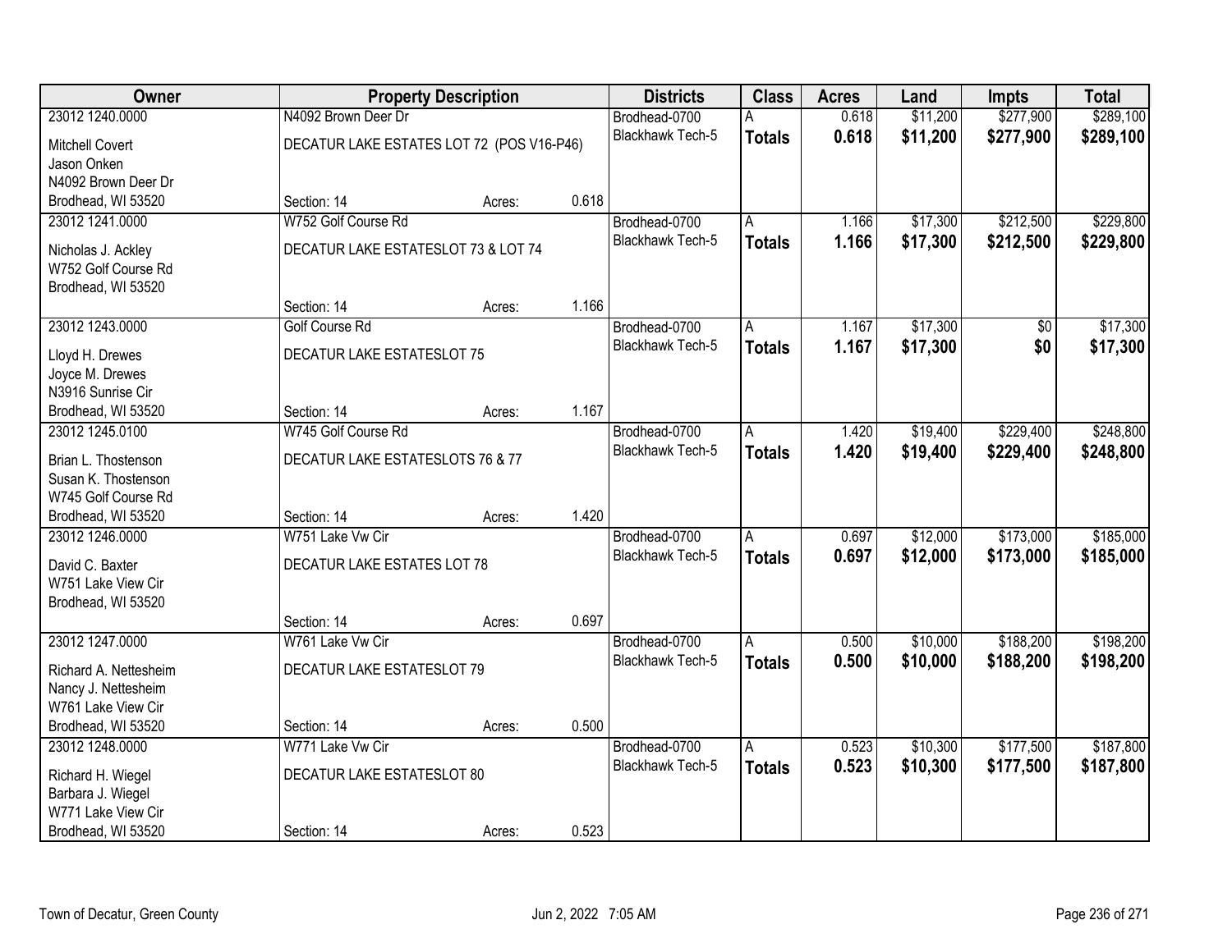| Owner | Property Description | | | Districts | Class | Acres | Land | Impts | Total |
|---|---|---|---|---|---|---|---|---|---|
| 23012 1240.0000 | N4092 Brown Deer Dr | | | Brodhead-0700 | A | 0.618 | $11,200 | $277,900 | $289,100 |
| Mitchell Covert<br>Jason Onken<br>N4092 Brown Deer Dr<br>Brodhead, WI 53520 | DECATUR LAKE ESTATES LOT 72 (POS V16-P46) | | | Blackhawk Tech-5 | **Totals** | **0.618** | **$11,200** | **$277,900** | **$289,100** |
| | Section: 14 | Acres: | 0.618 | | | | | | |
| 23012 1241.0000 | W752 Golf Course Rd | | | Brodhead-0700 | A | 1.166 | $17,300 | $212,500 | $229,800 |
| Nicholas J. Ackley<br>W752 Golf Course Rd<br>Brodhead, WI 53520 | DECATUR LAKE ESTATESLOT 73 & LOT 74 | | | Blackhawk Tech-5 | **Totals** | **1.166** | **$17,300** | **$212,500** | **$229,800** |
| | Section: 14 | Acres: | 1.166 | | | | | | |
| 23012 1243.0000 | Golf Course Rd | | | Brodhead-0700 | A | 1.167 | $17,300 | $0 | $17,300 |
| Lloyd H. Drewes<br>Joyce M. Drewes<br>N3916 Sunrise Cir<br>Brodhead, WI 53520 | DECATUR LAKE ESTATESLOT 75 | | | Blackhawk Tech-5 | **Totals** | **1.167** | **$17,300** | **$0** | **$17,300** |
| | Section: 14 | Acres: | 1.167 | | | | | | |
| 23012 1245.0100 | W745 Golf Course Rd | | | Brodhead-0700 | A | 1.420 | $19,400 | $229,400 | $248,800 |
| Brian L. Thostenson<br>Susan K. Thostenson<br>W745 Golf Course Rd<br>Brodhead, WI 53520 | DECATUR LAKE ESTATESLOTS 76 & 77 | | | Blackhawk Tech-5 | **Totals** | **1.420** | **$19,400** | **$229,400** | **$248,800** |
| | Section: 14 | Acres: | 1.420 | | | | | | |
| 23012 1246.0000 | W751 Lake Vw Cir | | | Brodhead-0700 | A | 0.697 | $12,000 | $173,000 | $185,000 |
| David C. Baxter<br>W751 Lake View Cir<br>Brodhead, WI 53520 | DECATUR LAKE ESTATES LOT 78 | | | Blackhawk Tech-5 | **Totals** | **0.697** | **$12,000** | **$173,000** | **$185,000** |
| | Section: 14 | Acres: | 0.697 | | | | | | |
| 23012 1247.0000 | W761 Lake Vw Cir | | | Brodhead-0700 | A | 0.500 | $10,000 | $188,200 | $198,200 |
| Richard A. Nettesheim<br>Nancy J. Nettesheim<br>W761 Lake View Cir<br>Brodhead, WI 53520 | DECATUR LAKE ESTATESLOT 79 | | | Blackhawk Tech-5 | **Totals** | **0.500** | **$10,000** | **$188,200** | **$198,200** |
| | Section: 14 | Acres: | 0.500 | | | | | | |
| 23012 1248.0000 | W771 Lake Vw Cir | | | Brodhead-0700 | A | 0.523 | $10,300 | $177,500 | $187,800 |
| Richard H. Wiegel<br>Barbara J. Wiegel<br>W771 Lake View Cir<br>Brodhead, WI 53520 | DECATUR LAKE ESTATESLOT 80 | | | Blackhawk Tech-5 | **Totals** | **0.523** | **$10,300** | **$177,500** | **$187,800** |
| | Section: 14 | Acres: | 0.523 | | | | | | |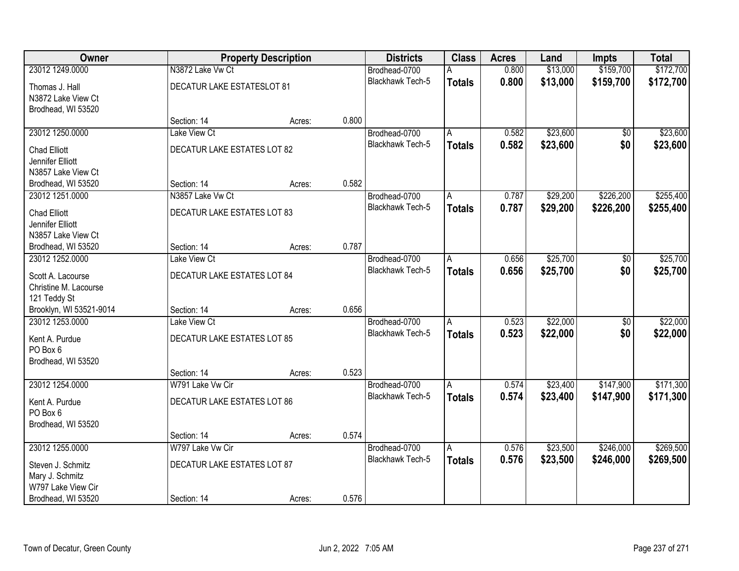| Owner | Property Description | | | Districts | Class | Acres | Land | Impts | Total |
|---|---|---|---|---|---|---|---|---|---|
| 23012 1249.0000 | N3872 Lake Vw Ct | | | Brodhead-0700 | A | 0.800 | $13,000 | $159,700 | $172,700 |
| Thomas J. Hall<br>N3872 Lake View Ct<br>Brodhead, WI 53520 | DECATUR LAKE ESTATESLOT 81 | | | Blackhawk Tech-5 | **Totals** | **0.800** | **$13,000** | **$159,700** | **$172,700** |
| | Section: 14 | Acres: | 0.800 | | | | | | |
| 23012 1250.0000 | Lake View Ct | | | Brodhead-0700 | A | 0.582 | $23,600 | $0 | $23,600 |
| Chad Elliott<br>Jennifer Elliott<br>N3857 Lake View Ct<br>Brodhead, WI 53520 | DECATUR LAKE ESTATES LOT 82 | | | Blackhawk Tech-5 | **Totals** | **0.582** | **$23,600** | **$0** | **$23,600** |
| | Section: 14 | Acres: | 0.582 | | | | | | |
| 23012 1251.0000 | N3857 Lake Vw Ct | | | Brodhead-0700 | A | 0.787 | $29,200 | $226,200 | $255,400 |
| Chad Elliott<br>Jennifer Elliott<br>N3857 Lake View Ct<br>Brodhead, WI 53520 | DECATUR LAKE ESTATES LOT 83 | | | Blackhawk Tech-5 | **Totals** | **0.787** | **$29,200** | **$226,200** | **$255,400** |
| | Section: 14 | Acres: | 0.787 | | | | | | |
| 23012 1252.0000 | Lake View Ct | | | Brodhead-0700 | A | 0.656 | $25,700 | $0 | $25,700 |
| Scott A. Lacourse<br>Christine M. Lacourse<br>121 Teddy St<br>Brooklyn, WI 53521-9014 | DECATUR LAKE ESTATES LOT 84 | | | Blackhawk Tech-5 | **Totals** | **0.656** | **$25,700** | **$0** | **$25,700** |
| | Section: 14 | Acres: | 0.656 | | | | | | |
| 23012 1253.0000 | Lake View Ct | | | Brodhead-0700 | A | 0.523 | $22,000 | $0 | $22,000 |
| Kent A. Purdue<br>PO Box 6<br>Brodhead, WI 53520 | DECATUR LAKE ESTATES LOT 85 | | | Blackhawk Tech-5 | **Totals** | **0.523** | **$22,000** | **$0** | **$22,000** |
| | Section: 14 | Acres: | 0.523 | | | | | | |
| 23012 1254.0000 | W791 Lake Vw Cir | | | Brodhead-0700 | A | 0.574 | $23,400 | $147,900 | $171,300 |
| Kent A. Purdue<br>PO Box 6<br>Brodhead, WI 53520 | DECATUR LAKE ESTATES LOT 86 | | | Blackhawk Tech-5 | **Totals** | **0.574** | **$23,400** | **$147,900** | **$171,300** |
| | Section: 14 | Acres: | 0.574 | | | | | | |
| 23012 1255.0000 | W797 Lake Vw Cir | | | Brodhead-0700 | A | 0.576 | $23,500 | $246,000 | $269,500 |
| Steven J. Schmitz<br>Mary J. Schmitz<br>W797 Lake View Cir<br>Brodhead, WI 53520 | DECATUR LAKE ESTATES LOT 87 | | | Blackhawk Tech-5 | **Totals** | **0.576** | **$23,500** | **$246,000** | **$269,500** |
| | Section: 14 | Acres: | 0.576 | | | | | | |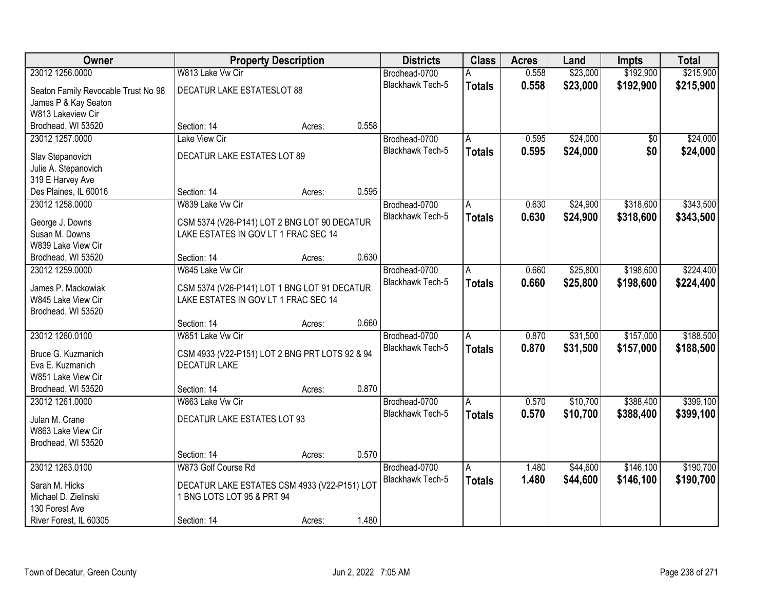| Owner | Property Description | | | Districts | Class | Acres | Land | Impts | Total |
|---|---|---|---|---|---|---|---|---|---|
| 23012 1256.0000 | W813 Lake Vw Cir | | | Brodhead-0700 | A | 0.558 | $23,000 | $192,900 | $215,900 |
| Seaton Family Revocable Trust No 98<br>James P & Kay Seaton<br>W813 Lakeview Cir<br>Brodhead, WI 53520 | DECATUR LAKE ESTATESLOT 88 | | | Blackhawk Tech-5 | **Totals** | **0.558** | **$23,000** | **$192,900** | **$215,900** |
| | Section: 14 | Acres: | 0.558 | | | | | | |
| 23012 1257.0000 | Lake View Cir | | | Brodhead-0700 | A | 0.595 | $24,000 | $0 | $24,000 |
| Slav Stepanovich<br>Julie A. Stepanovich<br>319 E Harvey Ave<br>Des Plaines, IL 60016 | DECATUR LAKE ESTATES LOT 89 | | | Blackhawk Tech-5 | **Totals** | **0.595** | **$24,000** | **$0** | **$24,000** |
| | Section: 14 | Acres: | 0.595 | | | | | | |
| 23012 1258.0000 | W839 Lake Vw Cir | | | Brodhead-0700 | A | 0.630 | $24,900 | $318,600 | $343,500 |
| George J. Downs<br>Susan M. Downs<br>W839 Lake View Cir<br>Brodhead, WI 53520 | CSM 5374 (V26-P141) LOT 2 BNG LOT 90 DECATUR LAKE ESTATES IN GOV LT 1 FRAC SEC 14 | | | Blackhawk Tech-5 | **Totals** | **0.630** | **$24,900** | **$318,600** | **$343,500** |
| | Section: 14 | Acres: | 0.630 | | | | | | |
| 23012 1259.0000 | W845 Lake Vw Cir | | | Brodhead-0700 | A | 0.660 | $25,800 | $198,600 | $224,400 |
| James P. Mackowiak<br>W845 Lake View Cir<br>Brodhead, WI 53520 | CSM 5374 (V26-P141) LOT 1 BNG LOT 91 DECATUR LAKE ESTATES IN GOV LT 1 FRAC SEC 14 | | | Blackhawk Tech-5 | **Totals** | **0.660** | **$25,800** | **$198,600** | **$224,400** |
| | Section: 14 | Acres: | 0.660 | | | | | | |
| 23012 1260.0100 | W851 Lake Vw Cir | | | Brodhead-0700 | A | 0.870 | $31,500 | $157,000 | $188,500 |
| Bruce G. Kuzmanich<br>Eva E. Kuzmanich<br>W851 Lake View Cir<br>Brodhead, WI 53520 | CSM 4933 (V22-P151) LOT 2 BNG PRT LOTS 92 & 94 DECATUR LAKE | | | Blackhawk Tech-5 | **Totals** | **0.870** | **$31,500** | **$157,000** | **$188,500** |
| | Section: 14 | Acres: | 0.870 | | | | | | |
| 23012 1261.0000 | W863 Lake Vw Cir | | | Brodhead-0700 | A | 0.570 | $10,700 | $388,400 | $399,100 |
| Julan M. Crane<br>W863 Lake View Cir<br>Brodhead, WI 53520 | DECATUR LAKE ESTATES LOT 93 | | | Blackhawk Tech-5 | **Totals** | **0.570** | **$10,700** | **$388,400** | **$399,100** |
| | Section: 14 | Acres: | 0.570 | | | | | | |
| 23012 1263.0100 | W873 Golf Course Rd | | | Brodhead-0700 | A | 1.480 | $44,600 | $146,100 | $190,700 |
| Sarah M. Hicks<br>Michael D. Zielinski<br>130 Forest Ave<br>River Forest, IL 60305 | DECATUR LAKE ESTATES CSM 4933 (V22-P151) LOT 1 BNG LOTS LOT 95 & PRT 94 | | | Blackhawk Tech-5 | **Totals** | **1.480** | **$44,600** | **$146,100** | **$190,700** |
| | Section: 14 | Acres: | 1.480 | | | | | | |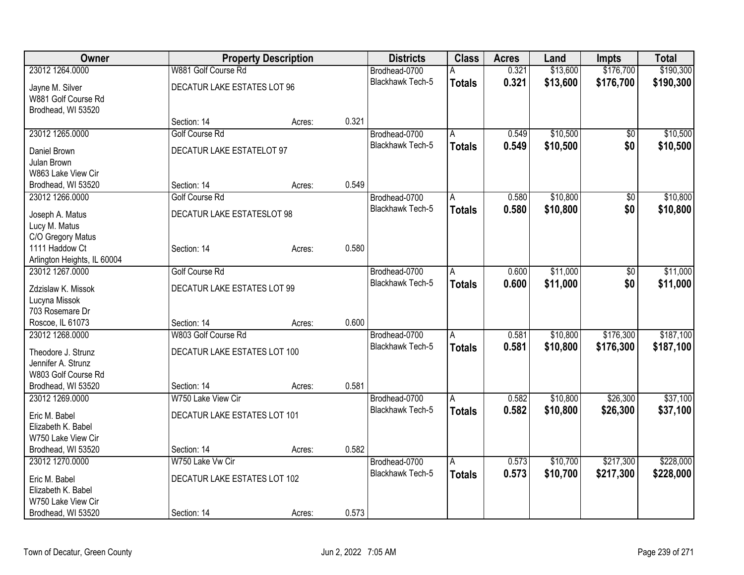| Owner | Property Description | | | Districts | Class | Acres | Land | Impts | Total |
|---|---|---|---|---|---|---|---|---|---|
| 23012 1264.0000 | W881 Golf Course Rd | | | Brodhead-0700 | A | 0.321 | $13,600 | $176,700 | $190,300 |
| Jayne M. Silver<br>W881 Golf Course Rd<br>Brodhead, WI 53520 | DECATUR LAKE ESTATES LOT 96 | | | Blackhawk Tech-5 | **Totals** | **0.321** | **$13,600** | **$176,700** | **$190,300** |
| | Section: 14 | Acres: | 0.321 | | | | | | |
| 23012 1265.0000 | Golf Course Rd | | | Brodhead-0700 | A | 0.549 | $10,500 | $0 | $10,500 |
| Daniel Brown<br>Julan Brown<br>W863 Lake View Cir<br>Brodhead, WI 53520 | DECATUR LAKE ESTATELOT 97 | | | Blackhawk Tech-5 | **Totals** | **0.549** | **$10,500** | **$0** | **$10,500** |
| | Section: 14 | Acres: | 0.549 | | | | | | |
| 23012 1266.0000 | Golf Course Rd | | | Brodhead-0700 | A | 0.580 | $10,800 | $0 | $10,800 |
| Joseph A. Matus<br>Lucy M. Matus<br>C/O Gregory Matus<br>1111 Haddow Ct<br>Arlington Heights, IL 60004 | DECATUR LAKE ESTATESLOT 98 | | | Blackhawk Tech-5 | **Totals** | **0.580** | **$10,800** | **$0** | **$10,800** |
| | Section: 14 | Acres: | 0.580 | | | | | | |
| 23012 1267.0000 | Golf Course Rd | | | Brodhead-0700 | A | 0.600 | $11,000 | $0 | $11,000 |
| Zdzislaw K. Missok<br>Lucyna Missok<br>703 Rosemare Dr<br>Roscoe, IL 61073 | DECATUR LAKE ESTATES LOT 99 | | | Blackhawk Tech-5 | **Totals** | **0.600** | **$11,000** | **$0** | **$11,000** |
| | Section: 14 | Acres: | 0.600 | | | | | | |
| 23012 1268.0000 | W803 Golf Course Rd | | | Brodhead-0700 | A | 0.581 | $10,800 | $176,300 | $187,100 |
| Theodore J. Strunz<br>Jennifer A. Strunz<br>W803 Golf Course Rd<br>Brodhead, WI 53520 | DECATUR LAKE ESTATES LOT 100 | | | Blackhawk Tech-5 | **Totals** | **0.581** | **$10,800** | **$176,300** | **$187,100** |
| | Section: 14 | Acres: | 0.581 | | | | | | |
| 23012 1269.0000 | W750 Lake View Cir | | | Brodhead-0700 | A | 0.582 | $10,800 | $26,300 | $37,100 |
| Eric M. Babel<br>Elizabeth K. Babel<br>W750 Lake View Cir<br>Brodhead, WI 53520 | DECATUR LAKE ESTATES LOT 101 | | | Blackhawk Tech-5 | **Totals** | **0.582** | **$10,800** | **$26,300** | **$37,100** |
| | Section: 14 | Acres: | 0.582 | | | | | | |
| 23012 1270.0000 | W750 Lake Vw Cir | | | Brodhead-0700 | A | 0.573 | $10,700 | $217,300 | $228,000 |
| Eric M. Babel<br>Elizabeth K. Babel<br>W750 Lake View Cir<br>Brodhead, WI 53520 | DECATUR LAKE ESTATES LOT 102 | | | Blackhawk Tech-5 | **Totals** | **0.573** | **$10,700** | **$217,300** | **$228,000** |
| | Section: 14 | Acres: | 0.573 | | | | | | |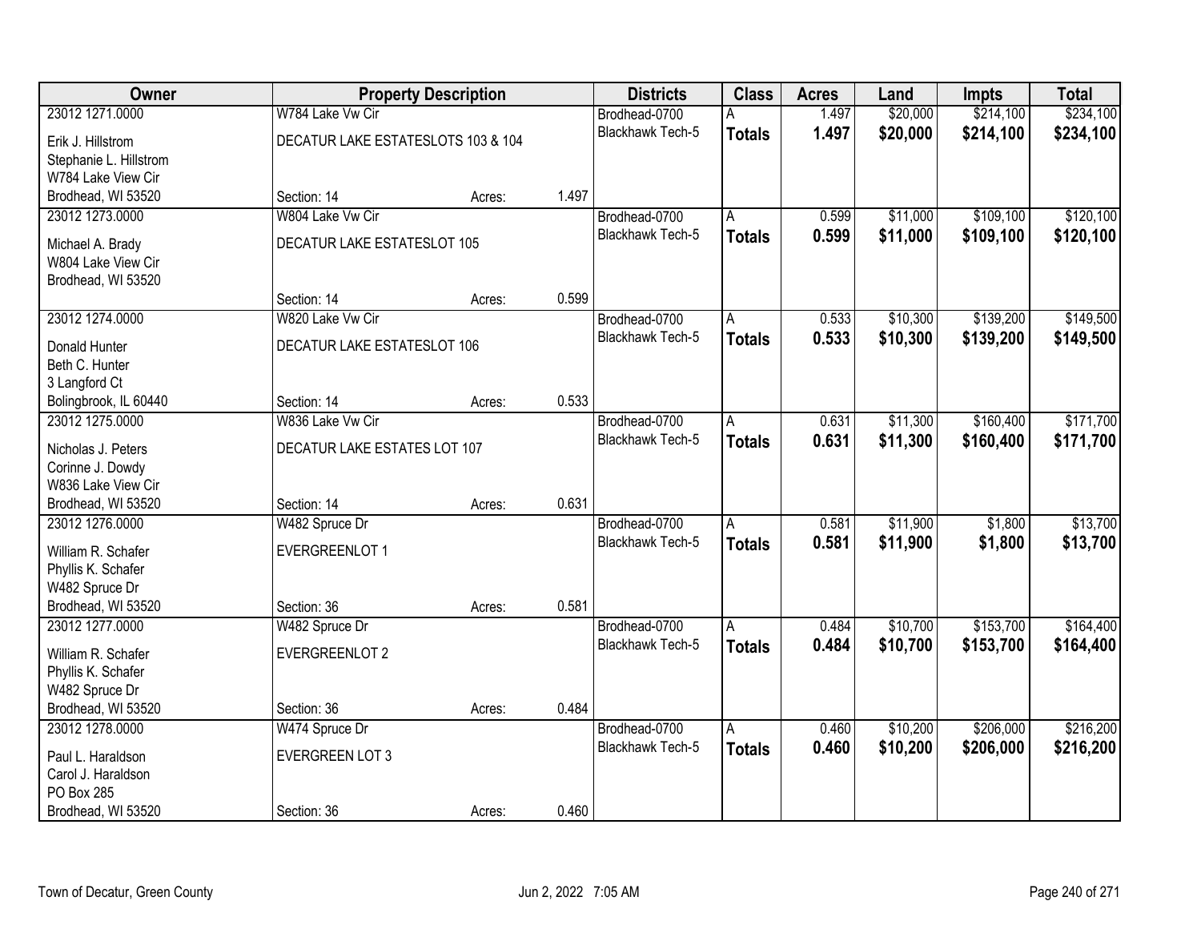| Owner | Property Description | | | Districts | Class | Acres | Land | Impts | Total |
|---|---|---|---|---|---|---|---|---|---|
| 23012 1271.0000 | W784 Lake Vw Cir | | | Brodhead-0700 | A | 1.497 | $20,000 | $214,100 | $234,100 |
| Erik J. Hillstrom<br>Stephanie L. Hillstrom<br>W784 Lake View Cir<br>Brodhead, WI 53520 | DECATUR LAKE ESTATESLOTS 103 & 104 | | | Blackhawk Tech-5 | **Totals** | **1.497** | **$20,000** | **$214,100** | **$234,100** |
| | Section: 14 | Acres: | 1.497 | | | | | | |
| 23012 1273.0000 | W804 Lake Vw Cir | | | Brodhead-0700 | A | 0.599 | $11,000 | $109,100 | $120,100 |
| Michael A. Brady<br>W804 Lake View Cir<br>Brodhead, WI 53520 | DECATUR LAKE ESTATESLOT 105 | | | Blackhawk Tech-5 | **Totals** | **0.599** | **$11,000** | **$109,100** | **$120,100** |
| | Section: 14 | Acres: | 0.599 | | | | | | |
| 23012 1274.0000 | W820 Lake Vw Cir | | | Brodhead-0700 | A | 0.533 | $10,300 | $139,200 | $149,500 |
| Donald Hunter<br>Beth C. Hunter<br>3 Langford Ct<br>Bolingbrook, IL 60440 | DECATUR LAKE ESTATESLOT 106 | | | Blackhawk Tech-5 | **Totals** | **0.533** | **$10,300** | **$139,200** | **$149,500** |
| | Section: 14 | Acres: | 0.533 | | | | | | |
| 23012 1275.0000 | W836 Lake Vw Cir | | | Brodhead-0700 | A | 0.631 | $11,300 | $160,400 | $171,700 |
| Nicholas J. Peters<br>Corinne J. Dowdy<br>W836 Lake View Cir<br>Brodhead, WI 53520 | DECATUR LAKE ESTATES LOT 107 | | | Blackhawk Tech-5 | **Totals** | **0.631** | **$11,300** | **$160,400** | **$171,700** |
| | Section: 14 | Acres: | 0.631 | | | | | | |
| 23012 1276.0000 | W482 Spruce Dr | | | Brodhead-0700 | A | 0.581 | $11,900 | $1,800 | $13,700 |
| William R. Schafer<br>Phyllis K. Schafer<br>W482 Spruce Dr<br>Brodhead, WI 53520 | EVERGREENLOT 1 | | | Blackhawk Tech-5 | **Totals** | **0.581** | **$11,900** | **$1,800** | **$13,700** |
| | Section: 36 | Acres: | 0.581 | | | | | | |
| 23012 1277.0000 | W482 Spruce Dr | | | Brodhead-0700 | A | 0.484 | $10,700 | $153,700 | $164,400 |
| William R. Schafer<br>Phyllis K. Schafer<br>W482 Spruce Dr<br>Brodhead, WI 53520 | EVERGREENLOT 2 | | | Blackhawk Tech-5 | **Totals** | **0.484** | **$10,700** | **$153,700** | **$164,400** |
| | Section: 36 | Acres: | 0.484 | | | | | | |
| 23012 1278.0000 | W474 Spruce Dr | | | Brodhead-0700 | A | 0.460 | $10,200 | $206,000 | $216,200 |
| Paul L. Haraldson<br>Carol J. Haraldson<br>PO Box 285<br>Brodhead, WI 53520 | EVERGREEN LOT 3 | | | Blackhawk Tech-5 | **Totals** | **0.460** | **$10,200** | **$206,000** | **$216,200** |
| | Section: 36 | Acres: | 0.460 | | | | | | |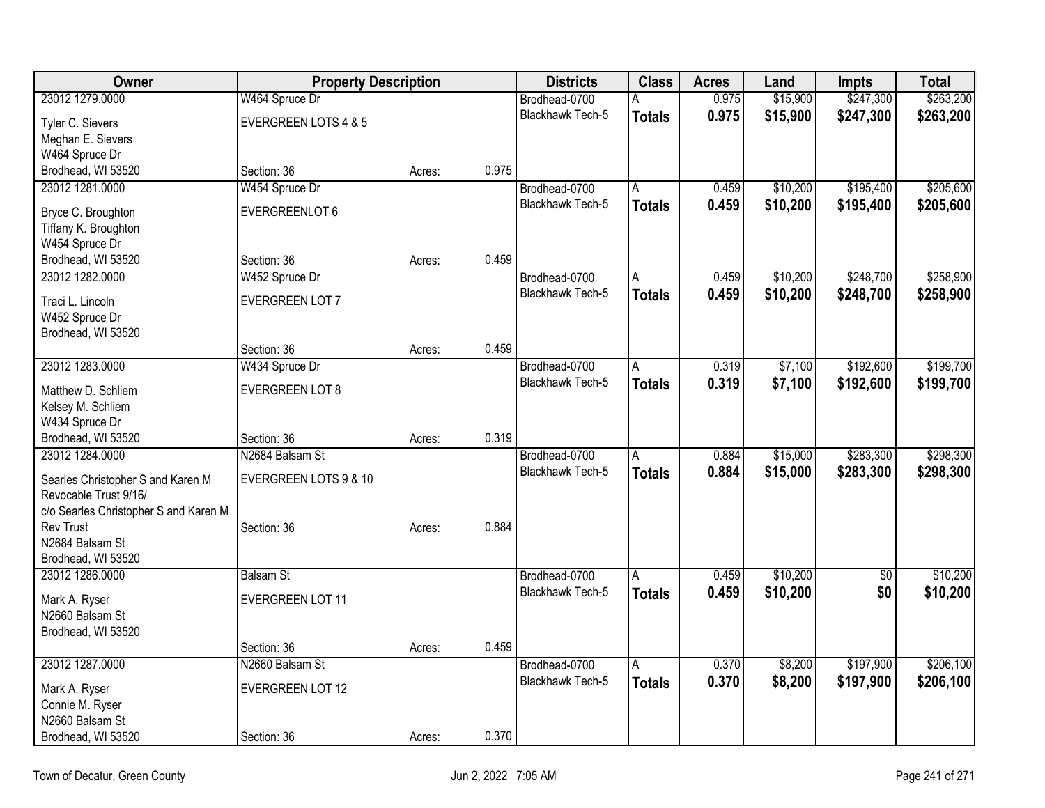| Owner | Property Description | | | Districts | Class | Acres | Land | Impts | Total |
|---|---|---|---|---|---|---|---|---|---|
| 23012 1279.0000 | W464 Spruce Dr | | | Brodhead-0700 | A | 0.975 | $15,900 | $247,300 | $263,200 |
| Tyler C. Sievers<br>Meghan E. Sievers<br>W464 Spruce Dr<br>Brodhead, WI 53520 | EVERGREEN LOTS 4 & 5<br><br>Section: 36 | Acres: | 0.975 | Blackhawk Tech-5 | **Totals** | **0.975** | **$15,900** | **$247,300** | **$263,200** |
| 23012 1281.0000 | W454 Spruce Dr | | | Brodhead-0700 | A | 0.459 | $10,200 | $195,400 | $205,600 |
| Bryce C. Broughton<br>Tiffany K. Broughton<br>W454 Spruce Dr<br>Brodhead, WI 53520 | EVERGREENLOT 6<br><br>Section: 36 | Acres: | 0.459 | Blackhawk Tech-5 | **Totals** | **0.459** | **$10,200** | **$195,400** | **$205,600** |
| 23012 1282.0000 | W452 Spruce Dr | | | Brodhead-0700 | A | 0.459 | $10,200 | $248,700 | $258,900 |
| Traci L. Lincoln<br>W452 Spruce Dr<br>Brodhead, WI 53520 | EVERGREEN LOT 7<br><br>Section: 36 | Acres: | 0.459 | Blackhawk Tech-5 | **Totals** | **0.459** | **$10,200** | **$248,700** | **$258,900** |
| 23012 1283.0000 | W434 Spruce Dr | | | Brodhead-0700 | A | 0.319 | $7,100 | $192,600 | $199,700 |
| Matthew D. Schliem<br>Kelsey M. Schliem<br>W434 Spruce Dr<br>Brodhead, WI 53520 | EVERGREEN LOT 8<br><br>Section: 36 | Acres: | 0.319 | Blackhawk Tech-5 | **Totals** | **0.319** | **$7,100** | **$192,600** | **$199,700** |
| 23012 1284.0000 | N2684 Balsam St | | | Brodhead-0700 | A | 0.884 | $15,000 | $283,300 | $298,300 |
| Searles Christopher S and Karen M Revocable Trust 9/16/<br>c/o Searles Christopher S and Karen M Rev Trust<br>N2684 Balsam St<br>Brodhead, WI 53520 | EVERGREEN LOTS 9 & 10<br><br>Section: 36 | Acres: | 0.884 | Blackhawk Tech-5 | **Totals** | **0.884** | **$15,000** | **$283,300** | **$298,300** |
| 23012 1286.0000 | Balsam St | | | Brodhead-0700 | A | 0.459 | $10,200 | $0 | $10,200 |
| Mark A. Ryser<br>N2660 Balsam St<br>Brodhead, WI 53520 | EVERGREEN LOT 11<br><br>Section: 36 | Acres: | 0.459 | Blackhawk Tech-5 | **Totals** | **0.459** | **$10,200** | **$0** | **$10,200** |
| 23012 1287.0000 | N2660 Balsam St | | | Brodhead-0700 | A | 0.370 | $8,200 | $197,900 | $206,100 |
| Mark A. Ryser<br>Connie M. Ryser<br>N2660 Balsam St<br>Brodhead, WI 53520 | EVERGREEN LOT 12<br><br>Section: 36 | Acres: | 0.370 | Blackhawk Tech-5 | **Totals** | **0.370** | **$8,200** | **$197,900** | **$206,100** |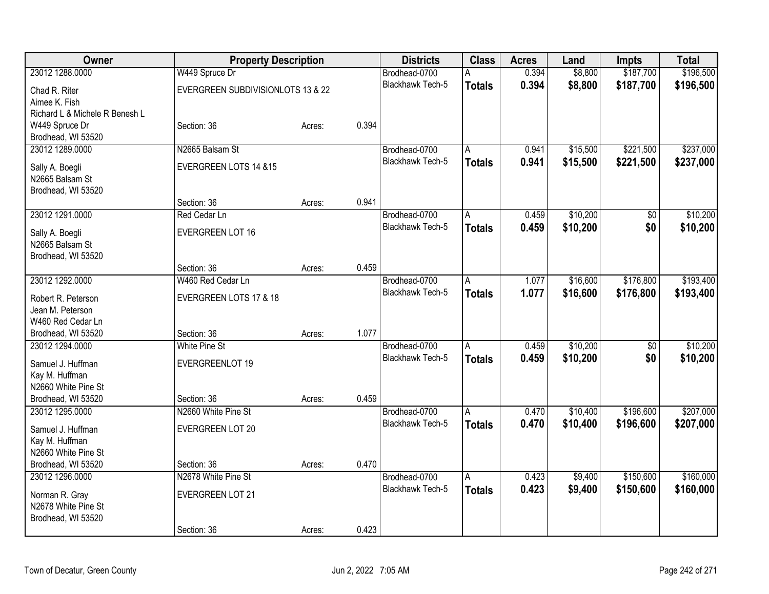| Owner | Property Description | | | Districts | Class | Acres | Land | Impts | Total |
|---|---|---|---|---|---|---|---|---|---|
| 23012 1288.0000 | W449 Spruce Dr | | | Brodhead-0700 | A | 0.394 | $8,800 | $187,700 | $196,500 |
| Chad R. Riter<br>Aimee K. Fish<br>Richard L & Michele R Benesh L<br>W449 Spruce Dr<br>Brodhead, WI 53520 | EVERGREEN SUBDIVISIONLOTS 13 & 22<br><br>Section: 36 | Acres: | 0.394 | Blackhawk Tech-5 | **Totals** | **0.394** | **$8,800** | **$187,700** | **$196,500** |
| 23012 1289.0000 | N2665 Balsam St | | | Brodhead-0700 | A | 0.941 | $15,500 | $221,500 | $237,000 |
| Sally A. Boegli<br>N2665 Balsam St<br>Brodhead, WI 53520 | EVERGREEN LOTS 14 &15<br><br>Section: 36 | Acres: | 0.941 | Blackhawk Tech-5 | **Totals** | **0.941** | **$15,500** | **$221,500** | **$237,000** |
| 23012 1291.0000 | Red Cedar Ln | | | Brodhead-0700 | A | 0.459 | $10,200 | $0 | $10,200 |
| Sally A. Boegli<br>N2665 Balsam St<br>Brodhead, WI 53520 | EVERGREEN LOT 16<br><br>Section: 36 | Acres: | 0.459 | Blackhawk Tech-5 | **Totals** | **0.459** | **$10,200** | **$0** | **$10,200** |
| 23012 1292.0000 | W460 Red Cedar Ln | | | Brodhead-0700 | A | 1.077 | $16,600 | $176,800 | $193,400 |
| Robert R. Peterson<br>Jean M. Peterson<br>W460 Red Cedar Ln<br>Brodhead, WI 53520 | EVERGREEN LOTS 17 & 18<br><br>Section: 36 | Acres: | 1.077 | Blackhawk Tech-5 | **Totals** | **1.077** | **$16,600** | **$176,800** | **$193,400** |
| 23012 1294.0000 | White Pine St | | | Brodhead-0700 | A | 0.459 | $10,200 | $0 | $10,200 |
| Samuel J. Huffman<br>Kay M. Huffman<br>N2660 White Pine St<br>Brodhead, WI 53520 | EVERGREENLOT 19<br><br>Section: 36 | Acres: | 0.459 | Blackhawk Tech-5 | **Totals** | **0.459** | **$10,200** | **$0** | **$10,200** |
| 23012 1295.0000 | N2660 White Pine St | | | Brodhead-0700 | A | 0.470 | $10,400 | $196,600 | $207,000 |
| Samuel J. Huffman<br>Kay M. Huffman<br>N2660 White Pine St<br>Brodhead, WI 53520 | EVERGREEN LOT 20<br><br>Section: 36 | Acres: | 0.470 | Blackhawk Tech-5 | **Totals** | **0.470** | **$10,400** | **$196,600** | **$207,000** |
| 23012 1296.0000 | N2678 White Pine St | | | Brodhead-0700 | A | 0.423 | $9,400 | $150,600 | $160,000 |
| Norman R. Gray<br>N2678 White Pine St<br>Brodhead, WI 53520 | EVERGREEN LOT 21<br><br>Section: 36 | Acres: | 0.423 | Blackhawk Tech-5 | **Totals** | **0.423** | **$9,400** | **$150,600** | **$160,000** |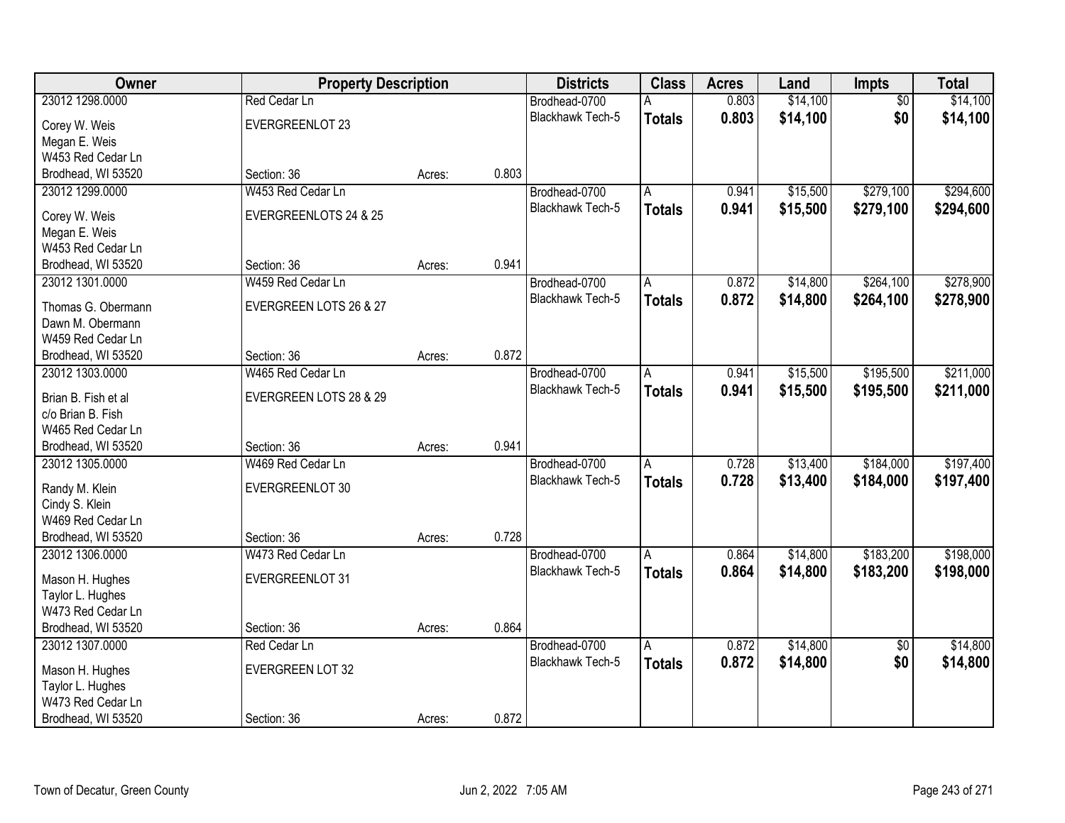| Owner | Property Description | | | Districts | Class | Acres | Land | Impts | Total |
|---|---|---|---|---|---|---|---|---|---|
| 23012 1298.0000 | Red Cedar Ln | | | Brodhead-0700 | A | 0.803 | $14,100 | $0 | $14,100 |
| Corey W. Weis | EVERGREENLOT 23 | | | Blackhawk Tech-5 | **Totals** | **0.803** | **$14,100** | **$0** | **$14,100** |
| Megan E. Weis | | | | | | | | | |
| W453 Red Cedar Ln | | | | | | | | | |
| Brodhead, WI 53520 | Section: 36 | Acres: | 0.803 | | | | | | |
| 23012 1299.0000 | W453 Red Cedar Ln | | | Brodhead-0700 | A | 0.941 | $15,500 | $279,100 | $294,600 |
| Corey W. Weis | EVERGREENLOTS 24 & 25 | | | Blackhawk Tech-5 | **Totals** | **0.941** | **$15,500** | **$279,100** | **$294,600** |
| Megan E. Weis | | | | | | | | | |
| W453 Red Cedar Ln | | | | | | | | | |
| Brodhead, WI 53520 | Section: 36 | Acres: | 0.941 | | | | | | |
| 23012 1301.0000 | W459 Red Cedar Ln | | | Brodhead-0700 | A | 0.872 | $14,800 | $264,100 | $278,900 |
| Thomas G. Obermann | EVERGREEN LOTS 26 & 27 | | | Blackhawk Tech-5 | **Totals** | **0.872** | **$14,800** | **$264,100** | **$278,900** |
| Dawn M. Obermann | | | | | | | | | |
| W459 Red Cedar Ln | | | | | | | | | |
| Brodhead, WI 53520 | Section: 36 | Acres: | 0.872 | | | | | | |
| 23012 1303.0000 | W465 Red Cedar Ln | | | Brodhead-0700 | A | 0.941 | $15,500 | $195,500 | $211,000 |
| Brian B. Fish et al | EVERGREEN LOTS 28 & 29 | | | Blackhawk Tech-5 | **Totals** | **0.941** | **$15,500** | **$195,500** | **$211,000** |
| c/o Brian B. Fish | | | | | | | | | |
| W465 Red Cedar Ln | | | | | | | | | |
| Brodhead, WI 53520 | Section: 36 | Acres: | 0.941 | | | | | | |
| 23012 1305.0000 | W469 Red Cedar Ln | | | Brodhead-0700 | A | 0.728 | $13,400 | $184,000 | $197,400 |
| Randy M. Klein | EVERGREENLOT 30 | | | Blackhawk Tech-5 | **Totals** | **0.728** | **$13,400** | **$184,000** | **$197,400** |
| Cindy S. Klein | | | | | | | | | |
| W469 Red Cedar Ln | | | | | | | | | |
| Brodhead, WI 53520 | Section: 36 | Acres: | 0.728 | | | | | | |
| 23012 1306.0000 | W473 Red Cedar Ln | | | Brodhead-0700 | A | 0.864 | $14,800 | $183,200 | $198,000 |
| Mason H. Hughes | EVERGREENLOT 31 | | | Blackhawk Tech-5 | **Totals** | **0.864** | **$14,800** | **$183,200** | **$198,000** |
| Taylor L. Hughes | | | | | | | | | |
| W473 Red Cedar Ln | | | | | | | | | |
| Brodhead, WI 53520 | Section: 36 | Acres: | 0.864 | | | | | | |
| 23012 1307.0000 | Red Cedar Ln | | | Brodhead-0700 | A | 0.872 | $14,800 | $0 | $14,800 |
| Mason H. Hughes | EVERGREEN LOT 32 | | | Blackhawk Tech-5 | **Totals** | **0.872** | **$14,800** | **$0** | **$14,800** |
| Taylor L. Hughes | | | | | | | | | |
| W473 Red Cedar Ln | | | | | | | | | |
| Brodhead, WI 53520 | Section: 36 | Acres: | 0.872 | | | | | | |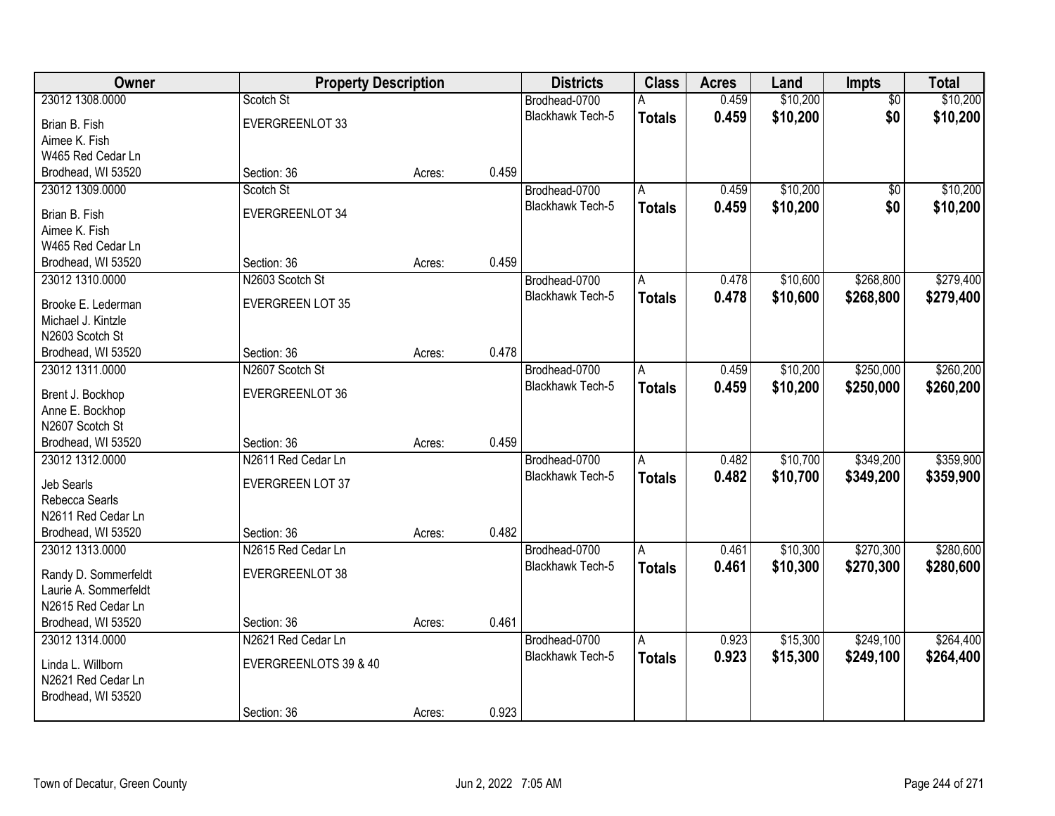| Owner | Property Description | | | Districts | Class | Acres | Land | Impts | Total |
|---|---|---|---|---|---|---|---|---|---|
| 23012 1308.0000 | Scotch St | | | Brodhead-0700 | A | 0.459 | $10,200 | $0 | $10,200 |
| Brian B. Fish | EVERGREENLOT 33 | | | Blackhawk Tech-5 | **Totals** | **0.459** | **$10,200** | **$0** | **$10,200** |
| Aimee K. Fish | | | | | | | | | |
| W465 Red Cedar Ln | | | | | | | | | |
| Brodhead, WI 53520 | Section: 36 | Acres: | 0.459 | | | | | | |
| 23012 1309.0000 | Scotch St | | | Brodhead-0700 | A | 0.459 | $10,200 | $0 | $10,200 |
| Brian B. Fish | EVERGREENLOT 34 | | | Blackhawk Tech-5 | **Totals** | **0.459** | **$10,200** | **$0** | **$10,200** |
| Aimee K. Fish | | | | | | | | | |
| W465 Red Cedar Ln | | | | | | | | | |
| Brodhead, WI 53520 | Section: 36 | Acres: | 0.459 | | | | | | |
| 23012 1310.0000 | N2603 Scotch St | | | Brodhead-0700 | A | 0.478 | $10,600 | $268,800 | $279,400 |
| Brooke E. Lederman | EVERGREEN LOT 35 | | | Blackhawk Tech-5 | **Totals** | **0.478** | **$10,600** | **$268,800** | **$279,400** |
| Michael J. Kintzle | | | | | | | | | |
| N2603 Scotch St | | | | | | | | | |
| Brodhead, WI 53520 | Section: 36 | Acres: | 0.478 | | | | | | |
| 23012 1311.0000 | N2607 Scotch St | | | Brodhead-0700 | A | 0.459 | $10,200 | $250,000 | $260,200 |
| Brent J. Bockhop | EVERGREENLOT 36 | | | Blackhawk Tech-5 | **Totals** | **0.459** | **$10,200** | **$250,000** | **$260,200** |
| Anne E. Bockhop | | | | | | | | | |
| N2607 Scotch St | | | | | | | | | |
| Brodhead, WI 53520 | Section: 36 | Acres: | 0.459 | | | | | | |
| 23012 1312.0000 | N2611 Red Cedar Ln | | | Brodhead-0700 | A | 0.482 | $10,700 | $349,200 | $359,900 |
| Jeb Searls | EVERGREEN LOT 37 | | | Blackhawk Tech-5 | **Totals** | **0.482** | **$10,700** | **$349,200** | **$359,900** |
| Rebecca Searls | | | | | | | | | |
| N2611 Red Cedar Ln | | | | | | | | | |
| Brodhead, WI 53520 | Section: 36 | Acres: | 0.482 | | | | | | |
| 23012 1313.0000 | N2615 Red Cedar Ln | | | Brodhead-0700 | A | 0.461 | $10,300 | $270,300 | $280,600 |
| Randy D. Sommerfeldt | EVERGREENLOT 38 | | | Blackhawk Tech-5 | **Totals** | **0.461** | **$10,300** | **$270,300** | **$280,600** |
| Laurie A. Sommerfeldt | | | | | | | | | |
| N2615 Red Cedar Ln | | | | | | | | | |
| Brodhead, WI 53520 | Section: 36 | Acres: | 0.461 | | | | | | |
| 23012 1314.0000 | N2621 Red Cedar Ln | | | Brodhead-0700 | A | 0.923 | $15,300 | $249,100 | $264,400 |
| Linda L. Willborn | EVERGREENLOTS 39 & 40 | | | Blackhawk Tech-5 | **Totals** | **0.923** | **$15,300** | **$249,100** | **$264,400** |
| N2621 Red Cedar Ln | | | | | | | | | |
| Brodhead, WI 53520 | | | | | | | | | |
| | Section: 36 | Acres: | 0.923 | | | | | | |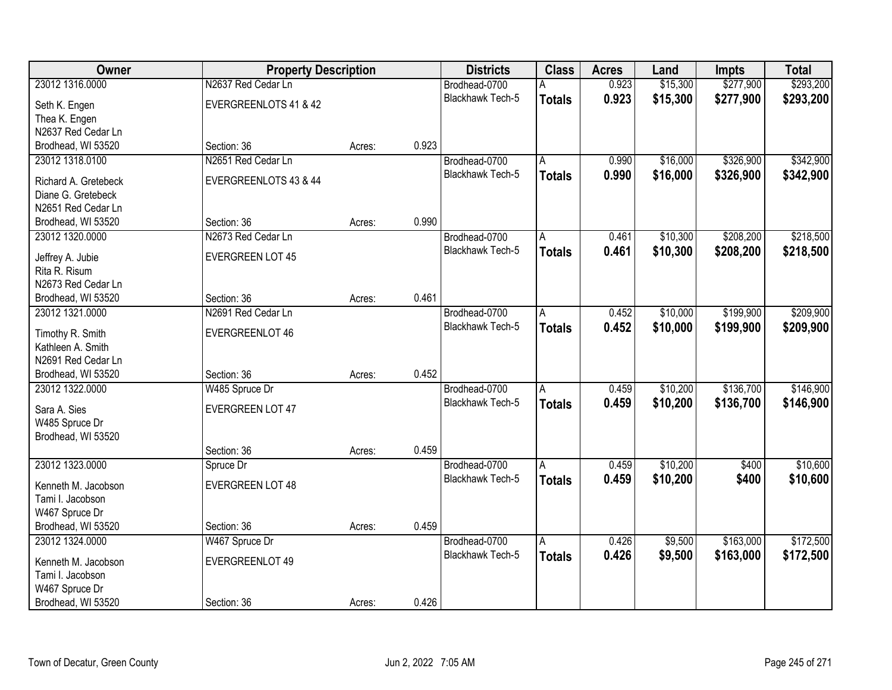| Owner | Property Description | | | Districts | Class | Acres | Land | Impts | Total |
|---|---|---|---|---|---|---|---|---|---|
| 23012 1316.0000<br>Seth K. Engen<br>Thea K. Engen<br>N2637 Red Cedar Ln<br>Brodhead, WI 53520 | N2637 Red Cedar Ln<br>EVERGREENLOTS 41 & 42<br>Section: 36 | Acres: | 0.923 | Brodhead-0700<br>Blackhawk Tech-5 | A<br>**Totals** | 0.923<br>**0.923** | $15,300<br>**$15,300** | $277,900<br>**$277,900** | $293,200<br>**$293,200** |
| 23012 1318.0100<br>Richard A. Gretebeck<br>Diane G. Gretebeck<br>N2651 Red Cedar Ln<br>Brodhead, WI 53520 | N2651 Red Cedar Ln<br>EVERGREENLOTS 43 & 44<br>Section: 36 | Acres: | 0.990 | Brodhead-0700<br>Blackhawk Tech-5 | A<br>**Totals** | 0.990<br>**0.990** | $16,000<br>**$16,000** | $326,900<br>**$326,900** | $342,900<br>**$342,900** |
| 23012 1320.0000<br>Jeffrey A. Jubie<br>Rita R. Risum<br>N2673 Red Cedar Ln<br>Brodhead, WI 53520 | N2673 Red Cedar Ln<br>EVERGREEN LOT 45<br>Section: 36 | Acres: | 0.461 | Brodhead-0700<br>Blackhawk Tech-5 | A<br>**Totals** | 0.461<br>**0.461** | $10,300<br>**$10,300** | $208,200<br>**$208,200** | $218,500<br>**$218,500** |
| 23012 1321.0000<br>Timothy R. Smith<br>Kathleen A. Smith<br>N2691 Red Cedar Ln<br>Brodhead, WI 53520 | N2691 Red Cedar Ln<br>EVERGREENLOT 46<br>Section: 36 | Acres: | 0.452 | Brodhead-0700<br>Blackhawk Tech-5 | A<br>**Totals** | 0.452<br>**0.452** | $10,000<br>**$10,000** | $199,900<br>**$199,900** | $209,900<br>**$209,900** |
| 23012 1322.0000<br>Sara A. Sies<br>W485 Spruce Dr<br>Brodhead, WI 53520 | W485 Spruce Dr<br>EVERGREEN LOT 47<br>Section: 36 | Acres: | 0.459 | Brodhead-0700<br>Blackhawk Tech-5 | A<br>**Totals** | 0.459<br>**0.459** | $10,200<br>**$10,200** | $136,700<br>**$136,700** | $146,900<br>**$146,900** |
| 23012 1323.0000<br>Kenneth M. Jacobson<br>Tami I. Jacobson<br>W467 Spruce Dr<br>Brodhead, WI 53520 | Spruce Dr<br>EVERGREEN LOT 48<br>Section: 36 | Acres: | 0.459 | Brodhead-0700<br>Blackhawk Tech-5 | A<br>**Totals** | 0.459<br>**0.459** | $10,200<br>**$10,200** | $400<br>**$400** | $10,600<br>**$10,600** |
| 23012 1324.0000<br>Kenneth M. Jacobson<br>Tami I. Jacobson<br>W467 Spruce Dr<br>Brodhead, WI 53520 | W467 Spruce Dr<br>EVERGREENLOT 49<br>Section: 36 | Acres: | 0.426 | Brodhead-0700<br>Blackhawk Tech-5 | A<br>**Totals** | 0.426<br>**0.426** | $9,500<br>**$9,500** | $163,000<br>**$163,000** | $172,500<br>**$172,500** |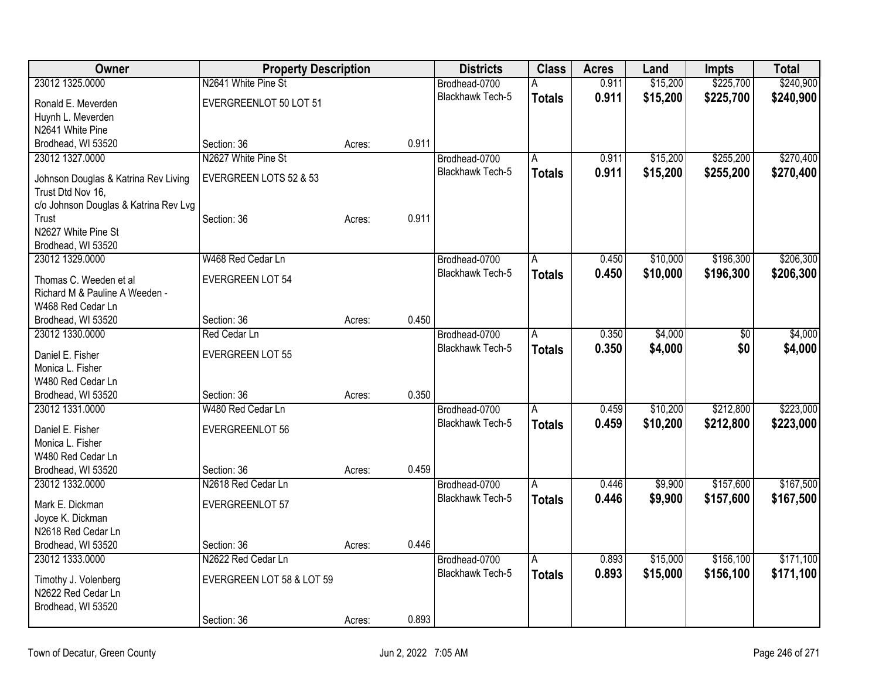| Owner | Property Description | | | Districts | Class | Acres | Land | Impts | Total |
|---|---|---|---|---|---|---|---|---|---|
| 23012 1325.0000 | N2641 White Pine St | | | Brodhead-0700 | A | 0.911 | $15,200 | $225,700 | $240,900 |
| Ronald E. Meverden<br>Huynh L. Meverden<br>N2641 White Pine<br>Brodhead, WI 53520 | EVERGREENLOT 50 LOT 51<br><br>Section: 36 | Acres: | 0.911 | Blackhawk Tech-5 | **Totals** | **0.911** | **$15,200** | **$225,700** | **$240,900** |
| 23012 1327.0000 | N2627 White Pine St | | | Brodhead-0700 | A | 0.911 | $15,200 | $255,200 | $270,400 |
| Johnson Douglas & Katrina Rev Living Trust Dtd Nov 16,<br>c/o Johnson Douglas & Katrina Rev Lvg Trust<br>N2627 White Pine St<br>Brodhead, WI 53520 | EVERGREEN LOTS 52 & 53<br><br>Section: 36 | Acres: | 0.911 | Blackhawk Tech-5 | **Totals** | **0.911** | **$15,200** | **$255,200** | **$270,400** |
| 23012 1329.0000 | W468 Red Cedar Ln | | | Brodhead-0700 | A | 0.450 | $10,000 | $196,300 | $206,300 |
| Thomas C. Weeden et al<br>Richard M & Pauline A Weeden -<br>W468 Red Cedar Ln<br>Brodhead, WI 53520 | EVERGREEN LOT 54<br><br>Section: 36 | Acres: | 0.450 | Blackhawk Tech-5 | **Totals** | **0.450** | **$10,000** | **$196,300** | **$206,300** |
| 23012 1330.0000 | Red Cedar Ln | | | Brodhead-0700 | A | 0.350 | $4,000 | $0 | $4,000 |
| Daniel E. Fisher<br>Monica L. Fisher<br>W480 Red Cedar Ln<br>Brodhead, WI 53520 | EVERGREEN LOT 55<br><br>Section: 36 | Acres: | 0.350 | Blackhawk Tech-5 | **Totals** | **0.350** | **$4,000** | **$0** | **$4,000** |
| 23012 1331.0000 | W480 Red Cedar Ln | | | Brodhead-0700 | A | 0.459 | $10,200 | $212,800 | $223,000 |
| Daniel E. Fisher<br>Monica L. Fisher<br>W480 Red Cedar Ln<br>Brodhead, WI 53520 | EVERGREENLOT 56<br><br>Section: 36 | Acres: | 0.459 | Blackhawk Tech-5 | **Totals** | **0.459** | **$10,200** | **$212,800** | **$223,000** |
| 23012 1332.0000 | N2618 Red Cedar Ln | | | Brodhead-0700 | A | 0.446 | $9,900 | $157,600 | $167,500 |
| Mark E. Dickman<br>Joyce K. Dickman<br>N2618 Red Cedar Ln<br>Brodhead, WI 53520 | EVERGREENLOT 57<br><br>Section: 36 | Acres: | 0.446 | Blackhawk Tech-5 | **Totals** | **0.446** | **$9,900** | **$157,600** | **$167,500** |
| 23012 1333.0000 | N2622 Red Cedar Ln | | | Brodhead-0700 | A | 0.893 | $15,000 | $156,100 | $171,100 |
| Timothy J. Volenberg<br>N2622 Red Cedar Ln<br>Brodhead, WI 53520 | EVERGREEN LOT 58 & LOT 59<br><br>Section: 36 | Acres: | 0.893 | Blackhawk Tech-5 | **Totals** | **0.893** | **$15,000** | **$156,100** | **$171,100** |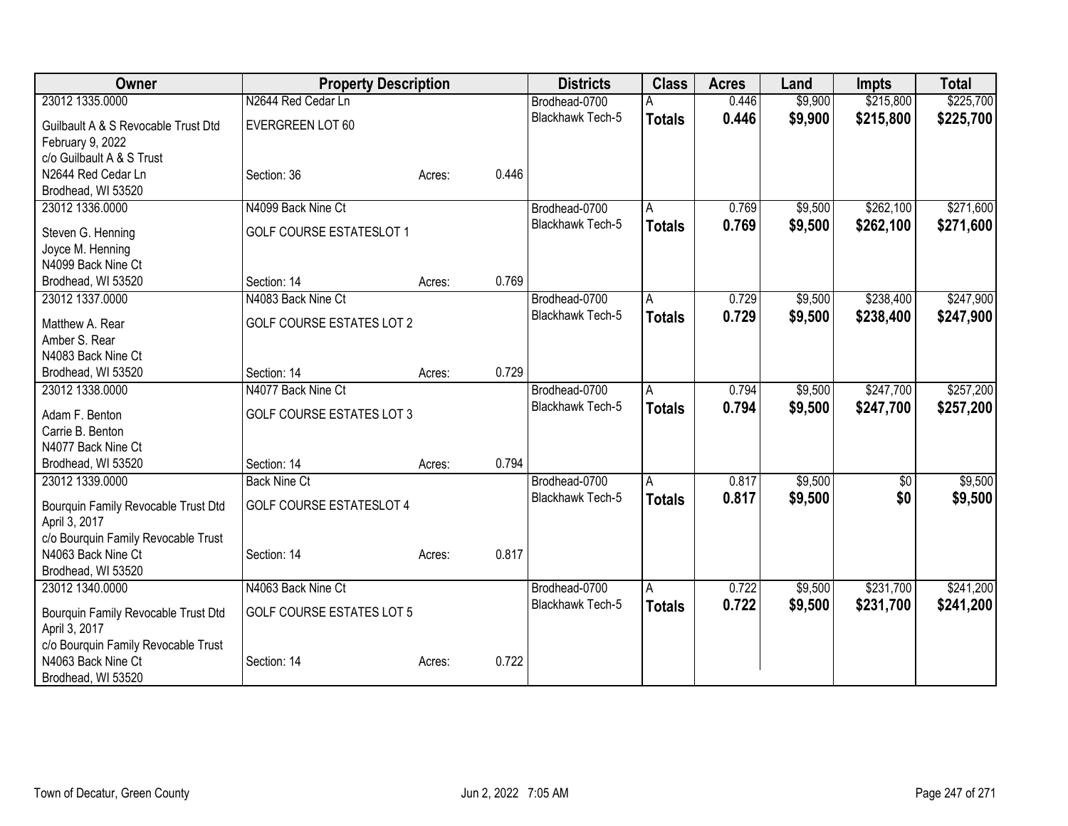| Owner | Property Description | | | Districts | Class | Acres | Land | Impts | Total |
|---|---|---|---|---|---|---|---|---|---|
| 23012 1335.0000 | N2644 Red Cedar Ln | | | Brodhead-0700 | A | 0.446 | $9,900 | $215,800 | $225,700 |
| Guilbault A & S Revocable Trust Dtd February 9, 2022 c/o Guilbault A & S Trust N2644 Red Cedar Ln Brodhead, WI 53520 | EVERGREEN LOT 60 Section: 36 | Acres: | 0.446 | Blackhawk Tech-5 | **Totals** | **0.446** | **$9,900** | **$215,800** | **$225,700** |
| 23012 1336.0000 | N4099 Back Nine Ct | | | Brodhead-0700 | A | 0.769 | $9,500 | $262,100 | $271,600 |
| Steven G. Henning Joyce M. Henning N4099 Back Nine Ct Brodhead, WI 53520 | GOLF COURSE ESTATESLOT 1 Section: 14 | Acres: | 0.769 | Blackhawk Tech-5 | **Totals** | **0.769** | **$9,500** | **$262,100** | **$271,600** |
| 23012 1337.0000 | N4083 Back Nine Ct | | | Brodhead-0700 | A | 0.729 | $9,500 | $238,400 | $247,900 |
| Matthew A. Rear Amber S. Rear N4083 Back Nine Ct Brodhead, WI 53520 | GOLF COURSE ESTATES LOT 2 Section: 14 | Acres: | 0.729 | Blackhawk Tech-5 | **Totals** | **0.729** | **$9,500** | **$238,400** | **$247,900** |
| 23012 1338.0000 | N4077 Back Nine Ct | | | Brodhead-0700 | A | 0.794 | $9,500 | $247,700 | $257,200 |
| Adam F. Benton Carrie B. Benton N4077 Back Nine Ct Brodhead, WI 53520 | GOLF COURSE ESTATES LOT 3 Section: 14 | Acres: | 0.794 | Blackhawk Tech-5 | **Totals** | **0.794** | **$9,500** | **$247,700** | **$257,200** |
| 23012 1339.0000 | Back Nine Ct | | | Brodhead-0700 | A | 0.817 | $9,500 | $0 | $9,500 |
| Bourquin Family Revocable Trust Dtd April 3, 2017 c/o Bourquin Family Revocable Trust N4063 Back Nine Ct Brodhead, WI 53520 | GOLF COURSE ESTATESLOT 4 Section: 14 | Acres: | 0.817 | Blackhawk Tech-5 | **Totals** | **0.817** | **$9,500** | **$0** | **$9,500** |
| 23012 1340.0000 | N4063 Back Nine Ct | | | Brodhead-0700 | A | 0.722 | $9,500 | $231,700 | $241,200 |
| Bourquin Family Revocable Trust Dtd April 3, 2017 c/o Bourquin Family Revocable Trust N4063 Back Nine Ct Brodhead, WI 53520 | GOLF COURSE ESTATES LOT 5 Section: 14 | Acres: | 0.722 | Blackhawk Tech-5 | **Totals** | **0.722** | **$9,500** | **$231,700** | **$241,200** |

Town of Decatur, Green County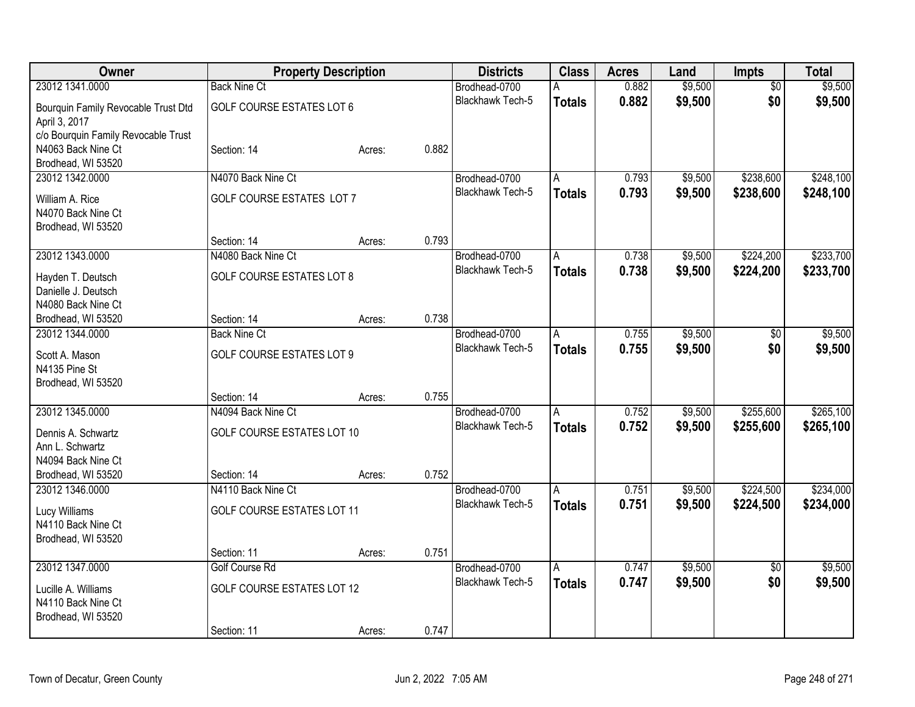| Owner | Property Description | | | Districts | Class | Acres | Land | Impts | Total |
|---|---|---|---|---|---|---|---|---|---|
| 23012 1341.0000 | Back Nine Ct | | | Brodhead-0700 | A | 0.882 | $9,500 | $0 | $9,500 |
| Bourquin Family Revocable Trust Dtd April 3, 2017 | GOLF COURSE ESTATES LOT 6 | | | Blackhawk Tech-5 | **Totals** | **0.882** | **$9,500** | **$0** | **$9,500** |
| c/o Bourquin Family Revocable Trust | | | | | | | | | |
| N4063 Back Nine Ct | Section: 14 | Acres: | 0.882 | | | | | | |
| Brodhead, WI 53520 | | | | | | | | | |
| 23012 1342.0000 | N4070 Back Nine Ct | | | Brodhead-0700 | A | 0.793 | $9,500 | $238,600 | $248,100 |
| William A. Rice | GOLF COURSE ESTATES LOT 7 | | | Blackhawk Tech-5 | **Totals** | **0.793** | **$9,500** | **$238,600** | **$248,100** |
| N4070 Back Nine Ct | | | | | | | | | |
| Brodhead, WI 53520 | | | | | | | | | |
| | Section: 14 | Acres: | 0.793 | | | | | | |
| 23012 1343.0000 | N4080 Back Nine Ct | | | Brodhead-0700 | A | 0.738 | $9,500 | $224,200 | $233,700 |
| Hayden T. Deutsch | GOLF COURSE ESTATES LOT 8 | | | Blackhawk Tech-5 | **Totals** | **0.738** | **$9,500** | **$224,200** | **$233,700** |
| Danielle J. Deutsch | | | | | | | | | |
| N4080 Back Nine Ct | | | | | | | | | |
| Brodhead, WI 53520 | Section: 14 | Acres: | 0.738 | | | | | | |
| 23012 1344.0000 | Back Nine Ct | | | Brodhead-0700 | A | 0.755 | $9,500 | $0 | $9,500 |
| Scott A. Mason | GOLF COURSE ESTATES LOT 9 | | | Blackhawk Tech-5 | **Totals** | **0.755** | **$9,500** | **$0** | **$9,500** |
| N4135 Pine St | | | | | | | | | |
| Brodhead, WI 53520 | | | | | | | | | |
| | Section: 14 | Acres: | 0.755 | | | | | | |
| 23012 1345.0000 | N4094 Back Nine Ct | | | Brodhead-0700 | A | 0.752 | $9,500 | $255,600 | $265,100 |
| Dennis A. Schwartz | GOLF COURSE ESTATES LOT 10 | | | Blackhawk Tech-5 | **Totals** | **0.752** | **$9,500** | **$255,600** | **$265,100** |
| Ann L. Schwartz | | | | | | | | | |
| N4094 Back Nine Ct | | | | | | | | | |
| Brodhead, WI 53520 | Section: 14 | Acres: | 0.752 | | | | | | |
| 23012 1346.0000 | N4110 Back Nine Ct | | | Brodhead-0700 | A | 0.751 | $9,500 | $224,500 | $234,000 |
| Lucy Williams | GOLF COURSE ESTATES LOT 11 | | | Blackhawk Tech-5 | **Totals** | **0.751** | **$9,500** | **$224,500** | **$234,000** |
| N4110 Back Nine Ct | | | | | | | | | |
| Brodhead, WI 53520 | | | | | | | | | |
| | Section: 11 | Acres: | 0.751 | | | | | | |
| 23012 1347.0000 | Golf Course Rd | | | Brodhead-0700 | A | 0.747 | $9,500 | $0 | $9,500 |
| Lucille A. Williams | GOLF COURSE ESTATES LOT 12 | | | Blackhawk Tech-5 | **Totals** | **0.747** | **$9,500** | **$0** | **$9,500** |
| N4110 Back Nine Ct | | | | | | | | | |
| Brodhead, WI 53520 | | | | | | | | | |
| | Section: 11 | Acres: | 0.747 | | | | | | |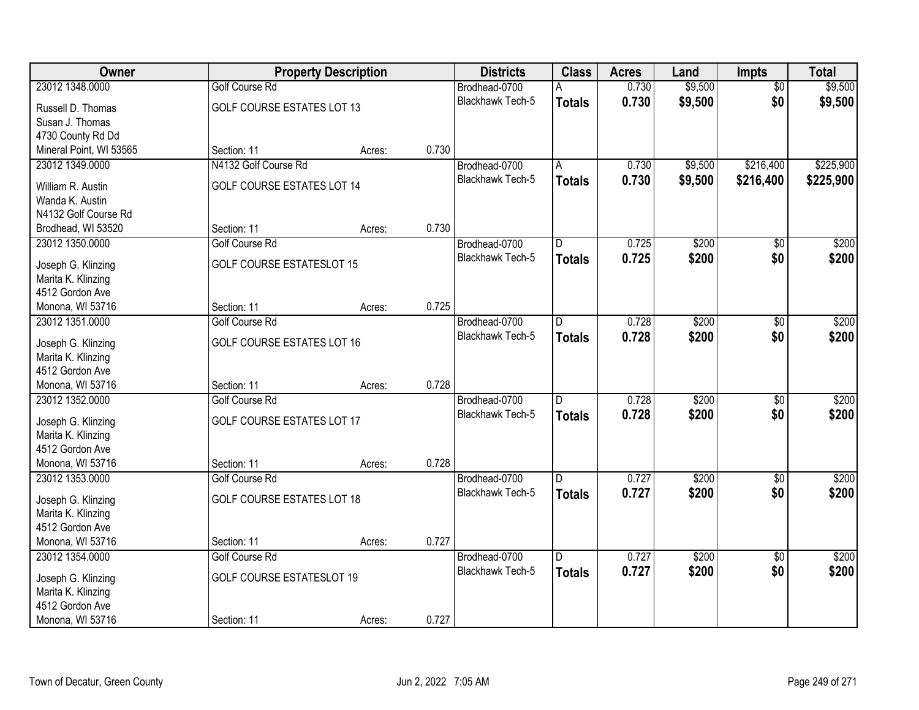| Owner | Property Description | | | Districts | Class | Acres | Land | Impts | Total |
|---|---|---|---|---|---|---|---|---|---|
| 23012 1348.0000 | Golf Course Rd | | | Brodhead-0700 | A | 0.730 | $9,500 | $0 | $9,500 |
| Russell D. Thomas<br>Susan J. Thomas<br>4730 County Rd Dd<br>Mineral Point, WI 53565 | GOLF COURSE ESTATES LOT 13<br><br>Section: 11 | Acres: | 0.730 | Blackhawk Tech-5 | **Totals** | **0.730** | **$9,500** | **$0** | **$9,500** |
| 23012 1349.0000 | N4132 Golf Course Rd | | | Brodhead-0700 | A | 0.730 | $9,500 | $216,400 | $225,900 |
| William R. Austin<br>Wanda K. Austin<br>N4132 Golf Course Rd<br>Brodhead, WI 53520 | GOLF COURSE ESTATES LOT 14<br><br>Section: 11 | Acres: | 0.730 | Blackhawk Tech-5 | **Totals** | **0.730** | **$9,500** | **$216,400** | **$225,900** |
| 23012 1350.0000 | Golf Course Rd | | | Brodhead-0700 | D | 0.725 | $200 | $0 | $200 |
| Joseph G. Klinzing<br>Marita K. Klinzing<br>4512 Gordon Ave<br>Monona, WI 53716 | GOLF COURSE ESTATESLOT 15<br><br>Section: 11 | Acres: | 0.725 | Blackhawk Tech-5 | **Totals** | **0.725** | **$200** | **$0** | **$200** |
| 23012 1351.0000 | Golf Course Rd | | | Brodhead-0700 | D | 0.728 | $200 | $0 | $200 |
| Joseph G. Klinzing<br>Marita K. Klinzing<br>4512 Gordon Ave<br>Monona, WI 53716 | GOLF COURSE ESTATES LOT 16<br><br>Section: 11 | Acres: | 0.728 | Blackhawk Tech-5 | **Totals** | **0.728** | **$200** | **$0** | **$200** |
| 23012 1352.0000 | Golf Course Rd | | | Brodhead-0700 | D | 0.728 | $200 | $0 | $200 |
| Joseph G. Klinzing<br>Marita K. Klinzing<br>4512 Gordon Ave<br>Monona, WI 53716 | GOLF COURSE ESTATES LOT 17<br><br>Section: 11 | Acres: | 0.728 | Blackhawk Tech-5 | **Totals** | **0.728** | **$200** | **$0** | **$200** |
| 23012 1353.0000 | Golf Course Rd | | | Brodhead-0700 | D | 0.727 | $200 | $0 | $200 |
| Joseph G. Klinzing<br>Marita K. Klinzing<br>4512 Gordon Ave<br>Monona, WI 53716 | GOLF COURSE ESTATES LOT 18<br><br>Section: 11 | Acres: | 0.727 | Blackhawk Tech-5 | **Totals** | **0.727** | **$200** | **$0** | **$200** |
| 23012 1354.0000 | Golf Course Rd | | | Brodhead-0700 | D | 0.727 | $200 | $0 | $200 |
| Joseph G. Klinzing<br>Marita K. Klinzing<br>4512 Gordon Ave<br>Monona, WI 53716 | GOLF COURSE ESTATESLOT 19<br><br>Section: 11 | Acres: | 0.727 | Blackhawk Tech-5 | **Totals** | **0.727** | **$200** | **$0** | **$200** |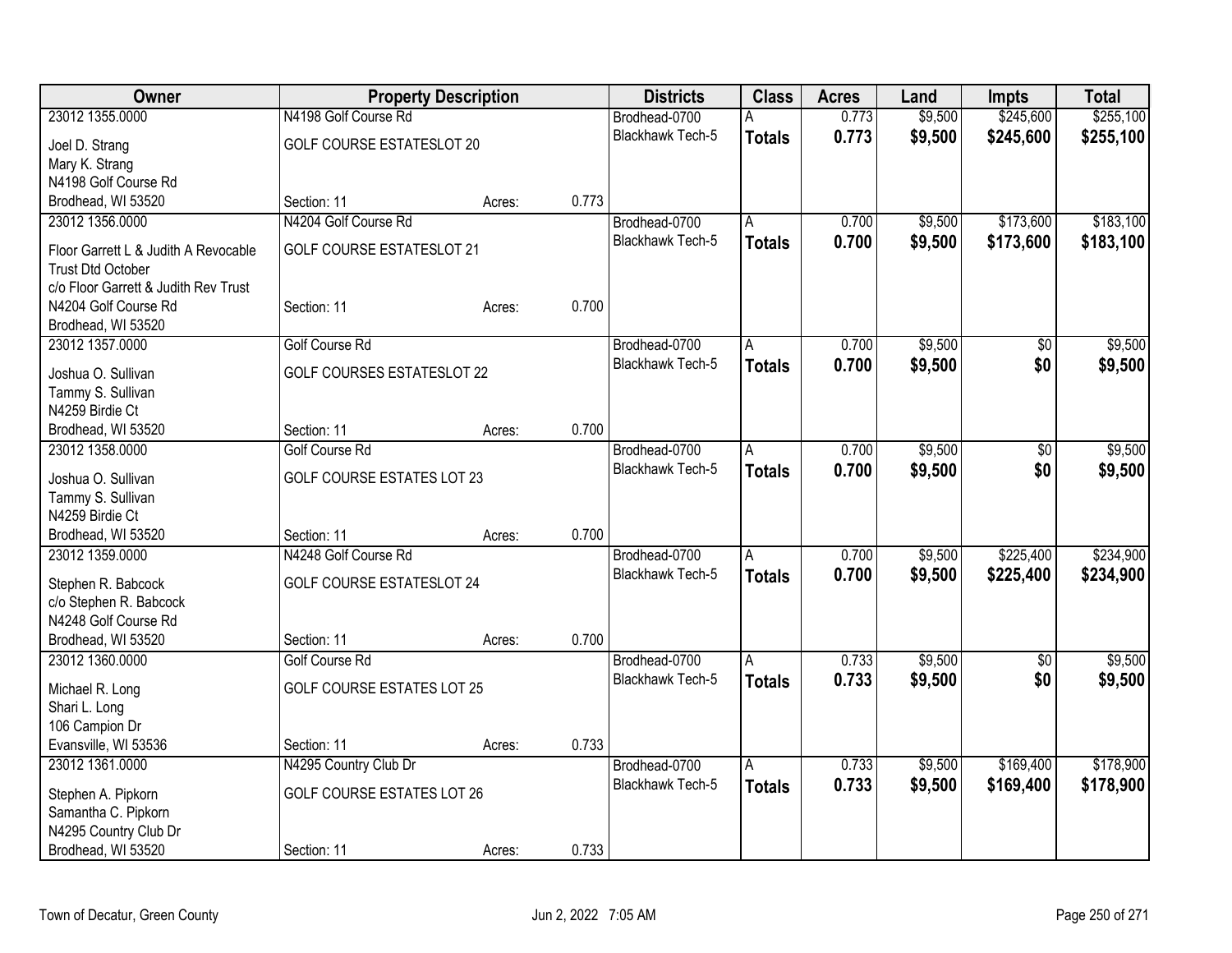| Owner | Property Description | | | Districts | Class | Acres | Land | Impts | Total |
|---|---|---|---|---|---|---|---|---|---|
| 23012 1355.0000 | N4198 Golf Course Rd | | | Brodhead-0700 | A | 0.773 | $9,500 | $245,600 | $255,100 |
| Joel D. Strang<br>Mary K. Strang<br>N4198 Golf Course Rd<br>Brodhead, WI 53520 | GOLF COURSE ESTATESLOT 20<br>Section: 11 | Acres: | 0.773 | Blackhawk Tech-5 | **Totals** | **0.773** | **$9,500** | **$245,600** | **$255,100** |
| 23012 1356.0000 | N4204 Golf Course Rd | | | Brodhead-0700 | A | 0.700 | $9,500 | $173,600 | $183,100 |
| Floor Garrett L & Judith A Revocable Trust Dtd October<br>c/o Floor Garrett & Judith Rev Trust<br>N4204 Golf Course Rd<br>Brodhead, WI 53520 | GOLF COURSE ESTATESLOT 21<br>Section: 11 | Acres: | 0.700 | Blackhawk Tech-5 | **Totals** | **0.700** | **$9,500** | **$173,600** | **$183,100** |
| 23012 1357.0000 | Golf Course Rd | | | Brodhead-0700 | A | 0.700 | $9,500 | $0 | $9,500 |
| Joshua O. Sullivan<br>Tammy S. Sullivan<br>N4259 Birdie Ct<br>Brodhead, WI 53520 | GOLF COURSES ESTATESLOT 22<br>Section: 11 | Acres: | 0.700 | Blackhawk Tech-5 | **Totals** | **0.700** | **$9,500** | **$0** | **$9,500** |
| 23012 1358.0000 | Golf Course Rd | | | Brodhead-0700 | A | 0.700 | $9,500 | $0 | $9,500 |
| Joshua O. Sullivan<br>Tammy S. Sullivan<br>N4259 Birdie Ct<br>Brodhead, WI 53520 | GOLF COURSE ESTATES LOT 23<br>Section: 11 | Acres: | 0.700 | Blackhawk Tech-5 | **Totals** | **0.700** | **$9,500** | **$0** | **$9,500** |
| 23012 1359.0000 | N4248 Golf Course Rd | | | Brodhead-0700 | A | 0.700 | $9,500 | $225,400 | $234,900 |
| Stephen R. Babcock<br>c/o Stephen R. Babcock<br>N4248 Golf Course Rd<br>Brodhead, WI 53520 | GOLF COURSE ESTATESLOT 24<br>Section: 11 | Acres: | 0.700 | Blackhawk Tech-5 | **Totals** | **0.700** | **$9,500** | **$225,400** | **$234,900** |
| 23012 1360.0000 | Golf Course Rd | | | Brodhead-0700 | A | 0.733 | $9,500 | $0 | $9,500 |
| Michael R. Long<br>Shari L. Long<br>106 Campion Dr<br>Evansville, WI 53536 | GOLF COURSE ESTATES LOT 25<br>Section: 11 | Acres: | 0.733 | Blackhawk Tech-5 | **Totals** | **0.733** | **$9,500** | **$0** | **$9,500** |
| 23012 1361.0000 | N4295 Country Club Dr | | | Brodhead-0700 | A | 0.733 | $9,500 | $169,400 | $178,900 |
| Stephen A. Pipkorn<br>Samantha C. Pipkorn<br>N4295 Country Club Dr<br>Brodhead, WI 53520 | GOLF COURSE ESTATES LOT 26<br>Section: 11 | Acres: | 0.733 | Blackhawk Tech-5 | **Totals** | **0.733** | **$9,500** | **$169,400** | **$178,900** |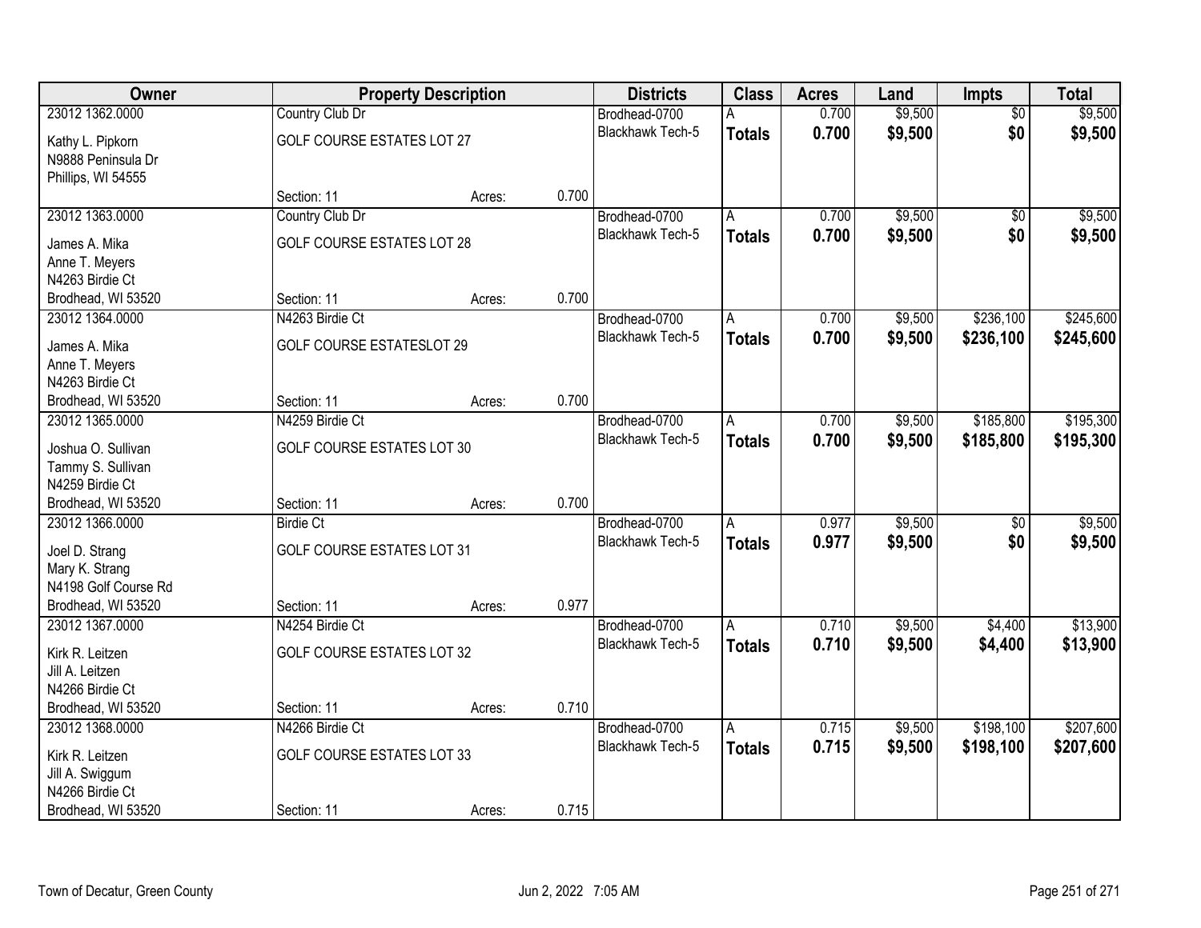| Owner | Property Description | | | Districts | Class | Acres | Land | Impts | Total |
|---|---|---|---|---|---|---|---|---|---|
| 23012 1362.0000 | Country Club Dr | | | Brodhead-0700 | A | 0.700 | $9,500 | $0 | $9,500 |
| Kathy L. Pipkorn<br>N9888 Peninsula Dr<br>Phillips, WI 54555 | GOLF COURSE ESTATES LOT 27 | | | Blackhawk Tech-5 | **Totals** | **0.700** | **$9,500** | **$0** | **$9,500** |
| | Section: 11 | Acres: | 0.700 | | | | | | |
| 23012 1363.0000 | Country Club Dr | | | Brodhead-0700 | A | 0.700 | $9,500 | $0 | $9,500 |
| James A. Mika<br>Anne T. Meyers<br>N4263 Birdie Ct<br>Brodhead, WI 53520 | GOLF COURSE ESTATES LOT 28 | | | Blackhawk Tech-5 | **Totals** | **0.700** | **$9,500** | **$0** | **$9,500** |
| | Section: 11 | Acres: | 0.700 | | | | | | |
| 23012 1364.0000 | N4263 Birdie Ct | | | Brodhead-0700 | A | 0.700 | $9,500 | $236,100 | $245,600 |
| James A. Mika<br>Anne T. Meyers<br>N4263 Birdie Ct<br>Brodhead, WI 53520 | GOLF COURSE ESTATESLOT 29 | | | Blackhawk Tech-5 | **Totals** | **0.700** | **$9,500** | **$236,100** | **$245,600** |
| | Section: 11 | Acres: | 0.700 | | | | | | |
| 23012 1365.0000 | N4259 Birdie Ct | | | Brodhead-0700 | A | 0.700 | $9,500 | $185,800 | $195,300 |
| Joshua O. Sullivan<br>Tammy S. Sullivan<br>N4259 Birdie Ct<br>Brodhead, WI 53520 | GOLF COURSE ESTATES LOT 30 | | | Blackhawk Tech-5 | **Totals** | **0.700** | **$9,500** | **$185,800** | **$195,300** |
| | Section: 11 | Acres: | 0.700 | | | | | | |
| 23012 1366.0000 | Birdie Ct | | | Brodhead-0700 | A | 0.977 | $9,500 | $0 | $9,500 |
| Joel D. Strang<br>Mary K. Strang<br>N4198 Golf Course Rd<br>Brodhead, WI 53520 | GOLF COURSE ESTATES LOT 31 | | | Blackhawk Tech-5 | **Totals** | **0.977** | **$9,500** | **$0** | **$9,500** |
| | Section: 11 | Acres: | 0.977 | | | | | | |
| 23012 1367.0000 | N4254 Birdie Ct | | | Brodhead-0700 | A | 0.710 | $9,500 | $4,400 | $13,900 |
| Kirk R. Leitzen<br>Jill A. Leitzen<br>N4266 Birdie Ct<br>Brodhead, WI 53520 | GOLF COURSE ESTATES LOT 32 | | | Blackhawk Tech-5 | **Totals** | **0.710** | **$9,500** | **$4,400** | **$13,900** |
| | Section: 11 | Acres: | 0.710 | | | | | | |
| 23012 1368.0000 | N4266 Birdie Ct | | | Brodhead-0700 | A | 0.715 | $9,500 | $198,100 | $207,600 |
| Kirk R. Leitzen<br>Jill A. Swiggum<br>N4266 Birdie Ct<br>Brodhead, WI 53520 | GOLF COURSE ESTATES LOT 33 | | | Blackhawk Tech-5 | **Totals** | **0.715** | **$9,500** | **$198,100** | **$207,600** |
| | Section: 11 | Acres: | 0.715 | | | | | | |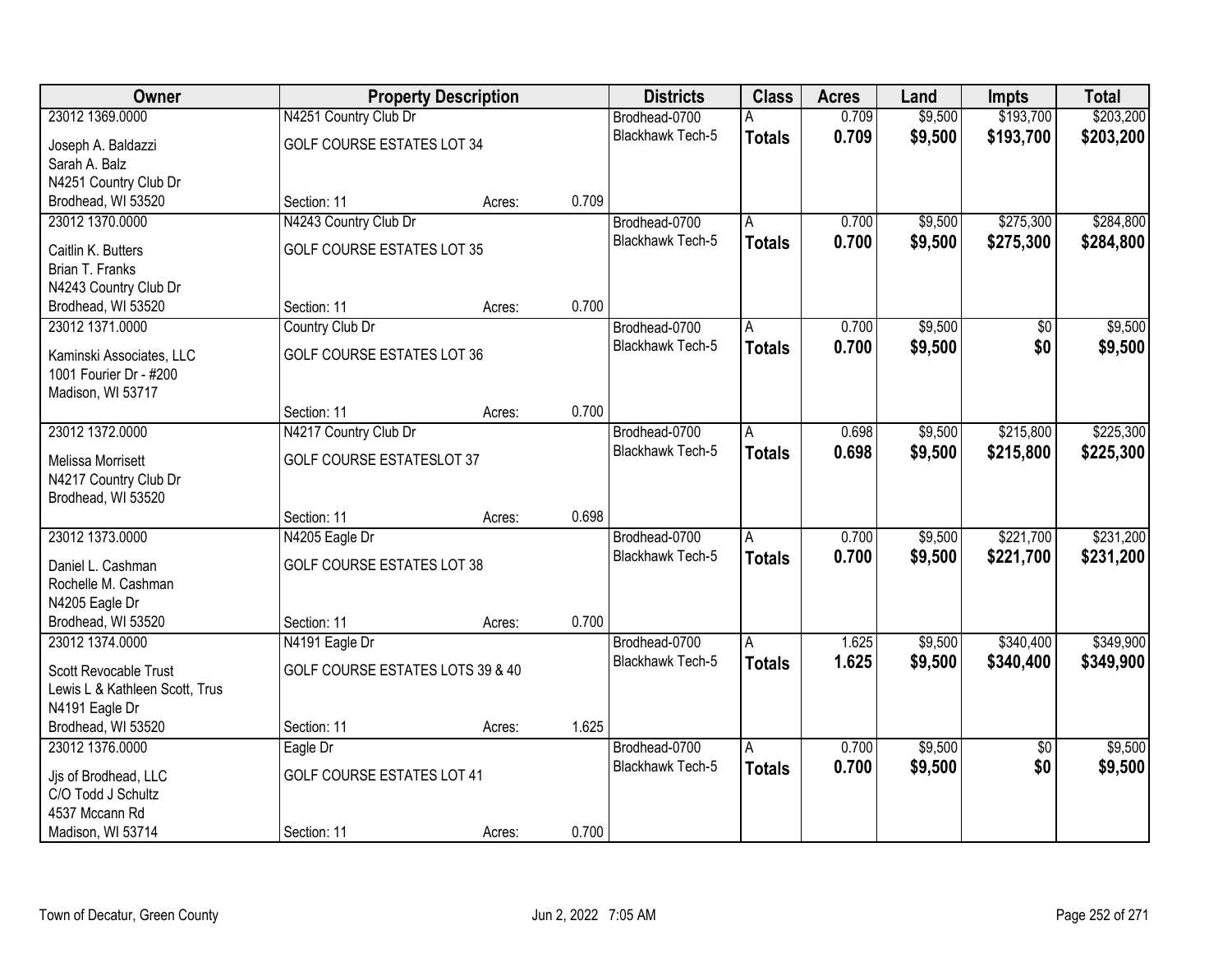| Owner | Property Description | | | Districts | Class | Acres | Land | Impts | Total |
|---|---|---|---|---|---|---|---|---|---|
| 23012 1369.0000 | N4251 Country Club Dr | | | Brodhead-0700 | A | 0.709 | $9,500 | $193,700 | $203,200 |
| Joseph A. Baldazzi<br>Sarah A. Balz<br>N4251 Country Club Dr<br>Brodhead, WI 53520 | GOLF COURSE ESTATES LOT 34 | | | Blackhawk Tech-5 | **Totals** | **0.709** | **$9,500** | **$193,700** | **$203,200** |
| | Section: 11 | Acres: | 0.709 | | | | | | |
| 23012 1370.0000 | N4243 Country Club Dr | | | Brodhead-0700 | A | 0.700 | $9,500 | $275,300 | $284,800 |
| Caitlin K. Butters<br>Brian T. Franks<br>N4243 Country Club Dr<br>Brodhead, WI 53520 | GOLF COURSE ESTATES LOT 35 | | | Blackhawk Tech-5 | **Totals** | **0.700** | **$9,500** | **$275,300** | **$284,800** |
| | Section: 11 | Acres: | 0.700 | | | | | | |
| 23012 1371.0000 | Country Club Dr | | | Brodhead-0700 | A | 0.700 | $9,500 | $0 | $9,500 |
| Kaminski Associates, LLC<br>1001 Fourier Dr - #200<br>Madison, WI 53717 | GOLF COURSE ESTATES LOT 36 | | | Blackhawk Tech-5 | **Totals** | **0.700** | **$9,500** | **$0** | **$9,500** |
| | Section: 11 | Acres: | 0.700 | | | | | | |
| 23012 1372.0000 | N4217 Country Club Dr | | | Brodhead-0700 | A | 0.698 | $9,500 | $215,800 | $225,300 |
| Melissa Morrisett<br>N4217 Country Club Dr<br>Brodhead, WI 53520 | GOLF COURSE ESTATESLOT 37 | | | Blackhawk Tech-5 | **Totals** | **0.698** | **$9,500** | **$215,800** | **$225,300** |
| | Section: 11 | Acres: | 0.698 | | | | | | |
| 23012 1373.0000 | N4205 Eagle Dr | | | Brodhead-0700 | A | 0.700 | $9,500 | $221,700 | $231,200 |
| Daniel L. Cashman<br>Rochelle M. Cashman<br>N4205 Eagle Dr<br>Brodhead, WI 53520 | GOLF COURSE ESTATES LOT 38 | | | Blackhawk Tech-5 | **Totals** | **0.700** | **$9,500** | **$221,700** | **$231,200** |
| | Section: 11 | Acres: | 0.700 | | | | | | |
| 23012 1374.0000 | N4191 Eagle Dr | | | Brodhead-0700 | A | 1.625 | $9,500 | $340,400 | $349,900 |
| Scott Revocable Trust<br>Lewis L & Kathleen Scott, Trus<br>N4191 Eagle Dr<br>Brodhead, WI 53520 | GOLF COURSE ESTATES LOTS 39 & 40 | | | Blackhawk Tech-5 | **Totals** | **1.625** | **$9,500** | **$340,400** | **$349,900** |
| | Section: 11 | Acres: | 1.625 | | | | | | |
| 23012 1376.0000 | Eagle Dr | | | Brodhead-0700 | A | 0.700 | $9,500 | $0 | $9,500 |
| Jjs of Brodhead, LLC<br>C/O Todd J Schultz<br>4537 Mccann Rd<br>Madison, WI 53714 | GOLF COURSE ESTATES LOT 41 | | | Blackhawk Tech-5 | **Totals** | **0.700** | **$9,500** | **$0** | **$9,500** |
| | Section: 11 | Acres: | 0.700 | | | | | | |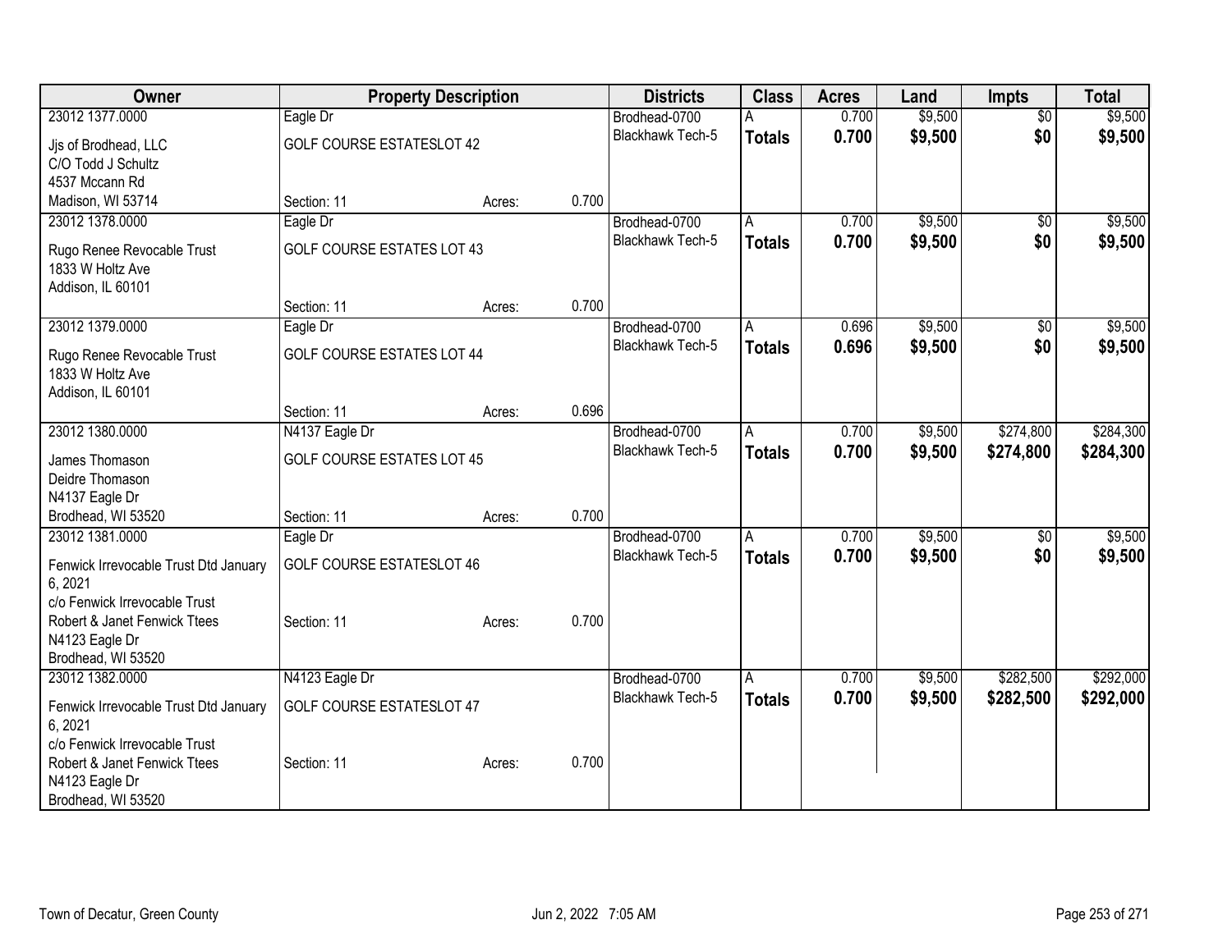| Owner | Property Description | | | Districts | Class | Acres | Land | Impts | Total |
|---|---|---|---|---|---|---|---|---|---|
| 23012 1377.0000 | Eagle Dr | | | Brodhead-0700 | A | 0.700 | $9,500 | $0 | $9,500 |
| Jjs of Brodhead, LLC<br>C/O Todd J Schultz<br>4537 Mccann Rd<br>Madison, WI 53714 | GOLF COURSE ESTATESLOT 42 | | | Blackhawk Tech-5 | **Totals** | **0.700** | **$9,500** | **$0** | **$9,500** |
| | Section: 11 | Acres: | 0.700 | | | | | | |
| 23012 1378.0000 | Eagle Dr | | | Brodhead-0700 | A | 0.700 | $9,500 | $0 | $9,500 |
| Rugo Renee Revocable Trust<br>1833 W Holtz Ave<br>Addison, IL 60101 | GOLF COURSE ESTATES LOT 43 | | | Blackhawk Tech-5 | **Totals** | **0.700** | **$9,500** | **$0** | **$9,500** |
| | Section: 11 | Acres: | 0.700 | | | | | | |
| 23012 1379.0000 | Eagle Dr | | | Brodhead-0700 | A | 0.696 | $9,500 | $0 | $9,500 |
| Rugo Renee Revocable Trust<br>1833 W Holtz Ave<br>Addison, IL 60101 | GOLF COURSE ESTATES LOT 44 | | | Blackhawk Tech-5 | **Totals** | **0.696** | **$9,500** | **$0** | **$9,500** |
| | Section: 11 | Acres: | 0.696 | | | | | | |
| 23012 1380.0000 | N4137 Eagle Dr | | | Brodhead-0700 | A | 0.700 | $9,500 | $274,800 | $284,300 |
| James Thomason<br>Deidre Thomason<br>N4137 Eagle Dr<br>Brodhead, WI 53520 | GOLF COURSE ESTATES LOT 45 | | | Blackhawk Tech-5 | **Totals** | **0.700** | **$9,500** | **$274,800** | **$284,300** |
| | Section: 11 | Acres: | 0.700 | | | | | | |
| 23012 1381.0000 | Eagle Dr | | | Brodhead-0700 | A | 0.700 | $9,500 | $0 | $9,500 |
| Fenwick Irrevocable Trust Dtd January 6, 2021<br>c/o Fenwick Irrevocable Trust<br>Robert & Janet Fenwick Ttees<br>N4123 Eagle Dr<br>Brodhead, WI 53520 | GOLF COURSE ESTATESLOT 46 | | | Blackhawk Tech-5 | **Totals** | **0.700** | **$9,500** | **$0** | **$9,500** |
| | Section: 11 | Acres: | 0.700 | | | | | | |
| 23012 1382.0000 | N4123 Eagle Dr | | | Brodhead-0700 | A | 0.700 | $9,500 | $282,500 | $292,000 |
| Fenwick Irrevocable Trust Dtd January 6, 2021<br>c/o Fenwick Irrevocable Trust<br>Robert & Janet Fenwick Ttees<br>N4123 Eagle Dr<br>Brodhead, WI 53520 | GOLF COURSE ESTATESLOT 47 | | | Blackhawk Tech-5 | **Totals** | **0.700** | **$9,500** | **$282,500** | **$292,000** |
| | Section: 11 | Acres: | 0.700 | | | | | | |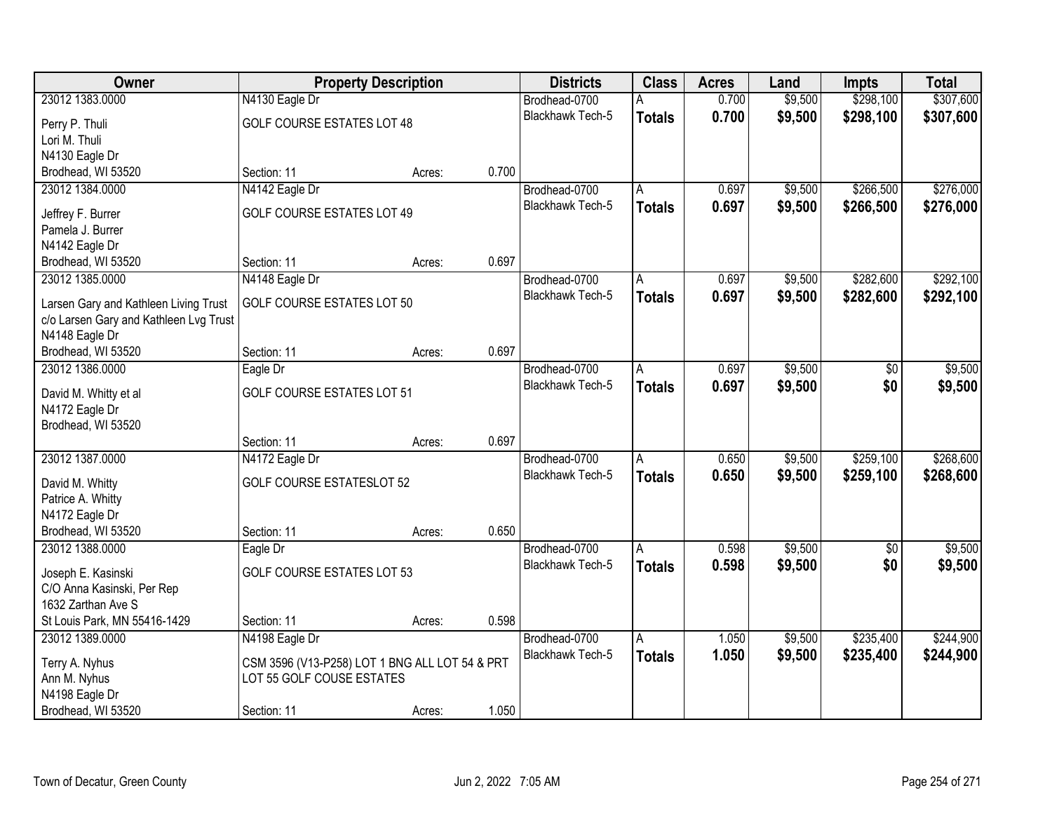| Owner | Property Description | | | Districts | Class | Acres | Land | Impts | Total |
|---|---|---|---|---|---|---|---|---|---|
| 23012 1383.0000 | N4130 Eagle Dr | | | Brodhead-0700 | A | 0.700 | $9,500 | $298,100 | $307,600 |
| Perry P. Thuli<br>Lori M. Thuli<br>N4130 Eagle Dr<br>Brodhead, WI 53520 | GOLF COURSE ESTATES LOT 48<br><br><br>Section: 11 | Acres: | 0.700 | Blackhawk Tech-5 | **Totals** | **0.700** | **$9,500** | **$298,100** | **$307,600** |
| 23012 1384.0000 | N4142 Eagle Dr | | | Brodhead-0700 | A | 0.697 | $9,500 | $266,500 | $276,000 |
| Jeffrey F. Burrer<br>Pamela J. Burrer<br>N4142 Eagle Dr<br>Brodhead, WI 53520 | GOLF COURSE ESTATES LOT 49<br><br><br>Section: 11 | Acres: | 0.697 | Blackhawk Tech-5 | **Totals** | **0.697** | **$9,500** | **$266,500** | **$276,000** |
| 23012 1385.0000 | N4148 Eagle Dr | | | Brodhead-0700 | A | 0.697 | $9,500 | $282,600 | $292,100 |
| Larsen Gary and Kathleen Living Trust<br>c/o Larsen Gary and Kathleen Lvg Trust<br>N4148 Eagle Dr<br>Brodhead, WI 53520 | GOLF COURSE ESTATES LOT 50<br><br><br>Section: 11 | Acres: | 0.697 | Blackhawk Tech-5 | **Totals** | **0.697** | **$9,500** | **$282,600** | **$292,100** |
| 23012 1386.0000 | Eagle Dr | | | Brodhead-0700 | A | 0.697 | $9,500 | $0 | $9,500 |
| David M. Whitty et al<br>N4172 Eagle Dr<br>Brodhead, WI 53520 | GOLF COURSE ESTATES LOT 51<br><br><br>Section: 11 | Acres: | 0.697 | Blackhawk Tech-5 | **Totals** | **0.697** | **$9,500** | **$0** | **$9,500** |
| 23012 1387.0000 | N4172 Eagle Dr | | | Brodhead-0700 | A | 0.650 | $9,500 | $259,100 | $268,600 |
| David M. Whitty<br>Patrice A. Whitty<br>N4172 Eagle Dr<br>Brodhead, WI 53520 | GOLF COURSE ESTATESLOT 52<br><br><br>Section: 11 | Acres: | 0.650 | Blackhawk Tech-5 | **Totals** | **0.650** | **$9,500** | **$259,100** | **$268,600** |
| 23012 1388.0000 | Eagle Dr | | | Brodhead-0700 | A | 0.598 | $9,500 | $0 | $9,500 |
| Joseph E. Kasinski<br>C/O Anna Kasinski, Per Rep<br>1632 Zarthan Ave S<br>St Louis Park, MN 55416-1429 | GOLF COURSE ESTATES LOT 53<br><br><br>Section: 11 | Acres: | 0.598 | Blackhawk Tech-5 | **Totals** | **0.598** | **$9,500** | **$0** | **$9,500** |
| 23012 1389.0000 | N4198 Eagle Dr | | | Brodhead-0700 | A | 1.050 | $9,500 | $235,400 | $244,900 |
| Terry A. Nyhus<br>Ann M. Nyhus<br>N4198 Eagle Dr<br>Brodhead, WI 53520 | CSM 3596 (V13-P258) LOT 1 BNG ALL LOT 54 & PRT LOT 55 GOLF COUSE ESTATES<br><br>Section: 11 | Acres: | 1.050 | Blackhawk Tech-5 | **Totals** | **1.050** | **$9,500** | **$235,400** | **$244,900** |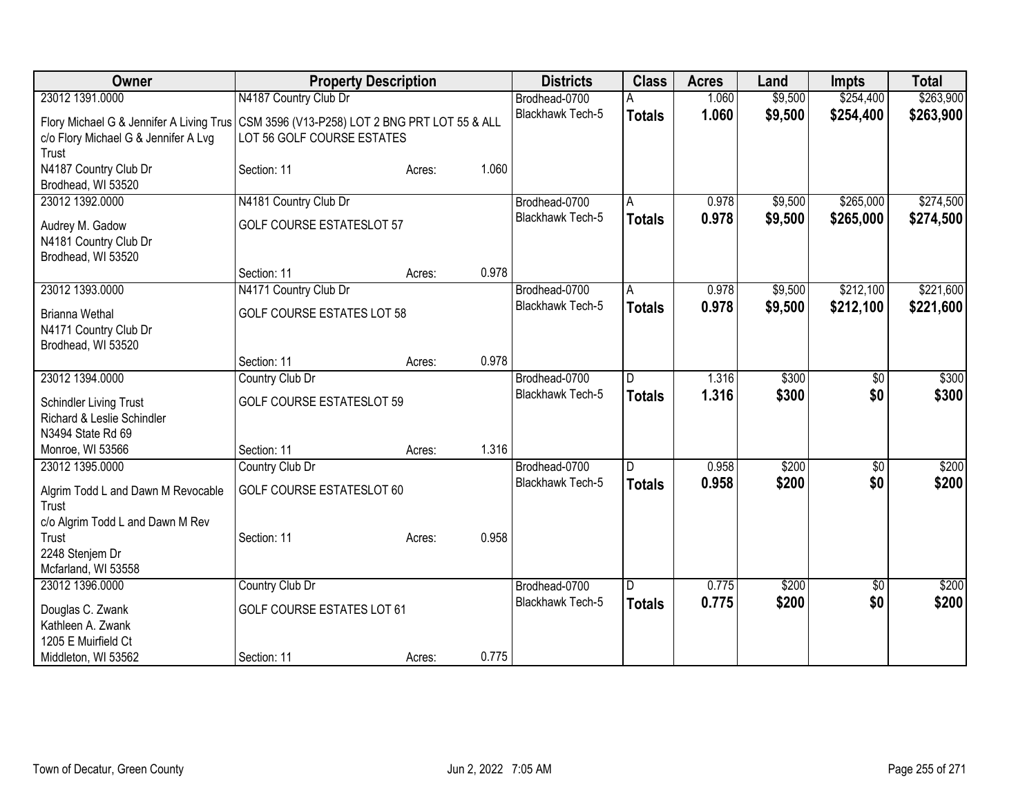| Owner | Property Description | | | Districts | Class | Acres | Land | Impts | Total |
|---|---|---|---|---|---|---|---|---|---|
| 23012 1391.0000 | N4187 Country Club Dr | | | Brodhead-0700 | A | 1.060 | $9,500 | $254,400 | $263,900 |
| Flory Michael G & Jennifer A Living Trus c/o Flory Michael G & Jennifer A Lvg Trust N4187 Country Club Dr Brodhead, WI 53520 | CSM 3596 (V13-P258) LOT 2 BNG PRT LOT 55 & ALL LOT 56 GOLF COURSE ESTATES | | | Blackhawk Tech-5 | **Totals** | **1.060** | **$9,500** | **$254,400** | **$263,900** |
| | Section: 11 | Acres: | 1.060 | | | | | | |
| 23012 1392.0000 | N4181 Country Club Dr | | | Brodhead-0700 | A | 0.978 | $9,500 | $265,000 | $274,500 |
| Audrey M. Gadow N4181 Country Club Dr Brodhead, WI 53520 | GOLF COURSE ESTATESLOT 57 | | | Blackhawk Tech-5 | **Totals** | **0.978** | **$9,500** | **$265,000** | **$274,500** |
| | Section: 11 | Acres: | 0.978 | | | | | | |
| 23012 1393.0000 | N4171 Country Club Dr | | | Brodhead-0700 | A | 0.978 | $9,500 | $212,100 | $221,600 |
| Brianna Wethal N4171 Country Club Dr Brodhead, WI 53520 | GOLF COURSE ESTATES LOT 58 | | | Blackhawk Tech-5 | **Totals** | **0.978** | **$9,500** | **$212,100** | **$221,600** |
| | Section: 11 | Acres: | 0.978 | | | | | | |
| 23012 1394.0000 | Country Club Dr | | | Brodhead-0700 | D | 1.316 | $300 | $0 | $300 |
| Schindler Living Trust Richard & Leslie Schindler N3494 State Rd 69 Monroe, WI 53566 | GOLF COURSE ESTATESLOT 59 | | | Blackhawk Tech-5 | **Totals** | **1.316** | **$300** | **$0** | **$300** |
| | Section: 11 | Acres: | 1.316 | | | | | | |
| 23012 1395.0000 | Country Club Dr | | | Brodhead-0700 | D | 0.958 | $200 | $0 | $200 |
| Algrim Todd L and Dawn M Revocable Trust c/o Algrim Todd L and Dawn M Rev Trust 2248 Stenjem Dr Mcfarland, WI 53558 | GOLF COURSE ESTATESLOT 60 | | | Blackhawk Tech-5 | **Totals** | **0.958** | **$200** | **$0** | **$200** |
| | Section: 11 | Acres: | 0.958 | | | | | | |
| 23012 1396.0000 | Country Club Dr | | | Brodhead-0700 | D | 0.775 | $200 | $0 | $200 |
| Douglas C. Zwank Kathleen A. Zwank 1205 E Muirfield Ct Middleton, WI 53562 | GOLF COURSE ESTATES LOT 61 | | | Blackhawk Tech-5 | **Totals** | **0.775** | **$200** | **$0** | **$200** |
| | Section: 11 | Acres: | 0.775 | | | | | | |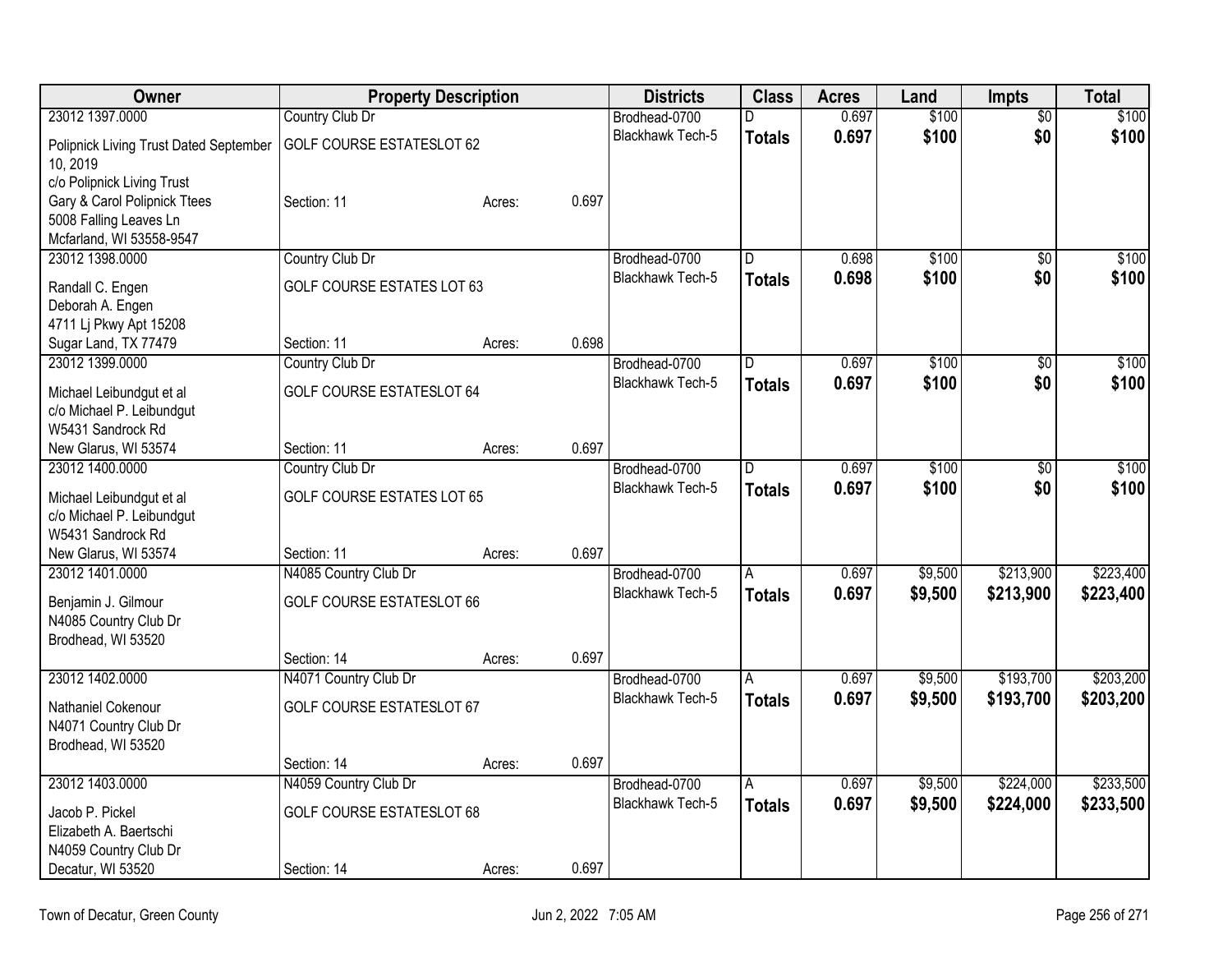| Owner | Property Description | | | Districts | Class | Acres | Land | Impts | Total |
|---|---|---|---|---|---|---|---|---|---|
| 23012 1397.0000 | Country Club Dr | | | Brodhead-0700 | D | 0.697 | $100 | $0 | $100 |
| Polipnick Living Trust Dated September 10, 2019 | GOLF COURSE ESTATESLOT 62 | | | Blackhawk Tech-5 | **Totals** | **0.697** | **$100** | **$0** | **$100** |
| c/o Polipnick Living Trust | | | | | | | | | |
| Gary & Carol Polipnick Ttees | Section: 11 | Acres: | 0.697 | | | | | | |
| 5008 Falling Leaves Ln | | | | | | | | | |
| Mcfarland, WI 53558-9547 | | | | | | | | | |
| 23012 1398.0000 | Country Club Dr | | | Brodhead-0700 | D | 0.698 | $100 | $0 | $100 |
| Randall C. Engen | GOLF COURSE ESTATES LOT 63 | | | Blackhawk Tech-5 | **Totals** | **0.698** | **$100** | **$0** | **$100** |
| Deborah A. Engen | | | | | | | | | |
| 4711 Lj Pkwy Apt 15208 | | | | | | | | | |
| Sugar Land, TX 77479 | Section: 11 | Acres: | 0.698 | | | | | | |
| 23012 1399.0000 | Country Club Dr | | | Brodhead-0700 | D | 0.697 | $100 | $0 | $100 |
| Michael Leibundgut et al | GOLF COURSE ESTATESLOT 64 | | | Blackhawk Tech-5 | **Totals** | **0.697** | **$100** | **$0** | **$100** |
| c/o Michael P. Leibundgut | | | | | | | | | |
| W5431 Sandrock Rd | | | | | | | | | |
| New Glarus, WI 53574 | Section: 11 | Acres: | 0.697 | | | | | | |
| 23012 1400.0000 | Country Club Dr | | | Brodhead-0700 | D | 0.697 | $100 | $0 | $100 |
| Michael Leibundgut et al | GOLF COURSE ESTATES LOT 65 | | | Blackhawk Tech-5 | **Totals** | **0.697** | **$100** | **$0** | **$100** |
| c/o Michael P. Leibundgut | | | | | | | | | |
| W5431 Sandrock Rd | | | | | | | | | |
| New Glarus, WI 53574 | Section: 11 | Acres: | 0.697 | | | | | | |
| 23012 1401.0000 | N4085 Country Club Dr | | | Brodhead-0700 | A | 0.697 | $9,500 | $213,900 | $223,400 |
| Benjamin J. Gilmour | GOLF COURSE ESTATESLOT 66 | | | Blackhawk Tech-5 | **Totals** | **0.697** | **$9,500** | **$213,900** | **$223,400** |
| N4085 Country Club Dr | | | | | | | | | |
| Brodhead, WI 53520 | | | | | | | | | |
| | Section: 14 | Acres: | 0.697 | | | | | | |
| 23012 1402.0000 | N4071 Country Club Dr | | | Brodhead-0700 | A | 0.697 | $9,500 | $193,700 | $203,200 |
| Nathaniel Cokenour | GOLF COURSE ESTATESLOT 67 | | | Blackhawk Tech-5 | **Totals** | **0.697** | **$9,500** | **$193,700** | **$203,200** |
| N4071 Country Club Dr | | | | | | | | | |
| Brodhead, WI 53520 | | | | | | | | | |
| | Section: 14 | Acres: | 0.697 | | | | | | |
| 23012 1403.0000 | N4059 Country Club Dr | | | Brodhead-0700 | A | 0.697 | $9,500 | $224,000 | $233,500 |
| Jacob P. Pickel | GOLF COURSE ESTATESLOT 68 | | | Blackhawk Tech-5 | **Totals** | **0.697** | **$9,500** | **$224,000** | **$233,500** |
| Elizabeth A. Baertschi | | | | | | | | | |
| N4059 Country Club Dr | | | | | | | | | |
| Decatur, WI 53520 | Section: 14 | Acres: | 0.697 | | | | | | |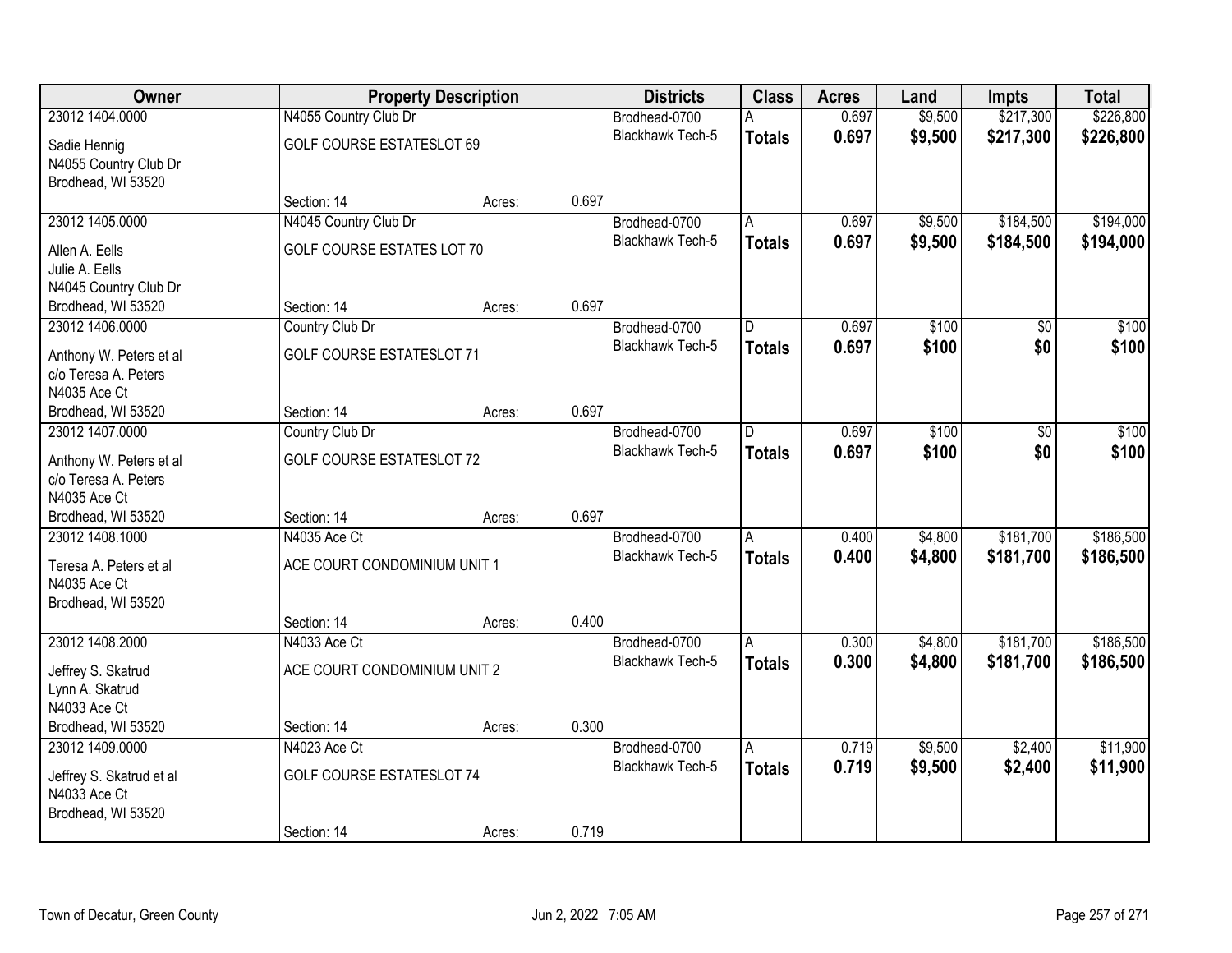| Owner | Property Description | | | Districts | Class | Acres | Land | Impts | Total |
|---|---|---|---|---|---|---|---|---|---|
| 23012 1404.0000<br>Sadie Hennig<br>N4055 Country Club Dr<br>Brodhead, WI 53520 | N4055 Country Club Dr<br>GOLF COURSE ESTATESLOT 69<br>Section: 14 | Acres: | 0.697 | Brodhead-0700<br>Blackhawk Tech-5 | A<br>**Totals** | 0.697<br>**0.697** | $9,500<br>**$9,500** | $217,300<br>**$217,300** | $226,800<br>**$226,800** |
| 23012 1405.0000<br>Allen A. Eells<br>Julie A. Eells<br>N4045 Country Club Dr<br>Brodhead, WI 53520 | N4045 Country Club Dr<br>GOLF COURSE ESTATES LOT 70<br>Section: 14 | Acres: | 0.697 | Brodhead-0700<br>Blackhawk Tech-5 | A<br>**Totals** | 0.697<br>**0.697** | $9,500<br>**$9,500** | $184,500<br>**$184,500** | $194,000<br>**$194,000** |
| 23012 1406.0000<br>Anthony W. Peters et al<br>c/o Teresa A. Peters<br>N4035 Ace Ct<br>Brodhead, WI 53520 | Country Club Dr<br>GOLF COURSE ESTATESLOT 71<br>Section: 14 | Acres: | 0.697 | Brodhead-0700<br>Blackhawk Tech-5 | D<br>**Totals** | 0.697<br>**0.697** | $100<br>**$100** | $0<br>**$0** | $100<br>**$100** |
| 23012 1407.0000<br>Anthony W. Peters et al<br>c/o Teresa A. Peters<br>N4035 Ace Ct<br>Brodhead, WI 53520 | Country Club Dr<br>GOLF COURSE ESTATESLOT 72<br>Section: 14 | Acres: | 0.697 | Brodhead-0700<br>Blackhawk Tech-5 | D<br>**Totals** | 0.697<br>**0.697** | $100<br>**$100** | $0<br>**$0** | $100<br>**$100** |
| 23012 1408.1000<br>Teresa A. Peters et al<br>N4035 Ace Ct<br>Brodhead, WI 53520 | N4035 Ace Ct<br>ACE COURT CONDOMINIUM UNIT 1<br>Section: 14 | Acres: | 0.400 | Brodhead-0700<br>Blackhawk Tech-5 | A<br>**Totals** | 0.400<br>**0.400** | $4,800<br>**$4,800** | $181,700<br>**$181,700** | $186,500<br>**$186,500** |
| 23012 1408.2000<br>Jeffrey S. Skatrud<br>Lynn A. Skatrud<br>N4033 Ace Ct<br>Brodhead, WI 53520 | N4033 Ace Ct<br>ACE COURT CONDOMINIUM UNIT 2<br>Section: 14 | Acres: | 0.300 | Brodhead-0700<br>Blackhawk Tech-5 | A<br>**Totals** | 0.300<br>**0.300** | $4,800<br>**$4,800** | $181,700<br>**$181,700** | $186,500<br>**$186,500** |
| 23012 1409.0000<br>Jeffrey S. Skatrud et al<br>N4033 Ace Ct<br>Brodhead, WI 53520 | N4023 Ace Ct<br>GOLF COURSE ESTATESLOT 74<br>Section: 14 | Acres: | 0.719 | Brodhead-0700<br>Blackhawk Tech-5 | A<br>**Totals** | 0.719<br>**0.719** | $9,500<br>**$9,500** | $2,400<br>**$2,400** | $11,900<br>**$11,900** |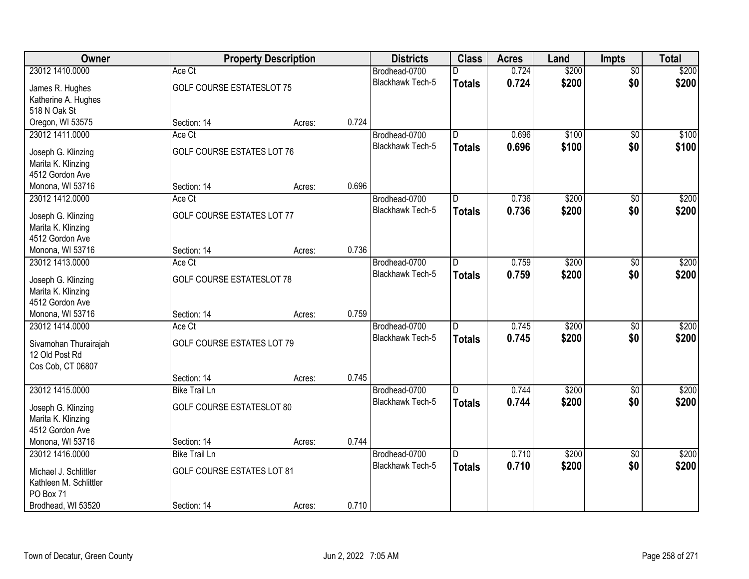| Owner | Property Description | | | Districts | Class | Acres | Land | Impts | Total |
|---|---|---|---|---|---|---|---|---|---|
| 23012 1410.0000<br>James R. Hughes<br>Katherine A. Hughes<br>518 N Oak St<br>Oregon, WI 53575 | Ace Ct<br>GOLF COURSE ESTATESLOT 75<br>Section: 14 | Acres: | 0.724 | Brodhead-0700<br>Blackhawk Tech-5 | D<br>**Totals** | 0.724<br>**0.724** | $200<br>**$200** | $0<br>**$0** | $200<br>**$200** |
| 23012 1411.0000<br>Joseph G. Klinzing<br>Marita K. Klinzing<br>4512 Gordon Ave<br>Monona, WI 53716 | Ace Ct<br>GOLF COURSE ESTATES LOT 76<br>Section: 14 | Acres: | 0.696 | Brodhead-0700<br>Blackhawk Tech-5 | D<br>**Totals** | 0.696<br>**0.696** | $100<br>**$100** | $0<br>**$0** | $100<br>**$100** |
| 23012 1412.0000<br>Joseph G. Klinzing<br>Marita K. Klinzing<br>4512 Gordon Ave<br>Monona, WI 53716 | Ace Ct<br>GOLF COURSE ESTATES LOT 77<br>Section: 14 | Acres: | 0.736 | Brodhead-0700<br>Blackhawk Tech-5 | D<br>**Totals** | 0.736<br>**0.736** | $200<br>**$200** | $0<br>**$0** | $200<br>**$200** |
| 23012 1413.0000<br>Joseph G. Klinzing<br>Marita K. Klinzing<br>4512 Gordon Ave<br>Monona, WI 53716 | Ace Ct<br>GOLF COURSE ESTATESLOT 78<br>Section: 14 | Acres: | 0.759 | Brodhead-0700<br>Blackhawk Tech-5 | D<br>**Totals** | 0.759<br>**0.759** | $200<br>**$200** | $0<br>**$0** | $200<br>**$200** |
| 23012 1414.0000<br>Sivamohan Thurairajah<br>12 Old Post Rd<br>Cos Cob, CT 06807 | Ace Ct<br>GOLF COURSE ESTATES LOT 79<br>Section: 14 | Acres: | 0.745 | Brodhead-0700<br>Blackhawk Tech-5 | D<br>**Totals** | 0.745<br>**0.745** | $200<br>**$200** | $0<br>**$0** | $200<br>**$200** |
| 23012 1415.0000<br>Joseph G. Klinzing<br>Marita K. Klinzing<br>4512 Gordon Ave<br>Monona, WI 53716 | Bike Trail Ln<br>GOLF COURSE ESTATESLOT 80<br>Section: 14 | Acres: | 0.744 | Brodhead-0700<br>Blackhawk Tech-5 | D<br>**Totals** | 0.744<br>**0.744** | $200<br>**$200** | $0<br>**$0** | $200<br>**$200** |
| 23012 1416.0000<br>Michael J. Schlittler<br>Kathleen M. Schlittler<br>PO Box 71<br>Brodhead, WI 53520 | Bike Trail Ln<br>GOLF COURSE ESTATES LOT 81<br>Section: 14 | Acres: | 0.710 | Brodhead-0700<br>Blackhawk Tech-5 | D<br>**Totals** | 0.710<br>**0.710** | $200<br>**$200** | $0<br>**$0** | $200<br>**$200** |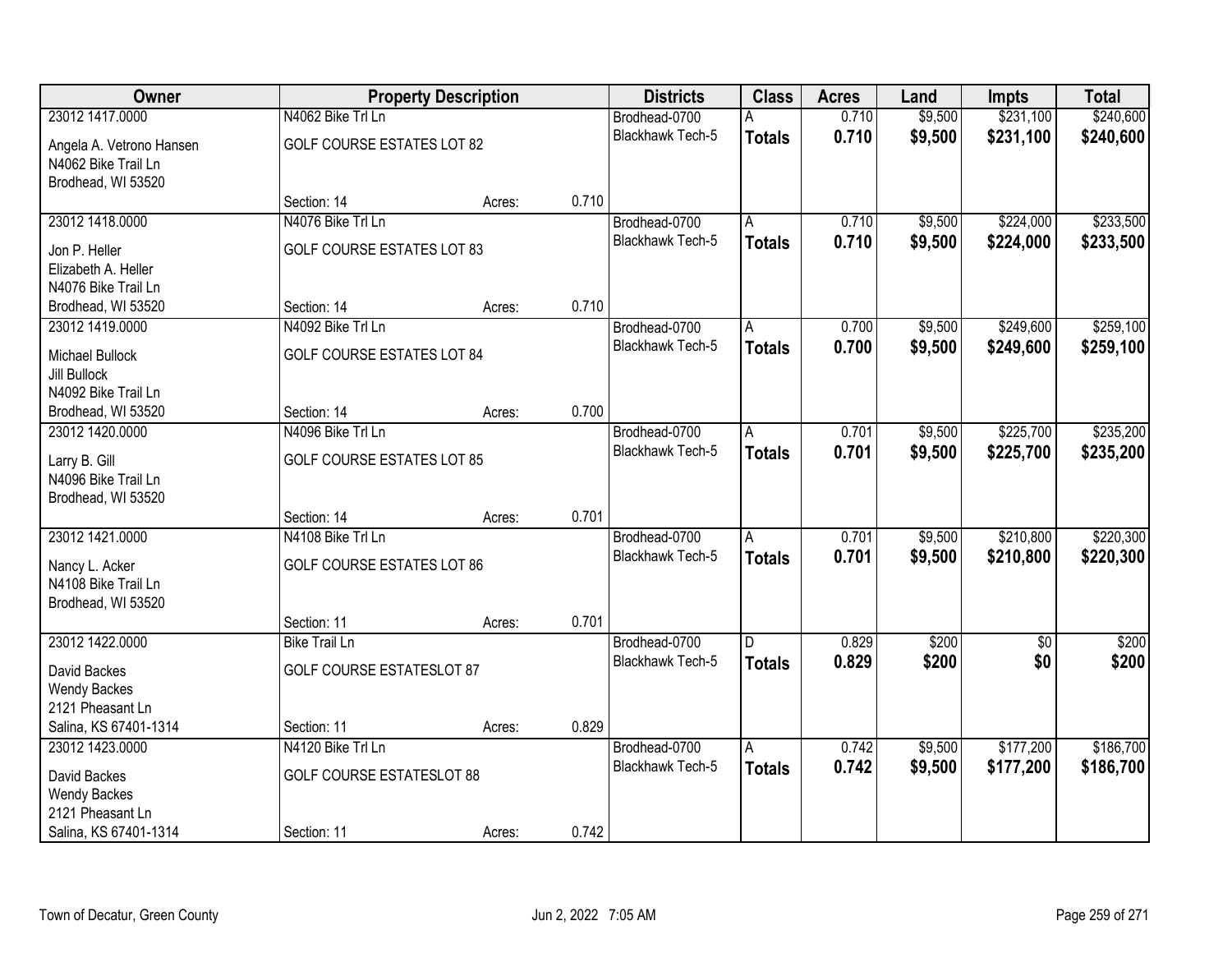| Owner | Property Description | | | Districts | Class | Acres | Land | Impts | Total |
|---|---|---|---|---|---|---|---|---|---|
| 23012 1417.0000 | N4062 Bike Trl Ln | | | Brodhead-0700 | A | 0.710 | $9,500 | $231,100 | $240,600 |
| Angela A. Vetrono Hansen<br>N4062 Bike Trail Ln<br>Brodhead, WI 53520 | GOLF COURSE ESTATES LOT 82 | | | Blackhawk Tech-5 | **Totals** | **0.710** | **$9,500** | **$231,100** | **$240,600** |
| | Section: 14 | Acres: | 0.710 | | | | | | |
| 23012 1418.0000 | N4076 Bike Trl Ln | | | Brodhead-0700 | A | 0.710 | $9,500 | $224,000 | $233,500 |
| Jon P. Heller<br>Elizabeth A. Heller<br>N4076 Bike Trail Ln<br>Brodhead, WI 53520 | GOLF COURSE ESTATES LOT 83 | | | Blackhawk Tech-5 | **Totals** | **0.710** | **$9,500** | **$224,000** | **$233,500** |
| | Section: 14 | Acres: | 0.710 | | | | | | |
| 23012 1419.0000 | N4092 Bike Trl Ln | | | Brodhead-0700 | A | 0.700 | $9,500 | $249,600 | $259,100 |
| Michael Bullock<br>Jill Bullock<br>N4092 Bike Trail Ln<br>Brodhead, WI 53520 | GOLF COURSE ESTATES LOT 84 | | | Blackhawk Tech-5 | **Totals** | **0.700** | **$9,500** | **$249,600** | **$259,100** |
| | Section: 14 | Acres: | 0.700 | | | | | | |
| 23012 1420.0000 | N4096 Bike Trl Ln | | | Brodhead-0700 | A | 0.701 | $9,500 | $225,700 | $235,200 |
| Larry B. Gill<br>N4096 Bike Trail Ln<br>Brodhead, WI 53520 | GOLF COURSE ESTATES LOT 85 | | | Blackhawk Tech-5 | **Totals** | **0.701** | **$9,500** | **$225,700** | **$235,200** |
| | Section: 14 | Acres: | 0.701 | | | | | | |
| 23012 1421.0000 | N4108 Bike Trl Ln | | | Brodhead-0700 | A | 0.701 | $9,500 | $210,800 | $220,300 |
| Nancy L. Acker<br>N4108 Bike Trail Ln<br>Brodhead, WI 53520 | GOLF COURSE ESTATES LOT 86 | | | Blackhawk Tech-5 | **Totals** | **0.701** | **$9,500** | **$210,800** | **$220,300** |
| | Section: 11 | Acres: | 0.701 | | | | | | |
| 23012 1422.0000 | Bike Trail Ln | | | Brodhead-0700 | D | 0.829 | $200 | $0 | $200 |
| David Backes<br>Wendy Backes<br>2121 Pheasant Ln<br>Salina, KS 67401-1314 | GOLF COURSE ESTATESLOT 87 | | | Blackhawk Tech-5 | **Totals** | **0.829** | **$200** | **$0** | **$200** |
| | Section: 11 | Acres: | 0.829 | | | | | | |
| 23012 1423.0000 | N4120 Bike Trl Ln | | | Brodhead-0700 | A | 0.742 | $9,500 | $177,200 | $186,700 |
| David Backes<br>Wendy Backes<br>2121 Pheasant Ln<br>Salina, KS 67401-1314 | GOLF COURSE ESTATESLOT 88 | | | Blackhawk Tech-5 | **Totals** | **0.742** | **$9,500** | **$177,200** | **$186,700** |
| | Section: 11 | Acres: | 0.742 | | | | | | |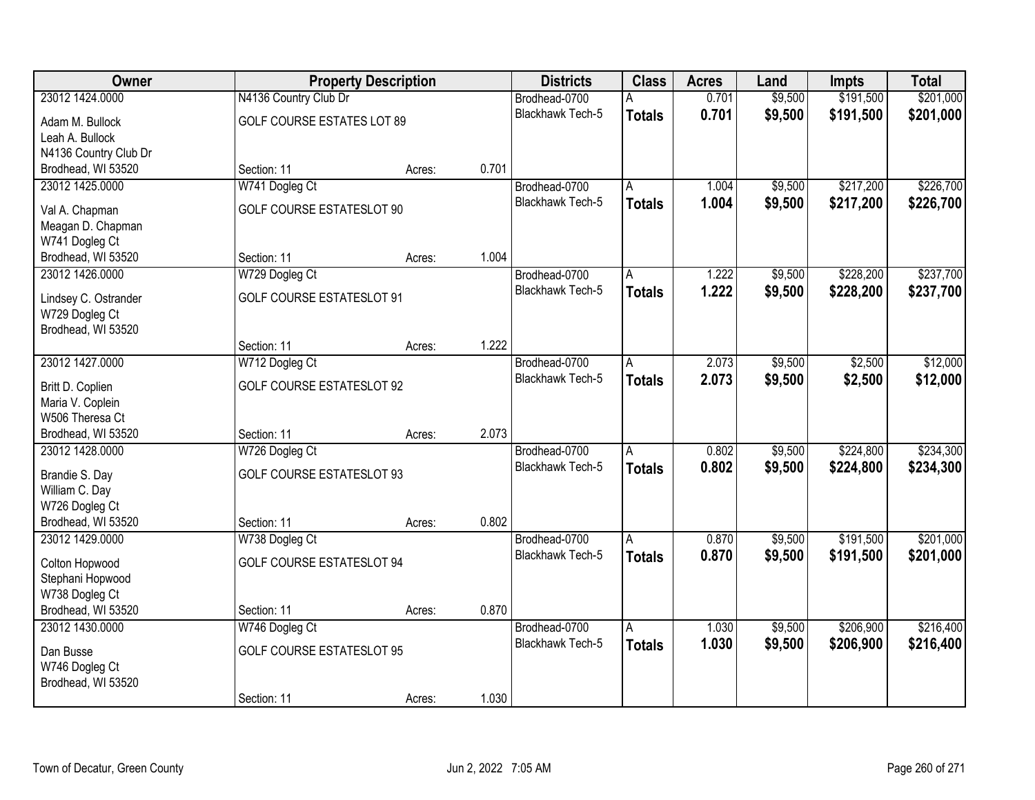| Owner | Property Description | | | Districts | Class | Acres | Land | Impts | Total |
|---|---|---|---|---|---|---|---|---|---|
| 23012 1424.0000 | N4136 Country Club Dr | | | Brodhead-0700 | A | 0.701 | $9,500 | $191,500 | $201,000 |
| Adam M. Bullock<br>Leah A. Bullock<br>N4136 Country Club Dr<br>Brodhead, WI 53520 | GOLF COURSE ESTATES LOT 89 | | | Blackhawk Tech-5 | **Totals** | **0.701** | **$9,500** | **$191,500** | **$201,000** |
| | Section: 11 | Acres: | 0.701 | | | | | | |
| 23012 1425.0000 | W741 Dogleg Ct | | | Brodhead-0700 | A | 1.004 | $9,500 | $217,200 | $226,700 |
| Val A. Chapman<br>Meagan D. Chapman<br>W741 Dogleg Ct<br>Brodhead, WI 53520 | GOLF COURSE ESTATESLOT 90 | | | Blackhawk Tech-5 | **Totals** | **1.004** | **$9,500** | **$217,200** | **$226,700** |
| | Section: 11 | Acres: | 1.004 | | | | | | |
| 23012 1426.0000 | W729 Dogleg Ct | | | Brodhead-0700 | A | 1.222 | $9,500 | $228,200 | $237,700 |
| Lindsey C. Ostrander<br>W729 Dogleg Ct<br>Brodhead, WI 53520 | GOLF COURSE ESTATESLOT 91 | | | Blackhawk Tech-5 | **Totals** | **1.222** | **$9,500** | **$228,200** | **$237,700** |
| | Section: 11 | Acres: | 1.222 | | | | | | |
| 23012 1427.0000 | W712 Dogleg Ct | | | Brodhead-0700 | A | 2.073 | $9,500 | $2,500 | $12,000 |
| Britt D. Coplien<br>Maria V. Coplein<br>W506 Theresa Ct<br>Brodhead, WI 53520 | GOLF COURSE ESTATESLOT 92 | | | Blackhawk Tech-5 | **Totals** | **2.073** | **$9,500** | **$2,500** | **$12,000** |
| | Section: 11 | Acres: | 2.073 | | | | | | |
| 23012 1428.0000 | W726 Dogleg Ct | | | Brodhead-0700 | A | 0.802 | $9,500 | $224,800 | $234,300 |
| Brandie S. Day<br>William C. Day<br>W726 Dogleg Ct<br>Brodhead, WI 53520 | GOLF COURSE ESTATESLOT 93 | | | Blackhawk Tech-5 | **Totals** | **0.802** | **$9,500** | **$224,800** | **$234,300** |
| | Section: 11 | Acres: | 0.802 | | | | | | |
| 23012 1429.0000 | W738 Dogleg Ct | | | Brodhead-0700 | A | 0.870 | $9,500 | $191,500 | $201,000 |
| Colton Hopwood<br>Stephani Hopwood<br>W738 Dogleg Ct<br>Brodhead, WI 53520 | GOLF COURSE ESTATESLOT 94 | | | Blackhawk Tech-5 | **Totals** | **0.870** | **$9,500** | **$191,500** | **$201,000** |
| | Section: 11 | Acres: | 0.870 | | | | | | |
| 23012 1430.0000 | W746 Dogleg Ct | | | Brodhead-0700 | A | 1.030 | $9,500 | $206,900 | $216,400 |
| Dan Busse<br>W746 Dogleg Ct<br>Brodhead, WI 53520 | GOLF COURSE ESTATESLOT 95 | | | Blackhawk Tech-5 | **Totals** | **1.030** | **$9,500** | **$206,900** | **$216,400** |
| | Section: 11 | Acres: | 1.030 | | | | | | |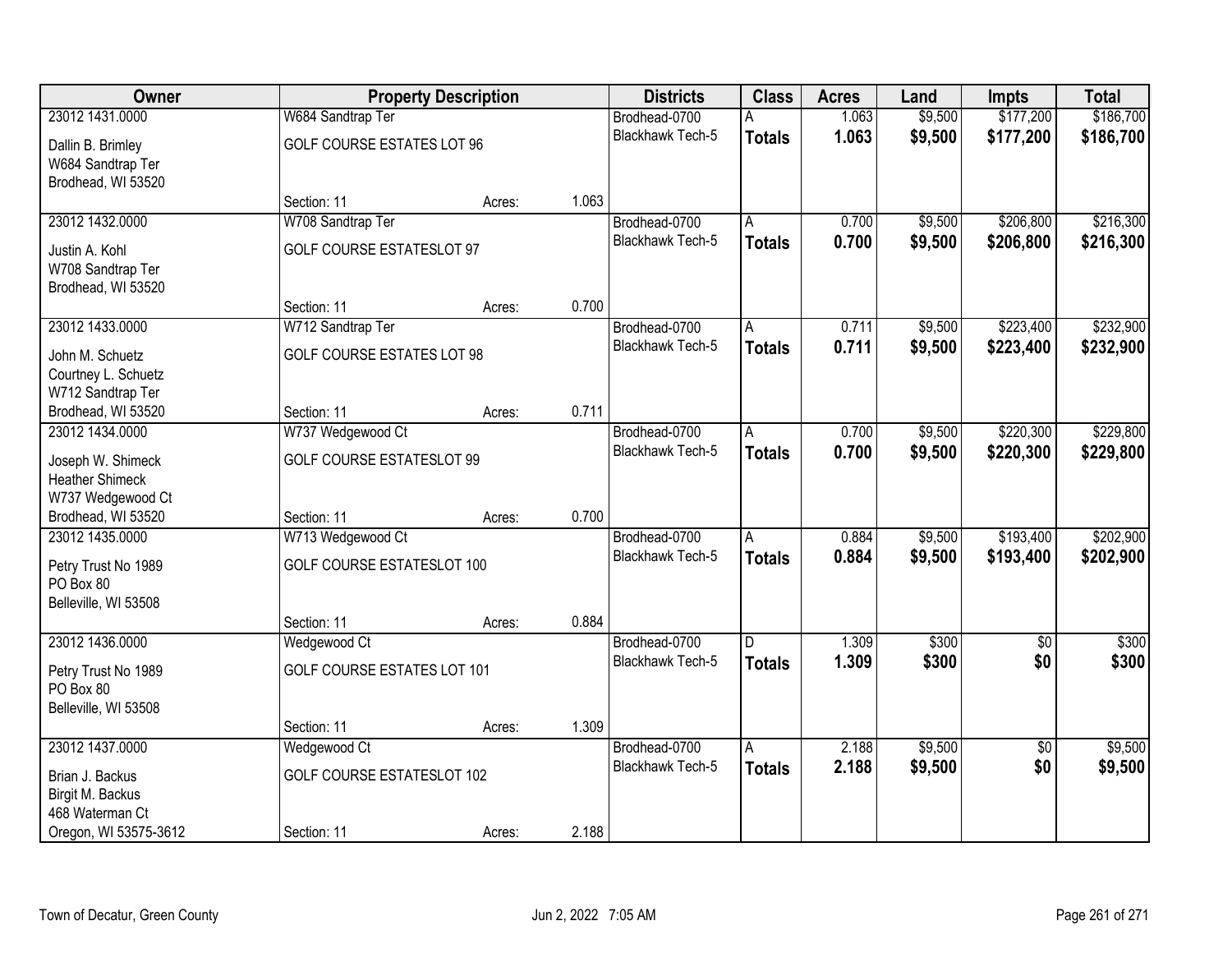| Owner | Property Description | | | Districts | Class | Acres | Land | Impts | Total |
|---|---|---|---|---|---|---|---|---|---|
| 23012 1431.0000 | W684 Sandtrap Ter | | | Brodhead-0700 | A | 1.063 | $9,500 | $177,200 | $186,700 |
| Dallin B. Brimley<br>W684 Sandtrap Ter<br>Brodhead, WI 53520 | GOLF COURSE ESTATES LOT 96 | | | Blackhawk Tech-5 | **Totals** | **1.063** | **$9,500** | **$177,200** | **$186,700** |
| | Section: 11 | Acres: | 1.063 | | | | | | |
| 23012 1432.0000 | W708 Sandtrap Ter | | | Brodhead-0700 | A | 0.700 | $9,500 | $206,800 | $216,300 |
| Justin A. Kohl<br>W708 Sandtrap Ter<br>Brodhead, WI 53520 | GOLF COURSE ESTATESLOT 97 | | | Blackhawk Tech-5 | **Totals** | **0.700** | **$9,500** | **$206,800** | **$216,300** |
| | Section: 11 | Acres: | 0.700 | | | | | | |
| 23012 1433.0000 | W712 Sandtrap Ter | | | Brodhead-0700 | A | 0.711 | $9,500 | $223,400 | $232,900 |
| John M. Schuetz<br>Courtney L. Schuetz<br>W712 Sandtrap Ter<br>Brodhead, WI 53520 | GOLF COURSE ESTATES LOT 98 | | | Blackhawk Tech-5 | **Totals** | **0.711** | **$9,500** | **$223,400** | **$232,900** |
| | Section: 11 | Acres: | 0.711 | | | | | | |
| 23012 1434.0000 | W737 Wedgewood Ct | | | Brodhead-0700 | A | 0.700 | $9,500 | $220,300 | $229,800 |
| Joseph W. Shimeck<br>Heather Shimeck<br>W737 Wedgewood Ct<br>Brodhead, WI 53520 | GOLF COURSE ESTATESLOT 99 | | | Blackhawk Tech-5 | **Totals** | **0.700** | **$9,500** | **$220,300** | **$229,800** |
| | Section: 11 | Acres: | 0.700 | | | | | | |
| 23012 1435.0000 | W713 Wedgewood Ct | | | Brodhead-0700 | A | 0.884 | $9,500 | $193,400 | $202,900 |
| Petry Trust No 1989<br>PO Box 80<br>Belleville, WI 53508 | GOLF COURSE ESTATESLOT 100 | | | Blackhawk Tech-5 | **Totals** | **0.884** | **$9,500** | **$193,400** | **$202,900** |
| | Section: 11 | Acres: | 0.884 | | | | | | |
| 23012 1436.0000 | Wedgewood Ct | | | Brodhead-0700 | D | 1.309 | $300 | $0 | $300 |
| Petry Trust No 1989<br>PO Box 80<br>Belleville, WI 53508 | GOLF COURSE ESTATES LOT 101 | | | Blackhawk Tech-5 | **Totals** | **1.309** | **$300** | **$0** | **$300** |
| | Section: 11 | Acres: | 1.309 | | | | | | |
| 23012 1437.0000 | Wedgewood Ct | | | Brodhead-0700 | A | 2.188 | $9,500 | $0 | $9,500 |
| Brian J. Backus<br>Birgit M. Backus<br>468 Waterman Ct<br>Oregon, WI 53575-3612 | GOLF COURSE ESTATESLOT 102 | | | Blackhawk Tech-5 | **Totals** | **2.188** | **$9,500** | **$0** | **$9,500** |
| | Section: 11 | Acres: | 2.188 | | | | | | |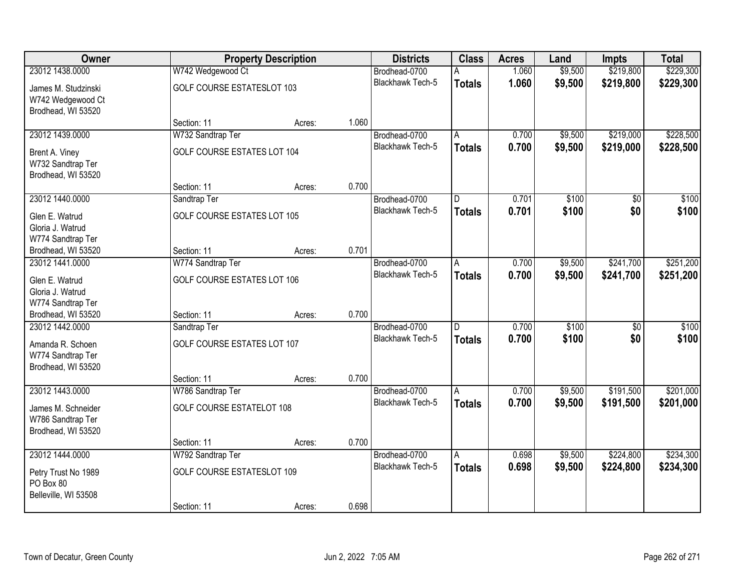| Owner | Property Description | | | Districts | Class | Acres | Land | Impts | Total |
|---|---|---|---|---|---|---|---|---|---|
| 23012 1438.0000 | W742 Wedgewood Ct | | | Brodhead-0700 | A | 1.060 | $9,500 | $219,800 | $229,300 |
| James M. Studzinski<br>W742 Wedgewood Ct<br>Brodhead, WI 53520 | GOLF COURSE ESTATESLOT 103 | | | Blackhawk Tech-5 | **Totals** | **1.060** | **$9,500** | **$219,800** | **$229,300** |
| | Section: 11 | Acres: | 1.060 | | | | | | |
| 23012 1439.0000 | W732 Sandtrap Ter | | | Brodhead-0700 | A | 0.700 | $9,500 | $219,000 | $228,500 |
| Brent A. Viney<br>W732 Sandtrap Ter<br>Brodhead, WI 53520 | GOLF COURSE ESTATES LOT 104 | | | Blackhawk Tech-5 | **Totals** | **0.700** | **$9,500** | **$219,000** | **$228,500** |
| | Section: 11 | Acres: | 0.700 | | | | | | |
| 23012 1440.0000 | Sandtrap Ter | | | Brodhead-0700 | D | 0.701 | $100 | $0 | $100 |
| Glen E. Watrud<br>Gloria J. Watrud<br>W774 Sandtrap Ter<br>Brodhead, WI 53520 | GOLF COURSE ESTATES LOT 105 | | | Blackhawk Tech-5 | **Totals** | **0.701** | **$100** | **$0** | **$100** |
| | Section: 11 | Acres: | 0.701 | | | | | | |
| 23012 1441.0000 | W774 Sandtrap Ter | | | Brodhead-0700 | A | 0.700 | $9,500 | $241,700 | $251,200 |
| Glen E. Watrud<br>Gloria J. Watrud<br>W774 Sandtrap Ter<br>Brodhead, WI 53520 | GOLF COURSE ESTATES LOT 106 | | | Blackhawk Tech-5 | **Totals** | **0.700** | **$9,500** | **$241,700** | **$251,200** |
| | Section: 11 | Acres: | 0.700 | | | | | | |
| 23012 1442.0000 | Sandtrap Ter | | | Brodhead-0700 | D | 0.700 | $100 | $0 | $100 |
| Amanda R. Schoen<br>W774 Sandtrap Ter<br>Brodhead, WI 53520 | GOLF COURSE ESTATES LOT 107 | | | Blackhawk Tech-5 | **Totals** | **0.700** | **$100** | **$0** | **$100** |
| | Section: 11 | Acres: | 0.700 | | | | | | |
| 23012 1443.0000 | W786 Sandtrap Ter | | | Brodhead-0700 | A | 0.700 | $9,500 | $191,500 | $201,000 |
| James M. Schneider<br>W786 Sandtrap Ter<br>Brodhead, WI 53520 | GOLF COURSE ESTATELOT 108 | | | Blackhawk Tech-5 | **Totals** | **0.700** | **$9,500** | **$191,500** | **$201,000** |
| | Section: 11 | Acres: | 0.700 | | | | | | |
| 23012 1444.0000 | W792 Sandtrap Ter | | | Brodhead-0700 | A | 0.698 | $9,500 | $224,800 | $234,300 |
| Petry Trust No 1989<br>PO Box 80<br>Belleville, WI 53508 | GOLF COURSE ESTATESLOT 109 | | | Blackhawk Tech-5 | **Totals** | **0.698** | **$9,500** | **$224,800** | **$234,300** |
| | Section: 11 | Acres: | 0.698 | | | | | | |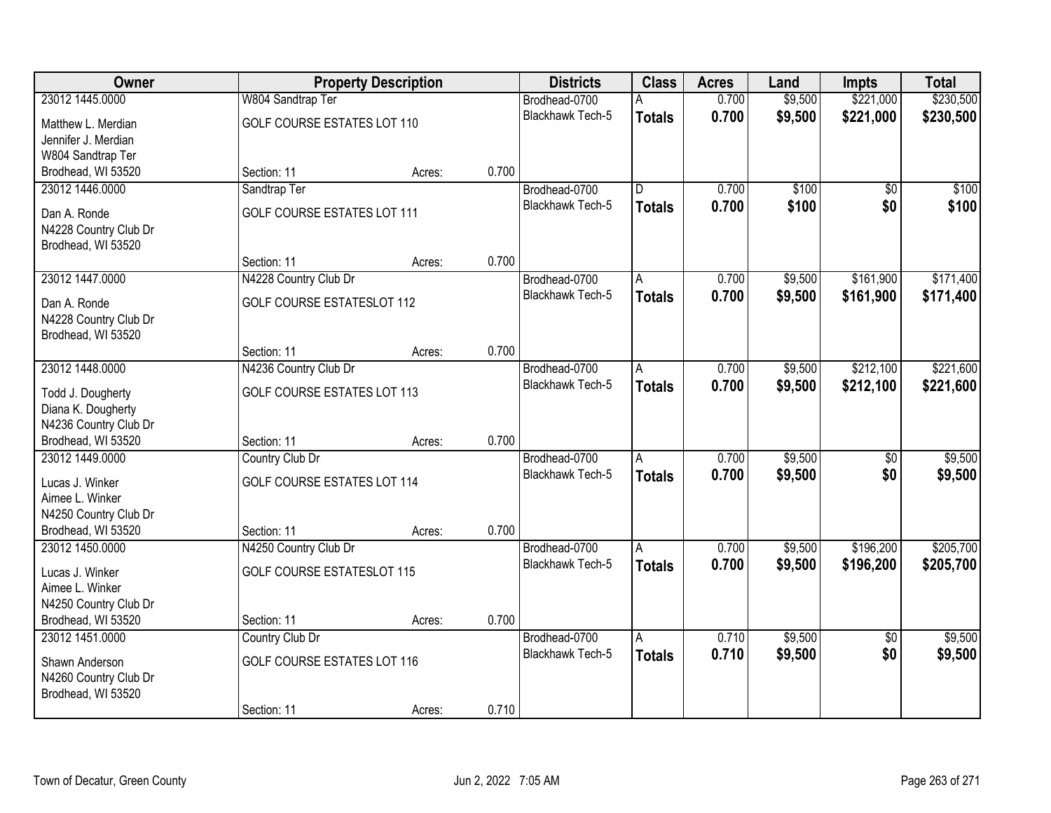| Owner | Property Description | | | Districts | Class | Acres | Land | Impts | Total |
|---|---|---|---|---|---|---|---|---|---|
| 23012 1445.0000<br>Matthew L. Merdian<br>Jennifer J. Merdian<br>W804 Sandtrap Ter<br>Brodhead, WI 53520 | W804 Sandtrap Ter<br>GOLF COURSE ESTATES LOT 110<br>Section: 11 | Acres: | 0.700 | Brodhead-0700<br>Blackhawk Tech-5 | A<br>**Totals** | 0.700<br>**0.700** | $9,500<br>**$9,500** | $221,000<br>**$221,000** | $230,500<br>**$230,500** |
| 23012 1446.0000<br>Dan A. Ronde<br>N4228 Country Club Dr<br>Brodhead, WI 53520 | Sandtrap Ter<br>GOLF COURSE ESTATES LOT 111<br>Section: 11 | Acres: | 0.700 | Brodhead-0700<br>Blackhawk Tech-5 | D<br>**Totals** | 0.700<br>**0.700** | $100<br>**$100** | $0<br>**$0** | $100<br>**$100** |
| 23012 1447.0000<br>Dan A. Ronde<br>N4228 Country Club Dr<br>Brodhead, WI 53520 | N4228 Country Club Dr<br>GOLF COURSE ESTATESLOT 112<br>Section: 11 | Acres: | 0.700 | Brodhead-0700<br>Blackhawk Tech-5 | A<br>**Totals** | 0.700<br>**0.700** | $9,500<br>**$9,500** | $161,900<br>**$161,900** | $171,400<br>**$171,400** |
| 23012 1448.0000<br>Todd J. Dougherty<br>Diana K. Dougherty<br>N4236 Country Club Dr<br>Brodhead, WI 53520 | N4236 Country Club Dr<br>GOLF COURSE ESTATES LOT 113<br>Section: 11 | Acres: | 0.700 | Brodhead-0700<br>Blackhawk Tech-5 | A<br>**Totals** | 0.700<br>**0.700** | $9,500<br>**$9,500** | $212,100<br>**$212,100** | $221,600<br>**$221,600** |
| 23012 1449.0000<br>Lucas J. Winker<br>Aimee L. Winker<br>N4250 Country Club Dr<br>Brodhead, WI 53520 | Country Club Dr<br>GOLF COURSE ESTATES LOT 114<br>Section: 11 | Acres: | 0.700 | Brodhead-0700<br>Blackhawk Tech-5 | A<br>**Totals** | 0.700<br>**0.700** | $9,500<br>**$9,500** | $0<br>**$0** | $9,500<br>**$9,500** |
| 23012 1450.0000<br>Lucas J. Winker<br>Aimee L. Winker<br>N4250 Country Club Dr<br>Brodhead, WI 53520 | N4250 Country Club Dr<br>GOLF COURSE ESTATESLOT 115<br>Section: 11 | Acres: | 0.700 | Brodhead-0700<br>Blackhawk Tech-5 | A<br>**Totals** | 0.700<br>**0.700** | $9,500<br>**$9,500** | $196,200<br>**$196,200** | $205,700<br>**$205,700** |
| 23012 1451.0000<br>Shawn Anderson<br>N4260 Country Club Dr<br>Brodhead, WI 53520 | Country Club Dr<br>GOLF COURSE ESTATES LOT 116<br>Section: 11 | Acres: | 0.710 | Brodhead-0700<br>Blackhawk Tech-5 | A<br>**Totals** | 0.710<br>**0.710** | $9,500<br>**$9,500** | $0<br>**$0** | $9,500<br>**$9,500** |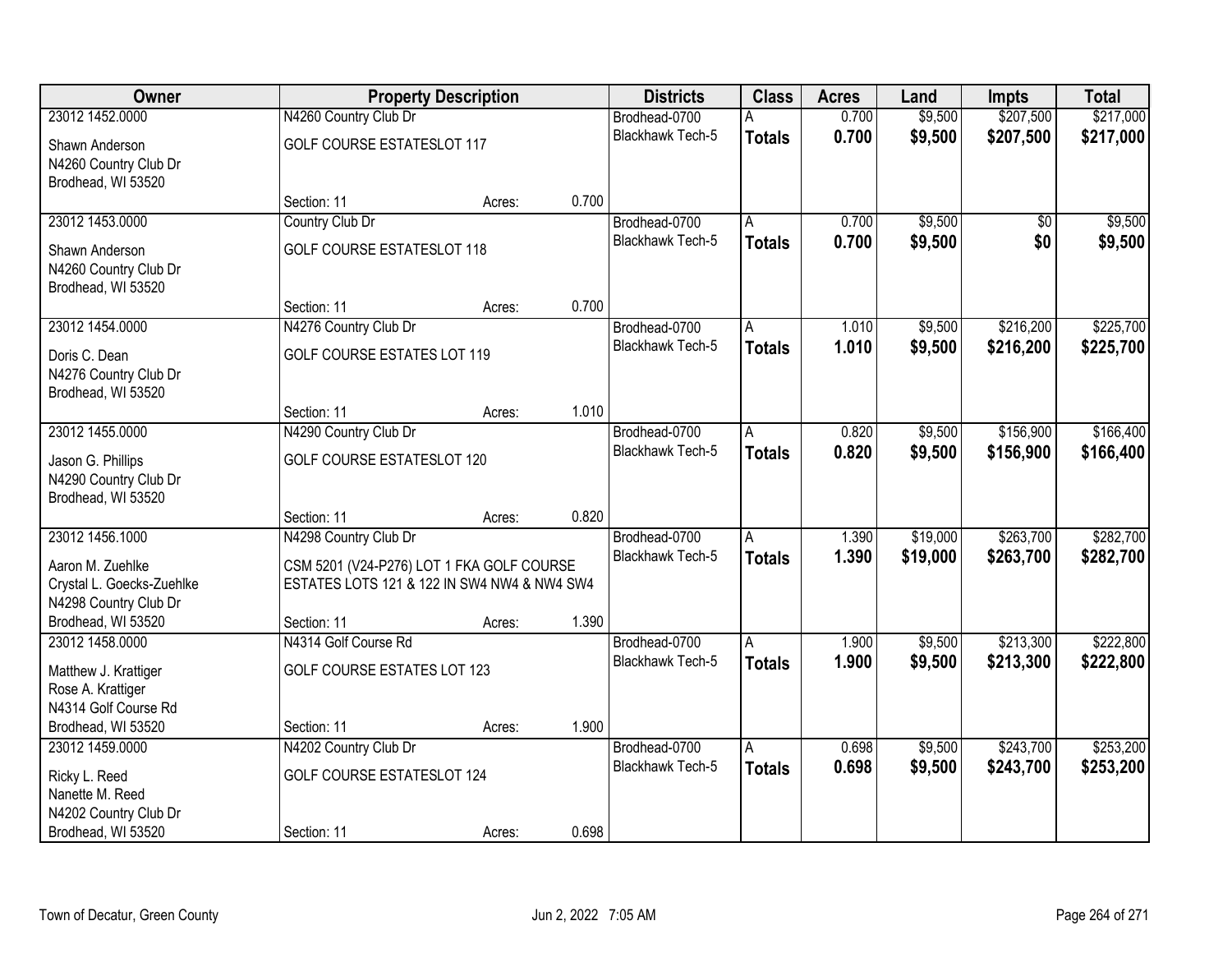| Owner | Property Description | | | Districts | Class | Acres | Land | Impts | Total |
|---|---|---|---|---|---|---|---|---|---|
| 23012 1452.0000 | N4260 Country Club Dr | | | Brodhead-0700 | A | 0.700 | $9,500 | $207,500 | $217,000 |
| Shawn Anderson<br>N4260 Country Club Dr<br>Brodhead, WI 53520 | GOLF COURSE ESTATESLOT 117 | | | Blackhawk Tech-5 | **Totals** | **0.700** | **$9,500** | **$207,500** | **$217,000** |
| | Section: 11 | Acres: | 0.700 | | | | | | |
| 23012 1453.0000 | Country Club Dr | | | Brodhead-0700 | A | 0.700 | $9,500 | $0 | $9,500 |
| Shawn Anderson<br>N4260 Country Club Dr<br>Brodhead, WI 53520 | GOLF COURSE ESTATESLOT 118 | | | Blackhawk Tech-5 | **Totals** | **0.700** | **$9,500** | **$0** | **$9,500** |
| | Section: 11 | Acres: | 0.700 | | | | | | |
| 23012 1454.0000 | N4276 Country Club Dr | | | Brodhead-0700 | A | 1.010 | $9,500 | $216,200 | $225,700 |
| Doris C. Dean<br>N4276 Country Club Dr<br>Brodhead, WI 53520 | GOLF COURSE ESTATES LOT 119 | | | Blackhawk Tech-5 | **Totals** | **1.010** | **$9,500** | **$216,200** | **$225,700** |
| | Section: 11 | Acres: | 1.010 | | | | | | |
| 23012 1455.0000 | N4290 Country Club Dr | | | Brodhead-0700 | A | 0.820 | $9,500 | $156,900 | $166,400 |
| Jason G. Phillips<br>N4290 Country Club Dr<br>Brodhead, WI 53520 | GOLF COURSE ESTATESLOT 120 | | | Blackhawk Tech-5 | **Totals** | **0.820** | **$9,500** | **$156,900** | **$166,400** |
| | Section: 11 | Acres: | 0.820 | | | | | | |
| 23012 1456.1000 | N4298 Country Club Dr | | | Brodhead-0700 | A | 1.390 | $19,000 | $263,700 | $282,700 |
| Aaron M. Zuehlke<br>Crystal L. Goecks-Zuehlke<br>N4298 Country Club Dr<br>Brodhead, WI 53520 | CSM 5201 (V24-P276) LOT 1 FKA GOLF COURSE ESTATES LOTS 121 & 122 IN SW4 NW4 & NW4 SW4 | | | Blackhawk Tech-5 | **Totals** | **1.390** | **$19,000** | **$263,700** | **$282,700** |
| | Section: 11 | Acres: | 1.390 | | | | | | |
| 23012 1458.0000 | N4314 Golf Course Rd | | | Brodhead-0700 | A | 1.900 | $9,500 | $213,300 | $222,800 |
| Matthew J. Krattiger<br>Rose A. Krattiger<br>N4314 Golf Course Rd<br>Brodhead, WI 53520 | GOLF COURSE ESTATES LOT 123 | | | Blackhawk Tech-5 | **Totals** | **1.900** | **$9,500** | **$213,300** | **$222,800** |
| | Section: 11 | Acres: | 1.900 | | | | | | |
| 23012 1459.0000 | N4202 Country Club Dr | | | Brodhead-0700 | A | 0.698 | $9,500 | $243,700 | $253,200 |
| Ricky L. Reed<br>Nanette M. Reed<br>N4202 Country Club Dr<br>Brodhead, WI 53520 | GOLF COURSE ESTATESLOT 124 | | | Blackhawk Tech-5 | **Totals** | **0.698** | **$9,500** | **$243,700** | **$253,200** |
| | Section: 11 | Acres: | 0.698 | | | | | | |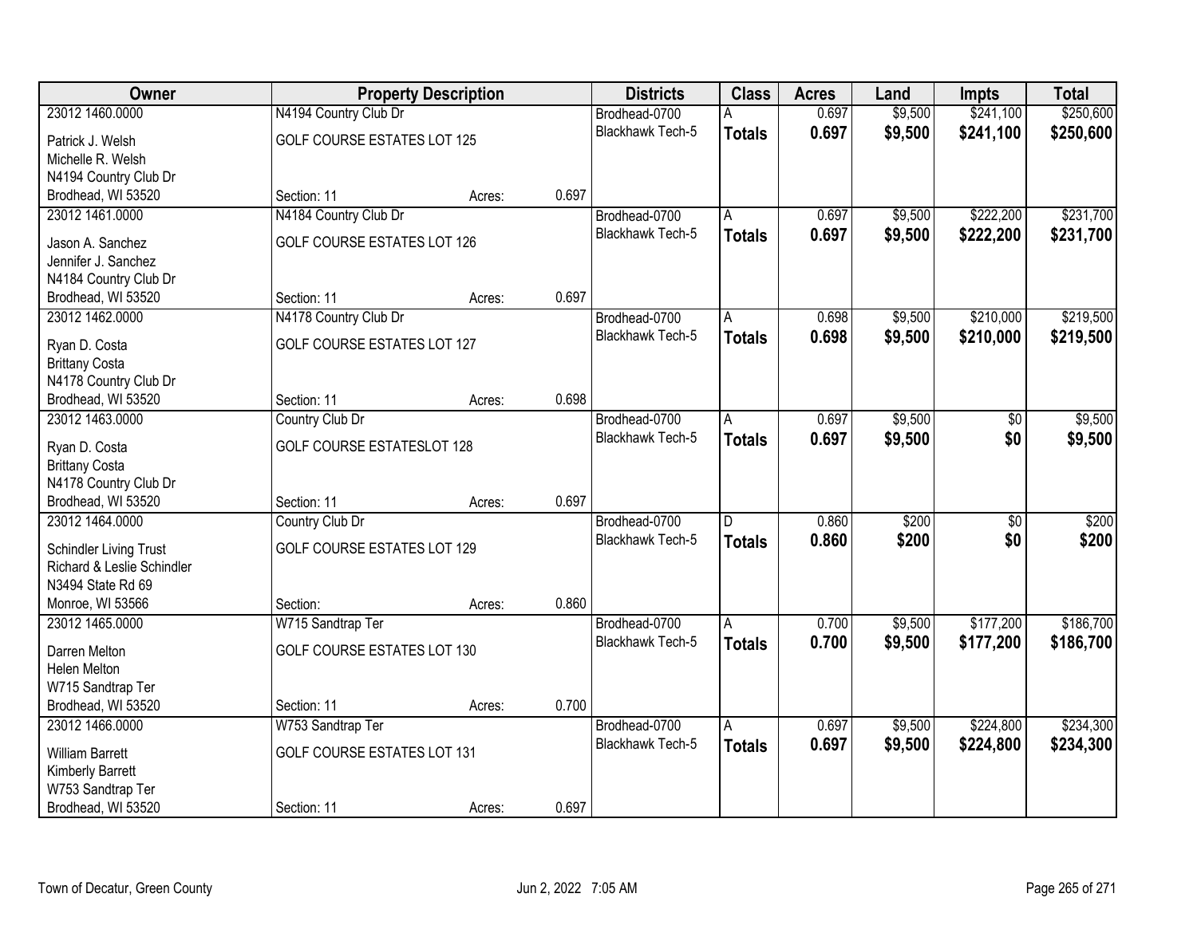| Owner | Property Description | | | Districts | Class | Acres | Land | Impts | Total |
|---|---|---|---|---|---|---|---|---|---|
| 23012 1460.0000 | N4194 Country Club Dr | | | Brodhead-0700 | A | 0.697 | $9,500 | $241,100 | $250,600 |
| Patrick J. Welsh<br>Michelle R. Welsh<br>N4194 Country Club Dr<br>Brodhead, WI 53520 | GOLF COURSE ESTATES LOT 125<br><br>Section: 11 | Acres: | 0.697 | Blackhawk Tech-5 | **Totals** | **0.697** | **$9,500** | **$241,100** | **$250,600** |
| 23012 1461.0000 | N4184 Country Club Dr | | | Brodhead-0700 | A | 0.697 | $9,500 | $222,200 | $231,700 |
| Jason A. Sanchez<br>Jennifer J. Sanchez<br>N4184 Country Club Dr<br>Brodhead, WI 53520 | GOLF COURSE ESTATES LOT 126<br><br>Section: 11 | Acres: | 0.697 | Blackhawk Tech-5 | **Totals** | **0.697** | **$9,500** | **$222,200** | **$231,700** |
| 23012 1462.0000 | N4178 Country Club Dr | | | Brodhead-0700 | A | 0.698 | $9,500 | $210,000 | $219,500 |
| Ryan D. Costa<br>Brittany Costa<br>N4178 Country Club Dr<br>Brodhead, WI 53520 | GOLF COURSE ESTATES LOT 127<br><br>Section: 11 | Acres: | 0.698 | Blackhawk Tech-5 | **Totals** | **0.698** | **$9,500** | **$210,000** | **$219,500** |
| 23012 1463.0000 | Country Club Dr | | | Brodhead-0700 | A | 0.697 | $9,500 | $0 | $9,500 |
| Ryan D. Costa<br>Brittany Costa<br>N4178 Country Club Dr<br>Brodhead, WI 53520 | GOLF COURSE ESTATESLOT 128<br><br>Section: 11 | Acres: | 0.697 | Blackhawk Tech-5 | **Totals** | **0.697** | **$9,500** | **$0** | **$9,500** |
| 23012 1464.0000 | Country Club Dr | | | Brodhead-0700 | D | 0.860 | $200 | $0 | $200 |
| Schindler Living Trust<br>Richard & Leslie Schindler<br>N3494 State Rd 69<br>Monroe, WI 53566 | GOLF COURSE ESTATES LOT 129<br><br>Section: | Acres: | 0.860 | Blackhawk Tech-5 | **Totals** | **0.860** | **$200** | **$0** | **$200** |
| 23012 1465.0000 | W715 Sandtrap Ter | | | Brodhead-0700 | A | 0.700 | $9,500 | $177,200 | $186,700 |
| Darren Melton<br>Helen Melton<br>W715 Sandtrap Ter<br>Brodhead, WI 53520 | GOLF COURSE ESTATES LOT 130<br><br>Section: 11 | Acres: | 0.700 | Blackhawk Tech-5 | **Totals** | **0.700** | **$9,500** | **$177,200** | **$186,700** |
| 23012 1466.0000 | W753 Sandtrap Ter | | | Brodhead-0700 | A | 0.697 | $9,500 | $224,800 | $234,300 |
| William Barrett<br>Kimberly Barrett<br>W753 Sandtrap Ter<br>Brodhead, WI 53520 | GOLF COURSE ESTATES LOT 131<br><br>Section: 11 | Acres: | 0.697 | Blackhawk Tech-5 | **Totals** | **0.697** | **$9,500** | **$224,800** | **$234,300** |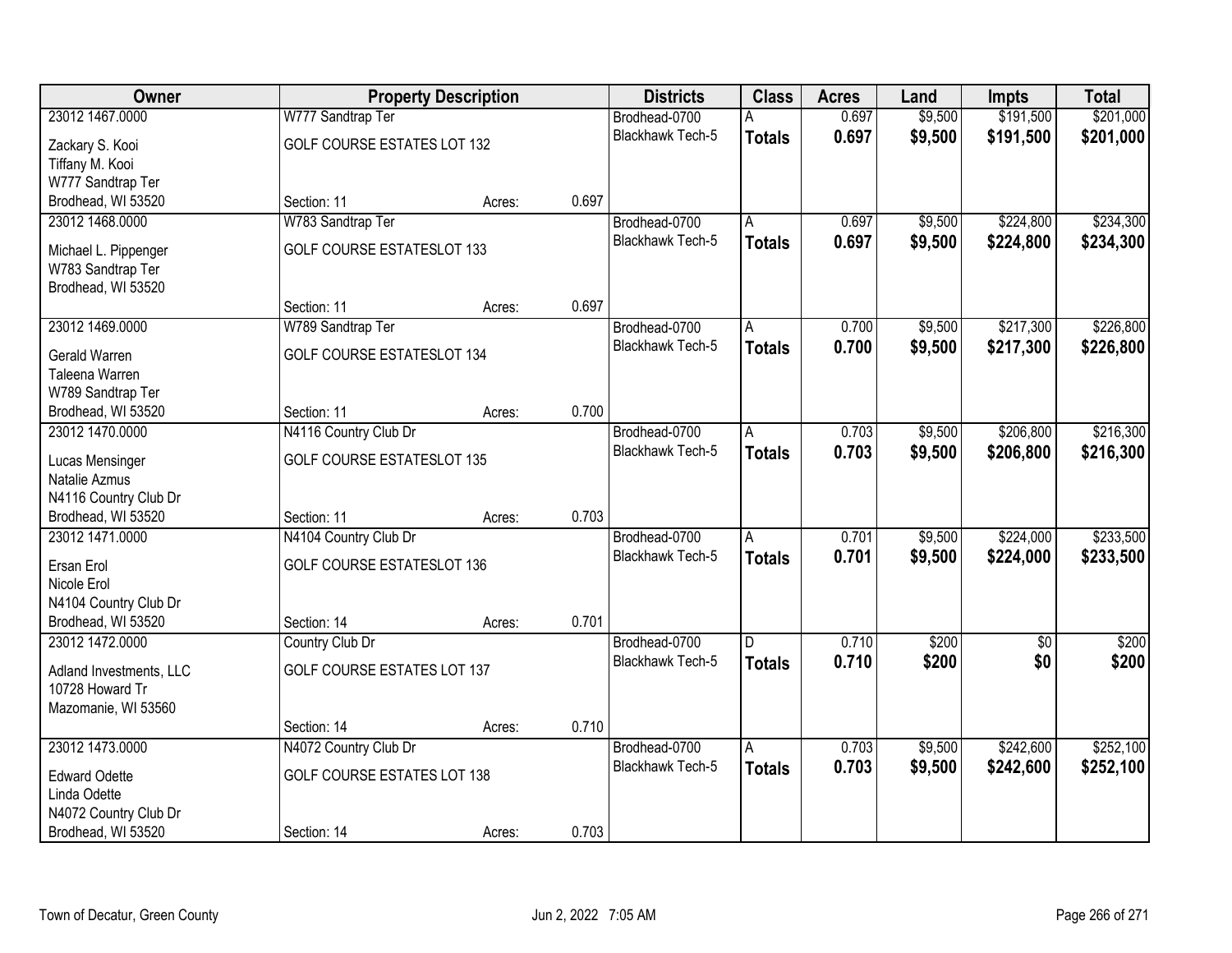| Owner | Property Description | | | Districts | Class | Acres | Land | Impts | Total |
|---|---|---|---|---|---|---|---|---|---|
| 23012 1467.0000 | W777 Sandtrap Ter | | | Brodhead-0700 | A | 0.697 | $9,500 | $191,500 | $201,000 |
| Zackary S. Kooi<br>Tiffany M. Kooi<br>W777 Sandtrap Ter<br>Brodhead, WI 53520 | GOLF COURSE ESTATES LOT 132 | | | Blackhawk Tech-5 | **Totals** | **0.697** | **$9,500** | **$191,500** | **$201,000** |
| | Section: 11 | Acres: | 0.697 | | | | | | |
| 23012 1468.0000 | W783 Sandtrap Ter | | | Brodhead-0700 | A | 0.697 | $9,500 | $224,800 | $234,300 |
| Michael L. Pippenger<br>W783 Sandtrap Ter<br>Brodhead, WI 53520 | GOLF COURSE ESTATESLOT 133 | | | Blackhawk Tech-5 | **Totals** | **0.697** | **$9,500** | **$224,800** | **$234,300** |
| | Section: 11 | Acres: | 0.697 | | | | | | |
| 23012 1469.0000 | W789 Sandtrap Ter | | | Brodhead-0700 | A | 0.700 | $9,500 | $217,300 | $226,800 |
| Gerald Warren<br>Taleena Warren<br>W789 Sandtrap Ter<br>Brodhead, WI 53520 | GOLF COURSE ESTATESLOT 134 | | | Blackhawk Tech-5 | **Totals** | **0.700** | **$9,500** | **$217,300** | **$226,800** |
| | Section: 11 | Acres: | 0.700 | | | | | | |
| 23012 1470.0000 | N4116 Country Club Dr | | | Brodhead-0700 | A | 0.703 | $9,500 | $206,800 | $216,300 |
| Lucas Mensinger<br>Natalie Azmus<br>N4116 Country Club Dr<br>Brodhead, WI 53520 | GOLF COURSE ESTATESLOT 135 | | | Blackhawk Tech-5 | **Totals** | **0.703** | **$9,500** | **$206,800** | **$216,300** |
| | Section: 11 | Acres: | 0.703 | | | | | | |
| 23012 1471.0000 | N4104 Country Club Dr | | | Brodhead-0700 | A | 0.701 | $9,500 | $224,000 | $233,500 |
| Ersan Erol<br>Nicole Erol<br>N4104 Country Club Dr<br>Brodhead, WI 53520 | GOLF COURSE ESTATESLOT 136 | | | Blackhawk Tech-5 | **Totals** | **0.701** | **$9,500** | **$224,000** | **$233,500** |
| | Section: 14 | Acres: | 0.701 | | | | | | |
| 23012 1472.0000 | Country Club Dr | | | Brodhead-0700 | D | 0.710 | $200 | $0 | $200 |
| Adland Investments, LLC<br>10728 Howard Tr<br>Mazomanie, WI 53560 | GOLF COURSE ESTATES LOT 137 | | | Blackhawk Tech-5 | **Totals** | **0.710** | **$200** | **$0** | **$200** |
| | Section: 14 | Acres: | 0.710 | | | | | | |
| 23012 1473.0000 | N4072 Country Club Dr | | | Brodhead-0700 | A | 0.703 | $9,500 | $242,600 | $252,100 |
| Edward Odette<br>Linda Odette<br>N4072 Country Club Dr<br>Brodhead, WI 53520 | GOLF COURSE ESTATES LOT 138 | | | Blackhawk Tech-5 | **Totals** | **0.703** | **$9,500** | **$242,600** | **$252,100** |
| | Section: 14 | Acres: | 0.703 | | | | | | |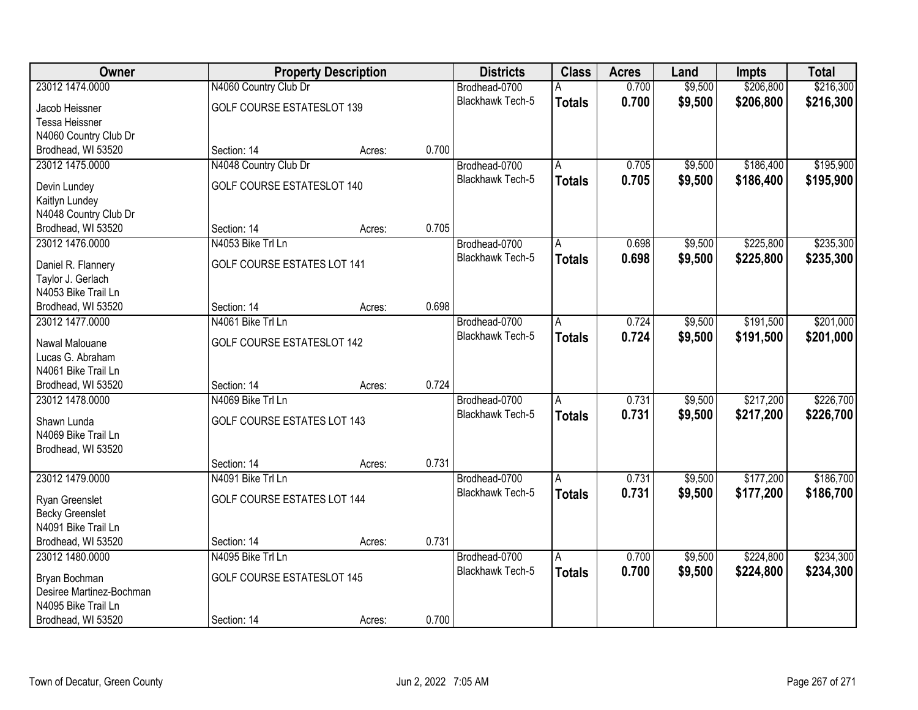| Owner | Property Description | | | Districts | Class | Acres | Land | Impts | Total |
|---|---|---|---|---|---|---|---|---|---|
| 23012 1474.0000 | N4060 Country Club Dr | | | Brodhead-0700 | A | 0.700 | $9,500 | $206,800 | $216,300 |
| Jacob Heissner<br>Tessa Heissner<br>N4060 Country Club Dr<br>Brodhead, WI 53520 | GOLF COURSE ESTATESLOT 139 | | | Blackhawk Tech-5 | **Totals** | **0.700** | **$9,500** | **$206,800** | **$216,300** |
| | Section: 14 | Acres: | 0.700 | | | | | | |
| 23012 1475.0000 | N4048 Country Club Dr | | | Brodhead-0700 | A | 0.705 | $9,500 | $186,400 | $195,900 |
| Devin Lundey<br>Kaitlyn Lundey<br>N4048 Country Club Dr<br>Brodhead, WI 53520 | GOLF COURSE ESTATESLOT 140 | | | Blackhawk Tech-5 | **Totals** | **0.705** | **$9,500** | **$186,400** | **$195,900** |
| | Section: 14 | Acres: | 0.705 | | | | | | |
| 23012 1476.0000 | N4053 Bike Trl Ln | | | Brodhead-0700 | A | 0.698 | $9,500 | $225,800 | $235,300 |
| Daniel R. Flannery<br>Taylor J. Gerlach<br>N4053 Bike Trail Ln<br>Brodhead, WI 53520 | GOLF COURSE ESTATES LOT 141 | | | Blackhawk Tech-5 | **Totals** | **0.698** | **$9,500** | **$225,800** | **$235,300** |
| | Section: 14 | Acres: | 0.698 | | | | | | |
| 23012 1477.0000 | N4061 Bike Trl Ln | | | Brodhead-0700 | A | 0.724 | $9,500 | $191,500 | $201,000 |
| Nawal Malouane<br>Lucas G. Abraham<br>N4061 Bike Trail Ln<br>Brodhead, WI 53520 | GOLF COURSE ESTATESLOT 142 | | | Blackhawk Tech-5 | **Totals** | **0.724** | **$9,500** | **$191,500** | **$201,000** |
| | Section: 14 | Acres: | 0.724 | | | | | | |
| 23012 1478.0000 | N4069 Bike Trl Ln | | | Brodhead-0700 | A | 0.731 | $9,500 | $217,200 | $226,700 |
| Shawn Lunda<br>N4069 Bike Trail Ln<br>Brodhead, WI 53520 | GOLF COURSE ESTATES LOT 143 | | | Blackhawk Tech-5 | **Totals** | **0.731** | **$9,500** | **$217,200** | **$226,700** |
| | Section: 14 | Acres: | 0.731 | | | | | | |
| 23012 1479.0000 | N4091 Bike Trl Ln | | | Brodhead-0700 | A | 0.731 | $9,500 | $177,200 | $186,700 |
| Ryan Greenslet<br>Becky Greenslet<br>N4091 Bike Trail Ln<br>Brodhead, WI 53520 | GOLF COURSE ESTATES LOT 144 | | | Blackhawk Tech-5 | **Totals** | **0.731** | **$9,500** | **$177,200** | **$186,700** |
| | Section: 14 | Acres: | 0.731 | | | | | | |
| 23012 1480.0000 | N4095 Bike Trl Ln | | | Brodhead-0700 | A | 0.700 | $9,500 | $224,800 | $234,300 |
| Bryan Bochman<br>Desiree Martinez-Bochman<br>N4095 Bike Trail Ln<br>Brodhead, WI 53520 | GOLF COURSE ESTATESLOT 145 | | | Blackhawk Tech-5 | **Totals** | **0.700** | **$9,500** | **$224,800** | **$234,300** |
| | Section: 14 | Acres: | 0.700 | | | | | | |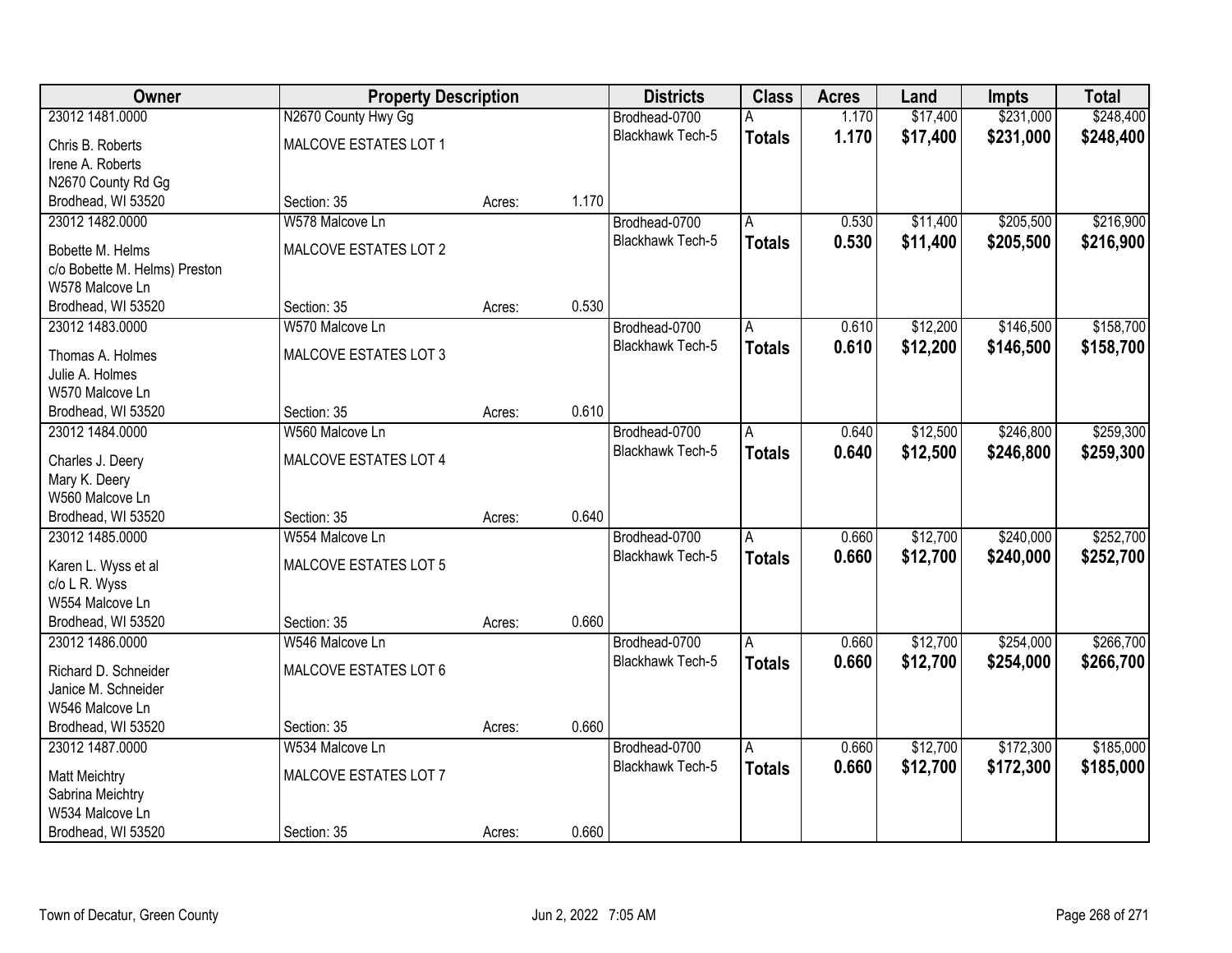| Owner | Property Description | | | Districts | Class | Acres | Land | Impts | Total |
|---|---|---|---|---|---|---|---|---|---|
| 23012 1481.0000 | N2670 County Hwy Gg | | | Brodhead-0700 | A | 1.170 | $17,400 | $231,000 | $248,400 |
| Chris B. Roberts<br>Irene A. Roberts<br>N2670 County Rd Gg<br>Brodhead, WI 53520 | MALCOVE ESTATES LOT 1<br><br><br>Section: 35 | Acres: | 1.170 | Blackhawk Tech-5 | **Totals** | **1.170** | **$17,400** | **$231,000** | **$248,400** |
| 23012 1482.0000 | W578 Malcove Ln | | | Brodhead-0700 | A | 0.530 | $11,400 | $205,500 | $216,900 |
| Bobette M. Helms<br>c/o Bobette M. Helms) Preston<br>W578 Malcove Ln<br>Brodhead, WI 53520 | MALCOVE ESTATES LOT 2<br><br><br>Section: 35 | Acres: | 0.530 | Blackhawk Tech-5 | **Totals** | **0.530** | **$11,400** | **$205,500** | **$216,900** |
| 23012 1483.0000 | W570 Malcove Ln | | | Brodhead-0700 | A | 0.610 | $12,200 | $146,500 | $158,700 |
| Thomas A. Holmes<br>Julie A. Holmes<br>W570 Malcove Ln<br>Brodhead, WI 53520 | MALCOVE ESTATES LOT 3<br><br><br>Section: 35 | Acres: | 0.610 | Blackhawk Tech-5 | **Totals** | **0.610** | **$12,200** | **$146,500** | **$158,700** |
| 23012 1484.0000 | W560 Malcove Ln | | | Brodhead-0700 | A | 0.640 | $12,500 | $246,800 | $259,300 |
| Charles J. Deery<br>Mary K. Deery<br>W560 Malcove Ln<br>Brodhead, WI 53520 | MALCOVE ESTATES LOT 4<br><br><br>Section: 35 | Acres: | 0.640 | Blackhawk Tech-5 | **Totals** | **0.640** | **$12,500** | **$246,800** | **$259,300** |
| 23012 1485.0000 | W554 Malcove Ln | | | Brodhead-0700 | A | 0.660 | $12,700 | $240,000 | $252,700 |
| Karen L. Wyss et al<br>c/o L R. Wyss<br>W554 Malcove Ln<br>Brodhead, WI 53520 | MALCOVE ESTATES LOT 5<br><br><br>Section: 35 | Acres: | 0.660 | Blackhawk Tech-5 | **Totals** | **0.660** | **$12,700** | **$240,000** | **$252,700** |
| 23012 1486.0000 | W546 Malcove Ln | | | Brodhead-0700 | A | 0.660 | $12,700 | $254,000 | $266,700 |
| Richard D. Schneider<br>Janice M. Schneider<br>W546 Malcove Ln<br>Brodhead, WI 53520 | MALCOVE ESTATES LOT 6<br><br><br>Section: 35 | Acres: | 0.660 | Blackhawk Tech-5 | **Totals** | **0.660** | **$12,700** | **$254,000** | **$266,700** |
| 23012 1487.0000 | W534 Malcove Ln | | | Brodhead-0700 | A | 0.660 | $12,700 | $172,300 | $185,000 |
| Matt Meichtry<br>Sabrina Meichtry<br>W534 Malcove Ln<br>Brodhead, WI 53520 | MALCOVE ESTATES LOT 7<br><br><br>Section: 35 | Acres: | 0.660 | Blackhawk Tech-5 | **Totals** | **0.660** | **$12,700** | **$172,300** | **$185,000** |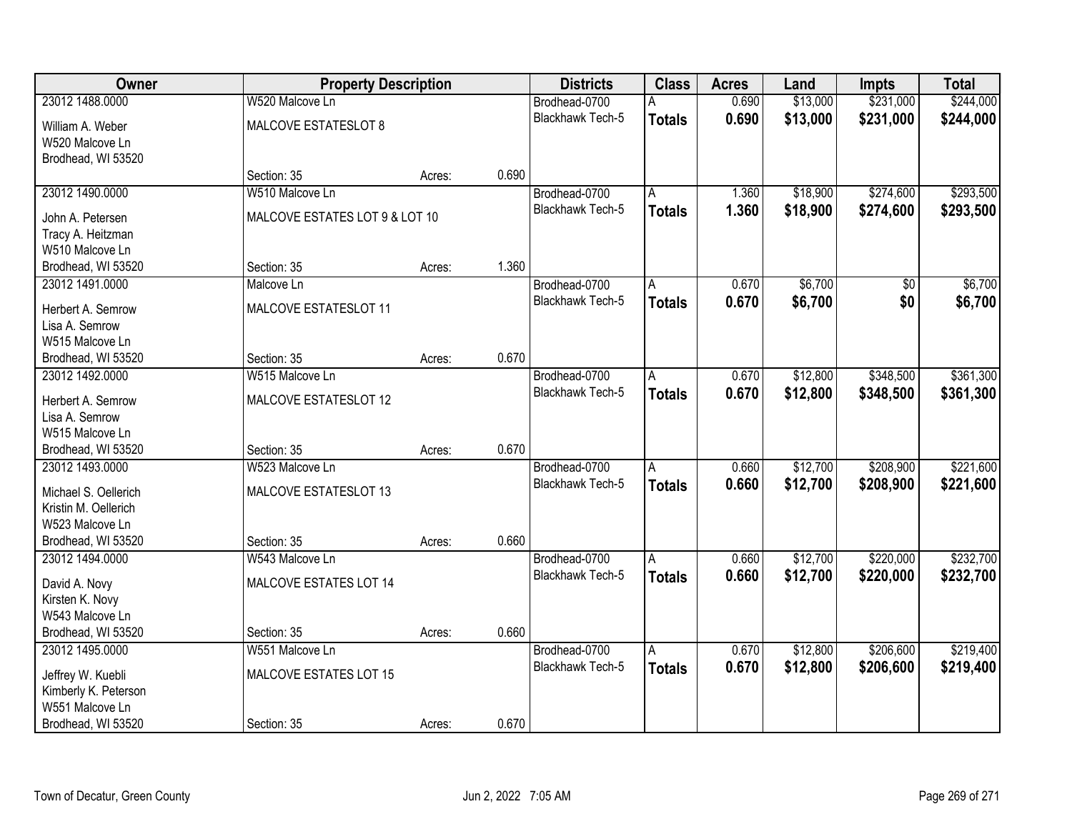| Owner | Property Description | | | Districts | Class | Acres | Land | Impts | Total |
|---|---|---|---|---|---|---|---|---|---|
| 23012 1488.0000<br>William A. Weber<br>W520 Malcove Ln<br>Brodhead, WI 53520 | W520 Malcove Ln<br>MALCOVE ESTATESLOT 8<br>Section: 35 | Acres: | 0.690 | Brodhead-0700<br>Blackhawk Tech-5 | A<br>**Totals** | 0.690<br>**0.690** | $13,000<br>**$13,000** | $231,000<br>**$231,000** | $244,000<br>**$244,000** |
| 23012 1490.0000<br>John A. Petersen<br>Tracy A. Heitzman<br>W510 Malcove Ln<br>Brodhead, WI 53520 | W510 Malcove Ln<br>MALCOVE ESTATES LOT 9 & LOT 10<br>Section: 35 | Acres: | 1.360 | Brodhead-0700<br>Blackhawk Tech-5 | A<br>**Totals** | 1.360<br>**1.360** | $18,900<br>**$18,900** | $274,600<br>**$274,600** | $293,500<br>**$293,500** |
| 23012 1491.0000<br>Herbert A. Semrow<br>Lisa A. Semrow<br>W515 Malcove Ln<br>Brodhead, WI 53520 | Malcove Ln<br>MALCOVE ESTATESLOT 11<br>Section: 35 | Acres: | 0.670 | Brodhead-0700<br>Blackhawk Tech-5 | A<br>**Totals** | 0.670<br>**0.670** | $6,700<br>**$6,700** | $0<br>**$0** | $6,700<br>**$6,700** |
| 23012 1492.0000<br>Herbert A. Semrow<br>Lisa A. Semrow<br>W515 Malcove Ln<br>Brodhead, WI 53520 | W515 Malcove Ln<br>MALCOVE ESTATESLOT 12<br>Section: 35 | Acres: | 0.670 | Brodhead-0700<br>Blackhawk Tech-5 | A<br>**Totals** | 0.670<br>**0.670** | $12,800<br>**$12,800** | $348,500<br>**$348,500** | $361,300<br>**$361,300** |
| 23012 1493.0000<br>Michael S. Oellerich<br>Kristin M. Oellerich<br>W523 Malcove Ln<br>Brodhead, WI 53520 | W523 Malcove Ln<br>MALCOVE ESTATESLOT 13<br>Section: 35 | Acres: | 0.660 | Brodhead-0700<br>Blackhawk Tech-5 | A<br>**Totals** | 0.660<br>**0.660** | $12,700<br>**$12,700** | $208,900<br>**$208,900** | $221,600<br>**$221,600** |
| 23012 1494.0000<br>David A. Novy<br>Kirsten K. Novy<br>W543 Malcove Ln<br>Brodhead, WI 53520 | W543 Malcove Ln<br>MALCOVE ESTATES LOT 14<br>Section: 35 | Acres: | 0.660 | Brodhead-0700<br>Blackhawk Tech-5 | A<br>**Totals** | 0.660<br>**0.660** | $12,700<br>**$12,700** | $220,000<br>**$220,000** | $232,700<br>**$232,700** |
| 23012 1495.0000<br>Jeffrey W. Kuebli<br>Kimberly K. Peterson<br>W551 Malcove Ln<br>Brodhead, WI 53520 | W551 Malcove Ln<br>MALCOVE ESTATES LOT 15<br>Section: 35 | Acres: | 0.670 | Brodhead-0700<br>Blackhawk Tech-5 | A<br>**Totals** | 0.670<br>**0.670** | $12,800<br>**$12,800** | $206,600<br>**$206,600** | $219,400<br>**$219,400** |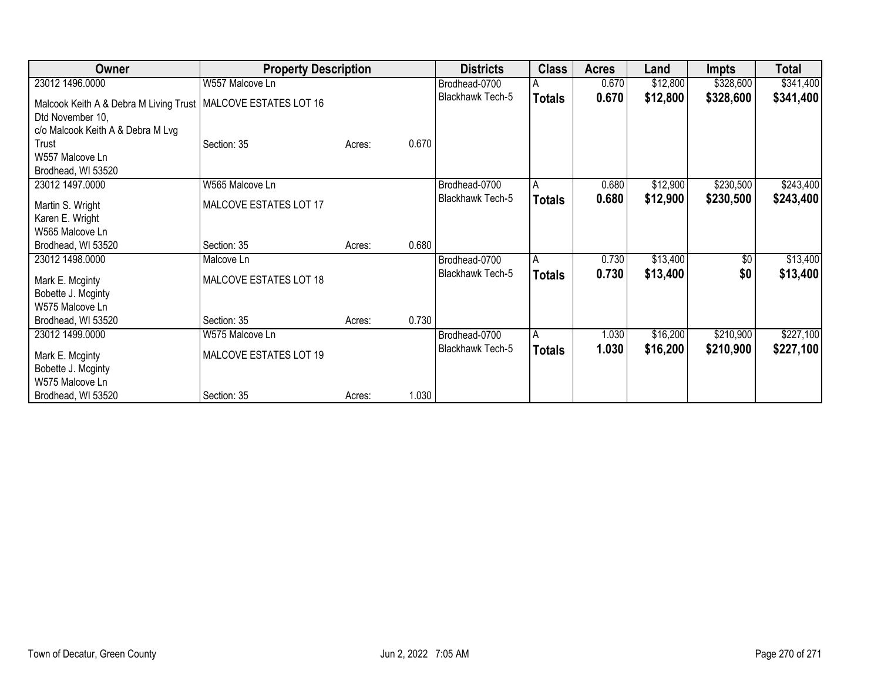| Owner | Property Description | | | Districts | Class | Acres | Land | Impts | Total |
|---|---|---|---|---|---|---|---|---|---|
| 23012 1496.0000 | W557 Malcove Ln | | | Brodhead-0700 | A | 0.670 | $12,800 | $328,600 | $341,400 |
| Malcook Keith A & Debra M Living Trust Dtd November 10, c/o Malcook Keith A & Debra M Lvg Trust W557 Malcove Ln Brodhead, WI 53520 | MALCOVE ESTATES LOT 16 Section: 35 | Acres: | 0.670 | Blackhawk Tech-5 | **Totals** | **0.670** | **$12,800** | **$328,600** | **$341,400** |
| 23012 1497.0000 | W565 Malcove Ln | | | Brodhead-0700 | A | 0.680 | $12,900 | $230,500 | $243,400 |
| Martin S. Wright Karen E. Wright W565 Malcove Ln Brodhead, WI 53520 | MALCOVE ESTATES LOT 17 Section: 35 | Acres: | 0.680 | Blackhawk Tech-5 | **Totals** | **0.680** | **$12,900** | **$230,500** | **$243,400** |
| 23012 1498.0000 | Malcove Ln | | | Brodhead-0700 | A | 0.730 | $13,400 | $0 | $13,400 |
| Mark E. Mcginty Bobette J. Mcginty W575 Malcove Ln Brodhead, WI 53520 | MALCOVE ESTATES LOT 18 Section: 35 | Acres: | 0.730 | Blackhawk Tech-5 | **Totals** | **0.730** | **$13,400** | **$0** | **$13,400** |
| 23012 1499.0000 | W575 Malcove Ln | | | Brodhead-0700 | A | 1.030 | $16,200 | $210,900 | $227,100 |
| Mark E. Mcginty Bobette J. Mcginty W575 Malcove Ln Brodhead, WI 53520 | MALCOVE ESTATES LOT 19 Section: 35 | Acres: | 1.030 | Blackhawk Tech-5 | **Totals** | **1.030** | **$16,200** | **$210,900** | **$227,100** |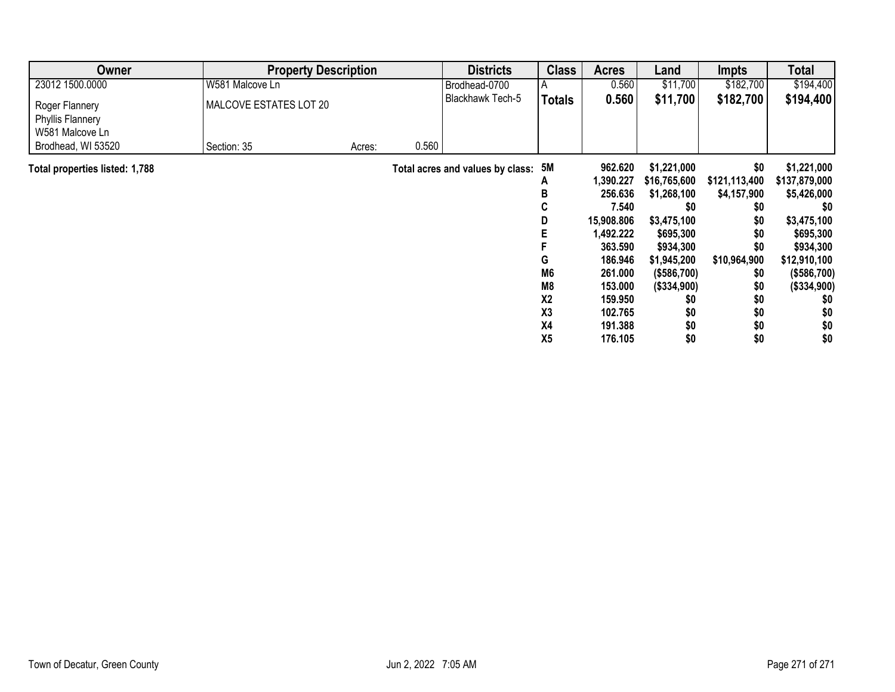| Owner | Property Description | | | Districts | Class | Acres | Land | Impts | Total |
|---|---|---|---|---|---|---|---|---|---|
| 23012 1500.0000 | W581 Malcove Ln | | | Brodhead-0700 | A | 0.560 | $11,700 | $182,700 | $194,400 |
| Roger Flannery | MALCOVE ESTATES LOT 20 | | | Blackhawk Tech-5 | **Totals** | **0.560** | **$11,700** | **$182,700** | **$194,400** |
| Phyllis Flannery | | | | | | | | | |
| W581 Malcove Ln | | | | | | | | | |
| Brodhead, WI 53520 | Section: 35 | Acres: | 0.560 | | | | | | |

**Total properties listed: 1,788**

**Total acres and values by class:**

| Class | Acres | Land | Impts | Total |
|---|---|---|---|---|
| 5M | 962.620 | $1,221,000 | $0 | $1,221,000 |
| A | 1,390.227 | $16,765,600 | $121,113,400 | $137,879,000 |
| B | 256.636 | $1,268,100 | $4,157,900 | $5,426,000 |
| C | 7.540 | $0 | $0 | $0 |
| D | 15,908.806 | $3,475,100 | $0 | $3,475,100 |
| E | 1,492.222 | $695,300 | $0 | $695,300 |
| F | 363.590 | $934,300 | $0 | $934,300 |
| G | 186.946 | $1,945,200 | $10,964,900 | $12,910,100 |
| M6 | 261.000 | ($586,700) | $0 | ($586,700) |
| M8 | 153.000 | ($334,900) | $0 | ($334,900) |
| X2 | 159.950 | $0 | $0 | $0 |
| X3 | 102.765 | $0 | $0 | $0 |
| X4 | 191.388 | $0 | $0 | $0 |
| X5 | 176.105 | $0 | $0 | $0 |